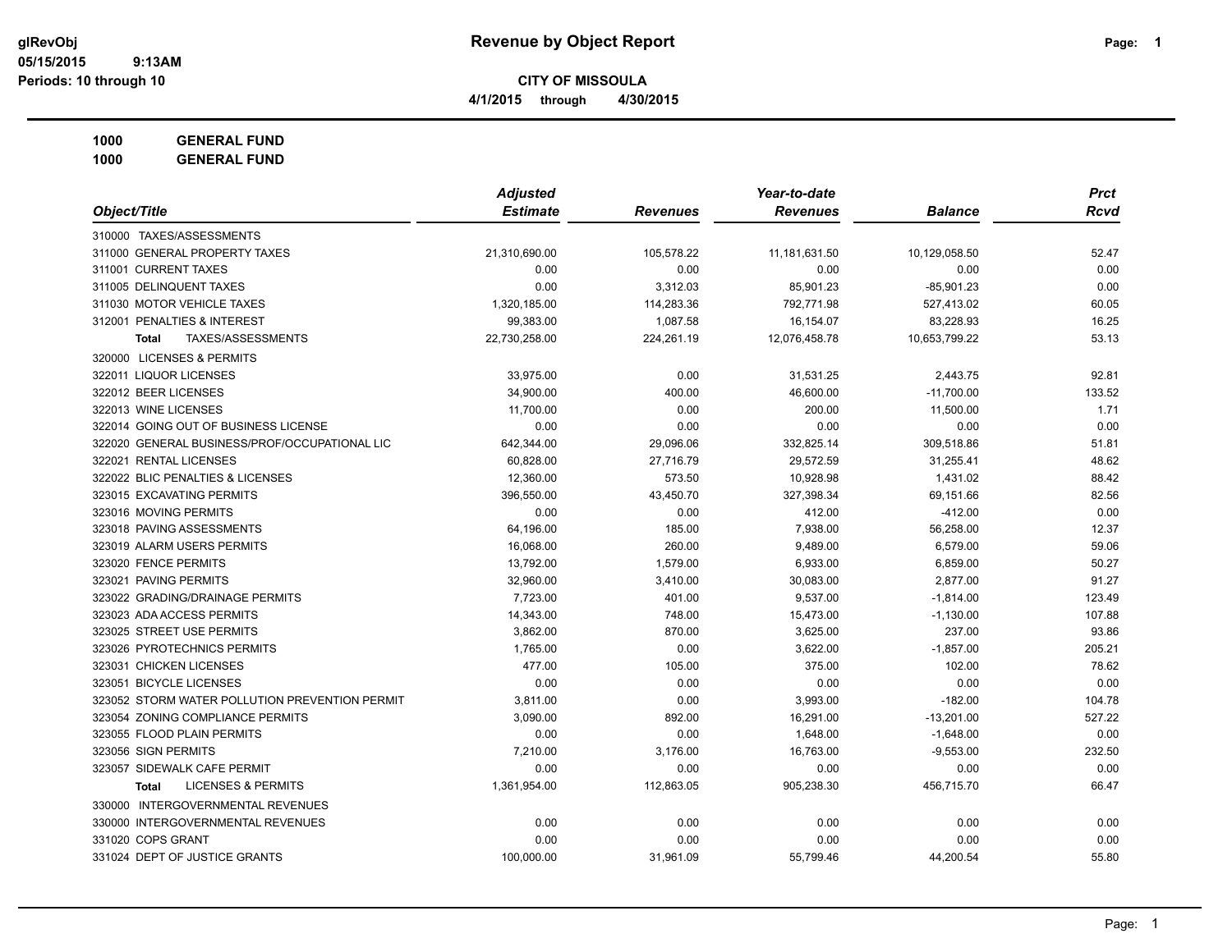# Revenue by Object Report

glRevObj
05/15/2015 9:13AM
Periods: 10 through 10

**CITY OF MISSOULA**

**4/1/2015 through 4/30/2015**

**1000 GENERAL FUND**
**1000 GENERAL FUND**

| Object/Title | Adjusted Estimate | Revenues | Year-to-date Revenues | Balance | Prct Rcvd |
|---|---|---|---|---|---|
| 310000 TAXES/ASSESSMENTS | | | | | |
| 311000 GENERAL PROPERTY TAXES | 21,310,690.00 | 105,578.22 | 11,181,631.50 | 10,129,058.50 | 52.47 |
| 311001 CURRENT TAXES | 0.00 | 0.00 | 0.00 | 0.00 | 0.00 |
| 311005 DELINQUENT TAXES | 0.00 | 3,312.03 | 85,901.23 | -85,901.23 | 0.00 |
| 311030 MOTOR VEHICLE TAXES | 1,320,185.00 | 114,283.36 | 792,771.98 | 527,413.02 | 60.05 |
| 312001 PENALTIES & INTEREST | 99,383.00 | 1,087.58 | 16,154.07 | 83,228.93 | 16.25 |
| **Total** TAXES/ASSESSMENTS | 22,730,258.00 | 224,261.19 | 12,076,458.78 | 10,653,799.22 | 53.13 |
| 320000 LICENSES & PERMITS | | | | | |
| 322011 LIQUOR LICENSES | 33,975.00 | 0.00 | 31,531.25 | 2,443.75 | 92.81 |
| 322012 BEER LICENSES | 34,900.00 | 400.00 | 46,600.00 | -11,700.00 | 133.52 |
| 322013 WINE LICENSES | 11,700.00 | 0.00 | 200.00 | 11,500.00 | 1.71 |
| 322014 GOING OUT OF BUSINESS LICENSE | 0.00 | 0.00 | 0.00 | 0.00 | 0.00 |
| 322020 GENERAL BUSINESS/PROF/OCCUPATIONAL LIC | 642,344.00 | 29,096.06 | 332,825.14 | 309,518.86 | 51.81 |
| 322021 RENTAL LICENSES | 60,828.00 | 27,716.79 | 29,572.59 | 31,255.41 | 48.62 |
| 322022 BLIC PENALTIES & LICENSES | 12,360.00 | 573.50 | 10,928.98 | 1,431.02 | 88.42 |
| 323015 EXCAVATING PERMITS | 396,550.00 | 43,450.70 | 327,398.34 | 69,151.66 | 82.56 |
| 323016 MOVING PERMITS | 0.00 | 0.00 | 412.00 | -412.00 | 0.00 |
| 323018 PAVING ASSESSMENTS | 64,196.00 | 185.00 | 7,938.00 | 56,258.00 | 12.37 |
| 323019 ALARM USERS PERMITS | 16,068.00 | 260.00 | 9,489.00 | 6,579.00 | 59.06 |
| 323020 FENCE PERMITS | 13,792.00 | 1,579.00 | 6,933.00 | 6,859.00 | 50.27 |
| 323021 PAVING PERMITS | 32,960.00 | 3,410.00 | 30,083.00 | 2,877.00 | 91.27 |
| 323022 GRADING/DRAINAGE PERMITS | 7,723.00 | 401.00 | 9,537.00 | -1,814.00 | 123.49 |
| 323023 ADA ACCESS PERMITS | 14,343.00 | 748.00 | 15,473.00 | -1,130.00 | 107.88 |
| 323025 STREET USE PERMITS | 3,862.00 | 870.00 | 3,625.00 | 237.00 | 93.86 |
| 323026 PYROTECHNICS PERMITS | 1,765.00 | 0.00 | 3,622.00 | -1,857.00 | 205.21 |
| 323031 CHICKEN LICENSES | 477.00 | 105.00 | 375.00 | 102.00 | 78.62 |
| 323051 BICYCLE LICENSES | 0.00 | 0.00 | 0.00 | 0.00 | 0.00 |
| 323052 STORM WATER POLLUTION PREVENTION PERMIT | 3,811.00 | 0.00 | 3,993.00 | -182.00 | 104.78 |
| 323054 ZONING COMPLIANCE PERMITS | 3,090.00 | 892.00 | 16,291.00 | -13,201.00 | 527.22 |
| 323055 FLOOD PLAIN PERMITS | 0.00 | 0.00 | 1,648.00 | -1,648.00 | 0.00 |
| 323056 SIGN PERMITS | 7,210.00 | 3,176.00 | 16,763.00 | -9,553.00 | 232.50 |
| 323057 SIDEWALK CAFE PERMIT | 0.00 | 0.00 | 0.00 | 0.00 | 0.00 |
| **Total** LICENSES & PERMITS | 1,361,954.00 | 112,863.05 | 905,238.30 | 456,715.70 | 66.47 |
| 330000 INTERGOVERNMENTAL REVENUES | | | | | |
| 330000 INTERGOVERNMENTAL REVENUES | 0.00 | 0.00 | 0.00 | 0.00 | 0.00 |
| 331020 COPS GRANT | 0.00 | 0.00 | 0.00 | 0.00 | 0.00 |
| 331024 DEPT OF JUSTICE GRANTS | 100,000.00 | 31,961.09 | 55,799.46 | 44,200.54 | 55.80 |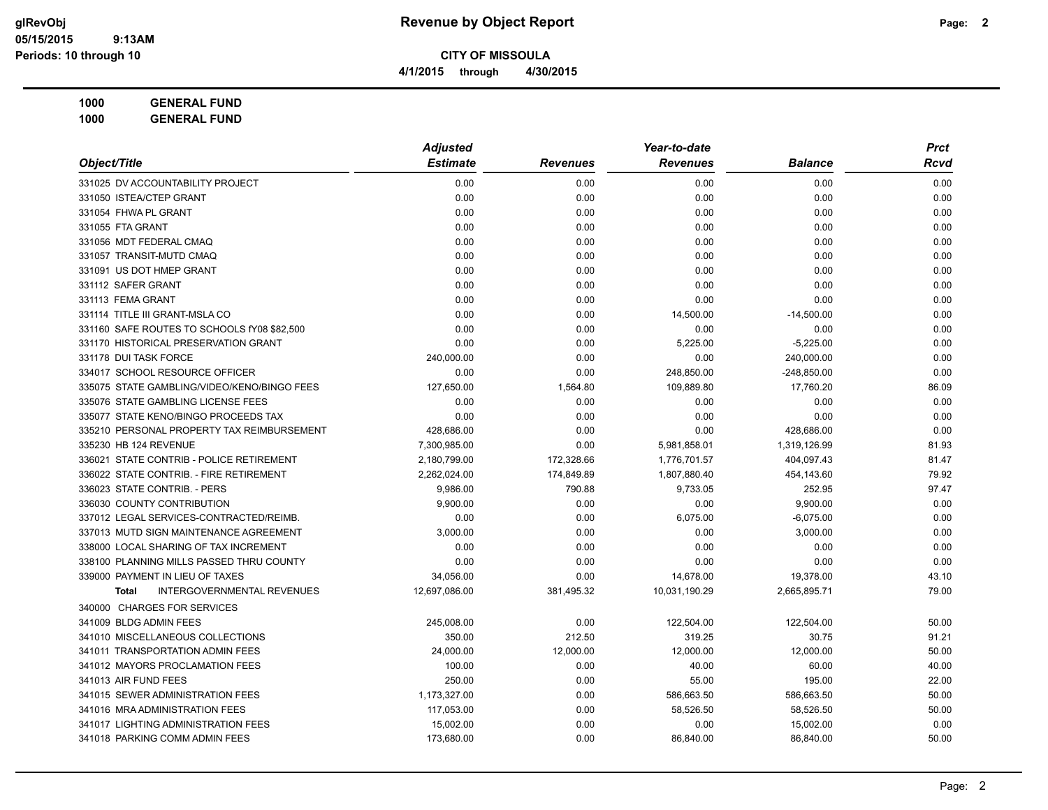# Revenue by Object Report

**CITY OF MISSOULA**

**4/1/2015 through 4/30/2015**

glRevObj
05/15/2015 9:13AM
Periods: 10 through 10

**1000 GENERAL FUND**

**1000 GENERAL FUND**

| Object/Title | Adjusted Estimate | Revenues | Year-to-date Revenues | Balance | Prct Rcvd |
|---|---|---|---|---|---|
| 331025 DV ACCOUNTABILITY PROJECT | 0.00 | 0.00 | 0.00 | 0.00 | 0.00 |
| 331050 ISTEA/CTEP GRANT | 0.00 | 0.00 | 0.00 | 0.00 | 0.00 |
| 331054 FHWA PL GRANT | 0.00 | 0.00 | 0.00 | 0.00 | 0.00 |
| 331055 FTA GRANT | 0.00 | 0.00 | 0.00 | 0.00 | 0.00 |
| 331056 MDT FEDERAL CMAQ | 0.00 | 0.00 | 0.00 | 0.00 | 0.00 |
| 331057 TRANSIT-MUTD CMAQ | 0.00 | 0.00 | 0.00 | 0.00 | 0.00 |
| 331091 US DOT HMEP GRANT | 0.00 | 0.00 | 0.00 | 0.00 | 0.00 |
| 331112 SAFER GRANT | 0.00 | 0.00 | 0.00 | 0.00 | 0.00 |
| 331113 FEMA GRANT | 0.00 | 0.00 | 0.00 | 0.00 | 0.00 |
| 331114 TITLE III GRANT-MSLA CO | 0.00 | 0.00 | 14,500.00 | -14,500.00 | 0.00 |
| 331160 SAFE ROUTES TO SCHOOLS fY08 $82,500 | 0.00 | 0.00 | 0.00 | 0.00 | 0.00 |
| 331170 HISTORICAL PRESERVATION GRANT | 0.00 | 0.00 | 5,225.00 | -5,225.00 | 0.00 |
| 331178 DUI TASK FORCE | 240,000.00 | 0.00 | 0.00 | 240,000.00 | 0.00 |
| 334017 SCHOOL RESOURCE OFFICER | 0.00 | 0.00 | 248,850.00 | -248,850.00 | 0.00 |
| 335075 STATE GAMBLING/VIDEO/KENO/BINGO FEES | 127,650.00 | 1,564.80 | 109,889.80 | 17,760.20 | 86.09 |
| 335076 STATE GAMBLING LICENSE FEES | 0.00 | 0.00 | 0.00 | 0.00 | 0.00 |
| 335077 STATE KENO/BINGO PROCEEDS TAX | 0.00 | 0.00 | 0.00 | 0.00 | 0.00 |
| 335210 PERSONAL PROPERTY TAX REIMBURSEMENT | 428,686.00 | 0.00 | 0.00 | 428,686.00 | 0.00 |
| 335230 HB 124 REVENUE | 7,300,985.00 | 0.00 | 5,981,858.01 | 1,319,126.99 | 81.93 |
| 336021 STATE CONTRIB - POLICE RETIREMENT | 2,180,799.00 | 172,328.66 | 1,776,701.57 | 404,097.43 | 81.47 |
| 336022 STATE CONTRIB. - FIRE RETIREMENT | 2,262,024.00 | 174,849.89 | 1,807,880.40 | 454,143.60 | 79.92 |
| 336023 STATE CONTRIB. - PERS | 9,986.00 | 790.88 | 9,733.05 | 252.95 | 97.47 |
| 336030 COUNTY CONTRIBUTION | 9,900.00 | 0.00 | 0.00 | 9,900.00 | 0.00 |
| 337012 LEGAL SERVICES-CONTRACTED/REIMB. | 0.00 | 0.00 | 6,075.00 | -6,075.00 | 0.00 |
| 337013 MUTD SIGN MAINTENANCE AGREEMENT | 3,000.00 | 0.00 | 0.00 | 3,000.00 | 0.00 |
| 338000 LOCAL SHARING OF TAX INCREMENT | 0.00 | 0.00 | 0.00 | 0.00 | 0.00 |
| 338100 PLANNING MILLS PASSED THRU COUNTY | 0.00 | 0.00 | 0.00 | 0.00 | 0.00 |
| 339000 PAYMENT IN LIEU OF TAXES | 34,056.00 | 0.00 | 14,678.00 | 19,378.00 | 43.10 |
| **Total** INTERGOVERNMENTAL REVENUES | 12,697,086.00 | 381,495.32 | 10,031,190.29 | 2,665,895.71 | 79.00 |
| 340000 CHARGES FOR SERVICES | | | | | |
| 341009 BLDG ADMIN FEES | 245,008.00 | 0.00 | 122,504.00 | 122,504.00 | 50.00 |
| 341010 MISCELLANEOUS COLLECTIONS | 350.00 | 212.50 | 319.25 | 30.75 | 91.21 |
| 341011 TRANSPORTATION ADMIN FEES | 24,000.00 | 12,000.00 | 12,000.00 | 12,000.00 | 50.00 |
| 341012 MAYORS PROCLAMATION FEES | 100.00 | 0.00 | 40.00 | 60.00 | 40.00 |
| 341013 AIR FUND FEES | 250.00 | 0.00 | 55.00 | 195.00 | 22.00 |
| 341015 SEWER ADMINISTRATION FEES | 1,173,327.00 | 0.00 | 586,663.50 | 586,663.50 | 50.00 |
| 341016 MRA ADMINISTRATION FEES | 117,053.00 | 0.00 | 58,526.50 | 58,526.50 | 50.00 |
| 341017 LIGHTING ADMINISTRATION FEES | 15,002.00 | 0.00 | 0.00 | 15,002.00 | 0.00 |
| 341018 PARKING COMM ADMIN FEES | 173,680.00 | 0.00 | 86,840.00 | 86,840.00 | 50.00 |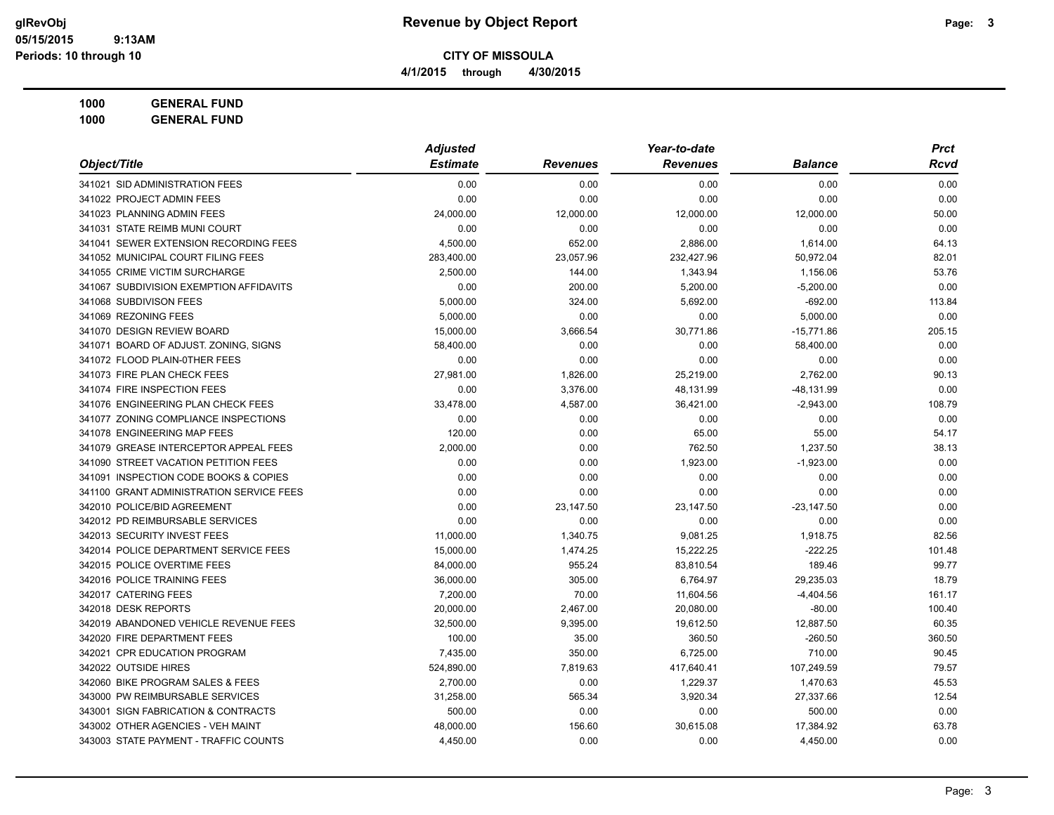# Revenue by Object Report

glRevObj
05/15/2015 9:13AM
Periods: 10 through 10

**CITY OF MISSOULA**

**4/1/2015 through 4/30/2015**

**1000 GENERAL FUND**

**1000 GENERAL FUND**

| Object/Title | Adjusted Estimate | Revenues | Year-to-date Revenues | Balance | Prct Rcvd |
|---|---|---|---|---|---|
| 341021 SID ADMINISTRATION FEES | 0.00 | 0.00 | 0.00 | 0.00 | 0.00 |
| 341022 PROJECT ADMIN FEES | 0.00 | 0.00 | 0.00 | 0.00 | 0.00 |
| 341023 PLANNING ADMIN FEES | 24,000.00 | 12,000.00 | 12,000.00 | 12,000.00 | 50.00 |
| 341031 STATE REIMB MUNI COURT | 0.00 | 0.00 | 0.00 | 0.00 | 0.00 |
| 341041 SEWER EXTENSION RECORDING FEES | 4,500.00 | 652.00 | 2,886.00 | 1,614.00 | 64.13 |
| 341052 MUNICIPAL COURT FILING FEES | 283,400.00 | 23,057.96 | 232,427.96 | 50,972.04 | 82.01 |
| 341055 CRIME VICTIM SURCHARGE | 2,500.00 | 144.00 | 1,343.94 | 1,156.06 | 53.76 |
| 341067 SUBDIVISION EXEMPTION AFFIDAVITS | 0.00 | 200.00 | 5,200.00 | -5,200.00 | 0.00 |
| 341068 SUBDIVISON FEES | 5,000.00 | 324.00 | 5,692.00 | -692.00 | 113.84 |
| 341069 REZONING FEES | 5,000.00 | 0.00 | 0.00 | 5,000.00 | 0.00 |
| 341070 DESIGN REVIEW BOARD | 15,000.00 | 3,666.54 | 30,771.86 | -15,771.86 | 205.15 |
| 341071 BOARD OF ADJUST. ZONING, SIGNS | 58,400.00 | 0.00 | 0.00 | 58,400.00 | 0.00 |
| 341072 FLOOD PLAIN-0THER FEES | 0.00 | 0.00 | 0.00 | 0.00 | 0.00 |
| 341073 FIRE PLAN CHECK FEES | 27,981.00 | 1,826.00 | 25,219.00 | 2,762.00 | 90.13 |
| 341074 FIRE INSPECTION FEES | 0.00 | 3,376.00 | 48,131.99 | -48,131.99 | 0.00 |
| 341076 ENGINEERING PLAN CHECK FEES | 33,478.00 | 4,587.00 | 36,421.00 | -2,943.00 | 108.79 |
| 341077 ZONING COMPLIANCE INSPECTIONS | 0.00 | 0.00 | 0.00 | 0.00 | 0.00 |
| 341078 ENGINEERING MAP FEES | 120.00 | 0.00 | 65.00 | 55.00 | 54.17 |
| 341079 GREASE INTERCEPTOR APPEAL FEES | 2,000.00 | 0.00 | 762.50 | 1,237.50 | 38.13 |
| 341090 STREET VACATION PETITION FEES | 0.00 | 0.00 | 1,923.00 | -1,923.00 | 0.00 |
| 341091 INSPECTION CODE BOOKS & COPIES | 0.00 | 0.00 | 0.00 | 0.00 | 0.00 |
| 341100 GRANT ADMINISTRATION SERVICE FEES | 0.00 | 0.00 | 0.00 | 0.00 | 0.00 |
| 342010 POLICE/BID AGREEMENT | 0.00 | 23,147.50 | 23,147.50 | -23,147.50 | 0.00 |
| 342012 PD REIMBURSABLE SERVICES | 0.00 | 0.00 | 0.00 | 0.00 | 0.00 |
| 342013 SECURITY INVEST FEES | 11,000.00 | 1,340.75 | 9,081.25 | 1,918.75 | 82.56 |
| 342014 POLICE DEPARTMENT SERVICE FEES | 15,000.00 | 1,474.25 | 15,222.25 | -222.25 | 101.48 |
| 342015 POLICE OVERTIME FEES | 84,000.00 | 955.24 | 83,810.54 | 189.46 | 99.77 |
| 342016 POLICE TRAINING FEES | 36,000.00 | 305.00 | 6,764.97 | 29,235.03 | 18.79 |
| 342017 CATERING FEES | 7,200.00 | 70.00 | 11,604.56 | -4,404.56 | 161.17 |
| 342018 DESK REPORTS | 20,000.00 | 2,467.00 | 20,080.00 | -80.00 | 100.40 |
| 342019 ABANDONED VEHICLE REVENUE FEES | 32,500.00 | 9,395.00 | 19,612.50 | 12,887.50 | 60.35 |
| 342020 FIRE DEPARTMENT FEES | 100.00 | 35.00 | 360.50 | -260.50 | 360.50 |
| 342021 CPR EDUCATION PROGRAM | 7,435.00 | 350.00 | 6,725.00 | 710.00 | 90.45 |
| 342022 OUTSIDE HIRES | 524,890.00 | 7,819.63 | 417,640.41 | 107,249.59 | 79.57 |
| 342060 BIKE PROGRAM SALES & FEES | 2,700.00 | 0.00 | 1,229.37 | 1,470.63 | 45.53 |
| 343000 PW REIMBURSABLE SERVICES | 31,258.00 | 565.34 | 3,920.34 | 27,337.66 | 12.54 |
| 343001 SIGN FABRICATION & CONTRACTS | 500.00 | 0.00 | 0.00 | 500.00 | 0.00 |
| 343002 OTHER AGENCIES - VEH MAINT | 48,000.00 | 156.60 | 30,615.08 | 17,384.92 | 63.78 |
| 343003 STATE PAYMENT - TRAFFIC COUNTS | 4,450.00 | 0.00 | 0.00 | 4,450.00 | 0.00 |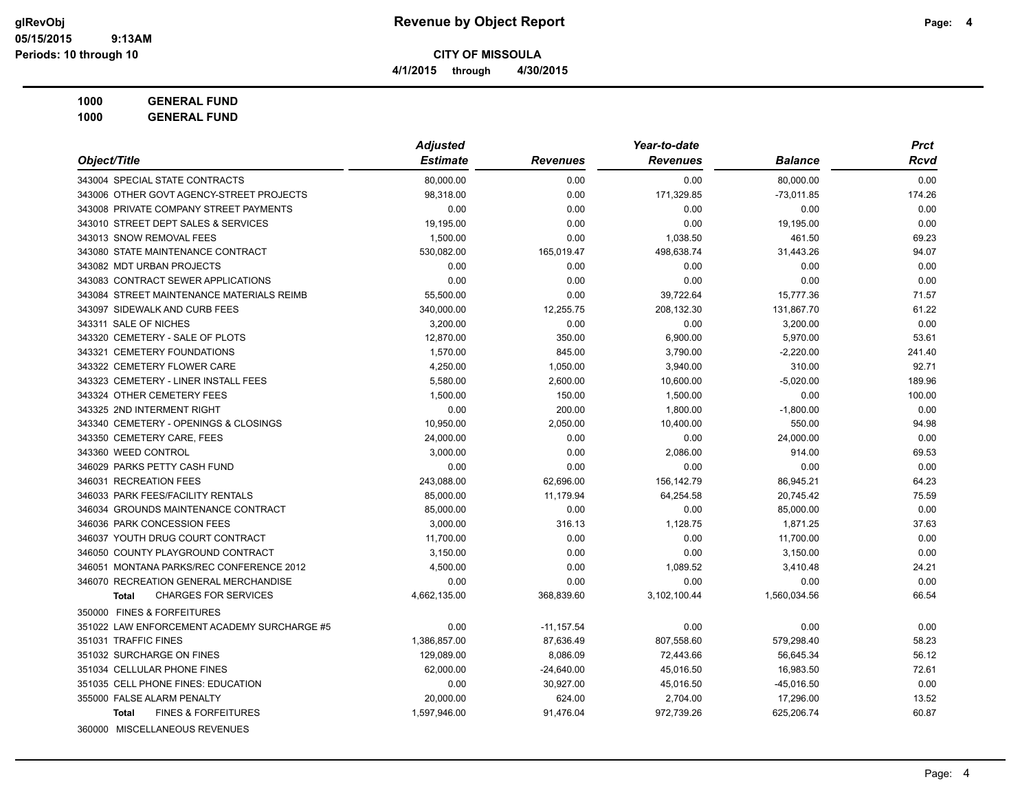# Revenue by Object Report

**CITY OF MISSOULA**

**4/1/2015 through 4/30/2015**

**1000 GENERAL FUND**

**1000 GENERAL FUND**

| Object/Title | Adjusted Estimate | Revenues | Year-to-date Revenues | Balance | Prct Rcvd |
|---|---|---|---|---|---|
| 343004 SPECIAL STATE CONTRACTS | 80,000.00 | 0.00 | 0.00 | 80,000.00 | 0.00 |
| 343006 OTHER GOVT AGENCY-STREET PROJECTS | 98,318.00 | 0.00 | 171,329.85 | -73,011.85 | 174.26 |
| 343008 PRIVATE COMPANY STREET PAYMENTS | 0.00 | 0.00 | 0.00 | 0.00 | 0.00 |
| 343010 STREET DEPT SALES & SERVICES | 19,195.00 | 0.00 | 0.00 | 19,195.00 | 0.00 |
| 343013 SNOW REMOVAL FEES | 1,500.00 | 0.00 | 1,038.50 | 461.50 | 69.23 |
| 343080 STATE MAINTENANCE CONTRACT | 530,082.00 | 165,019.47 | 498,638.74 | 31,443.26 | 94.07 |
| 343082 MDT URBAN PROJECTS | 0.00 | 0.00 | 0.00 | 0.00 | 0.00 |
| 343083 CONTRACT SEWER APPLICATIONS | 0.00 | 0.00 | 0.00 | 0.00 | 0.00 |
| 343084 STREET MAINTENANCE MATERIALS REIMB | 55,500.00 | 0.00 | 39,722.64 | 15,777.36 | 71.57 |
| 343097 SIDEWALK AND CURB FEES | 340,000.00 | 12,255.75 | 208,132.30 | 131,867.70 | 61.22 |
| 343311 SALE OF NICHES | 3,200.00 | 0.00 | 0.00 | 3,200.00 | 0.00 |
| 343320 CEMETERY - SALE OF PLOTS | 12,870.00 | 350.00 | 6,900.00 | 5,970.00 | 53.61 |
| 343321 CEMETERY FOUNDATIONS | 1,570.00 | 845.00 | 3,790.00 | -2,220.00 | 241.40 |
| 343322 CEMETERY FLOWER CARE | 4,250.00 | 1,050.00 | 3,940.00 | 310.00 | 92.71 |
| 343323 CEMETERY - LINER INSTALL FEES | 5,580.00 | 2,600.00 | 10,600.00 | -5,020.00 | 189.96 |
| 343324 OTHER CEMETERY FEES | 1,500.00 | 150.00 | 1,500.00 | 0.00 | 100.00 |
| 343325 2ND INTERMENT RIGHT | 0.00 | 200.00 | 1,800.00 | -1,800.00 | 0.00 |
| 343340 CEMETERY - OPENINGS & CLOSINGS | 10,950.00 | 2,050.00 | 10,400.00 | 550.00 | 94.98 |
| 343350 CEMETERY CARE, FEES | 24,000.00 | 0.00 | 0.00 | 24,000.00 | 0.00 |
| 343360 WEED CONTROL | 3,000.00 | 0.00 | 2,086.00 | 914.00 | 69.53 |
| 346029 PARKS PETTY CASH FUND | 0.00 | 0.00 | 0.00 | 0.00 | 0.00 |
| 346031 RECREATION FEES | 243,088.00 | 62,696.00 | 156,142.79 | 86,945.21 | 64.23 |
| 346033 PARK FEES/FACILITY RENTALS | 85,000.00 | 11,179.94 | 64,254.58 | 20,745.42 | 75.59 |
| 346034 GROUNDS MAINTENANCE CONTRACT | 85,000.00 | 0.00 | 0.00 | 85,000.00 | 0.00 |
| 346036 PARK CONCESSION FEES | 3,000.00 | 316.13 | 1,128.75 | 1,871.25 | 37.63 |
| 346037 YOUTH DRUG COURT CONTRACT | 11,700.00 | 0.00 | 0.00 | 11,700.00 | 0.00 |
| 346050 COUNTY PLAYGROUND CONTRACT | 3,150.00 | 0.00 | 0.00 | 3,150.00 | 0.00 |
| 346051 MONTANA PARKS/REC CONFERENCE 2012 | 4,500.00 | 0.00 | 1,089.52 | 3,410.48 | 24.21 |
| 346070 RECREATION GENERAL MERCHANDISE | 0.00 | 0.00 | 0.00 | 0.00 | 0.00 |
| **Total** CHARGES FOR SERVICES | 4,662,135.00 | 368,839.60 | 3,102,100.44 | 1,560,034.56 | 66.54 |
| 350000 FINES & FORFEITURES | | | | | |
| 351022 LAW ENFORCEMENT ACADEMY SURCHARGE #5 | 0.00 | -11,157.54 | 0.00 | 0.00 | 0.00 |
| 351031 TRAFFIC FINES | 1,386,857.00 | 87,636.49 | 807,558.60 | 579,298.40 | 58.23 |
| 351032 SURCHARGE ON FINES | 129,089.00 | 8,086.09 | 72,443.66 | 56,645.34 | 56.12 |
| 351034 CELLULAR PHONE FINES | 62,000.00 | -24,640.00 | 45,016.50 | 16,983.50 | 72.61 |
| 351035 CELL PHONE FINES: EDUCATION | 0.00 | 30,927.00 | 45,016.50 | -45,016.50 | 0.00 |
| 355000 FALSE ALARM PENALTY | 20,000.00 | 624.00 | 2,704.00 | 17,296.00 | 13.52 |
| **Total** FINES & FORFEITURES | 1,597,946.00 | 91,476.04 | 972,739.26 | 625,206.74 | 60.87 |
| 360000 MISCELLANEOUS REVENUES | | | | | |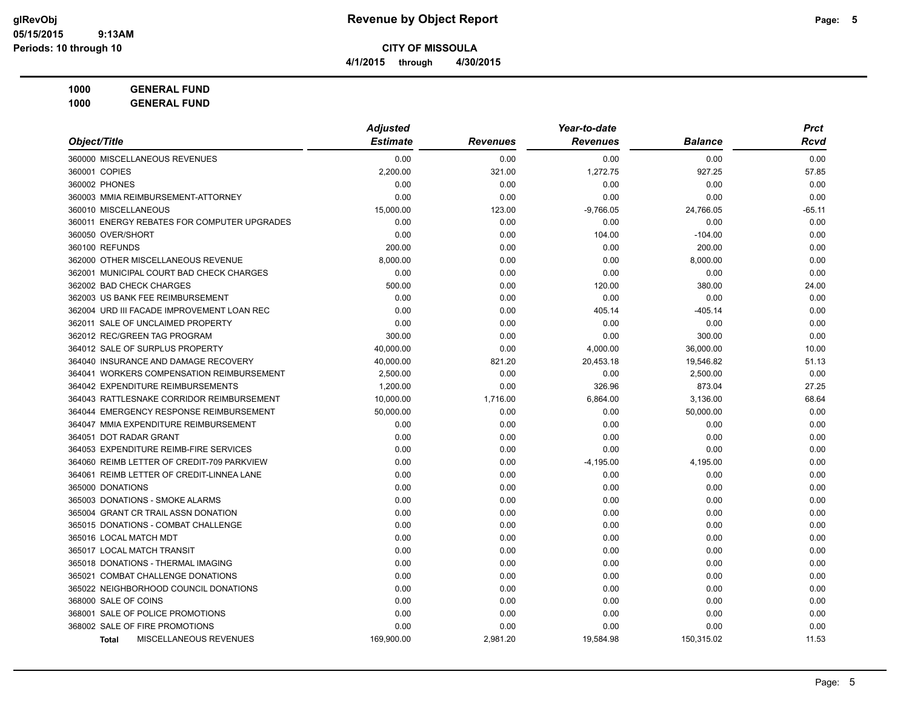# Revenue by Object Report

**CITY OF MISSOULA**

**4/1/2015 through 4/30/2015**

glRevObj
05/15/2015 9:13AM
Periods: 10 through 10

**1000 GENERAL FUND**

**1000 GENERAL FUND**

| Object/Title | Adjusted Estimate | Revenues | Year-to-date Revenues | Balance | Prct Rcvd |
|---|---|---|---|---|---|
| 360000 MISCELLANEOUS REVENUES | 0.00 | 0.00 | 0.00 | 0.00 | 0.00 |
| 360001 COPIES | 2,200.00 | 321.00 | 1,272.75 | 927.25 | 57.85 |
| 360002 PHONES | 0.00 | 0.00 | 0.00 | 0.00 | 0.00 |
| 360003 MMIA REIMBURSEMENT-ATTORNEY | 0.00 | 0.00 | 0.00 | 0.00 | 0.00 |
| 360010 MISCELLANEOUS | 15,000.00 | 123.00 | -9,766.05 | 24,766.05 | -65.11 |
| 360011 ENERGY REBATES FOR COMPUTER UPGRADES | 0.00 | 0.00 | 0.00 | 0.00 | 0.00 |
| 360050 OVER/SHORT | 0.00 | 0.00 | 104.00 | -104.00 | 0.00 |
| 360100 REFUNDS | 200.00 | 0.00 | 0.00 | 200.00 | 0.00 |
| 362000 OTHER MISCELLANEOUS REVENUE | 8,000.00 | 0.00 | 0.00 | 8,000.00 | 0.00 |
| 362001 MUNICIPAL COURT BAD CHECK CHARGES | 0.00 | 0.00 | 0.00 | 0.00 | 0.00 |
| 362002 BAD CHECK CHARGES | 500.00 | 0.00 | 120.00 | 380.00 | 24.00 |
| 362003 US BANK FEE REIMBURSEMENT | 0.00 | 0.00 | 0.00 | 0.00 | 0.00 |
| 362004 URD III FACADE IMPROVEMENT LOAN REC | 0.00 | 0.00 | 405.14 | -405.14 | 0.00 |
| 362011 SALE OF UNCLAIMED PROPERTY | 0.00 | 0.00 | 0.00 | 0.00 | 0.00 |
| 362012 REC/GREEN TAG PROGRAM | 300.00 | 0.00 | 0.00 | 300.00 | 0.00 |
| 364012 SALE OF SURPLUS PROPERTY | 40,000.00 | 0.00 | 4,000.00 | 36,000.00 | 10.00 |
| 364040 INSURANCE AND DAMAGE RECOVERY | 40,000.00 | 821.20 | 20,453.18 | 19,546.82 | 51.13 |
| 364041 WORKERS COMPENSATION REIMBURSEMENT | 2,500.00 | 0.00 | 0.00 | 2,500.00 | 0.00 |
| 364042 EXPENDITURE REIMBURSEMENTS | 1,200.00 | 0.00 | 326.96 | 873.04 | 27.25 |
| 364043 RATTLESNAKE CORRIDOR REIMBURSEMENT | 10,000.00 | 1,716.00 | 6,864.00 | 3,136.00 | 68.64 |
| 364044 EMERGENCY RESPONSE REIMBURSEMENT | 50,000.00 | 0.00 | 0.00 | 50,000.00 | 0.00 |
| 364047 MMIA EXPENDITURE REIMBURSEMENT | 0.00 | 0.00 | 0.00 | 0.00 | 0.00 |
| 364051 DOT RADAR GRANT | 0.00 | 0.00 | 0.00 | 0.00 | 0.00 |
| 364053 EXPENDITURE REIMB-FIRE SERVICES | 0.00 | 0.00 | 0.00 | 0.00 | 0.00 |
| 364060 REIMB LETTER OF CREDIT-709 PARKVIEW | 0.00 | 0.00 | -4,195.00 | 4,195.00 | 0.00 |
| 364061 REIMB LETTER OF CREDIT-LINNEA LANE | 0.00 | 0.00 | 0.00 | 0.00 | 0.00 |
| 365000 DONATIONS | 0.00 | 0.00 | 0.00 | 0.00 | 0.00 |
| 365003 DONATIONS - SMOKE ALARMS | 0.00 | 0.00 | 0.00 | 0.00 | 0.00 |
| 365004 GRANT CR TRAIL ASSN DONATION | 0.00 | 0.00 | 0.00 | 0.00 | 0.00 |
| 365015 DONATIONS - COMBAT CHALLENGE | 0.00 | 0.00 | 0.00 | 0.00 | 0.00 |
| 365016 LOCAL MATCH MDT | 0.00 | 0.00 | 0.00 | 0.00 | 0.00 |
| 365017 LOCAL MATCH TRANSIT | 0.00 | 0.00 | 0.00 | 0.00 | 0.00 |
| 365018 DONATIONS - THERMAL IMAGING | 0.00 | 0.00 | 0.00 | 0.00 | 0.00 |
| 365021 COMBAT CHALLENGE DONATIONS | 0.00 | 0.00 | 0.00 | 0.00 | 0.00 |
| 365022 NEIGHBORHOOD COUNCIL DONATIONS | 0.00 | 0.00 | 0.00 | 0.00 | 0.00 |
| 368000 SALE OF COINS | 0.00 | 0.00 | 0.00 | 0.00 | 0.00 |
| 368001 SALE OF POLICE PROMOTIONS | 0.00 | 0.00 | 0.00 | 0.00 | 0.00 |
| 368002 SALE OF FIRE PROMOTIONS | 0.00 | 0.00 | 0.00 | 0.00 | 0.00 |
| **Total** MISCELLANEOUS REVENUES | 169,900.00 | 2,981.20 | 19,584.98 | 150,315.02 | 11.53 |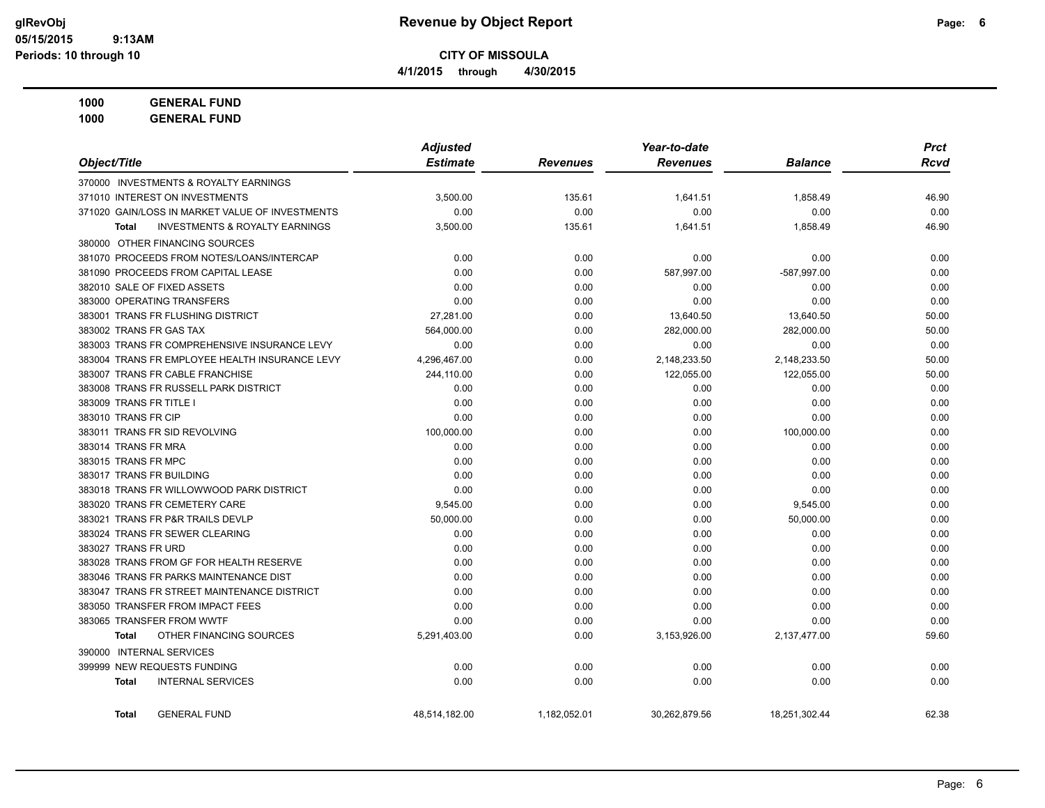# Revenue by Object Report

**CITY OF MISSOULA**

**4/1/2015 through 4/30/2015**

glRevObj
05/15/2015 9:13AM
Periods: 10 through 10

**1000 GENERAL FUND**
**1000 GENERAL FUND**

| Object/Title | Adjusted Estimate | Revenues | Year-to-date Revenues | Balance | Prct Rcvd |
|---|---|---|---|---|---|
| 370000 INVESTMENTS & ROYALTY EARNINGS | | | | | |
| 371010 INTEREST ON INVESTMENTS | 3,500.00 | 135.61 | 1,641.51 | 1,858.49 | 46.90 |
| 371020 GAIN/LOSS IN MARKET VALUE OF INVESTMENTS | 0.00 | 0.00 | 0.00 | 0.00 | 0.00 |
| **Total** INVESTMENTS & ROYALTY EARNINGS | 3,500.00 | 135.61 | 1,641.51 | 1,858.49 | 46.90 |
| 380000 OTHER FINANCING SOURCES | | | | | |
| 381070 PROCEEDS FROM NOTES/LOANS/INTERCAP | 0.00 | 0.00 | 0.00 | 0.00 | 0.00 |
| 381090 PROCEEDS FROM CAPITAL LEASE | 0.00 | 0.00 | 587,997.00 | -587,997.00 | 0.00 |
| 382010 SALE OF FIXED ASSETS | 0.00 | 0.00 | 0.00 | 0.00 | 0.00 |
| 383000 OPERATING TRANSFERS | 0.00 | 0.00 | 0.00 | 0.00 | 0.00 |
| 383001 TRANS FR FLUSHING DISTRICT | 27,281.00 | 0.00 | 13,640.50 | 13,640.50 | 50.00 |
| 383002 TRANS FR GAS TAX | 564,000.00 | 0.00 | 282,000.00 | 282,000.00 | 50.00 |
| 383003 TRANS FR COMPREHENSIVE INSURANCE LEVY | 0.00 | 0.00 | 0.00 | 0.00 | 0.00 |
| 383004 TRANS FR EMPLOYEE HEALTH INSURANCE LEVY | 4,296,467.00 | 0.00 | 2,148,233.50 | 2,148,233.50 | 50.00 |
| 383007 TRANS FR CABLE FRANCHISE | 244,110.00 | 0.00 | 122,055.00 | 122,055.00 | 50.00 |
| 383008 TRANS FR RUSSELL PARK DISTRICT | 0.00 | 0.00 | 0.00 | 0.00 | 0.00 |
| 383009 TRANS FR TITLE I | 0.00 | 0.00 | 0.00 | 0.00 | 0.00 |
| 383010 TRANS FR CIP | 0.00 | 0.00 | 0.00 | 0.00 | 0.00 |
| 383011 TRANS FR SID REVOLVING | 100,000.00 | 0.00 | 0.00 | 100,000.00 | 0.00 |
| 383014 TRANS FR MRA | 0.00 | 0.00 | 0.00 | 0.00 | 0.00 |
| 383015 TRANS FR MPC | 0.00 | 0.00 | 0.00 | 0.00 | 0.00 |
| 383017 TRANS FR BUILDING | 0.00 | 0.00 | 0.00 | 0.00 | 0.00 |
| 383018 TRANS FR WILLOWWOOD PARK DISTRICT | 0.00 | 0.00 | 0.00 | 0.00 | 0.00 |
| 383020 TRANS FR CEMETERY CARE | 9,545.00 | 0.00 | 0.00 | 9,545.00 | 0.00 |
| 383021 TRANS FR P&R TRAILS DEVLP | 50,000.00 | 0.00 | 0.00 | 50,000.00 | 0.00 |
| 383024 TRANS FR SEWER CLEARING | 0.00 | 0.00 | 0.00 | 0.00 | 0.00 |
| 383027 TRANS FR URD | 0.00 | 0.00 | 0.00 | 0.00 | 0.00 |
| 383028 TRANS FROM GF FOR HEALTH RESERVE | 0.00 | 0.00 | 0.00 | 0.00 | 0.00 |
| 383046 TRANS FR PARKS MAINTENANCE DIST | 0.00 | 0.00 | 0.00 | 0.00 | 0.00 |
| 383047 TRANS FR STREET MAINTENANCE DISTRICT | 0.00 | 0.00 | 0.00 | 0.00 | 0.00 |
| 383050 TRANSFER FROM IMPACT FEES | 0.00 | 0.00 | 0.00 | 0.00 | 0.00 |
| 383065 TRANSFER FROM WWTF | 0.00 | 0.00 | 0.00 | 0.00 | 0.00 |
| **Total** OTHER FINANCING SOURCES | 5,291,403.00 | 0.00 | 3,153,926.00 | 2,137,477.00 | 59.60 |
| 390000 INTERNAL SERVICES | | | | | |
| 399999 NEW REQUESTS FUNDING | 0.00 | 0.00 | 0.00 | 0.00 | 0.00 |
| **Total** INTERNAL SERVICES | 0.00 | 0.00 | 0.00 | 0.00 | 0.00 |
| **Total** GENERAL FUND | 48,514,182.00 | 1,182,052.01 | 30,262,879.56 | 18,251,302.44 | 62.38 |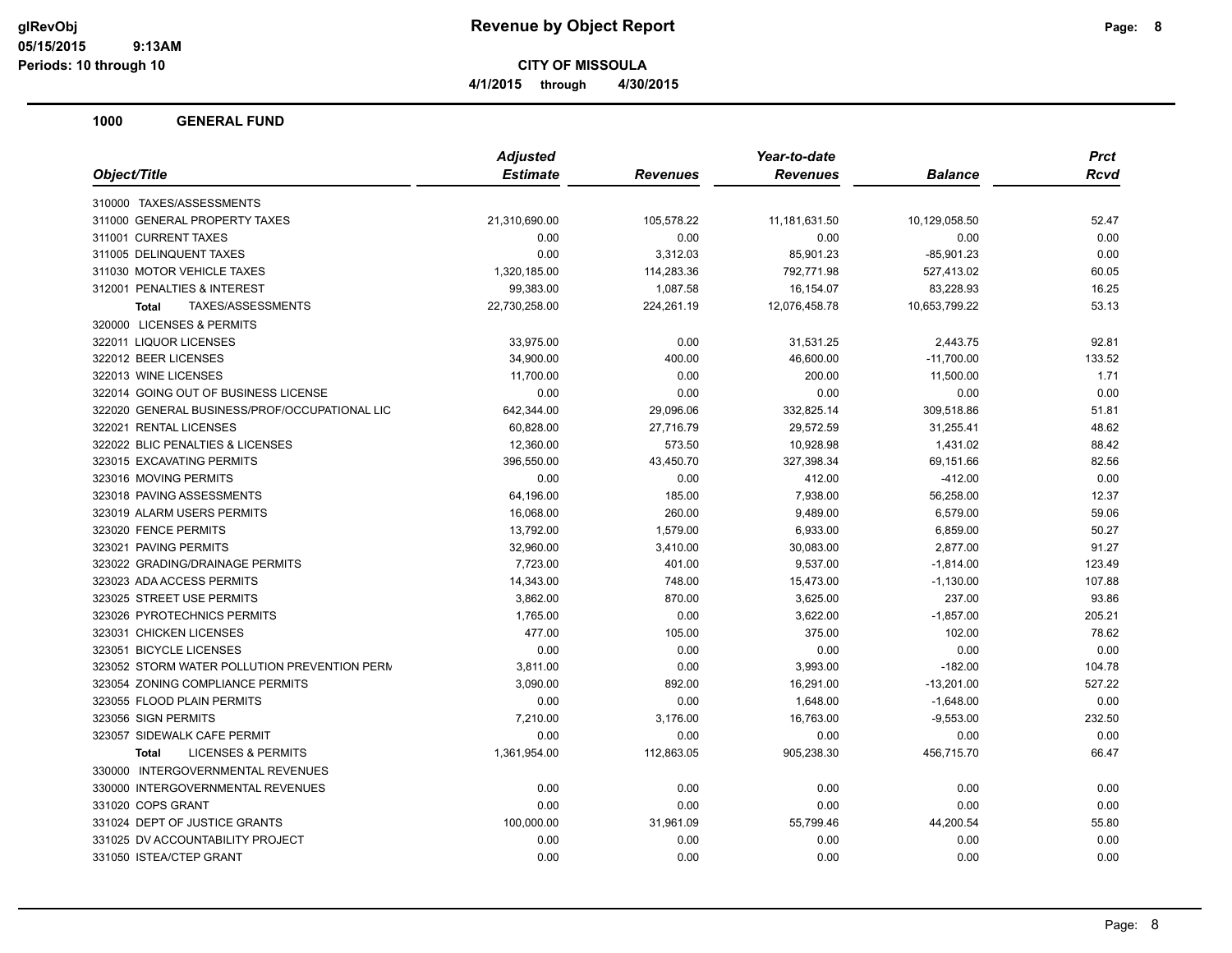# Revenue by Object Report

glRevObj
05/15/2015 9:13AM
Periods: 10 through 10

**CITY OF MISSOULA**

**4/1/2015 through 4/30/2015**

## 1000 GENERAL FUND

| Object/Title | Adjusted Estimate | Revenues | Year-to-date Revenues | Balance | Prct Rcvd |
|---|---|---|---|---|---|
| 310000 TAXES/ASSESSMENTS | | | | | |
| 311000 GENERAL PROPERTY TAXES | 21,310,690.00 | 105,578.22 | 11,181,631.50 | 10,129,058.50 | 52.47 |
| 311001 CURRENT TAXES | 0.00 | 0.00 | 0.00 | 0.00 | 0.00 |
| 311005 DELINQUENT TAXES | 0.00 | 3,312.03 | 85,901.23 | -85,901.23 | 0.00 |
| 311030 MOTOR VEHICLE TAXES | 1,320,185.00 | 114,283.36 | 792,771.98 | 527,413.02 | 60.05 |
| 312001 PENALTIES & INTEREST | 99,383.00 | 1,087.58 | 16,154.07 | 83,228.93 | 16.25 |
| **Total** TAXES/ASSESSMENTS | 22,730,258.00 | 224,261.19 | 12,076,458.78 | 10,653,799.22 | 53.13 |
| 320000 LICENSES & PERMITS | | | | | |
| 322011 LIQUOR LICENSES | 33,975.00 | 0.00 | 31,531.25 | 2,443.75 | 92.81 |
| 322012 BEER LICENSES | 34,900.00 | 400.00 | 46,600.00 | -11,700.00 | 133.52 |
| 322013 WINE LICENSES | 11,700.00 | 0.00 | 200.00 | 11,500.00 | 1.71 |
| 322014 GOING OUT OF BUSINESS LICENSE | 0.00 | 0.00 | 0.00 | 0.00 | 0.00 |
| 322020 GENERAL BUSINESS/PROF/OCCUPATIONAL LIC | 642,344.00 | 29,096.06 | 332,825.14 | 309,518.86 | 51.81 |
| 322021 RENTAL LICENSES | 60,828.00 | 27,716.79 | 29,572.59 | 31,255.41 | 48.62 |
| 322022 BLIC PENALTIES & LICENSES | 12,360.00 | 573.50 | 10,928.98 | 1,431.02 | 88.42 |
| 323015 EXCAVATING PERMITS | 396,550.00 | 43,450.70 | 327,398.34 | 69,151.66 | 82.56 |
| 323016 MOVING PERMITS | 0.00 | 0.00 | 412.00 | -412.00 | 0.00 |
| 323018 PAVING ASSESSMENTS | 64,196.00 | 185.00 | 7,938.00 | 56,258.00 | 12.37 |
| 323019 ALARM USERS PERMITS | 16,068.00 | 260.00 | 9,489.00 | 6,579.00 | 59.06 |
| 323020 FENCE PERMITS | 13,792.00 | 1,579.00 | 6,933.00 | 6,859.00 | 50.27 |
| 323021 PAVING PERMITS | 32,960.00 | 3,410.00 | 30,083.00 | 2,877.00 | 91.27 |
| 323022 GRADING/DRAINAGE PERMITS | 7,723.00 | 401.00 | 9,537.00 | -1,814.00 | 123.49 |
| 323023 ADA ACCESS PERMITS | 14,343.00 | 748.00 | 15,473.00 | -1,130.00 | 107.88 |
| 323025 STREET USE PERMITS | 3,862.00 | 870.00 | 3,625.00 | 237.00 | 93.86 |
| 323026 PYROTECHNICS PERMITS | 1,765.00 | 0.00 | 3,622.00 | -1,857.00 | 205.21 |
| 323031 CHICKEN LICENSES | 477.00 | 105.00 | 375.00 | 102.00 | 78.62 |
| 323051 BICYCLE LICENSES | 0.00 | 0.00 | 0.00 | 0.00 | 0.00 |
| 323052 STORM WATER POLLUTION PREVENTION PERM | 3,811.00 | 0.00 | 3,993.00 | -182.00 | 104.78 |
| 323054 ZONING COMPLIANCE PERMITS | 3,090.00 | 892.00 | 16,291.00 | -13,201.00 | 527.22 |
| 323055 FLOOD PLAIN PERMITS | 0.00 | 0.00 | 1,648.00 | -1,648.00 | 0.00 |
| 323056 SIGN PERMITS | 7,210.00 | 3,176.00 | 16,763.00 | -9,553.00 | 232.50 |
| 323057 SIDEWALK CAFE PERMIT | 0.00 | 0.00 | 0.00 | 0.00 | 0.00 |
| **Total** LICENSES & PERMITS | 1,361,954.00 | 112,863.05 | 905,238.30 | 456,715.70 | 66.47 |
| 330000 INTERGOVERNMENTAL REVENUES | | | | | |
| 330000 INTERGOVERNMENTAL REVENUES | 0.00 | 0.00 | 0.00 | 0.00 | 0.00 |
| 331020 COPS GRANT | 0.00 | 0.00 | 0.00 | 0.00 | 0.00 |
| 331024 DEPT OF JUSTICE GRANTS | 100,000.00 | 31,961.09 | 55,799.46 | 44,200.54 | 55.80 |
| 331025 DV ACCOUNTABILITY PROJECT | 0.00 | 0.00 | 0.00 | 0.00 | 0.00 |
| 331050 ISTEA/CTEP GRANT | 0.00 | 0.00 | 0.00 | 0.00 | 0.00 |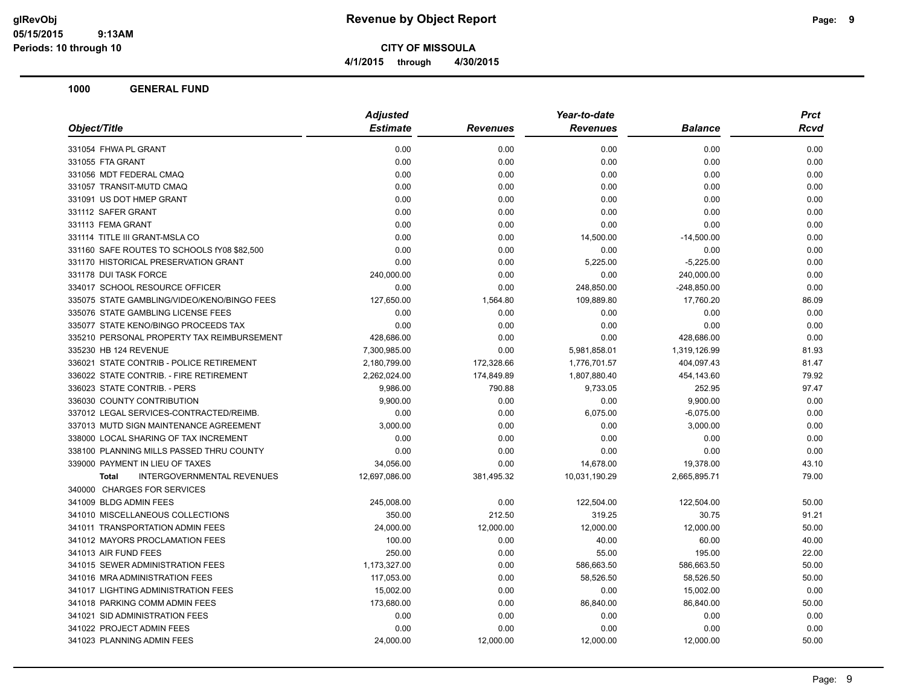**Revenue by Object Report**

**CITY OF MISSOULA**

4/1/2015 through 4/30/2015

glRevObj
05/15/2015 9:13AM
Periods: 10 through 10

## 1000 GENERAL FUND

| Object/Title | Adjusted Estimate | Revenues | Year-to-date Revenues | Balance | Prct Rcvd |
|---|---|---|---|---|---|
| 331054 FHWA PL GRANT | 0.00 | 0.00 | 0.00 | 0.00 | 0.00 |
| 331055 FTA GRANT | 0.00 | 0.00 | 0.00 | 0.00 | 0.00 |
| 331056 MDT FEDERAL CMAQ | 0.00 | 0.00 | 0.00 | 0.00 | 0.00 |
| 331057 TRANSIT-MUTD CMAQ | 0.00 | 0.00 | 0.00 | 0.00 | 0.00 |
| 331091 US DOT HMEP GRANT | 0.00 | 0.00 | 0.00 | 0.00 | 0.00 |
| 331112 SAFER GRANT | 0.00 | 0.00 | 0.00 | 0.00 | 0.00 |
| 331113 FEMA GRANT | 0.00 | 0.00 | 0.00 | 0.00 | 0.00 |
| 331114 TITLE III GRANT-MSLA CO | 0.00 | 0.00 | 14,500.00 | -14,500.00 | 0.00 |
| 331160 SAFE ROUTES TO SCHOOLS fY08 $82,500 | 0.00 | 0.00 | 0.00 | 0.00 | 0.00 |
| 331170 HISTORICAL PRESERVATION GRANT | 0.00 | 0.00 | 5,225.00 | -5,225.00 | 0.00 |
| 331178 DUI TASK FORCE | 240,000.00 | 0.00 | 0.00 | 240,000.00 | 0.00 |
| 334017 SCHOOL RESOURCE OFFICER | 0.00 | 0.00 | 248,850.00 | -248,850.00 | 0.00 |
| 335075 STATE GAMBLING/VIDEO/KENO/BINGO FEES | 127,650.00 | 1,564.80 | 109,889.80 | 17,760.20 | 86.09 |
| 335076 STATE GAMBLING LICENSE FEES | 0.00 | 0.00 | 0.00 | 0.00 | 0.00 |
| 335077 STATE KENO/BINGO PROCEEDS TAX | 0.00 | 0.00 | 0.00 | 0.00 | 0.00 |
| 335210 PERSONAL PROPERTY TAX REIMBURSEMENT | 428,686.00 | 0.00 | 0.00 | 428,686.00 | 0.00 |
| 335230 HB 124 REVENUE | 7,300,985.00 | 0.00 | 5,981,858.01 | 1,319,126.99 | 81.93 |
| 336021 STATE CONTRIB - POLICE RETIREMENT | 2,180,799.00 | 172,328.66 | 1,776,701.57 | 404,097.43 | 81.47 |
| 336022 STATE CONTRIB. - FIRE RETIREMENT | 2,262,024.00 | 174,849.89 | 1,807,880.40 | 454,143.60 | 79.92 |
| 336023 STATE CONTRIB. - PERS | 9,986.00 | 790.88 | 9,733.05 | 252.95 | 97.47 |
| 336030 COUNTY CONTRIBUTION | 9,900.00 | 0.00 | 0.00 | 9,900.00 | 0.00 |
| 337012 LEGAL SERVICES-CONTRACTED/REIMB. | 0.00 | 0.00 | 6,075.00 | -6,075.00 | 0.00 |
| 337013 MUTD SIGN MAINTENANCE AGREEMENT | 3,000.00 | 0.00 | 0.00 | 3,000.00 | 0.00 |
| 338000 LOCAL SHARING OF TAX INCREMENT | 0.00 | 0.00 | 0.00 | 0.00 | 0.00 |
| 338100 PLANNING MILLS PASSED THRU COUNTY | 0.00 | 0.00 | 0.00 | 0.00 | 0.00 |
| 339000 PAYMENT IN LIEU OF TAXES | 34,056.00 | 0.00 | 14,678.00 | 19,378.00 | 43.10 |
| **Total** INTERGOVERNMENTAL REVENUES | 12,697,086.00 | 381,495.32 | 10,031,190.29 | 2,665,895.71 | 79.00 |
| 340000 CHARGES FOR SERVICES | | | | | |
| 341009 BLDG ADMIN FEES | 245,008.00 | 0.00 | 122,504.00 | 122,504.00 | 50.00 |
| 341010 MISCELLANEOUS COLLECTIONS | 350.00 | 212.50 | 319.25 | 30.75 | 91.21 |
| 341011 TRANSPORTATION ADMIN FEES | 24,000.00 | 12,000.00 | 12,000.00 | 12,000.00 | 50.00 |
| 341012 MAYORS PROCLAMATION FEES | 100.00 | 0.00 | 40.00 | 60.00 | 40.00 |
| 341013 AIR FUND FEES | 250.00 | 0.00 | 55.00 | 195.00 | 22.00 |
| 341015 SEWER ADMINISTRATION FEES | 1,173,327.00 | 0.00 | 586,663.50 | 586,663.50 | 50.00 |
| 341016 MRA ADMINISTRATION FEES | 117,053.00 | 0.00 | 58,526.50 | 58,526.50 | 50.00 |
| 341017 LIGHTING ADMINISTRATION FEES | 15,002.00 | 0.00 | 0.00 | 15,002.00 | 0.00 |
| 341018 PARKING COMM ADMIN FEES | 173,680.00 | 0.00 | 86,840.00 | 86,840.00 | 50.00 |
| 341021 SID ADMINISTRATION FEES | 0.00 | 0.00 | 0.00 | 0.00 | 0.00 |
| 341022 PROJECT ADMIN FEES | 0.00 | 0.00 | 0.00 | 0.00 | 0.00 |
| 341023 PLANNING ADMIN FEES | 24,000.00 | 12,000.00 | 12,000.00 | 12,000.00 | 50.00 |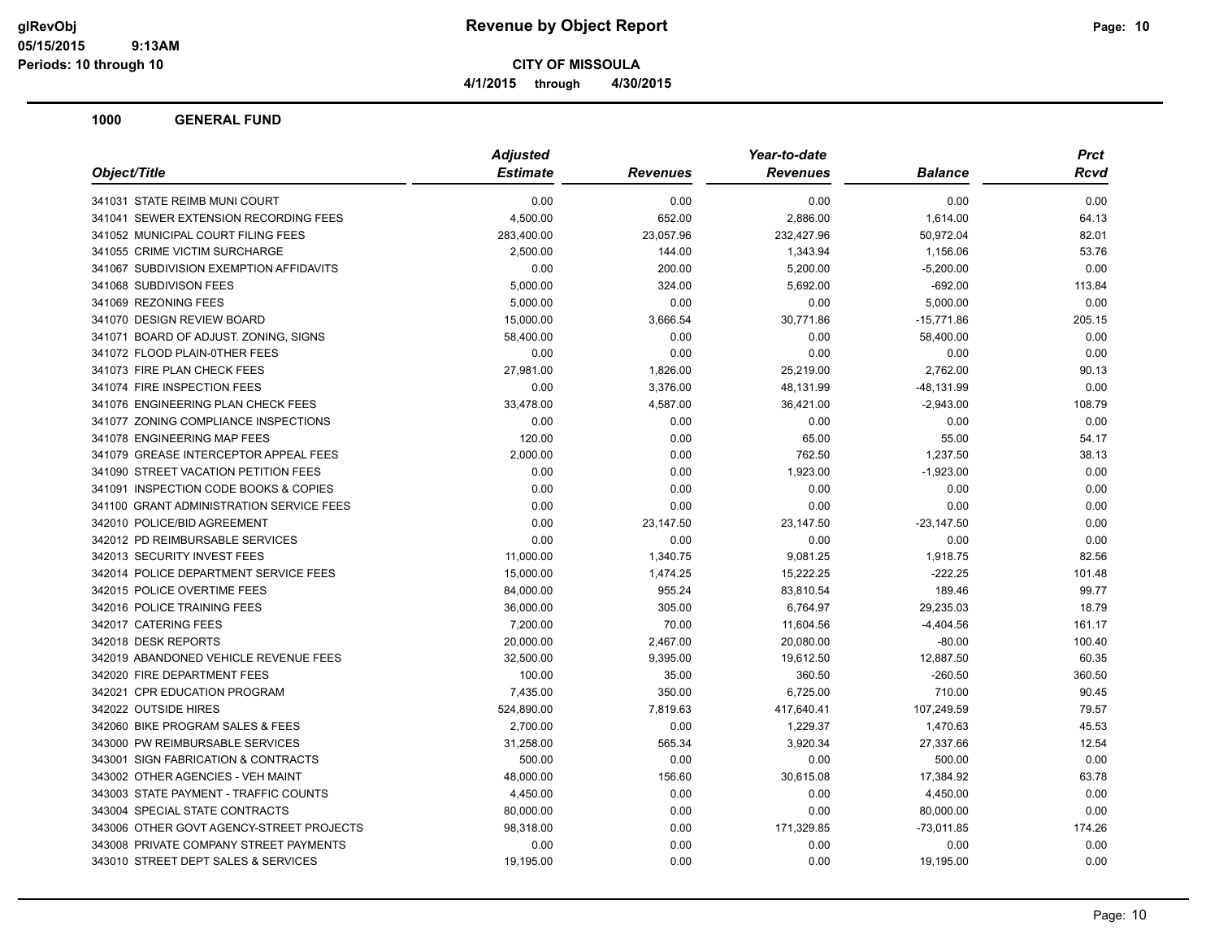# Revenue by Object Report

**CITY OF MISSOULA**

**4/1/2015 through 4/30/2015**

glRevObj
05/15/2015 9:13AM
Periods: 10 through 10

## 1000 GENERAL FUND

| Object/Title | Adjusted Estimate | Revenues | Year-to-date Revenues | Balance | Prct Rcvd |
|---|---|---|---|---|---|
| 341031 STATE REIMB MUNI COURT | 0.00 | 0.00 | 0.00 | 0.00 | 0.00 |
| 341041 SEWER EXTENSION RECORDING FEES | 4,500.00 | 652.00 | 2,886.00 | 1,614.00 | 64.13 |
| 341052 MUNICIPAL COURT FILING FEES | 283,400.00 | 23,057.96 | 232,427.96 | 50,972.04 | 82.01 |
| 341055 CRIME VICTIM SURCHARGE | 2,500.00 | 144.00 | 1,343.94 | 1,156.06 | 53.76 |
| 341067 SUBDIVISION EXEMPTION AFFIDAVITS | 0.00 | 200.00 | 5,200.00 | -5,200.00 | 0.00 |
| 341068 SUBDIVISON FEES | 5,000.00 | 324.00 | 5,692.00 | -692.00 | 113.84 |
| 341069 REZONING FEES | 5,000.00 | 0.00 | 0.00 | 5,000.00 | 0.00 |
| 341070 DESIGN REVIEW BOARD | 15,000.00 | 3,666.54 | 30,771.86 | -15,771.86 | 205.15 |
| 341071 BOARD OF ADJUST. ZONING, SIGNS | 58,400.00 | 0.00 | 0.00 | 58,400.00 | 0.00 |
| 341072 FLOOD PLAIN-0THER FEES | 0.00 | 0.00 | 0.00 | 0.00 | 0.00 |
| 341073 FIRE PLAN CHECK FEES | 27,981.00 | 1,826.00 | 25,219.00 | 2,762.00 | 90.13 |
| 341074 FIRE INSPECTION FEES | 0.00 | 3,376.00 | 48,131.99 | -48,131.99 | 0.00 |
| 341076 ENGINEERING PLAN CHECK FEES | 33,478.00 | 4,587.00 | 36,421.00 | -2,943.00 | 108.79 |
| 341077 ZONING COMPLIANCE INSPECTIONS | 0.00 | 0.00 | 0.00 | 0.00 | 0.00 |
| 341078 ENGINEERING MAP FEES | 120.00 | 0.00 | 65.00 | 55.00 | 54.17 |
| 341079 GREASE INTERCEPTOR APPEAL FEES | 2,000.00 | 0.00 | 762.50 | 1,237.50 | 38.13 |
| 341090 STREET VACATION PETITION FEES | 0.00 | 0.00 | 1,923.00 | -1,923.00 | 0.00 |
| 341091 INSPECTION CODE BOOKS & COPIES | 0.00 | 0.00 | 0.00 | 0.00 | 0.00 |
| 341100 GRANT ADMINISTRATION SERVICE FEES | 0.00 | 0.00 | 0.00 | 0.00 | 0.00 |
| 342010 POLICE/BID AGREEMENT | 0.00 | 23,147.50 | 23,147.50 | -23,147.50 | 0.00 |
| 342012 PD REIMBURSABLE SERVICES | 0.00 | 0.00 | 0.00 | 0.00 | 0.00 |
| 342013 SECURITY INVEST FEES | 11,000.00 | 1,340.75 | 9,081.25 | 1,918.75 | 82.56 |
| 342014 POLICE DEPARTMENT SERVICE FEES | 15,000.00 | 1,474.25 | 15,222.25 | -222.25 | 101.48 |
| 342015 POLICE OVERTIME FEES | 84,000.00 | 955.24 | 83,810.54 | 189.46 | 99.77 |
| 342016 POLICE TRAINING FEES | 36,000.00 | 305.00 | 6,764.97 | 29,235.03 | 18.79 |
| 342017 CATERING FEES | 7,200.00 | 70.00 | 11,604.56 | -4,404.56 | 161.17 |
| 342018 DESK REPORTS | 20,000.00 | 2,467.00 | 20,080.00 | -80.00 | 100.40 |
| 342019 ABANDONED VEHICLE REVENUE FEES | 32,500.00 | 9,395.00 | 19,612.50 | 12,887.50 | 60.35 |
| 342020 FIRE DEPARTMENT FEES | 100.00 | 35.00 | 360.50 | -260.50 | 360.50 |
| 342021 CPR EDUCATION PROGRAM | 7,435.00 | 350.00 | 6,725.00 | 710.00 | 90.45 |
| 342022 OUTSIDE HIRES | 524,890.00 | 7,819.63 | 417,640.41 | 107,249.59 | 79.57 |
| 342060 BIKE PROGRAM SALES & FEES | 2,700.00 | 0.00 | 1,229.37 | 1,470.63 | 45.53 |
| 343000 PW REIMBURSABLE SERVICES | 31,258.00 | 565.34 | 3,920.34 | 27,337.66 | 12.54 |
| 343001 SIGN FABRICATION & CONTRACTS | 500.00 | 0.00 | 0.00 | 500.00 | 0.00 |
| 343002 OTHER AGENCIES - VEH MAINT | 48,000.00 | 156.60 | 30,615.08 | 17,384.92 | 63.78 |
| 343003 STATE PAYMENT - TRAFFIC COUNTS | 4,450.00 | 0.00 | 0.00 | 4,450.00 | 0.00 |
| 343004 SPECIAL STATE CONTRACTS | 80,000.00 | 0.00 | 0.00 | 80,000.00 | 0.00 |
| 343006 OTHER GOVT AGENCY-STREET PROJECTS | 98,318.00 | 0.00 | 171,329.85 | -73,011.85 | 174.26 |
| 343008 PRIVATE COMPANY STREET PAYMENTS | 0.00 | 0.00 | 0.00 | 0.00 | 0.00 |
| 343010 STREET DEPT SALES & SERVICES | 19,195.00 | 0.00 | 0.00 | 19,195.00 | 0.00 |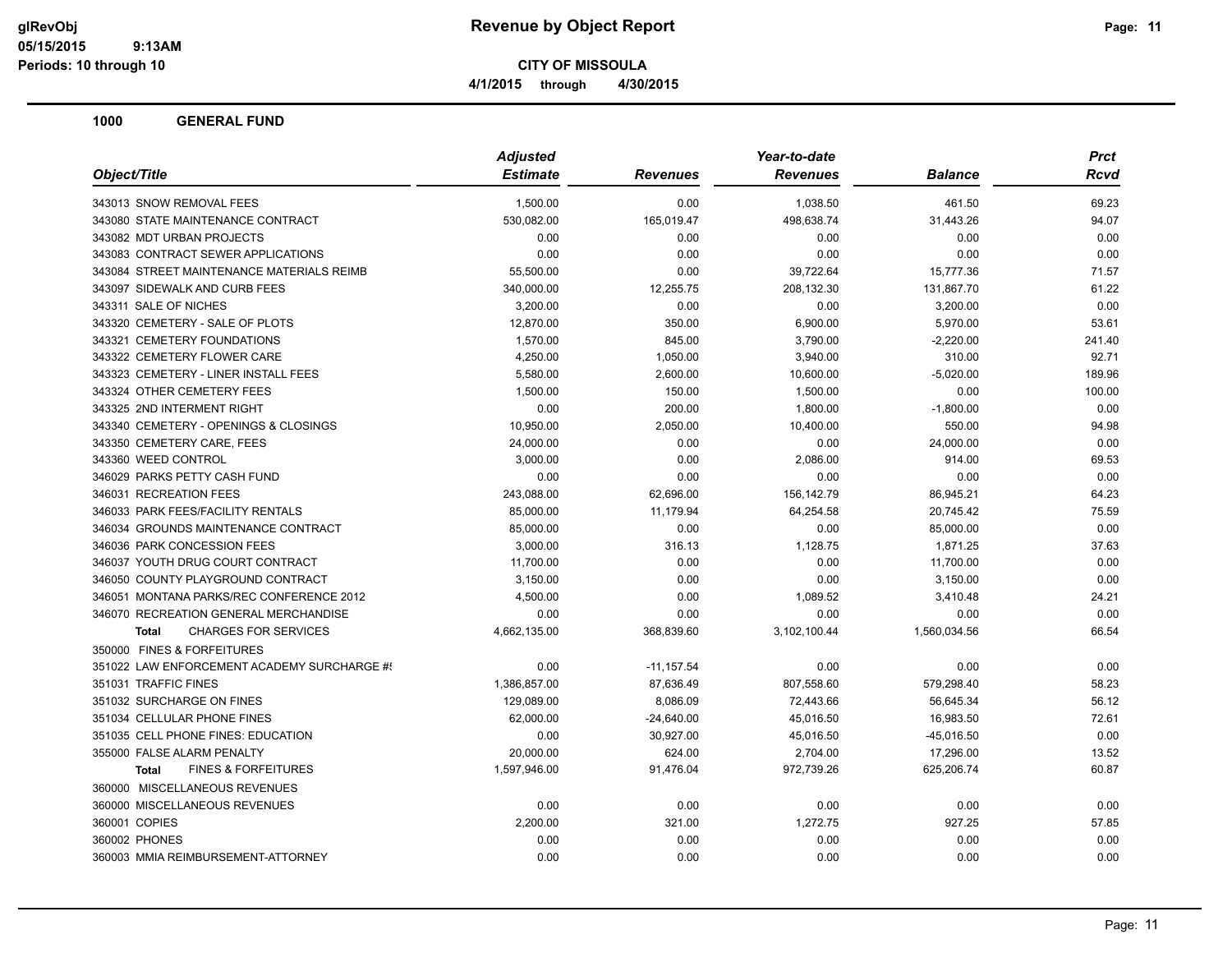# Revenue by Object Report

**CITY OF MISSOULA**

**4/1/2015 through 4/30/2015**

glRevObj
05/15/2015 9:13AM
Periods: 10 through 10

## 1000 GENERAL FUND

| Object/Title | Adjusted Estimate | Revenues | Year-to-date Revenues | Balance | Prct Rcvd |
|---|---|---|---|---|---|
| 343013 SNOW REMOVAL FEES | 1,500.00 | 0.00 | 1,038.50 | 461.50 | 69.23 |
| 343080 STATE MAINTENANCE CONTRACT | 530,082.00 | 165,019.47 | 498,638.74 | 31,443.26 | 94.07 |
| 343082 MDT URBAN PROJECTS | 0.00 | 0.00 | 0.00 | 0.00 | 0.00 |
| 343083 CONTRACT SEWER APPLICATIONS | 0.00 | 0.00 | 0.00 | 0.00 | 0.00 |
| 343084 STREET MAINTENANCE MATERIALS REIMB | 55,500.00 | 0.00 | 39,722.64 | 15,777.36 | 71.57 |
| 343097 SIDEWALK AND CURB FEES | 340,000.00 | 12,255.75 | 208,132.30 | 131,867.70 | 61.22 |
| 343311 SALE OF NICHES | 3,200.00 | 0.00 | 0.00 | 3,200.00 | 0.00 |
| 343320 CEMETERY - SALE OF PLOTS | 12,870.00 | 350.00 | 6,900.00 | 5,970.00 | 53.61 |
| 343321 CEMETERY FOUNDATIONS | 1,570.00 | 845.00 | 3,790.00 | -2,220.00 | 241.40 |
| 343322 CEMETERY FLOWER CARE | 4,250.00 | 1,050.00 | 3,940.00 | 310.00 | 92.71 |
| 343323 CEMETERY - LINER INSTALL FEES | 5,580.00 | 2,600.00 | 10,600.00 | -5,020.00 | 189.96 |
| 343324 OTHER CEMETERY FEES | 1,500.00 | 150.00 | 1,500.00 | 0.00 | 100.00 |
| 343325 2ND INTERMENT RIGHT | 0.00 | 200.00 | 1,800.00 | -1,800.00 | 0.00 |
| 343340 CEMETERY - OPENINGS & CLOSINGS | 10,950.00 | 2,050.00 | 10,400.00 | 550.00 | 94.98 |
| 343350 CEMETERY CARE, FEES | 24,000.00 | 0.00 | 0.00 | 24,000.00 | 0.00 |
| 343360 WEED CONTROL | 3,000.00 | 0.00 | 2,086.00 | 914.00 | 69.53 |
| 346029 PARKS PETTY CASH FUND | 0.00 | 0.00 | 0.00 | 0.00 | 0.00 |
| 346031 RECREATION FEES | 243,088.00 | 62,696.00 | 156,142.79 | 86,945.21 | 64.23 |
| 346033 PARK FEES/FACILITY RENTALS | 85,000.00 | 11,179.94 | 64,254.58 | 20,745.42 | 75.59 |
| 346034 GROUNDS MAINTENANCE CONTRACT | 85,000.00 | 0.00 | 0.00 | 85,000.00 | 0.00 |
| 346036 PARK CONCESSION FEES | 3,000.00 | 316.13 | 1,128.75 | 1,871.25 | 37.63 |
| 346037 YOUTH DRUG COURT CONTRACT | 11,700.00 | 0.00 | 0.00 | 11,700.00 | 0.00 |
| 346050 COUNTY PLAYGROUND CONTRACT | 3,150.00 | 0.00 | 0.00 | 3,150.00 | 0.00 |
| 346051 MONTANA PARKS/REC CONFERENCE 2012 | 4,500.00 | 0.00 | 1,089.52 | 3,410.48 | 24.21 |
| 346070 RECREATION GENERAL MERCHANDISE | 0.00 | 0.00 | 0.00 | 0.00 | 0.00 |
| **Total** CHARGES FOR SERVICES | 4,662,135.00 | 368,839.60 | 3,102,100.44 | 1,560,034.56 | 66.54 |
| 350000 FINES & FORFEITURES | | | | | |
| 351022 LAW ENFORCEMENT ACADEMY SURCHARGE #! | 0.00 | -11,157.54 | 0.00 | 0.00 | 0.00 |
| 351031 TRAFFIC FINES | 1,386,857.00 | 87,636.49 | 807,558.60 | 579,298.40 | 58.23 |
| 351032 SURCHARGE ON FINES | 129,089.00 | 8,086.09 | 72,443.66 | 56,645.34 | 56.12 |
| 351034 CELLULAR PHONE FINES | 62,000.00 | -24,640.00 | 45,016.50 | 16,983.50 | 72.61 |
| 351035 CELL PHONE FINES: EDUCATION | 0.00 | 30,927.00 | 45,016.50 | -45,016.50 | 0.00 |
| 355000 FALSE ALARM PENALTY | 20,000.00 | 624.00 | 2,704.00 | 17,296.00 | 13.52 |
| **Total** FINES & FORFEITURES | 1,597,946.00 | 91,476.04 | 972,739.26 | 625,206.74 | 60.87 |
| 360000 MISCELLANEOUS REVENUES | | | | | |
| 360000 MISCELLANEOUS REVENUES | 0.00 | 0.00 | 0.00 | 0.00 | 0.00 |
| 360001 COPIES | 2,200.00 | 321.00 | 1,272.75 | 927.25 | 57.85 |
| 360002 PHONES | 0.00 | 0.00 | 0.00 | 0.00 | 0.00 |
| 360003 MMIA REIMBURSEMENT-ATTORNEY | 0.00 | 0.00 | 0.00 | 0.00 | 0.00 |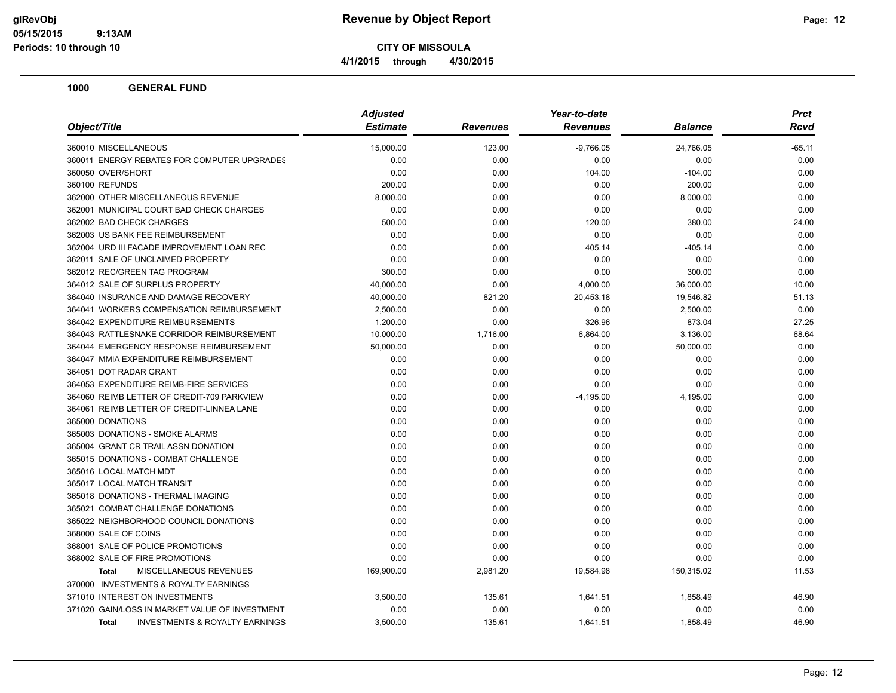**CITY OF MISSOULA**

**4/1/2015 through 4/30/2015**

## 1000 GENERAL FUND

| Object/Title | Adjusted Estimate | Revenues | Year-to-date Revenues | Balance | Prct Rcvd |
|---|---|---|---|---|---|
| 360010 MISCELLANEOUS | 15,000.00 | 123.00 | -9,766.05 | 24,766.05 | -65.11 |
| 360011 ENERGY REBATES FOR COMPUTER UPGRADES | 0.00 | 0.00 | 0.00 | 0.00 | 0.00 |
| 360050 OVER/SHORT | 0.00 | 0.00 | 104.00 | -104.00 | 0.00 |
| 360100 REFUNDS | 200.00 | 0.00 | 0.00 | 200.00 | 0.00 |
| 362000 OTHER MISCELLANEOUS REVENUE | 8,000.00 | 0.00 | 0.00 | 8,000.00 | 0.00 |
| 362001 MUNICIPAL COURT BAD CHECK CHARGES | 0.00 | 0.00 | 0.00 | 0.00 | 0.00 |
| 362002 BAD CHECK CHARGES | 500.00 | 0.00 | 120.00 | 380.00 | 24.00 |
| 362003 US BANK FEE REIMBURSEMENT | 0.00 | 0.00 | 0.00 | 0.00 | 0.00 |
| 362004 URD III FACADE IMPROVEMENT LOAN REC | 0.00 | 0.00 | 405.14 | -405.14 | 0.00 |
| 362011 SALE OF UNCLAIMED PROPERTY | 0.00 | 0.00 | 0.00 | 0.00 | 0.00 |
| 362012 REC/GREEN TAG PROGRAM | 300.00 | 0.00 | 0.00 | 300.00 | 0.00 |
| 364012 SALE OF SURPLUS PROPERTY | 40,000.00 | 0.00 | 4,000.00 | 36,000.00 | 10.00 |
| 364040 INSURANCE AND DAMAGE RECOVERY | 40,000.00 | 821.20 | 20,453.18 | 19,546.82 | 51.13 |
| 364041 WORKERS COMPENSATION REIMBURSEMENT | 2,500.00 | 0.00 | 0.00 | 2,500.00 | 0.00 |
| 364042 EXPENDITURE REIMBURSEMENTS | 1,200.00 | 0.00 | 326.96 | 873.04 | 27.25 |
| 364043 RATTLESNAKE CORRIDOR REIMBURSEMENT | 10,000.00 | 1,716.00 | 6,864.00 | 3,136.00 | 68.64 |
| 364044 EMERGENCY RESPONSE REIMBURSEMENT | 50,000.00 | 0.00 | 0.00 | 50,000.00 | 0.00 |
| 364047 MMIA EXPENDITURE REIMBURSEMENT | 0.00 | 0.00 | 0.00 | 0.00 | 0.00 |
| 364051 DOT RADAR GRANT | 0.00 | 0.00 | 0.00 | 0.00 | 0.00 |
| 364053 EXPENDITURE REIMB-FIRE SERVICES | 0.00 | 0.00 | 0.00 | 0.00 | 0.00 |
| 364060 REIMB LETTER OF CREDIT-709 PARKVIEW | 0.00 | 0.00 | -4,195.00 | 4,195.00 | 0.00 |
| 364061 REIMB LETTER OF CREDIT-LINNEA LANE | 0.00 | 0.00 | 0.00 | 0.00 | 0.00 |
| 365000 DONATIONS | 0.00 | 0.00 | 0.00 | 0.00 | 0.00 |
| 365003 DONATIONS - SMOKE ALARMS | 0.00 | 0.00 | 0.00 | 0.00 | 0.00 |
| 365004 GRANT CR TRAIL ASSN DONATION | 0.00 | 0.00 | 0.00 | 0.00 | 0.00 |
| 365015 DONATIONS - COMBAT CHALLENGE | 0.00 | 0.00 | 0.00 | 0.00 | 0.00 |
| 365016 LOCAL MATCH MDT | 0.00 | 0.00 | 0.00 | 0.00 | 0.00 |
| 365017 LOCAL MATCH TRANSIT | 0.00 | 0.00 | 0.00 | 0.00 | 0.00 |
| 365018 DONATIONS - THERMAL IMAGING | 0.00 | 0.00 | 0.00 | 0.00 | 0.00 |
| 365021 COMBAT CHALLENGE DONATIONS | 0.00 | 0.00 | 0.00 | 0.00 | 0.00 |
| 365022 NEIGHBORHOOD COUNCIL DONATIONS | 0.00 | 0.00 | 0.00 | 0.00 | 0.00 |
| 368000 SALE OF COINS | 0.00 | 0.00 | 0.00 | 0.00 | 0.00 |
| 368001 SALE OF POLICE PROMOTIONS | 0.00 | 0.00 | 0.00 | 0.00 | 0.00 |
| 368002 SALE OF FIRE PROMOTIONS | 0.00 | 0.00 | 0.00 | 0.00 | 0.00 |
| **Total** MISCELLANEOUS REVENUES | 169,900.00 | 2,981.20 | 19,584.98 | 150,315.02 | 11.53 |
| 370000 INVESTMENTS & ROYALTY EARNINGS | | | | | |
| 371010 INTEREST ON INVESTMENTS | 3,500.00 | 135.61 | 1,641.51 | 1,858.49 | 46.90 |
| 371020 GAIN/LOSS IN MARKET VALUE OF INVESTMENT | 0.00 | 0.00 | 0.00 | 0.00 | 0.00 |
| **Total** INVESTMENTS & ROYALTY EARNINGS | 3,500.00 | 135.61 | 1,641.51 | 1,858.49 | 46.90 |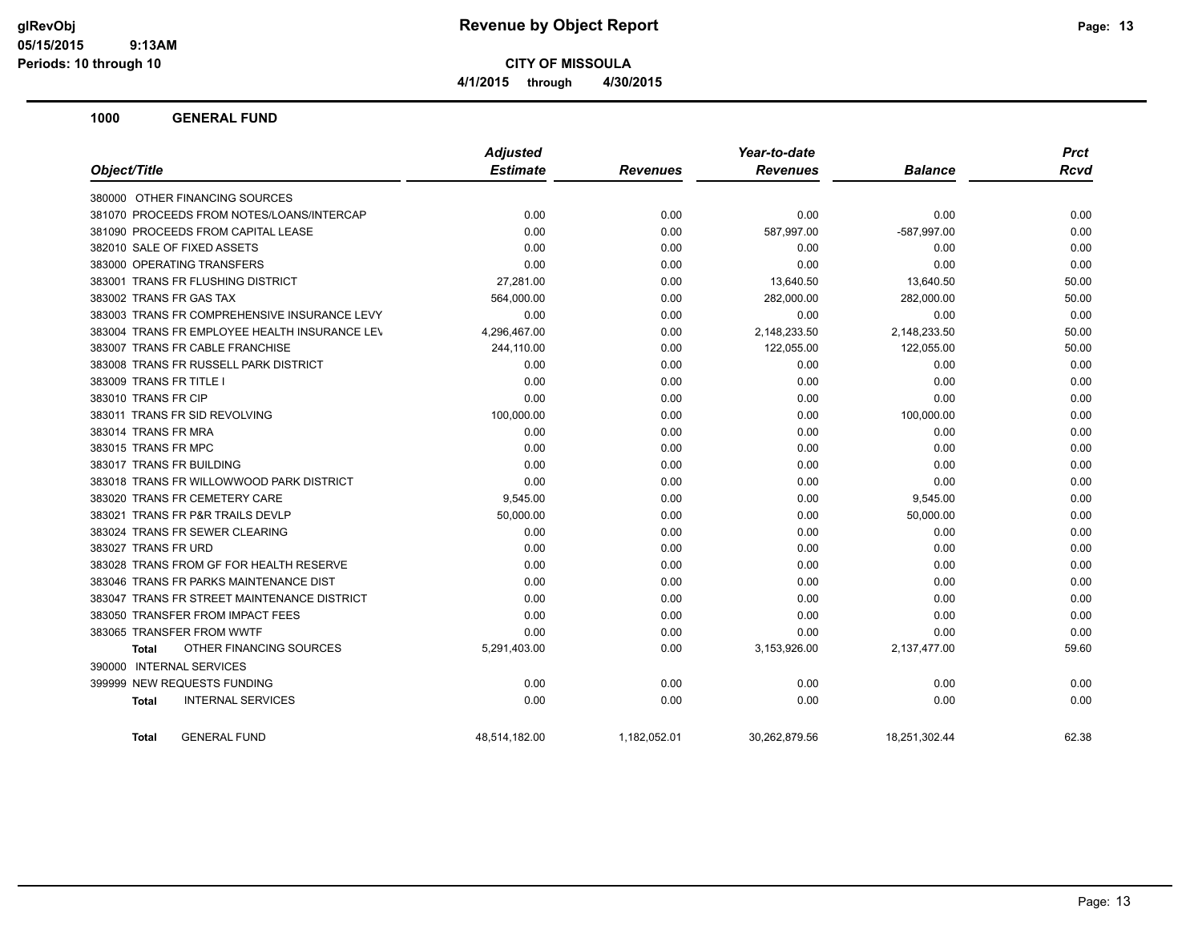# Revenue by Object Report

glRevObj
05/15/2015 9:13AM
Periods: 10 through 10

**CITY OF MISSOULA**

4/1/2015 through 4/30/2015

## 1000 GENERAL FUND

| Object/Title | Adjusted Estimate | Revenues | Year-to-date Revenues | Balance | Prct Rcvd |
|---|---|---|---|---|---|
| 380000 OTHER FINANCING SOURCES | | | | | |
| 381070 PROCEEDS FROM NOTES/LOANS/INTERCAP | 0.00 | 0.00 | 0.00 | 0.00 | 0.00 |
| 381090 PROCEEDS FROM CAPITAL LEASE | 0.00 | 0.00 | 587,997.00 | -587,997.00 | 0.00 |
| 382010 SALE OF FIXED ASSETS | 0.00 | 0.00 | 0.00 | 0.00 | 0.00 |
| 383000 OPERATING TRANSFERS | 0.00 | 0.00 | 0.00 | 0.00 | 0.00 |
| 383001 TRANS FR FLUSHING DISTRICT | 27,281.00 | 0.00 | 13,640.50 | 13,640.50 | 50.00 |
| 383002 TRANS FR GAS TAX | 564,000.00 | 0.00 | 282,000.00 | 282,000.00 | 50.00 |
| 383003 TRANS FR COMPREHENSIVE INSURANCE LEVY | 0.00 | 0.00 | 0.00 | 0.00 | 0.00 |
| 383004 TRANS FR EMPLOYEE HEALTH INSURANCE LEV | 4,296,467.00 | 0.00 | 2,148,233.50 | 2,148,233.50 | 50.00 |
| 383007 TRANS FR CABLE FRANCHISE | 244,110.00 | 0.00 | 122,055.00 | 122,055.00 | 50.00 |
| 383008 TRANS FR RUSSELL PARK DISTRICT | 0.00 | 0.00 | 0.00 | 0.00 | 0.00 |
| 383009 TRANS FR TITLE I | 0.00 | 0.00 | 0.00 | 0.00 | 0.00 |
| 383010 TRANS FR CIP | 0.00 | 0.00 | 0.00 | 0.00 | 0.00 |
| 383011 TRANS FR SID REVOLVING | 100,000.00 | 0.00 | 0.00 | 100,000.00 | 0.00 |
| 383014 TRANS FR MRA | 0.00 | 0.00 | 0.00 | 0.00 | 0.00 |
| 383015 TRANS FR MPC | 0.00 | 0.00 | 0.00 | 0.00 | 0.00 |
| 383017 TRANS FR BUILDING | 0.00 | 0.00 | 0.00 | 0.00 | 0.00 |
| 383018 TRANS FR WILLOWWOOD PARK DISTRICT | 0.00 | 0.00 | 0.00 | 0.00 | 0.00 |
| 383020 TRANS FR CEMETERY CARE | 9,545.00 | 0.00 | 0.00 | 9,545.00 | 0.00 |
| 383021 TRANS FR P&R TRAILS DEVLP | 50,000.00 | 0.00 | 0.00 | 50,000.00 | 0.00 |
| 383024 TRANS FR SEWER CLEARING | 0.00 | 0.00 | 0.00 | 0.00 | 0.00 |
| 383027 TRANS FR URD | 0.00 | 0.00 | 0.00 | 0.00 | 0.00 |
| 383028 TRANS FROM GF FOR HEALTH RESERVE | 0.00 | 0.00 | 0.00 | 0.00 | 0.00 |
| 383046 TRANS FR PARKS MAINTENANCE DIST | 0.00 | 0.00 | 0.00 | 0.00 | 0.00 |
| 383047 TRANS FR STREET MAINTENANCE DISTRICT | 0.00 | 0.00 | 0.00 | 0.00 | 0.00 |
| 383050 TRANSFER FROM IMPACT FEES | 0.00 | 0.00 | 0.00 | 0.00 | 0.00 |
| 383065 TRANSFER FROM WWTF | 0.00 | 0.00 | 0.00 | 0.00 | 0.00 |
| **Total** OTHER FINANCING SOURCES | 5,291,403.00 | 0.00 | 3,153,926.00 | 2,137,477.00 | 59.60 |
| 390000 INTERNAL SERVICES | | | | | |
| 399999 NEW REQUESTS FUNDING | 0.00 | 0.00 | 0.00 | 0.00 | 0.00 |
| **Total** INTERNAL SERVICES | 0.00 | 0.00 | 0.00 | 0.00 | 0.00 |
| **Total** GENERAL FUND | 48,514,182.00 | 1,182,052.01 | 30,262,879.56 | 18,251,302.44 | 62.38 |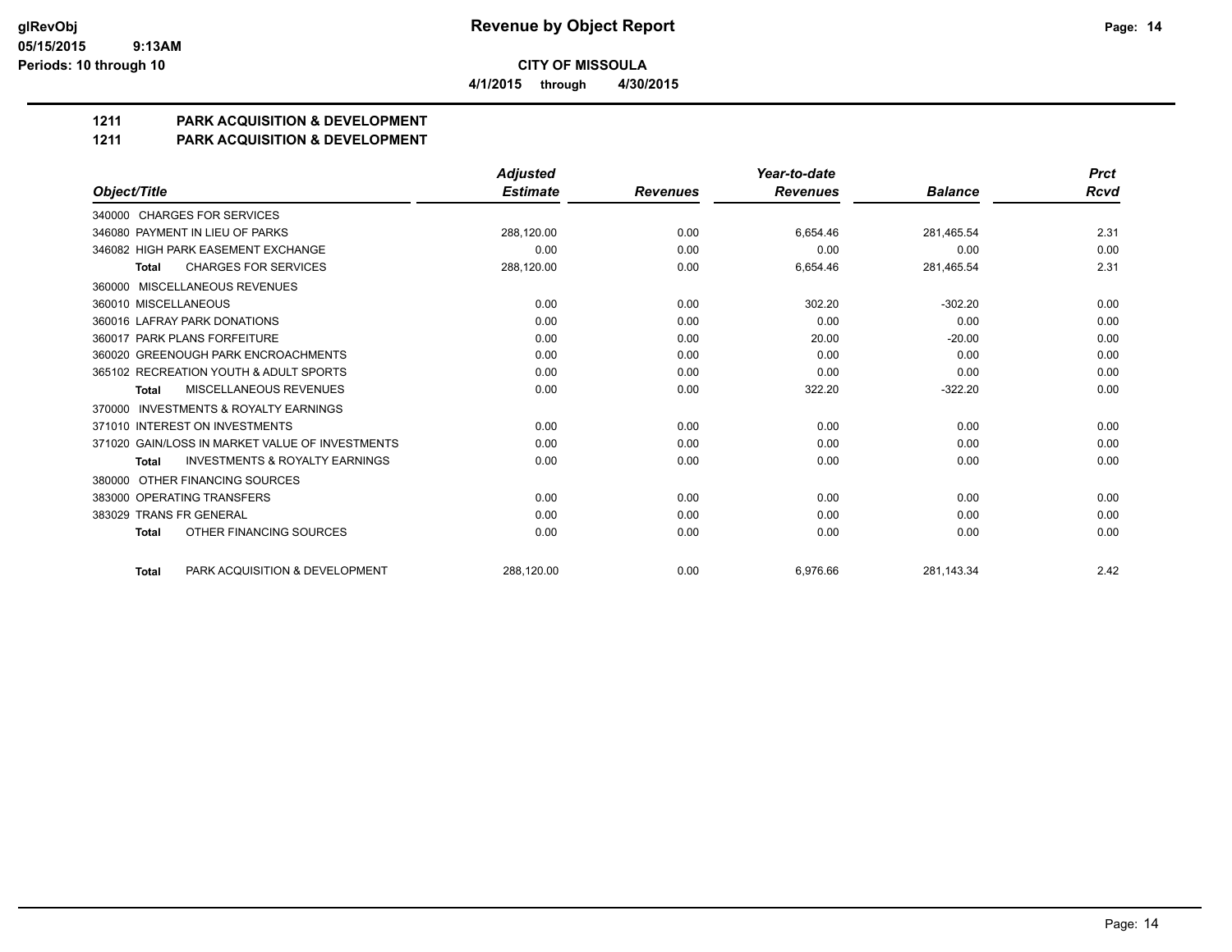**Revenue by Object Report**

**CITY OF MISSOULA**

**4/1/2015 through 4/30/2015**

glRevObj
05/15/2015 9:13AM
Periods: 10 through 10

## 1211 PARK ACQUISITION & DEVELOPMENT
## 1211 PARK ACQUISITION & DEVELOPMENT

| Object/Title | Adjusted Estimate | Revenues | Year-to-date Revenues | Balance | Prct Rcvd |
|---|---|---|---|---|---|
| 340000 CHARGES FOR SERVICES | | | | | |
| 346080 PAYMENT IN LIEU OF PARKS | 288,120.00 | 0.00 | 6,654.46 | 281,465.54 | 2.31 |
| 346082 HIGH PARK EASEMENT EXCHANGE | 0.00 | 0.00 | 0.00 | 0.00 | 0.00 |
| **Total** CHARGES FOR SERVICES | 288,120.00 | 0.00 | 6,654.46 | 281,465.54 | 2.31 |
| 360000 MISCELLANEOUS REVENUES | | | | | |
| 360010 MISCELLANEOUS | 0.00 | 0.00 | 302.20 | -302.20 | 0.00 |
| 360016 LAFRAY PARK DONATIONS | 0.00 | 0.00 | 0.00 | 0.00 | 0.00 |
| 360017 PARK PLANS FORFEITURE | 0.00 | 0.00 | 20.00 | -20.00 | 0.00 |
| 360020 GREENOUGH PARK ENCROACHMENTS | 0.00 | 0.00 | 0.00 | 0.00 | 0.00 |
| 365102 RECREATION YOUTH & ADULT SPORTS | 0.00 | 0.00 | 0.00 | 0.00 | 0.00 |
| **Total** MISCELLANEOUS REVENUES | 0.00 | 0.00 | 322.20 | -322.20 | 0.00 |
| 370000 INVESTMENTS & ROYALTY EARNINGS | | | | | |
| 371010 INTEREST ON INVESTMENTS | 0.00 | 0.00 | 0.00 | 0.00 | 0.00 |
| 371020 GAIN/LOSS IN MARKET VALUE OF INVESTMENTS | 0.00 | 0.00 | 0.00 | 0.00 | 0.00 |
| **Total** INVESTMENTS & ROYALTY EARNINGS | 0.00 | 0.00 | 0.00 | 0.00 | 0.00 |
| 380000 OTHER FINANCING SOURCES | | | | | |
| 383000 OPERATING TRANSFERS | 0.00 | 0.00 | 0.00 | 0.00 | 0.00 |
| 383029 TRANS FR GENERAL | 0.00 | 0.00 | 0.00 | 0.00 | 0.00 |
| **Total** OTHER FINANCING SOURCES | 0.00 | 0.00 | 0.00 | 0.00 | 0.00 |
| **Total** PARK ACQUISITION & DEVELOPMENT | 288,120.00 | 0.00 | 6,976.66 | 281,143.34 | 2.42 |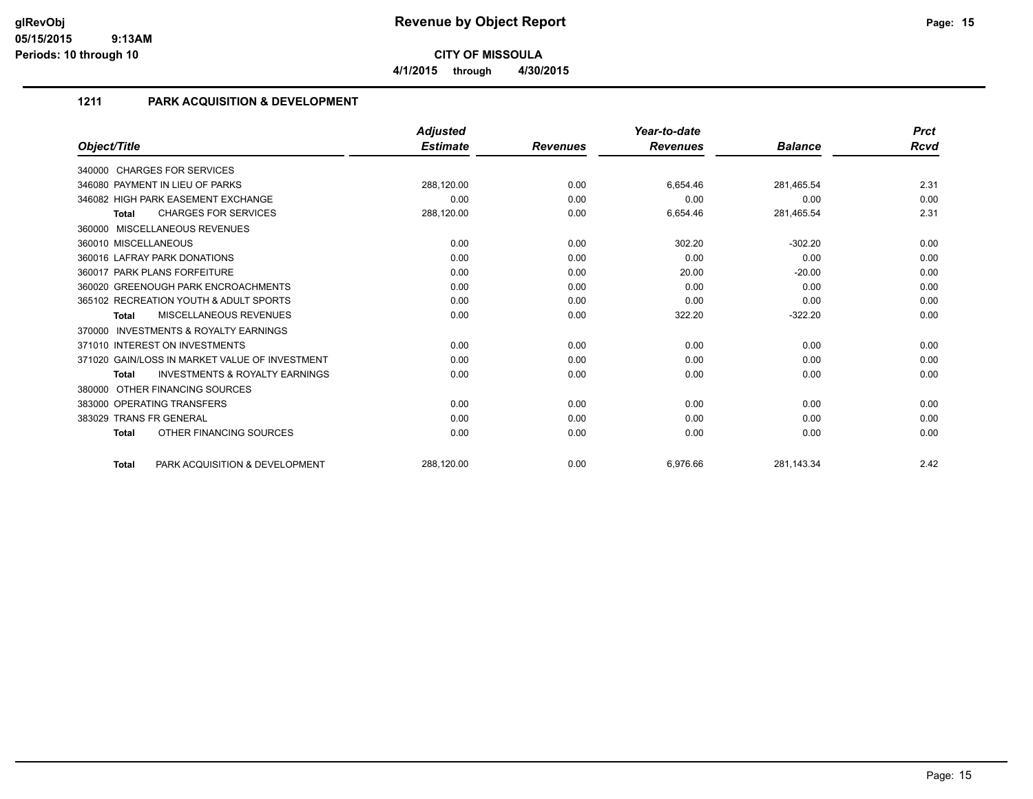# Revenue by Object Report

**CITY OF MISSOULA**

**4/1/2015 through 4/30/2015**

glRevObj
05/15/2015 9:13AM
Periods: 10 through 10

## 1211 PARK ACQUISITION & DEVELOPMENT

| Object/Title | Adjusted Estimate | Revenues | Year-to-date Revenues | Balance | Prct Rcvd |
|---|---|---|---|---|---|
| 340000 CHARGES FOR SERVICES | | | | | |
| 346080 PAYMENT IN LIEU OF PARKS | 288,120.00 | 0.00 | 6,654.46 | 281,465.54 | 2.31 |
| 346082 HIGH PARK EASEMENT EXCHANGE | 0.00 | 0.00 | 0.00 | 0.00 | 0.00 |
| **Total** CHARGES FOR SERVICES | 288,120.00 | 0.00 | 6,654.46 | 281,465.54 | 2.31 |
| 360000 MISCELLANEOUS REVENUES | | | | | |
| 360010 MISCELLANEOUS | 0.00 | 0.00 | 302.20 | -302.20 | 0.00 |
| 360016 LAFRAY PARK DONATIONS | 0.00 | 0.00 | 0.00 | 0.00 | 0.00 |
| 360017 PARK PLANS FORFEITURE | 0.00 | 0.00 | 20.00 | -20.00 | 0.00 |
| 360020 GREENOUGH PARK ENCROACHMENTS | 0.00 | 0.00 | 0.00 | 0.00 | 0.00 |
| 365102 RECREATION YOUTH & ADULT SPORTS | 0.00 | 0.00 | 0.00 | 0.00 | 0.00 |
| **Total** MISCELLANEOUS REVENUES | 0.00 | 0.00 | 322.20 | -322.20 | 0.00 |
| 370000 INVESTMENTS & ROYALTY EARNINGS | | | | | |
| 371010 INTEREST ON INVESTMENTS | 0.00 | 0.00 | 0.00 | 0.00 | 0.00 |
| 371020 GAIN/LOSS IN MARKET VALUE OF INVESTMENT | 0.00 | 0.00 | 0.00 | 0.00 | 0.00 |
| **Total** INVESTMENTS & ROYALTY EARNINGS | 0.00 | 0.00 | 0.00 | 0.00 | 0.00 |
| 380000 OTHER FINANCING SOURCES | | | | | |
| 383000 OPERATING TRANSFERS | 0.00 | 0.00 | 0.00 | 0.00 | 0.00 |
| 383029 TRANS FR GENERAL | 0.00 | 0.00 | 0.00 | 0.00 | 0.00 |
| **Total** OTHER FINANCING SOURCES | 0.00 | 0.00 | 0.00 | 0.00 | 0.00 |
| **Total** PARK ACQUISITION & DEVELOPMENT | 288,120.00 | 0.00 | 6,976.66 | 281,143.34 | 2.42 |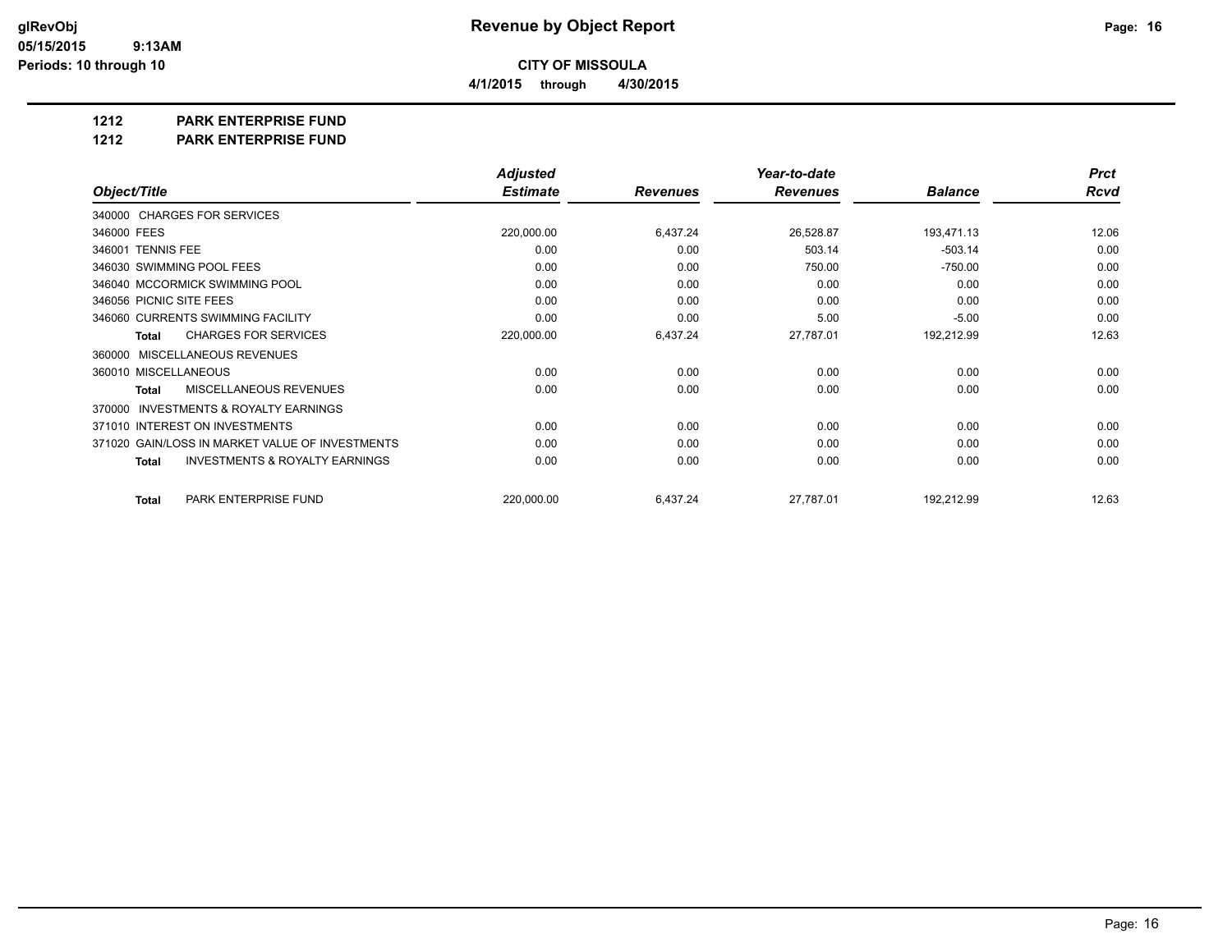# Revenue by Object Report

**CITY OF MISSOULA**

**4/1/2015 through 4/30/2015**

glRevObj
05/15/2015 9:13AM
Periods: 10 through 10

**1212 PARK ENTERPRISE FUND**

**1212 PARK ENTERPRISE FUND**

| Object/Title | Adjusted Estimate | Revenues | Year-to-date Revenues | Balance | Prct Rcvd |
|---|---|---|---|---|---|
| 340000 CHARGES FOR SERVICES | | | | | |
| 346000 FEES | 220,000.00 | 6,437.24 | 26,528.87 | 193,471.13 | 12.06 |
| 346001 TENNIS FEE | 0.00 | 0.00 | 503.14 | -503.14 | 0.00 |
| 346030 SWIMMING POOL FEES | 0.00 | 0.00 | 750.00 | -750.00 | 0.00 |
| 346040 MCCORMICK SWIMMING POOL | 0.00 | 0.00 | 0.00 | 0.00 | 0.00 |
| 346056 PICNIC SITE FEES | 0.00 | 0.00 | 0.00 | 0.00 | 0.00 |
| 346060 CURRENTS SWIMMING FACILITY | 0.00 | 0.00 | 5.00 | -5.00 | 0.00 |
| **Total** CHARGES FOR SERVICES | 220,000.00 | 6,437.24 | 27,787.01 | 192,212.99 | 12.63 |
| 360000 MISCELLANEOUS REVENUES | | | | | |
| 360010 MISCELLANEOUS | 0.00 | 0.00 | 0.00 | 0.00 | 0.00 |
| **Total** MISCELLANEOUS REVENUES | 0.00 | 0.00 | 0.00 | 0.00 | 0.00 |
| 370000 INVESTMENTS & ROYALTY EARNINGS | | | | | |
| 371010 INTEREST ON INVESTMENTS | 0.00 | 0.00 | 0.00 | 0.00 | 0.00 |
| 371020 GAIN/LOSS IN MARKET VALUE OF INVESTMENTS | 0.00 | 0.00 | 0.00 | 0.00 | 0.00 |
| **Total** INVESTMENTS & ROYALTY EARNINGS | 0.00 | 0.00 | 0.00 | 0.00 | 0.00 |
| **Total** PARK ENTERPRISE FUND | 220,000.00 | 6,437.24 | 27,787.01 | 192,212.99 | 12.63 |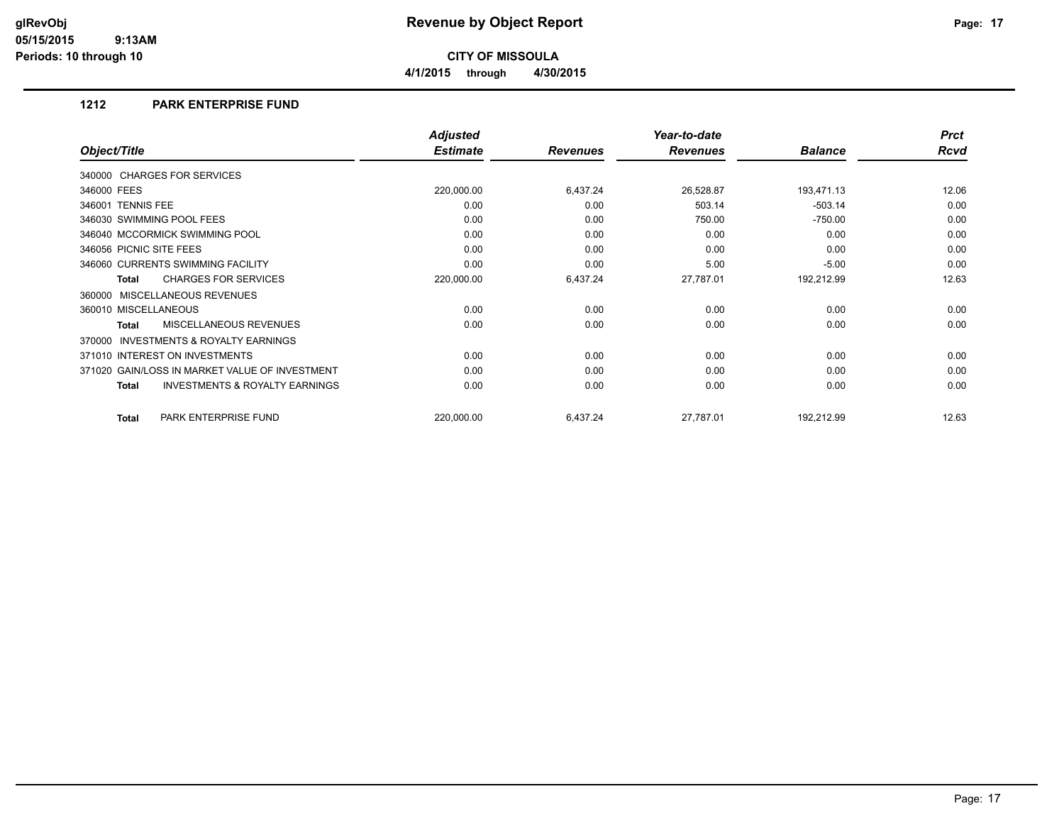**Revenue by Object Report**

**CITY OF MISSOULA**

**4/1/2015 through 4/30/2015**

## 1212 PARK ENTERPRISE FUND

| Object/Title | Adjusted Estimate | Revenues | Year-to-date Revenues | Balance | Prct Rcvd |
|---|---|---|---|---|---|
| 340000 CHARGES FOR SERVICES | | | | | |
| 346000 FEES | 220,000.00 | 6,437.24 | 26,528.87 | 193,471.13 | 12.06 |
| 346001 TENNIS FEE | 0.00 | 0.00 | 503.14 | -503.14 | 0.00 |
| 346030 SWIMMING POOL FEES | 0.00 | 0.00 | 750.00 | -750.00 | 0.00 |
| 346040 MCCORMICK SWIMMING POOL | 0.00 | 0.00 | 0.00 | 0.00 | 0.00 |
| 346056 PICNIC SITE FEES | 0.00 | 0.00 | 0.00 | 0.00 | 0.00 |
| 346060 CURRENTS SWIMMING FACILITY | 0.00 | 0.00 | 5.00 | -5.00 | 0.00 |
| **Total** CHARGES FOR SERVICES | 220,000.00 | 6,437.24 | 27,787.01 | 192,212.99 | 12.63 |
| 360000 MISCELLANEOUS REVENUES | | | | | |
| 360010 MISCELLANEOUS | 0.00 | 0.00 | 0.00 | 0.00 | 0.00 |
| **Total** MISCELLANEOUS REVENUES | 0.00 | 0.00 | 0.00 | 0.00 | 0.00 |
| 370000 INVESTMENTS & ROYALTY EARNINGS | | | | | |
| 371010 INTEREST ON INVESTMENTS | 0.00 | 0.00 | 0.00 | 0.00 | 0.00 |
| 371020 GAIN/LOSS IN MARKET VALUE OF INVESTMENT | 0.00 | 0.00 | 0.00 | 0.00 | 0.00 |
| **Total** INVESTMENTS & ROYALTY EARNINGS | 0.00 | 0.00 | 0.00 | 0.00 | 0.00 |
| **Total** PARK ENTERPRISE FUND | 220,000.00 | 6,437.24 | 27,787.01 | 192,212.99 | 12.63 |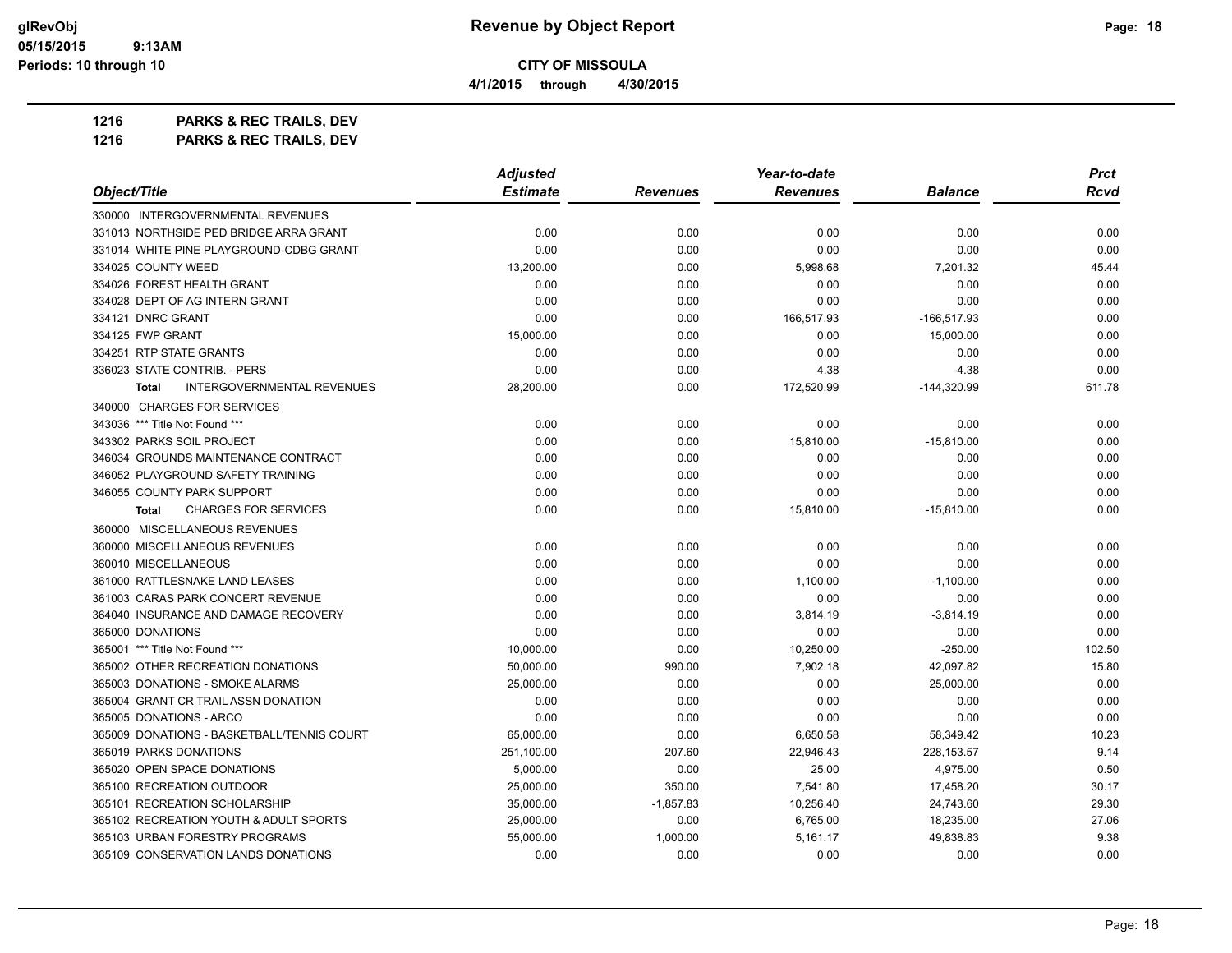**CITY OF MISSOULA**

**4/1/2015 through 4/30/2015**

**1216 PARKS & REC TRAILS, DEV**

**1216 PARKS & REC TRAILS, DEV**

| Object/Title | Adjusted Estimate | Revenues | Year-to-date Revenues | Balance | Prct Rcvd |
|---|---|---|---|---|---|
| 330000 INTERGOVERNMENTAL REVENUES | | | | | |
| 331013 NORTHSIDE PED BRIDGE ARRA GRANT | 0.00 | 0.00 | 0.00 | 0.00 | 0.00 |
| 331014 WHITE PINE PLAYGROUND-CDBG GRANT | 0.00 | 0.00 | 0.00 | 0.00 | 0.00 |
| 334025 COUNTY WEED | 13,200.00 | 0.00 | 5,998.68 | 7,201.32 | 45.44 |
| 334026 FOREST HEALTH GRANT | 0.00 | 0.00 | 0.00 | 0.00 | 0.00 |
| 334028 DEPT OF AG INTERN GRANT | 0.00 | 0.00 | 0.00 | 0.00 | 0.00 |
| 334121 DNRC GRANT | 0.00 | 0.00 | 166,517.93 | -166,517.93 | 0.00 |
| 334125 FWP GRANT | 15,000.00 | 0.00 | 0.00 | 15,000.00 | 0.00 |
| 334251 RTP STATE GRANTS | 0.00 | 0.00 | 0.00 | 0.00 | 0.00 |
| 336023 STATE CONTRIB. - PERS | 0.00 | 0.00 | 4.38 | -4.38 | 0.00 |
| **Total** INTERGOVERNMENTAL REVENUES | 28,200.00 | 0.00 | 172,520.99 | -144,320.99 | 611.78 |
| 340000 CHARGES FOR SERVICES | | | | | |
| 343036 *** Title Not Found *** | 0.00 | 0.00 | 0.00 | 0.00 | 0.00 |
| 343302 PARKS SOIL PROJECT | 0.00 | 0.00 | 15,810.00 | -15,810.00 | 0.00 |
| 346034 GROUNDS MAINTENANCE CONTRACT | 0.00 | 0.00 | 0.00 | 0.00 | 0.00 |
| 346052 PLAYGROUND SAFETY TRAINING | 0.00 | 0.00 | 0.00 | 0.00 | 0.00 |
| 346055 COUNTY PARK SUPPORT | 0.00 | 0.00 | 0.00 | 0.00 | 0.00 |
| **Total** CHARGES FOR SERVICES | 0.00 | 0.00 | 15,810.00 | -15,810.00 | 0.00 |
| 360000 MISCELLANEOUS REVENUES | | | | | |
| 360000 MISCELLANEOUS REVENUES | 0.00 | 0.00 | 0.00 | 0.00 | 0.00 |
| 360010 MISCELLANEOUS | 0.00 | 0.00 | 0.00 | 0.00 | 0.00 |
| 361000 RATTLESNAKE LAND LEASES | 0.00 | 0.00 | 1,100.00 | -1,100.00 | 0.00 |
| 361003 CARAS PARK CONCERT REVENUE | 0.00 | 0.00 | 0.00 | 0.00 | 0.00 |
| 364040 INSURANCE AND DAMAGE RECOVERY | 0.00 | 0.00 | 3,814.19 | -3,814.19 | 0.00 |
| 365000 DONATIONS | 0.00 | 0.00 | 0.00 | 0.00 | 0.00 |
| 365001 *** Title Not Found *** | 10,000.00 | 0.00 | 10,250.00 | -250.00 | 102.50 |
| 365002 OTHER RECREATION DONATIONS | 50,000.00 | 990.00 | 7,902.18 | 42,097.82 | 15.80 |
| 365003 DONATIONS - SMOKE ALARMS | 25,000.00 | 0.00 | 0.00 | 25,000.00 | 0.00 |
| 365004 GRANT CR TRAIL ASSN DONATION | 0.00 | 0.00 | 0.00 | 0.00 | 0.00 |
| 365005 DONATIONS - ARCO | 0.00 | 0.00 | 0.00 | 0.00 | 0.00 |
| 365009 DONATIONS - BASKETBALL/TENNIS COURT | 65,000.00 | 0.00 | 6,650.58 | 58,349.42 | 10.23 |
| 365019 PARKS DONATIONS | 251,100.00 | 207.60 | 22,946.43 | 228,153.57 | 9.14 |
| 365020 OPEN SPACE DONATIONS | 5,000.00 | 0.00 | 25.00 | 4,975.00 | 0.50 |
| 365100 RECREATION OUTDOOR | 25,000.00 | 350.00 | 7,541.80 | 17,458.20 | 30.17 |
| 365101 RECREATION SCHOLARSHIP | 35,000.00 | -1,857.83 | 10,256.40 | 24,743.60 | 29.30 |
| 365102 RECREATION YOUTH & ADULT SPORTS | 25,000.00 | 0.00 | 6,765.00 | 18,235.00 | 27.06 |
| 365103 URBAN FORESTRY PROGRAMS | 55,000.00 | 1,000.00 | 5,161.17 | 49,838.83 | 9.38 |
| 365109 CONSERVATION LANDS DONATIONS | 0.00 | 0.00 | 0.00 | 0.00 | 0.00 |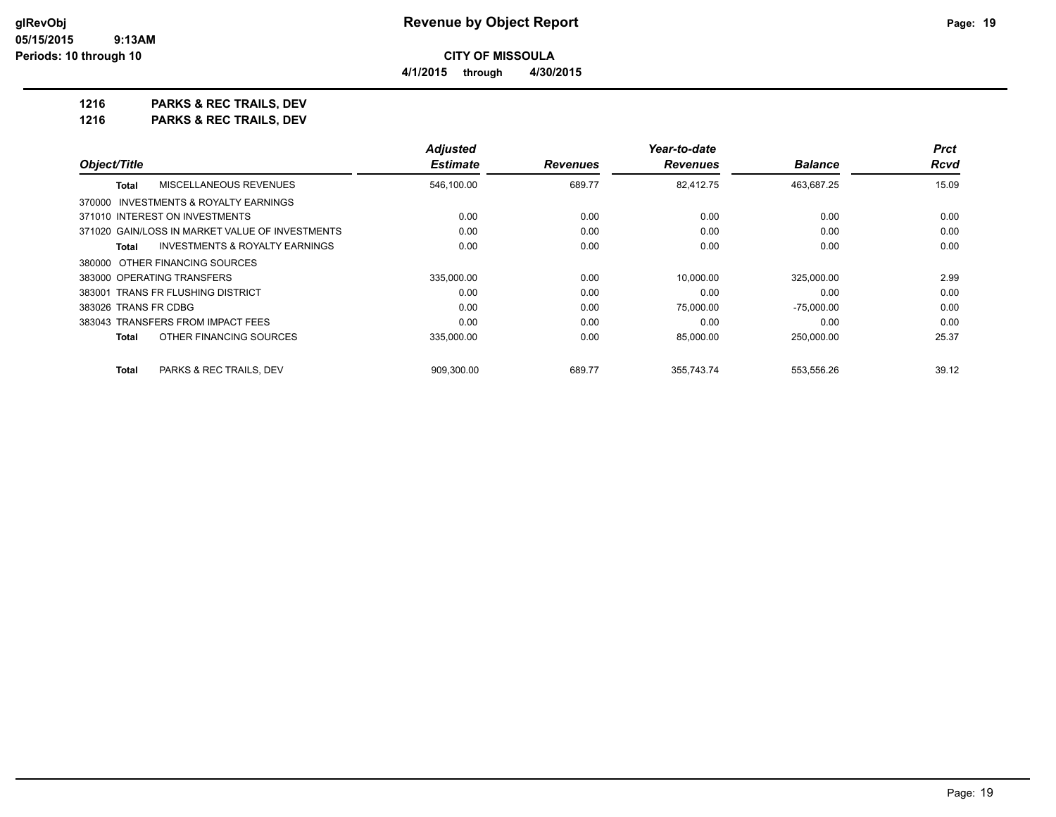**Revenue by Object Report**

**CITY OF MISSOULA**

**4/1/2015 through 4/30/2015**

glRevObj
05/15/2015 9:13AM
Periods: 10 through 10

## 1216 PARKS & REC TRAILS, DEV
## 1216 PARKS & REC TRAILS, DEV

| Object/Title | Adjusted Estimate | Revenues | Year-to-date Revenues | Balance | Prct Rcvd |
|---|---|---|---|---|---|
| **Total** MISCELLANEOUS REVENUES | 546,100.00 | 689.77 | 82,412.75 | 463,687.25 | 15.09 |
| 370000 INVESTMENTS & ROYALTY EARNINGS | | | | | |
| 371010 INTEREST ON INVESTMENTS | 0.00 | 0.00 | 0.00 | 0.00 | 0.00 |
| 371020 GAIN/LOSS IN MARKET VALUE OF INVESTMENTS | 0.00 | 0.00 | 0.00 | 0.00 | 0.00 |
| **Total** INVESTMENTS & ROYALTY EARNINGS | 0.00 | 0.00 | 0.00 | 0.00 | 0.00 |
| 380000 OTHER FINANCING SOURCES | | | | | |
| 383000 OPERATING TRANSFERS | 335,000.00 | 0.00 | 10,000.00 | 325,000.00 | 2.99 |
| 383001 TRANS FR FLUSHING DISTRICT | 0.00 | 0.00 | 0.00 | 0.00 | 0.00 |
| 383026 TRANS FR CDBG | 0.00 | 0.00 | 75,000.00 | -75,000.00 | 0.00 |
| 383043 TRANSFERS FROM IMPACT FEES | 0.00 | 0.00 | 0.00 | 0.00 | 0.00 |
| **Total** OTHER FINANCING SOURCES | 335,000.00 | 0.00 | 85,000.00 | 250,000.00 | 25.37 |
| **Total** PARKS & REC TRAILS, DEV | 909,300.00 | 689.77 | 355,743.74 | 553,556.26 | 39.12 |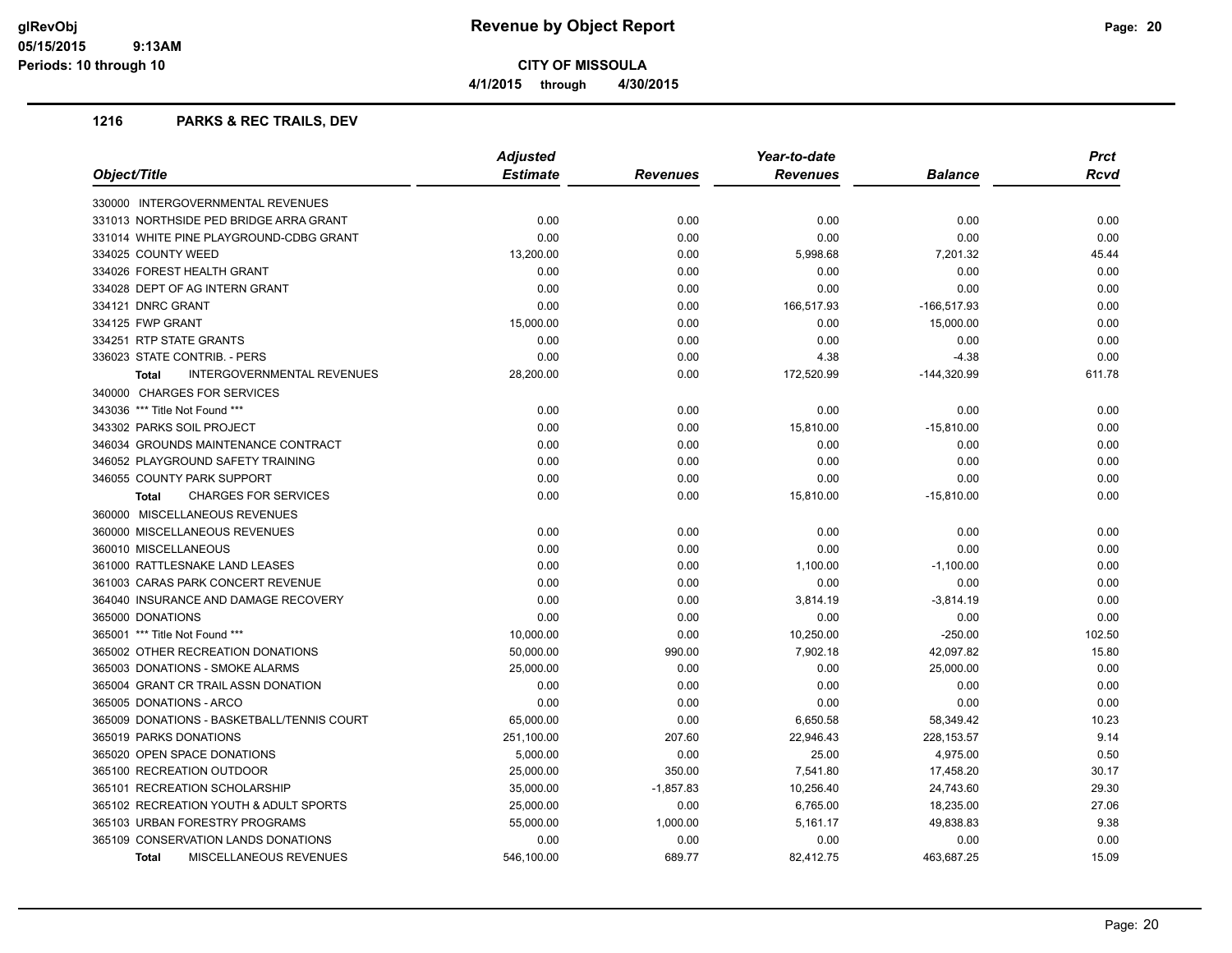# Revenue by Object Report

**CITY OF MISSOULA**

**4/1/2015 through 4/30/2015**

glRevObj
05/15/2015 9:13AM
Periods: 10 through 10

## 1216 PARKS & REC TRAILS, DEV

| Object/Title | Adjusted Estimate | Revenues | Year-to-date Revenues | Balance | Prct Rcvd |
|---|---|---|---|---|---|
| 330000 INTERGOVERNMENTAL REVENUES | | | | | |
| 331013 NORTHSIDE PED BRIDGE ARRA GRANT | 0.00 | 0.00 | 0.00 | 0.00 | 0.00 |
| 331014 WHITE PINE PLAYGROUND-CDBG GRANT | 0.00 | 0.00 | 0.00 | 0.00 | 0.00 |
| 334025 COUNTY WEED | 13,200.00 | 0.00 | 5,998.68 | 7,201.32 | 45.44 |
| 334026 FOREST HEALTH GRANT | 0.00 | 0.00 | 0.00 | 0.00 | 0.00 |
| 334028 DEPT OF AG INTERN GRANT | 0.00 | 0.00 | 0.00 | 0.00 | 0.00 |
| 334121 DNRC GRANT | 0.00 | 0.00 | 166,517.93 | -166,517.93 | 0.00 |
| 334125 FWP GRANT | 15,000.00 | 0.00 | 0.00 | 15,000.00 | 0.00 |
| 334251 RTP STATE GRANTS | 0.00 | 0.00 | 0.00 | 0.00 | 0.00 |
| 336023 STATE CONTRIB. - PERS | 0.00 | 0.00 | 4.38 | -4.38 | 0.00 |
| **Total** INTERGOVERNMENTAL REVENUES | 28,200.00 | 0.00 | 172,520.99 | -144,320.99 | 611.78 |
| 340000 CHARGES FOR SERVICES | | | | | |
| 343036 *** Title Not Found *** | 0.00 | 0.00 | 0.00 | 0.00 | 0.00 |
| 343302 PARKS SOIL PROJECT | 0.00 | 0.00 | 15,810.00 | -15,810.00 | 0.00 |
| 346034 GROUNDS MAINTENANCE CONTRACT | 0.00 | 0.00 | 0.00 | 0.00 | 0.00 |
| 346052 PLAYGROUND SAFETY TRAINING | 0.00 | 0.00 | 0.00 | 0.00 | 0.00 |
| 346055 COUNTY PARK SUPPORT | 0.00 | 0.00 | 0.00 | 0.00 | 0.00 |
| **Total** CHARGES FOR SERVICES | 0.00 | 0.00 | 15,810.00 | -15,810.00 | 0.00 |
| 360000 MISCELLANEOUS REVENUES | | | | | |
| 360000 MISCELLANEOUS REVENUES | 0.00 | 0.00 | 0.00 | 0.00 | 0.00 |
| 360010 MISCELLANEOUS | 0.00 | 0.00 | 0.00 | 0.00 | 0.00 |
| 361000 RATTLESNAKE LAND LEASES | 0.00 | 0.00 | 1,100.00 | -1,100.00 | 0.00 |
| 361003 CARAS PARK CONCERT REVENUE | 0.00 | 0.00 | 0.00 | 0.00 | 0.00 |
| 364040 INSURANCE AND DAMAGE RECOVERY | 0.00 | 0.00 | 3,814.19 | -3,814.19 | 0.00 |
| 365000 DONATIONS | 0.00 | 0.00 | 0.00 | 0.00 | 0.00 |
| 365001 *** Title Not Found *** | 10,000.00 | 0.00 | 10,250.00 | -250.00 | 102.50 |
| 365002 OTHER RECREATION DONATIONS | 50,000.00 | 990.00 | 7,902.18 | 42,097.82 | 15.80 |
| 365003 DONATIONS - SMOKE ALARMS | 25,000.00 | 0.00 | 0.00 | 25,000.00 | 0.00 |
| 365004 GRANT CR TRAIL ASSN DONATION | 0.00 | 0.00 | 0.00 | 0.00 | 0.00 |
| 365005 DONATIONS - ARCO | 0.00 | 0.00 | 0.00 | 0.00 | 0.00 |
| 365009 DONATIONS - BASKETBALL/TENNIS COURT | 65,000.00 | 0.00 | 6,650.58 | 58,349.42 | 10.23 |
| 365019 PARKS DONATIONS | 251,100.00 | 207.60 | 22,946.43 | 228,153.57 | 9.14 |
| 365020 OPEN SPACE DONATIONS | 5,000.00 | 0.00 | 25.00 | 4,975.00 | 0.50 |
| 365100 RECREATION OUTDOOR | 25,000.00 | 350.00 | 7,541.80 | 17,458.20 | 30.17 |
| 365101 RECREATION SCHOLARSHIP | 35,000.00 | -1,857.83 | 10,256.40 | 24,743.60 | 29.30 |
| 365102 RECREATION YOUTH & ADULT SPORTS | 25,000.00 | 0.00 | 6,765.00 | 18,235.00 | 27.06 |
| 365103 URBAN FORESTRY PROGRAMS | 55,000.00 | 1,000.00 | 5,161.17 | 49,838.83 | 9.38 |
| 365109 CONSERVATION LANDS DONATIONS | 0.00 | 0.00 | 0.00 | 0.00 | 0.00 |
| **Total** MISCELLANEOUS REVENUES | 546,100.00 | 689.77 | 82,412.75 | 463,687.25 | 15.09 |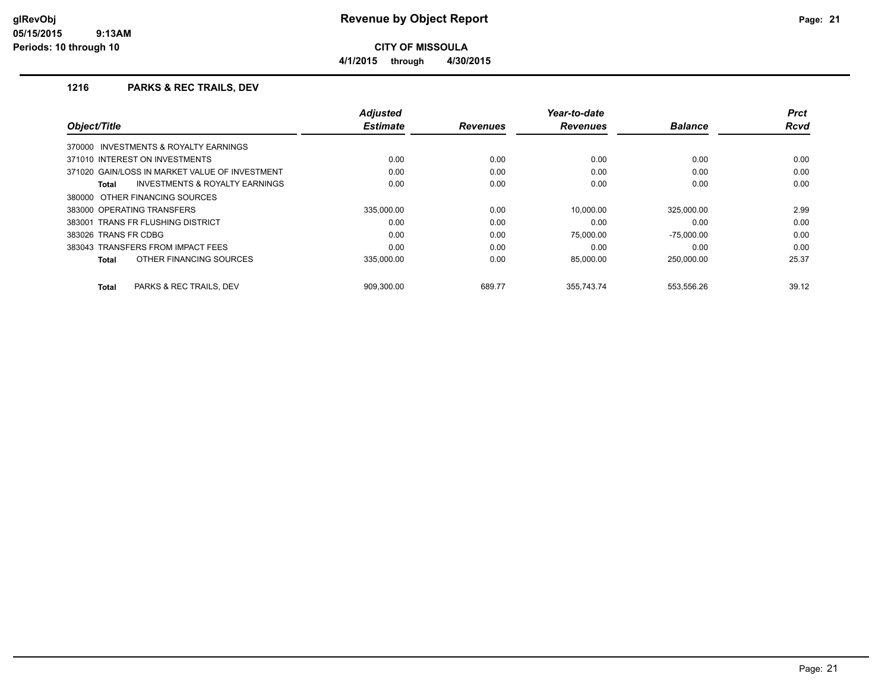# Revenue by Object Report

**CITY OF MISSOULA**

**4/1/2015 through 4/30/2015**

glRevObj
05/15/2015 9:13AM
Periods: 10 through 10

## 1216 PARKS & REC TRAILS, DEV

| Object/Title | Adjusted Estimate | Revenues | Year-to-date Revenues | Balance | Prct Rcvd |
|---|---|---|---|---|---|
| 370000 INVESTMENTS & ROYALTY EARNINGS | | | | | |
| 371010 INTEREST ON INVESTMENTS | 0.00 | 0.00 | 0.00 | 0.00 | 0.00 |
| 371020 GAIN/LOSS IN MARKET VALUE OF INVESTMENT | 0.00 | 0.00 | 0.00 | 0.00 | 0.00 |
| **Total** INVESTMENTS & ROYALTY EARNINGS | 0.00 | 0.00 | 0.00 | 0.00 | 0.00 |
| 380000 OTHER FINANCING SOURCES | | | | | |
| 383000 OPERATING TRANSFERS | 335,000.00 | 0.00 | 10,000.00 | 325,000.00 | 2.99 |
| 383001 TRANS FR FLUSHING DISTRICT | 0.00 | 0.00 | 0.00 | 0.00 | 0.00 |
| 383026 TRANS FR CDBG | 0.00 | 0.00 | 75,000.00 | -75,000.00 | 0.00 |
| 383043 TRANSFERS FROM IMPACT FEES | 0.00 | 0.00 | 0.00 | 0.00 | 0.00 |
| **Total** OTHER FINANCING SOURCES | 335,000.00 | 0.00 | 85,000.00 | 250,000.00 | 25.37 |
| **Total** PARKS & REC TRAILS, DEV | 909,300.00 | 689.77 | 355,743.74 | 553,556.26 | 39.12 |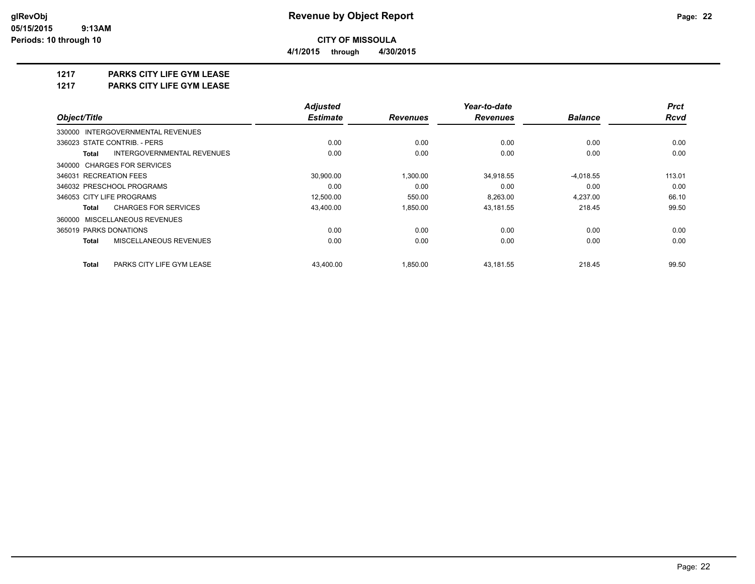**glRevObj**
**05/15/2015 9:13AM**
**Periods: 10 through 10**

# Revenue by Object Report

**CITY OF MISSOULA**

**4/1/2015 through 4/30/2015**

## 1217 PARKS CITY LIFE GYM LEASE
## 1217 PARKS CITY LIFE GYM LEASE

| Object/Title | Adjusted Estimate | Revenues | Year-to-date Revenues | Balance | Prct Rcvd |
|---|---|---|---|---|---|
| 330000 INTERGOVERNMENTAL REVENUES | | | | | |
| 336023 STATE CONTRIB. - PERS | 0.00 | 0.00 | 0.00 | 0.00 | 0.00 |
| **Total** INTERGOVERNMENTAL REVENUES | 0.00 | 0.00 | 0.00 | 0.00 | 0.00 |
| 340000 CHARGES FOR SERVICES | | | | | |
| 346031 RECREATION FEES | 30,900.00 | 1,300.00 | 34,918.55 | -4,018.55 | 113.01 |
| 346032 PRESCHOOL PROGRAMS | 0.00 | 0.00 | 0.00 | 0.00 | 0.00 |
| 346053 CITY LIFE PROGRAMS | 12,500.00 | 550.00 | 8,263.00 | 4,237.00 | 66.10 |
| **Total** CHARGES FOR SERVICES | 43,400.00 | 1,850.00 | 43,181.55 | 218.45 | 99.50 |
| 360000 MISCELLANEOUS REVENUES | | | | | |
| 365019 PARKS DONATIONS | 0.00 | 0.00 | 0.00 | 0.00 | 0.00 |
| **Total** MISCELLANEOUS REVENUES | 0.00 | 0.00 | 0.00 | 0.00 | 0.00 |
| **Total** PARKS CITY LIFE GYM LEASE | 43,400.00 | 1,850.00 | 43,181.55 | 218.45 | 99.50 |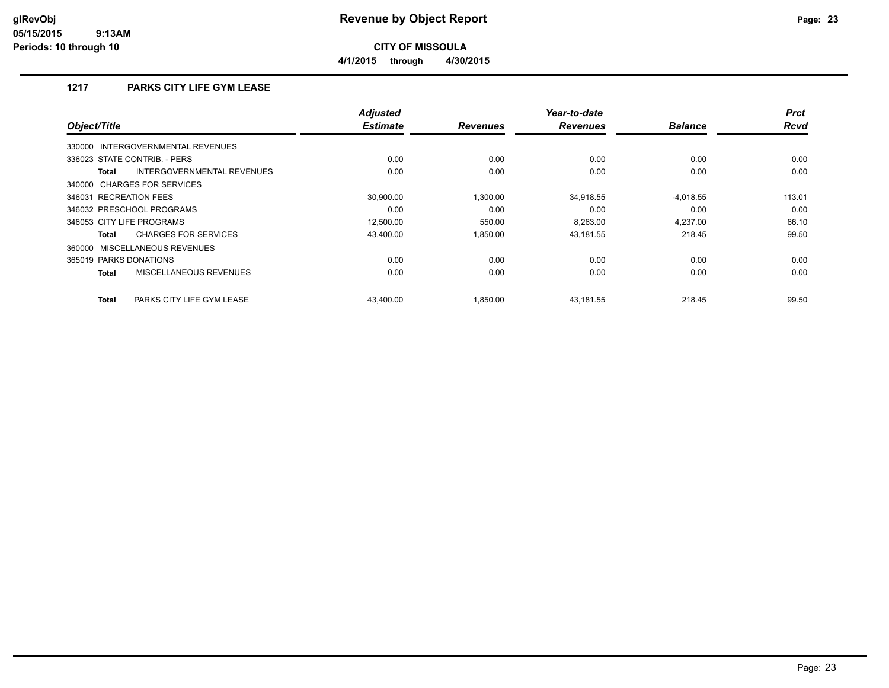# Revenue by Object Report

**CITY OF MISSOULA**

**4/1/2015 through 4/30/2015**

## 1217 PARKS CITY LIFE GYM LEASE

| Object/Title | Adjusted Estimate | Revenues | Year-to-date Revenues | Balance | Prct Rcvd |
|---|---|---|---|---|---|
| 330000 INTERGOVERNMENTAL REVENUES | | | | | |
| 336023 STATE CONTRIB. - PERS | 0.00 | 0.00 | 0.00 | 0.00 | 0.00 |
| **Total** INTERGOVERNMENTAL REVENUES | 0.00 | 0.00 | 0.00 | 0.00 | 0.00 |
| 340000 CHARGES FOR SERVICES | | | | | |
| 346031 RECREATION FEES | 30,900.00 | 1,300.00 | 34,918.55 | -4,018.55 | 113.01 |
| 346032 PRESCHOOL PROGRAMS | 0.00 | 0.00 | 0.00 | 0.00 | 0.00 |
| 346053 CITY LIFE PROGRAMS | 12,500.00 | 550.00 | 8,263.00 | 4,237.00 | 66.10 |
| **Total** CHARGES FOR SERVICES | 43,400.00 | 1,850.00 | 43,181.55 | 218.45 | 99.50 |
| 360000 MISCELLANEOUS REVENUES | | | | | |
| 365019 PARKS DONATIONS | 0.00 | 0.00 | 0.00 | 0.00 | 0.00 |
| **Total** MISCELLANEOUS REVENUES | 0.00 | 0.00 | 0.00 | 0.00 | 0.00 |
| **Total** PARKS CITY LIFE GYM LEASE | 43,400.00 | 1,850.00 | 43,181.55 | 218.45 | 99.50 |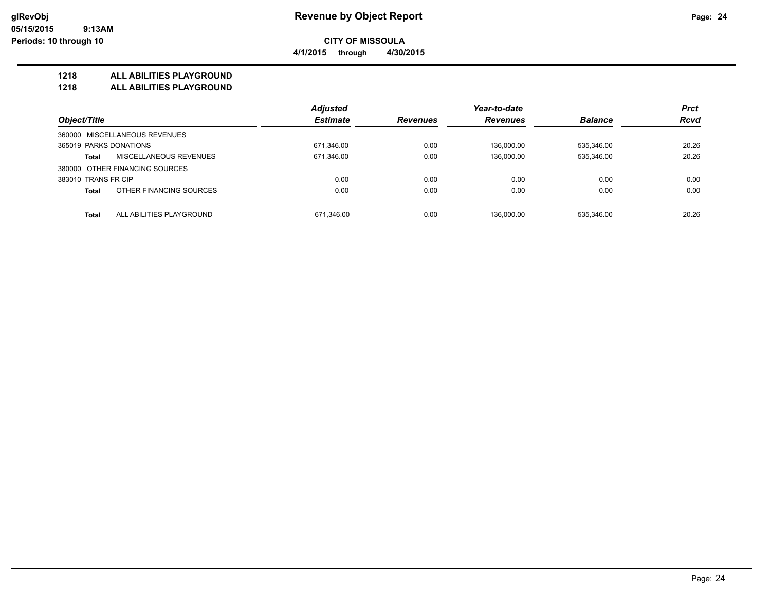# Revenue by Object Report

## CITY OF MISSOULA

4/1/2015 through 4/30/2015

### 1218 ALL ABILITIES PLAYGROUND
### 1218 ALL ABILITIES PLAYGROUND

| Object/Title | | Adjusted Estimate | Revenues | Year-to-date Revenues | Balance | Prct Rcvd |
|---|---|---|---|---|---|---|
| 360000 MISCELLANEOUS REVENUES | | | | | | |
| 365019 PARKS DONATIONS | | 671,346.00 | 0.00 | 136,000.00 | 535,346.00 | 20.26 |
| **Total** | MISCELLANEOUS REVENUES | 671,346.00 | 0.00 | 136,000.00 | 535,346.00 | 20.26 |
| 380000 OTHER FINANCING SOURCES | | | | | | |
| 383010 TRANS FR CIP | | 0.00 | 0.00 | 0.00 | 0.00 | 0.00 |
| **Total** | OTHER FINANCING SOURCES | 0.00 | 0.00 | 0.00 | 0.00 | 0.00 |
| **Total** | ALL ABILITIES PLAYGROUND | 671,346.00 | 0.00 | 136,000.00 | 535,346.00 | 20.26 |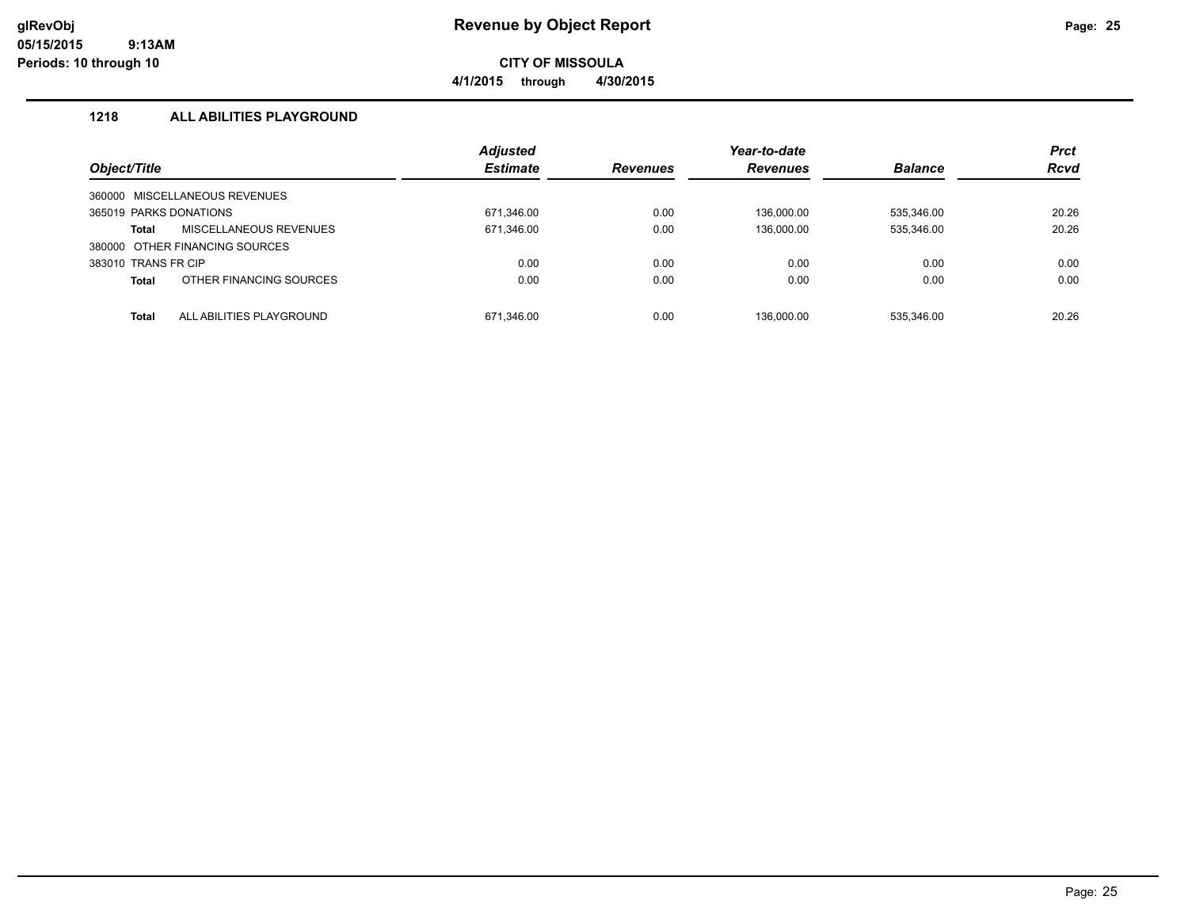# Revenue by Object Report

glRevObj
05/15/2015 9:13AM
Periods: 10 through 10

**CITY OF MISSOULA**

**4/1/2015 through 4/30/2015**

### 1218 ALL ABILITIES PLAYGROUND

| Object/Title | Adjusted Estimate | Revenues | Year-to-date Revenues | Balance | Prct Rcvd |
|---|---|---|---|---|---|
| 360000 MISCELLANEOUS REVENUES | | | | | |
| 365019 PARKS DONATIONS | 671,346.00 | 0.00 | 136,000.00 | 535,346.00 | 20.26 |
| **Total** MISCELLANEOUS REVENUES | 671,346.00 | 0.00 | 136,000.00 | 535,346.00 | 20.26 |
| 380000 OTHER FINANCING SOURCES | | | | | |
| 383010 TRANS FR CIP | 0.00 | 0.00 | 0.00 | 0.00 | 0.00 |
| **Total** OTHER FINANCING SOURCES | 0.00 | 0.00 | 0.00 | 0.00 | 0.00 |
| **Total** ALL ABILITIES PLAYGROUND | 671,346.00 | 0.00 | 136,000.00 | 535,346.00 | 20.26 |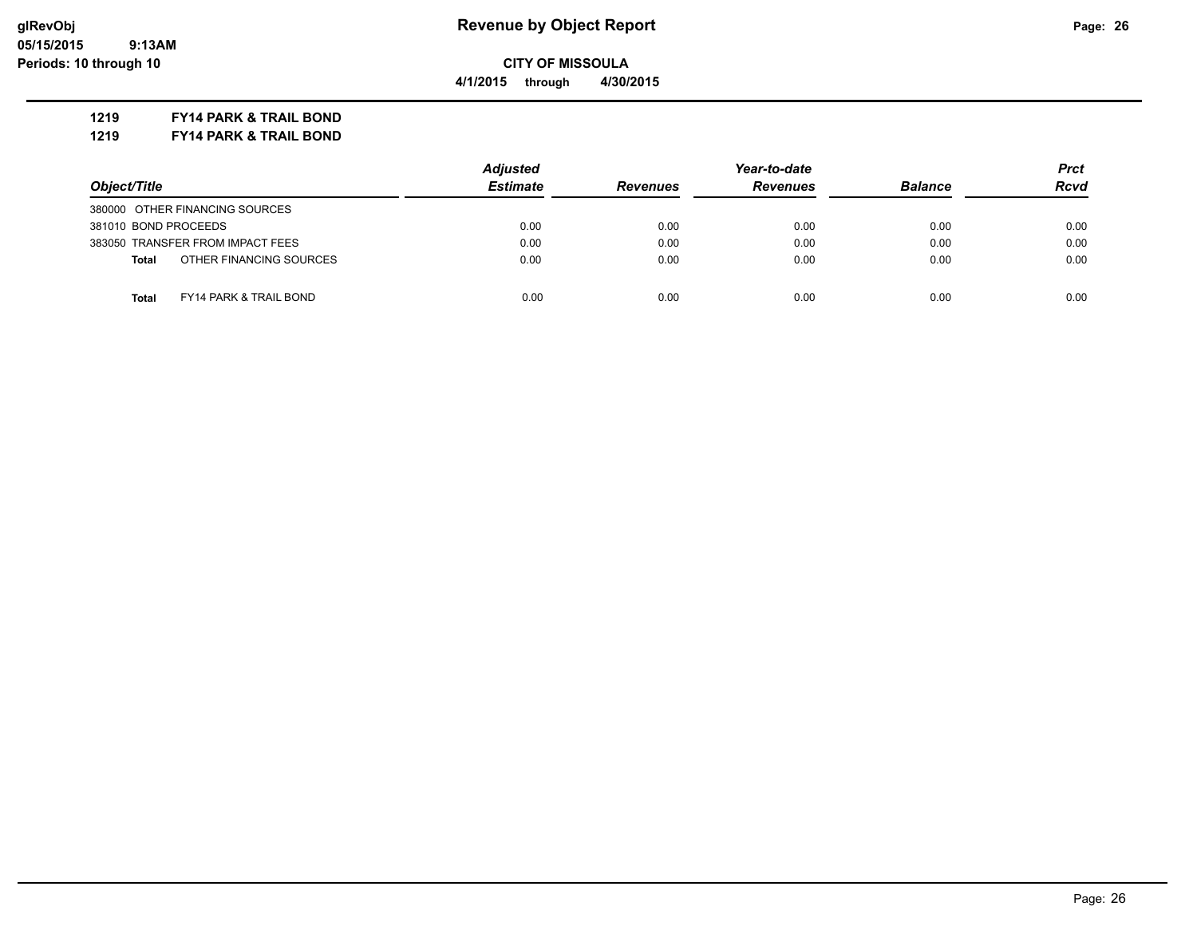**CITY OF MISSOULA**

**4/1/2015 through 4/30/2015**

**1219 FY14 PARK & TRAIL BOND**

**1219 FY14 PARK & TRAIL BOND**

| Object/Title | Adjusted Estimate | Revenues | Year-to-date Revenues | Balance | Prct Rcvd |
|---|---|---|---|---|---|
| 380000 OTHER FINANCING SOURCES | | | | | |
| 381010 BOND PROCEEDS | 0.00 | 0.00 | 0.00 | 0.00 | 0.00 |
| 383050 TRANSFER FROM IMPACT FEES | 0.00 | 0.00 | 0.00 | 0.00 | 0.00 |
| **Total** OTHER FINANCING SOURCES | 0.00 | 0.00 | 0.00 | 0.00 | 0.00 |
| **Total** FY14 PARK & TRAIL BOND | 0.00 | 0.00 | 0.00 | 0.00 | 0.00 |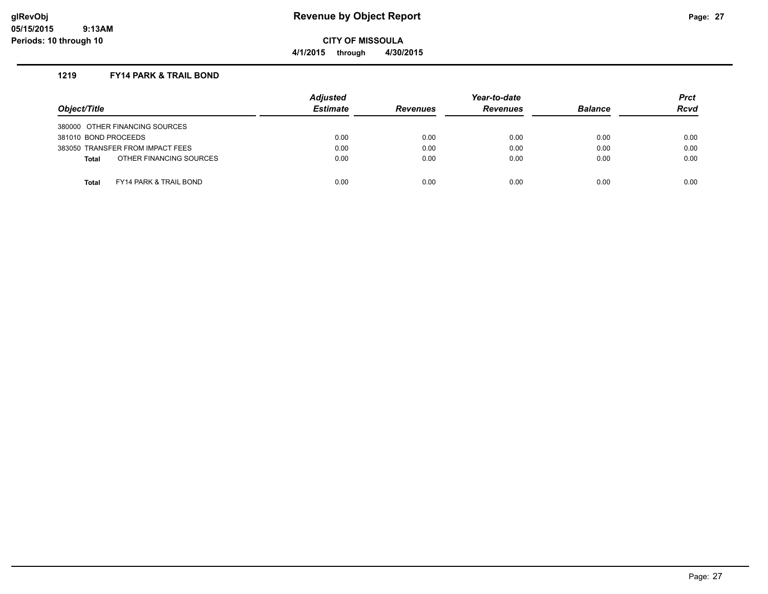# Revenue by Object Report

glRevObj
05/15/2015 9:13AM
Periods: 10 through 10

**CITY OF MISSOULA**

**4/1/2015 through 4/30/2015**

## 1219 FY14 PARK & TRAIL BOND

| Object/Title | Adjusted Estimate | Revenues | Year-to-date Revenues | Balance | Prct Rcvd |
|---|---|---|---|---|---|
| 380000 OTHER FINANCING SOURCES | | | | | |
| 381010 BOND PROCEEDS | 0.00 | 0.00 | 0.00 | 0.00 | 0.00 |
| 383050 TRANSFER FROM IMPACT FEES | 0.00 | 0.00 | 0.00 | 0.00 | 0.00 |
| **Total** OTHER FINANCING SOURCES | 0.00 | 0.00 | 0.00 | 0.00 | 0.00 |
| **Total** FY14 PARK & TRAIL BOND | 0.00 | 0.00 | 0.00 | 0.00 | 0.00 |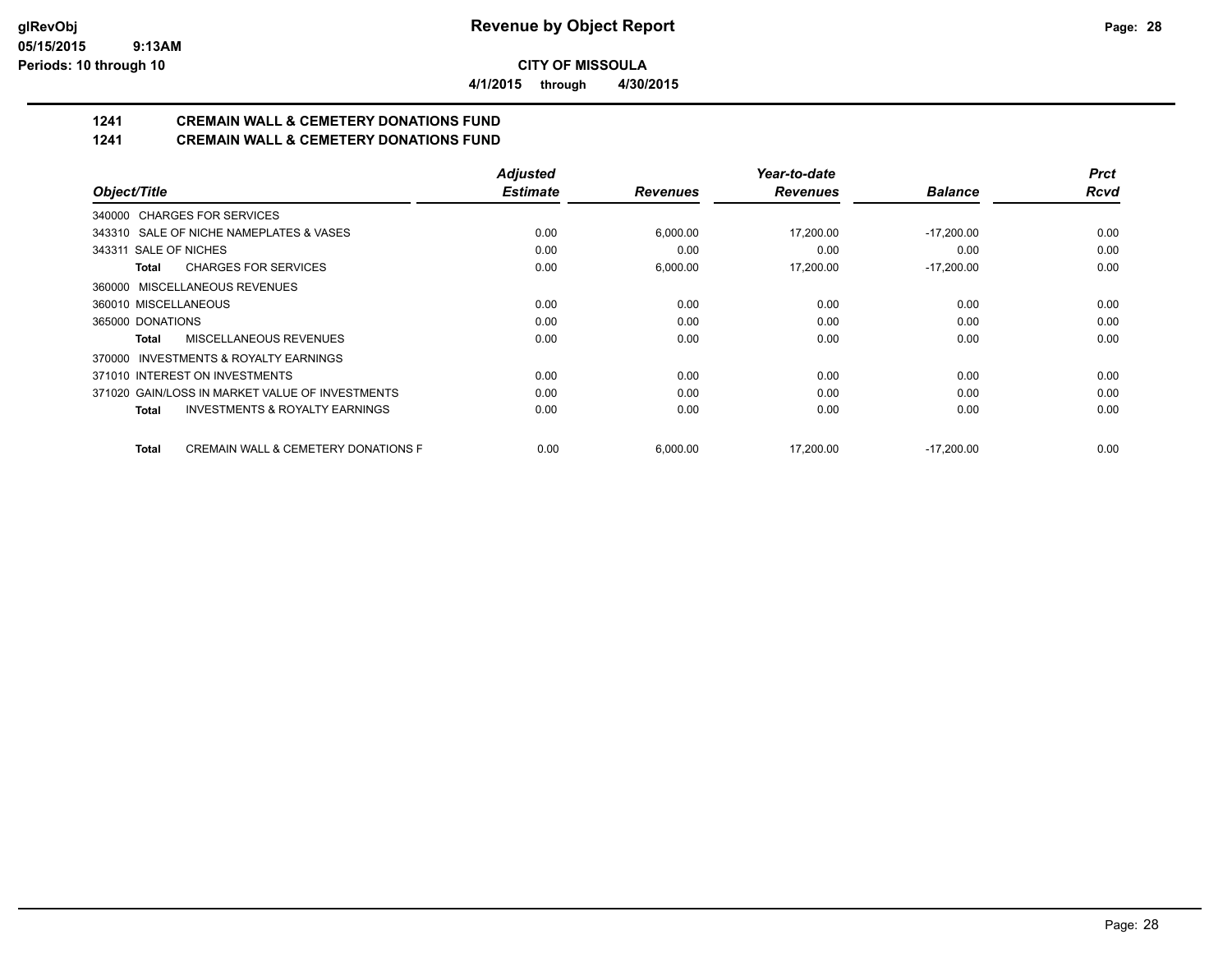# CITY OF MISSOULA

**Revenue by Object Report**

4/1/2015 through 4/30/2015

## 1241 CREMAIN WALL & CEMETERY DONATIONS FUND
## 1241 CREMAIN WALL & CEMETERY DONATIONS FUND

| Object/Title | Adjusted Estimate | Revenues | Year-to-date Revenues | Balance | Prct Rcvd |
|---|---|---|---|---|---|
| 340000 CHARGES FOR SERVICES | | | | | |
| 343310 SALE OF NICHE NAMEPLATES & VASES | 0.00 | 6,000.00 | 17,200.00 | -17,200.00 | 0.00 |
| 343311 SALE OF NICHES | 0.00 | 0.00 | 0.00 | 0.00 | 0.00 |
| **Total** CHARGES FOR SERVICES | 0.00 | 6,000.00 | 17,200.00 | -17,200.00 | 0.00 |
| 360000 MISCELLANEOUS REVENUES | | | | | |
| 360010 MISCELLANEOUS | 0.00 | 0.00 | 0.00 | 0.00 | 0.00 |
| 365000 DONATIONS | 0.00 | 0.00 | 0.00 | 0.00 | 0.00 |
| **Total** MISCELLANEOUS REVENUES | 0.00 | 0.00 | 0.00 | 0.00 | 0.00 |
| 370000 INVESTMENTS & ROYALTY EARNINGS | | | | | |
| 371010 INTEREST ON INVESTMENTS | 0.00 | 0.00 | 0.00 | 0.00 | 0.00 |
| 371020 GAIN/LOSS IN MARKET VALUE OF INVESTMENTS | 0.00 | 0.00 | 0.00 | 0.00 | 0.00 |
| **Total** INVESTMENTS & ROYALTY EARNINGS | 0.00 | 0.00 | 0.00 | 0.00 | 0.00 |
| **Total** CREMAIN WALL & CEMETERY DONATIONS F | 0.00 | 6,000.00 | 17,200.00 | -17,200.00 | 0.00 |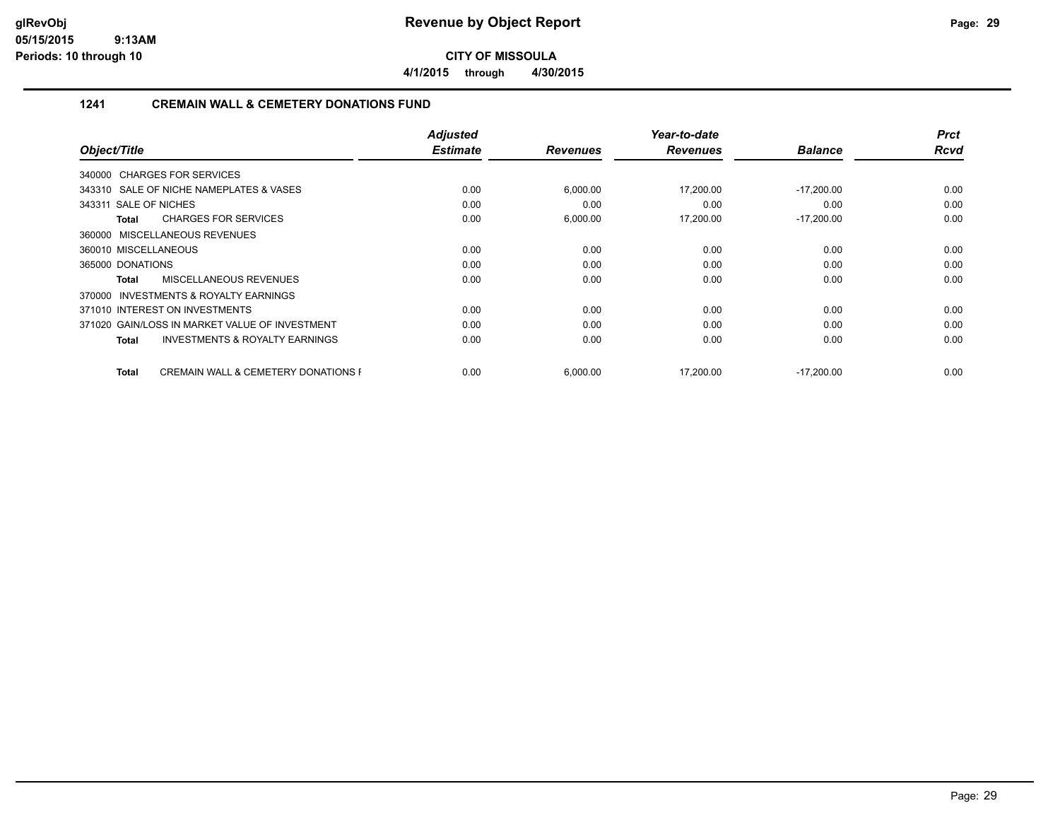# Revenue by Object Report

**CITY OF MISSOULA**

**4/1/2015 through 4/30/2015**

glRevObj
05/15/2015 9:13AM
Periods: 10 through 10

## 1241 CREMAIN WALL & CEMETERY DONATIONS FUND

| Object/Title | Adjusted Estimate | Revenues | Year-to-date Revenues | Balance | Prct Rcvd |
|---|---|---|---|---|---|
| 340000 CHARGES FOR SERVICES | | | | | |
| 343310 SALE OF NICHE NAMEPLATES & VASES | 0.00 | 6,000.00 | 17,200.00 | -17,200.00 | 0.00 |
| 343311 SALE OF NICHES | 0.00 | 0.00 | 0.00 | 0.00 | 0.00 |
| **Total** CHARGES FOR SERVICES | 0.00 | 6,000.00 | 17,200.00 | -17,200.00 | 0.00 |
| 360000 MISCELLANEOUS REVENUES | | | | | |
| 360010 MISCELLANEOUS | 0.00 | 0.00 | 0.00 | 0.00 | 0.00 |
| 365000 DONATIONS | 0.00 | 0.00 | 0.00 | 0.00 | 0.00 |
| **Total** MISCELLANEOUS REVENUES | 0.00 | 0.00 | 0.00 | 0.00 | 0.00 |
| 370000 INVESTMENTS & ROYALTY EARNINGS | | | | | |
| 371010 INTEREST ON INVESTMENTS | 0.00 | 0.00 | 0.00 | 0.00 | 0.00 |
| 371020 GAIN/LOSS IN MARKET VALUE OF INVESTMENT | 0.00 | 0.00 | 0.00 | 0.00 | 0.00 |
| **Total** INVESTMENTS & ROYALTY EARNINGS | 0.00 | 0.00 | 0.00 | 0.00 | 0.00 |
| **Total** CREMAIN WALL & CEMETERY DONATIONS F | 0.00 | 6,000.00 | 17,200.00 | -17,200.00 | 0.00 |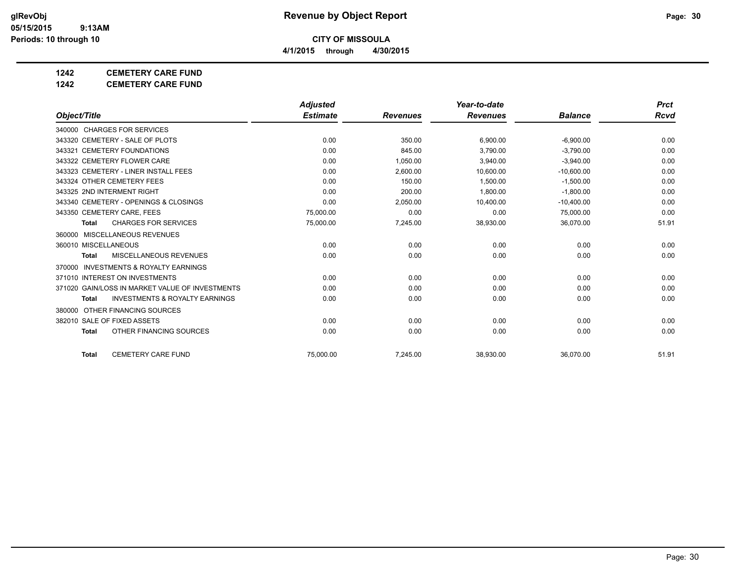**CITY OF MISSOULA**

**4/1/2015 through 4/30/2015**

**1242 CEMETERY CARE FUND**

**1242 CEMETERY CARE FUND**

| Object/Title | Adjusted Estimate | Revenues | Year-to-date Revenues | Balance | Prct Rcvd |
|---|---|---|---|---|---|
| 340000 CHARGES FOR SERVICES | | | | | |
| 343320 CEMETERY - SALE OF PLOTS | 0.00 | 350.00 | 6,900.00 | -6,900.00 | 0.00 |
| 343321 CEMETERY FOUNDATIONS | 0.00 | 845.00 | 3,790.00 | -3,790.00 | 0.00 |
| 343322 CEMETERY FLOWER CARE | 0.00 | 1,050.00 | 3,940.00 | -3,940.00 | 0.00 |
| 343323 CEMETERY - LINER INSTALL FEES | 0.00 | 2,600.00 | 10,600.00 | -10,600.00 | 0.00 |
| 343324 OTHER CEMETERY FEES | 0.00 | 150.00 | 1,500.00 | -1,500.00 | 0.00 |
| 343325 2ND INTERMENT RIGHT | 0.00 | 200.00 | 1,800.00 | -1,800.00 | 0.00 |
| 343340 CEMETERY - OPENINGS & CLOSINGS | 0.00 | 2,050.00 | 10,400.00 | -10,400.00 | 0.00 |
| 343350 CEMETERY CARE, FEES | 75,000.00 | 0.00 | 0.00 | 75,000.00 | 0.00 |
| **Total** CHARGES FOR SERVICES | 75,000.00 | 7,245.00 | 38,930.00 | 36,070.00 | 51.91 |
| 360000 MISCELLANEOUS REVENUES | | | | | |
| 360010 MISCELLANEOUS | 0.00 | 0.00 | 0.00 | 0.00 | 0.00 |
| **Total** MISCELLANEOUS REVENUES | 0.00 | 0.00 | 0.00 | 0.00 | 0.00 |
| 370000 INVESTMENTS & ROYALTY EARNINGS | | | | | |
| 371010 INTEREST ON INVESTMENTS | 0.00 | 0.00 | 0.00 | 0.00 | 0.00 |
| 371020 GAIN/LOSS IN MARKET VALUE OF INVESTMENTS | 0.00 | 0.00 | 0.00 | 0.00 | 0.00 |
| **Total** INVESTMENTS & ROYALTY EARNINGS | 0.00 | 0.00 | 0.00 | 0.00 | 0.00 |
| 380000 OTHER FINANCING SOURCES | | | | | |
| 382010 SALE OF FIXED ASSETS | 0.00 | 0.00 | 0.00 | 0.00 | 0.00 |
| **Total** OTHER FINANCING SOURCES | 0.00 | 0.00 | 0.00 | 0.00 | 0.00 |
| **Total** CEMETERY CARE FUND | 75,000.00 | 7,245.00 | 38,930.00 | 36,070.00 | 51.91 |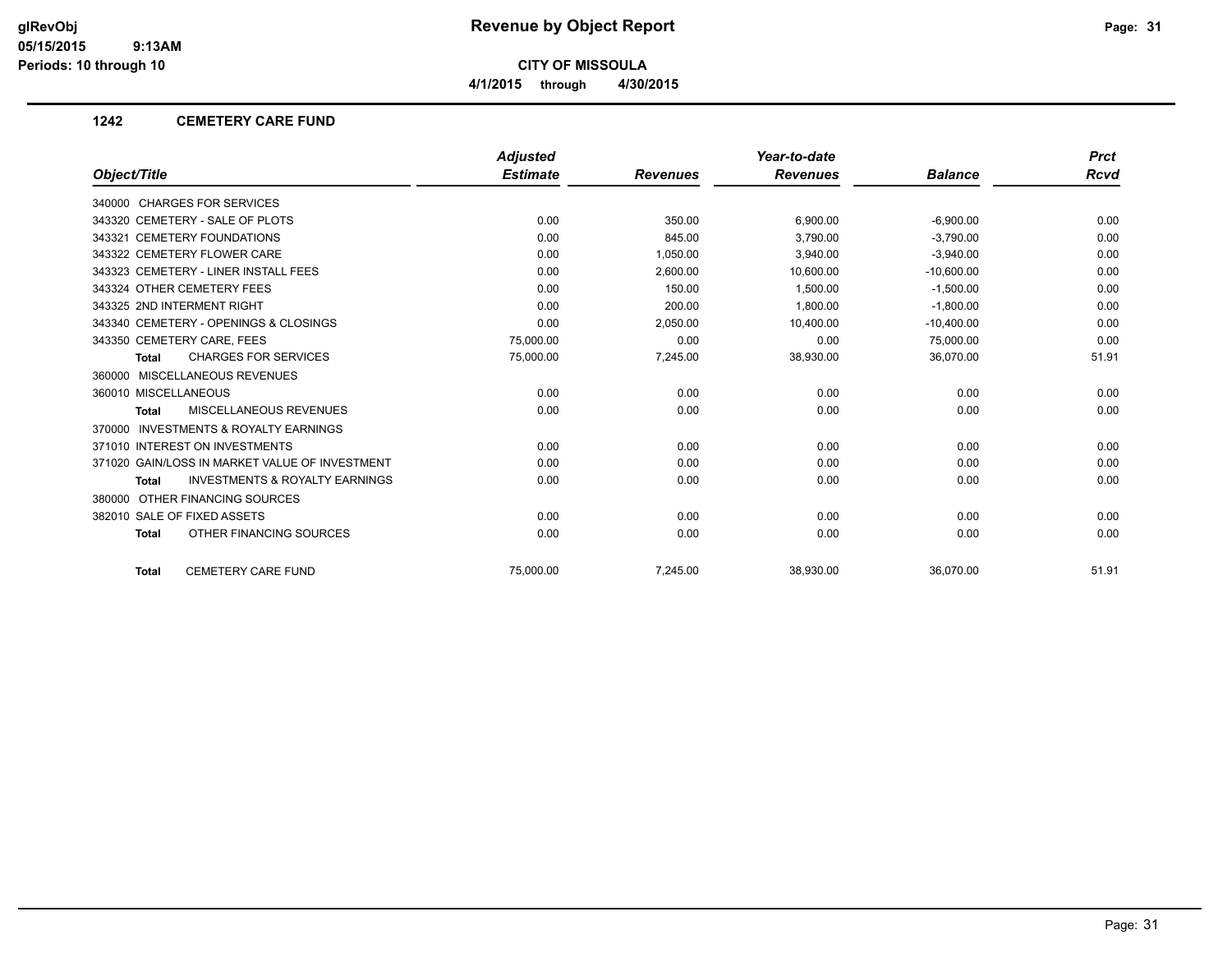**glRevObj**
**05/15/2015 9:13AM**
**Periods: 10 through 10**

# Revenue by Object Report

**CITY OF MISSOULA**

**4/1/2015 through 4/30/2015**

## 1242 CEMETERY CARE FUND

| Object/Title | Adjusted Estimate | Revenues | Year-to-date Revenues | Balance | Prct Rcvd |
|---|---|---|---|---|---|
| 340000 CHARGES FOR SERVICES | | | | | |
| 343320 CEMETERY - SALE OF PLOTS | 0.00 | 350.00 | 6,900.00 | -6,900.00 | 0.00 |
| 343321 CEMETERY FOUNDATIONS | 0.00 | 845.00 | 3,790.00 | -3,790.00 | 0.00 |
| 343322 CEMETERY FLOWER CARE | 0.00 | 1,050.00 | 3,940.00 | -3,940.00 | 0.00 |
| 343323 CEMETERY - LINER INSTALL FEES | 0.00 | 2,600.00 | 10,600.00 | -10,600.00 | 0.00 |
| 343324 OTHER CEMETERY FEES | 0.00 | 150.00 | 1,500.00 | -1,500.00 | 0.00 |
| 343325 2ND INTERMENT RIGHT | 0.00 | 200.00 | 1,800.00 | -1,800.00 | 0.00 |
| 343340 CEMETERY - OPENINGS & CLOSINGS | 0.00 | 2,050.00 | 10,400.00 | -10,400.00 | 0.00 |
| 343350 CEMETERY CARE, FEES | 75,000.00 | 0.00 | 0.00 | 75,000.00 | 0.00 |
| **Total** CHARGES FOR SERVICES | 75,000.00 | 7,245.00 | 38,930.00 | 36,070.00 | 51.91 |
| 360000 MISCELLANEOUS REVENUES | | | | | |
| 360010 MISCELLANEOUS | 0.00 | 0.00 | 0.00 | 0.00 | 0.00 |
| **Total** MISCELLANEOUS REVENUES | 0.00 | 0.00 | 0.00 | 0.00 | 0.00 |
| 370000 INVESTMENTS & ROYALTY EARNINGS | | | | | |
| 371010 INTEREST ON INVESTMENTS | 0.00 | 0.00 | 0.00 | 0.00 | 0.00 |
| 371020 GAIN/LOSS IN MARKET VALUE OF INVESTMENT | 0.00 | 0.00 | 0.00 | 0.00 | 0.00 |
| **Total** INVESTMENTS & ROYALTY EARNINGS | 0.00 | 0.00 | 0.00 | 0.00 | 0.00 |
| 380000 OTHER FINANCING SOURCES | | | | | |
| 382010 SALE OF FIXED ASSETS | 0.00 | 0.00 | 0.00 | 0.00 | 0.00 |
| **Total** OTHER FINANCING SOURCES | 0.00 | 0.00 | 0.00 | 0.00 | 0.00 |
| **Total** CEMETERY CARE FUND | 75,000.00 | 7,245.00 | 38,930.00 | 36,070.00 | 51.91 |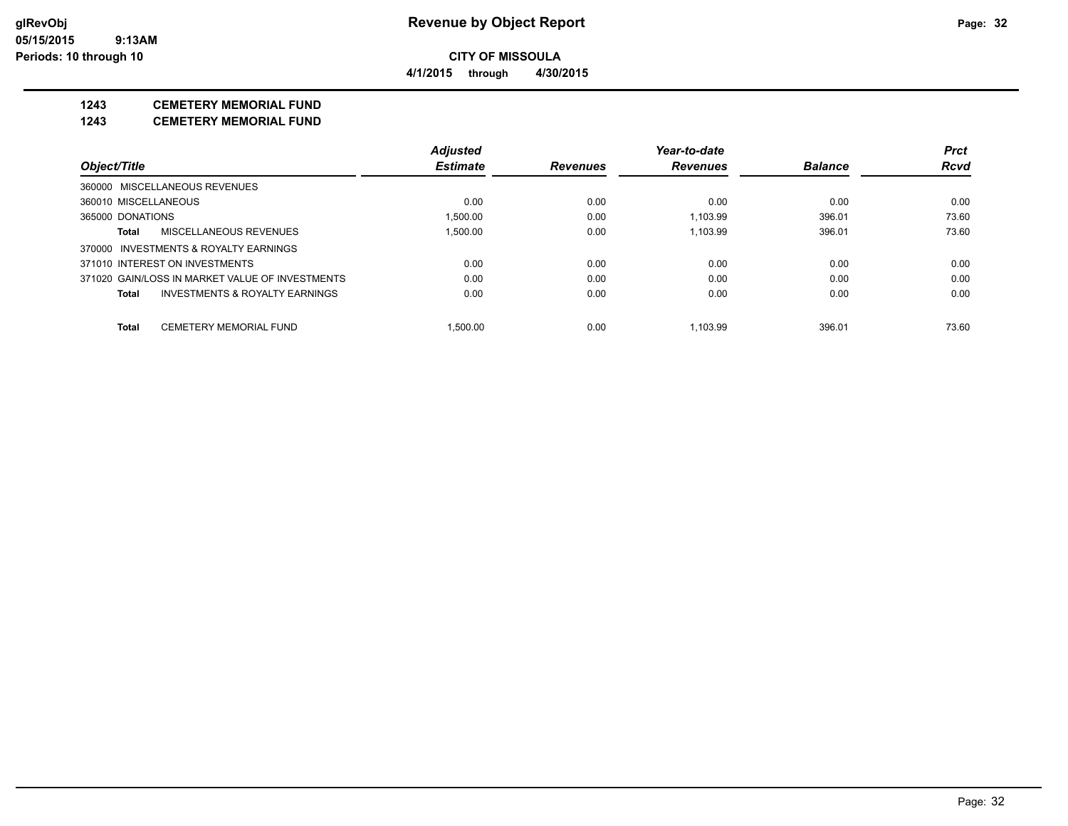# Revenue by Object Report

glRevObj
05/15/2015 9:13AM
Periods: 10 through 10

**CITY OF MISSOULA**

**4/1/2015 through 4/30/2015**

## 1243 CEMETERY MEMORIAL FUND

## 1243 CEMETERY MEMORIAL FUND

| Object/Title | Adjusted Estimate | Revenues | Year-to-date Revenues | Balance | Prct Rcvd |
|---|---|---|---|---|---|
| 360000 MISCELLANEOUS REVENUES | | | | | |
| 360010 MISCELLANEOUS | 0.00 | 0.00 | 0.00 | 0.00 | 0.00 |
| 365000 DONATIONS | 1,500.00 | 0.00 | 1,103.99 | 396.01 | 73.60 |
| **Total** MISCELLANEOUS REVENUES | 1,500.00 | 0.00 | 1,103.99 | 396.01 | 73.60 |
| 370000 INVESTMENTS & ROYALTY EARNINGS | | | | | |
| 371010 INTEREST ON INVESTMENTS | 0.00 | 0.00 | 0.00 | 0.00 | 0.00 |
| 371020 GAIN/LOSS IN MARKET VALUE OF INVESTMENTS | 0.00 | 0.00 | 0.00 | 0.00 | 0.00 |
| **Total** INVESTMENTS & ROYALTY EARNINGS | 0.00 | 0.00 | 0.00 | 0.00 | 0.00 |
| **Total** CEMETERY MEMORIAL FUND | 1,500.00 | 0.00 | 1,103.99 | 396.01 | 73.60 |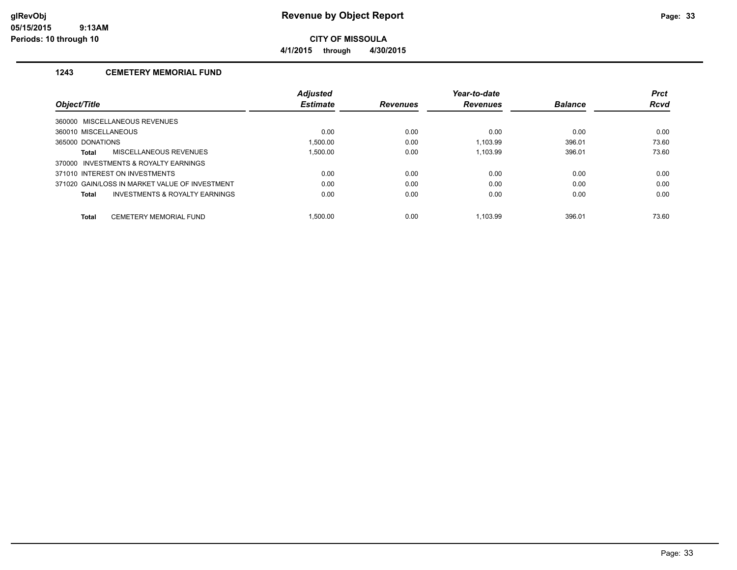# Revenue by Object Report

glRevObj
05/15/2015 9:13AM
Periods: 10 through 10

**CITY OF MISSOULA**

**4/1/2015 through 4/30/2015**

## 1243 CEMETERY MEMORIAL FUND

| Object/Title | Adjusted Estimate | Revenues | Year-to-date Revenues | Balance | Prct Rcvd |
|---|---|---|---|---|---|
| 360000 MISCELLANEOUS REVENUES | | | | | |
| 360010 MISCELLANEOUS | 0.00 | 0.00 | 0.00 | 0.00 | 0.00 |
| 365000 DONATIONS | 1,500.00 | 0.00 | 1,103.99 | 396.01 | 73.60 |
| **Total** MISCELLANEOUS REVENUES | 1,500.00 | 0.00 | 1,103.99 | 396.01 | 73.60 |
| 370000 INVESTMENTS & ROYALTY EARNINGS | | | | | |
| 371010 INTEREST ON INVESTMENTS | 0.00 | 0.00 | 0.00 | 0.00 | 0.00 |
| 371020 GAIN/LOSS IN MARKET VALUE OF INVESTMENT | 0.00 | 0.00 | 0.00 | 0.00 | 0.00 |
| **Total** INVESTMENTS & ROYALTY EARNINGS | 0.00 | 0.00 | 0.00 | 0.00 | 0.00 |
| **Total** CEMETERY MEMORIAL FUND | 1,500.00 | 0.00 | 1,103.99 | 396.01 | 73.60 |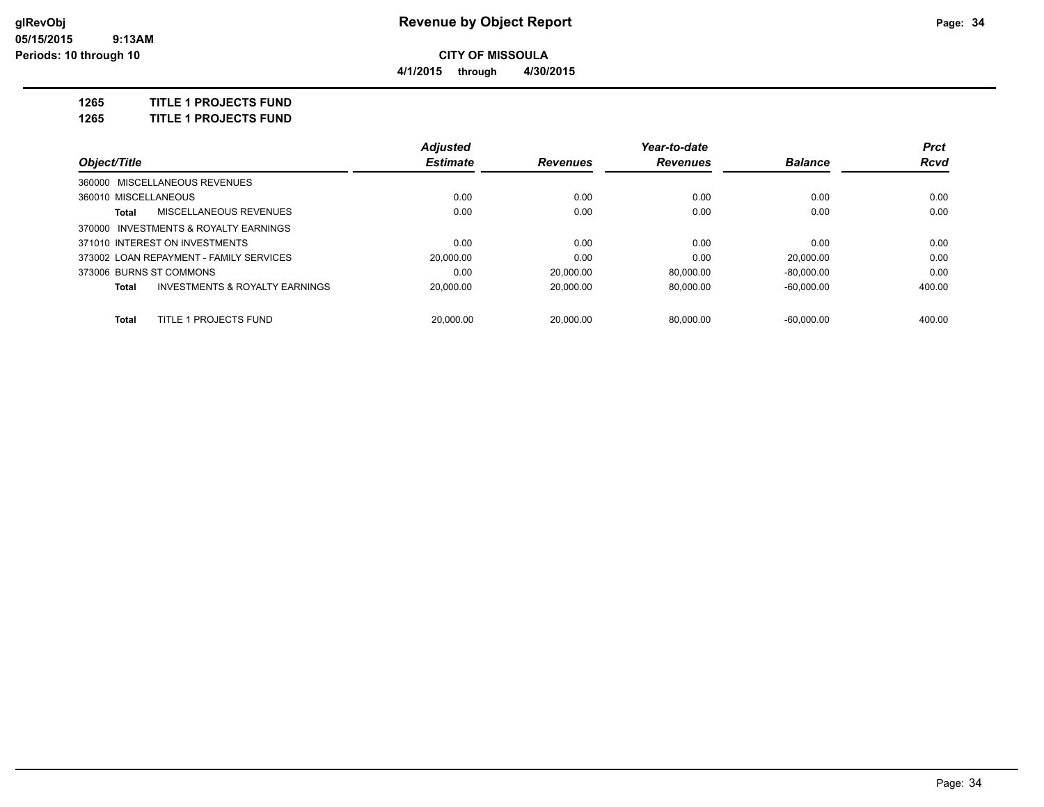**CITY OF MISSOULA**

**4/1/2015 through 4/30/2015**

## 1265 TITLE 1 PROJECTS FUND

## 1265 TITLE 1 PROJECTS FUND

| Object/Title | Adjusted Estimate | Revenues | Year-to-date Revenues | Balance | Prct Rcvd |
|---|---|---|---|---|---|
| 360000 MISCELLANEOUS REVENUES | | | | | |
| 360010 MISCELLANEOUS | 0.00 | 0.00 | 0.00 | 0.00 | 0.00 |
| **Total** MISCELLANEOUS REVENUES | 0.00 | 0.00 | 0.00 | 0.00 | 0.00 |
| 370000 INVESTMENTS & ROYALTY EARNINGS | | | | | |
| 371010 INTEREST ON INVESTMENTS | 0.00 | 0.00 | 0.00 | 0.00 | 0.00 |
| 373002 LOAN REPAYMENT - FAMILY SERVICES | 20,000.00 | 0.00 | 0.00 | 20,000.00 | 0.00 |
| 373006 BURNS ST COMMONS | 0.00 | 20,000.00 | 80,000.00 | -80,000.00 | 0.00 |
| **Total** INVESTMENTS & ROYALTY EARNINGS | 20,000.00 | 20,000.00 | 80,000.00 | -60,000.00 | 400.00 |
| **Total** TITLE 1 PROJECTS FUND | 20,000.00 | 20,000.00 | 80,000.00 | -60,000.00 | 400.00 |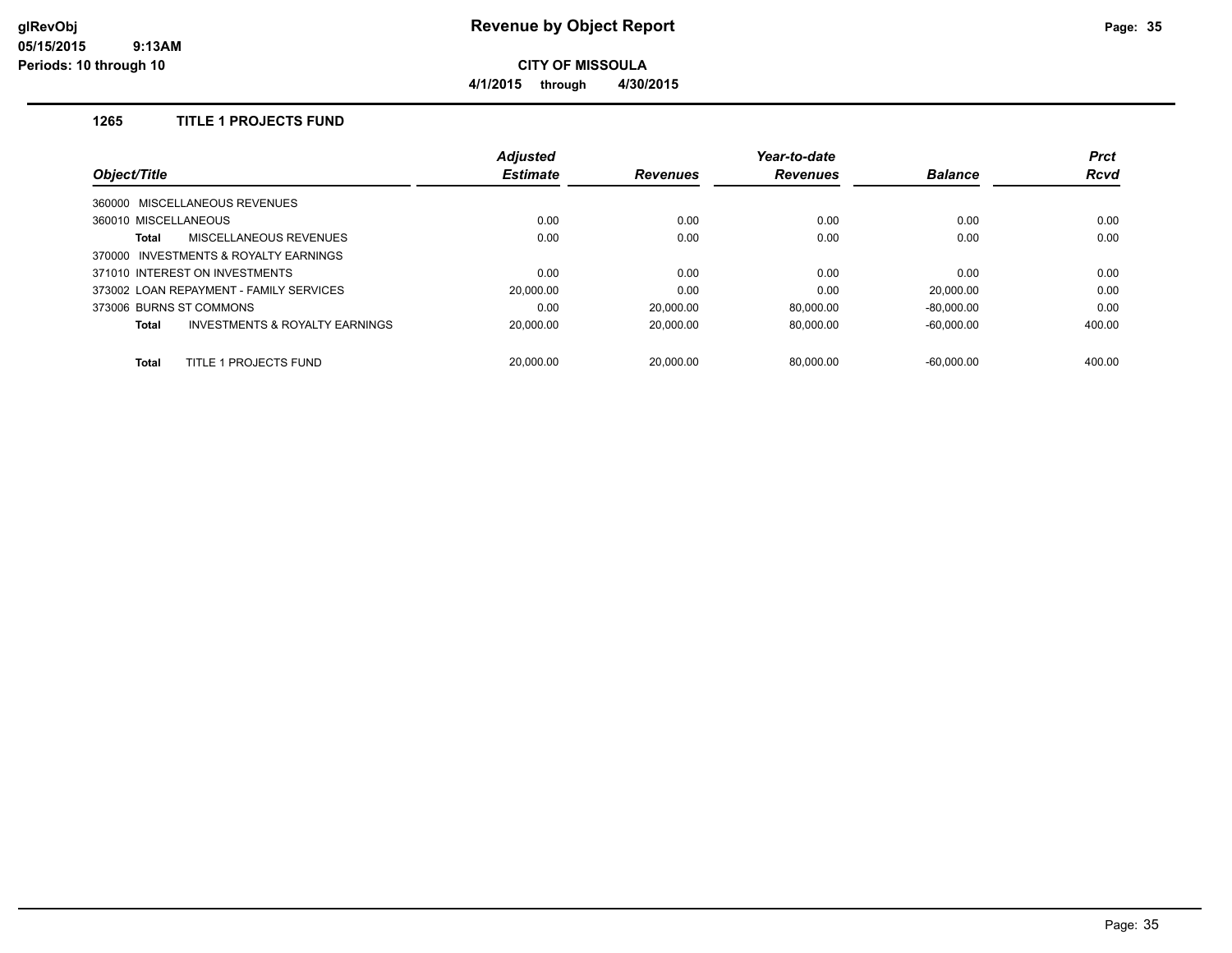# Revenue by Object Report

glRevObj
05/15/2015 9:13AM
Periods: 10 through 10

**CITY OF MISSOULA**

**4/1/2015 through 4/30/2015**

## 1265 TITLE 1 PROJECTS FUND

| Object/Title | Adjusted Estimate | Revenues | Year-to-date Revenues | Balance | Prct Rcvd |
|---|---|---|---|---|---|
| 360000 MISCELLANEOUS REVENUES | | | | | |
| 360010 MISCELLANEOUS | 0.00 | 0.00 | 0.00 | 0.00 | 0.00 |
| **Total** MISCELLANEOUS REVENUES | 0.00 | 0.00 | 0.00 | 0.00 | 0.00 |
| 370000 INVESTMENTS & ROYALTY EARNINGS | | | | | |
| 371010 INTEREST ON INVESTMENTS | 0.00 | 0.00 | 0.00 | 0.00 | 0.00 |
| 373002 LOAN REPAYMENT - FAMILY SERVICES | 20,000.00 | 0.00 | 0.00 | 20,000.00 | 0.00 |
| 373006 BURNS ST COMMONS | 0.00 | 20,000.00 | 80,000.00 | -80,000.00 | 0.00 |
| **Total** INVESTMENTS & ROYALTY EARNINGS | 20,000.00 | 20,000.00 | 80,000.00 | -60,000.00 | 400.00 |
| **Total** TITLE 1 PROJECTS FUND | 20,000.00 | 20,000.00 | 80,000.00 | -60,000.00 | 400.00 |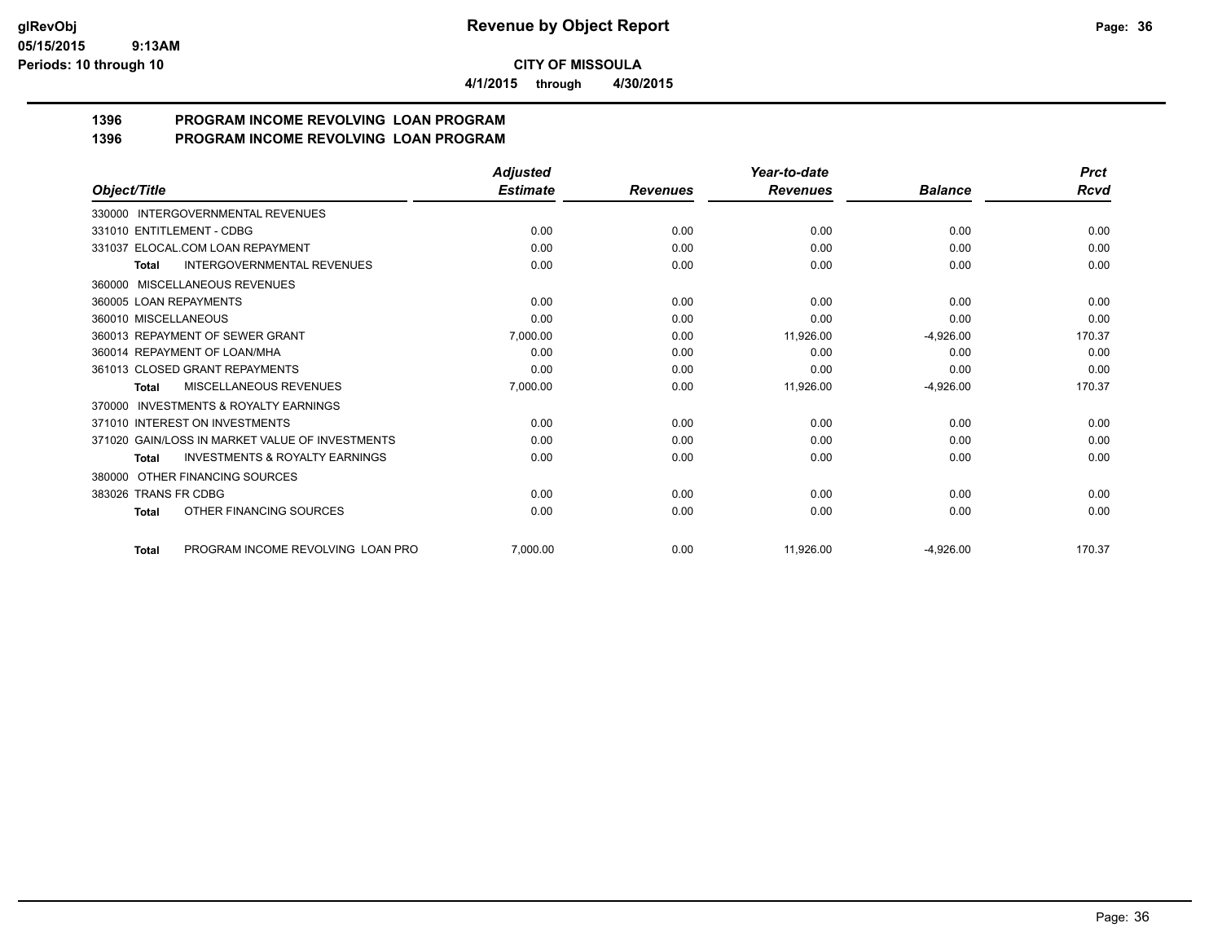**CITY OF MISSOULA**

**4/1/2015 through 4/30/2015**

## 1396 PROGRAM INCOME REVOLVING LOAN PROGRAM
## 1396 PROGRAM INCOME REVOLVING LOAN PROGRAM

| Object/Title | Adjusted Estimate | Revenues | Year-to-date Revenues | Balance | Prct Rcvd |
|---|---|---|---|---|---|
| 330000 INTERGOVERNMENTAL REVENUES | | | | | |
| 331010 ENTITLEMENT - CDBG | 0.00 | 0.00 | 0.00 | 0.00 | 0.00 |
| 331037 ELOCAL.COM LOAN REPAYMENT | 0.00 | 0.00 | 0.00 | 0.00 | 0.00 |
| **Total** INTERGOVERNMENTAL REVENUES | 0.00 | 0.00 | 0.00 | 0.00 | 0.00 |
| 360000 MISCELLANEOUS REVENUES | | | | | |
| 360005 LOAN REPAYMENTS | 0.00 | 0.00 | 0.00 | 0.00 | 0.00 |
| 360010 MISCELLANEOUS | 0.00 | 0.00 | 0.00 | 0.00 | 0.00 |
| 360013 REPAYMENT OF SEWER GRANT | 7,000.00 | 0.00 | 11,926.00 | -4,926.00 | 170.37 |
| 360014 REPAYMENT OF LOAN/MHA | 0.00 | 0.00 | 0.00 | 0.00 | 0.00 |
| 361013 CLOSED GRANT REPAYMENTS | 0.00 | 0.00 | 0.00 | 0.00 | 0.00 |
| **Total** MISCELLANEOUS REVENUES | 7,000.00 | 0.00 | 11,926.00 | -4,926.00 | 170.37 |
| 370000 INVESTMENTS & ROYALTY EARNINGS | | | | | |
| 371010 INTEREST ON INVESTMENTS | 0.00 | 0.00 | 0.00 | 0.00 | 0.00 |
| 371020 GAIN/LOSS IN MARKET VALUE OF INVESTMENTS | 0.00 | 0.00 | 0.00 | 0.00 | 0.00 |
| **Total** INVESTMENTS & ROYALTY EARNINGS | 0.00 | 0.00 | 0.00 | 0.00 | 0.00 |
| 380000 OTHER FINANCING SOURCES | | | | | |
| 383026 TRANS FR CDBG | 0.00 | 0.00 | 0.00 | 0.00 | 0.00 |
| **Total** OTHER FINANCING SOURCES | 0.00 | 0.00 | 0.00 | 0.00 | 0.00 |
| **Total** PROGRAM INCOME REVOLVING LOAN PRO | 7,000.00 | 0.00 | 11,926.00 | -4,926.00 | 170.37 |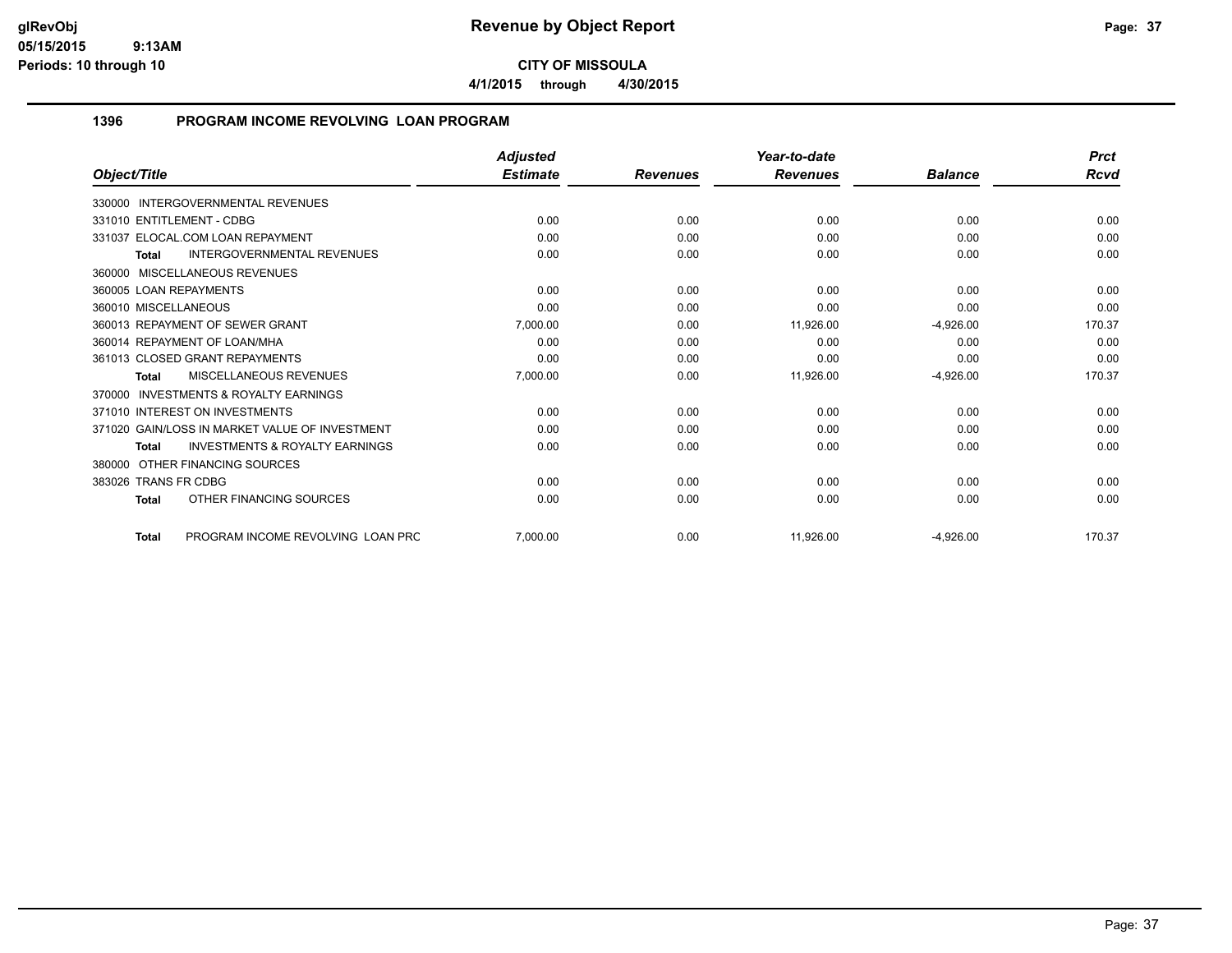# Revenue by Object Report

**CITY OF MISSOULA**

**4/1/2015 through 4/30/2015**

## 1396 PROGRAM INCOME REVOLVING LOAN PROGRAM

| Object/Title | Adjusted Estimate | Revenues | Year-to-date Revenues | Balance | Prct Rcvd |
|---|---|---|---|---|---|
| 330000 INTERGOVERNMENTAL REVENUES | | | | | |
| 331010 ENTITLEMENT - CDBG | 0.00 | 0.00 | 0.00 | 0.00 | 0.00 |
| 331037 ELOCAL.COM LOAN REPAYMENT | 0.00 | 0.00 | 0.00 | 0.00 | 0.00 |
| **Total** INTERGOVERNMENTAL REVENUES | 0.00 | 0.00 | 0.00 | 0.00 | 0.00 |
| 360000 MISCELLANEOUS REVENUES | | | | | |
| 360005 LOAN REPAYMENTS | 0.00 | 0.00 | 0.00 | 0.00 | 0.00 |
| 360010 MISCELLANEOUS | 0.00 | 0.00 | 0.00 | 0.00 | 0.00 |
| 360013 REPAYMENT OF SEWER GRANT | 7,000.00 | 0.00 | 11,926.00 | -4,926.00 | 170.37 |
| 360014 REPAYMENT OF LOAN/MHA | 0.00 | 0.00 | 0.00 | 0.00 | 0.00 |
| 361013 CLOSED GRANT REPAYMENTS | 0.00 | 0.00 | 0.00 | 0.00 | 0.00 |
| **Total** MISCELLANEOUS REVENUES | 7,000.00 | 0.00 | 11,926.00 | -4,926.00 | 170.37 |
| 370000 INVESTMENTS & ROYALTY EARNINGS | | | | | |
| 371010 INTEREST ON INVESTMENTS | 0.00 | 0.00 | 0.00 | 0.00 | 0.00 |
| 371020 GAIN/LOSS IN MARKET VALUE OF INVESTMENT | 0.00 | 0.00 | 0.00 | 0.00 | 0.00 |
| **Total** INVESTMENTS & ROYALTY EARNINGS | 0.00 | 0.00 | 0.00 | 0.00 | 0.00 |
| 380000 OTHER FINANCING SOURCES | | | | | |
| 383026 TRANS FR CDBG | 0.00 | 0.00 | 0.00 | 0.00 | 0.00 |
| **Total** OTHER FINANCING SOURCES | 0.00 | 0.00 | 0.00 | 0.00 | 0.00 |
| **Total** PROGRAM INCOME REVOLVING LOAN PRC | 7,000.00 | 0.00 | 11,926.00 | -4,926.00 | 170.37 |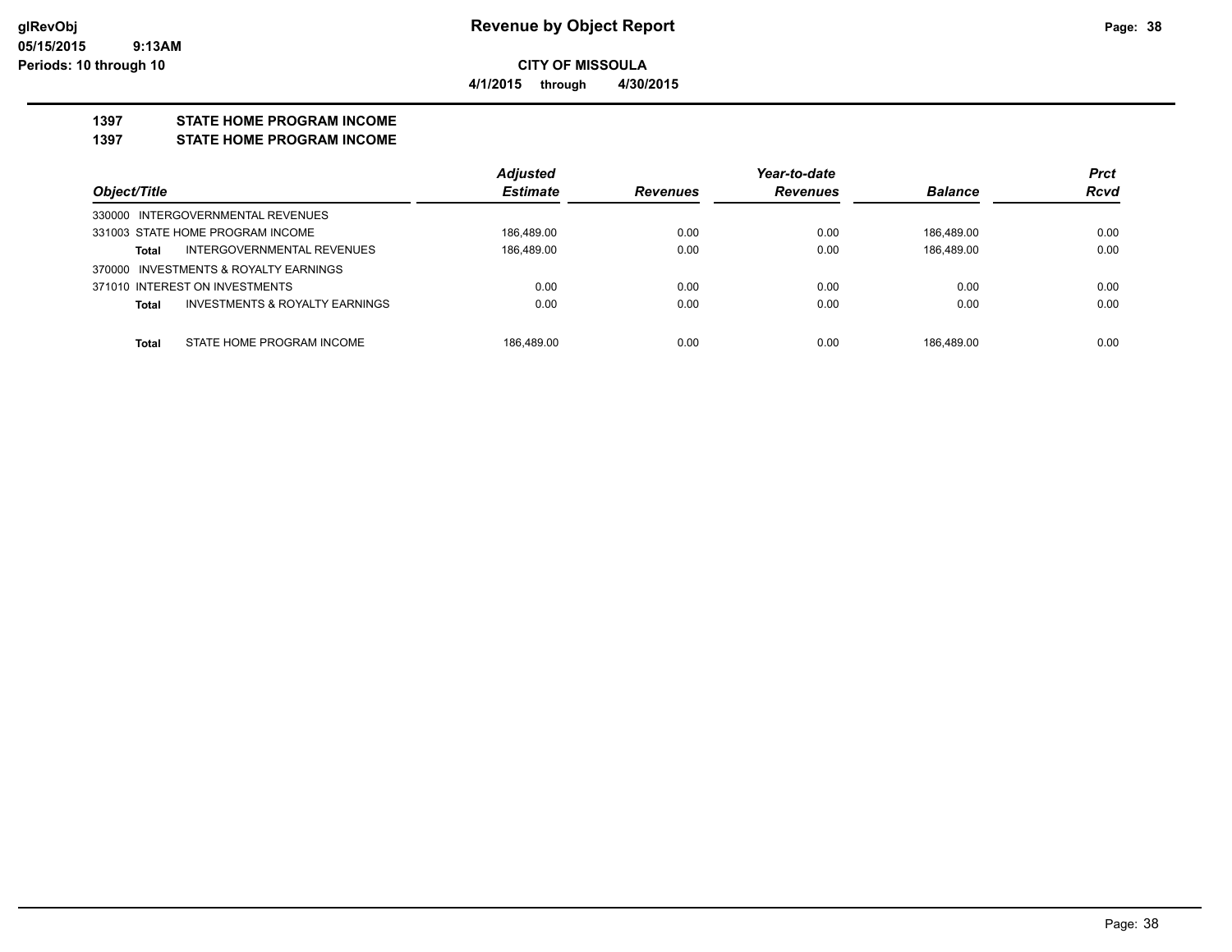**Revenue by Object Report**

**CITY OF MISSOULA**

**4/1/2015 through 4/30/2015**

glRevObj
05/15/2015 9:13AM
Periods: 10 through 10

## 1397 STATE HOME PROGRAM INCOME

## 1397 STATE HOME PROGRAM INCOME

| Object/Title | | Adjusted Estimate | Revenues | Year-to-date Revenues | Balance | Prct Rcvd |
|---|---|---|---|---|---|---|
| 330000 INTERGOVERNMENTAL REVENUES | | | | | | |
| 331003 STATE HOME PROGRAM INCOME | | 186,489.00 | 0.00 | 0.00 | 186,489.00 | 0.00 |
| **Total** | INTERGOVERNMENTAL REVENUES | 186,489.00 | 0.00 | 0.00 | 186,489.00 | 0.00 |
| 370000 INVESTMENTS & ROYALTY EARNINGS | | | | | | |
| 371010 INTEREST ON INVESTMENTS | | 0.00 | 0.00 | 0.00 | 0.00 | 0.00 |
| **Total** | INVESTMENTS & ROYALTY EARNINGS | 0.00 | 0.00 | 0.00 | 0.00 | 0.00 |
| **Total** | STATE HOME PROGRAM INCOME | 186,489.00 | 0.00 | 0.00 | 186,489.00 | 0.00 |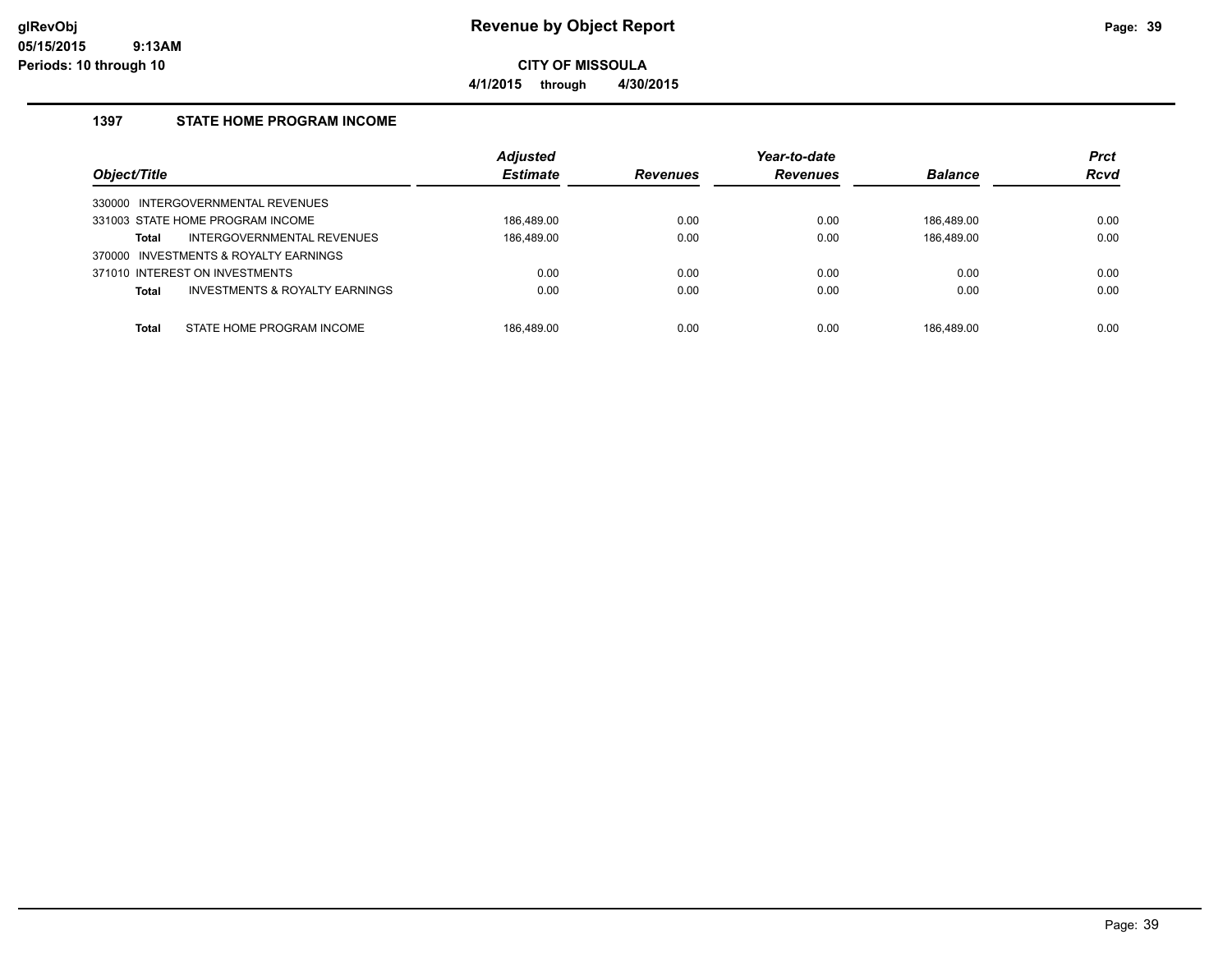# Revenue by Object Report

glRevObj
05/15/2015 9:13AM
Periods: 10 through 10

**CITY OF MISSOULA**

**4/1/2015 through 4/30/2015**

## 1397 STATE HOME PROGRAM INCOME

| Object/Title | | Adjusted Estimate | Revenues | Year-to-date Revenues | Balance | Prct Rcvd |
|---|---|---|---|---|---|---|
| 330000 INTERGOVERNMENTAL REVENUES | | | | | | |
| 331003 STATE HOME PROGRAM INCOME | | 186,489.00 | 0.00 | 0.00 | 186,489.00 | 0.00 |
| Total | INTERGOVERNMENTAL REVENUES | 186,489.00 | 0.00 | 0.00 | 186,489.00 | 0.00 |
| 370000 INVESTMENTS & ROYALTY EARNINGS | | | | | | |
| 371010 INTEREST ON INVESTMENTS | | 0.00 | 0.00 | 0.00 | 0.00 | 0.00 |
| Total | INVESTMENTS & ROYALTY EARNINGS | 0.00 | 0.00 | 0.00 | 0.00 | 0.00 |
| Total | STATE HOME PROGRAM INCOME | 186,489.00 | 0.00 | 0.00 | 186,489.00 | 0.00 |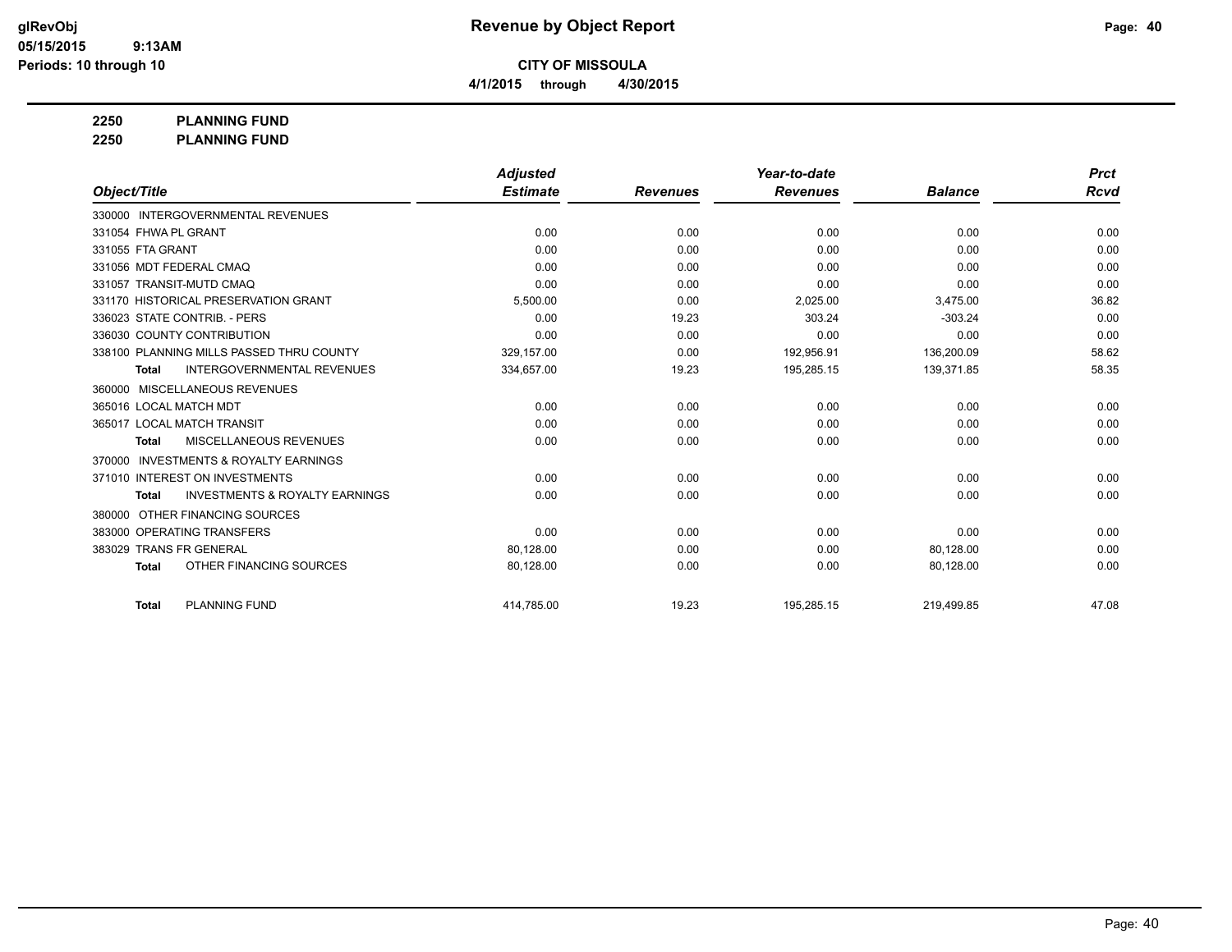# Revenue by Object Report

**CITY OF MISSOULA**

**4/1/2015 through 4/30/2015**

glRevObj
05/15/2015 9:13AM
Periods: 10 through 10

**2250 PLANNING FUND**
**2250 PLANNING FUND**

| Object/Title | Adjusted Estimate | Revenues | Year-to-date Revenues | Balance | Prct Rcvd |
|---|---|---|---|---|---|
| 330000 INTERGOVERNMENTAL REVENUES | | | | | |
| 331054 FHWA PL GRANT | 0.00 | 0.00 | 0.00 | 0.00 | 0.00 |
| 331055 FTA GRANT | 0.00 | 0.00 | 0.00 | 0.00 | 0.00 |
| 331056 MDT FEDERAL CMAQ | 0.00 | 0.00 | 0.00 | 0.00 | 0.00 |
| 331057 TRANSIT-MUTD CMAQ | 0.00 | 0.00 | 0.00 | 0.00 | 0.00 |
| 331170 HISTORICAL PRESERVATION GRANT | 5,500.00 | 0.00 | 2,025.00 | 3,475.00 | 36.82 |
| 336023 STATE CONTRIB. - PERS | 0.00 | 19.23 | 303.24 | -303.24 | 0.00 |
| 336030 COUNTY CONTRIBUTION | 0.00 | 0.00 | 0.00 | 0.00 | 0.00 |
| 338100 PLANNING MILLS PASSED THRU COUNTY | 329,157.00 | 0.00 | 192,956.91 | 136,200.09 | 58.62 |
| **Total** INTERGOVERNMENTAL REVENUES | 334,657.00 | 19.23 | 195,285.15 | 139,371.85 | 58.35 |
| 360000 MISCELLANEOUS REVENUES | | | | | |
| 365016 LOCAL MATCH MDT | 0.00 | 0.00 | 0.00 | 0.00 | 0.00 |
| 365017 LOCAL MATCH TRANSIT | 0.00 | 0.00 | 0.00 | 0.00 | 0.00 |
| **Total** MISCELLANEOUS REVENUES | 0.00 | 0.00 | 0.00 | 0.00 | 0.00 |
| 370000 INVESTMENTS & ROYALTY EARNINGS | | | | | |
| 371010 INTEREST ON INVESTMENTS | 0.00 | 0.00 | 0.00 | 0.00 | 0.00 |
| **Total** INVESTMENTS & ROYALTY EARNINGS | 0.00 | 0.00 | 0.00 | 0.00 | 0.00 |
| 380000 OTHER FINANCING SOURCES | | | | | |
| 383000 OPERATING TRANSFERS | 0.00 | 0.00 | 0.00 | 0.00 | 0.00 |
| 383029 TRANS FR GENERAL | 80,128.00 | 0.00 | 0.00 | 80,128.00 | 0.00 |
| **Total** OTHER FINANCING SOURCES | 80,128.00 | 0.00 | 0.00 | 80,128.00 | 0.00 |
| **Total** PLANNING FUND | 414,785.00 | 19.23 | 195,285.15 | 219,499.85 | 47.08 |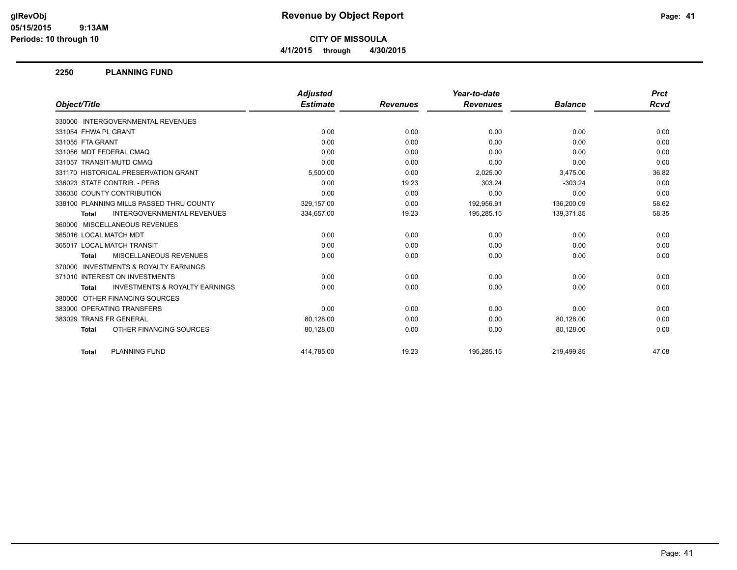**Revenue by Object Report**

**CITY OF MISSOULA**

**4/1/2015 through 4/30/2015**

glRevObj
05/15/2015 9:13AM
Periods: 10 through 10

## 2250 PLANNING FUND

| Object/Title | Adjusted Estimate | Revenues | Year-to-date Revenues | Balance | Prct Rcvd |
|---|---|---|---|---|---|
| 330000 INTERGOVERNMENTAL REVENUES | | | | | |
| 331054 FHWA PL GRANT | 0.00 | 0.00 | 0.00 | 0.00 | 0.00 |
| 331055 FTA GRANT | 0.00 | 0.00 | 0.00 | 0.00 | 0.00 |
| 331056 MDT FEDERAL CMAQ | 0.00 | 0.00 | 0.00 | 0.00 | 0.00 |
| 331057 TRANSIT-MUTD CMAQ | 0.00 | 0.00 | 0.00 | 0.00 | 0.00 |
| 331170 HISTORICAL PRESERVATION GRANT | 5,500.00 | 0.00 | 2,025.00 | 3,475.00 | 36.82 |
| 336023 STATE CONTRIB. - PERS | 0.00 | 19.23 | 303.24 | -303.24 | 0.00 |
| 336030 COUNTY CONTRIBUTION | 0.00 | 0.00 | 0.00 | 0.00 | 0.00 |
| 338100 PLANNING MILLS PASSED THRU COUNTY | 329,157.00 | 0.00 | 192,956.91 | 136,200.09 | 58.62 |
| **Total** INTERGOVERNMENTAL REVENUES | 334,657.00 | 19.23 | 195,285.15 | 139,371.85 | 58.35 |
| 360000 MISCELLANEOUS REVENUES | | | | | |
| 365016 LOCAL MATCH MDT | 0.00 | 0.00 | 0.00 | 0.00 | 0.00 |
| 365017 LOCAL MATCH TRANSIT | 0.00 | 0.00 | 0.00 | 0.00 | 0.00 |
| **Total** MISCELLANEOUS REVENUES | 0.00 | 0.00 | 0.00 | 0.00 | 0.00 |
| 370000 INVESTMENTS & ROYALTY EARNINGS | | | | | |
| 371010 INTEREST ON INVESTMENTS | 0.00 | 0.00 | 0.00 | 0.00 | 0.00 |
| **Total** INVESTMENTS & ROYALTY EARNINGS | 0.00 | 0.00 | 0.00 | 0.00 | 0.00 |
| 380000 OTHER FINANCING SOURCES | | | | | |
| 383000 OPERATING TRANSFERS | 0.00 | 0.00 | 0.00 | 0.00 | 0.00 |
| 383029 TRANS FR GENERAL | 80,128.00 | 0.00 | 0.00 | 80,128.00 | 0.00 |
| **Total** OTHER FINANCING SOURCES | 80,128.00 | 0.00 | 0.00 | 80,128.00 | 0.00 |
| **Total** PLANNING FUND | 414,785.00 | 19.23 | 195,285.15 | 219,499.85 | 47.08 |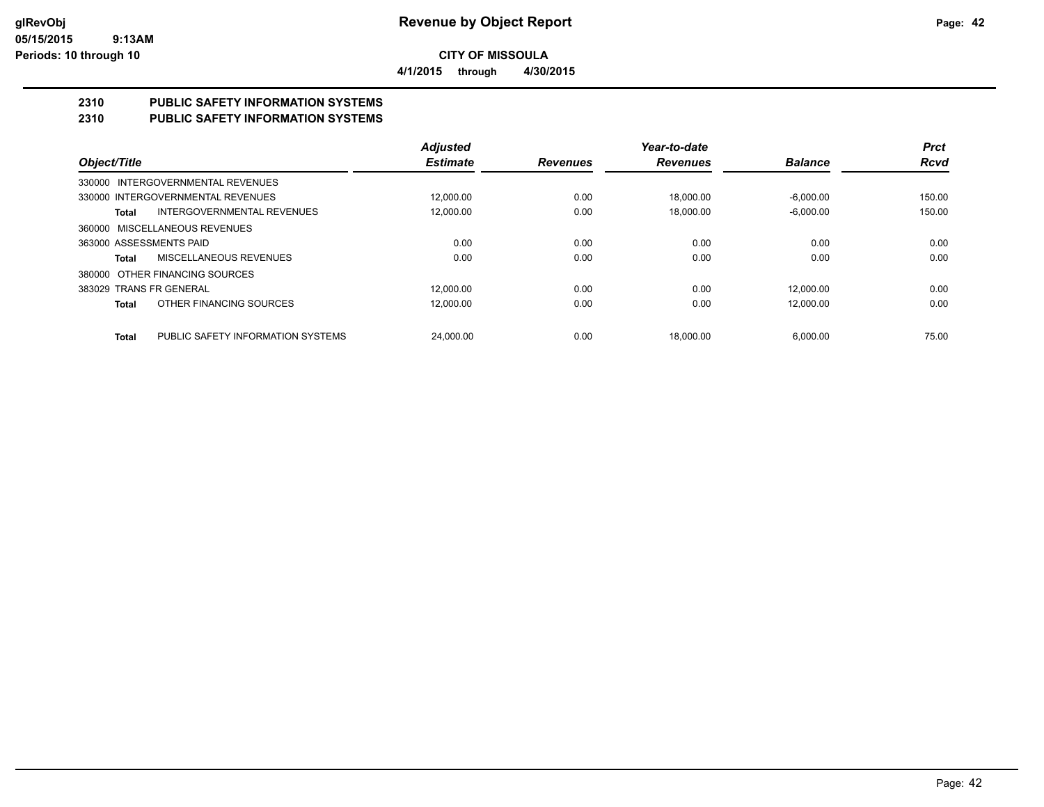# CITY OF MISSOULA

**4/1/2015 through 4/30/2015**

## 2310 PUBLIC SAFETY INFORMATION SYSTEMS
## 2310 PUBLIC SAFETY INFORMATION SYSTEMS

| Object/Title | Adjusted Estimate | Revenues | Year-to-date Revenues | Balance | Prct Rcvd |
|---|---|---|---|---|---|
| 330000 INTERGOVERNMENTAL REVENUES | | | | | |
| 330000 INTERGOVERNMENTAL REVENUES | 12,000.00 | 0.00 | 18,000.00 | -6,000.00 | 150.00 |
| **Total** INTERGOVERNMENTAL REVENUES | 12,000.00 | 0.00 | 18,000.00 | -6,000.00 | 150.00 |
| 360000 MISCELLANEOUS REVENUES | | | | | |
| 363000 ASSESSMENTS PAID | 0.00 | 0.00 | 0.00 | 0.00 | 0.00 |
| **Total** MISCELLANEOUS REVENUES | 0.00 | 0.00 | 0.00 | 0.00 | 0.00 |
| 380000 OTHER FINANCING SOURCES | | | | | |
| 383029 TRANS FR GENERAL | 12,000.00 | 0.00 | 0.00 | 12,000.00 | 0.00 |
| **Total** OTHER FINANCING SOURCES | 12,000.00 | 0.00 | 0.00 | 12,000.00 | 0.00 |
| **Total** PUBLIC SAFETY INFORMATION SYSTEMS | 24,000.00 | 0.00 | 18,000.00 | 6,000.00 | 75.00 |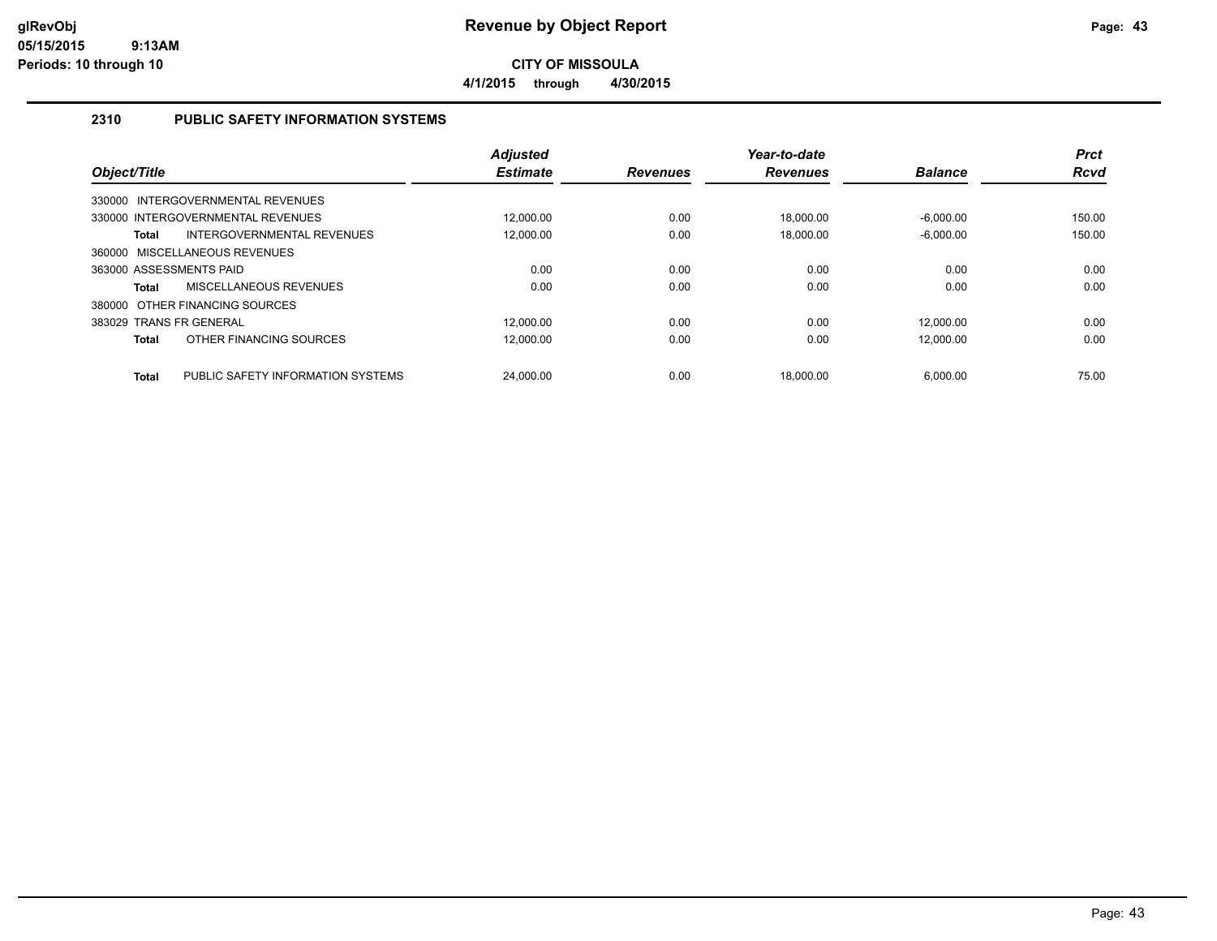# Revenue by Object Report

glRevObj
05/15/2015 9:13AM
Periods: 10 through 10

**CITY OF MISSOULA**

**4/1/2015 through 4/30/2015**

## 2310 PUBLIC SAFETY INFORMATION SYSTEMS

| Object/Title | | Adjusted Estimate | Revenues | Year-to-date Revenues | Balance | Prct Rcvd |
|---|---|---|---|---|---|---|
| 330000 INTERGOVERNMENTAL REVENUES | | | | | | |
| 330000 INTERGOVERNMENTAL REVENUES | | 12,000.00 | 0.00 | 18,000.00 | -6,000.00 | 150.00 |
| **Total** | INTERGOVERNMENTAL REVENUES | 12,000.00 | 0.00 | 18,000.00 | -6,000.00 | 150.00 |
| 360000 MISCELLANEOUS REVENUES | | | | | | |
| 363000 ASSESSMENTS PAID | | 0.00 | 0.00 | 0.00 | 0.00 | 0.00 |
| **Total** | MISCELLANEOUS REVENUES | 0.00 | 0.00 | 0.00 | 0.00 | 0.00 |
| 380000 OTHER FINANCING SOURCES | | | | | | |
| 383029 TRANS FR GENERAL | | 12,000.00 | 0.00 | 0.00 | 12,000.00 | 0.00 |
| **Total** | OTHER FINANCING SOURCES | 12,000.00 | 0.00 | 0.00 | 12,000.00 | 0.00 |
| **Total** | PUBLIC SAFETY INFORMATION SYSTEMS | 24,000.00 | 0.00 | 18,000.00 | 6,000.00 | 75.00 |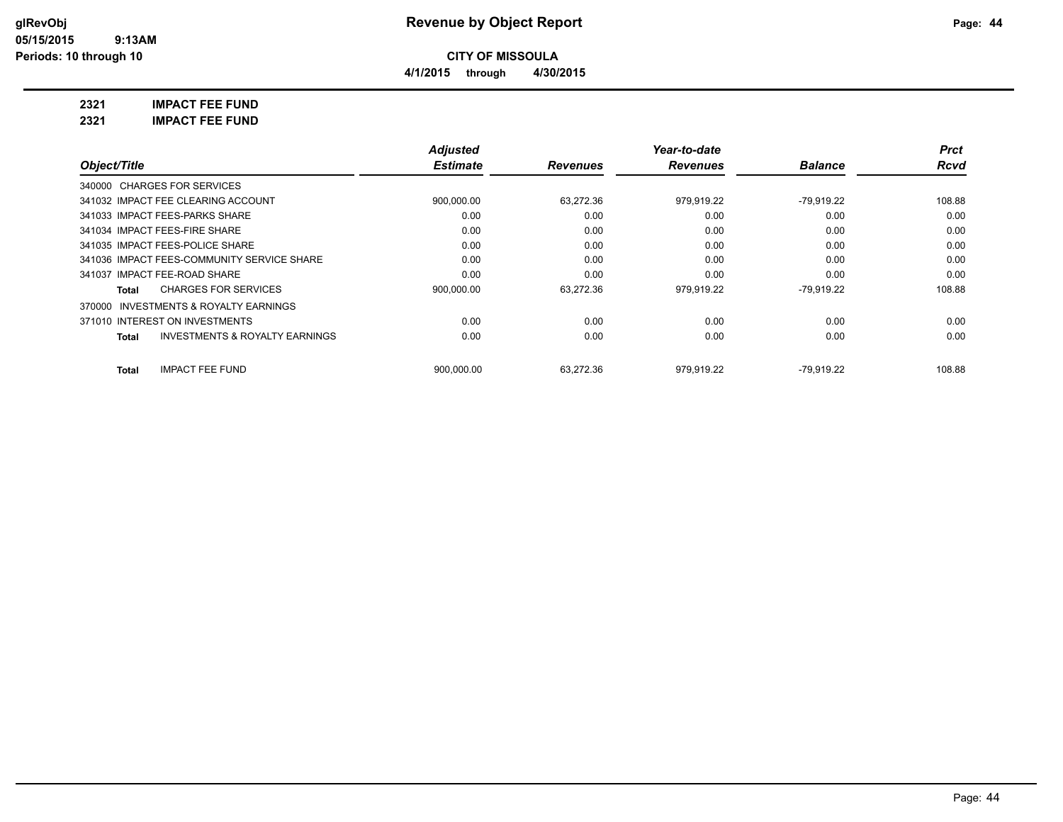**glRevObj**
**05/15/2015 9:13AM**
**Periods: 10 through 10**

# Revenue by Object Report

**CITY OF MISSOULA**

**4/1/2015 through 4/30/2015**

**2321 IMPACT FEE FUND**

**2321 IMPACT FEE FUND**

| Object/Title | Adjusted Estimate | Revenues | Year-to-date Revenues | Balance | Prct Rcvd |
|---|---|---|---|---|---|
| 340000 CHARGES FOR SERVICES | | | | | |
| 341032 IMPACT FEE CLEARING ACCOUNT | 900,000.00 | 63,272.36 | 979,919.22 | -79,919.22 | 108.88 |
| 341033 IMPACT FEES-PARKS SHARE | 0.00 | 0.00 | 0.00 | 0.00 | 0.00 |
| 341034 IMPACT FEES-FIRE SHARE | 0.00 | 0.00 | 0.00 | 0.00 | 0.00 |
| 341035 IMPACT FEES-POLICE SHARE | 0.00 | 0.00 | 0.00 | 0.00 | 0.00 |
| 341036 IMPACT FEES-COMMUNITY SERVICE SHARE | 0.00 | 0.00 | 0.00 | 0.00 | 0.00 |
| 341037 IMPACT FEE-ROAD SHARE | 0.00 | 0.00 | 0.00 | 0.00 | 0.00 |
| **Total** CHARGES FOR SERVICES | 900,000.00 | 63,272.36 | 979,919.22 | -79,919.22 | 108.88 |
| 370000 INVESTMENTS & ROYALTY EARNINGS | | | | | |
| 371010 INTEREST ON INVESTMENTS | 0.00 | 0.00 | 0.00 | 0.00 | 0.00 |
| **Total** INVESTMENTS & ROYALTY EARNINGS | 0.00 | 0.00 | 0.00 | 0.00 | 0.00 |
| **Total** IMPACT FEE FUND | 900,000.00 | 63,272.36 | 979,919.22 | -79,919.22 | 108.88 |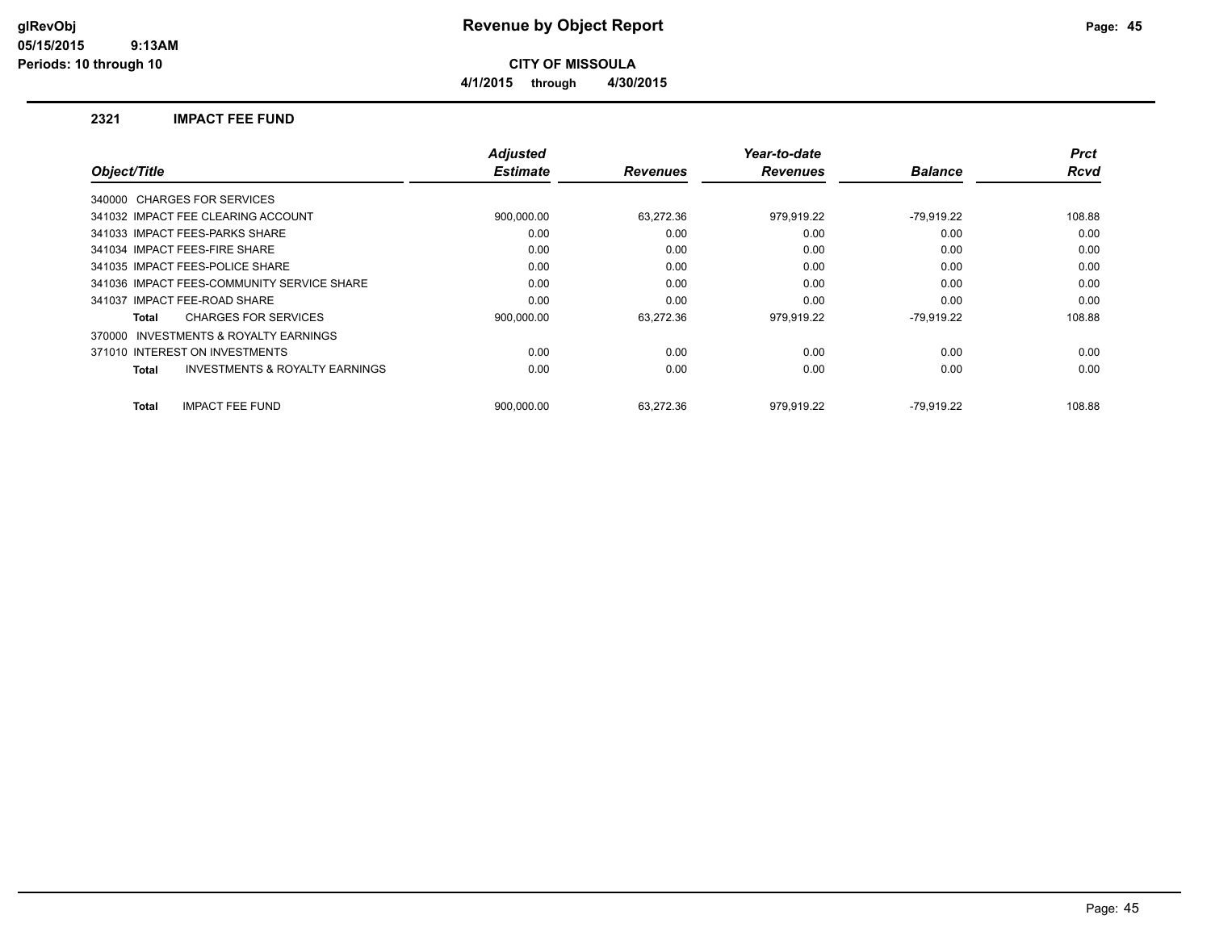# Revenue by Object Report

**CITY OF MISSOULA**

**4/1/2015 through 4/30/2015**

glRevObj
05/15/2015 9:13AM
Periods: 10 through 10

## 2321 IMPACT FEE FUND

| Object/Title | Adjusted Estimate | Revenues | Year-to-date Revenues | Balance | Prct Rcvd |
|---|---|---|---|---|---|
| 340000 CHARGES FOR SERVICES | | | | | |
| 341032 IMPACT FEE CLEARING ACCOUNT | 900,000.00 | 63,272.36 | 979,919.22 | -79,919.22 | 108.88 |
| 341033 IMPACT FEES-PARKS SHARE | 0.00 | 0.00 | 0.00 | 0.00 | 0.00 |
| 341034 IMPACT FEES-FIRE SHARE | 0.00 | 0.00 | 0.00 | 0.00 | 0.00 |
| 341035 IMPACT FEES-POLICE SHARE | 0.00 | 0.00 | 0.00 | 0.00 | 0.00 |
| 341036 IMPACT FEES-COMMUNITY SERVICE SHARE | 0.00 | 0.00 | 0.00 | 0.00 | 0.00 |
| 341037 IMPACT FEE-ROAD SHARE | 0.00 | 0.00 | 0.00 | 0.00 | 0.00 |
| **Total** CHARGES FOR SERVICES | 900,000.00 | 63,272.36 | 979,919.22 | -79,919.22 | 108.88 |
| 370000 INVESTMENTS & ROYALTY EARNINGS | | | | | |
| 371010 INTEREST ON INVESTMENTS | 0.00 | 0.00 | 0.00 | 0.00 | 0.00 |
| **Total** INVESTMENTS & ROYALTY EARNINGS | 0.00 | 0.00 | 0.00 | 0.00 | 0.00 |
| **Total** IMPACT FEE FUND | 900,000.00 | 63,272.36 | 979,919.22 | -79,919.22 | 108.88 |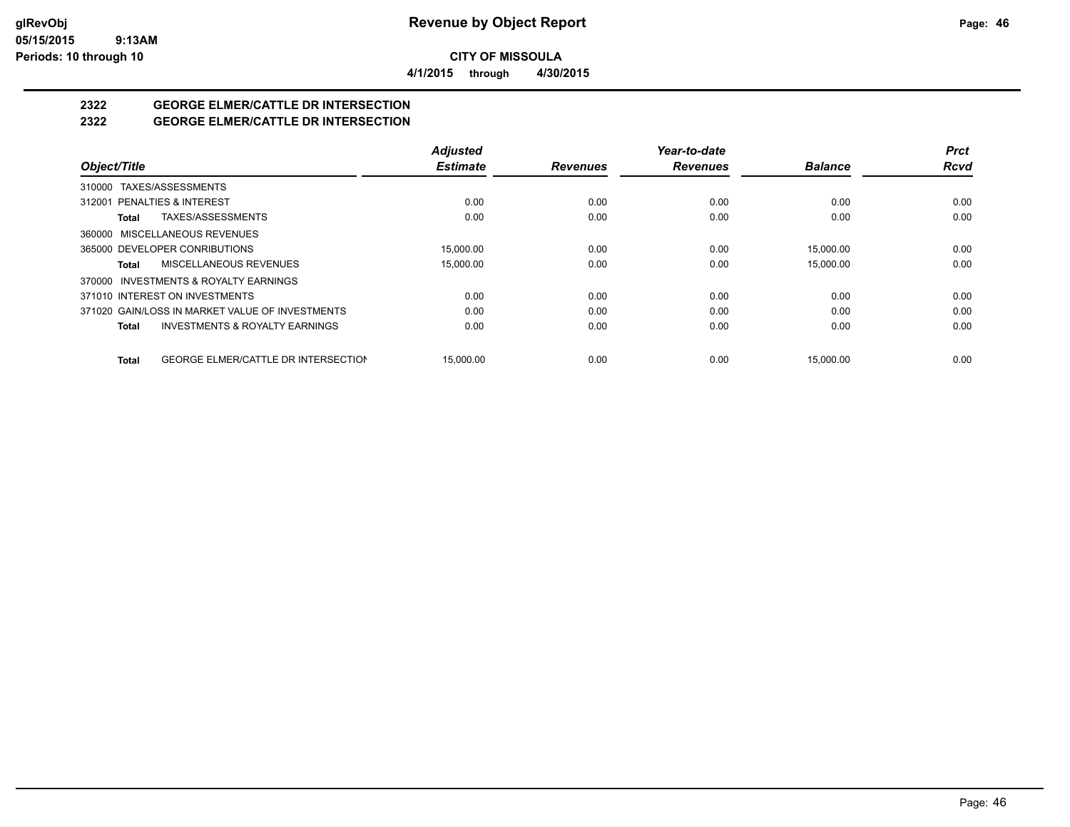# Revenue by Object Report

**CITY OF MISSOULA**

**4/1/2015 through 4/30/2015**

glRevObj
05/15/2015 9:13AM
Periods: 10 through 10

## 2322 GEORGE ELMER/CATTLE DR INTERSECTION
## 2322 GEORGE ELMER/CATTLE DR INTERSECTION

| Object/Title | Adjusted Estimate | Revenues | Year-to-date Revenues | Balance | Prct Rcvd |
|---|---|---|---|---|---|
| 310000 TAXES/ASSESSMENTS | | | | | |
| 312001 PENALTIES & INTEREST | 0.00 | 0.00 | 0.00 | 0.00 | 0.00 |
| **Total** TAXES/ASSESSMENTS | 0.00 | 0.00 | 0.00 | 0.00 | 0.00 |
| 360000 MISCELLANEOUS REVENUES | | | | | |
| 365000 DEVELOPER CONRIBUTIONS | 15,000.00 | 0.00 | 0.00 | 15,000.00 | 0.00 |
| **Total** MISCELLANEOUS REVENUES | 15,000.00 | 0.00 | 0.00 | 15,000.00 | 0.00 |
| 370000 INVESTMENTS & ROYALTY EARNINGS | | | | | |
| 371010 INTEREST ON INVESTMENTS | 0.00 | 0.00 | 0.00 | 0.00 | 0.00 |
| 371020 GAIN/LOSS IN MARKET VALUE OF INVESTMENTS | 0.00 | 0.00 | 0.00 | 0.00 | 0.00 |
| **Total** INVESTMENTS & ROYALTY EARNINGS | 0.00 | 0.00 | 0.00 | 0.00 | 0.00 |
| **Total** GEORGE ELMER/CATTLE DR INTERSECTION | 15,000.00 | 0.00 | 0.00 | 15,000.00 | 0.00 |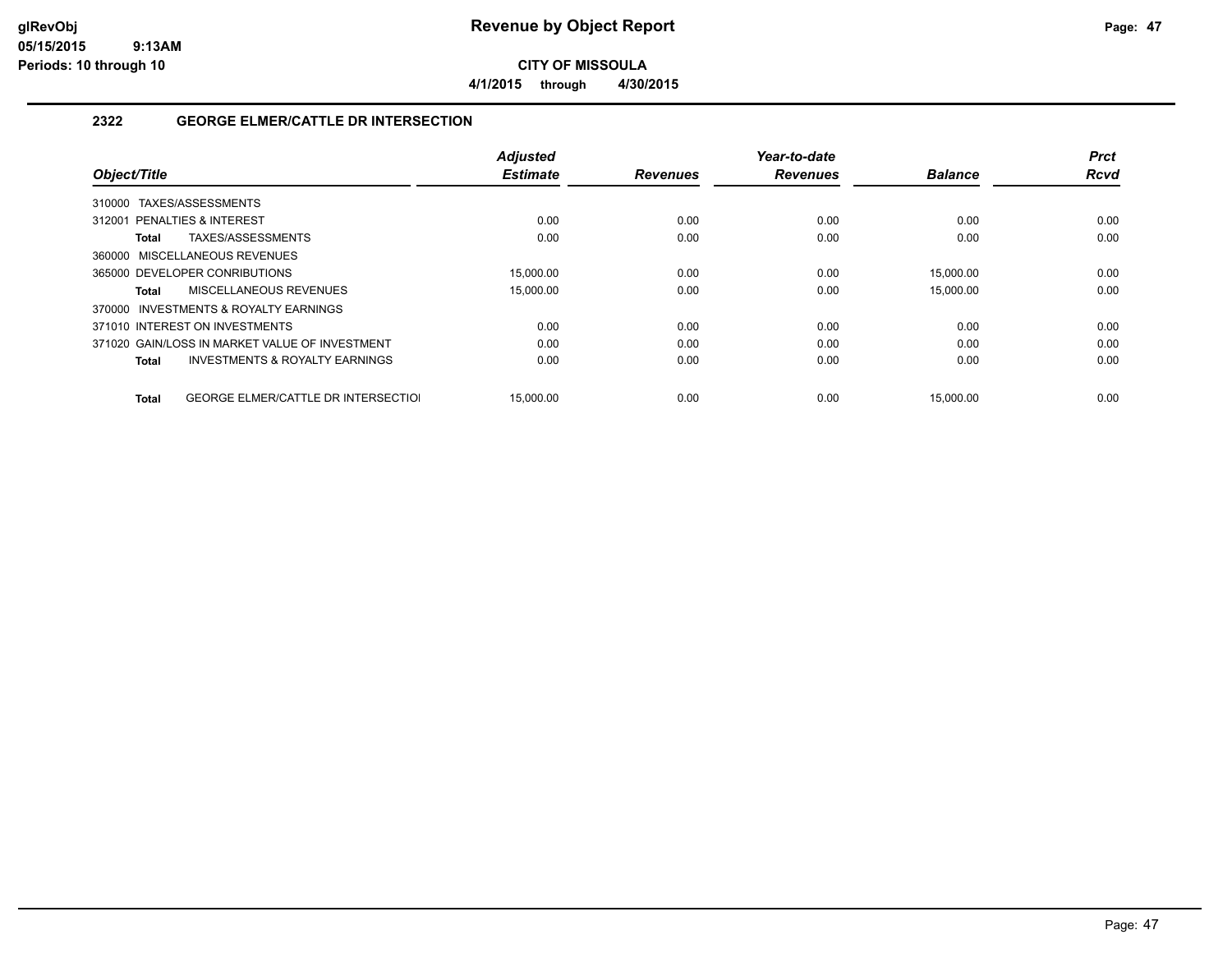# Revenue by Object Report

**CITY OF MISSOULA**

**4/1/2015 through 4/30/2015**

glRevObj
05/15/2015 9:13AM
Periods: 10 through 10

## 2322 GEORGE ELMER/CATTLE DR INTERSECTION

| Object/Title | Adjusted Estimate | Revenues | Year-to-date Revenues | Balance | Prct Rcvd |
|---|---|---|---|---|---|
| 310000 TAXES/ASSESSMENTS | | | | | |
| 312001 PENALTIES & INTEREST | 0.00 | 0.00 | 0.00 | 0.00 | 0.00 |
| **Total** TAXES/ASSESSMENTS | 0.00 | 0.00 | 0.00 | 0.00 | 0.00 |
| 360000 MISCELLANEOUS REVENUES | | | | | |
| 365000 DEVELOPER CONRIBUTIONS | 15,000.00 | 0.00 | 0.00 | 15,000.00 | 0.00 |
| **Total** MISCELLANEOUS REVENUES | 15,000.00 | 0.00 | 0.00 | 15,000.00 | 0.00 |
| 370000 INVESTMENTS & ROYALTY EARNINGS | | | | | |
| 371010 INTEREST ON INVESTMENTS | 0.00 | 0.00 | 0.00 | 0.00 | 0.00 |
| 371020 GAIN/LOSS IN MARKET VALUE OF INVESTMENT | 0.00 | 0.00 | 0.00 | 0.00 | 0.00 |
| **Total** INVESTMENTS & ROYALTY EARNINGS | 0.00 | 0.00 | 0.00 | 0.00 | 0.00 |
| **Total** GEORGE ELMER/CATTLE DR INTERSECTIOI | 15,000.00 | 0.00 | 0.00 | 15,000.00 | 0.00 |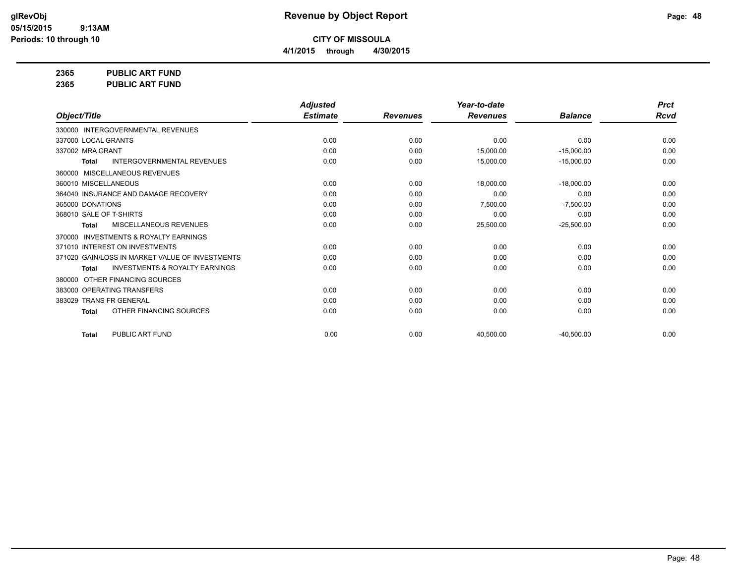**Revenue by Object Report**

**CITY OF MISSOULA**

**4/1/2015 through 4/30/2015**

glRevObj
05/15/2015 9:13AM
Periods: 10 through 10

**2365 PUBLIC ART FUND**

**2365 PUBLIC ART FUND**

| Object/Title | Adjusted Estimate | Revenues | Year-to-date Revenues | Balance | Prct Rcvd |
|---|---|---|---|---|---|
| 330000 INTERGOVERNMENTAL REVENUES | | | | | |
| 337000 LOCAL GRANTS | 0.00 | 0.00 | 0.00 | 0.00 | 0.00 |
| 337002 MRA GRANT | 0.00 | 0.00 | 15,000.00 | -15,000.00 | 0.00 |
| **Total** INTERGOVERNMENTAL REVENUES | 0.00 | 0.00 | 15,000.00 | -15,000.00 | 0.00 |
| 360000 MISCELLANEOUS REVENUES | | | | | |
| 360010 MISCELLANEOUS | 0.00 | 0.00 | 18,000.00 | -18,000.00 | 0.00 |
| 364040 INSURANCE AND DAMAGE RECOVERY | 0.00 | 0.00 | 0.00 | 0.00 | 0.00 |
| 365000 DONATIONS | 0.00 | 0.00 | 7,500.00 | -7,500.00 | 0.00 |
| 368010 SALE OF T-SHIRTS | 0.00 | 0.00 | 0.00 | 0.00 | 0.00 |
| **Total** MISCELLANEOUS REVENUES | 0.00 | 0.00 | 25,500.00 | -25,500.00 | 0.00 |
| 370000 INVESTMENTS & ROYALTY EARNINGS | | | | | |
| 371010 INTEREST ON INVESTMENTS | 0.00 | 0.00 | 0.00 | 0.00 | 0.00 |
| 371020 GAIN/LOSS IN MARKET VALUE OF INVESTMENTS | 0.00 | 0.00 | 0.00 | 0.00 | 0.00 |
| **Total** INVESTMENTS & ROYALTY EARNINGS | 0.00 | 0.00 | 0.00 | 0.00 | 0.00 |
| 380000 OTHER FINANCING SOURCES | | | | | |
| 383000 OPERATING TRANSFERS | 0.00 | 0.00 | 0.00 | 0.00 | 0.00 |
| 383029 TRANS FR GENERAL | 0.00 | 0.00 | 0.00 | 0.00 | 0.00 |
| **Total** OTHER FINANCING SOURCES | 0.00 | 0.00 | 0.00 | 0.00 | 0.00 |
| **Total** PUBLIC ART FUND | 0.00 | 0.00 | 40,500.00 | -40,500.00 | 0.00 |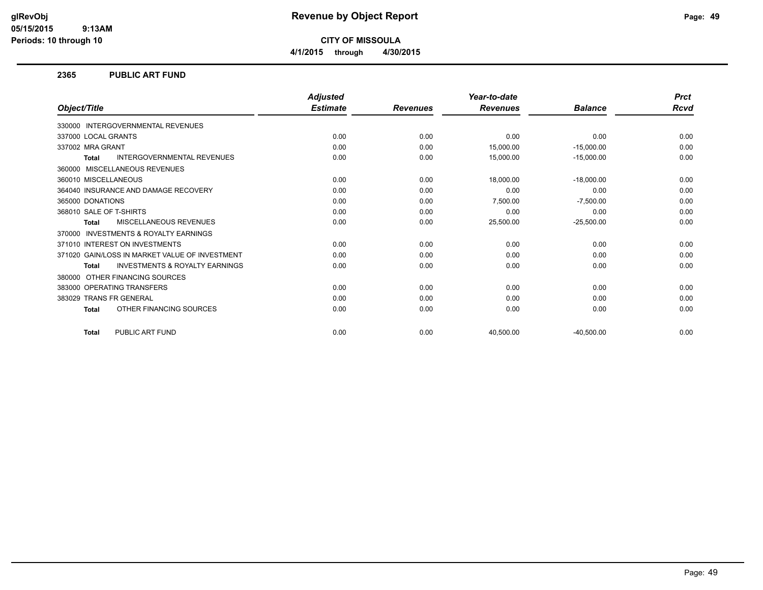glRevObj
05/15/2015 9:13AM
Periods: 10 through 10

# Revenue by Object Report

**CITY OF MISSOULA**

**4/1/2015 through 4/30/2015**

## 2365 PUBLIC ART FUND

| Object/Title | Adjusted Estimate | Revenues | Year-to-date Revenues | Balance | Prct Rcvd |
|---|---|---|---|---|---|
| 330000 INTERGOVERNMENTAL REVENUES | | | | | |
| 337000 LOCAL GRANTS | 0.00 | 0.00 | 0.00 | 0.00 | 0.00 |
| 337002 MRA GRANT | 0.00 | 0.00 | 15,000.00 | -15,000.00 | 0.00 |
| **Total** INTERGOVERNMENTAL REVENUES | 0.00 | 0.00 | 15,000.00 | -15,000.00 | 0.00 |
| 360000 MISCELLANEOUS REVENUES | | | | | |
| 360010 MISCELLANEOUS | 0.00 | 0.00 | 18,000.00 | -18,000.00 | 0.00 |
| 364040 INSURANCE AND DAMAGE RECOVERY | 0.00 | 0.00 | 0.00 | 0.00 | 0.00 |
| 365000 DONATIONS | 0.00 | 0.00 | 7,500.00 | -7,500.00 | 0.00 |
| 368010 SALE OF T-SHIRTS | 0.00 | 0.00 | 0.00 | 0.00 | 0.00 |
| **Total** MISCELLANEOUS REVENUES | 0.00 | 0.00 | 25,500.00 | -25,500.00 | 0.00 |
| 370000 INVESTMENTS & ROYALTY EARNINGS | | | | | |
| 371010 INTEREST ON INVESTMENTS | 0.00 | 0.00 | 0.00 | 0.00 | 0.00 |
| 371020 GAIN/LOSS IN MARKET VALUE OF INVESTMENT | 0.00 | 0.00 | 0.00 | 0.00 | 0.00 |
| **Total** INVESTMENTS & ROYALTY EARNINGS | 0.00 | 0.00 | 0.00 | 0.00 | 0.00 |
| 380000 OTHER FINANCING SOURCES | | | | | |
| 383000 OPERATING TRANSFERS | 0.00 | 0.00 | 0.00 | 0.00 | 0.00 |
| 383029 TRANS FR GENERAL | 0.00 | 0.00 | 0.00 | 0.00 | 0.00 |
| **Total** OTHER FINANCING SOURCES | 0.00 | 0.00 | 0.00 | 0.00 | 0.00 |
| **Total** PUBLIC ART FUND | 0.00 | 0.00 | 40,500.00 | -40,500.00 | 0.00 |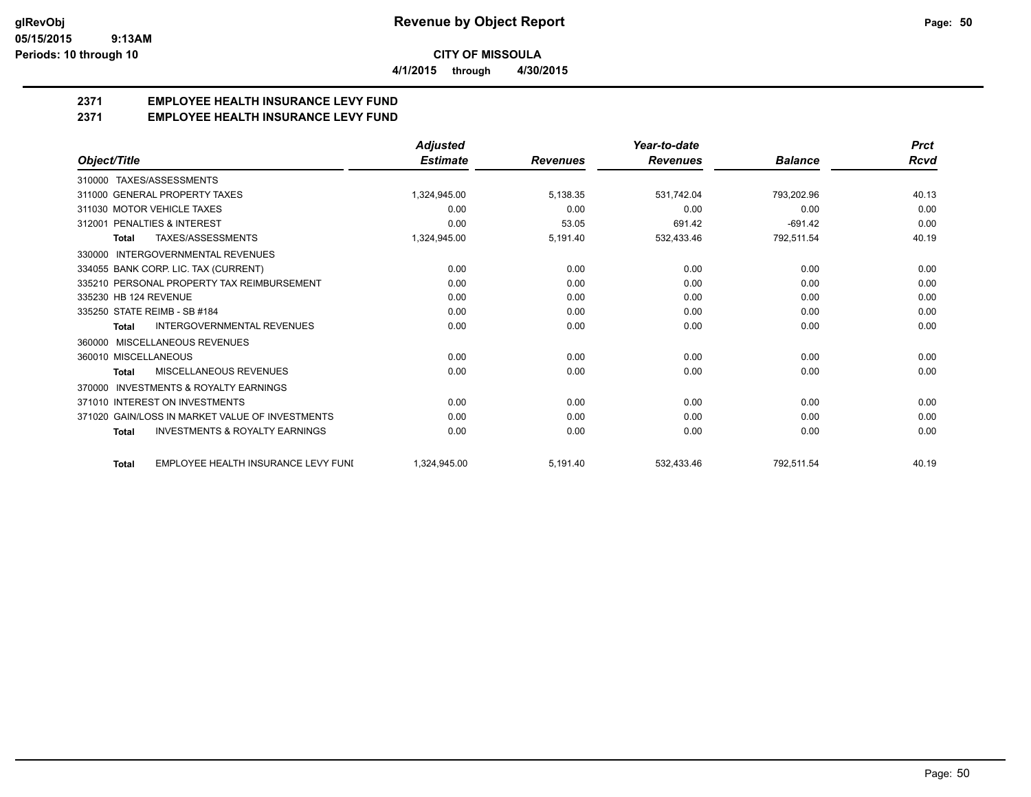**CITY OF MISSOULA**

**4/1/2015 through 4/30/2015**

## 2371 EMPLOYEE HEALTH INSURANCE LEVY FUND

## 2371 EMPLOYEE HEALTH INSURANCE LEVY FUND

| Object/Title | Adjusted Estimate | Revenues | Year-to-date Revenues | Balance | Prct Rcvd |
|---|---|---|---|---|---|
| 310000 TAXES/ASSESSMENTS | | | | | |
| 311000 GENERAL PROPERTY TAXES | 1,324,945.00 | 5,138.35 | 531,742.04 | 793,202.96 | 40.13 |
| 311030 MOTOR VEHICLE TAXES | 0.00 | 0.00 | 0.00 | 0.00 | 0.00 |
| 312001 PENALTIES & INTEREST | 0.00 | 53.05 | 691.42 | -691.42 | 0.00 |
| **Total** TAXES/ASSESSMENTS | 1,324,945.00 | 5,191.40 | 532,433.46 | 792,511.54 | 40.19 |
| 330000 INTERGOVERNMENTAL REVENUES | | | | | |
| 334055 BANK CORP. LIC. TAX (CURRENT) | 0.00 | 0.00 | 0.00 | 0.00 | 0.00 |
| 335210 PERSONAL PROPERTY TAX REIMBURSEMENT | 0.00 | 0.00 | 0.00 | 0.00 | 0.00 |
| 335230 HB 124 REVENUE | 0.00 | 0.00 | 0.00 | 0.00 | 0.00 |
| 335250 STATE REIMB - SB #184 | 0.00 | 0.00 | 0.00 | 0.00 | 0.00 |
| **Total** INTERGOVERNMENTAL REVENUES | 0.00 | 0.00 | 0.00 | 0.00 | 0.00 |
| 360000 MISCELLANEOUS REVENUES | | | | | |
| 360010 MISCELLANEOUS | 0.00 | 0.00 | 0.00 | 0.00 | 0.00 |
| **Total** MISCELLANEOUS REVENUES | 0.00 | 0.00 | 0.00 | 0.00 | 0.00 |
| 370000 INVESTMENTS & ROYALTY EARNINGS | | | | | |
| 371010 INTEREST ON INVESTMENTS | 0.00 | 0.00 | 0.00 | 0.00 | 0.00 |
| 371020 GAIN/LOSS IN MARKET VALUE OF INVESTMENTS | 0.00 | 0.00 | 0.00 | 0.00 | 0.00 |
| **Total** INVESTMENTS & ROYALTY EARNINGS | 0.00 | 0.00 | 0.00 | 0.00 | 0.00 |
| **Total** EMPLOYEE HEALTH INSURANCE LEVY FUNI | 1,324,945.00 | 5,191.40 | 532,433.46 | 792,511.54 | 40.19 |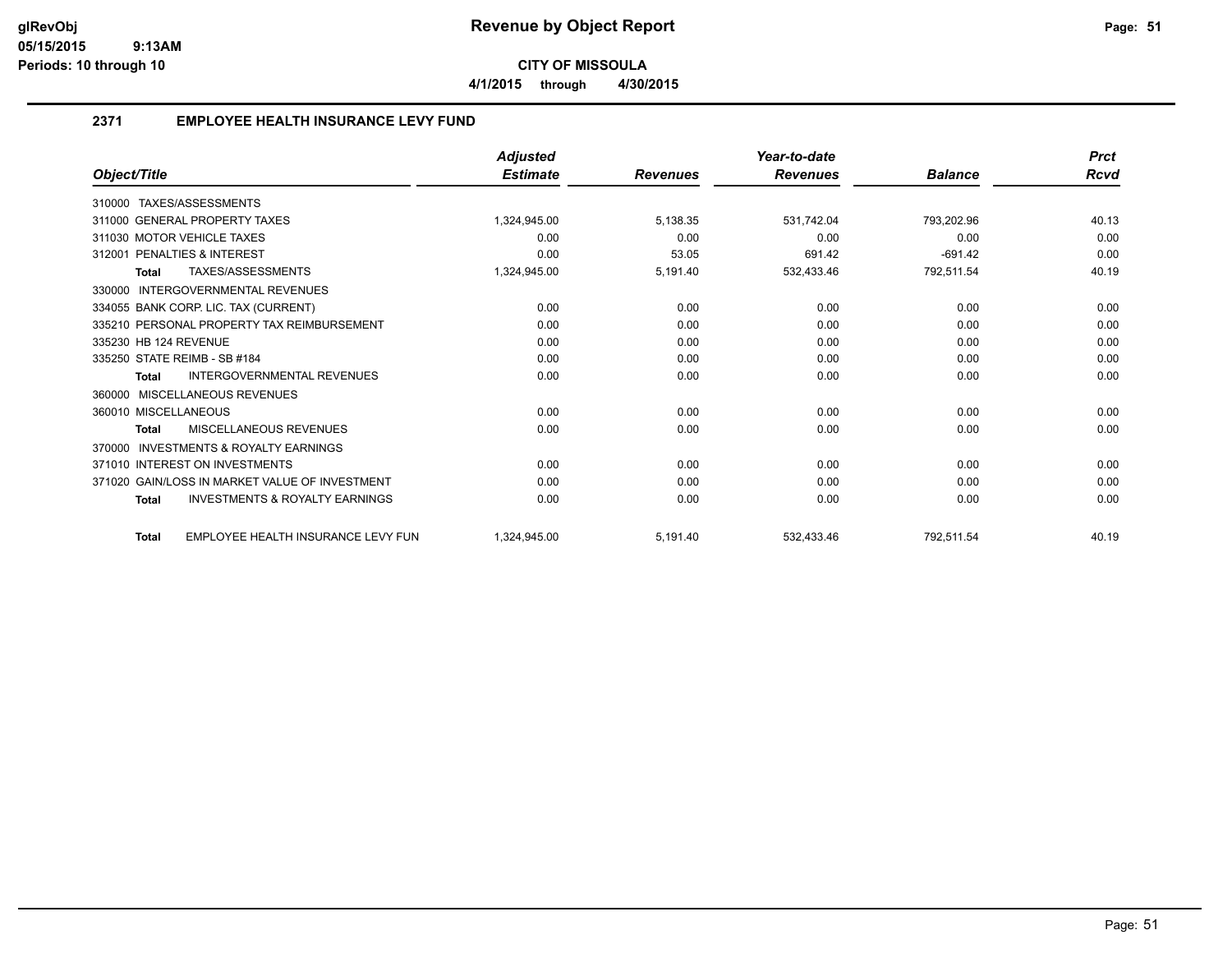# CITY OF MISSOULA

**4/1/2015 through 4/30/2015**

## 2371 EMPLOYEE HEALTH INSURANCE LEVY FUND

| Object/Title | Adjusted Estimate | Revenues | Year-to-date Revenues | Balance | Prct Rcvd |
|---|---|---|---|---|---|
| 310000 TAXES/ASSESSMENTS | | | | | |
| 311000 GENERAL PROPERTY TAXES | 1,324,945.00 | 5,138.35 | 531,742.04 | 793,202.96 | 40.13 |
| 311030 MOTOR VEHICLE TAXES | 0.00 | 0.00 | 0.00 | 0.00 | 0.00 |
| 312001 PENALTIES & INTEREST | 0.00 | 53.05 | 691.42 | -691.42 | 0.00 |
| **Total** TAXES/ASSESSMENTS | 1,324,945.00 | 5,191.40 | 532,433.46 | 792,511.54 | 40.19 |
| 330000 INTERGOVERNMENTAL REVENUES | | | | | |
| 334055 BANK CORP. LIC. TAX (CURRENT) | 0.00 | 0.00 | 0.00 | 0.00 | 0.00 |
| 335210 PERSONAL PROPERTY TAX REIMBURSEMENT | 0.00 | 0.00 | 0.00 | 0.00 | 0.00 |
| 335230 HB 124 REVENUE | 0.00 | 0.00 | 0.00 | 0.00 | 0.00 |
| 335250 STATE REIMB - SB #184 | 0.00 | 0.00 | 0.00 | 0.00 | 0.00 |
| **Total** INTERGOVERNMENTAL REVENUES | 0.00 | 0.00 | 0.00 | 0.00 | 0.00 |
| 360000 MISCELLANEOUS REVENUES | | | | | |
| 360010 MISCELLANEOUS | 0.00 | 0.00 | 0.00 | 0.00 | 0.00 |
| **Total** MISCELLANEOUS REVENUES | 0.00 | 0.00 | 0.00 | 0.00 | 0.00 |
| 370000 INVESTMENTS & ROYALTY EARNINGS | | | | | |
| 371010 INTEREST ON INVESTMENTS | 0.00 | 0.00 | 0.00 | 0.00 | 0.00 |
| 371020 GAIN/LOSS IN MARKET VALUE OF INVESTMENT | 0.00 | 0.00 | 0.00 | 0.00 | 0.00 |
| **Total** INVESTMENTS & ROYALTY EARNINGS | 0.00 | 0.00 | 0.00 | 0.00 | 0.00 |
| **Total** EMPLOYEE HEALTH INSURANCE LEVY FUN | 1,324,945.00 | 5,191.40 | 532,433.46 | 792,511.54 | 40.19 |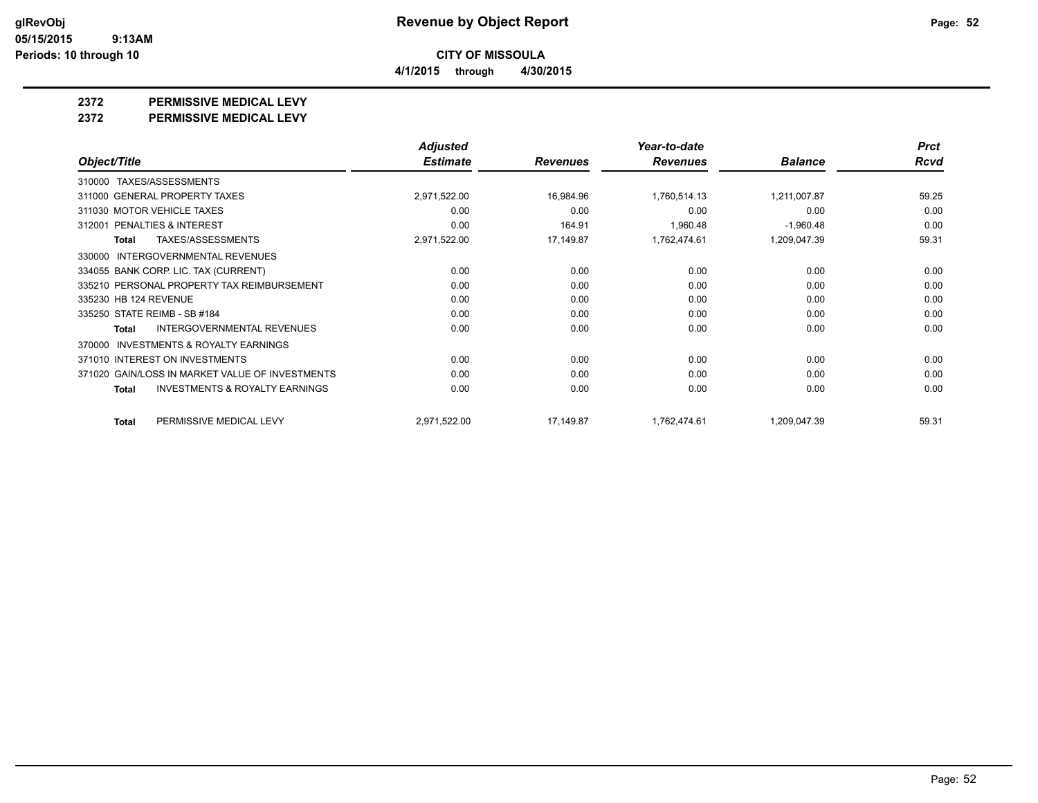**glRevObj**
**05/15/2015 9:13AM**
**Periods: 10 through 10**

# Revenue by Object Report

**CITY OF MISSOULA**

**4/1/2015 through 4/30/2015**

## 2372 PERMISSIVE MEDICAL LEVY
## 2372 PERMISSIVE MEDICAL LEVY

| Object/Title | Adjusted Estimate | Revenues | Year-to-date Revenues | Balance | Prct Rcvd |
|---|---|---|---|---|---|
| 310000 TAXES/ASSESSMENTS | | | | | |
| 311000 GENERAL PROPERTY TAXES | 2,971,522.00 | 16,984.96 | 1,760,514.13 | 1,211,007.87 | 59.25 |
| 311030 MOTOR VEHICLE TAXES | 0.00 | 0.00 | 0.00 | 0.00 | 0.00 |
| 312001 PENALTIES & INTEREST | 0.00 | 164.91 | 1,960.48 | -1,960.48 | 0.00 |
| **Total** TAXES/ASSESSMENTS | 2,971,522.00 | 17,149.87 | 1,762,474.61 | 1,209,047.39 | 59.31 |
| 330000 INTERGOVERNMENTAL REVENUES | | | | | |
| 334055 BANK CORP. LIC. TAX (CURRENT) | 0.00 | 0.00 | 0.00 | 0.00 | 0.00 |
| 335210 PERSONAL PROPERTY TAX REIMBURSEMENT | 0.00 | 0.00 | 0.00 | 0.00 | 0.00 |
| 335230 HB 124 REVENUE | 0.00 | 0.00 | 0.00 | 0.00 | 0.00 |
| 335250 STATE REIMB - SB #184 | 0.00 | 0.00 | 0.00 | 0.00 | 0.00 |
| **Total** INTERGOVERNMENTAL REVENUES | 0.00 | 0.00 | 0.00 | 0.00 | 0.00 |
| 370000 INVESTMENTS & ROYALTY EARNINGS | | | | | |
| 371010 INTEREST ON INVESTMENTS | 0.00 | 0.00 | 0.00 | 0.00 | 0.00 |
| 371020 GAIN/LOSS IN MARKET VALUE OF INVESTMENTS | 0.00 | 0.00 | 0.00 | 0.00 | 0.00 |
| **Total** INVESTMENTS & ROYALTY EARNINGS | 0.00 | 0.00 | 0.00 | 0.00 | 0.00 |
| **Total** PERMISSIVE MEDICAL LEVY | 2,971,522.00 | 17,149.87 | 1,762,474.61 | 1,209,047.39 | 59.31 |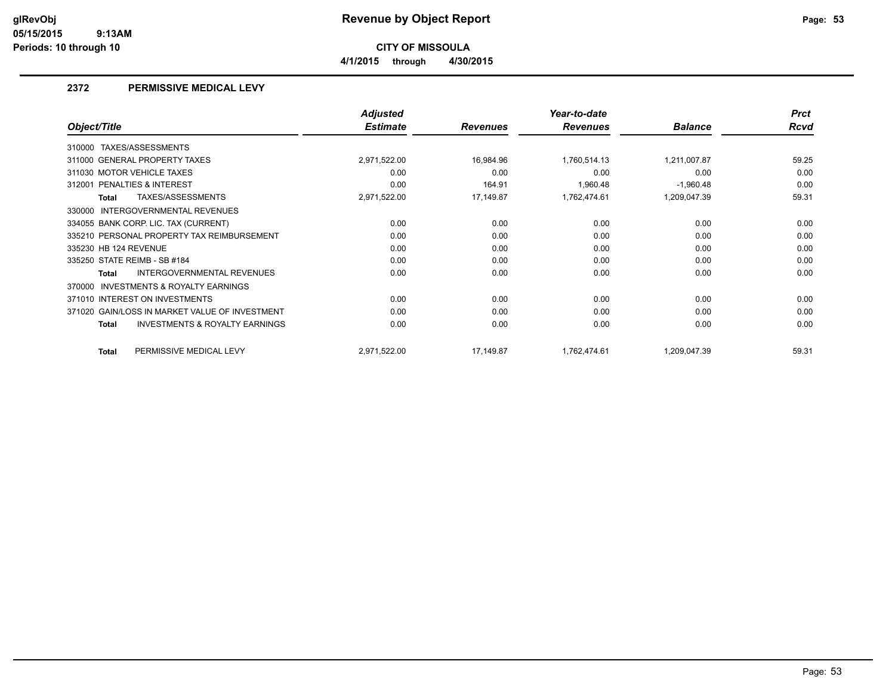# Revenue by Object Report

**CITY OF MISSOULA**

**4/1/2015 through 4/30/2015**

## 2372 PERMISSIVE MEDICAL LEVY

| Object/Title | Adjusted Estimate | Revenues | Year-to-date Revenues | Balance | Prct Rcvd |
|---|---|---|---|---|---|
| 310000 TAXES/ASSESSMENTS | | | | | |
| 311000 GENERAL PROPERTY TAXES | 2,971,522.00 | 16,984.96 | 1,760,514.13 | 1,211,007.87 | 59.25 |
| 311030 MOTOR VEHICLE TAXES | 0.00 | 0.00 | 0.00 | 0.00 | 0.00 |
| 312001 PENALTIES & INTEREST | 0.00 | 164.91 | 1,960.48 | -1,960.48 | 0.00 |
| **Total** TAXES/ASSESSMENTS | 2,971,522.00 | 17,149.87 | 1,762,474.61 | 1,209,047.39 | 59.31 |
| 330000 INTERGOVERNMENTAL REVENUES | | | | | |
| 334055 BANK CORP. LIC. TAX (CURRENT) | 0.00 | 0.00 | 0.00 | 0.00 | 0.00 |
| 335210 PERSONAL PROPERTY TAX REIMBURSEMENT | 0.00 | 0.00 | 0.00 | 0.00 | 0.00 |
| 335230 HB 124 REVENUE | 0.00 | 0.00 | 0.00 | 0.00 | 0.00 |
| 335250 STATE REIMB - SB #184 | 0.00 | 0.00 | 0.00 | 0.00 | 0.00 |
| **Total** INTERGOVERNMENTAL REVENUES | 0.00 | 0.00 | 0.00 | 0.00 | 0.00 |
| 370000 INVESTMENTS & ROYALTY EARNINGS | | | | | |
| 371010 INTEREST ON INVESTMENTS | 0.00 | 0.00 | 0.00 | 0.00 | 0.00 |
| 371020 GAIN/LOSS IN MARKET VALUE OF INVESTMENT | 0.00 | 0.00 | 0.00 | 0.00 | 0.00 |
| **Total** INVESTMENTS & ROYALTY EARNINGS | 0.00 | 0.00 | 0.00 | 0.00 | 0.00 |
| **Total** PERMISSIVE MEDICAL LEVY | 2,971,522.00 | 17,149.87 | 1,762,474.61 | 1,209,047.39 | 59.31 |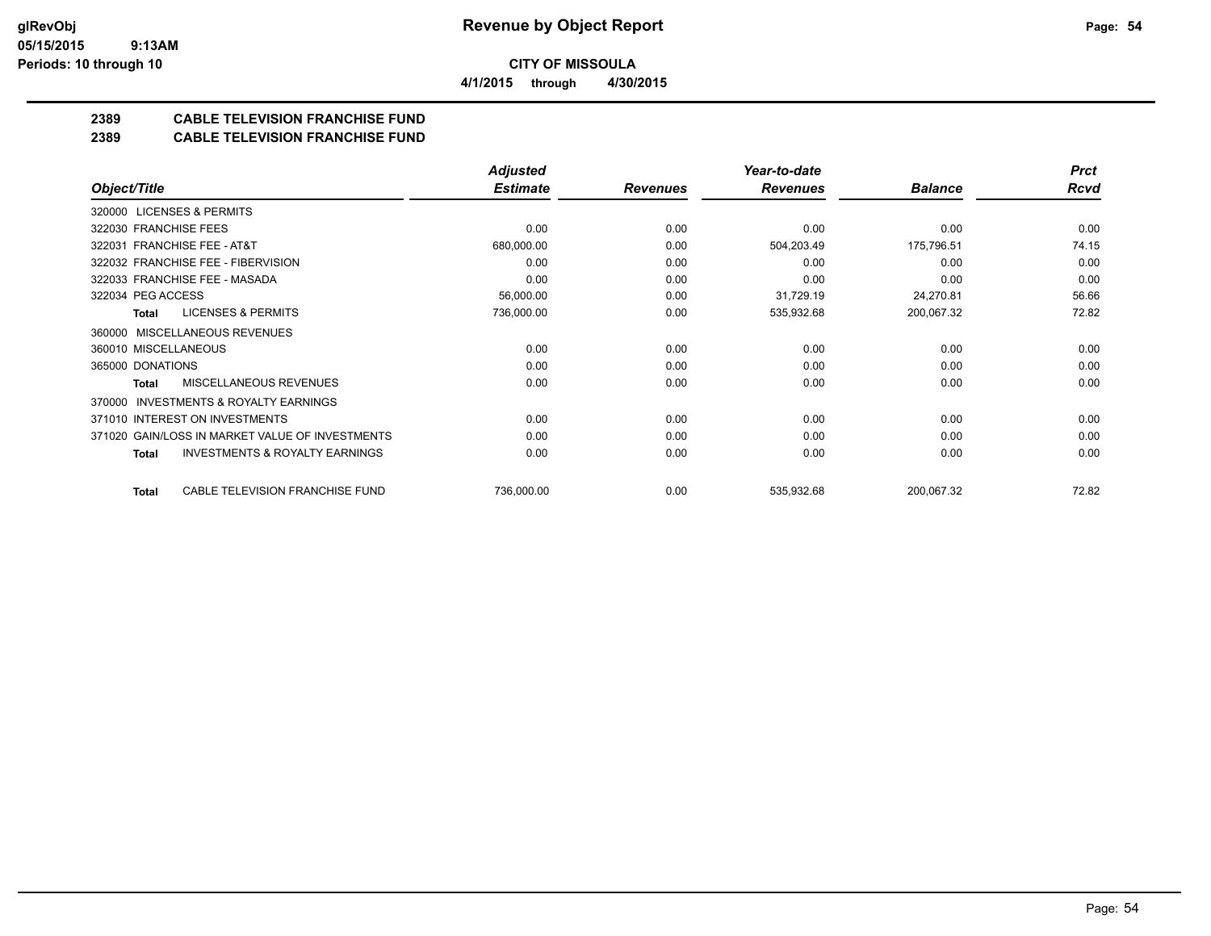**CITY OF MISSOULA**

**4/1/2015 through 4/30/2015**

**Revenue by Object Report**

**Periods: 10 through 10**

## 2389 CABLE TELEVISION FRANCHISE FUND

## 2389 CABLE TELEVISION FRANCHISE FUND

| Object/Title | Adjusted Estimate | Revenues | Year-to-date Revenues | Balance | Prct Rcvd |
|---|---|---|---|---|---|
| 320000 LICENSES & PERMITS | | | | | |
| 322030 FRANCHISE FEES | 0.00 | 0.00 | 0.00 | 0.00 | 0.00 |
| 322031 FRANCHISE FEE - AT&T | 680,000.00 | 0.00 | 504,203.49 | 175,796.51 | 74.15 |
| 322032 FRANCHISE FEE - FIBERVISION | 0.00 | 0.00 | 0.00 | 0.00 | 0.00 |
| 322033 FRANCHISE FEE - MASADA | 0.00 | 0.00 | 0.00 | 0.00 | 0.00 |
| 322034 PEG ACCESS | 56,000.00 | 0.00 | 31,729.19 | 24,270.81 | 56.66 |
| Total LICENSES & PERMITS | 736,000.00 | 0.00 | 535,932.68 | 200,067.32 | 72.82 |
| 360000 MISCELLANEOUS REVENUES | | | | | |
| 360010 MISCELLANEOUS | 0.00 | 0.00 | 0.00 | 0.00 | 0.00 |
| 365000 DONATIONS | 0.00 | 0.00 | 0.00 | 0.00 | 0.00 |
| Total MISCELLANEOUS REVENUES | 0.00 | 0.00 | 0.00 | 0.00 | 0.00 |
| 370000 INVESTMENTS & ROYALTY EARNINGS | | | | | |
| 371010 INTEREST ON INVESTMENTS | 0.00 | 0.00 | 0.00 | 0.00 | 0.00 |
| 371020 GAIN/LOSS IN MARKET VALUE OF INVESTMENTS | 0.00 | 0.00 | 0.00 | 0.00 | 0.00 |
| Total INVESTMENTS & ROYALTY EARNINGS | 0.00 | 0.00 | 0.00 | 0.00 | 0.00 |
| Total CABLE TELEVISION FRANCHISE FUND | 736,000.00 | 0.00 | 535,932.68 | 200,067.32 | 72.82 |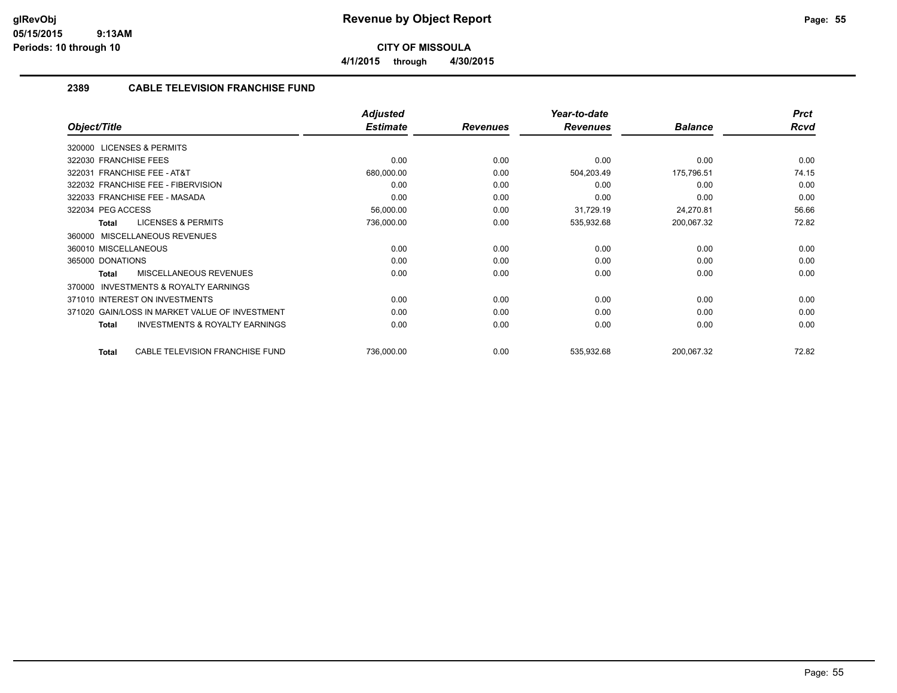**CITY OF MISSOULA**

**4/1/2015 through 4/30/2015**

## 2389 CABLE TELEVISION FRANCHISE FUND

| Object/Title | Adjusted Estimate | Revenues | Year-to-date Revenues | Balance | Prct Rcvd |
|---|---|---|---|---|---|
| 320000 LICENSES & PERMITS | | | | | |
| 322030 FRANCHISE FEES | 0.00 | 0.00 | 0.00 | 0.00 | 0.00 |
| 322031 FRANCHISE FEE - AT&T | 680,000.00 | 0.00 | 504,203.49 | 175,796.51 | 74.15 |
| 322032 FRANCHISE FEE - FIBERVISION | 0.00 | 0.00 | 0.00 | 0.00 | 0.00 |
| 322033 FRANCHISE FEE - MASADA | 0.00 | 0.00 | 0.00 | 0.00 | 0.00 |
| 322034 PEG ACCESS | 56,000.00 | 0.00 | 31,729.19 | 24,270.81 | 56.66 |
| **Total** LICENSES & PERMITS | 736,000.00 | 0.00 | 535,932.68 | 200,067.32 | 72.82 |
| 360000 MISCELLANEOUS REVENUES | | | | | |
| 360010 MISCELLANEOUS | 0.00 | 0.00 | 0.00 | 0.00 | 0.00 |
| 365000 DONATIONS | 0.00 | 0.00 | 0.00 | 0.00 | 0.00 |
| **Total** MISCELLANEOUS REVENUES | 0.00 | 0.00 | 0.00 | 0.00 | 0.00 |
| 370000 INVESTMENTS & ROYALTY EARNINGS | | | | | |
| 371010 INTEREST ON INVESTMENTS | 0.00 | 0.00 | 0.00 | 0.00 | 0.00 |
| 371020 GAIN/LOSS IN MARKET VALUE OF INVESTMENT | 0.00 | 0.00 | 0.00 | 0.00 | 0.00 |
| **Total** INVESTMENTS & ROYALTY EARNINGS | 0.00 | 0.00 | 0.00 | 0.00 | 0.00 |
| **Total** CABLE TELEVISION FRANCHISE FUND | 736,000.00 | 0.00 | 535,932.68 | 200,067.32 | 72.82 |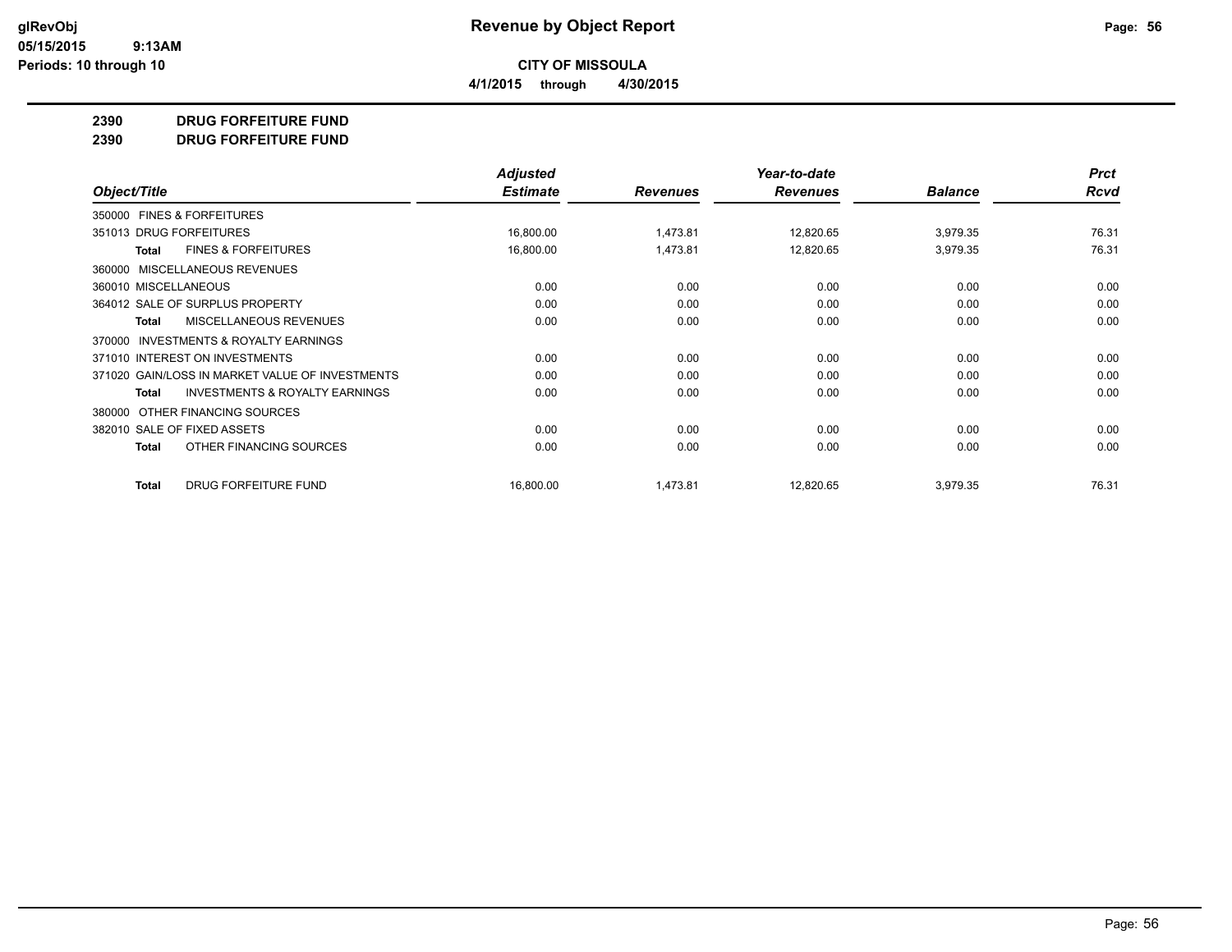# Revenue by Object Report

glRevObj
05/15/2015 9:13AM
Periods: 10 through 10

**CITY OF MISSOULA**

4/1/2015 through 4/30/2015

## 2390 DRUG FORFEITURE FUND
## 2390 DRUG FORFEITURE FUND

| Object/Title | Adjusted Estimate | Revenues | Year-to-date Revenues | Balance | Prct Rcvd |
|---|---|---|---|---|---|
| 350000 FINES & FORFEITURES | | | | | |
| 351013 DRUG FORFEITURES | 16,800.00 | 1,473.81 | 12,820.65 | 3,979.35 | 76.31 |
| **Total** FINES & FORFEITURES | 16,800.00 | 1,473.81 | 12,820.65 | 3,979.35 | 76.31 |
| 360000 MISCELLANEOUS REVENUES | | | | | |
| 360010 MISCELLANEOUS | 0.00 | 0.00 | 0.00 | 0.00 | 0.00 |
| 364012 SALE OF SURPLUS PROPERTY | 0.00 | 0.00 | 0.00 | 0.00 | 0.00 |
| **Total** MISCELLANEOUS REVENUES | 0.00 | 0.00 | 0.00 | 0.00 | 0.00 |
| 370000 INVESTMENTS & ROYALTY EARNINGS | | | | | |
| 371010 INTEREST ON INVESTMENTS | 0.00 | 0.00 | 0.00 | 0.00 | 0.00 |
| 371020 GAIN/LOSS IN MARKET VALUE OF INVESTMENTS | 0.00 | 0.00 | 0.00 | 0.00 | 0.00 |
| **Total** INVESTMENTS & ROYALTY EARNINGS | 0.00 | 0.00 | 0.00 | 0.00 | 0.00 |
| 380000 OTHER FINANCING SOURCES | | | | | |
| 382010 SALE OF FIXED ASSETS | 0.00 | 0.00 | 0.00 | 0.00 | 0.00 |
| **Total** OTHER FINANCING SOURCES | 0.00 | 0.00 | 0.00 | 0.00 | 0.00 |
| **Total** DRUG FORFEITURE FUND | 16,800.00 | 1,473.81 | 12,820.65 | 3,979.35 | 76.31 |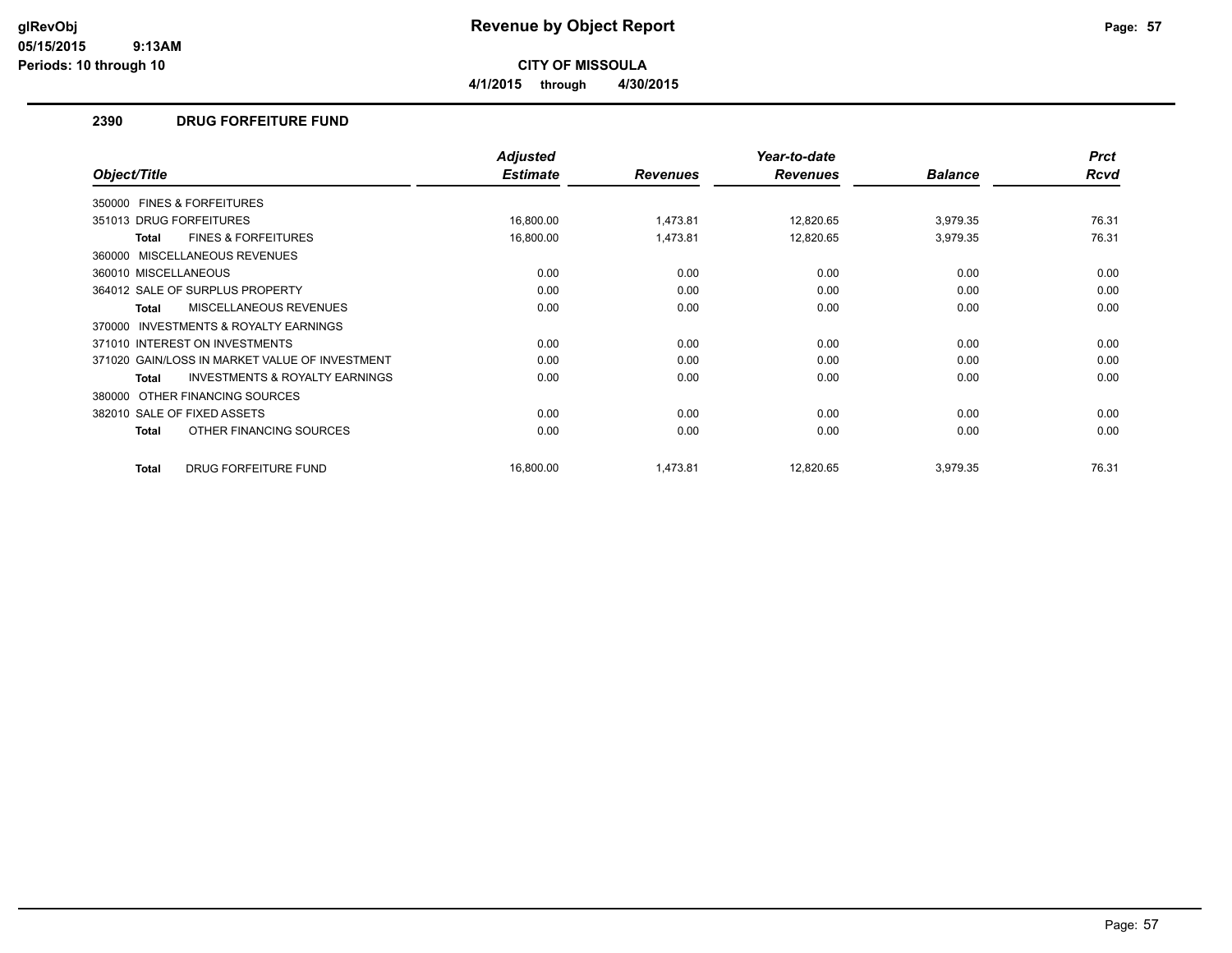**CITY OF MISSOULA**

**4/1/2015 through 4/30/2015**

## 2390 DRUG FORFEITURE FUND

| Object/Title | Adjusted Estimate | Revenues | Year-to-date Revenues | Balance | Prct Rcvd |
|---|---|---|---|---|---|
| 350000 FINES & FORFEITURES | | | | | |
| 351013 DRUG FORFEITURES | 16,800.00 | 1,473.81 | 12,820.65 | 3,979.35 | 76.31 |
| **Total** FINES & FORFEITURES | 16,800.00 | 1,473.81 | 12,820.65 | 3,979.35 | 76.31 |
| 360000 MISCELLANEOUS REVENUES | | | | | |
| 360010 MISCELLANEOUS | 0.00 | 0.00 | 0.00 | 0.00 | 0.00 |
| 364012 SALE OF SURPLUS PROPERTY | 0.00 | 0.00 | 0.00 | 0.00 | 0.00 |
| **Total** MISCELLANEOUS REVENUES | 0.00 | 0.00 | 0.00 | 0.00 | 0.00 |
| 370000 INVESTMENTS & ROYALTY EARNINGS | | | | | |
| 371010 INTEREST ON INVESTMENTS | 0.00 | 0.00 | 0.00 | 0.00 | 0.00 |
| 371020 GAIN/LOSS IN MARKET VALUE OF INVESTMENT | 0.00 | 0.00 | 0.00 | 0.00 | 0.00 |
| **Total** INVESTMENTS & ROYALTY EARNINGS | 0.00 | 0.00 | 0.00 | 0.00 | 0.00 |
| 380000 OTHER FINANCING SOURCES | | | | | |
| 382010 SALE OF FIXED ASSETS | 0.00 | 0.00 | 0.00 | 0.00 | 0.00 |
| **Total** OTHER FINANCING SOURCES | 0.00 | 0.00 | 0.00 | 0.00 | 0.00 |
| **Total** DRUG FORFEITURE FUND | 16,800.00 | 1,473.81 | 12,820.65 | 3,979.35 | 76.31 |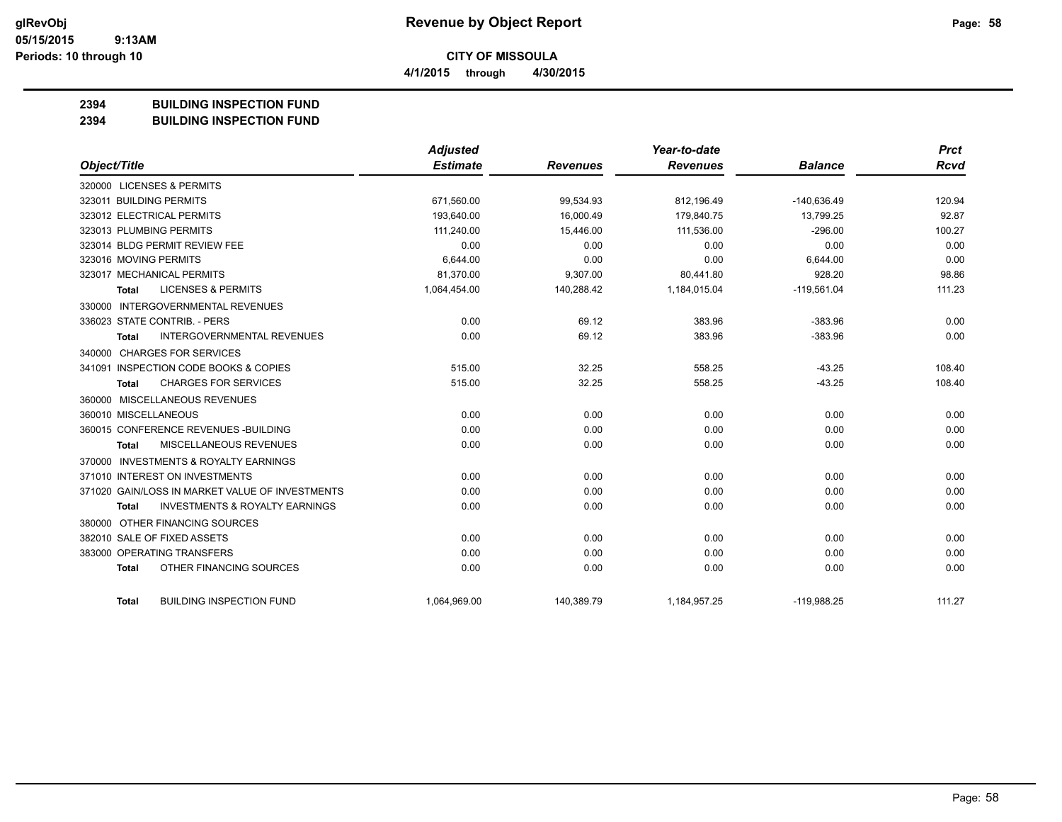# Revenue by Object Report

glRevObj
05/15/2015 9:13AM
Periods: 10 through 10

**CITY OF MISSOULA**

4/1/2015 through 4/30/2015

## 2394 BUILDING INSPECTION FUND
## 2394 BUILDING INSPECTION FUND

| Object/Title | Adjusted Estimate | Revenues | Year-to-date Revenues | Balance | Prct Rcvd |
|---|---|---|---|---|---|
| 320000 LICENSES & PERMITS | | | | | |
| 323011 BUILDING PERMITS | 671,560.00 | 99,534.93 | 812,196.49 | -140,636.49 | 120.94 |
| 323012 ELECTRICAL PERMITS | 193,640.00 | 16,000.49 | 179,840.75 | 13,799.25 | 92.87 |
| 323013 PLUMBING PERMITS | 111,240.00 | 15,446.00 | 111,536.00 | -296.00 | 100.27 |
| 323014 BLDG PERMIT REVIEW FEE | 0.00 | 0.00 | 0.00 | 0.00 | 0.00 |
| 323016 MOVING PERMITS | 6,644.00 | 0.00 | 0.00 | 6,644.00 | 0.00 |
| 323017 MECHANICAL PERMITS | 81,370.00 | 9,307.00 | 80,441.80 | 928.20 | 98.86 |
| Total LICENSES & PERMITS | 1,064,454.00 | 140,288.42 | 1,184,015.04 | -119,561.04 | 111.23 |
| 330000 INTERGOVERNMENTAL REVENUES | | | | | |
| 336023 STATE CONTRIB. - PERS | 0.00 | 69.12 | 383.96 | -383.96 | 0.00 |
| Total INTERGOVERNMENTAL REVENUES | 0.00 | 69.12 | 383.96 | -383.96 | 0.00 |
| 340000 CHARGES FOR SERVICES | | | | | |
| 341091 INSPECTION CODE BOOKS & COPIES | 515.00 | 32.25 | 558.25 | -43.25 | 108.40 |
| Total CHARGES FOR SERVICES | 515.00 | 32.25 | 558.25 | -43.25 | 108.40 |
| 360000 MISCELLANEOUS REVENUES | | | | | |
| 360010 MISCELLANEOUS | 0.00 | 0.00 | 0.00 | 0.00 | 0.00 |
| 360015 CONFERENCE REVENUES -BUILDING | 0.00 | 0.00 | 0.00 | 0.00 | 0.00 |
| Total MISCELLANEOUS REVENUES | 0.00 | 0.00 | 0.00 | 0.00 | 0.00 |
| 370000 INVESTMENTS & ROYALTY EARNINGS | | | | | |
| 371010 INTEREST ON INVESTMENTS | 0.00 | 0.00 | 0.00 | 0.00 | 0.00 |
| 371020 GAIN/LOSS IN MARKET VALUE OF INVESTMENTS | 0.00 | 0.00 | 0.00 | 0.00 | 0.00 |
| Total INVESTMENTS & ROYALTY EARNINGS | 0.00 | 0.00 | 0.00 | 0.00 | 0.00 |
| 380000 OTHER FINANCING SOURCES | | | | | |
| 382010 SALE OF FIXED ASSETS | 0.00 | 0.00 | 0.00 | 0.00 | 0.00 |
| 383000 OPERATING TRANSFERS | 0.00 | 0.00 | 0.00 | 0.00 | 0.00 |
| Total OTHER FINANCING SOURCES | 0.00 | 0.00 | 0.00 | 0.00 | 0.00 |
| Total BUILDING INSPECTION FUND | 1,064,969.00 | 140,389.79 | 1,184,957.25 | -119,988.25 | 111.27 |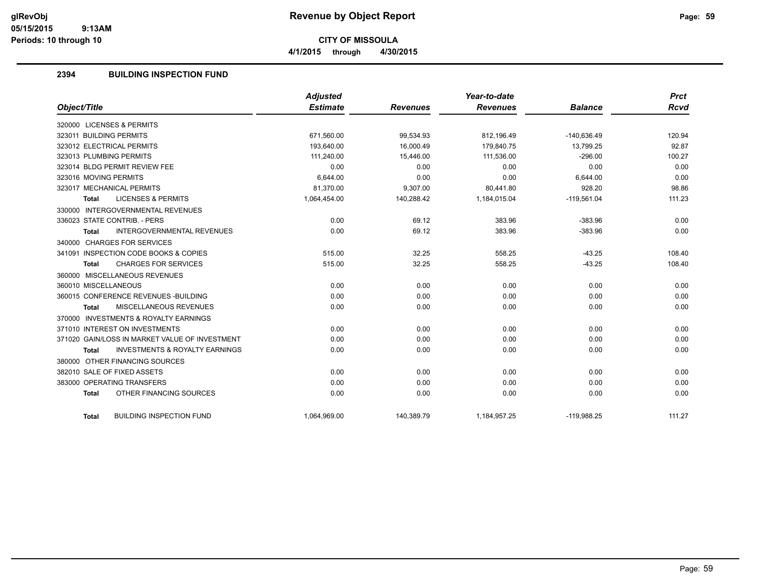# Revenue by Object Report

glRevObj
05/15/2015 9:13AM
Periods: 10 through 10

**CITY OF MISSOULA**

**4/1/2015 through 4/30/2015**

## 2394 BUILDING INSPECTION FUND

| Object/Title | Adjusted Estimate | Revenues | Year-to-date Revenues | Balance | Prct Rcvd |
|---|---|---|---|---|---|
| 320000 LICENSES & PERMITS | | | | | |
| 323011 BUILDING PERMITS | 671,560.00 | 99,534.93 | 812,196.49 | -140,636.49 | 120.94 |
| 323012 ELECTRICAL PERMITS | 193,640.00 | 16,000.49 | 179,840.75 | 13,799.25 | 92.87 |
| 323013 PLUMBING PERMITS | 111,240.00 | 15,446.00 | 111,536.00 | -296.00 | 100.27 |
| 323014 BLDG PERMIT REVIEW FEE | 0.00 | 0.00 | 0.00 | 0.00 | 0.00 |
| 323016 MOVING PERMITS | 6,644.00 | 0.00 | 0.00 | 6,644.00 | 0.00 |
| 323017 MECHANICAL PERMITS | 81,370.00 | 9,307.00 | 80,441.80 | 928.20 | 98.86 |
| **Total** LICENSES & PERMITS | 1,064,454.00 | 140,288.42 | 1,184,015.04 | -119,561.04 | 111.23 |
| 330000 INTERGOVERNMENTAL REVENUES | | | | | |
| 336023 STATE CONTRIB. - PERS | 0.00 | 69.12 | 383.96 | -383.96 | 0.00 |
| **Total** INTERGOVERNMENTAL REVENUES | 0.00 | 69.12 | 383.96 | -383.96 | 0.00 |
| 340000 CHARGES FOR SERVICES | | | | | |
| 341091 INSPECTION CODE BOOKS & COPIES | 515.00 | 32.25 | 558.25 | -43.25 | 108.40 |
| **Total** CHARGES FOR SERVICES | 515.00 | 32.25 | 558.25 | -43.25 | 108.40 |
| 360000 MISCELLANEOUS REVENUES | | | | | |
| 360010 MISCELLANEOUS | 0.00 | 0.00 | 0.00 | 0.00 | 0.00 |
| 360015 CONFERENCE REVENUES -BUILDING | 0.00 | 0.00 | 0.00 | 0.00 | 0.00 |
| **Total** MISCELLANEOUS REVENUES | 0.00 | 0.00 | 0.00 | 0.00 | 0.00 |
| 370000 INVESTMENTS & ROYALTY EARNINGS | | | | | |
| 371010 INTEREST ON INVESTMENTS | 0.00 | 0.00 | 0.00 | 0.00 | 0.00 |
| 371020 GAIN/LOSS IN MARKET VALUE OF INVESTMENT | 0.00 | 0.00 | 0.00 | 0.00 | 0.00 |
| **Total** INVESTMENTS & ROYALTY EARNINGS | 0.00 | 0.00 | 0.00 | 0.00 | 0.00 |
| 380000 OTHER FINANCING SOURCES | | | | | |
| 382010 SALE OF FIXED ASSETS | 0.00 | 0.00 | 0.00 | 0.00 | 0.00 |
| 383000 OPERATING TRANSFERS | 0.00 | 0.00 | 0.00 | 0.00 | 0.00 |
| **Total** OTHER FINANCING SOURCES | 0.00 | 0.00 | 0.00 | 0.00 | 0.00 |
| **Total** BUILDING INSPECTION FUND | 1,064,969.00 | 140,389.79 | 1,184,957.25 | -119,988.25 | 111.27 |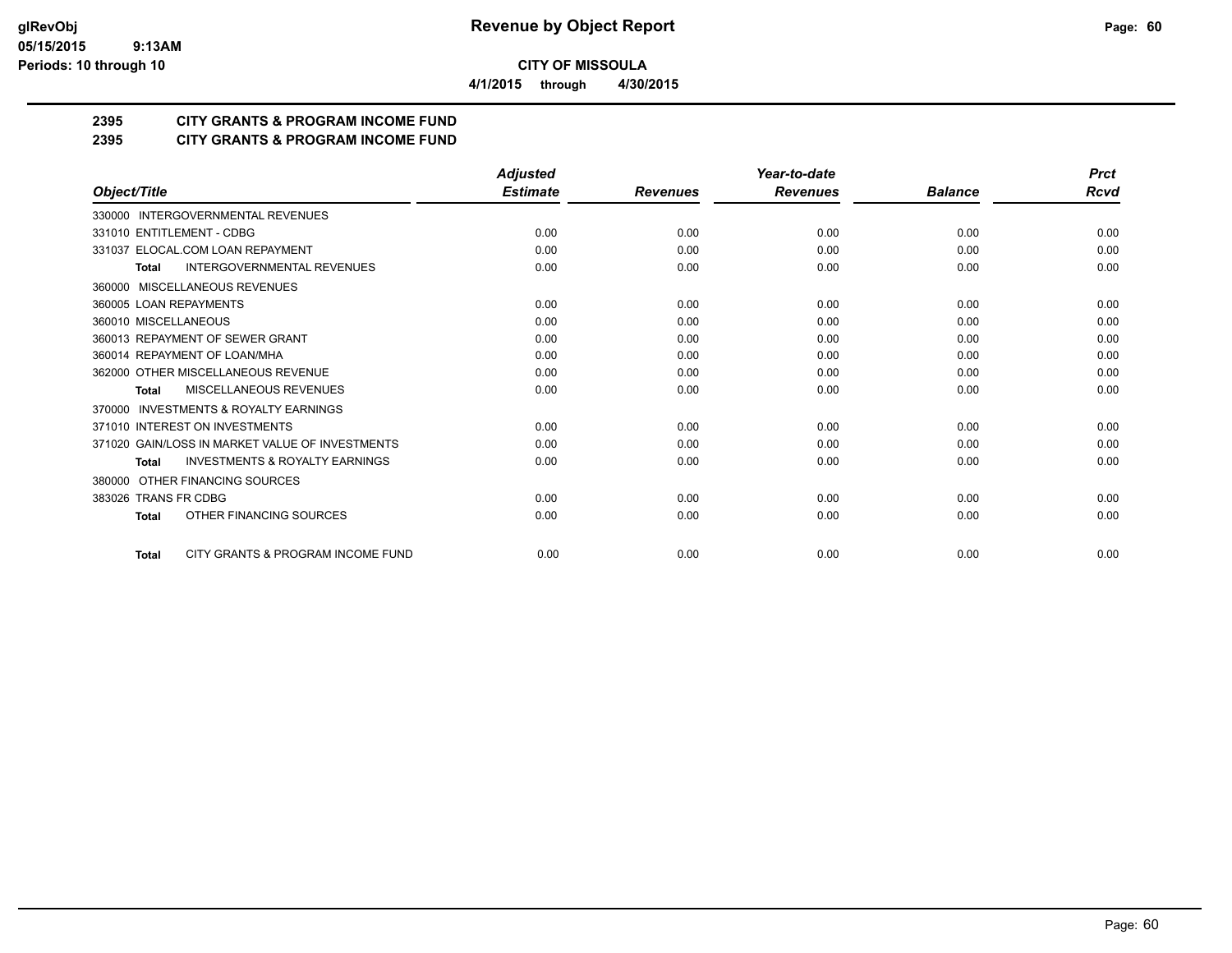# Revenue by Object Report

**CITY OF MISSOULA**

**4/1/2015 through 4/30/2015**

glRevObj
05/15/2015 9:13AM
Periods: 10 through 10

## 2395 CITY GRANTS & PROGRAM INCOME FUND
## 2395 CITY GRANTS & PROGRAM INCOME FUND

| Object/Title | Adjusted Estimate | Revenues | Year-to-date Revenues | Balance | Prct Rcvd |
|---|---|---|---|---|---|
| 330000 INTERGOVERNMENTAL REVENUES | | | | | |
| 331010 ENTITLEMENT - CDBG | 0.00 | 0.00 | 0.00 | 0.00 | 0.00 |
| 331037 ELOCAL.COM LOAN REPAYMENT | 0.00 | 0.00 | 0.00 | 0.00 | 0.00 |
| **Total** INTERGOVERNMENTAL REVENUES | 0.00 | 0.00 | 0.00 | 0.00 | 0.00 |
| 360000 MISCELLANEOUS REVENUES | | | | | |
| 360005 LOAN REPAYMENTS | 0.00 | 0.00 | 0.00 | 0.00 | 0.00 |
| 360010 MISCELLANEOUS | 0.00 | 0.00 | 0.00 | 0.00 | 0.00 |
| 360013 REPAYMENT OF SEWER GRANT | 0.00 | 0.00 | 0.00 | 0.00 | 0.00 |
| 360014 REPAYMENT OF LOAN/MHA | 0.00 | 0.00 | 0.00 | 0.00 | 0.00 |
| 362000 OTHER MISCELLANEOUS REVENUE | 0.00 | 0.00 | 0.00 | 0.00 | 0.00 |
| **Total** MISCELLANEOUS REVENUES | 0.00 | 0.00 | 0.00 | 0.00 | 0.00 |
| 370000 INVESTMENTS & ROYALTY EARNINGS | | | | | |
| 371010 INTEREST ON INVESTMENTS | 0.00 | 0.00 | 0.00 | 0.00 | 0.00 |
| 371020 GAIN/LOSS IN MARKET VALUE OF INVESTMENTS | 0.00 | 0.00 | 0.00 | 0.00 | 0.00 |
| **Total** INVESTMENTS & ROYALTY EARNINGS | 0.00 | 0.00 | 0.00 | 0.00 | 0.00 |
| 380000 OTHER FINANCING SOURCES | | | | | |
| 383026 TRANS FR CDBG | 0.00 | 0.00 | 0.00 | 0.00 | 0.00 |
| **Total** OTHER FINANCING SOURCES | 0.00 | 0.00 | 0.00 | 0.00 | 0.00 |
| **Total** CITY GRANTS & PROGRAM INCOME FUND | 0.00 | 0.00 | 0.00 | 0.00 | 0.00 |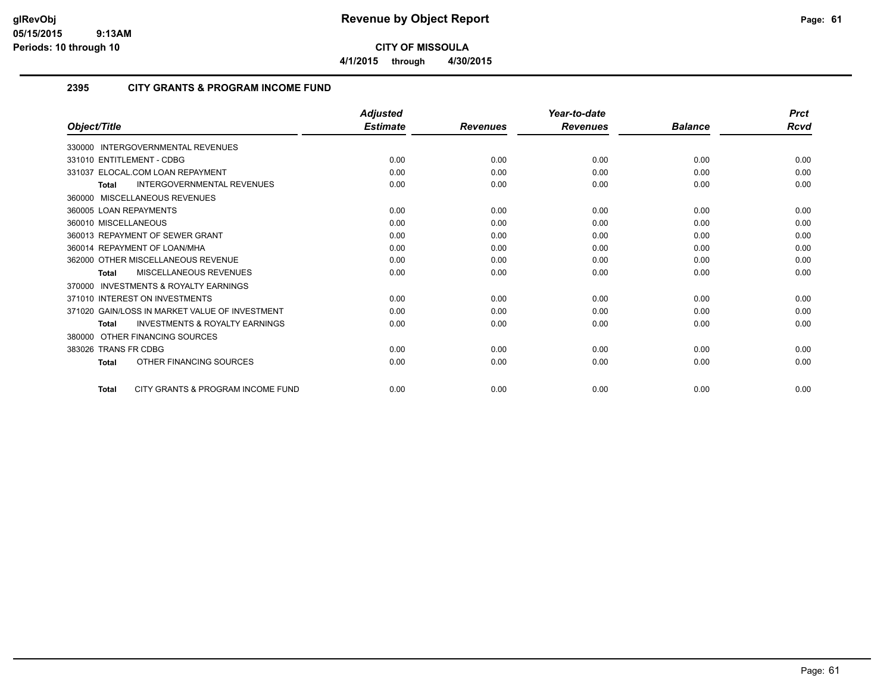**CITY OF MISSOULA**

**4/1/2015 through 4/30/2015**

## 2395 CITY GRANTS & PROGRAM INCOME FUND

| Object/Title | Adjusted Estimate | Revenues | Year-to-date Revenues | Balance | Prct Rcvd |
|---|---|---|---|---|---|
| 330000 INTERGOVERNMENTAL REVENUES | | | | | |
| 331010 ENTITLEMENT - CDBG | 0.00 | 0.00 | 0.00 | 0.00 | 0.00 |
| 331037 ELOCAL.COM LOAN REPAYMENT | 0.00 | 0.00 | 0.00 | 0.00 | 0.00 |
| **Total** INTERGOVERNMENTAL REVENUES | 0.00 | 0.00 | 0.00 | 0.00 | 0.00 |
| 360000 MISCELLANEOUS REVENUES | | | | | |
| 360005 LOAN REPAYMENTS | 0.00 | 0.00 | 0.00 | 0.00 | 0.00 |
| 360010 MISCELLANEOUS | 0.00 | 0.00 | 0.00 | 0.00 | 0.00 |
| 360013 REPAYMENT OF SEWER GRANT | 0.00 | 0.00 | 0.00 | 0.00 | 0.00 |
| 360014 REPAYMENT OF LOAN/MHA | 0.00 | 0.00 | 0.00 | 0.00 | 0.00 |
| 362000 OTHER MISCELLANEOUS REVENUE | 0.00 | 0.00 | 0.00 | 0.00 | 0.00 |
| **Total** MISCELLANEOUS REVENUES | 0.00 | 0.00 | 0.00 | 0.00 | 0.00 |
| 370000 INVESTMENTS & ROYALTY EARNINGS | | | | | |
| 371010 INTEREST ON INVESTMENTS | 0.00 | 0.00 | 0.00 | 0.00 | 0.00 |
| 371020 GAIN/LOSS IN MARKET VALUE OF INVESTMENT | 0.00 | 0.00 | 0.00 | 0.00 | 0.00 |
| **Total** INVESTMENTS & ROYALTY EARNINGS | 0.00 | 0.00 | 0.00 | 0.00 | 0.00 |
| 380000 OTHER FINANCING SOURCES | | | | | |
| 383026 TRANS FR CDBG | 0.00 | 0.00 | 0.00 | 0.00 | 0.00 |
| **Total** OTHER FINANCING SOURCES | 0.00 | 0.00 | 0.00 | 0.00 | 0.00 |
| **Total** CITY GRANTS & PROGRAM INCOME FUND | 0.00 | 0.00 | 0.00 | 0.00 | 0.00 |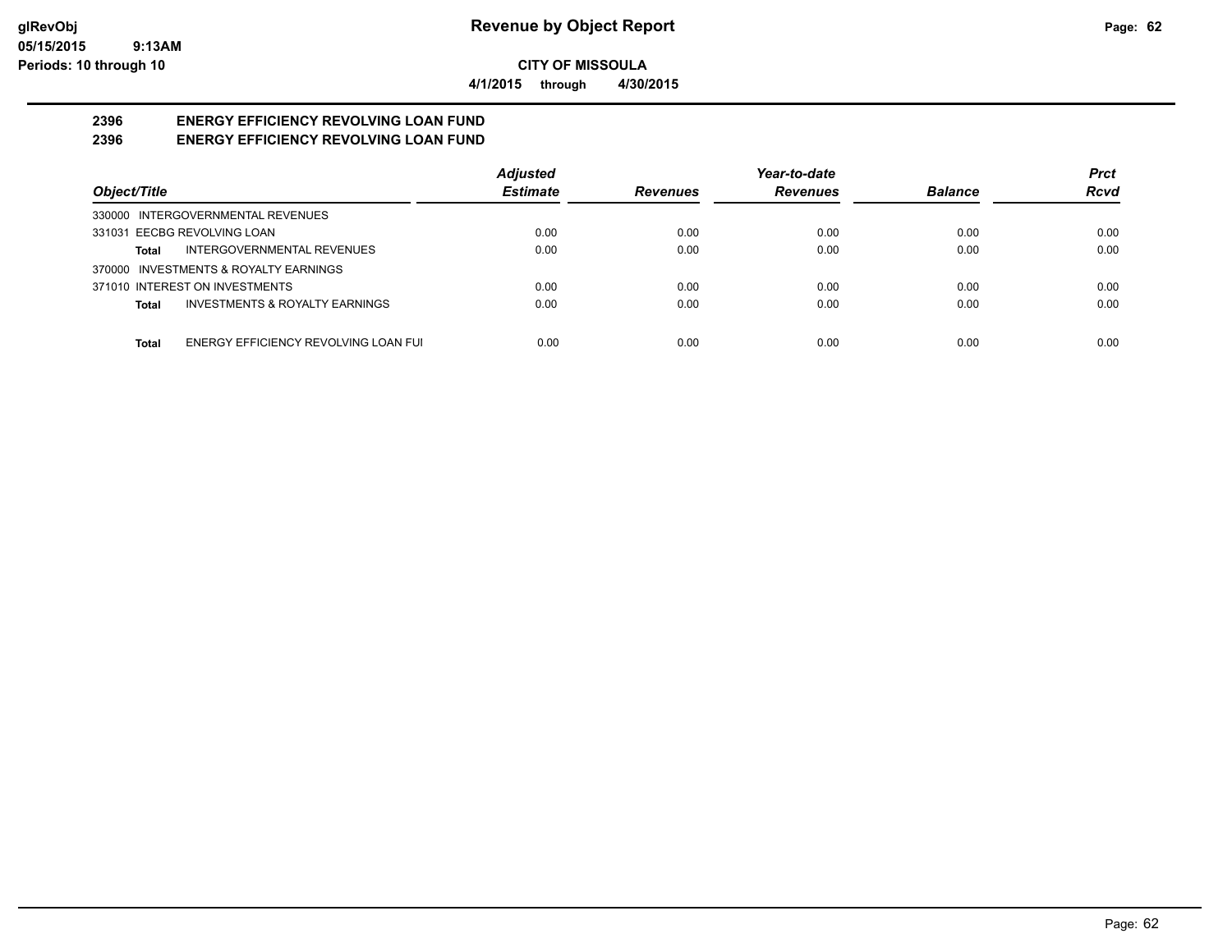**CITY OF MISSOULA**

**4/1/2015 through 4/30/2015**

## 2396 ENERGY EFFICIENCY REVOLVING LOAN FUND
## 2396 ENERGY EFFICIENCY REVOLVING LOAN FUND

| Object/Title | Adjusted Estimate | Revenues | Year-to-date Revenues | Balance | Prct Rcvd |
|---|---|---|---|---|---|
| 330000 INTERGOVERNMENTAL REVENUES | | | | | |
| 331031 EECBG REVOLVING LOAN | 0.00 | 0.00 | 0.00 | 0.00 | 0.00 |
| **Total** INTERGOVERNMENTAL REVENUES | 0.00 | 0.00 | 0.00 | 0.00 | 0.00 |
| 370000 INVESTMENTS & ROYALTY EARNINGS | | | | | |
| 371010 INTEREST ON INVESTMENTS | 0.00 | 0.00 | 0.00 | 0.00 | 0.00 |
| **Total** INVESTMENTS & ROYALTY EARNINGS | 0.00 | 0.00 | 0.00 | 0.00 | 0.00 |
| **Total** ENERGY EFFICIENCY REVOLVING LOAN FUI | 0.00 | 0.00 | 0.00 | 0.00 | 0.00 |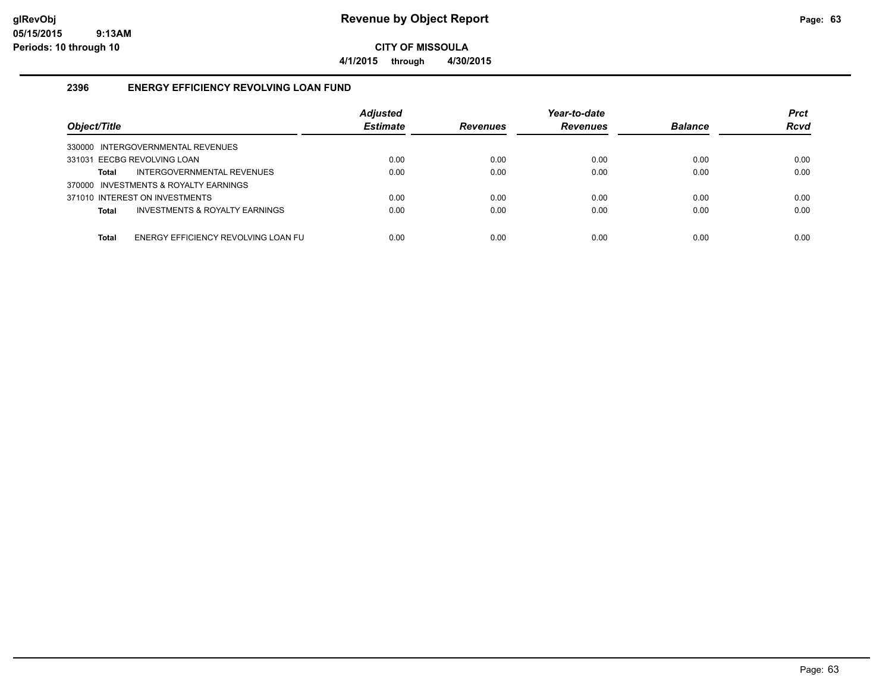**Revenue by Object Report**

**CITY OF MISSOULA**

**4/1/2015 through 4/30/2015**

glRevObj
05/15/2015 9:13AM
Periods: 10 through 10

## 2396 ENERGY EFFICIENCY REVOLVING LOAN FUND

| Object/Title | | Adjusted Estimate | Revenues | Year-to-date Revenues | Balance | Prct Rcvd |
|---|---|---|---|---|---|---|
| 330000 INTERGOVERNMENTAL REVENUES | | | | | | |
| 331031 EECBG REVOLVING LOAN | | 0.00 | 0.00 | 0.00 | 0.00 | 0.00 |
| **Total** | INTERGOVERNMENTAL REVENUES | 0.00 | 0.00 | 0.00 | 0.00 | 0.00 |
| 370000 INVESTMENTS & ROYALTY EARNINGS | | | | | | |
| 371010 INTEREST ON INVESTMENTS | | 0.00 | 0.00 | 0.00 | 0.00 | 0.00 |
| **Total** | INVESTMENTS & ROYALTY EARNINGS | 0.00 | 0.00 | 0.00 | 0.00 | 0.00 |
| **Total** | ENERGY EFFICIENCY REVOLVING LOAN FU | 0.00 | 0.00 | 0.00 | 0.00 | 0.00 |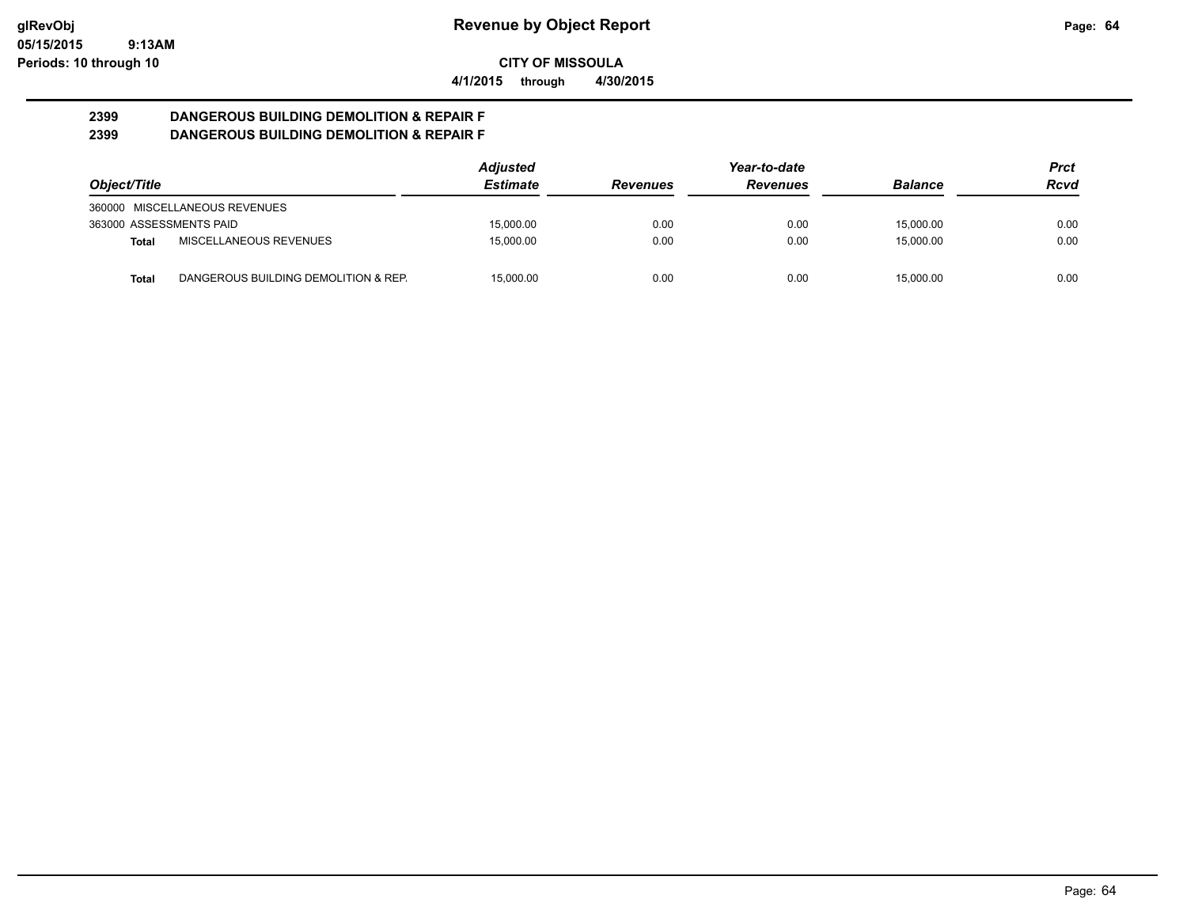**Revenue by Object Report**

**CITY OF MISSOULA**

**4/1/2015 through 4/30/2015**

**2399 DANGEROUS BUILDING DEMOLITION & REPAIR F**
**2399 DANGEROUS BUILDING DEMOLITION & REPAIR F**

| Object/Title | | Adjusted Estimate | Revenues | Year-to-date Revenues | Balance | Prct Rcvd |
|---|---|---|---|---|---|---|
| 360000 MISCELLANEOUS REVENUES | | | | | | |
| 363000 ASSESSMENTS PAID | | 15,000.00 | 0.00 | 0.00 | 15,000.00 | 0.00 |
| Total | MISCELLANEOUS REVENUES | 15,000.00 | 0.00 | 0.00 | 15,000.00 | 0.00 |
| Total | DANGEROUS BUILDING DEMOLITION & REP. | 15,000.00 | 0.00 | 0.00 | 15,000.00 | 0.00 |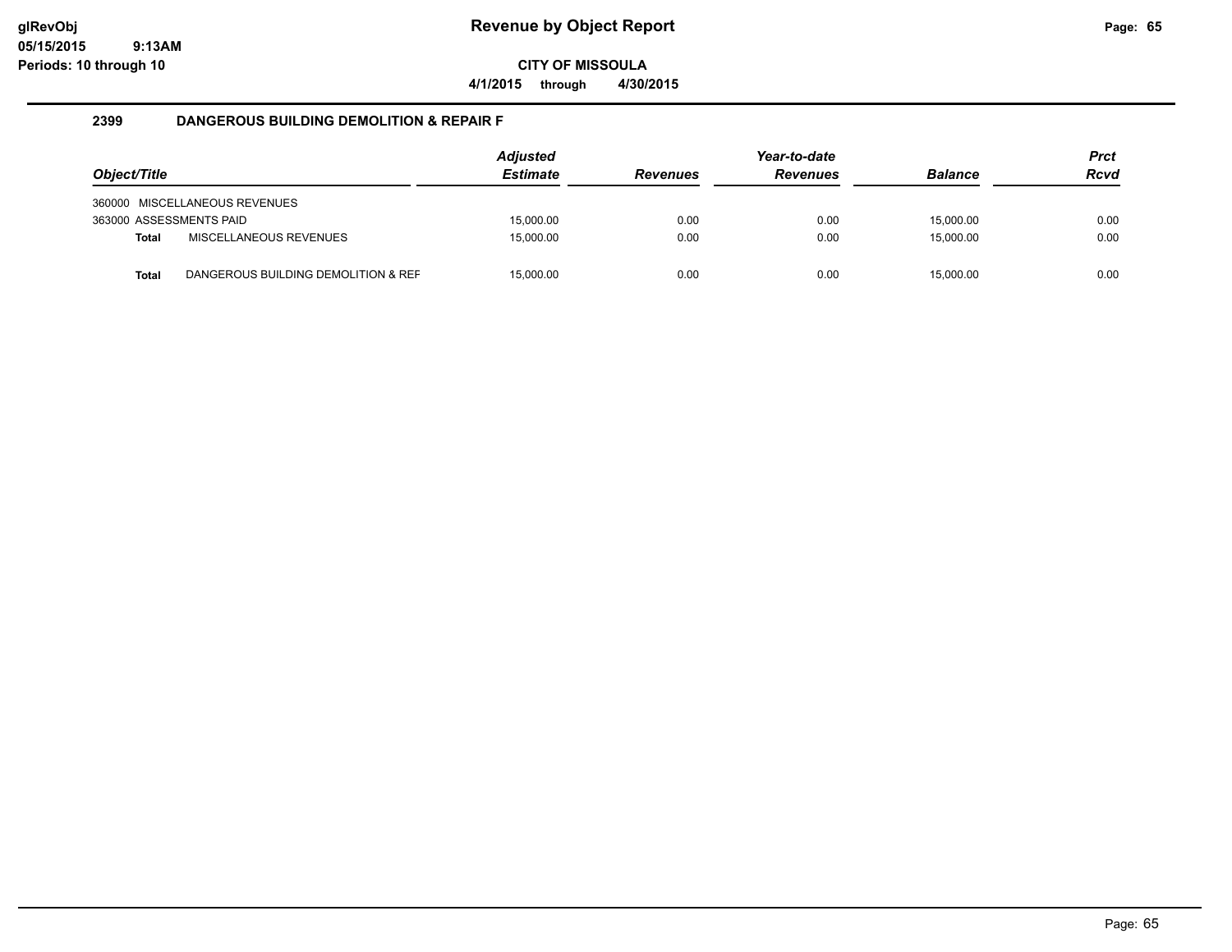# Revenue by Object Report

**CITY OF MISSOULA**

**4/1/2015 through 4/30/2015**

## 2399 DANGEROUS BUILDING DEMOLITION & REPAIR F

| Object/Title | Adjusted Estimate | Revenues | Year-to-date Revenues | Balance | Prct Rcvd |
|---|---|---|---|---|---|
| 360000 MISCELLANEOUS REVENUES | | | | | |
| 363000 ASSESSMENTS PAID | 15,000.00 | 0.00 | 0.00 | 15,000.00 | 0.00 |
| **Total** MISCELLANEOUS REVENUES | 15,000.00 | 0.00 | 0.00 | 15,000.00 | 0.00 |
| **Total** DANGEROUS BUILDING DEMOLITION & REF | 15,000.00 | 0.00 | 0.00 | 15,000.00 | 0.00 |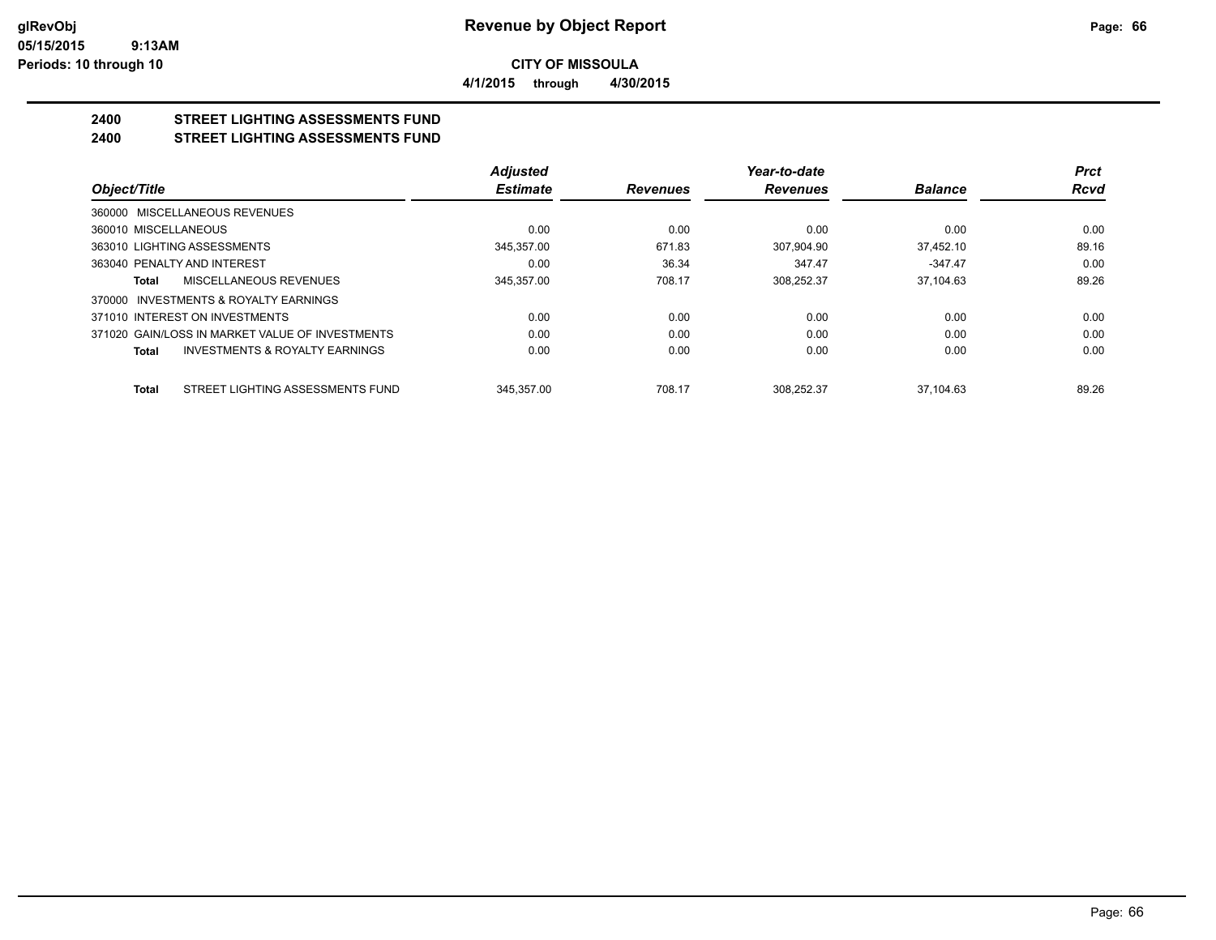**CITY OF MISSOULA**

**4/1/2015 through 4/30/2015**

## 2400 STREET LIGHTING ASSESSMENTS FUND
## 2400 STREET LIGHTING ASSESSMENTS FUND

| Object/Title | Adjusted Estimate | Revenues | Year-to-date Revenues | Balance | Prct Rcvd |
|---|---|---|---|---|---|
| 360000 MISCELLANEOUS REVENUES | | | | | |
| 360010 MISCELLANEOUS | 0.00 | 0.00 | 0.00 | 0.00 | 0.00 |
| 363010 LIGHTING ASSESSMENTS | 345,357.00 | 671.83 | 307,904.90 | 37,452.10 | 89.16 |
| 363040 PENALTY AND INTEREST | 0.00 | 36.34 | 347.47 | -347.47 | 0.00 |
| **Total** MISCELLANEOUS REVENUES | 345,357.00 | 708.17 | 308,252.37 | 37,104.63 | 89.26 |
| 370000 INVESTMENTS & ROYALTY EARNINGS | | | | | |
| 371010 INTEREST ON INVESTMENTS | 0.00 | 0.00 | 0.00 | 0.00 | 0.00 |
| 371020 GAIN/LOSS IN MARKET VALUE OF INVESTMENTS | 0.00 | 0.00 | 0.00 | 0.00 | 0.00 |
| **Total** INVESTMENTS & ROYALTY EARNINGS | 0.00 | 0.00 | 0.00 | 0.00 | 0.00 |
| **Total** STREET LIGHTING ASSESSMENTS FUND | 345,357.00 | 708.17 | 308,252.37 | 37,104.63 | 89.26 |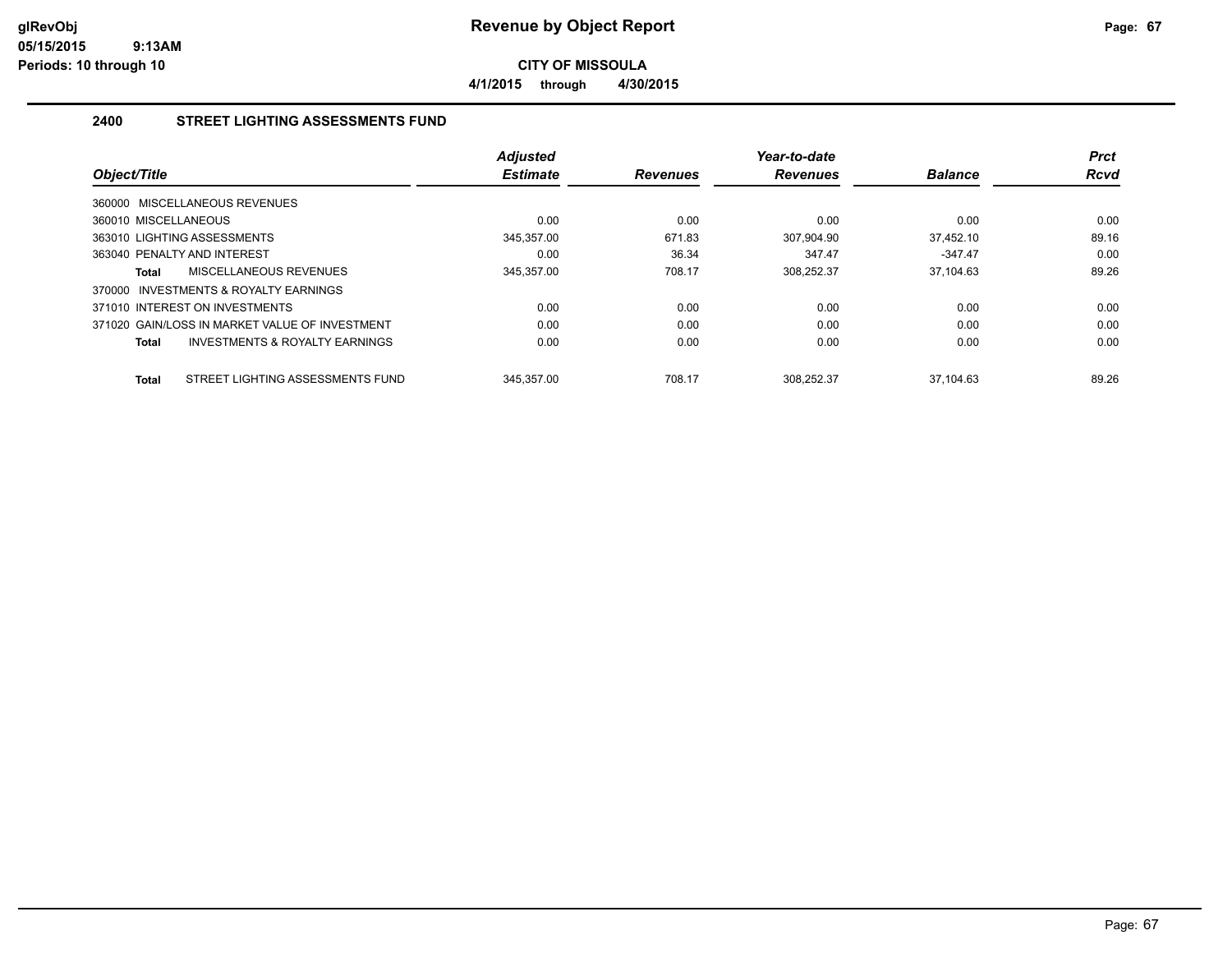# Revenue by Object Report

**CITY OF MISSOULA**

**4/1/2015 through 4/30/2015**

glRevObj
05/15/2015 9:13AM
Periods: 10 through 10

## 2400 STREET LIGHTING ASSESSMENTS FUND

| Object/Title | Adjusted Estimate | Revenues | Year-to-date Revenues | Balance | Prct Rcvd |
|---|---|---|---|---|---|
| 360000 MISCELLANEOUS REVENUES | | | | | |
| 360010 MISCELLANEOUS | 0.00 | 0.00 | 0.00 | 0.00 | 0.00 |
| 363010 LIGHTING ASSESSMENTS | 345,357.00 | 671.83 | 307,904.90 | 37,452.10 | 89.16 |
| 363040 PENALTY AND INTEREST | 0.00 | 36.34 | 347.47 | -347.47 | 0.00 |
| **Total** MISCELLANEOUS REVENUES | 345,357.00 | 708.17 | 308,252.37 | 37,104.63 | 89.26 |
| 370000 INVESTMENTS & ROYALTY EARNINGS | | | | | |
| 371010 INTEREST ON INVESTMENTS | 0.00 | 0.00 | 0.00 | 0.00 | 0.00 |
| 371020 GAIN/LOSS IN MARKET VALUE OF INVESTMENT | 0.00 | 0.00 | 0.00 | 0.00 | 0.00 |
| **Total** INVESTMENTS & ROYALTY EARNINGS | 0.00 | 0.00 | 0.00 | 0.00 | 0.00 |
| **Total** STREET LIGHTING ASSESSMENTS FUND | 345,357.00 | 708.17 | 308,252.37 | 37,104.63 | 89.26 |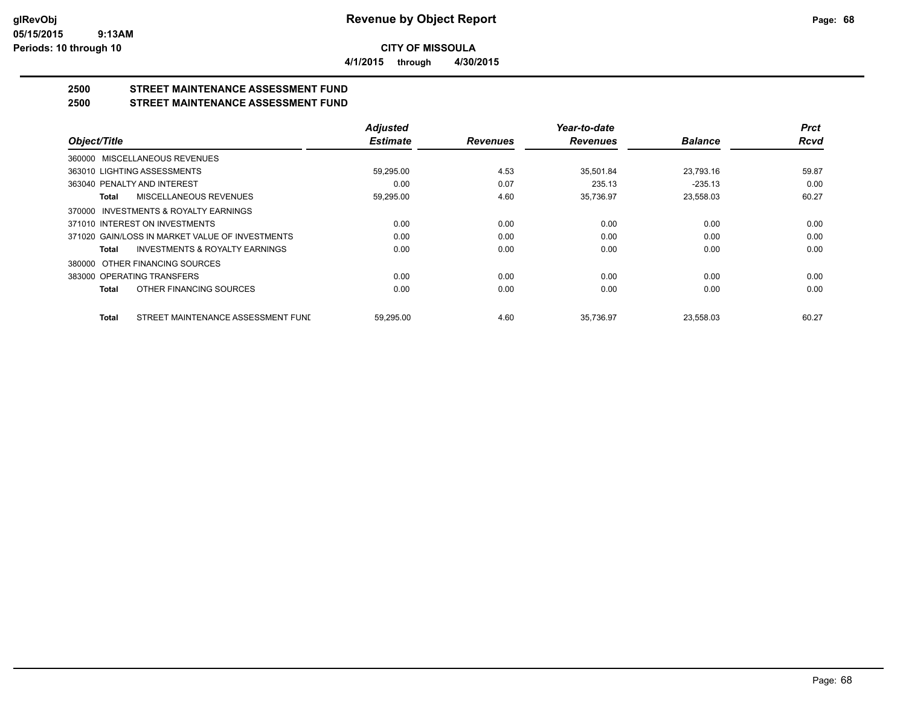# Revenue by Object Report

**CITY OF MISSOULA**

**4/1/2015 through 4/30/2015**

glRevObj
05/15/2015 9:13AM
Periods: 10 through 10

## 2500 STREET MAINTENANCE ASSESSMENT FUND
## 2500 STREET MAINTENANCE ASSESSMENT FUND

| Object/Title | Adjusted Estimate | Revenues | Year-to-date Revenues | Balance | Prct Rcvd |
|---|---|---|---|---|---|
| 360000 MISCELLANEOUS REVENUES | | | | | |
| 363010 LIGHTING ASSESSMENTS | 59,295.00 | 4.53 | 35,501.84 | 23,793.16 | 59.87 |
| 363040 PENALTY AND INTEREST | 0.00 | 0.07 | 235.13 | -235.13 | 0.00 |
| **Total** MISCELLANEOUS REVENUES | 59,295.00 | 4.60 | 35,736.97 | 23,558.03 | 60.27 |
| 370000 INVESTMENTS & ROYALTY EARNINGS | | | | | |
| 371010 INTEREST ON INVESTMENTS | 0.00 | 0.00 | 0.00 | 0.00 | 0.00 |
| 371020 GAIN/LOSS IN MARKET VALUE OF INVESTMENTS | 0.00 | 0.00 | 0.00 | 0.00 | 0.00 |
| **Total** INVESTMENTS & ROYALTY EARNINGS | 0.00 | 0.00 | 0.00 | 0.00 | 0.00 |
| 380000 OTHER FINANCING SOURCES | | | | | |
| 383000 OPERATING TRANSFERS | 0.00 | 0.00 | 0.00 | 0.00 | 0.00 |
| **Total** OTHER FINANCING SOURCES | 0.00 | 0.00 | 0.00 | 0.00 | 0.00 |
| **Total** STREET MAINTENANCE ASSESSMENT FUNI | 59,295.00 | 4.60 | 35,736.97 | 23,558.03 | 60.27 |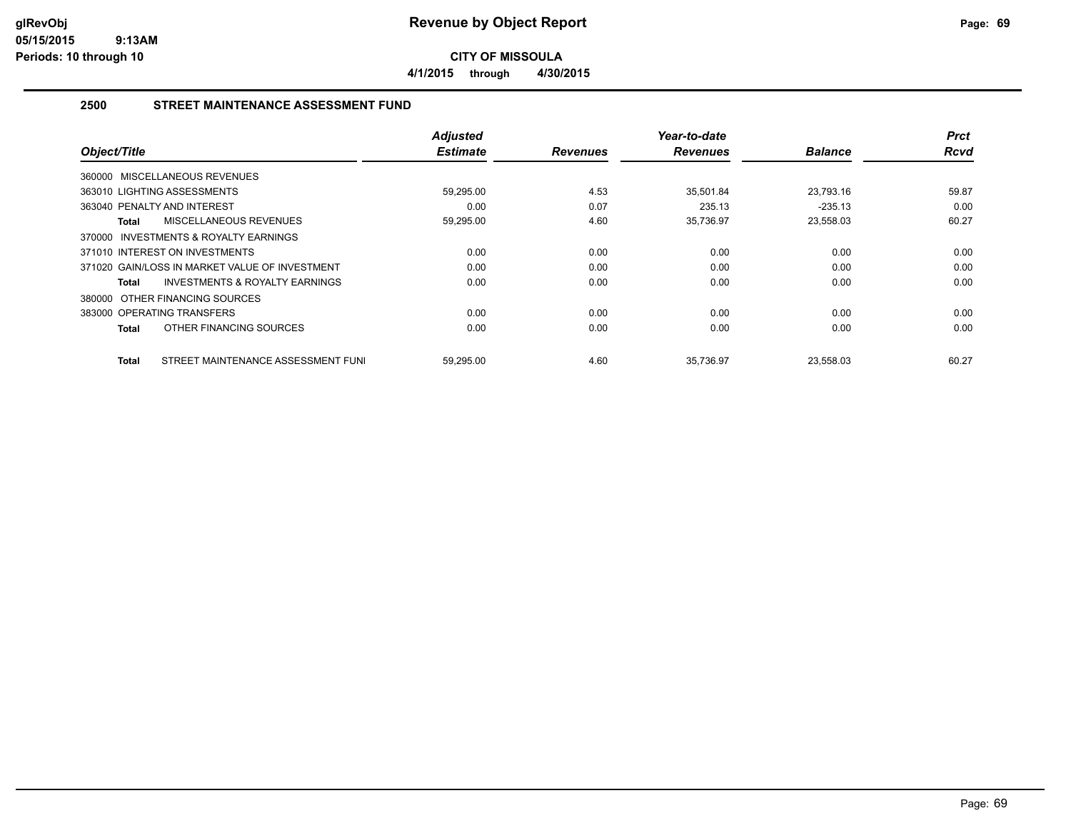# Revenue by Object Report

glRevObj
05/15/2015 9:13AM
Periods: 10 through 10

**CITY OF MISSOULA**

**4/1/2015 through 4/30/2015**

## 2500 STREET MAINTENANCE ASSESSMENT FUND

| Object/Title | Adjusted Estimate | Revenues | Year-to-date Revenues | Balance | Prct Rcvd |
|---|---|---|---|---|---|
| 360000 MISCELLANEOUS REVENUES | | | | | |
| 363010 LIGHTING ASSESSMENTS | 59,295.00 | 4.53 | 35,501.84 | 23,793.16 | 59.87 |
| 363040 PENALTY AND INTEREST | 0.00 | 0.07 | 235.13 | -235.13 | 0.00 |
| **Total** MISCELLANEOUS REVENUES | 59,295.00 | 4.60 | 35,736.97 | 23,558.03 | 60.27 |
| 370000 INVESTMENTS & ROYALTY EARNINGS | | | | | |
| 371010 INTEREST ON INVESTMENTS | 0.00 | 0.00 | 0.00 | 0.00 | 0.00 |
| 371020 GAIN/LOSS IN MARKET VALUE OF INVESTMENT | 0.00 | 0.00 | 0.00 | 0.00 | 0.00 |
| **Total** INVESTMENTS & ROYALTY EARNINGS | 0.00 | 0.00 | 0.00 | 0.00 | 0.00 |
| 380000 OTHER FINANCING SOURCES | | | | | |
| 383000 OPERATING TRANSFERS | 0.00 | 0.00 | 0.00 | 0.00 | 0.00 |
| **Total** OTHER FINANCING SOURCES | 0.00 | 0.00 | 0.00 | 0.00 | 0.00 |
| **Total** STREET MAINTENANCE ASSESSMENT FUNI | 59,295.00 | 4.60 | 35,736.97 | 23,558.03 | 60.27 |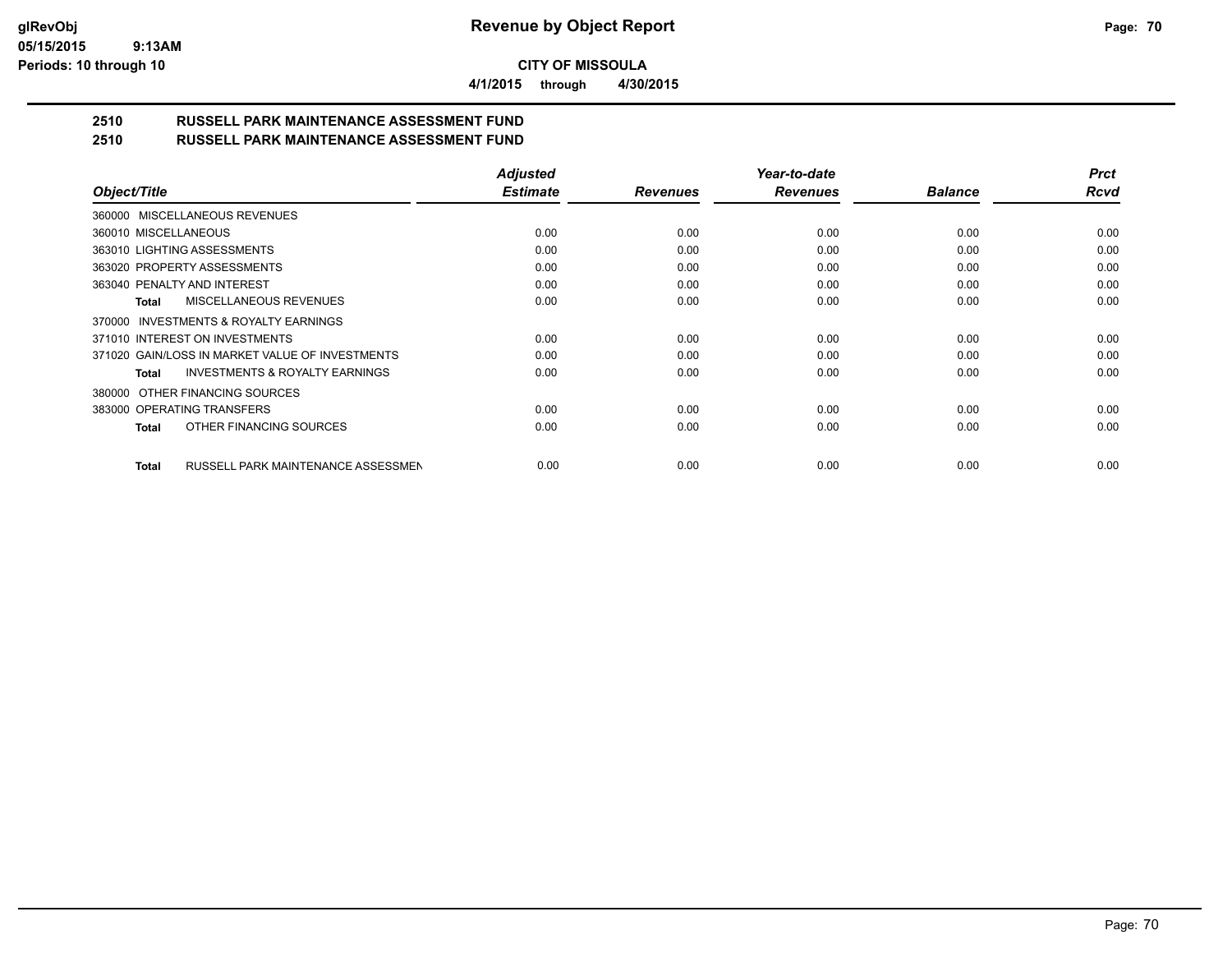**CITY OF MISSOULA**

**4/1/2015 through 4/30/2015**

## 2510 RUSSELL PARK MAINTENANCE ASSESSMENT FUND
## 2510 RUSSELL PARK MAINTENANCE ASSESSMENT FUND

| Object/Title | Adjusted Estimate | Revenues | Year-to-date Revenues | Balance | Prct Rcvd |
|---|---|---|---|---|---|
| 360000 MISCELLANEOUS REVENUES | | | | | |
| 360010 MISCELLANEOUS | 0.00 | 0.00 | 0.00 | 0.00 | 0.00 |
| 363010 LIGHTING ASSESSMENTS | 0.00 | 0.00 | 0.00 | 0.00 | 0.00 |
| 363020 PROPERTY ASSESSMENTS | 0.00 | 0.00 | 0.00 | 0.00 | 0.00 |
| 363040 PENALTY AND INTEREST | 0.00 | 0.00 | 0.00 | 0.00 | 0.00 |
| **Total** MISCELLANEOUS REVENUES | 0.00 | 0.00 | 0.00 | 0.00 | 0.00 |
| 370000 INVESTMENTS & ROYALTY EARNINGS | | | | | |
| 371010 INTEREST ON INVESTMENTS | 0.00 | 0.00 | 0.00 | 0.00 | 0.00 |
| 371020 GAIN/LOSS IN MARKET VALUE OF INVESTMENTS | 0.00 | 0.00 | 0.00 | 0.00 | 0.00 |
| **Total** INVESTMENTS & ROYALTY EARNINGS | 0.00 | 0.00 | 0.00 | 0.00 | 0.00 |
| 380000 OTHER FINANCING SOURCES | | | | | |
| 383000 OPERATING TRANSFERS | 0.00 | 0.00 | 0.00 | 0.00 | 0.00 |
| **Total** OTHER FINANCING SOURCES | 0.00 | 0.00 | 0.00 | 0.00 | 0.00 |
| **Total** RUSSELL PARK MAINTENANCE ASSESSMEN | 0.00 | 0.00 | 0.00 | 0.00 | 0.00 |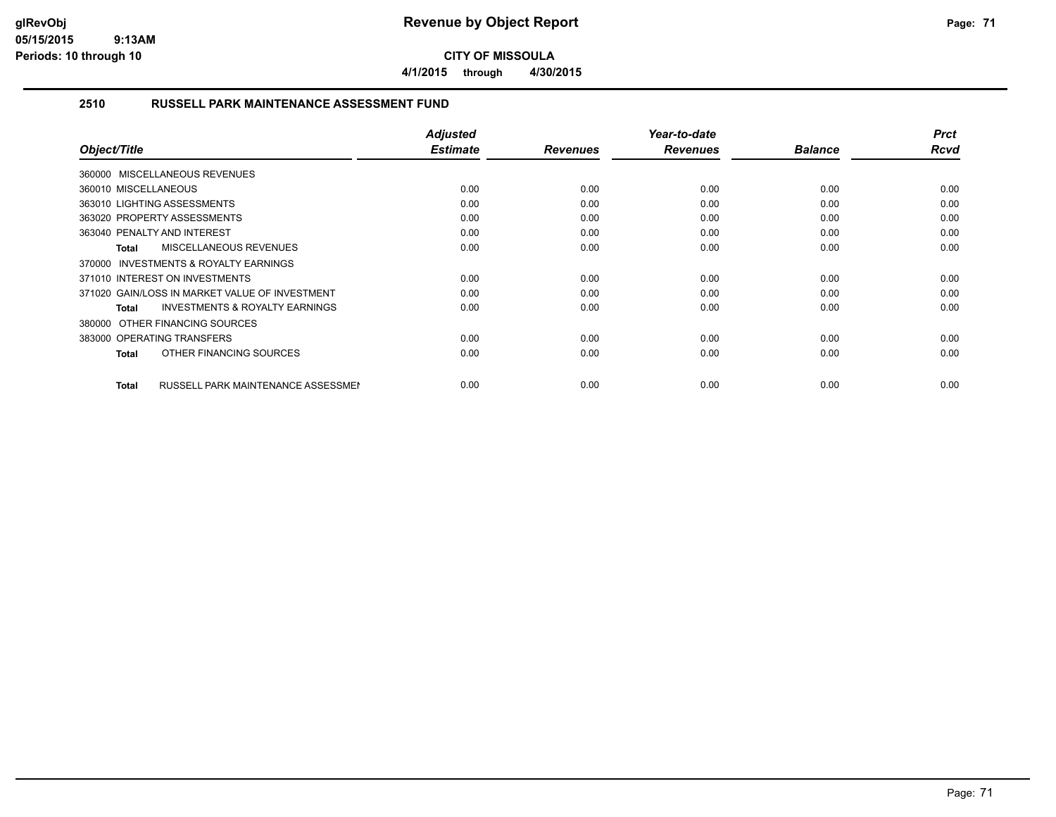# Revenue by Object Report

glRevObj
05/15/2015 9:13AM
Periods: 10 through 10

**CITY OF MISSOULA**

**4/1/2015 through 4/30/2015**

## 2510 RUSSELL PARK MAINTENANCE ASSESSMENT FUND

| Object/Title | Adjusted Estimate | Revenues | Year-to-date Revenues | Balance | Prct Rcvd |
|---|---|---|---|---|---|
| 360000 MISCELLANEOUS REVENUES | | | | | |
| 360010 MISCELLANEOUS | 0.00 | 0.00 | 0.00 | 0.00 | 0.00 |
| 363010 LIGHTING ASSESSMENTS | 0.00 | 0.00 | 0.00 | 0.00 | 0.00 |
| 363020 PROPERTY ASSESSMENTS | 0.00 | 0.00 | 0.00 | 0.00 | 0.00 |
| 363040 PENALTY AND INTEREST | 0.00 | 0.00 | 0.00 | 0.00 | 0.00 |
| **Total** MISCELLANEOUS REVENUES | 0.00 | 0.00 | 0.00 | 0.00 | 0.00 |
| 370000 INVESTMENTS & ROYALTY EARNINGS | | | | | |
| 371010 INTEREST ON INVESTMENTS | 0.00 | 0.00 | 0.00 | 0.00 | 0.00 |
| 371020 GAIN/LOSS IN MARKET VALUE OF INVESTMENT | 0.00 | 0.00 | 0.00 | 0.00 | 0.00 |
| **Total** INVESTMENTS & ROYALTY EARNINGS | 0.00 | 0.00 | 0.00 | 0.00 | 0.00 |
| 380000 OTHER FINANCING SOURCES | | | | | |
| 383000 OPERATING TRANSFERS | 0.00 | 0.00 | 0.00 | 0.00 | 0.00 |
| **Total** OTHER FINANCING SOURCES | 0.00 | 0.00 | 0.00 | 0.00 | 0.00 |
| **Total** RUSSELL PARK MAINTENANCE ASSESSMEN | 0.00 | 0.00 | 0.00 | 0.00 | 0.00 |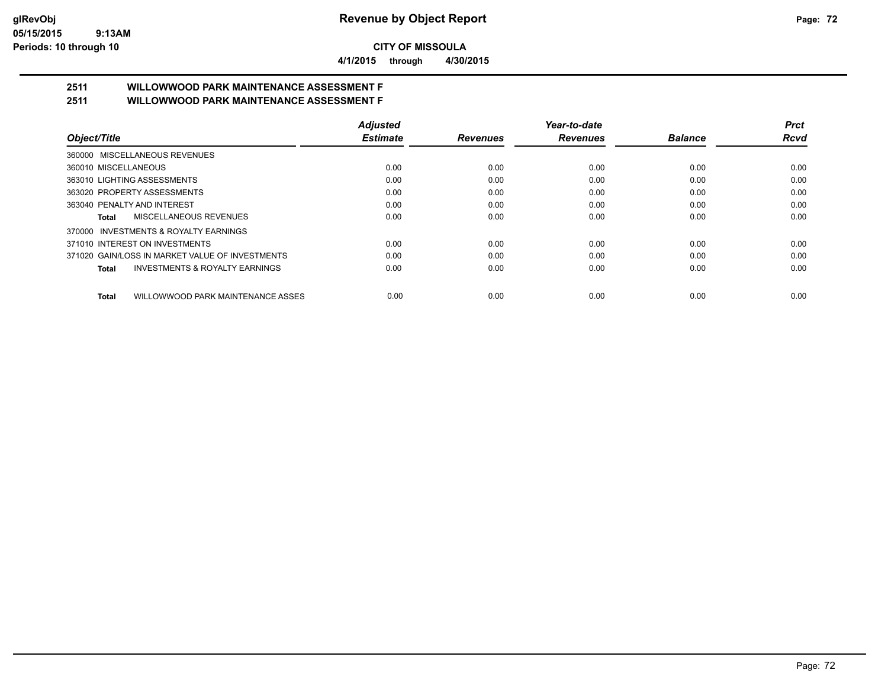**Revenue by Object Report**

**CITY OF MISSOULA**

**4/1/2015 through 4/30/2015**

glRevObj
05/15/2015 9:13AM
Periods: 10 through 10

## 2511 WILLOWWOOD PARK MAINTENANCE ASSESSMENT F
## 2511 WILLOWWOOD PARK MAINTENANCE ASSESSMENT F

| Object/Title | Adjusted Estimate | Revenues | Year-to-date Revenues | Balance | Prct Rcvd |
|---|---|---|---|---|---|
| 360000 MISCELLANEOUS REVENUES | | | | | |
| 360010 MISCELLANEOUS | 0.00 | 0.00 | 0.00 | 0.00 | 0.00 |
| 363010 LIGHTING ASSESSMENTS | 0.00 | 0.00 | 0.00 | 0.00 | 0.00 |
| 363020 PROPERTY ASSESSMENTS | 0.00 | 0.00 | 0.00 | 0.00 | 0.00 |
| 363040 PENALTY AND INTEREST | 0.00 | 0.00 | 0.00 | 0.00 | 0.00 |
| **Total** MISCELLANEOUS REVENUES | 0.00 | 0.00 | 0.00 | 0.00 | 0.00 |
| 370000 INVESTMENTS & ROYALTY EARNINGS | | | | | |
| 371010 INTEREST ON INVESTMENTS | 0.00 | 0.00 | 0.00 | 0.00 | 0.00 |
| 371020 GAIN/LOSS IN MARKET VALUE OF INVESTMENTS | 0.00 | 0.00 | 0.00 | 0.00 | 0.00 |
| **Total** INVESTMENTS & ROYALTY EARNINGS | 0.00 | 0.00 | 0.00 | 0.00 | 0.00 |
| **Total** WILLOWWOOD PARK MAINTENANCE ASSES | 0.00 | 0.00 | 0.00 | 0.00 | 0.00 |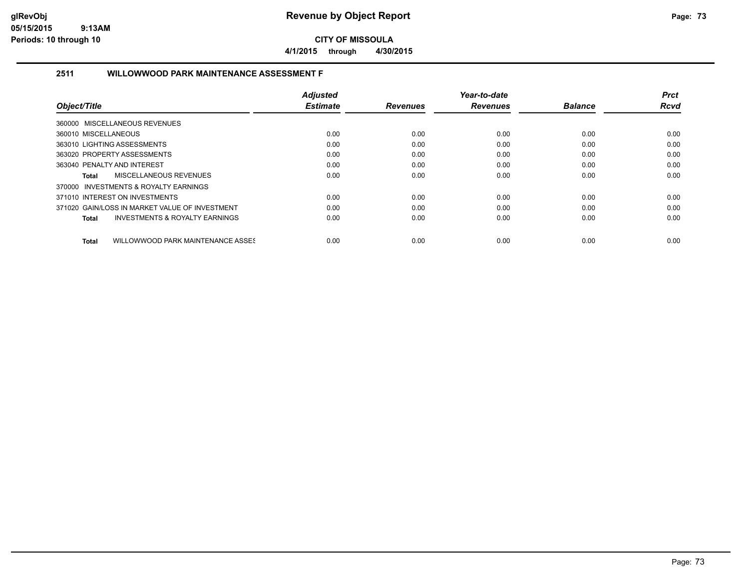# Revenue by Object Report

**CITY OF MISSOULA**

**4/1/2015 through 4/30/2015**

glRevObj
05/15/2015 9:13AM
Periods: 10 through 10

## 2511 WILLOWWOOD PARK MAINTENANCE ASSESSMENT F

| Object/Title | Adjusted Estimate | Revenues | Year-to-date Revenues | Balance | Prct Rcvd |
|---|---|---|---|---|---|
| 360000 MISCELLANEOUS REVENUES | | | | | |
| 360010 MISCELLANEOUS | 0.00 | 0.00 | 0.00 | 0.00 | 0.00 |
| 363010 LIGHTING ASSESSMENTS | 0.00 | 0.00 | 0.00 | 0.00 | 0.00 |
| 363020 PROPERTY ASSESSMENTS | 0.00 | 0.00 | 0.00 | 0.00 | 0.00 |
| 363040 PENALTY AND INTEREST | 0.00 | 0.00 | 0.00 | 0.00 | 0.00 |
| **Total** MISCELLANEOUS REVENUES | 0.00 | 0.00 | 0.00 | 0.00 | 0.00 |
| 370000 INVESTMENTS & ROYALTY EARNINGS | | | | | |
| 371010 INTEREST ON INVESTMENTS | 0.00 | 0.00 | 0.00 | 0.00 | 0.00 |
| 371020 GAIN/LOSS IN MARKET VALUE OF INVESTMENT | 0.00 | 0.00 | 0.00 | 0.00 | 0.00 |
| **Total** INVESTMENTS & ROYALTY EARNINGS | 0.00 | 0.00 | 0.00 | 0.00 | 0.00 |
| **Total** WILLOWWOOD PARK MAINTENANCE ASSES | 0.00 | 0.00 | 0.00 | 0.00 | 0.00 |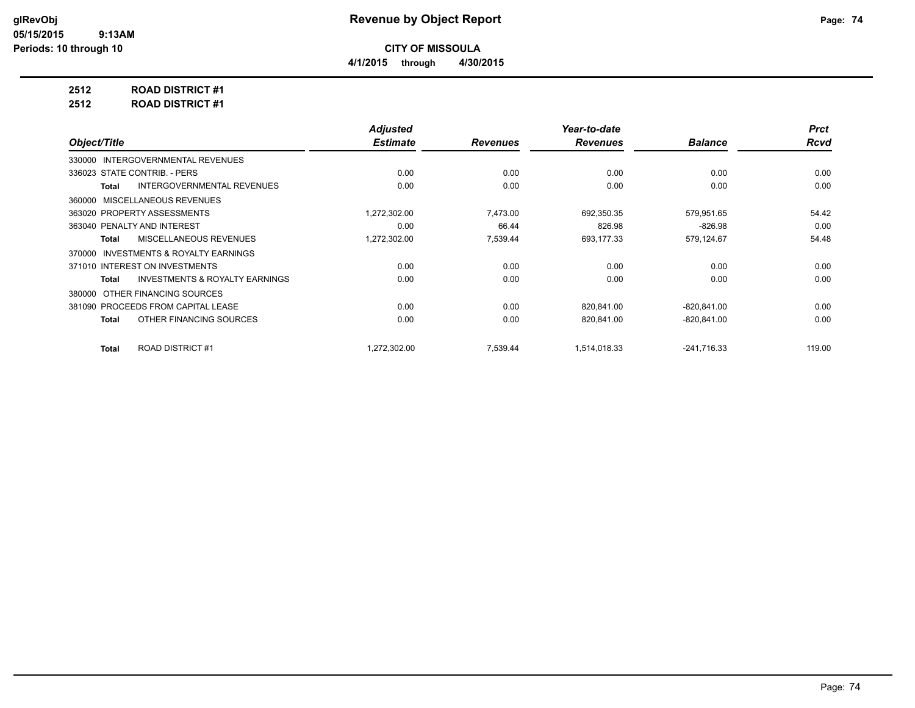**glRevObj** **Revenue by Object Report**

05/15/2015 9:13AM

Periods: 10 through 10

**CITY OF MISSOULA**

**4/1/2015 through 4/30/2015**

**2512 ROAD DISTRICT #1**

**2512 ROAD DISTRICT #1**

| Object/Title | Adjusted Estimate | Revenues | Year-to-date Revenues | Balance | Prct Rcvd |
|---|---|---|---|---|---|
| 330000 INTERGOVERNMENTAL REVENUES | | | | | |
| 336023 STATE CONTRIB. - PERS | 0.00 | 0.00 | 0.00 | 0.00 | 0.00 |
| **Total** INTERGOVERNMENTAL REVENUES | 0.00 | 0.00 | 0.00 | 0.00 | 0.00 |
| 360000 MISCELLANEOUS REVENUES | | | | | |
| 363020 PROPERTY ASSESSMENTS | 1,272,302.00 | 7,473.00 | 692,350.35 | 579,951.65 | 54.42 |
| 363040 PENALTY AND INTEREST | 0.00 | 66.44 | 826.98 | -826.98 | 0.00 |
| **Total** MISCELLANEOUS REVENUES | 1,272,302.00 | 7,539.44 | 693,177.33 | 579,124.67 | 54.48 |
| 370000 INVESTMENTS & ROYALTY EARNINGS | | | | | |
| 371010 INTEREST ON INVESTMENTS | 0.00 | 0.00 | 0.00 | 0.00 | 0.00 |
| **Total** INVESTMENTS & ROYALTY EARNINGS | 0.00 | 0.00 | 0.00 | 0.00 | 0.00 |
| 380000 OTHER FINANCING SOURCES | | | | | |
| 381090 PROCEEDS FROM CAPITAL LEASE | 0.00 | 0.00 | 820,841.00 | -820,841.00 | 0.00 |
| **Total** OTHER FINANCING SOURCES | 0.00 | 0.00 | 820,841.00 | -820,841.00 | 0.00 |
| **Total** ROAD DISTRICT #1 | 1,272,302.00 | 7,539.44 | 1,514,018.33 | -241,716.33 | 119.00 |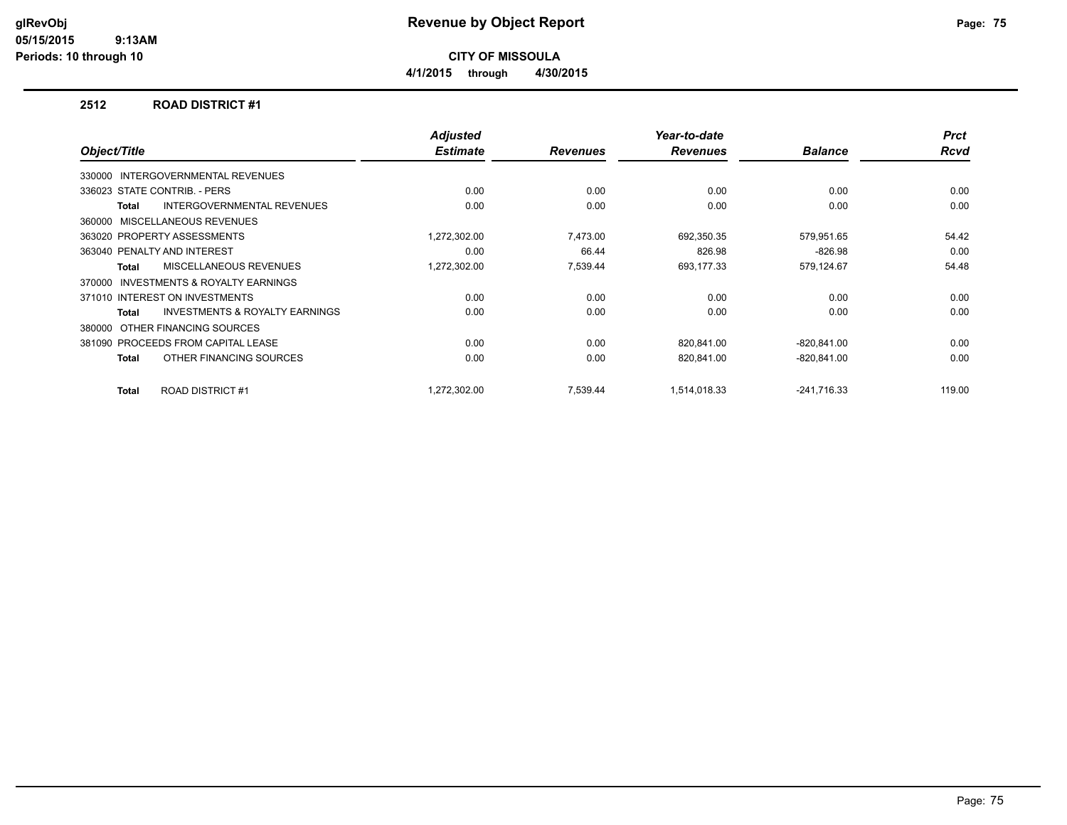# Revenue by Object Report

**CITY OF MISSOULA**

**4/1/2015 through 4/30/2015**

glRevObj
05/15/2015 9:13AM
Periods: 10 through 10

## 2512 ROAD DISTRICT #1

| Object/Title | Adjusted Estimate | Revenues | Year-to-date Revenues | Balance | Prct Rcvd |
|---|---|---|---|---|---|
| 330000 INTERGOVERNMENTAL REVENUES | | | | | |
| 336023 STATE CONTRIB. - PERS | 0.00 | 0.00 | 0.00 | 0.00 | 0.00 |
| **Total** INTERGOVERNMENTAL REVENUES | 0.00 | 0.00 | 0.00 | 0.00 | 0.00 |
| 360000 MISCELLANEOUS REVENUES | | | | | |
| 363020 PROPERTY ASSESSMENTS | 1,272,302.00 | 7,473.00 | 692,350.35 | 579,951.65 | 54.42 |
| 363040 PENALTY AND INTEREST | 0.00 | 66.44 | 826.98 | -826.98 | 0.00 |
| **Total** MISCELLANEOUS REVENUES | 1,272,302.00 | 7,539.44 | 693,177.33 | 579,124.67 | 54.48 |
| 370000 INVESTMENTS & ROYALTY EARNINGS | | | | | |
| 371010 INTEREST ON INVESTMENTS | 0.00 | 0.00 | 0.00 | 0.00 | 0.00 |
| **Total** INVESTMENTS & ROYALTY EARNINGS | 0.00 | 0.00 | 0.00 | 0.00 | 0.00 |
| 380000 OTHER FINANCING SOURCES | | | | | |
| 381090 PROCEEDS FROM CAPITAL LEASE | 0.00 | 0.00 | 820,841.00 | -820,841.00 | 0.00 |
| **Total** OTHER FINANCING SOURCES | 0.00 | 0.00 | 820,841.00 | -820,841.00 | 0.00 |
| **Total** ROAD DISTRICT #1 | 1,272,302.00 | 7,539.44 | 1,514,018.33 | -241,716.33 | 119.00 |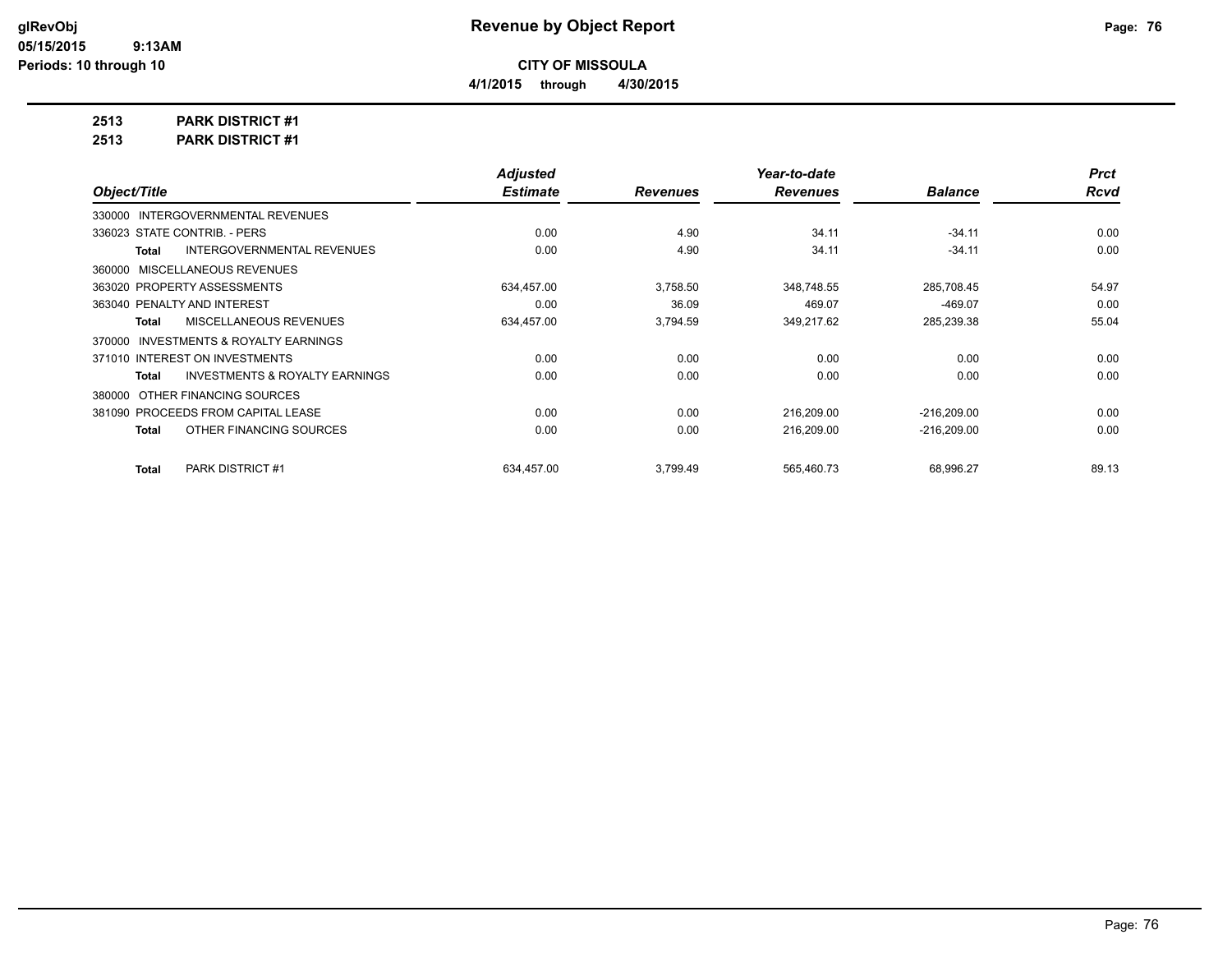**CITY OF MISSOULA**

**4/1/2015 through 4/30/2015**

**Revenue by Object Report**

glRevObj
05/15/2015 9:13AM
Periods: 10 through 10

**2513 PARK DISTRICT #1**

**2513 PARK DISTRICT #1**

| Object/Title | Adjusted Estimate | Revenues | Year-to-date Revenues | Balance | Prct Rcvd |
|---|---|---|---|---|---|
| 330000 INTERGOVERNMENTAL REVENUES | | | | | |
| 336023 STATE CONTRIB. - PERS | 0.00 | 4.90 | 34.11 | -34.11 | 0.00 |
| **Total** INTERGOVERNMENTAL REVENUES | 0.00 | 4.90 | 34.11 | -34.11 | 0.00 |
| 360000 MISCELLANEOUS REVENUES | | | | | |
| 363020 PROPERTY ASSESSMENTS | 634,457.00 | 3,758.50 | 348,748.55 | 285,708.45 | 54.97 |
| 363040 PENALTY AND INTEREST | 0.00 | 36.09 | 469.07 | -469.07 | 0.00 |
| **Total** MISCELLANEOUS REVENUES | 634,457.00 | 3,794.59 | 349,217.62 | 285,239.38 | 55.04 |
| 370000 INVESTMENTS & ROYALTY EARNINGS | | | | | |
| 371010 INTEREST ON INVESTMENTS | 0.00 | 0.00 | 0.00 | 0.00 | 0.00 |
| **Total** INVESTMENTS & ROYALTY EARNINGS | 0.00 | 0.00 | 0.00 | 0.00 | 0.00 |
| 380000 OTHER FINANCING SOURCES | | | | | |
| 381090 PROCEEDS FROM CAPITAL LEASE | 0.00 | 0.00 | 216,209.00 | -216,209.00 | 0.00 |
| **Total** OTHER FINANCING SOURCES | 0.00 | 0.00 | 216,209.00 | -216,209.00 | 0.00 |
| **Total** PARK DISTRICT #1 | 634,457.00 | 3,799.49 | 565,460.73 | 68,996.27 | 89.13 |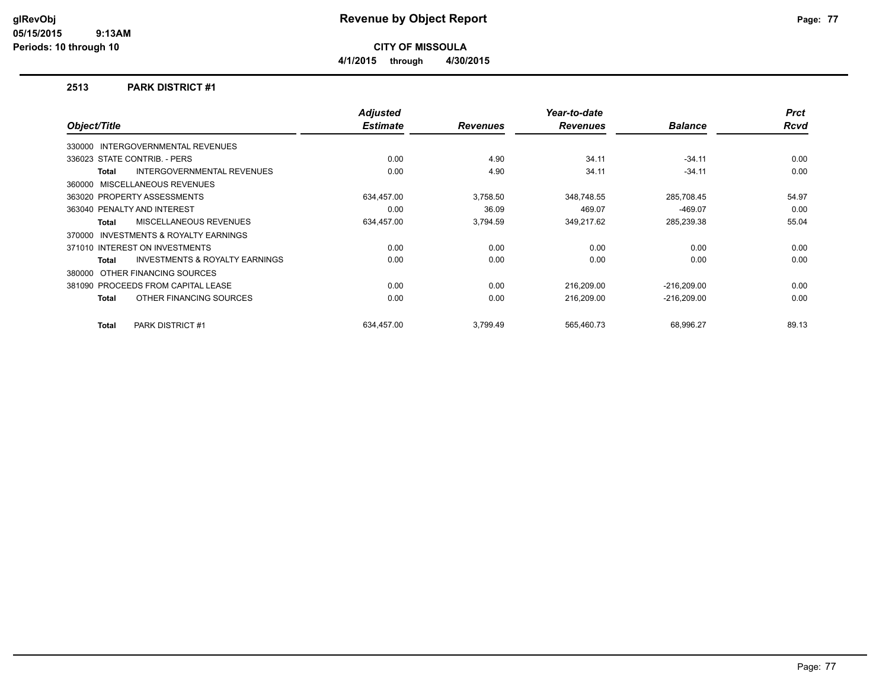# Revenue by Object Report

**CITY OF MISSOULA**

**4/1/2015 through 4/30/2015**

glRevObj
05/15/2015 9:13AM
Periods: 10 through 10

## 2513 PARK DISTRICT #1

| Object/Title | Adjusted Estimate | Revenues | Year-to-date Revenues | Balance | Prct Rcvd |
|---|---|---|---|---|---|
| 330000 INTERGOVERNMENTAL REVENUES | | | | | |
| 336023 STATE CONTRIB. - PERS | 0.00 | 4.90 | 34.11 | -34.11 | 0.00 |
| **Total** INTERGOVERNMENTAL REVENUES | 0.00 | 4.90 | 34.11 | -34.11 | 0.00 |
| 360000 MISCELLANEOUS REVENUES | | | | | |
| 363020 PROPERTY ASSESSMENTS | 634,457.00 | 3,758.50 | 348,748.55 | 285,708.45 | 54.97 |
| 363040 PENALTY AND INTEREST | 0.00 | 36.09 | 469.07 | -469.07 | 0.00 |
| **Total** MISCELLANEOUS REVENUES | 634,457.00 | 3,794.59 | 349,217.62 | 285,239.38 | 55.04 |
| 370000 INVESTMENTS & ROYALTY EARNINGS | | | | | |
| 371010 INTEREST ON INVESTMENTS | 0.00 | 0.00 | 0.00 | 0.00 | 0.00 |
| **Total** INVESTMENTS & ROYALTY EARNINGS | 0.00 | 0.00 | 0.00 | 0.00 | 0.00 |
| 380000 OTHER FINANCING SOURCES | | | | | |
| 381090 PROCEEDS FROM CAPITAL LEASE | 0.00 | 0.00 | 216,209.00 | -216,209.00 | 0.00 |
| **Total** OTHER FINANCING SOURCES | 0.00 | 0.00 | 216,209.00 | -216,209.00 | 0.00 |
| **Total** PARK DISTRICT #1 | 634,457.00 | 3,799.49 | 565,460.73 | 68,996.27 | 89.13 |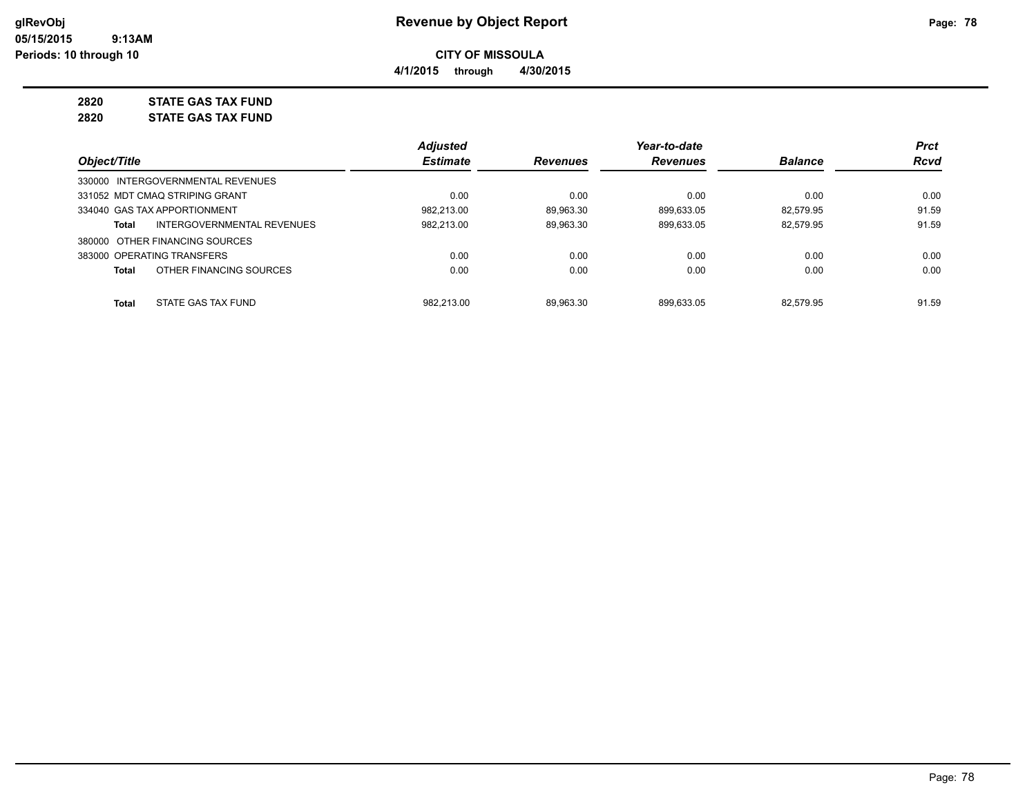# Revenue by Object Report

glRevObj
05/15/2015 9:13AM
Periods: 10 through 10

**CITY OF MISSOULA**

**4/1/2015 through 4/30/2015**

**2820 STATE GAS TAX FUND**

**2820 STATE GAS TAX FUND**

| Object/Title | Adjusted Estimate | Revenues | Year-to-date Revenues | Balance | Prct Rcvd |
|---|---|---|---|---|---|
| 330000 INTERGOVERNMENTAL REVENUES | | | | | |
| 331052 MDT CMAQ STRIPING GRANT | 0.00 | 0.00 | 0.00 | 0.00 | 0.00 |
| 334040 GAS TAX APPORTIONMENT | 982,213.00 | 89,963.30 | 899,633.05 | 82,579.95 | 91.59 |
| **Total** INTERGOVERNMENTAL REVENUES | 982,213.00 | 89,963.30 | 899,633.05 | 82,579.95 | 91.59 |
| 380000 OTHER FINANCING SOURCES | | | | | |
| 383000 OPERATING TRANSFERS | 0.00 | 0.00 | 0.00 | 0.00 | 0.00 |
| **Total** OTHER FINANCING SOURCES | 0.00 | 0.00 | 0.00 | 0.00 | 0.00 |
| **Total** STATE GAS TAX FUND | 982,213.00 | 89,963.30 | 899,633.05 | 82,579.95 | 91.59 |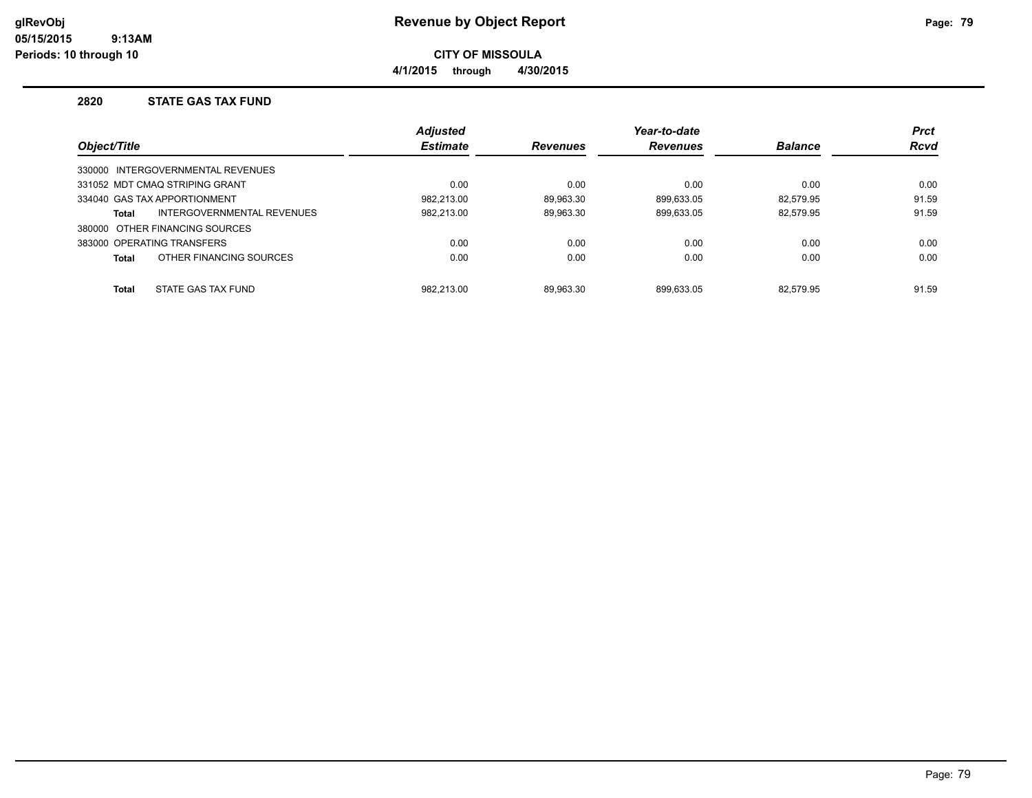# Revenue by Object Report

**CITY OF MISSOULA**

**4/1/2015 through 4/30/2015**

glRevObj
05/15/2015 9:13AM
Periods: 10 through 10

## 2820 STATE GAS TAX FUND

| Object/Title | Adjusted Estimate | Revenues | Year-to-date Revenues | Balance | Prct Rcvd |
|---|---|---|---|---|---|
| 330000 INTERGOVERNMENTAL REVENUES | | | | | |
| 331052 MDT CMAQ STRIPING GRANT | 0.00 | 0.00 | 0.00 | 0.00 | 0.00 |
| 334040 GAS TAX APPORTIONMENT | 982,213.00 | 89,963.30 | 899,633.05 | 82,579.95 | 91.59 |
| **Total** INTERGOVERNMENTAL REVENUES | 982,213.00 | 89,963.30 | 899,633.05 | 82,579.95 | 91.59 |
| 380000 OTHER FINANCING SOURCES | | | | | |
| 383000 OPERATING TRANSFERS | 0.00 | 0.00 | 0.00 | 0.00 | 0.00 |
| **Total** OTHER FINANCING SOURCES | 0.00 | 0.00 | 0.00 | 0.00 | 0.00 |
| **Total** STATE GAS TAX FUND | 982,213.00 | 89,963.30 | 899,633.05 | 82,579.95 | 91.59 |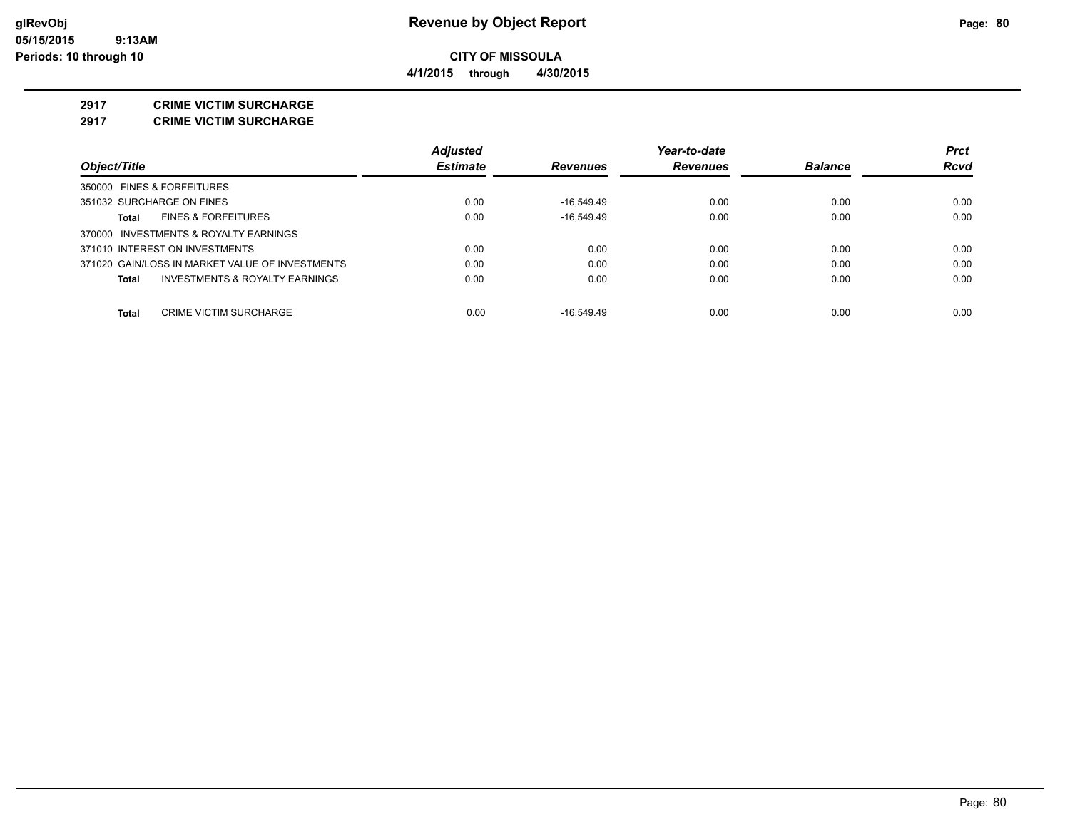# Revenue by Object Report

glRevObj
05/15/2015 9:13AM
Periods: 10 through 10

**CITY OF MISSOULA**

**4/1/2015 through 4/30/2015**

## 2917 CRIME VICTIM SURCHARGE

## 2917 CRIME VICTIM SURCHARGE

| Object/Title | Adjusted Estimate | Revenues | Year-to-date Revenues | Balance | Prct Rcvd |
|---|---|---|---|---|---|
| 350000 FINES & FORFEITURES | | | | | |
| 351032 SURCHARGE ON FINES | 0.00 | -16,549.49 | 0.00 | 0.00 | 0.00 |
| **Total** FINES & FORFEITURES | 0.00 | -16,549.49 | 0.00 | 0.00 | 0.00 |
| 370000 INVESTMENTS & ROYALTY EARNINGS | | | | | |
| 371010 INTEREST ON INVESTMENTS | 0.00 | 0.00 | 0.00 | 0.00 | 0.00 |
| 371020 GAIN/LOSS IN MARKET VALUE OF INVESTMENTS | 0.00 | 0.00 | 0.00 | 0.00 | 0.00 |
| **Total** INVESTMENTS & ROYALTY EARNINGS | 0.00 | 0.00 | 0.00 | 0.00 | 0.00 |
| **Total** CRIME VICTIM SURCHARGE | 0.00 | -16,549.49 | 0.00 | 0.00 | 0.00 |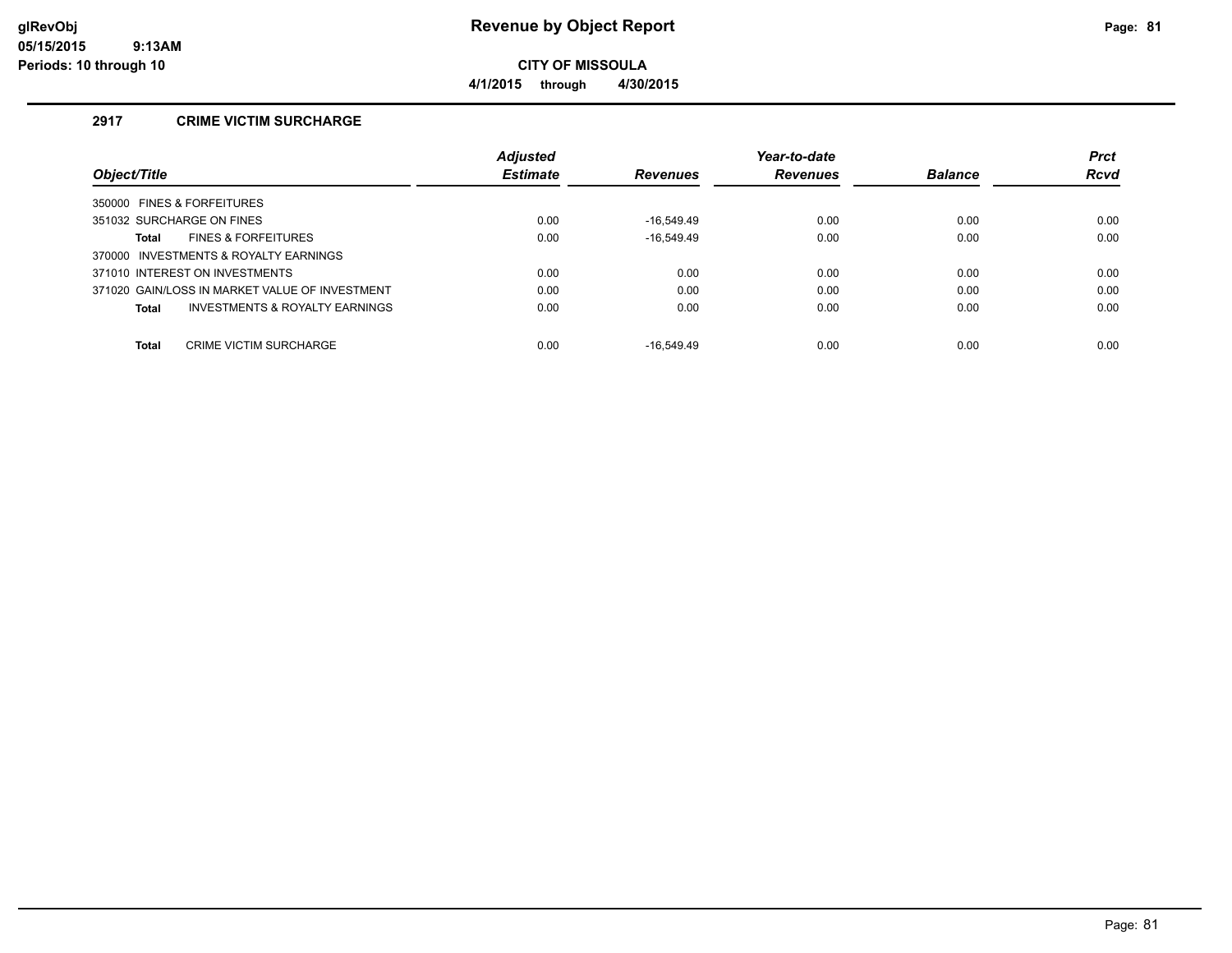# Revenue by Object Report

**CITY OF MISSOULA**

**4/1/2015 through 4/30/2015**

glRevObj
05/15/2015 9:13AM
Periods: 10 through 10

## 2917 CRIME VICTIM SURCHARGE

| Object/Title | Adjusted Estimate | Revenues | Year-to-date Revenues | Balance | Prct Rcvd |
|---|---|---|---|---|---|
| 350000 FINES & FORFEITURES | | | | | |
| 351032 SURCHARGE ON FINES | 0.00 | -16,549.49 | 0.00 | 0.00 | 0.00 |
| **Total** FINES & FORFEITURES | 0.00 | -16,549.49 | 0.00 | 0.00 | 0.00 |
| 370000 INVESTMENTS & ROYALTY EARNINGS | | | | | |
| 371010 INTEREST ON INVESTMENTS | 0.00 | 0.00 | 0.00 | 0.00 | 0.00 |
| 371020 GAIN/LOSS IN MARKET VALUE OF INVESTMENT | 0.00 | 0.00 | 0.00 | 0.00 | 0.00 |
| **Total** INVESTMENTS & ROYALTY EARNINGS | 0.00 | 0.00 | 0.00 | 0.00 | 0.00 |
| **Total** CRIME VICTIM SURCHARGE | 0.00 | -16,549.49 | 0.00 | 0.00 | 0.00 |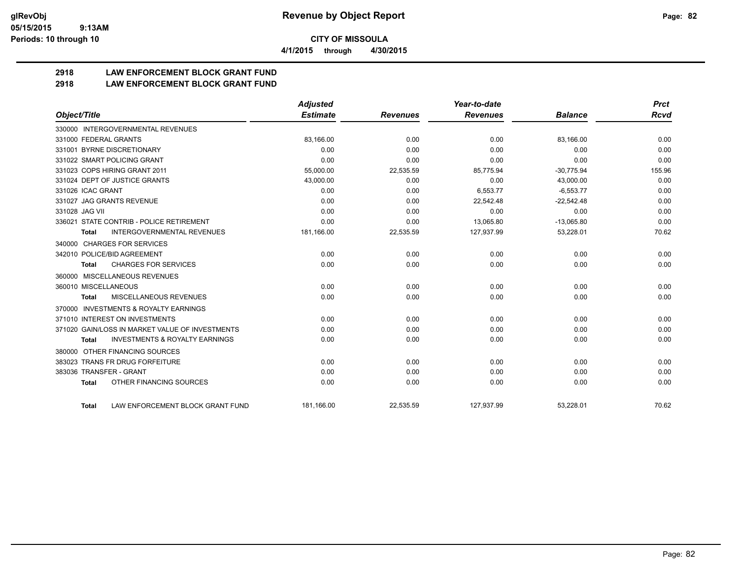**CITY OF MISSOULA**

**4/1/2015 through 4/30/2015**

# 2918 LAW ENFORCEMENT BLOCK GRANT FUND
## 2918 LAW ENFORCEMENT BLOCK GRANT FUND

| Object/Title | Adjusted Estimate | Revenues | Year-to-date Revenues | Balance | Prct Rcvd |
|---|---|---|---|---|---|
| 330000 INTERGOVERNMENTAL REVENUES | | | | | |
| 331000 FEDERAL GRANTS | 83,166.00 | 0.00 | 0.00 | 83,166.00 | 0.00 |
| 331001 BYRNE DISCRETIONARY | 0.00 | 0.00 | 0.00 | 0.00 | 0.00 |
| 331022 SMART POLICING GRANT | 0.00 | 0.00 | 0.00 | 0.00 | 0.00 |
| 331023 COPS HIRING GRANT 2011 | 55,000.00 | 22,535.59 | 85,775.94 | -30,775.94 | 155.96 |
| 331024 DEPT OF JUSTICE GRANTS | 43,000.00 | 0.00 | 0.00 | 43,000.00 | 0.00 |
| 331026 ICAC GRANT | 0.00 | 0.00 | 6,553.77 | -6,553.77 | 0.00 |
| 331027 JAG GRANTS REVENUE | 0.00 | 0.00 | 22,542.48 | -22,542.48 | 0.00 |
| 331028 JAG VII | 0.00 | 0.00 | 0.00 | 0.00 | 0.00 |
| 336021 STATE CONTRIB - POLICE RETIREMENT | 0.00 | 0.00 | 13,065.80 | -13,065.80 | 0.00 |
| **Total** INTERGOVERNMENTAL REVENUES | 181,166.00 | 22,535.59 | 127,937.99 | 53,228.01 | 70.62 |
| 340000 CHARGES FOR SERVICES | | | | | |
| 342010 POLICE/BID AGREEMENT | 0.00 | 0.00 | 0.00 | 0.00 | 0.00 |
| **Total** CHARGES FOR SERVICES | 0.00 | 0.00 | 0.00 | 0.00 | 0.00 |
| 360000 MISCELLANEOUS REVENUES | | | | | |
| 360010 MISCELLANEOUS | 0.00 | 0.00 | 0.00 | 0.00 | 0.00 |
| **Total** MISCELLANEOUS REVENUES | 0.00 | 0.00 | 0.00 | 0.00 | 0.00 |
| 370000 INVESTMENTS & ROYALTY EARNINGS | | | | | |
| 371010 INTEREST ON INVESTMENTS | 0.00 | 0.00 | 0.00 | 0.00 | 0.00 |
| 371020 GAIN/LOSS IN MARKET VALUE OF INVESTMENTS | 0.00 | 0.00 | 0.00 | 0.00 | 0.00 |
| **Total** INVESTMENTS & ROYALTY EARNINGS | 0.00 | 0.00 | 0.00 | 0.00 | 0.00 |
| 380000 OTHER FINANCING SOURCES | | | | | |
| 383023 TRANS FR DRUG FORFEITURE | 0.00 | 0.00 | 0.00 | 0.00 | 0.00 |
| 383036 TRANSFER - GRANT | 0.00 | 0.00 | 0.00 | 0.00 | 0.00 |
| **Total** OTHER FINANCING SOURCES | 0.00 | 0.00 | 0.00 | 0.00 | 0.00 |
| **Total** LAW ENFORCEMENT BLOCK GRANT FUND | 181,166.00 | 22,535.59 | 127,937.99 | 53,228.01 | 70.62 |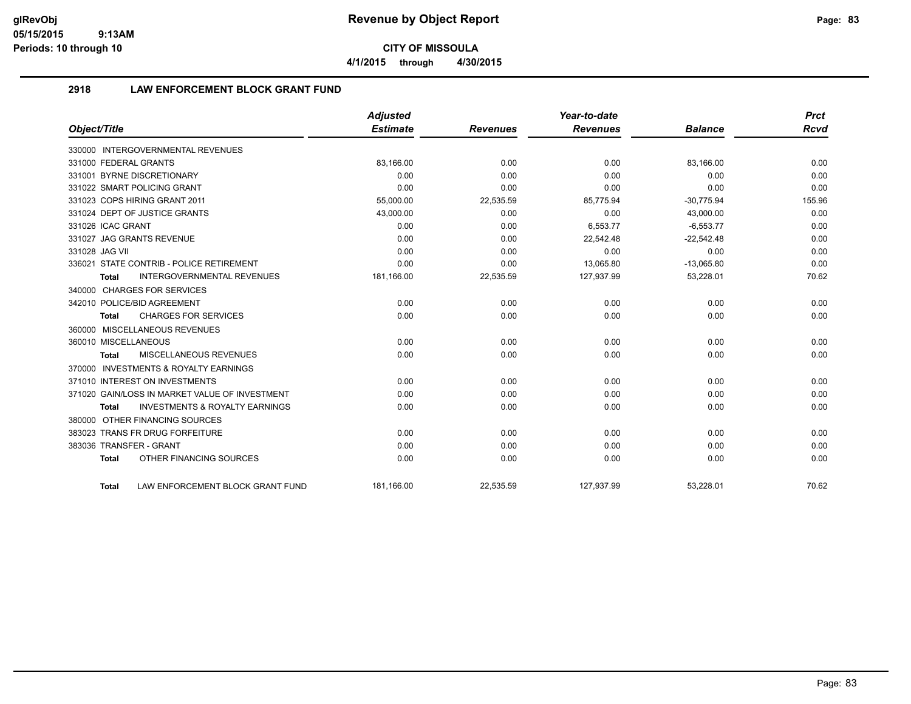# Revenue by Object Report

**CITY OF MISSOULA**

**4/1/2015 through 4/30/2015**

## 2918 LAW ENFORCEMENT BLOCK GRANT FUND

| Object/Title | Adjusted Estimate | Revenues | Year-to-date Revenues | Balance | Prct Rcvd |
|---|---|---|---|---|---|
| 330000 INTERGOVERNMENTAL REVENUES | | | | | |
| 331000 FEDERAL GRANTS | 83,166.00 | 0.00 | 0.00 | 83,166.00 | 0.00 |
| 331001 BYRNE DISCRETIONARY | 0.00 | 0.00 | 0.00 | 0.00 | 0.00 |
| 331022 SMART POLICING GRANT | 0.00 | 0.00 | 0.00 | 0.00 | 0.00 |
| 331023 COPS HIRING GRANT 2011 | 55,000.00 | 22,535.59 | 85,775.94 | -30,775.94 | 155.96 |
| 331024 DEPT OF JUSTICE GRANTS | 43,000.00 | 0.00 | 0.00 | 43,000.00 | 0.00 |
| 331026 ICAC GRANT | 0.00 | 0.00 | 6,553.77 | -6,553.77 | 0.00 |
| 331027 JAG GRANTS REVENUE | 0.00 | 0.00 | 22,542.48 | -22,542.48 | 0.00 |
| 331028 JAG VII | 0.00 | 0.00 | 0.00 | 0.00 | 0.00 |
| 336021 STATE CONTRIB - POLICE RETIREMENT | 0.00 | 0.00 | 13,065.80 | -13,065.80 | 0.00 |
| **Total** INTERGOVERNMENTAL REVENUES | 181,166.00 | 22,535.59 | 127,937.99 | 53,228.01 | 70.62 |
| 340000 CHARGES FOR SERVICES | | | | | |
| 342010 POLICE/BID AGREEMENT | 0.00 | 0.00 | 0.00 | 0.00 | 0.00 |
| **Total** CHARGES FOR SERVICES | 0.00 | 0.00 | 0.00 | 0.00 | 0.00 |
| 360000 MISCELLANEOUS REVENUES | | | | | |
| 360010 MISCELLANEOUS | 0.00 | 0.00 | 0.00 | 0.00 | 0.00 |
| **Total** MISCELLANEOUS REVENUES | 0.00 | 0.00 | 0.00 | 0.00 | 0.00 |
| 370000 INVESTMENTS & ROYALTY EARNINGS | | | | | |
| 371010 INTEREST ON INVESTMENTS | 0.00 | 0.00 | 0.00 | 0.00 | 0.00 |
| 371020 GAIN/LOSS IN MARKET VALUE OF INVESTMENT | 0.00 | 0.00 | 0.00 | 0.00 | 0.00 |
| **Total** INVESTMENTS & ROYALTY EARNINGS | 0.00 | 0.00 | 0.00 | 0.00 | 0.00 |
| 380000 OTHER FINANCING SOURCES | | | | | |
| 383023 TRANS FR DRUG FORFEITURE | 0.00 | 0.00 | 0.00 | 0.00 | 0.00 |
| 383036 TRANSFER - GRANT | 0.00 | 0.00 | 0.00 | 0.00 | 0.00 |
| **Total** OTHER FINANCING SOURCES | 0.00 | 0.00 | 0.00 | 0.00 | 0.00 |
| **Total** LAW ENFORCEMENT BLOCK GRANT FUND | 181,166.00 | 22,535.59 | 127,937.99 | 53,228.01 | 70.62 |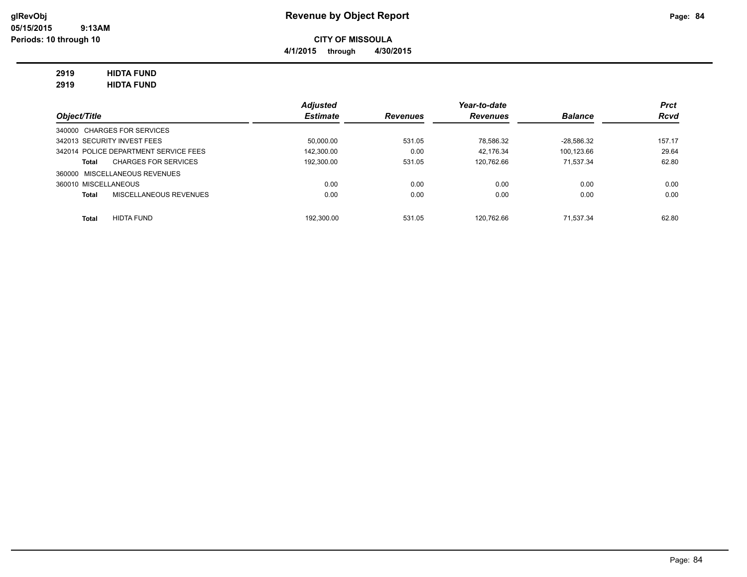# Revenue by Object Report

glRevObj
05/15/2015 9:13AM
Periods: 10 through 10

**CITY OF MISSOULA**

**4/1/2015 through 4/30/2015**

**2919 HIDTA FUND**
**2919 HIDTA FUND**

| Object/Title | Adjusted Estimate | Revenues | Year-to-date Revenues | Balance | Prct Rcvd |
|---|---|---|---|---|---|
| 340000 CHARGES FOR SERVICES | | | | | |
| 342013 SECURITY INVEST FEES | 50,000.00 | 531.05 | 78,586.32 | -28,586.32 | 157.17 |
| 342014 POLICE DEPARTMENT SERVICE FEES | 142,300.00 | 0.00 | 42,176.34 | 100,123.66 | 29.64 |
| **Total** CHARGES FOR SERVICES | 192,300.00 | 531.05 | 120,762.66 | 71,537.34 | 62.80 |
| 360000 MISCELLANEOUS REVENUES | | | | | |
| 360010 MISCELLANEOUS | 0.00 | 0.00 | 0.00 | 0.00 | 0.00 |
| **Total** MISCELLANEOUS REVENUES | 0.00 | 0.00 | 0.00 | 0.00 | 0.00 |
| **Total** HIDTA FUND | 192,300.00 | 531.05 | 120,762.66 | 71,537.34 | 62.80 |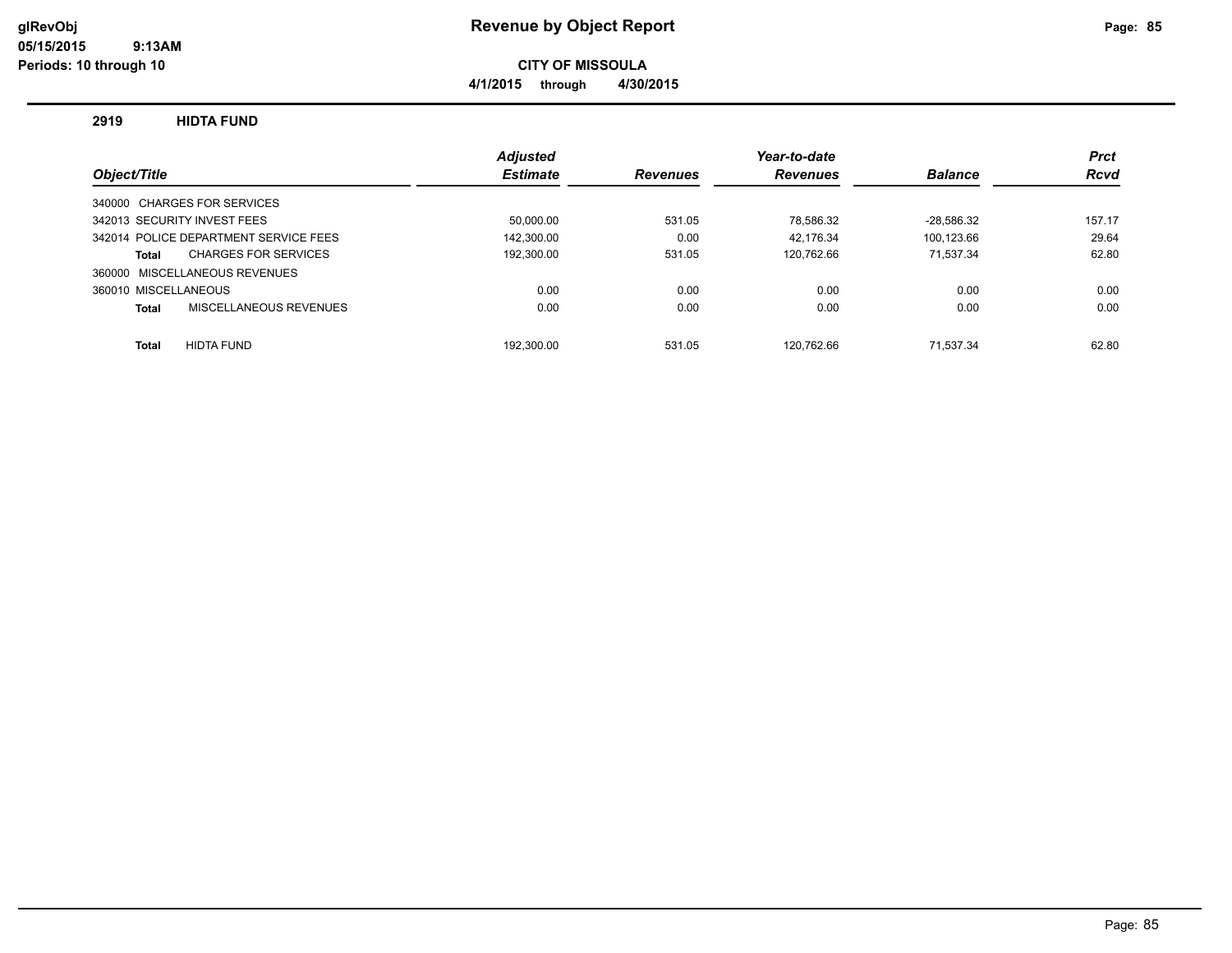# Revenue by Object Report

**CITY OF MISSOULA**

**4/1/2015 through 4/30/2015**

glRevObj
05/15/2015 9:13AM
Periods: 10 through 10

## 2919 HIDTA FUND

| Object/Title | Adjusted Estimate | Revenues | Year-to-date Revenues | Balance | Prct Rcvd |
|---|---|---|---|---|---|
| 340000 CHARGES FOR SERVICES | | | | | |
| 342013 SECURITY INVEST FEES | 50,000.00 | 531.05 | 78,586.32 | -28,586.32 | 157.17 |
| 342014 POLICE DEPARTMENT SERVICE FEES | 142,300.00 | 0.00 | 42,176.34 | 100,123.66 | 29.64 |
| **Total** CHARGES FOR SERVICES | 192,300.00 | 531.05 | 120,762.66 | 71,537.34 | 62.80 |
| 360000 MISCELLANEOUS REVENUES | | | | | |
| 360010 MISCELLANEOUS | 0.00 | 0.00 | 0.00 | 0.00 | 0.00 |
| **Total** MISCELLANEOUS REVENUES | 0.00 | 0.00 | 0.00 | 0.00 | 0.00 |
| **Total** HIDTA FUND | 192,300.00 | 531.05 | 120,762.66 | 71,537.34 | 62.80 |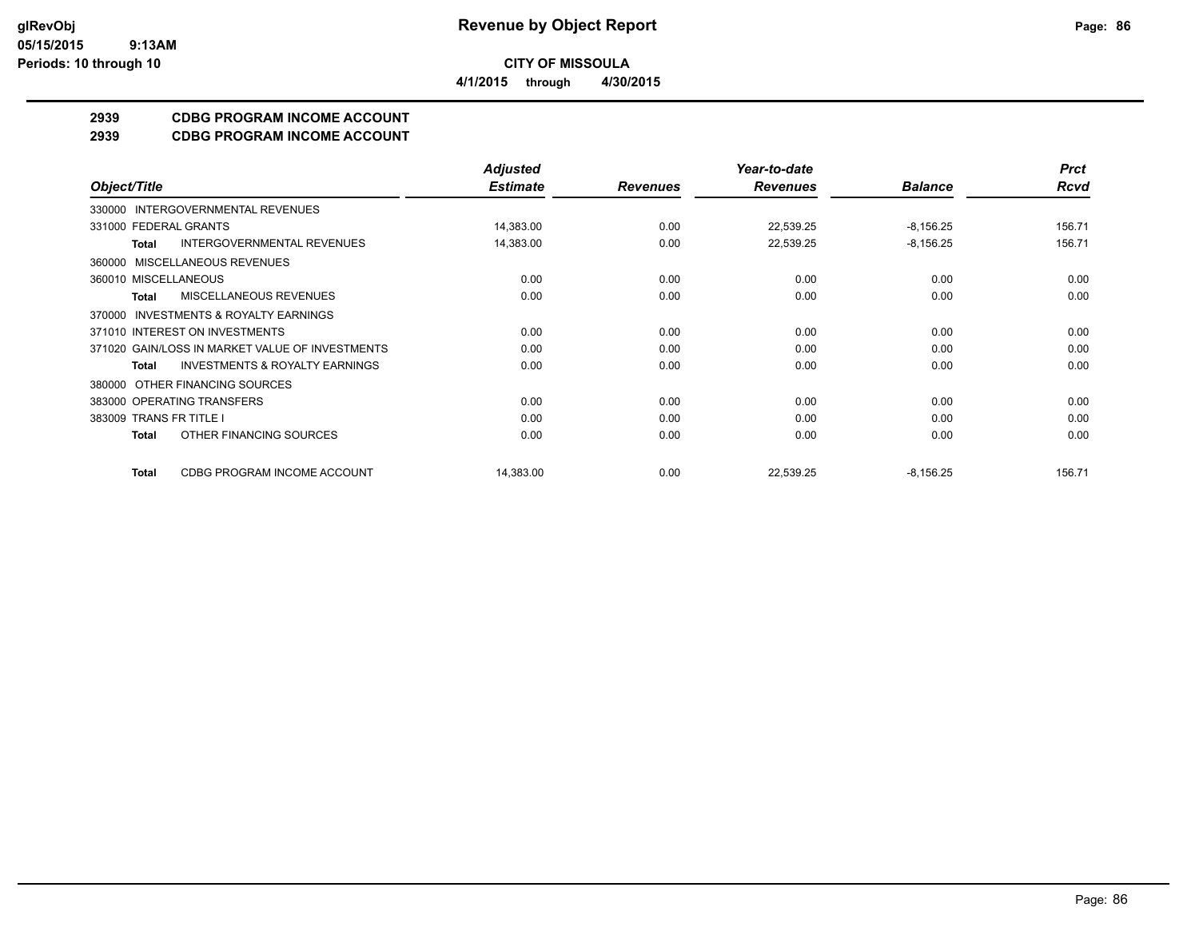**CITY OF MISSOULA**

**4/1/2015 through 4/30/2015**

## 2939 CDBG PROGRAM INCOME ACCOUNT
## 2939 CDBG PROGRAM INCOME ACCOUNT

| Object/Title | Adjusted Estimate | Revenues | Year-to-date Revenues | Balance | Prct Rcvd |
|---|---|---|---|---|---|
| 330000 INTERGOVERNMENTAL REVENUES | | | | | |
| 331000 FEDERAL GRANTS | 14,383.00 | 0.00 | 22,539.25 | -8,156.25 | 156.71 |
| **Total** INTERGOVERNMENTAL REVENUES | 14,383.00 | 0.00 | 22,539.25 | -8,156.25 | 156.71 |
| 360000 MISCELLANEOUS REVENUES | | | | | |
| 360010 MISCELLANEOUS | 0.00 | 0.00 | 0.00 | 0.00 | 0.00 |
| **Total** MISCELLANEOUS REVENUES | 0.00 | 0.00 | 0.00 | 0.00 | 0.00 |
| 370000 INVESTMENTS & ROYALTY EARNINGS | | | | | |
| 371010 INTEREST ON INVESTMENTS | 0.00 | 0.00 | 0.00 | 0.00 | 0.00 |
| 371020 GAIN/LOSS IN MARKET VALUE OF INVESTMENTS | 0.00 | 0.00 | 0.00 | 0.00 | 0.00 |
| **Total** INVESTMENTS & ROYALTY EARNINGS | 0.00 | 0.00 | 0.00 | 0.00 | 0.00 |
| 380000 OTHER FINANCING SOURCES | | | | | |
| 383000 OPERATING TRANSFERS | 0.00 | 0.00 | 0.00 | 0.00 | 0.00 |
| 383009 TRANS FR TITLE I | 0.00 | 0.00 | 0.00 | 0.00 | 0.00 |
| **Total** OTHER FINANCING SOURCES | 0.00 | 0.00 | 0.00 | 0.00 | 0.00 |
| **Total** CDBG PROGRAM INCOME ACCOUNT | 14,383.00 | 0.00 | 22,539.25 | -8,156.25 | 156.71 |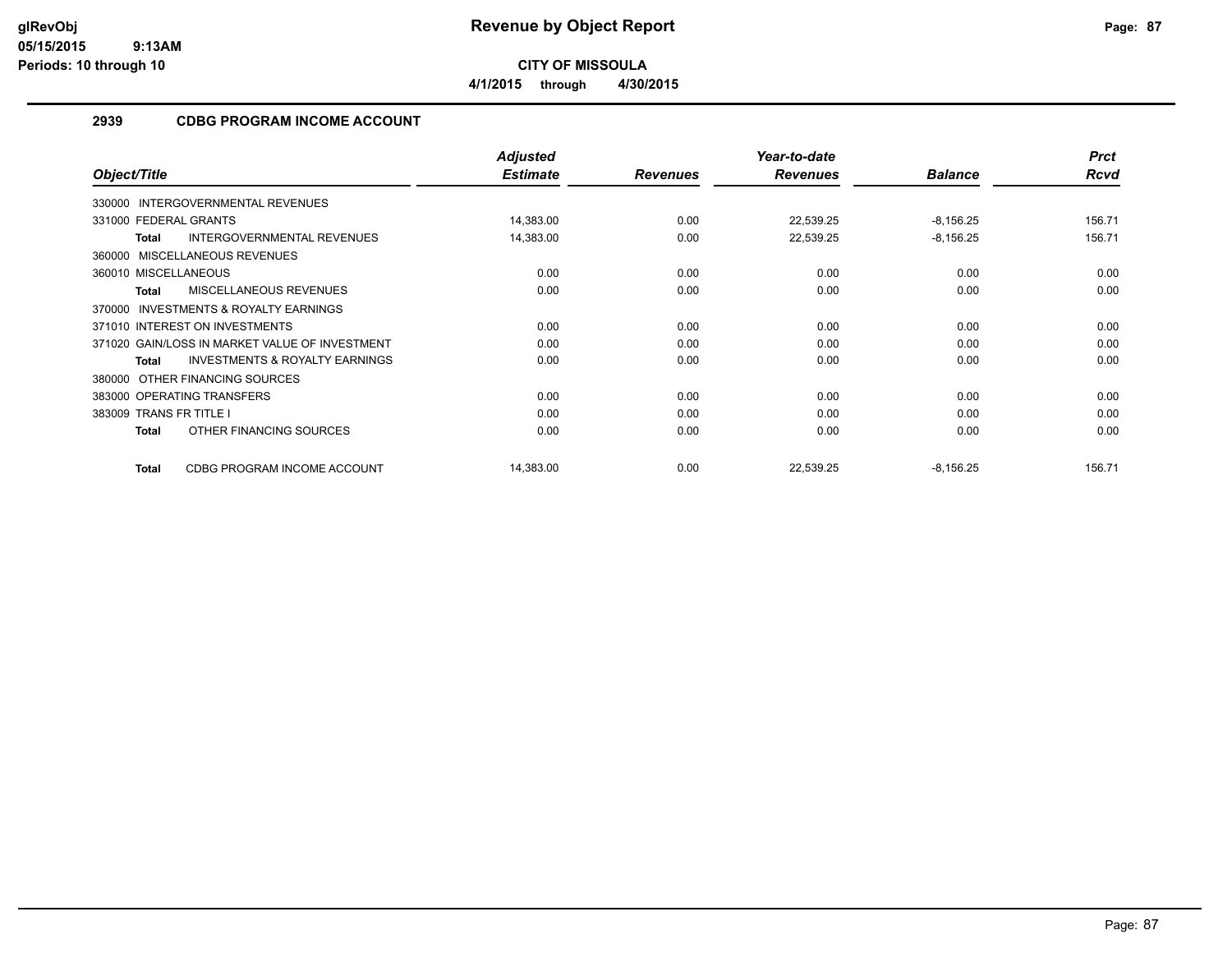# Revenue by Object Report

glRevObj
05/15/2015 9:13AM
Periods: 10 through 10

**CITY OF MISSOULA**

4/1/2015 through 4/30/2015

## 2939 CDBG PROGRAM INCOME ACCOUNT

| Object/Title | Adjusted Estimate | Revenues | Year-to-date Revenues | Balance | Prct Rcvd |
|---|---|---|---|---|---|
| 330000 INTERGOVERNMENTAL REVENUES | | | | | |
| 331000 FEDERAL GRANTS | 14,383.00 | 0.00 | 22,539.25 | -8,156.25 | 156.71 |
| **Total** INTERGOVERNMENTAL REVENUES | 14,383.00 | 0.00 | 22,539.25 | -8,156.25 | 156.71 |
| 360000 MISCELLANEOUS REVENUES | | | | | |
| 360010 MISCELLANEOUS | 0.00 | 0.00 | 0.00 | 0.00 | 0.00 |
| **Total** MISCELLANEOUS REVENUES | 0.00 | 0.00 | 0.00 | 0.00 | 0.00 |
| 370000 INVESTMENTS & ROYALTY EARNINGS | | | | | |
| 371010 INTEREST ON INVESTMENTS | 0.00 | 0.00 | 0.00 | 0.00 | 0.00 |
| 371020 GAIN/LOSS IN MARKET VALUE OF INVESTMENT | 0.00 | 0.00 | 0.00 | 0.00 | 0.00 |
| **Total** INVESTMENTS & ROYALTY EARNINGS | 0.00 | 0.00 | 0.00 | 0.00 | 0.00 |
| 380000 OTHER FINANCING SOURCES | | | | | |
| 383000 OPERATING TRANSFERS | 0.00 | 0.00 | 0.00 | 0.00 | 0.00 |
| 383009 TRANS FR TITLE I | 0.00 | 0.00 | 0.00 | 0.00 | 0.00 |
| **Total** OTHER FINANCING SOURCES | 0.00 | 0.00 | 0.00 | 0.00 | 0.00 |
| **Total** CDBG PROGRAM INCOME ACCOUNT | 14,383.00 | 0.00 | 22,539.25 | -8,156.25 | 156.71 |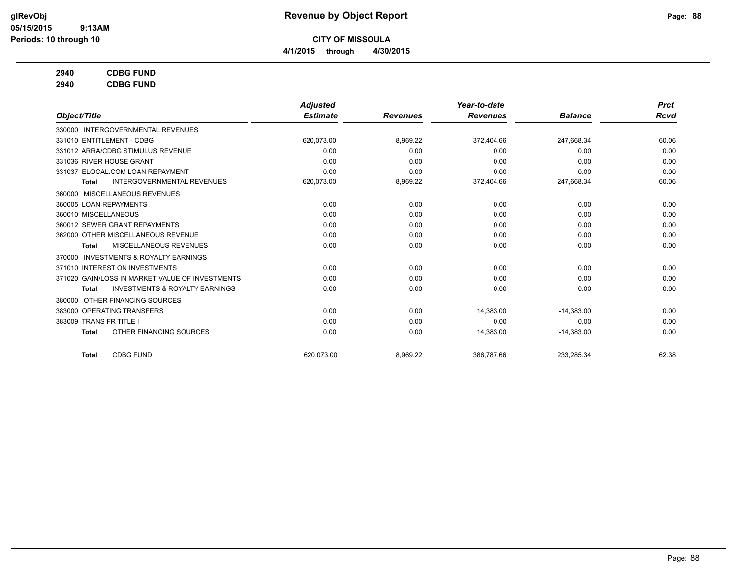# Revenue by Object Report

glRevObj
05/15/2015 9:13AM
Periods: 10 through 10

**CITY OF MISSOULA**

4/1/2015 through 4/30/2015

**2940 CDBG FUND**
**2940 CDBG FUND**

| Object/Title | Adjusted Estimate | Revenues | Year-to-date Revenues | Balance | Prct Rcvd |
|---|---|---|---|---|---|
| 330000 INTERGOVERNMENTAL REVENUES | | | | | |
| 331010 ENTITLEMENT - CDBG | 620,073.00 | 8,969.22 | 372,404.66 | 247,668.34 | 60.06 |
| 331012 ARRA/CDBG STIMULUS REVENUE | 0.00 | 0.00 | 0.00 | 0.00 | 0.00 |
| 331036 RIVER HOUSE GRANT | 0.00 | 0.00 | 0.00 | 0.00 | 0.00 |
| 331037 ELOCAL.COM LOAN REPAYMENT | 0.00 | 0.00 | 0.00 | 0.00 | 0.00 |
| **Total** INTERGOVERNMENTAL REVENUES | 620,073.00 | 8,969.22 | 372,404.66 | 247,668.34 | 60.06 |
| 360000 MISCELLANEOUS REVENUES | | | | | |
| 360005 LOAN REPAYMENTS | 0.00 | 0.00 | 0.00 | 0.00 | 0.00 |
| 360010 MISCELLANEOUS | 0.00 | 0.00 | 0.00 | 0.00 | 0.00 |
| 360012 SEWER GRANT REPAYMENTS | 0.00 | 0.00 | 0.00 | 0.00 | 0.00 |
| 362000 OTHER MISCELLANEOUS REVENUE | 0.00 | 0.00 | 0.00 | 0.00 | 0.00 |
| **Total** MISCELLANEOUS REVENUES | 0.00 | 0.00 | 0.00 | 0.00 | 0.00 |
| 370000 INVESTMENTS & ROYALTY EARNINGS | | | | | |
| 371010 INTEREST ON INVESTMENTS | 0.00 | 0.00 | 0.00 | 0.00 | 0.00 |
| 371020 GAIN/LOSS IN MARKET VALUE OF INVESTMENTS | 0.00 | 0.00 | 0.00 | 0.00 | 0.00 |
| **Total** INVESTMENTS & ROYALTY EARNINGS | 0.00 | 0.00 | 0.00 | 0.00 | 0.00 |
| 380000 OTHER FINANCING SOURCES | | | | | |
| 383000 OPERATING TRANSFERS | 0.00 | 0.00 | 14,383.00 | -14,383.00 | 0.00 |
| 383009 TRANS FR TITLE I | 0.00 | 0.00 | 0.00 | 0.00 | 0.00 |
| **Total** OTHER FINANCING SOURCES | 0.00 | 0.00 | 14,383.00 | -14,383.00 | 0.00 |
| **Total** CDBG FUND | 620,073.00 | 8,969.22 | 386,787.66 | 233,285.34 | 62.38 |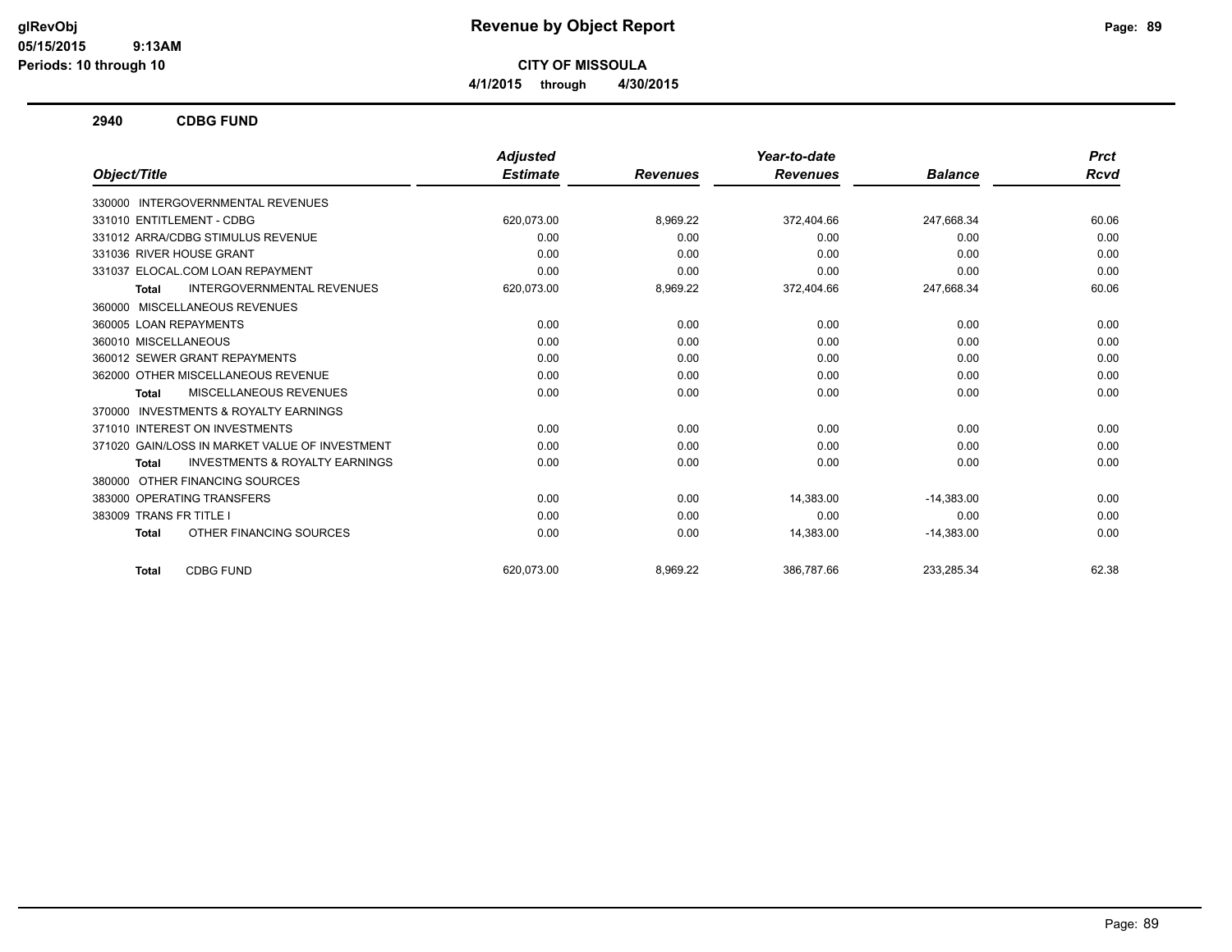**glRevObj**
**05/15/2015 9:13AM**
**Periods: 10 through 10**

# Revenue by Object Report

**CITY OF MISSOULA**

**4/1/2015 through 4/30/2015**

## 2940 CDBG FUND

| Object/Title | *Adjusted Estimate* | *Revenues* | *Year-to-date Revenues* | *Balance* | *Prct Rcvd* |
|---|---|---|---|---|---|
| 330000 INTERGOVERNMENTAL REVENUES | | | | | |
| 331010 ENTITLEMENT - CDBG | 620,073.00 | 8,969.22 | 372,404.66 | 247,668.34 | 60.06 |
| 331012 ARRA/CDBG STIMULUS REVENUE | 0.00 | 0.00 | 0.00 | 0.00 | 0.00 |
| 331036 RIVER HOUSE GRANT | 0.00 | 0.00 | 0.00 | 0.00 | 0.00 |
| 331037 ELOCAL.COM LOAN REPAYMENT | 0.00 | 0.00 | 0.00 | 0.00 | 0.00 |
| **Total** INTERGOVERNMENTAL REVENUES | 620,073.00 | 8,969.22 | 372,404.66 | 247,668.34 | 60.06 |
| 360000 MISCELLANEOUS REVENUES | | | | | |
| 360005 LOAN REPAYMENTS | 0.00 | 0.00 | 0.00 | 0.00 | 0.00 |
| 360010 MISCELLANEOUS | 0.00 | 0.00 | 0.00 | 0.00 | 0.00 |
| 360012 SEWER GRANT REPAYMENTS | 0.00 | 0.00 | 0.00 | 0.00 | 0.00 |
| 362000 OTHER MISCELLANEOUS REVENUE | 0.00 | 0.00 | 0.00 | 0.00 | 0.00 |
| **Total** MISCELLANEOUS REVENUES | 0.00 | 0.00 | 0.00 | 0.00 | 0.00 |
| 370000 INVESTMENTS & ROYALTY EARNINGS | | | | | |
| 371010 INTEREST ON INVESTMENTS | 0.00 | 0.00 | 0.00 | 0.00 | 0.00 |
| 371020 GAIN/LOSS IN MARKET VALUE OF INVESTMENT | 0.00 | 0.00 | 0.00 | 0.00 | 0.00 |
| **Total** INVESTMENTS & ROYALTY EARNINGS | 0.00 | 0.00 | 0.00 | 0.00 | 0.00 |
| 380000 OTHER FINANCING SOURCES | | | | | |
| 383000 OPERATING TRANSFERS | 0.00 | 0.00 | 14,383.00 | -14,383.00 | 0.00 |
| 383009 TRANS FR TITLE I | 0.00 | 0.00 | 0.00 | 0.00 | 0.00 |
| **Total** OTHER FINANCING SOURCES | 0.00 | 0.00 | 14,383.00 | -14,383.00 | 0.00 |
| **Total** CDBG FUND | 620,073.00 | 8,969.22 | 386,787.66 | 233,285.34 | 62.38 |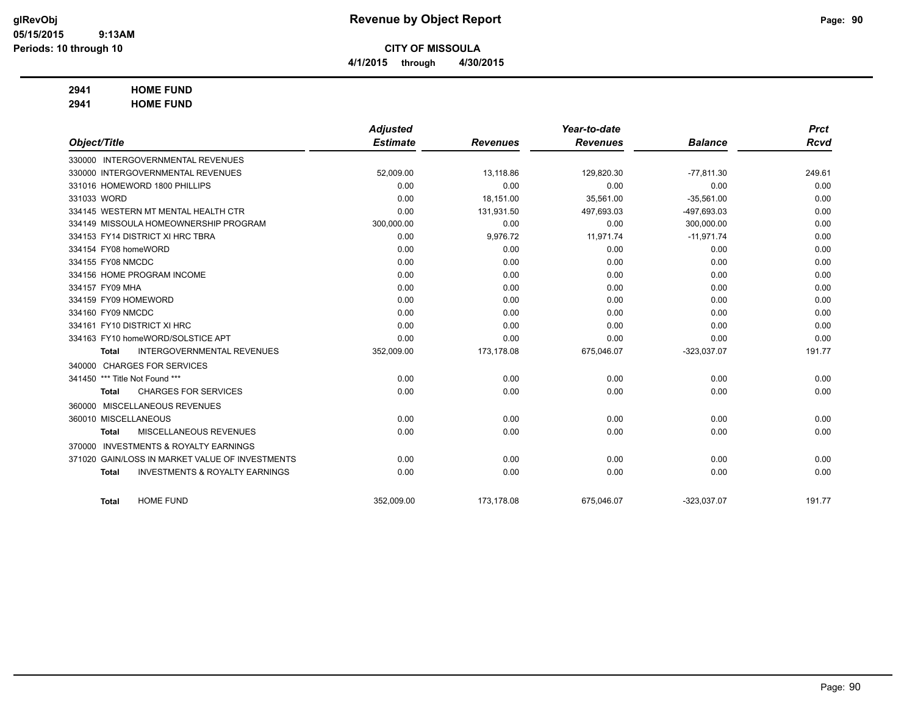# Revenue by Object Report

**CITY OF MISSOULA**

**4/1/2015 through 4/30/2015**

glRevObj
05/15/2015 9:13AM
Periods: 10 through 10

**2941 HOME FUND**

**2941 HOME FUND**

| Object/Title | Adjusted Estimate | Revenues | Year-to-date Revenues | Balance | Prct Rcvd |
|---|---|---|---|---|---|
| 330000 INTERGOVERNMENTAL REVENUES | | | | | |
| 330000 INTERGOVERNMENTAL REVENUES | 52,009.00 | 13,118.86 | 129,820.30 | -77,811.30 | 249.61 |
| 331016 HOMEWORD 1800 PHILLIPS | 0.00 | 0.00 | 0.00 | 0.00 | 0.00 |
| 331033 WORD | 0.00 | 18,151.00 | 35,561.00 | -35,561.00 | 0.00 |
| 334145 WESTERN MT MENTAL HEALTH CTR | 0.00 | 131,931.50 | 497,693.03 | -497,693.03 | 0.00 |
| 334149 MISSOULA HOMEOWNERSHIP PROGRAM | 300,000.00 | 0.00 | 0.00 | 300,000.00 | 0.00 |
| 334153 FY14 DISTRICT XI HRC TBRA | 0.00 | 9,976.72 | 11,971.74 | -11,971.74 | 0.00 |
| 334154 FY08 homeWORD | 0.00 | 0.00 | 0.00 | 0.00 | 0.00 |
| 334155 FY08 NMCDC | 0.00 | 0.00 | 0.00 | 0.00 | 0.00 |
| 334156 HOME PROGRAM INCOME | 0.00 | 0.00 | 0.00 | 0.00 | 0.00 |
| 334157 FY09 MHA | 0.00 | 0.00 | 0.00 | 0.00 | 0.00 |
| 334159 FY09 HOMEWORD | 0.00 | 0.00 | 0.00 | 0.00 | 0.00 |
| 334160 FY09 NMCDC | 0.00 | 0.00 | 0.00 | 0.00 | 0.00 |
| 334161 FY10 DISTRICT XI HRC | 0.00 | 0.00 | 0.00 | 0.00 | 0.00 |
| 334163 FY10 homeWORD/SOLSTICE APT | 0.00 | 0.00 | 0.00 | 0.00 | 0.00 |
| **Total** INTERGOVERNMENTAL REVENUES | 352,009.00 | 173,178.08 | 675,046.07 | -323,037.07 | 191.77 |
| 340000 CHARGES FOR SERVICES | | | | | |
| 341450 *** Title Not Found *** | 0.00 | 0.00 | 0.00 | 0.00 | 0.00 |
| **Total** CHARGES FOR SERVICES | 0.00 | 0.00 | 0.00 | 0.00 | 0.00 |
| 360000 MISCELLANEOUS REVENUES | | | | | |
| 360010 MISCELLANEOUS | 0.00 | 0.00 | 0.00 | 0.00 | 0.00 |
| **Total** MISCELLANEOUS REVENUES | 0.00 | 0.00 | 0.00 | 0.00 | 0.00 |
| 370000 INVESTMENTS & ROYALTY EARNINGS | | | | | |
| 371020 GAIN/LOSS IN MARKET VALUE OF INVESTMENTS | 0.00 | 0.00 | 0.00 | 0.00 | 0.00 |
| **Total** INVESTMENTS & ROYALTY EARNINGS | 0.00 | 0.00 | 0.00 | 0.00 | 0.00 |
| **Total** HOME FUND | 352,009.00 | 173,178.08 | 675,046.07 | -323,037.07 | 191.77 |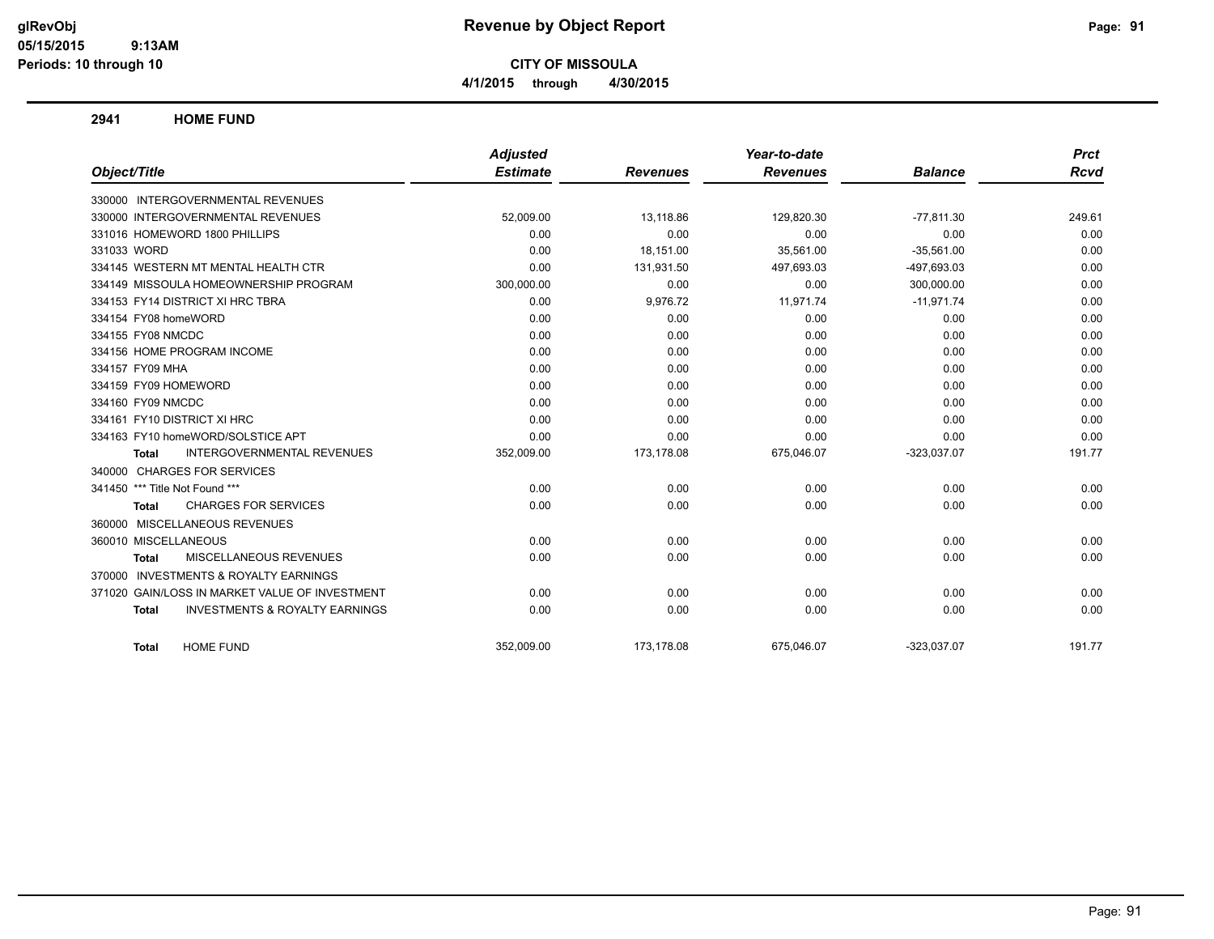# Revenue by Object Report

**CITY OF MISSOULA**

4/1/2015 through 4/30/2015

glRevObj
05/15/2015 9:13AM
Periods: 10 through 10

## 2941 HOME FUND

| Object/Title | Adjusted Estimate | Revenues | Year-to-date Revenues | Balance | Prct Rcvd |
|---|---|---|---|---|---|
| 330000 INTERGOVERNMENTAL REVENUES | | | | | |
| 330000 INTERGOVERNMENTAL REVENUES | 52,009.00 | 13,118.86 | 129,820.30 | -77,811.30 | 249.61 |
| 331016 HOMEWORD 1800 PHILLIPS | 0.00 | 0.00 | 0.00 | 0.00 | 0.00 |
| 331033 WORD | 0.00 | 18,151.00 | 35,561.00 | -35,561.00 | 0.00 |
| 334145 WESTERN MT MENTAL HEALTH CTR | 0.00 | 131,931.50 | 497,693.03 | -497,693.03 | 0.00 |
| 334149 MISSOULA HOMEOWNERSHIP PROGRAM | 300,000.00 | 0.00 | 0.00 | 300,000.00 | 0.00 |
| 334153 FY14 DISTRICT XI HRC TBRA | 0.00 | 9,976.72 | 11,971.74 | -11,971.74 | 0.00 |
| 334154 FY08 homeWORD | 0.00 | 0.00 | 0.00 | 0.00 | 0.00 |
| 334155 FY08 NMCDC | 0.00 | 0.00 | 0.00 | 0.00 | 0.00 |
| 334156 HOME PROGRAM INCOME | 0.00 | 0.00 | 0.00 | 0.00 | 0.00 |
| 334157 FY09 MHA | 0.00 | 0.00 | 0.00 | 0.00 | 0.00 |
| 334159 FY09 HOMEWORD | 0.00 | 0.00 | 0.00 | 0.00 | 0.00 |
| 334160 FY09 NMCDC | 0.00 | 0.00 | 0.00 | 0.00 | 0.00 |
| 334161 FY10 DISTRICT XI HRC | 0.00 | 0.00 | 0.00 | 0.00 | 0.00 |
| 334163 FY10 homeWORD/SOLSTICE APT | 0.00 | 0.00 | 0.00 | 0.00 | 0.00 |
| **Total** INTERGOVERNMENTAL REVENUES | 352,009.00 | 173,178.08 | 675,046.07 | -323,037.07 | 191.77 |
| 340000 CHARGES FOR SERVICES | | | | | |
| 341450 *** Title Not Found *** | 0.00 | 0.00 | 0.00 | 0.00 | 0.00 |
| **Total** CHARGES FOR SERVICES | 0.00 | 0.00 | 0.00 | 0.00 | 0.00 |
| 360000 MISCELLANEOUS REVENUES | | | | | |
| 360010 MISCELLANEOUS | 0.00 | 0.00 | 0.00 | 0.00 | 0.00 |
| **Total** MISCELLANEOUS REVENUES | 0.00 | 0.00 | 0.00 | 0.00 | 0.00 |
| 370000 INVESTMENTS & ROYALTY EARNINGS | | | | | |
| 371020 GAIN/LOSS IN MARKET VALUE OF INVESTMENT | 0.00 | 0.00 | 0.00 | 0.00 | 0.00 |
| **Total** INVESTMENTS & ROYALTY EARNINGS | 0.00 | 0.00 | 0.00 | 0.00 | 0.00 |
| **Total** HOME FUND | 352,009.00 | 173,178.08 | 675,046.07 | -323,037.07 | 191.77 |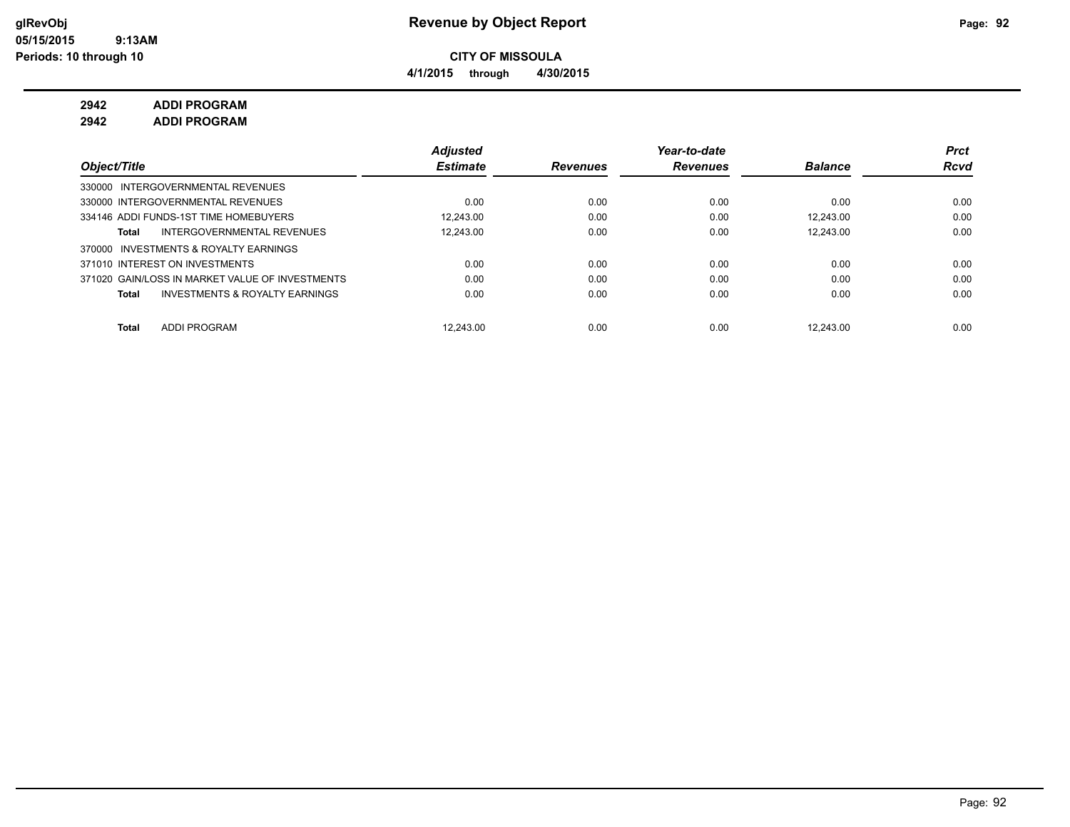glRevObj
05/15/2015 9:13AM
Periods: 10 through 10

# Revenue by Object Report

**CITY OF MISSOULA**

**4/1/2015 through 4/30/2015**

**2942 ADDI PROGRAM**
**2942 ADDI PROGRAM**

| Object/Title | Adjusted Estimate | Revenues | Year-to-date Revenues | Balance | Prct Rcvd |
|---|---|---|---|---|---|
| 330000 INTERGOVERNMENTAL REVENUES | | | | | |
| 330000 INTERGOVERNMENTAL REVENUES | 0.00 | 0.00 | 0.00 | 0.00 | 0.00 |
| 334146 ADDI FUNDS-1ST TIME HOMEBUYERS | 12,243.00 | 0.00 | 0.00 | 12,243.00 | 0.00 |
| **Total** INTERGOVERNMENTAL REVENUES | 12,243.00 | 0.00 | 0.00 | 12,243.00 | 0.00 |
| 370000 INVESTMENTS & ROYALTY EARNINGS | | | | | |
| 371010 INTEREST ON INVESTMENTS | 0.00 | 0.00 | 0.00 | 0.00 | 0.00 |
| 371020 GAIN/LOSS IN MARKET VALUE OF INVESTMENTS | 0.00 | 0.00 | 0.00 | 0.00 | 0.00 |
| **Total** INVESTMENTS & ROYALTY EARNINGS | 0.00 | 0.00 | 0.00 | 0.00 | 0.00 |
| **Total** ADDI PROGRAM | 12,243.00 | 0.00 | 0.00 | 12,243.00 | 0.00 |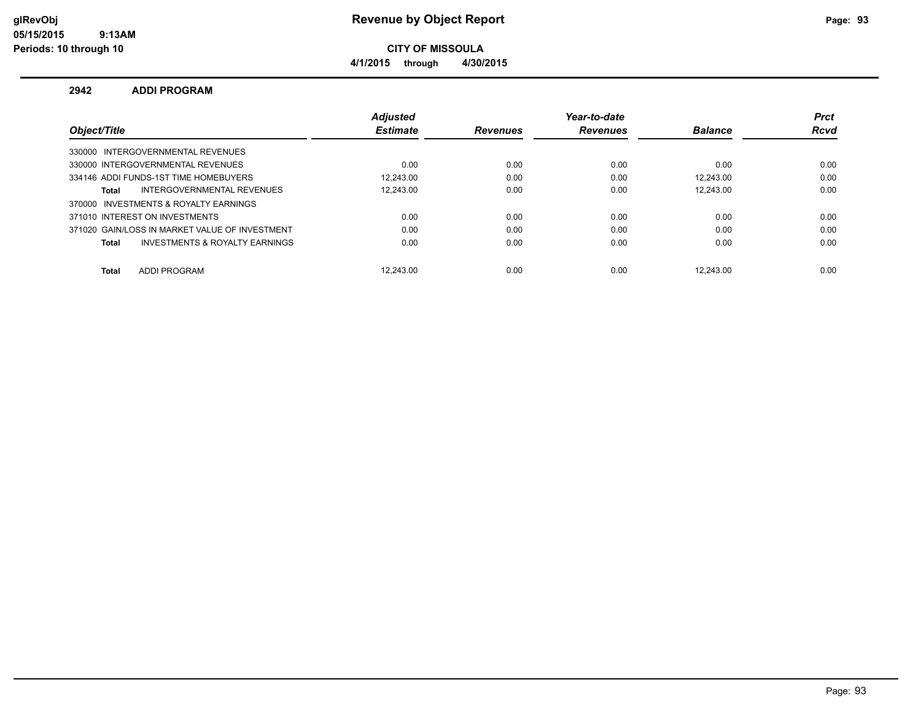# Revenue by Object Report

**CITY OF MISSOULA**

**4/1/2015 through 4/30/2015**

glRevObj
05/15/2015 9:13AM
Periods: 10 through 10

## 2942 ADDI PROGRAM

| Object/Title | Adjusted Estimate | Revenues | Year-to-date Revenues | Balance | Prct Rcvd |
|---|---|---|---|---|---|
| 330000 INTERGOVERNMENTAL REVENUES | | | | | |
| 330000 INTERGOVERNMENTAL REVENUES | 0.00 | 0.00 | 0.00 | 0.00 | 0.00 |
| 334146 ADDI FUNDS-1ST TIME HOMEBUYERS | 12,243.00 | 0.00 | 0.00 | 12,243.00 | 0.00 |
| **Total** INTERGOVERNMENTAL REVENUES | 12,243.00 | 0.00 | 0.00 | 12,243.00 | 0.00 |
| 370000 INVESTMENTS & ROYALTY EARNINGS | | | | | |
| 371010 INTEREST ON INVESTMENTS | 0.00 | 0.00 | 0.00 | 0.00 | 0.00 |
| 371020 GAIN/LOSS IN MARKET VALUE OF INVESTMENT | 0.00 | 0.00 | 0.00 | 0.00 | 0.00 |
| **Total** INVESTMENTS & ROYALTY EARNINGS | 0.00 | 0.00 | 0.00 | 0.00 | 0.00 |
| **Total** ADDI PROGRAM | 12,243.00 | 0.00 | 0.00 | 12,243.00 | 0.00 |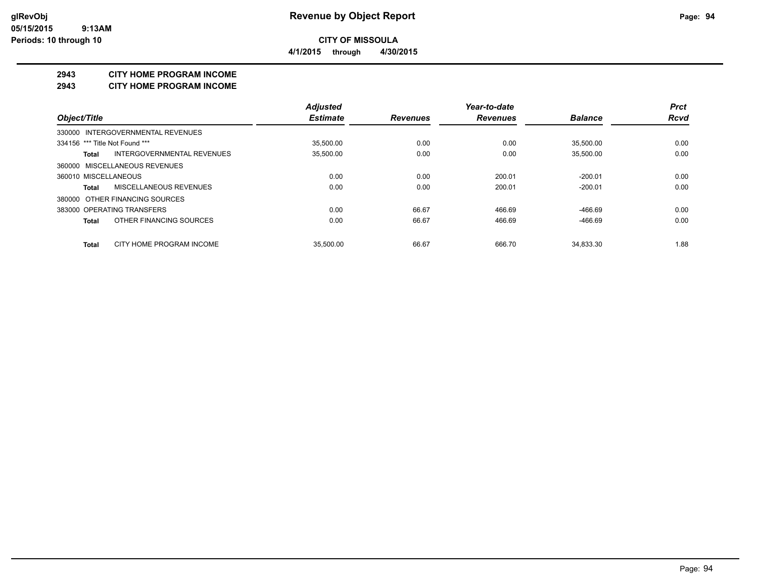**glRevObj**
**05/15/2015 9:13AM**
**Periods: 10 through 10**

# Revenue by Object Report

**CITY OF MISSOULA**

**4/1/2015 through 4/30/2015**

## 2943 CITY HOME PROGRAM INCOME
## 2943 CITY HOME PROGRAM INCOME

| Object/Title | | *Adjusted Estimate* | *Revenues* | *Year-to-date Revenues* | *Balance* | *Prct Rcvd* |
|---|---|---|---|---|---|---|
| 330000 INTERGOVERNMENTAL REVENUES | | | | | | |
| 334156 *** Title Not Found *** | | 35,500.00 | 0.00 | 0.00 | 35,500.00 | 0.00 |
| **Total** | INTERGOVERNMENTAL REVENUES | 35,500.00 | 0.00 | 0.00 | 35,500.00 | 0.00 |
| 360000 MISCELLANEOUS REVENUES | | | | | | |
| 360010 MISCELLANEOUS | | 0.00 | 0.00 | 200.01 | -200.01 | 0.00 |
| **Total** | MISCELLANEOUS REVENUES | 0.00 | 0.00 | 200.01 | -200.01 | 0.00 |
| 380000 OTHER FINANCING SOURCES | | | | | | |
| 383000 OPERATING TRANSFERS | | 0.00 | 66.67 | 466.69 | -466.69 | 0.00 |
| **Total** | OTHER FINANCING SOURCES | 0.00 | 66.67 | 466.69 | -466.69 | 0.00 |
| **Total** | CITY HOME PROGRAM INCOME | 35,500.00 | 66.67 | 666.70 | 34,833.30 | 1.88 |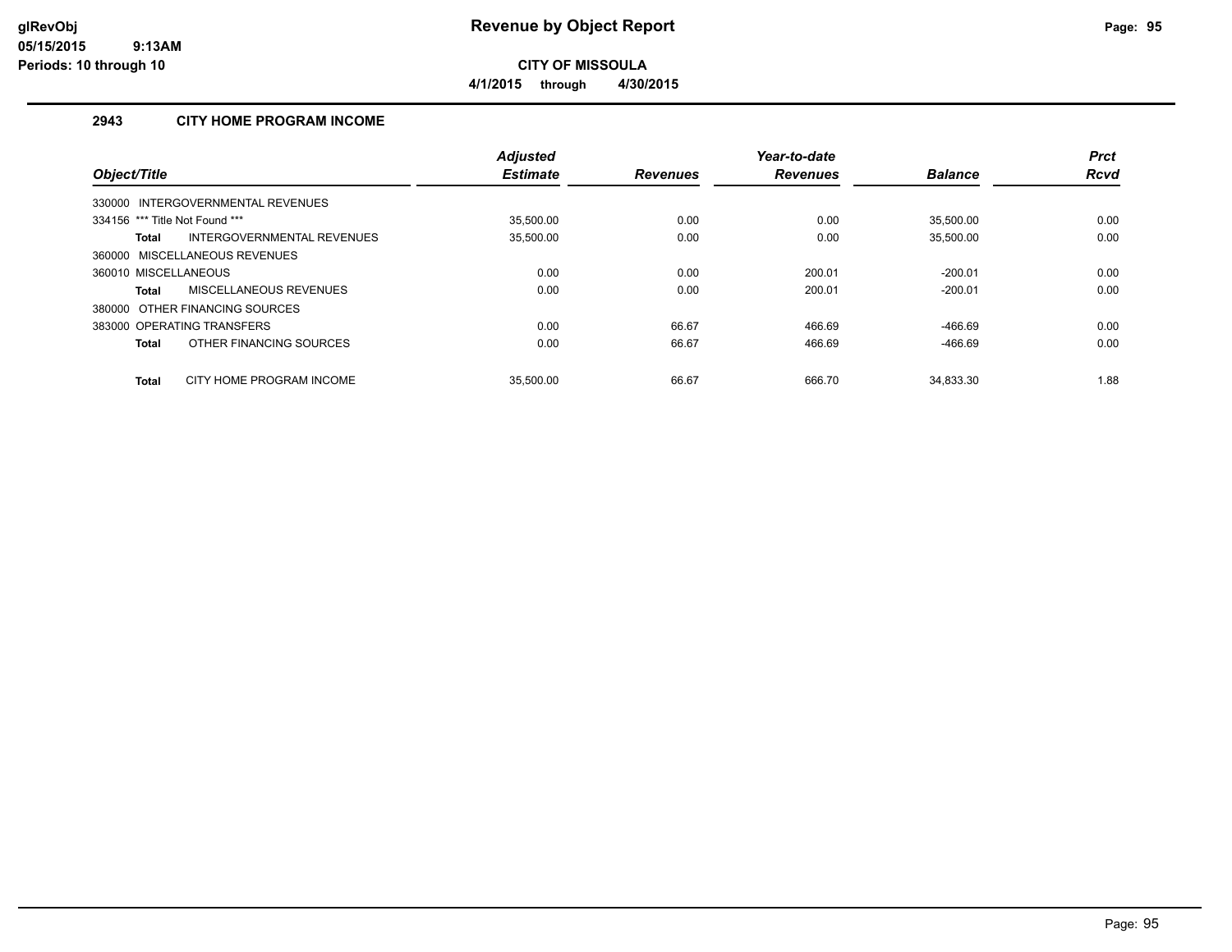**Revenue by Object Report**

**CITY OF MISSOULA**

**4/1/2015 through 4/30/2015**

glRevObj
05/15/2015 9:13AM
Periods: 10 through 10

## 2943 CITY HOME PROGRAM INCOME

| Object/Title | | Adjusted Estimate | Revenues | Year-to-date Revenues | Balance | Prct Rcvd |
|---|---|---|---|---|---|---|
| 330000 INTERGOVERNMENTAL REVENUES | | | | | | |
| 334156 *** Title Not Found *** | | 35,500.00 | 0.00 | 0.00 | 35,500.00 | 0.00 |
| **Total** | INTERGOVERNMENTAL REVENUES | 35,500.00 | 0.00 | 0.00 | 35,500.00 | 0.00 |
| 360000 MISCELLANEOUS REVENUES | | | | | | |
| 360010 MISCELLANEOUS | | 0.00 | 0.00 | 200.01 | -200.01 | 0.00 |
| **Total** | MISCELLANEOUS REVENUES | 0.00 | 0.00 | 200.01 | -200.01 | 0.00 |
| 380000 OTHER FINANCING SOURCES | | | | | | |
| 383000 OPERATING TRANSFERS | | 0.00 | 66.67 | 466.69 | -466.69 | 0.00 |
| **Total** | OTHER FINANCING SOURCES | 0.00 | 66.67 | 466.69 | -466.69 | 0.00 |
| **Total** | CITY HOME PROGRAM INCOME | 35,500.00 | 66.67 | 666.70 | 34,833.30 | 1.88 |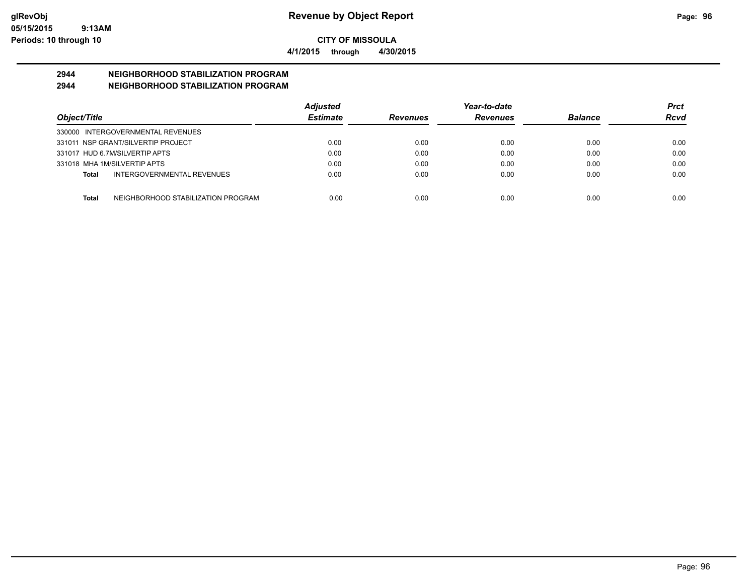# Revenue by Object Report

**CITY OF MISSOULA**

**4/1/2015 through 4/30/2015**

glRevObj
05/15/2015 9:13AM
Periods: 10 through 10

## 2944 NEIGHBORHOOD STABILIZATION PROGRAM
## 2944 NEIGHBORHOOD STABILIZATION PROGRAM

| Object/Title | Adjusted Estimate | Revenues | Year-to-date Revenues | Balance | Prct Rcvd |
|---|---|---|---|---|---|
| 330000 INTERGOVERNMENTAL REVENUES | | | | | |
| 331011 NSP GRANT/SILVERTIP PROJECT | 0.00 | 0.00 | 0.00 | 0.00 | 0.00 |
| 331017 HUD 6.7M/SILVERTIP APTS | 0.00 | 0.00 | 0.00 | 0.00 | 0.00 |
| 331018 MHA 1M/SILVERTIP APTS | 0.00 | 0.00 | 0.00 | 0.00 | 0.00 |
| **Total** INTERGOVERNMENTAL REVENUES | 0.00 | 0.00 | 0.00 | 0.00 | 0.00 |
| **Total** NEIGHBORHOOD STABILIZATION PROGRAM | 0.00 | 0.00 | 0.00 | 0.00 | 0.00 |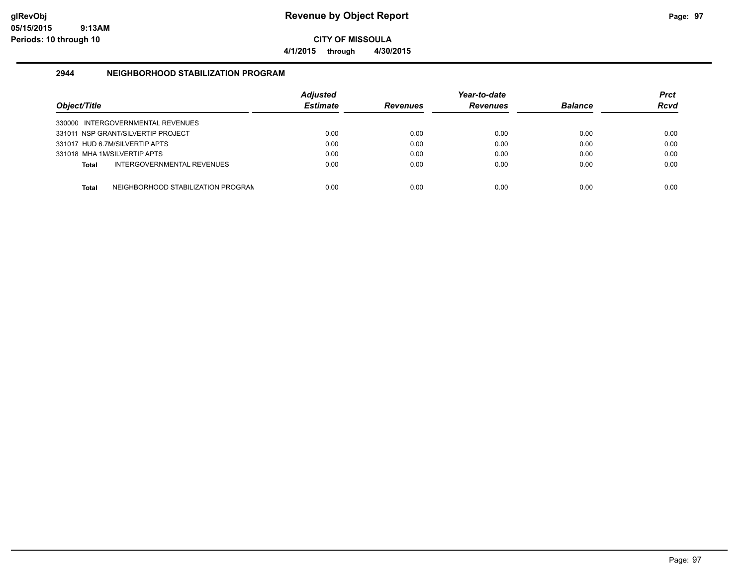# Revenue by Object Report

**CITY OF MISSOULA**

**4/1/2015 through 4/30/2015**

glRevObj
05/15/2015 9:13AM
Periods: 10 through 10

## 2944 NEIGHBORHOOD STABILIZATION PROGRAM

| Object/Title | Adjusted Estimate | Revenues | Year-to-date Revenues | Balance | Prct Rcvd |
|---|---|---|---|---|---|
| 330000 INTERGOVERNMENTAL REVENUES | | | | | |
| 331011 NSP GRANT/SILVERTIP PROJECT | 0.00 | 0.00 | 0.00 | 0.00 | 0.00 |
| 331017 HUD 6.7M/SILVERTIP APTS | 0.00 | 0.00 | 0.00 | 0.00 | 0.00 |
| 331018 MHA 1M/SILVERTIP APTS | 0.00 | 0.00 | 0.00 | 0.00 | 0.00 |
| **Total** INTERGOVERNMENTAL REVENUES | 0.00 | 0.00 | 0.00 | 0.00 | 0.00 |
| **Total** NEIGHBORHOOD STABILIZATION PROGRAM | 0.00 | 0.00 | 0.00 | 0.00 | 0.00 |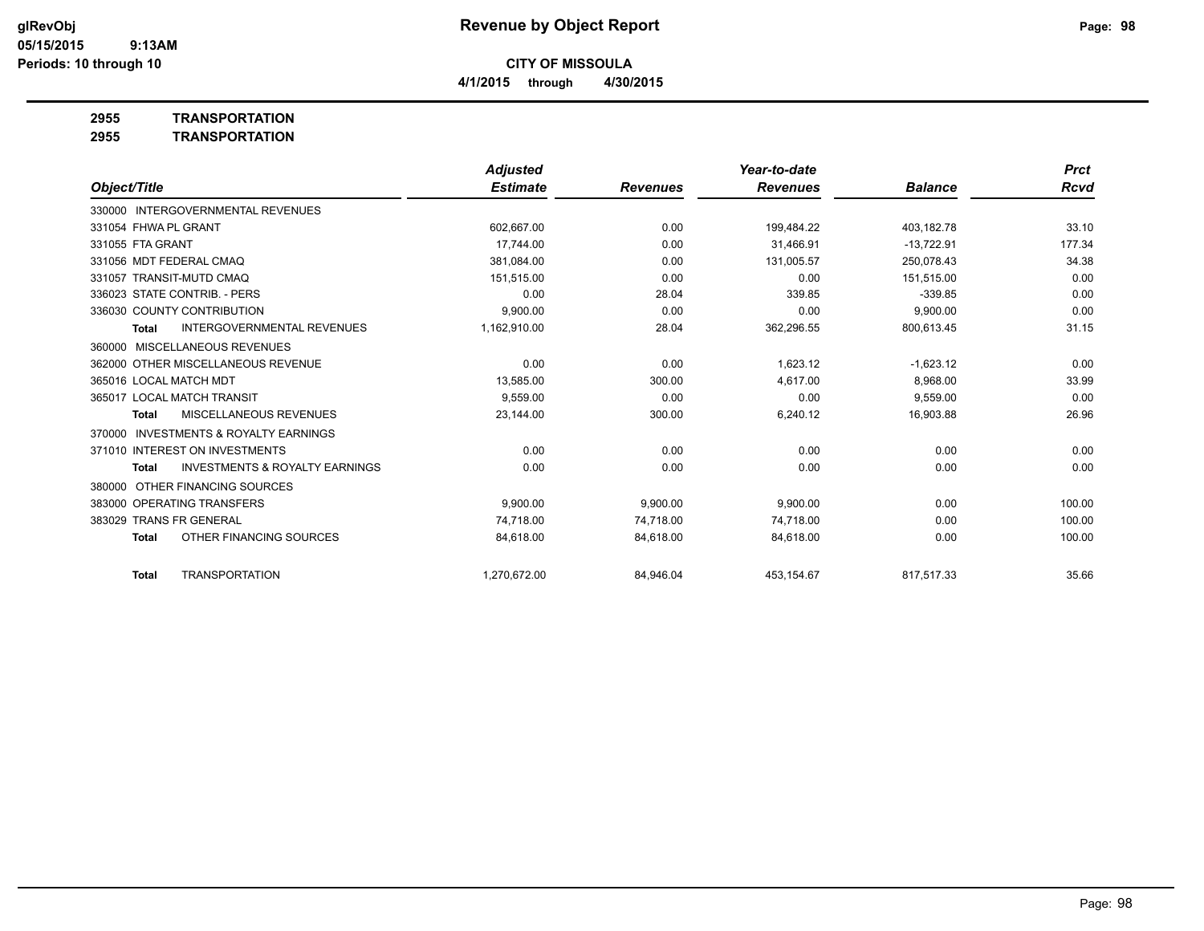# Revenue by Object Report

glRevObj
05/15/2015 9:13AM
Periods: 10 through 10

**CITY OF MISSOULA**

**4/1/2015 through 4/30/2015**

**2955 TRANSPORTATION**
**2955 TRANSPORTATION**

| Object/Title | Adjusted Estimate | Revenues | Year-to-date Revenues | Balance | Prct Rcvd |
|---|---|---|---|---|---|
| 330000 INTERGOVERNMENTAL REVENUES | | | | | |
| 331054 FHWA PL GRANT | 602,667.00 | 0.00 | 199,484.22 | 403,182.78 | 33.10 |
| 331055 FTA GRANT | 17,744.00 | 0.00 | 31,466.91 | -13,722.91 | 177.34 |
| 331056 MDT FEDERAL CMAQ | 381,084.00 | 0.00 | 131,005.57 | 250,078.43 | 34.38 |
| 331057 TRANSIT-MUTD CMAQ | 151,515.00 | 0.00 | 0.00 | 151,515.00 | 0.00 |
| 336023 STATE CONTRIB. - PERS | 0.00 | 28.04 | 339.85 | -339.85 | 0.00 |
| 336030 COUNTY CONTRIBUTION | 9,900.00 | 0.00 | 0.00 | 9,900.00 | 0.00 |
| **Total** INTERGOVERNMENTAL REVENUES | 1,162,910.00 | 28.04 | 362,296.55 | 800,613.45 | 31.15 |
| 360000 MISCELLANEOUS REVENUES | | | | | |
| 362000 OTHER MISCELLANEOUS REVENUE | 0.00 | 0.00 | 1,623.12 | -1,623.12 | 0.00 |
| 365016 LOCAL MATCH MDT | 13,585.00 | 300.00 | 4,617.00 | 8,968.00 | 33.99 |
| 365017 LOCAL MATCH TRANSIT | 9,559.00 | 0.00 | 0.00 | 9,559.00 | 0.00 |
| **Total** MISCELLANEOUS REVENUES | 23,144.00 | 300.00 | 6,240.12 | 16,903.88 | 26.96 |
| 370000 INVESTMENTS & ROYALTY EARNINGS | | | | | |
| 371010 INTEREST ON INVESTMENTS | 0.00 | 0.00 | 0.00 | 0.00 | 0.00 |
| **Total** INVESTMENTS & ROYALTY EARNINGS | 0.00 | 0.00 | 0.00 | 0.00 | 0.00 |
| 380000 OTHER FINANCING SOURCES | | | | | |
| 383000 OPERATING TRANSFERS | 9,900.00 | 9,900.00 | 9,900.00 | 0.00 | 100.00 |
| 383029 TRANS FR GENERAL | 74,718.00 | 74,718.00 | 74,718.00 | 0.00 | 100.00 |
| **Total** OTHER FINANCING SOURCES | 84,618.00 | 84,618.00 | 84,618.00 | 0.00 | 100.00 |
| **Total** TRANSPORTATION | 1,270,672.00 | 84,946.04 | 453,154.67 | 817,517.33 | 35.66 |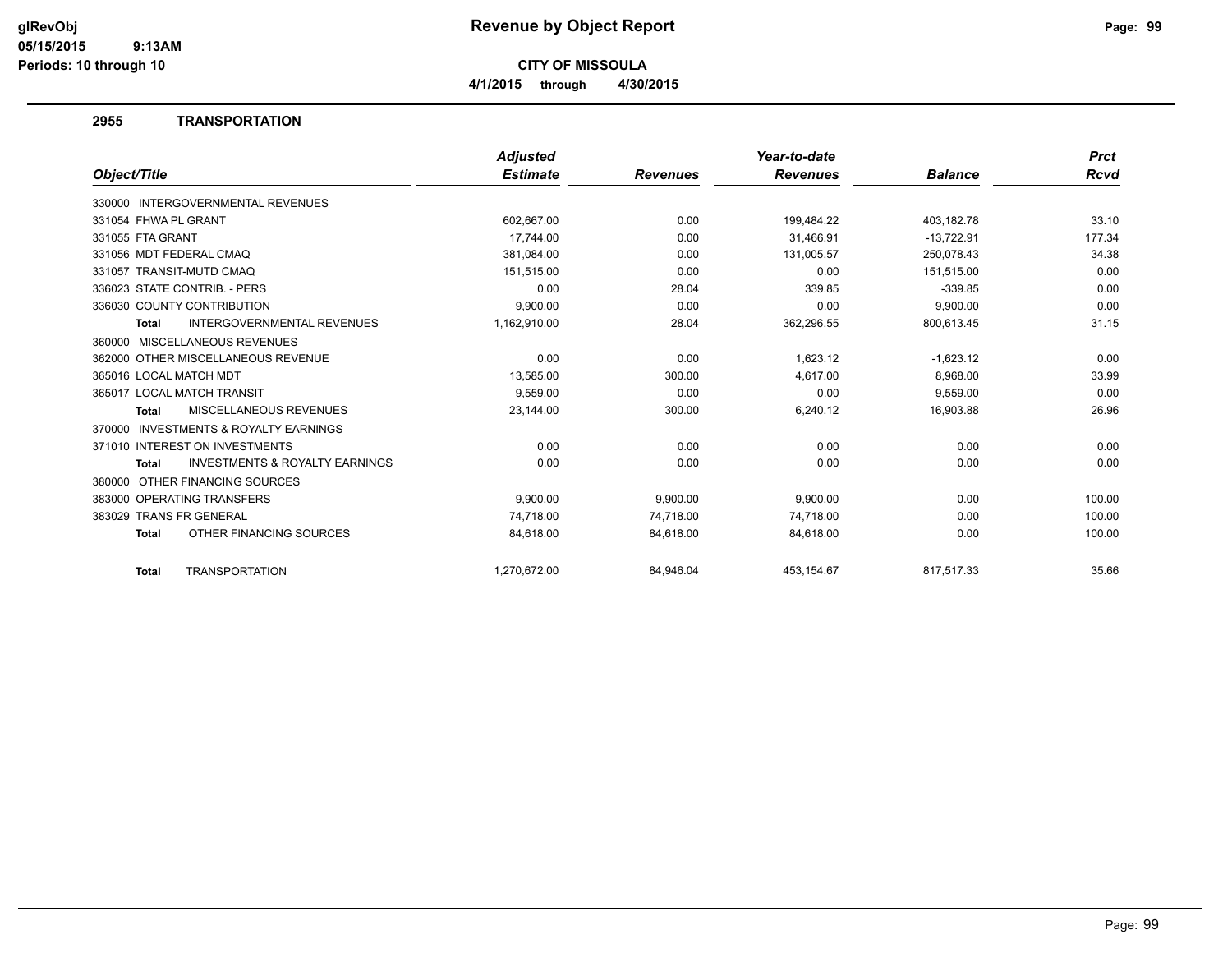# Revenue by Object Report

**CITY OF MISSOULA**

**4/1/2015 through 4/30/2015**

glRevObj
05/15/2015 9:13AM
Periods: 10 through 10

## 2955 TRANSPORTATION

| Object/Title | Adjusted Estimate | Revenues | Year-to-date Revenues | Balance | Prct Rcvd |
|---|---|---|---|---|---|
| 330000 INTERGOVERNMENTAL REVENUES | | | | | |
| 331054 FHWA PL GRANT | 602,667.00 | 0.00 | 199,484.22 | 403,182.78 | 33.10 |
| 331055 FTA GRANT | 17,744.00 | 0.00 | 31,466.91 | -13,722.91 | 177.34 |
| 331056 MDT FEDERAL CMAQ | 381,084.00 | 0.00 | 131,005.57 | 250,078.43 | 34.38 |
| 331057 TRANSIT-MUTD CMAQ | 151,515.00 | 0.00 | 0.00 | 151,515.00 | 0.00 |
| 336023 STATE CONTRIB. - PERS | 0.00 | 28.04 | 339.85 | -339.85 | 0.00 |
| 336030 COUNTY CONTRIBUTION | 9,900.00 | 0.00 | 0.00 | 9,900.00 | 0.00 |
| **Total** INTERGOVERNMENTAL REVENUES | 1,162,910.00 | 28.04 | 362,296.55 | 800,613.45 | 31.15 |
| 360000 MISCELLANEOUS REVENUES | | | | | |
| 362000 OTHER MISCELLANEOUS REVENUE | 0.00 | 0.00 | 1,623.12 | -1,623.12 | 0.00 |
| 365016 LOCAL MATCH MDT | 13,585.00 | 300.00 | 4,617.00 | 8,968.00 | 33.99 |
| 365017 LOCAL MATCH TRANSIT | 9,559.00 | 0.00 | 0.00 | 9,559.00 | 0.00 |
| **Total** MISCELLANEOUS REVENUES | 23,144.00 | 300.00 | 6,240.12 | 16,903.88 | 26.96 |
| 370000 INVESTMENTS & ROYALTY EARNINGS | | | | | |
| 371010 INTEREST ON INVESTMENTS | 0.00 | 0.00 | 0.00 | 0.00 | 0.00 |
| **Total** INVESTMENTS & ROYALTY EARNINGS | 0.00 | 0.00 | 0.00 | 0.00 | 0.00 |
| 380000 OTHER FINANCING SOURCES | | | | | |
| 383000 OPERATING TRANSFERS | 9,900.00 | 9,900.00 | 9,900.00 | 0.00 | 100.00 |
| 383029 TRANS FR GENERAL | 74,718.00 | 74,718.00 | 74,718.00 | 0.00 | 100.00 |
| **Total** OTHER FINANCING SOURCES | 84,618.00 | 84,618.00 | 84,618.00 | 0.00 | 100.00 |
| **Total** TRANSPORTATION | 1,270,672.00 | 84,946.04 | 453,154.67 | 817,517.33 | 35.66 |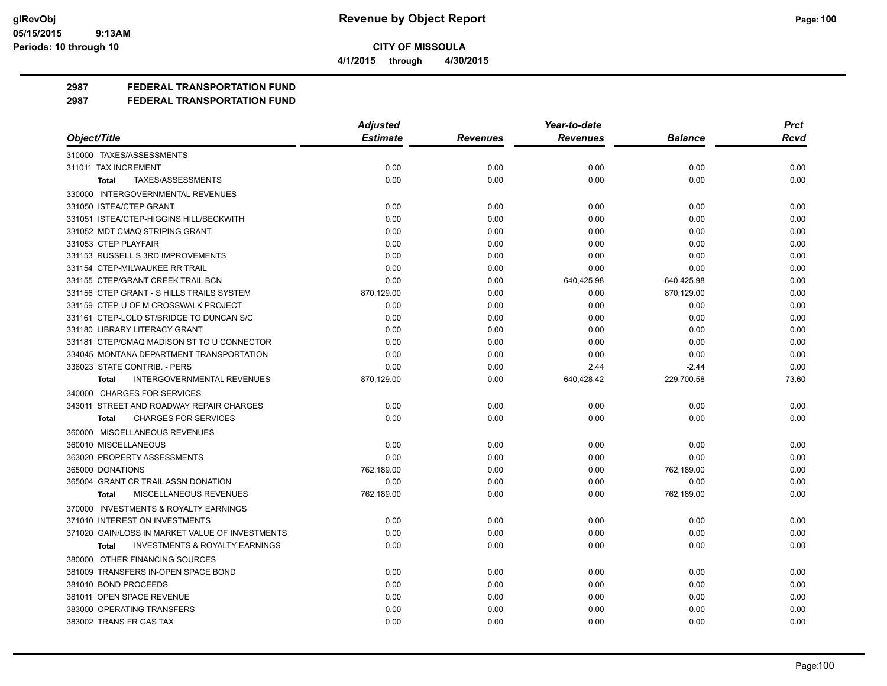# Revenue by Object Report

**CITY OF MISSOULA**

**4/1/2015 through 4/30/2015**

glRevObj
05/15/2015 9:13AM
Periods: 10 through 10

## 2987 FEDERAL TRANSPORTATION FUND
## 2987 FEDERAL TRANSPORTATION FUND

| Object/Title | Adjusted Estimate | Revenues | Year-to-date Revenues | Balance | Prct Rcvd |
|---|---|---|---|---|---|
| 310000 TAXES/ASSESSMENTS | | | | | |
| 311011 TAX INCREMENT | 0.00 | 0.00 | 0.00 | 0.00 | 0.00 |
| **Total** TAXES/ASSESSMENTS | 0.00 | 0.00 | 0.00 | 0.00 | 0.00 |
| 330000 INTERGOVERNMENTAL REVENUES | | | | | |
| 331050 ISTEA/CTEP GRANT | 0.00 | 0.00 | 0.00 | 0.00 | 0.00 |
| 331051 ISTEA/CTEP-HIGGINS HILL/BECKWITH | 0.00 | 0.00 | 0.00 | 0.00 | 0.00 |
| 331052 MDT CMAQ STRIPING GRANT | 0.00 | 0.00 | 0.00 | 0.00 | 0.00 |
| 331053 CTEP PLAYFAIR | 0.00 | 0.00 | 0.00 | 0.00 | 0.00 |
| 331153 RUSSELL S 3RD IMPROVEMENTS | 0.00 | 0.00 | 0.00 | 0.00 | 0.00 |
| 331154 CTEP-MILWAUKEE RR TRAIL | 0.00 | 0.00 | 0.00 | 0.00 | 0.00 |
| 331155 CTEP/GRANT CREEK TRAIL BCN | 0.00 | 0.00 | 640,425.98 | -640,425.98 | 0.00 |
| 331156 CTEP GRANT - S HILLS TRAILS SYSTEM | 870,129.00 | 0.00 | 0.00 | 870,129.00 | 0.00 |
| 331159 CTEP-U OF M CROSSWALK PROJECT | 0.00 | 0.00 | 0.00 | 0.00 | 0.00 |
| 331161 CTEP-LOLO ST/BRIDGE TO DUNCAN S/C | 0.00 | 0.00 | 0.00 | 0.00 | 0.00 |
| 331180 LIBRARY LITERACY GRANT | 0.00 | 0.00 | 0.00 | 0.00 | 0.00 |
| 331181 CTEP/CMAQ MADISON ST TO U CONNECTOR | 0.00 | 0.00 | 0.00 | 0.00 | 0.00 |
| 334045 MONTANA DEPARTMENT TRANSPORTATION | 0.00 | 0.00 | 0.00 | 0.00 | 0.00 |
| 336023 STATE CONTRIB. - PERS | 0.00 | 0.00 | 2.44 | -2.44 | 0.00 |
| **Total** INTERGOVERNMENTAL REVENUES | 870,129.00 | 0.00 | 640,428.42 | 229,700.58 | 73.60 |
| 340000 CHARGES FOR SERVICES | | | | | |
| 343011 STREET AND ROADWAY REPAIR CHARGES | 0.00 | 0.00 | 0.00 | 0.00 | 0.00 |
| **Total** CHARGES FOR SERVICES | 0.00 | 0.00 | 0.00 | 0.00 | 0.00 |
| 360000 MISCELLANEOUS REVENUES | | | | | |
| 360010 MISCELLANEOUS | 0.00 | 0.00 | 0.00 | 0.00 | 0.00 |
| 363020 PROPERTY ASSESSMENTS | 0.00 | 0.00 | 0.00 | 0.00 | 0.00 |
| 365000 DONATIONS | 762,189.00 | 0.00 | 0.00 | 762,189.00 | 0.00 |
| 365004 GRANT CR TRAIL ASSN DONATION | 0.00 | 0.00 | 0.00 | 0.00 | 0.00 |
| **Total** MISCELLANEOUS REVENUES | 762,189.00 | 0.00 | 0.00 | 762,189.00 | 0.00 |
| 370000 INVESTMENTS & ROYALTY EARNINGS | | | | | |
| 371010 INTEREST ON INVESTMENTS | 0.00 | 0.00 | 0.00 | 0.00 | 0.00 |
| 371020 GAIN/LOSS IN MARKET VALUE OF INVESTMENTS | 0.00 | 0.00 | 0.00 | 0.00 | 0.00 |
| **Total** INVESTMENTS & ROYALTY EARNINGS | 0.00 | 0.00 | 0.00 | 0.00 | 0.00 |
| 380000 OTHER FINANCING SOURCES | | | | | |
| 381009 TRANSFERS IN-OPEN SPACE BOND | 0.00 | 0.00 | 0.00 | 0.00 | 0.00 |
| 381010 BOND PROCEEDS | 0.00 | 0.00 | 0.00 | 0.00 | 0.00 |
| 381011 OPEN SPACE REVENUE | 0.00 | 0.00 | 0.00 | 0.00 | 0.00 |
| 383000 OPERATING TRANSFERS | 0.00 | 0.00 | 0.00 | 0.00 | 0.00 |
| 383002 TRANS FR GAS TAX | 0.00 | 0.00 | 0.00 | 0.00 | 0.00 |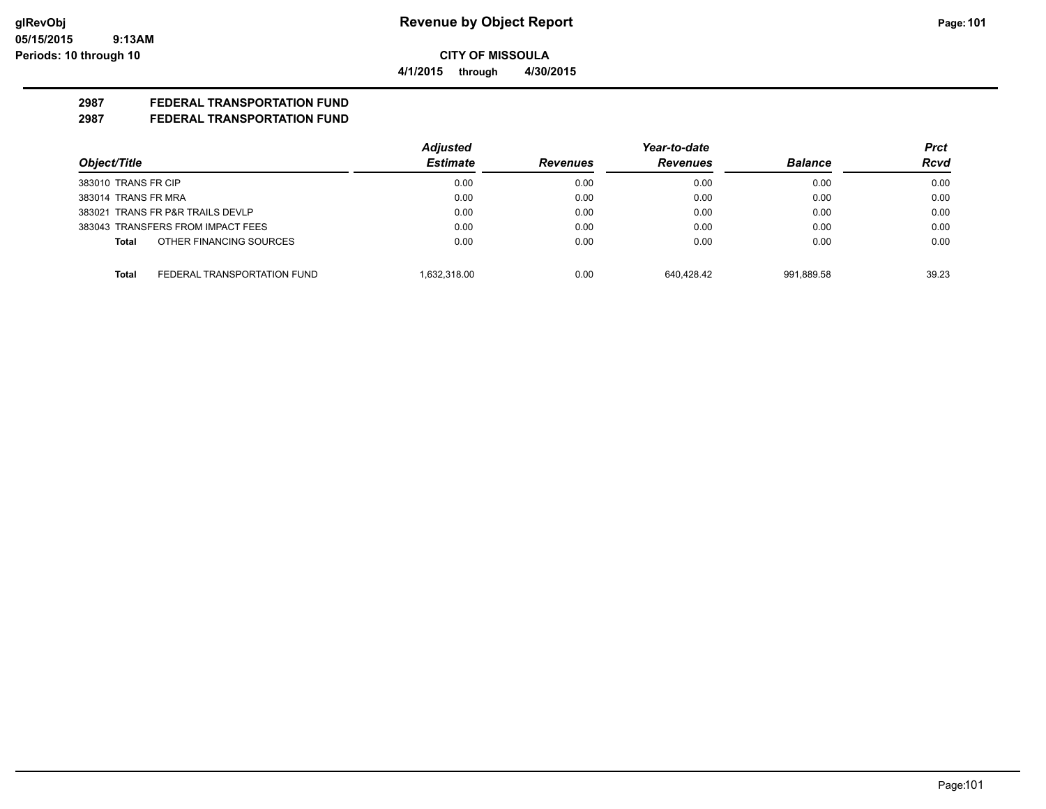**glRevObj**
**05/15/2015 9:13AM**
**Periods: 10 through 10**

# Revenue by Object Report

**CITY OF MISSOULA**

**4/1/2015 through 4/30/2015**

## 2987 FEDERAL TRANSPORTATION FUND
## 2987 FEDERAL TRANSPORTATION FUND

| Object/Title | Adjusted Estimate | Revenues | Year-to-date Revenues | Balance | Prct Rcvd |
|---|---|---|---|---|---|
| 383010 TRANS FR CIP | 0.00 | 0.00 | 0.00 | 0.00 | 0.00 |
| 383014 TRANS FR MRA | 0.00 | 0.00 | 0.00 | 0.00 | 0.00 |
| 383021 TRANS FR P&R TRAILS DEVLP | 0.00 | 0.00 | 0.00 | 0.00 | 0.00 |
| 383043 TRANSFERS FROM IMPACT FEES | 0.00 | 0.00 | 0.00 | 0.00 | 0.00 |
| **Total** OTHER FINANCING SOURCES | 0.00 | 0.00 | 0.00 | 0.00 | 0.00 |
| **Total** FEDERAL TRANSPORTATION FUND | 1,632,318.00 | 0.00 | 640,428.42 | 991,889.58 | 39.23 |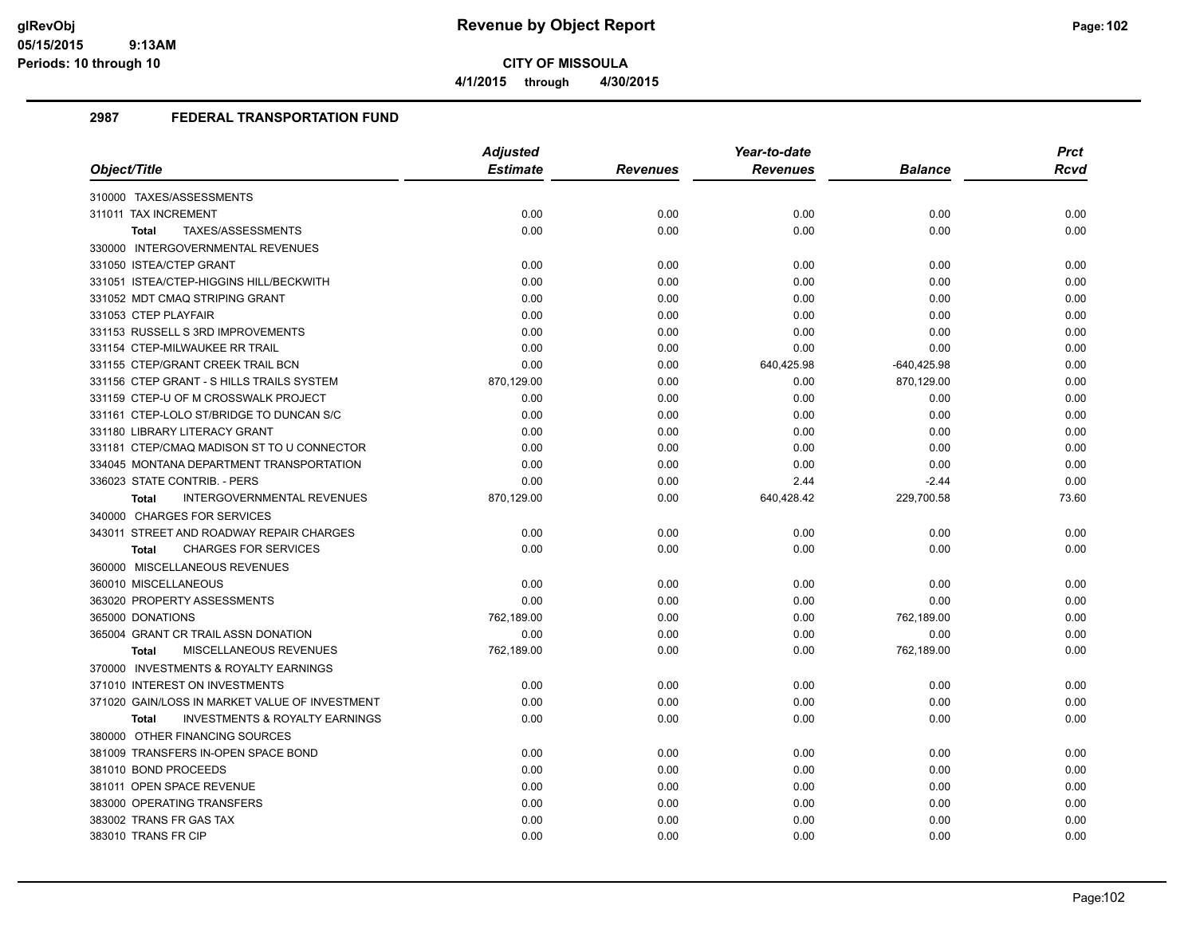# Revenue by Object Report

**CITY OF MISSOULA**

**4/1/2015 through 4/30/2015**

glRevObj
05/15/2015 9:13AM
Periods: 10 through 10

## 2987 FEDERAL TRANSPORTATION FUND

| Object/Title | Adjusted Estimate | Revenues | Year-to-date Revenues | Balance | Prct Rcvd |
|---|---|---|---|---|---|
| 310000 TAXES/ASSESSMENTS | | | | | |
| 311011 TAX INCREMENT | 0.00 | 0.00 | 0.00 | 0.00 | 0.00 |
| **Total** TAXES/ASSESSMENTS | 0.00 | 0.00 | 0.00 | 0.00 | 0.00 |
| 330000 INTERGOVERNMENTAL REVENUES | | | | | |
| 331050 ISTEA/CTEP GRANT | 0.00 | 0.00 | 0.00 | 0.00 | 0.00 |
| 331051 ISTEA/CTEP-HIGGINS HILL/BECKWITH | 0.00 | 0.00 | 0.00 | 0.00 | 0.00 |
| 331052 MDT CMAQ STRIPING GRANT | 0.00 | 0.00 | 0.00 | 0.00 | 0.00 |
| 331053 CTEP PLAYFAIR | 0.00 | 0.00 | 0.00 | 0.00 | 0.00 |
| 331153 RUSSELL S 3RD IMPROVEMENTS | 0.00 | 0.00 | 0.00 | 0.00 | 0.00 |
| 331154 CTEP-MILWAUKEE RR TRAIL | 0.00 | 0.00 | 0.00 | 0.00 | 0.00 |
| 331155 CTEP/GRANT CREEK TRAIL BCN | 0.00 | 0.00 | 640,425.98 | -640,425.98 | 0.00 |
| 331156 CTEP GRANT - S HILLS TRAILS SYSTEM | 870,129.00 | 0.00 | 0.00 | 870,129.00 | 0.00 |
| 331159 CTEP-U OF M CROSSWALK PROJECT | 0.00 | 0.00 | 0.00 | 0.00 | 0.00 |
| 331161 CTEP-LOLO ST/BRIDGE TO DUNCAN S/C | 0.00 | 0.00 | 0.00 | 0.00 | 0.00 |
| 331180 LIBRARY LITERACY GRANT | 0.00 | 0.00 | 0.00 | 0.00 | 0.00 |
| 331181 CTEP/CMAQ MADISON ST TO U CONNECTOR | 0.00 | 0.00 | 0.00 | 0.00 | 0.00 |
| 334045 MONTANA DEPARTMENT TRANSPORTATION | 0.00 | 0.00 | 0.00 | 0.00 | 0.00 |
| 336023 STATE CONTRIB. - PERS | 0.00 | 0.00 | 2.44 | -2.44 | 0.00 |
| **Total** INTERGOVERNMENTAL REVENUES | 870,129.00 | 0.00 | 640,428.42 | 229,700.58 | 73.60 |
| 340000 CHARGES FOR SERVICES | | | | | |
| 343011 STREET AND ROADWAY REPAIR CHARGES | 0.00 | 0.00 | 0.00 | 0.00 | 0.00 |
| **Total** CHARGES FOR SERVICES | 0.00 | 0.00 | 0.00 | 0.00 | 0.00 |
| 360000 MISCELLANEOUS REVENUES | | | | | |
| 360010 MISCELLANEOUS | 0.00 | 0.00 | 0.00 | 0.00 | 0.00 |
| 363020 PROPERTY ASSESSMENTS | 0.00 | 0.00 | 0.00 | 0.00 | 0.00 |
| 365000 DONATIONS | 762,189.00 | 0.00 | 0.00 | 762,189.00 | 0.00 |
| 365004 GRANT CR TRAIL ASSN DONATION | 0.00 | 0.00 | 0.00 | 0.00 | 0.00 |
| **Total** MISCELLANEOUS REVENUES | 762,189.00 | 0.00 | 0.00 | 762,189.00 | 0.00 |
| 370000 INVESTMENTS & ROYALTY EARNINGS | | | | | |
| 371010 INTEREST ON INVESTMENTS | 0.00 | 0.00 | 0.00 | 0.00 | 0.00 |
| 371020 GAIN/LOSS IN MARKET VALUE OF INVESTMENT | 0.00 | 0.00 | 0.00 | 0.00 | 0.00 |
| **Total** INVESTMENTS & ROYALTY EARNINGS | 0.00 | 0.00 | 0.00 | 0.00 | 0.00 |
| 380000 OTHER FINANCING SOURCES | | | | | |
| 381009 TRANSFERS IN-OPEN SPACE BOND | 0.00 | 0.00 | 0.00 | 0.00 | 0.00 |
| 381010 BOND PROCEEDS | 0.00 | 0.00 | 0.00 | 0.00 | 0.00 |
| 381011 OPEN SPACE REVENUE | 0.00 | 0.00 | 0.00 | 0.00 | 0.00 |
| 383000 OPERATING TRANSFERS | 0.00 | 0.00 | 0.00 | 0.00 | 0.00 |
| 383002 TRANS FR GAS TAX | 0.00 | 0.00 | 0.00 | 0.00 | 0.00 |
| 383010 TRANS FR CIP | 0.00 | 0.00 | 0.00 | 0.00 | 0.00 |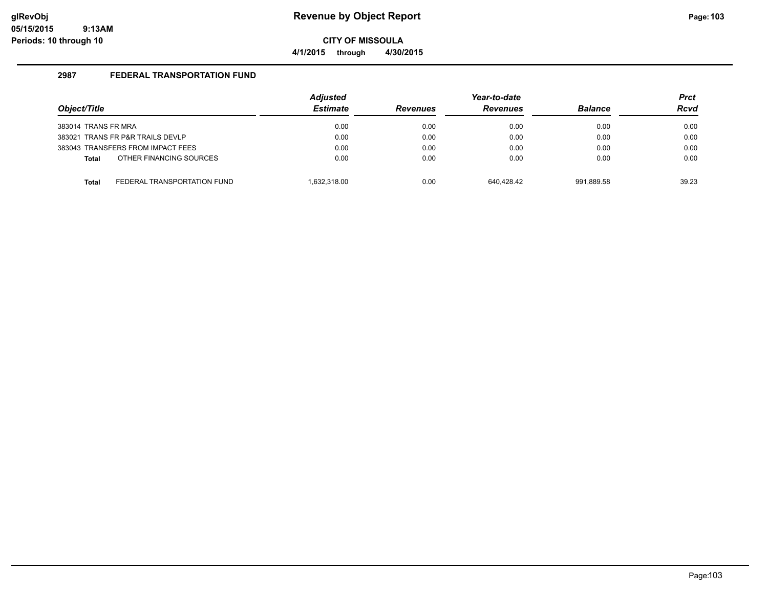**CITY OF MISSOULA**

**4/1/2015 through 4/30/2015**

### 2987 FEDERAL TRANSPORTATION FUND

| Object/Title | Adjusted Estimate | Revenues | Year-to-date Revenues | Balance | Prct Rcvd |
|---|---|---|---|---|---|
| 383014 TRANS FR MRA | 0.00 | 0.00 | 0.00 | 0.00 | 0.00 |
| 383021 TRANS FR P&R TRAILS DEVLP | 0.00 | 0.00 | 0.00 | 0.00 | 0.00 |
| 383043 TRANSFERS FROM IMPACT FEES | 0.00 | 0.00 | 0.00 | 0.00 | 0.00 |
| **Total** OTHER FINANCING SOURCES | 0.00 | 0.00 | 0.00 | 0.00 | 0.00 |
| **Total** FEDERAL TRANSPORTATION FUND | 1,632,318.00 | 0.00 | 640,428.42 | 991,889.58 | 39.23 |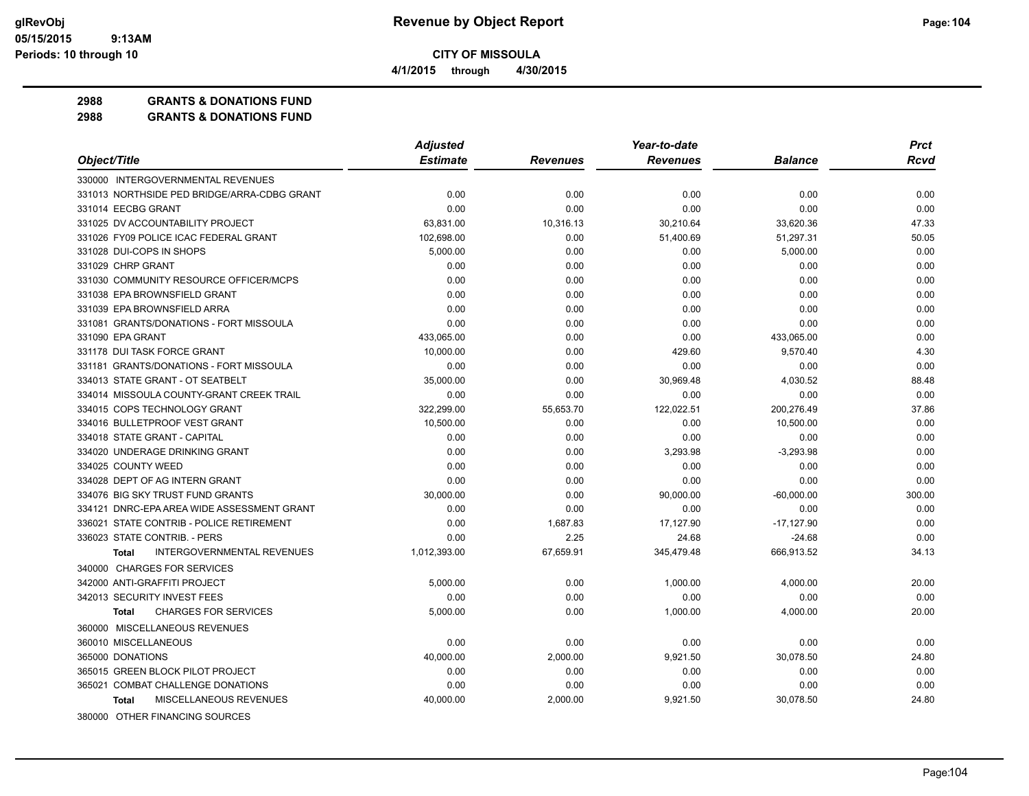**CITY OF MISSOULA**

**4/1/2015 through 4/30/2015**

**2988 GRANTS & DONATIONS FUND**

**2988 GRANTS & DONATIONS FUND**

| Object/Title | Adjusted Estimate | Revenues | Year-to-date Revenues | Balance | Prct Rcvd |
|---|---|---|---|---|---|
| 330000 INTERGOVERNMENTAL REVENUES | | | | | |
| 331013 NORTHSIDE PED BRIDGE/ARRA-CDBG GRANT | 0.00 | 0.00 | 0.00 | 0.00 | 0.00 |
| 331014 EECBG GRANT | 0.00 | 0.00 | 0.00 | 0.00 | 0.00 |
| 331025 DV ACCOUNTABILITY PROJECT | 63,831.00 | 10,316.13 | 30,210.64 | 33,620.36 | 47.33 |
| 331026 FY09 POLICE ICAC FEDERAL GRANT | 102,698.00 | 0.00 | 51,400.69 | 51,297.31 | 50.05 |
| 331028 DUI-COPS IN SHOPS | 5,000.00 | 0.00 | 0.00 | 5,000.00 | 0.00 |
| 331029 CHRP GRANT | 0.00 | 0.00 | 0.00 | 0.00 | 0.00 |
| 331030 COMMUNITY RESOURCE OFFICER/MCPS | 0.00 | 0.00 | 0.00 | 0.00 | 0.00 |
| 331038 EPA BROWNSFIELD GRANT | 0.00 | 0.00 | 0.00 | 0.00 | 0.00 |
| 331039 EPA BROWNSFIELD ARRA | 0.00 | 0.00 | 0.00 | 0.00 | 0.00 |
| 331081 GRANTS/DONATIONS - FORT MISSOULA | 0.00 | 0.00 | 0.00 | 0.00 | 0.00 |
| 331090 EPA GRANT | 433,065.00 | 0.00 | 0.00 | 433,065.00 | 0.00 |
| 331178 DUI TASK FORCE GRANT | 10,000.00 | 0.00 | 429.60 | 9,570.40 | 4.30 |
| 331181 GRANTS/DONATIONS - FORT MISSOULA | 0.00 | 0.00 | 0.00 | 0.00 | 0.00 |
| 334013 STATE GRANT - OT SEATBELT | 35,000.00 | 0.00 | 30,969.48 | 4,030.52 | 88.48 |
| 334014 MISSOULA COUNTY-GRANT CREEK TRAIL | 0.00 | 0.00 | 0.00 | 0.00 | 0.00 |
| 334015 COPS TECHNOLOGY GRANT | 322,299.00 | 55,653.70 | 122,022.51 | 200,276.49 | 37.86 |
| 334016 BULLETPROOF VEST GRANT | 10,500.00 | 0.00 | 0.00 | 10,500.00 | 0.00 |
| 334018 STATE GRANT - CAPITAL | 0.00 | 0.00 | 0.00 | 0.00 | 0.00 |
| 334020 UNDERAGE DRINKING GRANT | 0.00 | 0.00 | 3,293.98 | -3,293.98 | 0.00 |
| 334025 COUNTY WEED | 0.00 | 0.00 | 0.00 | 0.00 | 0.00 |
| 334028 DEPT OF AG INTERN GRANT | 0.00 | 0.00 | 0.00 | 0.00 | 0.00 |
| 334076 BIG SKY TRUST FUND GRANTS | 30,000.00 | 0.00 | 90,000.00 | -60,000.00 | 300.00 |
| 334121 DNRC-EPA AREA WIDE ASSESSMENT GRANT | 0.00 | 0.00 | 0.00 | 0.00 | 0.00 |
| 336021 STATE CONTRIB - POLICE RETIREMENT | 0.00 | 1,687.83 | 17,127.90 | -17,127.90 | 0.00 |
| 336023 STATE CONTRIB. - PERS | 0.00 | 2.25 | 24.68 | -24.68 | 0.00 |
| **Total** INTERGOVERNMENTAL REVENUES | 1,012,393.00 | 67,659.91 | 345,479.48 | 666,913.52 | 34.13 |
| 340000 CHARGES FOR SERVICES | | | | | |
| 342000 ANTI-GRAFFITI PROJECT | 5,000.00 | 0.00 | 1,000.00 | 4,000.00 | 20.00 |
| 342013 SECURITY INVEST FEES | 0.00 | 0.00 | 0.00 | 0.00 | 0.00 |
| **Total** CHARGES FOR SERVICES | 5,000.00 | 0.00 | 1,000.00 | 4,000.00 | 20.00 |
| 360000 MISCELLANEOUS REVENUES | | | | | |
| 360010 MISCELLANEOUS | 0.00 | 0.00 | 0.00 | 0.00 | 0.00 |
| 365000 DONATIONS | 40,000.00 | 2,000.00 | 9,921.50 | 30,078.50 | 24.80 |
| 365015 GREEN BLOCK PILOT PROJECT | 0.00 | 0.00 | 0.00 | 0.00 | 0.00 |
| 365021 COMBAT CHALLENGE DONATIONS | 0.00 | 0.00 | 0.00 | 0.00 | 0.00 |
| **Total** MISCELLANEOUS REVENUES | 40,000.00 | 2,000.00 | 9,921.50 | 30,078.50 | 24.80 |
| 380000 OTHER FINANCING SOURCES | | | | | |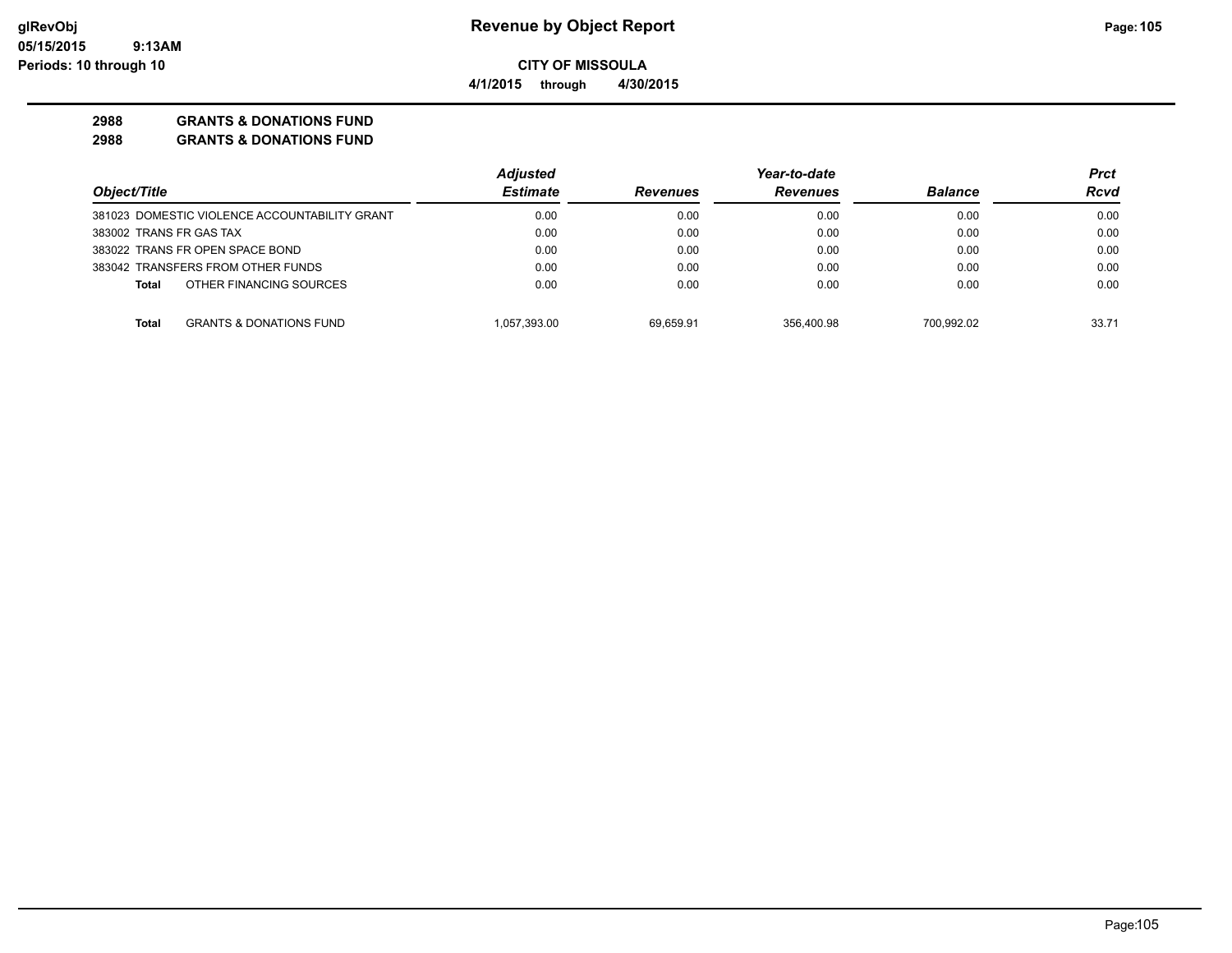**CITY OF MISSOULA**

**4/1/2015 through 4/30/2015**

**2988 GRANTS & DONATIONS FUND**

**2988 GRANTS & DONATIONS FUND**

| Object/Title | Adjusted Estimate | Revenues | Year-to-date Revenues | Balance | Prct Rcvd |
|---|---|---|---|---|---|
| 381023 DOMESTIC VIOLENCE ACCOUNTABILITY GRANT | 0.00 | 0.00 | 0.00 | 0.00 | 0.00 |
| 383002 TRANS FR GAS TAX | 0.00 | 0.00 | 0.00 | 0.00 | 0.00 |
| 383022 TRANS FR OPEN SPACE BOND | 0.00 | 0.00 | 0.00 | 0.00 | 0.00 |
| 383042 TRANSFERS FROM OTHER FUNDS | 0.00 | 0.00 | 0.00 | 0.00 | 0.00 |
| **Total** OTHER FINANCING SOURCES | 0.00 | 0.00 | 0.00 | 0.00 | 0.00 |
| **Total** GRANTS & DONATIONS FUND | 1,057,393.00 | 69,659.91 | 356,400.98 | 700,992.02 | 33.71 |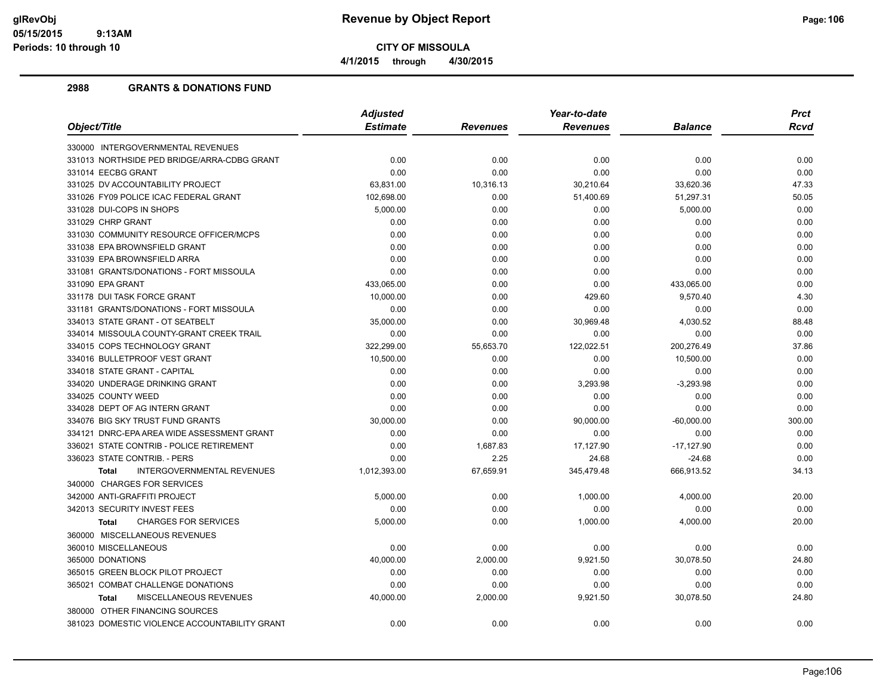**CITY OF MISSOULA**

**4/1/2015 through 4/30/2015**

## 2988 GRANTS & DONATIONS FUND

| Object/Title | Adjusted Estimate | Revenues | Year-to-date Revenues | Balance | Prct Rcvd |
|---|---|---|---|---|---|
| 330000 INTERGOVERNMENTAL REVENUES | | | | | |
| 331013 NORTHSIDE PED BRIDGE/ARRA-CDBG GRANT | 0.00 | 0.00 | 0.00 | 0.00 | 0.00 |
| 331014 EECBG GRANT | 0.00 | 0.00 | 0.00 | 0.00 | 0.00 |
| 331025 DV ACCOUNTABILITY PROJECT | 63,831.00 | 10,316.13 | 30,210.64 | 33,620.36 | 47.33 |
| 331026 FY09 POLICE ICAC FEDERAL GRANT | 102,698.00 | 0.00 | 51,400.69 | 51,297.31 | 50.05 |
| 331028 DUI-COPS IN SHOPS | 5,000.00 | 0.00 | 0.00 | 5,000.00 | 0.00 |
| 331029 CHRP GRANT | 0.00 | 0.00 | 0.00 | 0.00 | 0.00 |
| 331030 COMMUNITY RESOURCE OFFICER/MCPS | 0.00 | 0.00 | 0.00 | 0.00 | 0.00 |
| 331038 EPA BROWNSFIELD GRANT | 0.00 | 0.00 | 0.00 | 0.00 | 0.00 |
| 331039 EPA BROWNSFIELD ARRA | 0.00 | 0.00 | 0.00 | 0.00 | 0.00 |
| 331081 GRANTS/DONATIONS - FORT MISSOULA | 0.00 | 0.00 | 0.00 | 0.00 | 0.00 |
| 331090 EPA GRANT | 433,065.00 | 0.00 | 0.00 | 433,065.00 | 0.00 |
| 331178 DUI TASK FORCE GRANT | 10,000.00 | 0.00 | 429.60 | 9,570.40 | 4.30 |
| 331181 GRANTS/DONATIONS - FORT MISSOULA | 0.00 | 0.00 | 0.00 | 0.00 | 0.00 |
| 334013 STATE GRANT - OT SEATBELT | 35,000.00 | 0.00 | 30,969.48 | 4,030.52 | 88.48 |
| 334014 MISSOULA COUNTY-GRANT CREEK TRAIL | 0.00 | 0.00 | 0.00 | 0.00 | 0.00 |
| 334015 COPS TECHNOLOGY GRANT | 322,299.00 | 55,653.70 | 122,022.51 | 200,276.49 | 37.86 |
| 334016 BULLETPROOF VEST GRANT | 10,500.00 | 0.00 | 0.00 | 10,500.00 | 0.00 |
| 334018 STATE GRANT - CAPITAL | 0.00 | 0.00 | 0.00 | 0.00 | 0.00 |
| 334020 UNDERAGE DRINKING GRANT | 0.00 | 0.00 | 3,293.98 | -3,293.98 | 0.00 |
| 334025 COUNTY WEED | 0.00 | 0.00 | 0.00 | 0.00 | 0.00 |
| 334028 DEPT OF AG INTERN GRANT | 0.00 | 0.00 | 0.00 | 0.00 | 0.00 |
| 334076 BIG SKY TRUST FUND GRANTS | 30,000.00 | 0.00 | 90,000.00 | -60,000.00 | 300.00 |
| 334121 DNRC-EPA AREA WIDE ASSESSMENT GRANT | 0.00 | 0.00 | 0.00 | 0.00 | 0.00 |
| 336021 STATE CONTRIB - POLICE RETIREMENT | 0.00 | 1,687.83 | 17,127.90 | -17,127.90 | 0.00 |
| 336023 STATE CONTRIB. - PERS | 0.00 | 2.25 | 24.68 | -24.68 | 0.00 |
| **Total** INTERGOVERNMENTAL REVENUES | 1,012,393.00 | 67,659.91 | 345,479.48 | 666,913.52 | 34.13 |
| 340000 CHARGES FOR SERVICES | | | | | |
| 342000 ANTI-GRAFFITI PROJECT | 5,000.00 | 0.00 | 1,000.00 | 4,000.00 | 20.00 |
| 342013 SECURITY INVEST FEES | 0.00 | 0.00 | 0.00 | 0.00 | 0.00 |
| **Total** CHARGES FOR SERVICES | 5,000.00 | 0.00 | 1,000.00 | 4,000.00 | 20.00 |
| 360000 MISCELLANEOUS REVENUES | | | | | |
| 360010 MISCELLANEOUS | 0.00 | 0.00 | 0.00 | 0.00 | 0.00 |
| 365000 DONATIONS | 40,000.00 | 2,000.00 | 9,921.50 | 30,078.50 | 24.80 |
| 365015 GREEN BLOCK PILOT PROJECT | 0.00 | 0.00 | 0.00 | 0.00 | 0.00 |
| 365021 COMBAT CHALLENGE DONATIONS | 0.00 | 0.00 | 0.00 | 0.00 | 0.00 |
| **Total** MISCELLANEOUS REVENUES | 40,000.00 | 2,000.00 | 9,921.50 | 30,078.50 | 24.80 |
| 380000 OTHER FINANCING SOURCES | | | | | |
| 381023 DOMESTIC VIOLENCE ACCOUNTABILITY GRANT | 0.00 | 0.00 | 0.00 | 0.00 | 0.00 |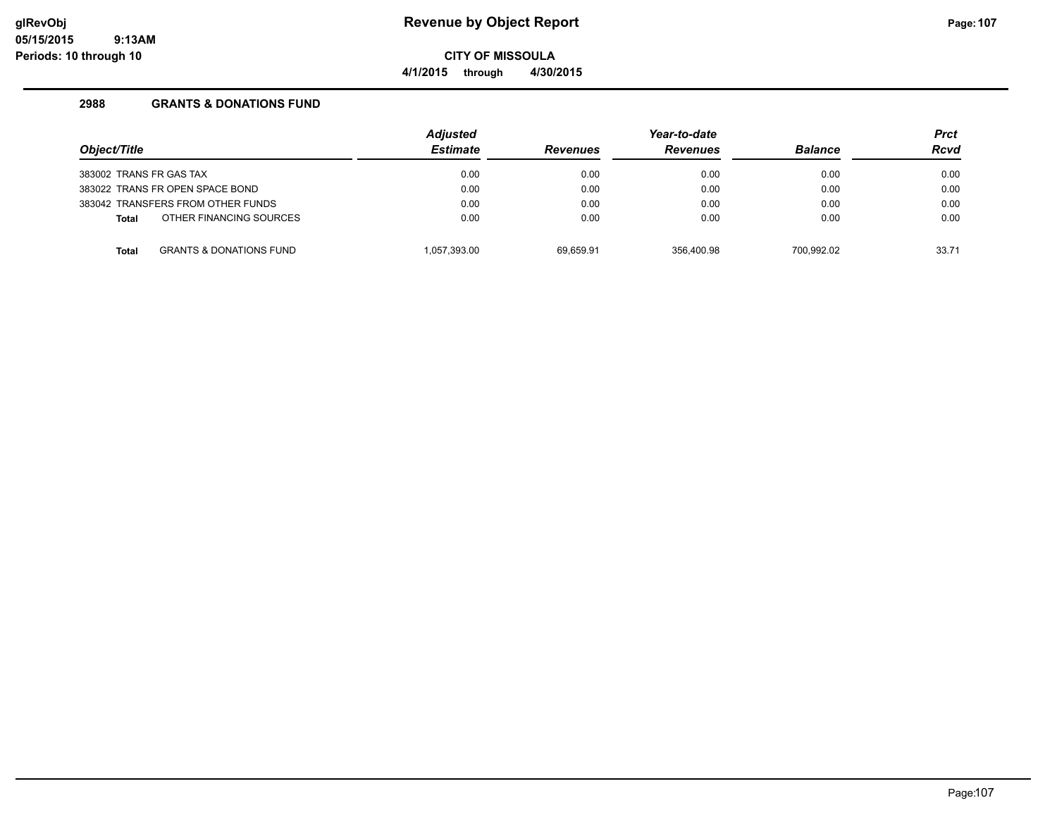**CITY OF MISSOULA**

**4/1/2015 through 4/30/2015**

### 2988 GRANTS & DONATIONS FUND

| Object/Title | Adjusted Estimate | Revenues | Year-to-date Revenues | Balance | Prct Rcvd |
|---|---|---|---|---|---|
| 383002 TRANS FR GAS TAX | 0.00 | 0.00 | 0.00 | 0.00 | 0.00 |
| 383022 TRANS FR OPEN SPACE BOND | 0.00 | 0.00 | 0.00 | 0.00 | 0.00 |
| 383042 TRANSFERS FROM OTHER FUNDS | 0.00 | 0.00 | 0.00 | 0.00 | 0.00 |
| **Total** OTHER FINANCING SOURCES | 0.00 | 0.00 | 0.00 | 0.00 | 0.00 |
| **Total** GRANTS & DONATIONS FUND | 1,057,393.00 | 69,659.91 | 356,400.98 | 700,992.02 | 33.71 |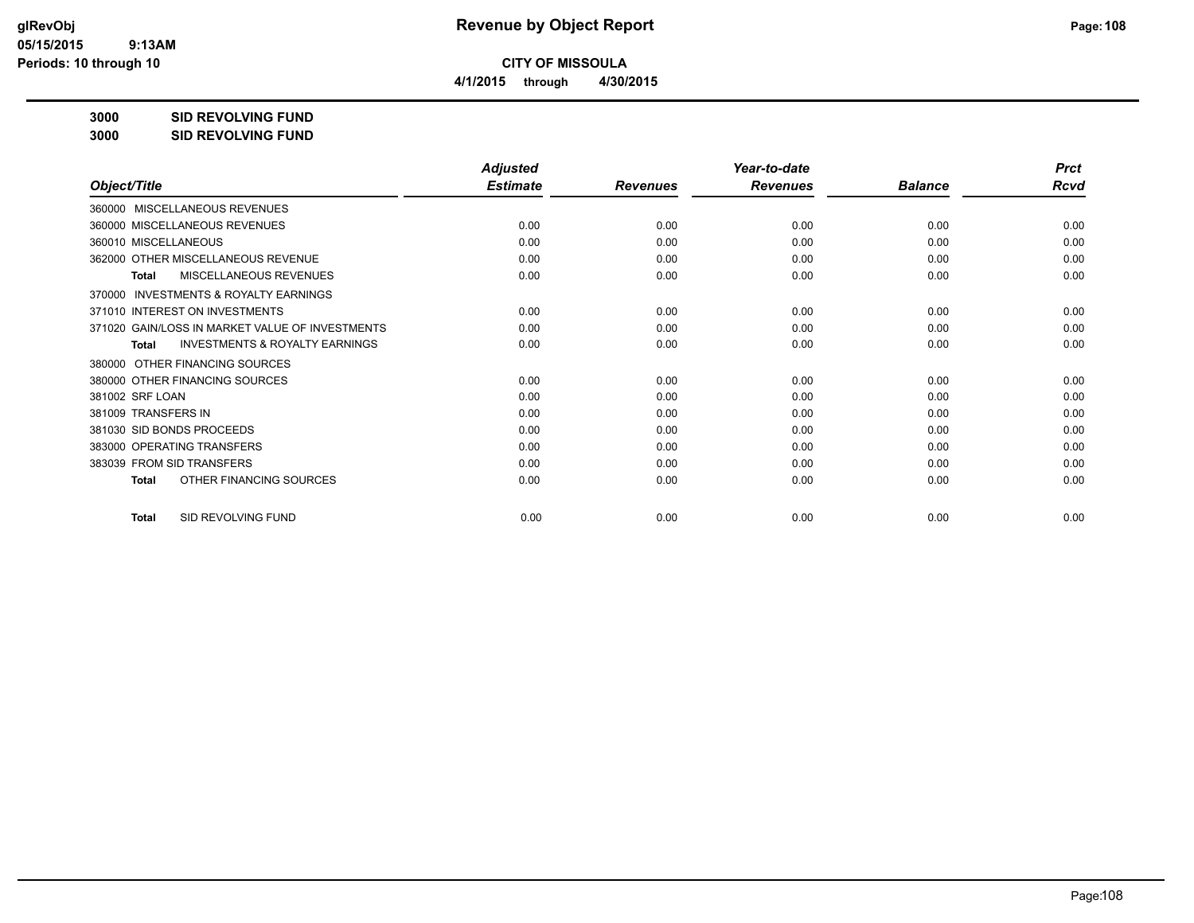**Revenue by Object Report**

**CITY OF MISSOULA**

**4/1/2015 through 4/30/2015**

glRevObj
05/15/2015 9:13AM
Periods: 10 through 10

**3000 SID REVOLVING FUND**

**3000 SID REVOLVING FUND**

| Object/Title | Adjusted Estimate | Revenues | Year-to-date Revenues | Balance | Prct Rcvd |
|---|---|---|---|---|---|
| 360000 MISCELLANEOUS REVENUES | | | | | |
| 360000 MISCELLANEOUS REVENUES | 0.00 | 0.00 | 0.00 | 0.00 | 0.00 |
| 360010 MISCELLANEOUS | 0.00 | 0.00 | 0.00 | 0.00 | 0.00 |
| 362000 OTHER MISCELLANEOUS REVENUE | 0.00 | 0.00 | 0.00 | 0.00 | 0.00 |
| **Total** MISCELLANEOUS REVENUES | 0.00 | 0.00 | 0.00 | 0.00 | 0.00 |
| 370000 INVESTMENTS & ROYALTY EARNINGS | | | | | |
| 371010 INTEREST ON INVESTMENTS | 0.00 | 0.00 | 0.00 | 0.00 | 0.00 |
| 371020 GAIN/LOSS IN MARKET VALUE OF INVESTMENTS | 0.00 | 0.00 | 0.00 | 0.00 | 0.00 |
| **Total** INVESTMENTS & ROYALTY EARNINGS | 0.00 | 0.00 | 0.00 | 0.00 | 0.00 |
| 380000 OTHER FINANCING SOURCES | | | | | |
| 380000 OTHER FINANCING SOURCES | 0.00 | 0.00 | 0.00 | 0.00 | 0.00 |
| 381002 SRF LOAN | 0.00 | 0.00 | 0.00 | 0.00 | 0.00 |
| 381009 TRANSFERS IN | 0.00 | 0.00 | 0.00 | 0.00 | 0.00 |
| 381030 SID BONDS PROCEEDS | 0.00 | 0.00 | 0.00 | 0.00 | 0.00 |
| 383000 OPERATING TRANSFERS | 0.00 | 0.00 | 0.00 | 0.00 | 0.00 |
| 383039 FROM SID TRANSFERS | 0.00 | 0.00 | 0.00 | 0.00 | 0.00 |
| **Total** OTHER FINANCING SOURCES | 0.00 | 0.00 | 0.00 | 0.00 | 0.00 |
| **Total** SID REVOLVING FUND | 0.00 | 0.00 | 0.00 | 0.00 | 0.00 |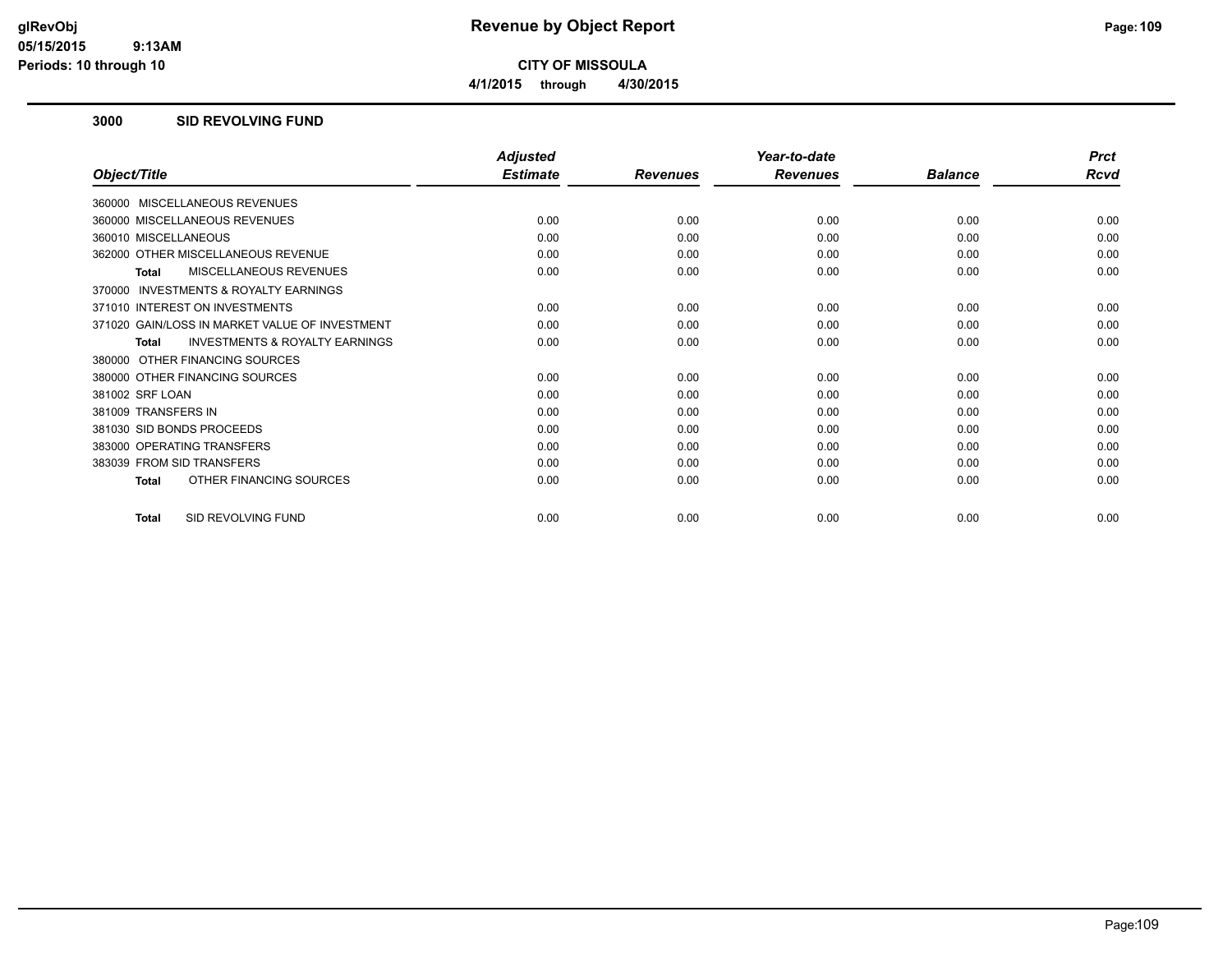# Revenue by Object Report

**CITY OF MISSOULA**

**4/1/2015 through 4/30/2015**

glRevObj
05/15/2015 9:13AM
Periods: 10 through 10

## 3000 SID REVOLVING FUND

| Object/Title | Adjusted Estimate | Revenues | Year-to-date Revenues | Balance | Prct Rcvd |
|---|---|---|---|---|---|
| 360000 MISCELLANEOUS REVENUES | | | | | |
| 360000 MISCELLANEOUS REVENUES | 0.00 | 0.00 | 0.00 | 0.00 | 0.00 |
| 360010 MISCELLANEOUS | 0.00 | 0.00 | 0.00 | 0.00 | 0.00 |
| 362000 OTHER MISCELLANEOUS REVENUE | 0.00 | 0.00 | 0.00 | 0.00 | 0.00 |
| **Total** MISCELLANEOUS REVENUES | 0.00 | 0.00 | 0.00 | 0.00 | 0.00 |
| 370000 INVESTMENTS & ROYALTY EARNINGS | | | | | |
| 371010 INTEREST ON INVESTMENTS | 0.00 | 0.00 | 0.00 | 0.00 | 0.00 |
| 371020 GAIN/LOSS IN MARKET VALUE OF INVESTMENT | 0.00 | 0.00 | 0.00 | 0.00 | 0.00 |
| **Total** INVESTMENTS & ROYALTY EARNINGS | 0.00 | 0.00 | 0.00 | 0.00 | 0.00 |
| 380000 OTHER FINANCING SOURCES | | | | | |
| 380000 OTHER FINANCING SOURCES | 0.00 | 0.00 | 0.00 | 0.00 | 0.00 |
| 381002 SRF LOAN | 0.00 | 0.00 | 0.00 | 0.00 | 0.00 |
| 381009 TRANSFERS IN | 0.00 | 0.00 | 0.00 | 0.00 | 0.00 |
| 381030 SID BONDS PROCEEDS | 0.00 | 0.00 | 0.00 | 0.00 | 0.00 |
| 383000 OPERATING TRANSFERS | 0.00 | 0.00 | 0.00 | 0.00 | 0.00 |
| 383039 FROM SID TRANSFERS | 0.00 | 0.00 | 0.00 | 0.00 | 0.00 |
| **Total** OTHER FINANCING SOURCES | 0.00 | 0.00 | 0.00 | 0.00 | 0.00 |
| **Total** SID REVOLVING FUND | 0.00 | 0.00 | 0.00 | 0.00 | 0.00 |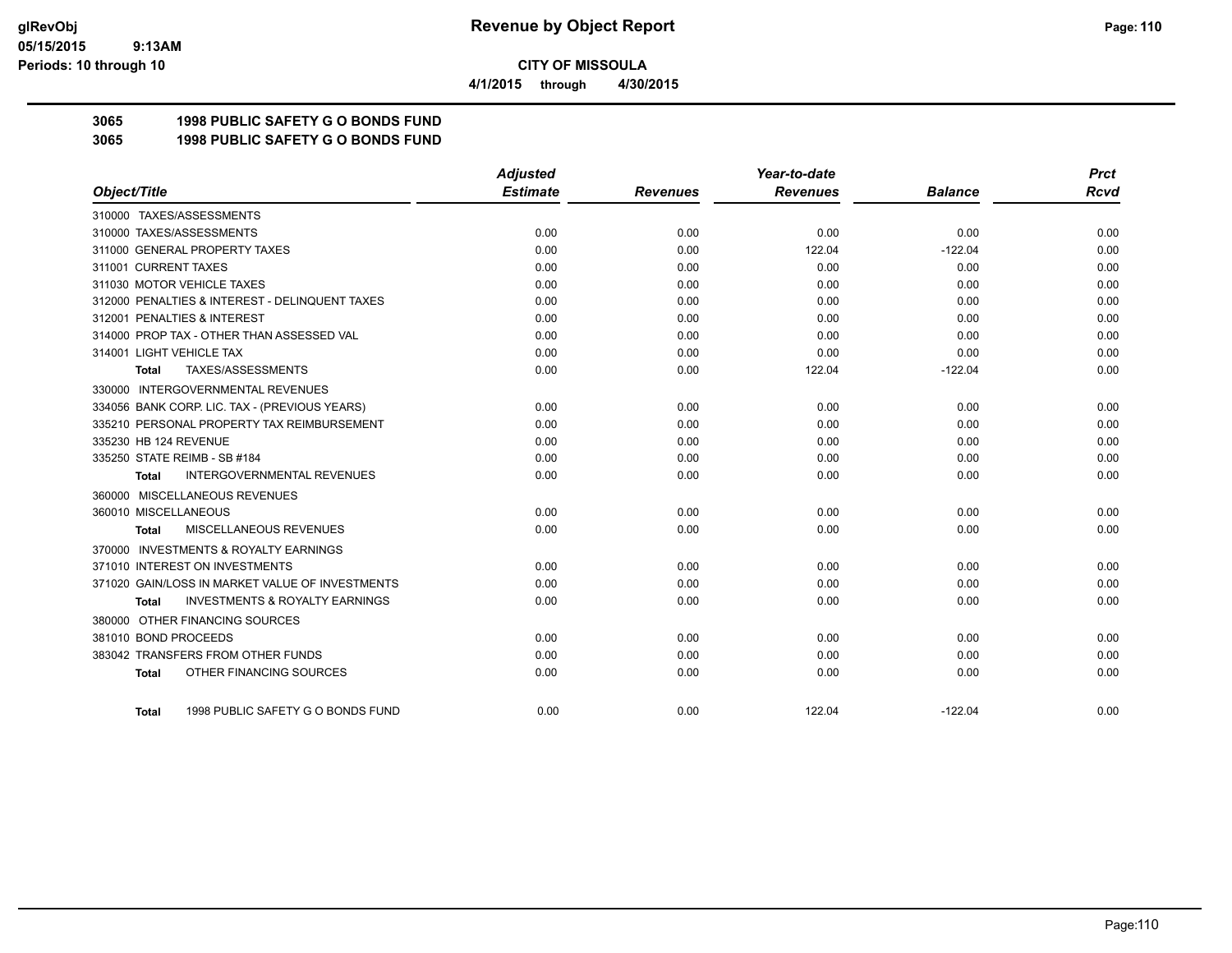**Revenue by Object Report**

**CITY OF MISSOULA**

**4/1/2015 through 4/30/2015**

glRevObj
05/15/2015 9:13AM
Periods: 10 through 10

## 3065 1998 PUBLIC SAFETY G O BONDS FUND
## 3065 1998 PUBLIC SAFETY G O BONDS FUND

| Object/Title | Adjusted Estimate | Revenues | Year-to-date Revenues | Balance | Prct Rcvd |
|---|---|---|---|---|---|
| 310000 TAXES/ASSESSMENTS | | | | | |
| 310000 TAXES/ASSESSMENTS | 0.00 | 0.00 | 0.00 | 0.00 | 0.00 |
| 311000 GENERAL PROPERTY TAXES | 0.00 | 0.00 | 122.04 | -122.04 | 0.00 |
| 311001 CURRENT TAXES | 0.00 | 0.00 | 0.00 | 0.00 | 0.00 |
| 311030 MOTOR VEHICLE TAXES | 0.00 | 0.00 | 0.00 | 0.00 | 0.00 |
| 312000 PENALTIES & INTEREST - DELINQUENT TAXES | 0.00 | 0.00 | 0.00 | 0.00 | 0.00 |
| 312001 PENALTIES & INTEREST | 0.00 | 0.00 | 0.00 | 0.00 | 0.00 |
| 314000 PROP TAX - OTHER THAN ASSESSED VAL | 0.00 | 0.00 | 0.00 | 0.00 | 0.00 |
| 314001 LIGHT VEHICLE TAX | 0.00 | 0.00 | 0.00 | 0.00 | 0.00 |
| **Total** TAXES/ASSESSMENTS | 0.00 | 0.00 | 122.04 | -122.04 | 0.00 |
| 330000 INTERGOVERNMENTAL REVENUES | | | | | |
| 334056 BANK CORP. LIC. TAX - (PREVIOUS YEARS) | 0.00 | 0.00 | 0.00 | 0.00 | 0.00 |
| 335210 PERSONAL PROPERTY TAX REIMBURSEMENT | 0.00 | 0.00 | 0.00 | 0.00 | 0.00 |
| 335230 HB 124 REVENUE | 0.00 | 0.00 | 0.00 | 0.00 | 0.00 |
| 335250 STATE REIMB - SB #184 | 0.00 | 0.00 | 0.00 | 0.00 | 0.00 |
| **Total** INTERGOVERNMENTAL REVENUES | 0.00 | 0.00 | 0.00 | 0.00 | 0.00 |
| 360000 MISCELLANEOUS REVENUES | | | | | |
| 360010 MISCELLANEOUS | 0.00 | 0.00 | 0.00 | 0.00 | 0.00 |
| **Total** MISCELLANEOUS REVENUES | 0.00 | 0.00 | 0.00 | 0.00 | 0.00 |
| 370000 INVESTMENTS & ROYALTY EARNINGS | | | | | |
| 371010 INTEREST ON INVESTMENTS | 0.00 | 0.00 | 0.00 | 0.00 | 0.00 |
| 371020 GAIN/LOSS IN MARKET VALUE OF INVESTMENTS | 0.00 | 0.00 | 0.00 | 0.00 | 0.00 |
| **Total** INVESTMENTS & ROYALTY EARNINGS | 0.00 | 0.00 | 0.00 | 0.00 | 0.00 |
| 380000 OTHER FINANCING SOURCES | | | | | |
| 381010 BOND PROCEEDS | 0.00 | 0.00 | 0.00 | 0.00 | 0.00 |
| 383042 TRANSFERS FROM OTHER FUNDS | 0.00 | 0.00 | 0.00 | 0.00 | 0.00 |
| **Total** OTHER FINANCING SOURCES | 0.00 | 0.00 | 0.00 | 0.00 | 0.00 |
| **Total** 1998 PUBLIC SAFETY G O BONDS FUND | 0.00 | 0.00 | 122.04 | -122.04 | 0.00 |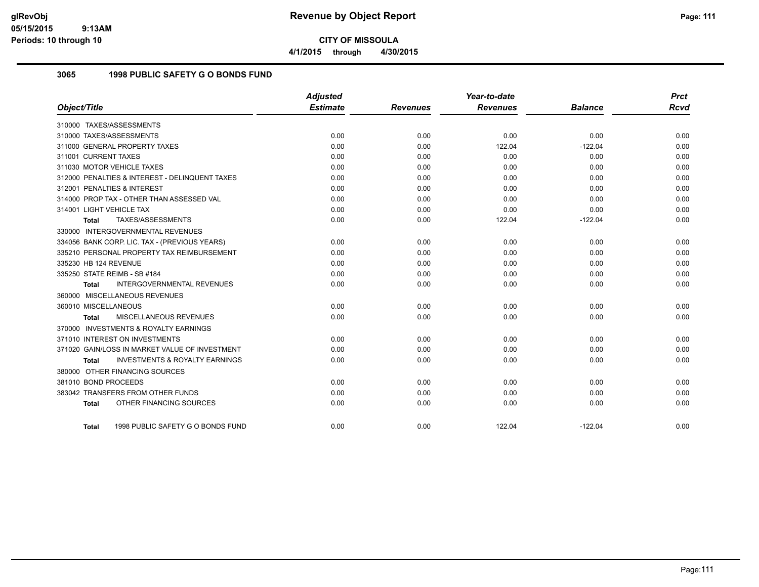# Revenue by Object Report

**CITY OF MISSOULA**

**4/1/2015 through 4/30/2015**

glRevObj
05/15/2015 9:13AM
Periods: 10 through 10

## 3065 1998 PUBLIC SAFETY G O BONDS FUND

| Object/Title | Adjusted Estimate | Revenues | Year-to-date Revenues | Balance | Prct Rcvd |
|---|---|---|---|---|---|
| 310000 TAXES/ASSESSMENTS | | | | | |
| 310000 TAXES/ASSESSMENTS | 0.00 | 0.00 | 0.00 | 0.00 | 0.00 |
| 311000 GENERAL PROPERTY TAXES | 0.00 | 0.00 | 122.04 | -122.04 | 0.00 |
| 311001 CURRENT TAXES | 0.00 | 0.00 | 0.00 | 0.00 | 0.00 |
| 311030 MOTOR VEHICLE TAXES | 0.00 | 0.00 | 0.00 | 0.00 | 0.00 |
| 312000 PENALTIES & INTEREST - DELINQUENT TAXES | 0.00 | 0.00 | 0.00 | 0.00 | 0.00 |
| 312001 PENALTIES & INTEREST | 0.00 | 0.00 | 0.00 | 0.00 | 0.00 |
| 314000 PROP TAX - OTHER THAN ASSESSED VAL | 0.00 | 0.00 | 0.00 | 0.00 | 0.00 |
| 314001 LIGHT VEHICLE TAX | 0.00 | 0.00 | 0.00 | 0.00 | 0.00 |
| **Total** TAXES/ASSESSMENTS | 0.00 | 0.00 | 122.04 | -122.04 | 0.00 |
| 330000 INTERGOVERNMENTAL REVENUES | | | | | |
| 334056 BANK CORP. LIC. TAX - (PREVIOUS YEARS) | 0.00 | 0.00 | 0.00 | 0.00 | 0.00 |
| 335210 PERSONAL PROPERTY TAX REIMBURSEMENT | 0.00 | 0.00 | 0.00 | 0.00 | 0.00 |
| 335230 HB 124 REVENUE | 0.00 | 0.00 | 0.00 | 0.00 | 0.00 |
| 335250 STATE REIMB - SB #184 | 0.00 | 0.00 | 0.00 | 0.00 | 0.00 |
| **Total** INTERGOVERNMENTAL REVENUES | 0.00 | 0.00 | 0.00 | 0.00 | 0.00 |
| 360000 MISCELLANEOUS REVENUES | | | | | |
| 360010 MISCELLANEOUS | 0.00 | 0.00 | 0.00 | 0.00 | 0.00 |
| **Total** MISCELLANEOUS REVENUES | 0.00 | 0.00 | 0.00 | 0.00 | 0.00 |
| 370000 INVESTMENTS & ROYALTY EARNINGS | | | | | |
| 371010 INTEREST ON INVESTMENTS | 0.00 | 0.00 | 0.00 | 0.00 | 0.00 |
| 371020 GAIN/LOSS IN MARKET VALUE OF INVESTMENT | 0.00 | 0.00 | 0.00 | 0.00 | 0.00 |
| **Total** INVESTMENTS & ROYALTY EARNINGS | 0.00 | 0.00 | 0.00 | 0.00 | 0.00 |
| 380000 OTHER FINANCING SOURCES | | | | | |
| 381010 BOND PROCEEDS | 0.00 | 0.00 | 0.00 | 0.00 | 0.00 |
| 383042 TRANSFERS FROM OTHER FUNDS | 0.00 | 0.00 | 0.00 | 0.00 | 0.00 |
| **Total** OTHER FINANCING SOURCES | 0.00 | 0.00 | 0.00 | 0.00 | 0.00 |
| **Total** 1998 PUBLIC SAFETY G O BONDS FUND | 0.00 | 0.00 | 122.04 | -122.04 | 0.00 |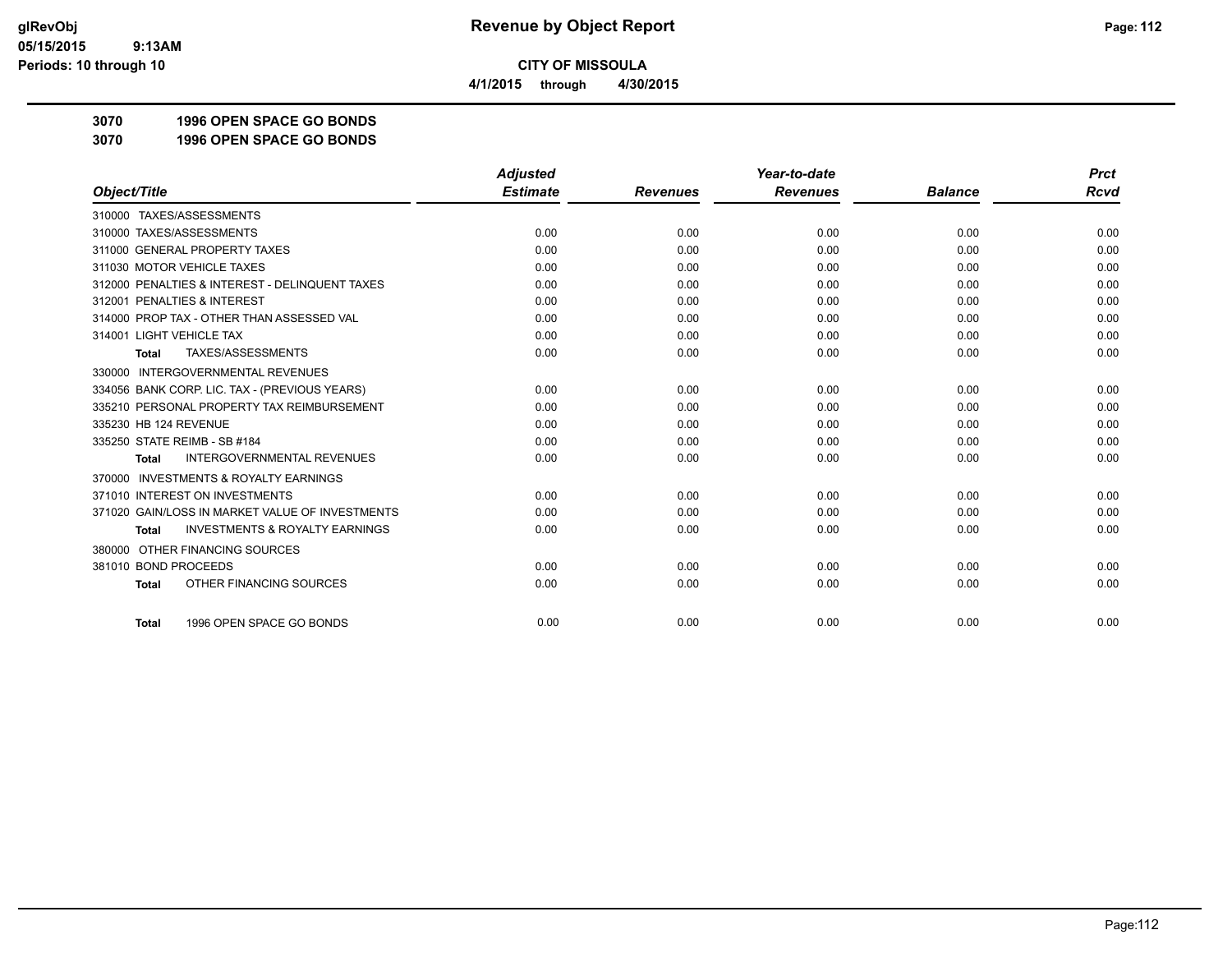# Revenue by Object Report

**CITY OF MISSOULA**

**4/1/2015 through 4/30/2015**

glRevObj
05/15/2015 9:13AM
Periods: 10 through 10

**3070 1996 OPEN SPACE GO BONDS**

**3070 1996 OPEN SPACE GO BONDS**

| Object/Title | Adjusted Estimate | Revenues | Year-to-date Revenues | Balance | Prct Rcvd |
|---|---|---|---|---|---|
| 310000 TAXES/ASSESSMENTS | | | | | |
| 310000 TAXES/ASSESSMENTS | 0.00 | 0.00 | 0.00 | 0.00 | 0.00 |
| 311000 GENERAL PROPERTY TAXES | 0.00 | 0.00 | 0.00 | 0.00 | 0.00 |
| 311030 MOTOR VEHICLE TAXES | 0.00 | 0.00 | 0.00 | 0.00 | 0.00 |
| 312000 PENALTIES & INTEREST - DELINQUENT TAXES | 0.00 | 0.00 | 0.00 | 0.00 | 0.00 |
| 312001 PENALTIES & INTEREST | 0.00 | 0.00 | 0.00 | 0.00 | 0.00 |
| 314000 PROP TAX - OTHER THAN ASSESSED VAL | 0.00 | 0.00 | 0.00 | 0.00 | 0.00 |
| 314001 LIGHT VEHICLE TAX | 0.00 | 0.00 | 0.00 | 0.00 | 0.00 |
| **Total** TAXES/ASSESSMENTS | 0.00 | 0.00 | 0.00 | 0.00 | 0.00 |
| 330000 INTERGOVERNMENTAL REVENUES | | | | | |
| 334056 BANK CORP. LIC. TAX - (PREVIOUS YEARS) | 0.00 | 0.00 | 0.00 | 0.00 | 0.00 |
| 335210 PERSONAL PROPERTY TAX REIMBURSEMENT | 0.00 | 0.00 | 0.00 | 0.00 | 0.00 |
| 335230 HB 124 REVENUE | 0.00 | 0.00 | 0.00 | 0.00 | 0.00 |
| 335250 STATE REIMB - SB #184 | 0.00 | 0.00 | 0.00 | 0.00 | 0.00 |
| **Total** INTERGOVERNMENTAL REVENUES | 0.00 | 0.00 | 0.00 | 0.00 | 0.00 |
| 370000 INVESTMENTS & ROYALTY EARNINGS | | | | | |
| 371010 INTEREST ON INVESTMENTS | 0.00 | 0.00 | 0.00 | 0.00 | 0.00 |
| 371020 GAIN/LOSS IN MARKET VALUE OF INVESTMENTS | 0.00 | 0.00 | 0.00 | 0.00 | 0.00 |
| **Total** INVESTMENTS & ROYALTY EARNINGS | 0.00 | 0.00 | 0.00 | 0.00 | 0.00 |
| 380000 OTHER FINANCING SOURCES | | | | | |
| 381010 BOND PROCEEDS | 0.00 | 0.00 | 0.00 | 0.00 | 0.00 |
| **Total** OTHER FINANCING SOURCES | 0.00 | 0.00 | 0.00 | 0.00 | 0.00 |
| **Total** 1996 OPEN SPACE GO BONDS | 0.00 | 0.00 | 0.00 | 0.00 | 0.00 |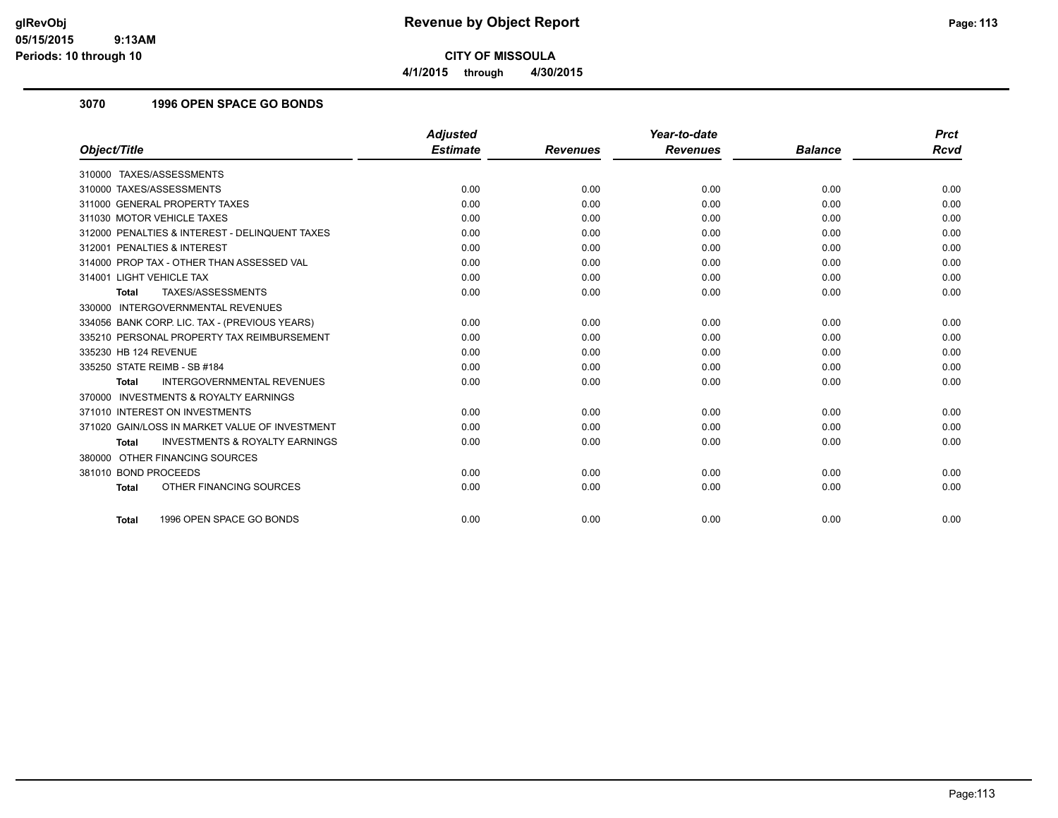**CITY OF MISSOULA**

**4/1/2015 through 4/30/2015**

### 3070 1996 OPEN SPACE GO BONDS

| Object/Title | Adjusted Estimate | Revenues | Year-to-date Revenues | Balance | Prct Rcvd |
|---|---|---|---|---|---|
| 310000 TAXES/ASSESSMENTS | | | | | |
| 310000 TAXES/ASSESSMENTS | 0.00 | 0.00 | 0.00 | 0.00 | 0.00 |
| 311000 GENERAL PROPERTY TAXES | 0.00 | 0.00 | 0.00 | 0.00 | 0.00 |
| 311030 MOTOR VEHICLE TAXES | 0.00 | 0.00 | 0.00 | 0.00 | 0.00 |
| 312000 PENALTIES & INTEREST - DELINQUENT TAXES | 0.00 | 0.00 | 0.00 | 0.00 | 0.00 |
| 312001 PENALTIES & INTEREST | 0.00 | 0.00 | 0.00 | 0.00 | 0.00 |
| 314000 PROP TAX - OTHER THAN ASSESSED VAL | 0.00 | 0.00 | 0.00 | 0.00 | 0.00 |
| 314001 LIGHT VEHICLE TAX | 0.00 | 0.00 | 0.00 | 0.00 | 0.00 |
| **Total** TAXES/ASSESSMENTS | 0.00 | 0.00 | 0.00 | 0.00 | 0.00 |
| 330000 INTERGOVERNMENTAL REVENUES | | | | | |
| 334056 BANK CORP. LIC. TAX - (PREVIOUS YEARS) | 0.00 | 0.00 | 0.00 | 0.00 | 0.00 |
| 335210 PERSONAL PROPERTY TAX REIMBURSEMENT | 0.00 | 0.00 | 0.00 | 0.00 | 0.00 |
| 335230 HB 124 REVENUE | 0.00 | 0.00 | 0.00 | 0.00 | 0.00 |
| 335250 STATE REIMB - SB #184 | 0.00 | 0.00 | 0.00 | 0.00 | 0.00 |
| **Total** INTERGOVERNMENTAL REVENUES | 0.00 | 0.00 | 0.00 | 0.00 | 0.00 |
| 370000 INVESTMENTS & ROYALTY EARNINGS | | | | | |
| 371010 INTEREST ON INVESTMENTS | 0.00 | 0.00 | 0.00 | 0.00 | 0.00 |
| 371020 GAIN/LOSS IN MARKET VALUE OF INVESTMENT | 0.00 | 0.00 | 0.00 | 0.00 | 0.00 |
| **Total** INVESTMENTS & ROYALTY EARNINGS | 0.00 | 0.00 | 0.00 | 0.00 | 0.00 |
| 380000 OTHER FINANCING SOURCES | | | | | |
| 381010 BOND PROCEEDS | 0.00 | 0.00 | 0.00 | 0.00 | 0.00 |
| **Total** OTHER FINANCING SOURCES | 0.00 | 0.00 | 0.00 | 0.00 | 0.00 |
| **Total** 1996 OPEN SPACE GO BONDS | 0.00 | 0.00 | 0.00 | 0.00 | 0.00 |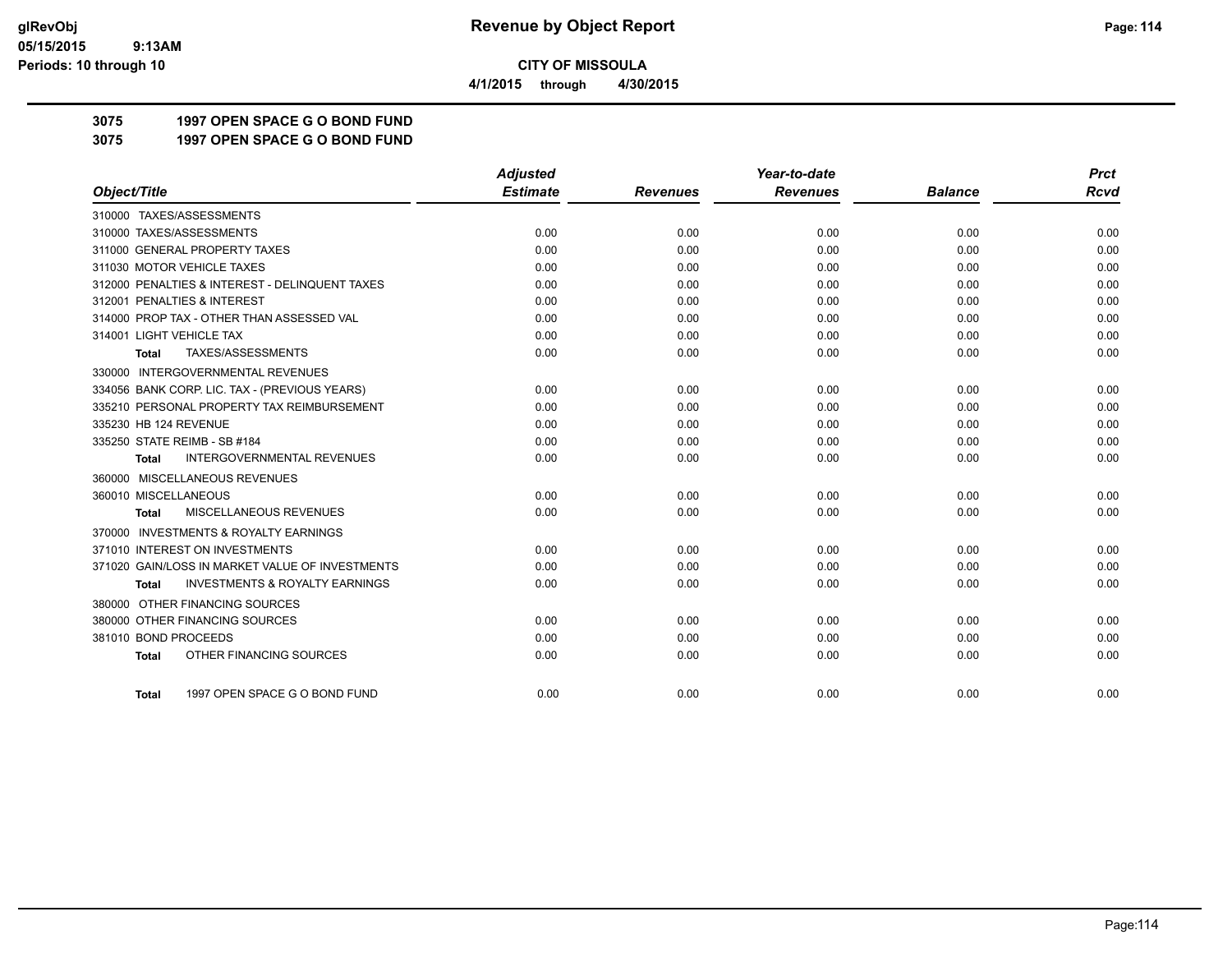**CITY OF MISSOULA**

**4/1/2015 through 4/30/2015**

**3075 1997 OPEN SPACE G O BOND FUND**

**3075 1997 OPEN SPACE G O BOND FUND**

| Object/Title | Adjusted Estimate | Revenues | Year-to-date Revenues | Balance | Prct Rcvd |
|---|---|---|---|---|---|
| 310000 TAXES/ASSESSMENTS | | | | | |
| 310000 TAXES/ASSESSMENTS | 0.00 | 0.00 | 0.00 | 0.00 | 0.00 |
| 311000 GENERAL PROPERTY TAXES | 0.00 | 0.00 | 0.00 | 0.00 | 0.00 |
| 311030 MOTOR VEHICLE TAXES | 0.00 | 0.00 | 0.00 | 0.00 | 0.00 |
| 312000 PENALTIES & INTEREST - DELINQUENT TAXES | 0.00 | 0.00 | 0.00 | 0.00 | 0.00 |
| 312001 PENALTIES & INTEREST | 0.00 | 0.00 | 0.00 | 0.00 | 0.00 |
| 314000 PROP TAX - OTHER THAN ASSESSED VAL | 0.00 | 0.00 | 0.00 | 0.00 | 0.00 |
| 314001 LIGHT VEHICLE TAX | 0.00 | 0.00 | 0.00 | 0.00 | 0.00 |
| **Total** TAXES/ASSESSMENTS | 0.00 | 0.00 | 0.00 | 0.00 | 0.00 |
| 330000 INTERGOVERNMENTAL REVENUES | | | | | |
| 334056 BANK CORP. LIC. TAX - (PREVIOUS YEARS) | 0.00 | 0.00 | 0.00 | 0.00 | 0.00 |
| 335210 PERSONAL PROPERTY TAX REIMBURSEMENT | 0.00 | 0.00 | 0.00 | 0.00 | 0.00 |
| 335230 HB 124 REVENUE | 0.00 | 0.00 | 0.00 | 0.00 | 0.00 |
| 335250 STATE REIMB - SB #184 | 0.00 | 0.00 | 0.00 | 0.00 | 0.00 |
| **Total** INTERGOVERNMENTAL REVENUES | 0.00 | 0.00 | 0.00 | 0.00 | 0.00 |
| 360000 MISCELLANEOUS REVENUES | | | | | |
| 360010 MISCELLANEOUS | 0.00 | 0.00 | 0.00 | 0.00 | 0.00 |
| **Total** MISCELLANEOUS REVENUES | 0.00 | 0.00 | 0.00 | 0.00 | 0.00 |
| 370000 INVESTMENTS & ROYALTY EARNINGS | | | | | |
| 371010 INTEREST ON INVESTMENTS | 0.00 | 0.00 | 0.00 | 0.00 | 0.00 |
| 371020 GAIN/LOSS IN MARKET VALUE OF INVESTMENTS | 0.00 | 0.00 | 0.00 | 0.00 | 0.00 |
| **Total** INVESTMENTS & ROYALTY EARNINGS | 0.00 | 0.00 | 0.00 | 0.00 | 0.00 |
| 380000 OTHER FINANCING SOURCES | | | | | |
| 380000 OTHER FINANCING SOURCES | 0.00 | 0.00 | 0.00 | 0.00 | 0.00 |
| 381010 BOND PROCEEDS | 0.00 | 0.00 | 0.00 | 0.00 | 0.00 |
| **Total** OTHER FINANCING SOURCES | 0.00 | 0.00 | 0.00 | 0.00 | 0.00 |
| **Total** 1997 OPEN SPACE G O BOND FUND | 0.00 | 0.00 | 0.00 | 0.00 | 0.00 |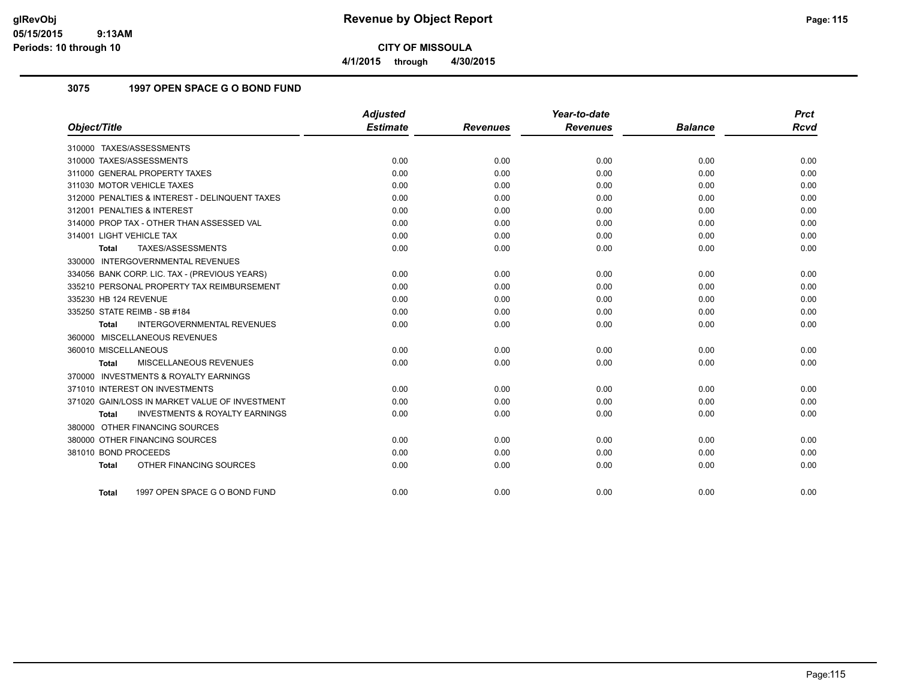# Revenue by Object Report

**CITY OF MISSOULA**

**4/1/2015 through 4/30/2015**

### 3075 1997 OPEN SPACE G O BOND FUND

| Object/Title | Adjusted Estimate | Revenues | Year-to-date Revenues | Balance | Prct Rcvd |
|---|---|---|---|---|---|
| 310000 TAXES/ASSESSMENTS | | | | | |
| 310000 TAXES/ASSESSMENTS | 0.00 | 0.00 | 0.00 | 0.00 | 0.00 |
| 311000 GENERAL PROPERTY TAXES | 0.00 | 0.00 | 0.00 | 0.00 | 0.00 |
| 311030 MOTOR VEHICLE TAXES | 0.00 | 0.00 | 0.00 | 0.00 | 0.00 |
| 312000 PENALTIES & INTEREST - DELINQUENT TAXES | 0.00 | 0.00 | 0.00 | 0.00 | 0.00 |
| 312001 PENALTIES & INTEREST | 0.00 | 0.00 | 0.00 | 0.00 | 0.00 |
| 314000 PROP TAX - OTHER THAN ASSESSED VAL | 0.00 | 0.00 | 0.00 | 0.00 | 0.00 |
| 314001 LIGHT VEHICLE TAX | 0.00 | 0.00 | 0.00 | 0.00 | 0.00 |
| **Total** TAXES/ASSESSMENTS | 0.00 | 0.00 | 0.00 | 0.00 | 0.00 |
| 330000 INTERGOVERNMENTAL REVENUES | | | | | |
| 334056 BANK CORP. LIC. TAX - (PREVIOUS YEARS) | 0.00 | 0.00 | 0.00 | 0.00 | 0.00 |
| 335210 PERSONAL PROPERTY TAX REIMBURSEMENT | 0.00 | 0.00 | 0.00 | 0.00 | 0.00 |
| 335230 HB 124 REVENUE | 0.00 | 0.00 | 0.00 | 0.00 | 0.00 |
| 335250 STATE REIMB - SB #184 | 0.00 | 0.00 | 0.00 | 0.00 | 0.00 |
| **Total** INTERGOVERNMENTAL REVENUES | 0.00 | 0.00 | 0.00 | 0.00 | 0.00 |
| 360000 MISCELLANEOUS REVENUES | | | | | |
| 360010 MISCELLANEOUS | 0.00 | 0.00 | 0.00 | 0.00 | 0.00 |
| **Total** MISCELLANEOUS REVENUES | 0.00 | 0.00 | 0.00 | 0.00 | 0.00 |
| 370000 INVESTMENTS & ROYALTY EARNINGS | | | | | |
| 371010 INTEREST ON INVESTMENTS | 0.00 | 0.00 | 0.00 | 0.00 | 0.00 |
| 371020 GAIN/LOSS IN MARKET VALUE OF INVESTMENT | 0.00 | 0.00 | 0.00 | 0.00 | 0.00 |
| **Total** INVESTMENTS & ROYALTY EARNINGS | 0.00 | 0.00 | 0.00 | 0.00 | 0.00 |
| 380000 OTHER FINANCING SOURCES | | | | | |
| 380000 OTHER FINANCING SOURCES | 0.00 | 0.00 | 0.00 | 0.00 | 0.00 |
| 381010 BOND PROCEEDS | 0.00 | 0.00 | 0.00 | 0.00 | 0.00 |
| **Total** OTHER FINANCING SOURCES | 0.00 | 0.00 | 0.00 | 0.00 | 0.00 |
| **Total** 1997 OPEN SPACE G O BOND FUND | 0.00 | 0.00 | 0.00 | 0.00 | 0.00 |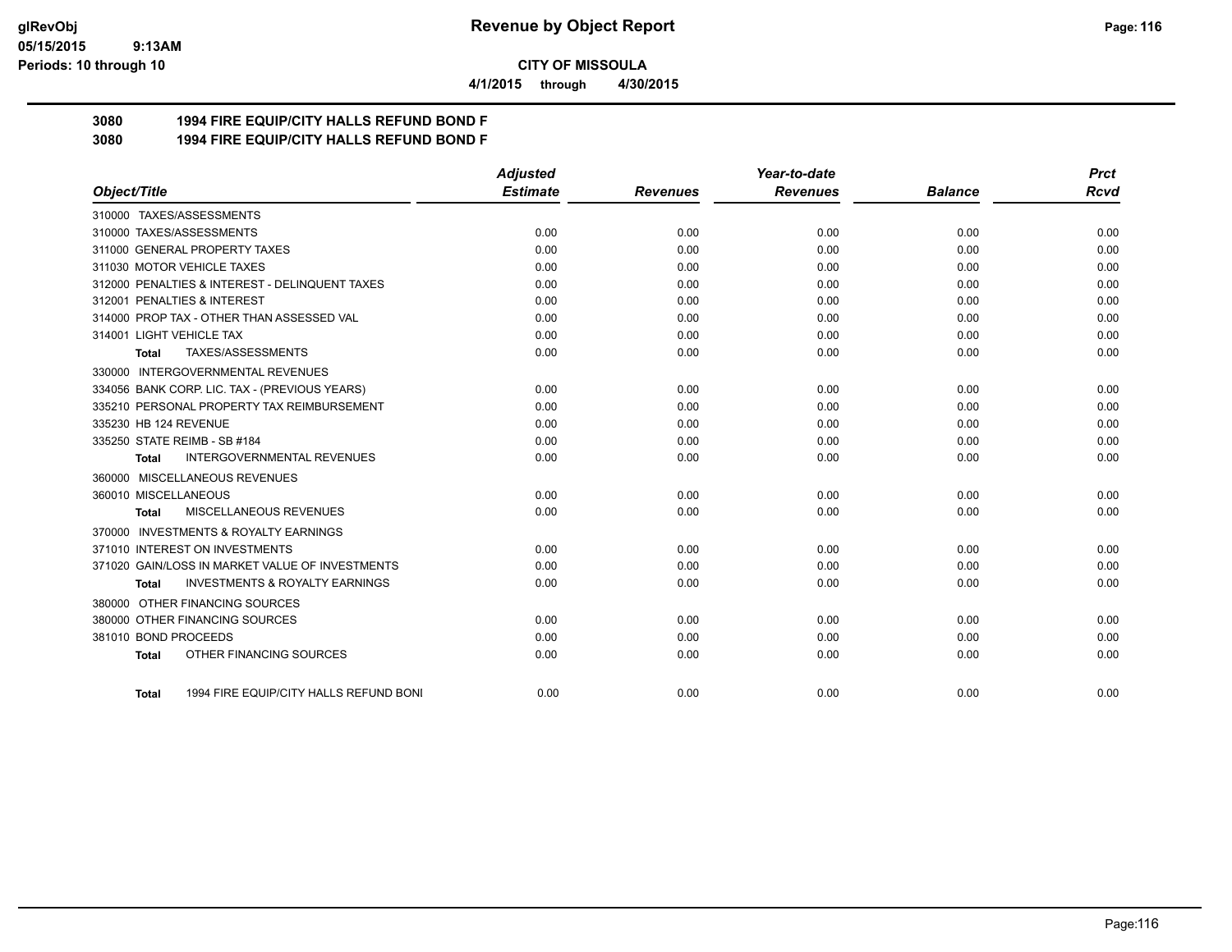**CITY OF MISSOULA**

**4/1/2015 through 4/30/2015**

**3080 1994 FIRE EQUIP/CITY HALLS REFUND BOND F**

**3080 1994 FIRE EQUIP/CITY HALLS REFUND BOND F**

| Object/Title | Adjusted Estimate | Revenues | Year-to-date Revenues | Balance | Prct Rcvd |
|---|---|---|---|---|---|
| 310000 TAXES/ASSESSMENTS | | | | | |
| 310000 TAXES/ASSESSMENTS | 0.00 | 0.00 | 0.00 | 0.00 | 0.00 |
| 311000 GENERAL PROPERTY TAXES | 0.00 | 0.00 | 0.00 | 0.00 | 0.00 |
| 311030 MOTOR VEHICLE TAXES | 0.00 | 0.00 | 0.00 | 0.00 | 0.00 |
| 312000 PENALTIES & INTEREST - DELINQUENT TAXES | 0.00 | 0.00 | 0.00 | 0.00 | 0.00 |
| 312001 PENALTIES & INTEREST | 0.00 | 0.00 | 0.00 | 0.00 | 0.00 |
| 314000 PROP TAX - OTHER THAN ASSESSED VAL | 0.00 | 0.00 | 0.00 | 0.00 | 0.00 |
| 314001 LIGHT VEHICLE TAX | 0.00 | 0.00 | 0.00 | 0.00 | 0.00 |
| **Total** TAXES/ASSESSMENTS | 0.00 | 0.00 | 0.00 | 0.00 | 0.00 |
| 330000 INTERGOVERNMENTAL REVENUES | | | | | |
| 334056 BANK CORP. LIC. TAX - (PREVIOUS YEARS) | 0.00 | 0.00 | 0.00 | 0.00 | 0.00 |
| 335210 PERSONAL PROPERTY TAX REIMBURSEMENT | 0.00 | 0.00 | 0.00 | 0.00 | 0.00 |
| 335230 HB 124 REVENUE | 0.00 | 0.00 | 0.00 | 0.00 | 0.00 |
| 335250 STATE REIMB - SB #184 | 0.00 | 0.00 | 0.00 | 0.00 | 0.00 |
| **Total** INTERGOVERNMENTAL REVENUES | 0.00 | 0.00 | 0.00 | 0.00 | 0.00 |
| 360000 MISCELLANEOUS REVENUES | | | | | |
| 360010 MISCELLANEOUS | 0.00 | 0.00 | 0.00 | 0.00 | 0.00 |
| **Total** MISCELLANEOUS REVENUES | 0.00 | 0.00 | 0.00 | 0.00 | 0.00 |
| 370000 INVESTMENTS & ROYALTY EARNINGS | | | | | |
| 371010 INTEREST ON INVESTMENTS | 0.00 | 0.00 | 0.00 | 0.00 | 0.00 |
| 371020 GAIN/LOSS IN MARKET VALUE OF INVESTMENTS | 0.00 | 0.00 | 0.00 | 0.00 | 0.00 |
| **Total** INVESTMENTS & ROYALTY EARNINGS | 0.00 | 0.00 | 0.00 | 0.00 | 0.00 |
| 380000 OTHER FINANCING SOURCES | | | | | |
| 380000 OTHER FINANCING SOURCES | 0.00 | 0.00 | 0.00 | 0.00 | 0.00 |
| 381010 BOND PROCEEDS | 0.00 | 0.00 | 0.00 | 0.00 | 0.00 |
| **Total** OTHER FINANCING SOURCES | 0.00 | 0.00 | 0.00 | 0.00 | 0.00 |
| **Total** 1994 FIRE EQUIP/CITY HALLS REFUND BONI | 0.00 | 0.00 | 0.00 | 0.00 | 0.00 |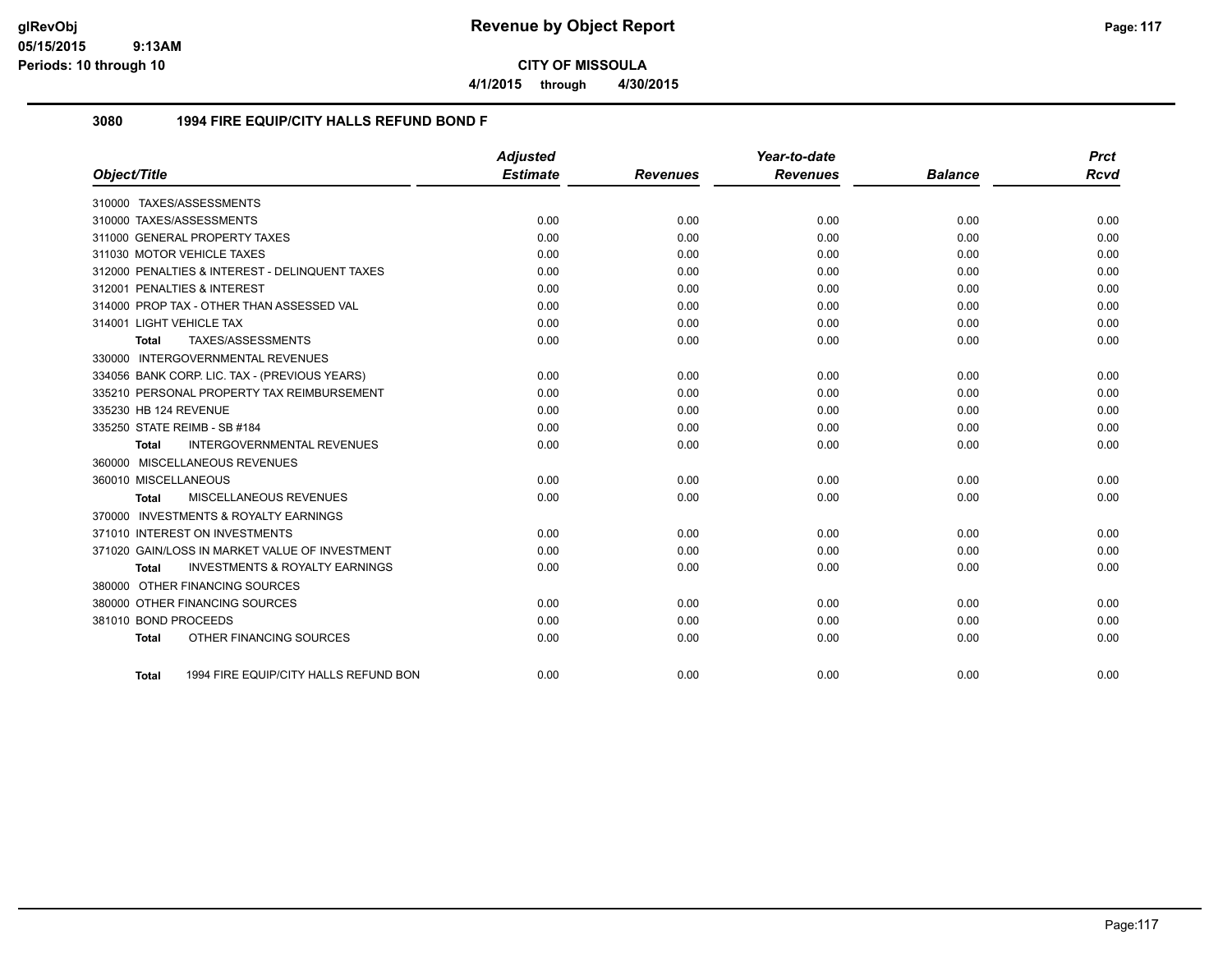**CITY OF MISSOULA**

**4/1/2015 through 4/30/2015**

## 3080 1994 FIRE EQUIP/CITY HALLS REFUND BOND F

| Object/Title | Adjusted Estimate | Revenues | Year-to-date Revenues | Balance | Prct Rcvd |
|---|---|---|---|---|---|
| 310000 TAXES/ASSESSMENTS | | | | | |
| 310000 TAXES/ASSESSMENTS | 0.00 | 0.00 | 0.00 | 0.00 | 0.00 |
| 311000 GENERAL PROPERTY TAXES | 0.00 | 0.00 | 0.00 | 0.00 | 0.00 |
| 311030 MOTOR VEHICLE TAXES | 0.00 | 0.00 | 0.00 | 0.00 | 0.00 |
| 312000 PENALTIES & INTEREST - DELINQUENT TAXES | 0.00 | 0.00 | 0.00 | 0.00 | 0.00 |
| 312001 PENALTIES & INTEREST | 0.00 | 0.00 | 0.00 | 0.00 | 0.00 |
| 314000 PROP TAX - OTHER THAN ASSESSED VAL | 0.00 | 0.00 | 0.00 | 0.00 | 0.00 |
| 314001 LIGHT VEHICLE TAX | 0.00 | 0.00 | 0.00 | 0.00 | 0.00 |
| **Total** TAXES/ASSESSMENTS | 0.00 | 0.00 | 0.00 | 0.00 | 0.00 |
| 330000 INTERGOVERNMENTAL REVENUES | | | | | |
| 334056 BANK CORP. LIC. TAX - (PREVIOUS YEARS) | 0.00 | 0.00 | 0.00 | 0.00 | 0.00 |
| 335210 PERSONAL PROPERTY TAX REIMBURSEMENT | 0.00 | 0.00 | 0.00 | 0.00 | 0.00 |
| 335230 HB 124 REVENUE | 0.00 | 0.00 | 0.00 | 0.00 | 0.00 |
| 335250 STATE REIMB - SB #184 | 0.00 | 0.00 | 0.00 | 0.00 | 0.00 |
| **Total** INTERGOVERNMENTAL REVENUES | 0.00 | 0.00 | 0.00 | 0.00 | 0.00 |
| 360000 MISCELLANEOUS REVENUES | | | | | |
| 360010 MISCELLANEOUS | 0.00 | 0.00 | 0.00 | 0.00 | 0.00 |
| **Total** MISCELLANEOUS REVENUES | 0.00 | 0.00 | 0.00 | 0.00 | 0.00 |
| 370000 INVESTMENTS & ROYALTY EARNINGS | | | | | |
| 371010 INTEREST ON INVESTMENTS | 0.00 | 0.00 | 0.00 | 0.00 | 0.00 |
| 371020 GAIN/LOSS IN MARKET VALUE OF INVESTMENT | 0.00 | 0.00 | 0.00 | 0.00 | 0.00 |
| **Total** INVESTMENTS & ROYALTY EARNINGS | 0.00 | 0.00 | 0.00 | 0.00 | 0.00 |
| 380000 OTHER FINANCING SOURCES | | | | | |
| 380000 OTHER FINANCING SOURCES | 0.00 | 0.00 | 0.00 | 0.00 | 0.00 |
| 381010 BOND PROCEEDS | 0.00 | 0.00 | 0.00 | 0.00 | 0.00 |
| **Total** OTHER FINANCING SOURCES | 0.00 | 0.00 | 0.00 | 0.00 | 0.00 |
| **Total** 1994 FIRE EQUIP/CITY HALLS REFUND BON | 0.00 | 0.00 | 0.00 | 0.00 | 0.00 |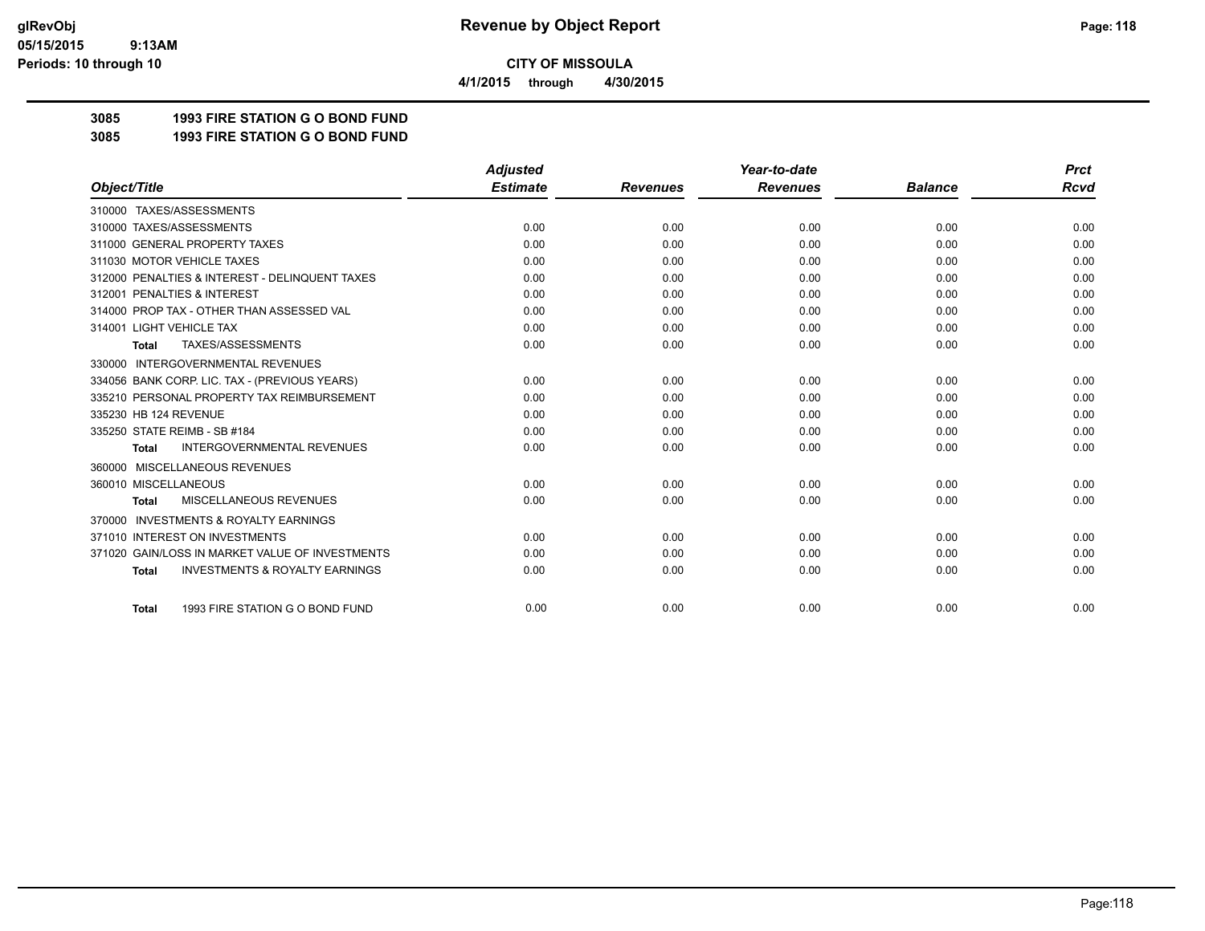glRevObj
05/15/2015 9:13AM
Periods: 10 through 10

# Revenue by Object Report

**CITY OF MISSOULA**

**4/1/2015 through 4/30/2015**

**3085 1993 FIRE STATION G O BOND FUND**
**3085 1993 FIRE STATION G O BOND FUND**

| Object/Title | Adjusted Estimate | Revenues | Year-to-date Revenues | Balance | Prct Rcvd |
|---|---|---|---|---|---|
| 310000 TAXES/ASSESSMENTS | | | | | |
| 310000 TAXES/ASSESSMENTS | 0.00 | 0.00 | 0.00 | 0.00 | 0.00 |
| 311000 GENERAL PROPERTY TAXES | 0.00 | 0.00 | 0.00 | 0.00 | 0.00 |
| 311030 MOTOR VEHICLE TAXES | 0.00 | 0.00 | 0.00 | 0.00 | 0.00 |
| 312000 PENALTIES & INTEREST - DELINQUENT TAXES | 0.00 | 0.00 | 0.00 | 0.00 | 0.00 |
| 312001 PENALTIES & INTEREST | 0.00 | 0.00 | 0.00 | 0.00 | 0.00 |
| 314000 PROP TAX - OTHER THAN ASSESSED VAL | 0.00 | 0.00 | 0.00 | 0.00 | 0.00 |
| 314001 LIGHT VEHICLE TAX | 0.00 | 0.00 | 0.00 | 0.00 | 0.00 |
| **Total** TAXES/ASSESSMENTS | 0.00 | 0.00 | 0.00 | 0.00 | 0.00 |
| 330000 INTERGOVERNMENTAL REVENUES | | | | | |
| 334056 BANK CORP. LIC. TAX - (PREVIOUS YEARS) | 0.00 | 0.00 | 0.00 | 0.00 | 0.00 |
| 335210 PERSONAL PROPERTY TAX REIMBURSEMENT | 0.00 | 0.00 | 0.00 | 0.00 | 0.00 |
| 335230 HB 124 REVENUE | 0.00 | 0.00 | 0.00 | 0.00 | 0.00 |
| 335250 STATE REIMB - SB #184 | 0.00 | 0.00 | 0.00 | 0.00 | 0.00 |
| **Total** INTERGOVERNMENTAL REVENUES | 0.00 | 0.00 | 0.00 | 0.00 | 0.00 |
| 360000 MISCELLANEOUS REVENUES | | | | | |
| 360010 MISCELLANEOUS | 0.00 | 0.00 | 0.00 | 0.00 | 0.00 |
| **Total** MISCELLANEOUS REVENUES | 0.00 | 0.00 | 0.00 | 0.00 | 0.00 |
| 370000 INVESTMENTS & ROYALTY EARNINGS | | | | | |
| 371010 INTEREST ON INVESTMENTS | 0.00 | 0.00 | 0.00 | 0.00 | 0.00 |
| 371020 GAIN/LOSS IN MARKET VALUE OF INVESTMENTS | 0.00 | 0.00 | 0.00 | 0.00 | 0.00 |
| **Total** INVESTMENTS & ROYALTY EARNINGS | 0.00 | 0.00 | 0.00 | 0.00 | 0.00 |
| **Total** 1993 FIRE STATION G O BOND FUND | 0.00 | 0.00 | 0.00 | 0.00 | 0.00 |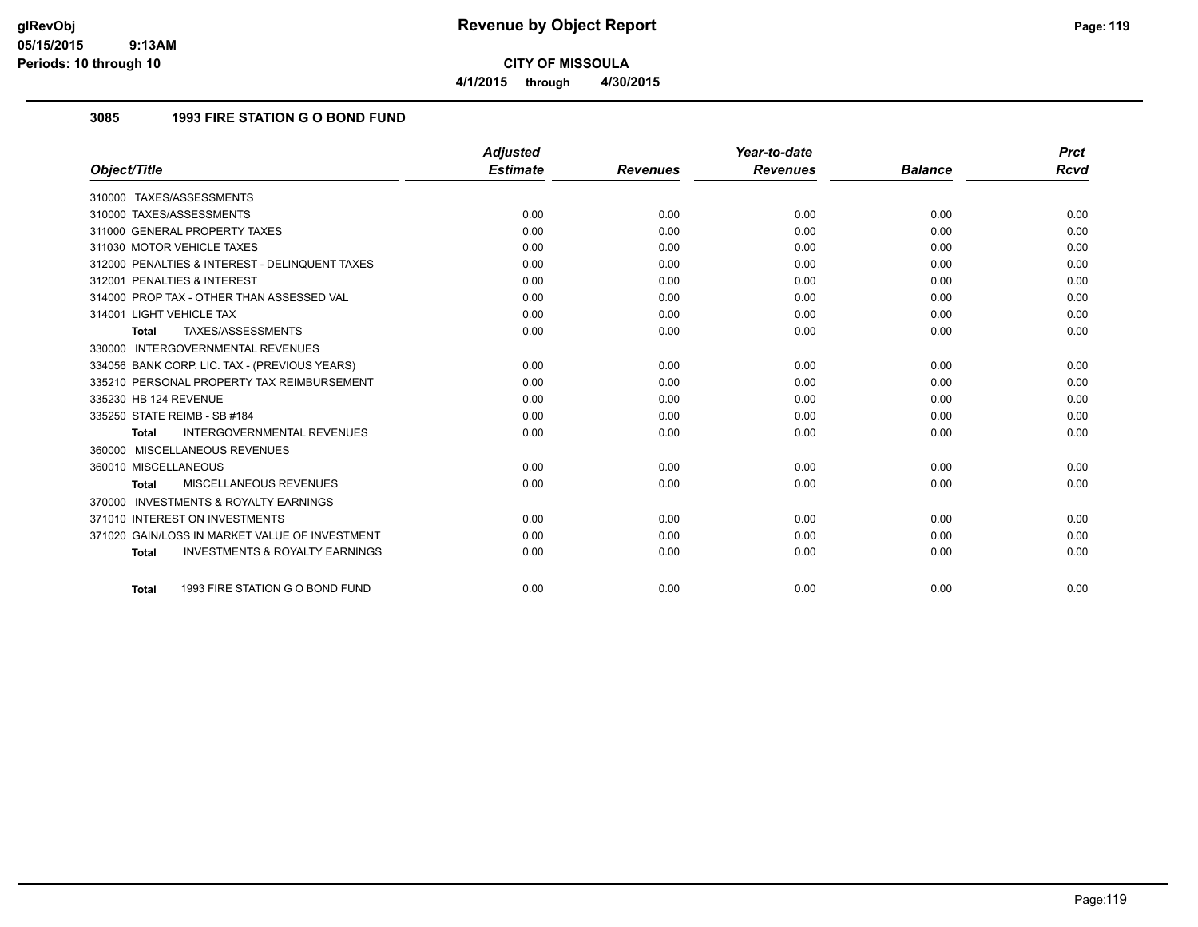# CITY OF MISSOULA

4/1/2015 through 4/30/2015

## 3085 1993 FIRE STATION G O BOND FUND

| Object/Title | Adjusted Estimate | Revenues | Year-to-date Revenues | Balance | Prct Rcvd |
|---|---|---|---|---|---|
| 310000 TAXES/ASSESSMENTS | | | | | |
| 310000 TAXES/ASSESSMENTS | 0.00 | 0.00 | 0.00 | 0.00 | 0.00 |
| 311000 GENERAL PROPERTY TAXES | 0.00 | 0.00 | 0.00 | 0.00 | 0.00 |
| 311030 MOTOR VEHICLE TAXES | 0.00 | 0.00 | 0.00 | 0.00 | 0.00 |
| 312000 PENALTIES & INTEREST - DELINQUENT TAXES | 0.00 | 0.00 | 0.00 | 0.00 | 0.00 |
| 312001 PENALTIES & INTEREST | 0.00 | 0.00 | 0.00 | 0.00 | 0.00 |
| 314000 PROP TAX - OTHER THAN ASSESSED VAL | 0.00 | 0.00 | 0.00 | 0.00 | 0.00 |
| 314001 LIGHT VEHICLE TAX | 0.00 | 0.00 | 0.00 | 0.00 | 0.00 |
| **Total** TAXES/ASSESSMENTS | 0.00 | 0.00 | 0.00 | 0.00 | 0.00 |
| 330000 INTERGOVERNMENTAL REVENUES | | | | | |
| 334056 BANK CORP. LIC. TAX - (PREVIOUS YEARS) | 0.00 | 0.00 | 0.00 | 0.00 | 0.00 |
| 335210 PERSONAL PROPERTY TAX REIMBURSEMENT | 0.00 | 0.00 | 0.00 | 0.00 | 0.00 |
| 335230 HB 124 REVENUE | 0.00 | 0.00 | 0.00 | 0.00 | 0.00 |
| 335250 STATE REIMB - SB #184 | 0.00 | 0.00 | 0.00 | 0.00 | 0.00 |
| **Total** INTERGOVERNMENTAL REVENUES | 0.00 | 0.00 | 0.00 | 0.00 | 0.00 |
| 360000 MISCELLANEOUS REVENUES | | | | | |
| 360010 MISCELLANEOUS | 0.00 | 0.00 | 0.00 | 0.00 | 0.00 |
| **Total** MISCELLANEOUS REVENUES | 0.00 | 0.00 | 0.00 | 0.00 | 0.00 |
| 370000 INVESTMENTS & ROYALTY EARNINGS | | | | | |
| 371010 INTEREST ON INVESTMENTS | 0.00 | 0.00 | 0.00 | 0.00 | 0.00 |
| 371020 GAIN/LOSS IN MARKET VALUE OF INVESTMENT | 0.00 | 0.00 | 0.00 | 0.00 | 0.00 |
| **Total** INVESTMENTS & ROYALTY EARNINGS | 0.00 | 0.00 | 0.00 | 0.00 | 0.00 |
| **Total** 1993 FIRE STATION G O BOND FUND | 0.00 | 0.00 | 0.00 | 0.00 | 0.00 |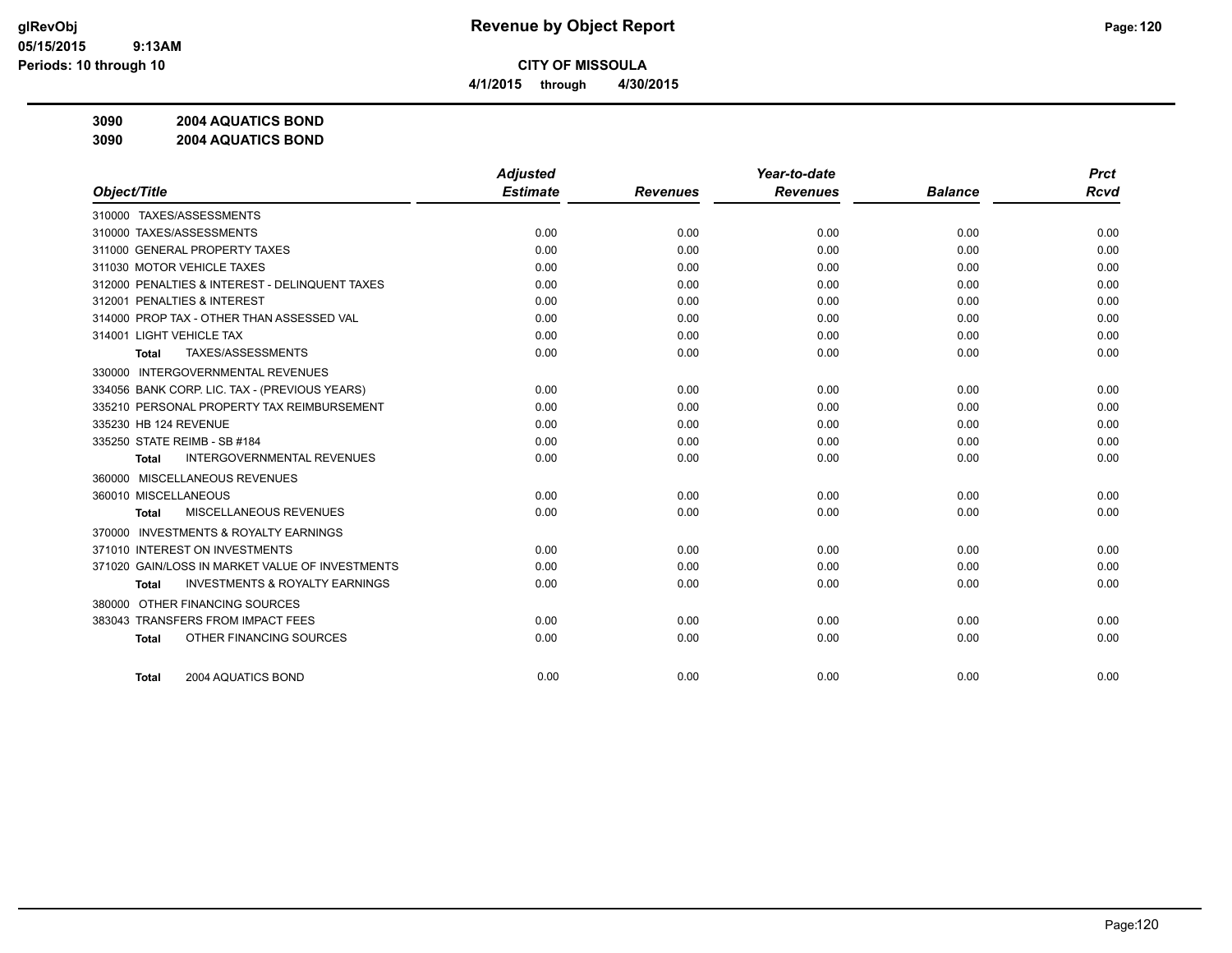# Revenue by Object Report

**CITY OF MISSOULA**

**4/1/2015 through 4/30/2015**

glRevObj
05/15/2015 9:13AM
Periods: 10 through 10

**3090 2004 AQUATICS BOND**

**3090 2004 AQUATICS BOND**

| Object/Title | Adjusted Estimate | Revenues | Year-to-date Revenues | Balance | Prct Rcvd |
|---|---|---|---|---|---|
| 310000 TAXES/ASSESSMENTS | | | | | |
| 310000 TAXES/ASSESSMENTS | 0.00 | 0.00 | 0.00 | 0.00 | 0.00 |
| 311000 GENERAL PROPERTY TAXES | 0.00 | 0.00 | 0.00 | 0.00 | 0.00 |
| 311030 MOTOR VEHICLE TAXES | 0.00 | 0.00 | 0.00 | 0.00 | 0.00 |
| 312000 PENALTIES & INTEREST - DELINQUENT TAXES | 0.00 | 0.00 | 0.00 | 0.00 | 0.00 |
| 312001 PENALTIES & INTEREST | 0.00 | 0.00 | 0.00 | 0.00 | 0.00 |
| 314000 PROP TAX - OTHER THAN ASSESSED VAL | 0.00 | 0.00 | 0.00 | 0.00 | 0.00 |
| 314001 LIGHT VEHICLE TAX | 0.00 | 0.00 | 0.00 | 0.00 | 0.00 |
| **Total** TAXES/ASSESSMENTS | 0.00 | 0.00 | 0.00 | 0.00 | 0.00 |
| 330000 INTERGOVERNMENTAL REVENUES | | | | | |
| 334056 BANK CORP. LIC. TAX - (PREVIOUS YEARS) | 0.00 | 0.00 | 0.00 | 0.00 | 0.00 |
| 335210 PERSONAL PROPERTY TAX REIMBURSEMENT | 0.00 | 0.00 | 0.00 | 0.00 | 0.00 |
| 335230 HB 124 REVENUE | 0.00 | 0.00 | 0.00 | 0.00 | 0.00 |
| 335250 STATE REIMB - SB #184 | 0.00 | 0.00 | 0.00 | 0.00 | 0.00 |
| **Total** INTERGOVERNMENTAL REVENUES | 0.00 | 0.00 | 0.00 | 0.00 | 0.00 |
| 360000 MISCELLANEOUS REVENUES | | | | | |
| 360010 MISCELLANEOUS | 0.00 | 0.00 | 0.00 | 0.00 | 0.00 |
| **Total** MISCELLANEOUS REVENUES | 0.00 | 0.00 | 0.00 | 0.00 | 0.00 |
| 370000 INVESTMENTS & ROYALTY EARNINGS | | | | | |
| 371010 INTEREST ON INVESTMENTS | 0.00 | 0.00 | 0.00 | 0.00 | 0.00 |
| 371020 GAIN/LOSS IN MARKET VALUE OF INVESTMENTS | 0.00 | 0.00 | 0.00 | 0.00 | 0.00 |
| **Total** INVESTMENTS & ROYALTY EARNINGS | 0.00 | 0.00 | 0.00 | 0.00 | 0.00 |
| 380000 OTHER FINANCING SOURCES | | | | | |
| 383043 TRANSFERS FROM IMPACT FEES | 0.00 | 0.00 | 0.00 | 0.00 | 0.00 |
| **Total** OTHER FINANCING SOURCES | 0.00 | 0.00 | 0.00 | 0.00 | 0.00 |
| **Total** 2004 AQUATICS BOND | 0.00 | 0.00 | 0.00 | 0.00 | 0.00 |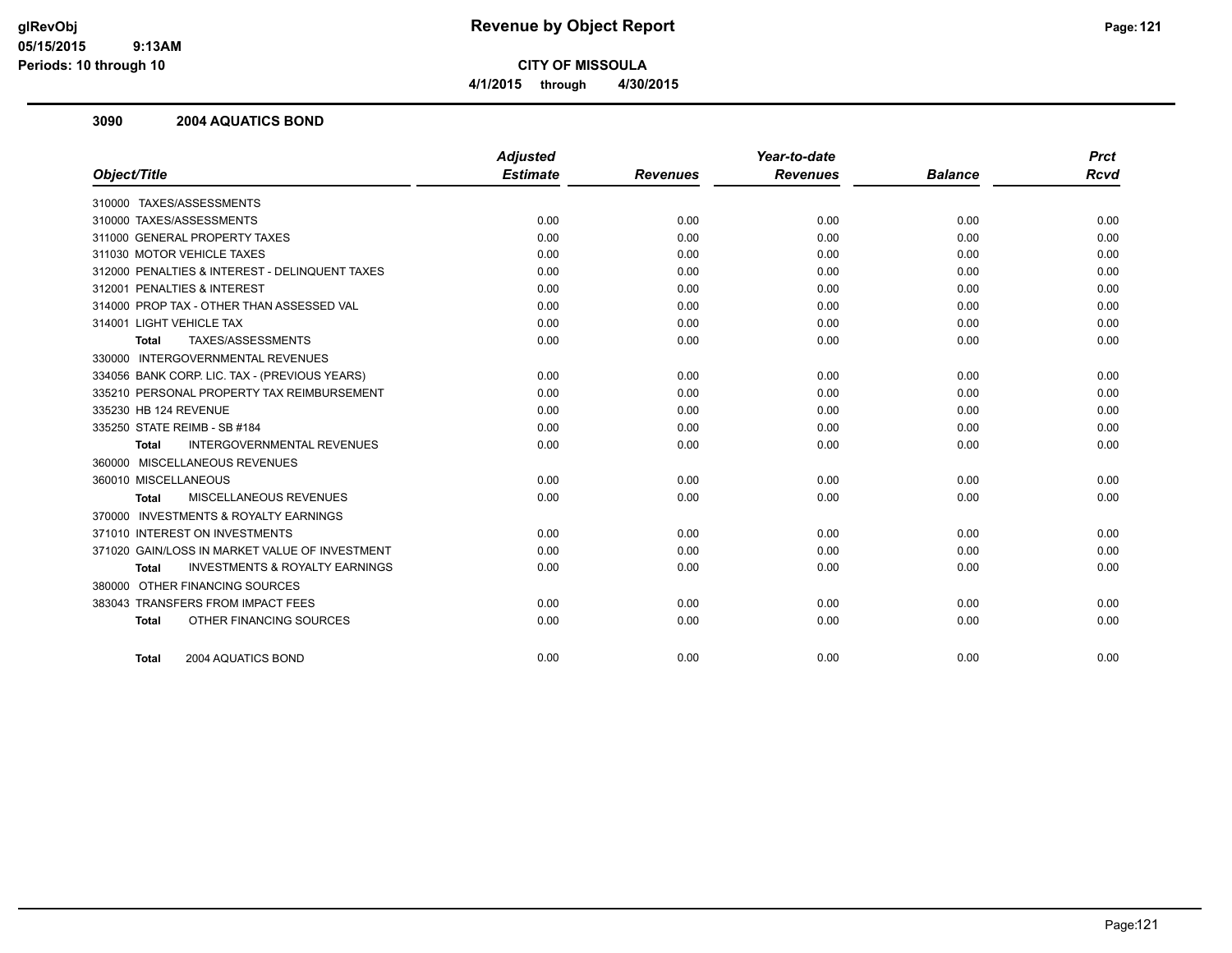**CITY OF MISSOULA**

**4/1/2015 through 4/30/2015**

### 3090 2004 AQUATICS BOND

| Object/Title | Adjusted Estimate | Revenues | Year-to-date Revenues | Balance | Prct Rcvd |
|---|---|---|---|---|---|
| 310000 TAXES/ASSESSMENTS | | | | | |
| 310000 TAXES/ASSESSMENTS | 0.00 | 0.00 | 0.00 | 0.00 | 0.00 |
| 311000 GENERAL PROPERTY TAXES | 0.00 | 0.00 | 0.00 | 0.00 | 0.00 |
| 311030 MOTOR VEHICLE TAXES | 0.00 | 0.00 | 0.00 | 0.00 | 0.00 |
| 312000 PENALTIES & INTEREST - DELINQUENT TAXES | 0.00 | 0.00 | 0.00 | 0.00 | 0.00 |
| 312001 PENALTIES & INTEREST | 0.00 | 0.00 | 0.00 | 0.00 | 0.00 |
| 314000 PROP TAX - OTHER THAN ASSESSED VAL | 0.00 | 0.00 | 0.00 | 0.00 | 0.00 |
| 314001 LIGHT VEHICLE TAX | 0.00 | 0.00 | 0.00 | 0.00 | 0.00 |
| **Total** TAXES/ASSESSMENTS | 0.00 | 0.00 | 0.00 | 0.00 | 0.00 |
| 330000 INTERGOVERNMENTAL REVENUES | | | | | |
| 334056 BANK CORP. LIC. TAX - (PREVIOUS YEARS) | 0.00 | 0.00 | 0.00 | 0.00 | 0.00 |
| 335210 PERSONAL PROPERTY TAX REIMBURSEMENT | 0.00 | 0.00 | 0.00 | 0.00 | 0.00 |
| 335230 HB 124 REVENUE | 0.00 | 0.00 | 0.00 | 0.00 | 0.00 |
| 335250 STATE REIMB - SB #184 | 0.00 | 0.00 | 0.00 | 0.00 | 0.00 |
| **Total** INTERGOVERNMENTAL REVENUES | 0.00 | 0.00 | 0.00 | 0.00 | 0.00 |
| 360000 MISCELLANEOUS REVENUES | | | | | |
| 360010 MISCELLANEOUS | 0.00 | 0.00 | 0.00 | 0.00 | 0.00 |
| **Total** MISCELLANEOUS REVENUES | 0.00 | 0.00 | 0.00 | 0.00 | 0.00 |
| 370000 INVESTMENTS & ROYALTY EARNINGS | | | | | |
| 371010 INTEREST ON INVESTMENTS | 0.00 | 0.00 | 0.00 | 0.00 | 0.00 |
| 371020 GAIN/LOSS IN MARKET VALUE OF INVESTMENT | 0.00 | 0.00 | 0.00 | 0.00 | 0.00 |
| **Total** INVESTMENTS & ROYALTY EARNINGS | 0.00 | 0.00 | 0.00 | 0.00 | 0.00 |
| 380000 OTHER FINANCING SOURCES | | | | | |
| 383043 TRANSFERS FROM IMPACT FEES | 0.00 | 0.00 | 0.00 | 0.00 | 0.00 |
| **Total** OTHER FINANCING SOURCES | 0.00 | 0.00 | 0.00 | 0.00 | 0.00 |
| **Total** 2004 AQUATICS BOND | 0.00 | 0.00 | 0.00 | 0.00 | 0.00 |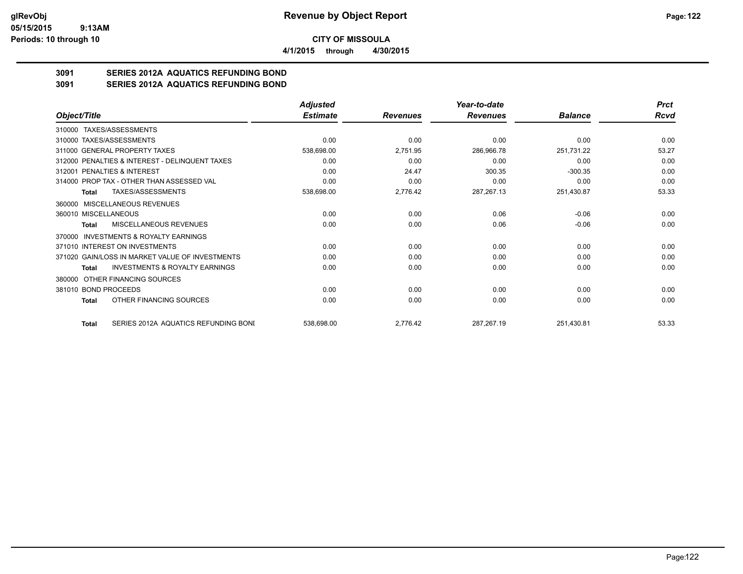# Revenue by Object Report

**CITY OF MISSOULA**

**4/1/2015 through 4/30/2015**

glRevObj
05/15/2015 9:13AM
Periods: 10 through 10

## 3091 SERIES 2012A AQUATICS REFUNDING BOND
## 3091 SERIES 2012A AQUATICS REFUNDING BOND

| Object/Title | Adjusted Estimate | Revenues | Year-to-date Revenues | Balance | Prct Rcvd |
|---|---|---|---|---|---|
| 310000 TAXES/ASSESSMENTS | | | | | |
| 310000 TAXES/ASSESSMENTS | 0.00 | 0.00 | 0.00 | 0.00 | 0.00 |
| 311000 GENERAL PROPERTY TAXES | 538,698.00 | 2,751.95 | 286,966.78 | 251,731.22 | 53.27 |
| 312000 PENALTIES & INTEREST - DELINQUENT TAXES | 0.00 | 0.00 | 0.00 | 0.00 | 0.00 |
| 312001 PENALTIES & INTEREST | 0.00 | 24.47 | 300.35 | -300.35 | 0.00 |
| 314000 PROP TAX - OTHER THAN ASSESSED VAL | 0.00 | 0.00 | 0.00 | 0.00 | 0.00 |
| **Total** TAXES/ASSESSMENTS | 538,698.00 | 2,776.42 | 287,267.13 | 251,430.87 | 53.33 |
| 360000 MISCELLANEOUS REVENUES | | | | | |
| 360010 MISCELLANEOUS | 0.00 | 0.00 | 0.06 | -0.06 | 0.00 |
| **Total** MISCELLANEOUS REVENUES | 0.00 | 0.00 | 0.06 | -0.06 | 0.00 |
| 370000 INVESTMENTS & ROYALTY EARNINGS | | | | | |
| 371010 INTEREST ON INVESTMENTS | 0.00 | 0.00 | 0.00 | 0.00 | 0.00 |
| 371020 GAIN/LOSS IN MARKET VALUE OF INVESTMENTS | 0.00 | 0.00 | 0.00 | 0.00 | 0.00 |
| **Total** INVESTMENTS & ROYALTY EARNINGS | 0.00 | 0.00 | 0.00 | 0.00 | 0.00 |
| 380000 OTHER FINANCING SOURCES | | | | | |
| 381010 BOND PROCEEDS | 0.00 | 0.00 | 0.00 | 0.00 | 0.00 |
| **Total** OTHER FINANCING SOURCES | 0.00 | 0.00 | 0.00 | 0.00 | 0.00 |
| **Total** SERIES 2012A AQUATICS REFUNDING BONI | 538,698.00 | 2,776.42 | 287,267.19 | 251,430.81 | 53.33 |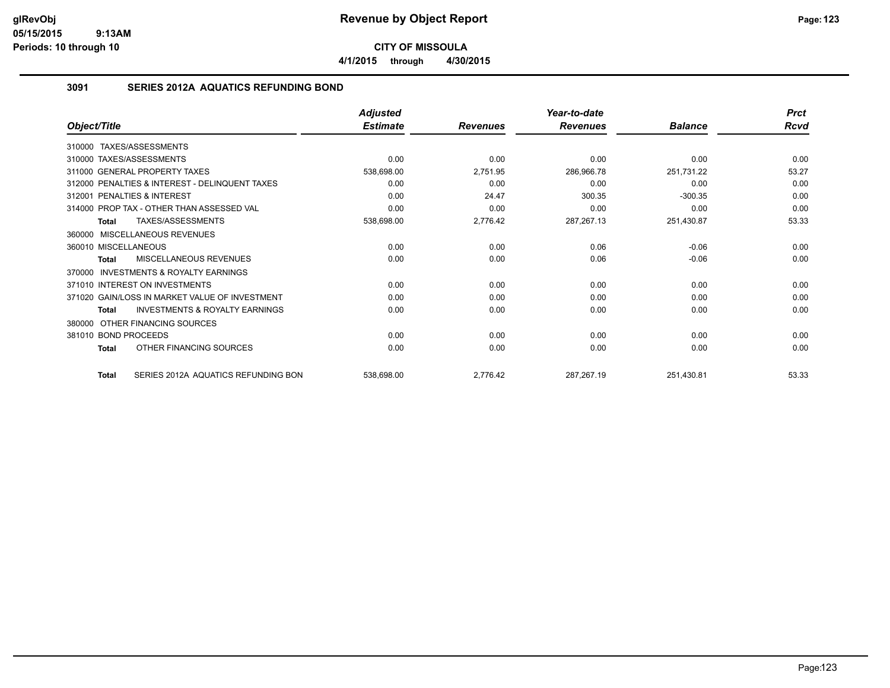**CITY OF MISSOULA**

**4/1/2015 through 4/30/2015**

**Revenue by Object Report**

glRevObj
05/15/2015 9:13AM
Periods: 10 through 10

## 3091 SERIES 2012A AQUATICS REFUNDING BOND

| Object/Title | Adjusted Estimate | Revenues | Year-to-date Revenues | Balance | Prct Rcvd |
|---|---|---|---|---|---|
| 310000 TAXES/ASSESSMENTS | | | | | |
| 310000 TAXES/ASSESSMENTS | 0.00 | 0.00 | 0.00 | 0.00 | 0.00 |
| 311000 GENERAL PROPERTY TAXES | 538,698.00 | 2,751.95 | 286,966.78 | 251,731.22 | 53.27 |
| 312000 PENALTIES & INTEREST - DELINQUENT TAXES | 0.00 | 0.00 | 0.00 | 0.00 | 0.00 |
| 312001 PENALTIES & INTEREST | 0.00 | 24.47 | 300.35 | -300.35 | 0.00 |
| 314000 PROP TAX - OTHER THAN ASSESSED VAL | 0.00 | 0.00 | 0.00 | 0.00 | 0.00 |
| **Total** TAXES/ASSESSMENTS | 538,698.00 | 2,776.42 | 287,267.13 | 251,430.87 | 53.33 |
| 360000 MISCELLANEOUS REVENUES | | | | | |
| 360010 MISCELLANEOUS | 0.00 | 0.00 | 0.06 | -0.06 | 0.00 |
| **Total** MISCELLANEOUS REVENUES | 0.00 | 0.00 | 0.06 | -0.06 | 0.00 |
| 370000 INVESTMENTS & ROYALTY EARNINGS | | | | | |
| 371010 INTEREST ON INVESTMENTS | 0.00 | 0.00 | 0.00 | 0.00 | 0.00 |
| 371020 GAIN/LOSS IN MARKET VALUE OF INVESTMENT | 0.00 | 0.00 | 0.00 | 0.00 | 0.00 |
| **Total** INVESTMENTS & ROYALTY EARNINGS | 0.00 | 0.00 | 0.00 | 0.00 | 0.00 |
| 380000 OTHER FINANCING SOURCES | | | | | |
| 381010 BOND PROCEEDS | 0.00 | 0.00 | 0.00 | 0.00 | 0.00 |
| **Total** OTHER FINANCING SOURCES | 0.00 | 0.00 | 0.00 | 0.00 | 0.00 |
| **Total** SERIES 2012A AQUATICS REFUNDING BON | 538,698.00 | 2,776.42 | 287,267.19 | 251,430.81 | 53.33 |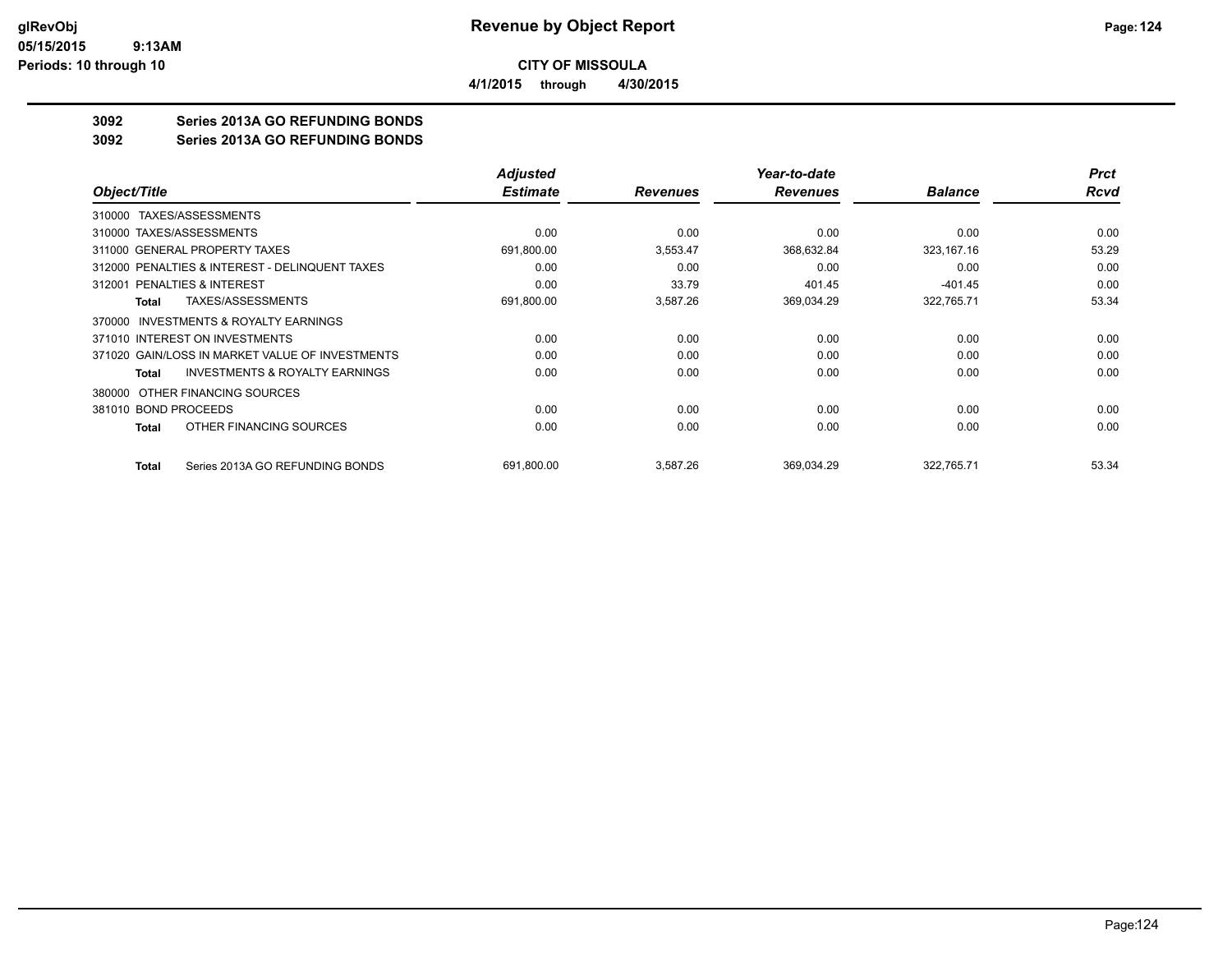**CITY OF MISSOULA**

**4/1/2015 through 4/30/2015**

## 3092 Series 2013A GO REFUNDING BONDS

## 3092 Series 2013A GO REFUNDING BONDS

| Object/Title | Adjusted Estimate | Revenues | Year-to-date Revenues | Balance | Prct Rcvd |
|---|---|---|---|---|---|
| 310000 TAXES/ASSESSMENTS | | | | | |
| 310000 TAXES/ASSESSMENTS | 0.00 | 0.00 | 0.00 | 0.00 | 0.00 |
| 311000 GENERAL PROPERTY TAXES | 691,800.00 | 3,553.47 | 368,632.84 | 323,167.16 | 53.29 |
| 312000 PENALTIES & INTEREST - DELINQUENT TAXES | 0.00 | 0.00 | 0.00 | 0.00 | 0.00 |
| 312001 PENALTIES & INTEREST | 0.00 | 33.79 | 401.45 | -401.45 | 0.00 |
| **Total** TAXES/ASSESSMENTS | 691,800.00 | 3,587.26 | 369,034.29 | 322,765.71 | 53.34 |
| 370000 INVESTMENTS & ROYALTY EARNINGS | | | | | |
| 371010 INTEREST ON INVESTMENTS | 0.00 | 0.00 | 0.00 | 0.00 | 0.00 |
| 371020 GAIN/LOSS IN MARKET VALUE OF INVESTMENTS | 0.00 | 0.00 | 0.00 | 0.00 | 0.00 |
| **Total** INVESTMENTS & ROYALTY EARNINGS | 0.00 | 0.00 | 0.00 | 0.00 | 0.00 |
| 380000 OTHER FINANCING SOURCES | | | | | |
| 381010 BOND PROCEEDS | 0.00 | 0.00 | 0.00 | 0.00 | 0.00 |
| **Total** OTHER FINANCING SOURCES | 0.00 | 0.00 | 0.00 | 0.00 | 0.00 |
| **Total** Series 2013A GO REFUNDING BONDS | 691,800.00 | 3,587.26 | 369,034.29 | 322,765.71 | 53.34 |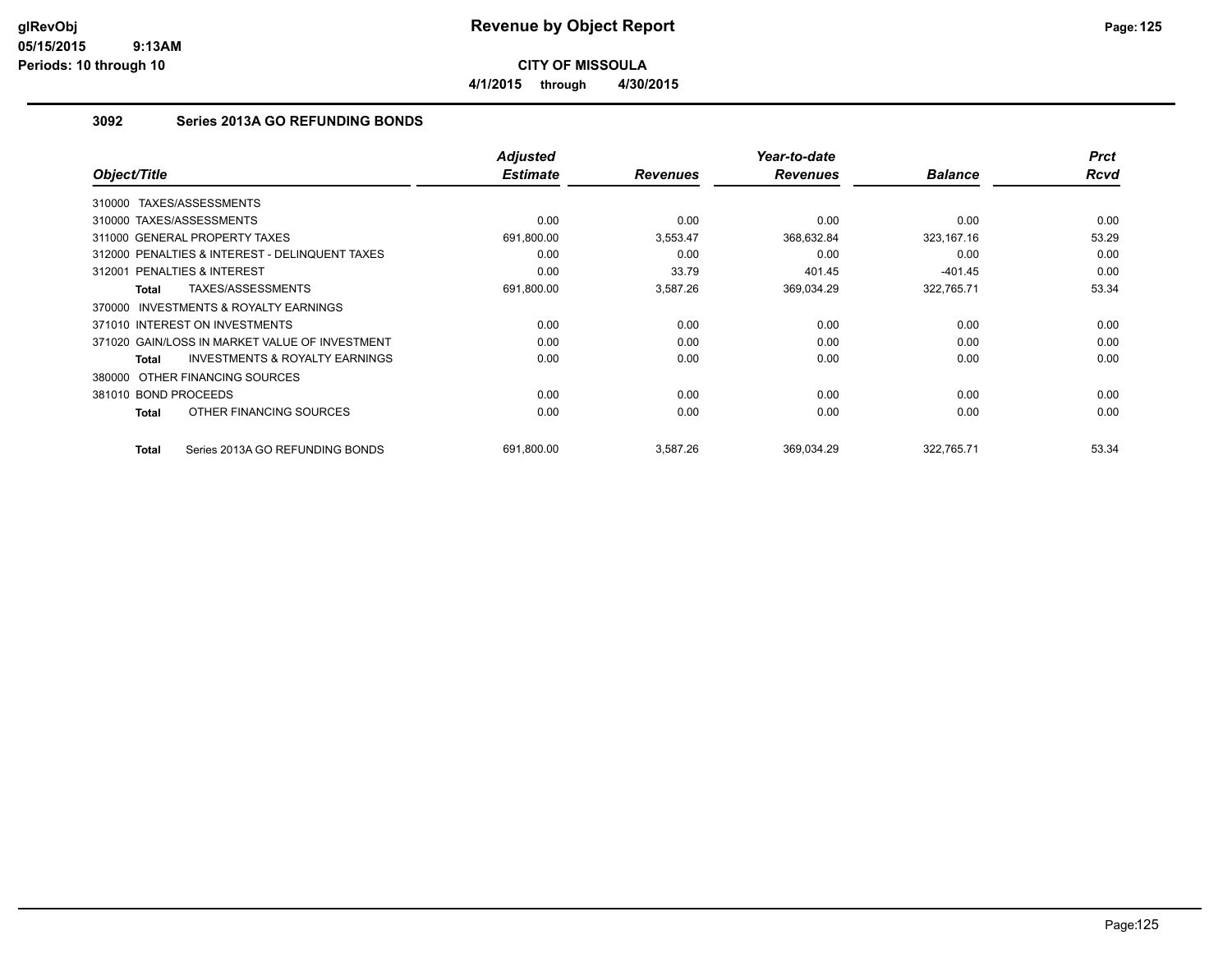# Revenue by Object Report

**CITY OF MISSOULA**

**4/1/2015 through 4/30/2015**

## 3092 Series 2013A GO REFUNDING BONDS

| Object/Title | Adjusted Estimate | Revenues | Year-to-date Revenues | Balance | Prct Rcvd |
|---|---|---|---|---|---|
| 310000 TAXES/ASSESSMENTS | | | | | |
| 310000 TAXES/ASSESSMENTS | 0.00 | 0.00 | 0.00 | 0.00 | 0.00 |
| 311000 GENERAL PROPERTY TAXES | 691,800.00 | 3,553.47 | 368,632.84 | 323,167.16 | 53.29 |
| 312000 PENALTIES & INTEREST - DELINQUENT TAXES | 0.00 | 0.00 | 0.00 | 0.00 | 0.00 |
| 312001 PENALTIES & INTEREST | 0.00 | 33.79 | 401.45 | -401.45 | 0.00 |
| **Total** TAXES/ASSESSMENTS | 691,800.00 | 3,587.26 | 369,034.29 | 322,765.71 | 53.34 |
| 370000 INVESTMENTS & ROYALTY EARNINGS | | | | | |
| 371010 INTEREST ON INVESTMENTS | 0.00 | 0.00 | 0.00 | 0.00 | 0.00 |
| 371020 GAIN/LOSS IN MARKET VALUE OF INVESTMENT | 0.00 | 0.00 | 0.00 | 0.00 | 0.00 |
| **Total** INVESTMENTS & ROYALTY EARNINGS | 0.00 | 0.00 | 0.00 | 0.00 | 0.00 |
| 380000 OTHER FINANCING SOURCES | | | | | |
| 381010 BOND PROCEEDS | 0.00 | 0.00 | 0.00 | 0.00 | 0.00 |
| **Total** OTHER FINANCING SOURCES | 0.00 | 0.00 | 0.00 | 0.00 | 0.00 |
| **Total** Series 2013A GO REFUNDING BONDS | 691,800.00 | 3,587.26 | 369,034.29 | 322,765.71 | 53.34 |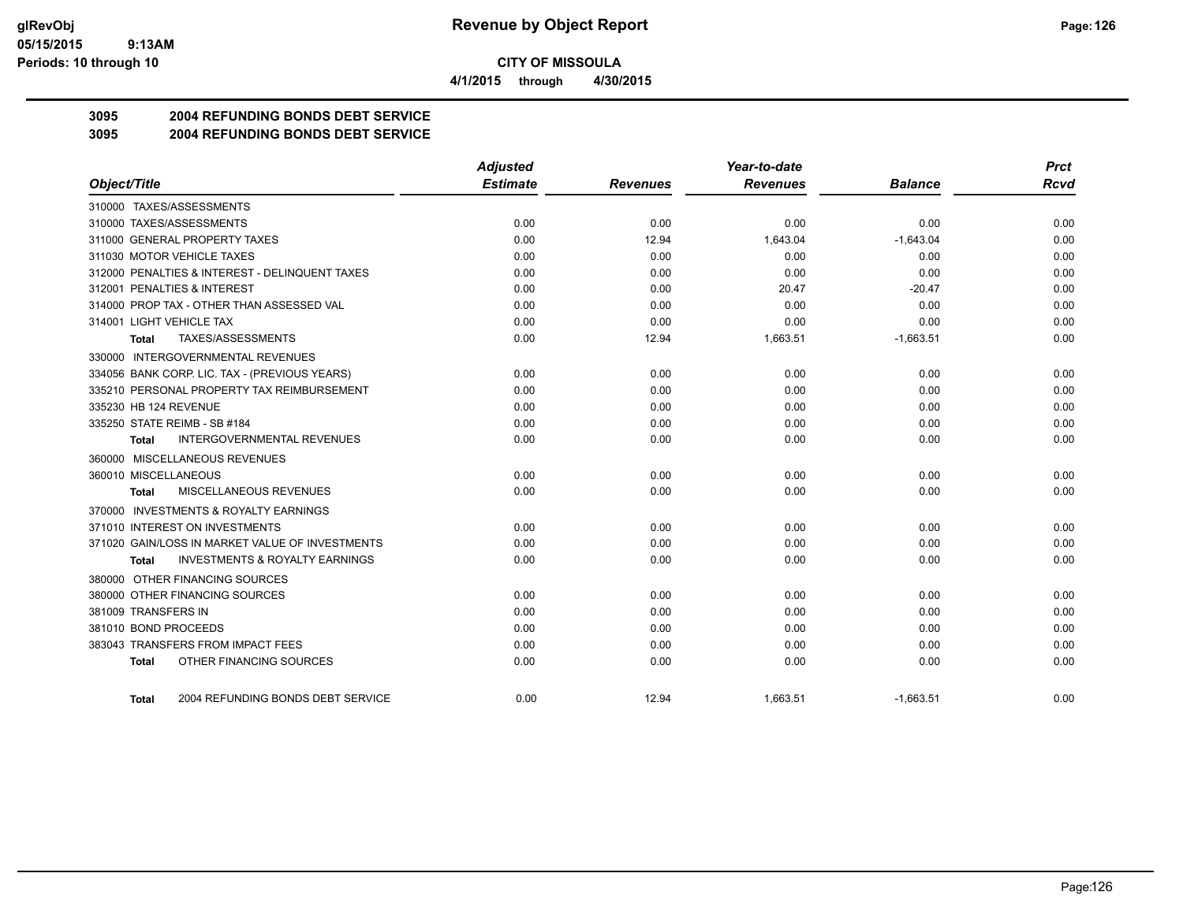# Revenue by Object Report

**CITY OF MISSOULA**

**4/1/2015 through 4/30/2015**

glRevObj
05/15/2015 9:13AM
Periods: 10 through 10

## 3095 2004 REFUNDING BONDS DEBT SERVICE

## 3095 2004 REFUNDING BONDS DEBT SERVICE

| Object/Title | Adjusted Estimate | Revenues | Year-to-date Revenues | Balance | Prct Rcvd |
|---|---|---|---|---|---|
| 310000 TAXES/ASSESSMENTS | | | | | |
| 310000 TAXES/ASSESSMENTS | 0.00 | 0.00 | 0.00 | 0.00 | 0.00 |
| 311000 GENERAL PROPERTY TAXES | 0.00 | 12.94 | 1,643.04 | -1,643.04 | 0.00 |
| 311030 MOTOR VEHICLE TAXES | 0.00 | 0.00 | 0.00 | 0.00 | 0.00 |
| 312000 PENALTIES & INTEREST - DELINQUENT TAXES | 0.00 | 0.00 | 0.00 | 0.00 | 0.00 |
| 312001 PENALTIES & INTEREST | 0.00 | 0.00 | 20.47 | -20.47 | 0.00 |
| 314000 PROP TAX - OTHER THAN ASSESSED VAL | 0.00 | 0.00 | 0.00 | 0.00 | 0.00 |
| 314001 LIGHT VEHICLE TAX | 0.00 | 0.00 | 0.00 | 0.00 | 0.00 |
| **Total** TAXES/ASSESSMENTS | 0.00 | 12.94 | 1,663.51 | -1,663.51 | 0.00 |
| 330000 INTERGOVERNMENTAL REVENUES | | | | | |
| 334056 BANK CORP. LIC. TAX - (PREVIOUS YEARS) | 0.00 | 0.00 | 0.00 | 0.00 | 0.00 |
| 335210 PERSONAL PROPERTY TAX REIMBURSEMENT | 0.00 | 0.00 | 0.00 | 0.00 | 0.00 |
| 335230 HB 124 REVENUE | 0.00 | 0.00 | 0.00 | 0.00 | 0.00 |
| 335250 STATE REIMB - SB #184 | 0.00 | 0.00 | 0.00 | 0.00 | 0.00 |
| **Total** INTERGOVERNMENTAL REVENUES | 0.00 | 0.00 | 0.00 | 0.00 | 0.00 |
| 360000 MISCELLANEOUS REVENUES | | | | | |
| 360010 MISCELLANEOUS | 0.00 | 0.00 | 0.00 | 0.00 | 0.00 |
| **Total** MISCELLANEOUS REVENUES | 0.00 | 0.00 | 0.00 | 0.00 | 0.00 |
| 370000 INVESTMENTS & ROYALTY EARNINGS | | | | | |
| 371010 INTEREST ON INVESTMENTS | 0.00 | 0.00 | 0.00 | 0.00 | 0.00 |
| 371020 GAIN/LOSS IN MARKET VALUE OF INVESTMENTS | 0.00 | 0.00 | 0.00 | 0.00 | 0.00 |
| **Total** INVESTMENTS & ROYALTY EARNINGS | 0.00 | 0.00 | 0.00 | 0.00 | 0.00 |
| 380000 OTHER FINANCING SOURCES | | | | | |
| 380000 OTHER FINANCING SOURCES | 0.00 | 0.00 | 0.00 | 0.00 | 0.00 |
| 381009 TRANSFERS IN | 0.00 | 0.00 | 0.00 | 0.00 | 0.00 |
| 381010 BOND PROCEEDS | 0.00 | 0.00 | 0.00 | 0.00 | 0.00 |
| 383043 TRANSFERS FROM IMPACT FEES | 0.00 | 0.00 | 0.00 | 0.00 | 0.00 |
| **Total** OTHER FINANCING SOURCES | 0.00 | 0.00 | 0.00 | 0.00 | 0.00 |
| **Total** 2004 REFUNDING BONDS DEBT SERVICE | 0.00 | 12.94 | 1,663.51 | -1,663.51 | 0.00 |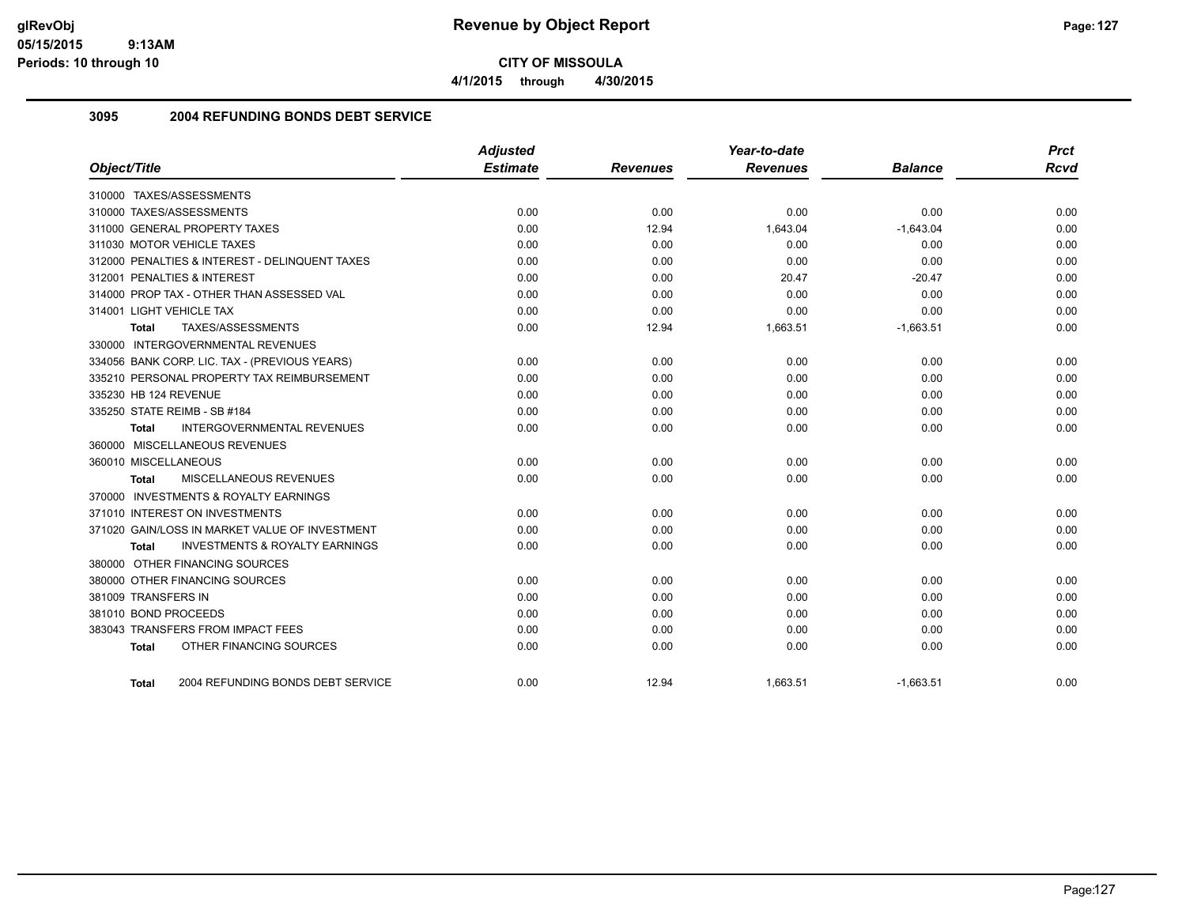**CITY OF MISSOULA**

**4/1/2015 through 4/30/2015**

## 3095 2004 REFUNDING BONDS DEBT SERVICE

| Object/Title | Adjusted Estimate | Revenues | Year-to-date Revenues | Balance | Prct Rcvd |
|---|---|---|---|---|---|
| 310000 TAXES/ASSESSMENTS | | | | | |
| 310000 TAXES/ASSESSMENTS | 0.00 | 0.00 | 0.00 | 0.00 | 0.00 |
| 311000 GENERAL PROPERTY TAXES | 0.00 | 12.94 | 1,643.04 | -1,643.04 | 0.00 |
| 311030 MOTOR VEHICLE TAXES | 0.00 | 0.00 | 0.00 | 0.00 | 0.00 |
| 312000 PENALTIES & INTEREST - DELINQUENT TAXES | 0.00 | 0.00 | 0.00 | 0.00 | 0.00 |
| 312001 PENALTIES & INTEREST | 0.00 | 0.00 | 20.47 | -20.47 | 0.00 |
| 314000 PROP TAX - OTHER THAN ASSESSED VAL | 0.00 | 0.00 | 0.00 | 0.00 | 0.00 |
| 314001 LIGHT VEHICLE TAX | 0.00 | 0.00 | 0.00 | 0.00 | 0.00 |
| **Total** TAXES/ASSESSMENTS | 0.00 | 12.94 | 1,663.51 | -1,663.51 | 0.00 |
| 330000 INTERGOVERNMENTAL REVENUES | | | | | |
| 334056 BANK CORP. LIC. TAX - (PREVIOUS YEARS) | 0.00 | 0.00 | 0.00 | 0.00 | 0.00 |
| 335210 PERSONAL PROPERTY TAX REIMBURSEMENT | 0.00 | 0.00 | 0.00 | 0.00 | 0.00 |
| 335230 HB 124 REVENUE | 0.00 | 0.00 | 0.00 | 0.00 | 0.00 |
| 335250 STATE REIMB - SB #184 | 0.00 | 0.00 | 0.00 | 0.00 | 0.00 |
| **Total** INTERGOVERNMENTAL REVENUES | 0.00 | 0.00 | 0.00 | 0.00 | 0.00 |
| 360000 MISCELLANEOUS REVENUES | | | | | |
| 360010 MISCELLANEOUS | 0.00 | 0.00 | 0.00 | 0.00 | 0.00 |
| **Total** MISCELLANEOUS REVENUES | 0.00 | 0.00 | 0.00 | 0.00 | 0.00 |
| 370000 INVESTMENTS & ROYALTY EARNINGS | | | | | |
| 371010 INTEREST ON INVESTMENTS | 0.00 | 0.00 | 0.00 | 0.00 | 0.00 |
| 371020 GAIN/LOSS IN MARKET VALUE OF INVESTMENT | 0.00 | 0.00 | 0.00 | 0.00 | 0.00 |
| **Total** INVESTMENTS & ROYALTY EARNINGS | 0.00 | 0.00 | 0.00 | 0.00 | 0.00 |
| 380000 OTHER FINANCING SOURCES | | | | | |
| 380000 OTHER FINANCING SOURCES | 0.00 | 0.00 | 0.00 | 0.00 | 0.00 |
| 381009 TRANSFERS IN | 0.00 | 0.00 | 0.00 | 0.00 | 0.00 |
| 381010 BOND PROCEEDS | 0.00 | 0.00 | 0.00 | 0.00 | 0.00 |
| 383043 TRANSFERS FROM IMPACT FEES | 0.00 | 0.00 | 0.00 | 0.00 | 0.00 |
| **Total** OTHER FINANCING SOURCES | 0.00 | 0.00 | 0.00 | 0.00 | 0.00 |
| **Total** 2004 REFUNDING BONDS DEBT SERVICE | 0.00 | 12.94 | 1,663.51 | -1,663.51 | 0.00 |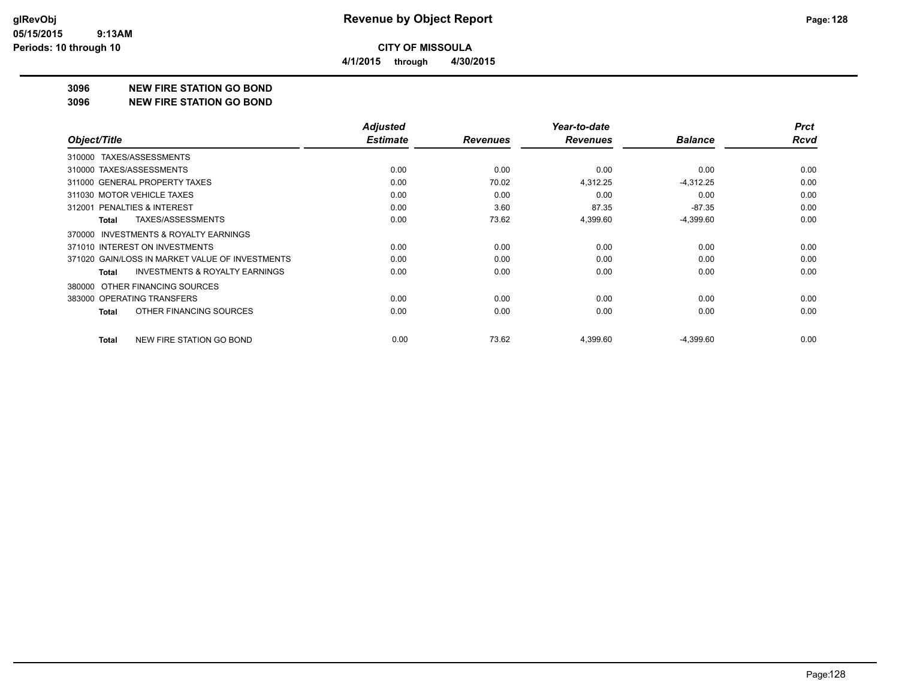**CITY OF MISSOULA**

**4/1/2015 through 4/30/2015**

## 3096 NEW FIRE STATION GO BOND

## 3096 NEW FIRE STATION GO BOND

| Object/Title | Adjusted Estimate | Revenues | Year-to-date Revenues | Balance | Prct Rcvd |
|---|---|---|---|---|---|
| 310000 TAXES/ASSESSMENTS | | | | | |
| 310000 TAXES/ASSESSMENTS | 0.00 | 0.00 | 0.00 | 0.00 | 0.00 |
| 311000 GENERAL PROPERTY TAXES | 0.00 | 70.02 | 4,312.25 | -4,312.25 | 0.00 |
| 311030 MOTOR VEHICLE TAXES | 0.00 | 0.00 | 0.00 | 0.00 | 0.00 |
| 312001 PENALTIES & INTEREST | 0.00 | 3.60 | 87.35 | -87.35 | 0.00 |
| **Total** TAXES/ASSESSMENTS | 0.00 | 73.62 | 4,399.60 | -4,399.60 | 0.00 |
| 370000 INVESTMENTS & ROYALTY EARNINGS | | | | | |
| 371010 INTEREST ON INVESTMENTS | 0.00 | 0.00 | 0.00 | 0.00 | 0.00 |
| 371020 GAIN/LOSS IN MARKET VALUE OF INVESTMENTS | 0.00 | 0.00 | 0.00 | 0.00 | 0.00 |
| **Total** INVESTMENTS & ROYALTY EARNINGS | 0.00 | 0.00 | 0.00 | 0.00 | 0.00 |
| 380000 OTHER FINANCING SOURCES | | | | | |
| 383000 OPERATING TRANSFERS | 0.00 | 0.00 | 0.00 | 0.00 | 0.00 |
| **Total** OTHER FINANCING SOURCES | 0.00 | 0.00 | 0.00 | 0.00 | 0.00 |
| **Total** NEW FIRE STATION GO BOND | 0.00 | 73.62 | 4,399.60 | -4,399.60 | 0.00 |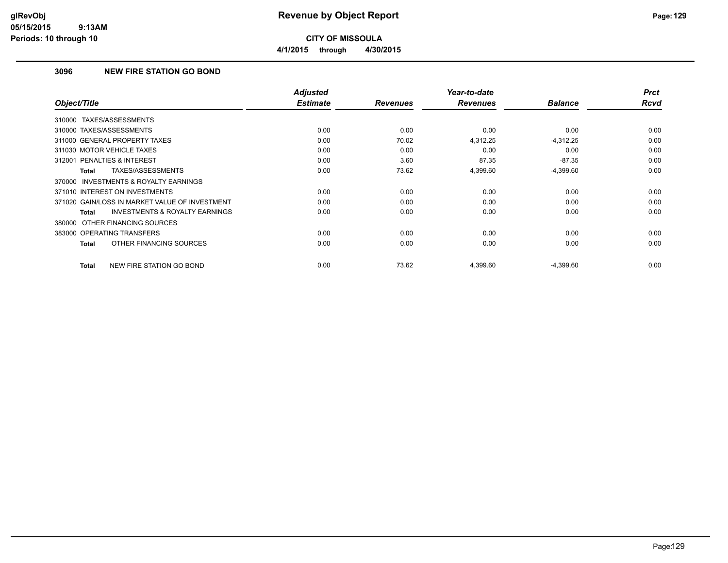# Revenue by Object Report

**CITY OF MISSOULA**

**4/1/2015 through 4/30/2015**

### 3096 NEW FIRE STATION GO BOND

| Object/Title | Adjusted Estimate | Revenues | Year-to-date Revenues | Balance | Prct Rcvd |
|---|---|---|---|---|---|
| 310000 TAXES/ASSESSMENTS | | | | | |
| 310000 TAXES/ASSESSMENTS | 0.00 | 0.00 | 0.00 | 0.00 | 0.00 |
| 311000 GENERAL PROPERTY TAXES | 0.00 | 70.02 | 4,312.25 | -4,312.25 | 0.00 |
| 311030 MOTOR VEHICLE TAXES | 0.00 | 0.00 | 0.00 | 0.00 | 0.00 |
| 312001 PENALTIES & INTEREST | 0.00 | 3.60 | 87.35 | -87.35 | 0.00 |
| **Total** TAXES/ASSESSMENTS | 0.00 | 73.62 | 4,399.60 | -4,399.60 | 0.00 |
| 370000 INVESTMENTS & ROYALTY EARNINGS | | | | | |
| 371010 INTEREST ON INVESTMENTS | 0.00 | 0.00 | 0.00 | 0.00 | 0.00 |
| 371020 GAIN/LOSS IN MARKET VALUE OF INVESTMENT | 0.00 | 0.00 | 0.00 | 0.00 | 0.00 |
| **Total** INVESTMENTS & ROYALTY EARNINGS | 0.00 | 0.00 | 0.00 | 0.00 | 0.00 |
| 380000 OTHER FINANCING SOURCES | | | | | |
| 383000 OPERATING TRANSFERS | 0.00 | 0.00 | 0.00 | 0.00 | 0.00 |
| **Total** OTHER FINANCING SOURCES | 0.00 | 0.00 | 0.00 | 0.00 | 0.00 |
| **Total** NEW FIRE STATION GO BOND | 0.00 | 73.62 | 4,399.60 | -4,399.60 | 0.00 |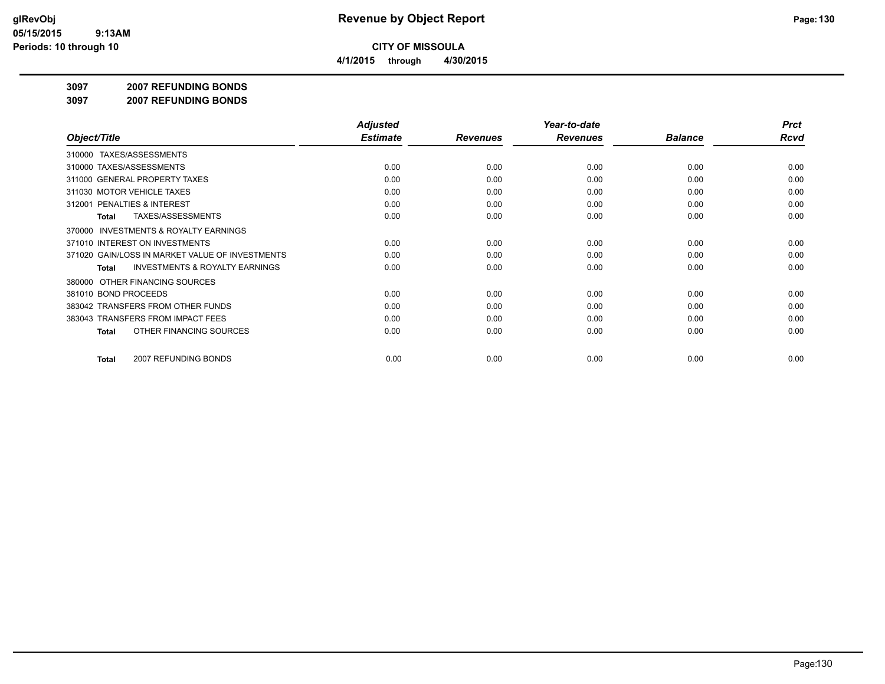# Revenue by Object Report

**CITY OF MISSOULA**

**4/1/2015 through 4/30/2015**

glRevObj
05/15/2015 9:13AM
Periods: 10 through 10

**3097 2007 REFUNDING BONDS**

**3097 2007 REFUNDING BONDS**

| Object/Title | Adjusted Estimate | Revenues | Year-to-date Revenues | Balance | Prct Rcvd |
|---|---|---|---|---|---|
| 310000 TAXES/ASSESSMENTS | | | | | |
| 310000 TAXES/ASSESSMENTS | 0.00 | 0.00 | 0.00 | 0.00 | 0.00 |
| 311000 GENERAL PROPERTY TAXES | 0.00 | 0.00 | 0.00 | 0.00 | 0.00 |
| 311030 MOTOR VEHICLE TAXES | 0.00 | 0.00 | 0.00 | 0.00 | 0.00 |
| 312001 PENALTIES & INTEREST | 0.00 | 0.00 | 0.00 | 0.00 | 0.00 |
| **Total** TAXES/ASSESSMENTS | 0.00 | 0.00 | 0.00 | 0.00 | 0.00 |
| 370000 INVESTMENTS & ROYALTY EARNINGS | | | | | |
| 371010 INTEREST ON INVESTMENTS | 0.00 | 0.00 | 0.00 | 0.00 | 0.00 |
| 371020 GAIN/LOSS IN MARKET VALUE OF INVESTMENTS | 0.00 | 0.00 | 0.00 | 0.00 | 0.00 |
| **Total** INVESTMENTS & ROYALTY EARNINGS | 0.00 | 0.00 | 0.00 | 0.00 | 0.00 |
| 380000 OTHER FINANCING SOURCES | | | | | |
| 381010 BOND PROCEEDS | 0.00 | 0.00 | 0.00 | 0.00 | 0.00 |
| 383042 TRANSFERS FROM OTHER FUNDS | 0.00 | 0.00 | 0.00 | 0.00 | 0.00 |
| 383043 TRANSFERS FROM IMPACT FEES | 0.00 | 0.00 | 0.00 | 0.00 | 0.00 |
| **Total** OTHER FINANCING SOURCES | 0.00 | 0.00 | 0.00 | 0.00 | 0.00 |
| **Total** 2007 REFUNDING BONDS | 0.00 | 0.00 | 0.00 | 0.00 | 0.00 |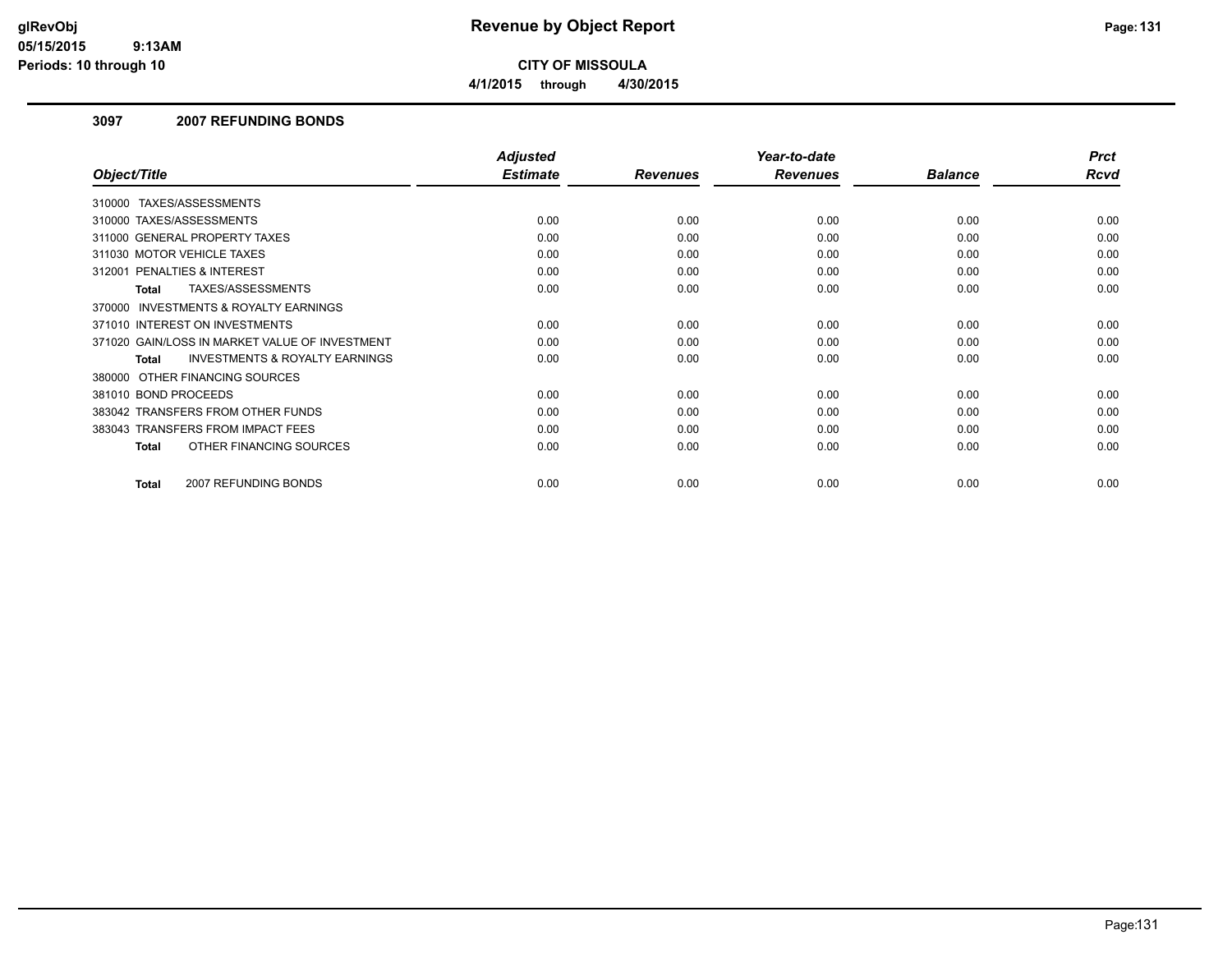# Revenue by Object Report

**CITY OF MISSOULA**

**4/1/2015 through 4/30/2015**

### 3097 2007 REFUNDING BONDS

| Object/Title | Adjusted Estimate | Revenues | Year-to-date Revenues | Balance | Prct Rcvd |
|---|---|---|---|---|---|
| 310000 TAXES/ASSESSMENTS | | | | | |
| 310000 TAXES/ASSESSMENTS | 0.00 | 0.00 | 0.00 | 0.00 | 0.00 |
| 311000 GENERAL PROPERTY TAXES | 0.00 | 0.00 | 0.00 | 0.00 | 0.00 |
| 311030 MOTOR VEHICLE TAXES | 0.00 | 0.00 | 0.00 | 0.00 | 0.00 |
| 312001 PENALTIES & INTEREST | 0.00 | 0.00 | 0.00 | 0.00 | 0.00 |
| **Total** TAXES/ASSESSMENTS | 0.00 | 0.00 | 0.00 | 0.00 | 0.00 |
| 370000 INVESTMENTS & ROYALTY EARNINGS | | | | | |
| 371010 INTEREST ON INVESTMENTS | 0.00 | 0.00 | 0.00 | 0.00 | 0.00 |
| 371020 GAIN/LOSS IN MARKET VALUE OF INVESTMENT | 0.00 | 0.00 | 0.00 | 0.00 | 0.00 |
| **Total** INVESTMENTS & ROYALTY EARNINGS | 0.00 | 0.00 | 0.00 | 0.00 | 0.00 |
| 380000 OTHER FINANCING SOURCES | | | | | |
| 381010 BOND PROCEEDS | 0.00 | 0.00 | 0.00 | 0.00 | 0.00 |
| 383042 TRANSFERS FROM OTHER FUNDS | 0.00 | 0.00 | 0.00 | 0.00 | 0.00 |
| 383043 TRANSFERS FROM IMPACT FEES | 0.00 | 0.00 | 0.00 | 0.00 | 0.00 |
| **Total** OTHER FINANCING SOURCES | 0.00 | 0.00 | 0.00 | 0.00 | 0.00 |
| **Total** 2007 REFUNDING BONDS | 0.00 | 0.00 | 0.00 | 0.00 | 0.00 |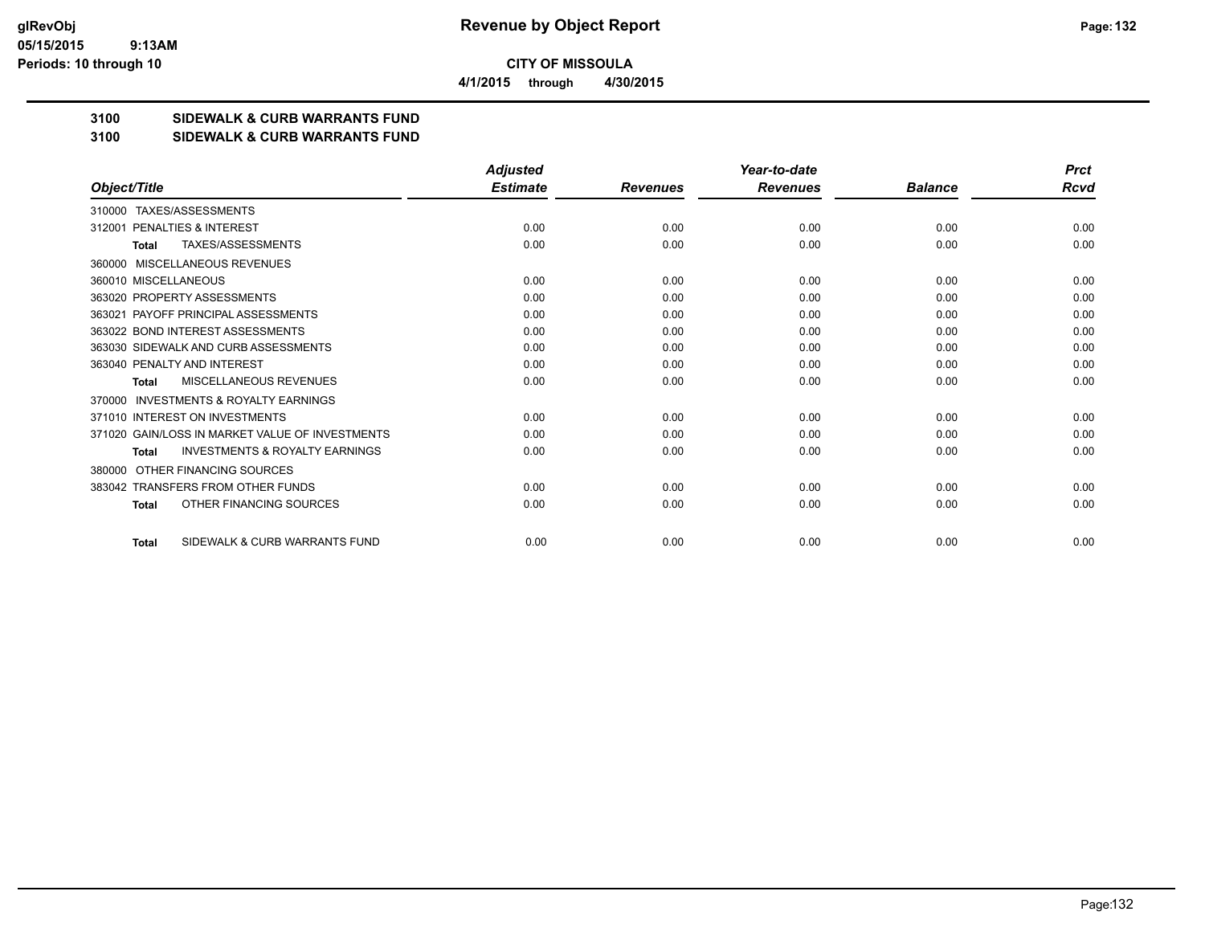**CITY OF MISSOULA**

**4/1/2015 through 4/30/2015**

# Revenue by Object Report

**3100 SIDEWALK & CURB WARRANTS FUND**

**3100 SIDEWALK & CURB WARRANTS FUND**

| Object/Title | Adjusted Estimate | Revenues | Year-to-date Revenues | Balance | Prct Rcvd |
|---|---|---|---|---|---|
| 310000 TAXES/ASSESSMENTS | | | | | |
| 312001 PENALTIES & INTEREST | 0.00 | 0.00 | 0.00 | 0.00 | 0.00 |
| **Total** TAXES/ASSESSMENTS | 0.00 | 0.00 | 0.00 | 0.00 | 0.00 |
| 360000 MISCELLANEOUS REVENUES | | | | | |
| 360010 MISCELLANEOUS | 0.00 | 0.00 | 0.00 | 0.00 | 0.00 |
| 363020 PROPERTY ASSESSMENTS | 0.00 | 0.00 | 0.00 | 0.00 | 0.00 |
| 363021 PAYOFF PRINCIPAL ASSESSMENTS | 0.00 | 0.00 | 0.00 | 0.00 | 0.00 |
| 363022 BOND INTEREST ASSESSMENTS | 0.00 | 0.00 | 0.00 | 0.00 | 0.00 |
| 363030 SIDEWALK AND CURB ASSESSMENTS | 0.00 | 0.00 | 0.00 | 0.00 | 0.00 |
| 363040 PENALTY AND INTEREST | 0.00 | 0.00 | 0.00 | 0.00 | 0.00 |
| **Total** MISCELLANEOUS REVENUES | 0.00 | 0.00 | 0.00 | 0.00 | 0.00 |
| 370000 INVESTMENTS & ROYALTY EARNINGS | | | | | |
| 371010 INTEREST ON INVESTMENTS | 0.00 | 0.00 | 0.00 | 0.00 | 0.00 |
| 371020 GAIN/LOSS IN MARKET VALUE OF INVESTMENTS | 0.00 | 0.00 | 0.00 | 0.00 | 0.00 |
| **Total** INVESTMENTS & ROYALTY EARNINGS | 0.00 | 0.00 | 0.00 | 0.00 | 0.00 |
| 380000 OTHER FINANCING SOURCES | | | | | |
| 383042 TRANSFERS FROM OTHER FUNDS | 0.00 | 0.00 | 0.00 | 0.00 | 0.00 |
| **Total** OTHER FINANCING SOURCES | 0.00 | 0.00 | 0.00 | 0.00 | 0.00 |
| **Total** SIDEWALK & CURB WARRANTS FUND | 0.00 | 0.00 | 0.00 | 0.00 | 0.00 |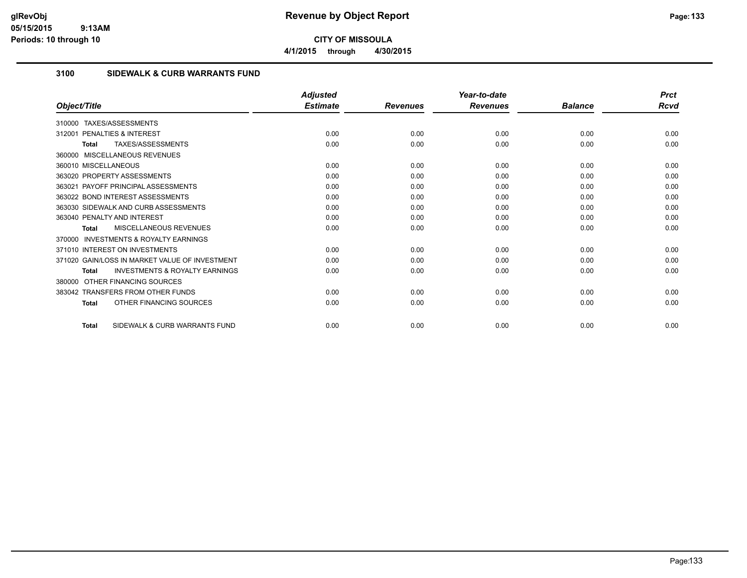**CITY OF MISSOULA**

**4/1/2015 through 4/30/2015**

## 3100 SIDEWALK & CURB WARRANTS FUND

| Object/Title | Adjusted Estimate | Revenues | Year-to-date Revenues | Balance | Prct Rcvd |
|---|---|---|---|---|---|
| 310000 TAXES/ASSESSMENTS | | | | | |
| 312001 PENALTIES & INTEREST | 0.00 | 0.00 | 0.00 | 0.00 | 0.00 |
| **Total** TAXES/ASSESSMENTS | 0.00 | 0.00 | 0.00 | 0.00 | 0.00 |
| 360000 MISCELLANEOUS REVENUES | | | | | |
| 360010 MISCELLANEOUS | 0.00 | 0.00 | 0.00 | 0.00 | 0.00 |
| 363020 PROPERTY ASSESSMENTS | 0.00 | 0.00 | 0.00 | 0.00 | 0.00 |
| 363021 PAYOFF PRINCIPAL ASSESSMENTS | 0.00 | 0.00 | 0.00 | 0.00 | 0.00 |
| 363022 BOND INTEREST ASSESSMENTS | 0.00 | 0.00 | 0.00 | 0.00 | 0.00 |
| 363030 SIDEWALK AND CURB ASSESSMENTS | 0.00 | 0.00 | 0.00 | 0.00 | 0.00 |
| 363040 PENALTY AND INTEREST | 0.00 | 0.00 | 0.00 | 0.00 | 0.00 |
| **Total** MISCELLANEOUS REVENUES | 0.00 | 0.00 | 0.00 | 0.00 | 0.00 |
| 370000 INVESTMENTS & ROYALTY EARNINGS | | | | | |
| 371010 INTEREST ON INVESTMENTS | 0.00 | 0.00 | 0.00 | 0.00 | 0.00 |
| 371020 GAIN/LOSS IN MARKET VALUE OF INVESTMENT | 0.00 | 0.00 | 0.00 | 0.00 | 0.00 |
| **Total** INVESTMENTS & ROYALTY EARNINGS | 0.00 | 0.00 | 0.00 | 0.00 | 0.00 |
| 380000 OTHER FINANCING SOURCES | | | | | |
| 383042 TRANSFERS FROM OTHER FUNDS | 0.00 | 0.00 | 0.00 | 0.00 | 0.00 |
| **Total** OTHER FINANCING SOURCES | 0.00 | 0.00 | 0.00 | 0.00 | 0.00 |
| **Total** SIDEWALK & CURB WARRANTS FUND | 0.00 | 0.00 | 0.00 | 0.00 | 0.00 |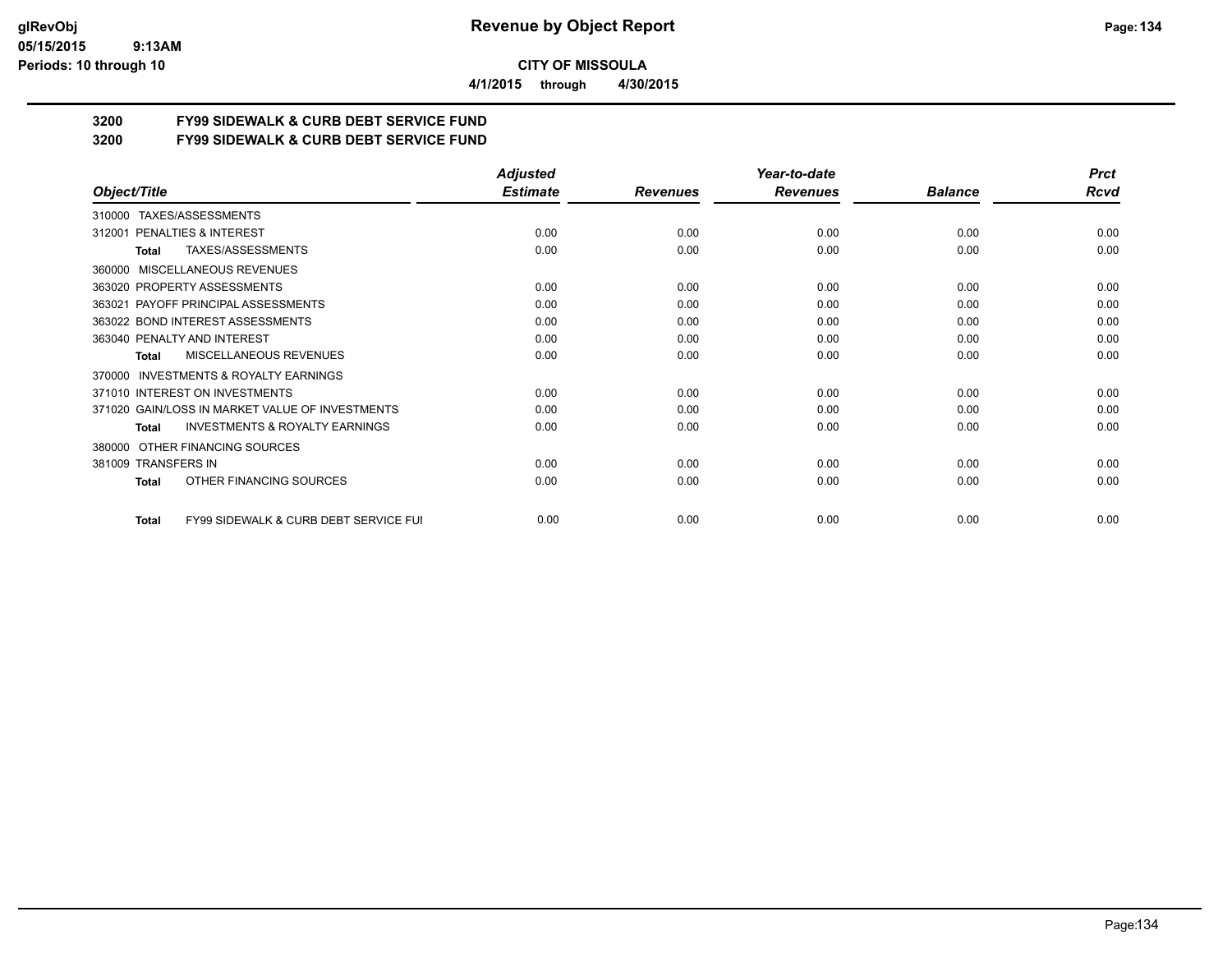**glRevObj**
**05/15/2015 9:13AM**
**Periods: 10 through 10**

# Revenue by Object Report

**CITY OF MISSOULA**

**4/1/2015 through 4/30/2015**

## 3200 FY99 SIDEWALK & CURB DEBT SERVICE FUND
## 3200 FY99 SIDEWALK & CURB DEBT SERVICE FUND

| Object/Title | Adjusted Estimate | Revenues | Year-to-date Revenues | Balance | Prct Rcvd |
|---|---|---|---|---|---|
| 310000 TAXES/ASSESSMENTS | | | | | |
| 312001 PENALTIES & INTEREST | 0.00 | 0.00 | 0.00 | 0.00 | 0.00 |
| **Total** TAXES/ASSESSMENTS | 0.00 | 0.00 | 0.00 | 0.00 | 0.00 |
| 360000 MISCELLANEOUS REVENUES | | | | | |
| 363020 PROPERTY ASSESSMENTS | 0.00 | 0.00 | 0.00 | 0.00 | 0.00 |
| 363021 PAYOFF PRINCIPAL ASSESSMENTS | 0.00 | 0.00 | 0.00 | 0.00 | 0.00 |
| 363022 BOND INTEREST ASSESSMENTS | 0.00 | 0.00 | 0.00 | 0.00 | 0.00 |
| 363040 PENALTY AND INTEREST | 0.00 | 0.00 | 0.00 | 0.00 | 0.00 |
| **Total** MISCELLANEOUS REVENUES | 0.00 | 0.00 | 0.00 | 0.00 | 0.00 |
| 370000 INVESTMENTS & ROYALTY EARNINGS | | | | | |
| 371010 INTEREST ON INVESTMENTS | 0.00 | 0.00 | 0.00 | 0.00 | 0.00 |
| 371020 GAIN/LOSS IN MARKET VALUE OF INVESTMENTS | 0.00 | 0.00 | 0.00 | 0.00 | 0.00 |
| **Total** INVESTMENTS & ROYALTY EARNINGS | 0.00 | 0.00 | 0.00 | 0.00 | 0.00 |
| 380000 OTHER FINANCING SOURCES | | | | | |
| 381009 TRANSFERS IN | 0.00 | 0.00 | 0.00 | 0.00 | 0.00 |
| **Total** OTHER FINANCING SOURCES | 0.00 | 0.00 | 0.00 | 0.00 | 0.00 |
| **Total** FY99 SIDEWALK & CURB DEBT SERVICE FUI | 0.00 | 0.00 | 0.00 | 0.00 | 0.00 |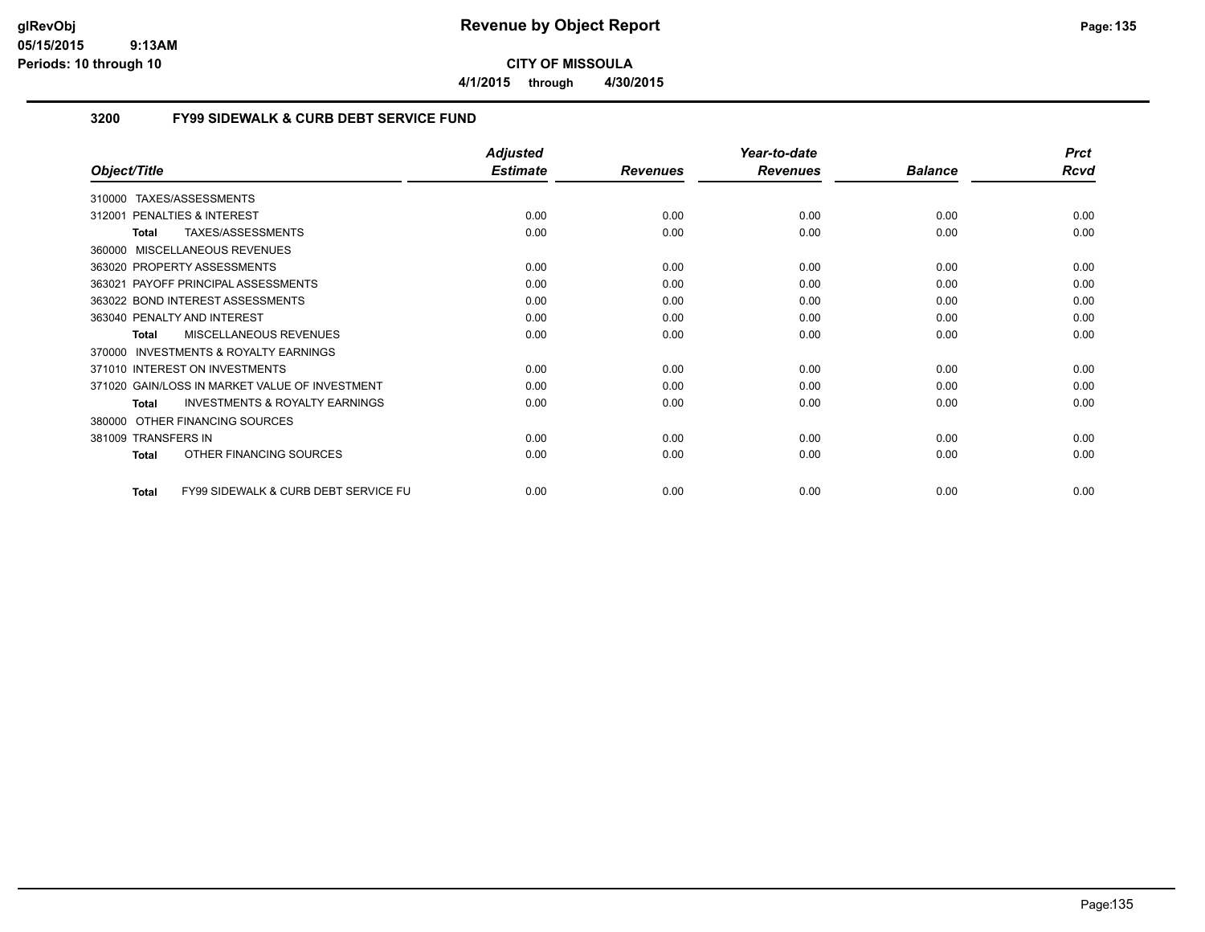**glRevObj**
**05/15/2015 9:13AM**
**Periods: 10 through 10**

# Revenue by Object Report

**CITY OF MISSOULA**

**4/1/2015 through 4/30/2015**

## 3200 FY99 SIDEWALK & CURB DEBT SERVICE FUND

| Object/Title | Adjusted Estimate | Revenues | Year-to-date Revenues | Balance | Prct Rcvd |
|---|---|---|---|---|---|
| 310000 TAXES/ASSESSMENTS | | | | | |
| 312001 PENALTIES & INTEREST | 0.00 | 0.00 | 0.00 | 0.00 | 0.00 |
| **Total** TAXES/ASSESSMENTS | 0.00 | 0.00 | 0.00 | 0.00 | 0.00 |
| 360000 MISCELLANEOUS REVENUES | | | | | |
| 363020 PROPERTY ASSESSMENTS | 0.00 | 0.00 | 0.00 | 0.00 | 0.00 |
| 363021 PAYOFF PRINCIPAL ASSESSMENTS | 0.00 | 0.00 | 0.00 | 0.00 | 0.00 |
| 363022 BOND INTEREST ASSESSMENTS | 0.00 | 0.00 | 0.00 | 0.00 | 0.00 |
| 363040 PENALTY AND INTEREST | 0.00 | 0.00 | 0.00 | 0.00 | 0.00 |
| **Total** MISCELLANEOUS REVENUES | 0.00 | 0.00 | 0.00 | 0.00 | 0.00 |
| 370000 INVESTMENTS & ROYALTY EARNINGS | | | | | |
| 371010 INTEREST ON INVESTMENTS | 0.00 | 0.00 | 0.00 | 0.00 | 0.00 |
| 371020 GAIN/LOSS IN MARKET VALUE OF INVESTMENT | 0.00 | 0.00 | 0.00 | 0.00 | 0.00 |
| **Total** INVESTMENTS & ROYALTY EARNINGS | 0.00 | 0.00 | 0.00 | 0.00 | 0.00 |
| 380000 OTHER FINANCING SOURCES | | | | | |
| 381009 TRANSFERS IN | 0.00 | 0.00 | 0.00 | 0.00 | 0.00 |
| **Total** OTHER FINANCING SOURCES | 0.00 | 0.00 | 0.00 | 0.00 | 0.00 |
| **Total** FY99 SIDEWALK & CURB DEBT SERVICE FU | 0.00 | 0.00 | 0.00 | 0.00 | 0.00 |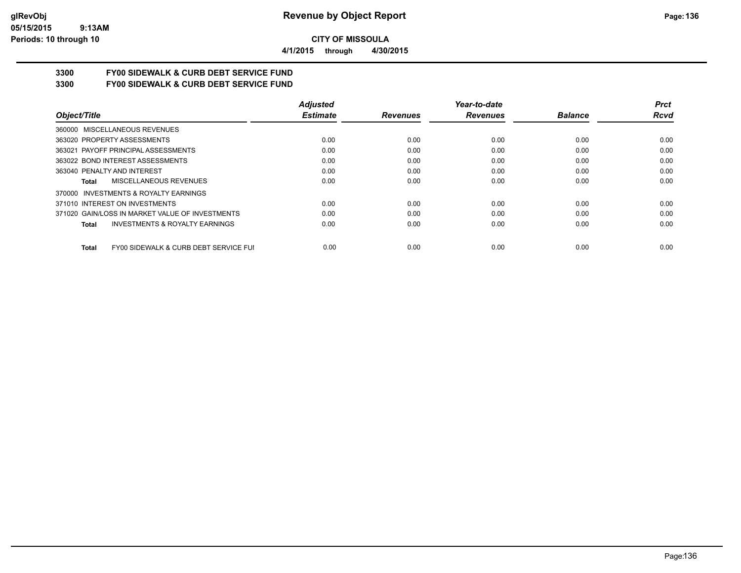**Revenue by Object Report**

**CITY OF MISSOULA**

**4/1/2015 through 4/30/2015**

## 3300 FY00 SIDEWALK & CURB DEBT SERVICE FUND
## 3300 FY00 SIDEWALK & CURB DEBT SERVICE FUND

| Object/Title | Adjusted Estimate | Revenues | Year-to-date Revenues | Balance | Prct Rcvd |
|---|---|---|---|---|---|
| 360000 MISCELLANEOUS REVENUES | | | | | |
| 363020 PROPERTY ASSESSMENTS | 0.00 | 0.00 | 0.00 | 0.00 | 0.00 |
| 363021 PAYOFF PRINCIPAL ASSESSMENTS | 0.00 | 0.00 | 0.00 | 0.00 | 0.00 |
| 363022 BOND INTEREST ASSESSMENTS | 0.00 | 0.00 | 0.00 | 0.00 | 0.00 |
| 363040 PENALTY AND INTEREST | 0.00 | 0.00 | 0.00 | 0.00 | 0.00 |
| **Total** MISCELLANEOUS REVENUES | 0.00 | 0.00 | 0.00 | 0.00 | 0.00 |
| 370000 INVESTMENTS & ROYALTY EARNINGS | | | | | |
| 371010 INTEREST ON INVESTMENTS | 0.00 | 0.00 | 0.00 | 0.00 | 0.00 |
| 371020 GAIN/LOSS IN MARKET VALUE OF INVESTMENTS | 0.00 | 0.00 | 0.00 | 0.00 | 0.00 |
| **Total** INVESTMENTS & ROYALTY EARNINGS | 0.00 | 0.00 | 0.00 | 0.00 | 0.00 |
| **Total** FY00 SIDEWALK & CURB DEBT SERVICE FUI | 0.00 | 0.00 | 0.00 | 0.00 | 0.00 |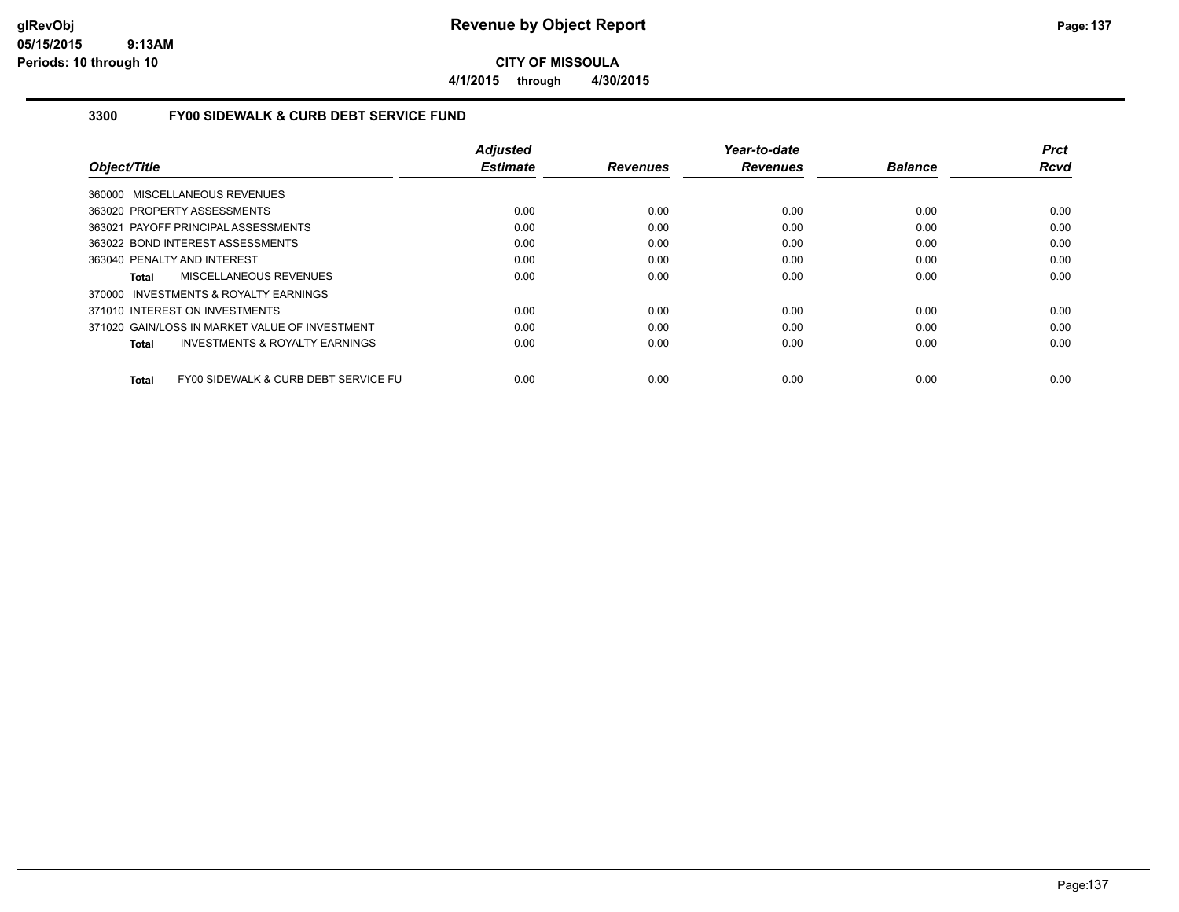glRevObj
05/15/2015 9:13AM
Periods: 10 through 10

# Revenue by Object Report

**CITY OF MISSOULA**

**4/1/2015 through 4/30/2015**

## 3300 FY00 SIDEWALK & CURB DEBT SERVICE FUND

| Object/Title | Adjusted Estimate | Revenues | Year-to-date Revenues | Balance | Prct Rcvd |
|---|---|---|---|---|---|
| 360000 MISCELLANEOUS REVENUES | | | | | |
| 363020 PROPERTY ASSESSMENTS | 0.00 | 0.00 | 0.00 | 0.00 | 0.00 |
| 363021 PAYOFF PRINCIPAL ASSESSMENTS | 0.00 | 0.00 | 0.00 | 0.00 | 0.00 |
| 363022 BOND INTEREST ASSESSMENTS | 0.00 | 0.00 | 0.00 | 0.00 | 0.00 |
| 363040 PENALTY AND INTEREST | 0.00 | 0.00 | 0.00 | 0.00 | 0.00 |
| **Total** MISCELLANEOUS REVENUES | 0.00 | 0.00 | 0.00 | 0.00 | 0.00 |
| 370000 INVESTMENTS & ROYALTY EARNINGS | | | | | |
| 371010 INTEREST ON INVESTMENTS | 0.00 | 0.00 | 0.00 | 0.00 | 0.00 |
| 371020 GAIN/LOSS IN MARKET VALUE OF INVESTMENT | 0.00 | 0.00 | 0.00 | 0.00 | 0.00 |
| **Total** INVESTMENTS & ROYALTY EARNINGS | 0.00 | 0.00 | 0.00 | 0.00 | 0.00 |
| **Total** FY00 SIDEWALK & CURB DEBT SERVICE FU | 0.00 | 0.00 | 0.00 | 0.00 | 0.00 |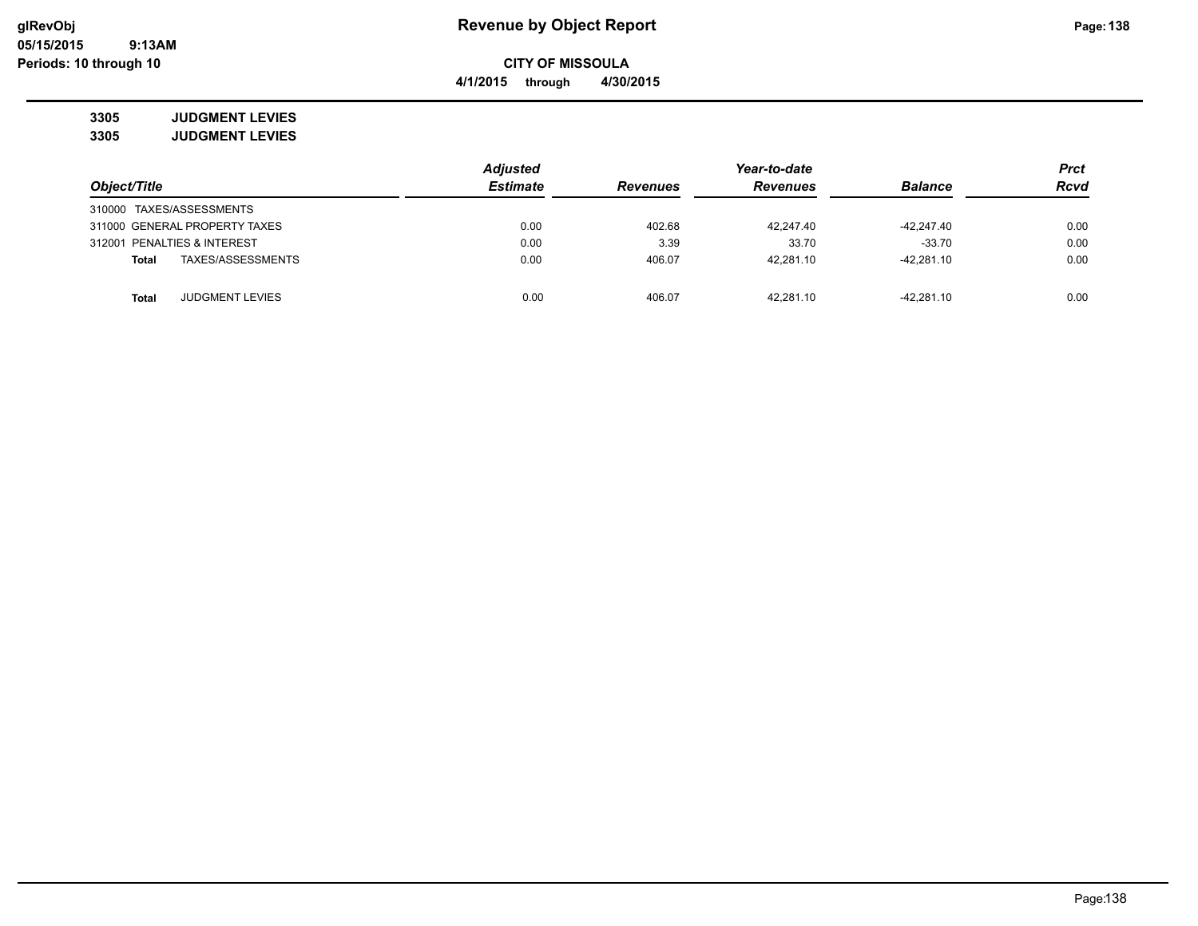**3305 JUDGMENT LEVIES**

**3305 JUDGMENT LEVIES**

| Object/Title | Adjusted Estimate | Revenues | Year-to-date Revenues | Balance | Prct Rcvd |
|---|---|---|---|---|---|
| 310000 TAXES/ASSESSMENTS | | | | | |
| 311000 GENERAL PROPERTY TAXES | 0.00 | 402.68 | 42,247.40 | -42,247.40 | 0.00 |
| 312001 PENALTIES & INTEREST | 0.00 | 3.39 | 33.70 | -33.70 | 0.00 |
| **Total** TAXES/ASSESSMENTS | 0.00 | 406.07 | 42,281.10 | -42,281.10 | 0.00 |
| | | | | | |
| **Total** JUDGMENT LEVIES | 0.00 | 406.07 | 42,281.10 | -42,281.10 | 0.00 |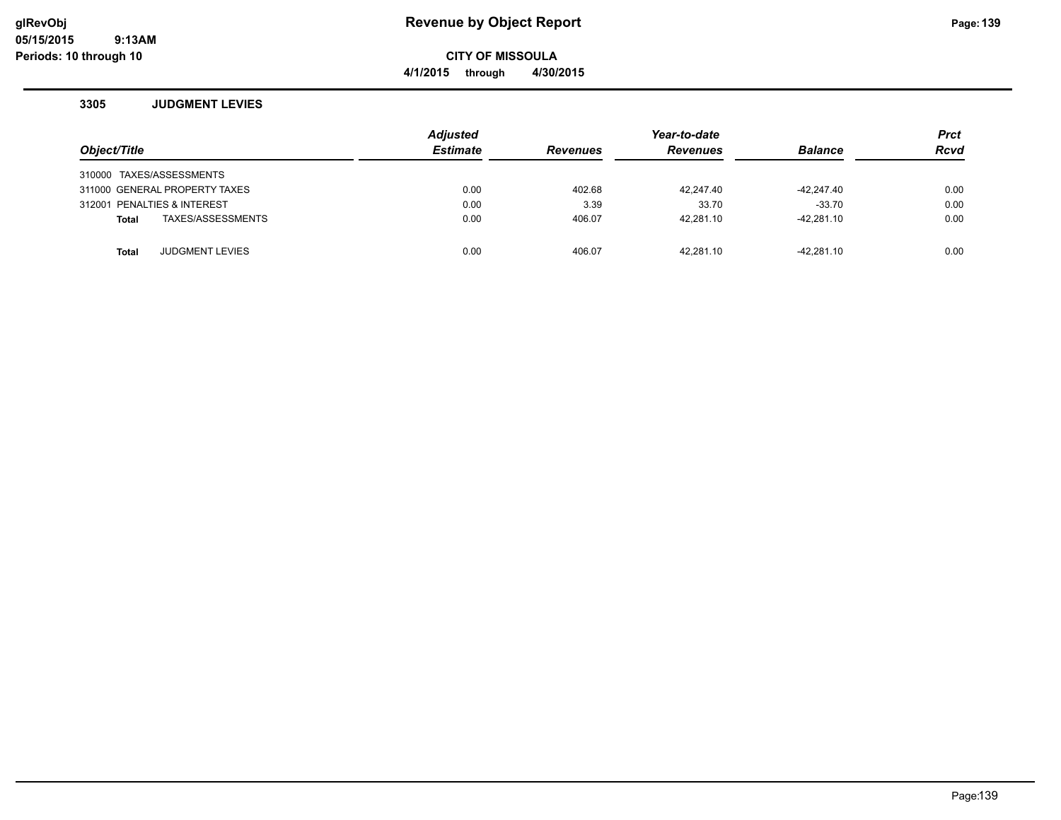# Revenue by Object Report

**CITY OF MISSOULA**

**4/1/2015 through 4/30/2015**

glRevObj
05/15/2015 9:13AM
Periods: 10 through 10

### 3305 JUDGMENT LEVIES

| Object/Title | Adjusted Estimate | Revenues | Year-to-date Revenues | Balance | Prct Rcvd |
|---|---|---|---|---|---|
| 310000 TAXES/ASSESSMENTS | | | | | |
| 311000 GENERAL PROPERTY TAXES | 0.00 | 402.68 | 42,247.40 | -42,247.40 | 0.00 |
| 312001 PENALTIES & INTEREST | 0.00 | 3.39 | 33.70 | -33.70 | 0.00 |
| **Total** TAXES/ASSESSMENTS | 0.00 | 406.07 | 42,281.10 | -42,281.10 | 0.00 |
| **Total** JUDGMENT LEVIES | 0.00 | 406.07 | 42,281.10 | -42,281.10 | 0.00 |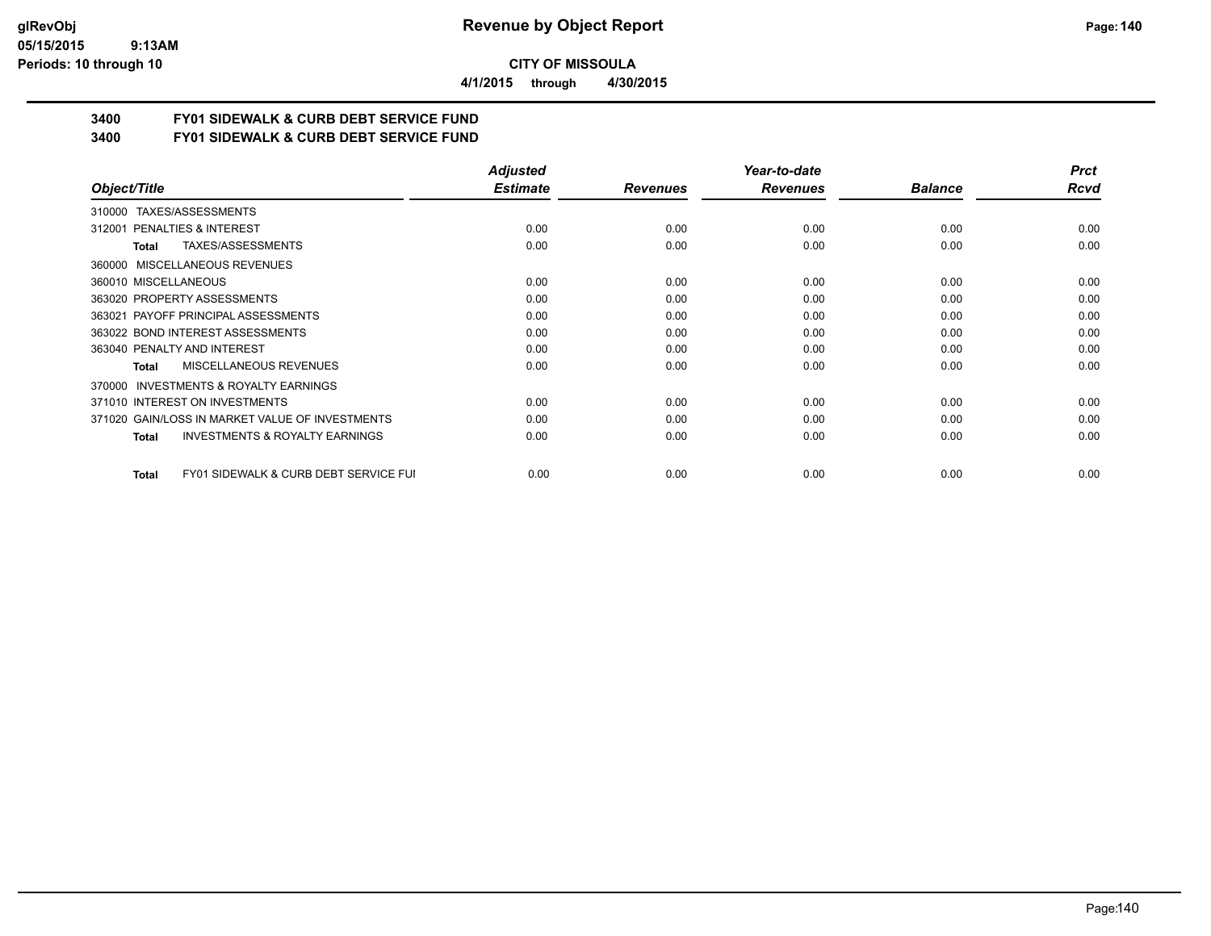**glRevObj**
**05/15/2015 9:13AM**
**Periods: 10 through 10**

# Revenue by Object Report

**CITY OF MISSOULA**

**4/1/2015 through 4/30/2015**

## 3400 FY01 SIDEWALK & CURB DEBT SERVICE FUND
## 3400 FY01 SIDEWALK & CURB DEBT SERVICE FUND

| Object/Title | Adjusted Estimate | Revenues | Year-to-date Revenues | Balance | Prct Rcvd |
|---|---|---|---|---|---|
| 310000 TAXES/ASSESSMENTS | | | | | |
| 312001 PENALTIES & INTEREST | 0.00 | 0.00 | 0.00 | 0.00 | 0.00 |
| **Total** TAXES/ASSESSMENTS | 0.00 | 0.00 | 0.00 | 0.00 | 0.00 |
| 360000 MISCELLANEOUS REVENUES | | | | | |
| 360010 MISCELLANEOUS | 0.00 | 0.00 | 0.00 | 0.00 | 0.00 |
| 363020 PROPERTY ASSESSMENTS | 0.00 | 0.00 | 0.00 | 0.00 | 0.00 |
| 363021 PAYOFF PRINCIPAL ASSESSMENTS | 0.00 | 0.00 | 0.00 | 0.00 | 0.00 |
| 363022 BOND INTEREST ASSESSMENTS | 0.00 | 0.00 | 0.00 | 0.00 | 0.00 |
| 363040 PENALTY AND INTEREST | 0.00 | 0.00 | 0.00 | 0.00 | 0.00 |
| **Total** MISCELLANEOUS REVENUES | 0.00 | 0.00 | 0.00 | 0.00 | 0.00 |
| 370000 INVESTMENTS & ROYALTY EARNINGS | | | | | |
| 371010 INTEREST ON INVESTMENTS | 0.00 | 0.00 | 0.00 | 0.00 | 0.00 |
| 371020 GAIN/LOSS IN MARKET VALUE OF INVESTMENTS | 0.00 | 0.00 | 0.00 | 0.00 | 0.00 |
| **Total** INVESTMENTS & ROYALTY EARNINGS | 0.00 | 0.00 | 0.00 | 0.00 | 0.00 |
| **Total** FY01 SIDEWALK & CURB DEBT SERVICE FUI | 0.00 | 0.00 | 0.00 | 0.00 | 0.00 |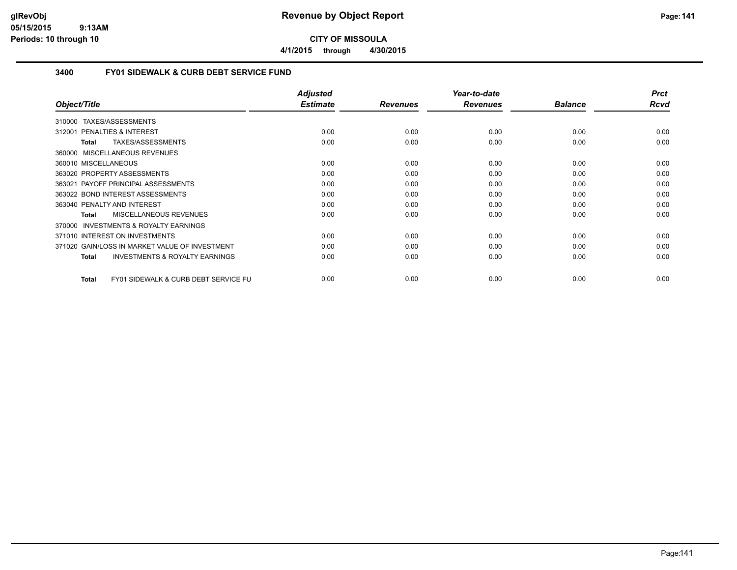# Revenue by Object Report

**CITY OF MISSOULA**

**4/1/2015 through 4/30/2015**

### 3400 FY01 SIDEWALK & CURB DEBT SERVICE FUND

| Object/Title | Adjusted Estimate | Revenues | Year-to-date Revenues | Balance | Prct Rcvd |
|---|---|---|---|---|---|
| 310000 TAXES/ASSESSMENTS | | | | | |
| 312001 PENALTIES & INTEREST | 0.00 | 0.00 | 0.00 | 0.00 | 0.00 |
| **Total** TAXES/ASSESSMENTS | 0.00 | 0.00 | 0.00 | 0.00 | 0.00 |
| 360000 MISCELLANEOUS REVENUES | | | | | |
| 360010 MISCELLANEOUS | 0.00 | 0.00 | 0.00 | 0.00 | 0.00 |
| 363020 PROPERTY ASSESSMENTS | 0.00 | 0.00 | 0.00 | 0.00 | 0.00 |
| 363021 PAYOFF PRINCIPAL ASSESSMENTS | 0.00 | 0.00 | 0.00 | 0.00 | 0.00 |
| 363022 BOND INTEREST ASSESSMENTS | 0.00 | 0.00 | 0.00 | 0.00 | 0.00 |
| 363040 PENALTY AND INTEREST | 0.00 | 0.00 | 0.00 | 0.00 | 0.00 |
| **Total** MISCELLANEOUS REVENUES | 0.00 | 0.00 | 0.00 | 0.00 | 0.00 |
| 370000 INVESTMENTS & ROYALTY EARNINGS | | | | | |
| 371010 INTEREST ON INVESTMENTS | 0.00 | 0.00 | 0.00 | 0.00 | 0.00 |
| 371020 GAIN/LOSS IN MARKET VALUE OF INVESTMENT | 0.00 | 0.00 | 0.00 | 0.00 | 0.00 |
| **Total** INVESTMENTS & ROYALTY EARNINGS | 0.00 | 0.00 | 0.00 | 0.00 | 0.00 |
| **Total** FY01 SIDEWALK & CURB DEBT SERVICE FU | 0.00 | 0.00 | 0.00 | 0.00 | 0.00 |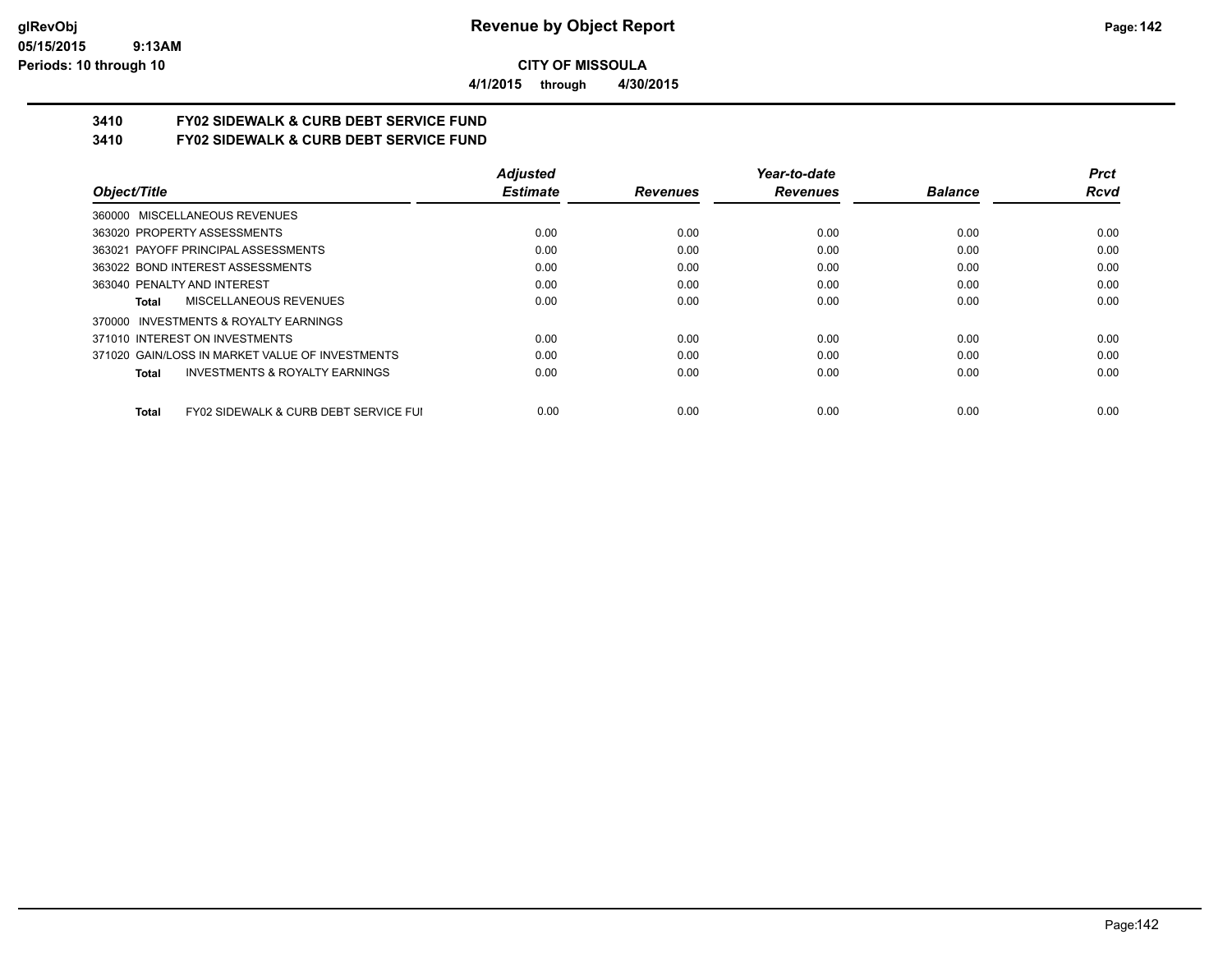# Revenue by Object Report

**CITY OF MISSOULA**

**4/1/2015 through 4/30/2015**

glRevObj
05/15/2015 9:13AM
Periods: 10 through 10

## 3410 FY02 SIDEWALK & CURB DEBT SERVICE FUND
## 3410 FY02 SIDEWALK & CURB DEBT SERVICE FUND

| Object/Title | Adjusted Estimate | Revenues | Year-to-date Revenues | Balance | Prct Rcvd |
|---|---|---|---|---|---|
| 360000 MISCELLANEOUS REVENUES | | | | | |
| 363020 PROPERTY ASSESSMENTS | 0.00 | 0.00 | 0.00 | 0.00 | 0.00 |
| 363021 PAYOFF PRINCIPAL ASSESSMENTS | 0.00 | 0.00 | 0.00 | 0.00 | 0.00 |
| 363022 BOND INTEREST ASSESSMENTS | 0.00 | 0.00 | 0.00 | 0.00 | 0.00 |
| 363040 PENALTY AND INTEREST | 0.00 | 0.00 | 0.00 | 0.00 | 0.00 |
| **Total** MISCELLANEOUS REVENUES | 0.00 | 0.00 | 0.00 | 0.00 | 0.00 |
| 370000 INVESTMENTS & ROYALTY EARNINGS | | | | | |
| 371010 INTEREST ON INVESTMENTS | 0.00 | 0.00 | 0.00 | 0.00 | 0.00 |
| 371020 GAIN/LOSS IN MARKET VALUE OF INVESTMENTS | 0.00 | 0.00 | 0.00 | 0.00 | 0.00 |
| **Total** INVESTMENTS & ROYALTY EARNINGS | 0.00 | 0.00 | 0.00 | 0.00 | 0.00 |
| **Total** FY02 SIDEWALK & CURB DEBT SERVICE FUI | 0.00 | 0.00 | 0.00 | 0.00 | 0.00 |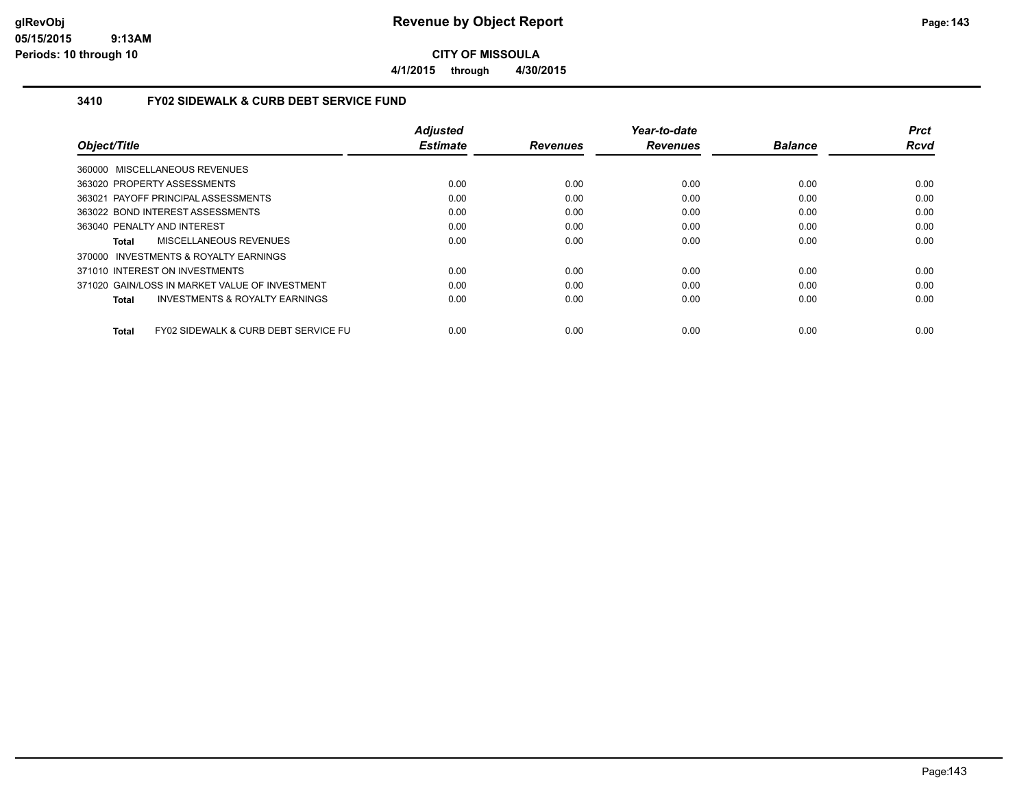# Revenue by Object Report

**CITY OF MISSOULA**

**4/1/2015 through 4/30/2015**

### 3410 FY02 SIDEWALK & CURB DEBT SERVICE FUND

| Object/Title | Adjusted Estimate | Revenues | Year-to-date Revenues | Balance | Prct Rcvd |
|---|---|---|---|---|---|
| 360000 MISCELLANEOUS REVENUES | | | | | |
| 363020 PROPERTY ASSESSMENTS | 0.00 | 0.00 | 0.00 | 0.00 | 0.00 |
| 363021 PAYOFF PRINCIPAL ASSESSMENTS | 0.00 | 0.00 | 0.00 | 0.00 | 0.00 |
| 363022 BOND INTEREST ASSESSMENTS | 0.00 | 0.00 | 0.00 | 0.00 | 0.00 |
| 363040 PENALTY AND INTEREST | 0.00 | 0.00 | 0.00 | 0.00 | 0.00 |
| **Total** MISCELLANEOUS REVENUES | 0.00 | 0.00 | 0.00 | 0.00 | 0.00 |
| 370000 INVESTMENTS & ROYALTY EARNINGS | | | | | |
| 371010 INTEREST ON INVESTMENTS | 0.00 | 0.00 | 0.00 | 0.00 | 0.00 |
| 371020 GAIN/LOSS IN MARKET VALUE OF INVESTMENT | 0.00 | 0.00 | 0.00 | 0.00 | 0.00 |
| **Total** INVESTMENTS & ROYALTY EARNINGS | 0.00 | 0.00 | 0.00 | 0.00 | 0.00 |
| **Total** FY02 SIDEWALK & CURB DEBT SERVICE FU | 0.00 | 0.00 | 0.00 | 0.00 | 0.00 |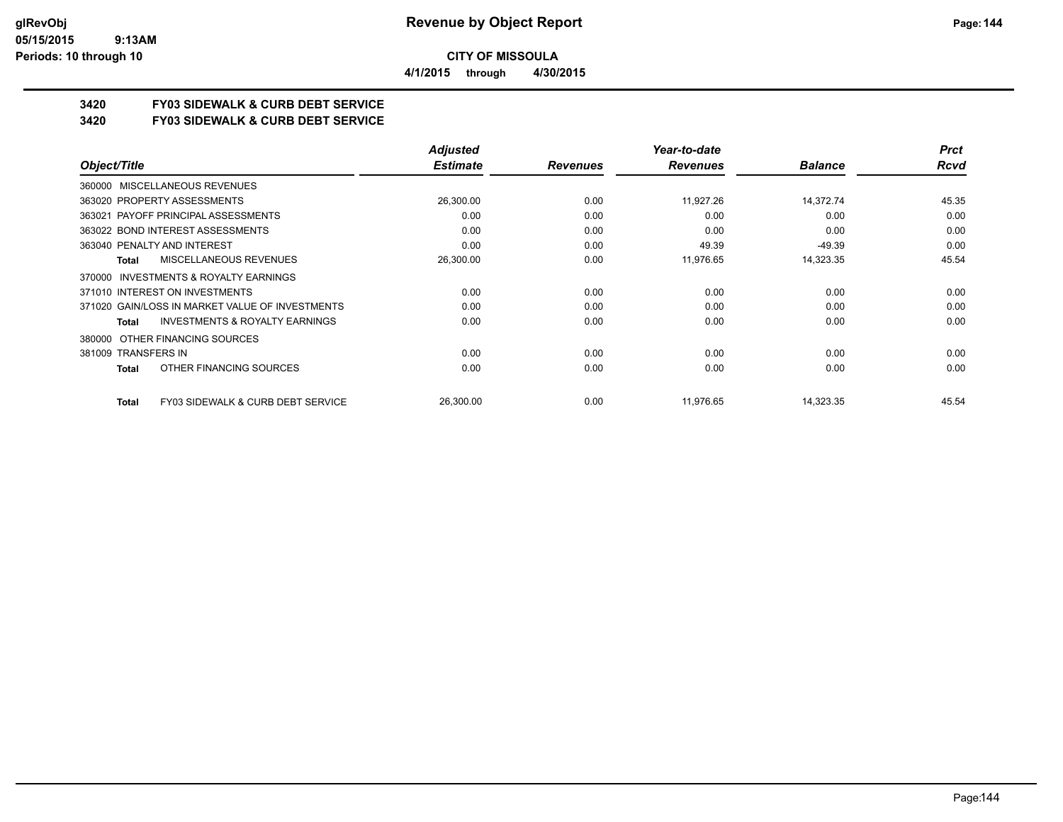**CITY OF MISSOULA**

**4/1/2015 through 4/30/2015**

## 3420 FY03 SIDEWALK & CURB DEBT SERVICE

## 3420 FY03 SIDEWALK & CURB DEBT SERVICE

| Object/Title | Adjusted Estimate | Revenues | Year-to-date Revenues | Balance | Prct Rcvd |
|---|---|---|---|---|---|
| 360000 MISCELLANEOUS REVENUES | | | | | |
| 363020 PROPERTY ASSESSMENTS | 26,300.00 | 0.00 | 11,927.26 | 14,372.74 | 45.35 |
| 363021 PAYOFF PRINCIPAL ASSESSMENTS | 0.00 | 0.00 | 0.00 | 0.00 | 0.00 |
| 363022 BOND INTEREST ASSESSMENTS | 0.00 | 0.00 | 0.00 | 0.00 | 0.00 |
| 363040 PENALTY AND INTEREST | 0.00 | 0.00 | 49.39 | -49.39 | 0.00 |
| **Total** MISCELLANEOUS REVENUES | 26,300.00 | 0.00 | 11,976.65 | 14,323.35 | 45.54 |
| 370000 INVESTMENTS & ROYALTY EARNINGS | | | | | |
| 371010 INTEREST ON INVESTMENTS | 0.00 | 0.00 | 0.00 | 0.00 | 0.00 |
| 371020 GAIN/LOSS IN MARKET VALUE OF INVESTMENTS | 0.00 | 0.00 | 0.00 | 0.00 | 0.00 |
| **Total** INVESTMENTS & ROYALTY EARNINGS | 0.00 | 0.00 | 0.00 | 0.00 | 0.00 |
| 380000 OTHER FINANCING SOURCES | | | | | |
| 381009 TRANSFERS IN | 0.00 | 0.00 | 0.00 | 0.00 | 0.00 |
| **Total** OTHER FINANCING SOURCES | 0.00 | 0.00 | 0.00 | 0.00 | 0.00 |
| **Total** FY03 SIDEWALK & CURB DEBT SERVICE | 26,300.00 | 0.00 | 11,976.65 | 14,323.35 | 45.54 |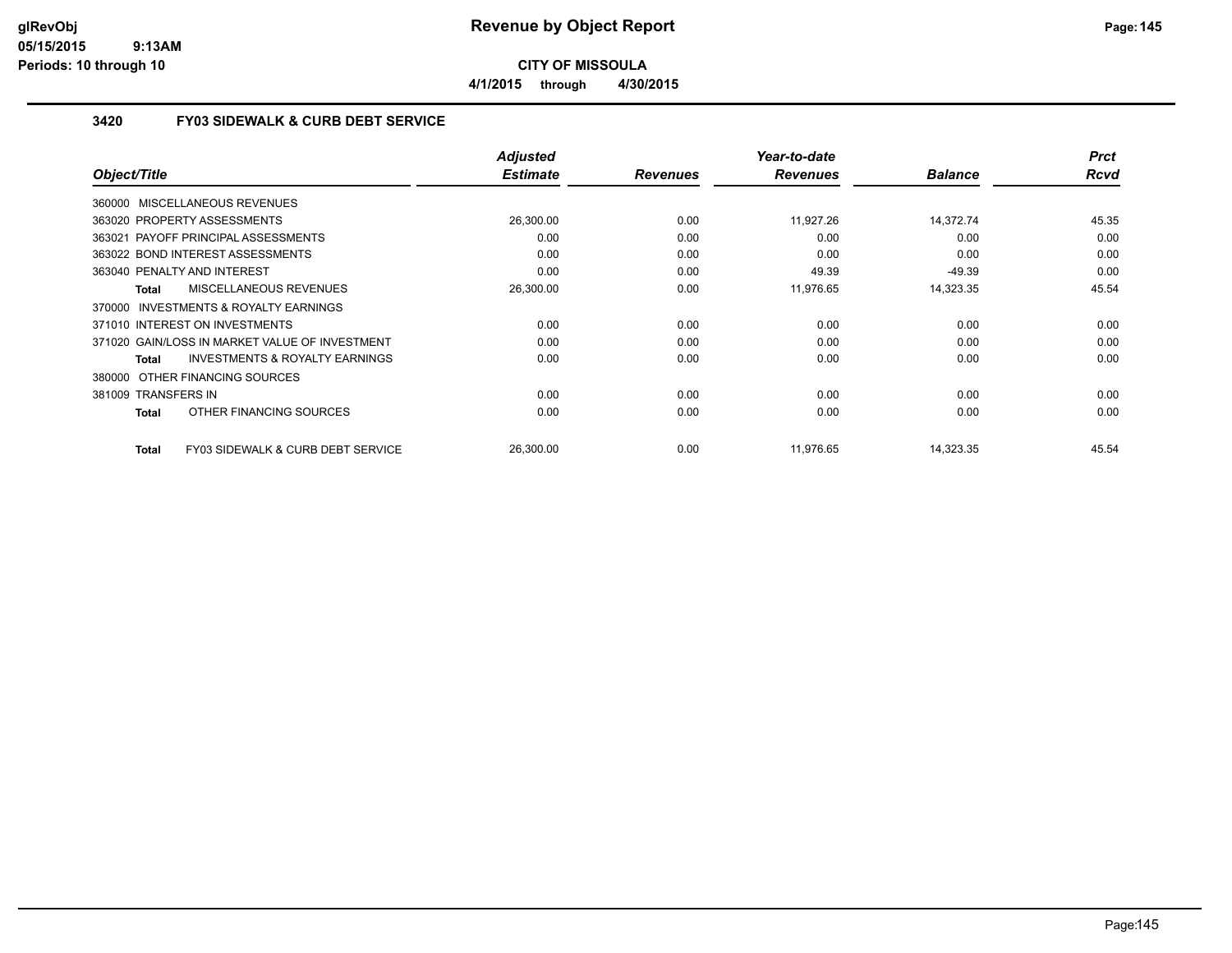# Revenue by Object Report

**CITY OF MISSOULA**

**4/1/2015 through 4/30/2015**

### 3420 FY03 SIDEWALK & CURB DEBT SERVICE

| Object/Title | Adjusted Estimate | Revenues | Year-to-date Revenues | Balance | Prct Rcvd |
|---|---|---|---|---|---|
| 360000 MISCELLANEOUS REVENUES | | | | | |
| 363020 PROPERTY ASSESSMENTS | 26,300.00 | 0.00 | 11,927.26 | 14,372.74 | 45.35 |
| 363021 PAYOFF PRINCIPAL ASSESSMENTS | 0.00 | 0.00 | 0.00 | 0.00 | 0.00 |
| 363022 BOND INTEREST ASSESSMENTS | 0.00 | 0.00 | 0.00 | 0.00 | 0.00 |
| 363040 PENALTY AND INTEREST | 0.00 | 0.00 | 49.39 | -49.39 | 0.00 |
| **Total** MISCELLANEOUS REVENUES | 26,300.00 | 0.00 | 11,976.65 | 14,323.35 | 45.54 |
| 370000 INVESTMENTS & ROYALTY EARNINGS | | | | | |
| 371010 INTEREST ON INVESTMENTS | 0.00 | 0.00 | 0.00 | 0.00 | 0.00 |
| 371020 GAIN/LOSS IN MARKET VALUE OF INVESTMENT | 0.00 | 0.00 | 0.00 | 0.00 | 0.00 |
| **Total** INVESTMENTS & ROYALTY EARNINGS | 0.00 | 0.00 | 0.00 | 0.00 | 0.00 |
| 380000 OTHER FINANCING SOURCES | | | | | |
| 381009 TRANSFERS IN | 0.00 | 0.00 | 0.00 | 0.00 | 0.00 |
| **Total** OTHER FINANCING SOURCES | 0.00 | 0.00 | 0.00 | 0.00 | 0.00 |
| **Total** FY03 SIDEWALK & CURB DEBT SERVICE | 26,300.00 | 0.00 | 11,976.65 | 14,323.35 | 45.54 |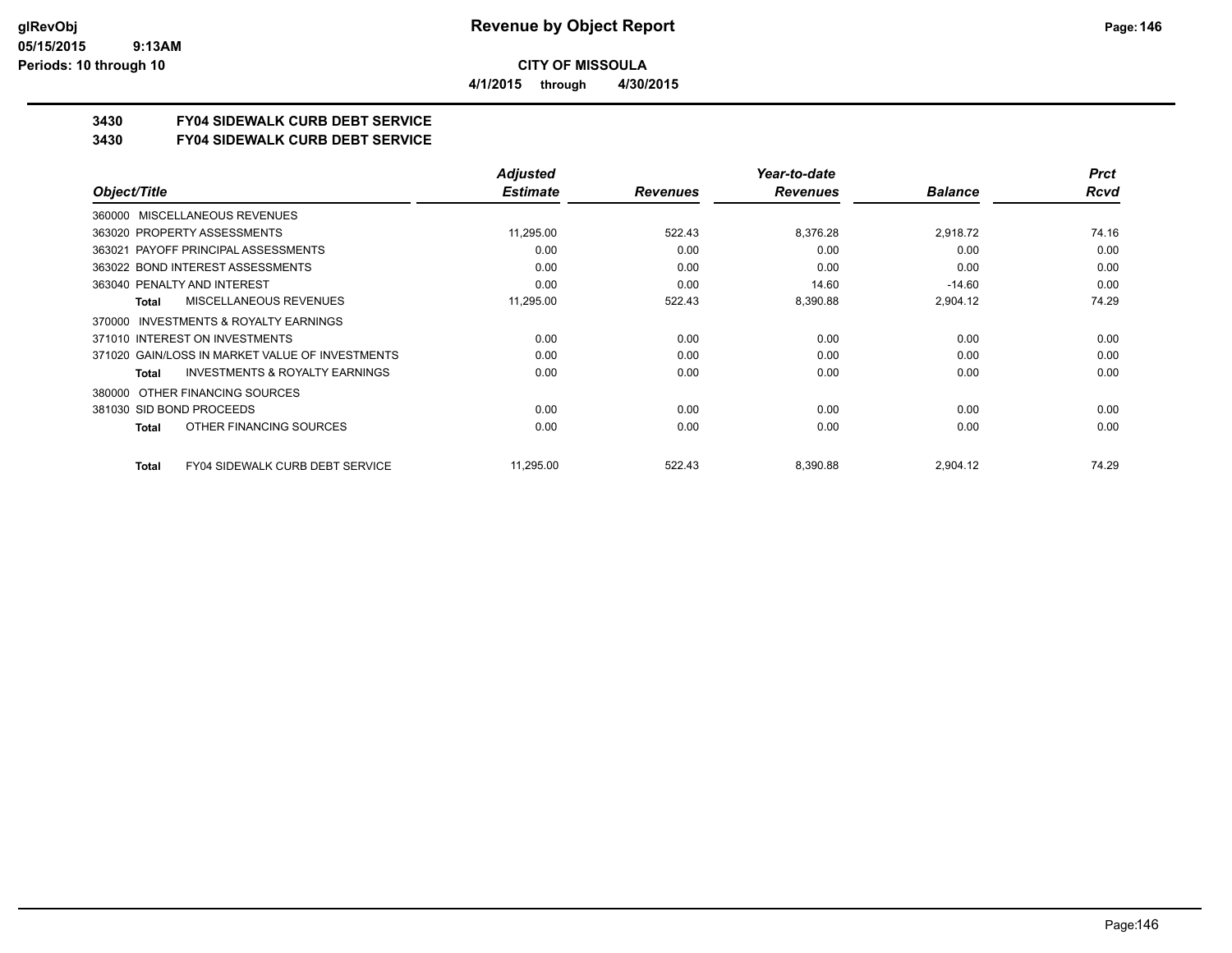# Revenue by Object Report

**CITY OF MISSOULA**

**4/1/2015 through 4/30/2015**

**3430 FY04 SIDEWALK CURB DEBT SERVICE**

**3430 FY04 SIDEWALK CURB DEBT SERVICE**

| Object/Title | Adjusted Estimate | Revenues | Year-to-date Revenues | Balance | Prct Rcvd |
|---|---|---|---|---|---|
| 360000 MISCELLANEOUS REVENUES | | | | | |
| 363020 PROPERTY ASSESSMENTS | 11,295.00 | 522.43 | 8,376.28 | 2,918.72 | 74.16 |
| 363021 PAYOFF PRINCIPAL ASSESSMENTS | 0.00 | 0.00 | 0.00 | 0.00 | 0.00 |
| 363022 BOND INTEREST ASSESSMENTS | 0.00 | 0.00 | 0.00 | 0.00 | 0.00 |
| 363040 PENALTY AND INTEREST | 0.00 | 0.00 | 14.60 | -14.60 | 0.00 |
| **Total** MISCELLANEOUS REVENUES | 11,295.00 | 522.43 | 8,390.88 | 2,904.12 | 74.29 |
| 370000 INVESTMENTS & ROYALTY EARNINGS | | | | | |
| 371010 INTEREST ON INVESTMENTS | 0.00 | 0.00 | 0.00 | 0.00 | 0.00 |
| 371020 GAIN/LOSS IN MARKET VALUE OF INVESTMENTS | 0.00 | 0.00 | 0.00 | 0.00 | 0.00 |
| **Total** INVESTMENTS & ROYALTY EARNINGS | 0.00 | 0.00 | 0.00 | 0.00 | 0.00 |
| 380000 OTHER FINANCING SOURCES | | | | | |
| 381030 SID BOND PROCEEDS | 0.00 | 0.00 | 0.00 | 0.00 | 0.00 |
| **Total** OTHER FINANCING SOURCES | 0.00 | 0.00 | 0.00 | 0.00 | 0.00 |
| **Total** FY04 SIDEWALK CURB DEBT SERVICE | 11,295.00 | 522.43 | 8,390.88 | 2,904.12 | 74.29 |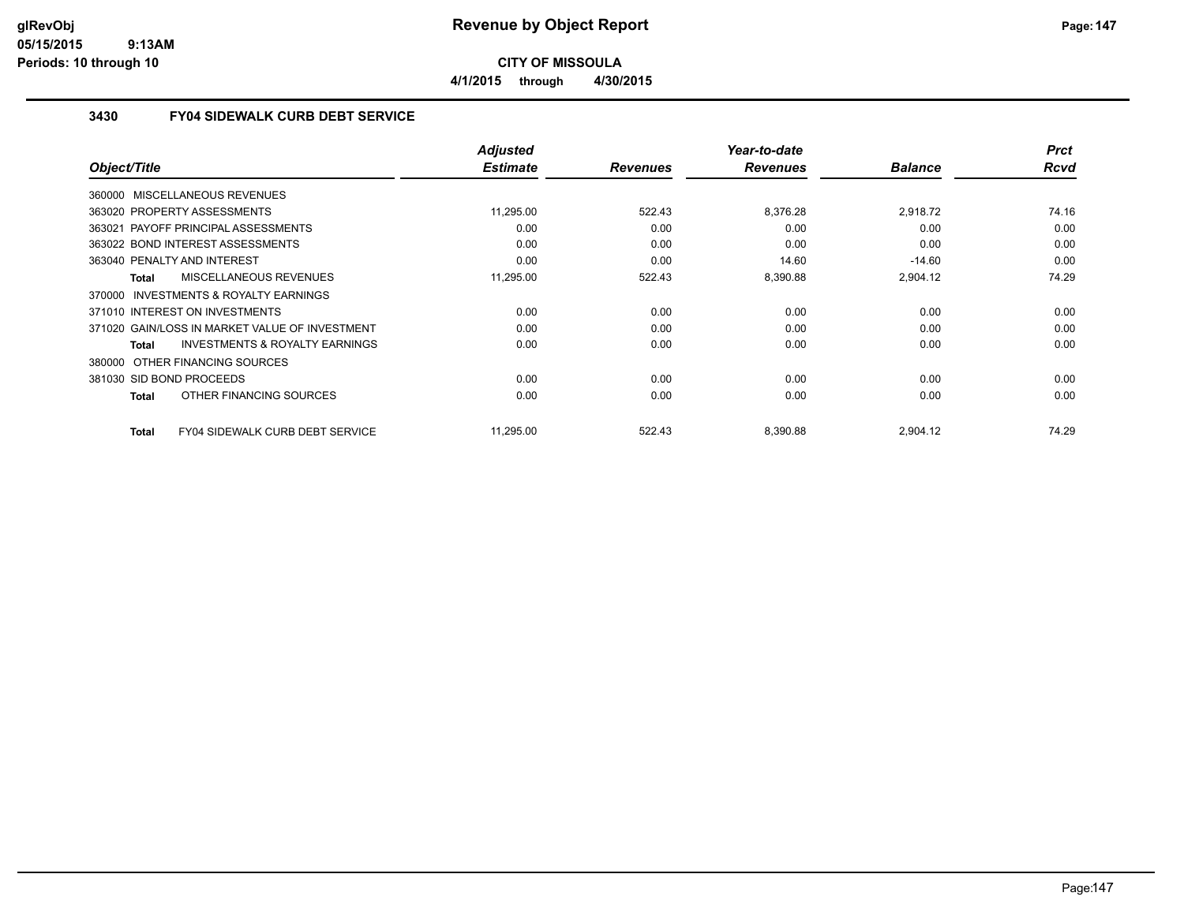# Revenue by Object Report

**CITY OF MISSOULA**

4/1/2015 through 4/30/2015

### 3430 FY04 SIDEWALK CURB DEBT SERVICE

| Object/Title | Adjusted Estimate | Revenues | Year-to-date Revenues | Balance | Prct Rcvd |
|---|---|---|---|---|---|
| 360000 MISCELLANEOUS REVENUES | | | | | |
| 363020 PROPERTY ASSESSMENTS | 11,295.00 | 522.43 | 8,376.28 | 2,918.72 | 74.16 |
| 363021 PAYOFF PRINCIPAL ASSESSMENTS | 0.00 | 0.00 | 0.00 | 0.00 | 0.00 |
| 363022 BOND INTEREST ASSESSMENTS | 0.00 | 0.00 | 0.00 | 0.00 | 0.00 |
| 363040 PENALTY AND INTEREST | 0.00 | 0.00 | 14.60 | -14.60 | 0.00 |
| **Total** MISCELLANEOUS REVENUES | 11,295.00 | 522.43 | 8,390.88 | 2,904.12 | 74.29 |
| 370000 INVESTMENTS & ROYALTY EARNINGS | | | | | |
| 371010 INTEREST ON INVESTMENTS | 0.00 | 0.00 | 0.00 | 0.00 | 0.00 |
| 371020 GAIN/LOSS IN MARKET VALUE OF INVESTMENT | 0.00 | 0.00 | 0.00 | 0.00 | 0.00 |
| **Total** INVESTMENTS & ROYALTY EARNINGS | 0.00 | 0.00 | 0.00 | 0.00 | 0.00 |
| 380000 OTHER FINANCING SOURCES | | | | | |
| 381030 SID BOND PROCEEDS | 0.00 | 0.00 | 0.00 | 0.00 | 0.00 |
| **Total** OTHER FINANCING SOURCES | 0.00 | 0.00 | 0.00 | 0.00 | 0.00 |
| **Total** FY04 SIDEWALK CURB DEBT SERVICE | 11,295.00 | 522.43 | 8,390.88 | 2,904.12 | 74.29 |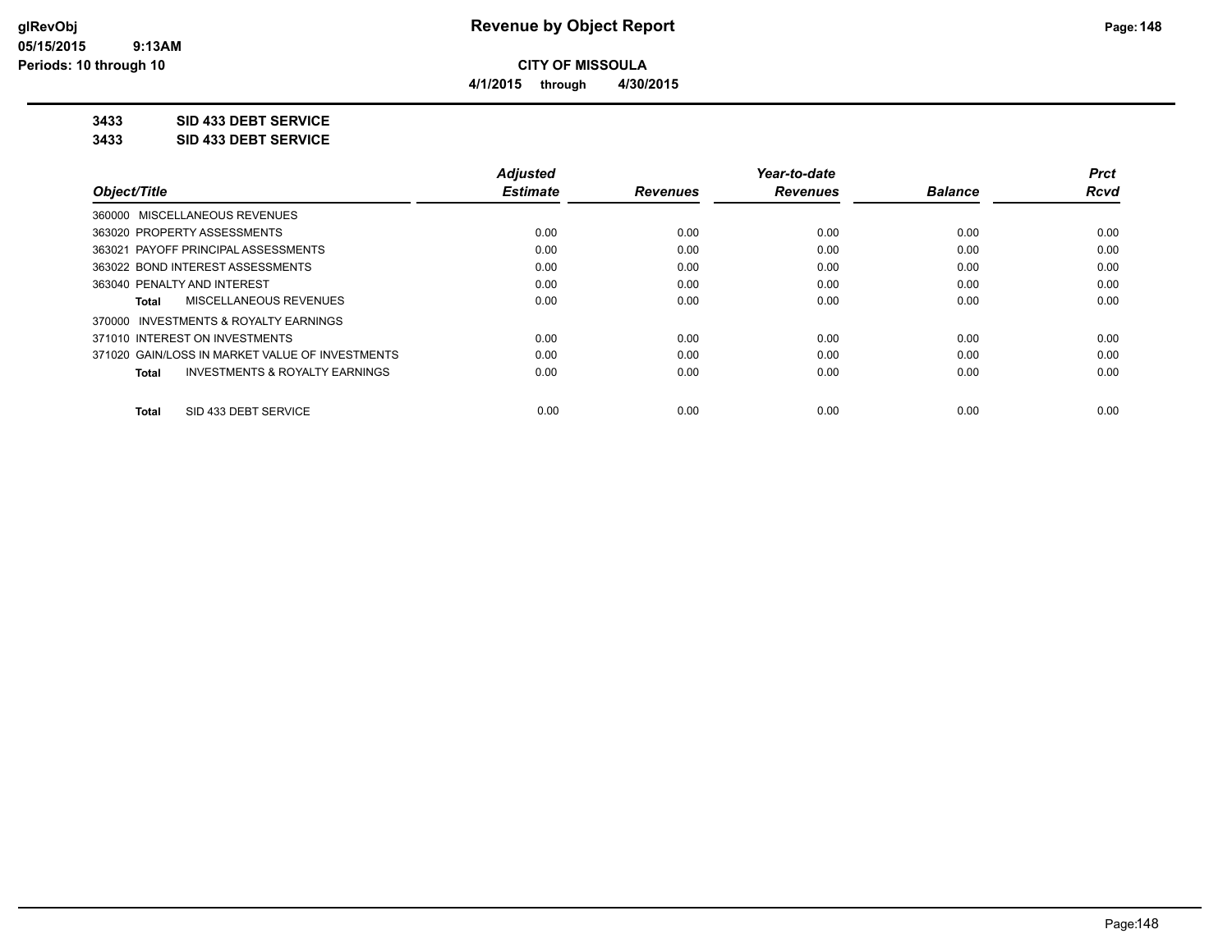**CITY OF MISSOULA**

**4/1/2015 through 4/30/2015**

## 3433 SID 433 DEBT SERVICE

## 3433 SID 433 DEBT SERVICE

| Object/Title | Adjusted Estimate | Revenues | Year-to-date Revenues | Balance | Prct Rcvd |
|---|---|---|---|---|---|
| 360000 MISCELLANEOUS REVENUES | | | | | |
| 363020 PROPERTY ASSESSMENTS | 0.00 | 0.00 | 0.00 | 0.00 | 0.00 |
| 363021 PAYOFF PRINCIPAL ASSESSMENTS | 0.00 | 0.00 | 0.00 | 0.00 | 0.00 |
| 363022 BOND INTEREST ASSESSMENTS | 0.00 | 0.00 | 0.00 | 0.00 | 0.00 |
| 363040 PENALTY AND INTEREST | 0.00 | 0.00 | 0.00 | 0.00 | 0.00 |
| **Total** MISCELLANEOUS REVENUES | 0.00 | 0.00 | 0.00 | 0.00 | 0.00 |
| 370000 INVESTMENTS & ROYALTY EARNINGS | | | | | |
| 371010 INTEREST ON INVESTMENTS | 0.00 | 0.00 | 0.00 | 0.00 | 0.00 |
| 371020 GAIN/LOSS IN MARKET VALUE OF INVESTMENTS | 0.00 | 0.00 | 0.00 | 0.00 | 0.00 |
| **Total** INVESTMENTS & ROYALTY EARNINGS | 0.00 | 0.00 | 0.00 | 0.00 | 0.00 |
| **Total** SID 433 DEBT SERVICE | 0.00 | 0.00 | 0.00 | 0.00 | 0.00 |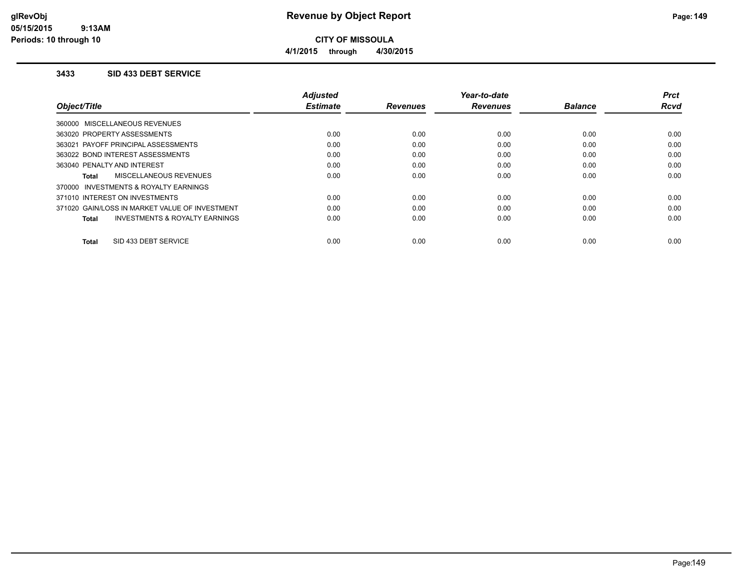**CITY OF MISSOULA**

**4/1/2015 through 4/30/2015**

### 3433 SID 433 DEBT SERVICE

| Object/Title | Adjusted Estimate | Revenues | Year-to-date Revenues | Balance | Prct Rcvd |
|---|---|---|---|---|---|
| 360000 MISCELLANEOUS REVENUES | | | | | |
| 363020 PROPERTY ASSESSMENTS | 0.00 | 0.00 | 0.00 | 0.00 | 0.00 |
| 363021 PAYOFF PRINCIPAL ASSESSMENTS | 0.00 | 0.00 | 0.00 | 0.00 | 0.00 |
| 363022 BOND INTEREST ASSESSMENTS | 0.00 | 0.00 | 0.00 | 0.00 | 0.00 |
| 363040 PENALTY AND INTEREST | 0.00 | 0.00 | 0.00 | 0.00 | 0.00 |
| **Total** MISCELLANEOUS REVENUES | 0.00 | 0.00 | 0.00 | 0.00 | 0.00 |
| 370000 INVESTMENTS & ROYALTY EARNINGS | | | | | |
| 371010 INTEREST ON INVESTMENTS | 0.00 | 0.00 | 0.00 | 0.00 | 0.00 |
| 371020 GAIN/LOSS IN MARKET VALUE OF INVESTMENT | 0.00 | 0.00 | 0.00 | 0.00 | 0.00 |
| **Total** INVESTMENTS & ROYALTY EARNINGS | 0.00 | 0.00 | 0.00 | 0.00 | 0.00 |
| **Total** SID 433 DEBT SERVICE | 0.00 | 0.00 | 0.00 | 0.00 | 0.00 |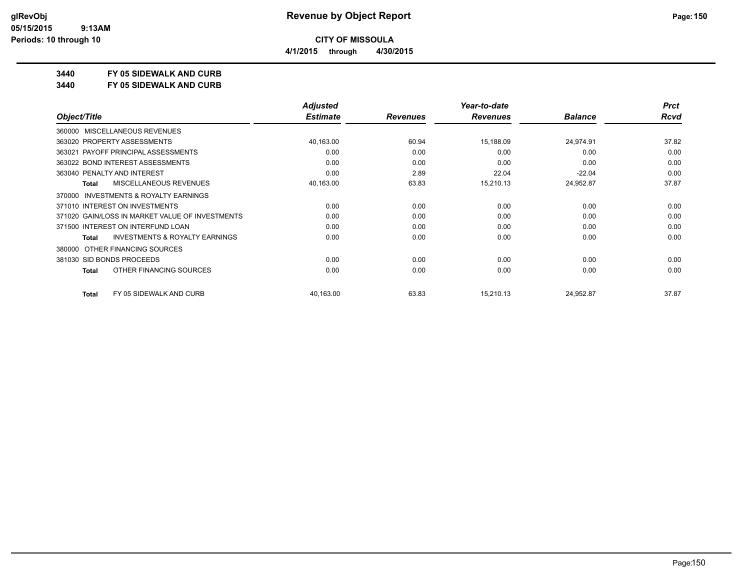**CITY OF MISSOULA**

**4/1/2015 through 4/30/2015**

**3440 FY 05 SIDEWALK AND CURB**

**3440 FY 05 SIDEWALK AND CURB**

| Object/Title | Adjusted Estimate | Revenues | Year-to-date Revenues | Balance | Prct Rcvd |
|---|---|---|---|---|---|
| 360000 MISCELLANEOUS REVENUES | | | | | |
| 363020 PROPERTY ASSESSMENTS | 40,163.00 | 60.94 | 15,188.09 | 24,974.91 | 37.82 |
| 363021 PAYOFF PRINCIPAL ASSESSMENTS | 0.00 | 0.00 | 0.00 | 0.00 | 0.00 |
| 363022 BOND INTEREST ASSESSMENTS | 0.00 | 0.00 | 0.00 | 0.00 | 0.00 |
| 363040 PENALTY AND INTEREST | 0.00 | 2.89 | 22.04 | -22.04 | 0.00 |
| **Total** MISCELLANEOUS REVENUES | 40,163.00 | 63.83 | 15,210.13 | 24,952.87 | 37.87 |
| 370000 INVESTMENTS & ROYALTY EARNINGS | | | | | |
| 371010 INTEREST ON INVESTMENTS | 0.00 | 0.00 | 0.00 | 0.00 | 0.00 |
| 371020 GAIN/LOSS IN MARKET VALUE OF INVESTMENTS | 0.00 | 0.00 | 0.00 | 0.00 | 0.00 |
| 371500 INTEREST ON INTERFUND LOAN | 0.00 | 0.00 | 0.00 | 0.00 | 0.00 |
| **Total** INVESTMENTS & ROYALTY EARNINGS | 0.00 | 0.00 | 0.00 | 0.00 | 0.00 |
| 380000 OTHER FINANCING SOURCES | | | | | |
| 381030 SID BONDS PROCEEDS | 0.00 | 0.00 | 0.00 | 0.00 | 0.00 |
| **Total** OTHER FINANCING SOURCES | 0.00 | 0.00 | 0.00 | 0.00 | 0.00 |
| **Total** FY 05 SIDEWALK AND CURB | 40,163.00 | 63.83 | 15,210.13 | 24,952.87 | 37.87 |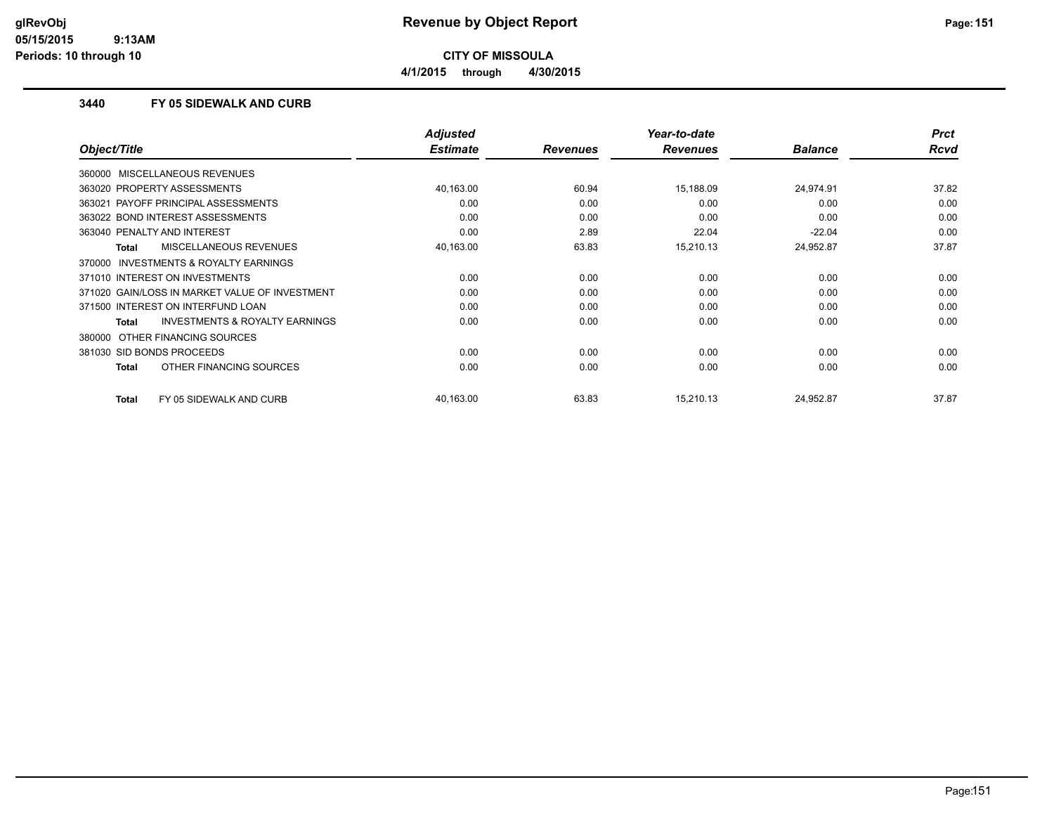# Revenue by Object Report

**CITY OF MISSOULA**

**4/1/2015 through 4/30/2015**

### 3440 FY 05 SIDEWALK AND CURB

| Object/Title | Adjusted Estimate | Revenues | Year-to-date Revenues | Balance | Prct Rcvd |
|---|---|---|---|---|---|
| 360000 MISCELLANEOUS REVENUES | | | | | |
| 363020 PROPERTY ASSESSMENTS | 40,163.00 | 60.94 | 15,188.09 | 24,974.91 | 37.82 |
| 363021 PAYOFF PRINCIPAL ASSESSMENTS | 0.00 | 0.00 | 0.00 | 0.00 | 0.00 |
| 363022 BOND INTEREST ASSESSMENTS | 0.00 | 0.00 | 0.00 | 0.00 | 0.00 |
| 363040 PENALTY AND INTEREST | 0.00 | 2.89 | 22.04 | -22.04 | 0.00 |
| **Total** MISCELLANEOUS REVENUES | 40,163.00 | 63.83 | 15,210.13 | 24,952.87 | 37.87 |
| 370000 INVESTMENTS & ROYALTY EARNINGS | | | | | |
| 371010 INTEREST ON INVESTMENTS | 0.00 | 0.00 | 0.00 | 0.00 | 0.00 |
| 371020 GAIN/LOSS IN MARKET VALUE OF INVESTMENT | 0.00 | 0.00 | 0.00 | 0.00 | 0.00 |
| 371500 INTEREST ON INTERFUND LOAN | 0.00 | 0.00 | 0.00 | 0.00 | 0.00 |
| **Total** INVESTMENTS & ROYALTY EARNINGS | 0.00 | 0.00 | 0.00 | 0.00 | 0.00 |
| 380000 OTHER FINANCING SOURCES | | | | | |
| 381030 SID BONDS PROCEEDS | 0.00 | 0.00 | 0.00 | 0.00 | 0.00 |
| **Total** OTHER FINANCING SOURCES | 0.00 | 0.00 | 0.00 | 0.00 | 0.00 |
| **Total** FY 05 SIDEWALK AND CURB | 40,163.00 | 63.83 | 15,210.13 | 24,952.87 | 37.87 |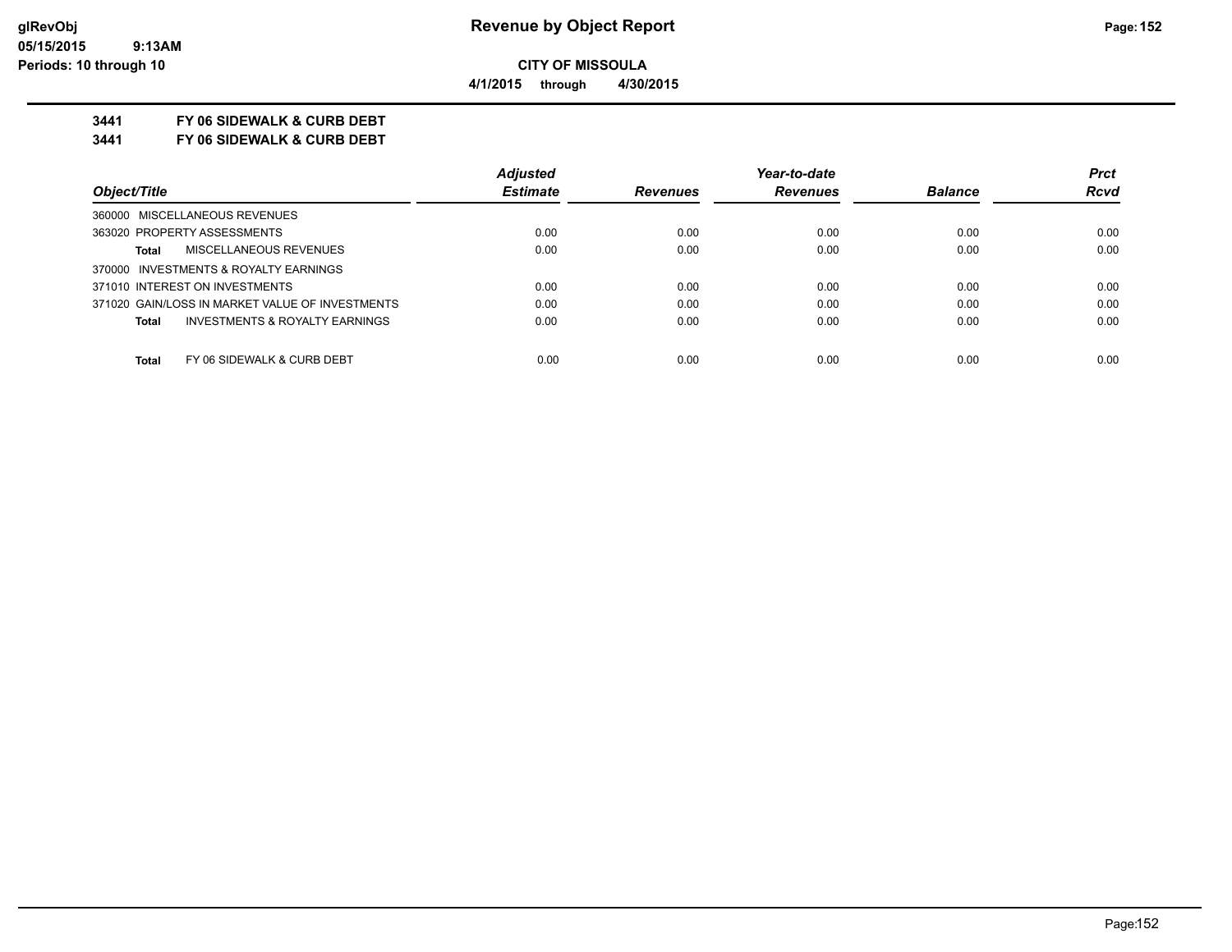**CITY OF MISSOULA**

**4/1/2015 through 4/30/2015**

**3441 FY 06 SIDEWALK & CURB DEBT**

**3441 FY 06 SIDEWALK & CURB DEBT**

| Object/Title | Adjusted Estimate | Revenues | Year-to-date Revenues | Balance | Prct Rcvd |
|---|---|---|---|---|---|
| 360000 MISCELLANEOUS REVENUES | | | | | |
| 363020 PROPERTY ASSESSMENTS | 0.00 | 0.00 | 0.00 | 0.00 | 0.00 |
| **Total** MISCELLANEOUS REVENUES | 0.00 | 0.00 | 0.00 | 0.00 | 0.00 |
| 370000 INVESTMENTS & ROYALTY EARNINGS | | | | | |
| 371010 INTEREST ON INVESTMENTS | 0.00 | 0.00 | 0.00 | 0.00 | 0.00 |
| 371020 GAIN/LOSS IN MARKET VALUE OF INVESTMENTS | 0.00 | 0.00 | 0.00 | 0.00 | 0.00 |
| **Total** INVESTMENTS & ROYALTY EARNINGS | 0.00 | 0.00 | 0.00 | 0.00 | 0.00 |
| **Total** FY 06 SIDEWALK & CURB DEBT | 0.00 | 0.00 | 0.00 | 0.00 | 0.00 |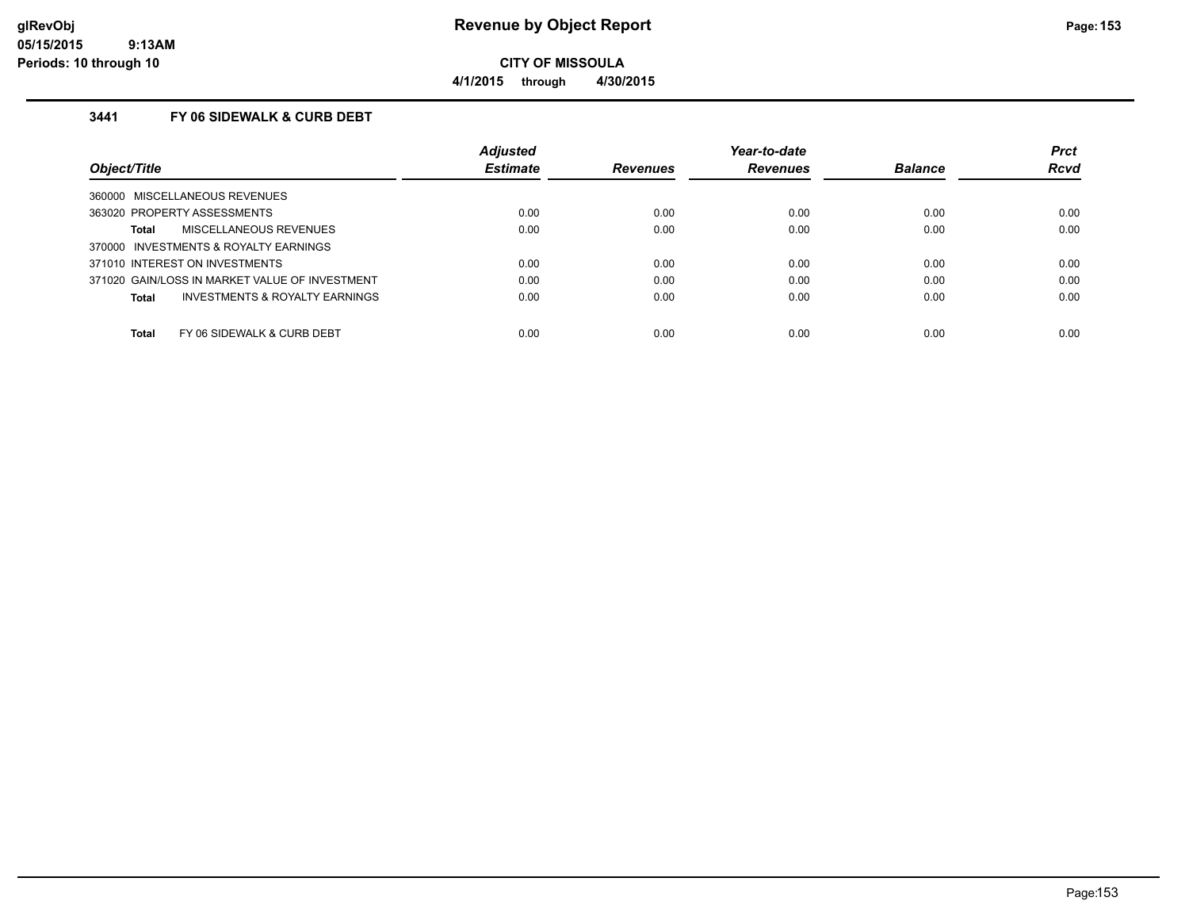# Revenue by Object Report

**CITY OF MISSOULA**

**4/1/2015 through 4/30/2015**

### 3441 FY 06 SIDEWALK & CURB DEBT

| Object/Title | Adjusted Estimate | Revenues | Year-to-date Revenues | Balance | Prct Rcvd |
|---|---|---|---|---|---|
| 360000 MISCELLANEOUS REVENUES | | | | | |
| 363020 PROPERTY ASSESSMENTS | 0.00 | 0.00 | 0.00 | 0.00 | 0.00 |
| **Total** MISCELLANEOUS REVENUES | 0.00 | 0.00 | 0.00 | 0.00 | 0.00 |
| 370000 INVESTMENTS & ROYALTY EARNINGS | | | | | |
| 371010 INTEREST ON INVESTMENTS | 0.00 | 0.00 | 0.00 | 0.00 | 0.00 |
| 371020 GAIN/LOSS IN MARKET VALUE OF INVESTMENT | 0.00 | 0.00 | 0.00 | 0.00 | 0.00 |
| **Total** INVESTMENTS & ROYALTY EARNINGS | 0.00 | 0.00 | 0.00 | 0.00 | 0.00 |
| **Total** FY 06 SIDEWALK & CURB DEBT | 0.00 | 0.00 | 0.00 | 0.00 | 0.00 |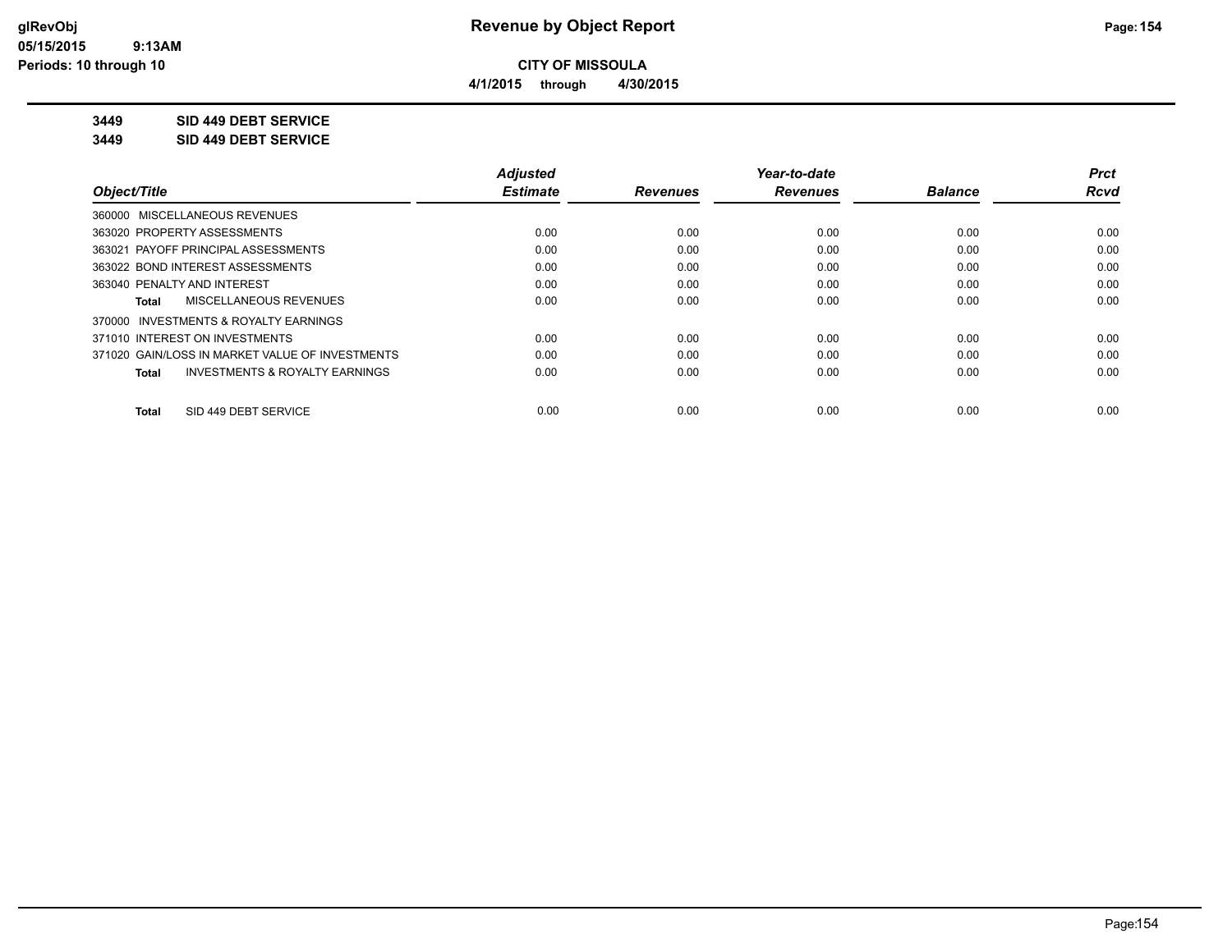# Revenue by Object Report

**CITY OF MISSOULA**

**4/1/2015 through 4/30/2015**

glRevObj
05/15/2015 9:13AM
Periods: 10 through 10

**3449 SID 449 DEBT SERVICE**

**3449 SID 449 DEBT SERVICE**

| Object/Title | Adjusted Estimate | Revenues | Year-to-date Revenues | Balance | Prct Rcvd |
|---|---|---|---|---|---|
| 360000 MISCELLANEOUS REVENUES | | | | | |
| 363020 PROPERTY ASSESSMENTS | 0.00 | 0.00 | 0.00 | 0.00 | 0.00 |
| 363021 PAYOFF PRINCIPAL ASSESSMENTS | 0.00 | 0.00 | 0.00 | 0.00 | 0.00 |
| 363022 BOND INTEREST ASSESSMENTS | 0.00 | 0.00 | 0.00 | 0.00 | 0.00 |
| 363040 PENALTY AND INTEREST | 0.00 | 0.00 | 0.00 | 0.00 | 0.00 |
| **Total** MISCELLANEOUS REVENUES | 0.00 | 0.00 | 0.00 | 0.00 | 0.00 |
| 370000 INVESTMENTS & ROYALTY EARNINGS | | | | | |
| 371010 INTEREST ON INVESTMENTS | 0.00 | 0.00 | 0.00 | 0.00 | 0.00 |
| 371020 GAIN/LOSS IN MARKET VALUE OF INVESTMENTS | 0.00 | 0.00 | 0.00 | 0.00 | 0.00 |
| **Total** INVESTMENTS & ROYALTY EARNINGS | 0.00 | 0.00 | 0.00 | 0.00 | 0.00 |
| **Total** SID 449 DEBT SERVICE | 0.00 | 0.00 | 0.00 | 0.00 | 0.00 |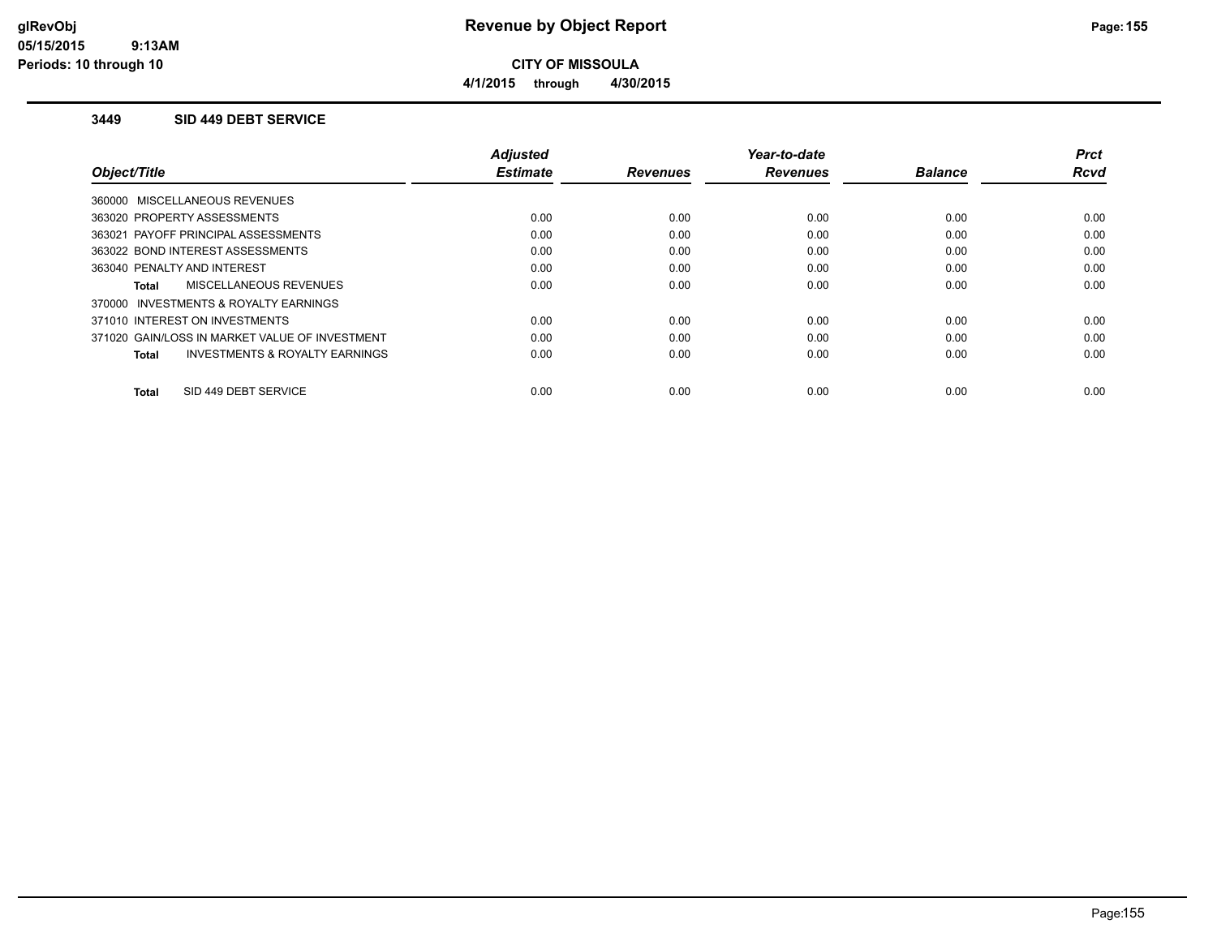# Revenue by Object Report

**CITY OF MISSOULA**

**4/1/2015 through 4/30/2015**

glRevObj
05/15/2015 9:13AM
Periods: 10 through 10

### 3449 SID 449 DEBT SERVICE

| Object/Title | Adjusted Estimate | Revenues | Year-to-date Revenues | Balance | Prct Rcvd |
|---|---|---|---|---|---|
| 360000 MISCELLANEOUS REVENUES | | | | | |
| 363020 PROPERTY ASSESSMENTS | 0.00 | 0.00 | 0.00 | 0.00 | 0.00 |
| 363021 PAYOFF PRINCIPAL ASSESSMENTS | 0.00 | 0.00 | 0.00 | 0.00 | 0.00 |
| 363022 BOND INTEREST ASSESSMENTS | 0.00 | 0.00 | 0.00 | 0.00 | 0.00 |
| 363040 PENALTY AND INTEREST | 0.00 | 0.00 | 0.00 | 0.00 | 0.00 |
| **Total** MISCELLANEOUS REVENUES | 0.00 | 0.00 | 0.00 | 0.00 | 0.00 |
| 370000 INVESTMENTS & ROYALTY EARNINGS | | | | | |
| 371010 INTEREST ON INVESTMENTS | 0.00 | 0.00 | 0.00 | 0.00 | 0.00 |
| 371020 GAIN/LOSS IN MARKET VALUE OF INVESTMENT | 0.00 | 0.00 | 0.00 | 0.00 | 0.00 |
| **Total** INVESTMENTS & ROYALTY EARNINGS | 0.00 | 0.00 | 0.00 | 0.00 | 0.00 |
| **Total** SID 449 DEBT SERVICE | 0.00 | 0.00 | 0.00 | 0.00 | 0.00 |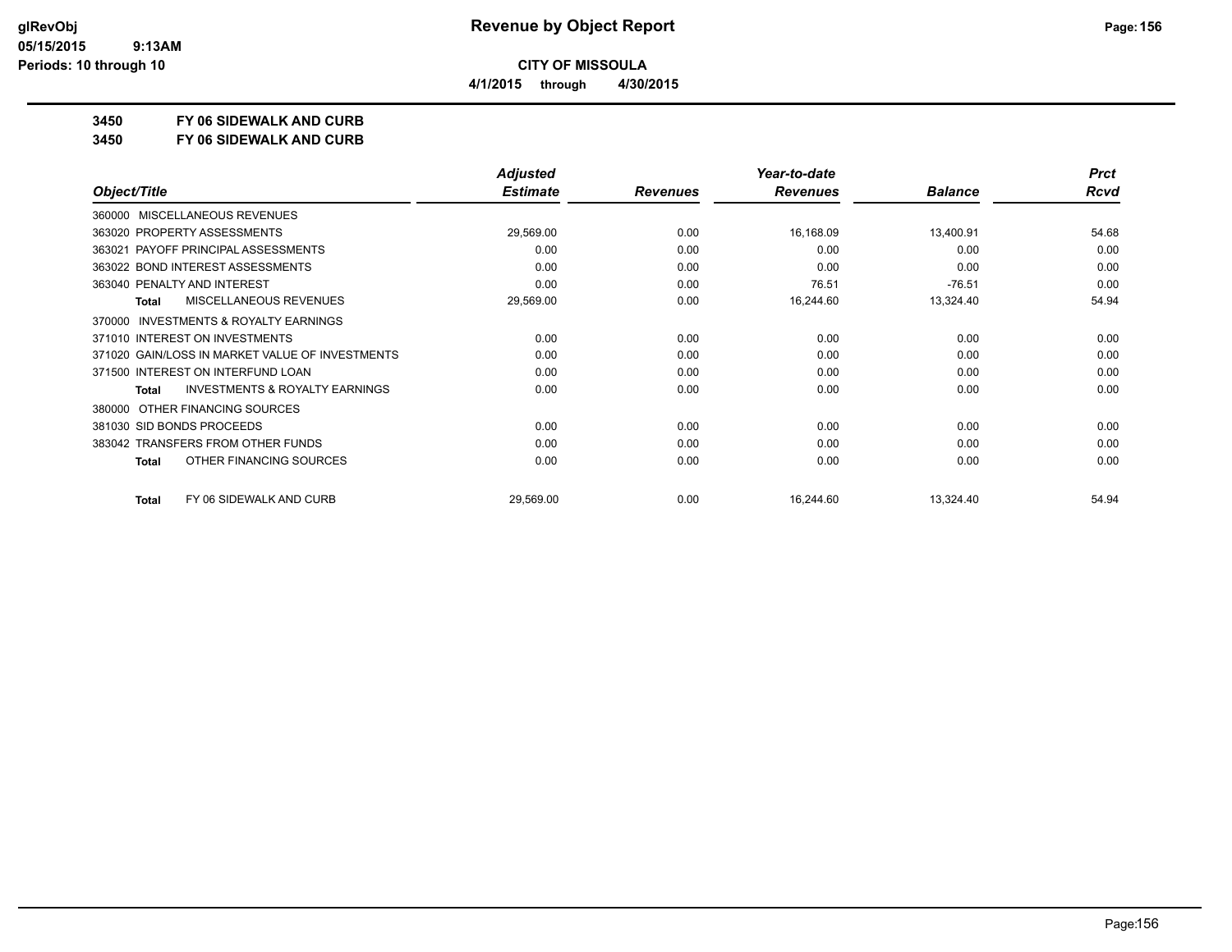**CITY OF MISSOULA**

**4/1/2015 through 4/30/2015**

**3450 FY 06 SIDEWALK AND CURB**

**3450 FY 06 SIDEWALK AND CURB**

| Object/Title | Adjusted Estimate | Revenues | Year-to-date Revenues | Balance | Prct Rcvd |
|---|---|---|---|---|---|
| 360000 MISCELLANEOUS REVENUES | | | | | |
| 363020 PROPERTY ASSESSMENTS | 29,569.00 | 0.00 | 16,168.09 | 13,400.91 | 54.68 |
| 363021 PAYOFF PRINCIPAL ASSESSMENTS | 0.00 | 0.00 | 0.00 | 0.00 | 0.00 |
| 363022 BOND INTEREST ASSESSMENTS | 0.00 | 0.00 | 0.00 | 0.00 | 0.00 |
| 363040 PENALTY AND INTEREST | 0.00 | 0.00 | 76.51 | -76.51 | 0.00 |
| **Total** MISCELLANEOUS REVENUES | 29,569.00 | 0.00 | 16,244.60 | 13,324.40 | 54.94 |
| 370000 INVESTMENTS & ROYALTY EARNINGS | | | | | |
| 371010 INTEREST ON INVESTMENTS | 0.00 | 0.00 | 0.00 | 0.00 | 0.00 |
| 371020 GAIN/LOSS IN MARKET VALUE OF INVESTMENTS | 0.00 | 0.00 | 0.00 | 0.00 | 0.00 |
| 371500 INTEREST ON INTERFUND LOAN | 0.00 | 0.00 | 0.00 | 0.00 | 0.00 |
| **Total** INVESTMENTS & ROYALTY EARNINGS | 0.00 | 0.00 | 0.00 | 0.00 | 0.00 |
| 380000 OTHER FINANCING SOURCES | | | | | |
| 381030 SID BONDS PROCEEDS | 0.00 | 0.00 | 0.00 | 0.00 | 0.00 |
| 383042 TRANSFERS FROM OTHER FUNDS | 0.00 | 0.00 | 0.00 | 0.00 | 0.00 |
| **Total** OTHER FINANCING SOURCES | 0.00 | 0.00 | 0.00 | 0.00 | 0.00 |
| **Total** FY 06 SIDEWALK AND CURB | 29,569.00 | 0.00 | 16,244.60 | 13,324.40 | 54.94 |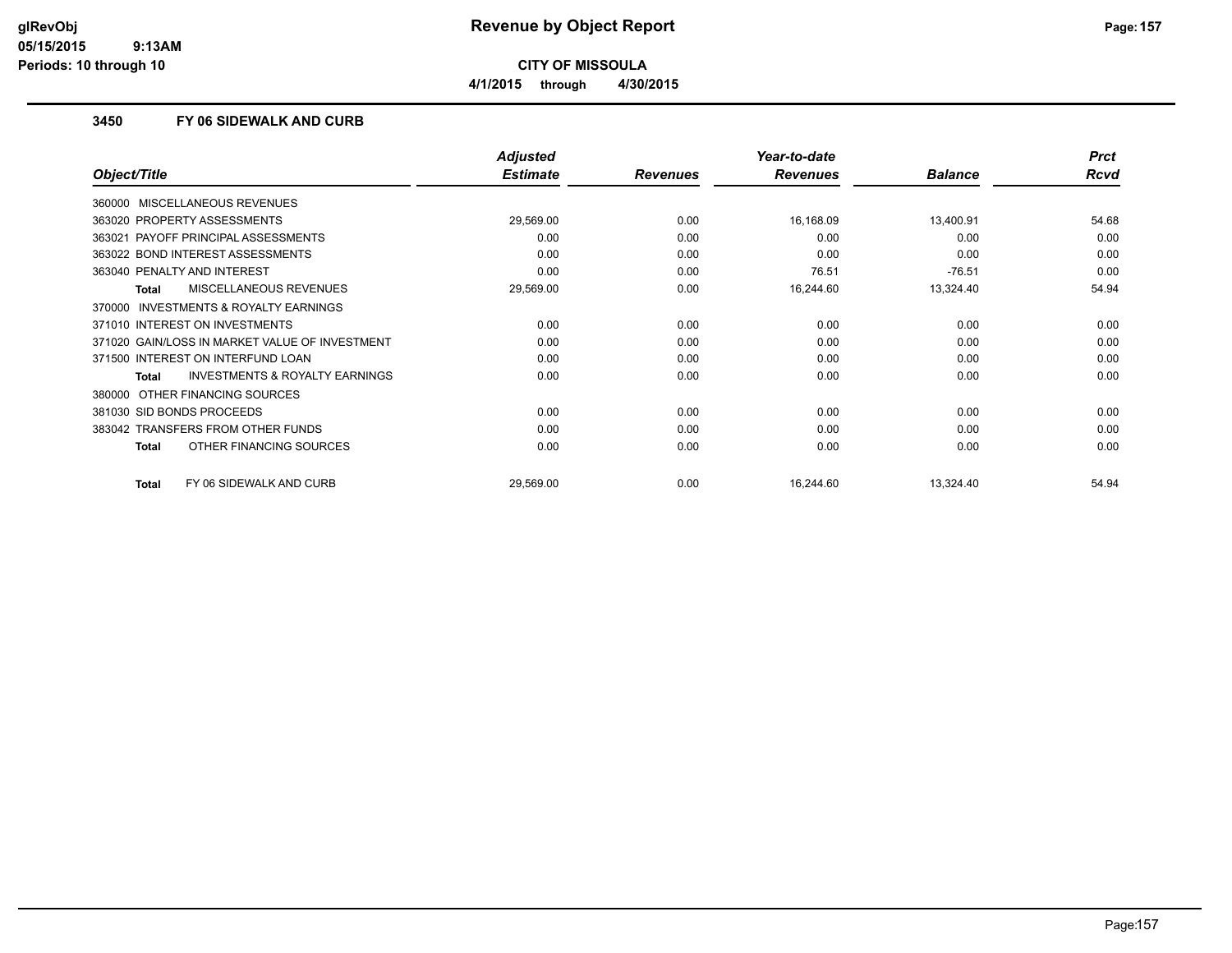# Revenue by Object Report

**CITY OF MISSOULA**

**4/1/2015 through 4/30/2015**

## 3450 FY 06 SIDEWALK AND CURB

| Object/Title | Adjusted Estimate | Revenues | Year-to-date Revenues | Balance | Prct Rcvd |
|---|---|---|---|---|---|
| 360000 MISCELLANEOUS REVENUES | | | | | |
| 363020 PROPERTY ASSESSMENTS | 29,569.00 | 0.00 | 16,168.09 | 13,400.91 | 54.68 |
| 363021 PAYOFF PRINCIPAL ASSESSMENTS | 0.00 | 0.00 | 0.00 | 0.00 | 0.00 |
| 363022 BOND INTEREST ASSESSMENTS | 0.00 | 0.00 | 0.00 | 0.00 | 0.00 |
| 363040 PENALTY AND INTEREST | 0.00 | 0.00 | 76.51 | -76.51 | 0.00 |
| **Total** MISCELLANEOUS REVENUES | 29,569.00 | 0.00 | 16,244.60 | 13,324.40 | 54.94 |
| 370000 INVESTMENTS & ROYALTY EARNINGS | | | | | |
| 371010 INTEREST ON INVESTMENTS | 0.00 | 0.00 | 0.00 | 0.00 | 0.00 |
| 371020 GAIN/LOSS IN MARKET VALUE OF INVESTMENT | 0.00 | 0.00 | 0.00 | 0.00 | 0.00 |
| 371500 INTEREST ON INTERFUND LOAN | 0.00 | 0.00 | 0.00 | 0.00 | 0.00 |
| **Total** INVESTMENTS & ROYALTY EARNINGS | 0.00 | 0.00 | 0.00 | 0.00 | 0.00 |
| 380000 OTHER FINANCING SOURCES | | | | | |
| 381030 SID BONDS PROCEEDS | 0.00 | 0.00 | 0.00 | 0.00 | 0.00 |
| 383042 TRANSFERS FROM OTHER FUNDS | 0.00 | 0.00 | 0.00 | 0.00 | 0.00 |
| **Total** OTHER FINANCING SOURCES | 0.00 | 0.00 | 0.00 | 0.00 | 0.00 |
| **Total** FY 06 SIDEWALK AND CURB | 29,569.00 | 0.00 | 16,244.60 | 13,324.40 | 54.94 |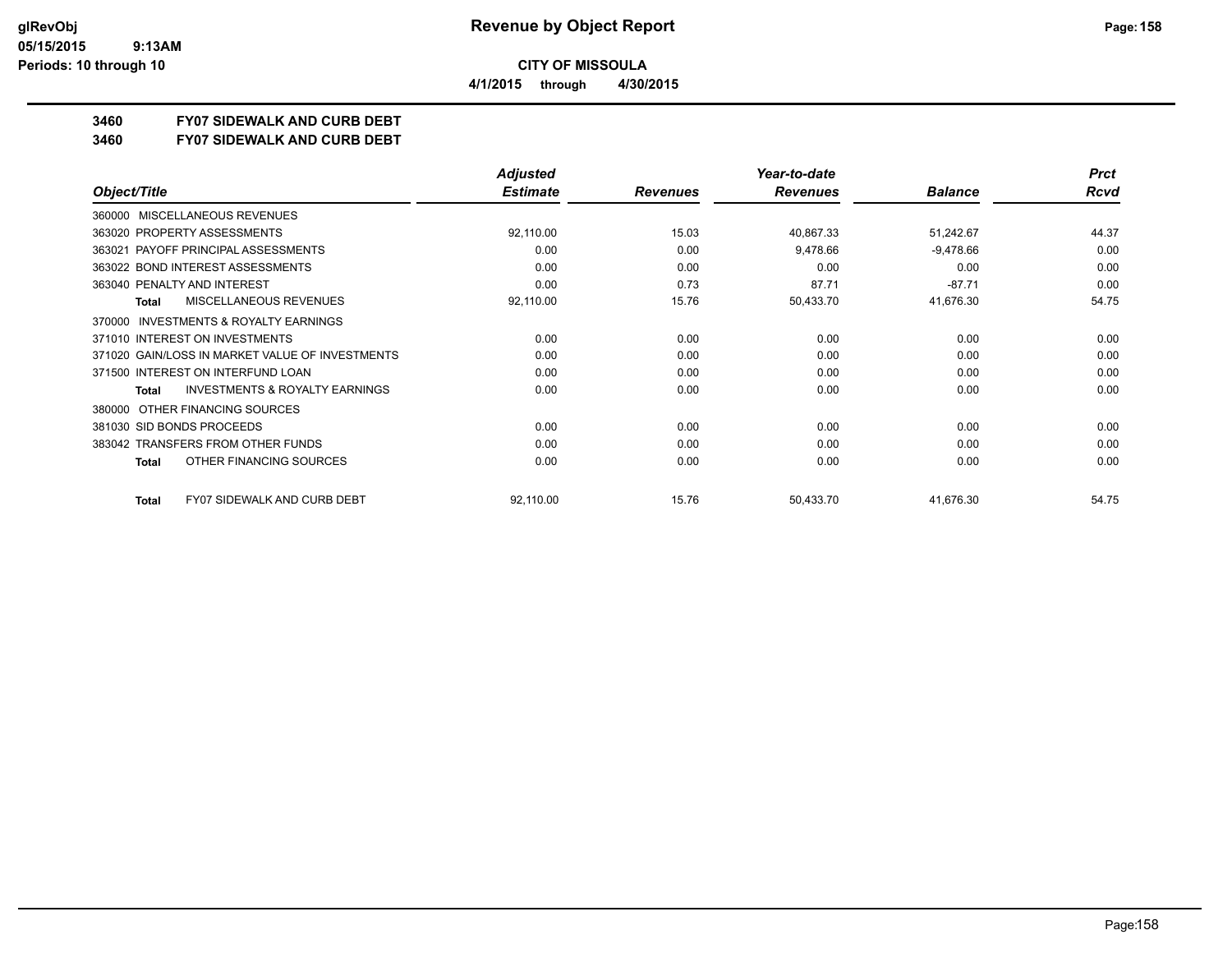**CITY OF MISSOULA**

**4/1/2015 through 4/30/2015**

**3460 FY07 SIDEWALK AND CURB DEBT**

**3460 FY07 SIDEWALK AND CURB DEBT**

| Object/Title | Adjusted Estimate | Revenues | Year-to-date Revenues | Balance | Prct Rcvd |
|---|---|---|---|---|---|
| 360000 MISCELLANEOUS REVENUES | | | | | |
| 363020 PROPERTY ASSESSMENTS | 92,110.00 | 15.03 | 40,867.33 | 51,242.67 | 44.37 |
| 363021 PAYOFF PRINCIPAL ASSESSMENTS | 0.00 | 0.00 | 9,478.66 | -9,478.66 | 0.00 |
| 363022 BOND INTEREST ASSESSMENTS | 0.00 | 0.00 | 0.00 | 0.00 | 0.00 |
| 363040 PENALTY AND INTEREST | 0.00 | 0.73 | 87.71 | -87.71 | 0.00 |
| **Total** MISCELLANEOUS REVENUES | 92,110.00 | 15.76 | 50,433.70 | 41,676.30 | 54.75 |
| 370000 INVESTMENTS & ROYALTY EARNINGS | | | | | |
| 371010 INTEREST ON INVESTMENTS | 0.00 | 0.00 | 0.00 | 0.00 | 0.00 |
| 371020 GAIN/LOSS IN MARKET VALUE OF INVESTMENTS | 0.00 | 0.00 | 0.00 | 0.00 | 0.00 |
| 371500 INTEREST ON INTERFUND LOAN | 0.00 | 0.00 | 0.00 | 0.00 | 0.00 |
| **Total** INVESTMENTS & ROYALTY EARNINGS | 0.00 | 0.00 | 0.00 | 0.00 | 0.00 |
| 380000 OTHER FINANCING SOURCES | | | | | |
| 381030 SID BONDS PROCEEDS | 0.00 | 0.00 | 0.00 | 0.00 | 0.00 |
| 383042 TRANSFERS FROM OTHER FUNDS | 0.00 | 0.00 | 0.00 | 0.00 | 0.00 |
| **Total** OTHER FINANCING SOURCES | 0.00 | 0.00 | 0.00 | 0.00 | 0.00 |
| **Total** FY07 SIDEWALK AND CURB DEBT | 92,110.00 | 15.76 | 50,433.70 | 41,676.30 | 54.75 |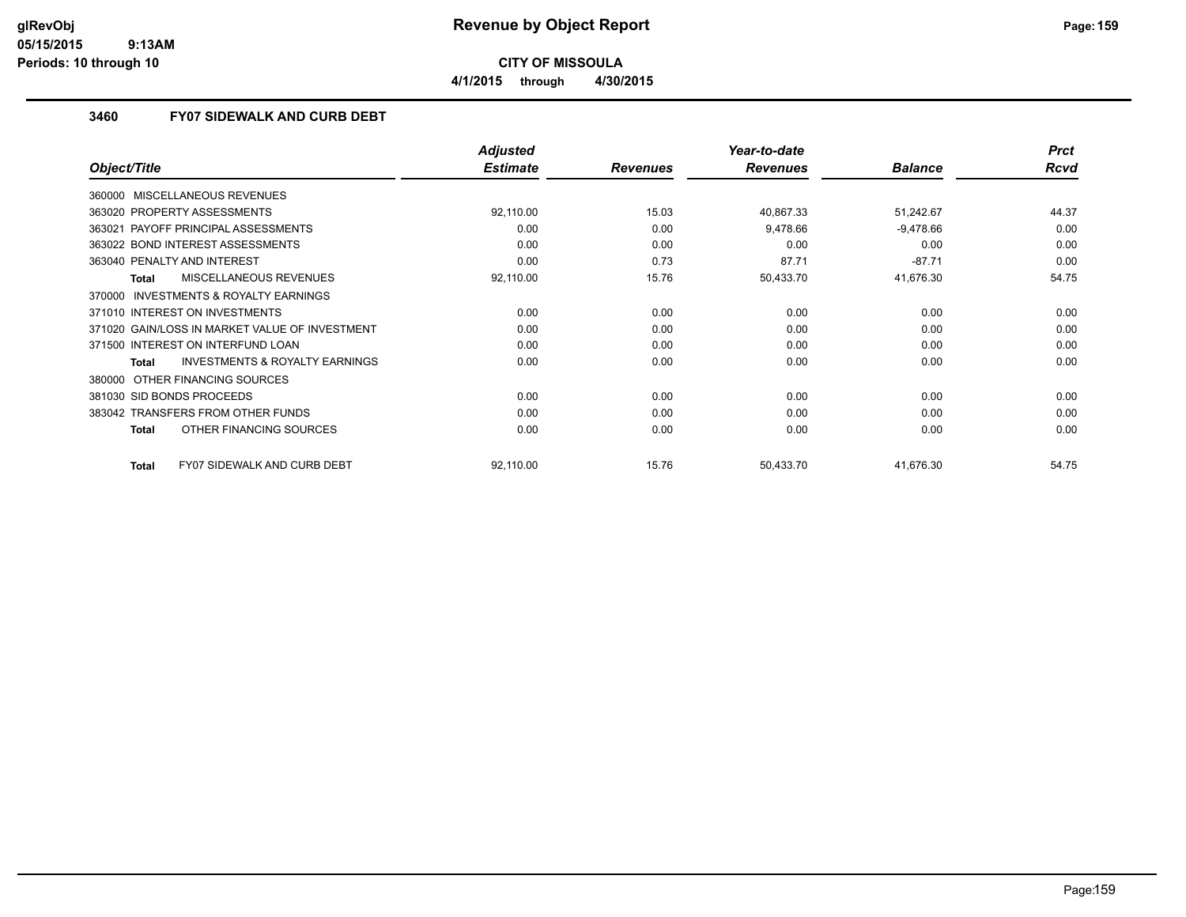# Revenue by Object Report

**CITY OF MISSOULA**

**4/1/2015 through 4/30/2015**

### 3460 FY07 SIDEWALK AND CURB DEBT

| Object/Title | Adjusted Estimate | Revenues | Year-to-date Revenues | Balance | Prct Rcvd |
|---|---|---|---|---|---|
| 360000 MISCELLANEOUS REVENUES | | | | | |
| 363020 PROPERTY ASSESSMENTS | 92,110.00 | 15.03 | 40,867.33 | 51,242.67 | 44.37 |
| 363021 PAYOFF PRINCIPAL ASSESSMENTS | 0.00 | 0.00 | 9,478.66 | -9,478.66 | 0.00 |
| 363022 BOND INTEREST ASSESSMENTS | 0.00 | 0.00 | 0.00 | 0.00 | 0.00 |
| 363040 PENALTY AND INTEREST | 0.00 | 0.73 | 87.71 | -87.71 | 0.00 |
| **Total** MISCELLANEOUS REVENUES | 92,110.00 | 15.76 | 50,433.70 | 41,676.30 | 54.75 |
| 370000 INVESTMENTS & ROYALTY EARNINGS | | | | | |
| 371010 INTEREST ON INVESTMENTS | 0.00 | 0.00 | 0.00 | 0.00 | 0.00 |
| 371020 GAIN/LOSS IN MARKET VALUE OF INVESTMENT | 0.00 | 0.00 | 0.00 | 0.00 | 0.00 |
| 371500 INTEREST ON INTERFUND LOAN | 0.00 | 0.00 | 0.00 | 0.00 | 0.00 |
| **Total** INVESTMENTS & ROYALTY EARNINGS | 0.00 | 0.00 | 0.00 | 0.00 | 0.00 |
| 380000 OTHER FINANCING SOURCES | | | | | |
| 381030 SID BONDS PROCEEDS | 0.00 | 0.00 | 0.00 | 0.00 | 0.00 |
| 383042 TRANSFERS FROM OTHER FUNDS | 0.00 | 0.00 | 0.00 | 0.00 | 0.00 |
| **Total** OTHER FINANCING SOURCES | 0.00 | 0.00 | 0.00 | 0.00 | 0.00 |
| **Total** FY07 SIDEWALK AND CURB DEBT | 92,110.00 | 15.76 | 50,433.70 | 41,676.30 | 54.75 |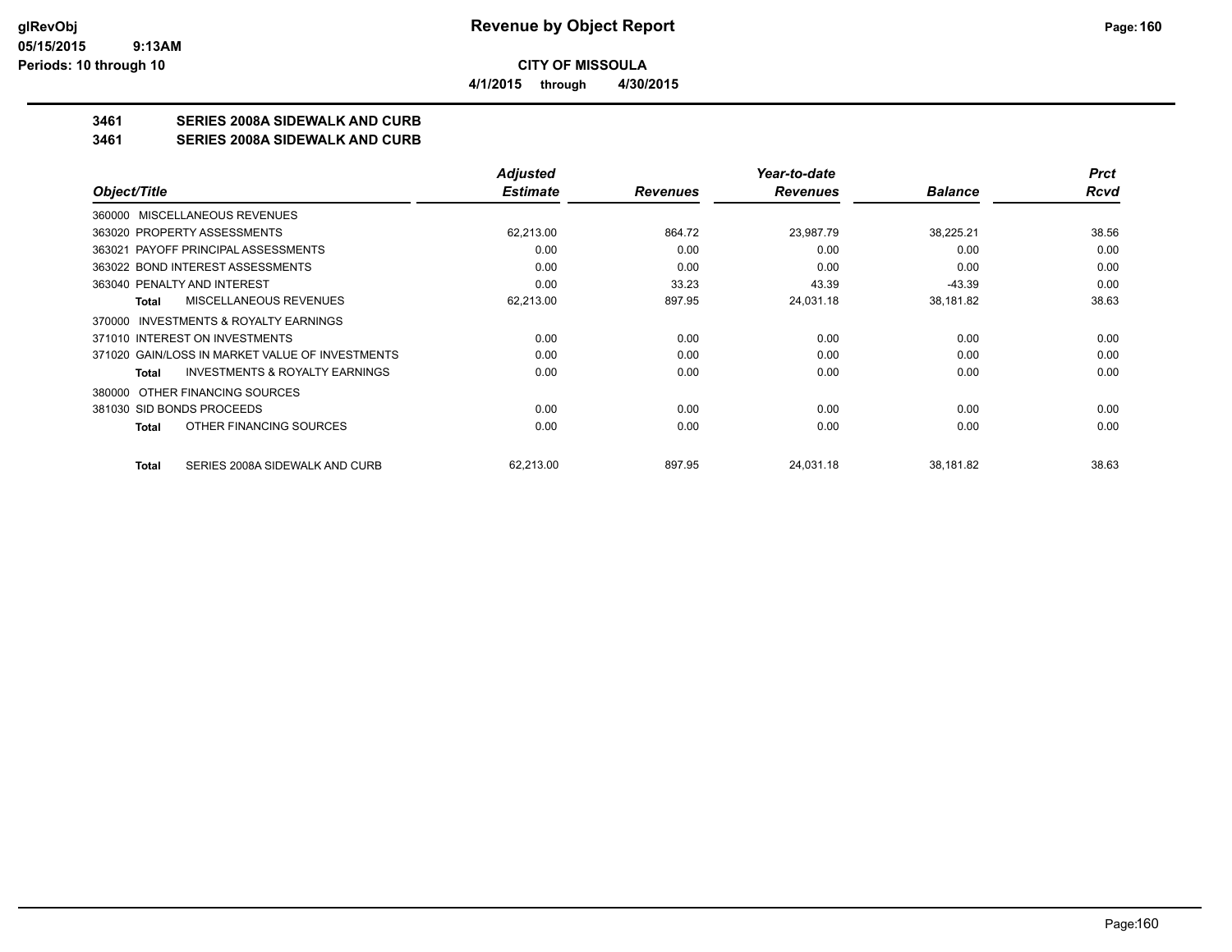**CITY OF MISSOULA**

**4/1/2015 through 4/30/2015**

## 3461 SERIES 2008A SIDEWALK AND CURB

## 3461 SERIES 2008A SIDEWALK AND CURB

| Object/Title | Adjusted Estimate | Revenues | Year-to-date Revenues | Balance | Prct Rcvd |
|---|---|---|---|---|---|
| 360000 MISCELLANEOUS REVENUES | | | | | |
| 363020 PROPERTY ASSESSMENTS | 62,213.00 | 864.72 | 23,987.79 | 38,225.21 | 38.56 |
| 363021 PAYOFF PRINCIPAL ASSESSMENTS | 0.00 | 0.00 | 0.00 | 0.00 | 0.00 |
| 363022 BOND INTEREST ASSESSMENTS | 0.00 | 0.00 | 0.00 | 0.00 | 0.00 |
| 363040 PENALTY AND INTEREST | 0.00 | 33.23 | 43.39 | -43.39 | 0.00 |
| **Total** MISCELLANEOUS REVENUES | 62,213.00 | 897.95 | 24,031.18 | 38,181.82 | 38.63 |
| 370000 INVESTMENTS & ROYALTY EARNINGS | | | | | |
| 371010 INTEREST ON INVESTMENTS | 0.00 | 0.00 | 0.00 | 0.00 | 0.00 |
| 371020 GAIN/LOSS IN MARKET VALUE OF INVESTMENTS | 0.00 | 0.00 | 0.00 | 0.00 | 0.00 |
| **Total** INVESTMENTS & ROYALTY EARNINGS | 0.00 | 0.00 | 0.00 | 0.00 | 0.00 |
| 380000 OTHER FINANCING SOURCES | | | | | |
| 381030 SID BONDS PROCEEDS | 0.00 | 0.00 | 0.00 | 0.00 | 0.00 |
| **Total** OTHER FINANCING SOURCES | 0.00 | 0.00 | 0.00 | 0.00 | 0.00 |
| **Total** SERIES 2008A SIDEWALK AND CURB | 62,213.00 | 897.95 | 24,031.18 | 38,181.82 | 38.63 |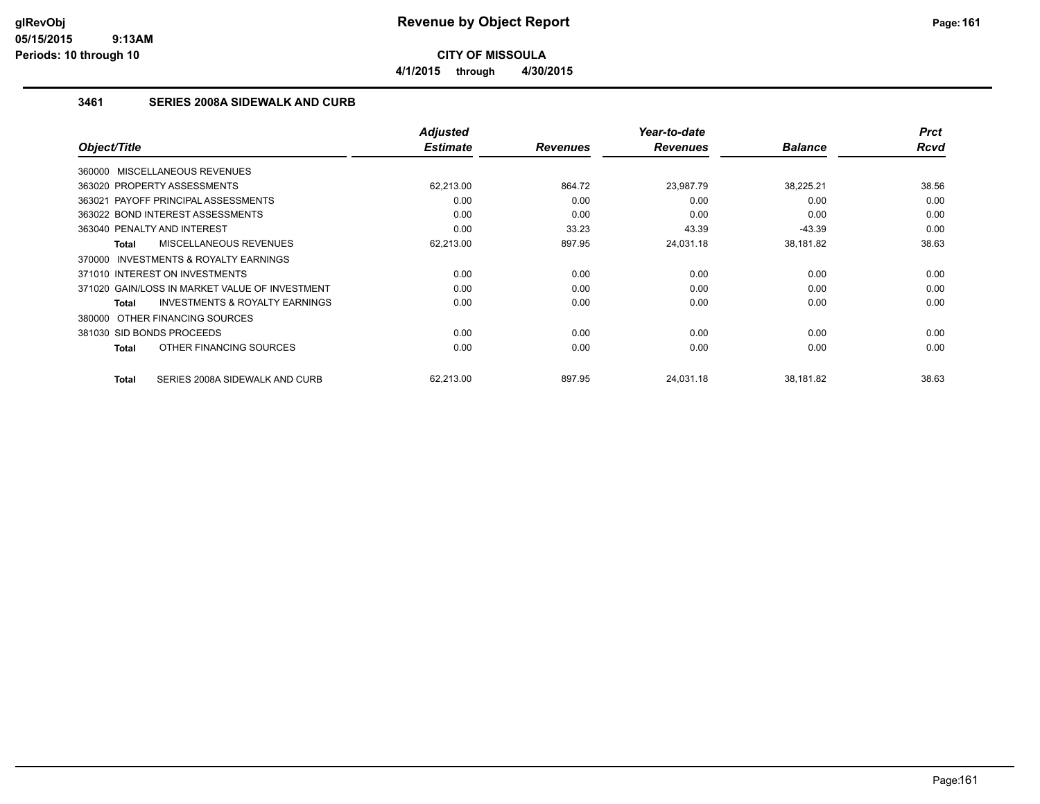**CITY OF MISSOULA**

**4/1/2015 through 4/30/2015**

### 3461 SERIES 2008A SIDEWALK AND CURB

| Object/Title | Adjusted Estimate | Revenues | Year-to-date Revenues | Balance | Prct Rcvd |
|---|---|---|---|---|---|
| 360000 MISCELLANEOUS REVENUES | | | | | |
| 363020 PROPERTY ASSESSMENTS | 62,213.00 | 864.72 | 23,987.79 | 38,225.21 | 38.56 |
| 363021 PAYOFF PRINCIPAL ASSESSMENTS | 0.00 | 0.00 | 0.00 | 0.00 | 0.00 |
| 363022 BOND INTEREST ASSESSMENTS | 0.00 | 0.00 | 0.00 | 0.00 | 0.00 |
| 363040 PENALTY AND INTEREST | 0.00 | 33.23 | 43.39 | -43.39 | 0.00 |
| **Total** MISCELLANEOUS REVENUES | 62,213.00 | 897.95 | 24,031.18 | 38,181.82 | 38.63 |
| 370000 INVESTMENTS & ROYALTY EARNINGS | | | | | |
| 371010 INTEREST ON INVESTMENTS | 0.00 | 0.00 | 0.00 | 0.00 | 0.00 |
| 371020 GAIN/LOSS IN MARKET VALUE OF INVESTMENT | 0.00 | 0.00 | 0.00 | 0.00 | 0.00 |
| **Total** INVESTMENTS & ROYALTY EARNINGS | 0.00 | 0.00 | 0.00 | 0.00 | 0.00 |
| 380000 OTHER FINANCING SOURCES | | | | | |
| 381030 SID BONDS PROCEEDS | 0.00 | 0.00 | 0.00 | 0.00 | 0.00 |
| **Total** OTHER FINANCING SOURCES | 0.00 | 0.00 | 0.00 | 0.00 | 0.00 |
| **Total** SERIES 2008A SIDEWALK AND CURB | 62,213.00 | 897.95 | 24,031.18 | 38,181.82 | 38.63 |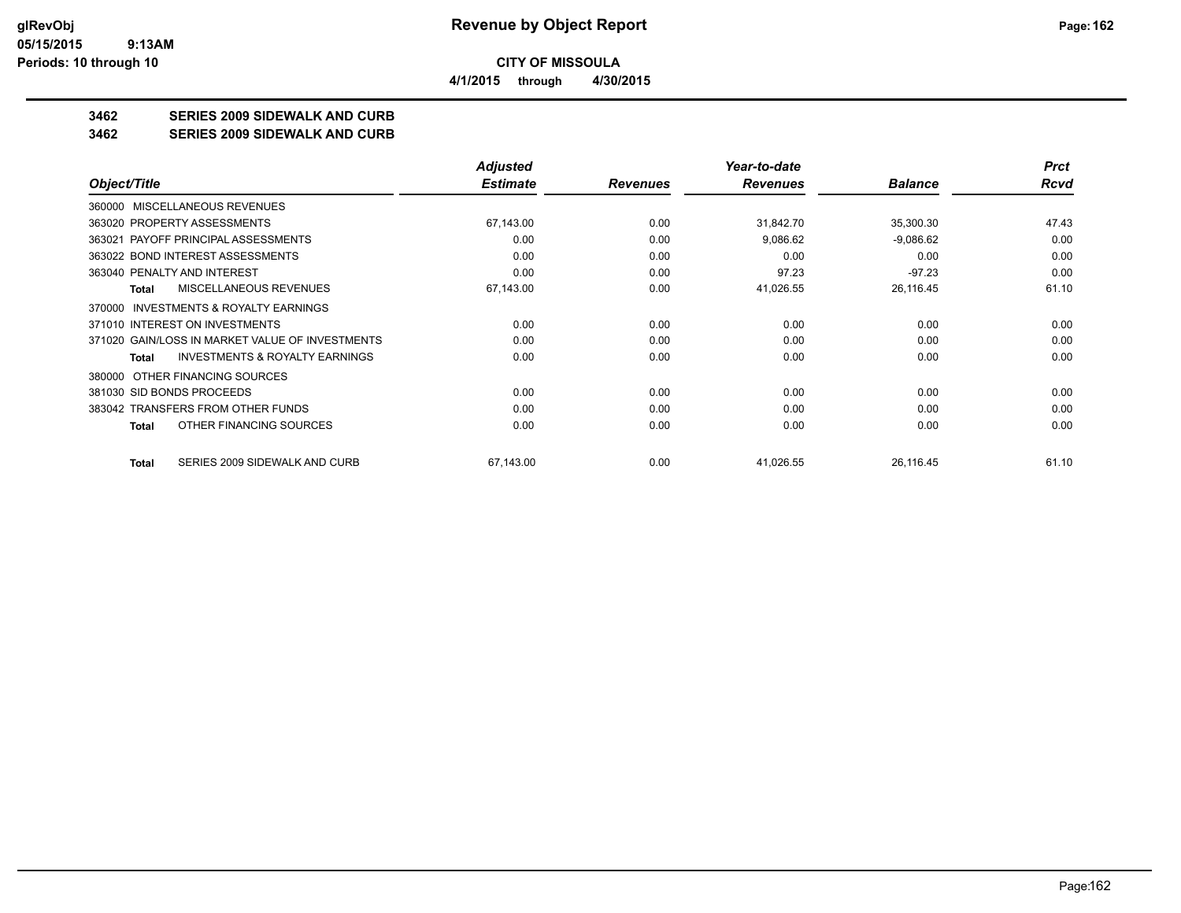**CITY OF MISSOULA**

**4/1/2015 through 4/30/2015**

**3462 SERIES 2009 SIDEWALK AND CURB**

**3462 SERIES 2009 SIDEWALK AND CURB**

| Object/Title | Adjusted Estimate | Revenues | Year-to-date Revenues | Balance | Prct Rcvd |
|---|---|---|---|---|---|
| 360000 MISCELLANEOUS REVENUES | | | | | |
| 363020 PROPERTY ASSESSMENTS | 67,143.00 | 0.00 | 31,842.70 | 35,300.30 | 47.43 |
| 363021 PAYOFF PRINCIPAL ASSESSMENTS | 0.00 | 0.00 | 9,086.62 | -9,086.62 | 0.00 |
| 363022 BOND INTEREST ASSESSMENTS | 0.00 | 0.00 | 0.00 | 0.00 | 0.00 |
| 363040 PENALTY AND INTEREST | 0.00 | 0.00 | 97.23 | -97.23 | 0.00 |
| **Total** MISCELLANEOUS REVENUES | 67,143.00 | 0.00 | 41,026.55 | 26,116.45 | 61.10 |
| 370000 INVESTMENTS & ROYALTY EARNINGS | | | | | |
| 371010 INTEREST ON INVESTMENTS | 0.00 | 0.00 | 0.00 | 0.00 | 0.00 |
| 371020 GAIN/LOSS IN MARKET VALUE OF INVESTMENTS | 0.00 | 0.00 | 0.00 | 0.00 | 0.00 |
| **Total** INVESTMENTS & ROYALTY EARNINGS | 0.00 | 0.00 | 0.00 | 0.00 | 0.00 |
| 380000 OTHER FINANCING SOURCES | | | | | |
| 381030 SID BONDS PROCEEDS | 0.00 | 0.00 | 0.00 | 0.00 | 0.00 |
| 383042 TRANSFERS FROM OTHER FUNDS | 0.00 | 0.00 | 0.00 | 0.00 | 0.00 |
| **Total** OTHER FINANCING SOURCES | 0.00 | 0.00 | 0.00 | 0.00 | 0.00 |
| **Total** SERIES 2009 SIDEWALK AND CURB | 67,143.00 | 0.00 | 41,026.55 | 26,116.45 | 61.10 |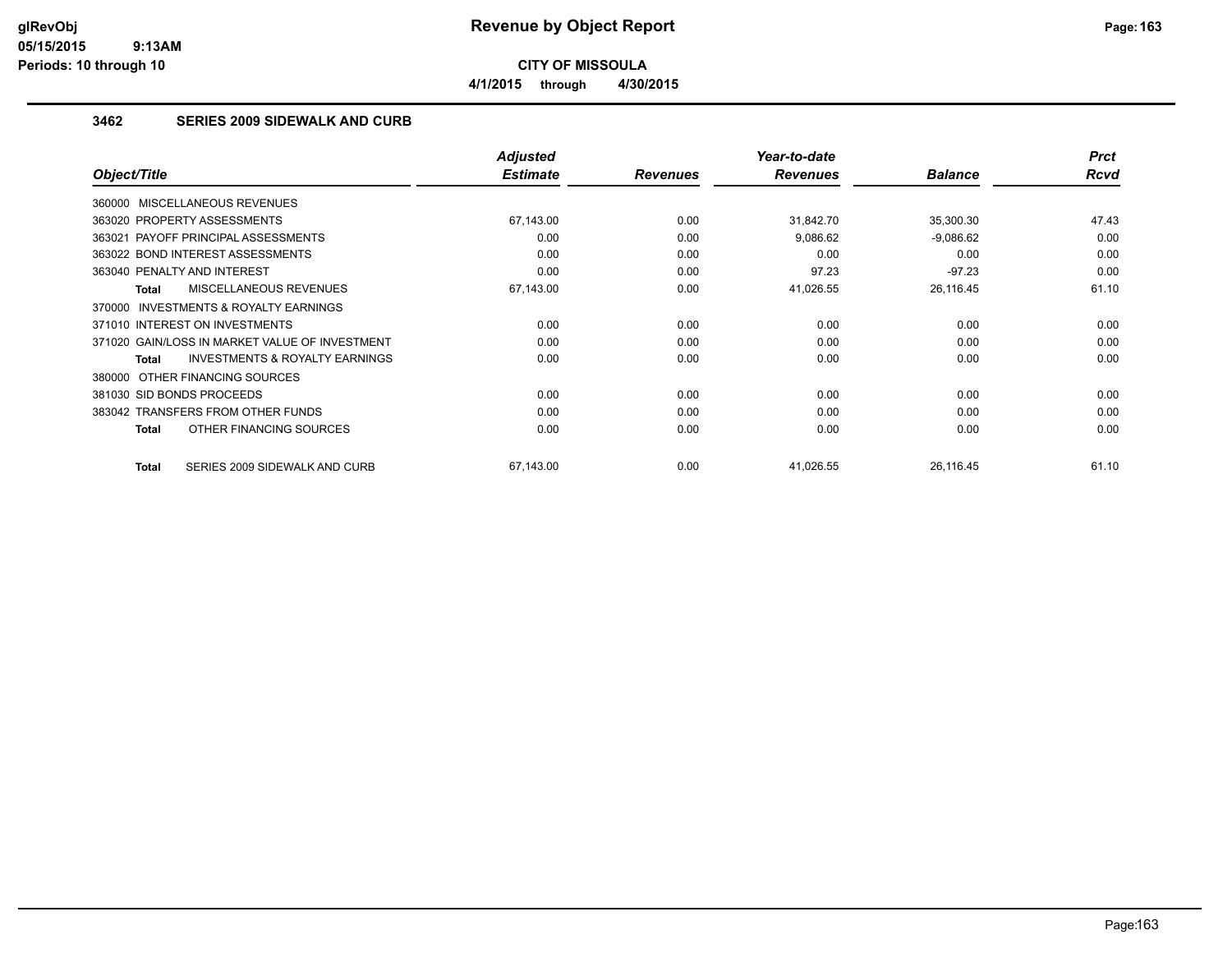**CITY OF MISSOULA**

**4/1/2015 through 4/30/2015**

### 3462 SERIES 2009 SIDEWALK AND CURB

| Object/Title | Adjusted Estimate | Revenues | Year-to-date Revenues | Balance | Prct Rcvd |
|---|---|---|---|---|---|
| 360000 MISCELLANEOUS REVENUES | | | | | |
| 363020 PROPERTY ASSESSMENTS | 67,143.00 | 0.00 | 31,842.70 | 35,300.30 | 47.43 |
| 363021 PAYOFF PRINCIPAL ASSESSMENTS | 0.00 | 0.00 | 9,086.62 | -9,086.62 | 0.00 |
| 363022 BOND INTEREST ASSESSMENTS | 0.00 | 0.00 | 0.00 | 0.00 | 0.00 |
| 363040 PENALTY AND INTEREST | 0.00 | 0.00 | 97.23 | -97.23 | 0.00 |
| **Total** MISCELLANEOUS REVENUES | 67,143.00 | 0.00 | 41,026.55 | 26,116.45 | 61.10 |
| 370000 INVESTMENTS & ROYALTY EARNINGS | | | | | |
| 371010 INTEREST ON INVESTMENTS | 0.00 | 0.00 | 0.00 | 0.00 | 0.00 |
| 371020 GAIN/LOSS IN MARKET VALUE OF INVESTMENT | 0.00 | 0.00 | 0.00 | 0.00 | 0.00 |
| **Total** INVESTMENTS & ROYALTY EARNINGS | 0.00 | 0.00 | 0.00 | 0.00 | 0.00 |
| 380000 OTHER FINANCING SOURCES | | | | | |
| 381030 SID BONDS PROCEEDS | 0.00 | 0.00 | 0.00 | 0.00 | 0.00 |
| 383042 TRANSFERS FROM OTHER FUNDS | 0.00 | 0.00 | 0.00 | 0.00 | 0.00 |
| **Total** OTHER FINANCING SOURCES | 0.00 | 0.00 | 0.00 | 0.00 | 0.00 |
| **Total** SERIES 2009 SIDEWALK AND CURB | 67,143.00 | 0.00 | 41,026.55 | 26,116.45 | 61.10 |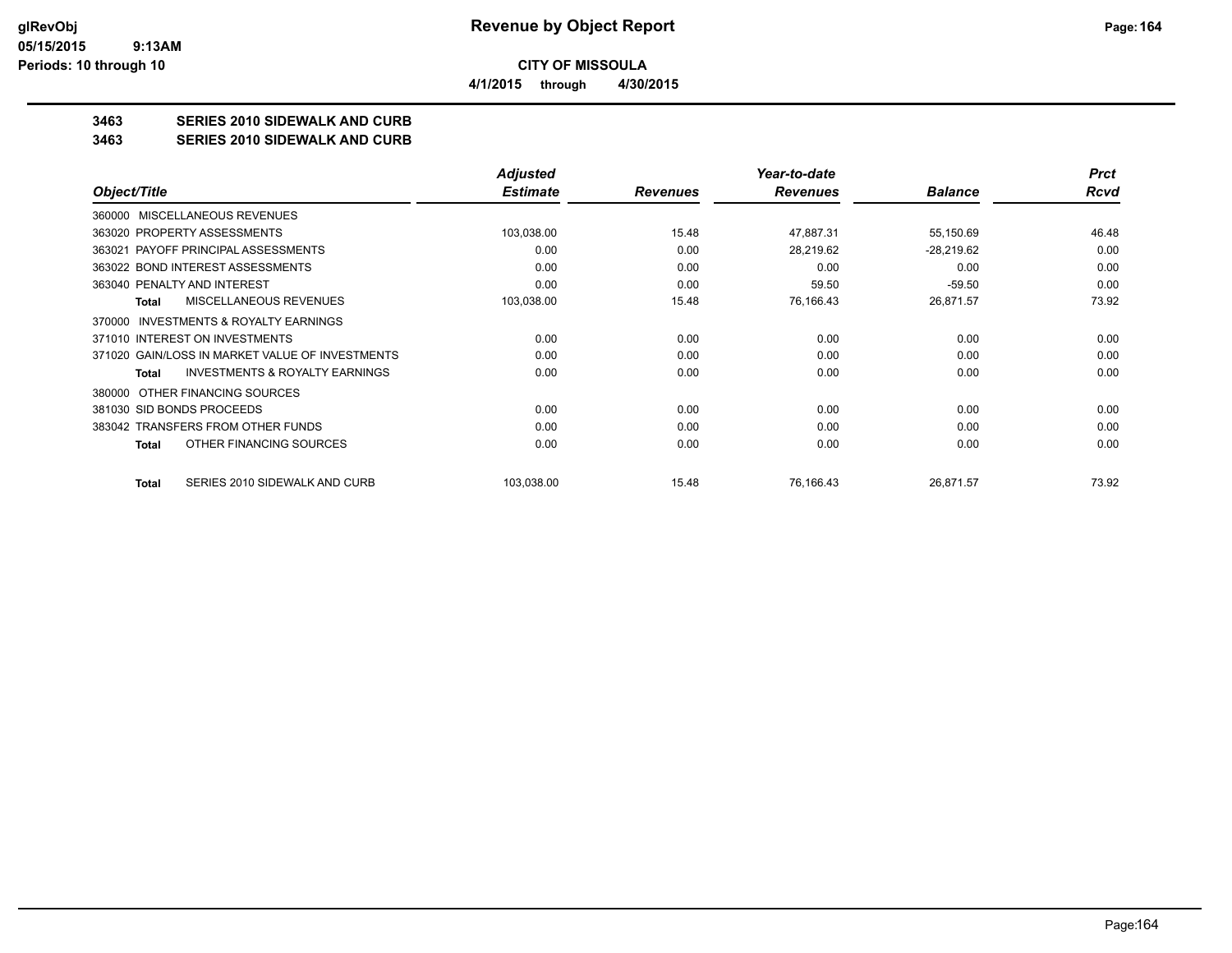# Revenue by Object Report

**CITY OF MISSOULA**

**4/1/2015 through 4/30/2015**

glRevObj
05/15/2015 9:13AM
Periods: 10 through 10

## 3463 SERIES 2010 SIDEWALK AND CURB
## 3463 SERIES 2010 SIDEWALK AND CURB

| Object/Title | Adjusted Estimate | Revenues | Year-to-date Revenues | Balance | Prct Rcvd |
|---|---|---|---|---|---|
| 360000 MISCELLANEOUS REVENUES | | | | | |
| 363020 PROPERTY ASSESSMENTS | 103,038.00 | 15.48 | 47,887.31 | 55,150.69 | 46.48 |
| 363021 PAYOFF PRINCIPAL ASSESSMENTS | 0.00 | 0.00 | 28,219.62 | -28,219.62 | 0.00 |
| 363022 BOND INTEREST ASSESSMENTS | 0.00 | 0.00 | 0.00 | 0.00 | 0.00 |
| 363040 PENALTY AND INTEREST | 0.00 | 0.00 | 59.50 | -59.50 | 0.00 |
| **Total** MISCELLANEOUS REVENUES | 103,038.00 | 15.48 | 76,166.43 | 26,871.57 | 73.92 |
| 370000 INVESTMENTS & ROYALTY EARNINGS | | | | | |
| 371010 INTEREST ON INVESTMENTS | 0.00 | 0.00 | 0.00 | 0.00 | 0.00 |
| 371020 GAIN/LOSS IN MARKET VALUE OF INVESTMENTS | 0.00 | 0.00 | 0.00 | 0.00 | 0.00 |
| **Total** INVESTMENTS & ROYALTY EARNINGS | 0.00 | 0.00 | 0.00 | 0.00 | 0.00 |
| 380000 OTHER FINANCING SOURCES | | | | | |
| 381030 SID BONDS PROCEEDS | 0.00 | 0.00 | 0.00 | 0.00 | 0.00 |
| 383042 TRANSFERS FROM OTHER FUNDS | 0.00 | 0.00 | 0.00 | 0.00 | 0.00 |
| **Total** OTHER FINANCING SOURCES | 0.00 | 0.00 | 0.00 | 0.00 | 0.00 |
| **Total** SERIES 2010 SIDEWALK AND CURB | 103,038.00 | 15.48 | 76,166.43 | 26,871.57 | 73.92 |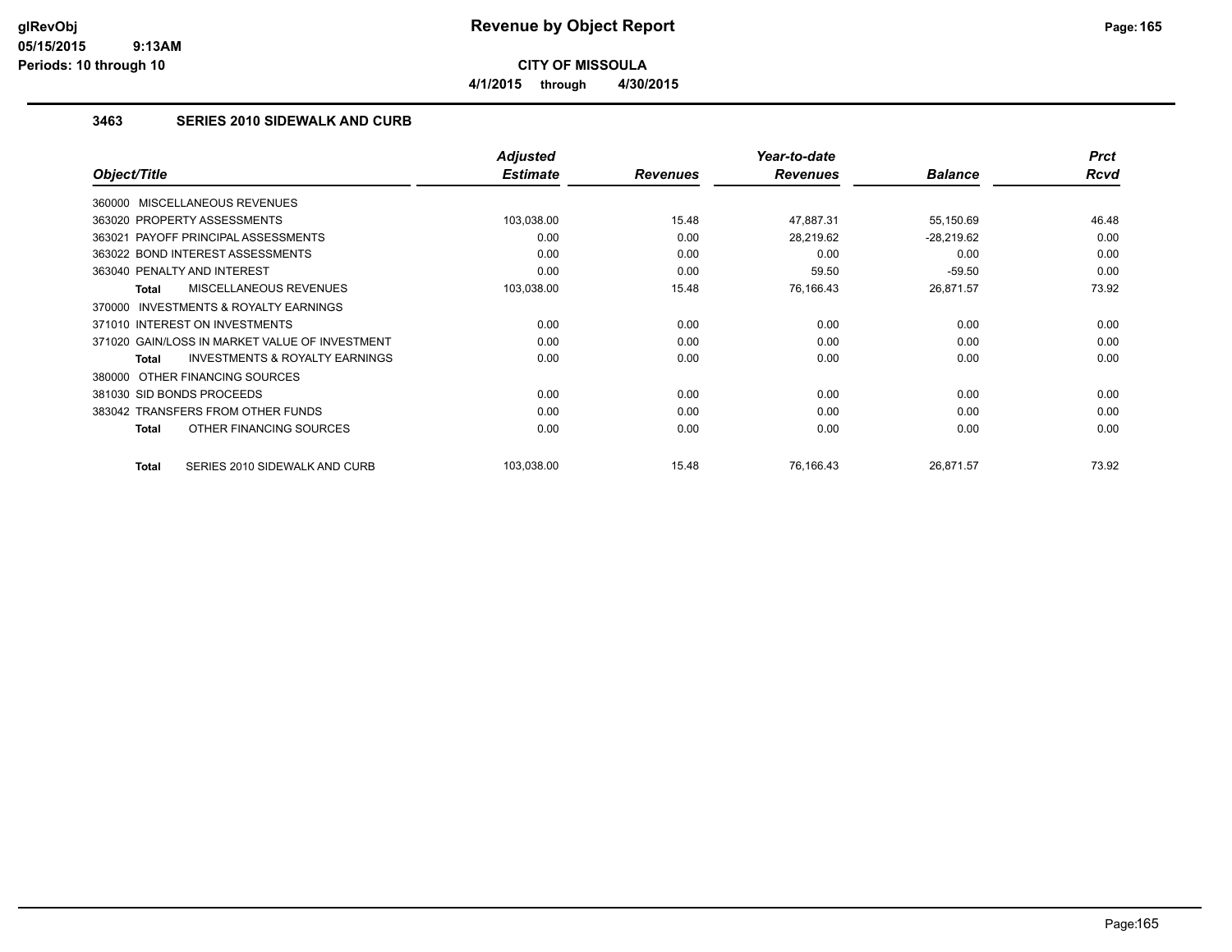**Revenue by Object Report**

**CITY OF MISSOULA**

**4/1/2015 through 4/30/2015**

### 3463 SERIES 2010 SIDEWALK AND CURB

| Object/Title | Adjusted Estimate | Revenues | Year-to-date Revenues | Balance | Prct Rcvd |
|---|---|---|---|---|---|
| 360000 MISCELLANEOUS REVENUES | | | | | |
| 363020 PROPERTY ASSESSMENTS | 103,038.00 | 15.48 | 47,887.31 | 55,150.69 | 46.48 |
| 363021 PAYOFF PRINCIPAL ASSESSMENTS | 0.00 | 0.00 | 28,219.62 | -28,219.62 | 0.00 |
| 363022 BOND INTEREST ASSESSMENTS | 0.00 | 0.00 | 0.00 | 0.00 | 0.00 |
| 363040 PENALTY AND INTEREST | 0.00 | 0.00 | 59.50 | -59.50 | 0.00 |
| **Total** MISCELLANEOUS REVENUES | 103,038.00 | 15.48 | 76,166.43 | 26,871.57 | 73.92 |
| 370000 INVESTMENTS & ROYALTY EARNINGS | | | | | |
| 371010 INTEREST ON INVESTMENTS | 0.00 | 0.00 | 0.00 | 0.00 | 0.00 |
| 371020 GAIN/LOSS IN MARKET VALUE OF INVESTMENT | 0.00 | 0.00 | 0.00 | 0.00 | 0.00 |
| **Total** INVESTMENTS & ROYALTY EARNINGS | 0.00 | 0.00 | 0.00 | 0.00 | 0.00 |
| 380000 OTHER FINANCING SOURCES | | | | | |
| 381030 SID BONDS PROCEEDS | 0.00 | 0.00 | 0.00 | 0.00 | 0.00 |
| 383042 TRANSFERS FROM OTHER FUNDS | 0.00 | 0.00 | 0.00 | 0.00 | 0.00 |
| **Total** OTHER FINANCING SOURCES | 0.00 | 0.00 | 0.00 | 0.00 | 0.00 |
| **Total** SERIES 2010 SIDEWALK AND CURB | 103,038.00 | 15.48 | 76,166.43 | 26,871.57 | 73.92 |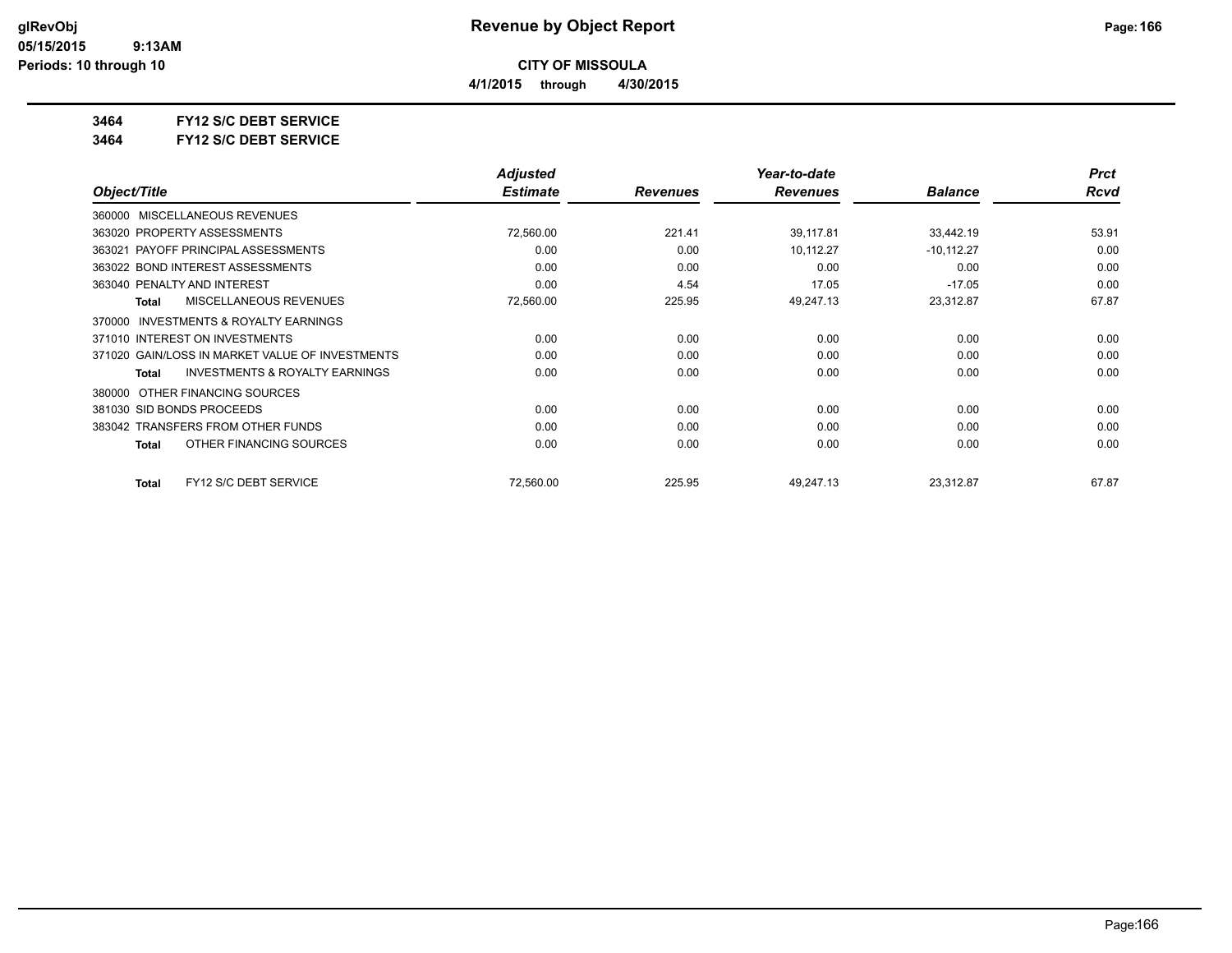# Revenue by Object Report

**CITY OF MISSOULA**

**4/1/2015 through 4/30/2015**

glRevObj
05/15/2015 9:13AM
Periods: 10 through 10

**3464 FY12 S/C DEBT SERVICE**

**3464 FY12 S/C DEBT SERVICE**

| Object/Title | Adjusted Estimate | Revenues | Year-to-date Revenues | Balance | Prct Rcvd |
|---|---|---|---|---|---|
| 360000 MISCELLANEOUS REVENUES | | | | | |
| 363020 PROPERTY ASSESSMENTS | 72,560.00 | 221.41 | 39,117.81 | 33,442.19 | 53.91 |
| 363021 PAYOFF PRINCIPAL ASSESSMENTS | 0.00 | 0.00 | 10,112.27 | -10,112.27 | 0.00 |
| 363022 BOND INTEREST ASSESSMENTS | 0.00 | 0.00 | 0.00 | 0.00 | 0.00 |
| 363040 PENALTY AND INTEREST | 0.00 | 4.54 | 17.05 | -17.05 | 0.00 |
| **Total** MISCELLANEOUS REVENUES | 72,560.00 | 225.95 | 49,247.13 | 23,312.87 | 67.87 |
| 370000 INVESTMENTS & ROYALTY EARNINGS | | | | | |
| 371010 INTEREST ON INVESTMENTS | 0.00 | 0.00 | 0.00 | 0.00 | 0.00 |
| 371020 GAIN/LOSS IN MARKET VALUE OF INVESTMENTS | 0.00 | 0.00 | 0.00 | 0.00 | 0.00 |
| **Total** INVESTMENTS & ROYALTY EARNINGS | 0.00 | 0.00 | 0.00 | 0.00 | 0.00 |
| 380000 OTHER FINANCING SOURCES | | | | | |
| 381030 SID BONDS PROCEEDS | 0.00 | 0.00 | 0.00 | 0.00 | 0.00 |
| 383042 TRANSFERS FROM OTHER FUNDS | 0.00 | 0.00 | 0.00 | 0.00 | 0.00 |
| **Total** OTHER FINANCING SOURCES | 0.00 | 0.00 | 0.00 | 0.00 | 0.00 |
| **Total** FY12 S/C DEBT SERVICE | 72,560.00 | 225.95 | 49,247.13 | 23,312.87 | 67.87 |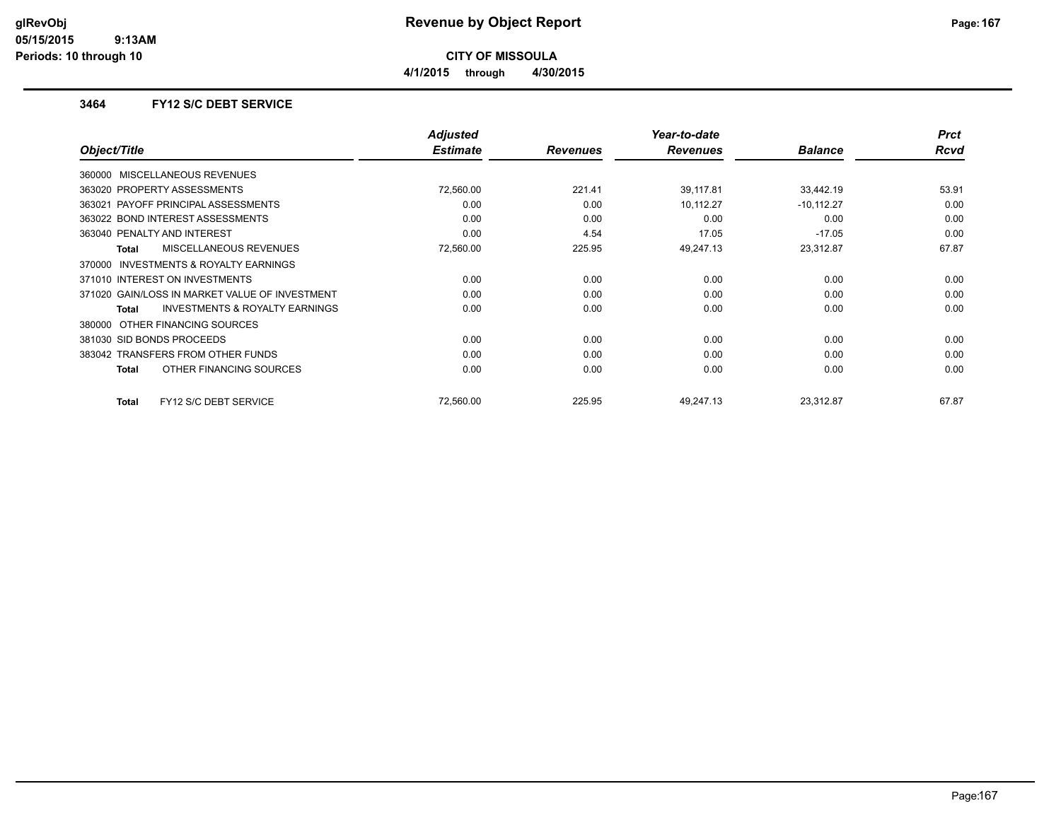# Revenue by Object Report

**CITY OF MISSOULA**

**4/1/2015 through 4/30/2015**

glRevObj
05/15/2015 9:13AM
Periods: 10 through 10

### 3464 FY12 S/C DEBT SERVICE

| Object/Title | Adjusted Estimate | Revenues | Year-to-date Revenues | Balance | Prct Rcvd |
|---|---|---|---|---|---|
| 360000 MISCELLANEOUS REVENUES | | | | | |
| 363020 PROPERTY ASSESSMENTS | 72,560.00 | 221.41 | 39,117.81 | 33,442.19 | 53.91 |
| 363021 PAYOFF PRINCIPAL ASSESSMENTS | 0.00 | 0.00 | 10,112.27 | -10,112.27 | 0.00 |
| 363022 BOND INTEREST ASSESSMENTS | 0.00 | 0.00 | 0.00 | 0.00 | 0.00 |
| 363040 PENALTY AND INTEREST | 0.00 | 4.54 | 17.05 | -17.05 | 0.00 |
| **Total** MISCELLANEOUS REVENUES | 72,560.00 | 225.95 | 49,247.13 | 23,312.87 | 67.87 |
| 370000 INVESTMENTS & ROYALTY EARNINGS | | | | | |
| 371010 INTEREST ON INVESTMENTS | 0.00 | 0.00 | 0.00 | 0.00 | 0.00 |
| 371020 GAIN/LOSS IN MARKET VALUE OF INVESTMENT | 0.00 | 0.00 | 0.00 | 0.00 | 0.00 |
| **Total** INVESTMENTS & ROYALTY EARNINGS | 0.00 | 0.00 | 0.00 | 0.00 | 0.00 |
| 380000 OTHER FINANCING SOURCES | | | | | |
| 381030 SID BONDS PROCEEDS | 0.00 | 0.00 | 0.00 | 0.00 | 0.00 |
| 383042 TRANSFERS FROM OTHER FUNDS | 0.00 | 0.00 | 0.00 | 0.00 | 0.00 |
| **Total** OTHER FINANCING SOURCES | 0.00 | 0.00 | 0.00 | 0.00 | 0.00 |
| **Total** FY12 S/C DEBT SERVICE | 72,560.00 | 225.95 | 49,247.13 | 23,312.87 | 67.87 |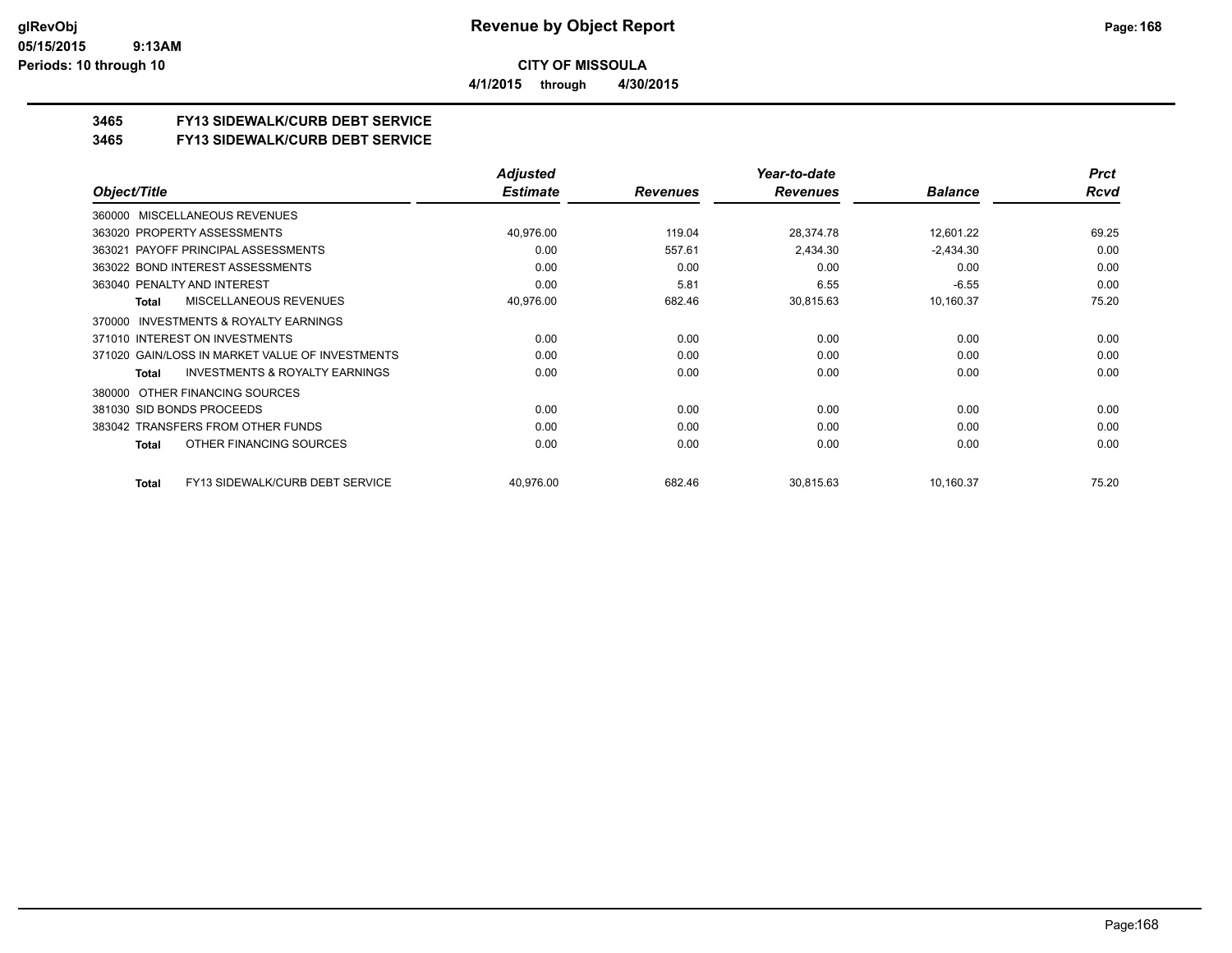**CITY OF MISSOULA**

**4/1/2015 through 4/30/2015**

## 3465 FY13 SIDEWALK/CURB DEBT SERVICE

## 3465 FY13 SIDEWALK/CURB DEBT SERVICE

| Object/Title | Adjusted Estimate | Revenues | Year-to-date Revenues | Balance | Prct Rcvd |
|---|---|---|---|---|---|
| 360000 MISCELLANEOUS REVENUES | | | | | |
| 363020 PROPERTY ASSESSMENTS | 40,976.00 | 119.04 | 28,374.78 | 12,601.22 | 69.25 |
| 363021 PAYOFF PRINCIPAL ASSESSMENTS | 0.00 | 557.61 | 2,434.30 | -2,434.30 | 0.00 |
| 363022 BOND INTEREST ASSESSMENTS | 0.00 | 0.00 | 0.00 | 0.00 | 0.00 |
| 363040 PENALTY AND INTEREST | 0.00 | 5.81 | 6.55 | -6.55 | 0.00 |
| **Total** MISCELLANEOUS REVENUES | 40,976.00 | 682.46 | 30,815.63 | 10,160.37 | 75.20 |
| 370000 INVESTMENTS & ROYALTY EARNINGS | | | | | |
| 371010 INTEREST ON INVESTMENTS | 0.00 | 0.00 | 0.00 | 0.00 | 0.00 |
| 371020 GAIN/LOSS IN MARKET VALUE OF INVESTMENTS | 0.00 | 0.00 | 0.00 | 0.00 | 0.00 |
| **Total** INVESTMENTS & ROYALTY EARNINGS | 0.00 | 0.00 | 0.00 | 0.00 | 0.00 |
| 380000 OTHER FINANCING SOURCES | | | | | |
| 381030 SID BONDS PROCEEDS | 0.00 | 0.00 | 0.00 | 0.00 | 0.00 |
| 383042 TRANSFERS FROM OTHER FUNDS | 0.00 | 0.00 | 0.00 | 0.00 | 0.00 |
| **Total** OTHER FINANCING SOURCES | 0.00 | 0.00 | 0.00 | 0.00 | 0.00 |
| **Total** FY13 SIDEWALK/CURB DEBT SERVICE | 40,976.00 | 682.46 | 30,815.63 | 10,160.37 | 75.20 |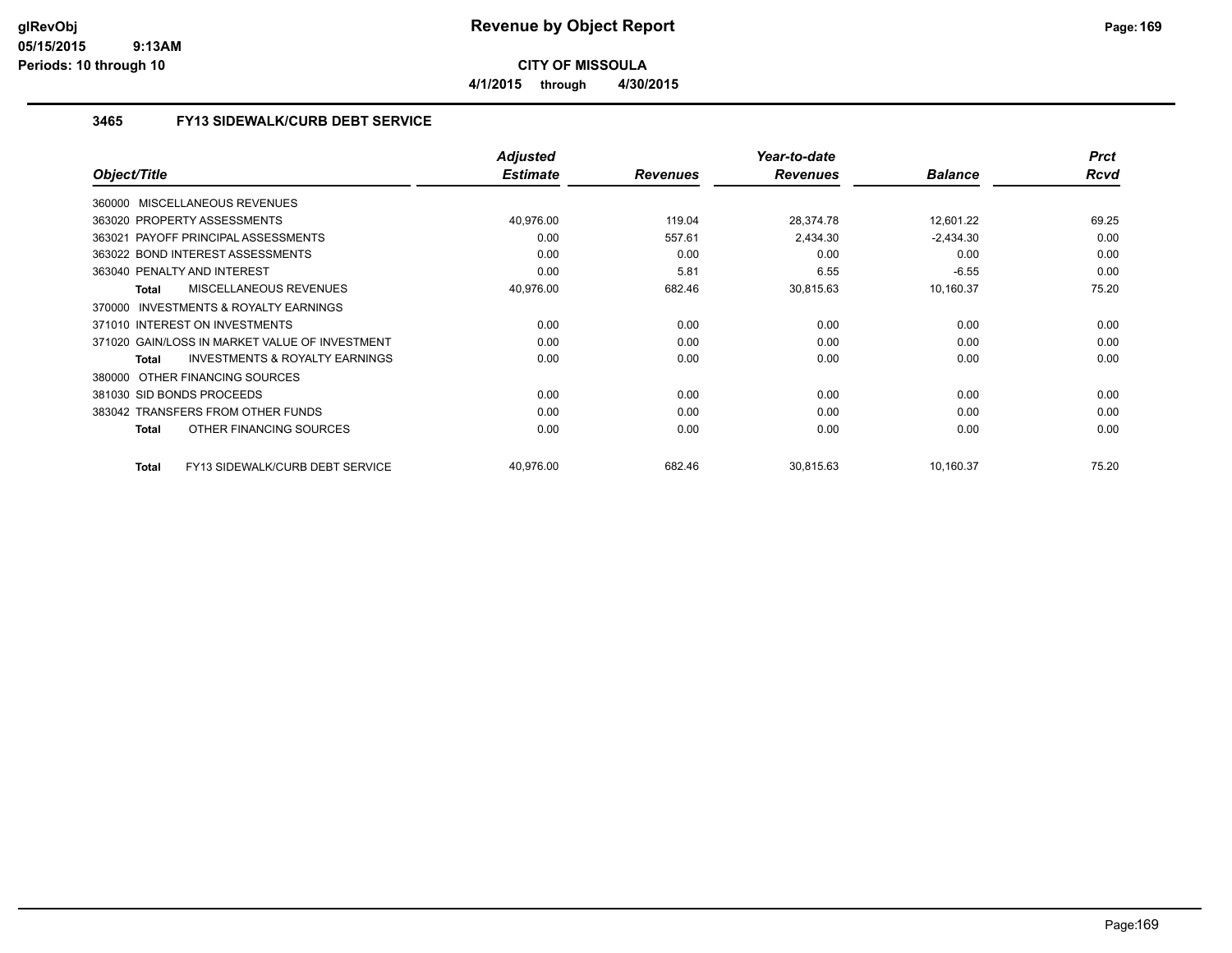# Revenue by Object Report

**CITY OF MISSOULA**

**4/1/2015 through 4/30/2015**

glRevObj
05/15/2015 9:13AM
Periods: 10 through 10

### 3465 FY13 SIDEWALK/CURB DEBT SERVICE

| Object/Title | Adjusted Estimate | Revenues | Year-to-date Revenues | Balance | Prct Rcvd |
|---|---|---|---|---|---|
| 360000 MISCELLANEOUS REVENUES | | | | | |
| 363020 PROPERTY ASSESSMENTS | 40,976.00 | 119.04 | 28,374.78 | 12,601.22 | 69.25 |
| 363021 PAYOFF PRINCIPAL ASSESSMENTS | 0.00 | 557.61 | 2,434.30 | -2,434.30 | 0.00 |
| 363022 BOND INTEREST ASSESSMENTS | 0.00 | 0.00 | 0.00 | 0.00 | 0.00 |
| 363040 PENALTY AND INTEREST | 0.00 | 5.81 | 6.55 | -6.55 | 0.00 |
| **Total** MISCELLANEOUS REVENUES | 40,976.00 | 682.46 | 30,815.63 | 10,160.37 | 75.20 |
| 370000 INVESTMENTS & ROYALTY EARNINGS | | | | | |
| 371010 INTEREST ON INVESTMENTS | 0.00 | 0.00 | 0.00 | 0.00 | 0.00 |
| 371020 GAIN/LOSS IN MARKET VALUE OF INVESTMENT | 0.00 | 0.00 | 0.00 | 0.00 | 0.00 |
| **Total** INVESTMENTS & ROYALTY EARNINGS | 0.00 | 0.00 | 0.00 | 0.00 | 0.00 |
| 380000 OTHER FINANCING SOURCES | | | | | |
| 381030 SID BONDS PROCEEDS | 0.00 | 0.00 | 0.00 | 0.00 | 0.00 |
| 383042 TRANSFERS FROM OTHER FUNDS | 0.00 | 0.00 | 0.00 | 0.00 | 0.00 |
| **Total** OTHER FINANCING SOURCES | 0.00 | 0.00 | 0.00 | 0.00 | 0.00 |
| **Total** FY13 SIDEWALK/CURB DEBT SERVICE | 40,976.00 | 682.46 | 30,815.63 | 10,160.37 | 75.20 |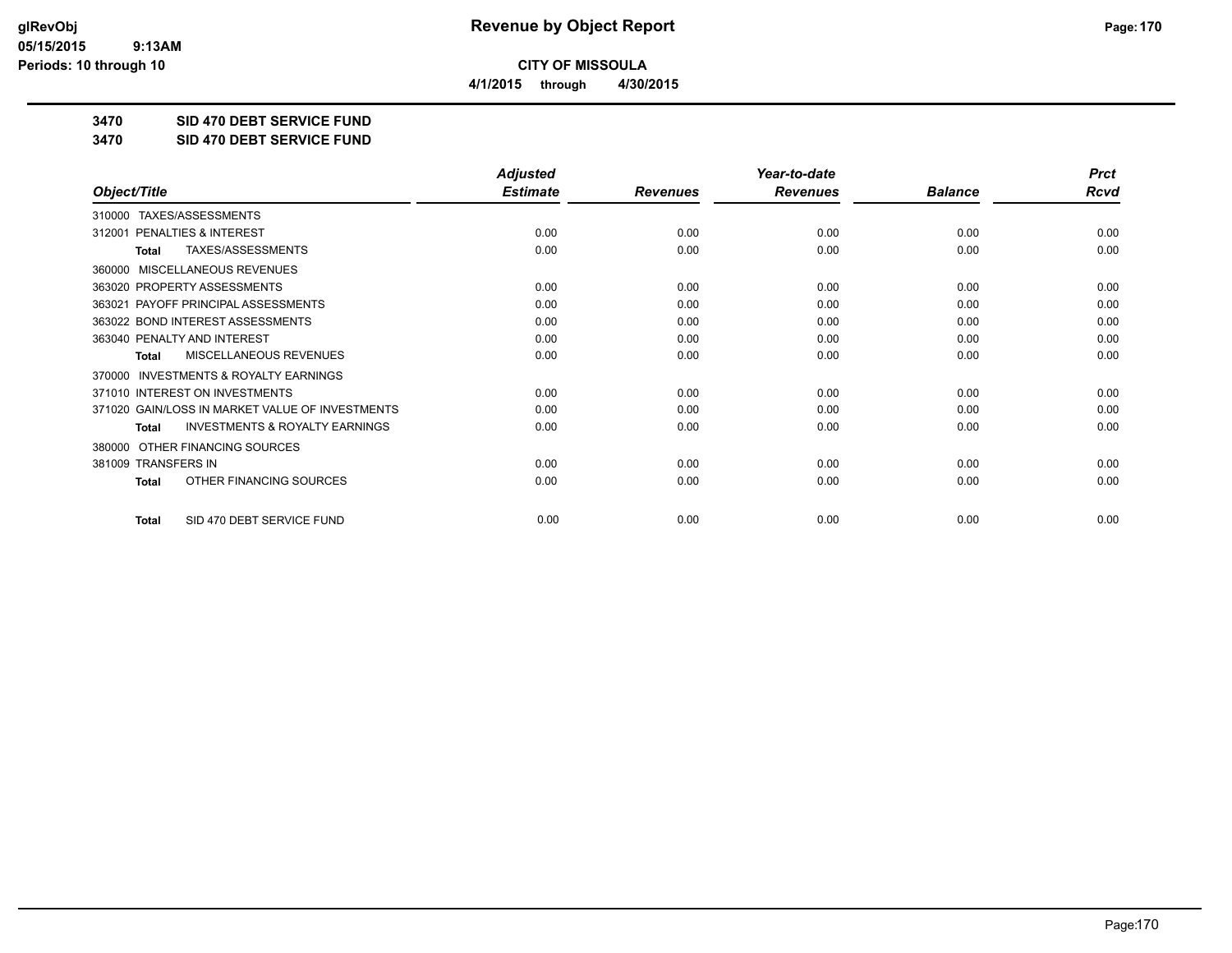**CITY OF MISSOULA**

**4/1/2015 through 4/30/2015**

**3470 SID 470 DEBT SERVICE FUND**

**3470 SID 470 DEBT SERVICE FUND**

| Object/Title | Adjusted Estimate | Revenues | Year-to-date Revenues | Balance | Prct Rcvd |
|---|---|---|---|---|---|
| 310000 TAXES/ASSESSMENTS | | | | | |
| 312001 PENALTIES & INTEREST | 0.00 | 0.00 | 0.00 | 0.00 | 0.00 |
| **Total** TAXES/ASSESSMENTS | 0.00 | 0.00 | 0.00 | 0.00 | 0.00 |
| 360000 MISCELLANEOUS REVENUES | | | | | |
| 363020 PROPERTY ASSESSMENTS | 0.00 | 0.00 | 0.00 | 0.00 | 0.00 |
| 363021 PAYOFF PRINCIPAL ASSESSMENTS | 0.00 | 0.00 | 0.00 | 0.00 | 0.00 |
| 363022 BOND INTEREST ASSESSMENTS | 0.00 | 0.00 | 0.00 | 0.00 | 0.00 |
| 363040 PENALTY AND INTEREST | 0.00 | 0.00 | 0.00 | 0.00 | 0.00 |
| **Total** MISCELLANEOUS REVENUES | 0.00 | 0.00 | 0.00 | 0.00 | 0.00 |
| 370000 INVESTMENTS & ROYALTY EARNINGS | | | | | |
| 371010 INTEREST ON INVESTMENTS | 0.00 | 0.00 | 0.00 | 0.00 | 0.00 |
| 371020 GAIN/LOSS IN MARKET VALUE OF INVESTMENTS | 0.00 | 0.00 | 0.00 | 0.00 | 0.00 |
| **Total** INVESTMENTS & ROYALTY EARNINGS | 0.00 | 0.00 | 0.00 | 0.00 | 0.00 |
| 380000 OTHER FINANCING SOURCES | | | | | |
| 381009 TRANSFERS IN | 0.00 | 0.00 | 0.00 | 0.00 | 0.00 |
| **Total** OTHER FINANCING SOURCES | 0.00 | 0.00 | 0.00 | 0.00 | 0.00 |
| **Total** SID 470 DEBT SERVICE FUND | 0.00 | 0.00 | 0.00 | 0.00 | 0.00 |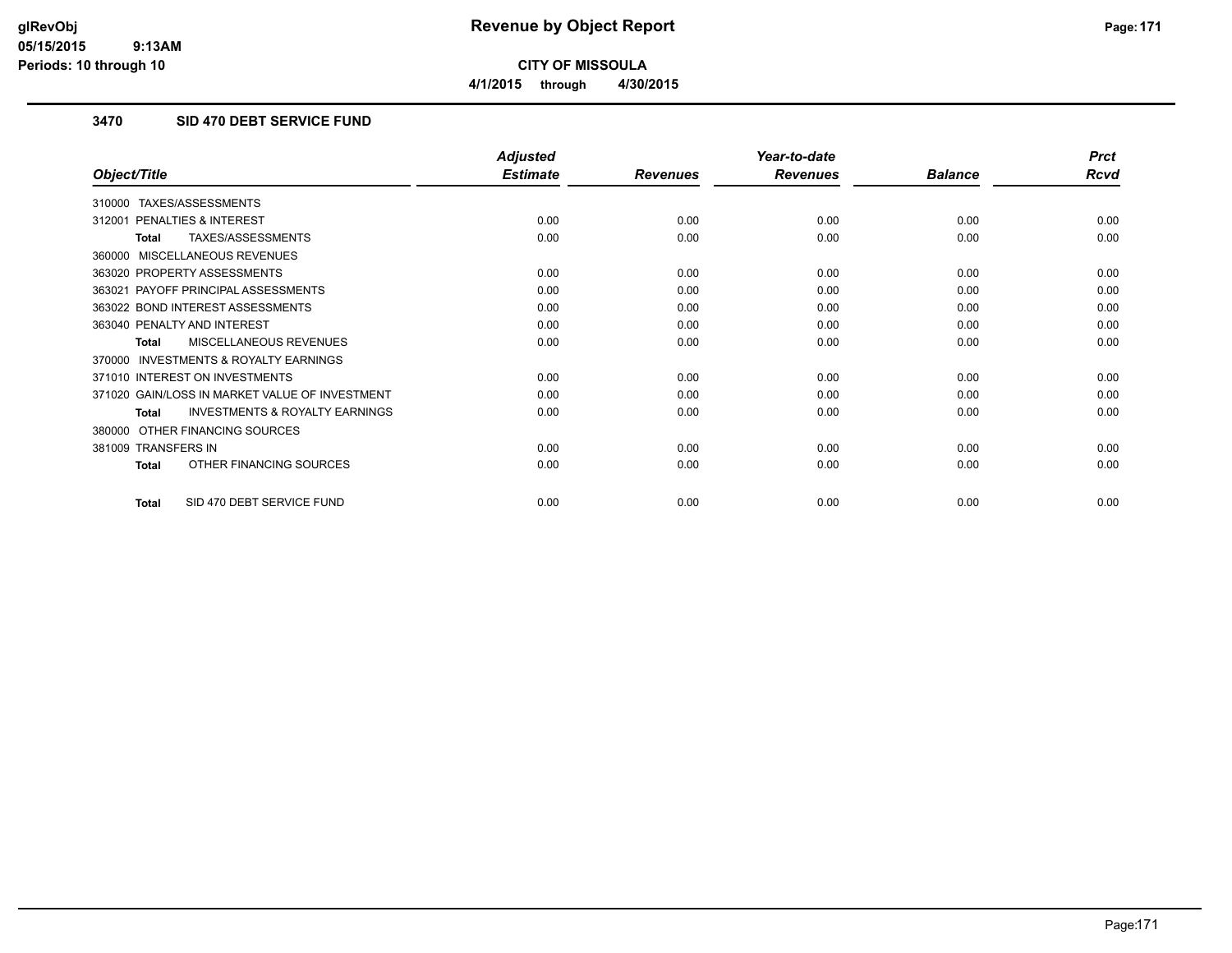# Revenue by Object Report

**CITY OF MISSOULA**

**4/1/2015 through 4/30/2015**

### 3470 SID 470 DEBT SERVICE FUND

| Object/Title | Adjusted Estimate | Revenues | Year-to-date Revenues | Balance | Prct Rcvd |
|---|---|---|---|---|---|
| 310000 TAXES/ASSESSMENTS | | | | | |
| 312001 PENALTIES & INTEREST | 0.00 | 0.00 | 0.00 | 0.00 | 0.00 |
| **Total** TAXES/ASSESSMENTS | 0.00 | 0.00 | 0.00 | 0.00 | 0.00 |
| 360000 MISCELLANEOUS REVENUES | | | | | |
| 363020 PROPERTY ASSESSMENTS | 0.00 | 0.00 | 0.00 | 0.00 | 0.00 |
| 363021 PAYOFF PRINCIPAL ASSESSMENTS | 0.00 | 0.00 | 0.00 | 0.00 | 0.00 |
| 363022 BOND INTEREST ASSESSMENTS | 0.00 | 0.00 | 0.00 | 0.00 | 0.00 |
| 363040 PENALTY AND INTEREST | 0.00 | 0.00 | 0.00 | 0.00 | 0.00 |
| **Total** MISCELLANEOUS REVENUES | 0.00 | 0.00 | 0.00 | 0.00 | 0.00 |
| 370000 INVESTMENTS & ROYALTY EARNINGS | | | | | |
| 371010 INTEREST ON INVESTMENTS | 0.00 | 0.00 | 0.00 | 0.00 | 0.00 |
| 371020 GAIN/LOSS IN MARKET VALUE OF INVESTMENT | 0.00 | 0.00 | 0.00 | 0.00 | 0.00 |
| **Total** INVESTMENTS & ROYALTY EARNINGS | 0.00 | 0.00 | 0.00 | 0.00 | 0.00 |
| 380000 OTHER FINANCING SOURCES | | | | | |
| 381009 TRANSFERS IN | 0.00 | 0.00 | 0.00 | 0.00 | 0.00 |
| **Total** OTHER FINANCING SOURCES | 0.00 | 0.00 | 0.00 | 0.00 | 0.00 |
| **Total** SID 470 DEBT SERVICE FUND | 0.00 | 0.00 | 0.00 | 0.00 | 0.00 |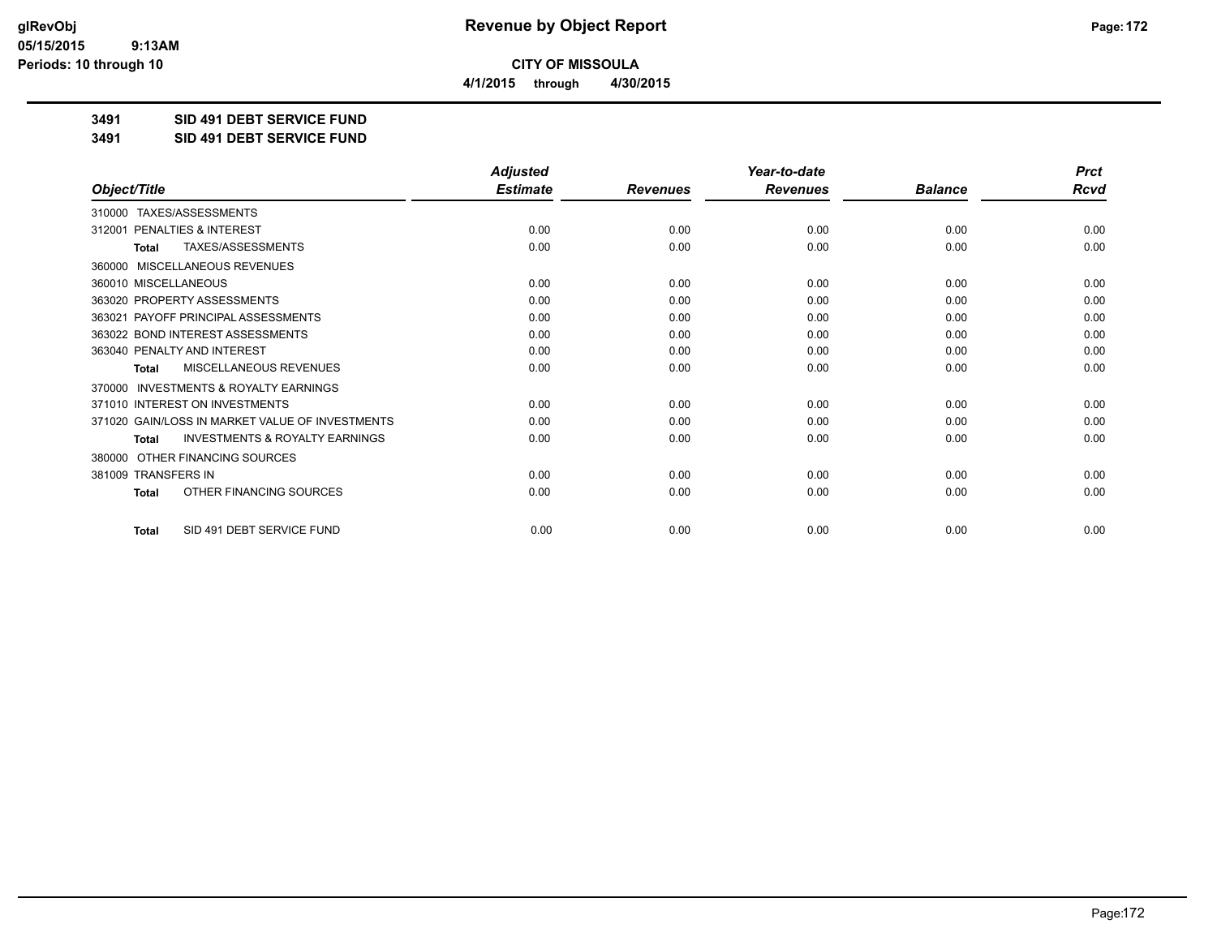**CITY OF MISSOULA**

**4/1/2015 through 4/30/2015**

## 3491 SID 491 DEBT SERVICE FUND

## 3491 SID 491 DEBT SERVICE FUND

| Object/Title | Adjusted Estimate | Revenues | Year-to-date Revenues | Balance | Prct Rcvd |
|---|---|---|---|---|---|
| 310000 TAXES/ASSESSMENTS | | | | | |
| 312001 PENALTIES & INTEREST | 0.00 | 0.00 | 0.00 | 0.00 | 0.00 |
| **Total** TAXES/ASSESSMENTS | 0.00 | 0.00 | 0.00 | 0.00 | 0.00 |
| 360000 MISCELLANEOUS REVENUES | | | | | |
| 360010 MISCELLANEOUS | 0.00 | 0.00 | 0.00 | 0.00 | 0.00 |
| 363020 PROPERTY ASSESSMENTS | 0.00 | 0.00 | 0.00 | 0.00 | 0.00 |
| 363021 PAYOFF PRINCIPAL ASSESSMENTS | 0.00 | 0.00 | 0.00 | 0.00 | 0.00 |
| 363022 BOND INTEREST ASSESSMENTS | 0.00 | 0.00 | 0.00 | 0.00 | 0.00 |
| 363040 PENALTY AND INTEREST | 0.00 | 0.00 | 0.00 | 0.00 | 0.00 |
| **Total** MISCELLANEOUS REVENUES | 0.00 | 0.00 | 0.00 | 0.00 | 0.00 |
| 370000 INVESTMENTS & ROYALTY EARNINGS | | | | | |
| 371010 INTEREST ON INVESTMENTS | 0.00 | 0.00 | 0.00 | 0.00 | 0.00 |
| 371020 GAIN/LOSS IN MARKET VALUE OF INVESTMENTS | 0.00 | 0.00 | 0.00 | 0.00 | 0.00 |
| **Total** INVESTMENTS & ROYALTY EARNINGS | 0.00 | 0.00 | 0.00 | 0.00 | 0.00 |
| 380000 OTHER FINANCING SOURCES | | | | | |
| 381009 TRANSFERS IN | 0.00 | 0.00 | 0.00 | 0.00 | 0.00 |
| **Total** OTHER FINANCING SOURCES | 0.00 | 0.00 | 0.00 | 0.00 | 0.00 |
| **Total** SID 491 DEBT SERVICE FUND | 0.00 | 0.00 | 0.00 | 0.00 | 0.00 |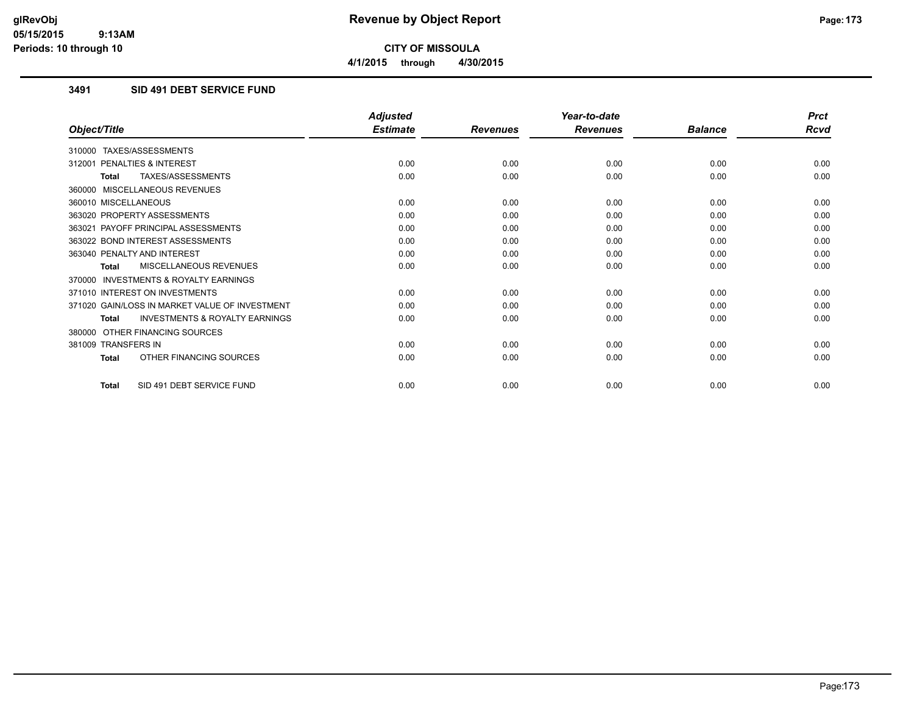# Revenue by Object Report

**CITY OF MISSOULA**

4/1/2015 through 4/30/2015

glRevObj
05/15/2015 9:13AM
Periods: 10 through 10

## 3491 SID 491 DEBT SERVICE FUND

| Object/Title | Adjusted Estimate | Revenues | Year-to-date Revenues | Balance | Prct Rcvd |
|---|---|---|---|---|---|
| 310000 TAXES/ASSESSMENTS | | | | | |
| 312001 PENALTIES & INTEREST | 0.00 | 0.00 | 0.00 | 0.00 | 0.00 |
| **Total** TAXES/ASSESSMENTS | 0.00 | 0.00 | 0.00 | 0.00 | 0.00 |
| 360000 MISCELLANEOUS REVENUES | | | | | |
| 360010 MISCELLANEOUS | 0.00 | 0.00 | 0.00 | 0.00 | 0.00 |
| 363020 PROPERTY ASSESSMENTS | 0.00 | 0.00 | 0.00 | 0.00 | 0.00 |
| 363021 PAYOFF PRINCIPAL ASSESSMENTS | 0.00 | 0.00 | 0.00 | 0.00 | 0.00 |
| 363022 BOND INTEREST ASSESSMENTS | 0.00 | 0.00 | 0.00 | 0.00 | 0.00 |
| 363040 PENALTY AND INTEREST | 0.00 | 0.00 | 0.00 | 0.00 | 0.00 |
| **Total** MISCELLANEOUS REVENUES | 0.00 | 0.00 | 0.00 | 0.00 | 0.00 |
| 370000 INVESTMENTS & ROYALTY EARNINGS | | | | | |
| 371010 INTEREST ON INVESTMENTS | 0.00 | 0.00 | 0.00 | 0.00 | 0.00 |
| 371020 GAIN/LOSS IN MARKET VALUE OF INVESTMENT | 0.00 | 0.00 | 0.00 | 0.00 | 0.00 |
| **Total** INVESTMENTS & ROYALTY EARNINGS | 0.00 | 0.00 | 0.00 | 0.00 | 0.00 |
| 380000 OTHER FINANCING SOURCES | | | | | |
| 381009 TRANSFERS IN | 0.00 | 0.00 | 0.00 | 0.00 | 0.00 |
| **Total** OTHER FINANCING SOURCES | 0.00 | 0.00 | 0.00 | 0.00 | 0.00 |
| **Total** SID 491 DEBT SERVICE FUND | 0.00 | 0.00 | 0.00 | 0.00 | 0.00 |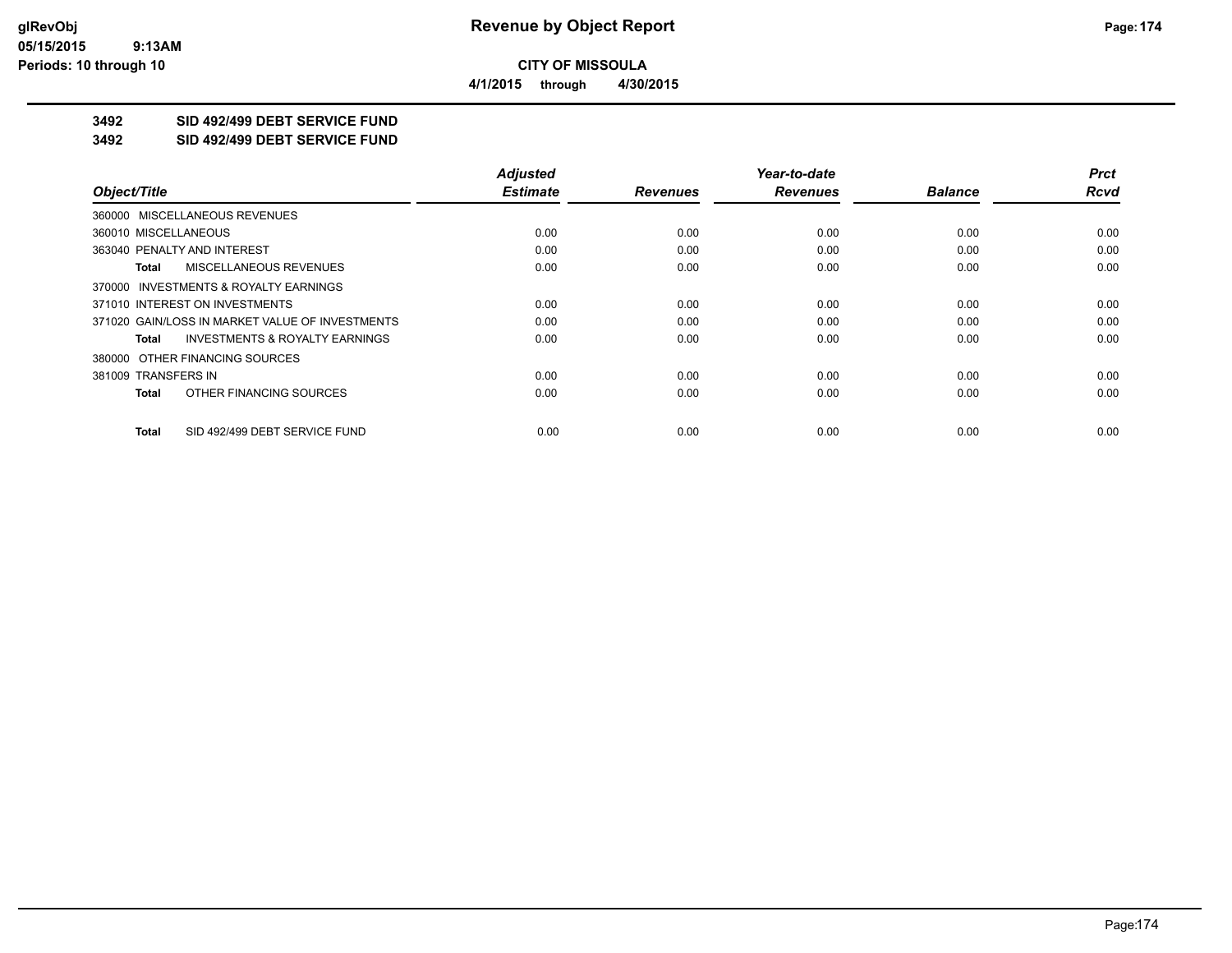# Revenue by Object Report

**CITY OF MISSOULA**

**4/1/2015 through 4/30/2015**

glRevObj
05/15/2015 9:13AM
Periods: 10 through 10

**3492 SID 492/499 DEBT SERVICE FUND**

**3492 SID 492/499 DEBT SERVICE FUND**

| Object/Title | Adjusted Estimate | Revenues | Year-to-date Revenues | Balance | Prct Rcvd |
|---|---|---|---|---|---|
| 360000 MISCELLANEOUS REVENUES | | | | | |
| 360010 MISCELLANEOUS | 0.00 | 0.00 | 0.00 | 0.00 | 0.00 |
| 363040 PENALTY AND INTEREST | 0.00 | 0.00 | 0.00 | 0.00 | 0.00 |
| **Total** MISCELLANEOUS REVENUES | 0.00 | 0.00 | 0.00 | 0.00 | 0.00 |
| 370000 INVESTMENTS & ROYALTY EARNINGS | | | | | |
| 371010 INTEREST ON INVESTMENTS | 0.00 | 0.00 | 0.00 | 0.00 | 0.00 |
| 371020 GAIN/LOSS IN MARKET VALUE OF INVESTMENTS | 0.00 | 0.00 | 0.00 | 0.00 | 0.00 |
| **Total** INVESTMENTS & ROYALTY EARNINGS | 0.00 | 0.00 | 0.00 | 0.00 | 0.00 |
| 380000 OTHER FINANCING SOURCES | | | | | |
| 381009 TRANSFERS IN | 0.00 | 0.00 | 0.00 | 0.00 | 0.00 |
| **Total** OTHER FINANCING SOURCES | 0.00 | 0.00 | 0.00 | 0.00 | 0.00 |
| **Total** SID 492/499 DEBT SERVICE FUND | 0.00 | 0.00 | 0.00 | 0.00 | 0.00 |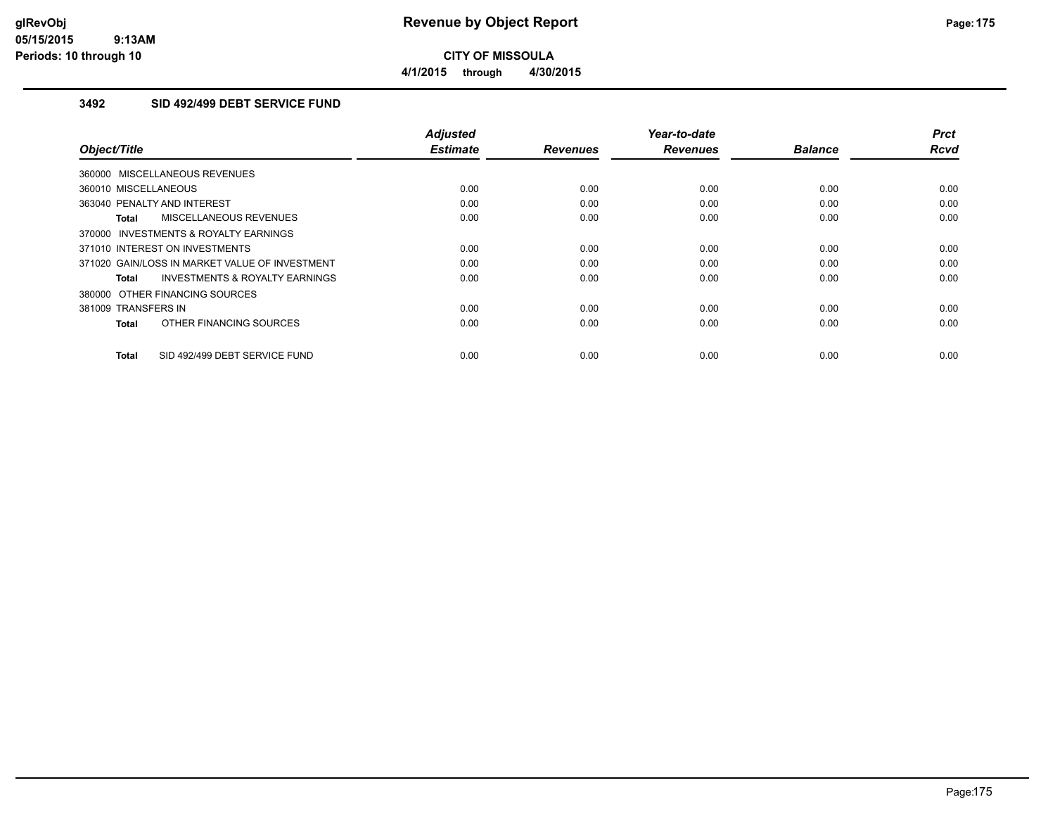# Revenue by Object Report

**CITY OF MISSOULA**

**4/1/2015 through 4/30/2015**

### 3492 SID 492/499 DEBT SERVICE FUND

| Object/Title | Adjusted Estimate | Revenues | Year-to-date Revenues | Balance | Prct Rcvd |
|---|---|---|---|---|---|
| 360000 MISCELLANEOUS REVENUES | | | | | |
| 360010 MISCELLANEOUS | 0.00 | 0.00 | 0.00 | 0.00 | 0.00 |
| 363040 PENALTY AND INTEREST | 0.00 | 0.00 | 0.00 | 0.00 | 0.00 |
| **Total** MISCELLANEOUS REVENUES | 0.00 | 0.00 | 0.00 | 0.00 | 0.00 |
| 370000 INVESTMENTS & ROYALTY EARNINGS | | | | | |
| 371010 INTEREST ON INVESTMENTS | 0.00 | 0.00 | 0.00 | 0.00 | 0.00 |
| 371020 GAIN/LOSS IN MARKET VALUE OF INVESTMENT | 0.00 | 0.00 | 0.00 | 0.00 | 0.00 |
| **Total** INVESTMENTS & ROYALTY EARNINGS | 0.00 | 0.00 | 0.00 | 0.00 | 0.00 |
| 380000 OTHER FINANCING SOURCES | | | | | |
| 381009 TRANSFERS IN | 0.00 | 0.00 | 0.00 | 0.00 | 0.00 |
| **Total** OTHER FINANCING SOURCES | 0.00 | 0.00 | 0.00 | 0.00 | 0.00 |
| **Total** SID 492/499 DEBT SERVICE FUND | 0.00 | 0.00 | 0.00 | 0.00 | 0.00 |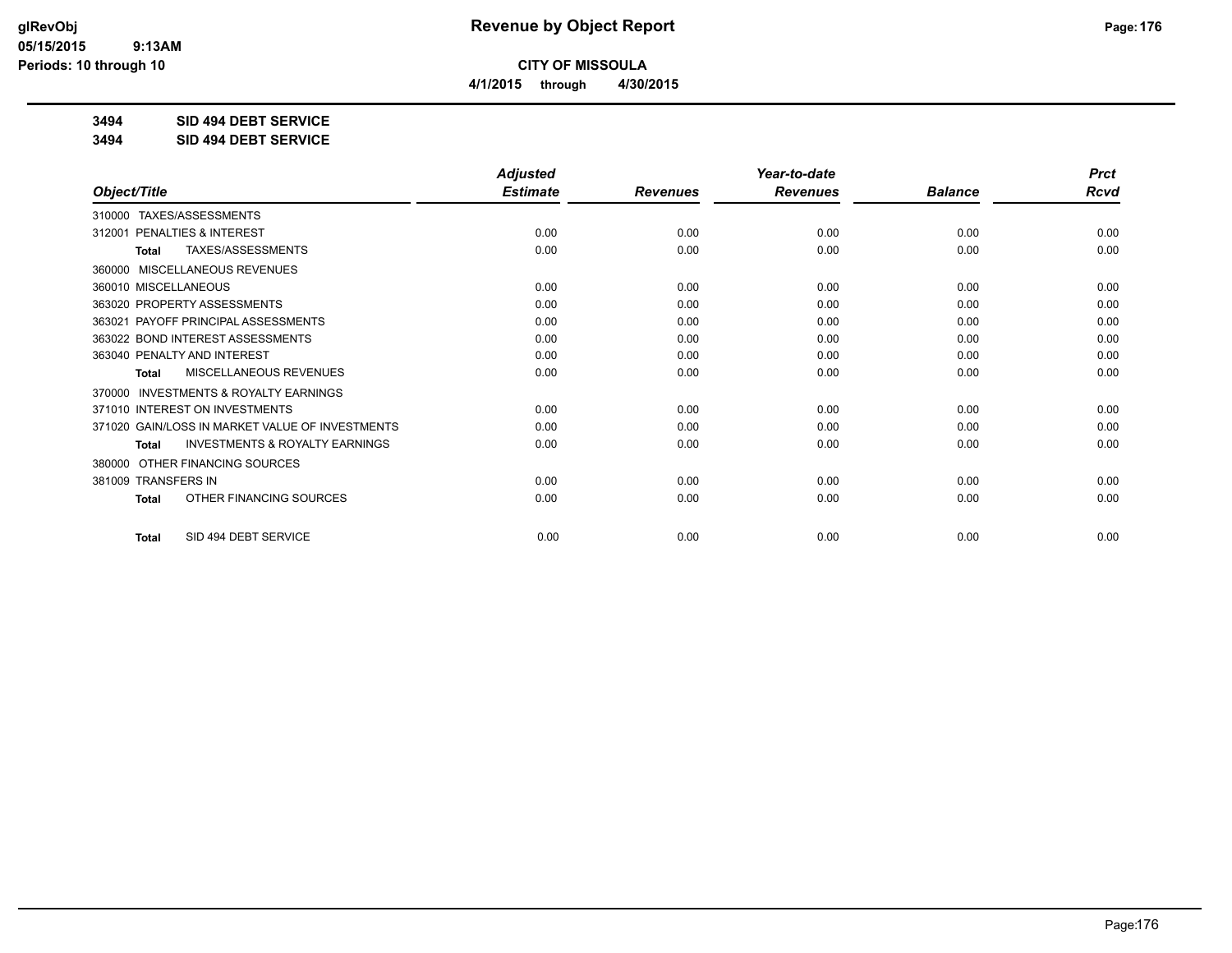**CITY OF MISSOULA**

**4/1/2015 through 4/30/2015**

**3494 SID 494 DEBT SERVICE**

**3494 SID 494 DEBT SERVICE**

| Object/Title | Adjusted Estimate | Revenues | Year-to-date Revenues | Balance | Prct Rcvd |
|---|---|---|---|---|---|
| 310000 TAXES/ASSESSMENTS | | | | | |
| 312001 PENALTIES & INTEREST | 0.00 | 0.00 | 0.00 | 0.00 | 0.00 |
| **Total** TAXES/ASSESSMENTS | 0.00 | 0.00 | 0.00 | 0.00 | 0.00 |
| 360000 MISCELLANEOUS REVENUES | | | | | |
| 360010 MISCELLANEOUS | 0.00 | 0.00 | 0.00 | 0.00 | 0.00 |
| 363020 PROPERTY ASSESSMENTS | 0.00 | 0.00 | 0.00 | 0.00 | 0.00 |
| 363021 PAYOFF PRINCIPAL ASSESSMENTS | 0.00 | 0.00 | 0.00 | 0.00 | 0.00 |
| 363022 BOND INTEREST ASSESSMENTS | 0.00 | 0.00 | 0.00 | 0.00 | 0.00 |
| 363040 PENALTY AND INTEREST | 0.00 | 0.00 | 0.00 | 0.00 | 0.00 |
| **Total** MISCELLANEOUS REVENUES | 0.00 | 0.00 | 0.00 | 0.00 | 0.00 |
| 370000 INVESTMENTS & ROYALTY EARNINGS | | | | | |
| 371010 INTEREST ON INVESTMENTS | 0.00 | 0.00 | 0.00 | 0.00 | 0.00 |
| 371020 GAIN/LOSS IN MARKET VALUE OF INVESTMENTS | 0.00 | 0.00 | 0.00 | 0.00 | 0.00 |
| **Total** INVESTMENTS & ROYALTY EARNINGS | 0.00 | 0.00 | 0.00 | 0.00 | 0.00 |
| 380000 OTHER FINANCING SOURCES | | | | | |
| 381009 TRANSFERS IN | 0.00 | 0.00 | 0.00 | 0.00 | 0.00 |
| **Total** OTHER FINANCING SOURCES | 0.00 | 0.00 | 0.00 | 0.00 | 0.00 |
| **Total** SID 494 DEBT SERVICE | 0.00 | 0.00 | 0.00 | 0.00 | 0.00 |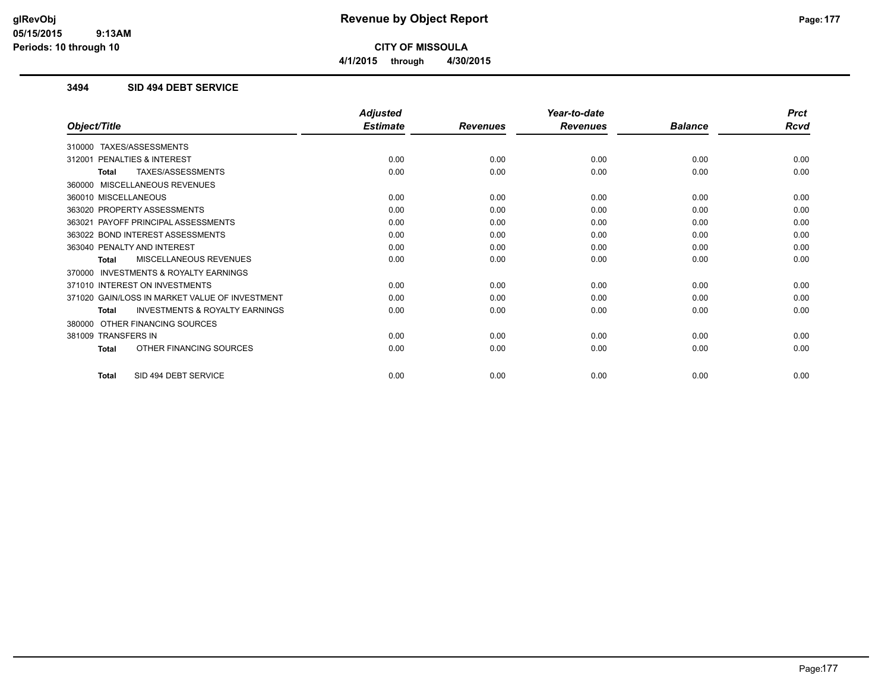**CITY OF MISSOULA**

**4/1/2015 through 4/30/2015**

### 3494 SID 494 DEBT SERVICE

| Object/Title | Adjusted Estimate | Revenues | Year-to-date Revenues | Balance | Prct Rcvd |
|---|---|---|---|---|---|
| 310000 TAXES/ASSESSMENTS | | | | | |
| 312001 PENALTIES & INTEREST | 0.00 | 0.00 | 0.00 | 0.00 | 0.00 |
| **Total** TAXES/ASSESSMENTS | 0.00 | 0.00 | 0.00 | 0.00 | 0.00 |
| 360000 MISCELLANEOUS REVENUES | | | | | |
| 360010 MISCELLANEOUS | 0.00 | 0.00 | 0.00 | 0.00 | 0.00 |
| 363020 PROPERTY ASSESSMENTS | 0.00 | 0.00 | 0.00 | 0.00 | 0.00 |
| 363021 PAYOFF PRINCIPAL ASSESSMENTS | 0.00 | 0.00 | 0.00 | 0.00 | 0.00 |
| 363022 BOND INTEREST ASSESSMENTS | 0.00 | 0.00 | 0.00 | 0.00 | 0.00 |
| 363040 PENALTY AND INTEREST | 0.00 | 0.00 | 0.00 | 0.00 | 0.00 |
| **Total** MISCELLANEOUS REVENUES | 0.00 | 0.00 | 0.00 | 0.00 | 0.00 |
| 370000 INVESTMENTS & ROYALTY EARNINGS | | | | | |
| 371010 INTEREST ON INVESTMENTS | 0.00 | 0.00 | 0.00 | 0.00 | 0.00 |
| 371020 GAIN/LOSS IN MARKET VALUE OF INVESTMENT | 0.00 | 0.00 | 0.00 | 0.00 | 0.00 |
| **Total** INVESTMENTS & ROYALTY EARNINGS | 0.00 | 0.00 | 0.00 | 0.00 | 0.00 |
| 380000 OTHER FINANCING SOURCES | | | | | |
| 381009 TRANSFERS IN | 0.00 | 0.00 | 0.00 | 0.00 | 0.00 |
| **Total** OTHER FINANCING SOURCES | 0.00 | 0.00 | 0.00 | 0.00 | 0.00 |
| **Total** SID 494 DEBT SERVICE | 0.00 | 0.00 | 0.00 | 0.00 | 0.00 |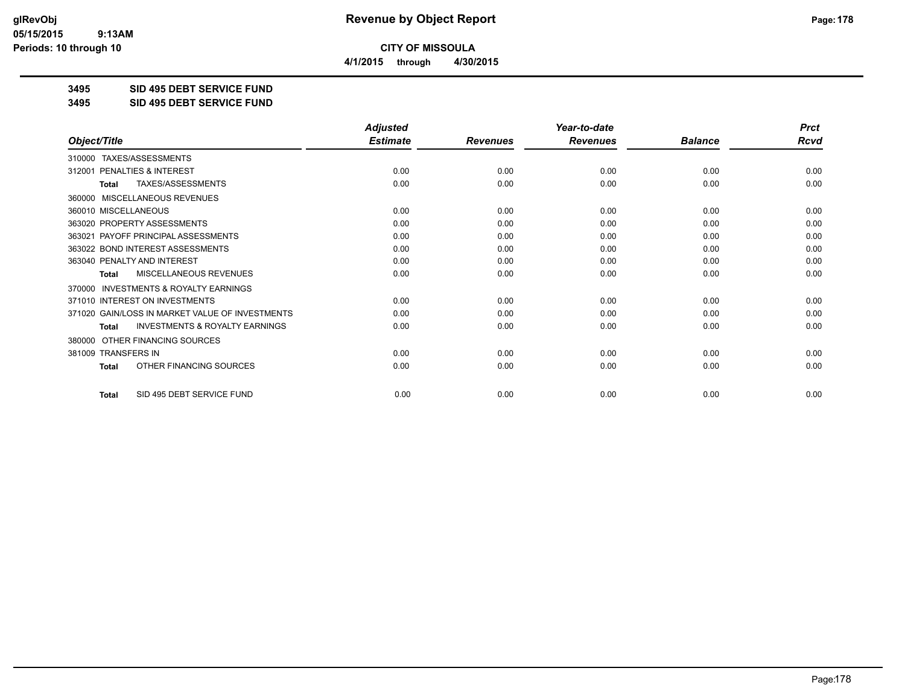**CITY OF MISSOULA**

**4/1/2015 through 4/30/2015**

**3495 SID 495 DEBT SERVICE FUND**

**3495 SID 495 DEBT SERVICE FUND**

| Object/Title | Adjusted Estimate | Revenues | Year-to-date Revenues | Balance | Prct Rcvd |
|---|---|---|---|---|---|
| 310000 TAXES/ASSESSMENTS | | | | | |
| 312001 PENALTIES & INTEREST | 0.00 | 0.00 | 0.00 | 0.00 | 0.00 |
| **Total** TAXES/ASSESSMENTS | 0.00 | 0.00 | 0.00 | 0.00 | 0.00 |
| 360000 MISCELLANEOUS REVENUES | | | | | |
| 360010 MISCELLANEOUS | 0.00 | 0.00 | 0.00 | 0.00 | 0.00 |
| 363020 PROPERTY ASSESSMENTS | 0.00 | 0.00 | 0.00 | 0.00 | 0.00 |
| 363021 PAYOFF PRINCIPAL ASSESSMENTS | 0.00 | 0.00 | 0.00 | 0.00 | 0.00 |
| 363022 BOND INTEREST ASSESSMENTS | 0.00 | 0.00 | 0.00 | 0.00 | 0.00 |
| 363040 PENALTY AND INTEREST | 0.00 | 0.00 | 0.00 | 0.00 | 0.00 |
| **Total** MISCELLANEOUS REVENUES | 0.00 | 0.00 | 0.00 | 0.00 | 0.00 |
| 370000 INVESTMENTS & ROYALTY EARNINGS | | | | | |
| 371010 INTEREST ON INVESTMENTS | 0.00 | 0.00 | 0.00 | 0.00 | 0.00 |
| 371020 GAIN/LOSS IN MARKET VALUE OF INVESTMENTS | 0.00 | 0.00 | 0.00 | 0.00 | 0.00 |
| **Total** INVESTMENTS & ROYALTY EARNINGS | 0.00 | 0.00 | 0.00 | 0.00 | 0.00 |
| 380000 OTHER FINANCING SOURCES | | | | | |
| 381009 TRANSFERS IN | 0.00 | 0.00 | 0.00 | 0.00 | 0.00 |
| **Total** OTHER FINANCING SOURCES | 0.00 | 0.00 | 0.00 | 0.00 | 0.00 |
| **Total** SID 495 DEBT SERVICE FUND | 0.00 | 0.00 | 0.00 | 0.00 | 0.00 |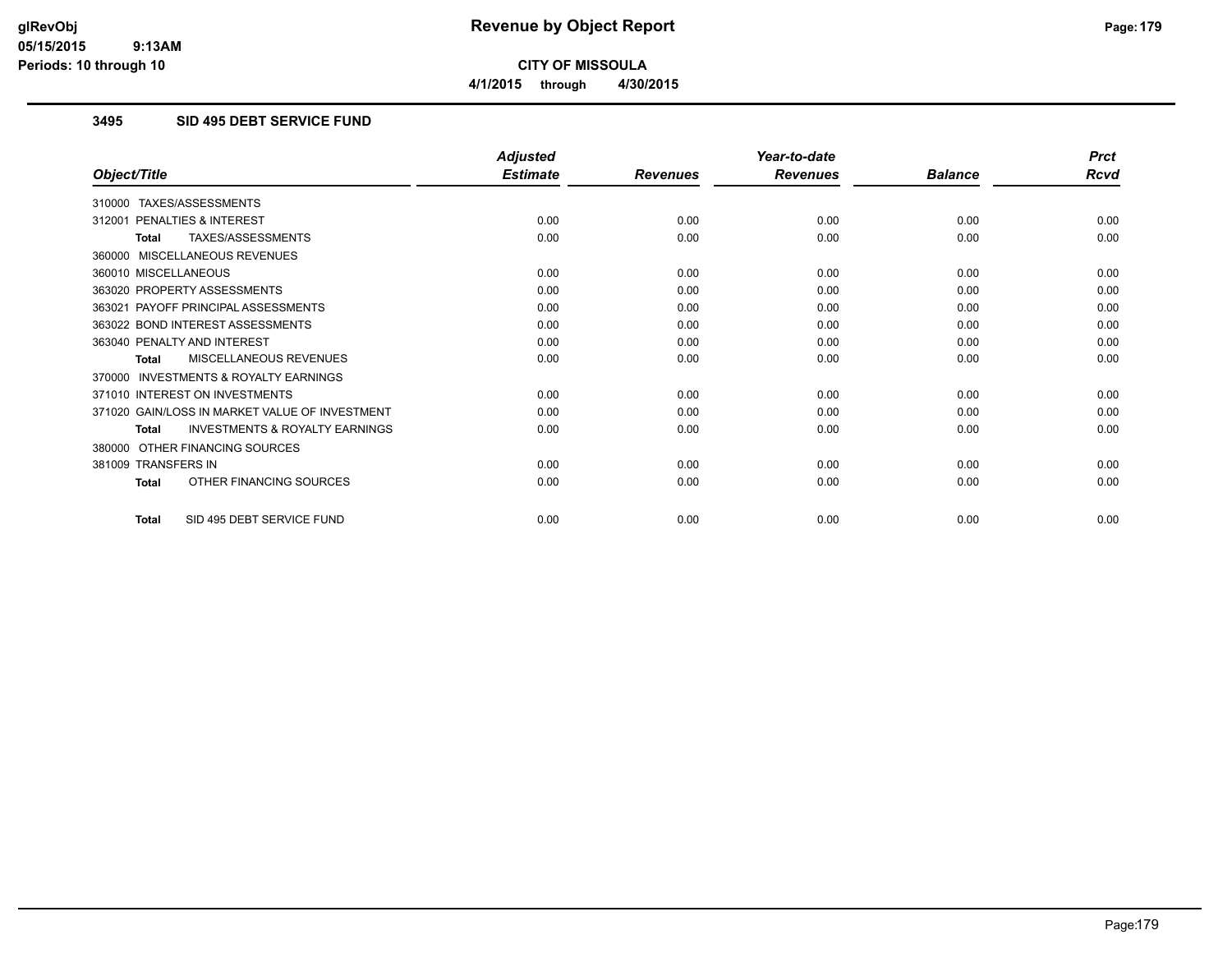# Revenue by Object Report

**CITY OF MISSOULA**

**4/1/2015 through 4/30/2015**

glRevObj
05/15/2015 9:13AM
Periods: 10 through 10

### 3495 SID 495 DEBT SERVICE FUND

| Object/Title | Adjusted Estimate | Revenues | Year-to-date Revenues | Balance | Prct Rcvd |
|---|---|---|---|---|---|
| 310000 TAXES/ASSESSMENTS | | | | | |
| 312001 PENALTIES & INTEREST | 0.00 | 0.00 | 0.00 | 0.00 | 0.00 |
| **Total** TAXES/ASSESSMENTS | 0.00 | 0.00 | 0.00 | 0.00 | 0.00 |
| 360000 MISCELLANEOUS REVENUES | | | | | |
| 360010 MISCELLANEOUS | 0.00 | 0.00 | 0.00 | 0.00 | 0.00 |
| 363020 PROPERTY ASSESSMENTS | 0.00 | 0.00 | 0.00 | 0.00 | 0.00 |
| 363021 PAYOFF PRINCIPAL ASSESSMENTS | 0.00 | 0.00 | 0.00 | 0.00 | 0.00 |
| 363022 BOND INTEREST ASSESSMENTS | 0.00 | 0.00 | 0.00 | 0.00 | 0.00 |
| 363040 PENALTY AND INTEREST | 0.00 | 0.00 | 0.00 | 0.00 | 0.00 |
| **Total** MISCELLANEOUS REVENUES | 0.00 | 0.00 | 0.00 | 0.00 | 0.00 |
| 370000 INVESTMENTS & ROYALTY EARNINGS | | | | | |
| 371010 INTEREST ON INVESTMENTS | 0.00 | 0.00 | 0.00 | 0.00 | 0.00 |
| 371020 GAIN/LOSS IN MARKET VALUE OF INVESTMENT | 0.00 | 0.00 | 0.00 | 0.00 | 0.00 |
| **Total** INVESTMENTS & ROYALTY EARNINGS | 0.00 | 0.00 | 0.00 | 0.00 | 0.00 |
| 380000 OTHER FINANCING SOURCES | | | | | |
| 381009 TRANSFERS IN | 0.00 | 0.00 | 0.00 | 0.00 | 0.00 |
| **Total** OTHER FINANCING SOURCES | 0.00 | 0.00 | 0.00 | 0.00 | 0.00 |
| **Total** SID 495 DEBT SERVICE FUND | 0.00 | 0.00 | 0.00 | 0.00 | 0.00 |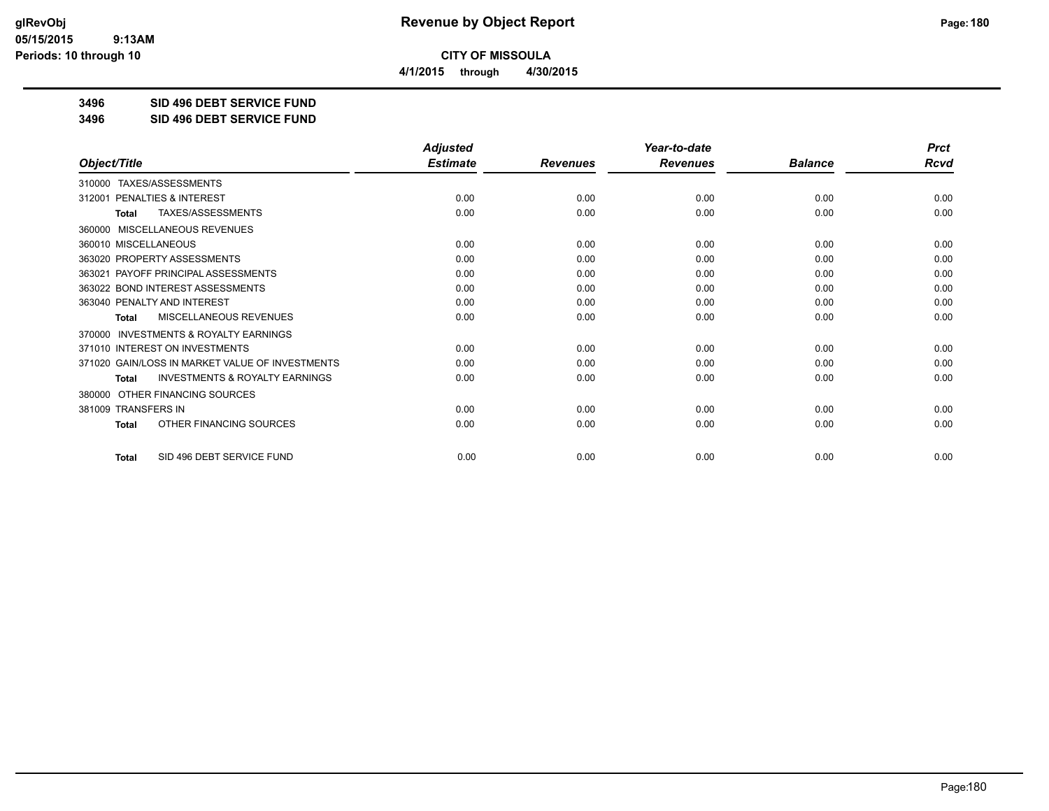# Revenue by Object Report

**CITY OF MISSOULA**

**4/1/2015 through 4/30/2015**

glRevObj
05/15/2015 9:13AM
Periods: 10 through 10

**3496 SID 496 DEBT SERVICE FUND**

**3496 SID 496 DEBT SERVICE FUND**

| Object/Title | Adjusted Estimate | Revenues | Year-to-date Revenues | Balance | Prct Rcvd |
|---|---|---|---|---|---|
| 310000 TAXES/ASSESSMENTS | | | | | |
| 312001 PENALTIES & INTEREST | 0.00 | 0.00 | 0.00 | 0.00 | 0.00 |
| Total TAXES/ASSESSMENTS | 0.00 | 0.00 | 0.00 | 0.00 | 0.00 |
| 360000 MISCELLANEOUS REVENUES | | | | | |
| 360010 MISCELLANEOUS | 0.00 | 0.00 | 0.00 | 0.00 | 0.00 |
| 363020 PROPERTY ASSESSMENTS | 0.00 | 0.00 | 0.00 | 0.00 | 0.00 |
| 363021 PAYOFF PRINCIPAL ASSESSMENTS | 0.00 | 0.00 | 0.00 | 0.00 | 0.00 |
| 363022 BOND INTEREST ASSESSMENTS | 0.00 | 0.00 | 0.00 | 0.00 | 0.00 |
| 363040 PENALTY AND INTEREST | 0.00 | 0.00 | 0.00 | 0.00 | 0.00 |
| Total MISCELLANEOUS REVENUES | 0.00 | 0.00 | 0.00 | 0.00 | 0.00 |
| 370000 INVESTMENTS & ROYALTY EARNINGS | | | | | |
| 371010 INTEREST ON INVESTMENTS | 0.00 | 0.00 | 0.00 | 0.00 | 0.00 |
| 371020 GAIN/LOSS IN MARKET VALUE OF INVESTMENTS | 0.00 | 0.00 | 0.00 | 0.00 | 0.00 |
| Total INVESTMENTS & ROYALTY EARNINGS | 0.00 | 0.00 | 0.00 | 0.00 | 0.00 |
| 380000 OTHER FINANCING SOURCES | | | | | |
| 381009 TRANSFERS IN | 0.00 | 0.00 | 0.00 | 0.00 | 0.00 |
| Total OTHER FINANCING SOURCES | 0.00 | 0.00 | 0.00 | 0.00 | 0.00 |
| Total SID 496 DEBT SERVICE FUND | 0.00 | 0.00 | 0.00 | 0.00 | 0.00 |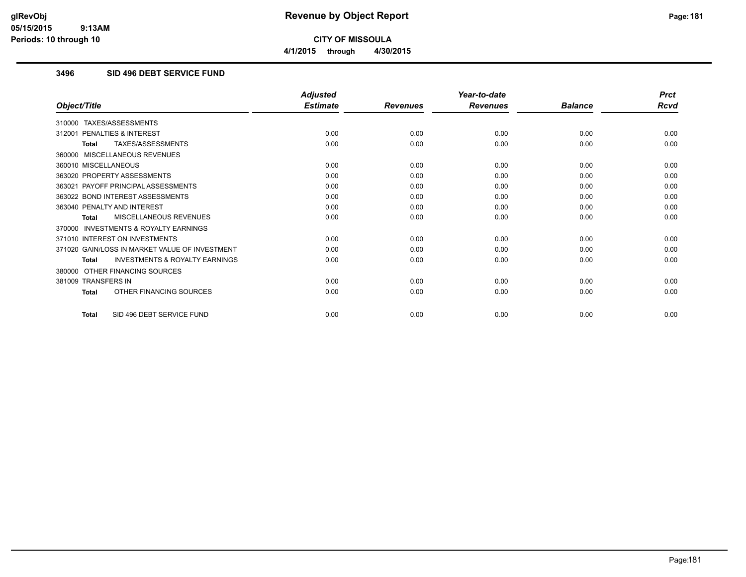**CITY OF MISSOULA**

**4/1/2015 through 4/30/2015**

### 3496 SID 496 DEBT SERVICE FUND

| Object/Title | Adjusted Estimate | Revenues | Year-to-date Revenues | Balance | Prct Rcvd |
|---|---|---|---|---|---|
| 310000 TAXES/ASSESSMENTS | | | | | |
| 312001 PENALTIES & INTEREST | 0.00 | 0.00 | 0.00 | 0.00 | 0.00 |
| **Total** TAXES/ASSESSMENTS | 0.00 | 0.00 | 0.00 | 0.00 | 0.00 |
| 360000 MISCELLANEOUS REVENUES | | | | | |
| 360010 MISCELLANEOUS | 0.00 | 0.00 | 0.00 | 0.00 | 0.00 |
| 363020 PROPERTY ASSESSMENTS | 0.00 | 0.00 | 0.00 | 0.00 | 0.00 |
| 363021 PAYOFF PRINCIPAL ASSESSMENTS | 0.00 | 0.00 | 0.00 | 0.00 | 0.00 |
| 363022 BOND INTEREST ASSESSMENTS | 0.00 | 0.00 | 0.00 | 0.00 | 0.00 |
| 363040 PENALTY AND INTEREST | 0.00 | 0.00 | 0.00 | 0.00 | 0.00 |
| **Total** MISCELLANEOUS REVENUES | 0.00 | 0.00 | 0.00 | 0.00 | 0.00 |
| 370000 INVESTMENTS & ROYALTY EARNINGS | | | | | |
| 371010 INTEREST ON INVESTMENTS | 0.00 | 0.00 | 0.00 | 0.00 | 0.00 |
| 371020 GAIN/LOSS IN MARKET VALUE OF INVESTMENT | 0.00 | 0.00 | 0.00 | 0.00 | 0.00 |
| **Total** INVESTMENTS & ROYALTY EARNINGS | 0.00 | 0.00 | 0.00 | 0.00 | 0.00 |
| 380000 OTHER FINANCING SOURCES | | | | | |
| 381009 TRANSFERS IN | 0.00 | 0.00 | 0.00 | 0.00 | 0.00 |
| **Total** OTHER FINANCING SOURCES | 0.00 | 0.00 | 0.00 | 0.00 | 0.00 |
| **Total** SID 496 DEBT SERVICE FUND | 0.00 | 0.00 | 0.00 | 0.00 | 0.00 |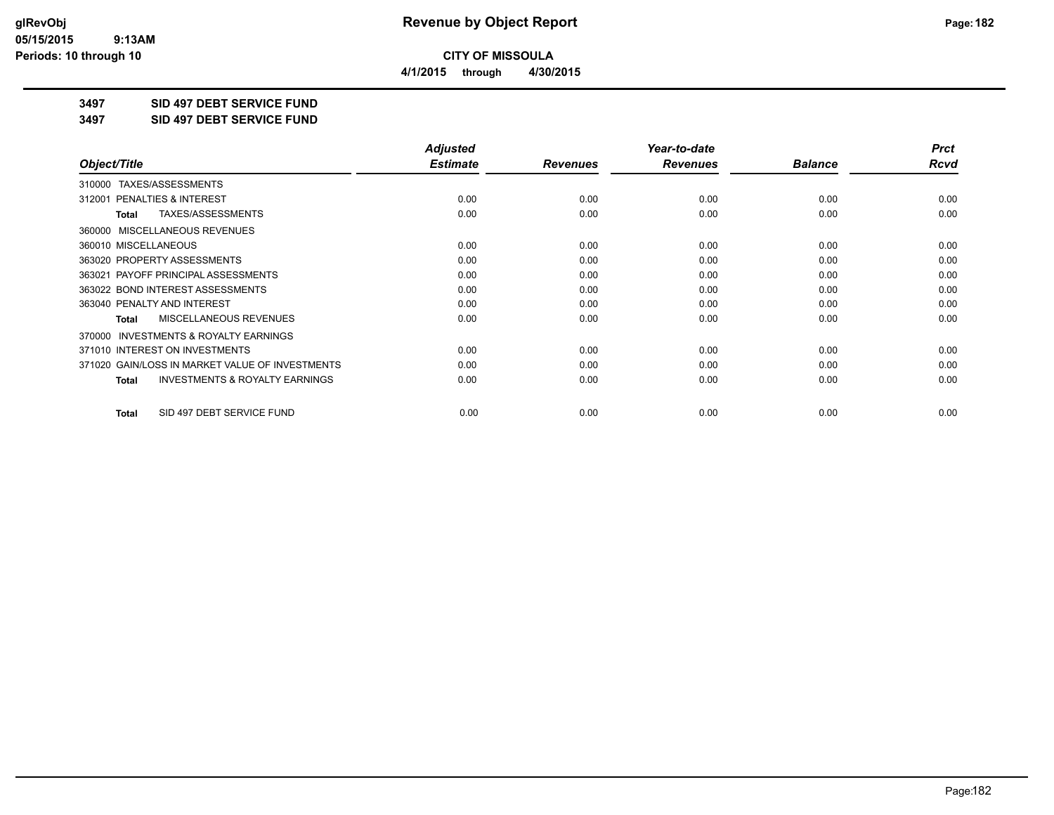**CITY OF MISSOULA**

**4/1/2015 through 4/30/2015**

**3497 SID 497 DEBT SERVICE FUND**

**3497 SID 497 DEBT SERVICE FUND**

| Object/Title | Adjusted Estimate | Revenues | Year-to-date Revenues | Balance | Prct Rcvd |
|---|---|---|---|---|---|
| 310000 TAXES/ASSESSMENTS | | | | | |
| 312001 PENALTIES & INTEREST | 0.00 | 0.00 | 0.00 | 0.00 | 0.00 |
| **Total** TAXES/ASSESSMENTS | 0.00 | 0.00 | 0.00 | 0.00 | 0.00 |
| 360000 MISCELLANEOUS REVENUES | | | | | |
| 360010 MISCELLANEOUS | 0.00 | 0.00 | 0.00 | 0.00 | 0.00 |
| 363020 PROPERTY ASSESSMENTS | 0.00 | 0.00 | 0.00 | 0.00 | 0.00 |
| 363021 PAYOFF PRINCIPAL ASSESSMENTS | 0.00 | 0.00 | 0.00 | 0.00 | 0.00 |
| 363022 BOND INTEREST ASSESSMENTS | 0.00 | 0.00 | 0.00 | 0.00 | 0.00 |
| 363040 PENALTY AND INTEREST | 0.00 | 0.00 | 0.00 | 0.00 | 0.00 |
| **Total** MISCELLANEOUS REVENUES | 0.00 | 0.00 | 0.00 | 0.00 | 0.00 |
| 370000 INVESTMENTS & ROYALTY EARNINGS | | | | | |
| 371010 INTEREST ON INVESTMENTS | 0.00 | 0.00 | 0.00 | 0.00 | 0.00 |
| 371020 GAIN/LOSS IN MARKET VALUE OF INVESTMENTS | 0.00 | 0.00 | 0.00 | 0.00 | 0.00 |
| **Total** INVESTMENTS & ROYALTY EARNINGS | 0.00 | 0.00 | 0.00 | 0.00 | 0.00 |
| **Total** SID 497 DEBT SERVICE FUND | 0.00 | 0.00 | 0.00 | 0.00 | 0.00 |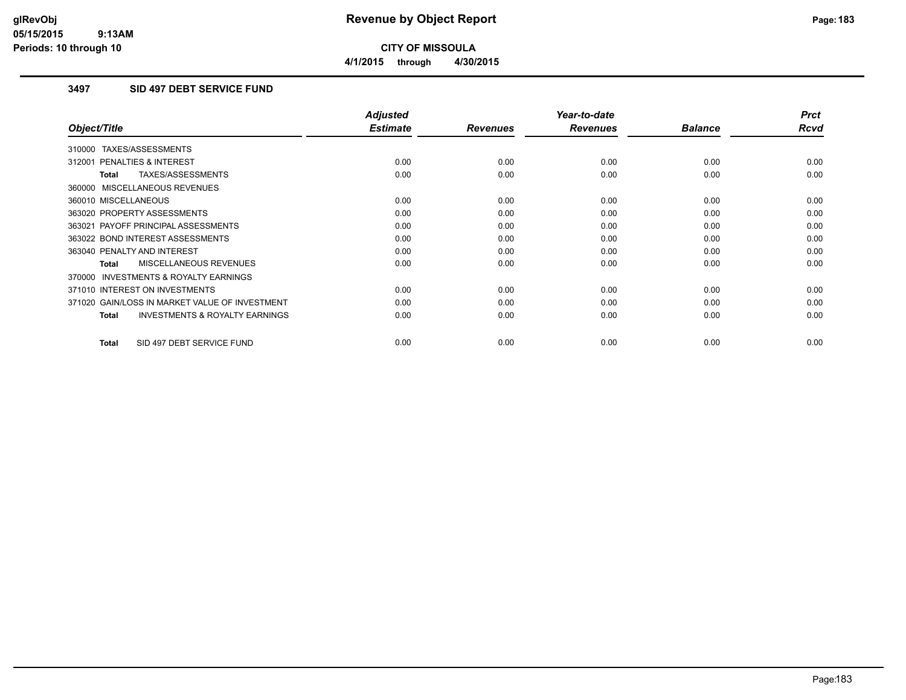# Revenue by Object Report

glRevObj
05/15/2015 9:13AM
Periods: 10 through 10

**CITY OF MISSOULA**

**4/1/2015 through 4/30/2015**

## 3497 SID 497 DEBT SERVICE FUND

| Object/Title | Adjusted Estimate | Revenues | Year-to-date Revenues | Balance | Prct Rcvd |
|---|---|---|---|---|---|
| 310000 TAXES/ASSESSMENTS | | | | | |
| 312001 PENALTIES & INTEREST | 0.00 | 0.00 | 0.00 | 0.00 | 0.00 |
| **Total** TAXES/ASSESSMENTS | 0.00 | 0.00 | 0.00 | 0.00 | 0.00 |
| 360000 MISCELLANEOUS REVENUES | | | | | |
| 360010 MISCELLANEOUS | 0.00 | 0.00 | 0.00 | 0.00 | 0.00 |
| 363020 PROPERTY ASSESSMENTS | 0.00 | 0.00 | 0.00 | 0.00 | 0.00 |
| 363021 PAYOFF PRINCIPAL ASSESSMENTS | 0.00 | 0.00 | 0.00 | 0.00 | 0.00 |
| 363022 BOND INTEREST ASSESSMENTS | 0.00 | 0.00 | 0.00 | 0.00 | 0.00 |
| 363040 PENALTY AND INTEREST | 0.00 | 0.00 | 0.00 | 0.00 | 0.00 |
| **Total** MISCELLANEOUS REVENUES | 0.00 | 0.00 | 0.00 | 0.00 | 0.00 |
| 370000 INVESTMENTS & ROYALTY EARNINGS | | | | | |
| 371010 INTEREST ON INVESTMENTS | 0.00 | 0.00 | 0.00 | 0.00 | 0.00 |
| 371020 GAIN/LOSS IN MARKET VALUE OF INVESTMENT | 0.00 | 0.00 | 0.00 | 0.00 | 0.00 |
| **Total** INVESTMENTS & ROYALTY EARNINGS | 0.00 | 0.00 | 0.00 | 0.00 | 0.00 |
| **Total** SID 497 DEBT SERVICE FUND | 0.00 | 0.00 | 0.00 | 0.00 | 0.00 |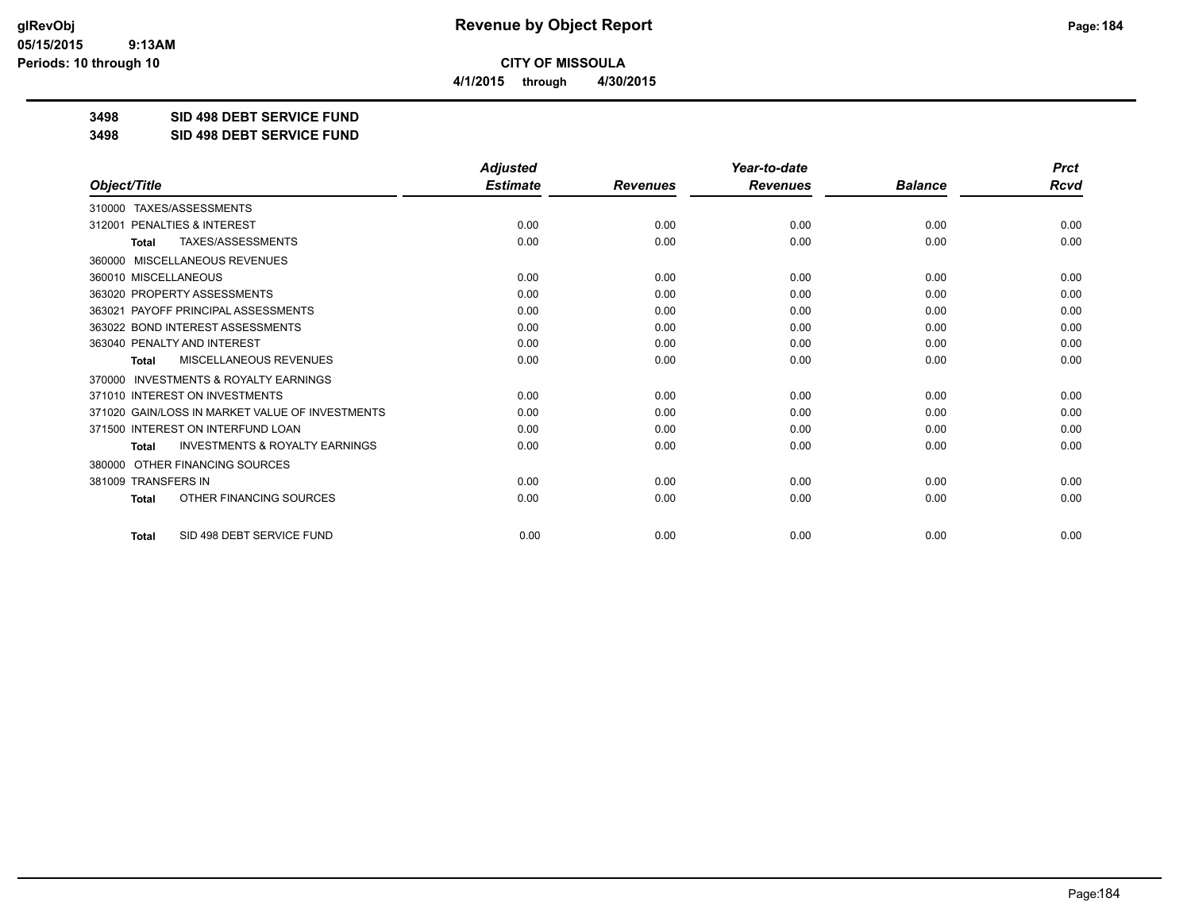**CITY OF MISSOULA**

**4/1/2015 through 4/30/2015**

**3498 SID 498 DEBT SERVICE FUND**

**3498 SID 498 DEBT SERVICE FUND**

| Object/Title | Adjusted Estimate | Revenues | Year-to-date Revenues | Balance | Prct Rcvd |
|---|---|---|---|---|---|
| 310000 TAXES/ASSESSMENTS | | | | | |
| 312001 PENALTIES & INTEREST | 0.00 | 0.00 | 0.00 | 0.00 | 0.00 |
| **Total** TAXES/ASSESSMENTS | 0.00 | 0.00 | 0.00 | 0.00 | 0.00 |
| 360000 MISCELLANEOUS REVENUES | | | | | |
| 360010 MISCELLANEOUS | 0.00 | 0.00 | 0.00 | 0.00 | 0.00 |
| 363020 PROPERTY ASSESSMENTS | 0.00 | 0.00 | 0.00 | 0.00 | 0.00 |
| 363021 PAYOFF PRINCIPAL ASSESSMENTS | 0.00 | 0.00 | 0.00 | 0.00 | 0.00 |
| 363022 BOND INTEREST ASSESSMENTS | 0.00 | 0.00 | 0.00 | 0.00 | 0.00 |
| 363040 PENALTY AND INTEREST | 0.00 | 0.00 | 0.00 | 0.00 | 0.00 |
| **Total** MISCELLANEOUS REVENUES | 0.00 | 0.00 | 0.00 | 0.00 | 0.00 |
| 370000 INVESTMENTS & ROYALTY EARNINGS | | | | | |
| 371010 INTEREST ON INVESTMENTS | 0.00 | 0.00 | 0.00 | 0.00 | 0.00 |
| 371020 GAIN/LOSS IN MARKET VALUE OF INVESTMENTS | 0.00 | 0.00 | 0.00 | 0.00 | 0.00 |
| 371500 INTEREST ON INTERFUND LOAN | 0.00 | 0.00 | 0.00 | 0.00 | 0.00 |
| **Total** INVESTMENTS & ROYALTY EARNINGS | 0.00 | 0.00 | 0.00 | 0.00 | 0.00 |
| 380000 OTHER FINANCING SOURCES | | | | | |
| 381009 TRANSFERS IN | 0.00 | 0.00 | 0.00 | 0.00 | 0.00 |
| **Total** OTHER FINANCING SOURCES | 0.00 | 0.00 | 0.00 | 0.00 | 0.00 |
| **Total** SID 498 DEBT SERVICE FUND | 0.00 | 0.00 | 0.00 | 0.00 | 0.00 |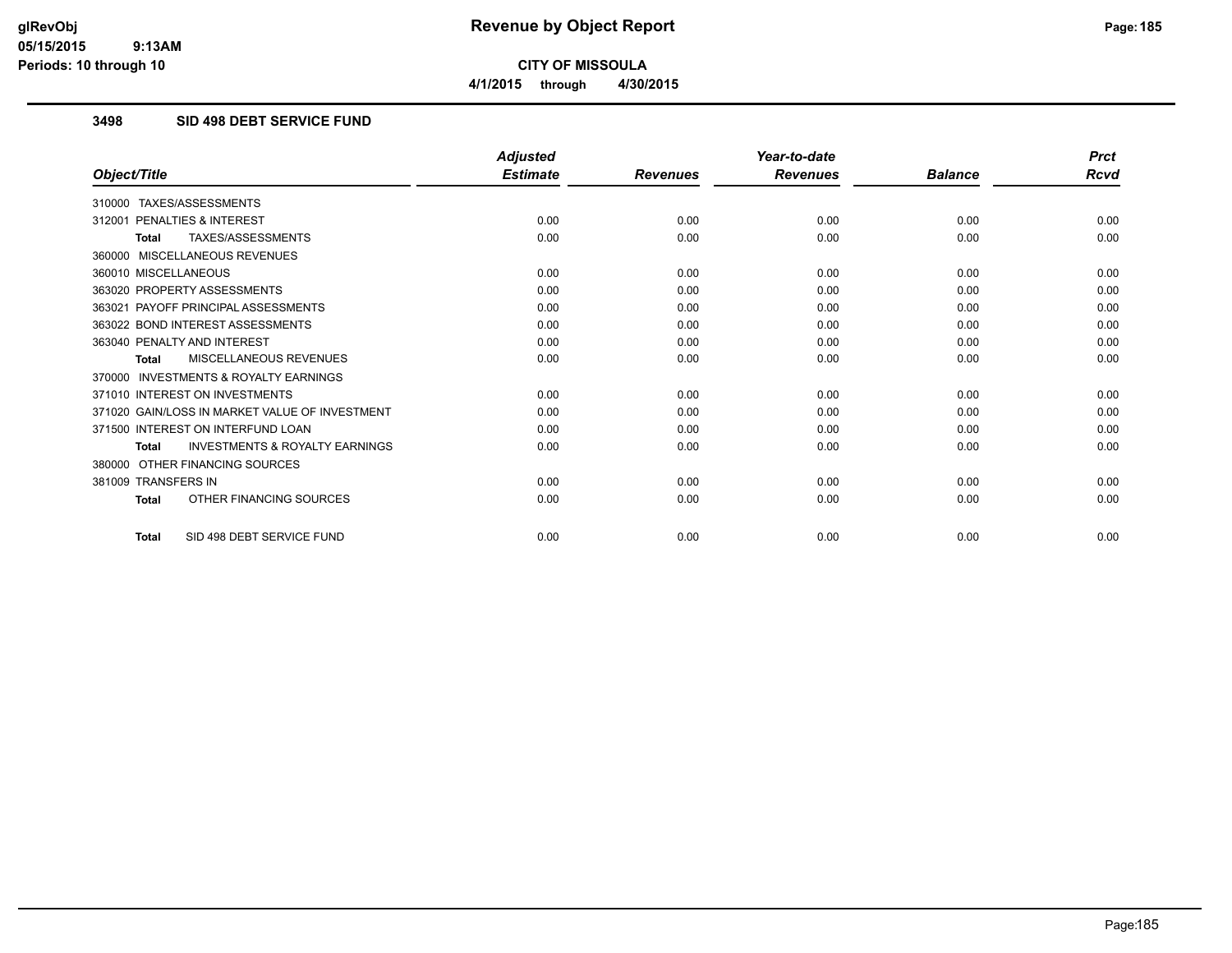**CITY OF MISSOULA**

**4/1/2015 through 4/30/2015**

### 3498 SID 498 DEBT SERVICE FUND

| Object/Title | Adjusted Estimate | Revenues | Year-to-date Revenues | Balance | Prct Rcvd |
|---|---|---|---|---|---|
| 310000 TAXES/ASSESSMENTS | | | | | |
| 312001 PENALTIES & INTEREST | 0.00 | 0.00 | 0.00 | 0.00 | 0.00 |
| **Total** TAXES/ASSESSMENTS | 0.00 | 0.00 | 0.00 | 0.00 | 0.00 |
| 360000 MISCELLANEOUS REVENUES | | | | | |
| 360010 MISCELLANEOUS | 0.00 | 0.00 | 0.00 | 0.00 | 0.00 |
| 363020 PROPERTY ASSESSMENTS | 0.00 | 0.00 | 0.00 | 0.00 | 0.00 |
| 363021 PAYOFF PRINCIPAL ASSESSMENTS | 0.00 | 0.00 | 0.00 | 0.00 | 0.00 |
| 363022 BOND INTEREST ASSESSMENTS | 0.00 | 0.00 | 0.00 | 0.00 | 0.00 |
| 363040 PENALTY AND INTEREST | 0.00 | 0.00 | 0.00 | 0.00 | 0.00 |
| **Total** MISCELLANEOUS REVENUES | 0.00 | 0.00 | 0.00 | 0.00 | 0.00 |
| 370000 INVESTMENTS & ROYALTY EARNINGS | | | | | |
| 371010 INTEREST ON INVESTMENTS | 0.00 | 0.00 | 0.00 | 0.00 | 0.00 |
| 371020 GAIN/LOSS IN MARKET VALUE OF INVESTMENT | 0.00 | 0.00 | 0.00 | 0.00 | 0.00 |
| 371500 INTEREST ON INTERFUND LOAN | 0.00 | 0.00 | 0.00 | 0.00 | 0.00 |
| **Total** INVESTMENTS & ROYALTY EARNINGS | 0.00 | 0.00 | 0.00 | 0.00 | 0.00 |
| 380000 OTHER FINANCING SOURCES | | | | | |
| 381009 TRANSFERS IN | 0.00 | 0.00 | 0.00 | 0.00 | 0.00 |
| **Total** OTHER FINANCING SOURCES | 0.00 | 0.00 | 0.00 | 0.00 | 0.00 |
| **Total** SID 498 DEBT SERVICE FUND | 0.00 | 0.00 | 0.00 | 0.00 | 0.00 |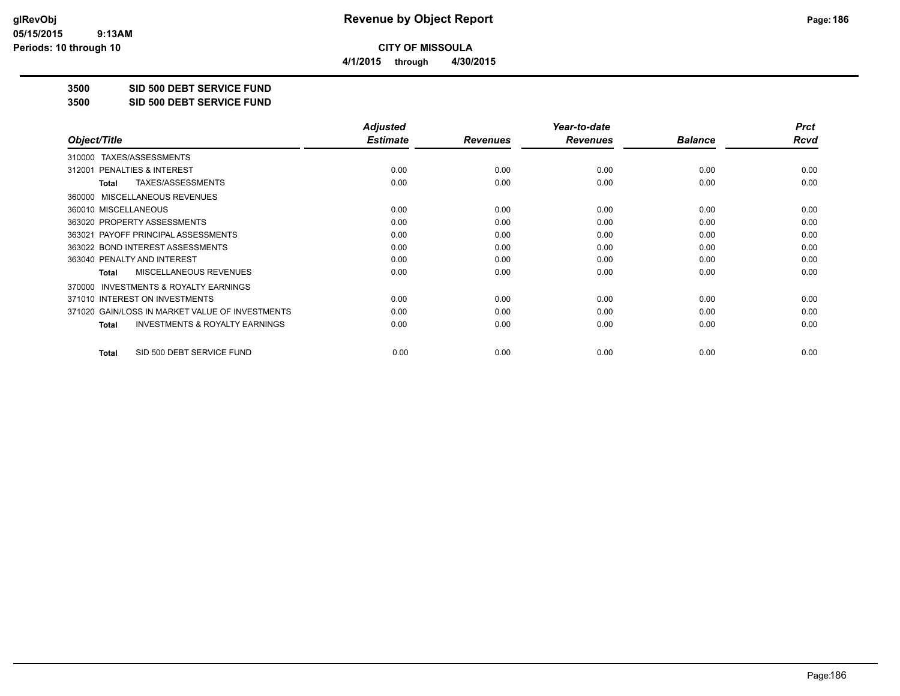**CITY OF MISSOULA**

**4/1/2015 through 4/30/2015**

**3500 SID 500 DEBT SERVICE FUND**

**3500 SID 500 DEBT SERVICE FUND**

| Object/Title | Adjusted Estimate | Revenues | Year-to-date Revenues | Balance | Prct Rcvd |
|---|---|---|---|---|---|
| 310000 TAXES/ASSESSMENTS | | | | | |
| 312001 PENALTIES & INTEREST | 0.00 | 0.00 | 0.00 | 0.00 | 0.00 |
| **Total** TAXES/ASSESSMENTS | 0.00 | 0.00 | 0.00 | 0.00 | 0.00 |
| 360000 MISCELLANEOUS REVENUES | | | | | |
| 360010 MISCELLANEOUS | 0.00 | 0.00 | 0.00 | 0.00 | 0.00 |
| 363020 PROPERTY ASSESSMENTS | 0.00 | 0.00 | 0.00 | 0.00 | 0.00 |
| 363021 PAYOFF PRINCIPAL ASSESSMENTS | 0.00 | 0.00 | 0.00 | 0.00 | 0.00 |
| 363022 BOND INTEREST ASSESSMENTS | 0.00 | 0.00 | 0.00 | 0.00 | 0.00 |
| 363040 PENALTY AND INTEREST | 0.00 | 0.00 | 0.00 | 0.00 | 0.00 |
| **Total** MISCELLANEOUS REVENUES | 0.00 | 0.00 | 0.00 | 0.00 | 0.00 |
| 370000 INVESTMENTS & ROYALTY EARNINGS | | | | | |
| 371010 INTEREST ON INVESTMENTS | 0.00 | 0.00 | 0.00 | 0.00 | 0.00 |
| 371020 GAIN/LOSS IN MARKET VALUE OF INVESTMENTS | 0.00 | 0.00 | 0.00 | 0.00 | 0.00 |
| **Total** INVESTMENTS & ROYALTY EARNINGS | 0.00 | 0.00 | 0.00 | 0.00 | 0.00 |
| **Total** SID 500 DEBT SERVICE FUND | 0.00 | 0.00 | 0.00 | 0.00 | 0.00 |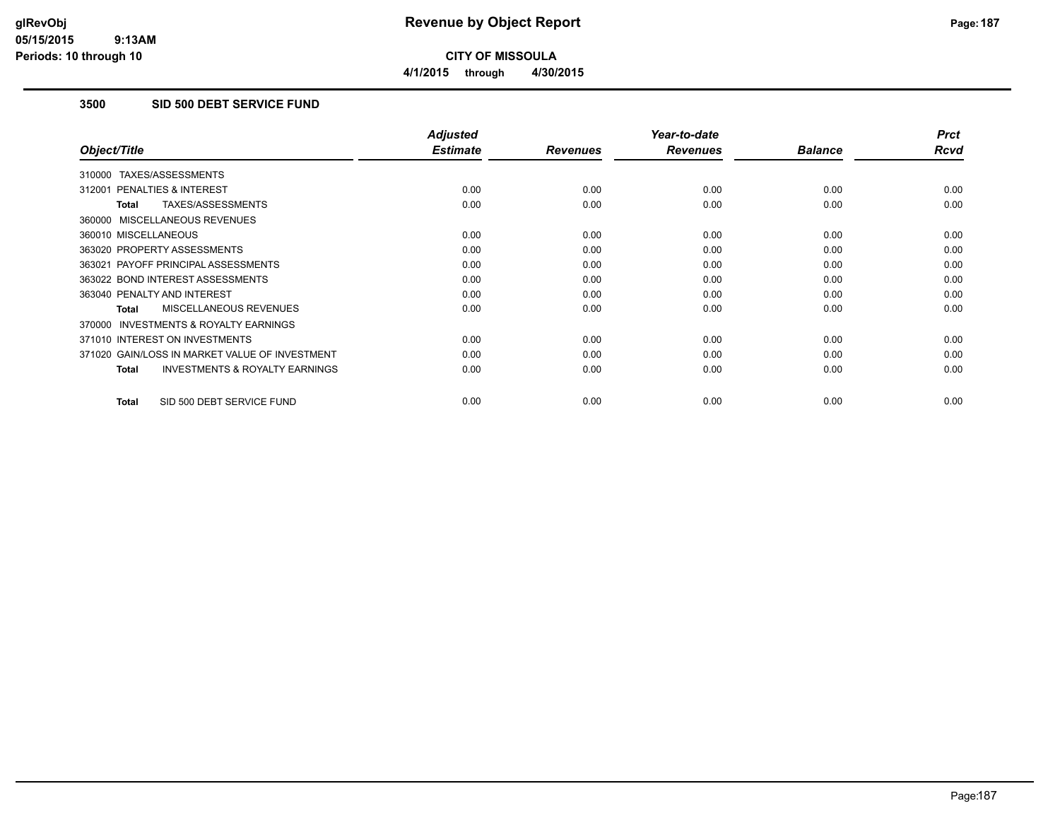**CITY OF MISSOULA**

**4/1/2015 through 4/30/2015**

## 3500 SID 500 DEBT SERVICE FUND

| Object/Title | Adjusted Estimate | Revenues | Year-to-date Revenues | Balance | Prct Rcvd |
|---|---|---|---|---|---|
| 310000 TAXES/ASSESSMENTS | | | | | |
| 312001 PENALTIES & INTEREST | 0.00 | 0.00 | 0.00 | 0.00 | 0.00 |
| **Total** TAXES/ASSESSMENTS | 0.00 | 0.00 | 0.00 | 0.00 | 0.00 |
| 360000 MISCELLANEOUS REVENUES | | | | | |
| 360010 MISCELLANEOUS | 0.00 | 0.00 | 0.00 | 0.00 | 0.00 |
| 363020 PROPERTY ASSESSMENTS | 0.00 | 0.00 | 0.00 | 0.00 | 0.00 |
| 363021 PAYOFF PRINCIPAL ASSESSMENTS | 0.00 | 0.00 | 0.00 | 0.00 | 0.00 |
| 363022 BOND INTEREST ASSESSMENTS | 0.00 | 0.00 | 0.00 | 0.00 | 0.00 |
| 363040 PENALTY AND INTEREST | 0.00 | 0.00 | 0.00 | 0.00 | 0.00 |
| **Total** MISCELLANEOUS REVENUES | 0.00 | 0.00 | 0.00 | 0.00 | 0.00 |
| 370000 INVESTMENTS & ROYALTY EARNINGS | | | | | |
| 371010 INTEREST ON INVESTMENTS | 0.00 | 0.00 | 0.00 | 0.00 | 0.00 |
| 371020 GAIN/LOSS IN MARKET VALUE OF INVESTMENT | 0.00 | 0.00 | 0.00 | 0.00 | 0.00 |
| **Total** INVESTMENTS & ROYALTY EARNINGS | 0.00 | 0.00 | 0.00 | 0.00 | 0.00 |
| **Total** SID 500 DEBT SERVICE FUND | 0.00 | 0.00 | 0.00 | 0.00 | 0.00 |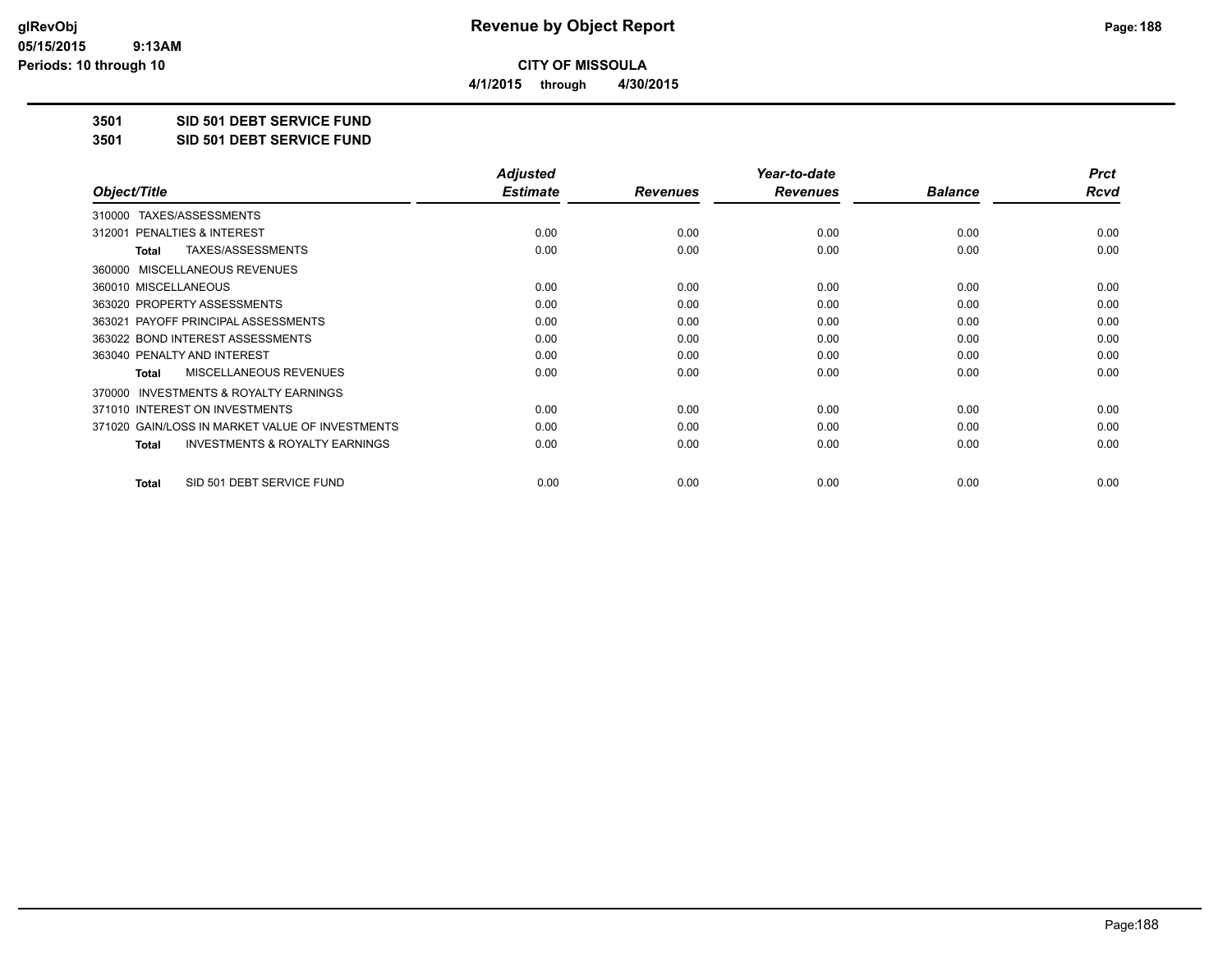# CITY OF MISSOULA

**4/1/2015 through 4/30/2015**

**3501 SID 501 DEBT SERVICE FUND**

**3501 SID 501 DEBT SERVICE FUND**

| Object/Title | Adjusted Estimate | Revenues | Year-to-date Revenues | Balance | Prct Rcvd |
|---|---|---|---|---|---|
| 310000 TAXES/ASSESSMENTS | | | | | |
| 312001 PENALTIES & INTEREST | 0.00 | 0.00 | 0.00 | 0.00 | 0.00 |
| **Total** TAXES/ASSESSMENTS | 0.00 | 0.00 | 0.00 | 0.00 | 0.00 |
| 360000 MISCELLANEOUS REVENUES | | | | | |
| 360010 MISCELLANEOUS | 0.00 | 0.00 | 0.00 | 0.00 | 0.00 |
| 363020 PROPERTY ASSESSMENTS | 0.00 | 0.00 | 0.00 | 0.00 | 0.00 |
| 363021 PAYOFF PRINCIPAL ASSESSMENTS | 0.00 | 0.00 | 0.00 | 0.00 | 0.00 |
| 363022 BOND INTEREST ASSESSMENTS | 0.00 | 0.00 | 0.00 | 0.00 | 0.00 |
| 363040 PENALTY AND INTEREST | 0.00 | 0.00 | 0.00 | 0.00 | 0.00 |
| **Total** MISCELLANEOUS REVENUES | 0.00 | 0.00 | 0.00 | 0.00 | 0.00 |
| 370000 INVESTMENTS & ROYALTY EARNINGS | | | | | |
| 371010 INTEREST ON INVESTMENTS | 0.00 | 0.00 | 0.00 | 0.00 | 0.00 |
| 371020 GAIN/LOSS IN MARKET VALUE OF INVESTMENTS | 0.00 | 0.00 | 0.00 | 0.00 | 0.00 |
| **Total** INVESTMENTS & ROYALTY EARNINGS | 0.00 | 0.00 | 0.00 | 0.00 | 0.00 |
| **Total** SID 501 DEBT SERVICE FUND | 0.00 | 0.00 | 0.00 | 0.00 | 0.00 |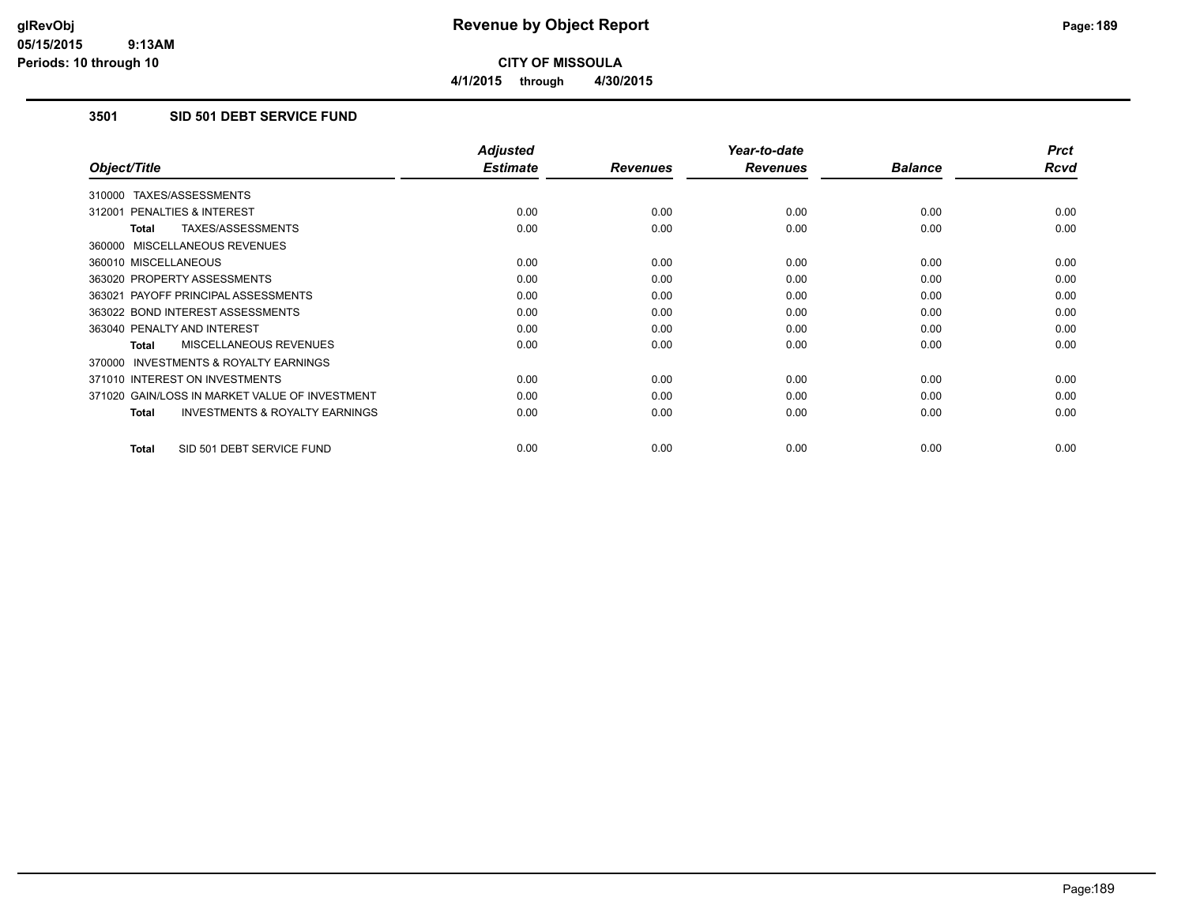# Revenue by Object Report

**CITY OF MISSOULA**

**4/1/2015 through 4/30/2015**

glRevObj
05/15/2015 9:13AM
Periods: 10 through 10

### 3501 SID 501 DEBT SERVICE FUND

| Object/Title | Adjusted Estimate | Revenues | Year-to-date Revenues | Balance | Prct Rcvd |
|---|---|---|---|---|---|
| 310000 TAXES/ASSESSMENTS | | | | | |
| 312001 PENALTIES & INTEREST | 0.00 | 0.00 | 0.00 | 0.00 | 0.00 |
| **Total** TAXES/ASSESSMENTS | 0.00 | 0.00 | 0.00 | 0.00 | 0.00 |
| 360000 MISCELLANEOUS REVENUES | | | | | |
| 360010 MISCELLANEOUS | 0.00 | 0.00 | 0.00 | 0.00 | 0.00 |
| 363020 PROPERTY ASSESSMENTS | 0.00 | 0.00 | 0.00 | 0.00 | 0.00 |
| 363021 PAYOFF PRINCIPAL ASSESSMENTS | 0.00 | 0.00 | 0.00 | 0.00 | 0.00 |
| 363022 BOND INTEREST ASSESSMENTS | 0.00 | 0.00 | 0.00 | 0.00 | 0.00 |
| 363040 PENALTY AND INTEREST | 0.00 | 0.00 | 0.00 | 0.00 | 0.00 |
| **Total** MISCELLANEOUS REVENUES | 0.00 | 0.00 | 0.00 | 0.00 | 0.00 |
| 370000 INVESTMENTS & ROYALTY EARNINGS | | | | | |
| 371010 INTEREST ON INVESTMENTS | 0.00 | 0.00 | 0.00 | 0.00 | 0.00 |
| 371020 GAIN/LOSS IN MARKET VALUE OF INVESTMENT | 0.00 | 0.00 | 0.00 | 0.00 | 0.00 |
| **Total** INVESTMENTS & ROYALTY EARNINGS | 0.00 | 0.00 | 0.00 | 0.00 | 0.00 |
| **Total** SID 501 DEBT SERVICE FUND | 0.00 | 0.00 | 0.00 | 0.00 | 0.00 |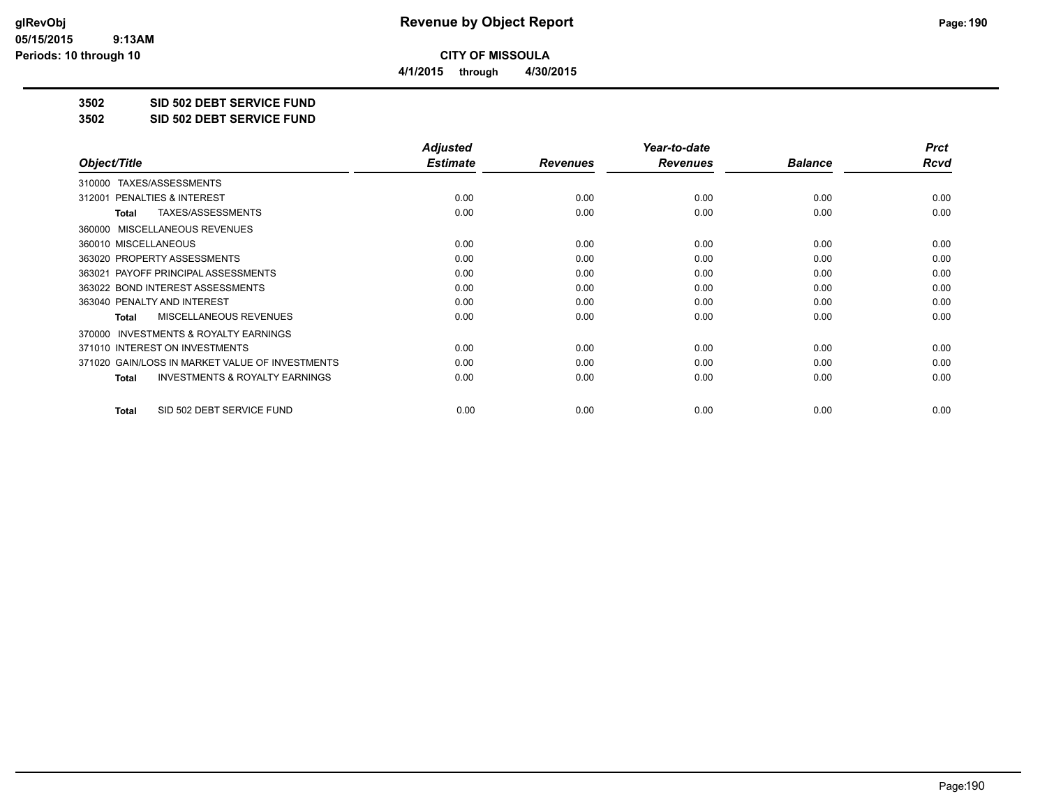# Revenue by Object Report

**CITY OF MISSOULA**

**4/1/2015 through 4/30/2015**

glRevObj
05/15/2015 9:13AM
Periods: 10 through 10

## 3502 SID 502 DEBT SERVICE FUND

## 3502 SID 502 DEBT SERVICE FUND

| Object/Title | Adjusted Estimate | Revenues | Year-to-date Revenues | Balance | Prct Rcvd |
|---|---|---|---|---|---|
| 310000 TAXES/ASSESSMENTS | | | | | |
| 312001 PENALTIES & INTEREST | 0.00 | 0.00 | 0.00 | 0.00 | 0.00 |
| **Total** TAXES/ASSESSMENTS | 0.00 | 0.00 | 0.00 | 0.00 | 0.00 |
| 360000 MISCELLANEOUS REVENUES | | | | | |
| 360010 MISCELLANEOUS | 0.00 | 0.00 | 0.00 | 0.00 | 0.00 |
| 363020 PROPERTY ASSESSMENTS | 0.00 | 0.00 | 0.00 | 0.00 | 0.00 |
| 363021 PAYOFF PRINCIPAL ASSESSMENTS | 0.00 | 0.00 | 0.00 | 0.00 | 0.00 |
| 363022 BOND INTEREST ASSESSMENTS | 0.00 | 0.00 | 0.00 | 0.00 | 0.00 |
| 363040 PENALTY AND INTEREST | 0.00 | 0.00 | 0.00 | 0.00 | 0.00 |
| **Total** MISCELLANEOUS REVENUES | 0.00 | 0.00 | 0.00 | 0.00 | 0.00 |
| 370000 INVESTMENTS & ROYALTY EARNINGS | | | | | |
| 371010 INTEREST ON INVESTMENTS | 0.00 | 0.00 | 0.00 | 0.00 | 0.00 |
| 371020 GAIN/LOSS IN MARKET VALUE OF INVESTMENTS | 0.00 | 0.00 | 0.00 | 0.00 | 0.00 |
| **Total** INVESTMENTS & ROYALTY EARNINGS | 0.00 | 0.00 | 0.00 | 0.00 | 0.00 |
| **Total** SID 502 DEBT SERVICE FUND | 0.00 | 0.00 | 0.00 | 0.00 | 0.00 |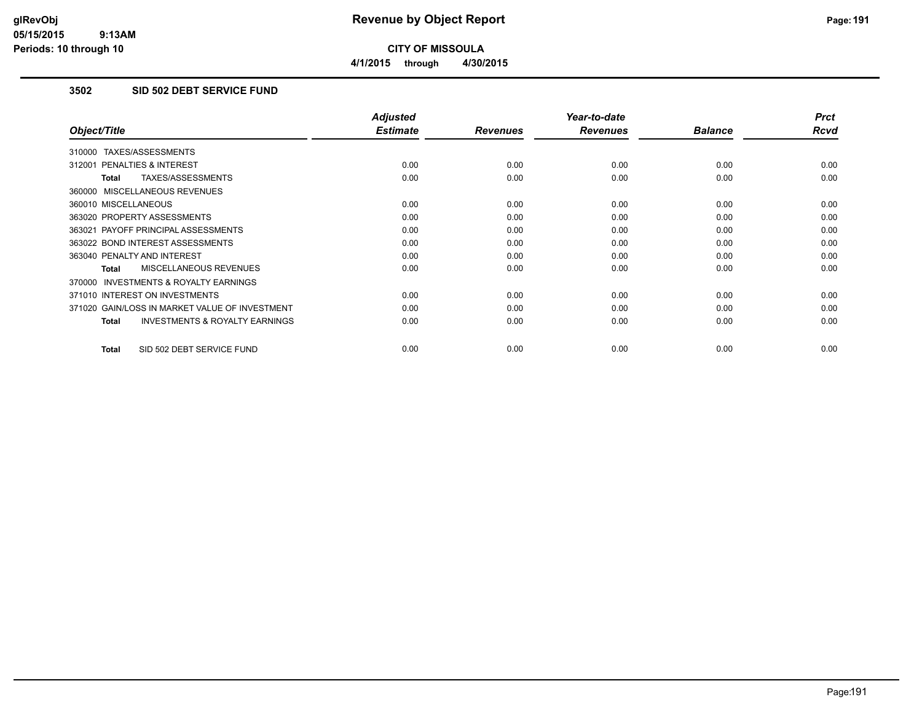# Revenue by Object Report

glRevObj
05/15/2015 9:13AM
Periods: 10 through 10

**CITY OF MISSOULA**

**4/1/2015 through 4/30/2015**

## 3502 SID 502 DEBT SERVICE FUND

| Object/Title | Adjusted Estimate | Revenues | Year-to-date Revenues | Balance | Prct Rcvd |
|---|---|---|---|---|---|
| 310000 TAXES/ASSESSMENTS | | | | | |
| 312001 PENALTIES & INTEREST | 0.00 | 0.00 | 0.00 | 0.00 | 0.00 |
| **Total** TAXES/ASSESSMENTS | 0.00 | 0.00 | 0.00 | 0.00 | 0.00 |
| 360000 MISCELLANEOUS REVENUES | | | | | |
| 360010 MISCELLANEOUS | 0.00 | 0.00 | 0.00 | 0.00 | 0.00 |
| 363020 PROPERTY ASSESSMENTS | 0.00 | 0.00 | 0.00 | 0.00 | 0.00 |
| 363021 PAYOFF PRINCIPAL ASSESSMENTS | 0.00 | 0.00 | 0.00 | 0.00 | 0.00 |
| 363022 BOND INTEREST ASSESSMENTS | 0.00 | 0.00 | 0.00 | 0.00 | 0.00 |
| 363040 PENALTY AND INTEREST | 0.00 | 0.00 | 0.00 | 0.00 | 0.00 |
| **Total** MISCELLANEOUS REVENUES | 0.00 | 0.00 | 0.00 | 0.00 | 0.00 |
| 370000 INVESTMENTS & ROYALTY EARNINGS | | | | | |
| 371010 INTEREST ON INVESTMENTS | 0.00 | 0.00 | 0.00 | 0.00 | 0.00 |
| 371020 GAIN/LOSS IN MARKET VALUE OF INVESTMENT | 0.00 | 0.00 | 0.00 | 0.00 | 0.00 |
| **Total** INVESTMENTS & ROYALTY EARNINGS | 0.00 | 0.00 | 0.00 | 0.00 | 0.00 |
| **Total** SID 502 DEBT SERVICE FUND | 0.00 | 0.00 | 0.00 | 0.00 | 0.00 |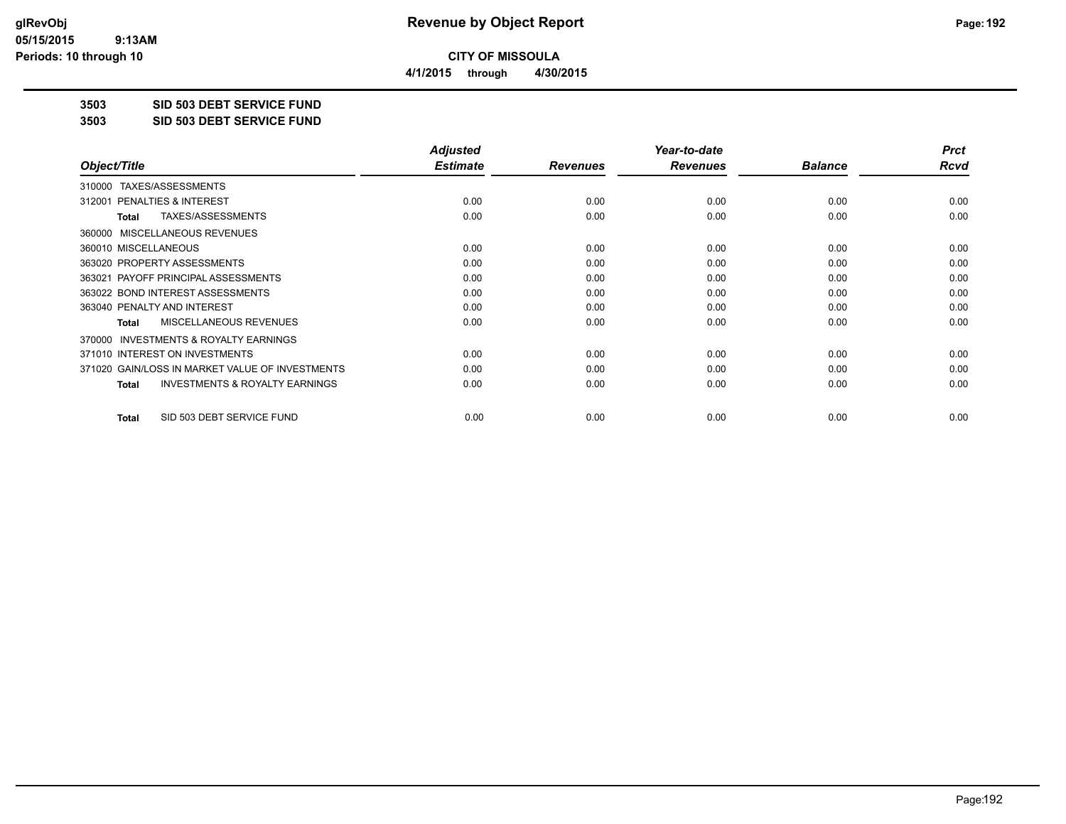# Revenue by Object Report

**CITY OF MISSOULA**

**4/1/2015 through 4/30/2015**

glRevObj
05/15/2015 9:13AM
Periods: 10 through 10

**3503 SID 503 DEBT SERVICE FUND**

**3503 SID 503 DEBT SERVICE FUND**

| Object/Title | Adjusted Estimate | Revenues | Year-to-date Revenues | Balance | Prct Rcvd |
|---|---|---|---|---|---|
| 310000 TAXES/ASSESSMENTS | | | | | |
| 312001 PENALTIES & INTEREST | 0.00 | 0.00 | 0.00 | 0.00 | 0.00 |
| **Total** TAXES/ASSESSMENTS | 0.00 | 0.00 | 0.00 | 0.00 | 0.00 |
| 360000 MISCELLANEOUS REVENUES | | | | | |
| 360010 MISCELLANEOUS | 0.00 | 0.00 | 0.00 | 0.00 | 0.00 |
| 363020 PROPERTY ASSESSMENTS | 0.00 | 0.00 | 0.00 | 0.00 | 0.00 |
| 363021 PAYOFF PRINCIPAL ASSESSMENTS | 0.00 | 0.00 | 0.00 | 0.00 | 0.00 |
| 363022 BOND INTEREST ASSESSMENTS | 0.00 | 0.00 | 0.00 | 0.00 | 0.00 |
| 363040 PENALTY AND INTEREST | 0.00 | 0.00 | 0.00 | 0.00 | 0.00 |
| **Total** MISCELLANEOUS REVENUES | 0.00 | 0.00 | 0.00 | 0.00 | 0.00 |
| 370000 INVESTMENTS & ROYALTY EARNINGS | | | | | |
| 371010 INTEREST ON INVESTMENTS | 0.00 | 0.00 | 0.00 | 0.00 | 0.00 |
| 371020 GAIN/LOSS IN MARKET VALUE OF INVESTMENTS | 0.00 | 0.00 | 0.00 | 0.00 | 0.00 |
| **Total** INVESTMENTS & ROYALTY EARNINGS | 0.00 | 0.00 | 0.00 | 0.00 | 0.00 |
| **Total** SID 503 DEBT SERVICE FUND | 0.00 | 0.00 | 0.00 | 0.00 | 0.00 |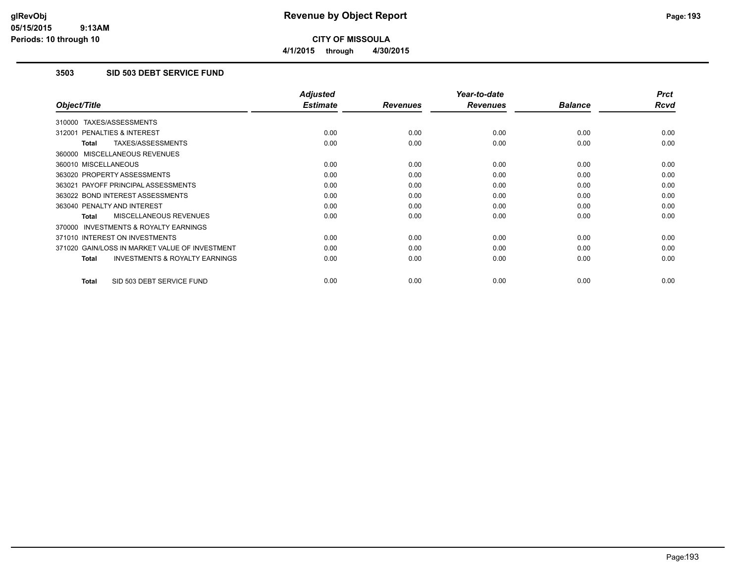# Revenue by Object Report

**CITY OF MISSOULA**

**4/1/2015 through 4/30/2015**

glRevObj
05/15/2015 9:13AM
Periods: 10 through 10

### 3503 SID 503 DEBT SERVICE FUND

| Object/Title | Adjusted Estimate | Revenues | Year-to-date Revenues | Balance | Prct Rcvd |
|---|---|---|---|---|---|
| 310000 TAXES/ASSESSMENTS | | | | | |
| 312001 PENALTIES & INTEREST | 0.00 | 0.00 | 0.00 | 0.00 | 0.00 |
| **Total** TAXES/ASSESSMENTS | 0.00 | 0.00 | 0.00 | 0.00 | 0.00 |
| 360000 MISCELLANEOUS REVENUES | | | | | |
| 360010 MISCELLANEOUS | 0.00 | 0.00 | 0.00 | 0.00 | 0.00 |
| 363020 PROPERTY ASSESSMENTS | 0.00 | 0.00 | 0.00 | 0.00 | 0.00 |
| 363021 PAYOFF PRINCIPAL ASSESSMENTS | 0.00 | 0.00 | 0.00 | 0.00 | 0.00 |
| 363022 BOND INTEREST ASSESSMENTS | 0.00 | 0.00 | 0.00 | 0.00 | 0.00 |
| 363040 PENALTY AND INTEREST | 0.00 | 0.00 | 0.00 | 0.00 | 0.00 |
| **Total** MISCELLANEOUS REVENUES | 0.00 | 0.00 | 0.00 | 0.00 | 0.00 |
| 370000 INVESTMENTS & ROYALTY EARNINGS | | | | | |
| 371010 INTEREST ON INVESTMENTS | 0.00 | 0.00 | 0.00 | 0.00 | 0.00 |
| 371020 GAIN/LOSS IN MARKET VALUE OF INVESTMENT | 0.00 | 0.00 | 0.00 | 0.00 | 0.00 |
| **Total** INVESTMENTS & ROYALTY EARNINGS | 0.00 | 0.00 | 0.00 | 0.00 | 0.00 |
| **Total** SID 503 DEBT SERVICE FUND | 0.00 | 0.00 | 0.00 | 0.00 | 0.00 |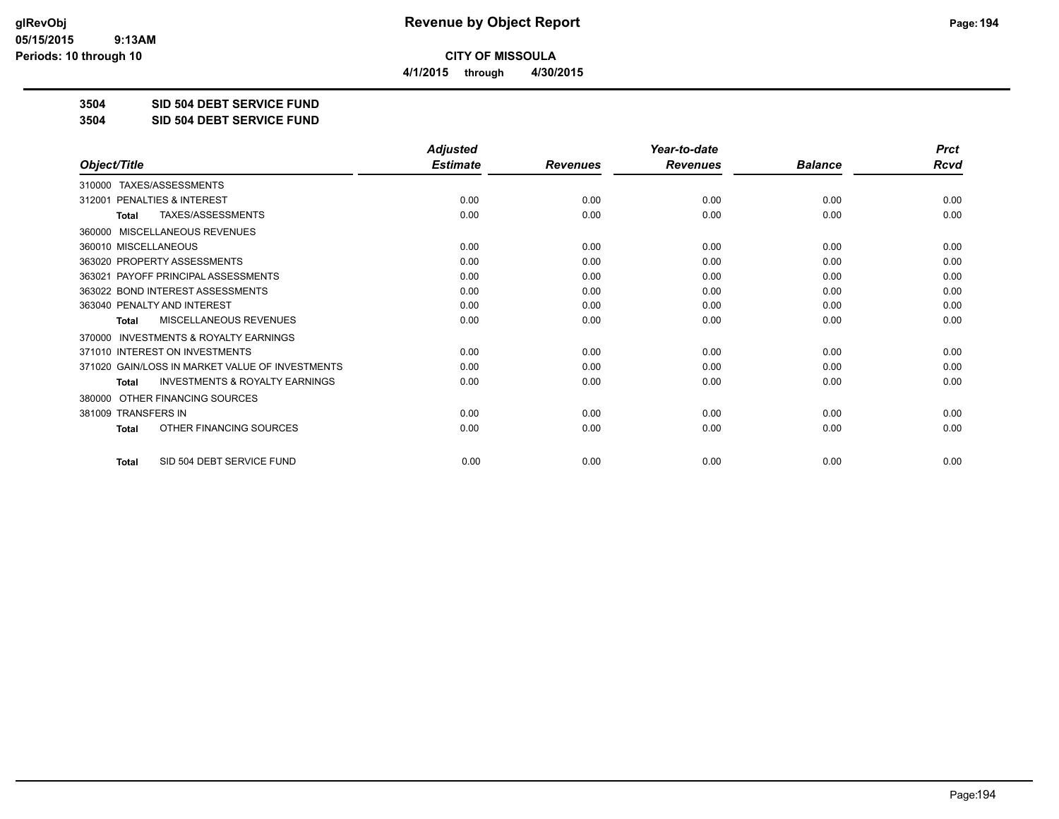# Revenue by Object Report

**CITY OF MISSOULA**

**4/1/2015 through 4/30/2015**

**3504 SID 504 DEBT SERVICE FUND**

**3504 SID 504 DEBT SERVICE FUND**

| Object/Title | Adjusted Estimate | Revenues | Year-to-date Revenues | Balance | Prct Rcvd |
|---|---|---|---|---|---|
| 310000 TAXES/ASSESSMENTS | | | | | |
| 312001 PENALTIES & INTEREST | 0.00 | 0.00 | 0.00 | 0.00 | 0.00 |
| **Total** TAXES/ASSESSMENTS | 0.00 | 0.00 | 0.00 | 0.00 | 0.00 |
| 360000 MISCELLANEOUS REVENUES | | | | | |
| 360010 MISCELLANEOUS | 0.00 | 0.00 | 0.00 | 0.00 | 0.00 |
| 363020 PROPERTY ASSESSMENTS | 0.00 | 0.00 | 0.00 | 0.00 | 0.00 |
| 363021 PAYOFF PRINCIPAL ASSESSMENTS | 0.00 | 0.00 | 0.00 | 0.00 | 0.00 |
| 363022 BOND INTEREST ASSESSMENTS | 0.00 | 0.00 | 0.00 | 0.00 | 0.00 |
| 363040 PENALTY AND INTEREST | 0.00 | 0.00 | 0.00 | 0.00 | 0.00 |
| **Total** MISCELLANEOUS REVENUES | 0.00 | 0.00 | 0.00 | 0.00 | 0.00 |
| 370000 INVESTMENTS & ROYALTY EARNINGS | | | | | |
| 371010 INTEREST ON INVESTMENTS | 0.00 | 0.00 | 0.00 | 0.00 | 0.00 |
| 371020 GAIN/LOSS IN MARKET VALUE OF INVESTMENTS | 0.00 | 0.00 | 0.00 | 0.00 | 0.00 |
| **Total** INVESTMENTS & ROYALTY EARNINGS | 0.00 | 0.00 | 0.00 | 0.00 | 0.00 |
| 380000 OTHER FINANCING SOURCES | | | | | |
| 381009 TRANSFERS IN | 0.00 | 0.00 | 0.00 | 0.00 | 0.00 |
| **Total** OTHER FINANCING SOURCES | 0.00 | 0.00 | 0.00 | 0.00 | 0.00 |
| **Total** SID 504 DEBT SERVICE FUND | 0.00 | 0.00 | 0.00 | 0.00 | 0.00 |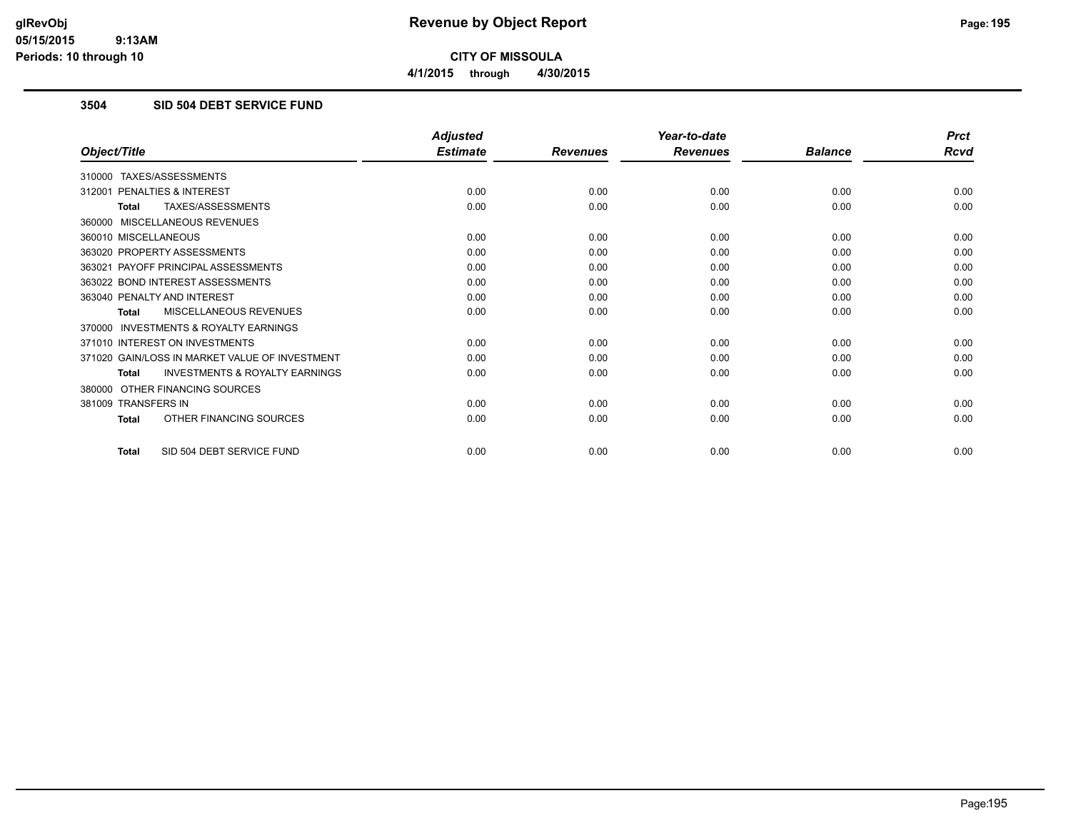**CITY OF MISSOULA**

**4/1/2015 through 4/30/2015**

### 3504 SID 504 DEBT SERVICE FUND

| Object/Title | Adjusted Estimate | Revenues | Year-to-date Revenues | Balance | Prct Rcvd |
|---|---|---|---|---|---|
| 310000 TAXES/ASSESSMENTS | | | | | |
| 312001 PENALTIES & INTEREST | 0.00 | 0.00 | 0.00 | 0.00 | 0.00 |
| **Total** TAXES/ASSESSMENTS | 0.00 | 0.00 | 0.00 | 0.00 | 0.00 |
| 360000 MISCELLANEOUS REVENUES | | | | | |
| 360010 MISCELLANEOUS | 0.00 | 0.00 | 0.00 | 0.00 | 0.00 |
| 363020 PROPERTY ASSESSMENTS | 0.00 | 0.00 | 0.00 | 0.00 | 0.00 |
| 363021 PAYOFF PRINCIPAL ASSESSMENTS | 0.00 | 0.00 | 0.00 | 0.00 | 0.00 |
| 363022 BOND INTEREST ASSESSMENTS | 0.00 | 0.00 | 0.00 | 0.00 | 0.00 |
| 363040 PENALTY AND INTEREST | 0.00 | 0.00 | 0.00 | 0.00 | 0.00 |
| **Total** MISCELLANEOUS REVENUES | 0.00 | 0.00 | 0.00 | 0.00 | 0.00 |
| 370000 INVESTMENTS & ROYALTY EARNINGS | | | | | |
| 371010 INTEREST ON INVESTMENTS | 0.00 | 0.00 | 0.00 | 0.00 | 0.00 |
| 371020 GAIN/LOSS IN MARKET VALUE OF INVESTMENT | 0.00 | 0.00 | 0.00 | 0.00 | 0.00 |
| **Total** INVESTMENTS & ROYALTY EARNINGS | 0.00 | 0.00 | 0.00 | 0.00 | 0.00 |
| 380000 OTHER FINANCING SOURCES | | | | | |
| 381009 TRANSFERS IN | 0.00 | 0.00 | 0.00 | 0.00 | 0.00 |
| **Total** OTHER FINANCING SOURCES | 0.00 | 0.00 | 0.00 | 0.00 | 0.00 |
| **Total** SID 504 DEBT SERVICE FUND | 0.00 | 0.00 | 0.00 | 0.00 | 0.00 |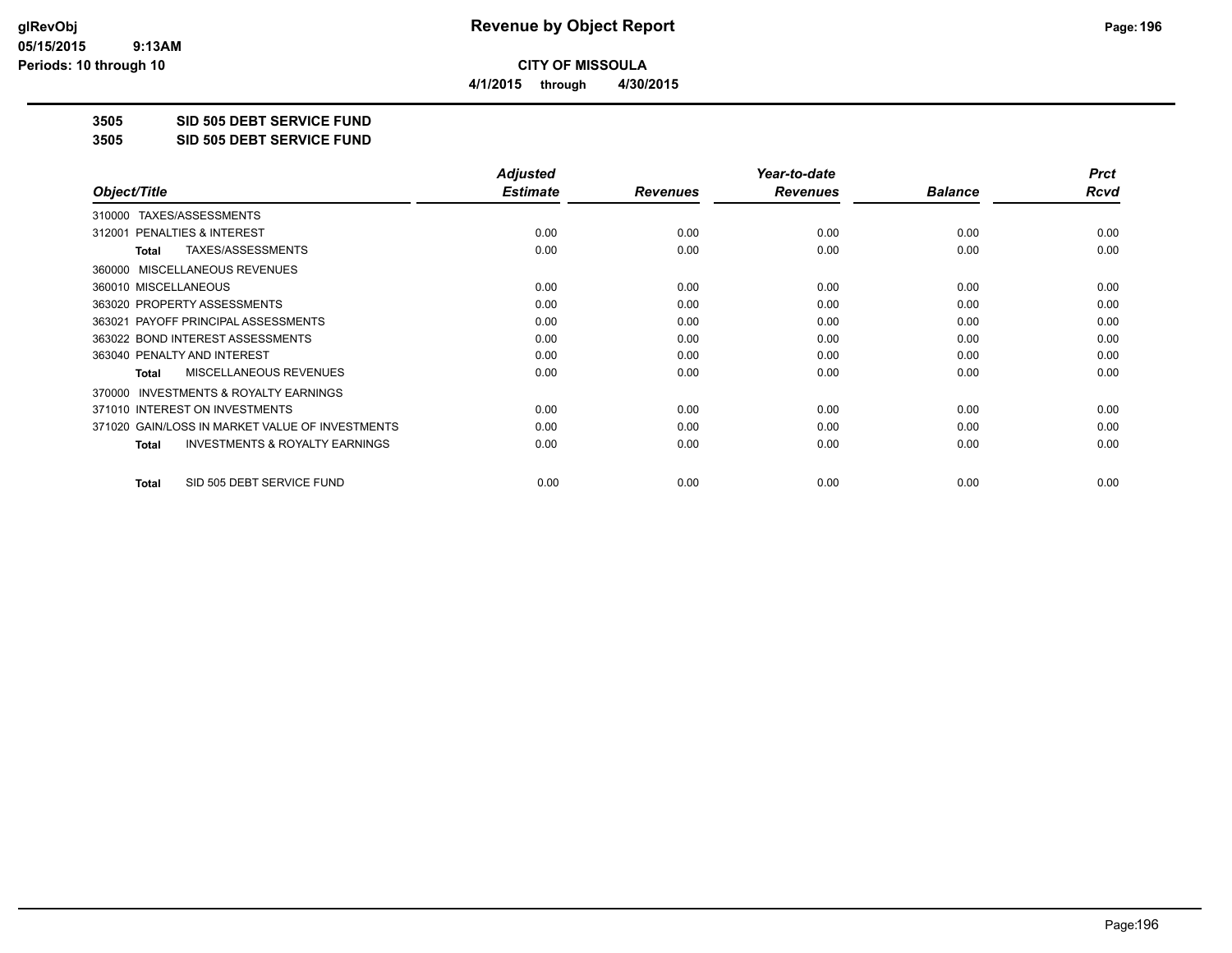# Revenue by Object Report

**CITY OF MISSOULA**

**4/1/2015 through 4/30/2015**

**3505 SID 505 DEBT SERVICE FUND**

**3505 SID 505 DEBT SERVICE FUND**

| Object/Title | Adjusted Estimate | Revenues | Year-to-date Revenues | Balance | Prct Rcvd |
|---|---|---|---|---|---|
| 310000 TAXES/ASSESSMENTS | | | | | |
| 312001 PENALTIES & INTEREST | 0.00 | 0.00 | 0.00 | 0.00 | 0.00 |
| **Total** TAXES/ASSESSMENTS | 0.00 | 0.00 | 0.00 | 0.00 | 0.00 |
| 360000 MISCELLANEOUS REVENUES | | | | | |
| 360010 MISCELLANEOUS | 0.00 | 0.00 | 0.00 | 0.00 | 0.00 |
| 363020 PROPERTY ASSESSMENTS | 0.00 | 0.00 | 0.00 | 0.00 | 0.00 |
| 363021 PAYOFF PRINCIPAL ASSESSMENTS | 0.00 | 0.00 | 0.00 | 0.00 | 0.00 |
| 363022 BOND INTEREST ASSESSMENTS | 0.00 | 0.00 | 0.00 | 0.00 | 0.00 |
| 363040 PENALTY AND INTEREST | 0.00 | 0.00 | 0.00 | 0.00 | 0.00 |
| **Total** MISCELLANEOUS REVENUES | 0.00 | 0.00 | 0.00 | 0.00 | 0.00 |
| 370000 INVESTMENTS & ROYALTY EARNINGS | | | | | |
| 371010 INTEREST ON INVESTMENTS | 0.00 | 0.00 | 0.00 | 0.00 | 0.00 |
| 371020 GAIN/LOSS IN MARKET VALUE OF INVESTMENTS | 0.00 | 0.00 | 0.00 | 0.00 | 0.00 |
| **Total** INVESTMENTS & ROYALTY EARNINGS | 0.00 | 0.00 | 0.00 | 0.00 | 0.00 |
| **Total** SID 505 DEBT SERVICE FUND | 0.00 | 0.00 | 0.00 | 0.00 | 0.00 |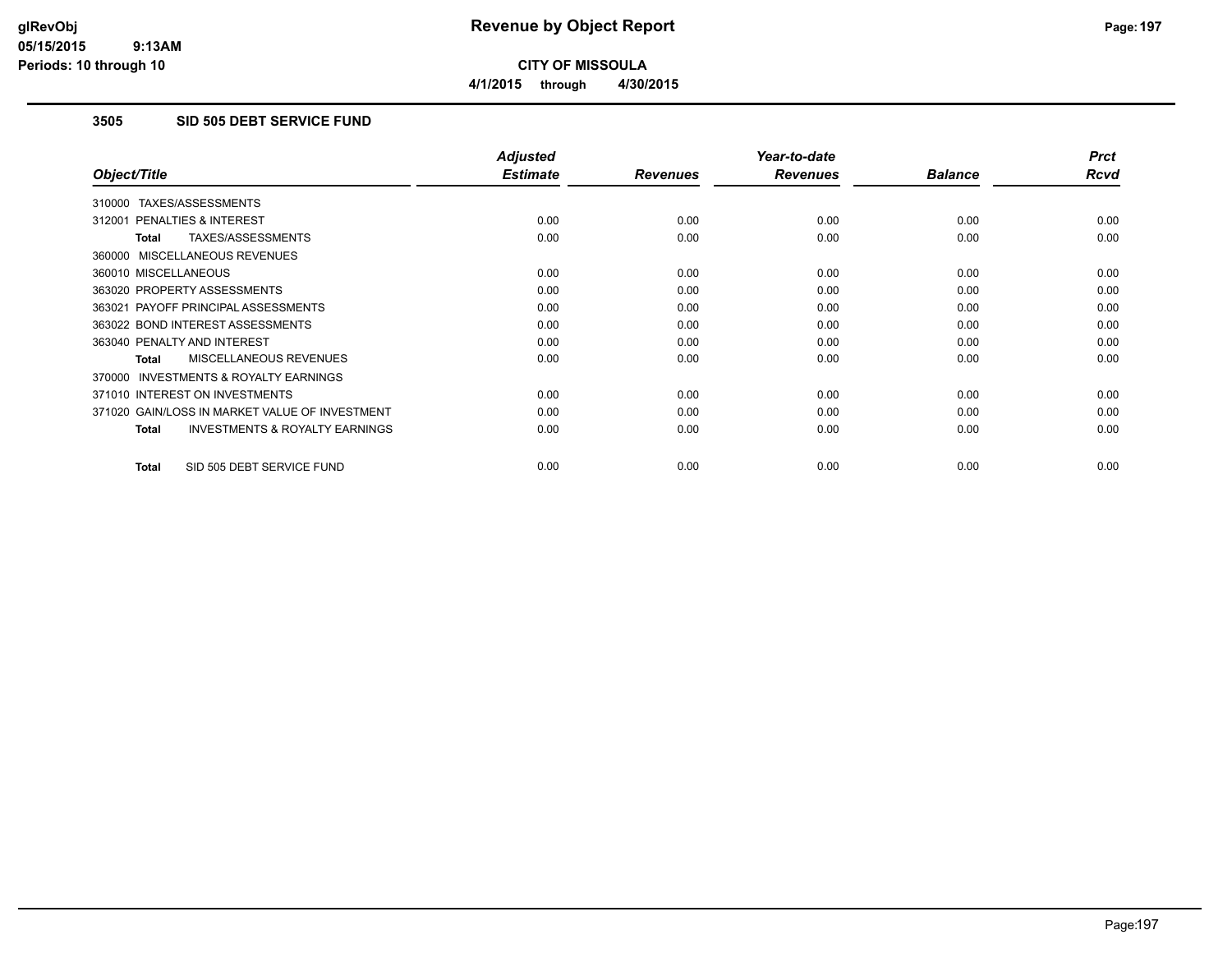**CITY OF MISSOULA**

**4/1/2015 through 4/30/2015**

## 3505 SID 505 DEBT SERVICE FUND

| Object/Title | Adjusted Estimate | Revenues | Year-to-date Revenues | Balance | Prct Rcvd |
|---|---|---|---|---|---|
| 310000 TAXES/ASSESSMENTS | | | | | |
| 312001 PENALTIES & INTEREST | 0.00 | 0.00 | 0.00 | 0.00 | 0.00 |
| **Total** TAXES/ASSESSMENTS | 0.00 | 0.00 | 0.00 | 0.00 | 0.00 |
| 360000 MISCELLANEOUS REVENUES | | | | | |
| 360010 MISCELLANEOUS | 0.00 | 0.00 | 0.00 | 0.00 | 0.00 |
| 363020 PROPERTY ASSESSMENTS | 0.00 | 0.00 | 0.00 | 0.00 | 0.00 |
| 363021 PAYOFF PRINCIPAL ASSESSMENTS | 0.00 | 0.00 | 0.00 | 0.00 | 0.00 |
| 363022 BOND INTEREST ASSESSMENTS | 0.00 | 0.00 | 0.00 | 0.00 | 0.00 |
| 363040 PENALTY AND INTEREST | 0.00 | 0.00 | 0.00 | 0.00 | 0.00 |
| **Total** MISCELLANEOUS REVENUES | 0.00 | 0.00 | 0.00 | 0.00 | 0.00 |
| 370000 INVESTMENTS & ROYALTY EARNINGS | | | | | |
| 371010 INTEREST ON INVESTMENTS | 0.00 | 0.00 | 0.00 | 0.00 | 0.00 |
| 371020 GAIN/LOSS IN MARKET VALUE OF INVESTMENT | 0.00 | 0.00 | 0.00 | 0.00 | 0.00 |
| **Total** INVESTMENTS & ROYALTY EARNINGS | 0.00 | 0.00 | 0.00 | 0.00 | 0.00 |
| **Total** SID 505 DEBT SERVICE FUND | 0.00 | 0.00 | 0.00 | 0.00 | 0.00 |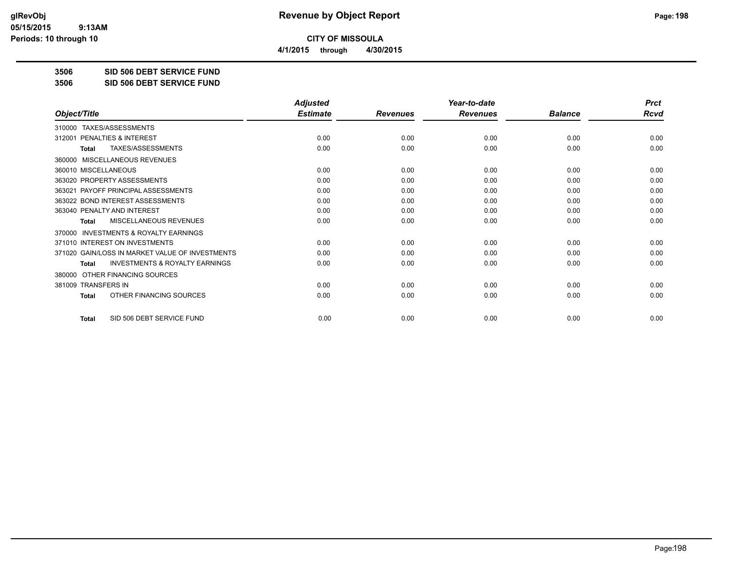**CITY OF MISSOULA**

**4/1/2015 through 4/30/2015**

**3506 SID 506 DEBT SERVICE FUND**

**3506 SID 506 DEBT SERVICE FUND**

| Object/Title | Adjusted Estimate | Revenues | Year-to-date Revenues | Balance | Prct Rcvd |
|---|---|---|---|---|---|
| 310000 TAXES/ASSESSMENTS | | | | | |
| 312001 PENALTIES & INTEREST | 0.00 | 0.00 | 0.00 | 0.00 | 0.00 |
| **Total** TAXES/ASSESSMENTS | 0.00 | 0.00 | 0.00 | 0.00 | 0.00 |
| 360000 MISCELLANEOUS REVENUES | | | | | |
| 360010 MISCELLANEOUS | 0.00 | 0.00 | 0.00 | 0.00 | 0.00 |
| 363020 PROPERTY ASSESSMENTS | 0.00 | 0.00 | 0.00 | 0.00 | 0.00 |
| 363021 PAYOFF PRINCIPAL ASSESSMENTS | 0.00 | 0.00 | 0.00 | 0.00 | 0.00 |
| 363022 BOND INTEREST ASSESSMENTS | 0.00 | 0.00 | 0.00 | 0.00 | 0.00 |
| 363040 PENALTY AND INTEREST | 0.00 | 0.00 | 0.00 | 0.00 | 0.00 |
| **Total** MISCELLANEOUS REVENUES | 0.00 | 0.00 | 0.00 | 0.00 | 0.00 |
| 370000 INVESTMENTS & ROYALTY EARNINGS | | | | | |
| 371010 INTEREST ON INVESTMENTS | 0.00 | 0.00 | 0.00 | 0.00 | 0.00 |
| 371020 GAIN/LOSS IN MARKET VALUE OF INVESTMENTS | 0.00 | 0.00 | 0.00 | 0.00 | 0.00 |
| **Total** INVESTMENTS & ROYALTY EARNINGS | 0.00 | 0.00 | 0.00 | 0.00 | 0.00 |
| 380000 OTHER FINANCING SOURCES | | | | | |
| 381009 TRANSFERS IN | 0.00 | 0.00 | 0.00 | 0.00 | 0.00 |
| **Total** OTHER FINANCING SOURCES | 0.00 | 0.00 | 0.00 | 0.00 | 0.00 |
| **Total** SID 506 DEBT SERVICE FUND | 0.00 | 0.00 | 0.00 | 0.00 | 0.00 |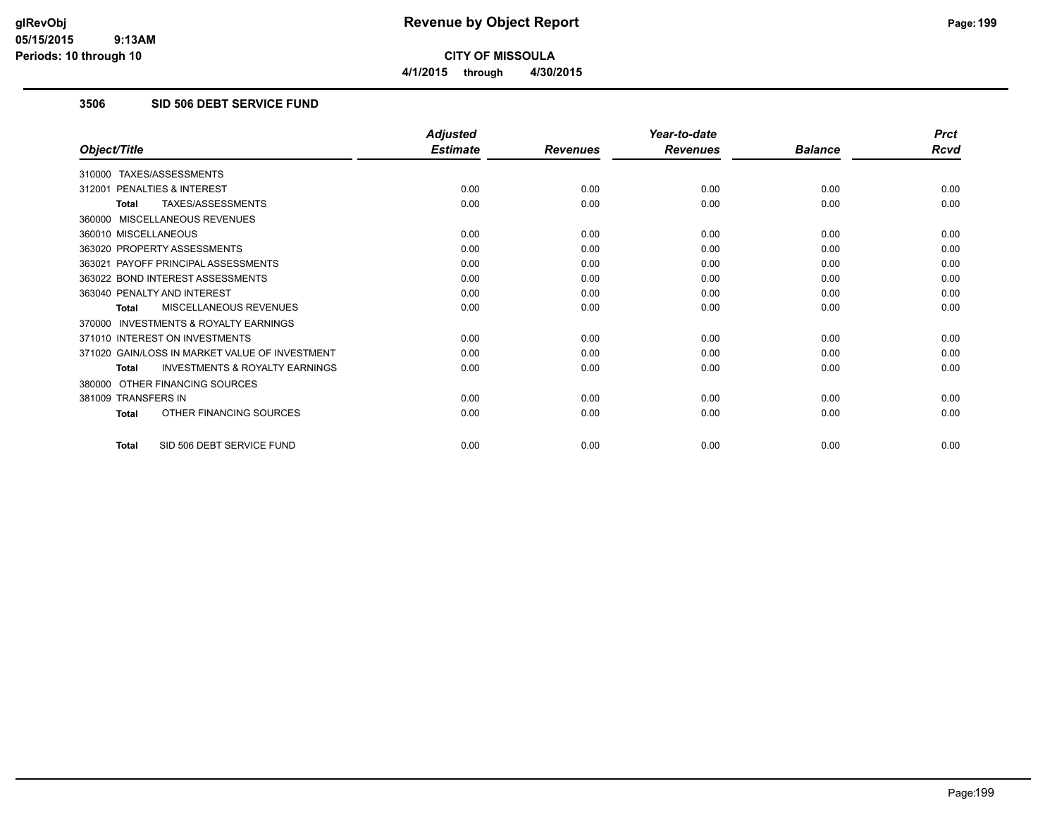**CITY OF MISSOULA**

**4/1/2015 through 4/30/2015**

### 3506 SID 506 DEBT SERVICE FUND

| Object/Title | Adjusted Estimate | Revenues | Year-to-date Revenues | Balance | Prct Rcvd |
|---|---|---|---|---|---|
| 310000 TAXES/ASSESSMENTS | | | | | |
| 312001 PENALTIES & INTEREST | 0.00 | 0.00 | 0.00 | 0.00 | 0.00 |
| **Total** TAXES/ASSESSMENTS | 0.00 | 0.00 | 0.00 | 0.00 | 0.00 |
| 360000 MISCELLANEOUS REVENUES | | | | | |
| 360010 MISCELLANEOUS | 0.00 | 0.00 | 0.00 | 0.00 | 0.00 |
| 363020 PROPERTY ASSESSMENTS | 0.00 | 0.00 | 0.00 | 0.00 | 0.00 |
| 363021 PAYOFF PRINCIPAL ASSESSMENTS | 0.00 | 0.00 | 0.00 | 0.00 | 0.00 |
| 363022 BOND INTEREST ASSESSMENTS | 0.00 | 0.00 | 0.00 | 0.00 | 0.00 |
| 363040 PENALTY AND INTEREST | 0.00 | 0.00 | 0.00 | 0.00 | 0.00 |
| **Total** MISCELLANEOUS REVENUES | 0.00 | 0.00 | 0.00 | 0.00 | 0.00 |
| 370000 INVESTMENTS & ROYALTY EARNINGS | | | | | |
| 371010 INTEREST ON INVESTMENTS | 0.00 | 0.00 | 0.00 | 0.00 | 0.00 |
| 371020 GAIN/LOSS IN MARKET VALUE OF INVESTMENT | 0.00 | 0.00 | 0.00 | 0.00 | 0.00 |
| **Total** INVESTMENTS & ROYALTY EARNINGS | 0.00 | 0.00 | 0.00 | 0.00 | 0.00 |
| 380000 OTHER FINANCING SOURCES | | | | | |
| 381009 TRANSFERS IN | 0.00 | 0.00 | 0.00 | 0.00 | 0.00 |
| **Total** OTHER FINANCING SOURCES | 0.00 | 0.00 | 0.00 | 0.00 | 0.00 |
| **Total** SID 506 DEBT SERVICE FUND | 0.00 | 0.00 | 0.00 | 0.00 | 0.00 |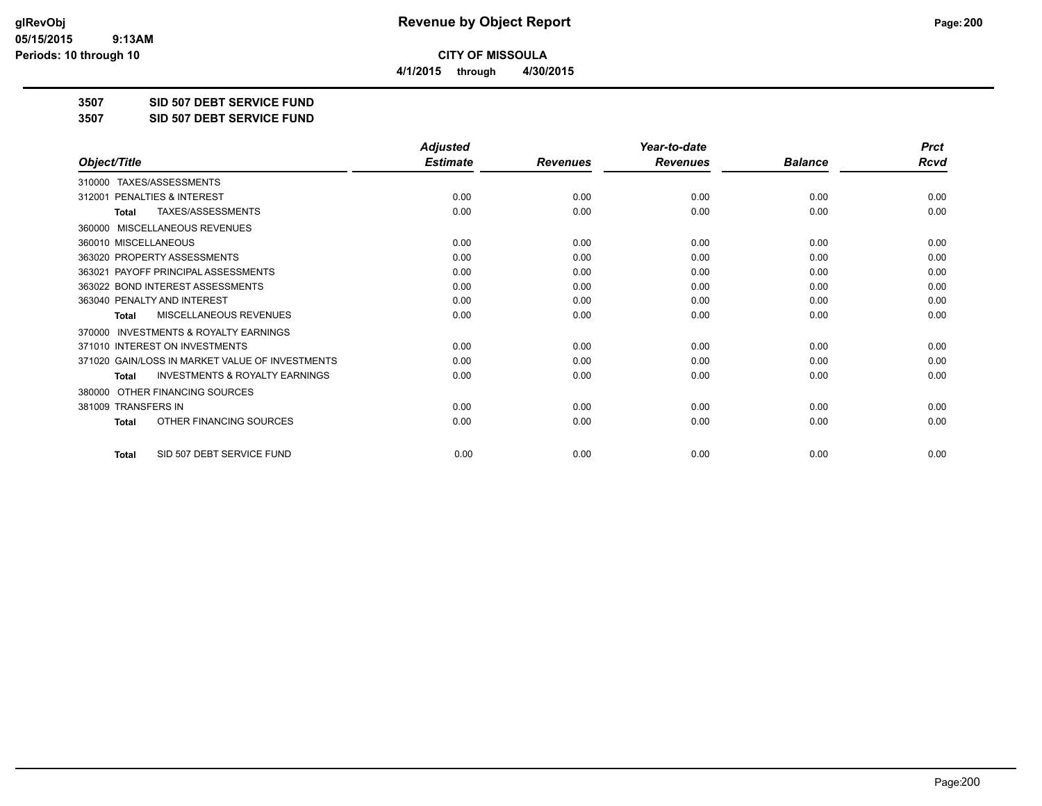# Revenue by Object Report

**CITY OF MISSOULA**

**4/1/2015 through 4/30/2015**

glRevObj
05/15/2015 9:13AM
Periods: 10 through 10

## 3507 SID 507 DEBT SERVICE FUND
## 3507 SID 507 DEBT SERVICE FUND

| Object/Title | Adjusted Estimate | Revenues | Year-to-date Revenues | Balance | Prct Rcvd |
|---|---|---|---|---|---|
| 310000 TAXES/ASSESSMENTS | | | | | |
| 312001 PENALTIES & INTEREST | 0.00 | 0.00 | 0.00 | 0.00 | 0.00 |
| **Total** TAXES/ASSESSMENTS | 0.00 | 0.00 | 0.00 | 0.00 | 0.00 |
| 360000 MISCELLANEOUS REVENUES | | | | | |
| 360010 MISCELLANEOUS | 0.00 | 0.00 | 0.00 | 0.00 | 0.00 |
| 363020 PROPERTY ASSESSMENTS | 0.00 | 0.00 | 0.00 | 0.00 | 0.00 |
| 363021 PAYOFF PRINCIPAL ASSESSMENTS | 0.00 | 0.00 | 0.00 | 0.00 | 0.00 |
| 363022 BOND INTEREST ASSESSMENTS | 0.00 | 0.00 | 0.00 | 0.00 | 0.00 |
| 363040 PENALTY AND INTEREST | 0.00 | 0.00 | 0.00 | 0.00 | 0.00 |
| **Total** MISCELLANEOUS REVENUES | 0.00 | 0.00 | 0.00 | 0.00 | 0.00 |
| 370000 INVESTMENTS & ROYALTY EARNINGS | | | | | |
| 371010 INTEREST ON INVESTMENTS | 0.00 | 0.00 | 0.00 | 0.00 | 0.00 |
| 371020 GAIN/LOSS IN MARKET VALUE OF INVESTMENTS | 0.00 | 0.00 | 0.00 | 0.00 | 0.00 |
| **Total** INVESTMENTS & ROYALTY EARNINGS | 0.00 | 0.00 | 0.00 | 0.00 | 0.00 |
| 380000 OTHER FINANCING SOURCES | | | | | |
| 381009 TRANSFERS IN | 0.00 | 0.00 | 0.00 | 0.00 | 0.00 |
| **Total** OTHER FINANCING SOURCES | 0.00 | 0.00 | 0.00 | 0.00 | 0.00 |
| **Total** SID 507 DEBT SERVICE FUND | 0.00 | 0.00 | 0.00 | 0.00 | 0.00 |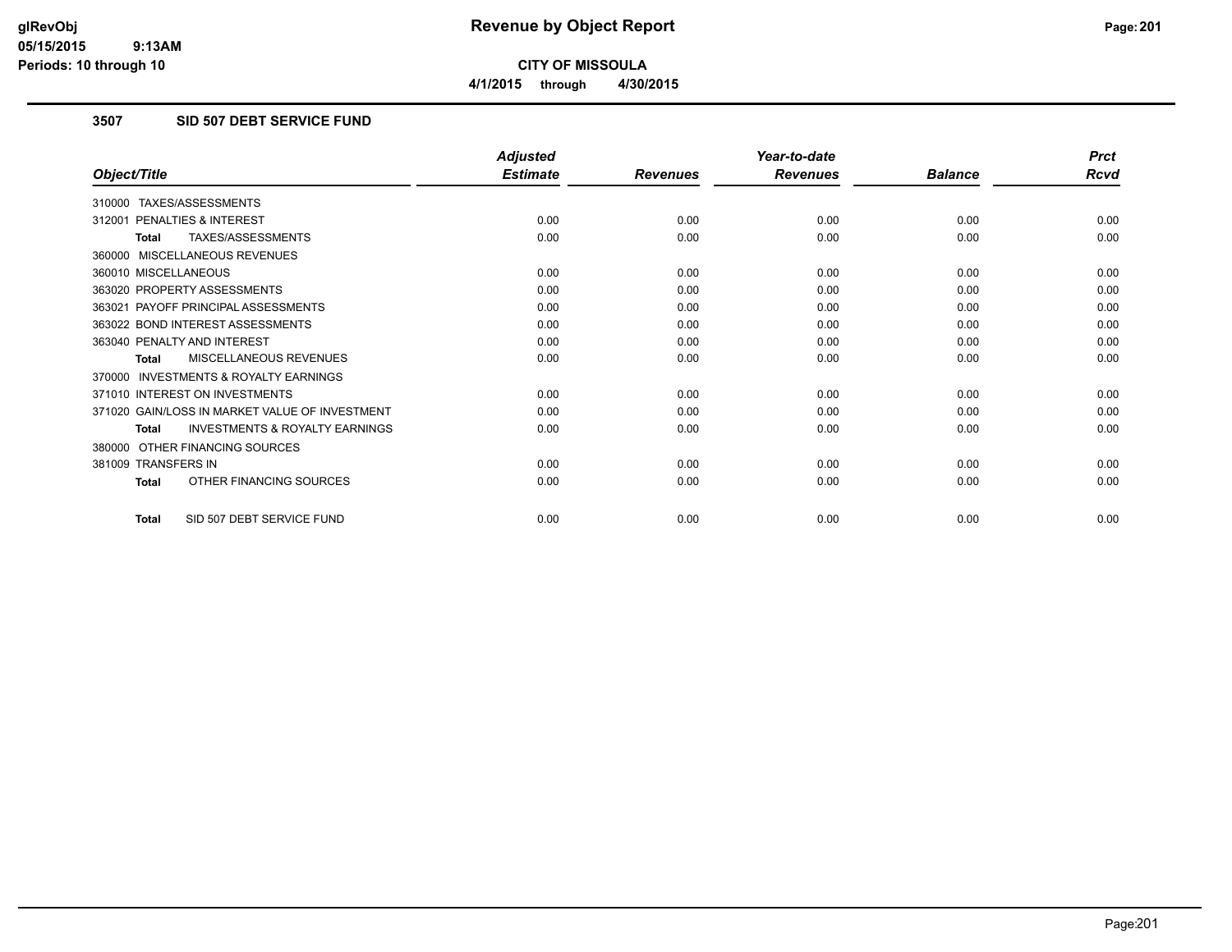# Revenue by Object Report

## CITY OF MISSOULA

**4/1/2015 through 4/30/2015**

### 3507 SID 507 DEBT SERVICE FUND

| Object/Title | Adjusted Estimate | Revenues | Year-to-date Revenues | Balance | Prct Rcvd |
|---|---|---|---|---|---|
| 310000 TAXES/ASSESSMENTS | | | | | |
| 312001 PENALTIES & INTEREST | 0.00 | 0.00 | 0.00 | 0.00 | 0.00 |
| **Total** TAXES/ASSESSMENTS | 0.00 | 0.00 | 0.00 | 0.00 | 0.00 |
| 360000 MISCELLANEOUS REVENUES | | | | | |
| 360010 MISCELLANEOUS | 0.00 | 0.00 | 0.00 | 0.00 | 0.00 |
| 363020 PROPERTY ASSESSMENTS | 0.00 | 0.00 | 0.00 | 0.00 | 0.00 |
| 363021 PAYOFF PRINCIPAL ASSESSMENTS | 0.00 | 0.00 | 0.00 | 0.00 | 0.00 |
| 363022 BOND INTEREST ASSESSMENTS | 0.00 | 0.00 | 0.00 | 0.00 | 0.00 |
| 363040 PENALTY AND INTEREST | 0.00 | 0.00 | 0.00 | 0.00 | 0.00 |
| **Total** MISCELLANEOUS REVENUES | 0.00 | 0.00 | 0.00 | 0.00 | 0.00 |
| 370000 INVESTMENTS & ROYALTY EARNINGS | | | | | |
| 371010 INTEREST ON INVESTMENTS | 0.00 | 0.00 | 0.00 | 0.00 | 0.00 |
| 371020 GAIN/LOSS IN MARKET VALUE OF INVESTMENT | 0.00 | 0.00 | 0.00 | 0.00 | 0.00 |
| **Total** INVESTMENTS & ROYALTY EARNINGS | 0.00 | 0.00 | 0.00 | 0.00 | 0.00 |
| 380000 OTHER FINANCING SOURCES | | | | | |
| 381009 TRANSFERS IN | 0.00 | 0.00 | 0.00 | 0.00 | 0.00 |
| **Total** OTHER FINANCING SOURCES | 0.00 | 0.00 | 0.00 | 0.00 | 0.00 |
| **Total** SID 507 DEBT SERVICE FUND | 0.00 | 0.00 | 0.00 | 0.00 | 0.00 |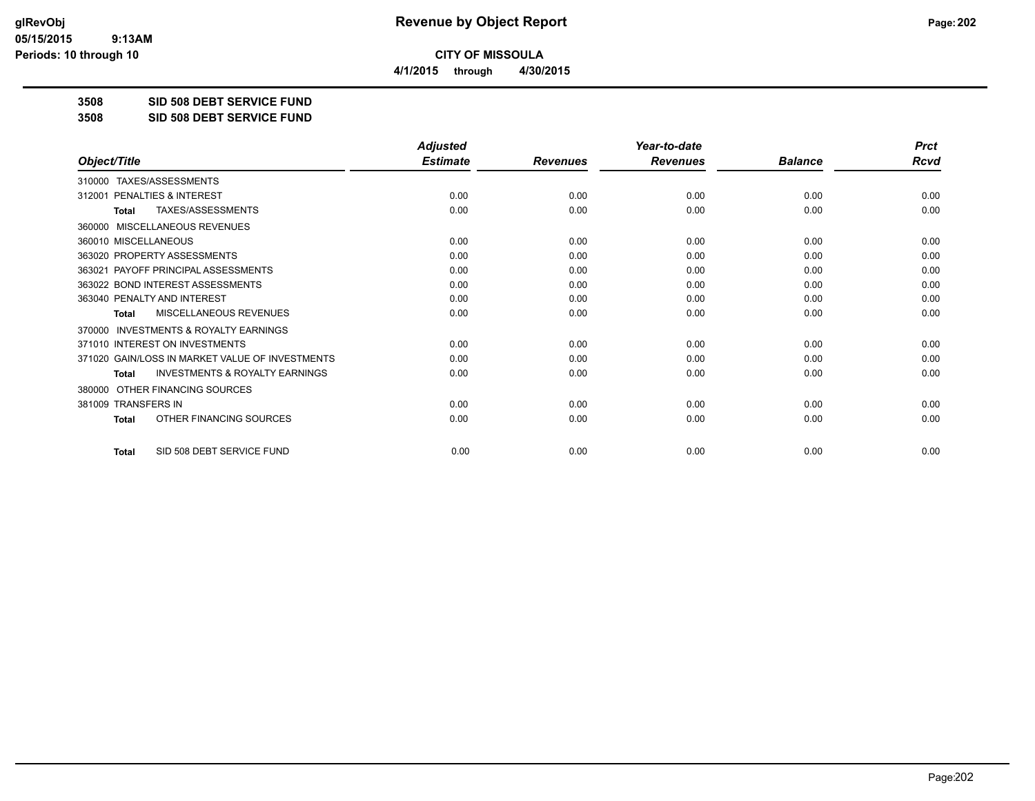# Revenue by Object Report

**CITY OF MISSOULA**

**4/1/2015 through 4/30/2015**

glRevObj
05/15/2015 9:13AM
Periods: 10 through 10

**3508 SID 508 DEBT SERVICE FUND**

**3508 SID 508 DEBT SERVICE FUND**

| Object/Title | Adjusted Estimate | Revenues | Year-to-date Revenues | Balance | Prct Rcvd |
|---|---|---|---|---|---|
| 310000 TAXES/ASSESSMENTS | | | | | |
| 312001 PENALTIES & INTEREST | 0.00 | 0.00 | 0.00 | 0.00 | 0.00 |
| **Total** TAXES/ASSESSMENTS | 0.00 | 0.00 | 0.00 | 0.00 | 0.00 |
| 360000 MISCELLANEOUS REVENUES | | | | | |
| 360010 MISCELLANEOUS | 0.00 | 0.00 | 0.00 | 0.00 | 0.00 |
| 363020 PROPERTY ASSESSMENTS | 0.00 | 0.00 | 0.00 | 0.00 | 0.00 |
| 363021 PAYOFF PRINCIPAL ASSESSMENTS | 0.00 | 0.00 | 0.00 | 0.00 | 0.00 |
| 363022 BOND INTEREST ASSESSMENTS | 0.00 | 0.00 | 0.00 | 0.00 | 0.00 |
| 363040 PENALTY AND INTEREST | 0.00 | 0.00 | 0.00 | 0.00 | 0.00 |
| **Total** MISCELLANEOUS REVENUES | 0.00 | 0.00 | 0.00 | 0.00 | 0.00 |
| 370000 INVESTMENTS & ROYALTY EARNINGS | | | | | |
| 371010 INTEREST ON INVESTMENTS | 0.00 | 0.00 | 0.00 | 0.00 | 0.00 |
| 371020 GAIN/LOSS IN MARKET VALUE OF INVESTMENTS | 0.00 | 0.00 | 0.00 | 0.00 | 0.00 |
| **Total** INVESTMENTS & ROYALTY EARNINGS | 0.00 | 0.00 | 0.00 | 0.00 | 0.00 |
| 380000 OTHER FINANCING SOURCES | | | | | |
| 381009 TRANSFERS IN | 0.00 | 0.00 | 0.00 | 0.00 | 0.00 |
| **Total** OTHER FINANCING SOURCES | 0.00 | 0.00 | 0.00 | 0.00 | 0.00 |
| **Total** SID 508 DEBT SERVICE FUND | 0.00 | 0.00 | 0.00 | 0.00 | 0.00 |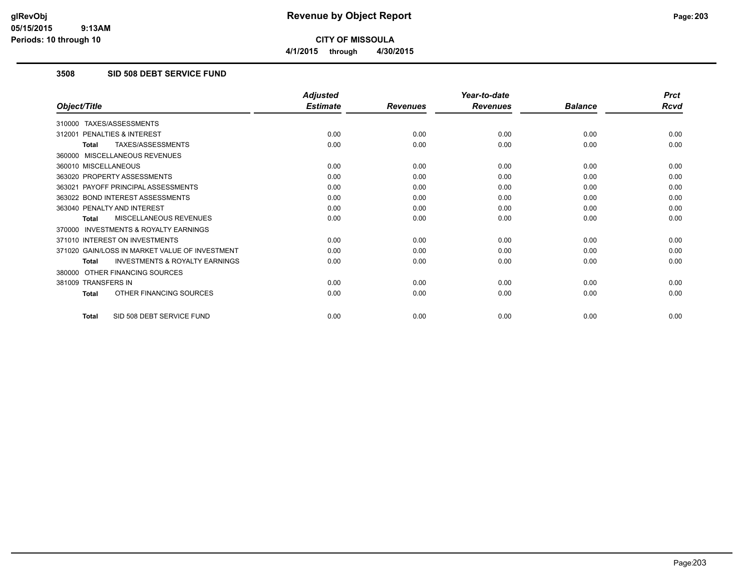**Revenue by Object Report**

**CITY OF MISSOULA**

**4/1/2015 through 4/30/2015**

glRevObj
05/15/2015 9:13AM
Periods: 10 through 10

### 3508 SID 508 DEBT SERVICE FUND

| Object/Title | Adjusted Estimate | Revenues | Year-to-date Revenues | Balance | Prct Rcvd |
|---|---|---|---|---|---|
| 310000 TAXES/ASSESSMENTS | | | | | |
| 312001 PENALTIES & INTEREST | 0.00 | 0.00 | 0.00 | 0.00 | 0.00 |
| **Total** TAXES/ASSESSMENTS | 0.00 | 0.00 | 0.00 | 0.00 | 0.00 |
| 360000 MISCELLANEOUS REVENUES | | | | | |
| 360010 MISCELLANEOUS | 0.00 | 0.00 | 0.00 | 0.00 | 0.00 |
| 363020 PROPERTY ASSESSMENTS | 0.00 | 0.00 | 0.00 | 0.00 | 0.00 |
| 363021 PAYOFF PRINCIPAL ASSESSMENTS | 0.00 | 0.00 | 0.00 | 0.00 | 0.00 |
| 363022 BOND INTEREST ASSESSMENTS | 0.00 | 0.00 | 0.00 | 0.00 | 0.00 |
| 363040 PENALTY AND INTEREST | 0.00 | 0.00 | 0.00 | 0.00 | 0.00 |
| **Total** MISCELLANEOUS REVENUES | 0.00 | 0.00 | 0.00 | 0.00 | 0.00 |
| 370000 INVESTMENTS & ROYALTY EARNINGS | | | | | |
| 371010 INTEREST ON INVESTMENTS | 0.00 | 0.00 | 0.00 | 0.00 | 0.00 |
| 371020 GAIN/LOSS IN MARKET VALUE OF INVESTMENT | 0.00 | 0.00 | 0.00 | 0.00 | 0.00 |
| **Total** INVESTMENTS & ROYALTY EARNINGS | 0.00 | 0.00 | 0.00 | 0.00 | 0.00 |
| 380000 OTHER FINANCING SOURCES | | | | | |
| 381009 TRANSFERS IN | 0.00 | 0.00 | 0.00 | 0.00 | 0.00 |
| **Total** OTHER FINANCING SOURCES | 0.00 | 0.00 | 0.00 | 0.00 | 0.00 |
| **Total** SID 508 DEBT SERVICE FUND | 0.00 | 0.00 | 0.00 | 0.00 | 0.00 |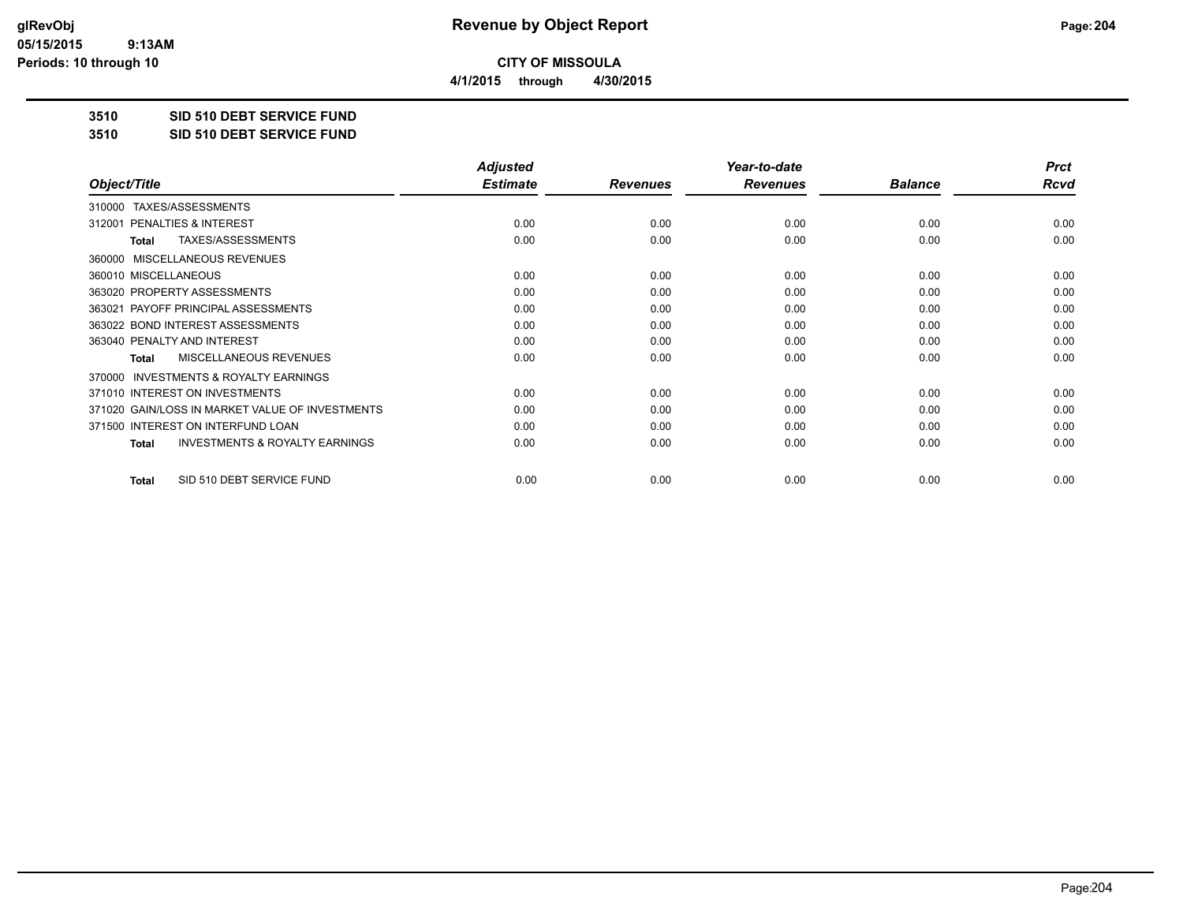**Revenue by Object Report**

**CITY OF MISSOULA**

**4/1/2015 through 4/30/2015**

**3510 SID 510 DEBT SERVICE FUND**

**3510 SID 510 DEBT SERVICE FUND**

| Object/Title | Adjusted Estimate | Revenues | Year-to-date Revenues | Balance | Prct Rcvd |
|---|---|---|---|---|---|
| 310000 TAXES/ASSESSMENTS | | | | | |
| 312001 PENALTIES & INTEREST | 0.00 | 0.00 | 0.00 | 0.00 | 0.00 |
| **Total** TAXES/ASSESSMENTS | 0.00 | 0.00 | 0.00 | 0.00 | 0.00 |
| 360000 MISCELLANEOUS REVENUES | | | | | |
| 360010 MISCELLANEOUS | 0.00 | 0.00 | 0.00 | 0.00 | 0.00 |
| 363020 PROPERTY ASSESSMENTS | 0.00 | 0.00 | 0.00 | 0.00 | 0.00 |
| 363021 PAYOFF PRINCIPAL ASSESSMENTS | 0.00 | 0.00 | 0.00 | 0.00 | 0.00 |
| 363022 BOND INTEREST ASSESSMENTS | 0.00 | 0.00 | 0.00 | 0.00 | 0.00 |
| 363040 PENALTY AND INTEREST | 0.00 | 0.00 | 0.00 | 0.00 | 0.00 |
| **Total** MISCELLANEOUS REVENUES | 0.00 | 0.00 | 0.00 | 0.00 | 0.00 |
| 370000 INVESTMENTS & ROYALTY EARNINGS | | | | | |
| 371010 INTEREST ON INVESTMENTS | 0.00 | 0.00 | 0.00 | 0.00 | 0.00 |
| 371020 GAIN/LOSS IN MARKET VALUE OF INVESTMENTS | 0.00 | 0.00 | 0.00 | 0.00 | 0.00 |
| 371500 INTEREST ON INTERFUND LOAN | 0.00 | 0.00 | 0.00 | 0.00 | 0.00 |
| **Total** INVESTMENTS & ROYALTY EARNINGS | 0.00 | 0.00 | 0.00 | 0.00 | 0.00 |
| **Total** SID 510 DEBT SERVICE FUND | 0.00 | 0.00 | 0.00 | 0.00 | 0.00 |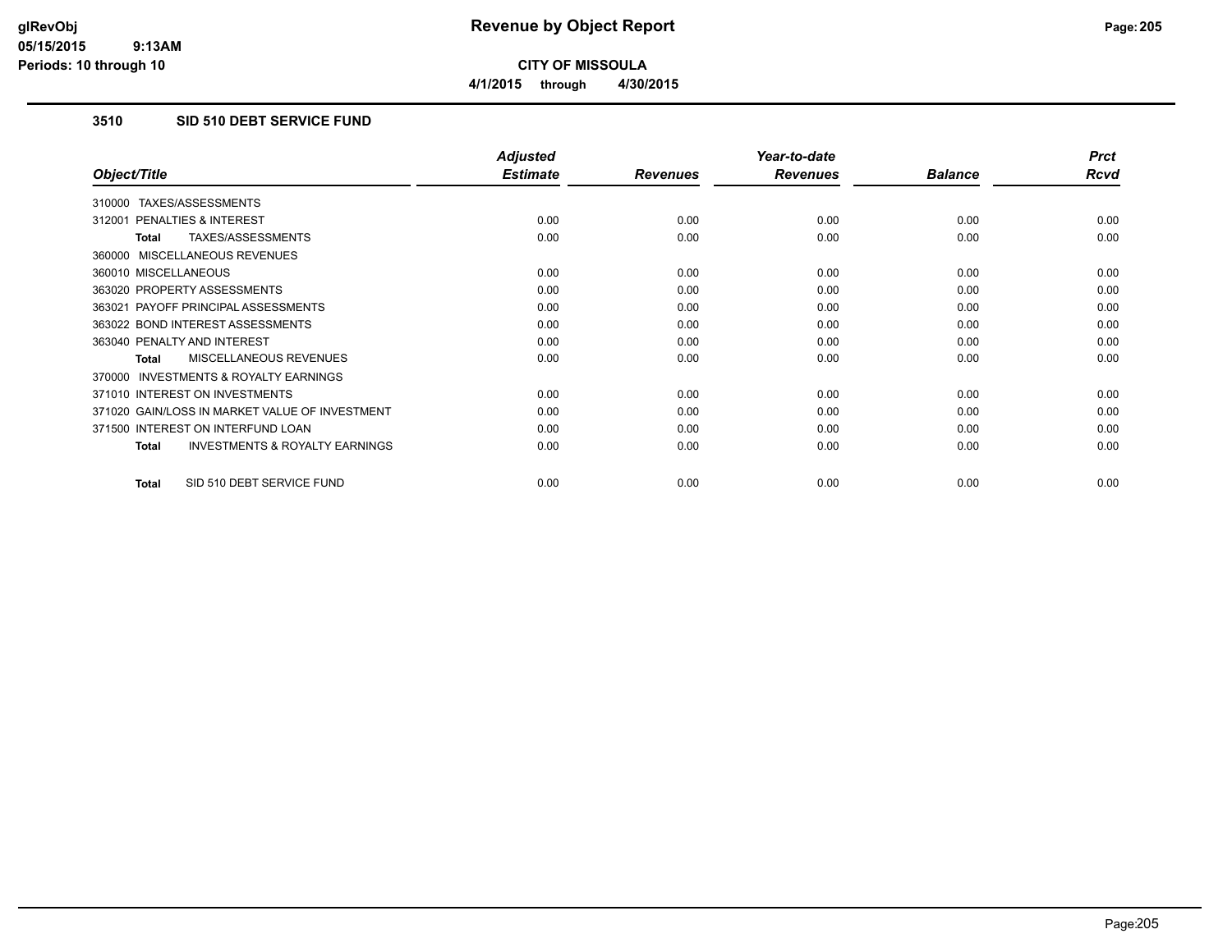# Revenue by Object Report

**CITY OF MISSOULA**

**4/1/2015 through 4/30/2015**

### 3510 SID 510 DEBT SERVICE FUND

| Object/Title | Adjusted Estimate | Revenues | Year-to-date Revenues | Balance | Prct Rcvd |
|---|---|---|---|---|---|
| 310000 TAXES/ASSESSMENTS | | | | | |
| 312001 PENALTIES & INTEREST | 0.00 | 0.00 | 0.00 | 0.00 | 0.00 |
| **Total** TAXES/ASSESSMENTS | 0.00 | 0.00 | 0.00 | 0.00 | 0.00 |
| 360000 MISCELLANEOUS REVENUES | | | | | |
| 360010 MISCELLANEOUS | 0.00 | 0.00 | 0.00 | 0.00 | 0.00 |
| 363020 PROPERTY ASSESSMENTS | 0.00 | 0.00 | 0.00 | 0.00 | 0.00 |
| 363021 PAYOFF PRINCIPAL ASSESSMENTS | 0.00 | 0.00 | 0.00 | 0.00 | 0.00 |
| 363022 BOND INTEREST ASSESSMENTS | 0.00 | 0.00 | 0.00 | 0.00 | 0.00 |
| 363040 PENALTY AND INTEREST | 0.00 | 0.00 | 0.00 | 0.00 | 0.00 |
| **Total** MISCELLANEOUS REVENUES | 0.00 | 0.00 | 0.00 | 0.00 | 0.00 |
| 370000 INVESTMENTS & ROYALTY EARNINGS | | | | | |
| 371010 INTEREST ON INVESTMENTS | 0.00 | 0.00 | 0.00 | 0.00 | 0.00 |
| 371020 GAIN/LOSS IN MARKET VALUE OF INVESTMENT | 0.00 | 0.00 | 0.00 | 0.00 | 0.00 |
| 371500 INTEREST ON INTERFUND LOAN | 0.00 | 0.00 | 0.00 | 0.00 | 0.00 |
| **Total** INVESTMENTS & ROYALTY EARNINGS | 0.00 | 0.00 | 0.00 | 0.00 | 0.00 |
| **Total** SID 510 DEBT SERVICE FUND | 0.00 | 0.00 | 0.00 | 0.00 | 0.00 |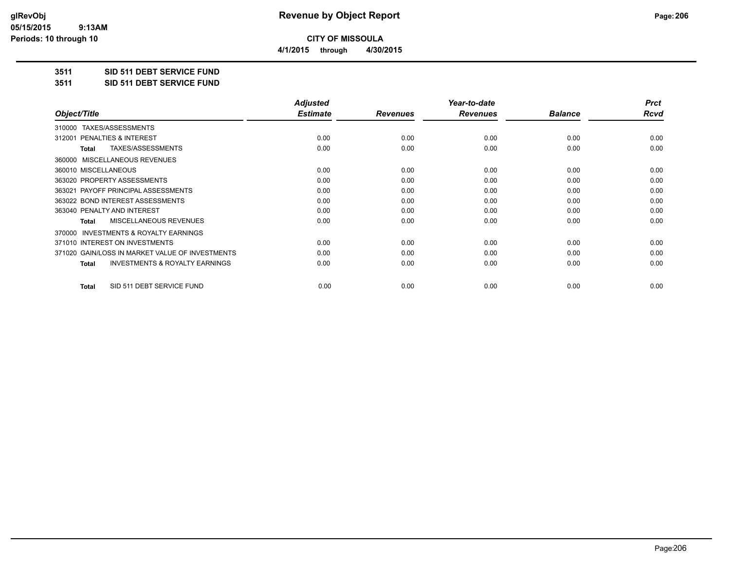**CITY OF MISSOULA**

**4/1/2015 through 4/30/2015**

**3511 SID 511 DEBT SERVICE FUND**

**3511 SID 511 DEBT SERVICE FUND**

| Object/Title | Adjusted Estimate | Revenues | Year-to-date Revenues | Balance | Prct Rcvd |
|---|---|---|---|---|---|
| 310000 TAXES/ASSESSMENTS | | | | | |
| 312001 PENALTIES & INTEREST | 0.00 | 0.00 | 0.00 | 0.00 | 0.00 |
| **Total** TAXES/ASSESSMENTS | 0.00 | 0.00 | 0.00 | 0.00 | 0.00 |
| 360000 MISCELLANEOUS REVENUES | | | | | |
| 360010 MISCELLANEOUS | 0.00 | 0.00 | 0.00 | 0.00 | 0.00 |
| 363020 PROPERTY ASSESSMENTS | 0.00 | 0.00 | 0.00 | 0.00 | 0.00 |
| 363021 PAYOFF PRINCIPAL ASSESSMENTS | 0.00 | 0.00 | 0.00 | 0.00 | 0.00 |
| 363022 BOND INTEREST ASSESSMENTS | 0.00 | 0.00 | 0.00 | 0.00 | 0.00 |
| 363040 PENALTY AND INTEREST | 0.00 | 0.00 | 0.00 | 0.00 | 0.00 |
| **Total** MISCELLANEOUS REVENUES | 0.00 | 0.00 | 0.00 | 0.00 | 0.00 |
| 370000 INVESTMENTS & ROYALTY EARNINGS | | | | | |
| 371010 INTEREST ON INVESTMENTS | 0.00 | 0.00 | 0.00 | 0.00 | 0.00 |
| 371020 GAIN/LOSS IN MARKET VALUE OF INVESTMENTS | 0.00 | 0.00 | 0.00 | 0.00 | 0.00 |
| **Total** INVESTMENTS & ROYALTY EARNINGS | 0.00 | 0.00 | 0.00 | 0.00 | 0.00 |
| **Total** SID 511 DEBT SERVICE FUND | 0.00 | 0.00 | 0.00 | 0.00 | 0.00 |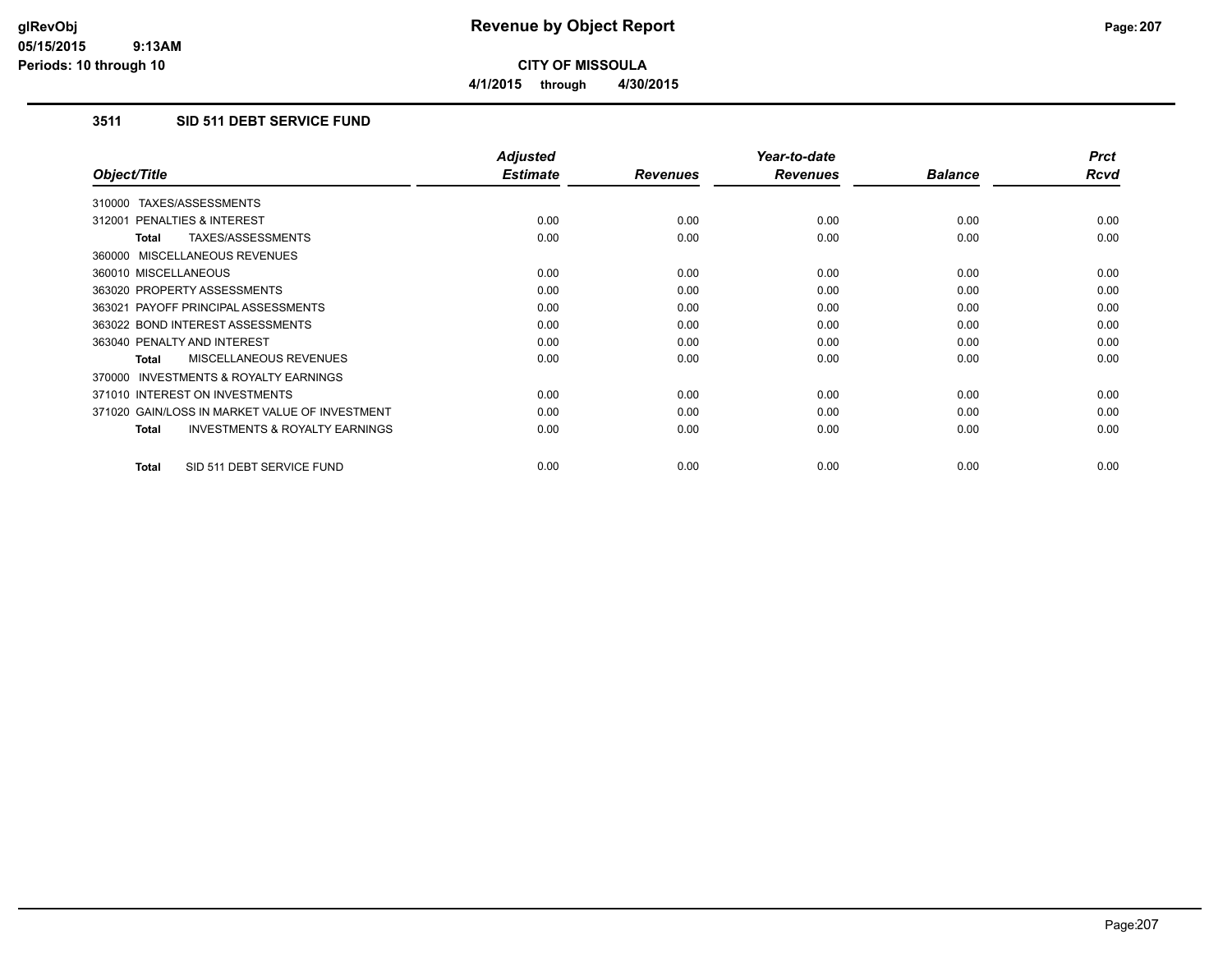# Revenue by Object Report

**CITY OF MISSOULA**

**4/1/2015 through 4/30/2015**

### 3511 SID 511 DEBT SERVICE FUND

| Object/Title | Adjusted Estimate | Revenues | Year-to-date Revenues | Balance | Prct Rcvd |
|---|---|---|---|---|---|
| 310000 TAXES/ASSESSMENTS | | | | | |
| 312001 PENALTIES & INTEREST | 0.00 | 0.00 | 0.00 | 0.00 | 0.00 |
| **Total** TAXES/ASSESSMENTS | 0.00 | 0.00 | 0.00 | 0.00 | 0.00 |
| 360000 MISCELLANEOUS REVENUES | | | | | |
| 360010 MISCELLANEOUS | 0.00 | 0.00 | 0.00 | 0.00 | 0.00 |
| 363020 PROPERTY ASSESSMENTS | 0.00 | 0.00 | 0.00 | 0.00 | 0.00 |
| 363021 PAYOFF PRINCIPAL ASSESSMENTS | 0.00 | 0.00 | 0.00 | 0.00 | 0.00 |
| 363022 BOND INTEREST ASSESSMENTS | 0.00 | 0.00 | 0.00 | 0.00 | 0.00 |
| 363040 PENALTY AND INTEREST | 0.00 | 0.00 | 0.00 | 0.00 | 0.00 |
| **Total** MISCELLANEOUS REVENUES | 0.00 | 0.00 | 0.00 | 0.00 | 0.00 |
| 370000 INVESTMENTS & ROYALTY EARNINGS | | | | | |
| 371010 INTEREST ON INVESTMENTS | 0.00 | 0.00 | 0.00 | 0.00 | 0.00 |
| 371020 GAIN/LOSS IN MARKET VALUE OF INVESTMENT | 0.00 | 0.00 | 0.00 | 0.00 | 0.00 |
| **Total** INVESTMENTS & ROYALTY EARNINGS | 0.00 | 0.00 | 0.00 | 0.00 | 0.00 |
| **Total** SID 511 DEBT SERVICE FUND | 0.00 | 0.00 | 0.00 | 0.00 | 0.00 |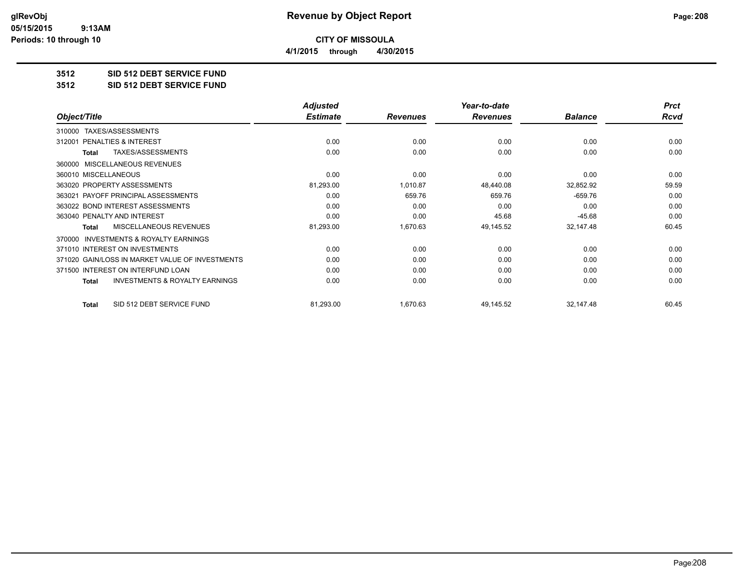# Revenue by Object Report

**CITY OF MISSOULA**

**4/1/2015 through 4/30/2015**

**3512 SID 512 DEBT SERVICE FUND**

**3512 SID 512 DEBT SERVICE FUND**

| Object/Title | Adjusted Estimate | Revenues | Year-to-date Revenues | Balance | Prct Rcvd |
|---|---|---|---|---|---|
| 310000 TAXES/ASSESSMENTS | | | | | |
| 312001 PENALTIES & INTEREST | 0.00 | 0.00 | 0.00 | 0.00 | 0.00 |
| **Total** TAXES/ASSESSMENTS | 0.00 | 0.00 | 0.00 | 0.00 | 0.00 |
| 360000 MISCELLANEOUS REVENUES | | | | | |
| 360010 MISCELLANEOUS | 0.00 | 0.00 | 0.00 | 0.00 | 0.00 |
| 363020 PROPERTY ASSESSMENTS | 81,293.00 | 1,010.87 | 48,440.08 | 32,852.92 | 59.59 |
| 363021 PAYOFF PRINCIPAL ASSESSMENTS | 0.00 | 659.76 | 659.76 | -659.76 | 0.00 |
| 363022 BOND INTEREST ASSESSMENTS | 0.00 | 0.00 | 0.00 | 0.00 | 0.00 |
| 363040 PENALTY AND INTEREST | 0.00 | 0.00 | 45.68 | -45.68 | 0.00 |
| **Total** MISCELLANEOUS REVENUES | 81,293.00 | 1,670.63 | 49,145.52 | 32,147.48 | 60.45 |
| 370000 INVESTMENTS & ROYALTY EARNINGS | | | | | |
| 371010 INTEREST ON INVESTMENTS | 0.00 | 0.00 | 0.00 | 0.00 | 0.00 |
| 371020 GAIN/LOSS IN MARKET VALUE OF INVESTMENTS | 0.00 | 0.00 | 0.00 | 0.00 | 0.00 |
| 371500 INTEREST ON INTERFUND LOAN | 0.00 | 0.00 | 0.00 | 0.00 | 0.00 |
| **Total** INVESTMENTS & ROYALTY EARNINGS | 0.00 | 0.00 | 0.00 | 0.00 | 0.00 |
| **Total** SID 512 DEBT SERVICE FUND | 81,293.00 | 1,670.63 | 49,145.52 | 32,147.48 | 60.45 |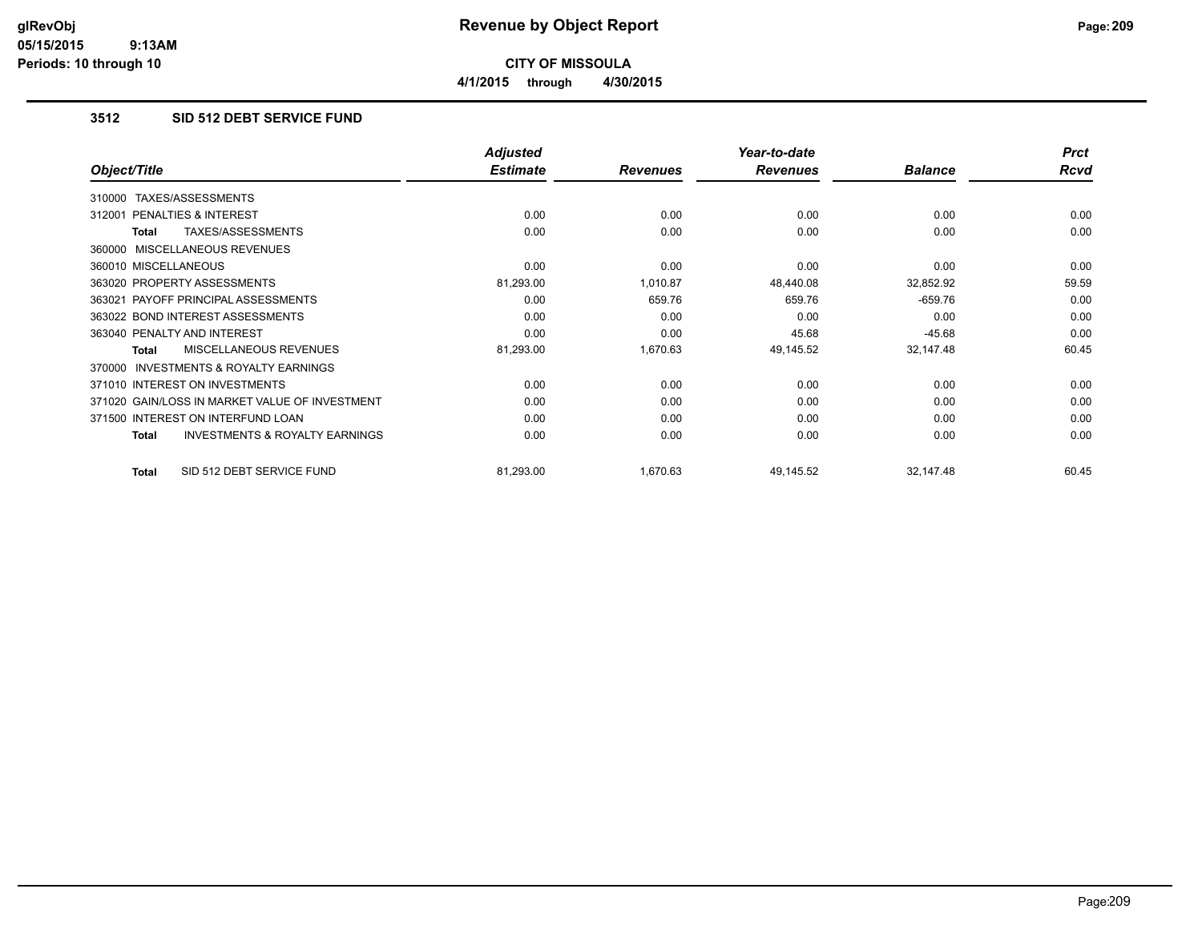**CITY OF MISSOULA**

**4/1/2015 through 4/30/2015**

### 3512 SID 512 DEBT SERVICE FUND

| Object/Title | Adjusted Estimate | Revenues | Year-to-date Revenues | Balance | Prct Rcvd |
|---|---|---|---|---|---|
| 310000 TAXES/ASSESSMENTS | | | | | |
| 312001 PENALTIES & INTEREST | 0.00 | 0.00 | 0.00 | 0.00 | 0.00 |
| **Total** TAXES/ASSESSMENTS | 0.00 | 0.00 | 0.00 | 0.00 | 0.00 |
| 360000 MISCELLANEOUS REVENUES | | | | | |
| 360010 MISCELLANEOUS | 0.00 | 0.00 | 0.00 | 0.00 | 0.00 |
| 363020 PROPERTY ASSESSMENTS | 81,293.00 | 1,010.87 | 48,440.08 | 32,852.92 | 59.59 |
| 363021 PAYOFF PRINCIPAL ASSESSMENTS | 0.00 | 659.76 | 659.76 | -659.76 | 0.00 |
| 363022 BOND INTEREST ASSESSMENTS | 0.00 | 0.00 | 0.00 | 0.00 | 0.00 |
| 363040 PENALTY AND INTEREST | 0.00 | 0.00 | 45.68 | -45.68 | 0.00 |
| **Total** MISCELLANEOUS REVENUES | 81,293.00 | 1,670.63 | 49,145.52 | 32,147.48 | 60.45 |
| 370000 INVESTMENTS & ROYALTY EARNINGS | | | | | |
| 371010 INTEREST ON INVESTMENTS | 0.00 | 0.00 | 0.00 | 0.00 | 0.00 |
| 371020 GAIN/LOSS IN MARKET VALUE OF INVESTMENT | 0.00 | 0.00 | 0.00 | 0.00 | 0.00 |
| 371500 INTEREST ON INTERFUND LOAN | 0.00 | 0.00 | 0.00 | 0.00 | 0.00 |
| **Total** INVESTMENTS & ROYALTY EARNINGS | 0.00 | 0.00 | 0.00 | 0.00 | 0.00 |
| **Total** SID 512 DEBT SERVICE FUND | 81,293.00 | 1,670.63 | 49,145.52 | 32,147.48 | 60.45 |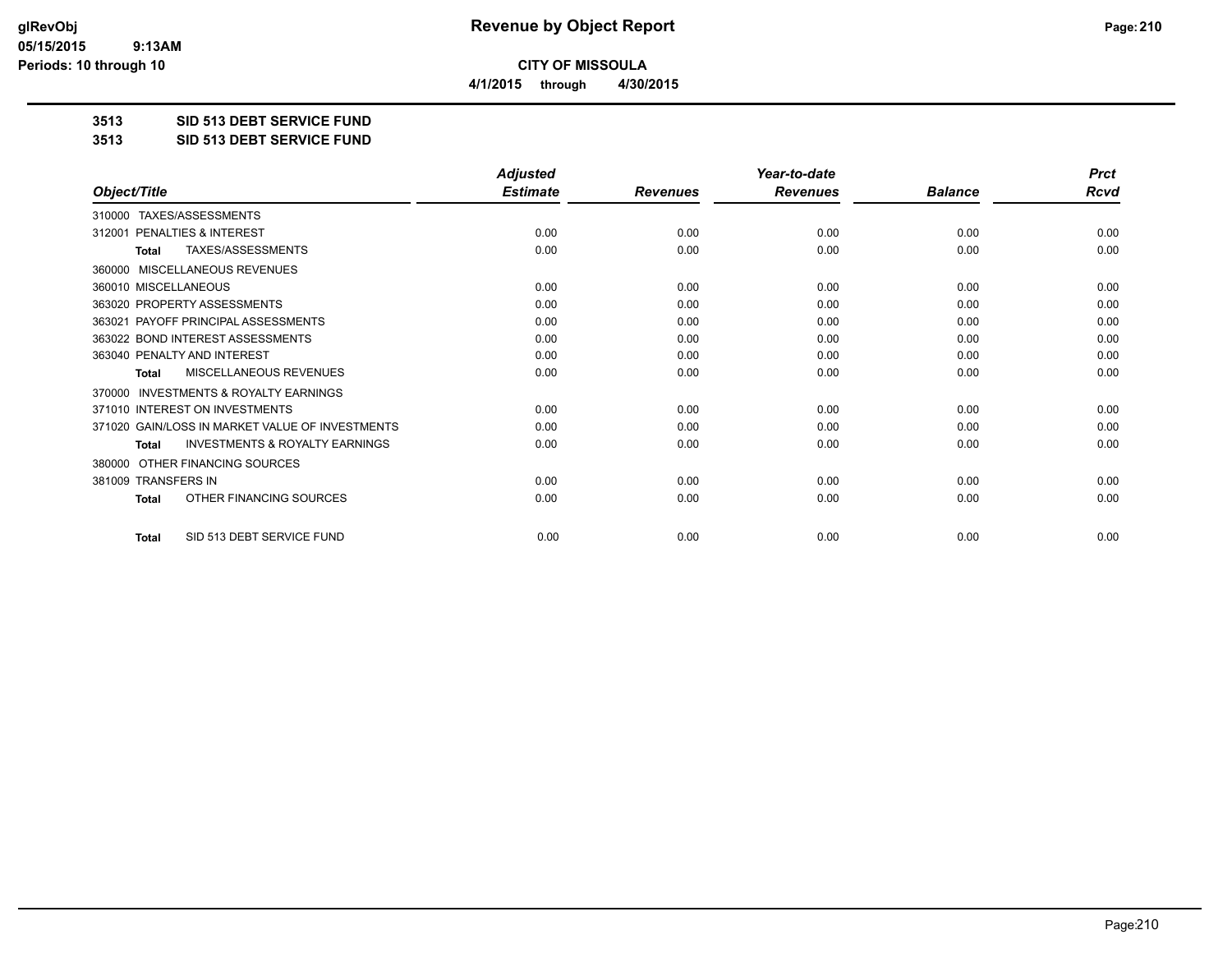# Revenue by Object Report

**CITY OF MISSOULA**

**4/1/2015 through 4/30/2015**

glRevObj
05/15/2015 9:13AM
Periods: 10 through 10

**3513 SID 513 DEBT SERVICE FUND**

**3513 SID 513 DEBT SERVICE FUND**

| Object/Title | Adjusted Estimate | Revenues | Year-to-date Revenues | Balance | Prct Rcvd |
|---|---|---|---|---|---|
| 310000 TAXES/ASSESSMENTS | | | | | |
| 312001 PENALTIES & INTEREST | 0.00 | 0.00 | 0.00 | 0.00 | 0.00 |
| **Total** TAXES/ASSESSMENTS | 0.00 | 0.00 | 0.00 | 0.00 | 0.00 |
| 360000 MISCELLANEOUS REVENUES | | | | | |
| 360010 MISCELLANEOUS | 0.00 | 0.00 | 0.00 | 0.00 | 0.00 |
| 363020 PROPERTY ASSESSMENTS | 0.00 | 0.00 | 0.00 | 0.00 | 0.00 |
| 363021 PAYOFF PRINCIPAL ASSESSMENTS | 0.00 | 0.00 | 0.00 | 0.00 | 0.00 |
| 363022 BOND INTEREST ASSESSMENTS | 0.00 | 0.00 | 0.00 | 0.00 | 0.00 |
| 363040 PENALTY AND INTEREST | 0.00 | 0.00 | 0.00 | 0.00 | 0.00 |
| **Total** MISCELLANEOUS REVENUES | 0.00 | 0.00 | 0.00 | 0.00 | 0.00 |
| 370000 INVESTMENTS & ROYALTY EARNINGS | | | | | |
| 371010 INTEREST ON INVESTMENTS | 0.00 | 0.00 | 0.00 | 0.00 | 0.00 |
| 371020 GAIN/LOSS IN MARKET VALUE OF INVESTMENTS | 0.00 | 0.00 | 0.00 | 0.00 | 0.00 |
| **Total** INVESTMENTS & ROYALTY EARNINGS | 0.00 | 0.00 | 0.00 | 0.00 | 0.00 |
| 380000 OTHER FINANCING SOURCES | | | | | |
| 381009 TRANSFERS IN | 0.00 | 0.00 | 0.00 | 0.00 | 0.00 |
| **Total** OTHER FINANCING SOURCES | 0.00 | 0.00 | 0.00 | 0.00 | 0.00 |
| **Total** SID 513 DEBT SERVICE FUND | 0.00 | 0.00 | 0.00 | 0.00 | 0.00 |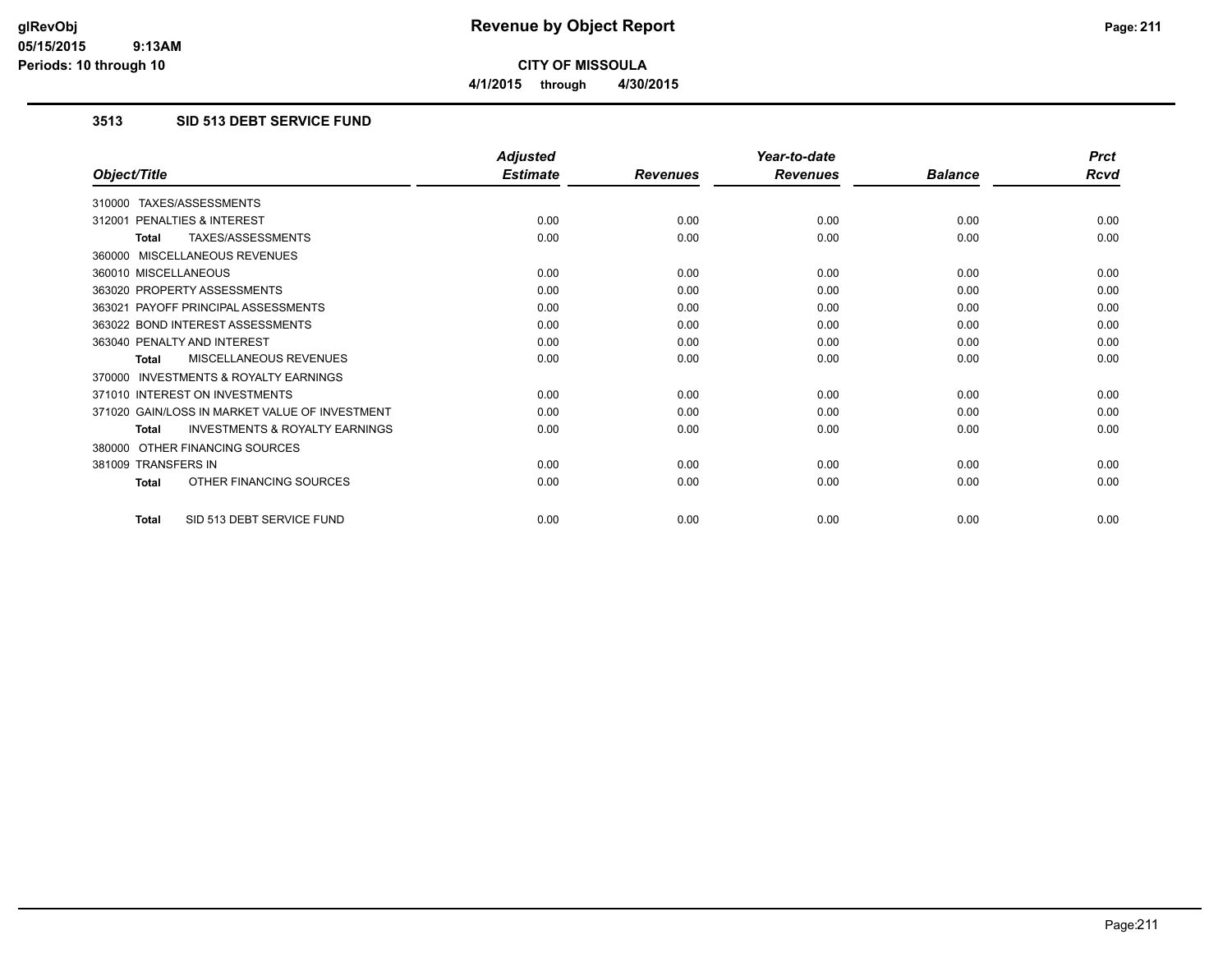# Revenue by Object Report

**CITY OF MISSOULA**

**4/1/2015 through 4/30/2015**

glRevObj
05/15/2015 9:13AM
Periods: 10 through 10

### 3513 SID 513 DEBT SERVICE FUND

| Object/Title | Adjusted Estimate | Revenues | Year-to-date Revenues | Balance | Prct Rcvd |
|---|---|---|---|---|---|
| 310000 TAXES/ASSESSMENTS | | | | | |
| 312001 PENALTIES & INTEREST | 0.00 | 0.00 | 0.00 | 0.00 | 0.00 |
| **Total** TAXES/ASSESSMENTS | 0.00 | 0.00 | 0.00 | 0.00 | 0.00 |
| 360000 MISCELLANEOUS REVENUES | | | | | |
| 360010 MISCELLANEOUS | 0.00 | 0.00 | 0.00 | 0.00 | 0.00 |
| 363020 PROPERTY ASSESSMENTS | 0.00 | 0.00 | 0.00 | 0.00 | 0.00 |
| 363021 PAYOFF PRINCIPAL ASSESSMENTS | 0.00 | 0.00 | 0.00 | 0.00 | 0.00 |
| 363022 BOND INTEREST ASSESSMENTS | 0.00 | 0.00 | 0.00 | 0.00 | 0.00 |
| 363040 PENALTY AND INTEREST | 0.00 | 0.00 | 0.00 | 0.00 | 0.00 |
| **Total** MISCELLANEOUS REVENUES | 0.00 | 0.00 | 0.00 | 0.00 | 0.00 |
| 370000 INVESTMENTS & ROYALTY EARNINGS | | | | | |
| 371010 INTEREST ON INVESTMENTS | 0.00 | 0.00 | 0.00 | 0.00 | 0.00 |
| 371020 GAIN/LOSS IN MARKET VALUE OF INVESTMENT | 0.00 | 0.00 | 0.00 | 0.00 | 0.00 |
| **Total** INVESTMENTS & ROYALTY EARNINGS | 0.00 | 0.00 | 0.00 | 0.00 | 0.00 |
| 380000 OTHER FINANCING SOURCES | | | | | |
| 381009 TRANSFERS IN | 0.00 | 0.00 | 0.00 | 0.00 | 0.00 |
| **Total** OTHER FINANCING SOURCES | 0.00 | 0.00 | 0.00 | 0.00 | 0.00 |
| **Total** SID 513 DEBT SERVICE FUND | 0.00 | 0.00 | 0.00 | 0.00 | 0.00 |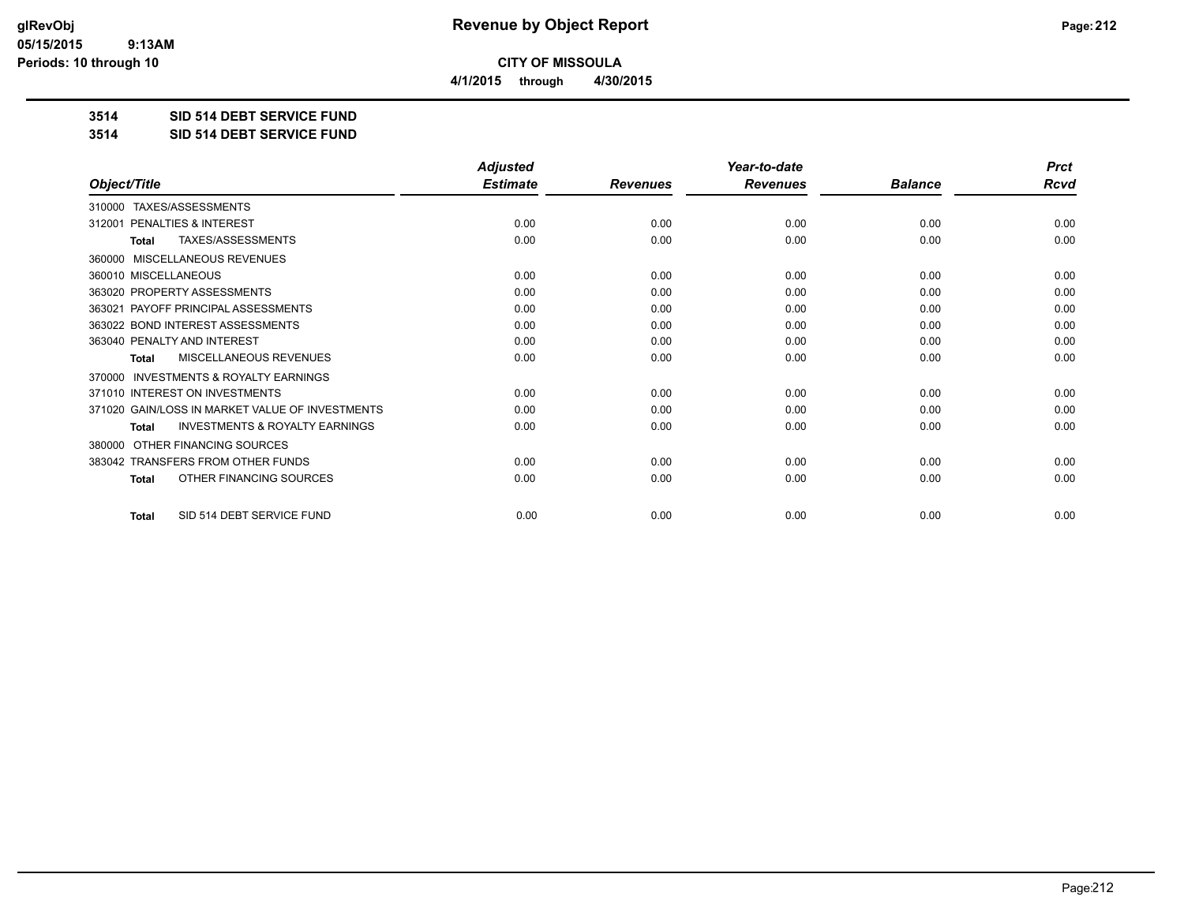# Revenue by Object Report

**CITY OF MISSOULA**

**4/1/2015 through 4/30/2015**

**3514 SID 514 DEBT SERVICE FUND**

**3514 SID 514 DEBT SERVICE FUND**

| Object/Title | Adjusted Estimate | Revenues | Year-to-date Revenues | Balance | Prct Rcvd |
|---|---|---|---|---|---|
| 310000 TAXES/ASSESSMENTS | | | | | |
| 312001 PENALTIES & INTEREST | 0.00 | 0.00 | 0.00 | 0.00 | 0.00 |
| **Total** TAXES/ASSESSMENTS | 0.00 | 0.00 | 0.00 | 0.00 | 0.00 |
| 360000 MISCELLANEOUS REVENUES | | | | | |
| 360010 MISCELLANEOUS | 0.00 | 0.00 | 0.00 | 0.00 | 0.00 |
| 363020 PROPERTY ASSESSMENTS | 0.00 | 0.00 | 0.00 | 0.00 | 0.00 |
| 363021 PAYOFF PRINCIPAL ASSESSMENTS | 0.00 | 0.00 | 0.00 | 0.00 | 0.00 |
| 363022 BOND INTEREST ASSESSMENTS | 0.00 | 0.00 | 0.00 | 0.00 | 0.00 |
| 363040 PENALTY AND INTEREST | 0.00 | 0.00 | 0.00 | 0.00 | 0.00 |
| **Total** MISCELLANEOUS REVENUES | 0.00 | 0.00 | 0.00 | 0.00 | 0.00 |
| 370000 INVESTMENTS & ROYALTY EARNINGS | | | | | |
| 371010 INTEREST ON INVESTMENTS | 0.00 | 0.00 | 0.00 | 0.00 | 0.00 |
| 371020 GAIN/LOSS IN MARKET VALUE OF INVESTMENTS | 0.00 | 0.00 | 0.00 | 0.00 | 0.00 |
| **Total** INVESTMENTS & ROYALTY EARNINGS | 0.00 | 0.00 | 0.00 | 0.00 | 0.00 |
| 380000 OTHER FINANCING SOURCES | | | | | |
| 383042 TRANSFERS FROM OTHER FUNDS | 0.00 | 0.00 | 0.00 | 0.00 | 0.00 |
| **Total** OTHER FINANCING SOURCES | 0.00 | 0.00 | 0.00 | 0.00 | 0.00 |
| **Total** SID 514 DEBT SERVICE FUND | 0.00 | 0.00 | 0.00 | 0.00 | 0.00 |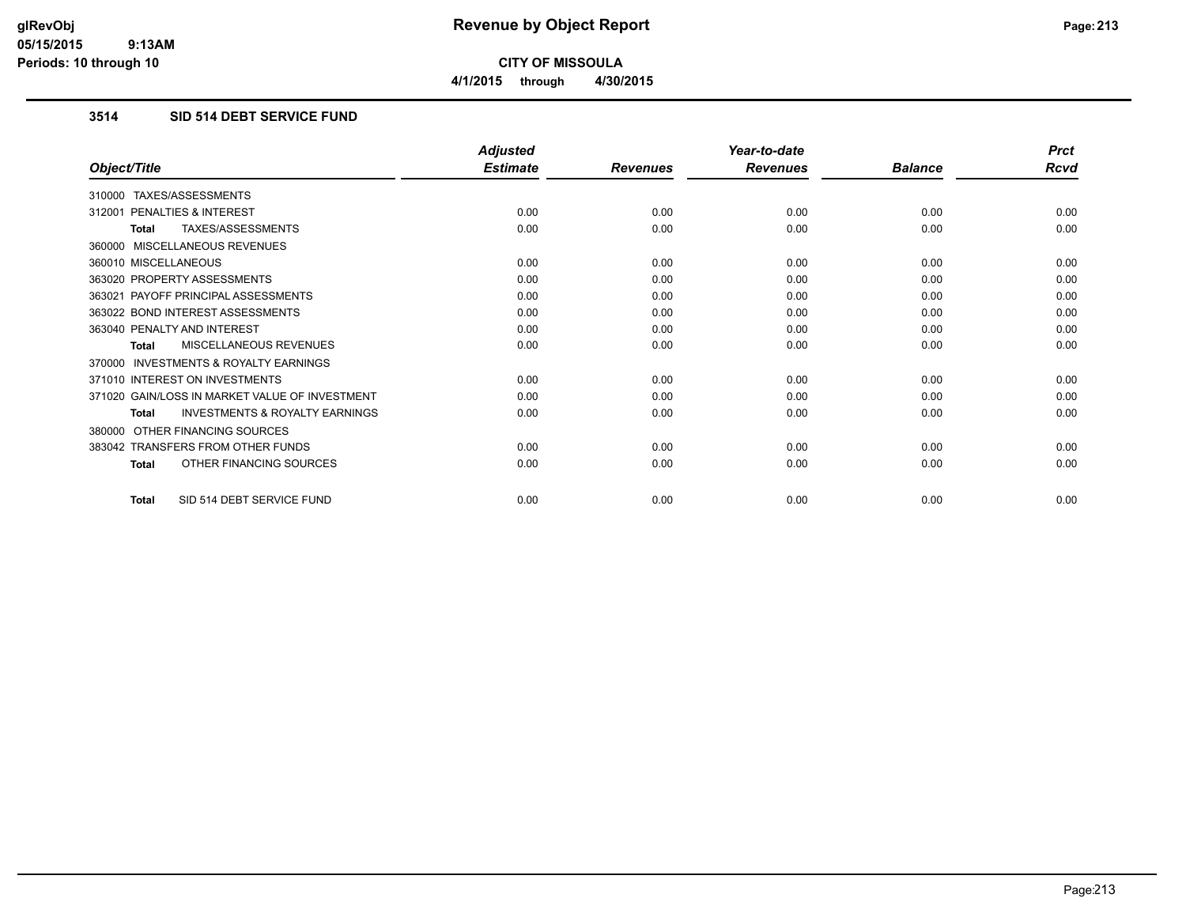**CITY OF MISSOULA**

**4/1/2015 through 4/30/2015**

### 3514 SID 514 DEBT SERVICE FUND

| Object/Title | Adjusted Estimate | Revenues | Year-to-date Revenues | Balance | Prct Rcvd |
|---|---|---|---|---|---|
| 310000 TAXES/ASSESSMENTS | | | | | |
| 312001 PENALTIES & INTEREST | 0.00 | 0.00 | 0.00 | 0.00 | 0.00 |
| **Total** TAXES/ASSESSMENTS | 0.00 | 0.00 | 0.00 | 0.00 | 0.00 |
| 360000 MISCELLANEOUS REVENUES | | | | | |
| 360010 MISCELLANEOUS | 0.00 | 0.00 | 0.00 | 0.00 | 0.00 |
| 363020 PROPERTY ASSESSMENTS | 0.00 | 0.00 | 0.00 | 0.00 | 0.00 |
| 363021 PAYOFF PRINCIPAL ASSESSMENTS | 0.00 | 0.00 | 0.00 | 0.00 | 0.00 |
| 363022 BOND INTEREST ASSESSMENTS | 0.00 | 0.00 | 0.00 | 0.00 | 0.00 |
| 363040 PENALTY AND INTEREST | 0.00 | 0.00 | 0.00 | 0.00 | 0.00 |
| **Total** MISCELLANEOUS REVENUES | 0.00 | 0.00 | 0.00 | 0.00 | 0.00 |
| 370000 INVESTMENTS & ROYALTY EARNINGS | | | | | |
| 371010 INTEREST ON INVESTMENTS | 0.00 | 0.00 | 0.00 | 0.00 | 0.00 |
| 371020 GAIN/LOSS IN MARKET VALUE OF INVESTMENT | 0.00 | 0.00 | 0.00 | 0.00 | 0.00 |
| **Total** INVESTMENTS & ROYALTY EARNINGS | 0.00 | 0.00 | 0.00 | 0.00 | 0.00 |
| 380000 OTHER FINANCING SOURCES | | | | | |
| 383042 TRANSFERS FROM OTHER FUNDS | 0.00 | 0.00 | 0.00 | 0.00 | 0.00 |
| **Total** OTHER FINANCING SOURCES | 0.00 | 0.00 | 0.00 | 0.00 | 0.00 |
| **Total** SID 514 DEBT SERVICE FUND | 0.00 | 0.00 | 0.00 | 0.00 | 0.00 |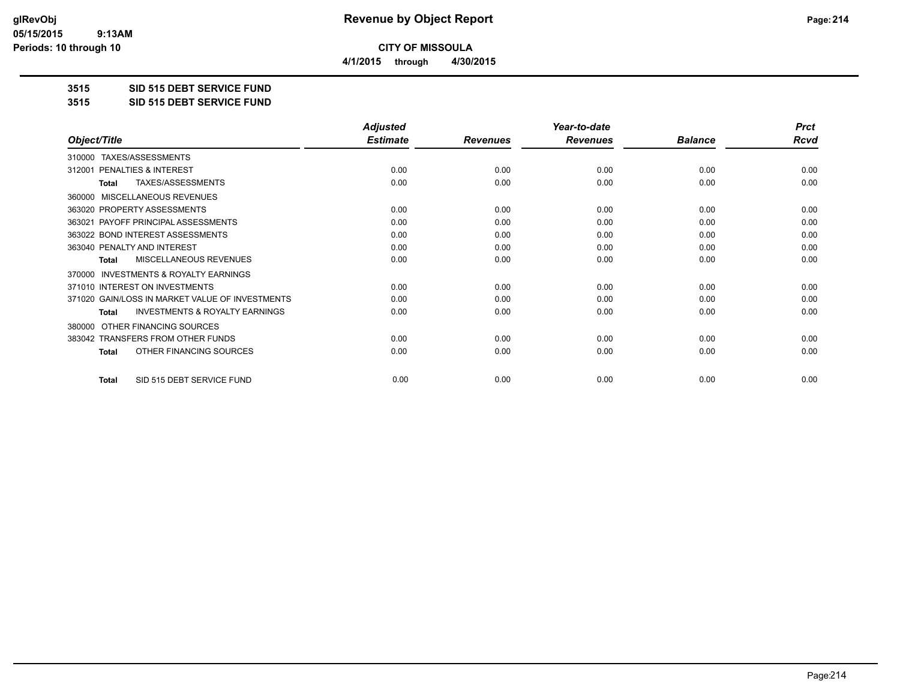# Revenue by Object Report

**CITY OF MISSOULA**

**4/1/2015 through 4/30/2015**

glRevObj
05/15/2015 9:13AM
Periods: 10 through 10

**3515 SID 515 DEBT SERVICE FUND**

**3515 SID 515 DEBT SERVICE FUND**

| Object/Title | Adjusted Estimate | Revenues | Year-to-date Revenues | Balance | Prct Rcvd |
|---|---|---|---|---|---|
| 310000 TAXES/ASSESSMENTS | | | | | |
| 312001 PENALTIES & INTEREST | 0.00 | 0.00 | 0.00 | 0.00 | 0.00 |
| **Total** TAXES/ASSESSMENTS | 0.00 | 0.00 | 0.00 | 0.00 | 0.00 |
| 360000 MISCELLANEOUS REVENUES | | | | | |
| 363020 PROPERTY ASSESSMENTS | 0.00 | 0.00 | 0.00 | 0.00 | 0.00 |
| 363021 PAYOFF PRINCIPAL ASSESSMENTS | 0.00 | 0.00 | 0.00 | 0.00 | 0.00 |
| 363022 BOND INTEREST ASSESSMENTS | 0.00 | 0.00 | 0.00 | 0.00 | 0.00 |
| 363040 PENALTY AND INTEREST | 0.00 | 0.00 | 0.00 | 0.00 | 0.00 |
| **Total** MISCELLANEOUS REVENUES | 0.00 | 0.00 | 0.00 | 0.00 | 0.00 |
| 370000 INVESTMENTS & ROYALTY EARNINGS | | | | | |
| 371010 INTEREST ON INVESTMENTS | 0.00 | 0.00 | 0.00 | 0.00 | 0.00 |
| 371020 GAIN/LOSS IN MARKET VALUE OF INVESTMENTS | 0.00 | 0.00 | 0.00 | 0.00 | 0.00 |
| **Total** INVESTMENTS & ROYALTY EARNINGS | 0.00 | 0.00 | 0.00 | 0.00 | 0.00 |
| 380000 OTHER FINANCING SOURCES | | | | | |
| 383042 TRANSFERS FROM OTHER FUNDS | 0.00 | 0.00 | 0.00 | 0.00 | 0.00 |
| **Total** OTHER FINANCING SOURCES | 0.00 | 0.00 | 0.00 | 0.00 | 0.00 |
| **Total** SID 515 DEBT SERVICE FUND | 0.00 | 0.00 | 0.00 | 0.00 | 0.00 |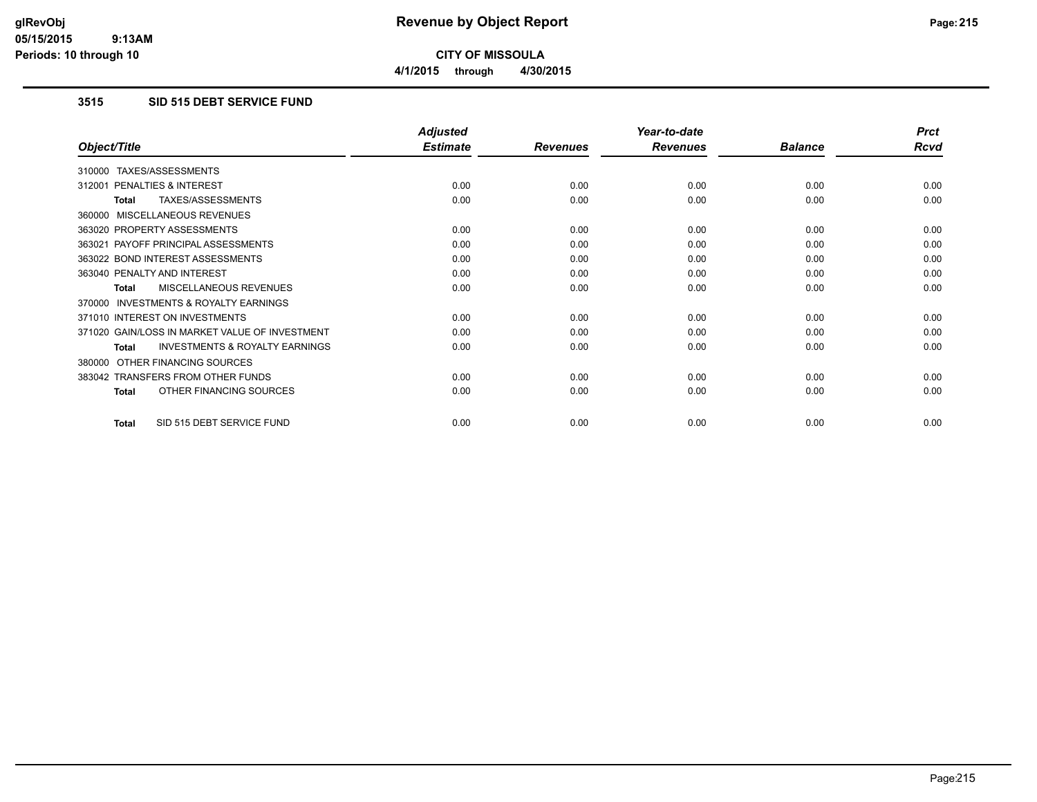# Revenue by Object Report

**CITY OF MISSOULA**

**4/1/2015 through 4/30/2015**

### 3515 SID 515 DEBT SERVICE FUND

| Object/Title | Adjusted Estimate | Revenues | Year-to-date Revenues | Balance | Prct Rcvd |
|---|---|---|---|---|---|
| 310000 TAXES/ASSESSMENTS | | | | | |
| 312001 PENALTIES & INTEREST | 0.00 | 0.00 | 0.00 | 0.00 | 0.00 |
| **Total** TAXES/ASSESSMENTS | 0.00 | 0.00 | 0.00 | 0.00 | 0.00 |
| 360000 MISCELLANEOUS REVENUES | | | | | |
| 363020 PROPERTY ASSESSMENTS | 0.00 | 0.00 | 0.00 | 0.00 | 0.00 |
| 363021 PAYOFF PRINCIPAL ASSESSMENTS | 0.00 | 0.00 | 0.00 | 0.00 | 0.00 |
| 363022 BOND INTEREST ASSESSMENTS | 0.00 | 0.00 | 0.00 | 0.00 | 0.00 |
| 363040 PENALTY AND INTEREST | 0.00 | 0.00 | 0.00 | 0.00 | 0.00 |
| **Total** MISCELLANEOUS REVENUES | 0.00 | 0.00 | 0.00 | 0.00 | 0.00 |
| 370000 INVESTMENTS & ROYALTY EARNINGS | | | | | |
| 371010 INTEREST ON INVESTMENTS | 0.00 | 0.00 | 0.00 | 0.00 | 0.00 |
| 371020 GAIN/LOSS IN MARKET VALUE OF INVESTMENT | 0.00 | 0.00 | 0.00 | 0.00 | 0.00 |
| **Total** INVESTMENTS & ROYALTY EARNINGS | 0.00 | 0.00 | 0.00 | 0.00 | 0.00 |
| 380000 OTHER FINANCING SOURCES | | | | | |
| 383042 TRANSFERS FROM OTHER FUNDS | 0.00 | 0.00 | 0.00 | 0.00 | 0.00 |
| **Total** OTHER FINANCING SOURCES | 0.00 | 0.00 | 0.00 | 0.00 | 0.00 |
| **Total** SID 515 DEBT SERVICE FUND | 0.00 | 0.00 | 0.00 | 0.00 | 0.00 |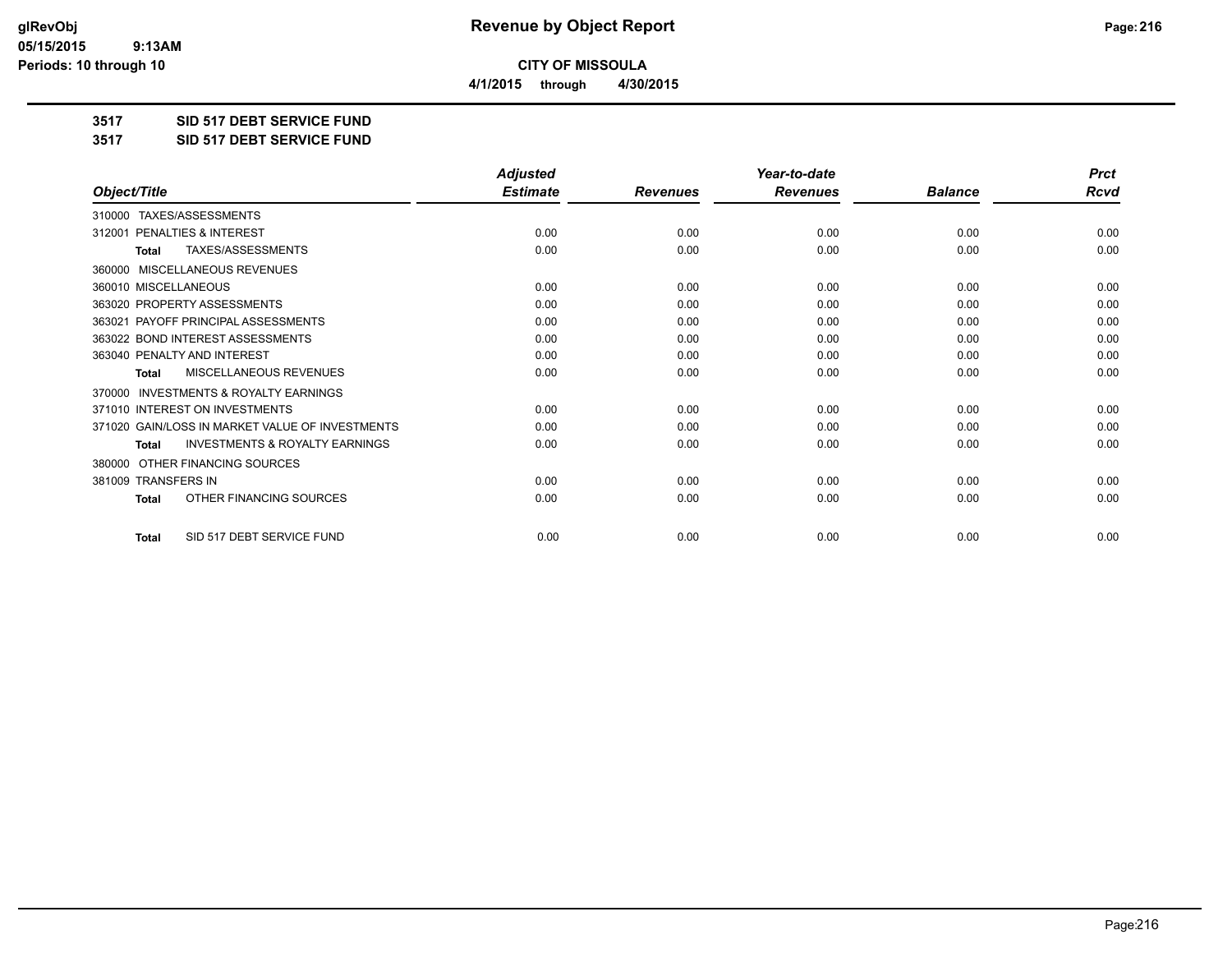**CITY OF MISSOULA**

**4/1/2015 through 4/30/2015**

## 3517 SID 517 DEBT SERVICE FUND

## 3517 SID 517 DEBT SERVICE FUND

| Object/Title | Adjusted Estimate | Revenues | Year-to-date Revenues | Balance | Prct Rcvd |
|---|---|---|---|---|---|
| 310000 TAXES/ASSESSMENTS | | | | | |
| 312001 PENALTIES & INTEREST | 0.00 | 0.00 | 0.00 | 0.00 | 0.00 |
| **Total** TAXES/ASSESSMENTS | 0.00 | 0.00 | 0.00 | 0.00 | 0.00 |
| 360000 MISCELLANEOUS REVENUES | | | | | |
| 360010 MISCELLANEOUS | 0.00 | 0.00 | 0.00 | 0.00 | 0.00 |
| 363020 PROPERTY ASSESSMENTS | 0.00 | 0.00 | 0.00 | 0.00 | 0.00 |
| 363021 PAYOFF PRINCIPAL ASSESSMENTS | 0.00 | 0.00 | 0.00 | 0.00 | 0.00 |
| 363022 BOND INTEREST ASSESSMENTS | 0.00 | 0.00 | 0.00 | 0.00 | 0.00 |
| 363040 PENALTY AND INTEREST | 0.00 | 0.00 | 0.00 | 0.00 | 0.00 |
| **Total** MISCELLANEOUS REVENUES | 0.00 | 0.00 | 0.00 | 0.00 | 0.00 |
| 370000 INVESTMENTS & ROYALTY EARNINGS | | | | | |
| 371010 INTEREST ON INVESTMENTS | 0.00 | 0.00 | 0.00 | 0.00 | 0.00 |
| 371020 GAIN/LOSS IN MARKET VALUE OF INVESTMENTS | 0.00 | 0.00 | 0.00 | 0.00 | 0.00 |
| **Total** INVESTMENTS & ROYALTY EARNINGS | 0.00 | 0.00 | 0.00 | 0.00 | 0.00 |
| 380000 OTHER FINANCING SOURCES | | | | | |
| 381009 TRANSFERS IN | 0.00 | 0.00 | 0.00 | 0.00 | 0.00 |
| **Total** OTHER FINANCING SOURCES | 0.00 | 0.00 | 0.00 | 0.00 | 0.00 |
| **Total** SID 517 DEBT SERVICE FUND | 0.00 | 0.00 | 0.00 | 0.00 | 0.00 |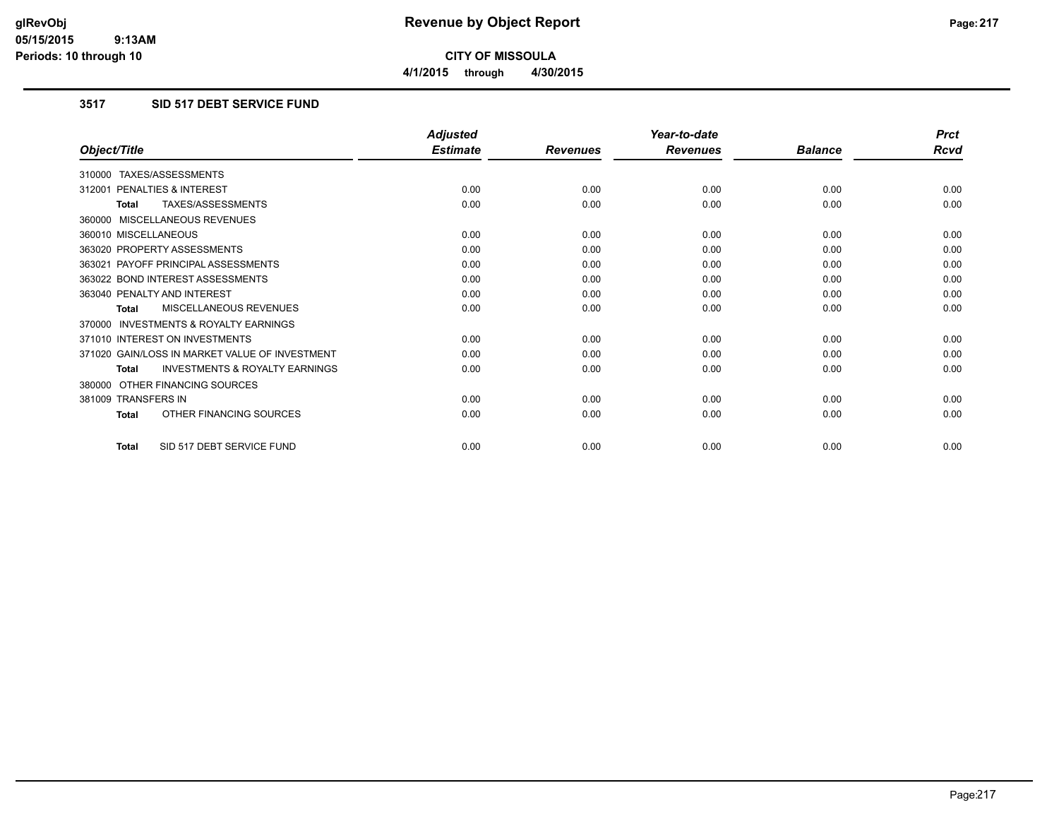# Revenue by Object Report

**CITY OF MISSOULA**

**4/1/2015 through 4/30/2015**

glRevObj
05/15/2015 9:13AM
Periods: 10 through 10

### 3517 SID 517 DEBT SERVICE FUND

| Object/Title | Adjusted Estimate | Revenues | Year-to-date Revenues | Balance | Prct Rcvd |
|---|---|---|---|---|---|
| 310000 TAXES/ASSESSMENTS | | | | | |
| 312001 PENALTIES & INTEREST | 0.00 | 0.00 | 0.00 | 0.00 | 0.00 |
| **Total** TAXES/ASSESSMENTS | 0.00 | 0.00 | 0.00 | 0.00 | 0.00 |
| 360000 MISCELLANEOUS REVENUES | | | | | |
| 360010 MISCELLANEOUS | 0.00 | 0.00 | 0.00 | 0.00 | 0.00 |
| 363020 PROPERTY ASSESSMENTS | 0.00 | 0.00 | 0.00 | 0.00 | 0.00 |
| 363021 PAYOFF PRINCIPAL ASSESSMENTS | 0.00 | 0.00 | 0.00 | 0.00 | 0.00 |
| 363022 BOND INTEREST ASSESSMENTS | 0.00 | 0.00 | 0.00 | 0.00 | 0.00 |
| 363040 PENALTY AND INTEREST | 0.00 | 0.00 | 0.00 | 0.00 | 0.00 |
| **Total** MISCELLANEOUS REVENUES | 0.00 | 0.00 | 0.00 | 0.00 | 0.00 |
| 370000 INVESTMENTS & ROYALTY EARNINGS | | | | | |
| 371010 INTEREST ON INVESTMENTS | 0.00 | 0.00 | 0.00 | 0.00 | 0.00 |
| 371020 GAIN/LOSS IN MARKET VALUE OF INVESTMENT | 0.00 | 0.00 | 0.00 | 0.00 | 0.00 |
| **Total** INVESTMENTS & ROYALTY EARNINGS | 0.00 | 0.00 | 0.00 | 0.00 | 0.00 |
| 380000 OTHER FINANCING SOURCES | | | | | |
| 381009 TRANSFERS IN | 0.00 | 0.00 | 0.00 | 0.00 | 0.00 |
| **Total** OTHER FINANCING SOURCES | 0.00 | 0.00 | 0.00 | 0.00 | 0.00 |
| **Total** SID 517 DEBT SERVICE FUND | 0.00 | 0.00 | 0.00 | 0.00 | 0.00 |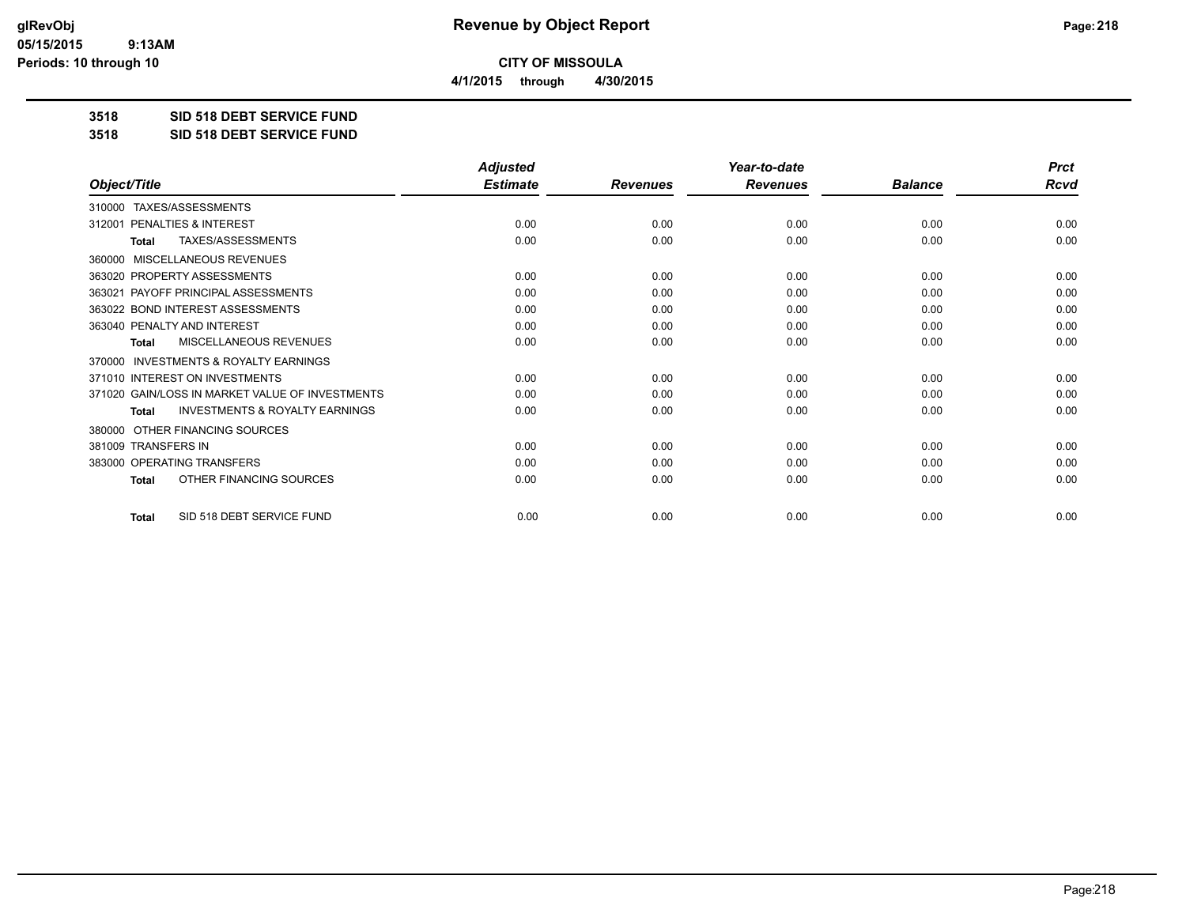# Revenue by Object Report

**CITY OF MISSOULA**

**4/1/2015 through 4/30/2015**

**3518 SID 518 DEBT SERVICE FUND**

**3518 SID 518 DEBT SERVICE FUND**

| Object/Title | Adjusted Estimate | Revenues | Year-to-date Revenues | Balance | Prct Rcvd |
|---|---|---|---|---|---|
| 310000 TAXES/ASSESSMENTS | | | | | |
| 312001 PENALTIES & INTEREST | 0.00 | 0.00 | 0.00 | 0.00 | 0.00 |
| **Total** TAXES/ASSESSMENTS | 0.00 | 0.00 | 0.00 | 0.00 | 0.00 |
| 360000 MISCELLANEOUS REVENUES | | | | | |
| 363020 PROPERTY ASSESSMENTS | 0.00 | 0.00 | 0.00 | 0.00 | 0.00 |
| 363021 PAYOFF PRINCIPAL ASSESSMENTS | 0.00 | 0.00 | 0.00 | 0.00 | 0.00 |
| 363022 BOND INTEREST ASSESSMENTS | 0.00 | 0.00 | 0.00 | 0.00 | 0.00 |
| 363040 PENALTY AND INTEREST | 0.00 | 0.00 | 0.00 | 0.00 | 0.00 |
| **Total** MISCELLANEOUS REVENUES | 0.00 | 0.00 | 0.00 | 0.00 | 0.00 |
| 370000 INVESTMENTS & ROYALTY EARNINGS | | | | | |
| 371010 INTEREST ON INVESTMENTS | 0.00 | 0.00 | 0.00 | 0.00 | 0.00 |
| 371020 GAIN/LOSS IN MARKET VALUE OF INVESTMENTS | 0.00 | 0.00 | 0.00 | 0.00 | 0.00 |
| **Total** INVESTMENTS & ROYALTY EARNINGS | 0.00 | 0.00 | 0.00 | 0.00 | 0.00 |
| 380000 OTHER FINANCING SOURCES | | | | | |
| 381009 TRANSFERS IN | 0.00 | 0.00 | 0.00 | 0.00 | 0.00 |
| 383000 OPERATING TRANSFERS | 0.00 | 0.00 | 0.00 | 0.00 | 0.00 |
| **Total** OTHER FINANCING SOURCES | 0.00 | 0.00 | 0.00 | 0.00 | 0.00 |
| **Total** SID 518 DEBT SERVICE FUND | 0.00 | 0.00 | 0.00 | 0.00 | 0.00 |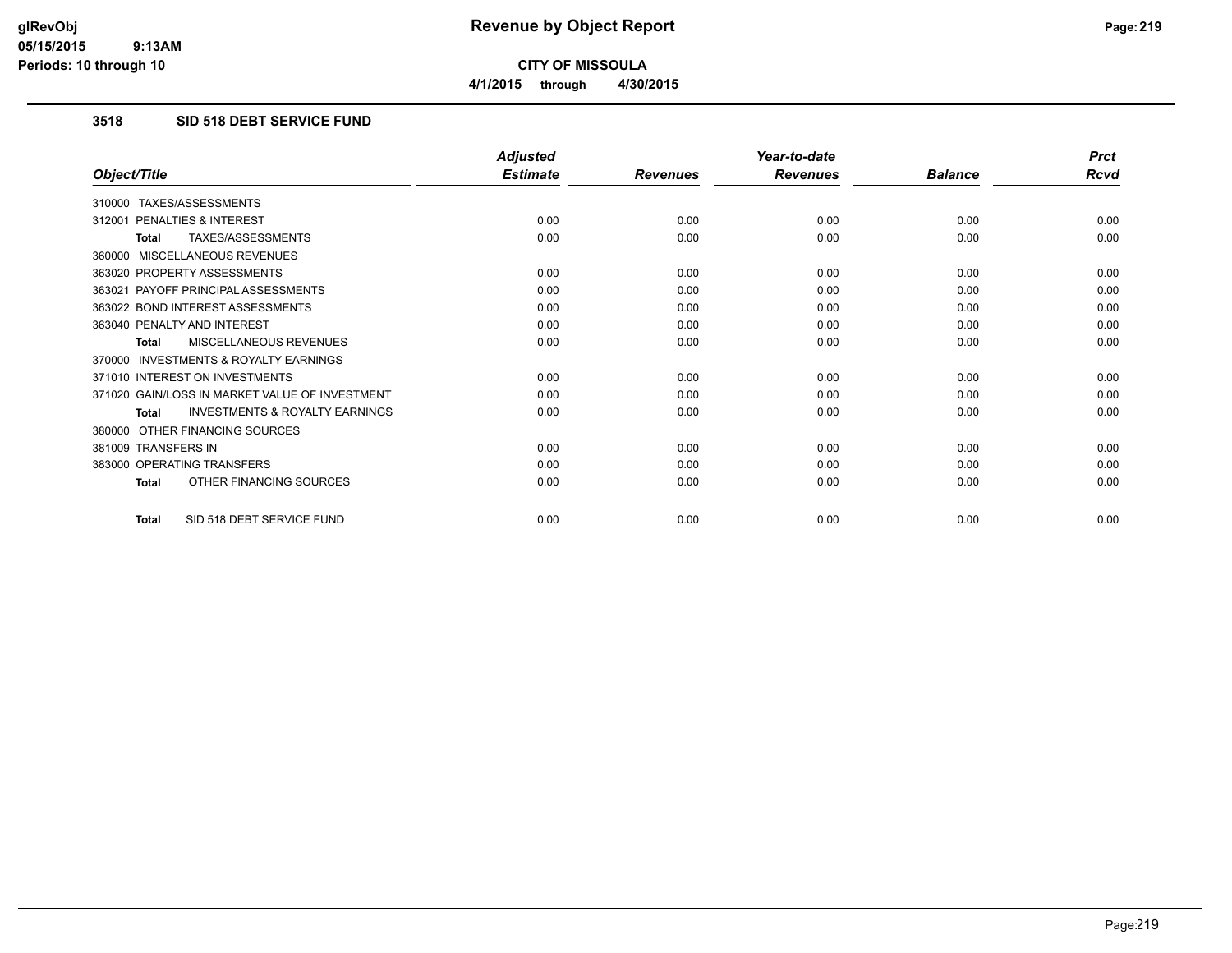**CITY OF MISSOULA**

**4/1/2015 through 4/30/2015**

### 3518 SID 518 DEBT SERVICE FUND

| Object/Title | Adjusted Estimate | Revenues | Year-to-date Revenues | Balance | Prct Rcvd |
|---|---|---|---|---|---|
| 310000 TAXES/ASSESSMENTS | | | | | |
| 312001 PENALTIES & INTEREST | 0.00 | 0.00 | 0.00 | 0.00 | 0.00 |
| **Total** TAXES/ASSESSMENTS | 0.00 | 0.00 | 0.00 | 0.00 | 0.00 |
| 360000 MISCELLANEOUS REVENUES | | | | | |
| 363020 PROPERTY ASSESSMENTS | 0.00 | 0.00 | 0.00 | 0.00 | 0.00 |
| 363021 PAYOFF PRINCIPAL ASSESSMENTS | 0.00 | 0.00 | 0.00 | 0.00 | 0.00 |
| 363022 BOND INTEREST ASSESSMENTS | 0.00 | 0.00 | 0.00 | 0.00 | 0.00 |
| 363040 PENALTY AND INTEREST | 0.00 | 0.00 | 0.00 | 0.00 | 0.00 |
| **Total** MISCELLANEOUS REVENUES | 0.00 | 0.00 | 0.00 | 0.00 | 0.00 |
| 370000 INVESTMENTS & ROYALTY EARNINGS | | | | | |
| 371010 INTEREST ON INVESTMENTS | 0.00 | 0.00 | 0.00 | 0.00 | 0.00 |
| 371020 GAIN/LOSS IN MARKET VALUE OF INVESTMENT | 0.00 | 0.00 | 0.00 | 0.00 | 0.00 |
| **Total** INVESTMENTS & ROYALTY EARNINGS | 0.00 | 0.00 | 0.00 | 0.00 | 0.00 |
| 380000 OTHER FINANCING SOURCES | | | | | |
| 381009 TRANSFERS IN | 0.00 | 0.00 | 0.00 | 0.00 | 0.00 |
| 383000 OPERATING TRANSFERS | 0.00 | 0.00 | 0.00 | 0.00 | 0.00 |
| **Total** OTHER FINANCING SOURCES | 0.00 | 0.00 | 0.00 | 0.00 | 0.00 |
| **Total** SID 518 DEBT SERVICE FUND | 0.00 | 0.00 | 0.00 | 0.00 | 0.00 |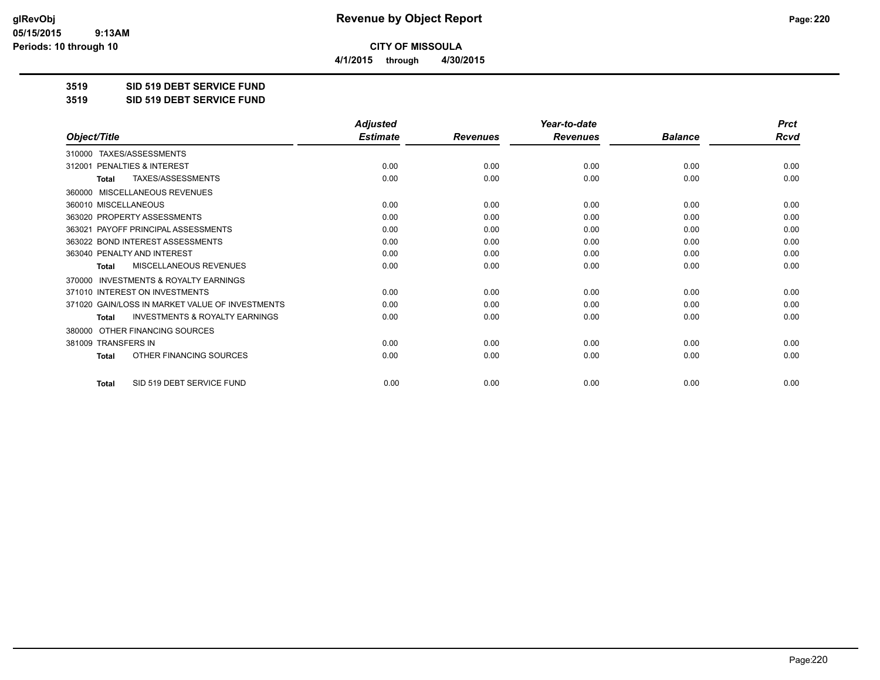# Revenue by Object Report

**CITY OF MISSOULA**

**4/1/2015 through 4/30/2015**

**3519 SID 519 DEBT SERVICE FUND**

**3519 SID 519 DEBT SERVICE FUND**

| Object/Title | Adjusted Estimate | Revenues | Year-to-date Revenues | Balance | Prct Rcvd |
|---|---|---|---|---|---|
| 310000 TAXES/ASSESSMENTS | | | | | |
| 312001 PENALTIES & INTEREST | 0.00 | 0.00 | 0.00 | 0.00 | 0.00 |
| Total TAXES/ASSESSMENTS | 0.00 | 0.00 | 0.00 | 0.00 | 0.00 |
| 360000 MISCELLANEOUS REVENUES | | | | | |
| 360010 MISCELLANEOUS | 0.00 | 0.00 | 0.00 | 0.00 | 0.00 |
| 363020 PROPERTY ASSESSMENTS | 0.00 | 0.00 | 0.00 | 0.00 | 0.00 |
| 363021 PAYOFF PRINCIPAL ASSESSMENTS | 0.00 | 0.00 | 0.00 | 0.00 | 0.00 |
| 363022 BOND INTEREST ASSESSMENTS | 0.00 | 0.00 | 0.00 | 0.00 | 0.00 |
| 363040 PENALTY AND INTEREST | 0.00 | 0.00 | 0.00 | 0.00 | 0.00 |
| Total MISCELLANEOUS REVENUES | 0.00 | 0.00 | 0.00 | 0.00 | 0.00 |
| 370000 INVESTMENTS & ROYALTY EARNINGS | | | | | |
| 371010 INTEREST ON INVESTMENTS | 0.00 | 0.00 | 0.00 | 0.00 | 0.00 |
| 371020 GAIN/LOSS IN MARKET VALUE OF INVESTMENTS | 0.00 | 0.00 | 0.00 | 0.00 | 0.00 |
| Total INVESTMENTS & ROYALTY EARNINGS | 0.00 | 0.00 | 0.00 | 0.00 | 0.00 |
| 380000 OTHER FINANCING SOURCES | | | | | |
| 381009 TRANSFERS IN | 0.00 | 0.00 | 0.00 | 0.00 | 0.00 |
| Total OTHER FINANCING SOURCES | 0.00 | 0.00 | 0.00 | 0.00 | 0.00 |
| Total SID 519 DEBT SERVICE FUND | 0.00 | 0.00 | 0.00 | 0.00 | 0.00 |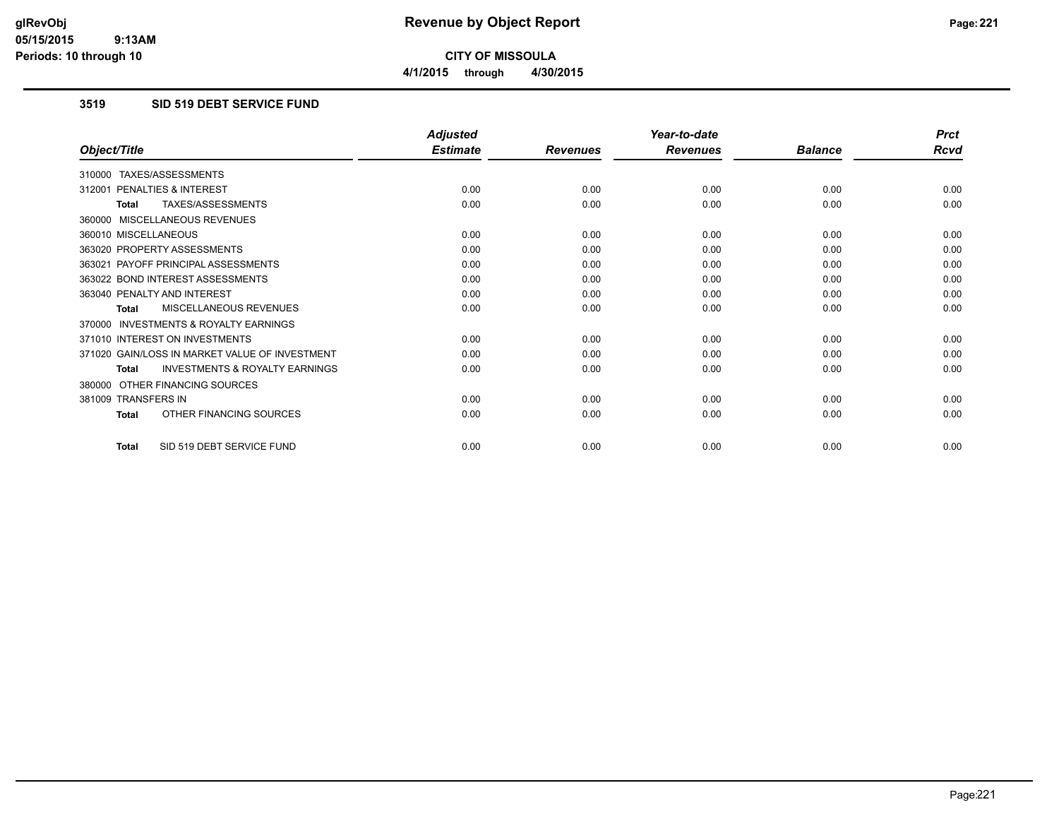# Revenue by Object Report

**CITY OF MISSOULA**

**4/1/2015 through 4/30/2015**

glRevObj
05/15/2015 9:13AM
Periods: 10 through 10

## 3519 SID 519 DEBT SERVICE FUND

| Object/Title | Adjusted Estimate | Revenues | Year-to-date Revenues | Balance | Prct Rcvd |
|---|---|---|---|---|---|
| 310000 TAXES/ASSESSMENTS | | | | | |
| 312001 PENALTIES & INTEREST | 0.00 | 0.00 | 0.00 | 0.00 | 0.00 |
| **Total** TAXES/ASSESSMENTS | 0.00 | 0.00 | 0.00 | 0.00 | 0.00 |
| 360000 MISCELLANEOUS REVENUES | | | | | |
| 360010 MISCELLANEOUS | 0.00 | 0.00 | 0.00 | 0.00 | 0.00 |
| 363020 PROPERTY ASSESSMENTS | 0.00 | 0.00 | 0.00 | 0.00 | 0.00 |
| 363021 PAYOFF PRINCIPAL ASSESSMENTS | 0.00 | 0.00 | 0.00 | 0.00 | 0.00 |
| 363022 BOND INTEREST ASSESSMENTS | 0.00 | 0.00 | 0.00 | 0.00 | 0.00 |
| 363040 PENALTY AND INTEREST | 0.00 | 0.00 | 0.00 | 0.00 | 0.00 |
| **Total** MISCELLANEOUS REVENUES | 0.00 | 0.00 | 0.00 | 0.00 | 0.00 |
| 370000 INVESTMENTS & ROYALTY EARNINGS | | | | | |
| 371010 INTEREST ON INVESTMENTS | 0.00 | 0.00 | 0.00 | 0.00 | 0.00 |
| 371020 GAIN/LOSS IN MARKET VALUE OF INVESTMENT | 0.00 | 0.00 | 0.00 | 0.00 | 0.00 |
| **Total** INVESTMENTS & ROYALTY EARNINGS | 0.00 | 0.00 | 0.00 | 0.00 | 0.00 |
| 380000 OTHER FINANCING SOURCES | | | | | |
| 381009 TRANSFERS IN | 0.00 | 0.00 | 0.00 | 0.00 | 0.00 |
| **Total** OTHER FINANCING SOURCES | 0.00 | 0.00 | 0.00 | 0.00 | 0.00 |
| **Total** SID 519 DEBT SERVICE FUND | 0.00 | 0.00 | 0.00 | 0.00 | 0.00 |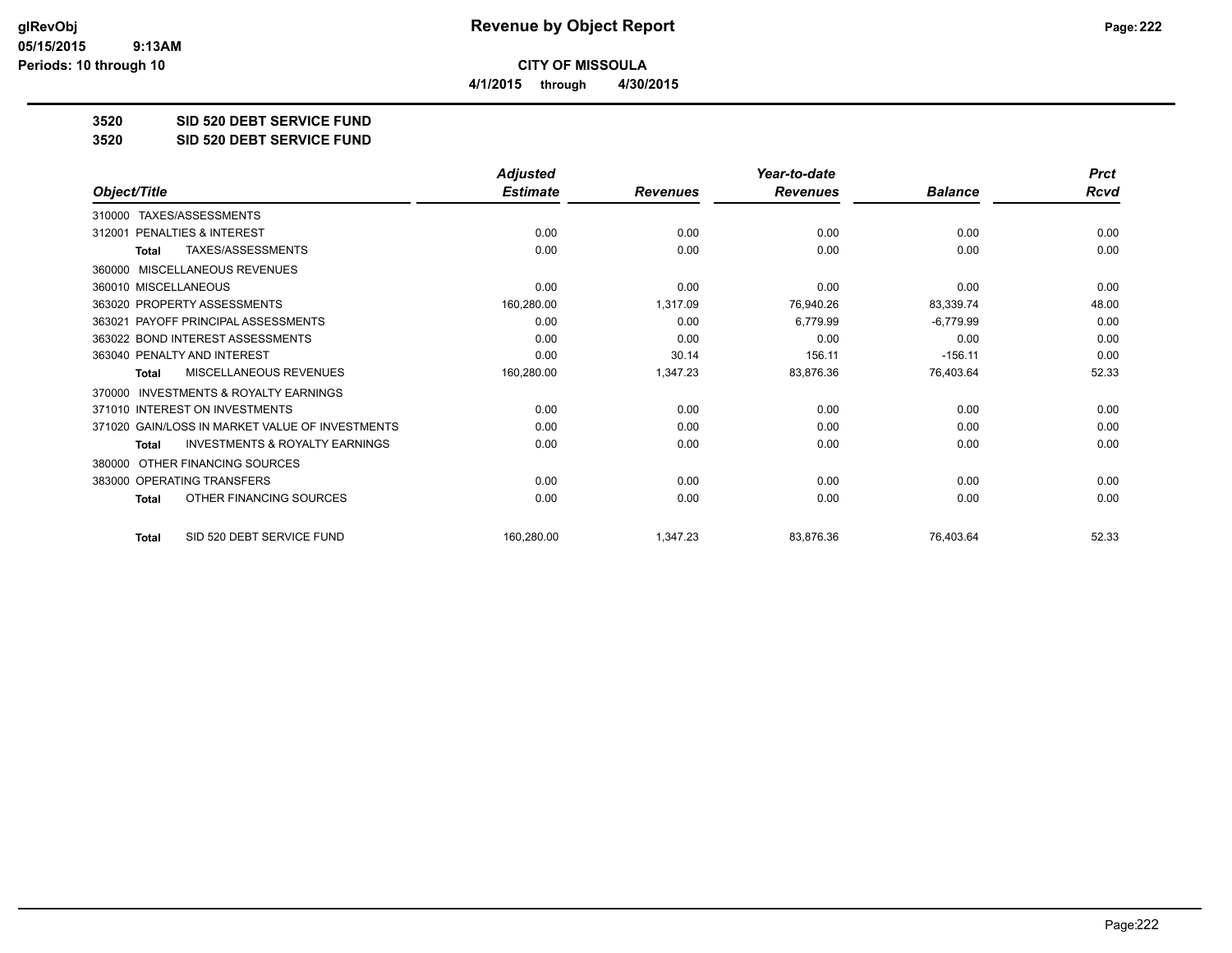# Revenue by Object Report

**CITY OF MISSOULA**

**4/1/2015 through 4/30/2015**

glRevObj
05/15/2015 9:13AM
Periods: 10 through 10

**3520 SID 520 DEBT SERVICE FUND**

**3520 SID 520 DEBT SERVICE FUND**

| Object/Title | Adjusted Estimate | Revenues | Year-to-date Revenues | Balance | Prct Rcvd |
|---|---|---|---|---|---|
| 310000 TAXES/ASSESSMENTS | | | | | |
| 312001 PENALTIES & INTEREST | 0.00 | 0.00 | 0.00 | 0.00 | 0.00 |
| **Total** TAXES/ASSESSMENTS | 0.00 | 0.00 | 0.00 | 0.00 | 0.00 |
| 360000 MISCELLANEOUS REVENUES | | | | | |
| 360010 MISCELLANEOUS | 0.00 | 0.00 | 0.00 | 0.00 | 0.00 |
| 363020 PROPERTY ASSESSMENTS | 160,280.00 | 1,317.09 | 76,940.26 | 83,339.74 | 48.00 |
| 363021 PAYOFF PRINCIPAL ASSESSMENTS | 0.00 | 0.00 | 6,779.99 | -6,779.99 | 0.00 |
| 363022 BOND INTEREST ASSESSMENTS | 0.00 | 0.00 | 0.00 | 0.00 | 0.00 |
| 363040 PENALTY AND INTEREST | 0.00 | 30.14 | 156.11 | -156.11 | 0.00 |
| **Total** MISCELLANEOUS REVENUES | 160,280.00 | 1,347.23 | 83,876.36 | 76,403.64 | 52.33 |
| 370000 INVESTMENTS & ROYALTY EARNINGS | | | | | |
| 371010 INTEREST ON INVESTMENTS | 0.00 | 0.00 | 0.00 | 0.00 | 0.00 |
| 371020 GAIN/LOSS IN MARKET VALUE OF INVESTMENTS | 0.00 | 0.00 | 0.00 | 0.00 | 0.00 |
| **Total** INVESTMENTS & ROYALTY EARNINGS | 0.00 | 0.00 | 0.00 | 0.00 | 0.00 |
| 380000 OTHER FINANCING SOURCES | | | | | |
| 383000 OPERATING TRANSFERS | 0.00 | 0.00 | 0.00 | 0.00 | 0.00 |
| **Total** OTHER FINANCING SOURCES | 0.00 | 0.00 | 0.00 | 0.00 | 0.00 |
| **Total** SID 520 DEBT SERVICE FUND | 160,280.00 | 1,347.23 | 83,876.36 | 76,403.64 | 52.33 |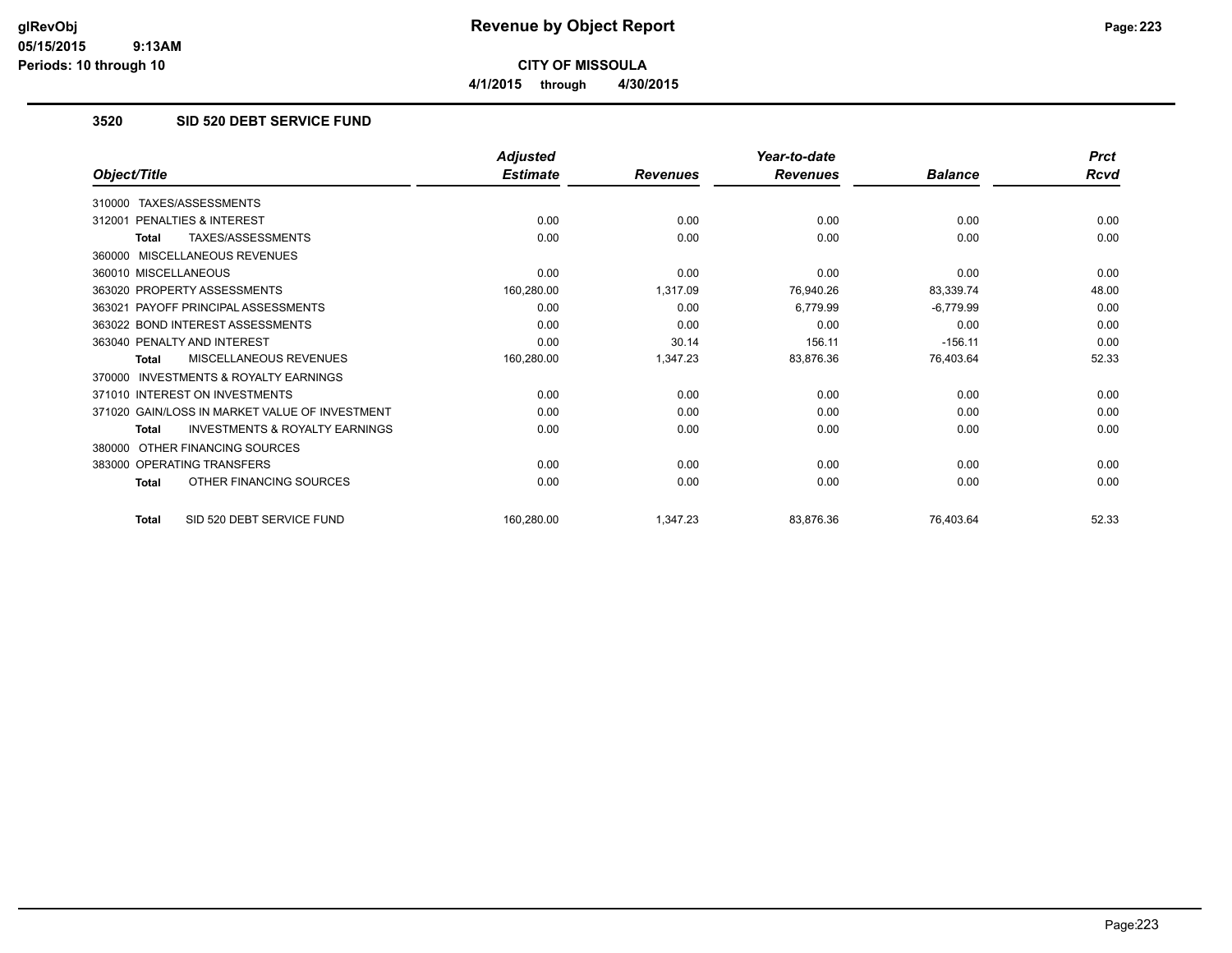# CITY OF MISSOULA

**4/1/2015 through 4/30/2015**

## 3520 SID 520 DEBT SERVICE FUND

| Object/Title | Adjusted Estimate | Revenues | Year-to-date Revenues | Balance | Prct Rcvd |
|---|---|---|---|---|---|
| 310000 TAXES/ASSESSMENTS | | | | | |
| 312001 PENALTIES & INTEREST | 0.00 | 0.00 | 0.00 | 0.00 | 0.00 |
| **Total** TAXES/ASSESSMENTS | 0.00 | 0.00 | 0.00 | 0.00 | 0.00 |
| 360000 MISCELLANEOUS REVENUES | | | | | |
| 360010 MISCELLANEOUS | 0.00 | 0.00 | 0.00 | 0.00 | 0.00 |
| 363020 PROPERTY ASSESSMENTS | 160,280.00 | 1,317.09 | 76,940.26 | 83,339.74 | 48.00 |
| 363021 PAYOFF PRINCIPAL ASSESSMENTS | 0.00 | 0.00 | 6,779.99 | -6,779.99 | 0.00 |
| 363022 BOND INTEREST ASSESSMENTS | 0.00 | 0.00 | 0.00 | 0.00 | 0.00 |
| 363040 PENALTY AND INTEREST | 0.00 | 30.14 | 156.11 | -156.11 | 0.00 |
| **Total** MISCELLANEOUS REVENUES | 160,280.00 | 1,347.23 | 83,876.36 | 76,403.64 | 52.33 |
| 370000 INVESTMENTS & ROYALTY EARNINGS | | | | | |
| 371010 INTEREST ON INVESTMENTS | 0.00 | 0.00 | 0.00 | 0.00 | 0.00 |
| 371020 GAIN/LOSS IN MARKET VALUE OF INVESTMENT | 0.00 | 0.00 | 0.00 | 0.00 | 0.00 |
| **Total** INVESTMENTS & ROYALTY EARNINGS | 0.00 | 0.00 | 0.00 | 0.00 | 0.00 |
| 380000 OTHER FINANCING SOURCES | | | | | |
| 383000 OPERATING TRANSFERS | 0.00 | 0.00 | 0.00 | 0.00 | 0.00 |
| **Total** OTHER FINANCING SOURCES | 0.00 | 0.00 | 0.00 | 0.00 | 0.00 |
| **Total** SID 520 DEBT SERVICE FUND | 160,280.00 | 1,347.23 | 83,876.36 | 76,403.64 | 52.33 |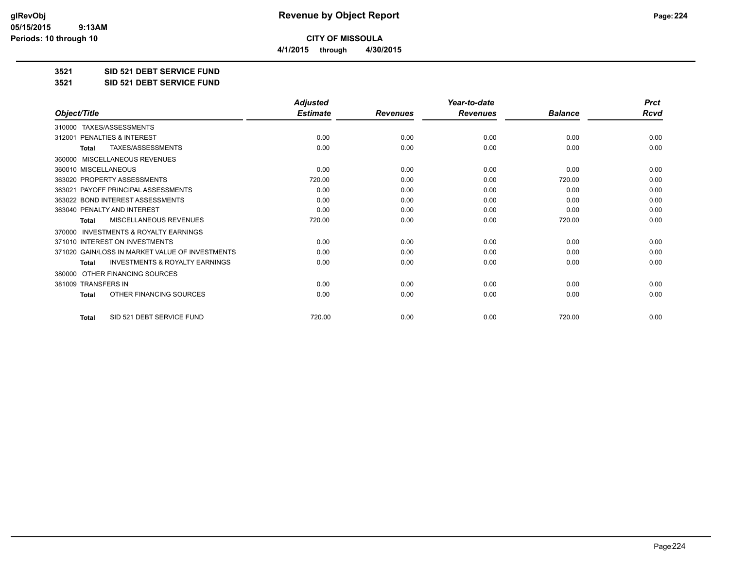**Revenue by Object Report**

**CITY OF MISSOULA**

**4/1/2015 through 4/30/2015**

glRevObj
05/15/2015 9:13AM
Periods: 10 through 10

## 3521 SID 521 DEBT SERVICE FUND

## 3521 SID 521 DEBT SERVICE FUND

| Object/Title | Adjusted Estimate | Revenues | Year-to-date Revenues | Balance | Prct Rcvd |
|---|---|---|---|---|---|
| 310000 TAXES/ASSESSMENTS | | | | | |
| 312001 PENALTIES & INTEREST | 0.00 | 0.00 | 0.00 | 0.00 | 0.00 |
| **Total** TAXES/ASSESSMENTS | 0.00 | 0.00 | 0.00 | 0.00 | 0.00 |
| 360000 MISCELLANEOUS REVENUES | | | | | |
| 360010 MISCELLANEOUS | 0.00 | 0.00 | 0.00 | 0.00 | 0.00 |
| 363020 PROPERTY ASSESSMENTS | 720.00 | 0.00 | 0.00 | 720.00 | 0.00 |
| 363021 PAYOFF PRINCIPAL ASSESSMENTS | 0.00 | 0.00 | 0.00 | 0.00 | 0.00 |
| 363022 BOND INTEREST ASSESSMENTS | 0.00 | 0.00 | 0.00 | 0.00 | 0.00 |
| 363040 PENALTY AND INTEREST | 0.00 | 0.00 | 0.00 | 0.00 | 0.00 |
| **Total** MISCELLANEOUS REVENUES | 720.00 | 0.00 | 0.00 | 720.00 | 0.00 |
| 370000 INVESTMENTS & ROYALTY EARNINGS | | | | | |
| 371010 INTEREST ON INVESTMENTS | 0.00 | 0.00 | 0.00 | 0.00 | 0.00 |
| 371020 GAIN/LOSS IN MARKET VALUE OF INVESTMENTS | 0.00 | 0.00 | 0.00 | 0.00 | 0.00 |
| **Total** INVESTMENTS & ROYALTY EARNINGS | 0.00 | 0.00 | 0.00 | 0.00 | 0.00 |
| 380000 OTHER FINANCING SOURCES | | | | | |
| 381009 TRANSFERS IN | 0.00 | 0.00 | 0.00 | 0.00 | 0.00 |
| **Total** OTHER FINANCING SOURCES | 0.00 | 0.00 | 0.00 | 0.00 | 0.00 |
| **Total** SID 521 DEBT SERVICE FUND | 720.00 | 0.00 | 0.00 | 720.00 | 0.00 |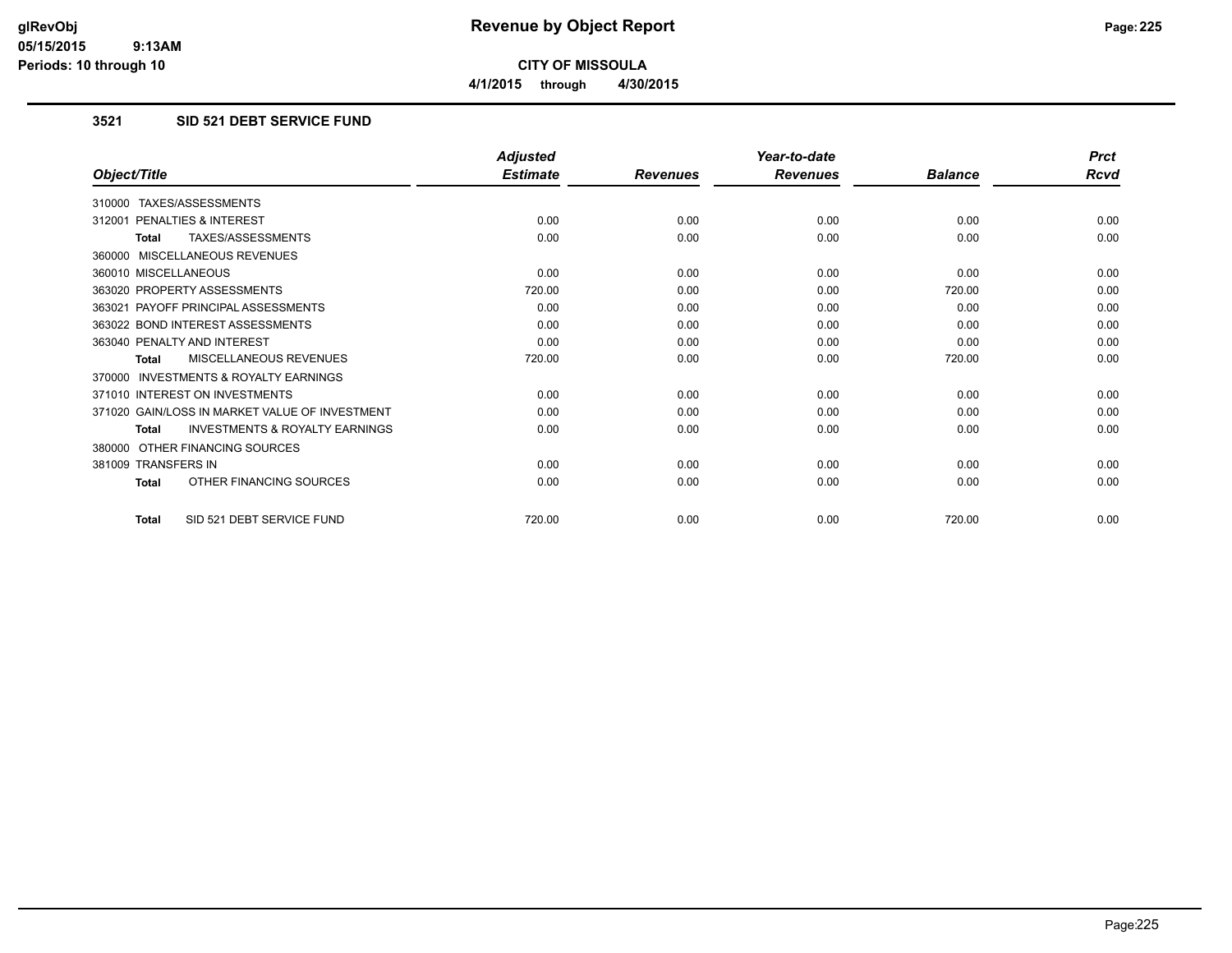**CITY OF MISSOULA**

**4/1/2015 through 4/30/2015**

### 3521 SID 521 DEBT SERVICE FUND

| Object/Title | Adjusted Estimate | Revenues | Year-to-date Revenues | Balance | Prct Rcvd |
|---|---|---|---|---|---|
| 310000 TAXES/ASSESSMENTS | | | | | |
| 312001 PENALTIES & INTEREST | 0.00 | 0.00 | 0.00 | 0.00 | 0.00 |
| **Total** TAXES/ASSESSMENTS | 0.00 | 0.00 | 0.00 | 0.00 | 0.00 |
| 360000 MISCELLANEOUS REVENUES | | | | | |
| 360010 MISCELLANEOUS | 0.00 | 0.00 | 0.00 | 0.00 | 0.00 |
| 363020 PROPERTY ASSESSMENTS | 720.00 | 0.00 | 0.00 | 720.00 | 0.00 |
| 363021 PAYOFF PRINCIPAL ASSESSMENTS | 0.00 | 0.00 | 0.00 | 0.00 | 0.00 |
| 363022 BOND INTEREST ASSESSMENTS | 0.00 | 0.00 | 0.00 | 0.00 | 0.00 |
| 363040 PENALTY AND INTEREST | 0.00 | 0.00 | 0.00 | 0.00 | 0.00 |
| **Total** MISCELLANEOUS REVENUES | 720.00 | 0.00 | 0.00 | 720.00 | 0.00 |
| 370000 INVESTMENTS & ROYALTY EARNINGS | | | | | |
| 371010 INTEREST ON INVESTMENTS | 0.00 | 0.00 | 0.00 | 0.00 | 0.00 |
| 371020 GAIN/LOSS IN MARKET VALUE OF INVESTMENT | 0.00 | 0.00 | 0.00 | 0.00 | 0.00 |
| **Total** INVESTMENTS & ROYALTY EARNINGS | 0.00 | 0.00 | 0.00 | 0.00 | 0.00 |
| 380000 OTHER FINANCING SOURCES | | | | | |
| 381009 TRANSFERS IN | 0.00 | 0.00 | 0.00 | 0.00 | 0.00 |
| **Total** OTHER FINANCING SOURCES | 0.00 | 0.00 | 0.00 | 0.00 | 0.00 |
| **Total** SID 521 DEBT SERVICE FUND | 720.00 | 0.00 | 0.00 | 720.00 | 0.00 |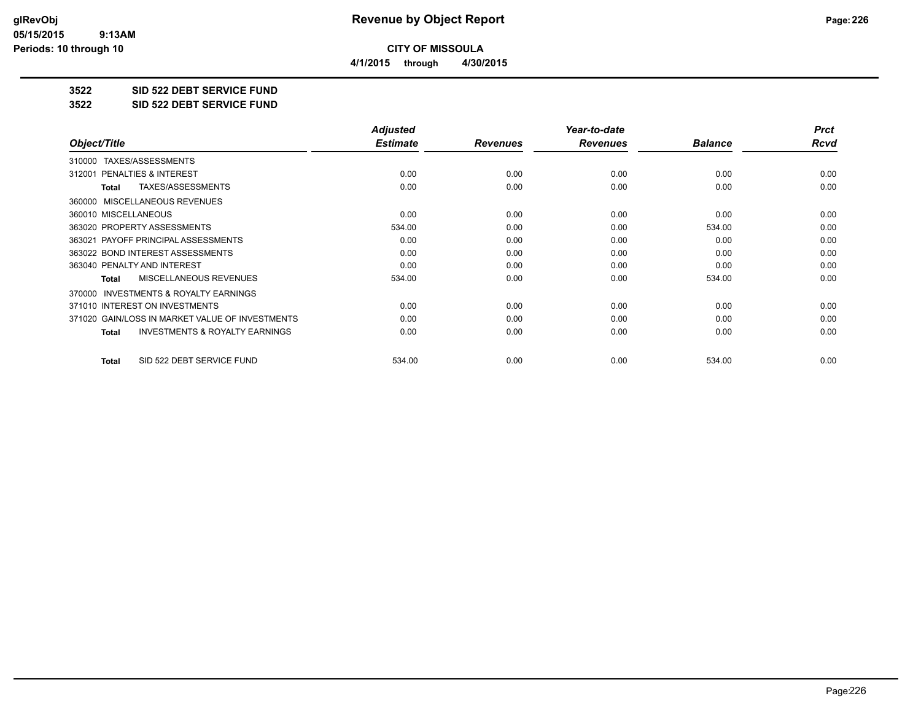**CITY OF MISSOULA**

**4/1/2015 through 4/30/2015**

# Revenue by Object Report

**3522 SID 522 DEBT SERVICE FUND**

**3522 SID 522 DEBT SERVICE FUND**

| Object/Title | Adjusted Estimate | Revenues | Year-to-date Revenues | Balance | Prct Rcvd |
|---|---|---|---|---|---|
| 310000 TAXES/ASSESSMENTS | | | | | |
| 312001 PENALTIES & INTEREST | 0.00 | 0.00 | 0.00 | 0.00 | 0.00 |
| **Total** TAXES/ASSESSMENTS | 0.00 | 0.00 | 0.00 | 0.00 | 0.00 |
| 360000 MISCELLANEOUS REVENUES | | | | | |
| 360010 MISCELLANEOUS | 0.00 | 0.00 | 0.00 | 0.00 | 0.00 |
| 363020 PROPERTY ASSESSMENTS | 534.00 | 0.00 | 0.00 | 534.00 | 0.00 |
| 363021 PAYOFF PRINCIPAL ASSESSMENTS | 0.00 | 0.00 | 0.00 | 0.00 | 0.00 |
| 363022 BOND INTEREST ASSESSMENTS | 0.00 | 0.00 | 0.00 | 0.00 | 0.00 |
| 363040 PENALTY AND INTEREST | 0.00 | 0.00 | 0.00 | 0.00 | 0.00 |
| **Total** MISCELLANEOUS REVENUES | 534.00 | 0.00 | 0.00 | 534.00 | 0.00 |
| 370000 INVESTMENTS & ROYALTY EARNINGS | | | | | |
| 371010 INTEREST ON INVESTMENTS | 0.00 | 0.00 | 0.00 | 0.00 | 0.00 |
| 371020 GAIN/LOSS IN MARKET VALUE OF INVESTMENTS | 0.00 | 0.00 | 0.00 | 0.00 | 0.00 |
| **Total** INVESTMENTS & ROYALTY EARNINGS | 0.00 | 0.00 | 0.00 | 0.00 | 0.00 |
| **Total** SID 522 DEBT SERVICE FUND | 534.00 | 0.00 | 0.00 | 534.00 | 0.00 |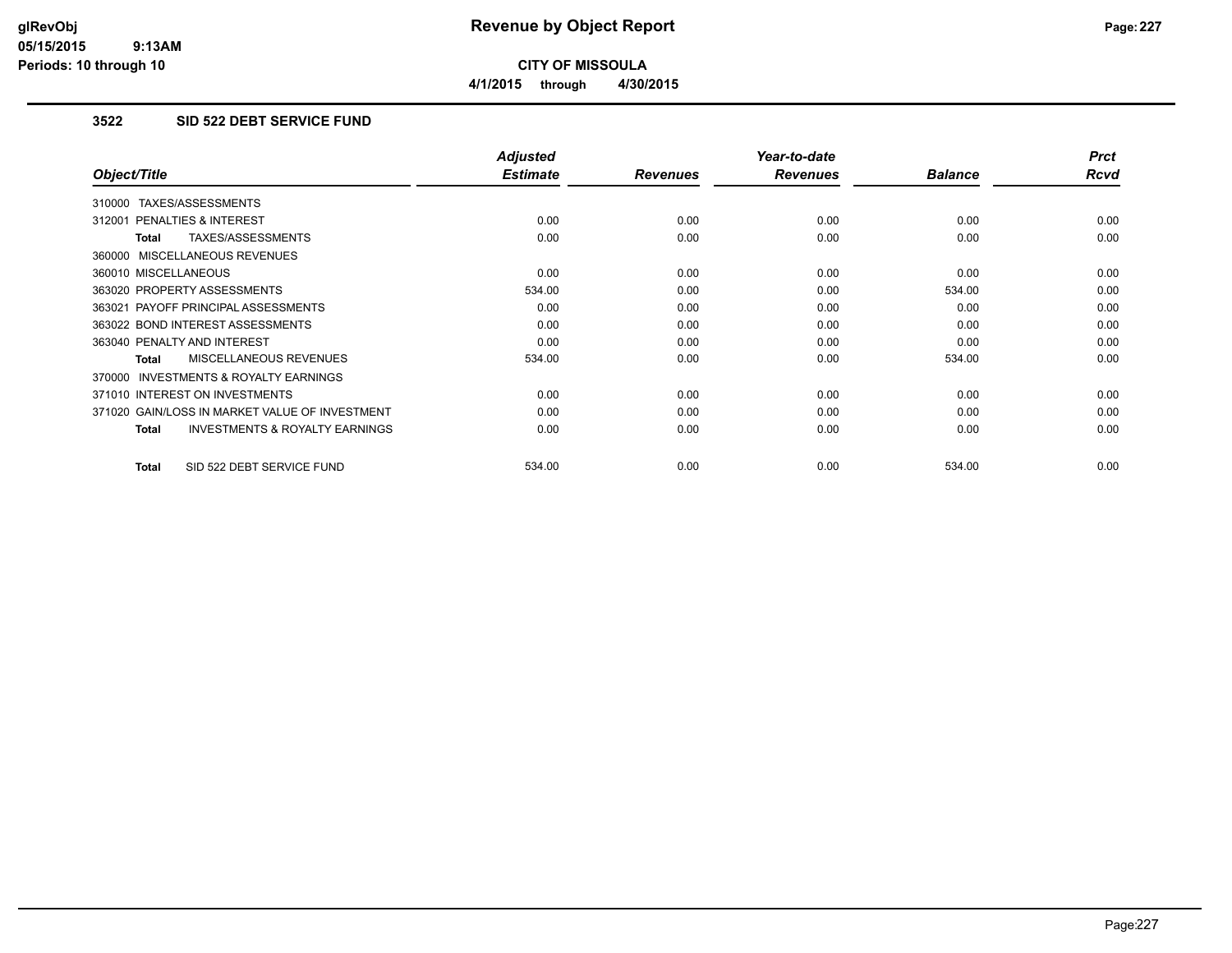# Revenue by Object Report

**CITY OF MISSOULA**

4/1/2015 through 4/30/2015

glRevObj
05/15/2015 9:13AM
Periods: 10 through 10

## 3522 SID 522 DEBT SERVICE FUND

| Object/Title | Adjusted Estimate | Revenues | Year-to-date Revenues | Balance | Prct Rcvd |
|---|---|---|---|---|---|
| 310000 TAXES/ASSESSMENTS | | | | | |
| 312001 PENALTIES & INTEREST | 0.00 | 0.00 | 0.00 | 0.00 | 0.00 |
| **Total** TAXES/ASSESSMENTS | 0.00 | 0.00 | 0.00 | 0.00 | 0.00 |
| 360000 MISCELLANEOUS REVENUES | | | | | |
| 360010 MISCELLANEOUS | 0.00 | 0.00 | 0.00 | 0.00 | 0.00 |
| 363020 PROPERTY ASSESSMENTS | 534.00 | 0.00 | 0.00 | 534.00 | 0.00 |
| 363021 PAYOFF PRINCIPAL ASSESSMENTS | 0.00 | 0.00 | 0.00 | 0.00 | 0.00 |
| 363022 BOND INTEREST ASSESSMENTS | 0.00 | 0.00 | 0.00 | 0.00 | 0.00 |
| 363040 PENALTY AND INTEREST | 0.00 | 0.00 | 0.00 | 0.00 | 0.00 |
| **Total** MISCELLANEOUS REVENUES | 534.00 | 0.00 | 0.00 | 534.00 | 0.00 |
| 370000 INVESTMENTS & ROYALTY EARNINGS | | | | | |
| 371010 INTEREST ON INVESTMENTS | 0.00 | 0.00 | 0.00 | 0.00 | 0.00 |
| 371020 GAIN/LOSS IN MARKET VALUE OF INVESTMENT | 0.00 | 0.00 | 0.00 | 0.00 | 0.00 |
| **Total** INVESTMENTS & ROYALTY EARNINGS | 0.00 | 0.00 | 0.00 | 0.00 | 0.00 |
| **Total** SID 522 DEBT SERVICE FUND | 534.00 | 0.00 | 0.00 | 534.00 | 0.00 |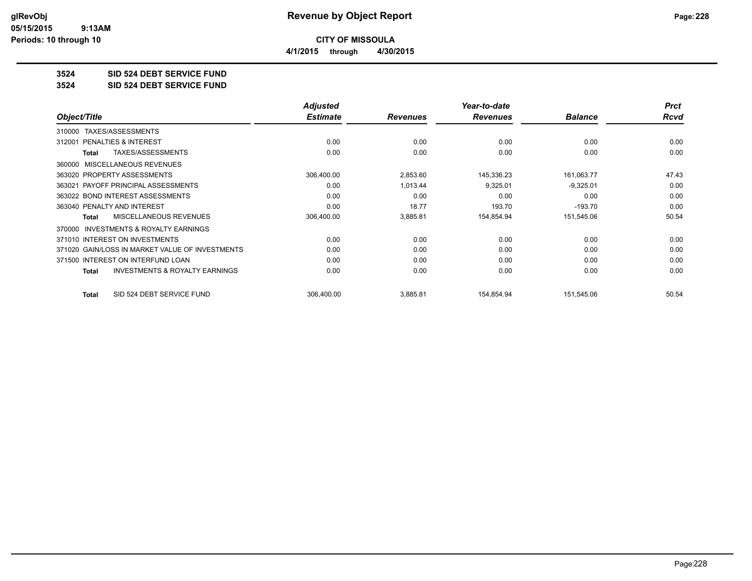**glRevObj**
**05/15/2015 9:13AM**
**Periods: 10 through 10**

# Revenue by Object Report

**CITY OF MISSOULA**

**4/1/2015 through 4/30/2015**

**3524 SID 524 DEBT SERVICE FUND**
**3524 SID 524 DEBT SERVICE FUND**

| Object/Title | Adjusted Estimate | Revenues | Year-to-date Revenues | Balance | Prct Rcvd |
|---|---|---|---|---|---|
| 310000 TAXES/ASSESSMENTS | | | | | |
| 312001 PENALTIES & INTEREST | 0.00 | 0.00 | 0.00 | 0.00 | 0.00 |
| **Total** TAXES/ASSESSMENTS | 0.00 | 0.00 | 0.00 | 0.00 | 0.00 |
| 360000 MISCELLANEOUS REVENUES | | | | | |
| 363020 PROPERTY ASSESSMENTS | 306,400.00 | 2,853.60 | 145,336.23 | 161,063.77 | 47.43 |
| 363021 PAYOFF PRINCIPAL ASSESSMENTS | 0.00 | 1,013.44 | 9,325.01 | -9,325.01 | 0.00 |
| 363022 BOND INTEREST ASSESSMENTS | 0.00 | 0.00 | 0.00 | 0.00 | 0.00 |
| 363040 PENALTY AND INTEREST | 0.00 | 18.77 | 193.70 | -193.70 | 0.00 |
| **Total** MISCELLANEOUS REVENUES | 306,400.00 | 3,885.81 | 154,854.94 | 151,545.06 | 50.54 |
| 370000 INVESTMENTS & ROYALTY EARNINGS | | | | | |
| 371010 INTEREST ON INVESTMENTS | 0.00 | 0.00 | 0.00 | 0.00 | 0.00 |
| 371020 GAIN/LOSS IN MARKET VALUE OF INVESTMENTS | 0.00 | 0.00 | 0.00 | 0.00 | 0.00 |
| 371500 INTEREST ON INTERFUND LOAN | 0.00 | 0.00 | 0.00 | 0.00 | 0.00 |
| **Total** INVESTMENTS & ROYALTY EARNINGS | 0.00 | 0.00 | 0.00 | 0.00 | 0.00 |
| **Total** SID 524 DEBT SERVICE FUND | 306,400.00 | 3,885.81 | 154,854.94 | 151,545.06 | 50.54 |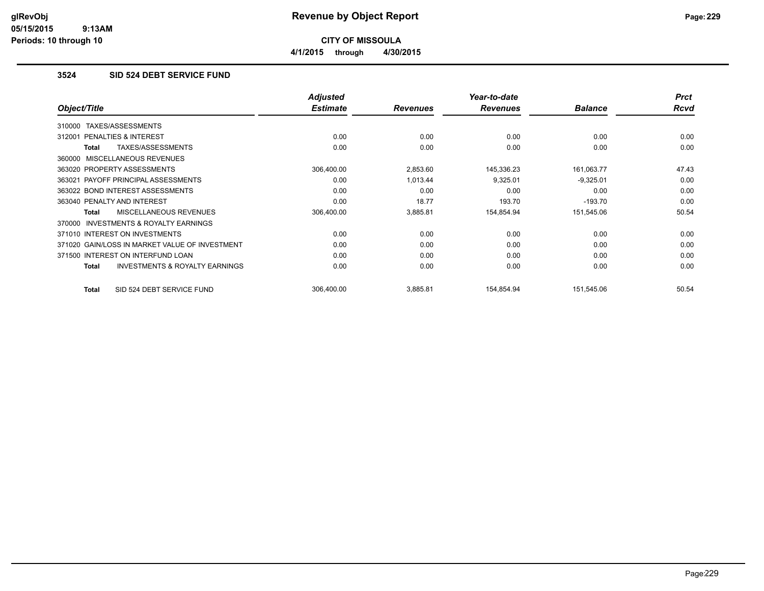**CITY OF MISSOULA**

**4/1/2015 through 4/30/2015**

### 3524 SID 524 DEBT SERVICE FUND

| Object/Title | Adjusted Estimate | Revenues | Year-to-date Revenues | Balance | Prct Rcvd |
|---|---|---|---|---|---|
| 310000 TAXES/ASSESSMENTS | | | | | |
| 312001 PENALTIES & INTEREST | 0.00 | 0.00 | 0.00 | 0.00 | 0.00 |
| **Total** TAXES/ASSESSMENTS | 0.00 | 0.00 | 0.00 | 0.00 | 0.00 |
| 360000 MISCELLANEOUS REVENUES | | | | | |
| 363020 PROPERTY ASSESSMENTS | 306,400.00 | 2,853.60 | 145,336.23 | 161,063.77 | 47.43 |
| 363021 PAYOFF PRINCIPAL ASSESSMENTS | 0.00 | 1,013.44 | 9,325.01 | -9,325.01 | 0.00 |
| 363022 BOND INTEREST ASSESSMENTS | 0.00 | 0.00 | 0.00 | 0.00 | 0.00 |
| 363040 PENALTY AND INTEREST | 0.00 | 18.77 | 193.70 | -193.70 | 0.00 |
| **Total** MISCELLANEOUS REVENUES | 306,400.00 | 3,885.81 | 154,854.94 | 151,545.06 | 50.54 |
| 370000 INVESTMENTS & ROYALTY EARNINGS | | | | | |
| 371010 INTEREST ON INVESTMENTS | 0.00 | 0.00 | 0.00 | 0.00 | 0.00 |
| 371020 GAIN/LOSS IN MARKET VALUE OF INVESTMENT | 0.00 | 0.00 | 0.00 | 0.00 | 0.00 |
| 371500 INTEREST ON INTERFUND LOAN | 0.00 | 0.00 | 0.00 | 0.00 | 0.00 |
| **Total** INVESTMENTS & ROYALTY EARNINGS | 0.00 | 0.00 | 0.00 | 0.00 | 0.00 |
| **Total** SID 524 DEBT SERVICE FUND | 306,400.00 | 3,885.81 | 154,854.94 | 151,545.06 | 50.54 |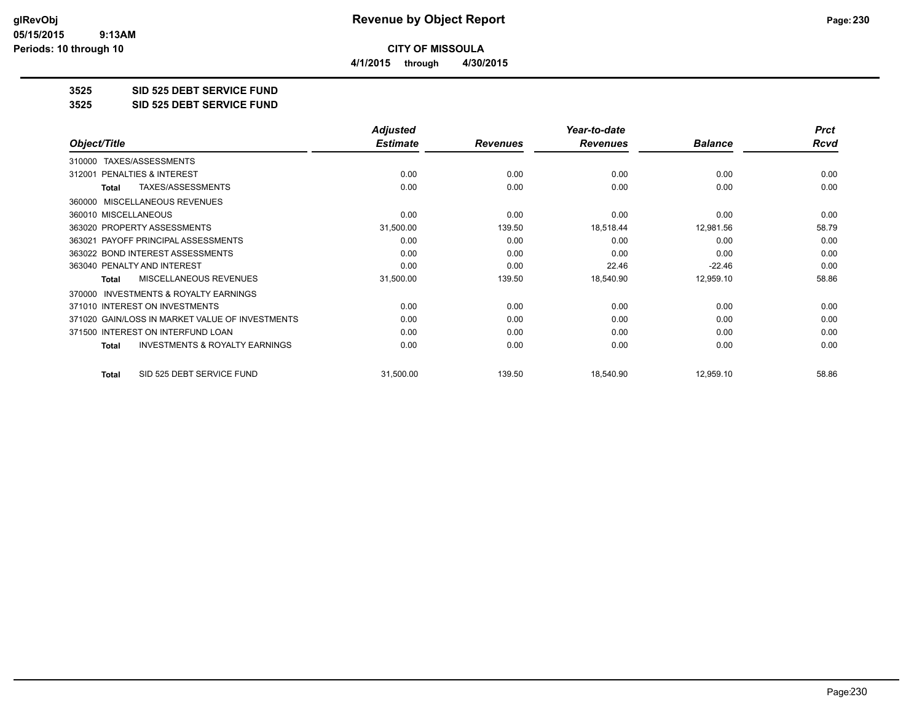**CITY OF MISSOULA**

**4/1/2015 through 4/30/2015**

**3525 SID 525 DEBT SERVICE FUND**

**3525 SID 525 DEBT SERVICE FUND**

| Object/Title | Adjusted Estimate | Revenues | Year-to-date Revenues | Balance | Prct Rcvd |
|---|---|---|---|---|---|
| 310000 TAXES/ASSESSMENTS | | | | | |
| 312001 PENALTIES & INTEREST | 0.00 | 0.00 | 0.00 | 0.00 | 0.00 |
| **Total** TAXES/ASSESSMENTS | 0.00 | 0.00 | 0.00 | 0.00 | 0.00 |
| 360000 MISCELLANEOUS REVENUES | | | | | |
| 360010 MISCELLANEOUS | 0.00 | 0.00 | 0.00 | 0.00 | 0.00 |
| 363020 PROPERTY ASSESSMENTS | 31,500.00 | 139.50 | 18,518.44 | 12,981.56 | 58.79 |
| 363021 PAYOFF PRINCIPAL ASSESSMENTS | 0.00 | 0.00 | 0.00 | 0.00 | 0.00 |
| 363022 BOND INTEREST ASSESSMENTS | 0.00 | 0.00 | 0.00 | 0.00 | 0.00 |
| 363040 PENALTY AND INTEREST | 0.00 | 0.00 | 22.46 | -22.46 | 0.00 |
| **Total** MISCELLANEOUS REVENUES | 31,500.00 | 139.50 | 18,540.90 | 12,959.10 | 58.86 |
| 370000 INVESTMENTS & ROYALTY EARNINGS | | | | | |
| 371010 INTEREST ON INVESTMENTS | 0.00 | 0.00 | 0.00 | 0.00 | 0.00 |
| 371020 GAIN/LOSS IN MARKET VALUE OF INVESTMENTS | 0.00 | 0.00 | 0.00 | 0.00 | 0.00 |
| 371500 INTEREST ON INTERFUND LOAN | 0.00 | 0.00 | 0.00 | 0.00 | 0.00 |
| **Total** INVESTMENTS & ROYALTY EARNINGS | 0.00 | 0.00 | 0.00 | 0.00 | 0.00 |
| **Total** SID 525 DEBT SERVICE FUND | 31,500.00 | 139.50 | 18,540.90 | 12,959.10 | 58.86 |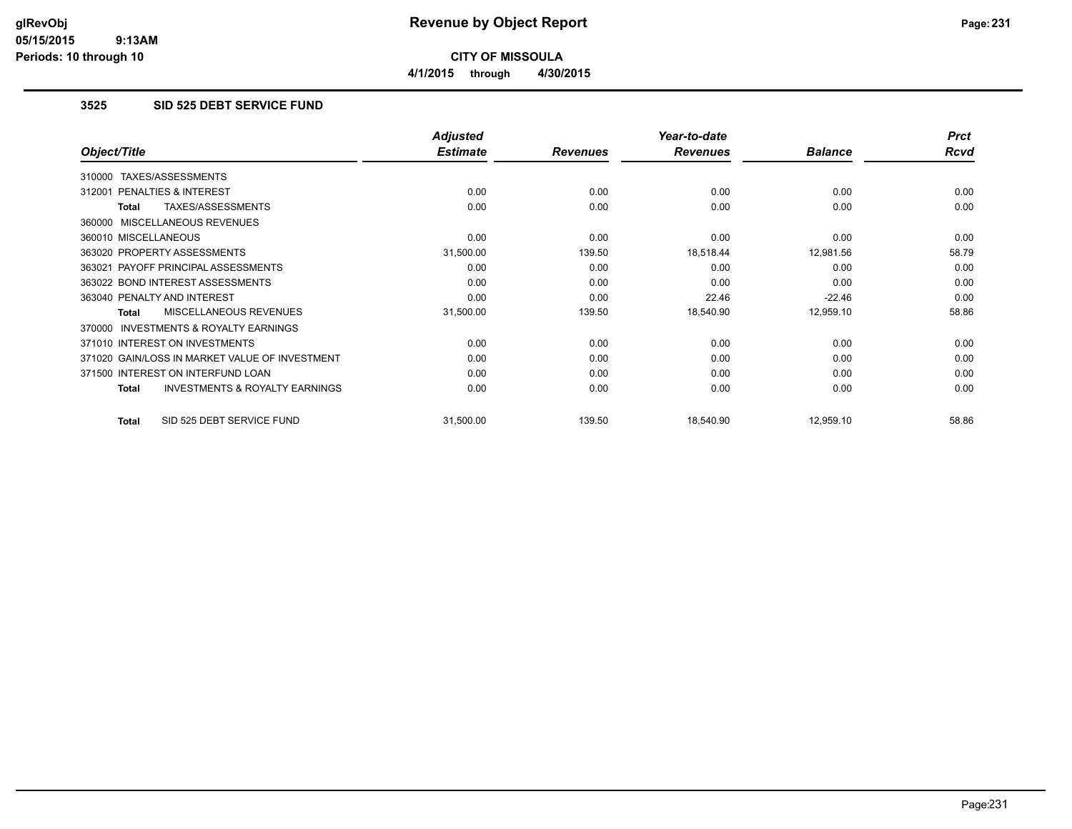# Revenue by Object Report

**CITY OF MISSOULA**

**4/1/2015 through 4/30/2015**

glRevObj
05/15/2015 9:13AM
Periods: 10 through 10

### 3525 SID 525 DEBT SERVICE FUND

| Object/Title | Adjusted Estimate | Revenues | Year-to-date Revenues | Balance | Prct Rcvd |
|---|---|---|---|---|---|
| 310000 TAXES/ASSESSMENTS | | | | | |
| 312001 PENALTIES & INTEREST | 0.00 | 0.00 | 0.00 | 0.00 | 0.00 |
| **Total** TAXES/ASSESSMENTS | 0.00 | 0.00 | 0.00 | 0.00 | 0.00 |
| 360000 MISCELLANEOUS REVENUES | | | | | |
| 360010 MISCELLANEOUS | 0.00 | 0.00 | 0.00 | 0.00 | 0.00 |
| 363020 PROPERTY ASSESSMENTS | 31,500.00 | 139.50 | 18,518.44 | 12,981.56 | 58.79 |
| 363021 PAYOFF PRINCIPAL ASSESSMENTS | 0.00 | 0.00 | 0.00 | 0.00 | 0.00 |
| 363022 BOND INTEREST ASSESSMENTS | 0.00 | 0.00 | 0.00 | 0.00 | 0.00 |
| 363040 PENALTY AND INTEREST | 0.00 | 0.00 | 22.46 | -22.46 | 0.00 |
| **Total** MISCELLANEOUS REVENUES | 31,500.00 | 139.50 | 18,540.90 | 12,959.10 | 58.86 |
| 370000 INVESTMENTS & ROYALTY EARNINGS | | | | | |
| 371010 INTEREST ON INVESTMENTS | 0.00 | 0.00 | 0.00 | 0.00 | 0.00 |
| 371020 GAIN/LOSS IN MARKET VALUE OF INVESTMENT | 0.00 | 0.00 | 0.00 | 0.00 | 0.00 |
| 371500 INTEREST ON INTERFUND LOAN | 0.00 | 0.00 | 0.00 | 0.00 | 0.00 |
| **Total** INVESTMENTS & ROYALTY EARNINGS | 0.00 | 0.00 | 0.00 | 0.00 | 0.00 |
| **Total** SID 525 DEBT SERVICE FUND | 31,500.00 | 139.50 | 18,540.90 | 12,959.10 | 58.86 |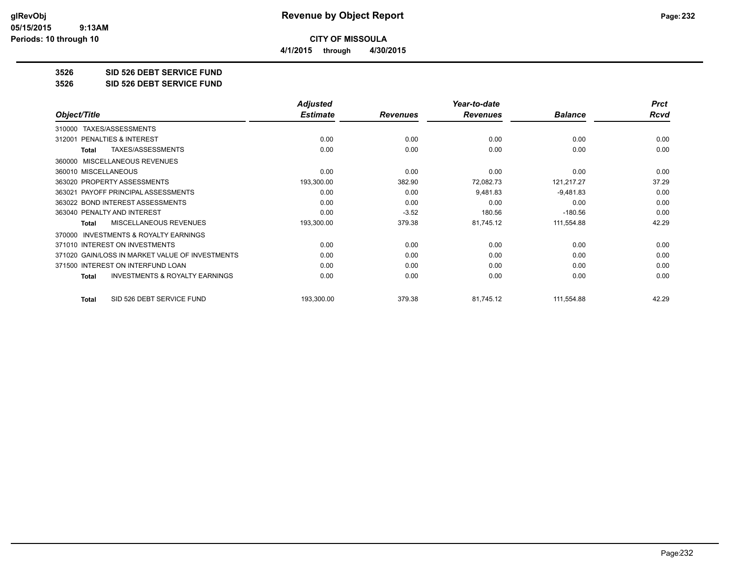# Revenue by Object Report

**CITY OF MISSOULA**

**4/1/2015 through 4/30/2015**

glRevObj
05/15/2015 9:13AM
Periods: 10 through 10

## 3526 SID 526 DEBT SERVICE FUND

## 3526 SID 526 DEBT SERVICE FUND

| Object/Title | Adjusted Estimate | Revenues | Year-to-date Revenues | Balance | Prct Rcvd |
|---|---|---|---|---|---|
| 310000 TAXES/ASSESSMENTS | | | | | |
| 312001 PENALTIES & INTEREST | 0.00 | 0.00 | 0.00 | 0.00 | 0.00 |
| **Total** TAXES/ASSESSMENTS | 0.00 | 0.00 | 0.00 | 0.00 | 0.00 |
| 360000 MISCELLANEOUS REVENUES | | | | | |
| 360010 MISCELLANEOUS | 0.00 | 0.00 | 0.00 | 0.00 | 0.00 |
| 363020 PROPERTY ASSESSMENTS | 193,300.00 | 382.90 | 72,082.73 | 121,217.27 | 37.29 |
| 363021 PAYOFF PRINCIPAL ASSESSMENTS | 0.00 | 0.00 | 9,481.83 | -9,481.83 | 0.00 |
| 363022 BOND INTEREST ASSESSMENTS | 0.00 | 0.00 | 0.00 | 0.00 | 0.00 |
| 363040 PENALTY AND INTEREST | 0.00 | -3.52 | 180.56 | -180.56 | 0.00 |
| **Total** MISCELLANEOUS REVENUES | 193,300.00 | 379.38 | 81,745.12 | 111,554.88 | 42.29 |
| 370000 INVESTMENTS & ROYALTY EARNINGS | | | | | |
| 371010 INTEREST ON INVESTMENTS | 0.00 | 0.00 | 0.00 | 0.00 | 0.00 |
| 371020 GAIN/LOSS IN MARKET VALUE OF INVESTMENTS | 0.00 | 0.00 | 0.00 | 0.00 | 0.00 |
| 371500 INTEREST ON INTERFUND LOAN | 0.00 | 0.00 | 0.00 | 0.00 | 0.00 |
| **Total** INVESTMENTS & ROYALTY EARNINGS | 0.00 | 0.00 | 0.00 | 0.00 | 0.00 |
| **Total** SID 526 DEBT SERVICE FUND | 193,300.00 | 379.38 | 81,745.12 | 111,554.88 | 42.29 |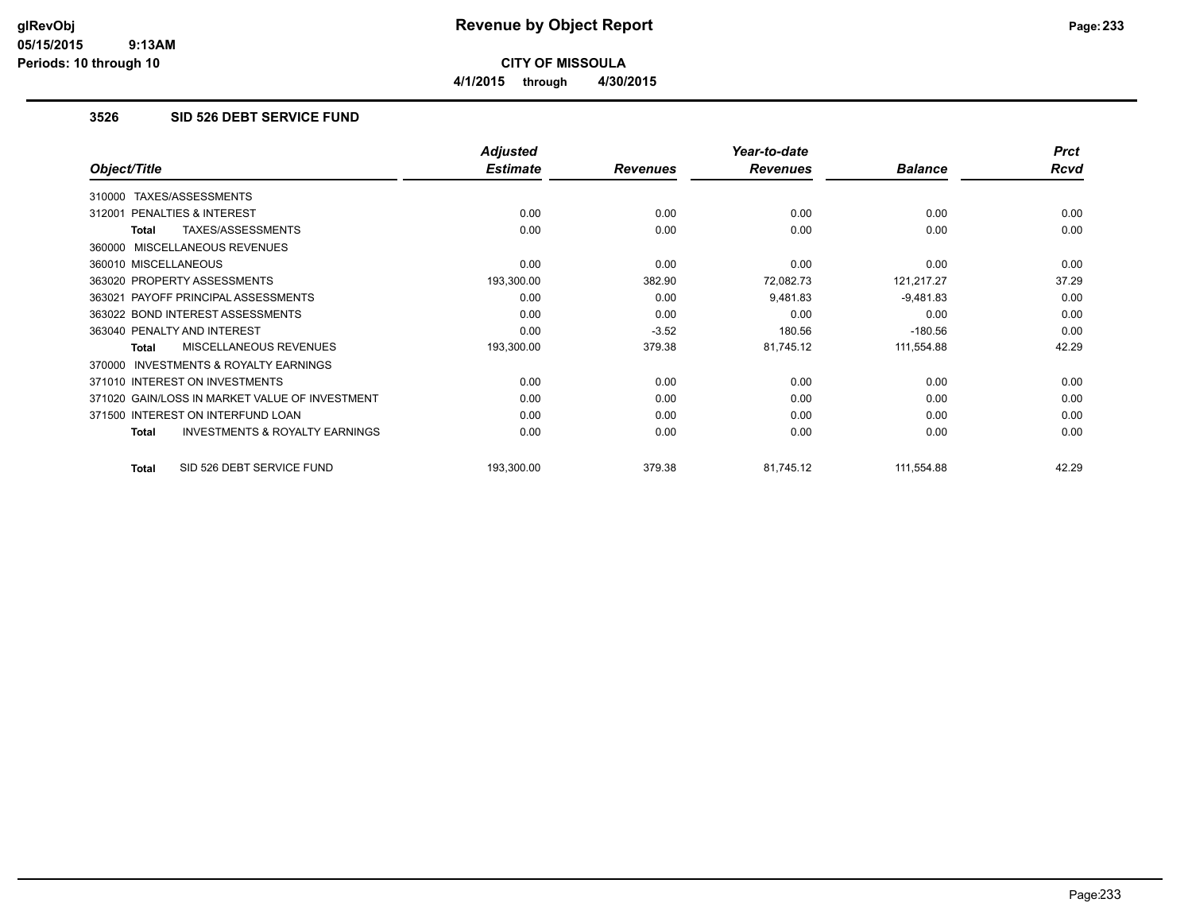# CITY OF MISSOULA

**4/1/2015 through 4/30/2015**

### 3526 SID 526 DEBT SERVICE FUND

| Object/Title | Adjusted Estimate | Revenues | Year-to-date Revenues | Balance | Prct Rcvd |
|---|---|---|---|---|---|
| 310000 TAXES/ASSESSMENTS | | | | | |
| 312001 PENALTIES & INTEREST | 0.00 | 0.00 | 0.00 | 0.00 | 0.00 |
| **Total** TAXES/ASSESSMENTS | 0.00 | 0.00 | 0.00 | 0.00 | 0.00 |
| 360000 MISCELLANEOUS REVENUES | | | | | |
| 360010 MISCELLANEOUS | 0.00 | 0.00 | 0.00 | 0.00 | 0.00 |
| 363020 PROPERTY ASSESSMENTS | 193,300.00 | 382.90 | 72,082.73 | 121,217.27 | 37.29 |
| 363021 PAYOFF PRINCIPAL ASSESSMENTS | 0.00 | 0.00 | 9,481.83 | -9,481.83 | 0.00 |
| 363022 BOND INTEREST ASSESSMENTS | 0.00 | 0.00 | 0.00 | 0.00 | 0.00 |
| 363040 PENALTY AND INTEREST | 0.00 | -3.52 | 180.56 | -180.56 | 0.00 |
| **Total** MISCELLANEOUS REVENUES | 193,300.00 | 379.38 | 81,745.12 | 111,554.88 | 42.29 |
| 370000 INVESTMENTS & ROYALTY EARNINGS | | | | | |
| 371010 INTEREST ON INVESTMENTS | 0.00 | 0.00 | 0.00 | 0.00 | 0.00 |
| 371020 GAIN/LOSS IN MARKET VALUE OF INVESTMENT | 0.00 | 0.00 | 0.00 | 0.00 | 0.00 |
| 371500 INTEREST ON INTERFUND LOAN | 0.00 | 0.00 | 0.00 | 0.00 | 0.00 |
| **Total** INVESTMENTS & ROYALTY EARNINGS | 0.00 | 0.00 | 0.00 | 0.00 | 0.00 |
| **Total** SID 526 DEBT SERVICE FUND | 193,300.00 | 379.38 | 81,745.12 | 111,554.88 | 42.29 |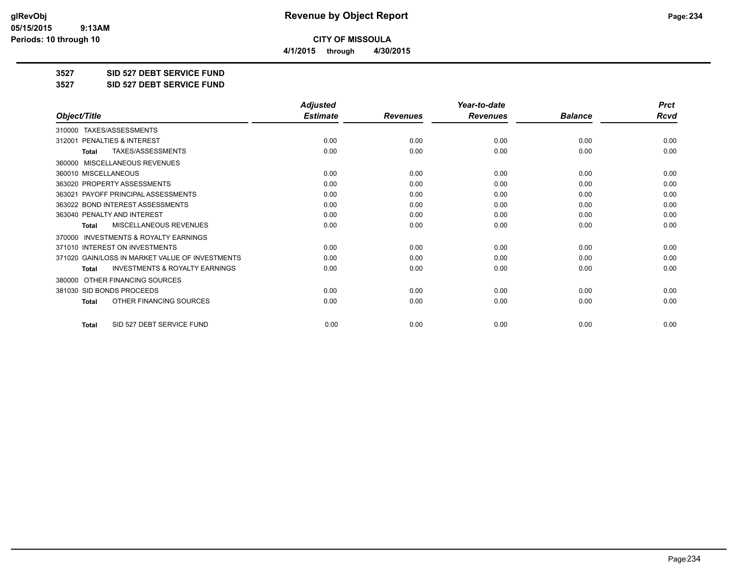# Revenue by Object Report

**CITY OF MISSOULA**

**4/1/2015 through 4/30/2015**

**3527 SID 527 DEBT SERVICE FUND**

**3527 SID 527 DEBT SERVICE FUND**

| Object/Title | Adjusted Estimate | Revenues | Year-to-date Revenues | Balance | Prct Rcvd |
|---|---|---|---|---|---|
| 310000 TAXES/ASSESSMENTS | | | | | |
| 312001 PENALTIES & INTEREST | 0.00 | 0.00 | 0.00 | 0.00 | 0.00 |
| **Total** TAXES/ASSESSMENTS | 0.00 | 0.00 | 0.00 | 0.00 | 0.00 |
| 360000 MISCELLANEOUS REVENUES | | | | | |
| 360010 MISCELLANEOUS | 0.00 | 0.00 | 0.00 | 0.00 | 0.00 |
| 363020 PROPERTY ASSESSMENTS | 0.00 | 0.00 | 0.00 | 0.00 | 0.00 |
| 363021 PAYOFF PRINCIPAL ASSESSMENTS | 0.00 | 0.00 | 0.00 | 0.00 | 0.00 |
| 363022 BOND INTEREST ASSESSMENTS | 0.00 | 0.00 | 0.00 | 0.00 | 0.00 |
| 363040 PENALTY AND INTEREST | 0.00 | 0.00 | 0.00 | 0.00 | 0.00 |
| **Total** MISCELLANEOUS REVENUES | 0.00 | 0.00 | 0.00 | 0.00 | 0.00 |
| 370000 INVESTMENTS & ROYALTY EARNINGS | | | | | |
| 371010 INTEREST ON INVESTMENTS | 0.00 | 0.00 | 0.00 | 0.00 | 0.00 |
| 371020 GAIN/LOSS IN MARKET VALUE OF INVESTMENTS | 0.00 | 0.00 | 0.00 | 0.00 | 0.00 |
| **Total** INVESTMENTS & ROYALTY EARNINGS | 0.00 | 0.00 | 0.00 | 0.00 | 0.00 |
| 380000 OTHER FINANCING SOURCES | | | | | |
| 381030 SID BONDS PROCEEDS | 0.00 | 0.00 | 0.00 | 0.00 | 0.00 |
| **Total** OTHER FINANCING SOURCES | 0.00 | 0.00 | 0.00 | 0.00 | 0.00 |
| **Total** SID 527 DEBT SERVICE FUND | 0.00 | 0.00 | 0.00 | 0.00 | 0.00 |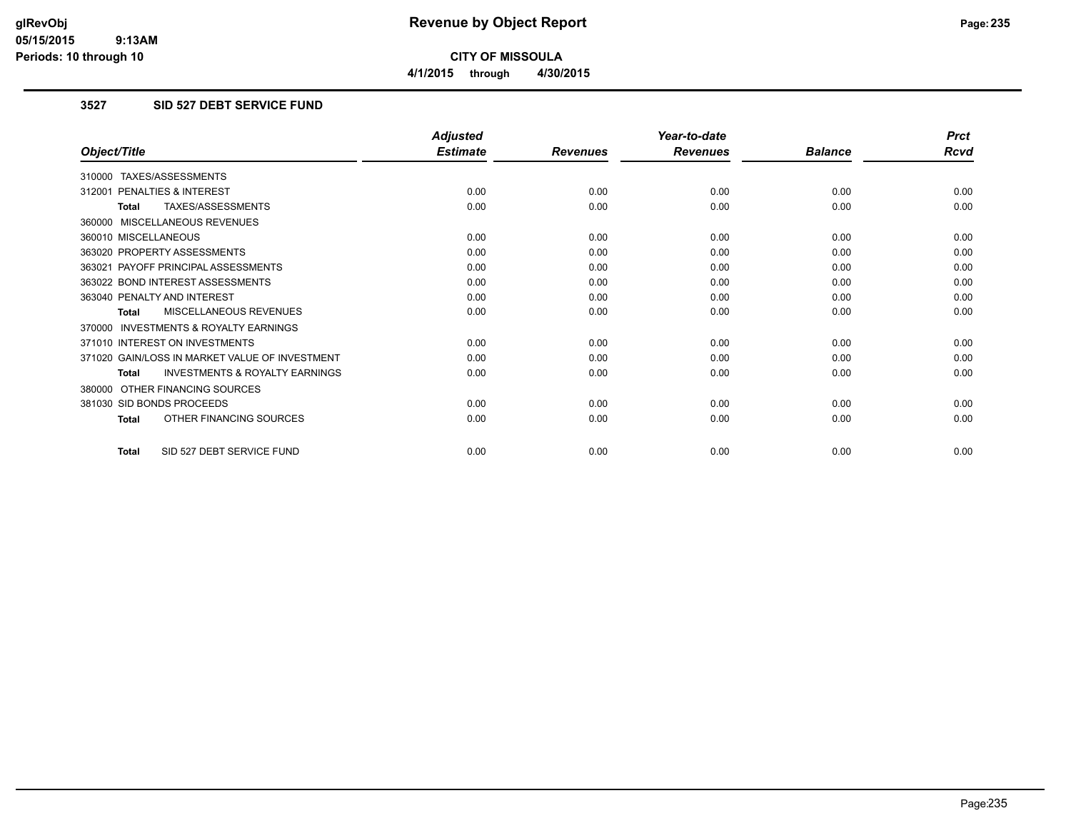# Revenue by Object Report

**CITY OF MISSOULA**

**4/1/2015 through 4/30/2015**

glRevObj
05/15/2015 9:13AM
Periods: 10 through 10

## 3527 SID 527 DEBT SERVICE FUND

| Object/Title | Adjusted Estimate | Revenues | Year-to-date Revenues | Balance | Prct Rcvd |
|---|---|---|---|---|---|
| 310000 TAXES/ASSESSMENTS | | | | | |
| 312001 PENALTIES & INTEREST | 0.00 | 0.00 | 0.00 | 0.00 | 0.00 |
| **Total** TAXES/ASSESSMENTS | 0.00 | 0.00 | 0.00 | 0.00 | 0.00 |
| 360000 MISCELLANEOUS REVENUES | | | | | |
| 360010 MISCELLANEOUS | 0.00 | 0.00 | 0.00 | 0.00 | 0.00 |
| 363020 PROPERTY ASSESSMENTS | 0.00 | 0.00 | 0.00 | 0.00 | 0.00 |
| 363021 PAYOFF PRINCIPAL ASSESSMENTS | 0.00 | 0.00 | 0.00 | 0.00 | 0.00 |
| 363022 BOND INTEREST ASSESSMENTS | 0.00 | 0.00 | 0.00 | 0.00 | 0.00 |
| 363040 PENALTY AND INTEREST | 0.00 | 0.00 | 0.00 | 0.00 | 0.00 |
| **Total** MISCELLANEOUS REVENUES | 0.00 | 0.00 | 0.00 | 0.00 | 0.00 |
| 370000 INVESTMENTS & ROYALTY EARNINGS | | | | | |
| 371010 INTEREST ON INVESTMENTS | 0.00 | 0.00 | 0.00 | 0.00 | 0.00 |
| 371020 GAIN/LOSS IN MARKET VALUE OF INVESTMENT | 0.00 | 0.00 | 0.00 | 0.00 | 0.00 |
| **Total** INVESTMENTS & ROYALTY EARNINGS | 0.00 | 0.00 | 0.00 | 0.00 | 0.00 |
| 380000 OTHER FINANCING SOURCES | | | | | |
| 381030 SID BONDS PROCEEDS | 0.00 | 0.00 | 0.00 | 0.00 | 0.00 |
| **Total** OTHER FINANCING SOURCES | 0.00 | 0.00 | 0.00 | 0.00 | 0.00 |
| **Total** SID 527 DEBT SERVICE FUND | 0.00 | 0.00 | 0.00 | 0.00 | 0.00 |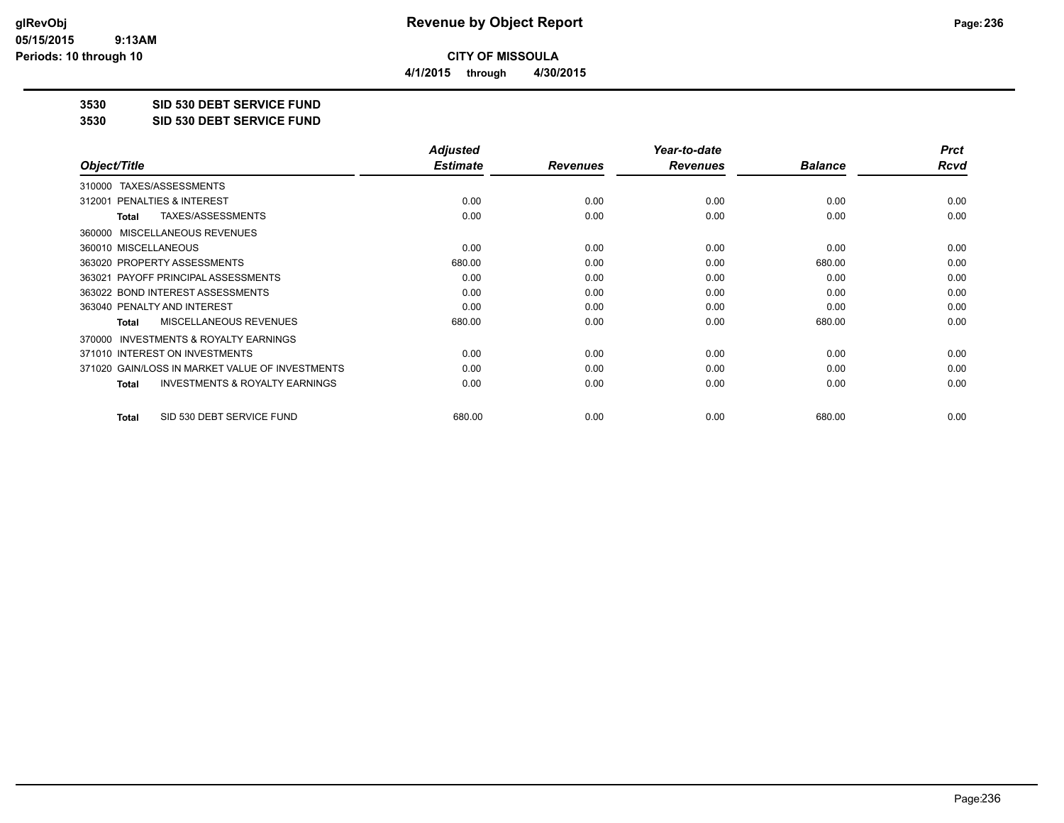# Revenue by Object Report

**CITY OF MISSOULA**

**4/1/2015 through 4/30/2015**

glRevObj
05/15/2015 9:13AM
Periods: 10 through 10

**3530 SID 530 DEBT SERVICE FUND**

**3530 SID 530 DEBT SERVICE FUND**

| Object/Title | Adjusted Estimate | Revenues | Year-to-date Revenues | Balance | Prct Rcvd |
|---|---|---|---|---|---|
| 310000 TAXES/ASSESSMENTS | | | | | |
| 312001 PENALTIES & INTEREST | 0.00 | 0.00 | 0.00 | 0.00 | 0.00 |
| **Total** TAXES/ASSESSMENTS | 0.00 | 0.00 | 0.00 | 0.00 | 0.00 |
| 360000 MISCELLANEOUS REVENUES | | | | | |
| 360010 MISCELLANEOUS | 0.00 | 0.00 | 0.00 | 0.00 | 0.00 |
| 363020 PROPERTY ASSESSMENTS | 680.00 | 0.00 | 0.00 | 680.00 | 0.00 |
| 363021 PAYOFF PRINCIPAL ASSESSMENTS | 0.00 | 0.00 | 0.00 | 0.00 | 0.00 |
| 363022 BOND INTEREST ASSESSMENTS | 0.00 | 0.00 | 0.00 | 0.00 | 0.00 |
| 363040 PENALTY AND INTEREST | 0.00 | 0.00 | 0.00 | 0.00 | 0.00 |
| **Total** MISCELLANEOUS REVENUES | 680.00 | 0.00 | 0.00 | 680.00 | 0.00 |
| 370000 INVESTMENTS & ROYALTY EARNINGS | | | | | |
| 371010 INTEREST ON INVESTMENTS | 0.00 | 0.00 | 0.00 | 0.00 | 0.00 |
| 371020 GAIN/LOSS IN MARKET VALUE OF INVESTMENTS | 0.00 | 0.00 | 0.00 | 0.00 | 0.00 |
| **Total** INVESTMENTS & ROYALTY EARNINGS | 0.00 | 0.00 | 0.00 | 0.00 | 0.00 |
| **Total** SID 530 DEBT SERVICE FUND | 680.00 | 0.00 | 0.00 | 680.00 | 0.00 |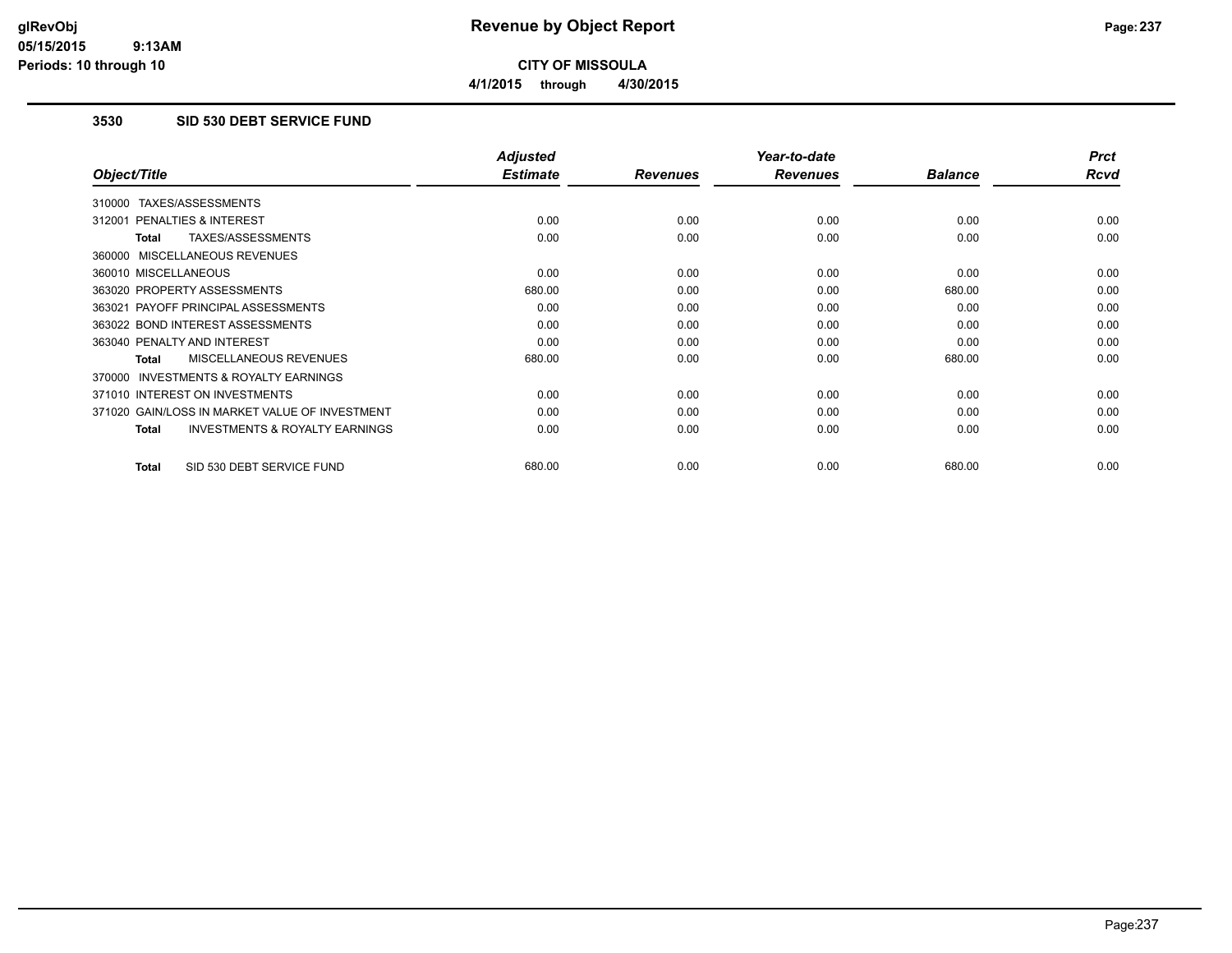**CITY OF MISSOULA**

**4/1/2015 through 4/30/2015**

## 3530 SID 530 DEBT SERVICE FUND

| Object/Title | Adjusted Estimate | Revenues | Year-to-date Revenues | Balance | Prct Rcvd |
|---|---|---|---|---|---|
| 310000 TAXES/ASSESSMENTS | | | | | |
| 312001 PENALTIES & INTEREST | 0.00 | 0.00 | 0.00 | 0.00 | 0.00 |
| **Total** TAXES/ASSESSMENTS | 0.00 | 0.00 | 0.00 | 0.00 | 0.00 |
| 360000 MISCELLANEOUS REVENUES | | | | | |
| 360010 MISCELLANEOUS | 0.00 | 0.00 | 0.00 | 0.00 | 0.00 |
| 363020 PROPERTY ASSESSMENTS | 680.00 | 0.00 | 0.00 | 680.00 | 0.00 |
| 363021 PAYOFF PRINCIPAL ASSESSMENTS | 0.00 | 0.00 | 0.00 | 0.00 | 0.00 |
| 363022 BOND INTEREST ASSESSMENTS | 0.00 | 0.00 | 0.00 | 0.00 | 0.00 |
| 363040 PENALTY AND INTEREST | 0.00 | 0.00 | 0.00 | 0.00 | 0.00 |
| **Total** MISCELLANEOUS REVENUES | 680.00 | 0.00 | 0.00 | 680.00 | 0.00 |
| 370000 INVESTMENTS & ROYALTY EARNINGS | | | | | |
| 371010 INTEREST ON INVESTMENTS | 0.00 | 0.00 | 0.00 | 0.00 | 0.00 |
| 371020 GAIN/LOSS IN MARKET VALUE OF INVESTMENT | 0.00 | 0.00 | 0.00 | 0.00 | 0.00 |
| **Total** INVESTMENTS & ROYALTY EARNINGS | 0.00 | 0.00 | 0.00 | 0.00 | 0.00 |
| **Total** SID 530 DEBT SERVICE FUND | 680.00 | 0.00 | 0.00 | 680.00 | 0.00 |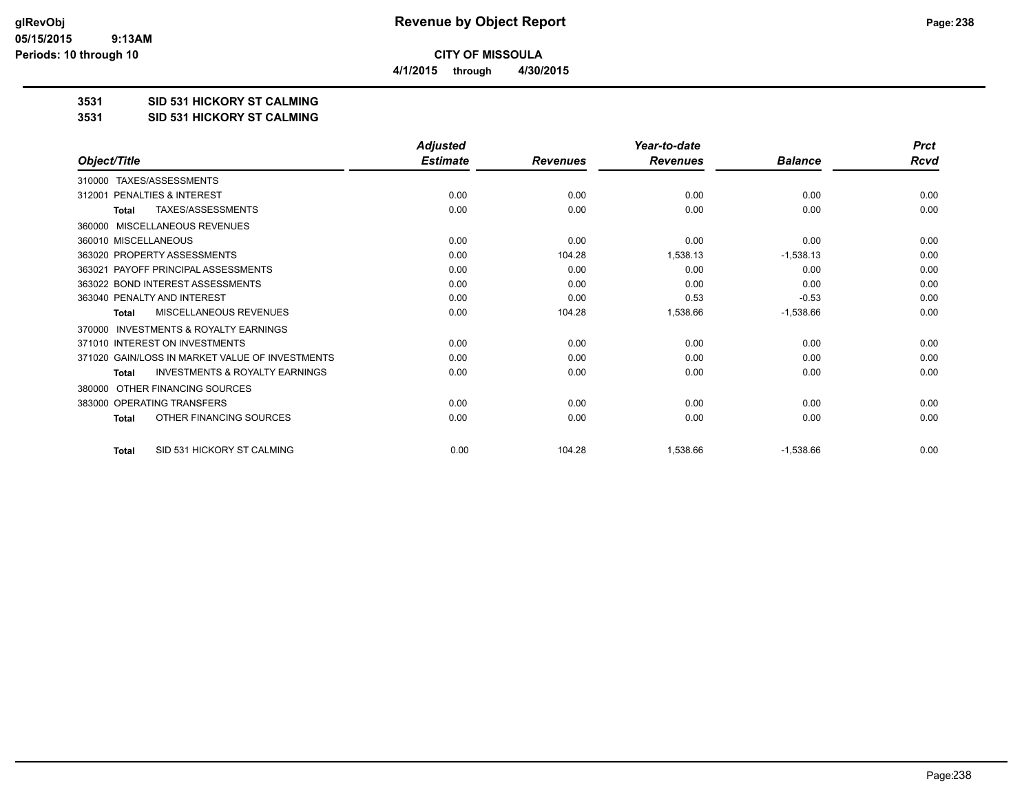# Revenue by Object Report

**CITY OF MISSOULA**

**4/1/2015 through 4/30/2015**

glRevObj
05/15/2015 9:13AM
Periods: 10 through 10

**3531 SID 531 HICKORY ST CALMING**

**3531 SID 531 HICKORY ST CALMING**

| Object/Title | Adjusted Estimate | Revenues | Year-to-date Revenues | Balance | Prct Rcvd |
|---|---|---|---|---|---|
| 310000 TAXES/ASSESSMENTS | | | | | |
| 312001 PENALTIES & INTEREST | 0.00 | 0.00 | 0.00 | 0.00 | 0.00 |
| **Total** TAXES/ASSESSMENTS | 0.00 | 0.00 | 0.00 | 0.00 | 0.00 |
| 360000 MISCELLANEOUS REVENUES | | | | | |
| 360010 MISCELLANEOUS | 0.00 | 0.00 | 0.00 | 0.00 | 0.00 |
| 363020 PROPERTY ASSESSMENTS | 0.00 | 104.28 | 1,538.13 | -1,538.13 | 0.00 |
| 363021 PAYOFF PRINCIPAL ASSESSMENTS | 0.00 | 0.00 | 0.00 | 0.00 | 0.00 |
| 363022 BOND INTEREST ASSESSMENTS | 0.00 | 0.00 | 0.00 | 0.00 | 0.00 |
| 363040 PENALTY AND INTEREST | 0.00 | 0.00 | 0.53 | -0.53 | 0.00 |
| **Total** MISCELLANEOUS REVENUES | 0.00 | 104.28 | 1,538.66 | -1,538.66 | 0.00 |
| 370000 INVESTMENTS & ROYALTY EARNINGS | | | | | |
| 371010 INTEREST ON INVESTMENTS | 0.00 | 0.00 | 0.00 | 0.00 | 0.00 |
| 371020 GAIN/LOSS IN MARKET VALUE OF INVESTMENTS | 0.00 | 0.00 | 0.00 | 0.00 | 0.00 |
| **Total** INVESTMENTS & ROYALTY EARNINGS | 0.00 | 0.00 | 0.00 | 0.00 | 0.00 |
| 380000 OTHER FINANCING SOURCES | | | | | |
| 383000 OPERATING TRANSFERS | 0.00 | 0.00 | 0.00 | 0.00 | 0.00 |
| **Total** OTHER FINANCING SOURCES | 0.00 | 0.00 | 0.00 | 0.00 | 0.00 |
| **Total** SID 531 HICKORY ST CALMING | 0.00 | 104.28 | 1,538.66 | -1,538.66 | 0.00 |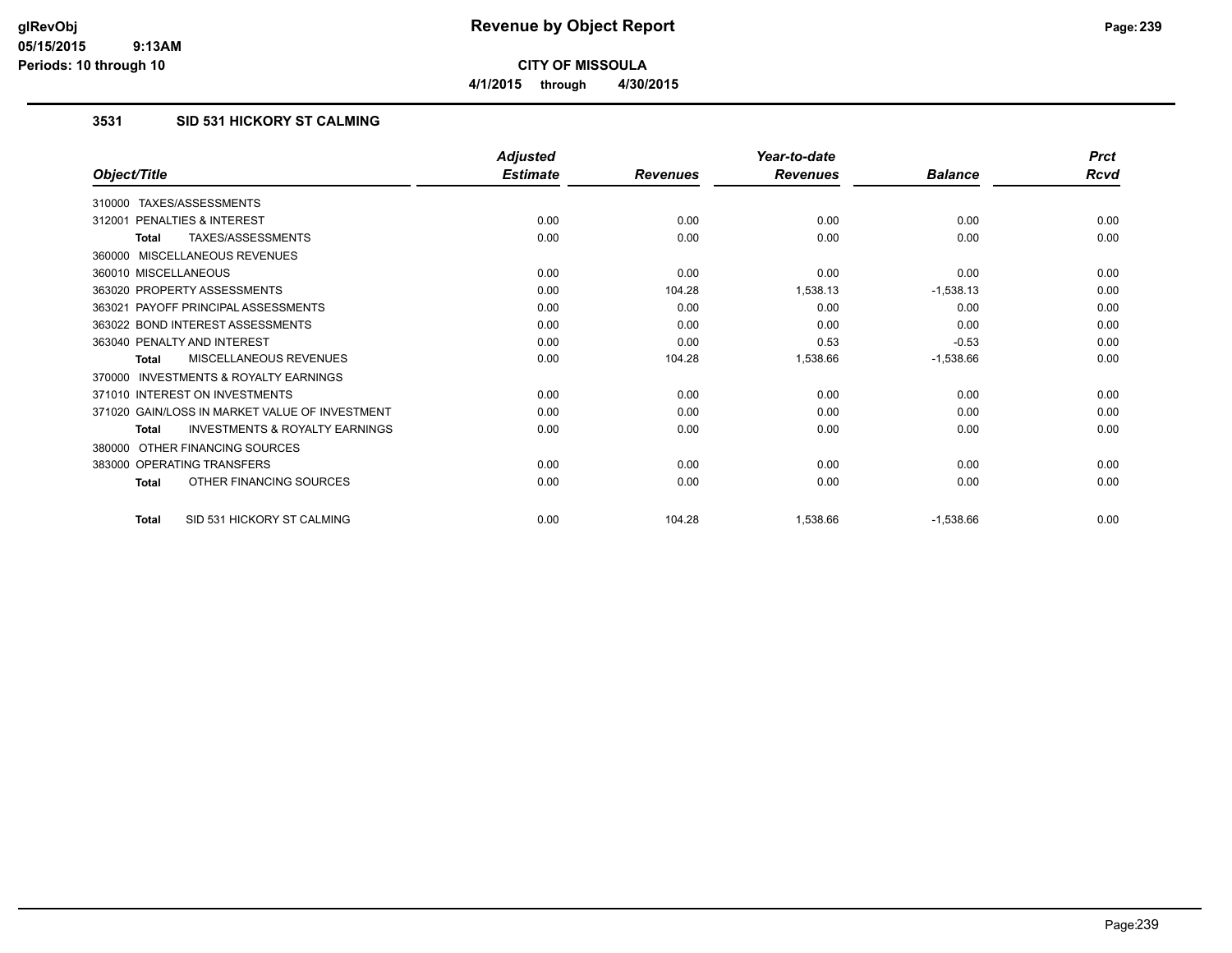# Revenue by Object Report

**CITY OF MISSOULA**

**4/1/2015 through 4/30/2015**

glRevObj
05/15/2015 9:13AM
Periods: 10 through 10

### 3531 SID 531 HICKORY ST CALMING

| Object/Title | Adjusted Estimate | Revenues | Year-to-date Revenues | Balance | Prct Rcvd |
|---|---|---|---|---|---|
| 310000 TAXES/ASSESSMENTS | | | | | |
| 312001 PENALTIES & INTEREST | 0.00 | 0.00 | 0.00 | 0.00 | 0.00 |
| **Total** TAXES/ASSESSMENTS | 0.00 | 0.00 | 0.00 | 0.00 | 0.00 |
| 360000 MISCELLANEOUS REVENUES | | | | | |
| 360010 MISCELLANEOUS | 0.00 | 0.00 | 0.00 | 0.00 | 0.00 |
| 363020 PROPERTY ASSESSMENTS | 0.00 | 104.28 | 1,538.13 | -1,538.13 | 0.00 |
| 363021 PAYOFF PRINCIPAL ASSESSMENTS | 0.00 | 0.00 | 0.00 | 0.00 | 0.00 |
| 363022 BOND INTEREST ASSESSMENTS | 0.00 | 0.00 | 0.00 | 0.00 | 0.00 |
| 363040 PENALTY AND INTEREST | 0.00 | 0.00 | 0.53 | -0.53 | 0.00 |
| **Total** MISCELLANEOUS REVENUES | 0.00 | 104.28 | 1,538.66 | -1,538.66 | 0.00 |
| 370000 INVESTMENTS & ROYALTY EARNINGS | | | | | |
| 371010 INTEREST ON INVESTMENTS | 0.00 | 0.00 | 0.00 | 0.00 | 0.00 |
| 371020 GAIN/LOSS IN MARKET VALUE OF INVESTMENT | 0.00 | 0.00 | 0.00 | 0.00 | 0.00 |
| **Total** INVESTMENTS & ROYALTY EARNINGS | 0.00 | 0.00 | 0.00 | 0.00 | 0.00 |
| 380000 OTHER FINANCING SOURCES | | | | | |
| 383000 OPERATING TRANSFERS | 0.00 | 0.00 | 0.00 | 0.00 | 0.00 |
| **Total** OTHER FINANCING SOURCES | 0.00 | 0.00 | 0.00 | 0.00 | 0.00 |
| **Total** SID 531 HICKORY ST CALMING | 0.00 | 104.28 | 1,538.66 | -1,538.66 | 0.00 |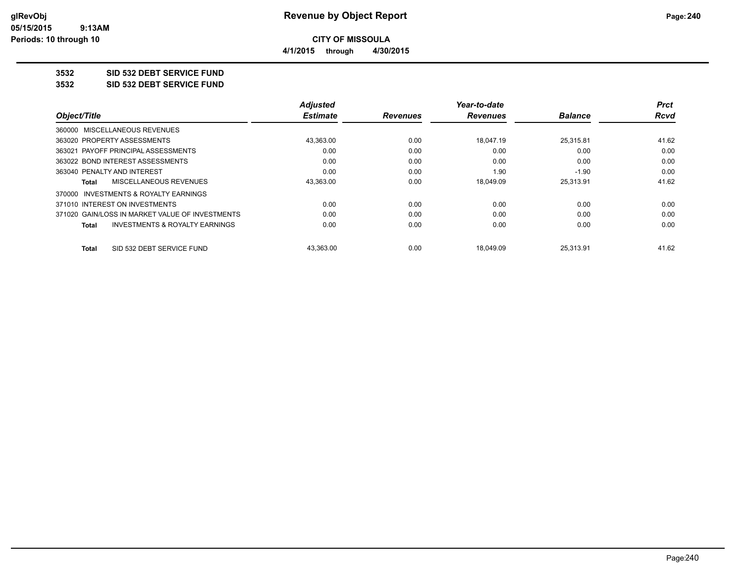# Revenue by Object Report

**CITY OF MISSOULA**

**4/1/2015 through 4/30/2015**

glRevObj
05/15/2015 9:13AM
Periods: 10 through 10

**3532 SID 532 DEBT SERVICE FUND**

**3532 SID 532 DEBT SERVICE FUND**

| Object/Title | Adjusted Estimate | Revenues | Year-to-date Revenues | Balance | Prct Rcvd |
|---|---|---|---|---|---|
| 360000 MISCELLANEOUS REVENUES | | | | | |
| 363020 PROPERTY ASSESSMENTS | 43,363.00 | 0.00 | 18,047.19 | 25,315.81 | 41.62 |
| 363021 PAYOFF PRINCIPAL ASSESSMENTS | 0.00 | 0.00 | 0.00 | 0.00 | 0.00 |
| 363022 BOND INTEREST ASSESSMENTS | 0.00 | 0.00 | 0.00 | 0.00 | 0.00 |
| 363040 PENALTY AND INTEREST | 0.00 | 0.00 | 1.90 | -1.90 | 0.00 |
| **Total** MISCELLANEOUS REVENUES | 43,363.00 | 0.00 | 18,049.09 | 25,313.91 | 41.62 |
| 370000 INVESTMENTS & ROYALTY EARNINGS | | | | | |
| 371010 INTEREST ON INVESTMENTS | 0.00 | 0.00 | 0.00 | 0.00 | 0.00 |
| 371020 GAIN/LOSS IN MARKET VALUE OF INVESTMENTS | 0.00 | 0.00 | 0.00 | 0.00 | 0.00 |
| **Total** INVESTMENTS & ROYALTY EARNINGS | 0.00 | 0.00 | 0.00 | 0.00 | 0.00 |
| **Total** SID 532 DEBT SERVICE FUND | 43,363.00 | 0.00 | 18,049.09 | 25,313.91 | 41.62 |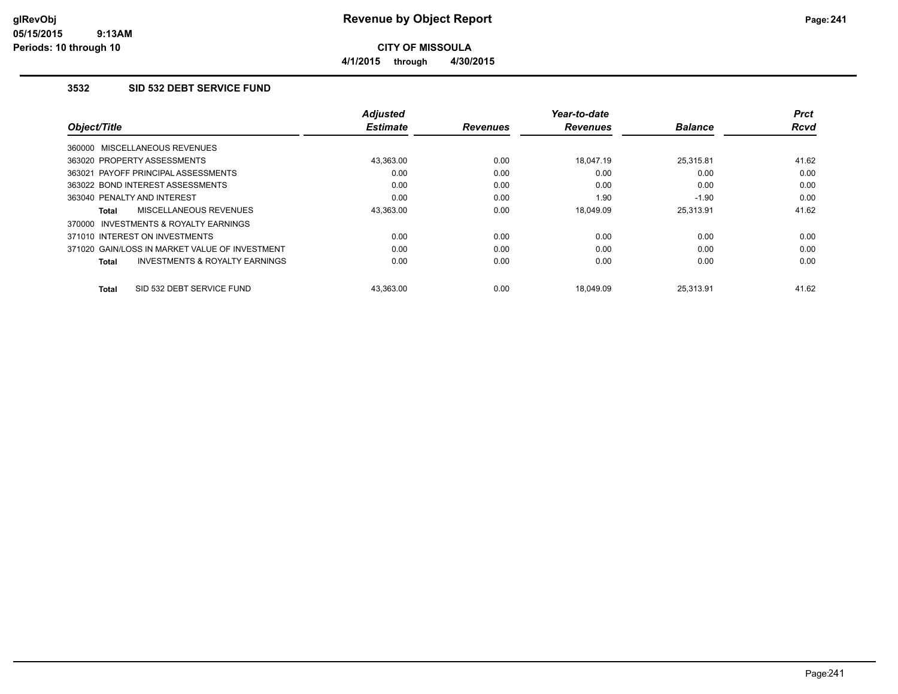# Revenue by Object Report

**CITY OF MISSOULA**

**4/1/2015 through 4/30/2015**

glRevObj
05/15/2015 9:13AM
Periods: 10 through 10

### 3532 SID 532 DEBT SERVICE FUND

| Object/Title | Adjusted Estimate | Revenues | Year-to-date Revenues | Balance | Prct Rcvd |
|---|---|---|---|---|---|
| 360000 MISCELLANEOUS REVENUES | | | | | |
| 363020 PROPERTY ASSESSMENTS | 43,363.00 | 0.00 | 18,047.19 | 25,315.81 | 41.62 |
| 363021 PAYOFF PRINCIPAL ASSESSMENTS | 0.00 | 0.00 | 0.00 | 0.00 | 0.00 |
| 363022 BOND INTEREST ASSESSMENTS | 0.00 | 0.00 | 0.00 | 0.00 | 0.00 |
| 363040 PENALTY AND INTEREST | 0.00 | 0.00 | 1.90 | -1.90 | 0.00 |
| **Total** MISCELLANEOUS REVENUES | 43,363.00 | 0.00 | 18,049.09 | 25,313.91 | 41.62 |
| 370000 INVESTMENTS & ROYALTY EARNINGS | | | | | |
| 371010 INTEREST ON INVESTMENTS | 0.00 | 0.00 | 0.00 | 0.00 | 0.00 |
| 371020 GAIN/LOSS IN MARKET VALUE OF INVESTMENT | 0.00 | 0.00 | 0.00 | 0.00 | 0.00 |
| **Total** INVESTMENTS & ROYALTY EARNINGS | 0.00 | 0.00 | 0.00 | 0.00 | 0.00 |
| **Total** SID 532 DEBT SERVICE FUND | 43,363.00 | 0.00 | 18,049.09 | 25,313.91 | 41.62 |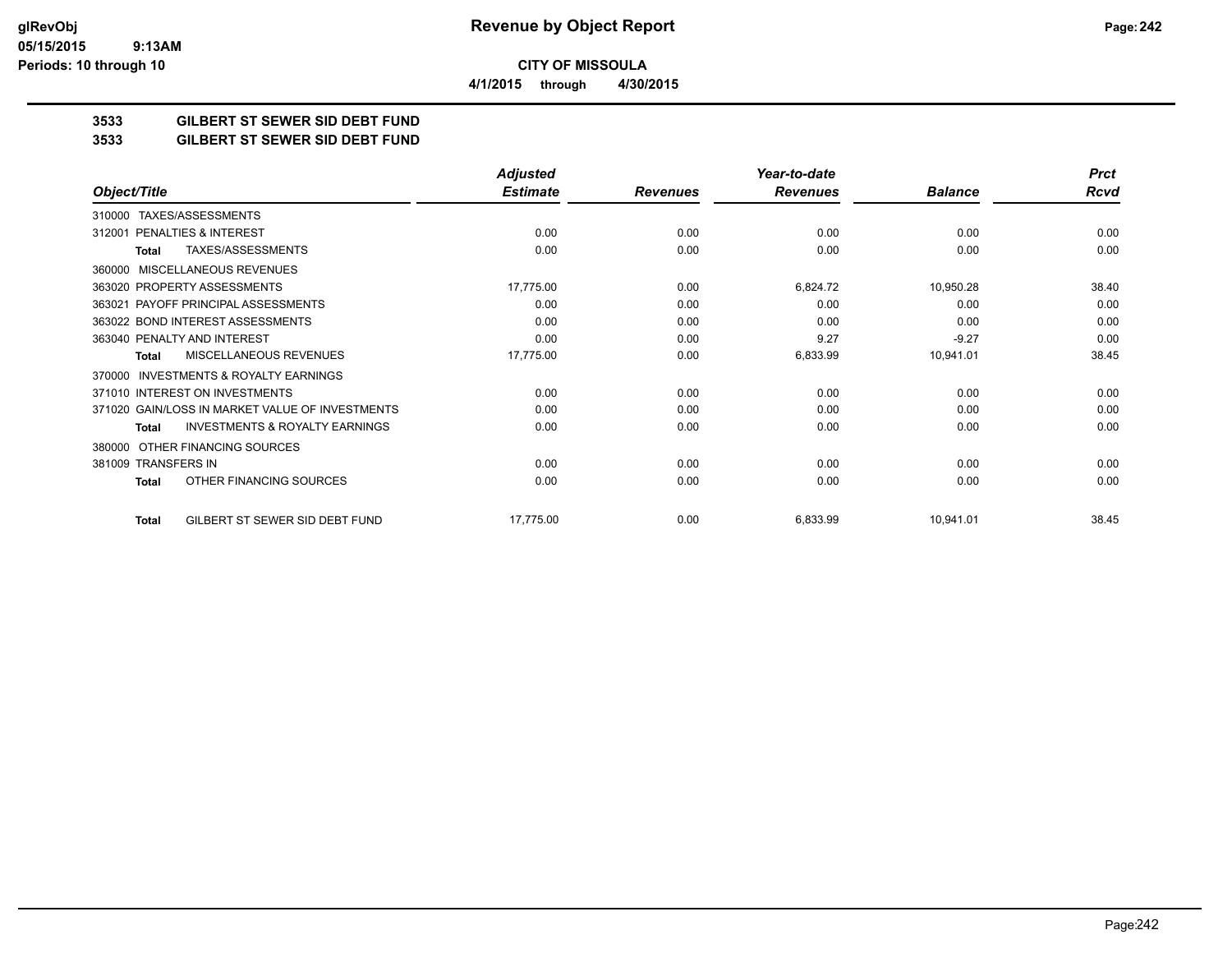glRevObj
05/15/2015 9:13AM
Periods: 10 through 10

# Revenue by Object Report

**CITY OF MISSOULA**

**4/1/2015 through 4/30/2015**

## 3533 GILBERT ST SEWER SID DEBT FUND
## 3533 GILBERT ST SEWER SID DEBT FUND

| Object/Title | Adjusted Estimate | Revenues | Year-to-date Revenues | Balance | Prct Rcvd |
|---|---|---|---|---|---|
| 310000 TAXES/ASSESSMENTS | | | | | |
| 312001 PENALTIES & INTEREST | 0.00 | 0.00 | 0.00 | 0.00 | 0.00 |
| **Total** TAXES/ASSESSMENTS | 0.00 | 0.00 | 0.00 | 0.00 | 0.00 |
| 360000 MISCELLANEOUS REVENUES | | | | | |
| 363020 PROPERTY ASSESSMENTS | 17,775.00 | 0.00 | 6,824.72 | 10,950.28 | 38.40 |
| 363021 PAYOFF PRINCIPAL ASSESSMENTS | 0.00 | 0.00 | 0.00 | 0.00 | 0.00 |
| 363022 BOND INTEREST ASSESSMENTS | 0.00 | 0.00 | 0.00 | 0.00 | 0.00 |
| 363040 PENALTY AND INTEREST | 0.00 | 0.00 | 9.27 | -9.27 | 0.00 |
| **Total** MISCELLANEOUS REVENUES | 17,775.00 | 0.00 | 6,833.99 | 10,941.01 | 38.45 |
| 370000 INVESTMENTS & ROYALTY EARNINGS | | | | | |
| 371010 INTEREST ON INVESTMENTS | 0.00 | 0.00 | 0.00 | 0.00 | 0.00 |
| 371020 GAIN/LOSS IN MARKET VALUE OF INVESTMENTS | 0.00 | 0.00 | 0.00 | 0.00 | 0.00 |
| **Total** INVESTMENTS & ROYALTY EARNINGS | 0.00 | 0.00 | 0.00 | 0.00 | 0.00 |
| 380000 OTHER FINANCING SOURCES | | | | | |
| 381009 TRANSFERS IN | 0.00 | 0.00 | 0.00 | 0.00 | 0.00 |
| **Total** OTHER FINANCING SOURCES | 0.00 | 0.00 | 0.00 | 0.00 | 0.00 |
| **Total** GILBERT ST SEWER SID DEBT FUND | 17,775.00 | 0.00 | 6,833.99 | 10,941.01 | 38.45 |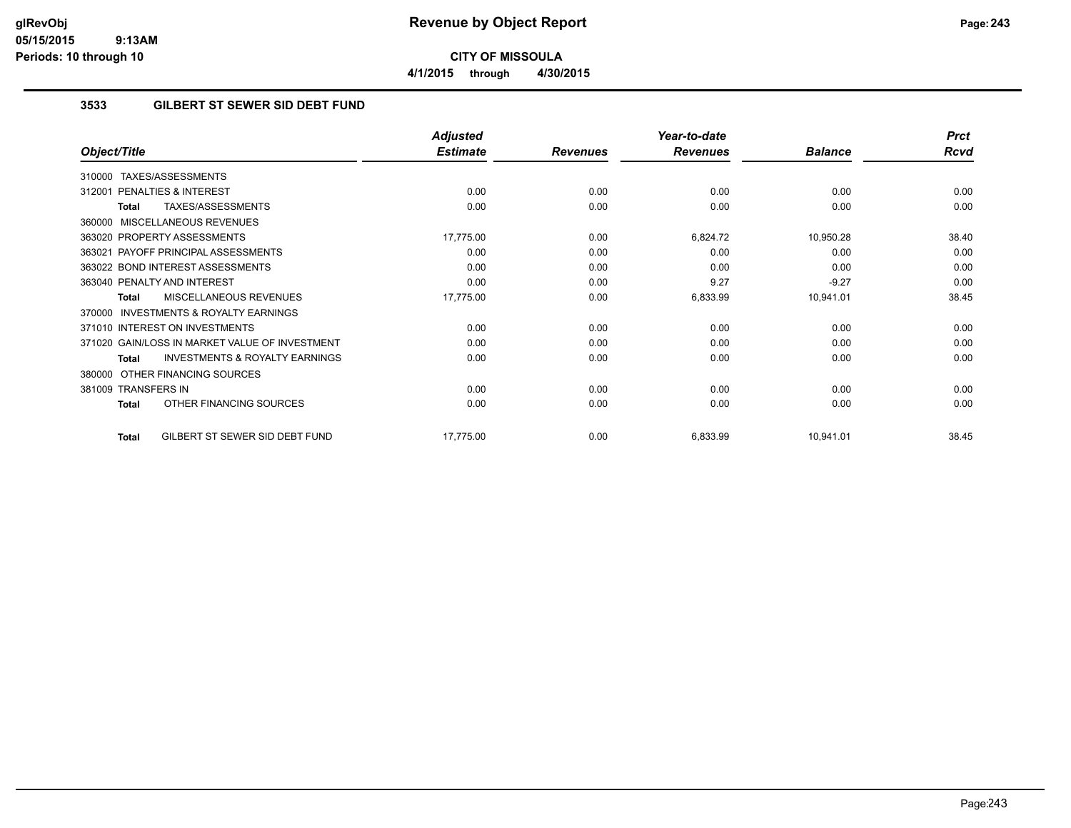**glRevObj**
**05/15/2015 9:13AM**
**Periods: 10 through 10**

# Revenue by Object Report

**CITY OF MISSOULA**

**4/1/2015 through 4/30/2015**

## 3533 GILBERT ST SEWER SID DEBT FUND

| Object/Title | Adjusted Estimate | Revenues | Year-to-date Revenues | Balance | Prct Rcvd |
|---|---|---|---|---|---|
| 310000 TAXES/ASSESSMENTS | | | | | |
| 312001 PENALTIES & INTEREST | 0.00 | 0.00 | 0.00 | 0.00 | 0.00 |
| **Total** TAXES/ASSESSMENTS | 0.00 | 0.00 | 0.00 | 0.00 | 0.00 |
| 360000 MISCELLANEOUS REVENUES | | | | | |
| 363020 PROPERTY ASSESSMENTS | 17,775.00 | 0.00 | 6,824.72 | 10,950.28 | 38.40 |
| 363021 PAYOFF PRINCIPAL ASSESSMENTS | 0.00 | 0.00 | 0.00 | 0.00 | 0.00 |
| 363022 BOND INTEREST ASSESSMENTS | 0.00 | 0.00 | 0.00 | 0.00 | 0.00 |
| 363040 PENALTY AND INTEREST | 0.00 | 0.00 | 9.27 | -9.27 | 0.00 |
| **Total** MISCELLANEOUS REVENUES | 17,775.00 | 0.00 | 6,833.99 | 10,941.01 | 38.45 |
| 370000 INVESTMENTS & ROYALTY EARNINGS | | | | | |
| 371010 INTEREST ON INVESTMENTS | 0.00 | 0.00 | 0.00 | 0.00 | 0.00 |
| 371020 GAIN/LOSS IN MARKET VALUE OF INVESTMENT | 0.00 | 0.00 | 0.00 | 0.00 | 0.00 |
| **Total** INVESTMENTS & ROYALTY EARNINGS | 0.00 | 0.00 | 0.00 | 0.00 | 0.00 |
| 380000 OTHER FINANCING SOURCES | | | | | |
| 381009 TRANSFERS IN | 0.00 | 0.00 | 0.00 | 0.00 | 0.00 |
| **Total** OTHER FINANCING SOURCES | 0.00 | 0.00 | 0.00 | 0.00 | 0.00 |
| **Total** GILBERT ST SEWER SID DEBT FUND | 17,775.00 | 0.00 | 6,833.99 | 10,941.01 | 38.45 |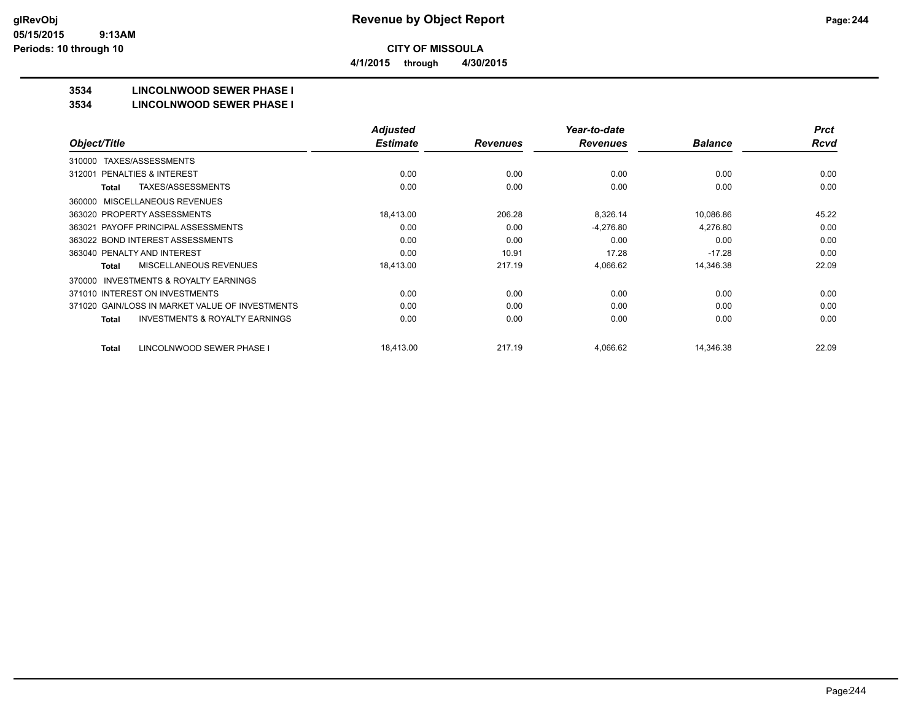# Revenue by Object Report

**CITY OF MISSOULA**

**4/1/2015 through 4/30/2015**

## 3534 LINCOLNWOOD SEWER PHASE I

## 3534 LINCOLNWOOD SEWER PHASE I

| Object/Title | Adjusted Estimate | Revenues | Year-to-date Revenues | Balance | Prct Rcvd |
|---|---|---|---|---|---|
| 310000 TAXES/ASSESSMENTS | | | | | |
| 312001 PENALTIES & INTEREST | 0.00 | 0.00 | 0.00 | 0.00 | 0.00 |
| **Total** TAXES/ASSESSMENTS | 0.00 | 0.00 | 0.00 | 0.00 | 0.00 |
| 360000 MISCELLANEOUS REVENUES | | | | | |
| 363020 PROPERTY ASSESSMENTS | 18,413.00 | 206.28 | 8,326.14 | 10,086.86 | 45.22 |
| 363021 PAYOFF PRINCIPAL ASSESSMENTS | 0.00 | 0.00 | -4,276.80 | 4,276.80 | 0.00 |
| 363022 BOND INTEREST ASSESSMENTS | 0.00 | 0.00 | 0.00 | 0.00 | 0.00 |
| 363040 PENALTY AND INTEREST | 0.00 | 10.91 | 17.28 | -17.28 | 0.00 |
| **Total** MISCELLANEOUS REVENUES | 18,413.00 | 217.19 | 4,066.62 | 14,346.38 | 22.09 |
| 370000 INVESTMENTS & ROYALTY EARNINGS | | | | | |
| 371010 INTEREST ON INVESTMENTS | 0.00 | 0.00 | 0.00 | 0.00 | 0.00 |
| 371020 GAIN/LOSS IN MARKET VALUE OF INVESTMENTS | 0.00 | 0.00 | 0.00 | 0.00 | 0.00 |
| **Total** INVESTMENTS & ROYALTY EARNINGS | 0.00 | 0.00 | 0.00 | 0.00 | 0.00 |
| **Total** LINCOLNWOOD SEWER PHASE I | 18,413.00 | 217.19 | 4,066.62 | 14,346.38 | 22.09 |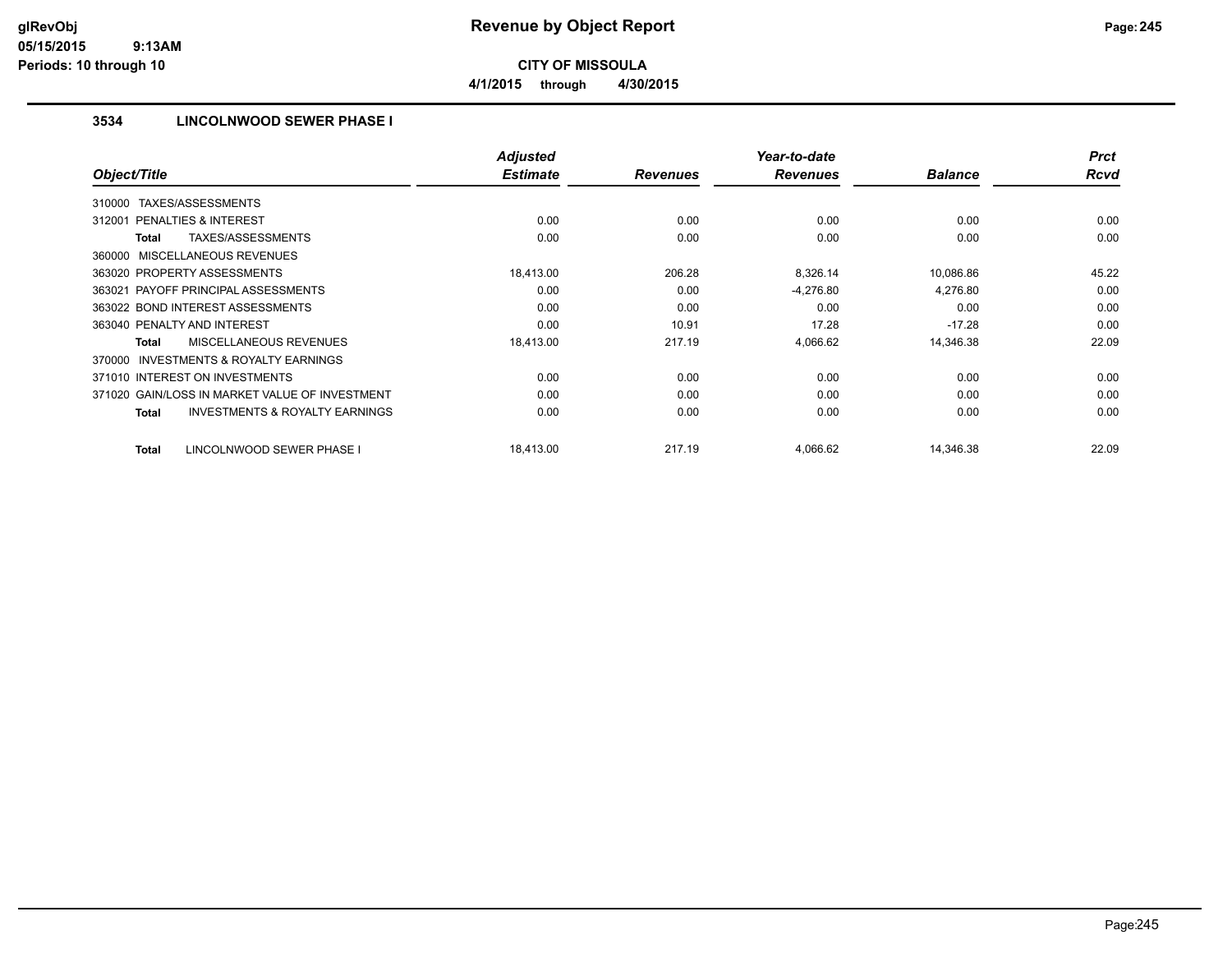**Revenue by Object Report**

**CITY OF MISSOULA**

**4/1/2015 through 4/30/2015**

glRevObj
05/15/2015 9:13AM
Periods: 10 through 10

### 3534 LINCOLNWOOD SEWER PHASE I

| Object/Title | Adjusted Estimate | Revenues | Year-to-date Revenues | Balance | Prct Rcvd |
|---|---|---|---|---|---|
| 310000 TAXES/ASSESSMENTS | | | | | |
| 312001 PENALTIES & INTEREST | 0.00 | 0.00 | 0.00 | 0.00 | 0.00 |
| **Total** TAXES/ASSESSMENTS | 0.00 | 0.00 | 0.00 | 0.00 | 0.00 |
| 360000 MISCELLANEOUS REVENUES | | | | | |
| 363020 PROPERTY ASSESSMENTS | 18,413.00 | 206.28 | 8,326.14 | 10,086.86 | 45.22 |
| 363021 PAYOFF PRINCIPAL ASSESSMENTS | 0.00 | 0.00 | -4,276.80 | 4,276.80 | 0.00 |
| 363022 BOND INTEREST ASSESSMENTS | 0.00 | 0.00 | 0.00 | 0.00 | 0.00 |
| 363040 PENALTY AND INTEREST | 0.00 | 10.91 | 17.28 | -17.28 | 0.00 |
| **Total** MISCELLANEOUS REVENUES | 18,413.00 | 217.19 | 4,066.62 | 14,346.38 | 22.09 |
| 370000 INVESTMENTS & ROYALTY EARNINGS | | | | | |
| 371010 INTEREST ON INVESTMENTS | 0.00 | 0.00 | 0.00 | 0.00 | 0.00 |
| 371020 GAIN/LOSS IN MARKET VALUE OF INVESTMENT | 0.00 | 0.00 | 0.00 | 0.00 | 0.00 |
| **Total** INVESTMENTS & ROYALTY EARNINGS | 0.00 | 0.00 | 0.00 | 0.00 | 0.00 |
| **Total** LINCOLNWOOD SEWER PHASE I | 18,413.00 | 217.19 | 4,066.62 | 14,346.38 | 22.09 |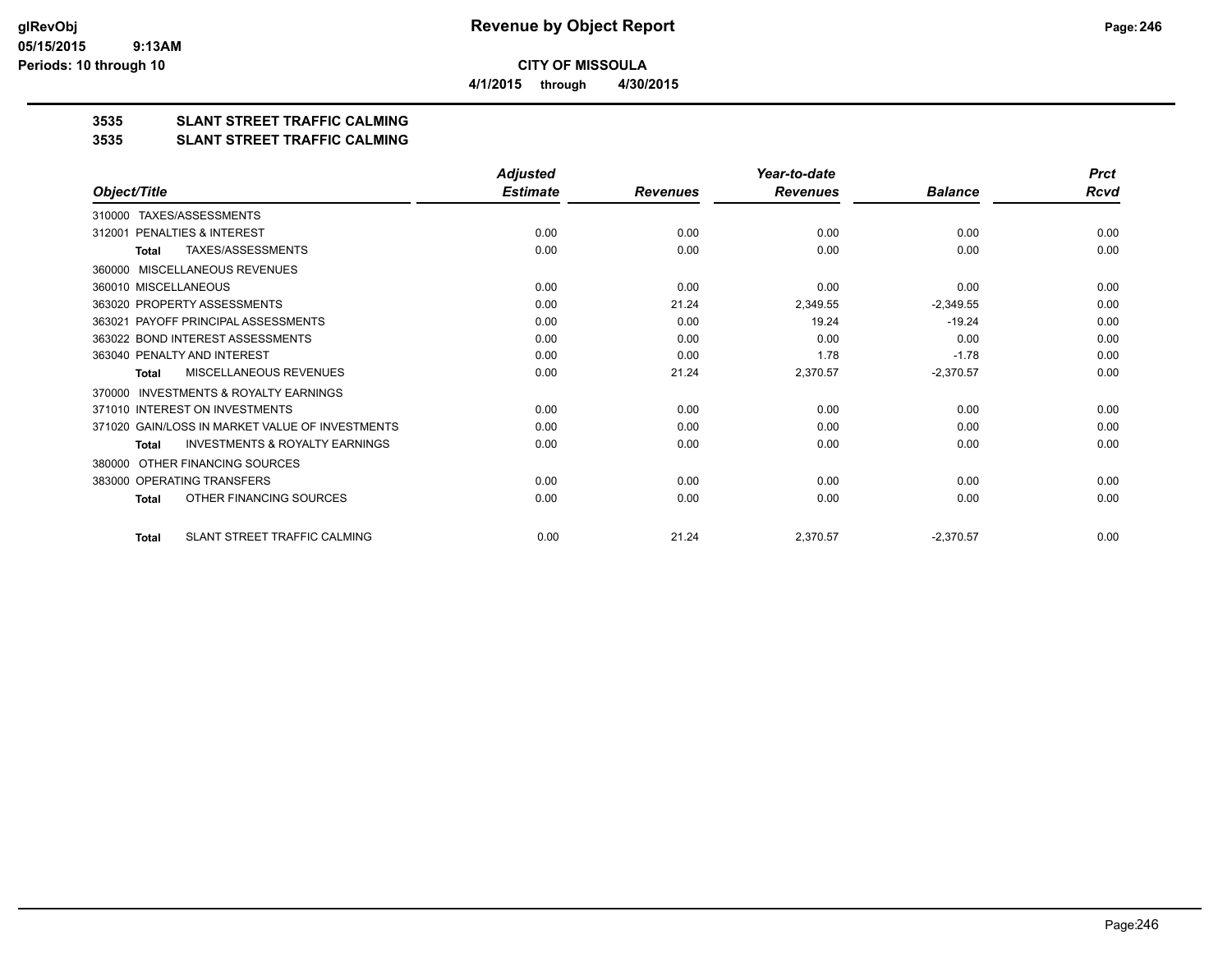**glRevObj**
**05/15/2015 9:13AM**
**Periods: 10 through 10**

# Revenue by Object Report

**CITY OF MISSOULA**

**4/1/2015 through 4/30/2015**

## 3535 SLANT STREET TRAFFIC CALMING
## 3535 SLANT STREET TRAFFIC CALMING

| Object/Title | Adjusted Estimate | Revenues | Year-to-date Revenues | Balance | Prct Rcvd |
|---|---|---|---|---|---|
| 310000 TAXES/ASSESSMENTS | | | | | |
| 312001 PENALTIES & INTEREST | 0.00 | 0.00 | 0.00 | 0.00 | 0.00 |
| **Total** TAXES/ASSESSMENTS | 0.00 | 0.00 | 0.00 | 0.00 | 0.00 |
| 360000 MISCELLANEOUS REVENUES | | | | | |
| 360010 MISCELLANEOUS | 0.00 | 0.00 | 0.00 | 0.00 | 0.00 |
| 363020 PROPERTY ASSESSMENTS | 0.00 | 21.24 | 2,349.55 | -2,349.55 | 0.00 |
| 363021 PAYOFF PRINCIPAL ASSESSMENTS | 0.00 | 0.00 | 19.24 | -19.24 | 0.00 |
| 363022 BOND INTEREST ASSESSMENTS | 0.00 | 0.00 | 0.00 | 0.00 | 0.00 |
| 363040 PENALTY AND INTEREST | 0.00 | 0.00 | 1.78 | -1.78 | 0.00 |
| **Total** MISCELLANEOUS REVENUES | 0.00 | 21.24 | 2,370.57 | -2,370.57 | 0.00 |
| 370000 INVESTMENTS & ROYALTY EARNINGS | | | | | |
| 371010 INTEREST ON INVESTMENTS | 0.00 | 0.00 | 0.00 | 0.00 | 0.00 |
| 371020 GAIN/LOSS IN MARKET VALUE OF INVESTMENTS | 0.00 | 0.00 | 0.00 | 0.00 | 0.00 |
| **Total** INVESTMENTS & ROYALTY EARNINGS | 0.00 | 0.00 | 0.00 | 0.00 | 0.00 |
| 380000 OTHER FINANCING SOURCES | | | | | |
| 383000 OPERATING TRANSFERS | 0.00 | 0.00 | 0.00 | 0.00 | 0.00 |
| **Total** OTHER FINANCING SOURCES | 0.00 | 0.00 | 0.00 | 0.00 | 0.00 |
| **Total** SLANT STREET TRAFFIC CALMING | 0.00 | 21.24 | 2,370.57 | -2,370.57 | 0.00 |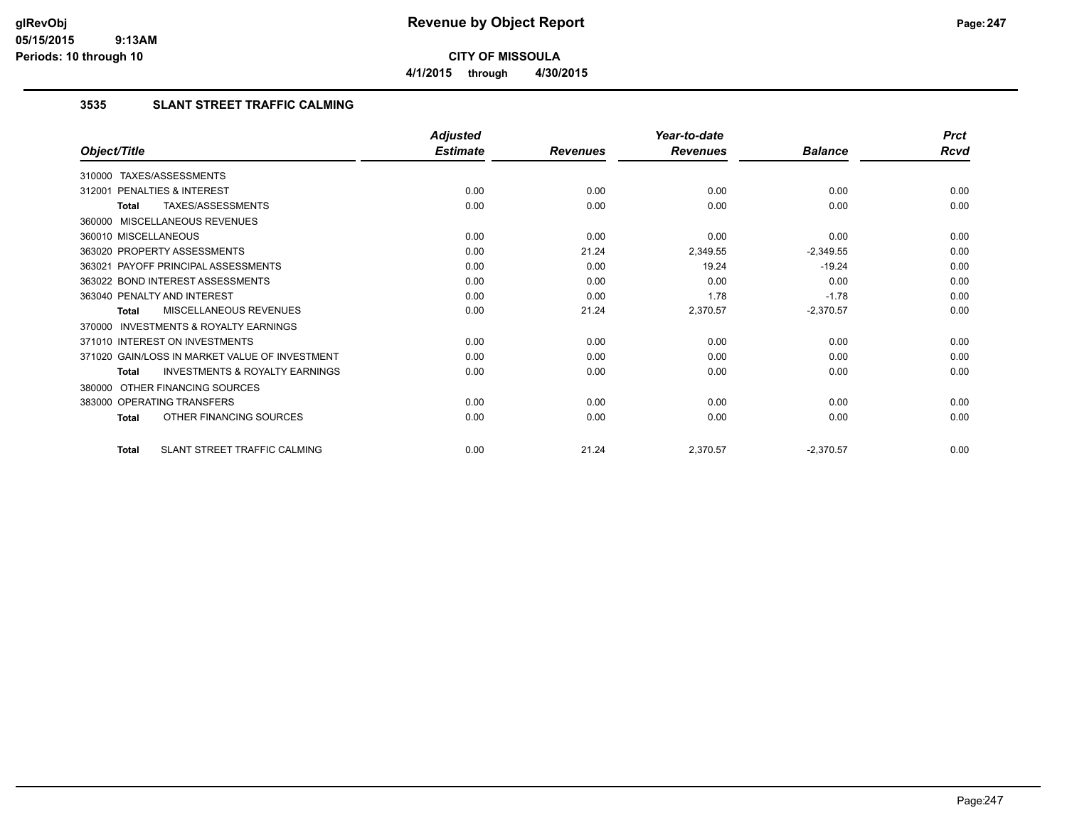**Revenue by Object Report**

**CITY OF MISSOULA**

**4/1/2015 through 4/30/2015**

### 3535 SLANT STREET TRAFFIC CALMING

| Object/Title | Adjusted Estimate | Revenues | Year-to-date Revenues | Balance | Prct Rcvd |
|---|---|---|---|---|---|
| 310000 TAXES/ASSESSMENTS | | | | | |
| 312001 PENALTIES & INTEREST | 0.00 | 0.00 | 0.00 | 0.00 | 0.00 |
| **Total** TAXES/ASSESSMENTS | 0.00 | 0.00 | 0.00 | 0.00 | 0.00 |
| 360000 MISCELLANEOUS REVENUES | | | | | |
| 360010 MISCELLANEOUS | 0.00 | 0.00 | 0.00 | 0.00 | 0.00 |
| 363020 PROPERTY ASSESSMENTS | 0.00 | 21.24 | 2,349.55 | -2,349.55 | 0.00 |
| 363021 PAYOFF PRINCIPAL ASSESSMENTS | 0.00 | 0.00 | 19.24 | -19.24 | 0.00 |
| 363022 BOND INTEREST ASSESSMENTS | 0.00 | 0.00 | 0.00 | 0.00 | 0.00 |
| 363040 PENALTY AND INTEREST | 0.00 | 0.00 | 1.78 | -1.78 | 0.00 |
| **Total** MISCELLANEOUS REVENUES | 0.00 | 21.24 | 2,370.57 | -2,370.57 | 0.00 |
| 370000 INVESTMENTS & ROYALTY EARNINGS | | | | | |
| 371010 INTEREST ON INVESTMENTS | 0.00 | 0.00 | 0.00 | 0.00 | 0.00 |
| 371020 GAIN/LOSS IN MARKET VALUE OF INVESTMENT | 0.00 | 0.00 | 0.00 | 0.00 | 0.00 |
| **Total** INVESTMENTS & ROYALTY EARNINGS | 0.00 | 0.00 | 0.00 | 0.00 | 0.00 |
| 380000 OTHER FINANCING SOURCES | | | | | |
| 383000 OPERATING TRANSFERS | 0.00 | 0.00 | 0.00 | 0.00 | 0.00 |
| **Total** OTHER FINANCING SOURCES | 0.00 | 0.00 | 0.00 | 0.00 | 0.00 |
| **Total** SLANT STREET TRAFFIC CALMING | 0.00 | 21.24 | 2,370.57 | -2,370.57 | 0.00 |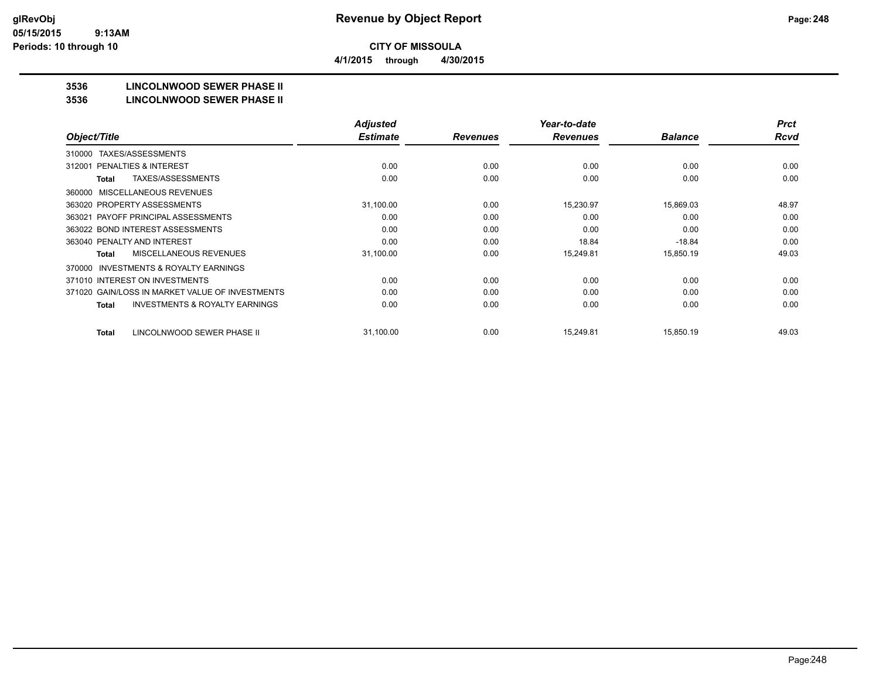**CITY OF MISSOULA**

**4/1/2015 through 4/30/2015**

**3536 LINCOLNWOOD SEWER PHASE II**

**3536 LINCOLNWOOD SEWER PHASE II**

| Object/Title | Adjusted Estimate | Revenues | Year-to-date Revenues | Balance | Prct Rcvd |
|---|---|---|---|---|---|
| 310000 TAXES/ASSESSMENTS | | | | | |
| 312001 PENALTIES & INTEREST | 0.00 | 0.00 | 0.00 | 0.00 | 0.00 |
| **Total** TAXES/ASSESSMENTS | 0.00 | 0.00 | 0.00 | 0.00 | 0.00 |
| 360000 MISCELLANEOUS REVENUES | | | | | |
| 363020 PROPERTY ASSESSMENTS | 31,100.00 | 0.00 | 15,230.97 | 15,869.03 | 48.97 |
| 363021 PAYOFF PRINCIPAL ASSESSMENTS | 0.00 | 0.00 | 0.00 | 0.00 | 0.00 |
| 363022 BOND INTEREST ASSESSMENTS | 0.00 | 0.00 | 0.00 | 0.00 | 0.00 |
| 363040 PENALTY AND INTEREST | 0.00 | 0.00 | 18.84 | -18.84 | 0.00 |
| **Total** MISCELLANEOUS REVENUES | 31,100.00 | 0.00 | 15,249.81 | 15,850.19 | 49.03 |
| 370000 INVESTMENTS & ROYALTY EARNINGS | | | | | |
| 371010 INTEREST ON INVESTMENTS | 0.00 | 0.00 | 0.00 | 0.00 | 0.00 |
| 371020 GAIN/LOSS IN MARKET VALUE OF INVESTMENTS | 0.00 | 0.00 | 0.00 | 0.00 | 0.00 |
| **Total** INVESTMENTS & ROYALTY EARNINGS | 0.00 | 0.00 | 0.00 | 0.00 | 0.00 |
| **Total** LINCOLNWOOD SEWER PHASE II | 31,100.00 | 0.00 | 15,249.81 | 15,850.19 | 49.03 |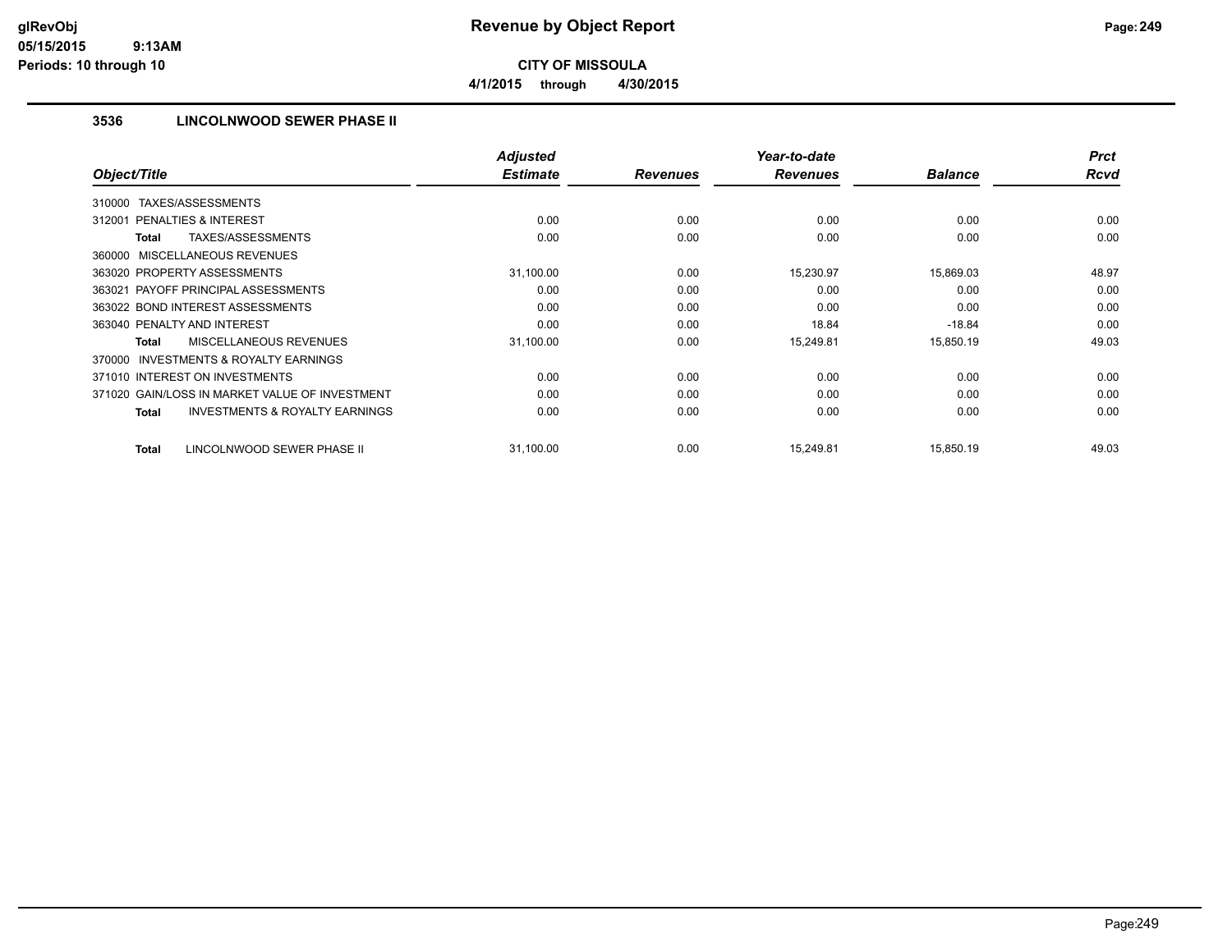# Revenue by Object Report

**CITY OF MISSOULA**

**4/1/2015 through 4/30/2015**

### 3536 LINCOLNWOOD SEWER PHASE II

| Object/Title | Adjusted Estimate | Revenues | Year-to-date Revenues | Balance | Prct Rcvd |
|---|---|---|---|---|---|
| 310000 TAXES/ASSESSMENTS | | | | | |
| 312001 PENALTIES & INTEREST | 0.00 | 0.00 | 0.00 | 0.00 | 0.00 |
| **Total** TAXES/ASSESSMENTS | 0.00 | 0.00 | 0.00 | 0.00 | 0.00 |
| 360000 MISCELLANEOUS REVENUES | | | | | |
| 363020 PROPERTY ASSESSMENTS | 31,100.00 | 0.00 | 15,230.97 | 15,869.03 | 48.97 |
| 363021 PAYOFF PRINCIPAL ASSESSMENTS | 0.00 | 0.00 | 0.00 | 0.00 | 0.00 |
| 363022 BOND INTEREST ASSESSMENTS | 0.00 | 0.00 | 0.00 | 0.00 | 0.00 |
| 363040 PENALTY AND INTEREST | 0.00 | 0.00 | 18.84 | -18.84 | 0.00 |
| **Total** MISCELLANEOUS REVENUES | 31,100.00 | 0.00 | 15,249.81 | 15,850.19 | 49.03 |
| 370000 INVESTMENTS & ROYALTY EARNINGS | | | | | |
| 371010 INTEREST ON INVESTMENTS | 0.00 | 0.00 | 0.00 | 0.00 | 0.00 |
| 371020 GAIN/LOSS IN MARKET VALUE OF INVESTMENT | 0.00 | 0.00 | 0.00 | 0.00 | 0.00 |
| **Total** INVESTMENTS & ROYALTY EARNINGS | 0.00 | 0.00 | 0.00 | 0.00 | 0.00 |
| **Total** LINCOLNWOOD SEWER PHASE II | 31,100.00 | 0.00 | 15,249.81 | 15,850.19 | 49.03 |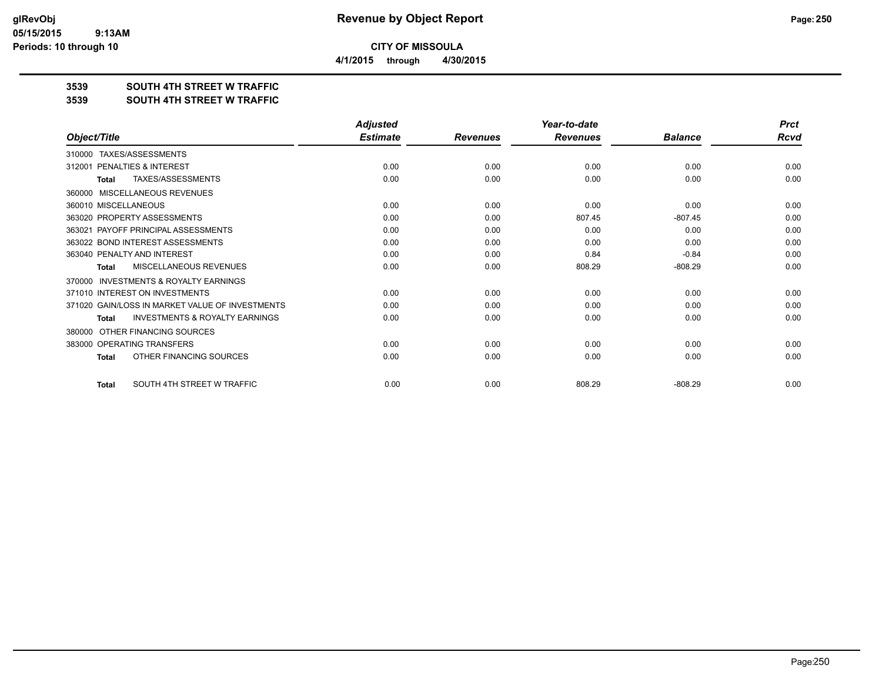**CITY OF MISSOULA**

**4/1/2015 through 4/30/2015**

**Revenue by Object Report**

## 3539 SOUTH 4TH STREET W TRAFFIC

## 3539 SOUTH 4TH STREET W TRAFFIC

| Object/Title | Adjusted Estimate | Revenues | Year-to-date Revenues | Balance | Prct Rcvd |
|---|---|---|---|---|---|
| 310000 TAXES/ASSESSMENTS | | | | | |
| 312001 PENALTIES & INTEREST | 0.00 | 0.00 | 0.00 | 0.00 | 0.00 |
| **Total** TAXES/ASSESSMENTS | 0.00 | 0.00 | 0.00 | 0.00 | 0.00 |
| 360000 MISCELLANEOUS REVENUES | | | | | |
| 360010 MISCELLANEOUS | 0.00 | 0.00 | 0.00 | 0.00 | 0.00 |
| 363020 PROPERTY ASSESSMENTS | 0.00 | 0.00 | 807.45 | -807.45 | 0.00 |
| 363021 PAYOFF PRINCIPAL ASSESSMENTS | 0.00 | 0.00 | 0.00 | 0.00 | 0.00 |
| 363022 BOND INTEREST ASSESSMENTS | 0.00 | 0.00 | 0.00 | 0.00 | 0.00 |
| 363040 PENALTY AND INTEREST | 0.00 | 0.00 | 0.84 | -0.84 | 0.00 |
| **Total** MISCELLANEOUS REVENUES | 0.00 | 0.00 | 808.29 | -808.29 | 0.00 |
| 370000 INVESTMENTS & ROYALTY EARNINGS | | | | | |
| 371010 INTEREST ON INVESTMENTS | 0.00 | 0.00 | 0.00 | 0.00 | 0.00 |
| 371020 GAIN/LOSS IN MARKET VALUE OF INVESTMENTS | 0.00 | 0.00 | 0.00 | 0.00 | 0.00 |
| **Total** INVESTMENTS & ROYALTY EARNINGS | 0.00 | 0.00 | 0.00 | 0.00 | 0.00 |
| 380000 OTHER FINANCING SOURCES | | | | | |
| 383000 OPERATING TRANSFERS | 0.00 | 0.00 | 0.00 | 0.00 | 0.00 |
| **Total** OTHER FINANCING SOURCES | 0.00 | 0.00 | 0.00 | 0.00 | 0.00 |
| **Total** SOUTH 4TH STREET W TRAFFIC | 0.00 | 0.00 | 808.29 | -808.29 | 0.00 |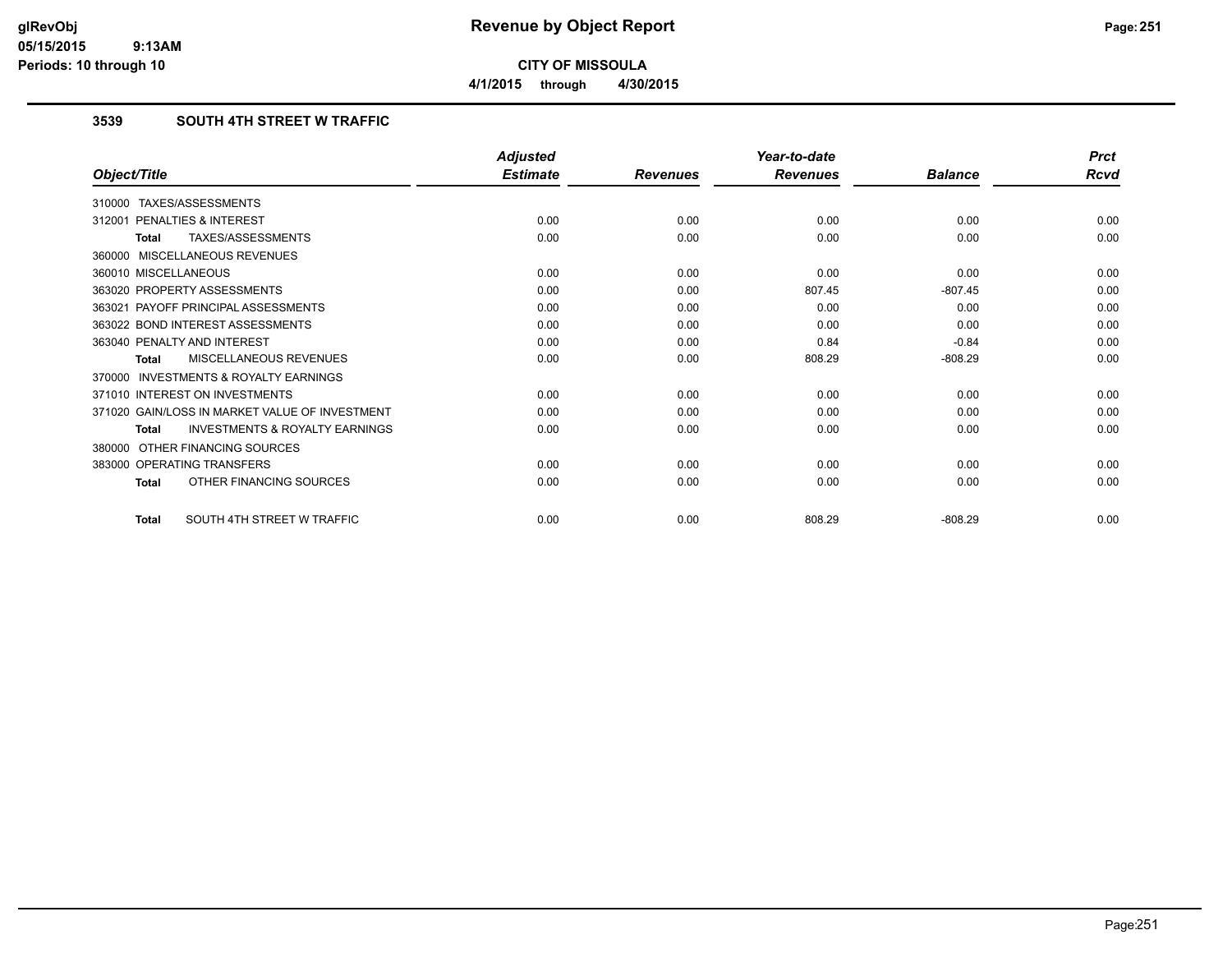**glRevObj**
**05/15/2015 9:13AM**
**Periods: 10 through 10**

# Revenue by Object Report

**CITY OF MISSOULA**

**4/1/2015 through 4/30/2015**

## 3539 SOUTH 4TH STREET W TRAFFIC

| Object/Title | Adjusted Estimate | Revenues | Year-to-date Revenues | Balance | Prct Rcvd |
|---|---|---|---|---|---|
| 310000 TAXES/ASSESSMENTS | | | | | |
| 312001 PENALTIES & INTEREST | 0.00 | 0.00 | 0.00 | 0.00 | 0.00 |
| **Total** TAXES/ASSESSMENTS | 0.00 | 0.00 | 0.00 | 0.00 | 0.00 |
| 360000 MISCELLANEOUS REVENUES | | | | | |
| 360010 MISCELLANEOUS | 0.00 | 0.00 | 0.00 | 0.00 | 0.00 |
| 363020 PROPERTY ASSESSMENTS | 0.00 | 0.00 | 807.45 | -807.45 | 0.00 |
| 363021 PAYOFF PRINCIPAL ASSESSMENTS | 0.00 | 0.00 | 0.00 | 0.00 | 0.00 |
| 363022 BOND INTEREST ASSESSMENTS | 0.00 | 0.00 | 0.00 | 0.00 | 0.00 |
| 363040 PENALTY AND INTEREST | 0.00 | 0.00 | 0.84 | -0.84 | 0.00 |
| **Total** MISCELLANEOUS REVENUES | 0.00 | 0.00 | 808.29 | -808.29 | 0.00 |
| 370000 INVESTMENTS & ROYALTY EARNINGS | | | | | |
| 371010 INTEREST ON INVESTMENTS | 0.00 | 0.00 | 0.00 | 0.00 | 0.00 |
| 371020 GAIN/LOSS IN MARKET VALUE OF INVESTMENT | 0.00 | 0.00 | 0.00 | 0.00 | 0.00 |
| **Total** INVESTMENTS & ROYALTY EARNINGS | 0.00 | 0.00 | 0.00 | 0.00 | 0.00 |
| 380000 OTHER FINANCING SOURCES | | | | | |
| 383000 OPERATING TRANSFERS | 0.00 | 0.00 | 0.00 | 0.00 | 0.00 |
| **Total** OTHER FINANCING SOURCES | 0.00 | 0.00 | 0.00 | 0.00 | 0.00 |
| **Total** SOUTH 4TH STREET W TRAFFIC | 0.00 | 0.00 | 808.29 | -808.29 | 0.00 |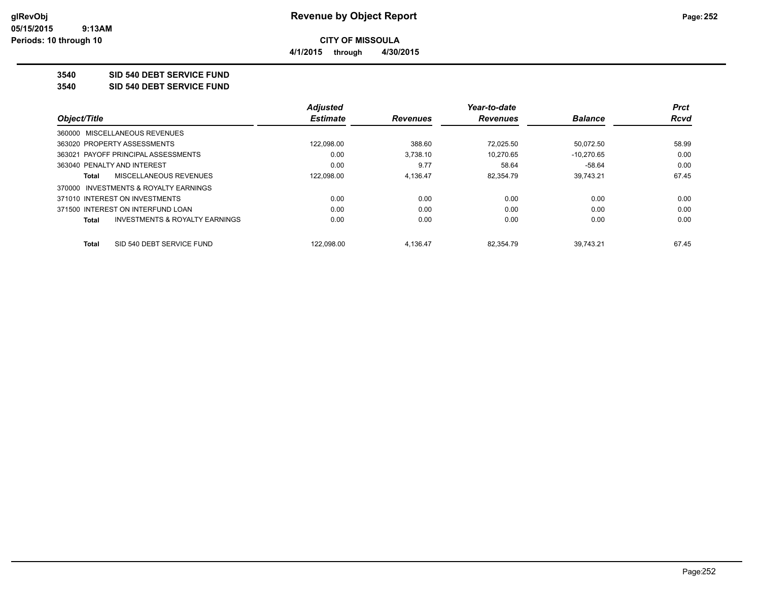# Revenue by Object Report

**CITY OF MISSOULA**

**4/1/2015 through 4/30/2015**

glRevObj
05/15/2015 9:13AM
Periods: 10 through 10

**3540 SID 540 DEBT SERVICE FUND**

**3540 SID 540 DEBT SERVICE FUND**

| Object/Title | Adjusted Estimate | Revenues | Year-to-date Revenues | Balance | Prct Rcvd |
|---|---|---|---|---|---|
| 360000 MISCELLANEOUS REVENUES | | | | | |
| 363020 PROPERTY ASSESSMENTS | 122,098.00 | 388.60 | 72,025.50 | 50,072.50 | 58.99 |
| 363021 PAYOFF PRINCIPAL ASSESSMENTS | 0.00 | 3,738.10 | 10,270.65 | -10,270.65 | 0.00 |
| 363040 PENALTY AND INTEREST | 0.00 | 9.77 | 58.64 | -58.64 | 0.00 |
| **Total** MISCELLANEOUS REVENUES | 122,098.00 | 4,136.47 | 82,354.79 | 39,743.21 | 67.45 |
| 370000 INVESTMENTS & ROYALTY EARNINGS | | | | | |
| 371010 INTEREST ON INVESTMENTS | 0.00 | 0.00 | 0.00 | 0.00 | 0.00 |
| 371500 INTEREST ON INTERFUND LOAN | 0.00 | 0.00 | 0.00 | 0.00 | 0.00 |
| **Total** INVESTMENTS & ROYALTY EARNINGS | 0.00 | 0.00 | 0.00 | 0.00 | 0.00 |
| **Total** SID 540 DEBT SERVICE FUND | 122,098.00 | 4,136.47 | 82,354.79 | 39,743.21 | 67.45 |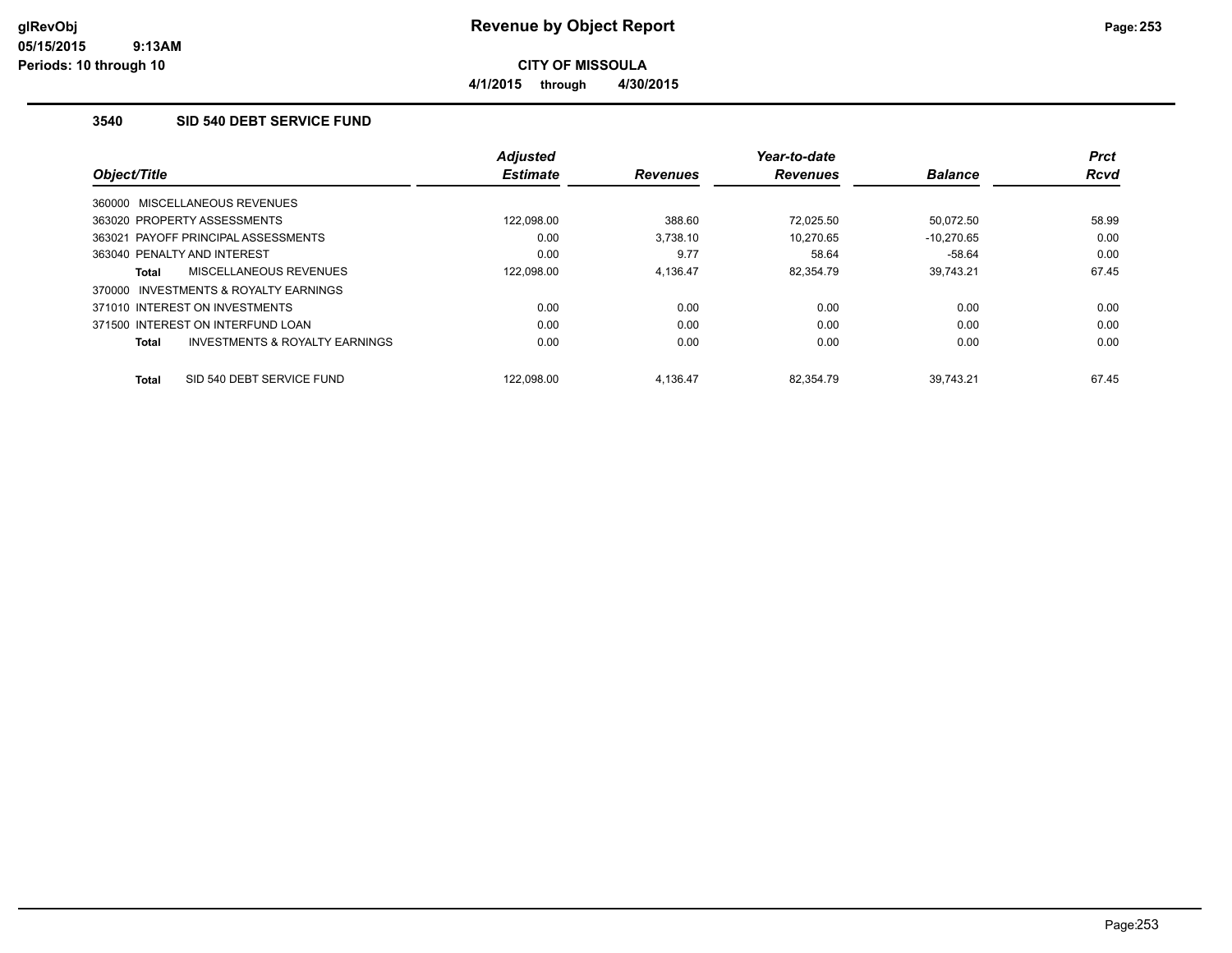**CITY OF MISSOULA**

**4/1/2015 through 4/30/2015**

## 3540 SID 540 DEBT SERVICE FUND

| Object/Title | Adjusted Estimate | Revenues | Year-to-date Revenues | Balance | Prct Rcvd |
|---|---|---|---|---|---|
| 360000 MISCELLANEOUS REVENUES | | | | | |
| 363020 PROPERTY ASSESSMENTS | 122,098.00 | 388.60 | 72,025.50 | 50,072.50 | 58.99 |
| 363021 PAYOFF PRINCIPAL ASSESSMENTS | 0.00 | 3,738.10 | 10,270.65 | -10,270.65 | 0.00 |
| 363040 PENALTY AND INTEREST | 0.00 | 9.77 | 58.64 | -58.64 | 0.00 |
| **Total** MISCELLANEOUS REVENUES | 122,098.00 | 4,136.47 | 82,354.79 | 39,743.21 | 67.45 |
| 370000 INVESTMENTS & ROYALTY EARNINGS | | | | | |
| 371010 INTEREST ON INVESTMENTS | 0.00 | 0.00 | 0.00 | 0.00 | 0.00 |
| 371500 INTEREST ON INTERFUND LOAN | 0.00 | 0.00 | 0.00 | 0.00 | 0.00 |
| **Total** INVESTMENTS & ROYALTY EARNINGS | 0.00 | 0.00 | 0.00 | 0.00 | 0.00 |
| **Total** SID 540 DEBT SERVICE FUND | 122,098.00 | 4,136.47 | 82,354.79 | 39,743.21 | 67.45 |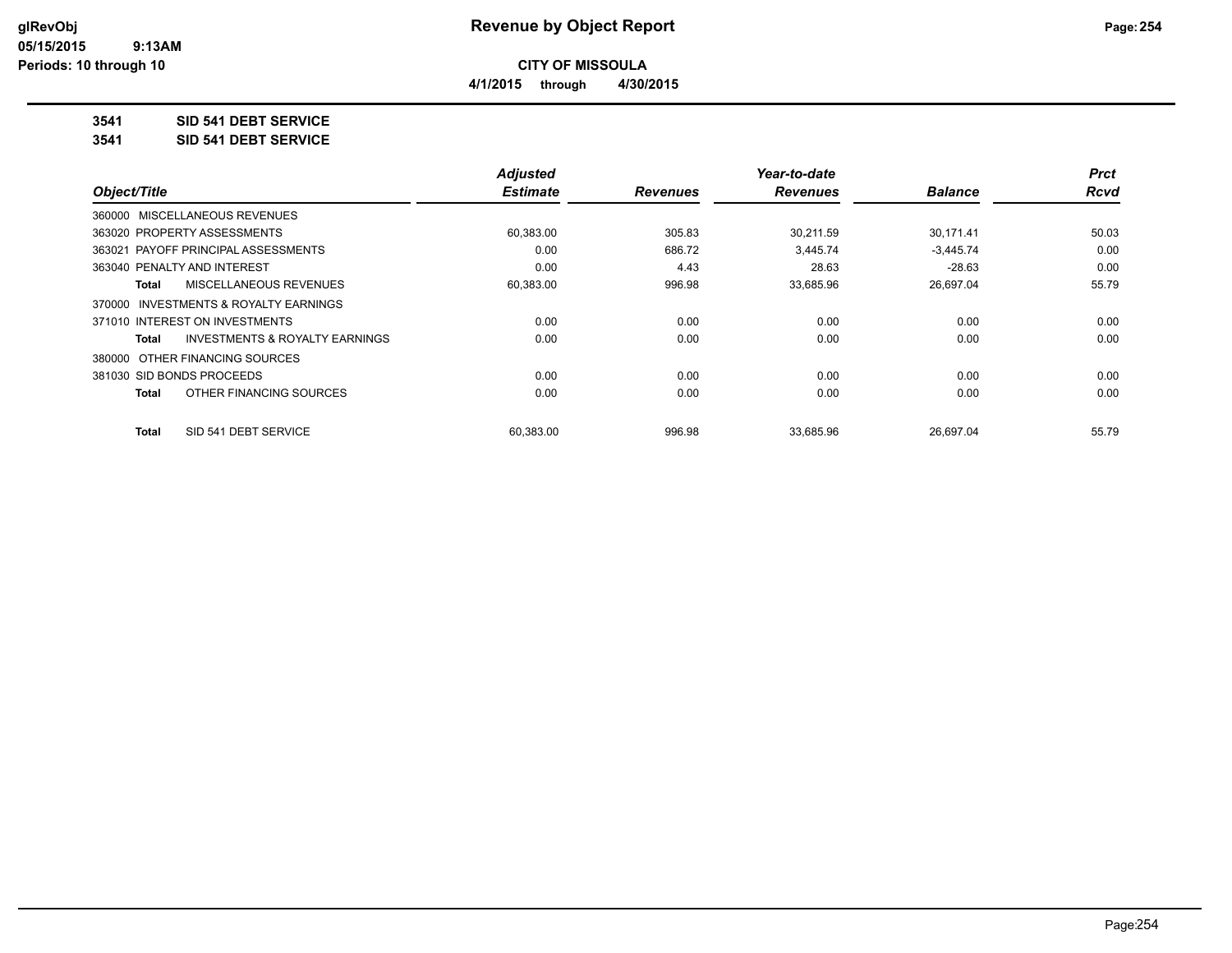**Revenue by Object Report**

**CITY OF MISSOULA**

**4/1/2015 through 4/30/2015**

**3541 SID 541 DEBT SERVICE**

**3541 SID 541 DEBT SERVICE**

| Object/Title | Adjusted Estimate | Revenues | Year-to-date Revenues | Balance | Prct Rcvd |
|---|---|---|---|---|---|
| 360000 MISCELLANEOUS REVENUES | | | | | |
| 363020 PROPERTY ASSESSMENTS | 60,383.00 | 305.83 | 30,211.59 | 30,171.41 | 50.03 |
| 363021 PAYOFF PRINCIPAL ASSESSMENTS | 0.00 | 686.72 | 3,445.74 | -3,445.74 | 0.00 |
| 363040 PENALTY AND INTEREST | 0.00 | 4.43 | 28.63 | -28.63 | 0.00 |
| **Total** MISCELLANEOUS REVENUES | 60,383.00 | 996.98 | 33,685.96 | 26,697.04 | 55.79 |
| 370000 INVESTMENTS & ROYALTY EARNINGS | | | | | |
| 371010 INTEREST ON INVESTMENTS | 0.00 | 0.00 | 0.00 | 0.00 | 0.00 |
| **Total** INVESTMENTS & ROYALTY EARNINGS | 0.00 | 0.00 | 0.00 | 0.00 | 0.00 |
| 380000 OTHER FINANCING SOURCES | | | | | |
| 381030 SID BONDS PROCEEDS | 0.00 | 0.00 | 0.00 | 0.00 | 0.00 |
| **Total** OTHER FINANCING SOURCES | 0.00 | 0.00 | 0.00 | 0.00 | 0.00 |
| **Total** SID 541 DEBT SERVICE | 60,383.00 | 996.98 | 33,685.96 | 26,697.04 | 55.79 |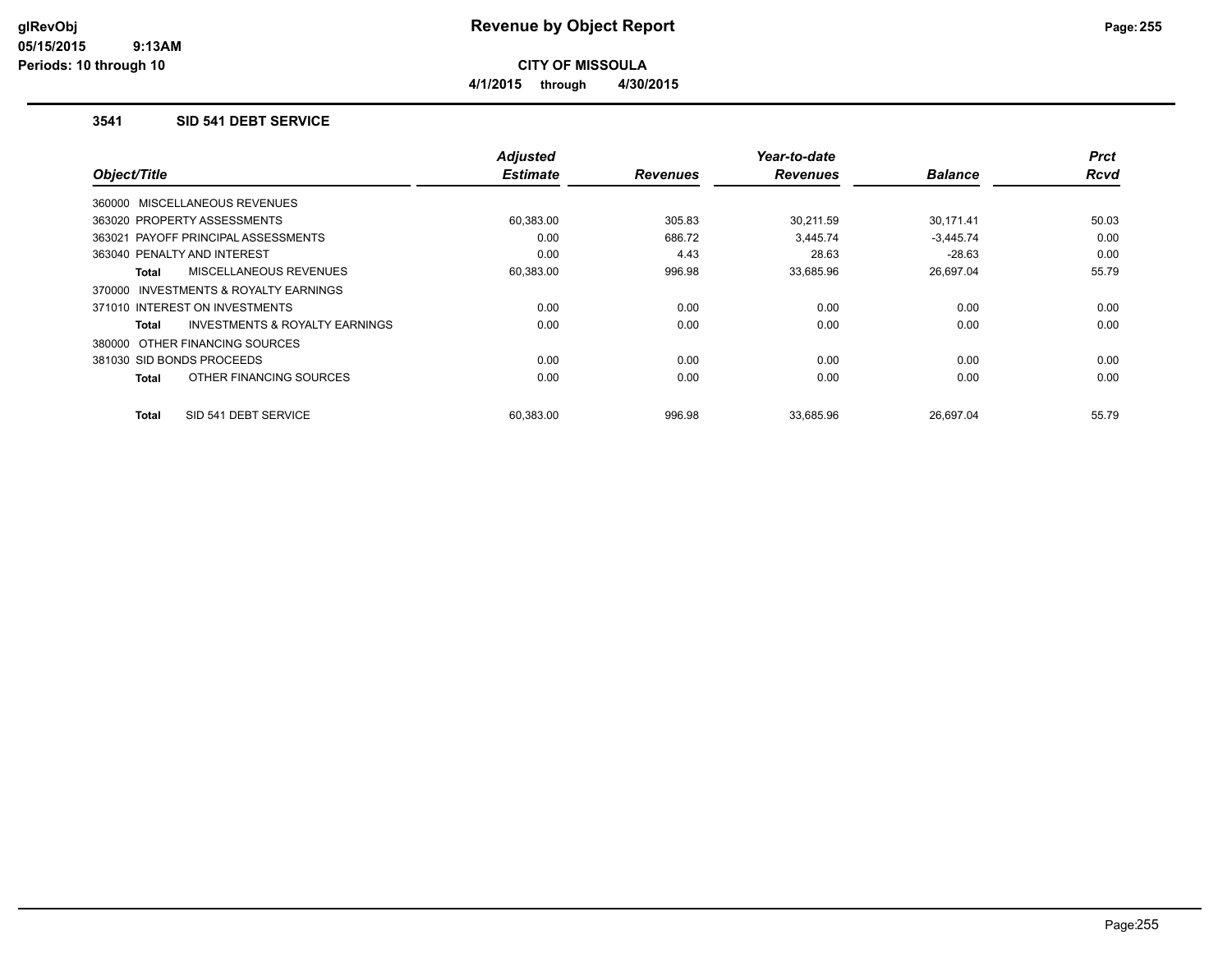**Revenue by Object Report**

**CITY OF MISSOULA**

**4/1/2015 through 4/30/2015**

glRevObj
05/15/2015 9:13AM
Periods: 10 through 10

### 3541 SID 541 DEBT SERVICE

| Object/Title | Adjusted Estimate | Revenues | Year-to-date Revenues | Balance | Prct Rcvd |
|---|---|---|---|---|---|
| 360000 MISCELLANEOUS REVENUES | | | | | |
| 363020 PROPERTY ASSESSMENTS | 60,383.00 | 305.83 | 30,211.59 | 30,171.41 | 50.03 |
| 363021 PAYOFF PRINCIPAL ASSESSMENTS | 0.00 | 686.72 | 3,445.74 | -3,445.74 | 0.00 |
| 363040 PENALTY AND INTEREST | 0.00 | 4.43 | 28.63 | -28.63 | 0.00 |
| **Total** MISCELLANEOUS REVENUES | 60,383.00 | 996.98 | 33,685.96 | 26,697.04 | 55.79 |
| 370000 INVESTMENTS & ROYALTY EARNINGS | | | | | |
| 371010 INTEREST ON INVESTMENTS | 0.00 | 0.00 | 0.00 | 0.00 | 0.00 |
| **Total** INVESTMENTS & ROYALTY EARNINGS | 0.00 | 0.00 | 0.00 | 0.00 | 0.00 |
| 380000 OTHER FINANCING SOURCES | | | | | |
| 381030 SID BONDS PROCEEDS | 0.00 | 0.00 | 0.00 | 0.00 | 0.00 |
| **Total** OTHER FINANCING SOURCES | 0.00 | 0.00 | 0.00 | 0.00 | 0.00 |
| **Total** SID 541 DEBT SERVICE | 60,383.00 | 996.98 | 33,685.96 | 26,697.04 | 55.79 |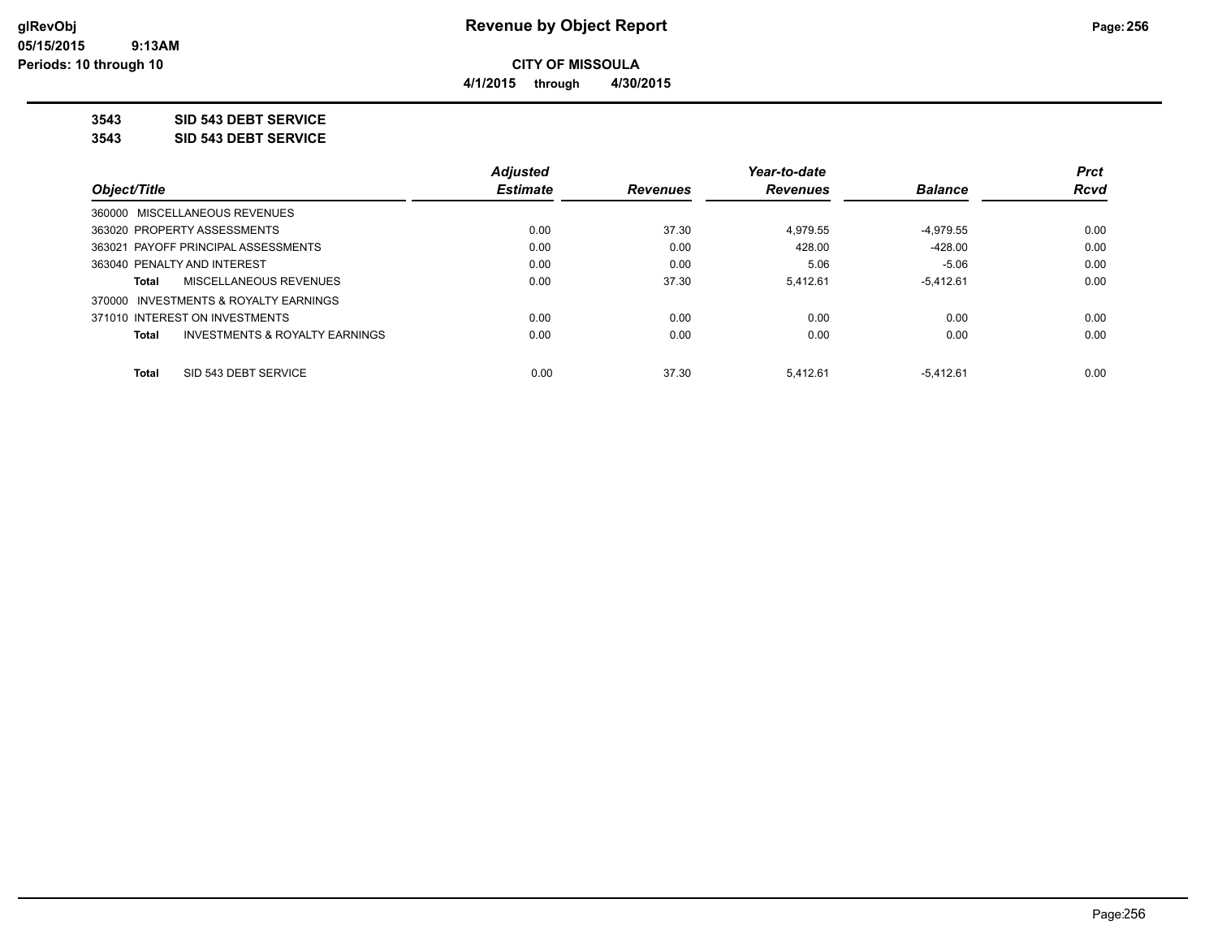**CITY OF MISSOULA**

**4/1/2015 through 4/30/2015**

**3543 SID 543 DEBT SERVICE**

**3543 SID 543 DEBT SERVICE**

| Object/Title | Adjusted Estimate | Revenues | Year-to-date Revenues | Balance | Prct Rcvd |
|---|---|---|---|---|---|
| 360000 MISCELLANEOUS REVENUES | | | | | |
| 363020 PROPERTY ASSESSMENTS | 0.00 | 37.30 | 4,979.55 | -4,979.55 | 0.00 |
| 363021 PAYOFF PRINCIPAL ASSESSMENTS | 0.00 | 0.00 | 428.00 | -428.00 | 0.00 |
| 363040 PENALTY AND INTEREST | 0.00 | 0.00 | 5.06 | -5.06 | 0.00 |
| **Total** MISCELLANEOUS REVENUES | 0.00 | 37.30 | 5,412.61 | -5,412.61 | 0.00 |
| 370000 INVESTMENTS & ROYALTY EARNINGS | | | | | |
| 371010 INTEREST ON INVESTMENTS | 0.00 | 0.00 | 0.00 | 0.00 | 0.00 |
| **Total** INVESTMENTS & ROYALTY EARNINGS | 0.00 | 0.00 | 0.00 | 0.00 | 0.00 |
| **Total** SID 543 DEBT SERVICE | 0.00 | 37.30 | 5,412.61 | -5,412.61 | 0.00 |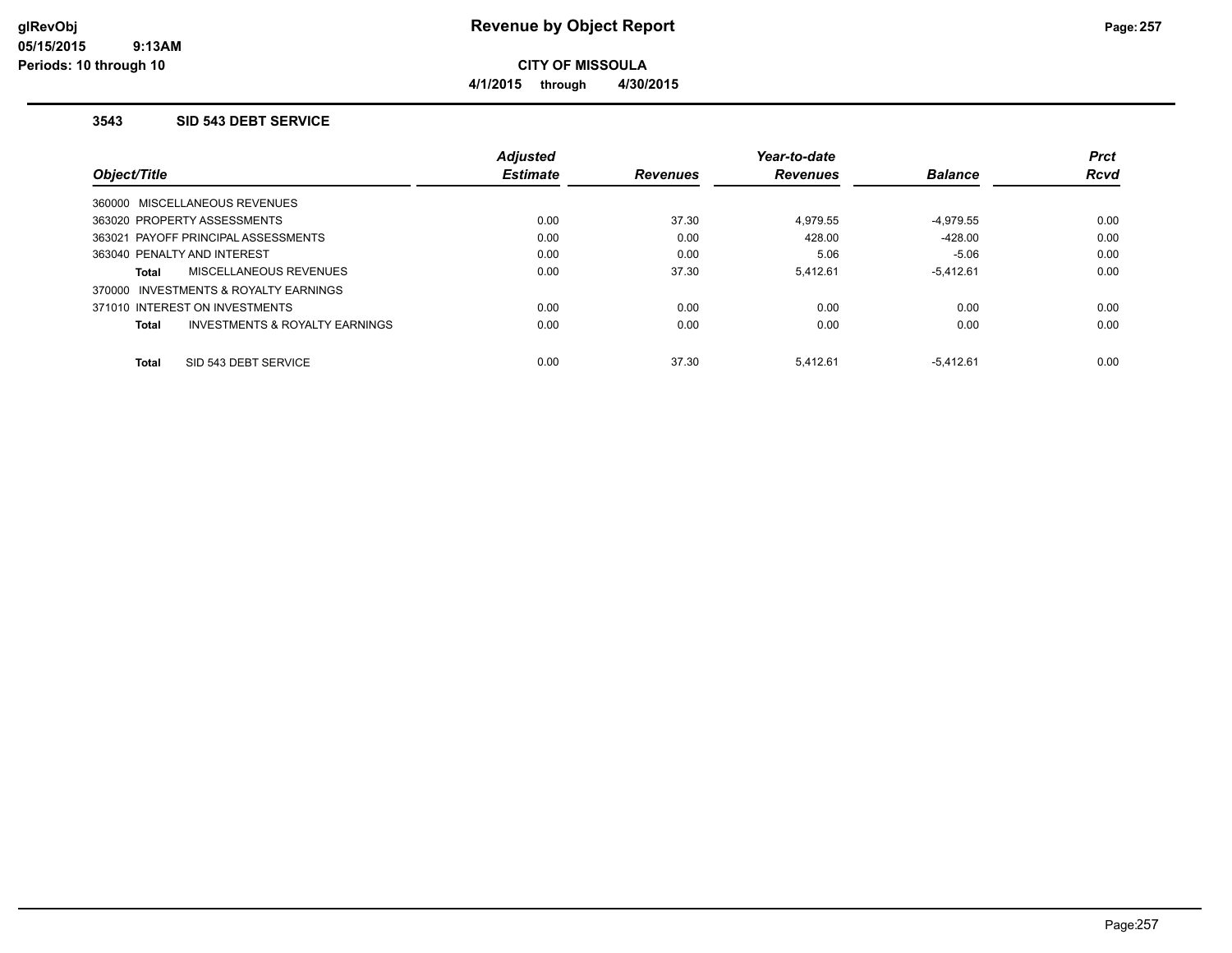# Revenue by Object Report

**CITY OF MISSOULA**

**4/1/2015 through 4/30/2015**

### 3543 SID 543 DEBT SERVICE

| Object/Title | Adjusted Estimate | Revenues | Year-to-date Revenues | Balance | Prct Rcvd |
|---|---|---|---|---|---|
| 360000 MISCELLANEOUS REVENUES | | | | | |
| 363020 PROPERTY ASSESSMENTS | 0.00 | 37.30 | 4,979.55 | -4,979.55 | 0.00 |
| 363021 PAYOFF PRINCIPAL ASSESSMENTS | 0.00 | 0.00 | 428.00 | -428.00 | 0.00 |
| 363040 PENALTY AND INTEREST | 0.00 | 0.00 | 5.06 | -5.06 | 0.00 |
| **Total** MISCELLANEOUS REVENUES | 0.00 | 37.30 | 5,412.61 | -5,412.61 | 0.00 |
| 370000 INVESTMENTS & ROYALTY EARNINGS | | | | | |
| 371010 INTEREST ON INVESTMENTS | 0.00 | 0.00 | 0.00 | 0.00 | 0.00 |
| **Total** INVESTMENTS & ROYALTY EARNINGS | 0.00 | 0.00 | 0.00 | 0.00 | 0.00 |
| **Total** SID 543 DEBT SERVICE | 0.00 | 37.30 | 5,412.61 | -5,412.61 | 0.00 |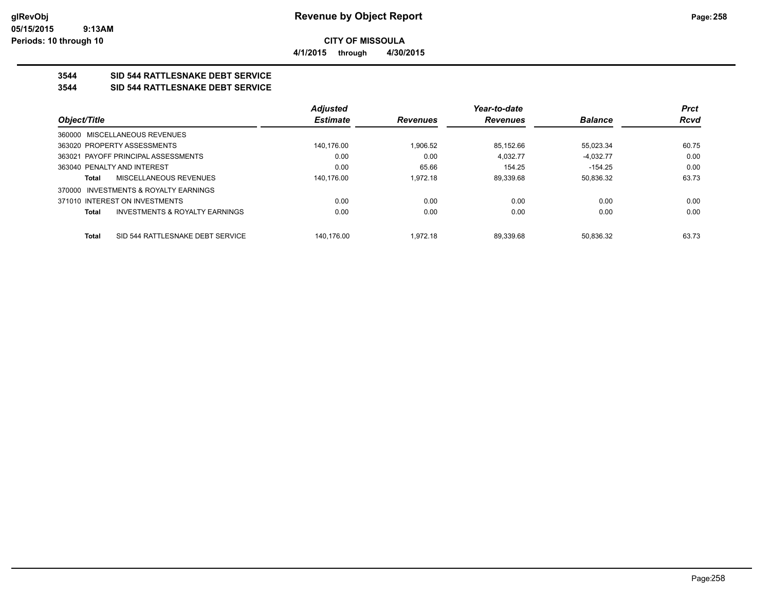# Revenue by Object Report

**CITY OF MISSOULA**

**4/1/2015 through 4/30/2015**

## 3544 SID 544 RATTLESNAKE DEBT SERVICE

## 3544 SID 544 RATTLESNAKE DEBT SERVICE

| Object/Title | Adjusted Estimate | Revenues | Year-to-date Revenues | Balance | Prct Rcvd |
|---|---|---|---|---|---|
| 360000 MISCELLANEOUS REVENUES | | | | | |
| 363020 PROPERTY ASSESSMENTS | 140,176.00 | 1,906.52 | 85,152.66 | 55,023.34 | 60.75 |
| 363021 PAYOFF PRINCIPAL ASSESSMENTS | 0.00 | 0.00 | 4,032.77 | -4,032.77 | 0.00 |
| 363040 PENALTY AND INTEREST | 0.00 | 65.66 | 154.25 | -154.25 | 0.00 |
| **Total** MISCELLANEOUS REVENUES | 140,176.00 | 1,972.18 | 89,339.68 | 50,836.32 | 63.73 |
| 370000 INVESTMENTS & ROYALTY EARNINGS | | | | | |
| 371010 INTEREST ON INVESTMENTS | 0.00 | 0.00 | 0.00 | 0.00 | 0.00 |
| **Total** INVESTMENTS & ROYALTY EARNINGS | 0.00 | 0.00 | 0.00 | 0.00 | 0.00 |
| **Total** SID 544 RATTLESNAKE DEBT SERVICE | 140,176.00 | 1,972.18 | 89,339.68 | 50,836.32 | 63.73 |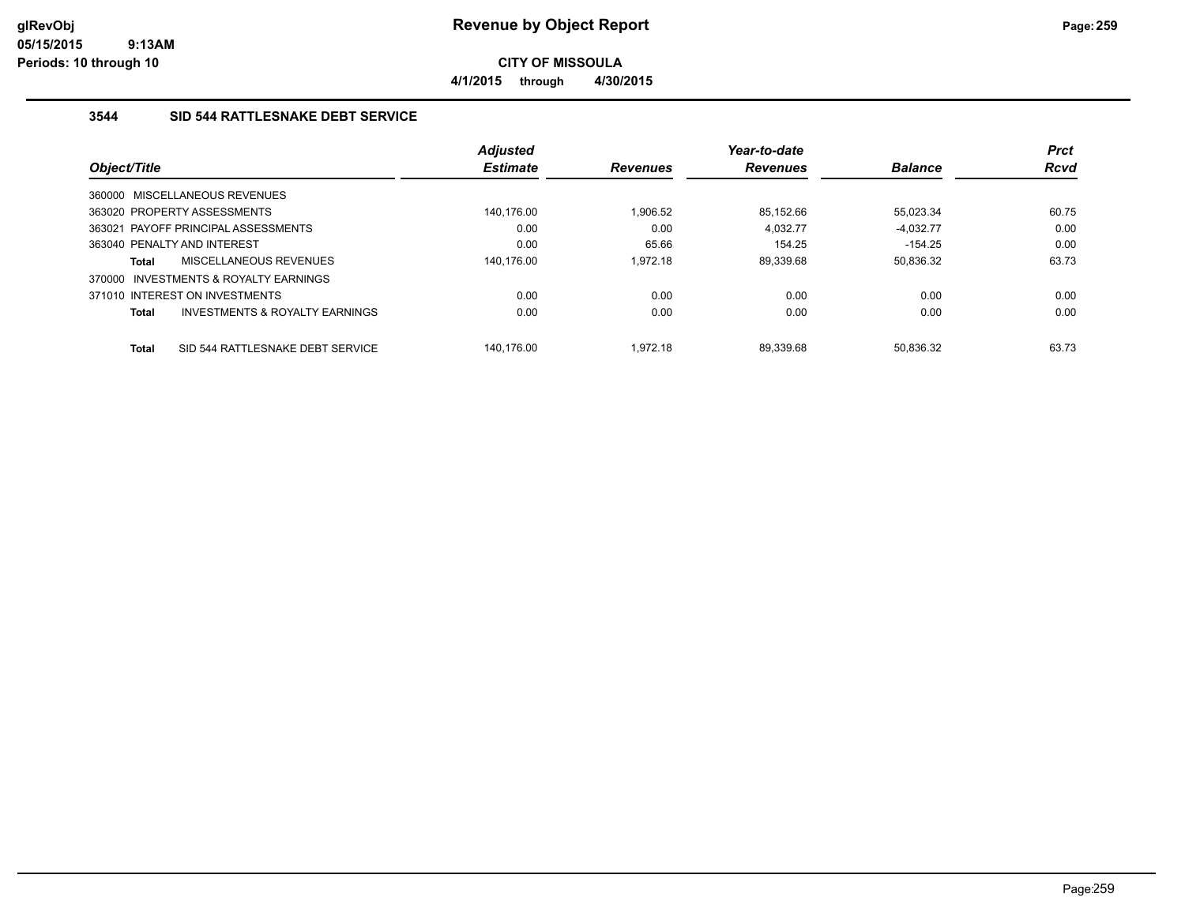**Revenue by Object Report**

**CITY OF MISSOULA**

**4/1/2015 through 4/30/2015**

glRevObj
05/15/2015 9:13AM
Periods: 10 through 10

### 3544 SID 544 RATTLESNAKE DEBT SERVICE

| Object/Title | Adjusted Estimate | Revenues | Year-to-date Revenues | Balance | Prct Rcvd |
|---|---|---|---|---|---|
| 360000 MISCELLANEOUS REVENUES | | | | | |
| 363020 PROPERTY ASSESSMENTS | 140,176.00 | 1,906.52 | 85,152.66 | 55,023.34 | 60.75 |
| 363021 PAYOFF PRINCIPAL ASSESSMENTS | 0.00 | 0.00 | 4,032.77 | -4,032.77 | 0.00 |
| 363040 PENALTY AND INTEREST | 0.00 | 65.66 | 154.25 | -154.25 | 0.00 |
| **Total** MISCELLANEOUS REVENUES | 140,176.00 | 1,972.18 | 89,339.68 | 50,836.32 | 63.73 |
| 370000 INVESTMENTS & ROYALTY EARNINGS | | | | | |
| 371010 INTEREST ON INVESTMENTS | 0.00 | 0.00 | 0.00 | 0.00 | 0.00 |
| **Total** INVESTMENTS & ROYALTY EARNINGS | 0.00 | 0.00 | 0.00 | 0.00 | 0.00 |
| **Total** SID 544 RATTLESNAKE DEBT SERVICE | 140,176.00 | 1,972.18 | 89,339.68 | 50,836.32 | 63.73 |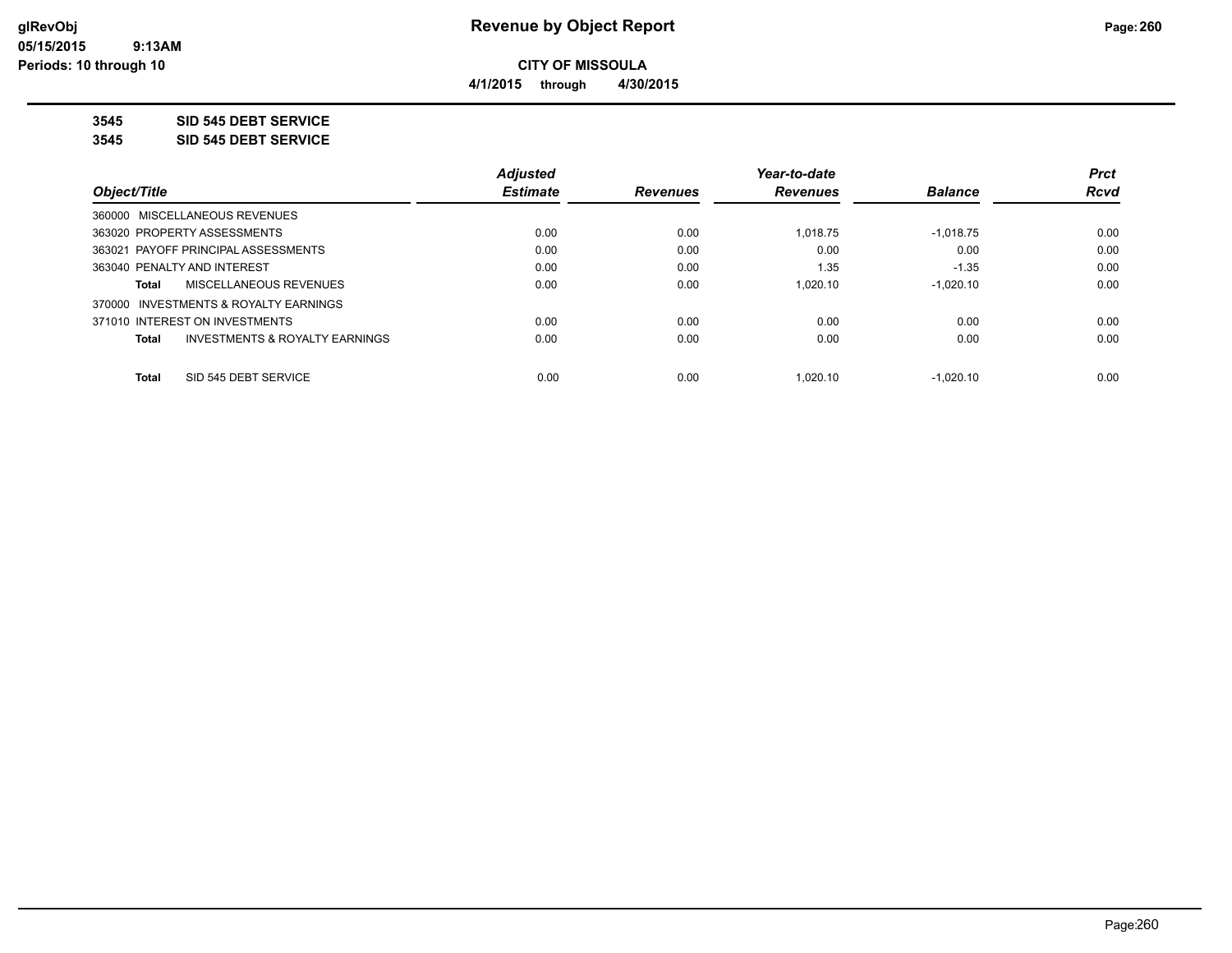**Revenue by Object Report**

**CITY OF MISSOULA**

**4/1/2015 through 4/30/2015**

glRevObj
05/15/2015 9:13AM
Periods: 10 through 10

**3545 SID 545 DEBT SERVICE**

**3545 SID 545 DEBT SERVICE**

| Object/Title | Adjusted Estimate | Revenues | Year-to-date Revenues | Balance | Prct Rcvd |
|---|---|---|---|---|---|
| 360000 MISCELLANEOUS REVENUES | | | | | |
| 363020 PROPERTY ASSESSMENTS | 0.00 | 0.00 | 1,018.75 | -1,018.75 | 0.00 |
| 363021 PAYOFF PRINCIPAL ASSESSMENTS | 0.00 | 0.00 | 0.00 | 0.00 | 0.00 |
| 363040 PENALTY AND INTEREST | 0.00 | 0.00 | 1.35 | -1.35 | 0.00 |
| **Total** MISCELLANEOUS REVENUES | 0.00 | 0.00 | 1,020.10 | -1,020.10 | 0.00 |
| 370000 INVESTMENTS & ROYALTY EARNINGS | | | | | |
| 371010 INTEREST ON INVESTMENTS | 0.00 | 0.00 | 0.00 | 0.00 | 0.00 |
| **Total** INVESTMENTS & ROYALTY EARNINGS | 0.00 | 0.00 | 0.00 | 0.00 | 0.00 |
| **Total** SID 545 DEBT SERVICE | 0.00 | 0.00 | 1,020.10 | -1,020.10 | 0.00 |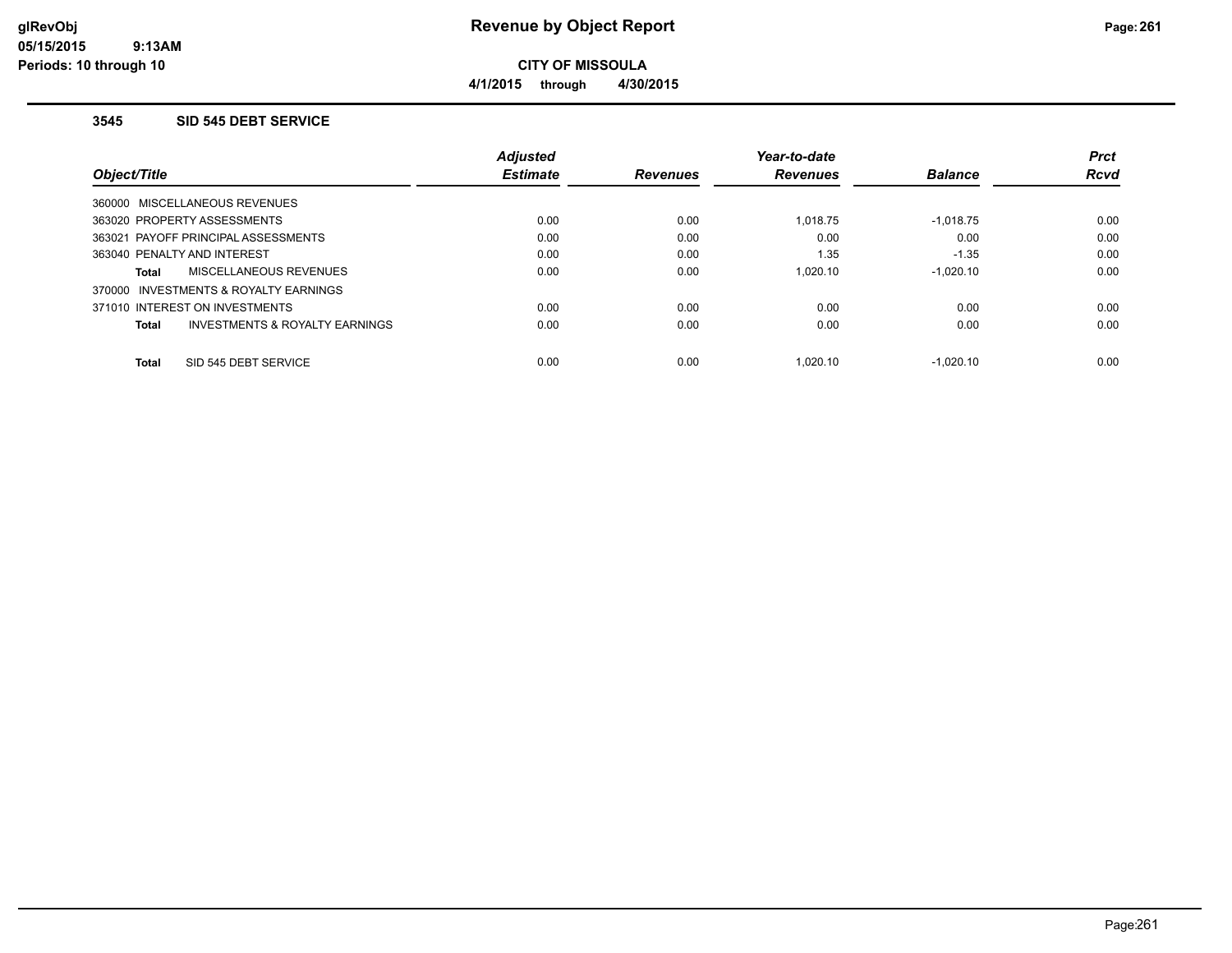**Revenue by Object Report**

**CITY OF MISSOULA**

**4/1/2015 through 4/30/2015**

### 3545 SID 545 DEBT SERVICE

| Object/Title | Adjusted Estimate | Revenues | Year-to-date Revenues | Balance | Prct Rcvd |
|---|---|---|---|---|---|
| 360000 MISCELLANEOUS REVENUES | | | | | |
| 363020 PROPERTY ASSESSMENTS | 0.00 | 0.00 | 1,018.75 | -1,018.75 | 0.00 |
| 363021 PAYOFF PRINCIPAL ASSESSMENTS | 0.00 | 0.00 | 0.00 | 0.00 | 0.00 |
| 363040 PENALTY AND INTEREST | 0.00 | 0.00 | 1.35 | -1.35 | 0.00 |
| **Total** MISCELLANEOUS REVENUES | 0.00 | 0.00 | 1,020.10 | -1,020.10 | 0.00 |
| 370000 INVESTMENTS & ROYALTY EARNINGS | | | | | |
| 371010 INTEREST ON INVESTMENTS | 0.00 | 0.00 | 0.00 | 0.00 | 0.00 |
| **Total** INVESTMENTS & ROYALTY EARNINGS | 0.00 | 0.00 | 0.00 | 0.00 | 0.00 |
| **Total** SID 545 DEBT SERVICE | 0.00 | 0.00 | 1,020.10 | -1,020.10 | 0.00 |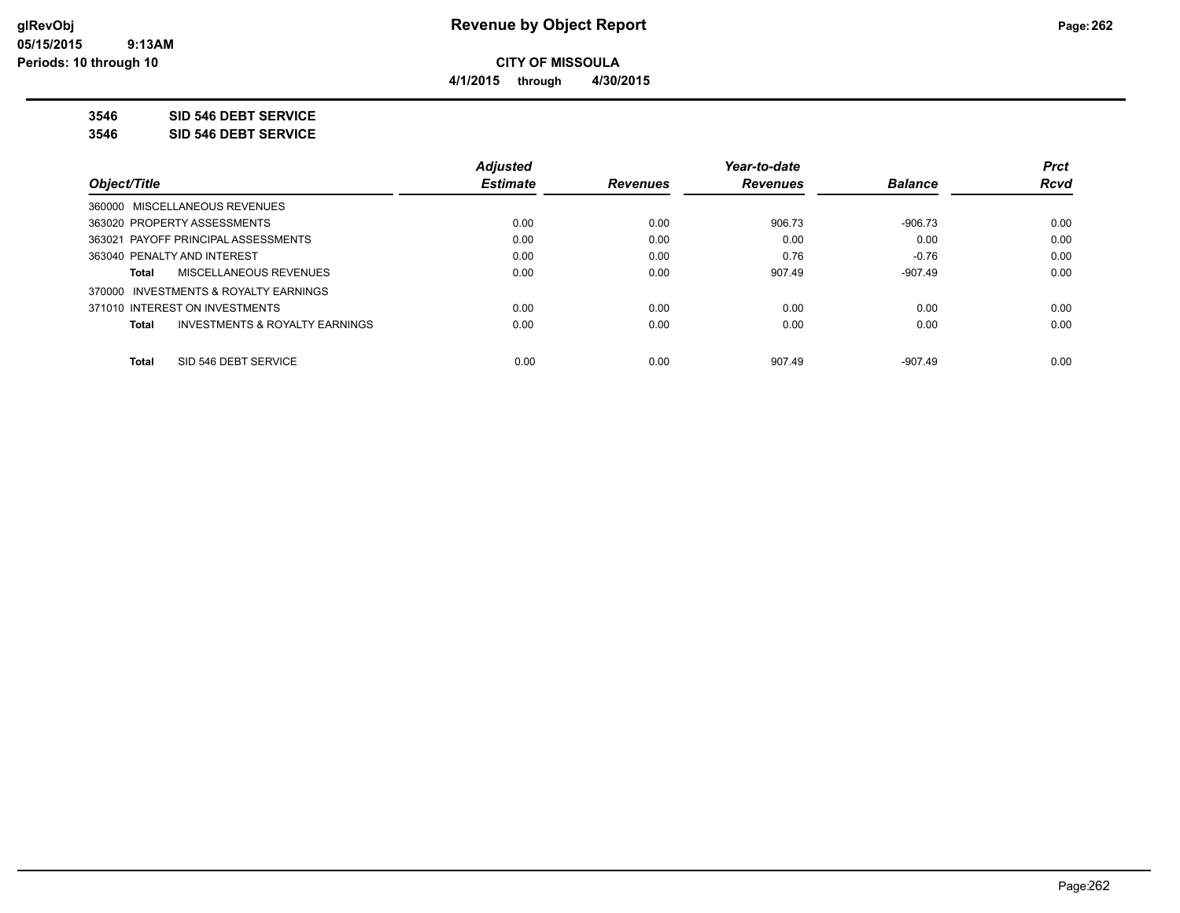glRevObj
05/15/2015 9:13AM
Periods: 10 through 10

# Revenue by Object Report

**CITY OF MISSOULA**

**4/1/2015 through 4/30/2015**

**3546 SID 546 DEBT SERVICE**

**3546 SID 546 DEBT SERVICE**

| Object/Title | Adjusted Estimate | Revenues | Year-to-date Revenues | Balance | Prct Rcvd |
|---|---|---|---|---|---|
| 360000 MISCELLANEOUS REVENUES | | | | | |
| 363020 PROPERTY ASSESSMENTS | 0.00 | 0.00 | 906.73 | -906.73 | 0.00 |
| 363021 PAYOFF PRINCIPAL ASSESSMENTS | 0.00 | 0.00 | 0.00 | 0.00 | 0.00 |
| 363040 PENALTY AND INTEREST | 0.00 | 0.00 | 0.76 | -0.76 | 0.00 |
| **Total** MISCELLANEOUS REVENUES | 0.00 | 0.00 | 907.49 | -907.49 | 0.00 |
| 370000 INVESTMENTS & ROYALTY EARNINGS | | | | | |
| 371010 INTEREST ON INVESTMENTS | 0.00 | 0.00 | 0.00 | 0.00 | 0.00 |
| **Total** INVESTMENTS & ROYALTY EARNINGS | 0.00 | 0.00 | 0.00 | 0.00 | 0.00 |
| **Total** SID 546 DEBT SERVICE | 0.00 | 0.00 | 907.49 | -907.49 | 0.00 |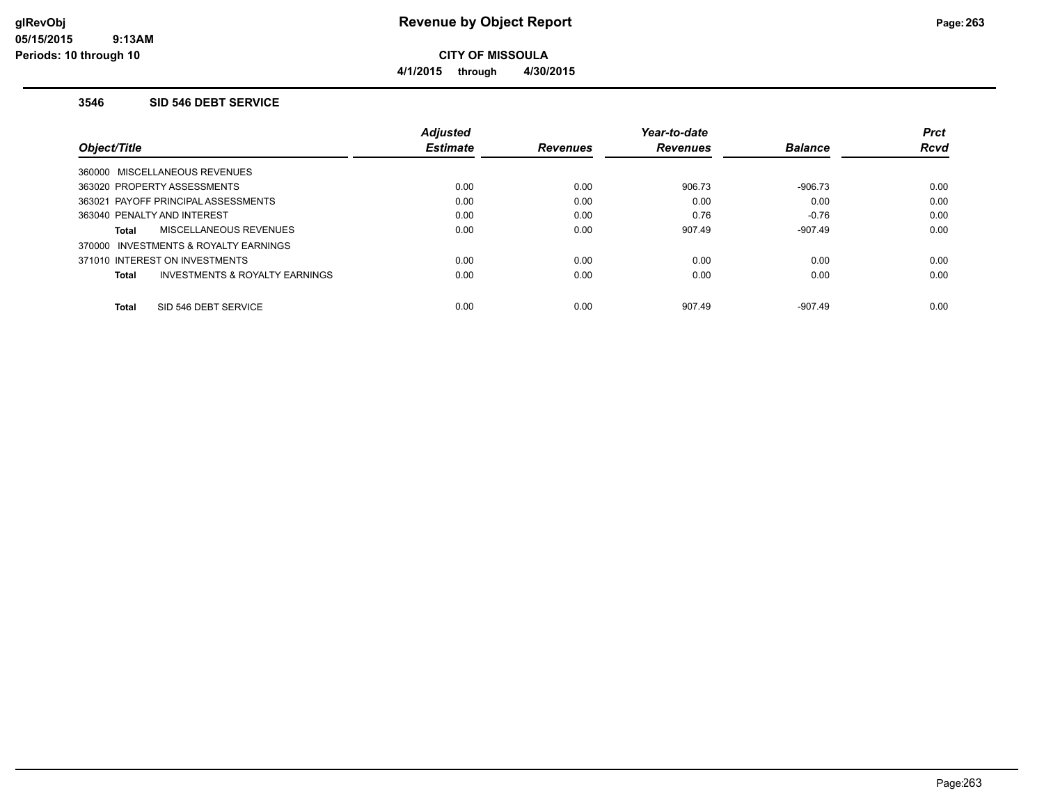**CITY OF MISSOULA**

**4/1/2015 through 4/30/2015**

### 3546 SID 546 DEBT SERVICE

| Object/Title | Adjusted Estimate | Revenues | Year-to-date Revenues | Balance | Prct Rcvd |
|---|---|---|---|---|---|
| 360000 MISCELLANEOUS REVENUES | | | | | |
| 363020 PROPERTY ASSESSMENTS | 0.00 | 0.00 | 906.73 | -906.73 | 0.00 |
| 363021 PAYOFF PRINCIPAL ASSESSMENTS | 0.00 | 0.00 | 0.00 | 0.00 | 0.00 |
| 363040 PENALTY AND INTEREST | 0.00 | 0.00 | 0.76 | -0.76 | 0.00 |
| **Total** MISCELLANEOUS REVENUES | 0.00 | 0.00 | 907.49 | -907.49 | 0.00 |
| 370000 INVESTMENTS & ROYALTY EARNINGS | | | | | |
| 371010 INTEREST ON INVESTMENTS | 0.00 | 0.00 | 0.00 | 0.00 | 0.00 |
| **Total** INVESTMENTS & ROYALTY EARNINGS | 0.00 | 0.00 | 0.00 | 0.00 | 0.00 |
| **Total** SID 546 DEBT SERVICE | 0.00 | 0.00 | 907.49 | -907.49 | 0.00 |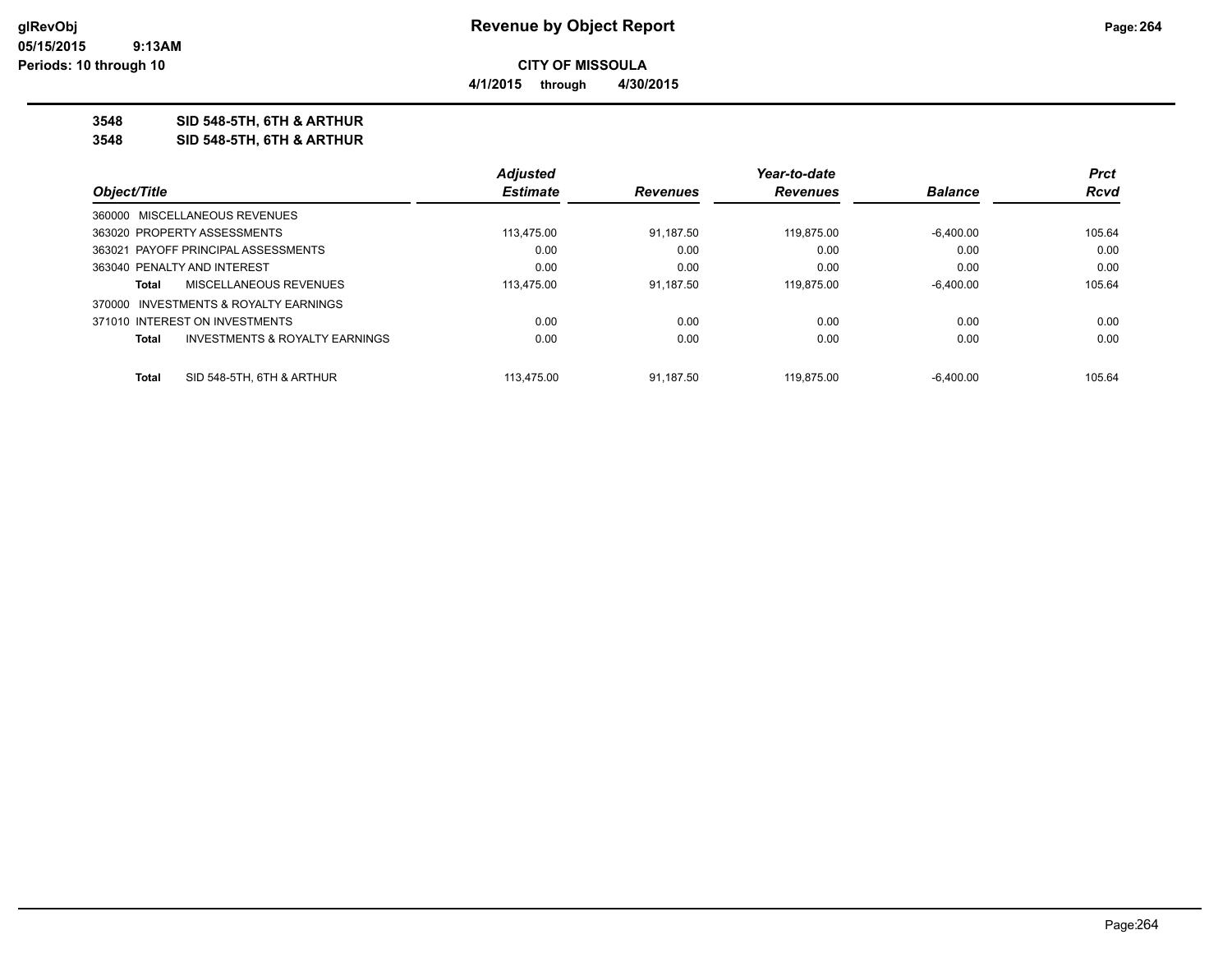# Revenue by Object Report

**CITY OF MISSOULA**

**4/1/2015 through 4/30/2015**

glRevObj
05/15/2015 9:13AM
Periods: 10 through 10

**3548 SID 548-5TH, 6TH & ARTHUR**
**3548 SID 548-5TH, 6TH & ARTHUR**

| Object/Title | Adjusted Estimate | Revenues | Year-to-date Revenues | Balance | Prct Rcvd |
|---|---|---|---|---|---|
| 360000 MISCELLANEOUS REVENUES | | | | | |
| 363020 PROPERTY ASSESSMENTS | 113,475.00 | 91,187.50 | 119,875.00 | -6,400.00 | 105.64 |
| 363021 PAYOFF PRINCIPAL ASSESSMENTS | 0.00 | 0.00 | 0.00 | 0.00 | 0.00 |
| 363040 PENALTY AND INTEREST | 0.00 | 0.00 | 0.00 | 0.00 | 0.00 |
| **Total** MISCELLANEOUS REVENUES | 113,475.00 | 91,187.50 | 119,875.00 | -6,400.00 | 105.64 |
| 370000 INVESTMENTS & ROYALTY EARNINGS | | | | | |
| 371010 INTEREST ON INVESTMENTS | 0.00 | 0.00 | 0.00 | 0.00 | 0.00 |
| **Total** INVESTMENTS & ROYALTY EARNINGS | 0.00 | 0.00 | 0.00 | 0.00 | 0.00 |
| **Total** SID 548-5TH, 6TH & ARTHUR | 113,475.00 | 91,187.50 | 119,875.00 | -6,400.00 | 105.64 |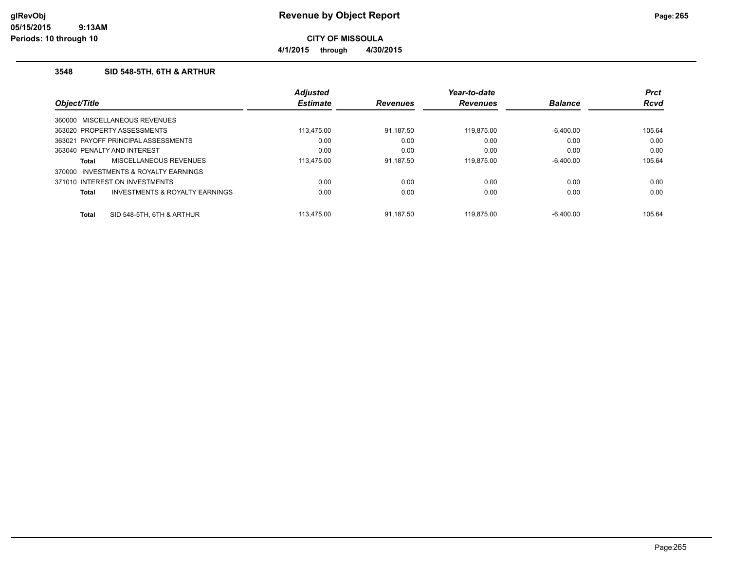# Revenue by Object Report

glRevObj
05/15/2015 9:13AM
Periods: 10 through 10

**CITY OF MISSOULA**

**4/1/2015 through 4/30/2015**

## 3548 SID 548-5TH, 6TH & ARTHUR

| Object/Title | Adjusted Estimate | Revenues | Year-to-date Revenues | Balance | Prct Rcvd |
|---|---|---|---|---|---|
| 360000 MISCELLANEOUS REVENUES | | | | | |
| 363020 PROPERTY ASSESSMENTS | 113,475.00 | 91,187.50 | 119,875.00 | -6,400.00 | 105.64 |
| 363021 PAYOFF PRINCIPAL ASSESSMENTS | 0.00 | 0.00 | 0.00 | 0.00 | 0.00 |
| 363040 PENALTY AND INTEREST | 0.00 | 0.00 | 0.00 | 0.00 | 0.00 |
| **Total** MISCELLANEOUS REVENUES | 113,475.00 | 91,187.50 | 119,875.00 | -6,400.00 | 105.64 |
| 370000 INVESTMENTS & ROYALTY EARNINGS | | | | | |
| 371010 INTEREST ON INVESTMENTS | 0.00 | 0.00 | 0.00 | 0.00 | 0.00 |
| **Total** INVESTMENTS & ROYALTY EARNINGS | 0.00 | 0.00 | 0.00 | 0.00 | 0.00 |
| **Total** SID 548-5TH, 6TH & ARTHUR | 113,475.00 | 91,187.50 | 119,875.00 | -6,400.00 | 105.64 |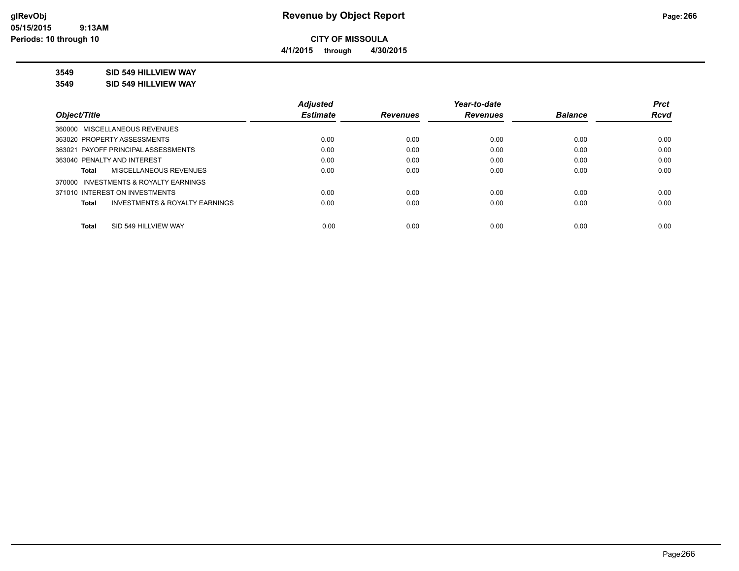glRevObj
05/15/2015 9:13AM
Periods: 10 through 10

# Revenue by Object Report

**CITY OF MISSOULA**

**4/1/2015 through 4/30/2015**

**3549 SID 549 HILLVIEW WAY**

**3549 SID 549 HILLVIEW WAY**

| Object/Title | Adjusted Estimate | Revenues | Year-to-date Revenues | Balance | Prct Rcvd |
|---|---|---|---|---|---|
| 360000 MISCELLANEOUS REVENUES | | | | | |
| 363020 PROPERTY ASSESSMENTS | 0.00 | 0.00 | 0.00 | 0.00 | 0.00 |
| 363021 PAYOFF PRINCIPAL ASSESSMENTS | 0.00 | 0.00 | 0.00 | 0.00 | 0.00 |
| 363040 PENALTY AND INTEREST | 0.00 | 0.00 | 0.00 | 0.00 | 0.00 |
| **Total** MISCELLANEOUS REVENUES | 0.00 | 0.00 | 0.00 | 0.00 | 0.00 |
| 370000 INVESTMENTS & ROYALTY EARNINGS | | | | | |
| 371010 INTEREST ON INVESTMENTS | 0.00 | 0.00 | 0.00 | 0.00 | 0.00 |
| **Total** INVESTMENTS & ROYALTY EARNINGS | 0.00 | 0.00 | 0.00 | 0.00 | 0.00 |
| **Total** SID 549 HILLVIEW WAY | 0.00 | 0.00 | 0.00 | 0.00 | 0.00 |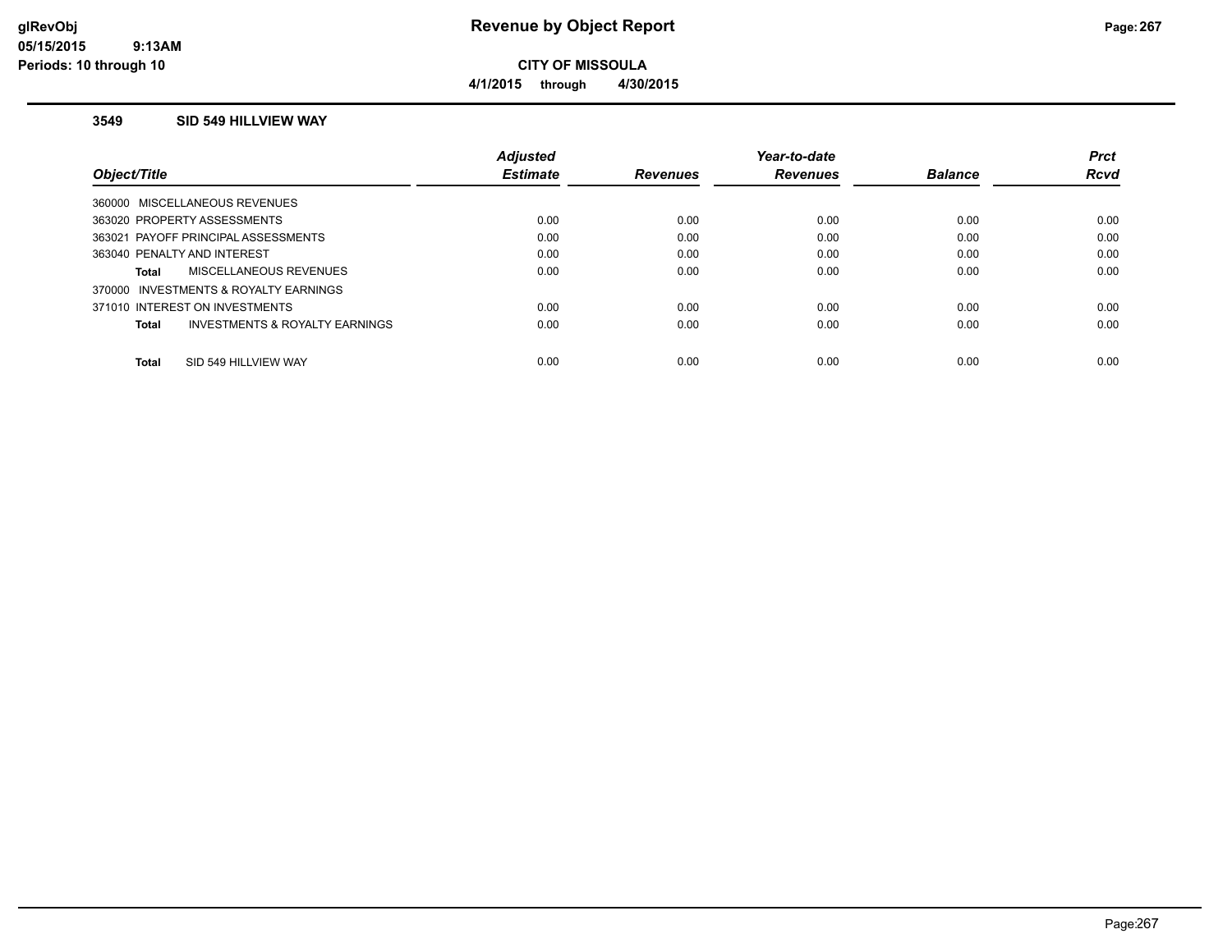# Revenue by Object Report

**CITY OF MISSOULA**

**4/1/2015 through 4/30/2015**

### 3549 SID 549 HILLVIEW WAY

| Object/Title | Adjusted Estimate | Revenues | Year-to-date Revenues | Balance | Prct Rcvd |
|---|---|---|---|---|---|
| 360000 MISCELLANEOUS REVENUES | | | | | |
| 363020 PROPERTY ASSESSMENTS | 0.00 | 0.00 | 0.00 | 0.00 | 0.00 |
| 363021 PAYOFF PRINCIPAL ASSESSMENTS | 0.00 | 0.00 | 0.00 | 0.00 | 0.00 |
| 363040 PENALTY AND INTEREST | 0.00 | 0.00 | 0.00 | 0.00 | 0.00 |
| **Total** MISCELLANEOUS REVENUES | 0.00 | 0.00 | 0.00 | 0.00 | 0.00 |
| 370000 INVESTMENTS & ROYALTY EARNINGS | | | | | |
| 371010 INTEREST ON INVESTMENTS | 0.00 | 0.00 | 0.00 | 0.00 | 0.00 |
| **Total** INVESTMENTS & ROYALTY EARNINGS | 0.00 | 0.00 | 0.00 | 0.00 | 0.00 |
| **Total** SID 549 HILLVIEW WAY | 0.00 | 0.00 | 0.00 | 0.00 | 0.00 |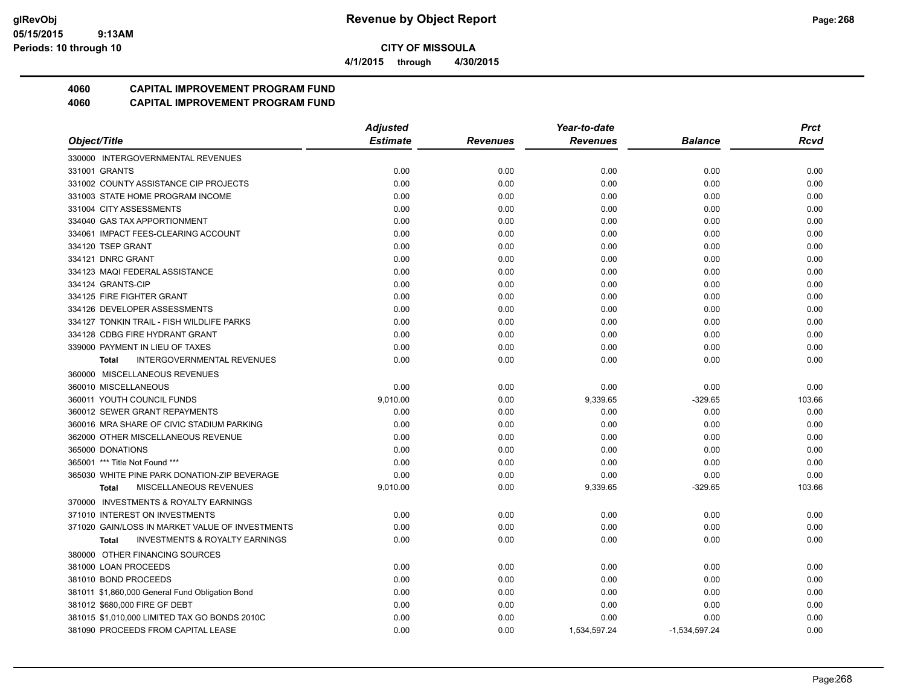**Revenue by Object Report**

**CITY OF MISSOULA**

**4/1/2015 through 4/30/2015**

glRevObj
05/15/2015 9:13AM
Periods: 10 through 10

## 4060 CAPITAL IMPROVEMENT PROGRAM FUND
## 4060 CAPITAL IMPROVEMENT PROGRAM FUND

| Object/Title | Adjusted Estimate | Revenues | Year-to-date Revenues | Balance | Prct Rcvd |
|---|---|---|---|---|---|
| 330000 INTERGOVERNMENTAL REVENUES | | | | | |
| 331001 GRANTS | 0.00 | 0.00 | 0.00 | 0.00 | 0.00 |
| 331002 COUNTY ASSISTANCE CIP PROJECTS | 0.00 | 0.00 | 0.00 | 0.00 | 0.00 |
| 331003 STATE HOME PROGRAM INCOME | 0.00 | 0.00 | 0.00 | 0.00 | 0.00 |
| 331004 CITY ASSESSMENTS | 0.00 | 0.00 | 0.00 | 0.00 | 0.00 |
| 334040 GAS TAX APPORTIONMENT | 0.00 | 0.00 | 0.00 | 0.00 | 0.00 |
| 334061 IMPACT FEES-CLEARING ACCOUNT | 0.00 | 0.00 | 0.00 | 0.00 | 0.00 |
| 334120 TSEP GRANT | 0.00 | 0.00 | 0.00 | 0.00 | 0.00 |
| 334121 DNRC GRANT | 0.00 | 0.00 | 0.00 | 0.00 | 0.00 |
| 334123 MAQI FEDERAL ASSISTANCE | 0.00 | 0.00 | 0.00 | 0.00 | 0.00 |
| 334124 GRANTS-CIP | 0.00 | 0.00 | 0.00 | 0.00 | 0.00 |
| 334125 FIRE FIGHTER GRANT | 0.00 | 0.00 | 0.00 | 0.00 | 0.00 |
| 334126 DEVELOPER ASSESSMENTS | 0.00 | 0.00 | 0.00 | 0.00 | 0.00 |
| 334127 TONKIN TRAIL - FISH WILDLIFE PARKS | 0.00 | 0.00 | 0.00 | 0.00 | 0.00 |
| 334128 CDBG FIRE HYDRANT GRANT | 0.00 | 0.00 | 0.00 | 0.00 | 0.00 |
| 339000 PAYMENT IN LIEU OF TAXES | 0.00 | 0.00 | 0.00 | 0.00 | 0.00 |
| **Total** INTERGOVERNMENTAL REVENUES | 0.00 | 0.00 | 0.00 | 0.00 | 0.00 |
| 360000 MISCELLANEOUS REVENUES | | | | | |
| 360010 MISCELLANEOUS | 0.00 | 0.00 | 0.00 | 0.00 | 0.00 |
| 360011 YOUTH COUNCIL FUNDS | 9,010.00 | 0.00 | 9,339.65 | -329.65 | 103.66 |
| 360012 SEWER GRANT REPAYMENTS | 0.00 | 0.00 | 0.00 | 0.00 | 0.00 |
| 360016 MRA SHARE OF CIVIC STADIUM PARKING | 0.00 | 0.00 | 0.00 | 0.00 | 0.00 |
| 362000 OTHER MISCELLANEOUS REVENUE | 0.00 | 0.00 | 0.00 | 0.00 | 0.00 |
| 365000 DONATIONS | 0.00 | 0.00 | 0.00 | 0.00 | 0.00 |
| 365001 *** Title Not Found *** | 0.00 | 0.00 | 0.00 | 0.00 | 0.00 |
| 365030 WHITE PINE PARK DONATION-ZIP BEVERAGE | 0.00 | 0.00 | 0.00 | 0.00 | 0.00 |
| **Total** MISCELLANEOUS REVENUES | 9,010.00 | 0.00 | 9,339.65 | -329.65 | 103.66 |
| 370000 INVESTMENTS & ROYALTY EARNINGS | | | | | |
| 371010 INTEREST ON INVESTMENTS | 0.00 | 0.00 | 0.00 | 0.00 | 0.00 |
| 371020 GAIN/LOSS IN MARKET VALUE OF INVESTMENTS | 0.00 | 0.00 | 0.00 | 0.00 | 0.00 |
| **Total** INVESTMENTS & ROYALTY EARNINGS | 0.00 | 0.00 | 0.00 | 0.00 | 0.00 |
| 380000 OTHER FINANCING SOURCES | | | | | |
| 381000 LOAN PROCEEDS | 0.00 | 0.00 | 0.00 | 0.00 | 0.00 |
| 381010 BOND PROCEEDS | 0.00 | 0.00 | 0.00 | 0.00 | 0.00 |
| 381011 $1,860,000 General Fund Obligation Bond | 0.00 | 0.00 | 0.00 | 0.00 | 0.00 |
| 381012 $680,000 FIRE GF DEBT | 0.00 | 0.00 | 0.00 | 0.00 | 0.00 |
| 381015 $1,010,000 LIMITED TAX GO BONDS 2010C | 0.00 | 0.00 | 0.00 | 0.00 | 0.00 |
| 381090 PROCEEDS FROM CAPITAL LEASE | 0.00 | 0.00 | 1,534,597.24 | -1,534,597.24 | 0.00 |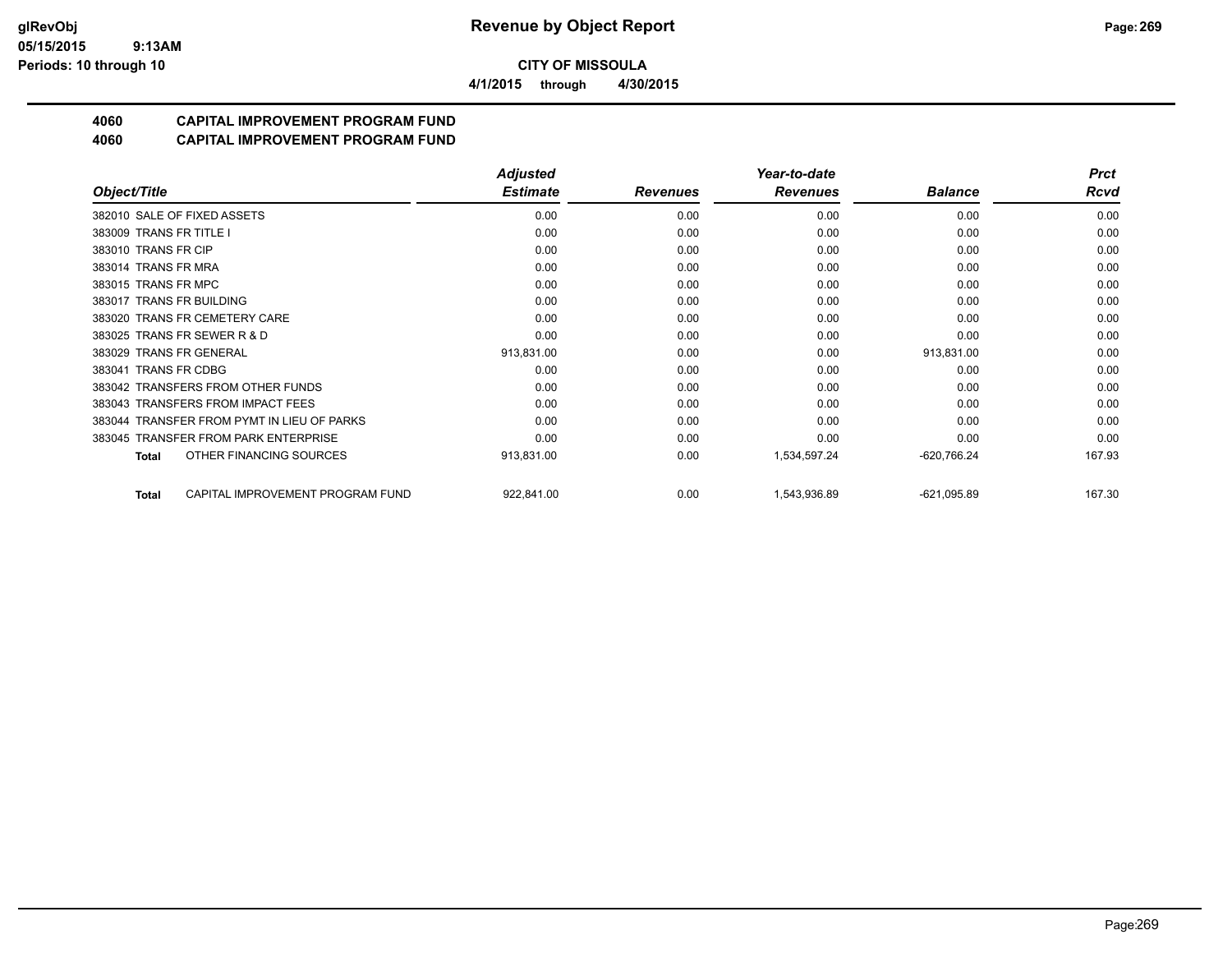# CITY OF MISSOULA

**4/1/2015 through 4/30/2015**

## 4060 CAPITAL IMPROVEMENT PROGRAM FUND
## 4060 CAPITAL IMPROVEMENT PROGRAM FUND

| Object/Title | Adjusted Estimate | Revenues | Year-to-date Revenues | Balance | Prct Rcvd |
|---|---|---|---|---|---|
| 382010 SALE OF FIXED ASSETS | 0.00 | 0.00 | 0.00 | 0.00 | 0.00 |
| 383009 TRANS FR TITLE I | 0.00 | 0.00 | 0.00 | 0.00 | 0.00 |
| 383010 TRANS FR CIP | 0.00 | 0.00 | 0.00 | 0.00 | 0.00 |
| 383014 TRANS FR MRA | 0.00 | 0.00 | 0.00 | 0.00 | 0.00 |
| 383015 TRANS FR MPC | 0.00 | 0.00 | 0.00 | 0.00 | 0.00 |
| 383017 TRANS FR BUILDING | 0.00 | 0.00 | 0.00 | 0.00 | 0.00 |
| 383020 TRANS FR CEMETERY CARE | 0.00 | 0.00 | 0.00 | 0.00 | 0.00 |
| 383025 TRANS FR SEWER R & D | 0.00 | 0.00 | 0.00 | 0.00 | 0.00 |
| 383029 TRANS FR GENERAL | 913,831.00 | 0.00 | 0.00 | 913,831.00 | 0.00 |
| 383041 TRANS FR CDBG | 0.00 | 0.00 | 0.00 | 0.00 | 0.00 |
| 383042 TRANSFERS FROM OTHER FUNDS | 0.00 | 0.00 | 0.00 | 0.00 | 0.00 |
| 383043 TRANSFERS FROM IMPACT FEES | 0.00 | 0.00 | 0.00 | 0.00 | 0.00 |
| 383044 TRANSFER FROM PYMT IN LIEU OF PARKS | 0.00 | 0.00 | 0.00 | 0.00 | 0.00 |
| 383045 TRANSFER FROM PARK ENTERPRISE | 0.00 | 0.00 | 0.00 | 0.00 | 0.00 |
| **Total** OTHER FINANCING SOURCES | 913,831.00 | 0.00 | 1,534,597.24 | -620,766.24 | 167.93 |
| **Total** CAPITAL IMPROVEMENT PROGRAM FUND | 922,841.00 | 0.00 | 1,543,936.89 | -621,095.89 | 167.30 |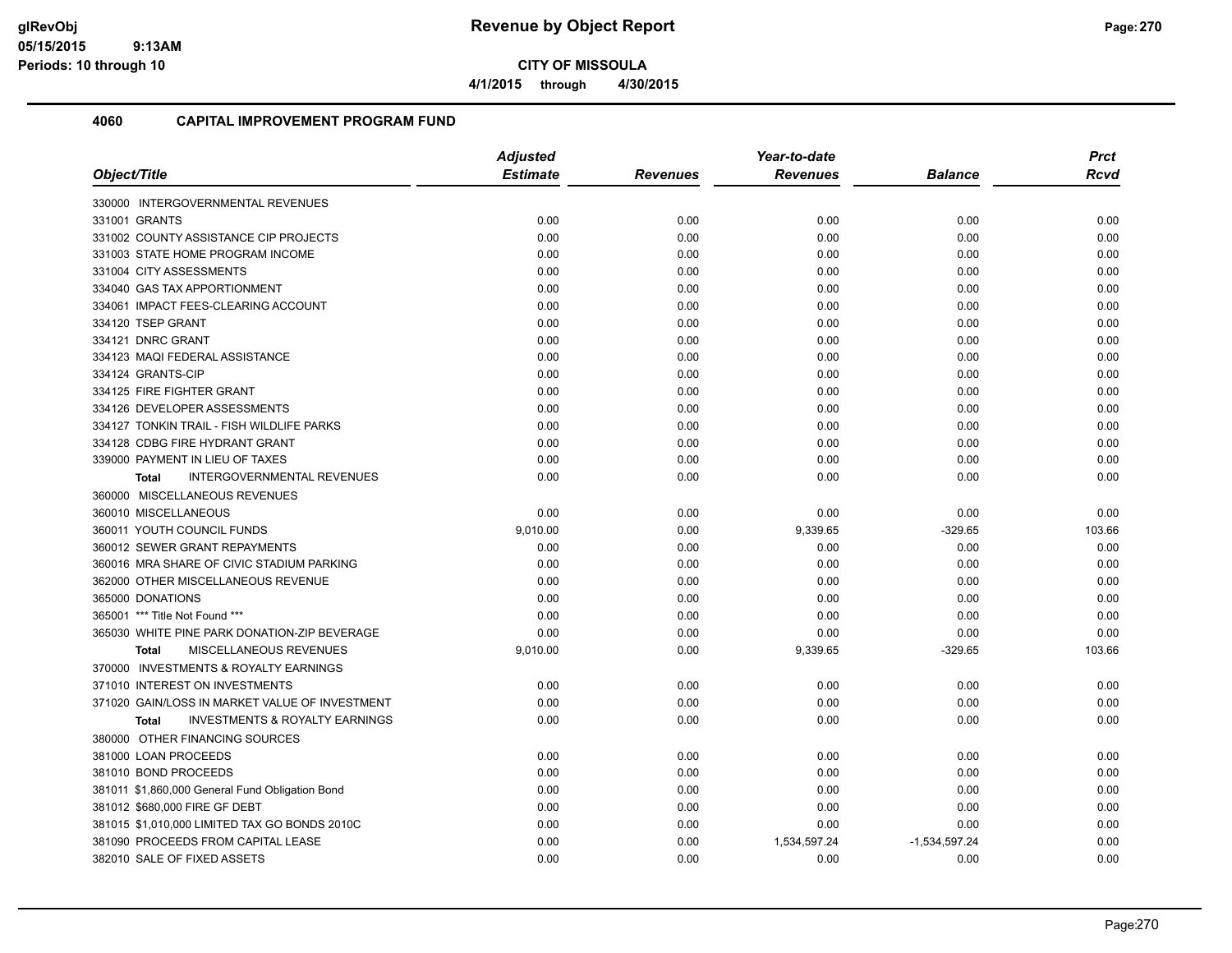**CITY OF MISSOULA**

**4/1/2015 through 4/30/2015**

## 4060 CAPITAL IMPROVEMENT PROGRAM FUND

| Object/Title | Adjusted Estimate | Revenues | Year-to-date Revenues | Balance | Prct Rcvd |
|---|---|---|---|---|---|
| 330000 INTERGOVERNMENTAL REVENUES | | | | | |
| 331001 GRANTS | 0.00 | 0.00 | 0.00 | 0.00 | 0.00 |
| 331002 COUNTY ASSISTANCE CIP PROJECTS | 0.00 | 0.00 | 0.00 | 0.00 | 0.00 |
| 331003 STATE HOME PROGRAM INCOME | 0.00 | 0.00 | 0.00 | 0.00 | 0.00 |
| 331004 CITY ASSESSMENTS | 0.00 | 0.00 | 0.00 | 0.00 | 0.00 |
| 334040 GAS TAX APPORTIONMENT | 0.00 | 0.00 | 0.00 | 0.00 | 0.00 |
| 334061 IMPACT FEES-CLEARING ACCOUNT | 0.00 | 0.00 | 0.00 | 0.00 | 0.00 |
| 334120 TSEP GRANT | 0.00 | 0.00 | 0.00 | 0.00 | 0.00 |
| 334121 DNRC GRANT | 0.00 | 0.00 | 0.00 | 0.00 | 0.00 |
| 334123 MAQI FEDERAL ASSISTANCE | 0.00 | 0.00 | 0.00 | 0.00 | 0.00 |
| 334124 GRANTS-CIP | 0.00 | 0.00 | 0.00 | 0.00 | 0.00 |
| 334125 FIRE FIGHTER GRANT | 0.00 | 0.00 | 0.00 | 0.00 | 0.00 |
| 334126 DEVELOPER ASSESSMENTS | 0.00 | 0.00 | 0.00 | 0.00 | 0.00 |
| 334127 TONKIN TRAIL - FISH WILDLIFE PARKS | 0.00 | 0.00 | 0.00 | 0.00 | 0.00 |
| 334128 CDBG FIRE HYDRANT GRANT | 0.00 | 0.00 | 0.00 | 0.00 | 0.00 |
| 339000 PAYMENT IN LIEU OF TAXES | 0.00 | 0.00 | 0.00 | 0.00 | 0.00 |
| **Total** INTERGOVERNMENTAL REVENUES | 0.00 | 0.00 | 0.00 | 0.00 | 0.00 |
| 360000 MISCELLANEOUS REVENUES | | | | | |
| 360010 MISCELLANEOUS | 0.00 | 0.00 | 0.00 | 0.00 | 0.00 |
| 360011 YOUTH COUNCIL FUNDS | 9,010.00 | 0.00 | 9,339.65 | -329.65 | 103.66 |
| 360012 SEWER GRANT REPAYMENTS | 0.00 | 0.00 | 0.00 | 0.00 | 0.00 |
| 360016 MRA SHARE OF CIVIC STADIUM PARKING | 0.00 | 0.00 | 0.00 | 0.00 | 0.00 |
| 362000 OTHER MISCELLANEOUS REVENUE | 0.00 | 0.00 | 0.00 | 0.00 | 0.00 |
| 365000 DONATIONS | 0.00 | 0.00 | 0.00 | 0.00 | 0.00 |
| 365001 *** Title Not Found *** | 0.00 | 0.00 | 0.00 | 0.00 | 0.00 |
| 365030 WHITE PINE PARK DONATION-ZIP BEVERAGE | 0.00 | 0.00 | 0.00 | 0.00 | 0.00 |
| **Total** MISCELLANEOUS REVENUES | 9,010.00 | 0.00 | 9,339.65 | -329.65 | 103.66 |
| 370000 INVESTMENTS & ROYALTY EARNINGS | | | | | |
| 371010 INTEREST ON INVESTMENTS | 0.00 | 0.00 | 0.00 | 0.00 | 0.00 |
| 371020 GAIN/LOSS IN MARKET VALUE OF INVESTMENT | 0.00 | 0.00 | 0.00 | 0.00 | 0.00 |
| **Total** INVESTMENTS & ROYALTY EARNINGS | 0.00 | 0.00 | 0.00 | 0.00 | 0.00 |
| 380000 OTHER FINANCING SOURCES | | | | | |
| 381000 LOAN PROCEEDS | 0.00 | 0.00 | 0.00 | 0.00 | 0.00 |
| 381010 BOND PROCEEDS | 0.00 | 0.00 | 0.00 | 0.00 | 0.00 |
| 381011 $1,860,000 General Fund Obligation Bond | 0.00 | 0.00 | 0.00 | 0.00 | 0.00 |
| 381012 $680,000 FIRE GF DEBT | 0.00 | 0.00 | 0.00 | 0.00 | 0.00 |
| 381015 $1,010,000 LIMITED TAX GO BONDS 2010C | 0.00 | 0.00 | 0.00 | 0.00 | 0.00 |
| 381090 PROCEEDS FROM CAPITAL LEASE | 0.00 | 0.00 | 1,534,597.24 | -1,534,597.24 | 0.00 |
| 382010 SALE OF FIXED ASSETS | 0.00 | 0.00 | 0.00 | 0.00 | 0.00 |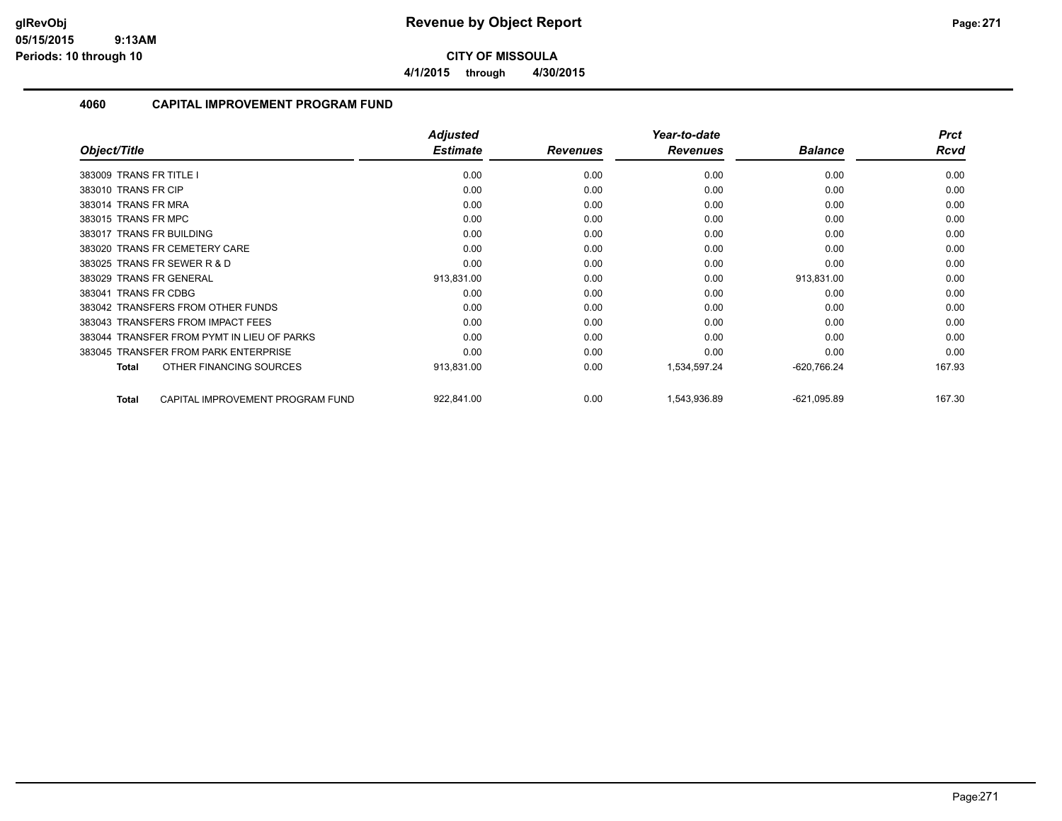# Revenue by Object Report

**CITY OF MISSOULA**

**4/1/2015 through 4/30/2015**

glRevObj
05/15/2015 9:13AM
Periods: 10 through 10

## 4060 CAPITAL IMPROVEMENT PROGRAM FUND

| Object/Title | Adjusted Estimate | Revenues | Year-to-date Revenues | Balance | Prct Rcvd |
|---|---|---|---|---|---|
| 383009 TRANS FR TITLE I | 0.00 | 0.00 | 0.00 | 0.00 | 0.00 |
| 383010 TRANS FR CIP | 0.00 | 0.00 | 0.00 | 0.00 | 0.00 |
| 383014 TRANS FR MRA | 0.00 | 0.00 | 0.00 | 0.00 | 0.00 |
| 383015 TRANS FR MPC | 0.00 | 0.00 | 0.00 | 0.00 | 0.00 |
| 383017 TRANS FR BUILDING | 0.00 | 0.00 | 0.00 | 0.00 | 0.00 |
| 383020 TRANS FR CEMETERY CARE | 0.00 | 0.00 | 0.00 | 0.00 | 0.00 |
| 383025 TRANS FR SEWER R & D | 0.00 | 0.00 | 0.00 | 0.00 | 0.00 |
| 383029 TRANS FR GENERAL | 913,831.00 | 0.00 | 0.00 | 913,831.00 | 0.00 |
| 383041 TRANS FR CDBG | 0.00 | 0.00 | 0.00 | 0.00 | 0.00 |
| 383042 TRANSFERS FROM OTHER FUNDS | 0.00 | 0.00 | 0.00 | 0.00 | 0.00 |
| 383043 TRANSFERS FROM IMPACT FEES | 0.00 | 0.00 | 0.00 | 0.00 | 0.00 |
| 383044 TRANSFER FROM PYMT IN LIEU OF PARKS | 0.00 | 0.00 | 0.00 | 0.00 | 0.00 |
| 383045 TRANSFER FROM PARK ENTERPRISE | 0.00 | 0.00 | 0.00 | 0.00 | 0.00 |
| **Total** OTHER FINANCING SOURCES | 913,831.00 | 0.00 | 1,534,597.24 | -620,766.24 | 167.93 |
| **Total** CAPITAL IMPROVEMENT PROGRAM FUND | 922,841.00 | 0.00 | 1,543,936.89 | -621,095.89 | 167.30 |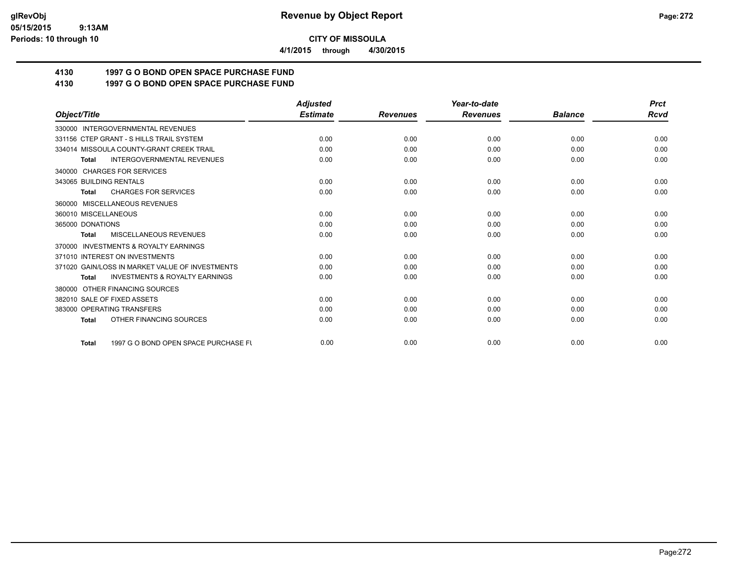**CITY OF MISSOULA**

**4/1/2015 through 4/30/2015**

## 4130 1997 G O BOND OPEN SPACE PURCHASE FUND
## 4130 1997 G O BOND OPEN SPACE PURCHASE FUND

| Object/Title | Adjusted Estimate | Revenues | Year-to-date Revenues | Balance | Prct Rcvd |
|---|---|---|---|---|---|
| 330000 INTERGOVERNMENTAL REVENUES | | | | | |
| 331156 CTEP GRANT - S HILLS TRAIL SYSTEM | 0.00 | 0.00 | 0.00 | 0.00 | 0.00 |
| 334014 MISSOULA COUNTY-GRANT CREEK TRAIL | 0.00 | 0.00 | 0.00 | 0.00 | 0.00 |
| **Total** INTERGOVERNMENTAL REVENUES | 0.00 | 0.00 | 0.00 | 0.00 | 0.00 |
| 340000 CHARGES FOR SERVICES | | | | | |
| 343065 BUILDING RENTALS | 0.00 | 0.00 | 0.00 | 0.00 | 0.00 |
| **Total** CHARGES FOR SERVICES | 0.00 | 0.00 | 0.00 | 0.00 | 0.00 |
| 360000 MISCELLANEOUS REVENUES | | | | | |
| 360010 MISCELLANEOUS | 0.00 | 0.00 | 0.00 | 0.00 | 0.00 |
| 365000 DONATIONS | 0.00 | 0.00 | 0.00 | 0.00 | 0.00 |
| **Total** MISCELLANEOUS REVENUES | 0.00 | 0.00 | 0.00 | 0.00 | 0.00 |
| 370000 INVESTMENTS & ROYALTY EARNINGS | | | | | |
| 371010 INTEREST ON INVESTMENTS | 0.00 | 0.00 | 0.00 | 0.00 | 0.00 |
| 371020 GAIN/LOSS IN MARKET VALUE OF INVESTMENTS | 0.00 | 0.00 | 0.00 | 0.00 | 0.00 |
| **Total** INVESTMENTS & ROYALTY EARNINGS | 0.00 | 0.00 | 0.00 | 0.00 | 0.00 |
| 380000 OTHER FINANCING SOURCES | | | | | |
| 382010 SALE OF FIXED ASSETS | 0.00 | 0.00 | 0.00 | 0.00 | 0.00 |
| 383000 OPERATING TRANSFERS | 0.00 | 0.00 | 0.00 | 0.00 | 0.00 |
| **Total** OTHER FINANCING SOURCES | 0.00 | 0.00 | 0.00 | 0.00 | 0.00 |
| **Total** 1997 G O BOND OPEN SPACE PURCHASE FU | 0.00 | 0.00 | 0.00 | 0.00 | 0.00 |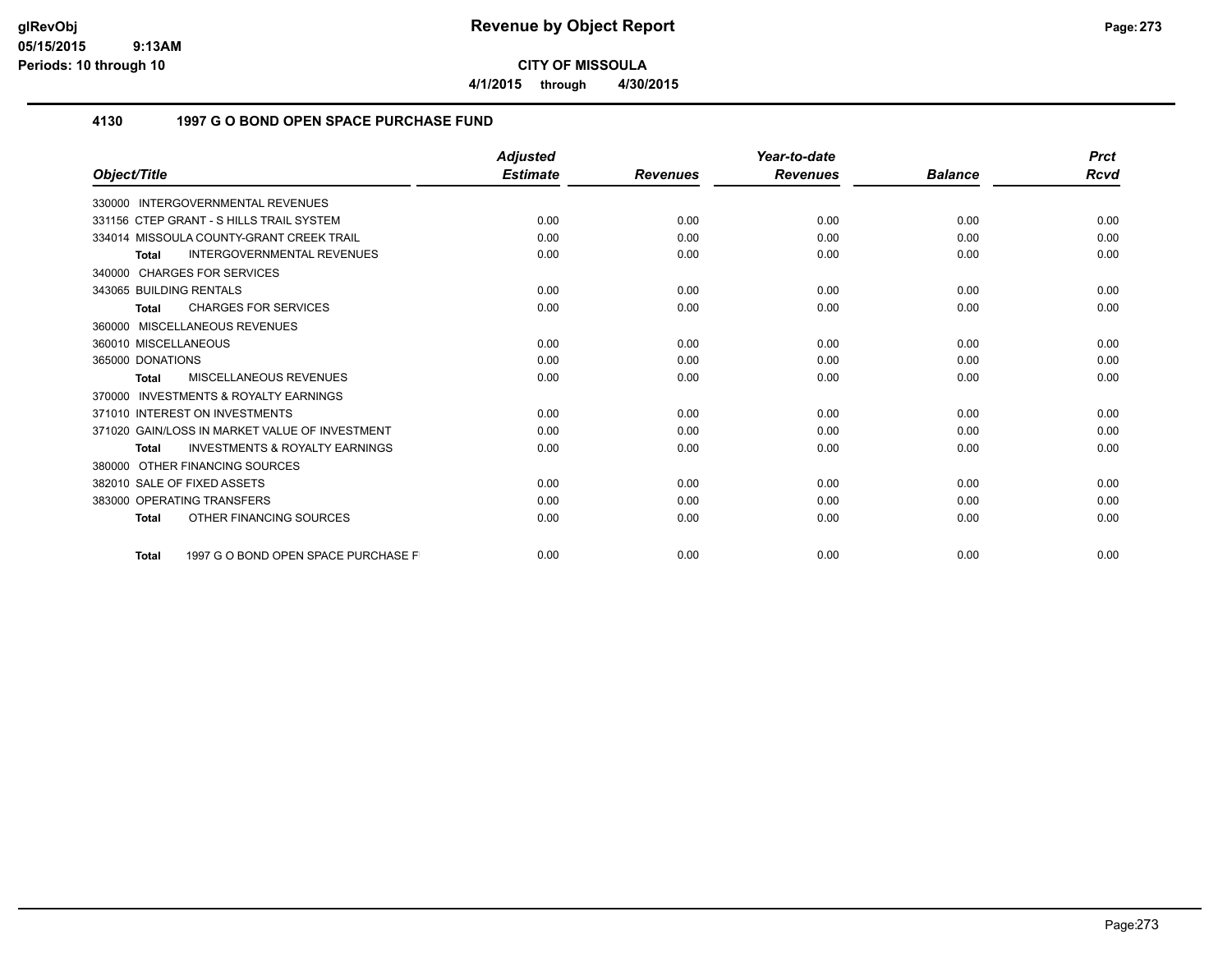# Revenue by Object Report

**CITY OF MISSOULA**

**4/1/2015 through 4/30/2015**

glRevObj
05/15/2015 9:13AM
Periods: 10 through 10

## 4130 1997 G O BOND OPEN SPACE PURCHASE FUND

| Object/Title | Adjusted Estimate | Revenues | Year-to-date Revenues | Balance | Prct Rcvd |
|---|---|---|---|---|---|
| 330000 INTERGOVERNMENTAL REVENUES | | | | | |
| 331156 CTEP GRANT - S HILLS TRAIL SYSTEM | 0.00 | 0.00 | 0.00 | 0.00 | 0.00 |
| 334014 MISSOULA COUNTY-GRANT CREEK TRAIL | 0.00 | 0.00 | 0.00 | 0.00 | 0.00 |
| **Total** INTERGOVERNMENTAL REVENUES | 0.00 | 0.00 | 0.00 | 0.00 | 0.00 |
| 340000 CHARGES FOR SERVICES | | | | | |
| 343065 BUILDING RENTALS | 0.00 | 0.00 | 0.00 | 0.00 | 0.00 |
| **Total** CHARGES FOR SERVICES | 0.00 | 0.00 | 0.00 | 0.00 | 0.00 |
| 360000 MISCELLANEOUS REVENUES | | | | | |
| 360010 MISCELLANEOUS | 0.00 | 0.00 | 0.00 | 0.00 | 0.00 |
| 365000 DONATIONS | 0.00 | 0.00 | 0.00 | 0.00 | 0.00 |
| **Total** MISCELLANEOUS REVENUES | 0.00 | 0.00 | 0.00 | 0.00 | 0.00 |
| 370000 INVESTMENTS & ROYALTY EARNINGS | | | | | |
| 371010 INTEREST ON INVESTMENTS | 0.00 | 0.00 | 0.00 | 0.00 | 0.00 |
| 371020 GAIN/LOSS IN MARKET VALUE OF INVESTMENT | 0.00 | 0.00 | 0.00 | 0.00 | 0.00 |
| **Total** INVESTMENTS & ROYALTY EARNINGS | 0.00 | 0.00 | 0.00 | 0.00 | 0.00 |
| 380000 OTHER FINANCING SOURCES | | | | | |
| 382010 SALE OF FIXED ASSETS | 0.00 | 0.00 | 0.00 | 0.00 | 0.00 |
| 383000 OPERATING TRANSFERS | 0.00 | 0.00 | 0.00 | 0.00 | 0.00 |
| **Total** OTHER FINANCING SOURCES | 0.00 | 0.00 | 0.00 | 0.00 | 0.00 |
| **Total** 1997 G O BOND OPEN SPACE PURCHASE F | 0.00 | 0.00 | 0.00 | 0.00 | 0.00 |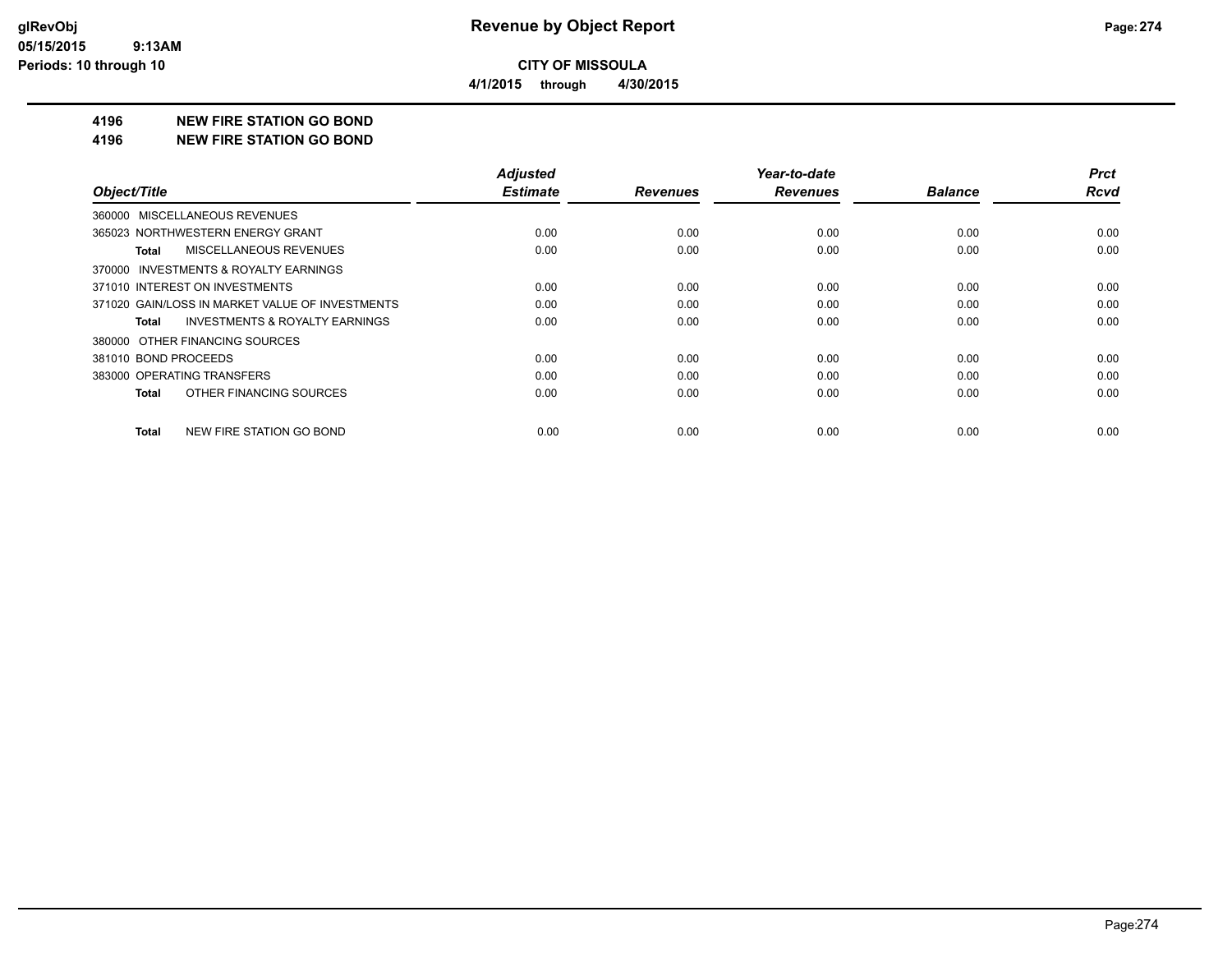# Revenue by Object Report

**CITY OF MISSOULA**

**4/1/2015 through 4/30/2015**

glRevObj
05/15/2015 9:13AM
Periods: 10 through 10

## 4196 NEW FIRE STATION GO BOND

## 4196 NEW FIRE STATION GO BOND

| Object/Title | Adjusted Estimate | Revenues | Year-to-date Revenues | Balance | Prct Rcvd |
|---|---|---|---|---|---|
| 360000 MISCELLANEOUS REVENUES | | | | | |
| 365023 NORTHWESTERN ENERGY GRANT | 0.00 | 0.00 | 0.00 | 0.00 | 0.00 |
| **Total** MISCELLANEOUS REVENUES | 0.00 | 0.00 | 0.00 | 0.00 | 0.00 |
| 370000 INVESTMENTS & ROYALTY EARNINGS | | | | | |
| 371010 INTEREST ON INVESTMENTS | 0.00 | 0.00 | 0.00 | 0.00 | 0.00 |
| 371020 GAIN/LOSS IN MARKET VALUE OF INVESTMENTS | 0.00 | 0.00 | 0.00 | 0.00 | 0.00 |
| **Total** INVESTMENTS & ROYALTY EARNINGS | 0.00 | 0.00 | 0.00 | 0.00 | 0.00 |
| 380000 OTHER FINANCING SOURCES | | | | | |
| 381010 BOND PROCEEDS | 0.00 | 0.00 | 0.00 | 0.00 | 0.00 |
| 383000 OPERATING TRANSFERS | 0.00 | 0.00 | 0.00 | 0.00 | 0.00 |
| **Total** OTHER FINANCING SOURCES | 0.00 | 0.00 | 0.00 | 0.00 | 0.00 |
| **Total** NEW FIRE STATION GO BOND | 0.00 | 0.00 | 0.00 | 0.00 | 0.00 |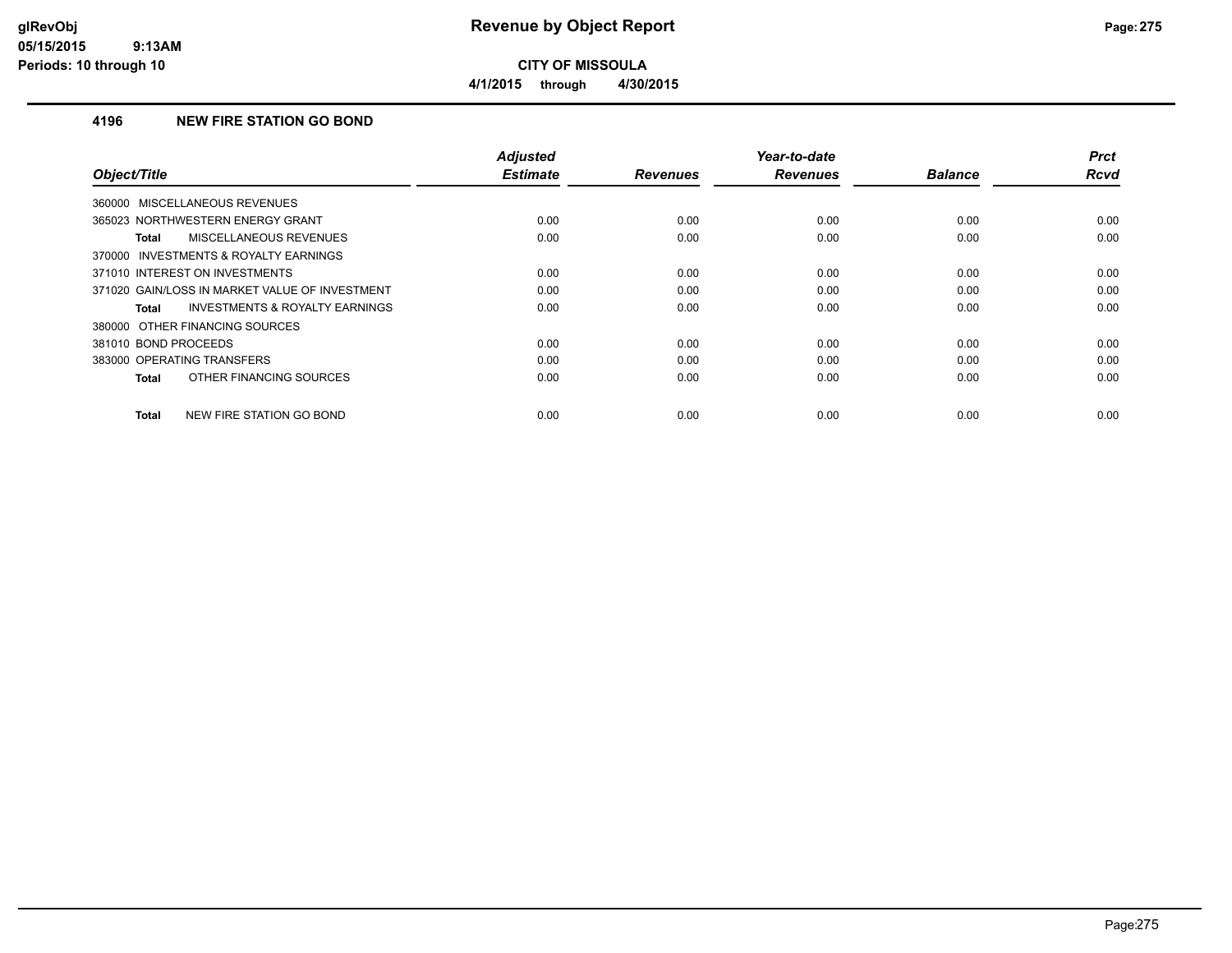# CITY OF MISSOULA

**4/1/2015 through 4/30/2015**

## 4196 NEW FIRE STATION GO BOND

| Object/Title | Adjusted Estimate | Revenues | Year-to-date Revenues | Balance | Prct Rcvd |
|---|---|---|---|---|---|
| 360000 MISCELLANEOUS REVENUES | | | | | |
| 365023 NORTHWESTERN ENERGY GRANT | 0.00 | 0.00 | 0.00 | 0.00 | 0.00 |
| **Total** MISCELLANEOUS REVENUES | 0.00 | 0.00 | 0.00 | 0.00 | 0.00 |
| 370000 INVESTMENTS & ROYALTY EARNINGS | | | | | |
| 371010 INTEREST ON INVESTMENTS | 0.00 | 0.00 | 0.00 | 0.00 | 0.00 |
| 371020 GAIN/LOSS IN MARKET VALUE OF INVESTMENT | 0.00 | 0.00 | 0.00 | 0.00 | 0.00 |
| **Total** INVESTMENTS & ROYALTY EARNINGS | 0.00 | 0.00 | 0.00 | 0.00 | 0.00 |
| 380000 OTHER FINANCING SOURCES | | | | | |
| 381010 BOND PROCEEDS | 0.00 | 0.00 | 0.00 | 0.00 | 0.00 |
| 383000 OPERATING TRANSFERS | 0.00 | 0.00 | 0.00 | 0.00 | 0.00 |
| **Total** OTHER FINANCING SOURCES | 0.00 | 0.00 | 0.00 | 0.00 | 0.00 |
| **Total** NEW FIRE STATION GO BOND | 0.00 | 0.00 | 0.00 | 0.00 | 0.00 |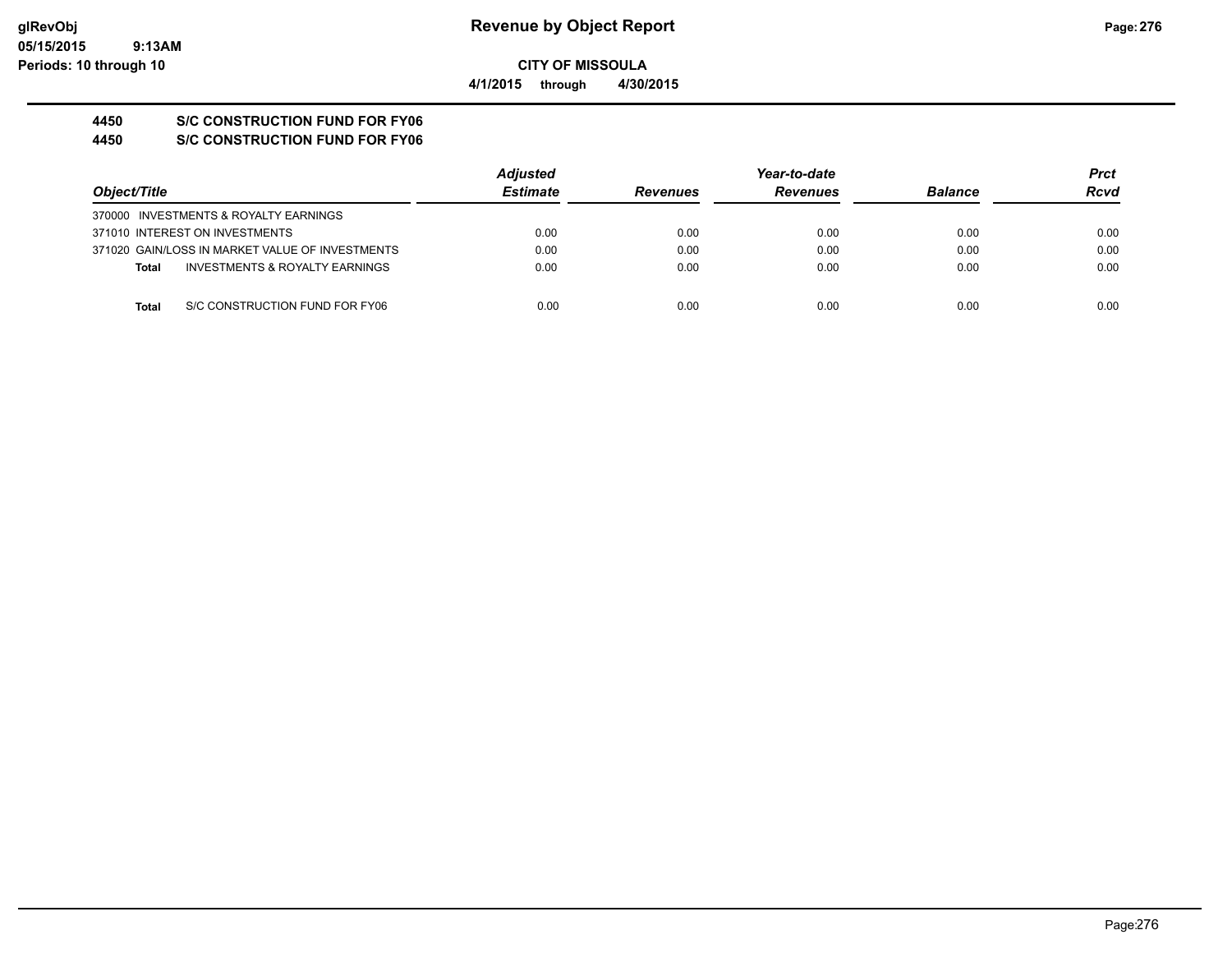# Revenue by Object Report

**CITY OF MISSOULA**

**4/1/2015 through 4/30/2015**

glRevObj
05/15/2015 9:13AM
Periods: 10 through 10

## 4450 S/C CONSTRUCTION FUND FOR FY06
## 4450 S/C CONSTRUCTION FUND FOR FY06

| Object/Title | Adjusted Estimate | Revenues | Year-to-date Revenues | Balance | Prct Rcvd |
|---|---|---|---|---|---|
| 370000 INVESTMENTS & ROYALTY EARNINGS | | | | | |
| 371010 INTEREST ON INVESTMENTS | 0.00 | 0.00 | 0.00 | 0.00 | 0.00 |
| 371020 GAIN/LOSS IN MARKET VALUE OF INVESTMENTS | 0.00 | 0.00 | 0.00 | 0.00 | 0.00 |
| **Total** INVESTMENTS & ROYALTY EARNINGS | 0.00 | 0.00 | 0.00 | 0.00 | 0.00 |
| **Total** S/C CONSTRUCTION FUND FOR FY06 | 0.00 | 0.00 | 0.00 | 0.00 | 0.00 |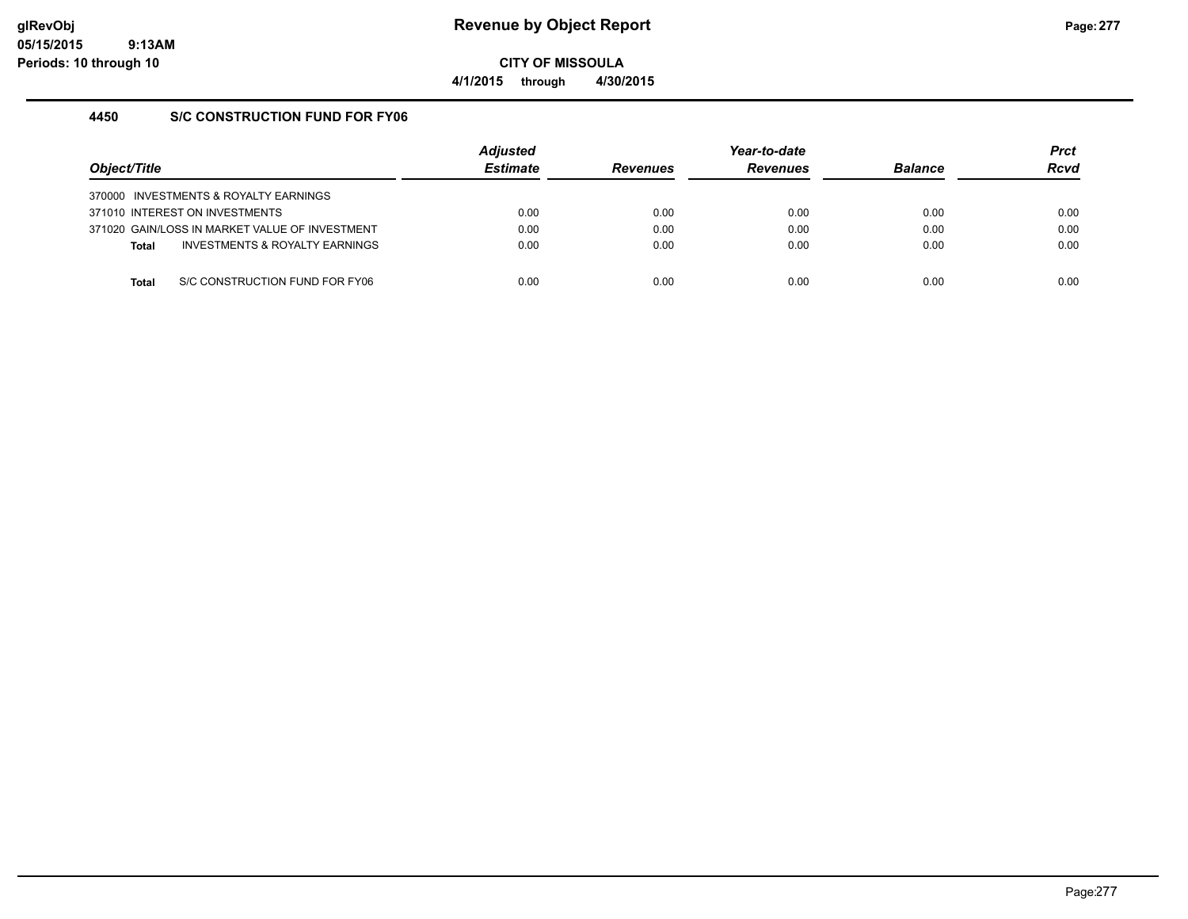**Revenue by Object Report**

**CITY OF MISSOULA**

**4/1/2015 through 4/30/2015**

glRevObj
05/15/2015 9:13AM
Periods: 10 through 10

### 4450 S/C CONSTRUCTION FUND FOR FY06

| Object/Title | Adjusted Estimate | Revenues | Year-to-date Revenues | Balance | Prct Rcvd |
|---|---|---|---|---|---|
| 370000 INVESTMENTS & ROYALTY EARNINGS | | | | | |
| 371010 INTEREST ON INVESTMENTS | 0.00 | 0.00 | 0.00 | 0.00 | 0.00 |
| 371020 GAIN/LOSS IN MARKET VALUE OF INVESTMENT | 0.00 | 0.00 | 0.00 | 0.00 | 0.00 |
| **Total** INVESTMENTS & ROYALTY EARNINGS | 0.00 | 0.00 | 0.00 | 0.00 | 0.00 |
| **Total** S/C CONSTRUCTION FUND FOR FY06 | 0.00 | 0.00 | 0.00 | 0.00 | 0.00 |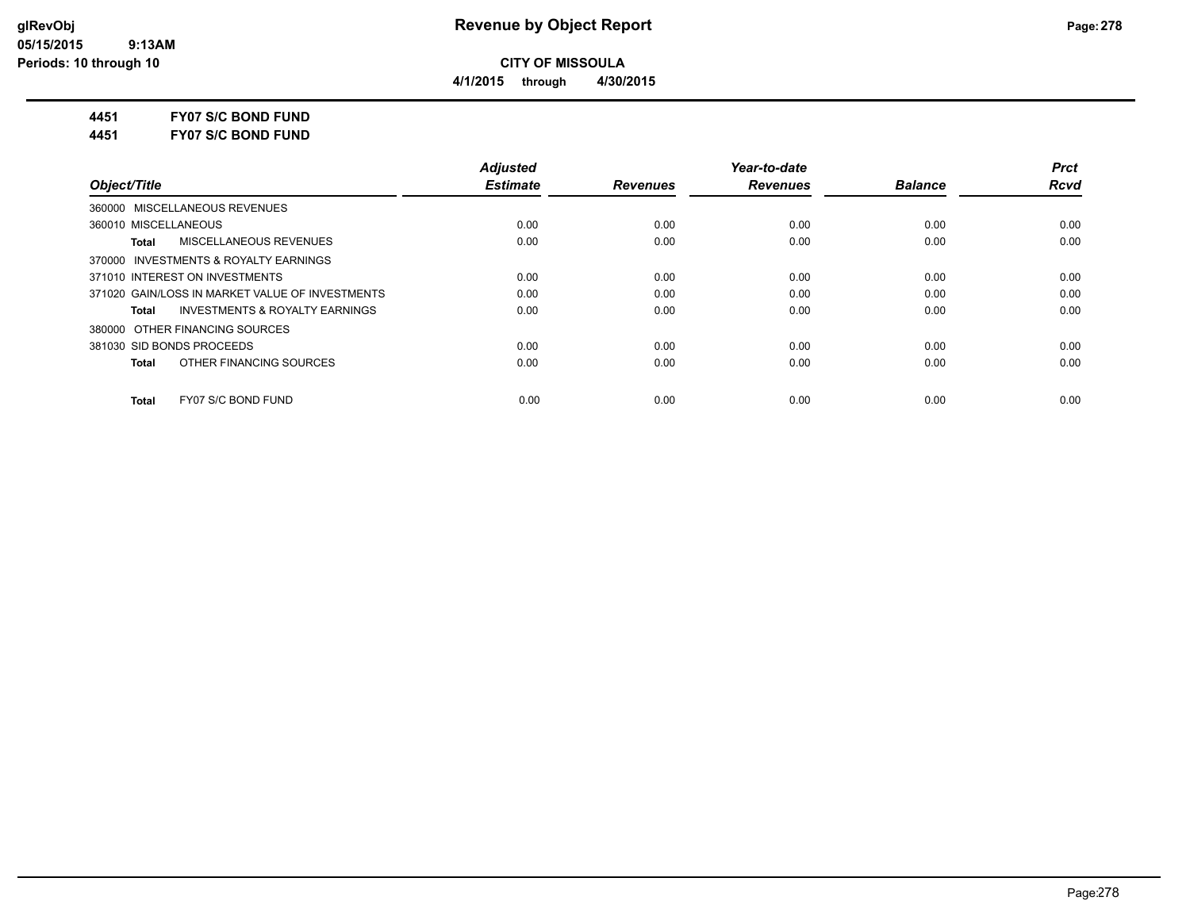**CITY OF MISSOULA**

**4/1/2015 through 4/30/2015**

**4451 FY07 S/C BOND FUND**

**4451 FY07 S/C BOND FUND**

| Object/Title | Adjusted Estimate | Revenues | Year-to-date Revenues | Balance | Prct Rcvd |
|---|---|---|---|---|---|
| 360000 MISCELLANEOUS REVENUES | | | | | |
| 360010 MISCELLANEOUS | 0.00 | 0.00 | 0.00 | 0.00 | 0.00 |
| **Total** MISCELLANEOUS REVENUES | 0.00 | 0.00 | 0.00 | 0.00 | 0.00 |
| 370000 INVESTMENTS & ROYALTY EARNINGS | | | | | |
| 371010 INTEREST ON INVESTMENTS | 0.00 | 0.00 | 0.00 | 0.00 | 0.00 |
| 371020 GAIN/LOSS IN MARKET VALUE OF INVESTMENTS | 0.00 | 0.00 | 0.00 | 0.00 | 0.00 |
| **Total** INVESTMENTS & ROYALTY EARNINGS | 0.00 | 0.00 | 0.00 | 0.00 | 0.00 |
| 380000 OTHER FINANCING SOURCES | | | | | |
| 381030 SID BONDS PROCEEDS | 0.00 | 0.00 | 0.00 | 0.00 | 0.00 |
| **Total** OTHER FINANCING SOURCES | 0.00 | 0.00 | 0.00 | 0.00 | 0.00 |
| **Total** FY07 S/C BOND FUND | 0.00 | 0.00 | 0.00 | 0.00 | 0.00 |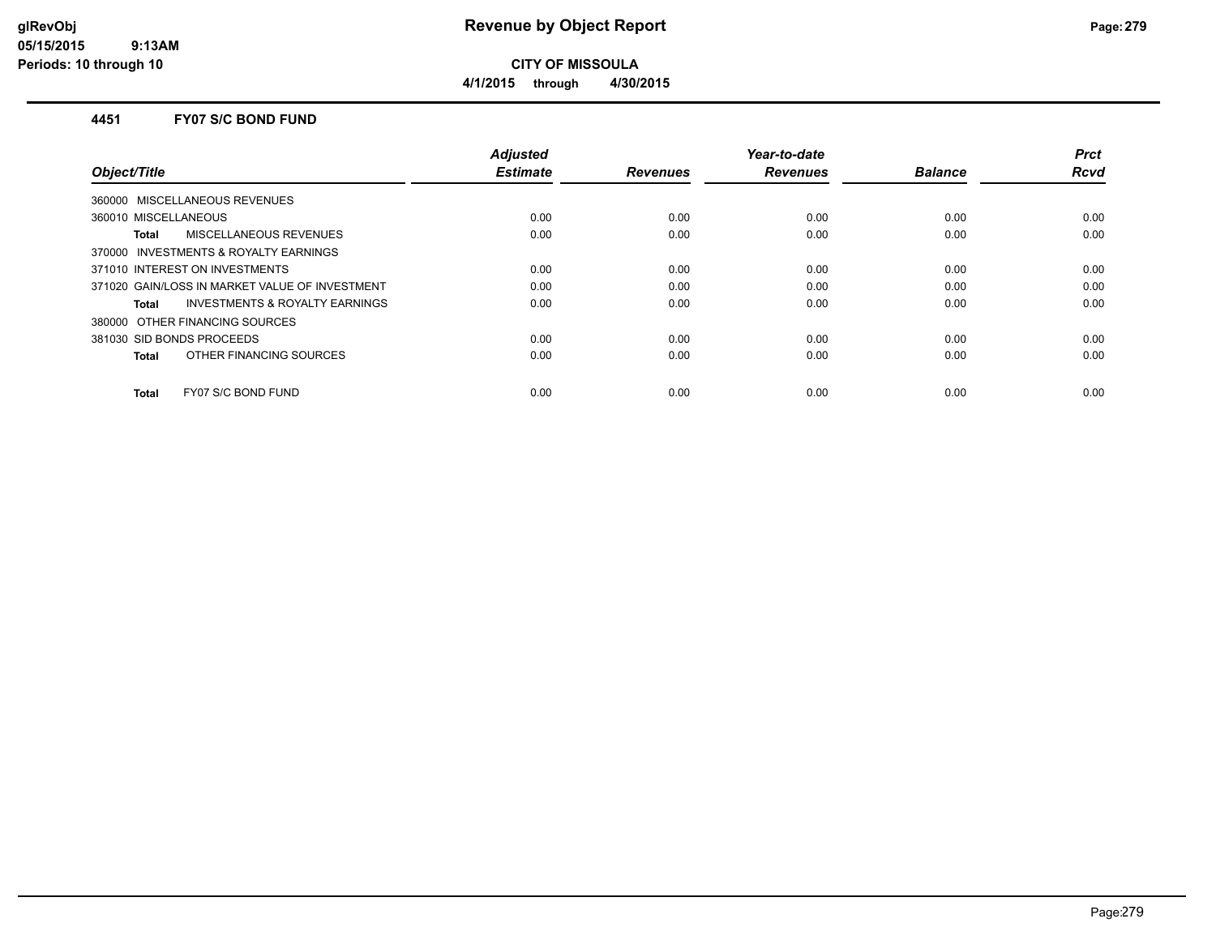# Revenue by Object Report

**CITY OF MISSOULA**

**4/1/2015 through 4/30/2015**

glRevObj
05/15/2015 9:13AM
Periods: 10 through 10

## 4451 FY07 S/C BOND FUND

| Object/Title | Adjusted Estimate | Revenues | Year-to-date Revenues | Balance | Prct Rcvd |
|---|---|---|---|---|---|
| 360000 MISCELLANEOUS REVENUES | | | | | |
| 360010 MISCELLANEOUS | 0.00 | 0.00 | 0.00 | 0.00 | 0.00 |
| **Total** MISCELLANEOUS REVENUES | 0.00 | 0.00 | 0.00 | 0.00 | 0.00 |
| 370000 INVESTMENTS & ROYALTY EARNINGS | | | | | |
| 371010 INTEREST ON INVESTMENTS | 0.00 | 0.00 | 0.00 | 0.00 | 0.00 |
| 371020 GAIN/LOSS IN MARKET VALUE OF INVESTMENT | 0.00 | 0.00 | 0.00 | 0.00 | 0.00 |
| **Total** INVESTMENTS & ROYALTY EARNINGS | 0.00 | 0.00 | 0.00 | 0.00 | 0.00 |
| 380000 OTHER FINANCING SOURCES | | | | | |
| 381030 SID BONDS PROCEEDS | 0.00 | 0.00 | 0.00 | 0.00 | 0.00 |
| **Total** OTHER FINANCING SOURCES | 0.00 | 0.00 | 0.00 | 0.00 | 0.00 |
| **Total** FY07 S/C BOND FUND | 0.00 | 0.00 | 0.00 | 0.00 | 0.00 |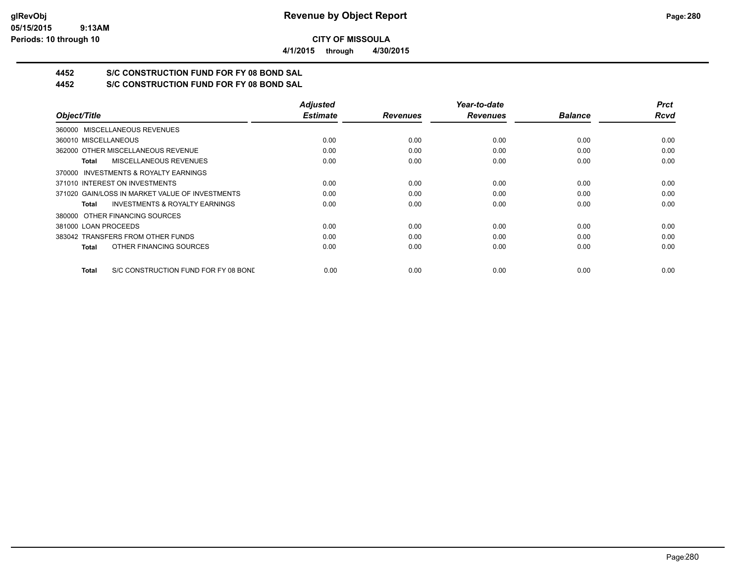**CITY OF MISSOULA**

**4/1/2015 through 4/30/2015**

## 4452 S/C CONSTRUCTION FUND FOR FY 08 BOND SAL

## 4452 S/C CONSTRUCTION FUND FOR FY 08 BOND SAL

| Object/Title | Adjusted Estimate | Revenues | Year-to-date Revenues | Balance | Prct Rcvd |
|---|---|---|---|---|---|
| 360000 MISCELLANEOUS REVENUES | | | | | |
| 360010 MISCELLANEOUS | 0.00 | 0.00 | 0.00 | 0.00 | 0.00 |
| 362000 OTHER MISCELLANEOUS REVENUE | 0.00 | 0.00 | 0.00 | 0.00 | 0.00 |
| **Total** MISCELLANEOUS REVENUES | 0.00 | 0.00 | 0.00 | 0.00 | 0.00 |
| 370000 INVESTMENTS & ROYALTY EARNINGS | | | | | |
| 371010 INTEREST ON INVESTMENTS | 0.00 | 0.00 | 0.00 | 0.00 | 0.00 |
| 371020 GAIN/LOSS IN MARKET VALUE OF INVESTMENTS | 0.00 | 0.00 | 0.00 | 0.00 | 0.00 |
| **Total** INVESTMENTS & ROYALTY EARNINGS | 0.00 | 0.00 | 0.00 | 0.00 | 0.00 |
| 380000 OTHER FINANCING SOURCES | | | | | |
| 381000 LOAN PROCEEDS | 0.00 | 0.00 | 0.00 | 0.00 | 0.00 |
| 383042 TRANSFERS FROM OTHER FUNDS | 0.00 | 0.00 | 0.00 | 0.00 | 0.00 |
| **Total** OTHER FINANCING SOURCES | 0.00 | 0.00 | 0.00 | 0.00 | 0.00 |
| **Total** S/C CONSTRUCTION FUND FOR FY 08 BOND | 0.00 | 0.00 | 0.00 | 0.00 | 0.00 |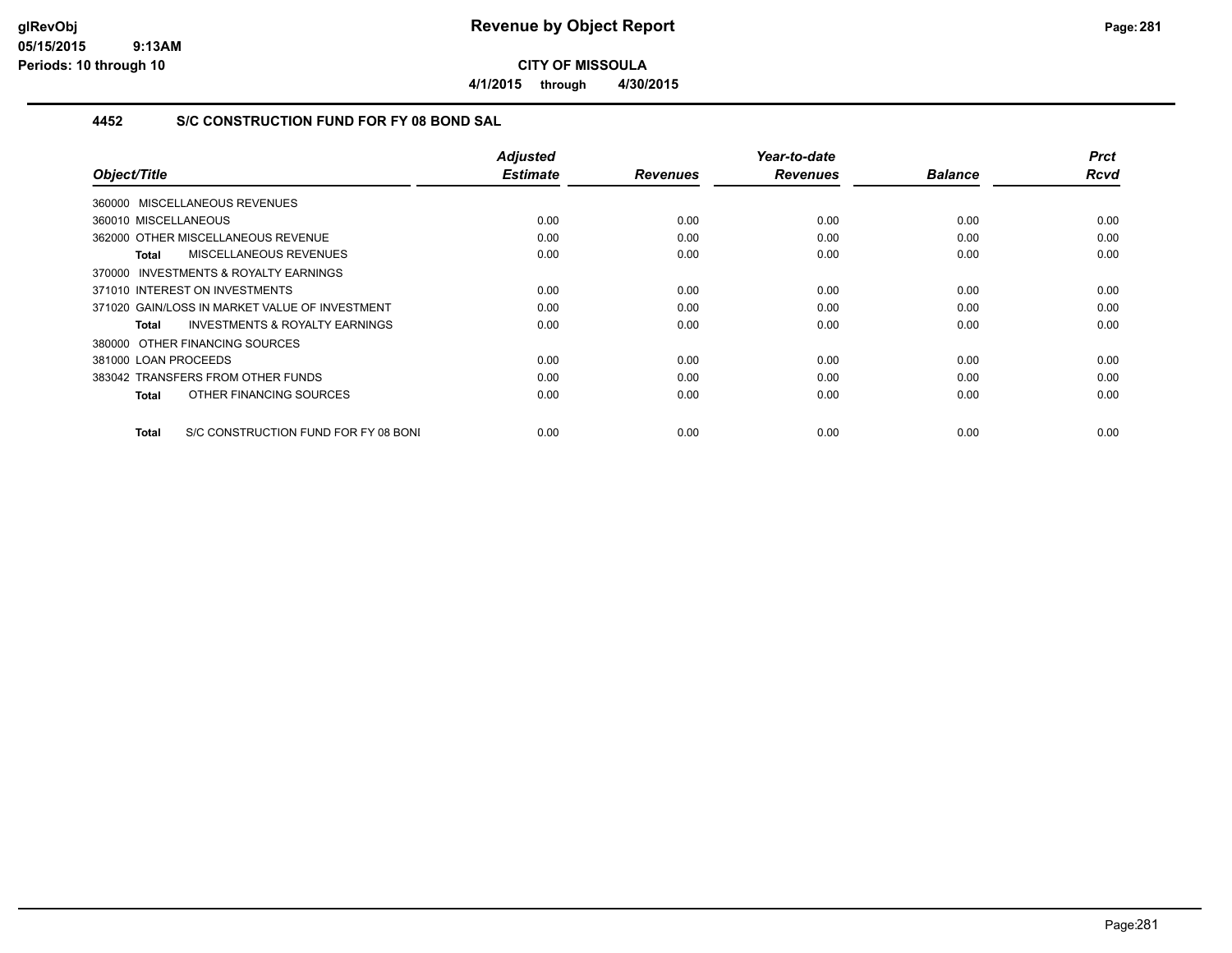# Revenue by Object Report

**CITY OF MISSOULA**

**4/1/2015 through 4/30/2015**

glRevObj
05/15/2015 9:13AM
Periods: 10 through 10

### 4452 S/C CONSTRUCTION FUND FOR FY 08 BOND SAL

| Object/Title | Adjusted Estimate | Revenues | Year-to-date Revenues | Balance | Prct Rcvd |
|---|---|---|---|---|---|
| 360000 MISCELLANEOUS REVENUES | | | | | |
| 360010 MISCELLANEOUS | 0.00 | 0.00 | 0.00 | 0.00 | 0.00 |
| 362000 OTHER MISCELLANEOUS REVENUE | 0.00 | 0.00 | 0.00 | 0.00 | 0.00 |
| **Total** MISCELLANEOUS REVENUES | 0.00 | 0.00 | 0.00 | 0.00 | 0.00 |
| 370000 INVESTMENTS & ROYALTY EARNINGS | | | | | |
| 371010 INTEREST ON INVESTMENTS | 0.00 | 0.00 | 0.00 | 0.00 | 0.00 |
| 371020 GAIN/LOSS IN MARKET VALUE OF INVESTMENT | 0.00 | 0.00 | 0.00 | 0.00 | 0.00 |
| **Total** INVESTMENTS & ROYALTY EARNINGS | 0.00 | 0.00 | 0.00 | 0.00 | 0.00 |
| 380000 OTHER FINANCING SOURCES | | | | | |
| 381000 LOAN PROCEEDS | 0.00 | 0.00 | 0.00 | 0.00 | 0.00 |
| 383042 TRANSFERS FROM OTHER FUNDS | 0.00 | 0.00 | 0.00 | 0.00 | 0.00 |
| **Total** OTHER FINANCING SOURCES | 0.00 | 0.00 | 0.00 | 0.00 | 0.00 |
| **Total** S/C CONSTRUCTION FUND FOR FY 08 BONI | 0.00 | 0.00 | 0.00 | 0.00 | 0.00 |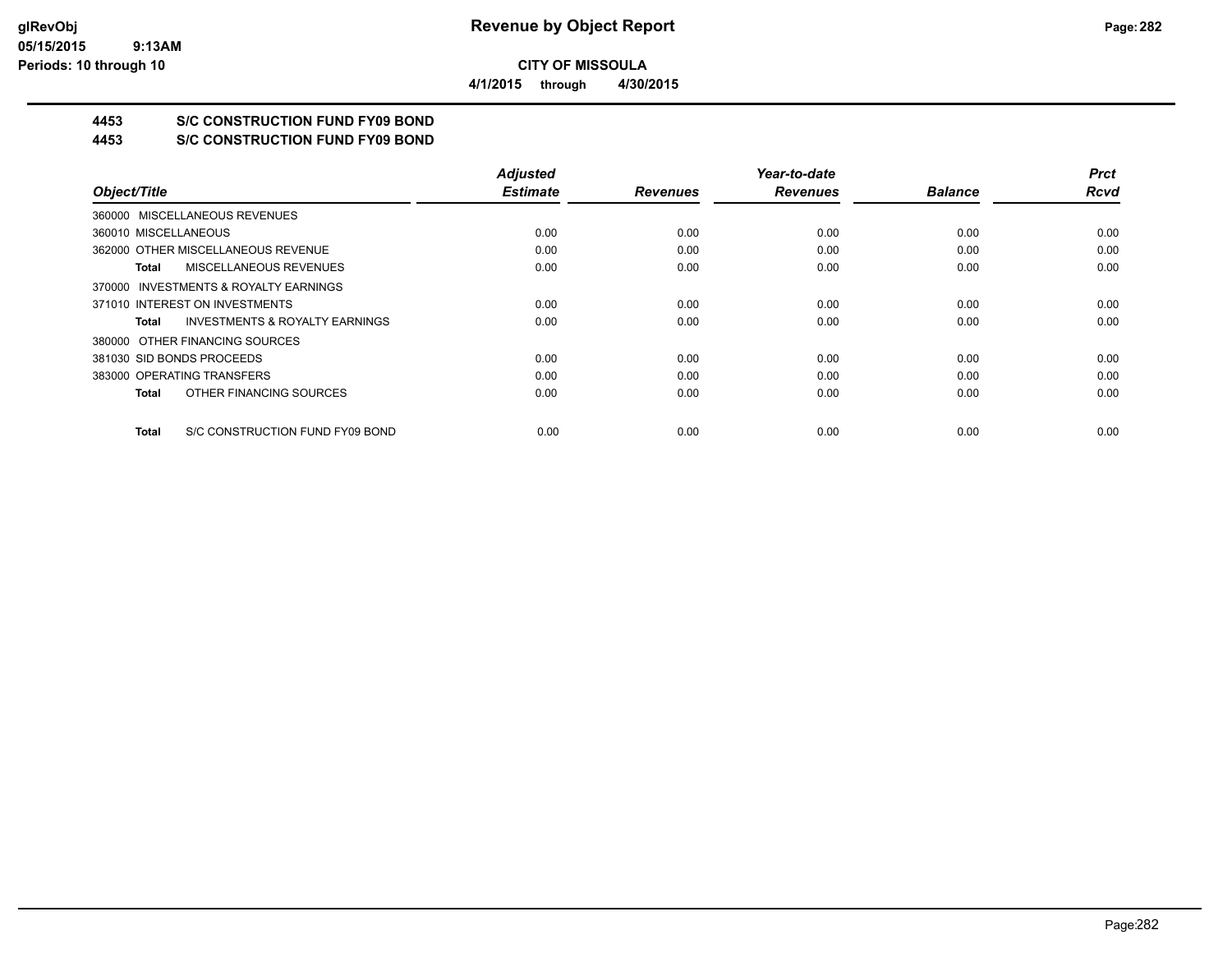# Revenue by Object Report

**CITY OF MISSOULA**

**4/1/2015 through 4/30/2015**

**4453 S/C CONSTRUCTION FUND FY09 BOND**

**4453 S/C CONSTRUCTION FUND FY09 BOND**

| Object/Title | Adjusted Estimate | Revenues | Year-to-date Revenues | Balance | Prct Rcvd |
|---|---|---|---|---|---|
| 360000 MISCELLANEOUS REVENUES | | | | | |
| 360010 MISCELLANEOUS | 0.00 | 0.00 | 0.00 | 0.00 | 0.00 |
| 362000 OTHER MISCELLANEOUS REVENUE | 0.00 | 0.00 | 0.00 | 0.00 | 0.00 |
| **Total** MISCELLANEOUS REVENUES | 0.00 | 0.00 | 0.00 | 0.00 | 0.00 |
| 370000 INVESTMENTS & ROYALTY EARNINGS | | | | | |
| 371010 INTEREST ON INVESTMENTS | 0.00 | 0.00 | 0.00 | 0.00 | 0.00 |
| **Total** INVESTMENTS & ROYALTY EARNINGS | 0.00 | 0.00 | 0.00 | 0.00 | 0.00 |
| 380000 OTHER FINANCING SOURCES | | | | | |
| 381030 SID BONDS PROCEEDS | 0.00 | 0.00 | 0.00 | 0.00 | 0.00 |
| 383000 OPERATING TRANSFERS | 0.00 | 0.00 | 0.00 | 0.00 | 0.00 |
| **Total** OTHER FINANCING SOURCES | 0.00 | 0.00 | 0.00 | 0.00 | 0.00 |
| **Total** S/C CONSTRUCTION FUND FY09 BOND | 0.00 | 0.00 | 0.00 | 0.00 | 0.00 |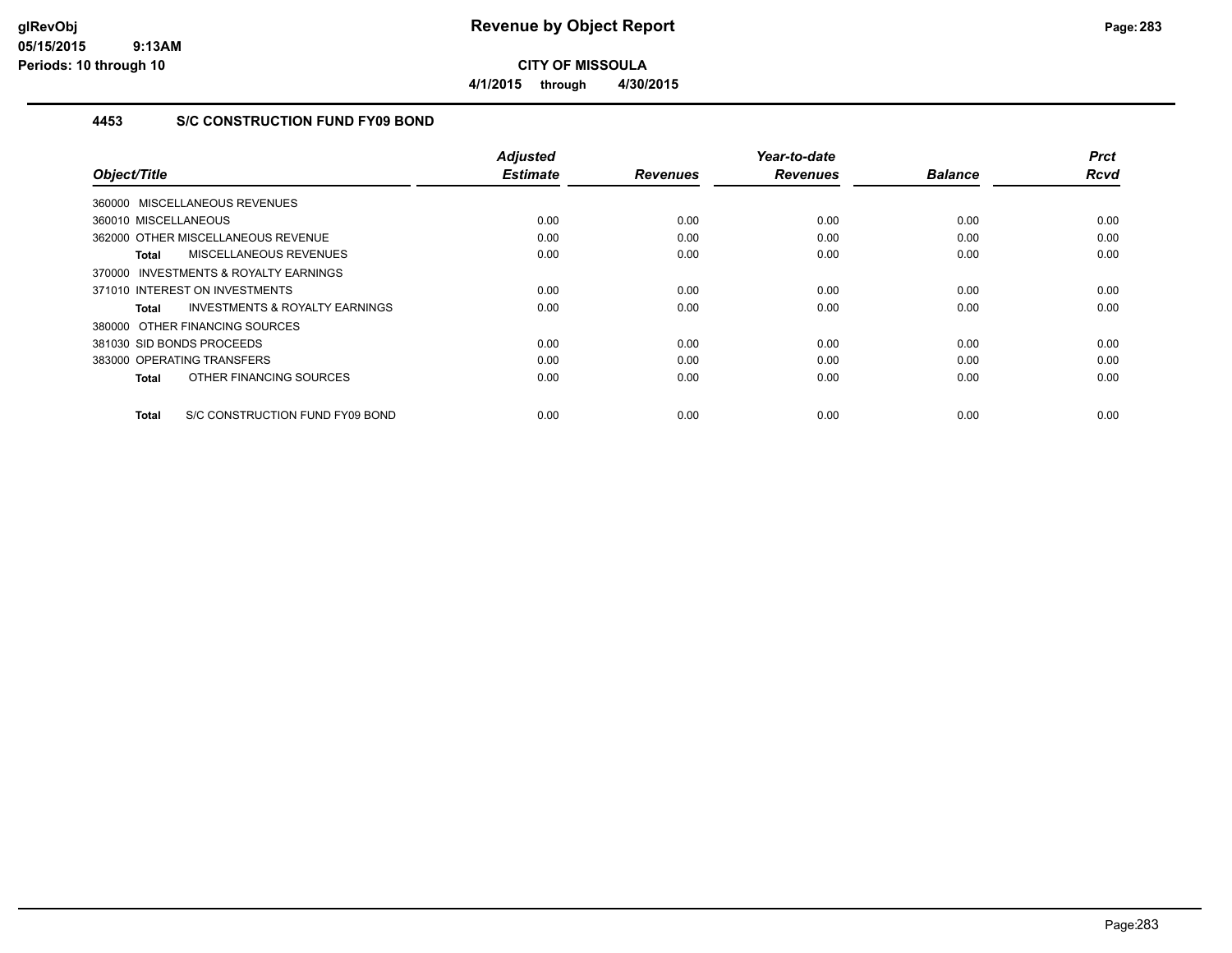# Revenue by Object Report

**CITY OF MISSOULA**

**4/1/2015 through 4/30/2015**

glRevObj
05/15/2015 9:13AM
Periods: 10 through 10

## 4453 S/C CONSTRUCTION FUND FY09 BOND

| Object/Title | Adjusted Estimate | Revenues | Year-to-date Revenues | Balance | Prct Rcvd |
|---|---|---|---|---|---|
| 360000 MISCELLANEOUS REVENUES | | | | | |
| 360010 MISCELLANEOUS | 0.00 | 0.00 | 0.00 | 0.00 | 0.00 |
| 362000 OTHER MISCELLANEOUS REVENUE | 0.00 | 0.00 | 0.00 | 0.00 | 0.00 |
| **Total** MISCELLANEOUS REVENUES | 0.00 | 0.00 | 0.00 | 0.00 | 0.00 |
| 370000 INVESTMENTS & ROYALTY EARNINGS | | | | | |
| 371010 INTEREST ON INVESTMENTS | 0.00 | 0.00 | 0.00 | 0.00 | 0.00 |
| **Total** INVESTMENTS & ROYALTY EARNINGS | 0.00 | 0.00 | 0.00 | 0.00 | 0.00 |
| 380000 OTHER FINANCING SOURCES | | | | | |
| 381030 SID BONDS PROCEEDS | 0.00 | 0.00 | 0.00 | 0.00 | 0.00 |
| 383000 OPERATING TRANSFERS | 0.00 | 0.00 | 0.00 | 0.00 | 0.00 |
| **Total** OTHER FINANCING SOURCES | 0.00 | 0.00 | 0.00 | 0.00 | 0.00 |
| **Total** S/C CONSTRUCTION FUND FY09 BOND | 0.00 | 0.00 | 0.00 | 0.00 | 0.00 |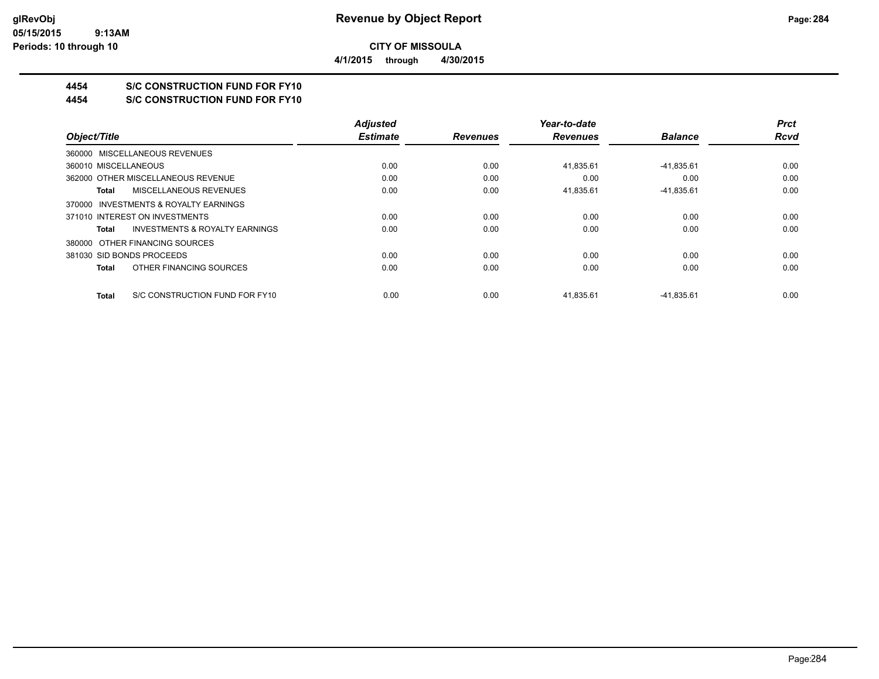**CITY OF MISSOULA**

**4/1/2015 through 4/30/2015**

# 4454 S/C CONSTRUCTION FUND FOR FY10

## 4454 S/C CONSTRUCTION FUND FOR FY10

| Object/Title | Adjusted Estimate | Revenues | Year-to-date Revenues | Balance | Prct Rcvd |
|---|---|---|---|---|---|
| 360000 MISCELLANEOUS REVENUES | | | | | |
| 360010 MISCELLANEOUS | 0.00 | 0.00 | 41,835.61 | -41,835.61 | 0.00 |
| 362000 OTHER MISCELLANEOUS REVENUE | 0.00 | 0.00 | 0.00 | 0.00 | 0.00 |
| **Total** MISCELLANEOUS REVENUES | 0.00 | 0.00 | 41,835.61 | -41,835.61 | 0.00 |
| 370000 INVESTMENTS & ROYALTY EARNINGS | | | | | |
| 371010 INTEREST ON INVESTMENTS | 0.00 | 0.00 | 0.00 | 0.00 | 0.00 |
| **Total** INVESTMENTS & ROYALTY EARNINGS | 0.00 | 0.00 | 0.00 | 0.00 | 0.00 |
| 380000 OTHER FINANCING SOURCES | | | | | |
| 381030 SID BONDS PROCEEDS | 0.00 | 0.00 | 0.00 | 0.00 | 0.00 |
| **Total** OTHER FINANCING SOURCES | 0.00 | 0.00 | 0.00 | 0.00 | 0.00 |
| **Total** S/C CONSTRUCTION FUND FOR FY10 | 0.00 | 0.00 | 41,835.61 | -41,835.61 | 0.00 |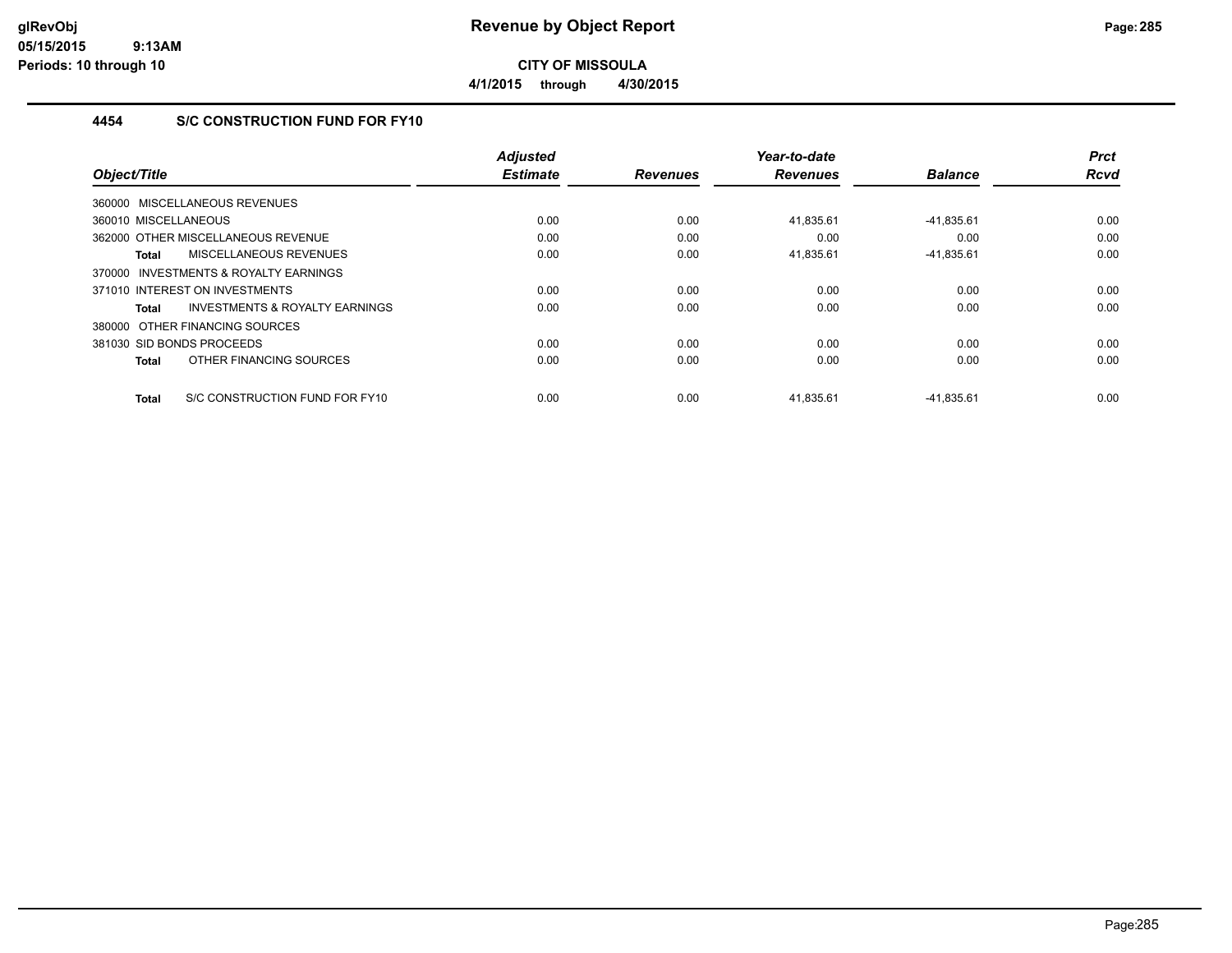# Revenue by Object Report

**CITY OF MISSOULA**

**4/1/2015 through 4/30/2015**

glRevObj
05/15/2015 9:13AM
Periods: 10 through 10

### 4454 S/C CONSTRUCTION FUND FOR FY10

| Object/Title | Adjusted Estimate | Revenues | Year-to-date Revenues | Balance | Prct Rcvd |
|---|---|---|---|---|---|
| 360000 MISCELLANEOUS REVENUES | | | | | |
| 360010 MISCELLANEOUS | 0.00 | 0.00 | 41,835.61 | -41,835.61 | 0.00 |
| 362000 OTHER MISCELLANEOUS REVENUE | 0.00 | 0.00 | 0.00 | 0.00 | 0.00 |
| **Total** MISCELLANEOUS REVENUES | 0.00 | 0.00 | 41,835.61 | -41,835.61 | 0.00 |
| 370000 INVESTMENTS & ROYALTY EARNINGS | | | | | |
| 371010 INTEREST ON INVESTMENTS | 0.00 | 0.00 | 0.00 | 0.00 | 0.00 |
| **Total** INVESTMENTS & ROYALTY EARNINGS | 0.00 | 0.00 | 0.00 | 0.00 | 0.00 |
| 380000 OTHER FINANCING SOURCES | | | | | |
| 381030 SID BONDS PROCEEDS | 0.00 | 0.00 | 0.00 | 0.00 | 0.00 |
| **Total** OTHER FINANCING SOURCES | 0.00 | 0.00 | 0.00 | 0.00 | 0.00 |
| **Total** S/C CONSTRUCTION FUND FOR FY10 | 0.00 | 0.00 | 41,835.61 | -41,835.61 | 0.00 |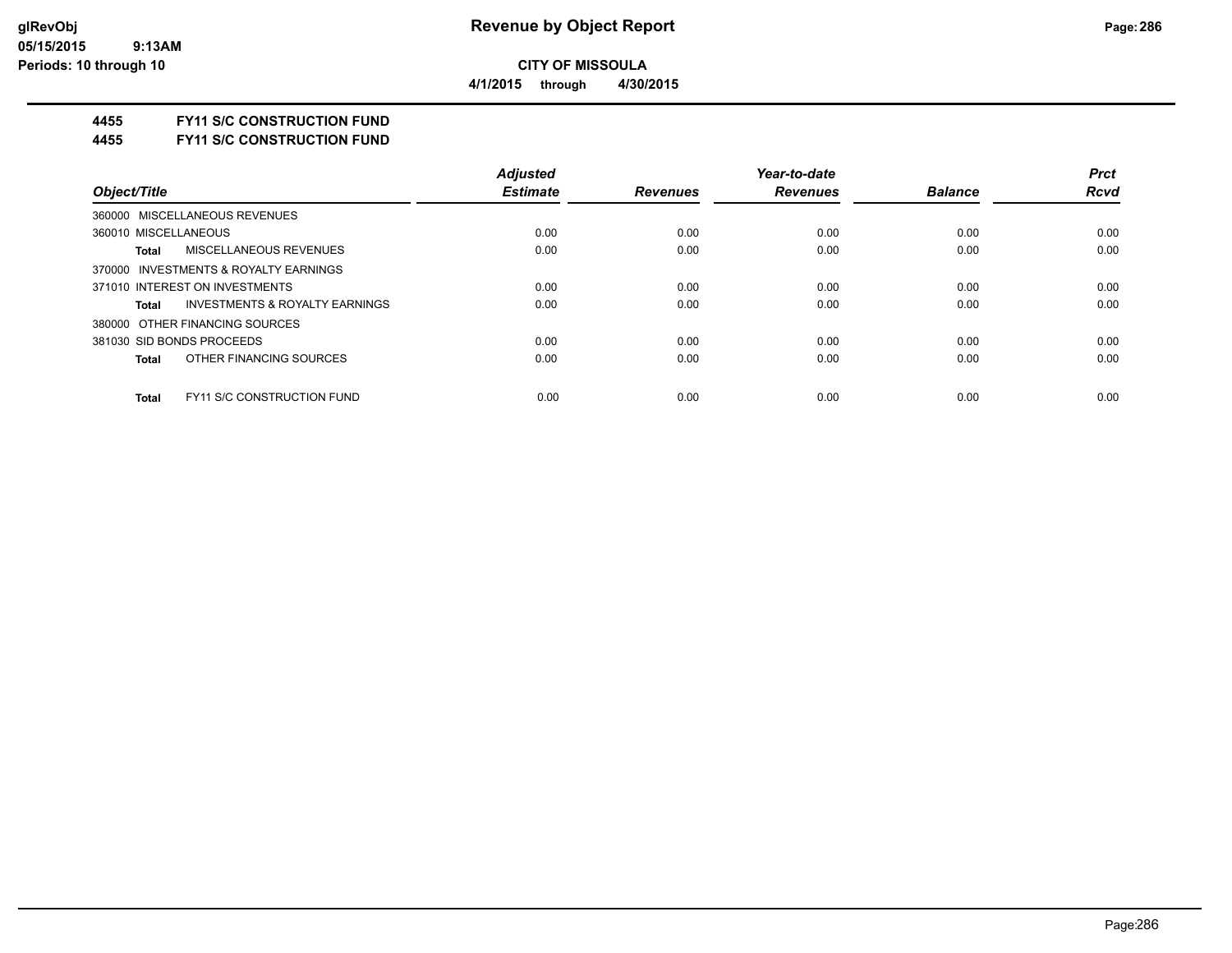# Revenue by Object Report

**CITY OF MISSOULA**

**4/1/2015 through 4/30/2015**

glRevObj
05/15/2015 9:13AM
Periods: 10 through 10

**4455 FY11 S/C CONSTRUCTION FUND**

**4455 FY11 S/C CONSTRUCTION FUND**

| Object/Title | Adjusted Estimate | Revenues | Year-to-date Revenues | Balance | Prct Rcvd |
|---|---|---|---|---|---|
| 360000 MISCELLANEOUS REVENUES | | | | | |
| 360010 MISCELLANEOUS | 0.00 | 0.00 | 0.00 | 0.00 | 0.00 |
| **Total** MISCELLANEOUS REVENUES | 0.00 | 0.00 | 0.00 | 0.00 | 0.00 |
| 370000 INVESTMENTS & ROYALTY EARNINGS | | | | | |
| 371010 INTEREST ON INVESTMENTS | 0.00 | 0.00 | 0.00 | 0.00 | 0.00 |
| **Total** INVESTMENTS & ROYALTY EARNINGS | 0.00 | 0.00 | 0.00 | 0.00 | 0.00 |
| 380000 OTHER FINANCING SOURCES | | | | | |
| 381030 SID BONDS PROCEEDS | 0.00 | 0.00 | 0.00 | 0.00 | 0.00 |
| **Total** OTHER FINANCING SOURCES | 0.00 | 0.00 | 0.00 | 0.00 | 0.00 |
| **Total** FY11 S/C CONSTRUCTION FUND | 0.00 | 0.00 | 0.00 | 0.00 | 0.00 |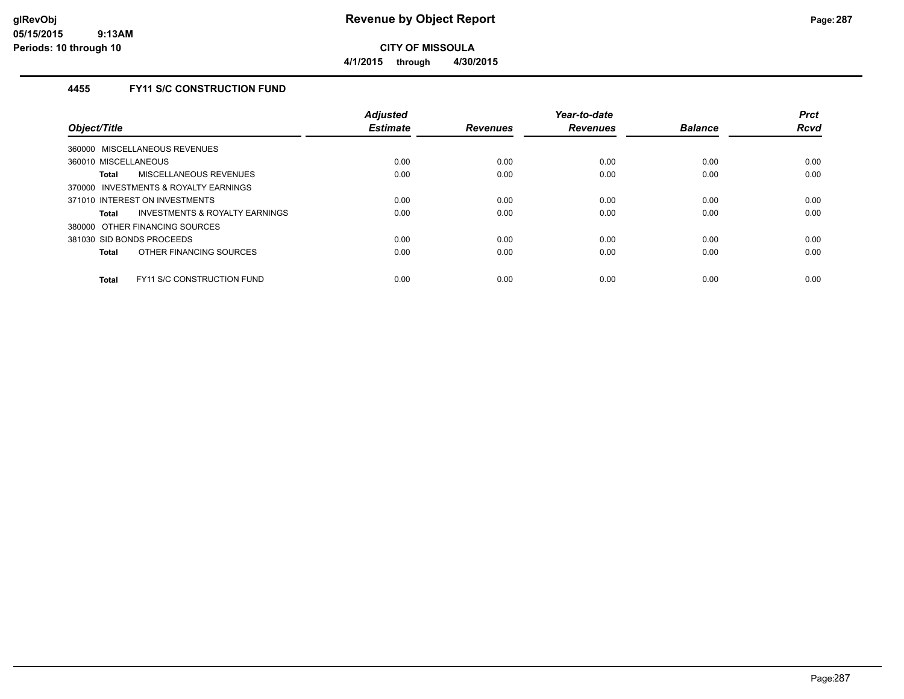**CITY OF MISSOULA**

**4/1/2015 through 4/30/2015**

### 4455 FY11 S/C CONSTRUCTION FUND

| Object/Title | Adjusted Estimate | Revenues | Year-to-date Revenues | Balance | Prct Rcvd |
|---|---|---|---|---|---|
| 360000 MISCELLANEOUS REVENUES | | | | | |
| 360010 MISCELLANEOUS | 0.00 | 0.00 | 0.00 | 0.00 | 0.00 |
| **Total** MISCELLANEOUS REVENUES | 0.00 | 0.00 | 0.00 | 0.00 | 0.00 |
| 370000 INVESTMENTS & ROYALTY EARNINGS | | | | | |
| 371010 INTEREST ON INVESTMENTS | 0.00 | 0.00 | 0.00 | 0.00 | 0.00 |
| **Total** INVESTMENTS & ROYALTY EARNINGS | 0.00 | 0.00 | 0.00 | 0.00 | 0.00 |
| 380000 OTHER FINANCING SOURCES | | | | | |
| 381030 SID BONDS PROCEEDS | 0.00 | 0.00 | 0.00 | 0.00 | 0.00 |
| **Total** OTHER FINANCING SOURCES | 0.00 | 0.00 | 0.00 | 0.00 | 0.00 |
| **Total** FY11 S/C CONSTRUCTION FUND | 0.00 | 0.00 | 0.00 | 0.00 | 0.00 |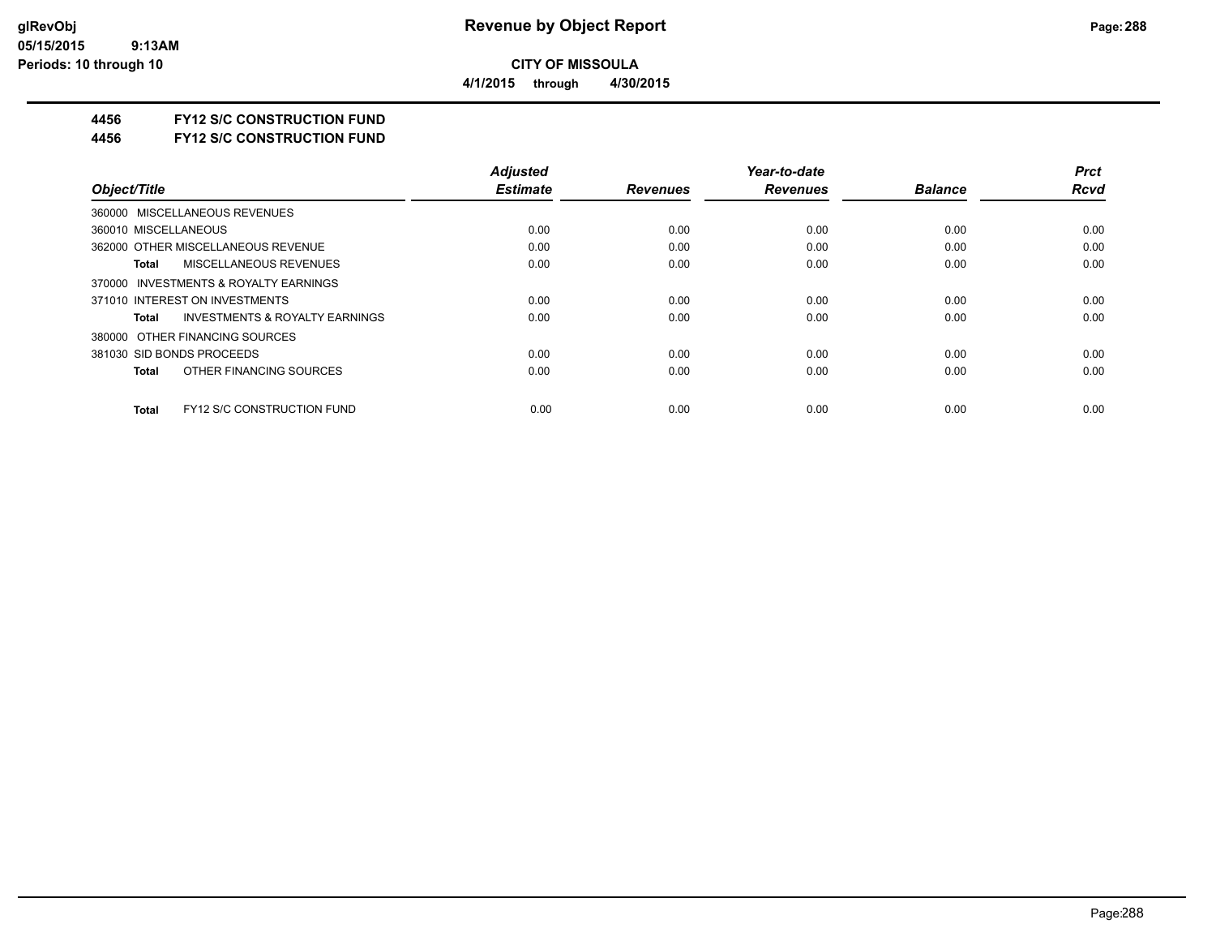**CITY OF MISSOULA**

**4/1/2015 through 4/30/2015**

**4456 FY12 S/C CONSTRUCTION FUND**

**4456 FY12 S/C CONSTRUCTION FUND**

| Object/Title | Adjusted Estimate | Revenues | Year-to-date Revenues | Balance | Prct Rcvd |
|---|---|---|---|---|---|
| 360000 MISCELLANEOUS REVENUES | | | | | |
| 360010 MISCELLANEOUS | 0.00 | 0.00 | 0.00 | 0.00 | 0.00 |
| 362000 OTHER MISCELLANEOUS REVENUE | 0.00 | 0.00 | 0.00 | 0.00 | 0.00 |
| **Total** MISCELLANEOUS REVENUES | 0.00 | 0.00 | 0.00 | 0.00 | 0.00 |
| 370000 INVESTMENTS & ROYALTY EARNINGS | | | | | |
| 371010 INTEREST ON INVESTMENTS | 0.00 | 0.00 | 0.00 | 0.00 | 0.00 |
| **Total** INVESTMENTS & ROYALTY EARNINGS | 0.00 | 0.00 | 0.00 | 0.00 | 0.00 |
| 380000 OTHER FINANCING SOURCES | | | | | |
| 381030 SID BONDS PROCEEDS | 0.00 | 0.00 | 0.00 | 0.00 | 0.00 |
| **Total** OTHER FINANCING SOURCES | 0.00 | 0.00 | 0.00 | 0.00 | 0.00 |
| **Total** FY12 S/C CONSTRUCTION FUND | 0.00 | 0.00 | 0.00 | 0.00 | 0.00 |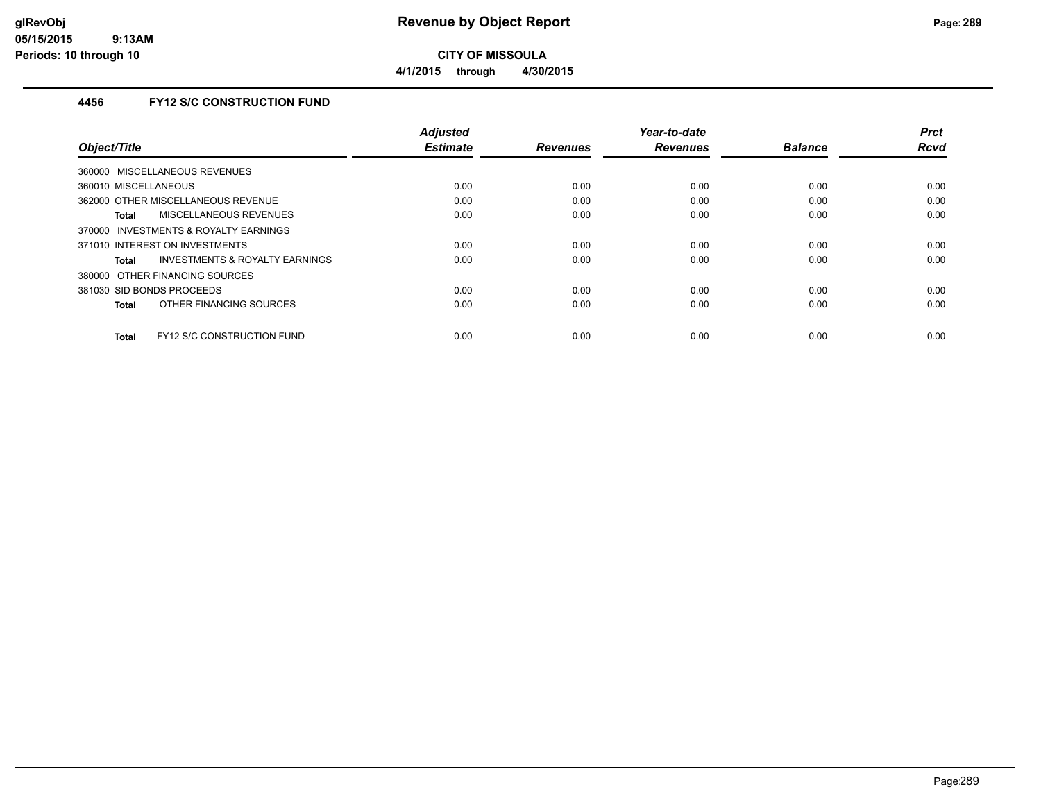# Revenue by Object Report

**CITY OF MISSOULA**

**4/1/2015 through 4/30/2015**

glRevObj
05/15/2015 9:13AM
Periods: 10 through 10

## 4456 FY12 S/C CONSTRUCTION FUND

| Object/Title | Adjusted Estimate | Revenues | Year-to-date Revenues | Balance | Prct Rcvd |
|---|---|---|---|---|---|
| 360000 MISCELLANEOUS REVENUES | | | | | |
| 360010 MISCELLANEOUS | 0.00 | 0.00 | 0.00 | 0.00 | 0.00 |
| 362000 OTHER MISCELLANEOUS REVENUE | 0.00 | 0.00 | 0.00 | 0.00 | 0.00 |
| **Total** MISCELLANEOUS REVENUES | 0.00 | 0.00 | 0.00 | 0.00 | 0.00 |
| 370000 INVESTMENTS & ROYALTY EARNINGS | | | | | |
| 371010 INTEREST ON INVESTMENTS | 0.00 | 0.00 | 0.00 | 0.00 | 0.00 |
| **Total** INVESTMENTS & ROYALTY EARNINGS | 0.00 | 0.00 | 0.00 | 0.00 | 0.00 |
| 380000 OTHER FINANCING SOURCES | | | | | |
| 381030 SID BONDS PROCEEDS | 0.00 | 0.00 | 0.00 | 0.00 | 0.00 |
| **Total** OTHER FINANCING SOURCES | 0.00 | 0.00 | 0.00 | 0.00 | 0.00 |
| **Total** FY12 S/C CONSTRUCTION FUND | 0.00 | 0.00 | 0.00 | 0.00 | 0.00 |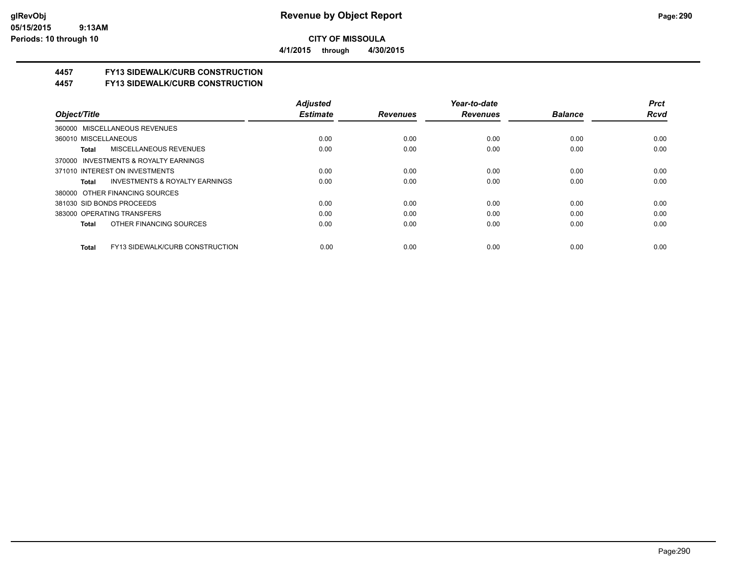**CITY OF MISSOULA**

**4/1/2015 through 4/30/2015**

## 4457 FY13 SIDEWALK/CURB CONSTRUCTION

## 4457 FY13 SIDEWALK/CURB CONSTRUCTION

| Object/Title | Adjusted Estimate | Revenues | Year-to-date Revenues | Balance | Prct Rcvd |
|---|---|---|---|---|---|
| 360000 MISCELLANEOUS REVENUES | | | | | |
| 360010 MISCELLANEOUS | 0.00 | 0.00 | 0.00 | 0.00 | 0.00 |
| **Total** MISCELLANEOUS REVENUES | 0.00 | 0.00 | 0.00 | 0.00 | 0.00 |
| 370000 INVESTMENTS & ROYALTY EARNINGS | | | | | |
| 371010 INTEREST ON INVESTMENTS | 0.00 | 0.00 | 0.00 | 0.00 | 0.00 |
| **Total** INVESTMENTS & ROYALTY EARNINGS | 0.00 | 0.00 | 0.00 | 0.00 | 0.00 |
| 380000 OTHER FINANCING SOURCES | | | | | |
| 381030 SID BONDS PROCEEDS | 0.00 | 0.00 | 0.00 | 0.00 | 0.00 |
| 383000 OPERATING TRANSFERS | 0.00 | 0.00 | 0.00 | 0.00 | 0.00 |
| **Total** OTHER FINANCING SOURCES | 0.00 | 0.00 | 0.00 | 0.00 | 0.00 |
| **Total** FY13 SIDEWALK/CURB CONSTRUCTION | 0.00 | 0.00 | 0.00 | 0.00 | 0.00 |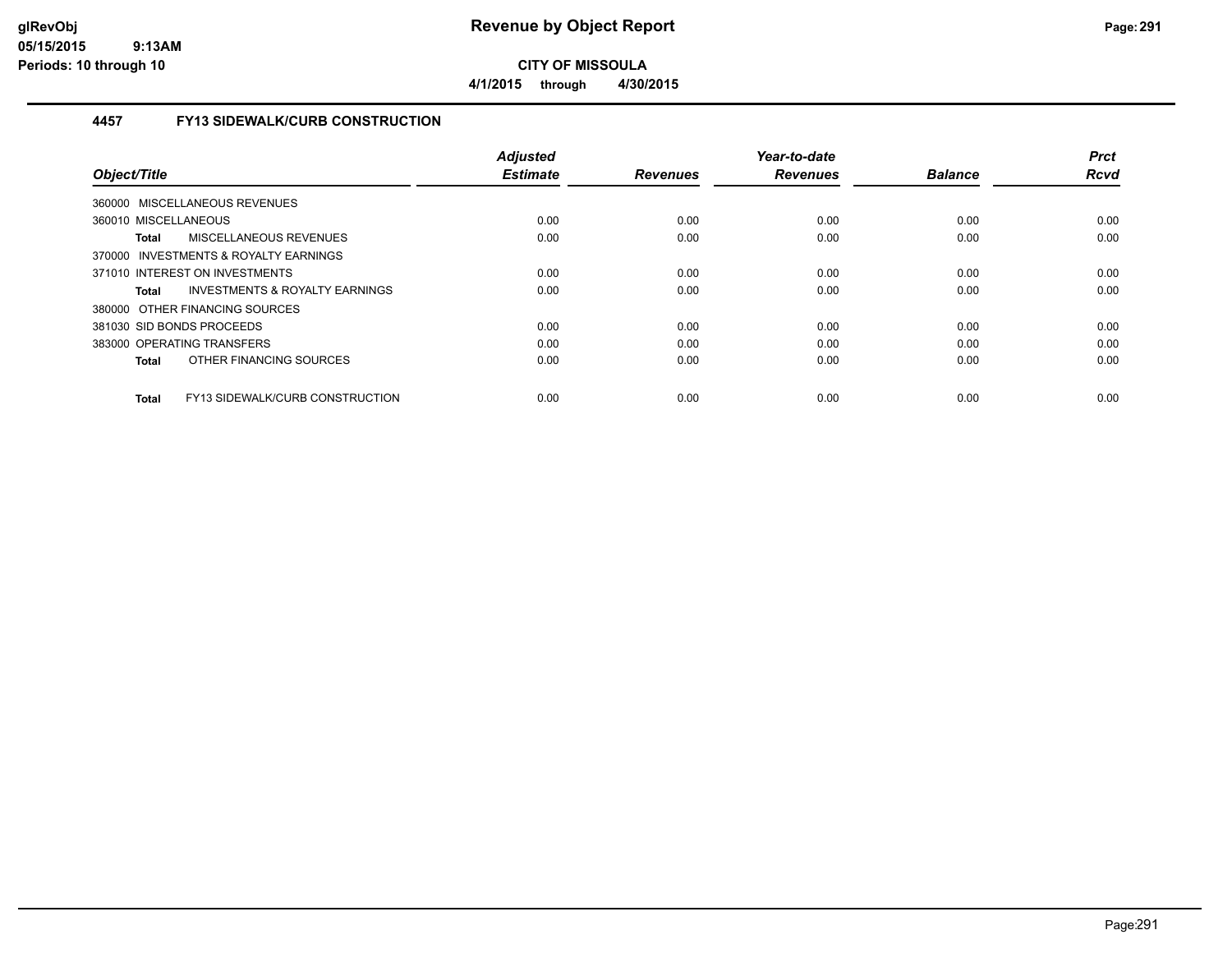**CITY OF MISSOULA**

**4/1/2015 through 4/30/2015**

### 4457 FY13 SIDEWALK/CURB CONSTRUCTION

| Object/Title | Adjusted Estimate | Revenues | Year-to-date Revenues | Balance | Prct Rcvd |
|---|---|---|---|---|---|
| 360000 MISCELLANEOUS REVENUES | | | | | |
| 360010 MISCELLANEOUS | 0.00 | 0.00 | 0.00 | 0.00 | 0.00 |
| **Total** MISCELLANEOUS REVENUES | 0.00 | 0.00 | 0.00 | 0.00 | 0.00 |
| 370000 INVESTMENTS & ROYALTY EARNINGS | | | | | |
| 371010 INTEREST ON INVESTMENTS | 0.00 | 0.00 | 0.00 | 0.00 | 0.00 |
| **Total** INVESTMENTS & ROYALTY EARNINGS | 0.00 | 0.00 | 0.00 | 0.00 | 0.00 |
| 380000 OTHER FINANCING SOURCES | | | | | |
| 381030 SID BONDS PROCEEDS | 0.00 | 0.00 | 0.00 | 0.00 | 0.00 |
| 383000 OPERATING TRANSFERS | 0.00 | 0.00 | 0.00 | 0.00 | 0.00 |
| **Total** OTHER FINANCING SOURCES | 0.00 | 0.00 | 0.00 | 0.00 | 0.00 |
| **Total** FY13 SIDEWALK/CURB CONSTRUCTION | 0.00 | 0.00 | 0.00 | 0.00 | 0.00 |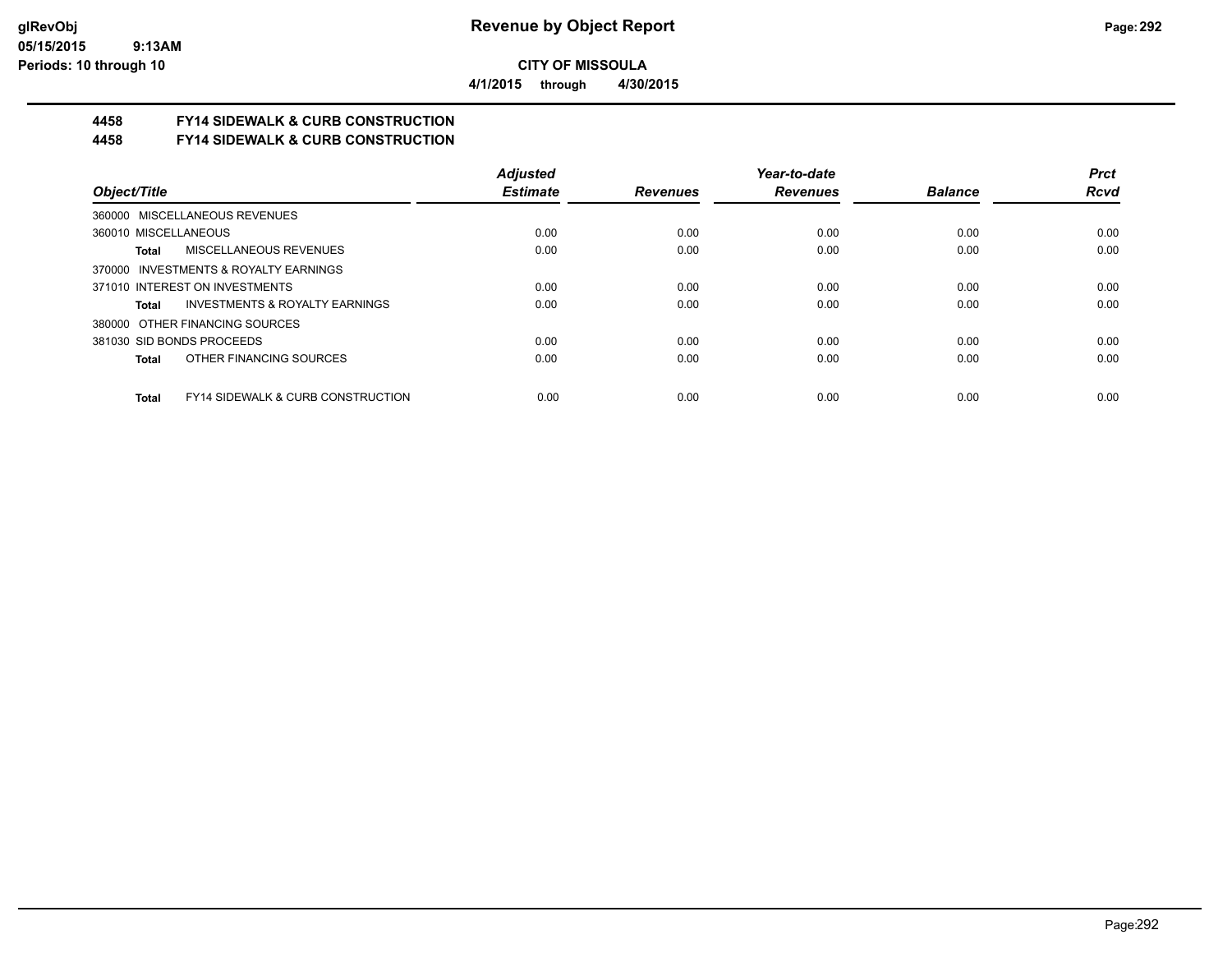**CITY OF MISSOULA**

**4/1/2015 through 4/30/2015**

## 4458 FY14 SIDEWALK & CURB CONSTRUCTION
## 4458 FY14 SIDEWALK & CURB CONSTRUCTION

| Object/Title | Adjusted Estimate | Revenues | Year-to-date Revenues | Balance | Prct Rcvd |
|---|---|---|---|---|---|
| 360000 MISCELLANEOUS REVENUES | | | | | |
| 360010 MISCELLANEOUS | 0.00 | 0.00 | 0.00 | 0.00 | 0.00 |
| **Total** MISCELLANEOUS REVENUES | 0.00 | 0.00 | 0.00 | 0.00 | 0.00 |
| 370000 INVESTMENTS & ROYALTY EARNINGS | | | | | |
| 371010 INTEREST ON INVESTMENTS | 0.00 | 0.00 | 0.00 | 0.00 | 0.00 |
| **Total** INVESTMENTS & ROYALTY EARNINGS | 0.00 | 0.00 | 0.00 | 0.00 | 0.00 |
| 380000 OTHER FINANCING SOURCES | | | | | |
| 381030 SID BONDS PROCEEDS | 0.00 | 0.00 | 0.00 | 0.00 | 0.00 |
| **Total** OTHER FINANCING SOURCES | 0.00 | 0.00 | 0.00 | 0.00 | 0.00 |
| **Total** FY14 SIDEWALK & CURB CONSTRUCTION | 0.00 | 0.00 | 0.00 | 0.00 | 0.00 |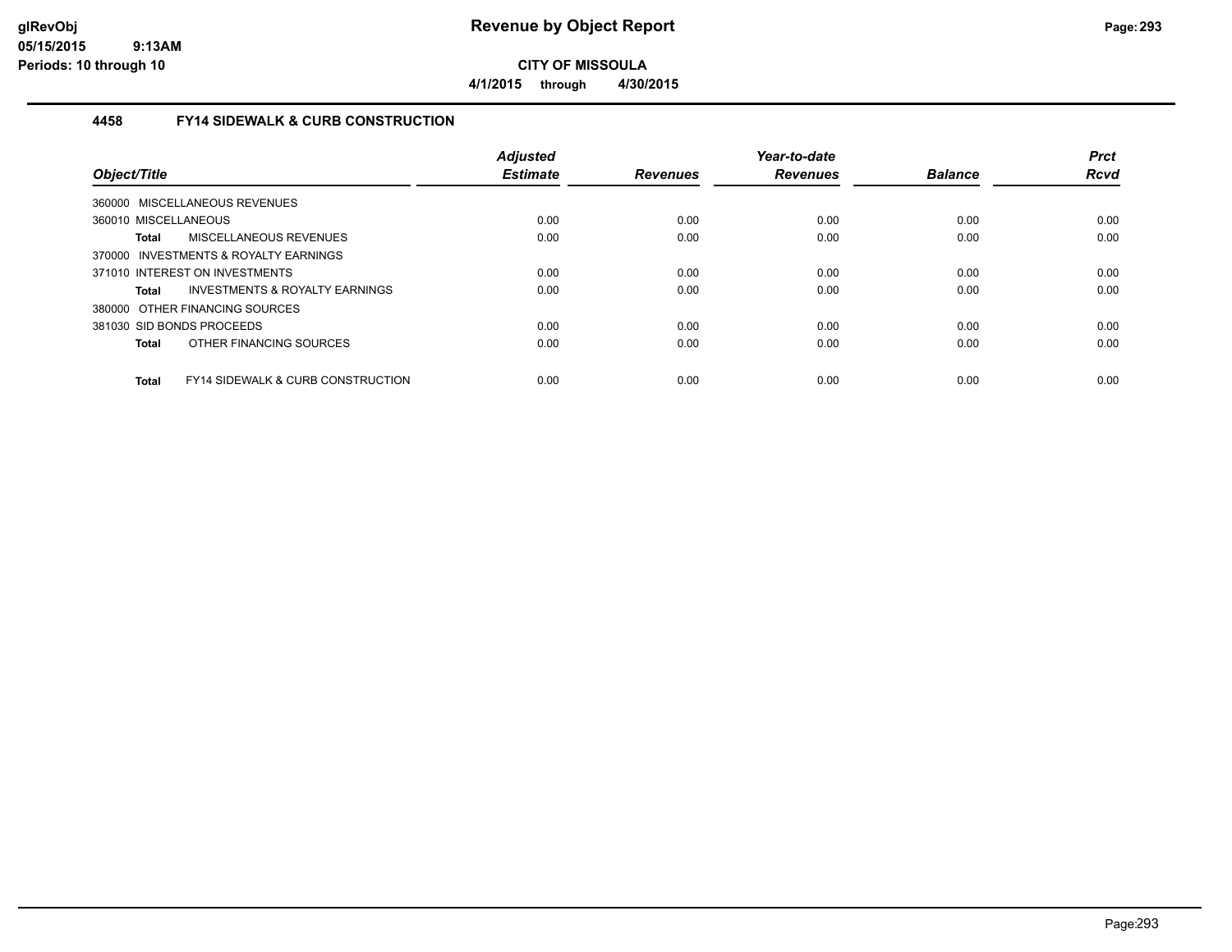# Revenue by Object Report

**CITY OF MISSOULA**

**4/1/2015 through 4/30/2015**

glRevObj
05/15/2015 9:13AM
Periods: 10 through 10

## 4458 FY14 SIDEWALK & CURB CONSTRUCTION

| Object/Title | Adjusted Estimate | Revenues | Year-to-date Revenues | Balance | Prct Rcvd |
|---|---|---|---|---|---|
| 360000 MISCELLANEOUS REVENUES | | | | | |
| 360010 MISCELLANEOUS | 0.00 | 0.00 | 0.00 | 0.00 | 0.00 |
| **Total** MISCELLANEOUS REVENUES | 0.00 | 0.00 | 0.00 | 0.00 | 0.00 |
| 370000 INVESTMENTS & ROYALTY EARNINGS | | | | | |
| 371010 INTEREST ON INVESTMENTS | 0.00 | 0.00 | 0.00 | 0.00 | 0.00 |
| **Total** INVESTMENTS & ROYALTY EARNINGS | 0.00 | 0.00 | 0.00 | 0.00 | 0.00 |
| 380000 OTHER FINANCING SOURCES | | | | | |
| 381030 SID BONDS PROCEEDS | 0.00 | 0.00 | 0.00 | 0.00 | 0.00 |
| **Total** OTHER FINANCING SOURCES | 0.00 | 0.00 | 0.00 | 0.00 | 0.00 |
| **Total** FY14 SIDEWALK & CURB CONSTRUCTION | 0.00 | 0.00 | 0.00 | 0.00 | 0.00 |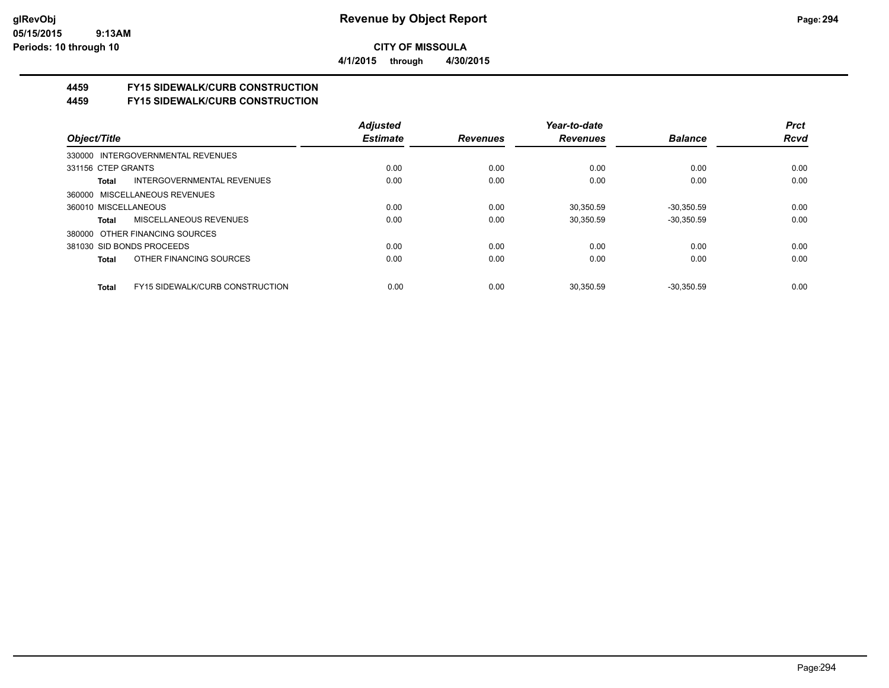**Revenue by Object Report**

**CITY OF MISSOULA**

**4/1/2015 through 4/30/2015**

glRevObj
05/15/2015 9:13AM
Periods: 10 through 10

## 4459 FY15 SIDEWALK/CURB CONSTRUCTION
## 4459 FY15 SIDEWALK/CURB CONSTRUCTION

| Object/Title | | Adjusted Estimate | Revenues | Year-to-date Revenues | Balance | Prct Rcvd |
|---|---|---|---|---|---|---|
| 330000 INTERGOVERNMENTAL REVENUES | | | | | | |
| 331156 CTEP GRANTS | | 0.00 | 0.00 | 0.00 | 0.00 | 0.00 |
| Total | INTERGOVERNMENTAL REVENUES | 0.00 | 0.00 | 0.00 | 0.00 | 0.00 |
| 360000 MISCELLANEOUS REVENUES | | | | | | |
| 360010 MISCELLANEOUS | | 0.00 | 0.00 | 30,350.59 | -30,350.59 | 0.00 |
| Total | MISCELLANEOUS REVENUES | 0.00 | 0.00 | 30,350.59 | -30,350.59 | 0.00 |
| 380000 OTHER FINANCING SOURCES | | | | | | |
| 381030 SID BONDS PROCEEDS | | 0.00 | 0.00 | 0.00 | 0.00 | 0.00 |
| Total | OTHER FINANCING SOURCES | 0.00 | 0.00 | 0.00 | 0.00 | 0.00 |
| Total | FY15 SIDEWALK/CURB CONSTRUCTION | 0.00 | 0.00 | 30,350.59 | -30,350.59 | 0.00 |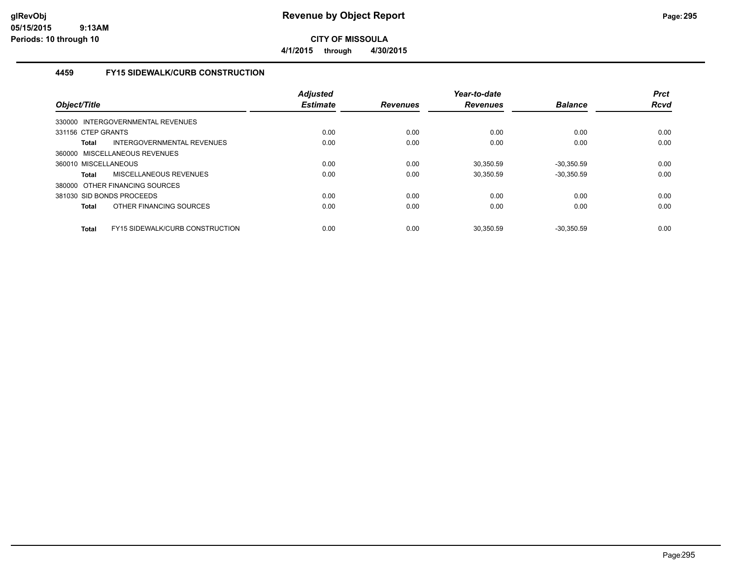**CITY OF MISSOULA**

**4/1/2015 through 4/30/2015**

### 4459 FY15 SIDEWALK/CURB CONSTRUCTION

| Object/Title | Adjusted Estimate | Revenues | Year-to-date Revenues | Balance | Prct Rcvd |
|---|---|---|---|---|---|
| 330000 INTERGOVERNMENTAL REVENUES | | | | | |
| 331156 CTEP GRANTS | 0.00 | 0.00 | 0.00 | 0.00 | 0.00 |
| **Total** INTERGOVERNMENTAL REVENUES | 0.00 | 0.00 | 0.00 | 0.00 | 0.00 |
| 360000 MISCELLANEOUS REVENUES | | | | | |
| 360010 MISCELLANEOUS | 0.00 | 0.00 | 30,350.59 | -30,350.59 | 0.00 |
| **Total** MISCELLANEOUS REVENUES | 0.00 | 0.00 | 30,350.59 | -30,350.59 | 0.00 |
| 380000 OTHER FINANCING SOURCES | | | | | |
| 381030 SID BONDS PROCEEDS | 0.00 | 0.00 | 0.00 | 0.00 | 0.00 |
| **Total** OTHER FINANCING SOURCES | 0.00 | 0.00 | 0.00 | 0.00 | 0.00 |
| **Total** FY15 SIDEWALK/CURB CONSTRUCTION | 0.00 | 0.00 | 30,350.59 | -30,350.59 | 0.00 |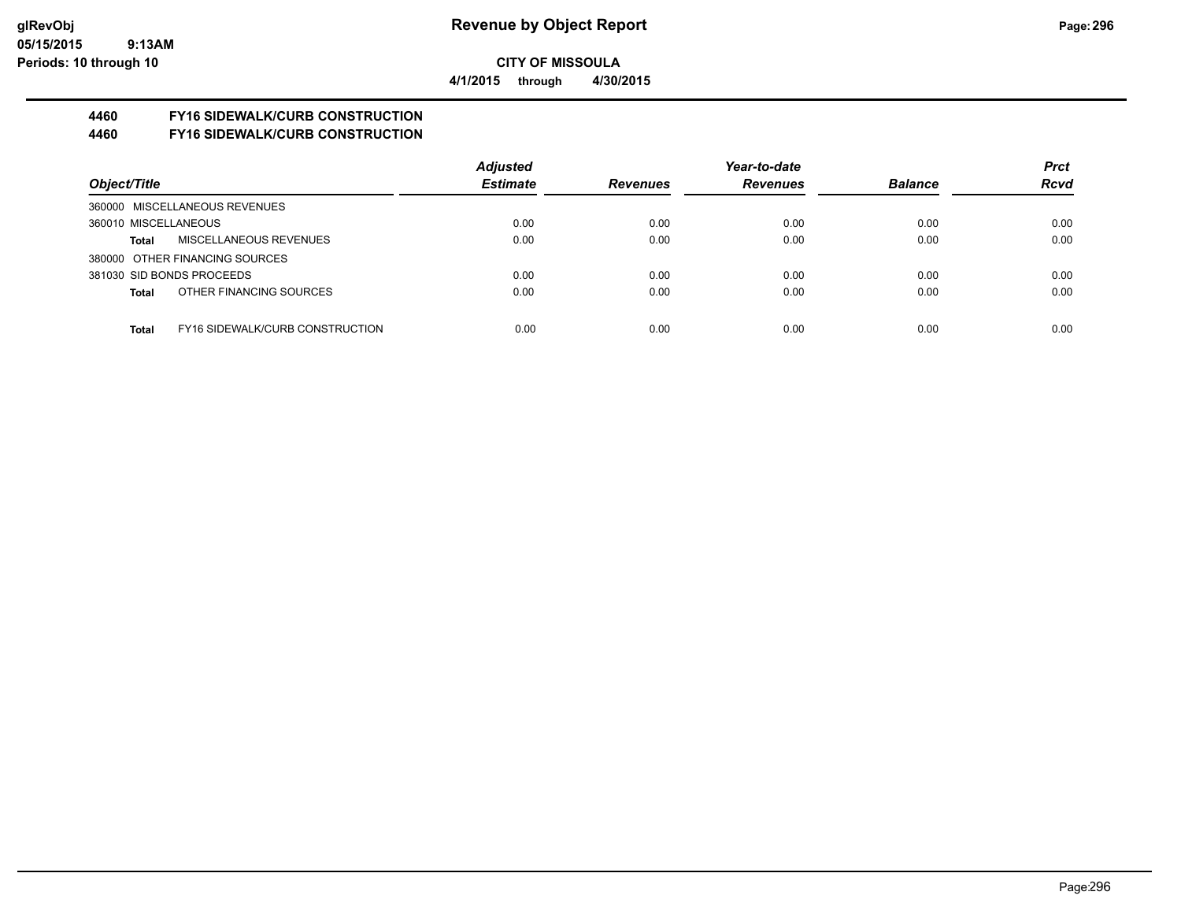**CITY OF MISSOULA**

**4/1/2015 through 4/30/2015**

**4460 FY16 SIDEWALK/CURB CONSTRUCTION**

**4460 FY16 SIDEWALK/CURB CONSTRUCTION**

| Object/Title | | Adjusted Estimate | Revenues | Year-to-date Revenues | Balance | Prct Rcvd |
|---|---|---|---|---|---|---|
| 360000 MISCELLANEOUS REVENUES | | | | | | |
| 360010 MISCELLANEOUS | | 0.00 | 0.00 | 0.00 | 0.00 | 0.00 |
| **Total** | MISCELLANEOUS REVENUES | 0.00 | 0.00 | 0.00 | 0.00 | 0.00 |
| 380000 OTHER FINANCING SOURCES | | | | | | |
| 381030 SID BONDS PROCEEDS | | 0.00 | 0.00 | 0.00 | 0.00 | 0.00 |
| **Total** | OTHER FINANCING SOURCES | 0.00 | 0.00 | 0.00 | 0.00 | 0.00 |
| **Total** | FY16 SIDEWALK/CURB CONSTRUCTION | 0.00 | 0.00 | 0.00 | 0.00 | 0.00 |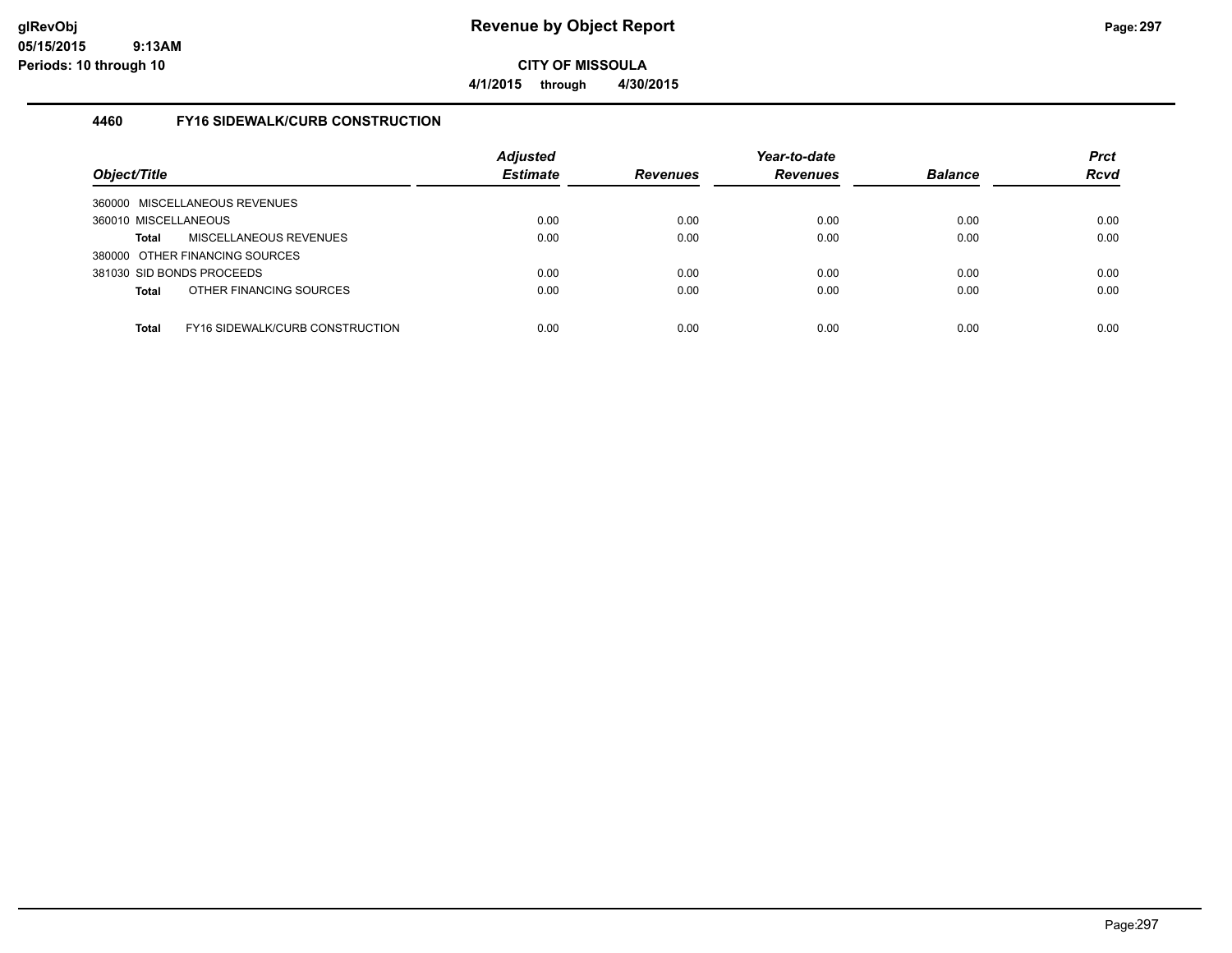# Revenue by Object Report

**CITY OF MISSOULA**

**4/1/2015 through 4/30/2015**

### 4460 FY16 SIDEWALK/CURB CONSTRUCTION

| Object/Title | Adjusted Estimate | Revenues | Year-to-date Revenues | Balance | Prct Rcvd |
|---|---|---|---|---|---|
| 360000 MISCELLANEOUS REVENUES | | | | | |
| 360010 MISCELLANEOUS | 0.00 | 0.00 | 0.00 | 0.00 | 0.00 |
| **Total** MISCELLANEOUS REVENUES | 0.00 | 0.00 | 0.00 | 0.00 | 0.00 |
| 380000 OTHER FINANCING SOURCES | | | | | |
| 381030 SID BONDS PROCEEDS | 0.00 | 0.00 | 0.00 | 0.00 | 0.00 |
| **Total** OTHER FINANCING SOURCES | 0.00 | 0.00 | 0.00 | 0.00 | 0.00 |
| **Total** FY16 SIDEWALK/CURB CONSTRUCTION | 0.00 | 0.00 | 0.00 | 0.00 | 0.00 |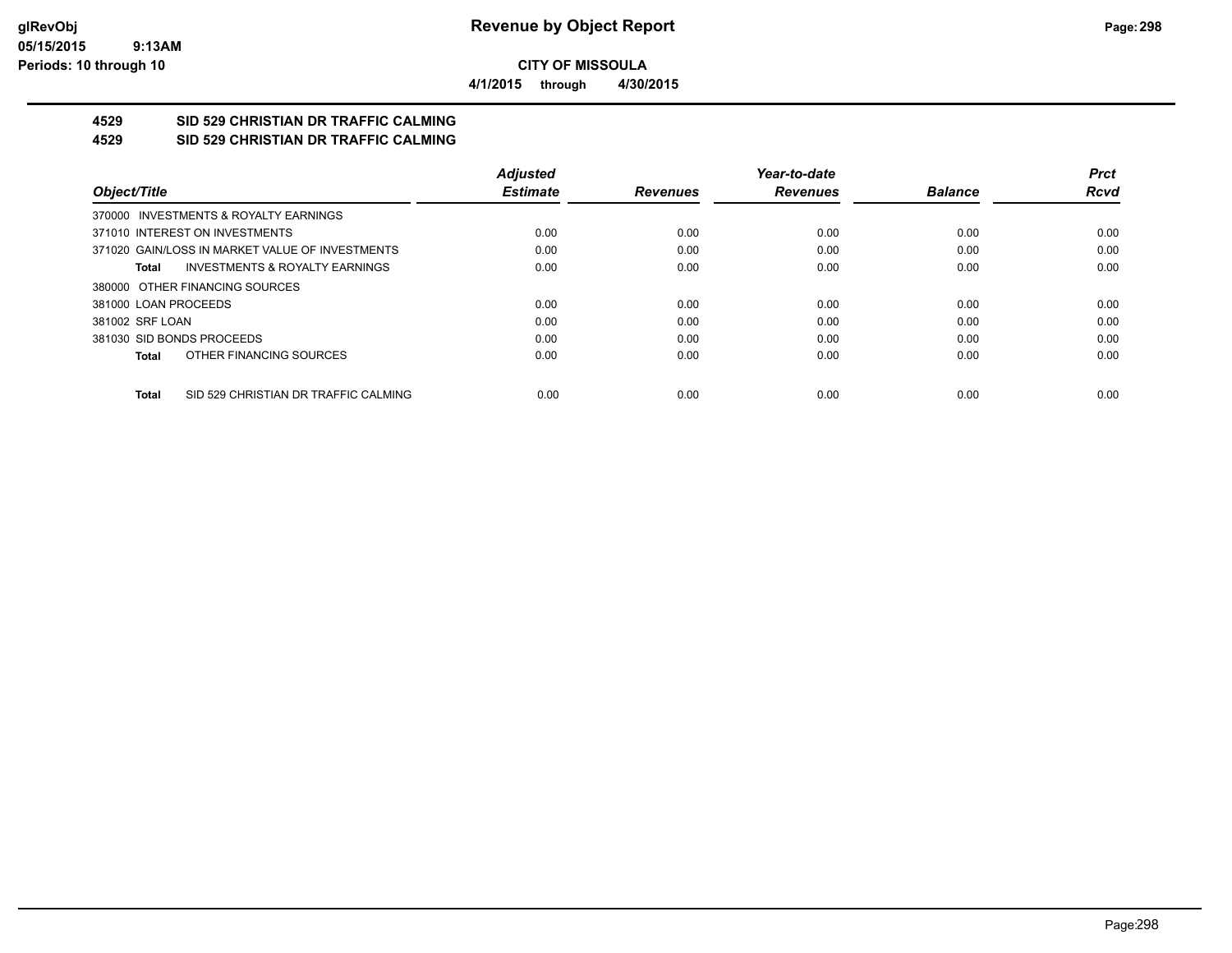# Revenue by Object Report

**CITY OF MISSOULA**

**4/1/2015 through 4/30/2015**

glRevObj
05/15/2015 9:13AM
Periods: 10 through 10

## 4529 SID 529 CHRISTIAN DR TRAFFIC CALMING
## 4529 SID 529 CHRISTIAN DR TRAFFIC CALMING

| Object/Title | Adjusted Estimate | Revenues | Year-to-date Revenues | Balance | Prct Rcvd |
|---|---|---|---|---|---|
| 370000 INVESTMENTS & ROYALTY EARNINGS | | | | | |
| 371010 INTEREST ON INVESTMENTS | 0.00 | 0.00 | 0.00 | 0.00 | 0.00 |
| 371020 GAIN/LOSS IN MARKET VALUE OF INVESTMENTS | 0.00 | 0.00 | 0.00 | 0.00 | 0.00 |
| **Total** INVESTMENTS & ROYALTY EARNINGS | 0.00 | 0.00 | 0.00 | 0.00 | 0.00 |
| 380000 OTHER FINANCING SOURCES | | | | | |
| 381000 LOAN PROCEEDS | 0.00 | 0.00 | 0.00 | 0.00 | 0.00 |
| 381002 SRF LOAN | 0.00 | 0.00 | 0.00 | 0.00 | 0.00 |
| 381030 SID BONDS PROCEEDS | 0.00 | 0.00 | 0.00 | 0.00 | 0.00 |
| **Total** OTHER FINANCING SOURCES | 0.00 | 0.00 | 0.00 | 0.00 | 0.00 |
| **Total** SID 529 CHRISTIAN DR TRAFFIC CALMING | 0.00 | 0.00 | 0.00 | 0.00 | 0.00 |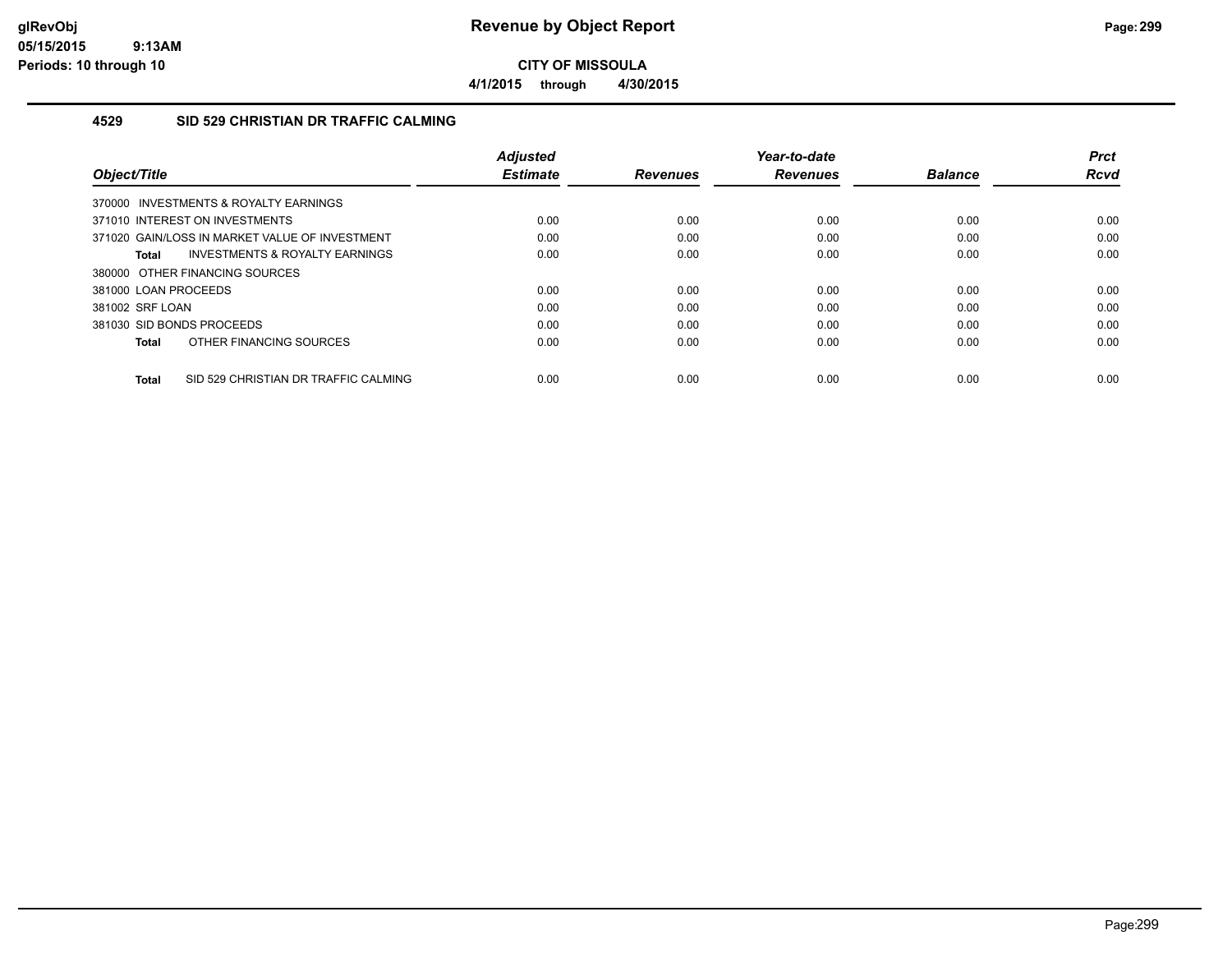# Revenue by Object Report

**CITY OF MISSOULA**

**4/1/2015 through 4/30/2015**

## 4529 SID 529 CHRISTIAN DR TRAFFIC CALMING

| Object/Title | Adjusted Estimate | Revenues | Year-to-date Revenues | Balance | Prct Rcvd |
|---|---|---|---|---|---|
| 370000 INVESTMENTS & ROYALTY EARNINGS | | | | | |
| 371010 INTEREST ON INVESTMENTS | 0.00 | 0.00 | 0.00 | 0.00 | 0.00 |
| 371020 GAIN/LOSS IN MARKET VALUE OF INVESTMENT | 0.00 | 0.00 | 0.00 | 0.00 | 0.00 |
| **Total** INVESTMENTS & ROYALTY EARNINGS | 0.00 | 0.00 | 0.00 | 0.00 | 0.00 |
| 380000 OTHER FINANCING SOURCES | | | | | |
| 381000 LOAN PROCEEDS | 0.00 | 0.00 | 0.00 | 0.00 | 0.00 |
| 381002 SRF LOAN | 0.00 | 0.00 | 0.00 | 0.00 | 0.00 |
| 381030 SID BONDS PROCEEDS | 0.00 | 0.00 | 0.00 | 0.00 | 0.00 |
| **Total** OTHER FINANCING SOURCES | 0.00 | 0.00 | 0.00 | 0.00 | 0.00 |
| **Total** SID 529 CHRISTIAN DR TRAFFIC CALMING | 0.00 | 0.00 | 0.00 | 0.00 | 0.00 |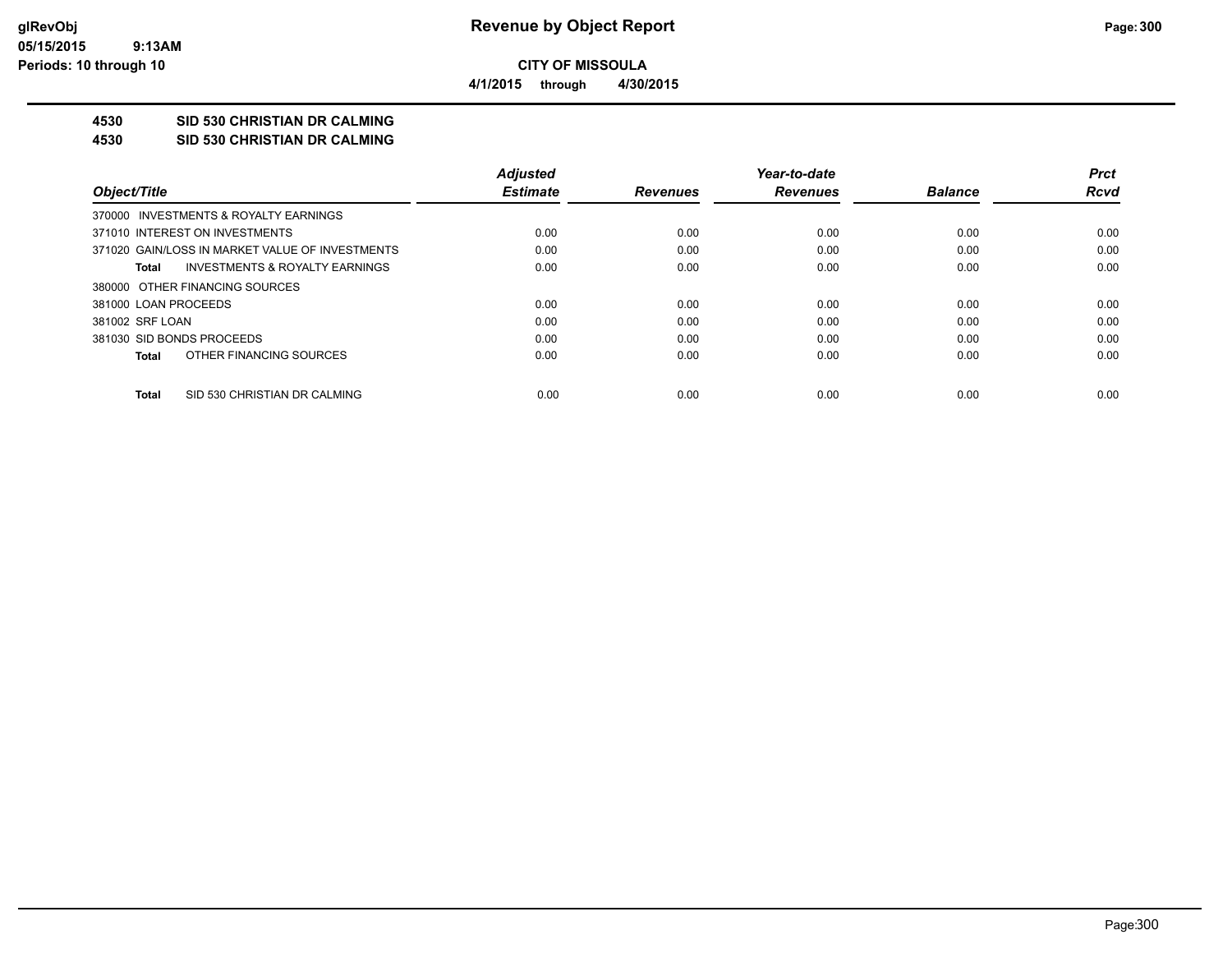**CITY OF MISSOULA**

**4/1/2015 through 4/30/2015**

## 4530 SID 530 CHRISTIAN DR CALMING
## 4530 SID 530 CHRISTIAN DR CALMING

| Object/Title | Adjusted Estimate | Revenues | Year-to-date Revenues | Balance | Prct Rcvd |
|---|---|---|---|---|---|
| 370000 INVESTMENTS & ROYALTY EARNINGS | | | | | |
| 371010 INTEREST ON INVESTMENTS | 0.00 | 0.00 | 0.00 | 0.00 | 0.00 |
| 371020 GAIN/LOSS IN MARKET VALUE OF INVESTMENTS | 0.00 | 0.00 | 0.00 | 0.00 | 0.00 |
| **Total** INVESTMENTS & ROYALTY EARNINGS | 0.00 | 0.00 | 0.00 | 0.00 | 0.00 |
| 380000 OTHER FINANCING SOURCES | | | | | |
| 381000 LOAN PROCEEDS | 0.00 | 0.00 | 0.00 | 0.00 | 0.00 |
| 381002 SRF LOAN | 0.00 | 0.00 | 0.00 | 0.00 | 0.00 |
| 381030 SID BONDS PROCEEDS | 0.00 | 0.00 | 0.00 | 0.00 | 0.00 |
| **Total** OTHER FINANCING SOURCES | 0.00 | 0.00 | 0.00 | 0.00 | 0.00 |
| **Total** SID 530 CHRISTIAN DR CALMING | 0.00 | 0.00 | 0.00 | 0.00 | 0.00 |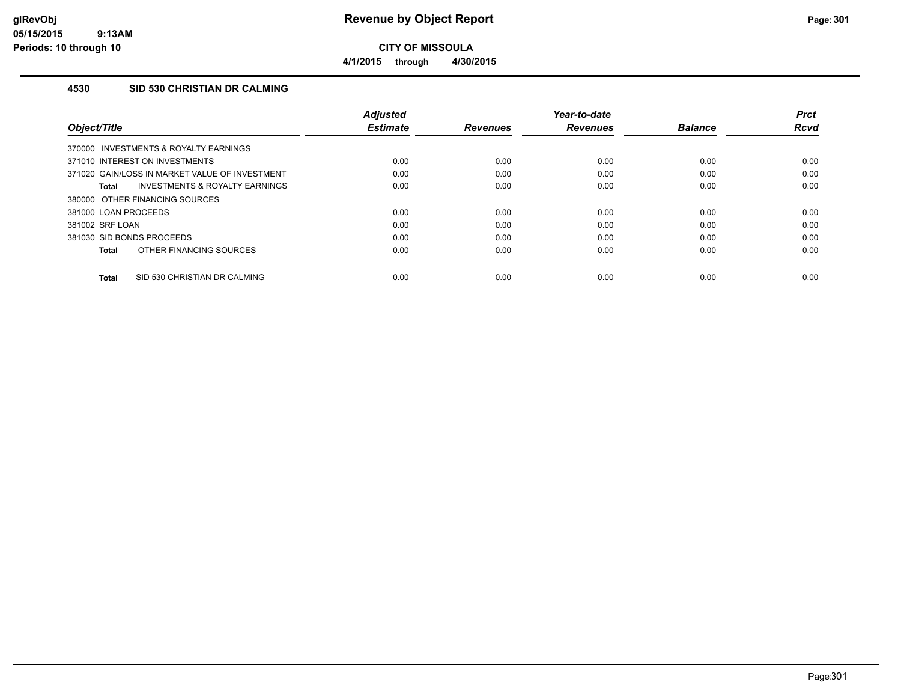# Revenue by Object Report

**CITY OF MISSOULA**

**4/1/2015 through 4/30/2015**

glRevObj
05/15/2015 9:13AM
Periods: 10 through 10

## 4530 SID 530 CHRISTIAN DR CALMING

| Object/Title | Adjusted Estimate | Revenues | Year-to-date Revenues | Balance | Prct Rcvd |
|---|---|---|---|---|---|
| 370000 INVESTMENTS & ROYALTY EARNINGS | | | | | |
| 371010 INTEREST ON INVESTMENTS | 0.00 | 0.00 | 0.00 | 0.00 | 0.00 |
| 371020 GAIN/LOSS IN MARKET VALUE OF INVESTMENT | 0.00 | 0.00 | 0.00 | 0.00 | 0.00 |
| **Total** INVESTMENTS & ROYALTY EARNINGS | 0.00 | 0.00 | 0.00 | 0.00 | 0.00 |
| 380000 OTHER FINANCING SOURCES | | | | | |
| 381000 LOAN PROCEEDS | 0.00 | 0.00 | 0.00 | 0.00 | 0.00 |
| 381002 SRF LOAN | 0.00 | 0.00 | 0.00 | 0.00 | 0.00 |
| 381030 SID BONDS PROCEEDS | 0.00 | 0.00 | 0.00 | 0.00 | 0.00 |
| **Total** OTHER FINANCING SOURCES | 0.00 | 0.00 | 0.00 | 0.00 | 0.00 |
| **Total** SID 530 CHRISTIAN DR CALMING | 0.00 | 0.00 | 0.00 | 0.00 | 0.00 |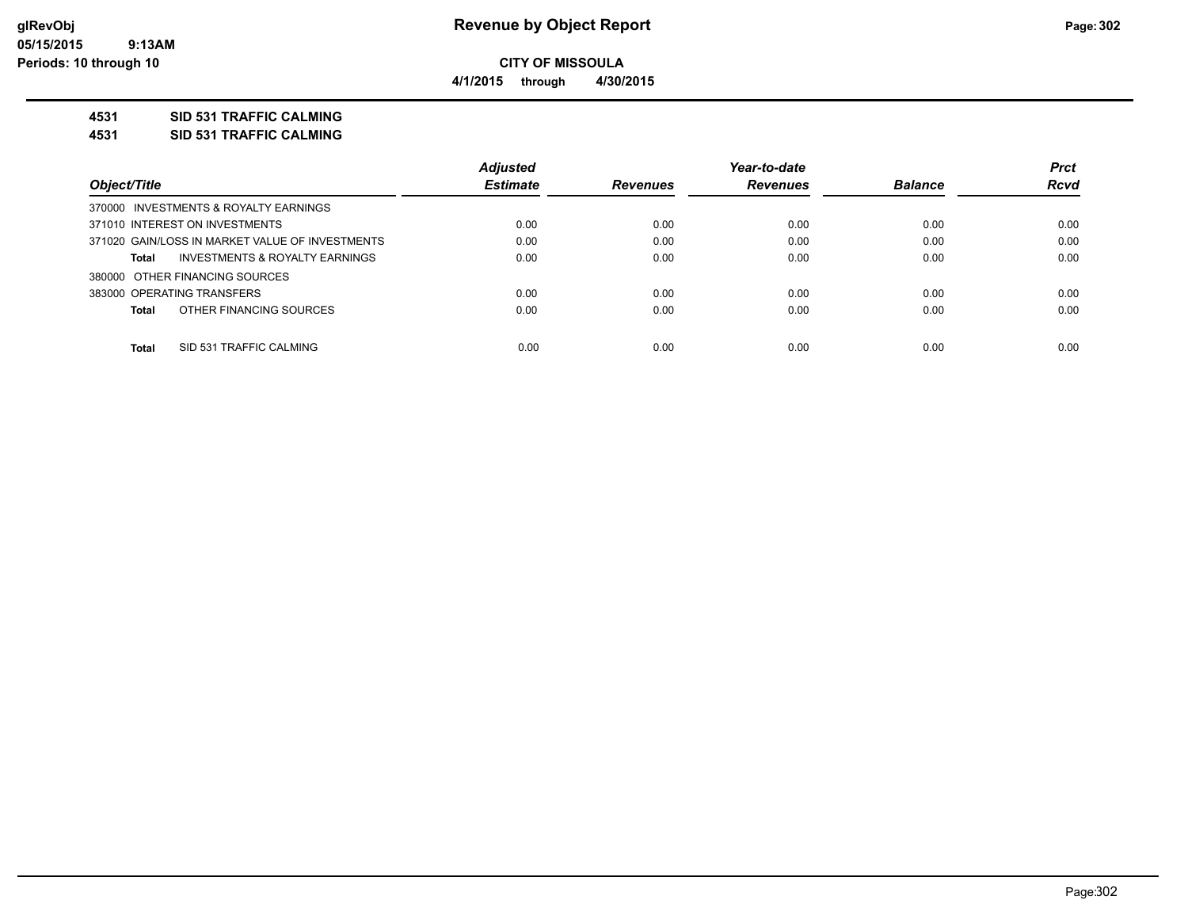# Revenue by Object Report

glRevObj
05/15/2015 9:13AM
Periods: 10 through 10

**CITY OF MISSOULA**

**4/1/2015 through 4/30/2015**

**4531 SID 531 TRAFFIC CALMING**

**4531 SID 531 TRAFFIC CALMING**

| Object/Title | Adjusted Estimate | Revenues | Year-to-date Revenues | Balance | Prct Rcvd |
|---|---|---|---|---|---|
| 370000 INVESTMENTS & ROYALTY EARNINGS | | | | | |
| 371010 INTEREST ON INVESTMENTS | 0.00 | 0.00 | 0.00 | 0.00 | 0.00 |
| 371020 GAIN/LOSS IN MARKET VALUE OF INVESTMENTS | 0.00 | 0.00 | 0.00 | 0.00 | 0.00 |
| **Total** INVESTMENTS & ROYALTY EARNINGS | 0.00 | 0.00 | 0.00 | 0.00 | 0.00 |
| 380000 OTHER FINANCING SOURCES | | | | | |
| 383000 OPERATING TRANSFERS | 0.00 | 0.00 | 0.00 | 0.00 | 0.00 |
| **Total** OTHER FINANCING SOURCES | 0.00 | 0.00 | 0.00 | 0.00 | 0.00 |
| **Total** SID 531 TRAFFIC CALMING | 0.00 | 0.00 | 0.00 | 0.00 | 0.00 |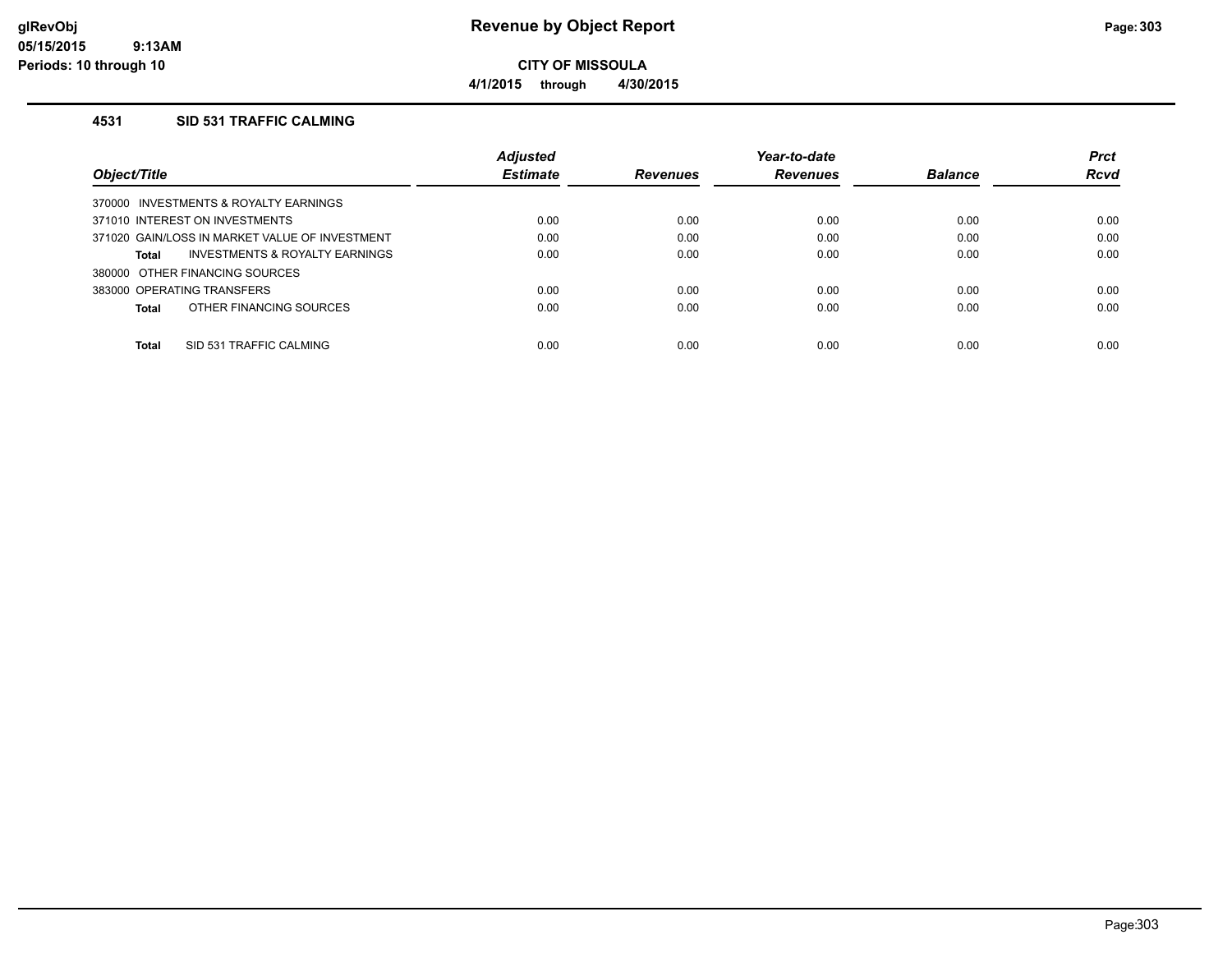**Revenue by Object Report**

**CITY OF MISSOULA**

**4/1/2015 through 4/30/2015**

glRevObj
05/15/2015 9:13AM
Periods: 10 through 10

### 4531 SID 531 TRAFFIC CALMING

| Object/Title | Adjusted Estimate | Revenues | Year-to-date Revenues | Balance | Prct Rcvd |
|---|---|---|---|---|---|
| 370000 INVESTMENTS & ROYALTY EARNINGS | | | | | |
| 371010 INTEREST ON INVESTMENTS | 0.00 | 0.00 | 0.00 | 0.00 | 0.00 |
| 371020 GAIN/LOSS IN MARKET VALUE OF INVESTMENT | 0.00 | 0.00 | 0.00 | 0.00 | 0.00 |
| **Total** INVESTMENTS & ROYALTY EARNINGS | 0.00 | 0.00 | 0.00 | 0.00 | 0.00 |
| 380000 OTHER FINANCING SOURCES | | | | | |
| 383000 OPERATING TRANSFERS | 0.00 | 0.00 | 0.00 | 0.00 | 0.00 |
| **Total** OTHER FINANCING SOURCES | 0.00 | 0.00 | 0.00 | 0.00 | 0.00 |
| **Total** SID 531 TRAFFIC CALMING | 0.00 | 0.00 | 0.00 | 0.00 | 0.00 |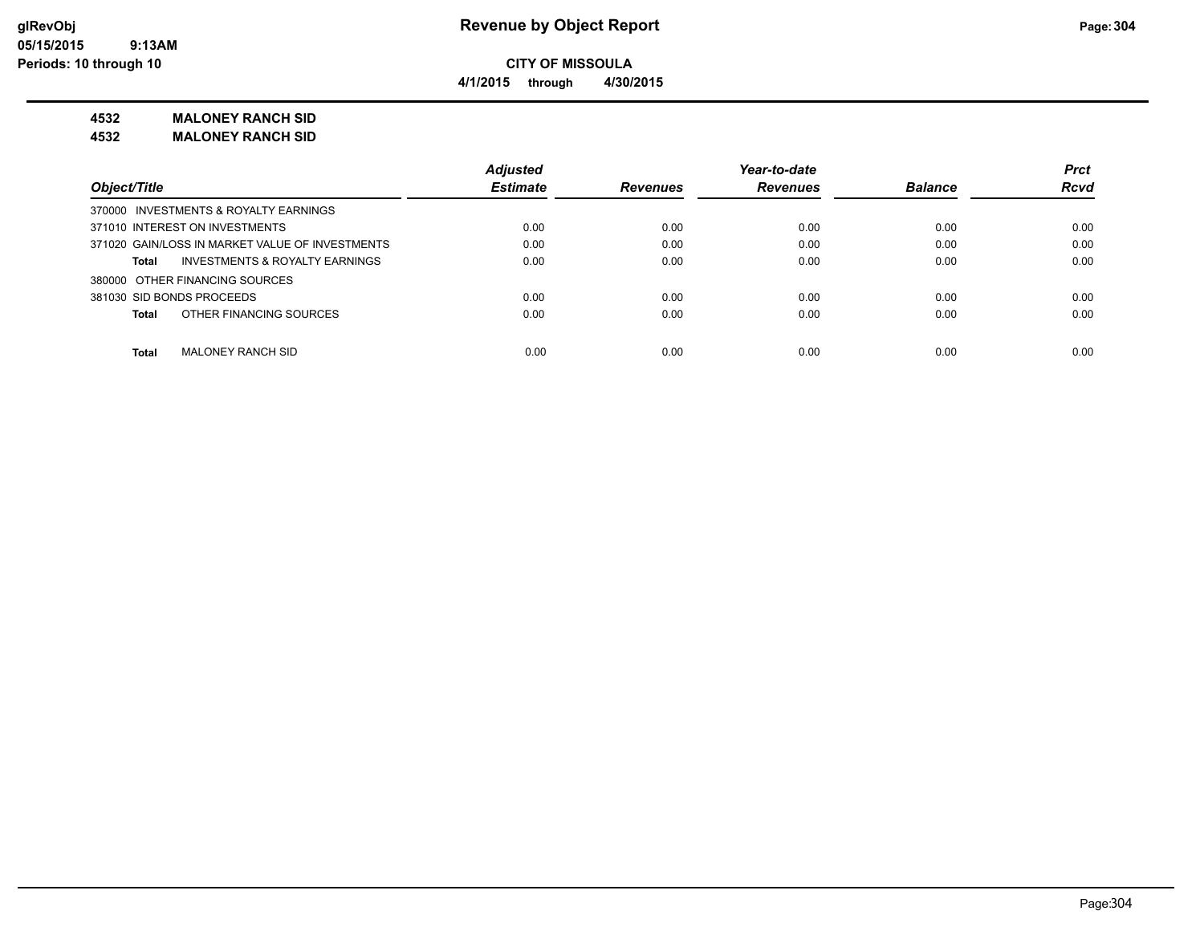**glRevObj**
**05/15/2015 9:13AM**
**Periods: 10 through 10**

# Revenue by Object Report

**CITY OF MISSOULA**

**4/1/2015 through 4/30/2015**

## 4532 MALONEY RANCH SID
## 4532 MALONEY RANCH SID

| Object/Title | Adjusted Estimate | Revenues | Year-to-date Revenues | Balance | Prct Rcvd |
|---|---|---|---|---|---|
| 370000 INVESTMENTS & ROYALTY EARNINGS | | | | | |
| 371010 INTEREST ON INVESTMENTS | 0.00 | 0.00 | 0.00 | 0.00 | 0.00 |
| 371020 GAIN/LOSS IN MARKET VALUE OF INVESTMENTS | 0.00 | 0.00 | 0.00 | 0.00 | 0.00 |
| **Total** INVESTMENTS & ROYALTY EARNINGS | 0.00 | 0.00 | 0.00 | 0.00 | 0.00 |
| 380000 OTHER FINANCING SOURCES | | | | | |
| 381030 SID BONDS PROCEEDS | 0.00 | 0.00 | 0.00 | 0.00 | 0.00 |
| **Total** OTHER FINANCING SOURCES | 0.00 | 0.00 | 0.00 | 0.00 | 0.00 |
| **Total** MALONEY RANCH SID | 0.00 | 0.00 | 0.00 | 0.00 | 0.00 |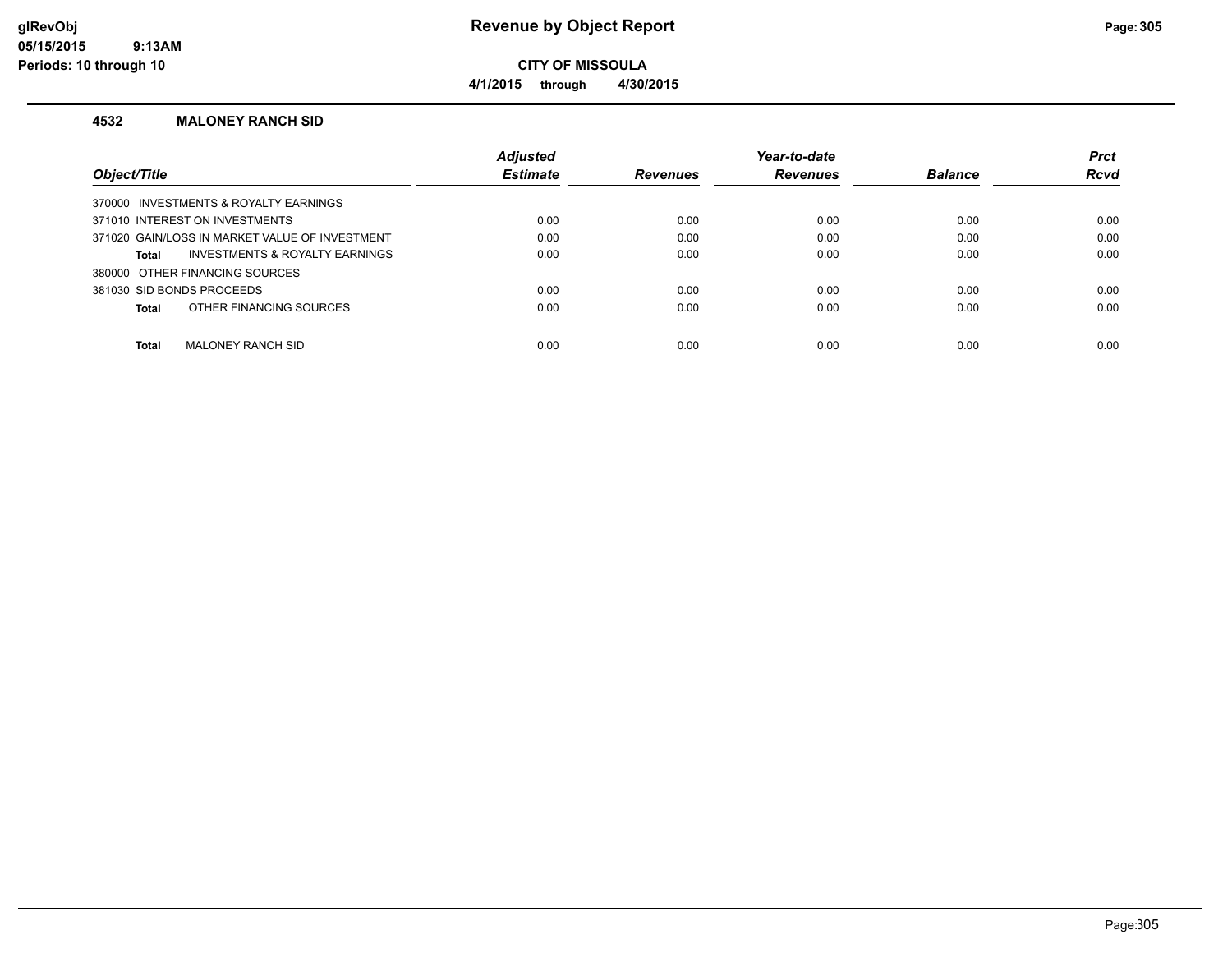# Revenue by Object Report

**CITY OF MISSOULA**

**4/1/2015 through 4/30/2015**

glRevObj
05/15/2015 9:13AM
Periods: 10 through 10

### 4532 MALONEY RANCH SID

| Object/Title | Adjusted Estimate | Revenues | Year-to-date Revenues | Balance | Prct Rcvd |
|---|---|---|---|---|---|
| 370000 INVESTMENTS & ROYALTY EARNINGS | | | | | |
| 371010 INTEREST ON INVESTMENTS | 0.00 | 0.00 | 0.00 | 0.00 | 0.00 |
| 371020 GAIN/LOSS IN MARKET VALUE OF INVESTMENT | 0.00 | 0.00 | 0.00 | 0.00 | 0.00 |
| **Total** INVESTMENTS & ROYALTY EARNINGS | 0.00 | 0.00 | 0.00 | 0.00 | 0.00 |
| 380000 OTHER FINANCING SOURCES | | | | | |
| 381030 SID BONDS PROCEEDS | 0.00 | 0.00 | 0.00 | 0.00 | 0.00 |
| **Total** OTHER FINANCING SOURCES | 0.00 | 0.00 | 0.00 | 0.00 | 0.00 |
| **Total** MALONEY RANCH SID | 0.00 | 0.00 | 0.00 | 0.00 | 0.00 |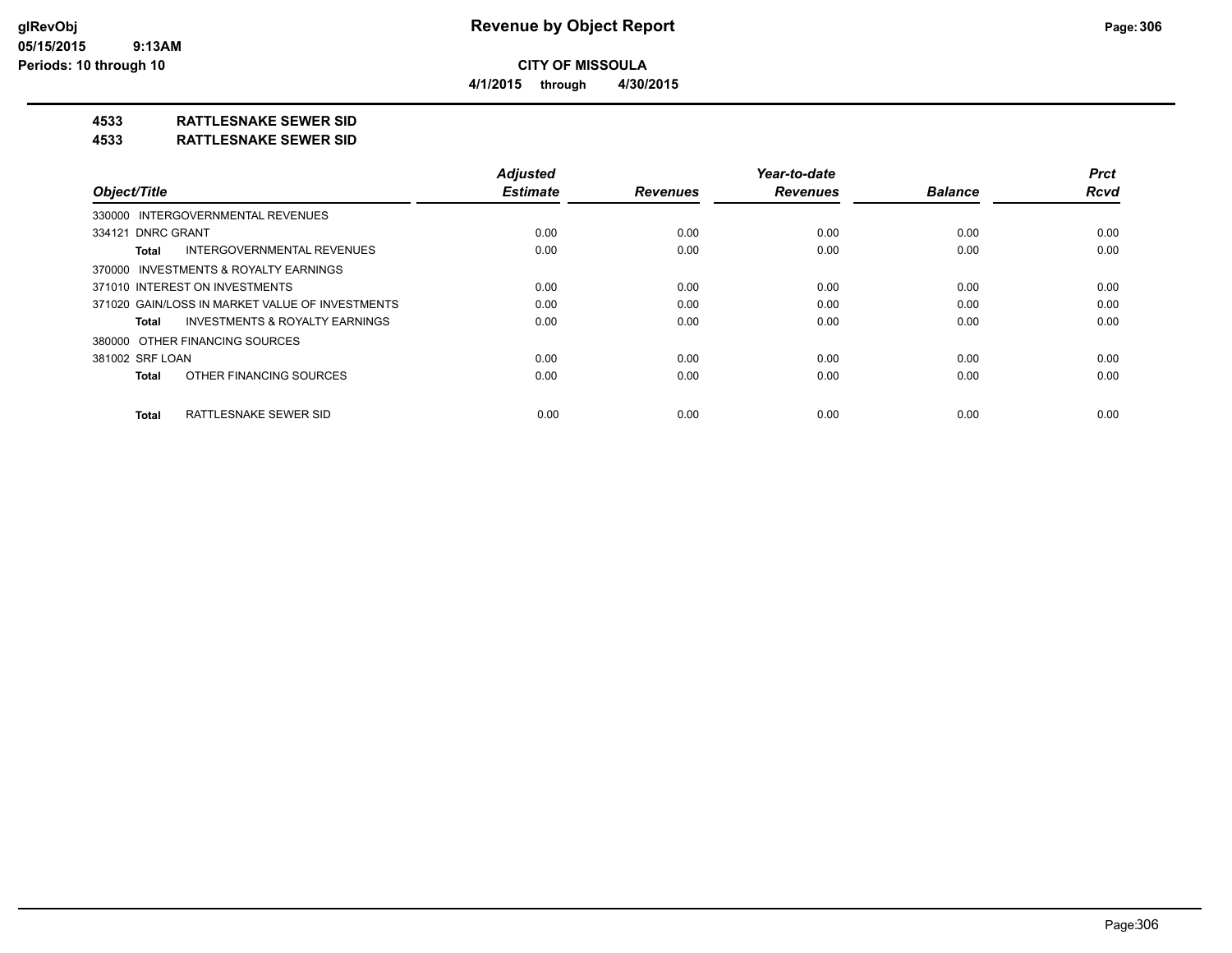# Revenue by Object Report

**CITY OF MISSOULA**

**4/1/2015 through 4/30/2015**

glRevObj
05/15/2015 9:13AM
Periods: 10 through 10

**4533 RATTLESNAKE SEWER SID**

**4533 RATTLESNAKE SEWER SID**

| Object/Title | Adjusted Estimate | Revenues | Year-to-date Revenues | Balance | Prct Rcvd |
|---|---|---|---|---|---|
| 330000 INTERGOVERNMENTAL REVENUES | | | | | |
| 334121 DNRC GRANT | 0.00 | 0.00 | 0.00 | 0.00 | 0.00 |
| **Total** INTERGOVERNMENTAL REVENUES | 0.00 | 0.00 | 0.00 | 0.00 | 0.00 |
| 370000 INVESTMENTS & ROYALTY EARNINGS | | | | | |
| 371010 INTEREST ON INVESTMENTS | 0.00 | 0.00 | 0.00 | 0.00 | 0.00 |
| 371020 GAIN/LOSS IN MARKET VALUE OF INVESTMENTS | 0.00 | 0.00 | 0.00 | 0.00 | 0.00 |
| **Total** INVESTMENTS & ROYALTY EARNINGS | 0.00 | 0.00 | 0.00 | 0.00 | 0.00 |
| 380000 OTHER FINANCING SOURCES | | | | | |
| 381002 SRF LOAN | 0.00 | 0.00 | 0.00 | 0.00 | 0.00 |
| **Total** OTHER FINANCING SOURCES | 0.00 | 0.00 | 0.00 | 0.00 | 0.00 |
| **Total** RATTLESNAKE SEWER SID | 0.00 | 0.00 | 0.00 | 0.00 | 0.00 |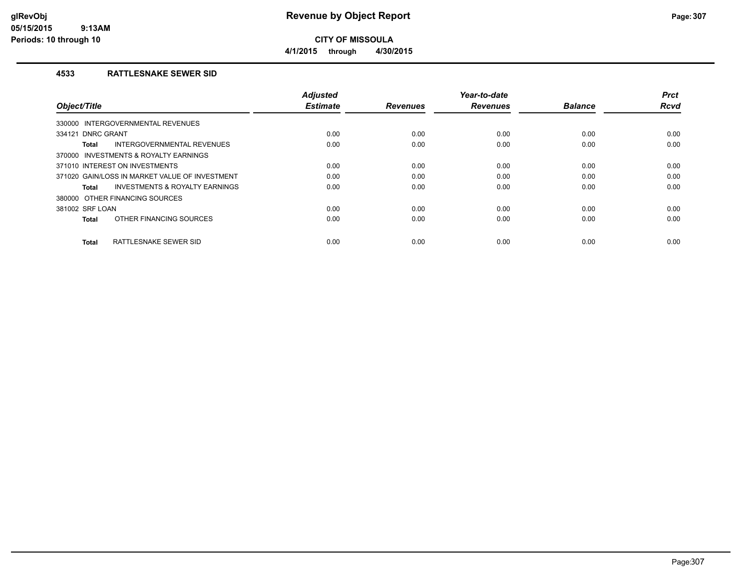# Revenue by Object Report

**CITY OF MISSOULA**

**4/1/2015 through 4/30/2015**

glRevObj
05/15/2015 9:13AM
Periods: 10 through 10

## 4533 RATTLESNAKE SEWER SID

| Object/Title | Adjusted Estimate | Revenues | Year-to-date Revenues | Balance | Prct Rcvd |
|---|---|---|---|---|---|
| 330000 INTERGOVERNMENTAL REVENUES | | | | | |
| 334121 DNRC GRANT | 0.00 | 0.00 | 0.00 | 0.00 | 0.00 |
| **Total** INTERGOVERNMENTAL REVENUES | 0.00 | 0.00 | 0.00 | 0.00 | 0.00 |
| 370000 INVESTMENTS & ROYALTY EARNINGS | | | | | |
| 371010 INTEREST ON INVESTMENTS | 0.00 | 0.00 | 0.00 | 0.00 | 0.00 |
| 371020 GAIN/LOSS IN MARKET VALUE OF INVESTMENT | 0.00 | 0.00 | 0.00 | 0.00 | 0.00 |
| **Total** INVESTMENTS & ROYALTY EARNINGS | 0.00 | 0.00 | 0.00 | 0.00 | 0.00 |
| 380000 OTHER FINANCING SOURCES | | | | | |
| 381002 SRF LOAN | 0.00 | 0.00 | 0.00 | 0.00 | 0.00 |
| **Total** OTHER FINANCING SOURCES | 0.00 | 0.00 | 0.00 | 0.00 | 0.00 |
| **Total** RATTLESNAKE SEWER SID | 0.00 | 0.00 | 0.00 | 0.00 | 0.00 |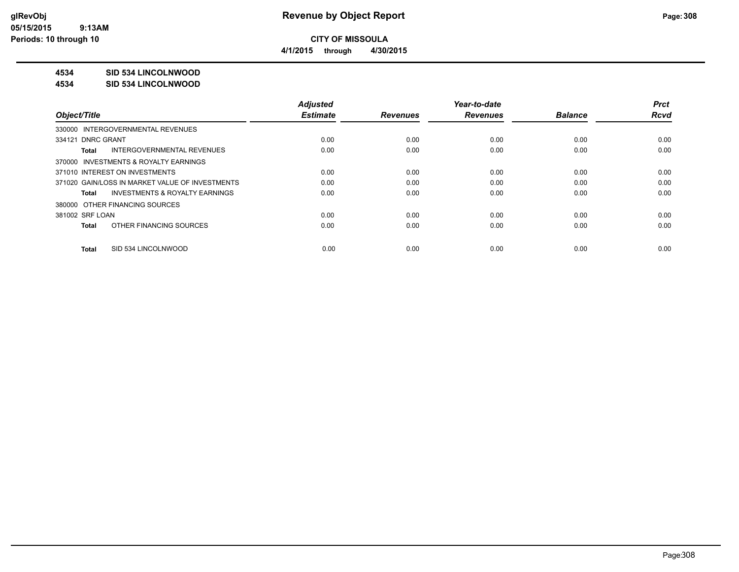# Revenue by Object Report

**CITY OF MISSOULA**

**4/1/2015 through 4/30/2015**

glRevObj
05/15/2015 9:13AM
Periods: 10 through 10

**4534 SID 534 LINCOLNWOOD**

**4534 SID 534 LINCOLNWOOD**

| Object/Title | Adjusted Estimate | Revenues | Year-to-date Revenues | Balance | Prct Rcvd |
|---|---|---|---|---|---|
| 330000 INTERGOVERNMENTAL REVENUES | | | | | |
| 334121 DNRC GRANT | 0.00 | 0.00 | 0.00 | 0.00 | 0.00 |
| **Total** INTERGOVERNMENTAL REVENUES | 0.00 | 0.00 | 0.00 | 0.00 | 0.00 |
| 370000 INVESTMENTS & ROYALTY EARNINGS | | | | | |
| 371010 INTEREST ON INVESTMENTS | 0.00 | 0.00 | 0.00 | 0.00 | 0.00 |
| 371020 GAIN/LOSS IN MARKET VALUE OF INVESTMENTS | 0.00 | 0.00 | 0.00 | 0.00 | 0.00 |
| **Total** INVESTMENTS & ROYALTY EARNINGS | 0.00 | 0.00 | 0.00 | 0.00 | 0.00 |
| 380000 OTHER FINANCING SOURCES | | | | | |
| 381002 SRF LOAN | 0.00 | 0.00 | 0.00 | 0.00 | 0.00 |
| **Total** OTHER FINANCING SOURCES | 0.00 | 0.00 | 0.00 | 0.00 | 0.00 |
| **Total** SID 534 LINCOLNWOOD | 0.00 | 0.00 | 0.00 | 0.00 | 0.00 |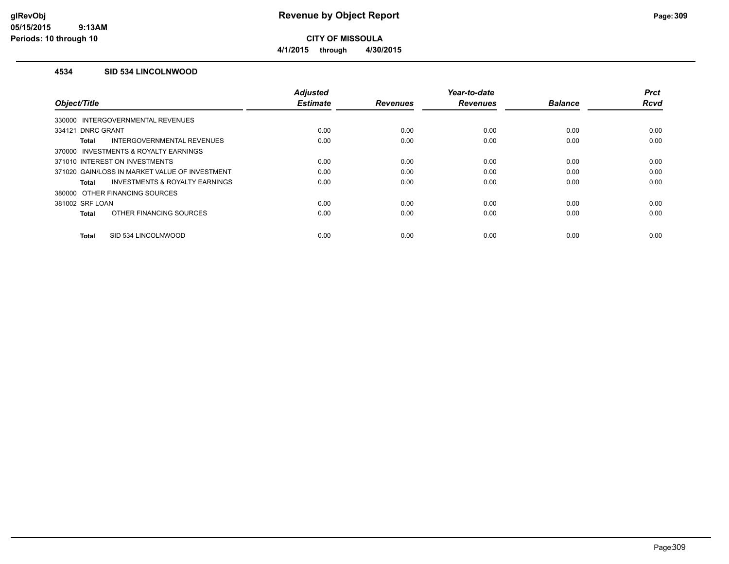**CITY OF MISSOULA**

**4/1/2015 through 4/30/2015**

### 4534 SID 534 LINCOLNWOOD

| Object/Title | Adjusted Estimate | Revenues | Year-to-date Revenues | Balance | Prct Rcvd |
|---|---|---|---|---|---|
| 330000 INTERGOVERNMENTAL REVENUES | | | | | |
| 334121 DNRC GRANT | 0.00 | 0.00 | 0.00 | 0.00 | 0.00 |
| **Total** INTERGOVERNMENTAL REVENUES | 0.00 | 0.00 | 0.00 | 0.00 | 0.00 |
| 370000 INVESTMENTS & ROYALTY EARNINGS | | | | | |
| 371010 INTEREST ON INVESTMENTS | 0.00 | 0.00 | 0.00 | 0.00 | 0.00 |
| 371020 GAIN/LOSS IN MARKET VALUE OF INVESTMENT | 0.00 | 0.00 | 0.00 | 0.00 | 0.00 |
| **Total** INVESTMENTS & ROYALTY EARNINGS | 0.00 | 0.00 | 0.00 | 0.00 | 0.00 |
| 380000 OTHER FINANCING SOURCES | | | | | |
| 381002 SRF LOAN | 0.00 | 0.00 | 0.00 | 0.00 | 0.00 |
| **Total** OTHER FINANCING SOURCES | 0.00 | 0.00 | 0.00 | 0.00 | 0.00 |
| **Total** SID 534 LINCOLNWOOD | 0.00 | 0.00 | 0.00 | 0.00 | 0.00 |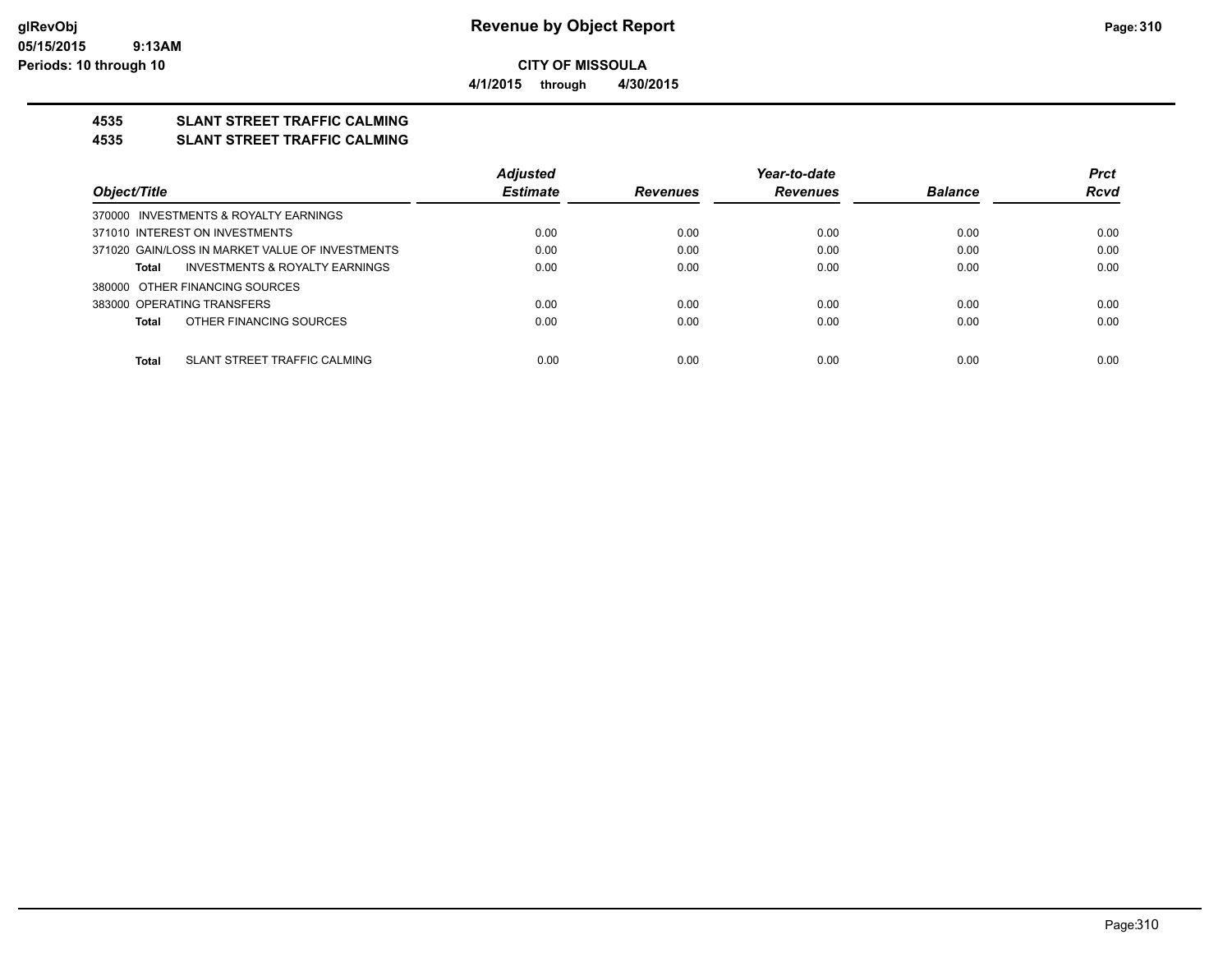**CITY OF MISSOULA**

**4/1/2015 through 4/30/2015**

# 4535 SLANT STREET TRAFFIC CALMING

## 4535 SLANT STREET TRAFFIC CALMING

| Object/Title | Adjusted Estimate | Revenues | Year-to-date Revenues | Balance | Prct Rcvd |
|---|---|---|---|---|---|
| 370000 INVESTMENTS & ROYALTY EARNINGS | | | | | |
| 371010 INTEREST ON INVESTMENTS | 0.00 | 0.00 | 0.00 | 0.00 | 0.00 |
| 371020 GAIN/LOSS IN MARKET VALUE OF INVESTMENTS | 0.00 | 0.00 | 0.00 | 0.00 | 0.00 |
| **Total** INVESTMENTS & ROYALTY EARNINGS | 0.00 | 0.00 | 0.00 | 0.00 | 0.00 |
| 380000 OTHER FINANCING SOURCES | | | | | |
| 383000 OPERATING TRANSFERS | 0.00 | 0.00 | 0.00 | 0.00 | 0.00 |
| **Total** OTHER FINANCING SOURCES | 0.00 | 0.00 | 0.00 | 0.00 | 0.00 |
| **Total** SLANT STREET TRAFFIC CALMING | 0.00 | 0.00 | 0.00 | 0.00 | 0.00 |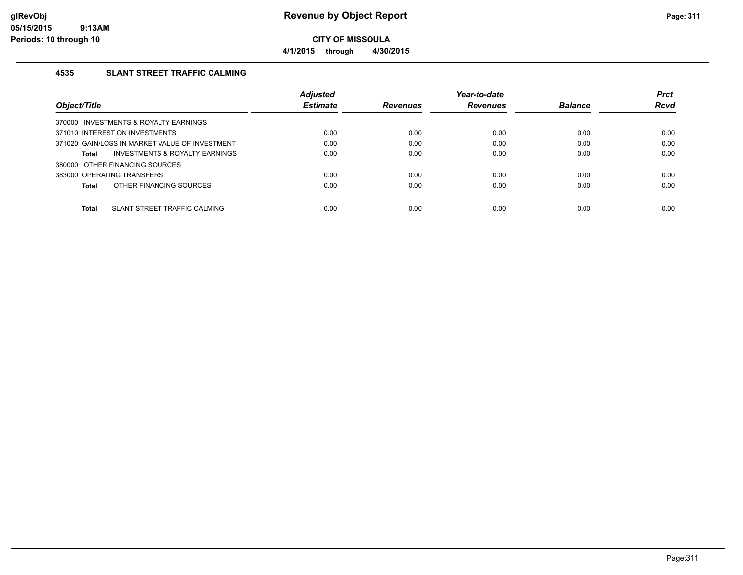# Revenue by Object Report

**CITY OF MISSOULA**

**4/1/2015 through 4/30/2015**

glRevObj
05/15/2015 9:13AM
Periods: 10 through 10

## 4535 SLANT STREET TRAFFIC CALMING

| Object/Title | Adjusted Estimate | Revenues | Year-to-date Revenues | Balance | Prct Rcvd |
|---|---|---|---|---|---|
| 370000 INVESTMENTS & ROYALTY EARNINGS | | | | | |
| 371010 INTEREST ON INVESTMENTS | 0.00 | 0.00 | 0.00 | 0.00 | 0.00 |
| 371020 GAIN/LOSS IN MARKET VALUE OF INVESTMENT | 0.00 | 0.00 | 0.00 | 0.00 | 0.00 |
| **Total** INVESTMENTS & ROYALTY EARNINGS | 0.00 | 0.00 | 0.00 | 0.00 | 0.00 |
| 380000 OTHER FINANCING SOURCES | | | | | |
| 383000 OPERATING TRANSFERS | 0.00 | 0.00 | 0.00 | 0.00 | 0.00 |
| **Total** OTHER FINANCING SOURCES | 0.00 | 0.00 | 0.00 | 0.00 | 0.00 |
| **Total** SLANT STREET TRAFFIC CALMING | 0.00 | 0.00 | 0.00 | 0.00 | 0.00 |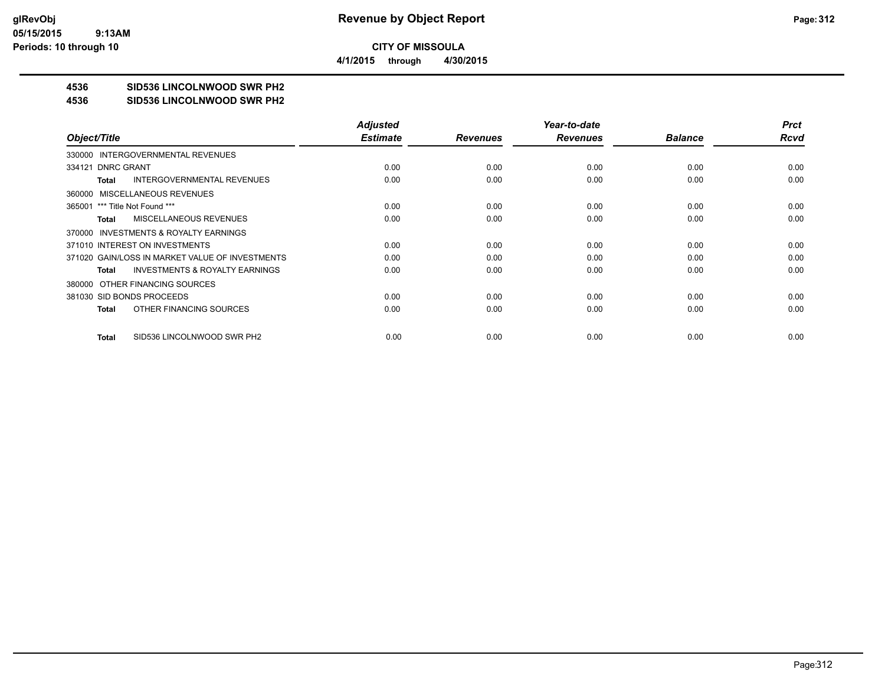# CITY OF MISSOULA

**4/1/2015 through 4/30/2015**

**4536 SID536 LINCOLNWOOD SWR PH2**

**4536 SID536 LINCOLNWOOD SWR PH2**

| Object/Title | Adjusted Estimate | Revenues | Year-to-date Revenues | Balance | Prct Rcvd |
|---|---|---|---|---|---|
| 330000 INTERGOVERNMENTAL REVENUES | | | | | |
| 334121 DNRC GRANT | 0.00 | 0.00 | 0.00 | 0.00 | 0.00 |
| **Total** INTERGOVERNMENTAL REVENUES | 0.00 | 0.00 | 0.00 | 0.00 | 0.00 |
| 360000 MISCELLANEOUS REVENUES | | | | | |
| 365001 *** Title Not Found *** | 0.00 | 0.00 | 0.00 | 0.00 | 0.00 |
| **Total** MISCELLANEOUS REVENUES | 0.00 | 0.00 | 0.00 | 0.00 | 0.00 |
| 370000 INVESTMENTS & ROYALTY EARNINGS | | | | | |
| 371010 INTEREST ON INVESTMENTS | 0.00 | 0.00 | 0.00 | 0.00 | 0.00 |
| 371020 GAIN/LOSS IN MARKET VALUE OF INVESTMENTS | 0.00 | 0.00 | 0.00 | 0.00 | 0.00 |
| **Total** INVESTMENTS & ROYALTY EARNINGS | 0.00 | 0.00 | 0.00 | 0.00 | 0.00 |
| 380000 OTHER FINANCING SOURCES | | | | | |
| 381030 SID BONDS PROCEEDS | 0.00 | 0.00 | 0.00 | 0.00 | 0.00 |
| **Total** OTHER FINANCING SOURCES | 0.00 | 0.00 | 0.00 | 0.00 | 0.00 |
| **Total** SID536 LINCOLNWOOD SWR PH2 | 0.00 | 0.00 | 0.00 | 0.00 | 0.00 |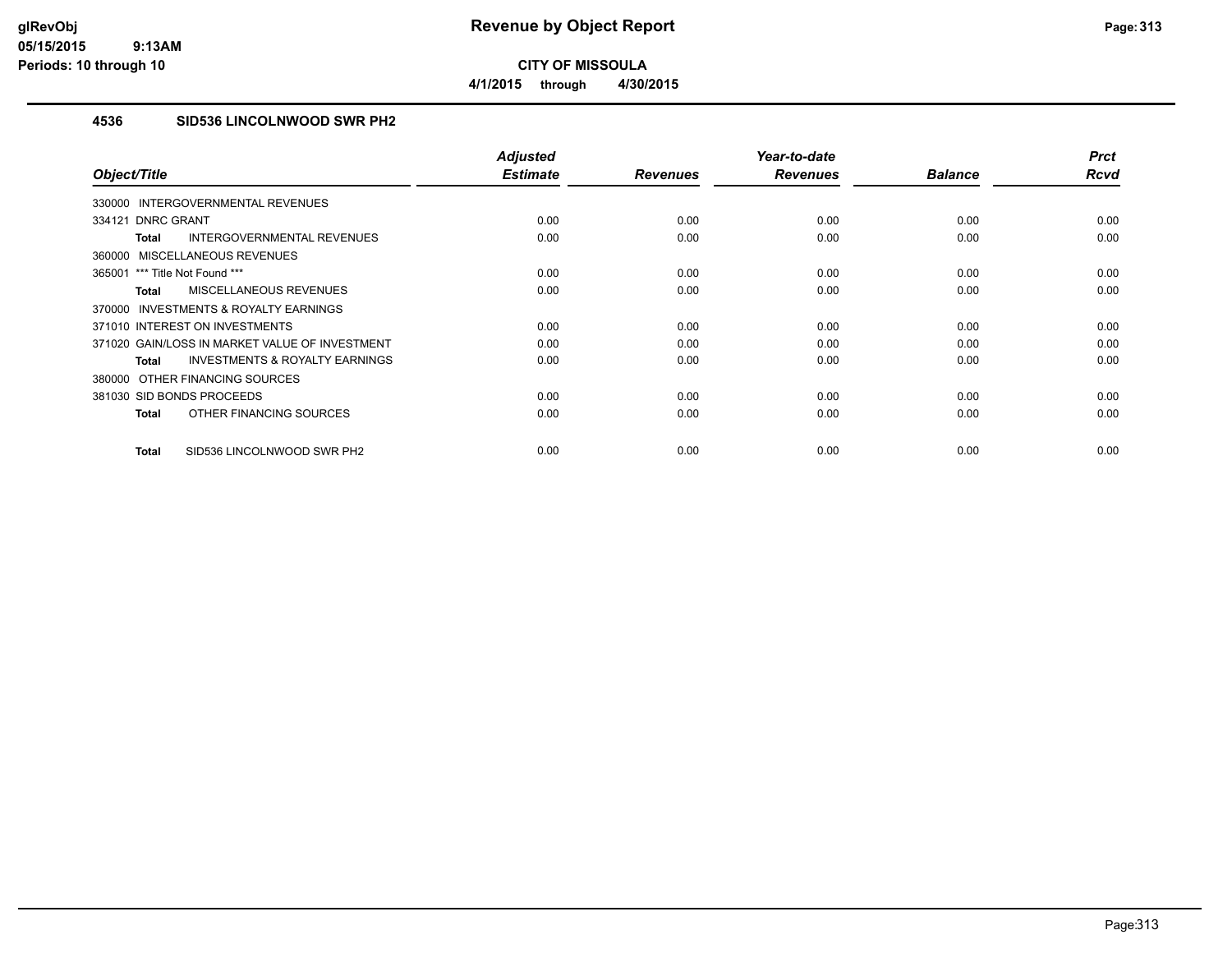# Revenue by Object Report

**CITY OF MISSOULA**

**4/1/2015 through 4/30/2015**

glRevObj
05/15/2015 9:13AM
Periods: 10 through 10

## 4536 SID536 LINCOLNWOOD SWR PH2

| Object/Title | Adjusted Estimate | Revenues | Year-to-date Revenues | Balance | Prct Rcvd |
|---|---|---|---|---|---|
| 330000 INTERGOVERNMENTAL REVENUES | | | | | |
| 334121 DNRC GRANT | 0.00 | 0.00 | 0.00 | 0.00 | 0.00 |
| **Total** INTERGOVERNMENTAL REVENUES | 0.00 | 0.00 | 0.00 | 0.00 | 0.00 |
| 360000 MISCELLANEOUS REVENUES | | | | | |
| 365001 *** Title Not Found *** | 0.00 | 0.00 | 0.00 | 0.00 | 0.00 |
| **Total** MISCELLANEOUS REVENUES | 0.00 | 0.00 | 0.00 | 0.00 | 0.00 |
| 370000 INVESTMENTS & ROYALTY EARNINGS | | | | | |
| 371010 INTEREST ON INVESTMENTS | 0.00 | 0.00 | 0.00 | 0.00 | 0.00 |
| 371020 GAIN/LOSS IN MARKET VALUE OF INVESTMENT | 0.00 | 0.00 | 0.00 | 0.00 | 0.00 |
| **Total** INVESTMENTS & ROYALTY EARNINGS | 0.00 | 0.00 | 0.00 | 0.00 | 0.00 |
| 380000 OTHER FINANCING SOURCES | | | | | |
| 381030 SID BONDS PROCEEDS | 0.00 | 0.00 | 0.00 | 0.00 | 0.00 |
| **Total** OTHER FINANCING SOURCES | 0.00 | 0.00 | 0.00 | 0.00 | 0.00 |
| **Total** SID536 LINCOLNWOOD SWR PH2 | 0.00 | 0.00 | 0.00 | 0.00 | 0.00 |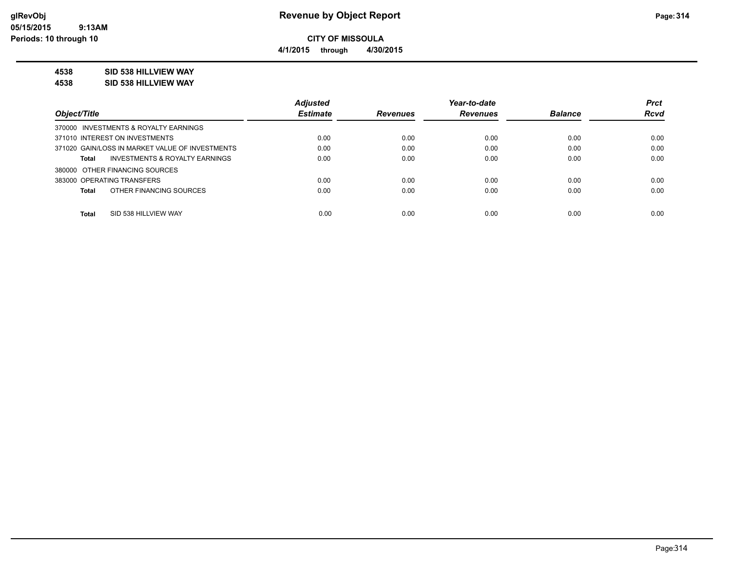glRevObj
05/15/2015 9:13AM
Periods: 10 through 10

# Revenue by Object Report

**CITY OF MISSOULA**

**4/1/2015 through 4/30/2015**

**4538 SID 538 HILLVIEW WAY**

**4538 SID 538 HILLVIEW WAY**

| Object/Title | Adjusted Estimate | Revenues | Year-to-date Revenues | Balance | Prct Rcvd |
|---|---|---|---|---|---|
| 370000 INVESTMENTS & ROYALTY EARNINGS | | | | | |
| 371010 INTEREST ON INVESTMENTS | 0.00 | 0.00 | 0.00 | 0.00 | 0.00 |
| 371020 GAIN/LOSS IN MARKET VALUE OF INVESTMENTS | 0.00 | 0.00 | 0.00 | 0.00 | 0.00 |
| **Total** INVESTMENTS & ROYALTY EARNINGS | 0.00 | 0.00 | 0.00 | 0.00 | 0.00 |
| 380000 OTHER FINANCING SOURCES | | | | | |
| 383000 OPERATING TRANSFERS | 0.00 | 0.00 | 0.00 | 0.00 | 0.00 |
| **Total** OTHER FINANCING SOURCES | 0.00 | 0.00 | 0.00 | 0.00 | 0.00 |
| **Total** SID 538 HILLVIEW WAY | 0.00 | 0.00 | 0.00 | 0.00 | 0.00 |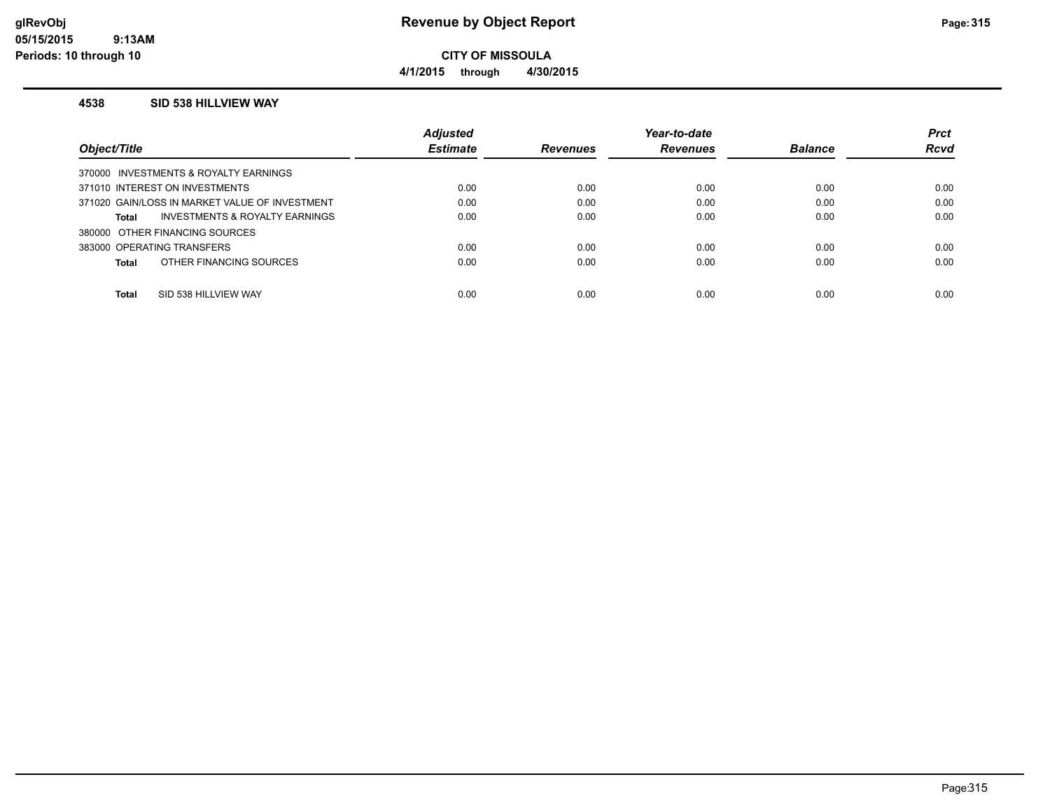**Revenue by Object Report**

**CITY OF MISSOULA**

**4/1/2015 through 4/30/2015**

glRevObj
05/15/2015 9:13AM
Periods: 10 through 10

## 4538 SID 538 HILLVIEW WAY

| Object/Title | Adjusted Estimate | Revenues | Year-to-date Revenues | Balance | Prct Rcvd |
|---|---|---|---|---|---|
| 370000 INVESTMENTS & ROYALTY EARNINGS | | | | | |
| 371010 INTEREST ON INVESTMENTS | 0.00 | 0.00 | 0.00 | 0.00 | 0.00 |
| 371020 GAIN/LOSS IN MARKET VALUE OF INVESTMENT | 0.00 | 0.00 | 0.00 | 0.00 | 0.00 |
| **Total** INVESTMENTS & ROYALTY EARNINGS | 0.00 | 0.00 | 0.00 | 0.00 | 0.00 |
| 380000 OTHER FINANCING SOURCES | | | | | |
| 383000 OPERATING TRANSFERS | 0.00 | 0.00 | 0.00 | 0.00 | 0.00 |
| **Total** OTHER FINANCING SOURCES | 0.00 | 0.00 | 0.00 | 0.00 | 0.00 |
| **Total** SID 538 HILLVIEW WAY | 0.00 | 0.00 | 0.00 | 0.00 | 0.00 |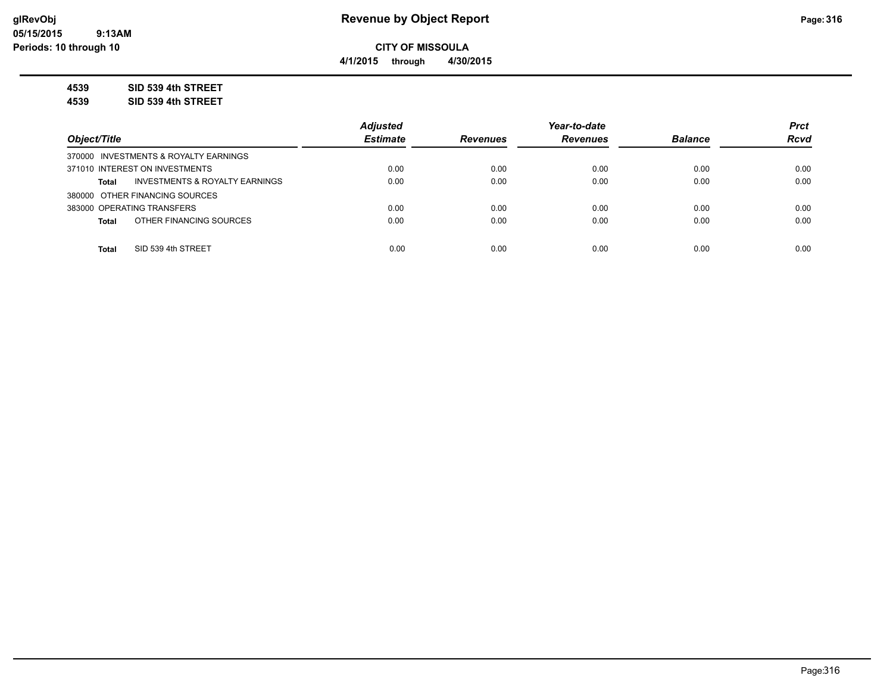**CITY OF MISSOULA**

**4/1/2015 through 4/30/2015**

**4539 SID 539 4th STREET**

**4539 SID 539 4th STREET**

| Object/Title | Adjusted Estimate | Revenues | Year-to-date Revenues | Balance | Prct Rcvd |
|---|---|---|---|---|---|
| 370000 INVESTMENTS & ROYALTY EARNINGS | | | | | |
| 371010 INTEREST ON INVESTMENTS | 0.00 | 0.00 | 0.00 | 0.00 | 0.00 |
| **Total** INVESTMENTS & ROYALTY EARNINGS | 0.00 | 0.00 | 0.00 | 0.00 | 0.00 |
| 380000 OTHER FINANCING SOURCES | | | | | |
| 383000 OPERATING TRANSFERS | 0.00 | 0.00 | 0.00 | 0.00 | 0.00 |
| **Total** OTHER FINANCING SOURCES | 0.00 | 0.00 | 0.00 | 0.00 | 0.00 |
| **Total** SID 539 4th STREET | 0.00 | 0.00 | 0.00 | 0.00 | 0.00 |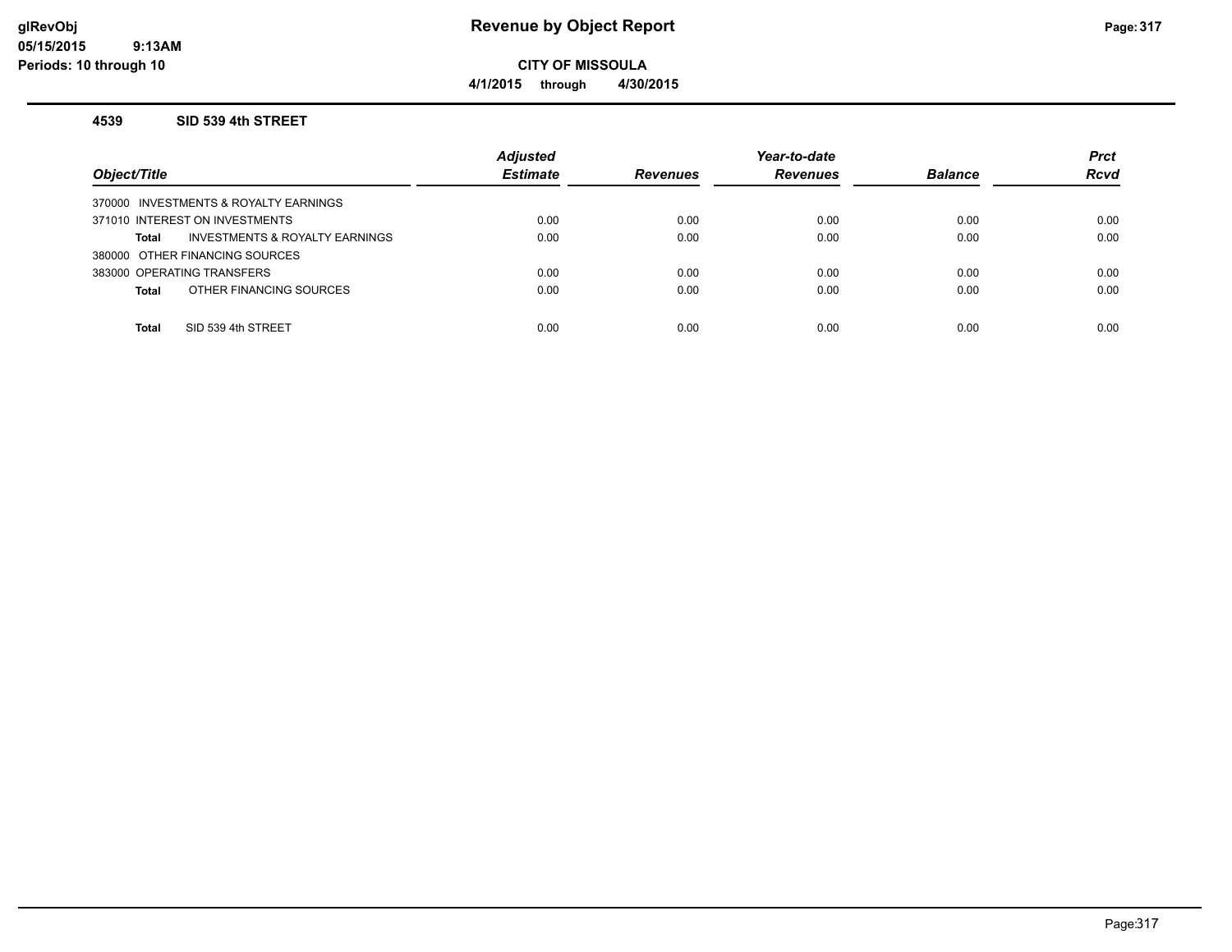**Revenue by Object Report**

**CITY OF MISSOULA**

**4/1/2015 through 4/30/2015**

**glRevObj**
**05/15/2015 9:13AM**
**Periods: 10 through 10**

### 4539 SID 539 4th STREET

| Object/Title | Adjusted Estimate | Revenues | Year-to-date Revenues | Balance | Prct Rcvd |
|---|---|---|---|---|---|
| 370000 INVESTMENTS & ROYALTY EARNINGS | | | | | |
| 371010 INTEREST ON INVESTMENTS | 0.00 | 0.00 | 0.00 | 0.00 | 0.00 |
| **Total** INVESTMENTS & ROYALTY EARNINGS | 0.00 | 0.00 | 0.00 | 0.00 | 0.00 |
| 380000 OTHER FINANCING SOURCES | | | | | |
| 383000 OPERATING TRANSFERS | 0.00 | 0.00 | 0.00 | 0.00 | 0.00 |
| **Total** OTHER FINANCING SOURCES | 0.00 | 0.00 | 0.00 | 0.00 | 0.00 |
| **Total** SID 539 4th STREET | 0.00 | 0.00 | 0.00 | 0.00 | 0.00 |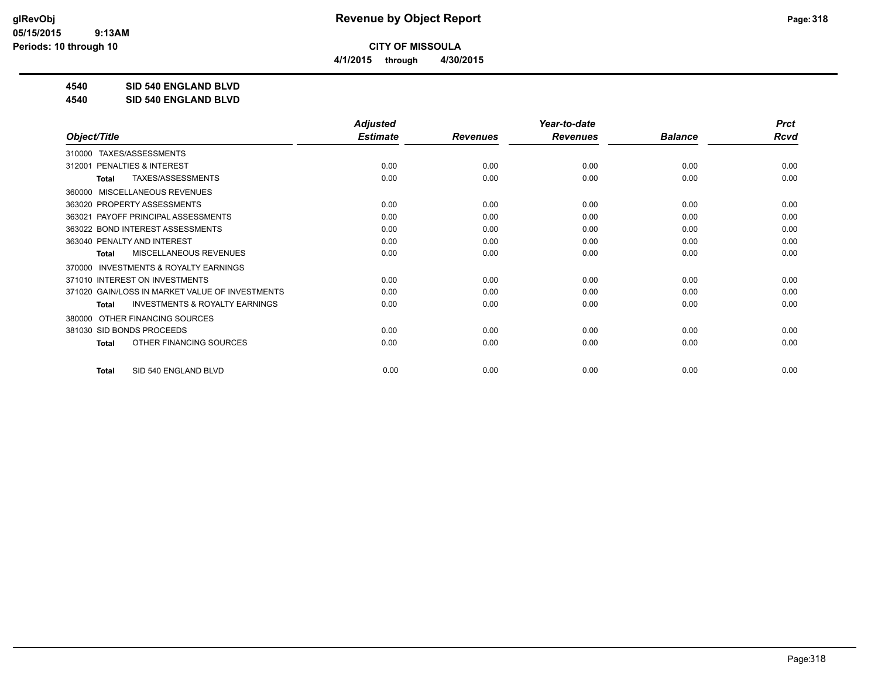**Revenue by Object Report**

**CITY OF MISSOULA**

**4/1/2015 through 4/30/2015**

**4540 SID 540 ENGLAND BLVD**

**4540 SID 540 ENGLAND BLVD**

| Object/Title | Adjusted Estimate | Revenues | Year-to-date Revenues | Balance | Prct Rcvd |
|---|---|---|---|---|---|
| 310000 TAXES/ASSESSMENTS | | | | | |
| 312001 PENALTIES & INTEREST | 0.00 | 0.00 | 0.00 | 0.00 | 0.00 |
| **Total** TAXES/ASSESSMENTS | 0.00 | 0.00 | 0.00 | 0.00 | 0.00 |
| 360000 MISCELLANEOUS REVENUES | | | | | |
| 363020 PROPERTY ASSESSMENTS | 0.00 | 0.00 | 0.00 | 0.00 | 0.00 |
| 363021 PAYOFF PRINCIPAL ASSESSMENTS | 0.00 | 0.00 | 0.00 | 0.00 | 0.00 |
| 363022 BOND INTEREST ASSESSMENTS | 0.00 | 0.00 | 0.00 | 0.00 | 0.00 |
| 363040 PENALTY AND INTEREST | 0.00 | 0.00 | 0.00 | 0.00 | 0.00 |
| **Total** MISCELLANEOUS REVENUES | 0.00 | 0.00 | 0.00 | 0.00 | 0.00 |
| 370000 INVESTMENTS & ROYALTY EARNINGS | | | | | |
| 371010 INTEREST ON INVESTMENTS | 0.00 | 0.00 | 0.00 | 0.00 | 0.00 |
| 371020 GAIN/LOSS IN MARKET VALUE OF INVESTMENTS | 0.00 | 0.00 | 0.00 | 0.00 | 0.00 |
| **Total** INVESTMENTS & ROYALTY EARNINGS | 0.00 | 0.00 | 0.00 | 0.00 | 0.00 |
| 380000 OTHER FINANCING SOURCES | | | | | |
| 381030 SID BONDS PROCEEDS | 0.00 | 0.00 | 0.00 | 0.00 | 0.00 |
| **Total** OTHER FINANCING SOURCES | 0.00 | 0.00 | 0.00 | 0.00 | 0.00 |
| **Total** SID 540 ENGLAND BLVD | 0.00 | 0.00 | 0.00 | 0.00 | 0.00 |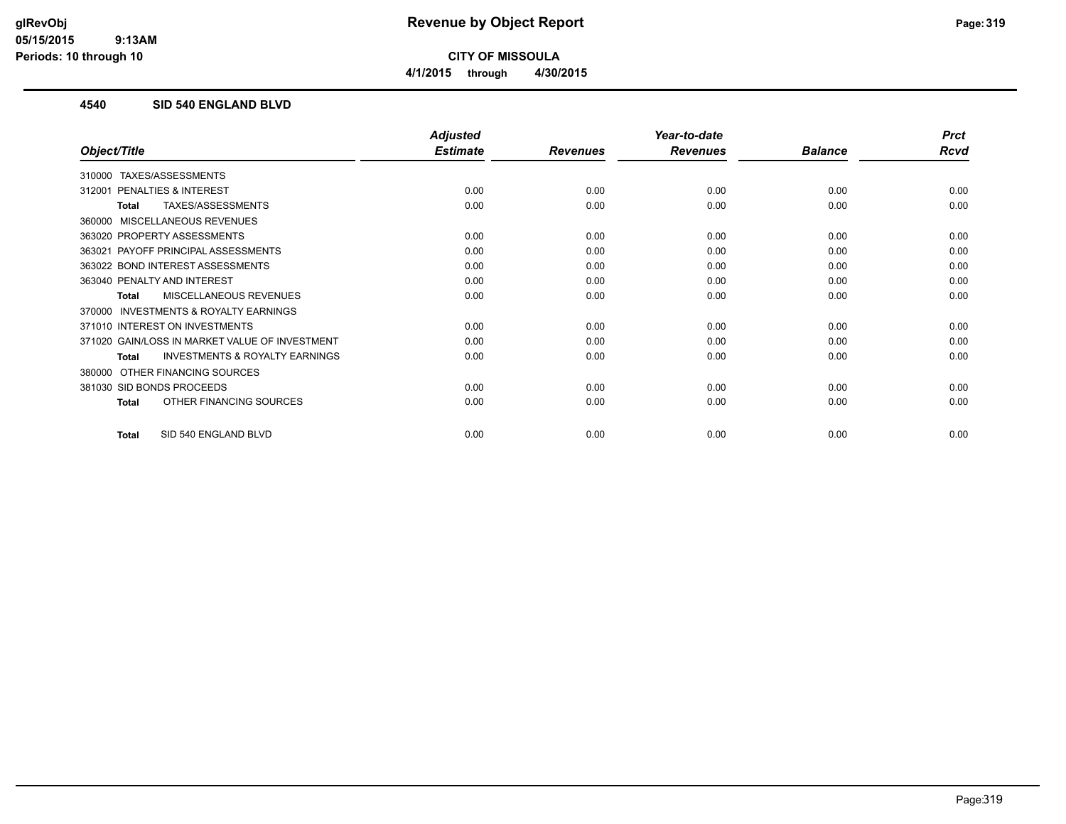**glRevObj**
**05/15/2015 9:13AM**
**Periods: 10 through 10**

# Revenue by Object Report

**CITY OF MISSOULA**

**4/1/2015 through 4/30/2015**

## 4540 SID 540 ENGLAND BLVD

| Object/Title | Adjusted Estimate | Revenues | Year-to-date Revenues | Balance | Prct Rcvd |
|---|---|---|---|---|---|
| 310000 TAXES/ASSESSMENTS | | | | | |
| 312001 PENALTIES & INTEREST | 0.00 | 0.00 | 0.00 | 0.00 | 0.00 |
| **Total** TAXES/ASSESSMENTS | 0.00 | 0.00 | 0.00 | 0.00 | 0.00 |
| 360000 MISCELLANEOUS REVENUES | | | | | |
| 363020 PROPERTY ASSESSMENTS | 0.00 | 0.00 | 0.00 | 0.00 | 0.00 |
| 363021 PAYOFF PRINCIPAL ASSESSMENTS | 0.00 | 0.00 | 0.00 | 0.00 | 0.00 |
| 363022 BOND INTEREST ASSESSMENTS | 0.00 | 0.00 | 0.00 | 0.00 | 0.00 |
| 363040 PENALTY AND INTEREST | 0.00 | 0.00 | 0.00 | 0.00 | 0.00 |
| **Total** MISCELLANEOUS REVENUES | 0.00 | 0.00 | 0.00 | 0.00 | 0.00 |
| 370000 INVESTMENTS & ROYALTY EARNINGS | | | | | |
| 371010 INTEREST ON INVESTMENTS | 0.00 | 0.00 | 0.00 | 0.00 | 0.00 |
| 371020 GAIN/LOSS IN MARKET VALUE OF INVESTMENT | 0.00 | 0.00 | 0.00 | 0.00 | 0.00 |
| **Total** INVESTMENTS & ROYALTY EARNINGS | 0.00 | 0.00 | 0.00 | 0.00 | 0.00 |
| 380000 OTHER FINANCING SOURCES | | | | | |
| 381030 SID BONDS PROCEEDS | 0.00 | 0.00 | 0.00 | 0.00 | 0.00 |
| **Total** OTHER FINANCING SOURCES | 0.00 | 0.00 | 0.00 | 0.00 | 0.00 |
| **Total** SID 540 ENGLAND BLVD | 0.00 | 0.00 | 0.00 | 0.00 | 0.00 |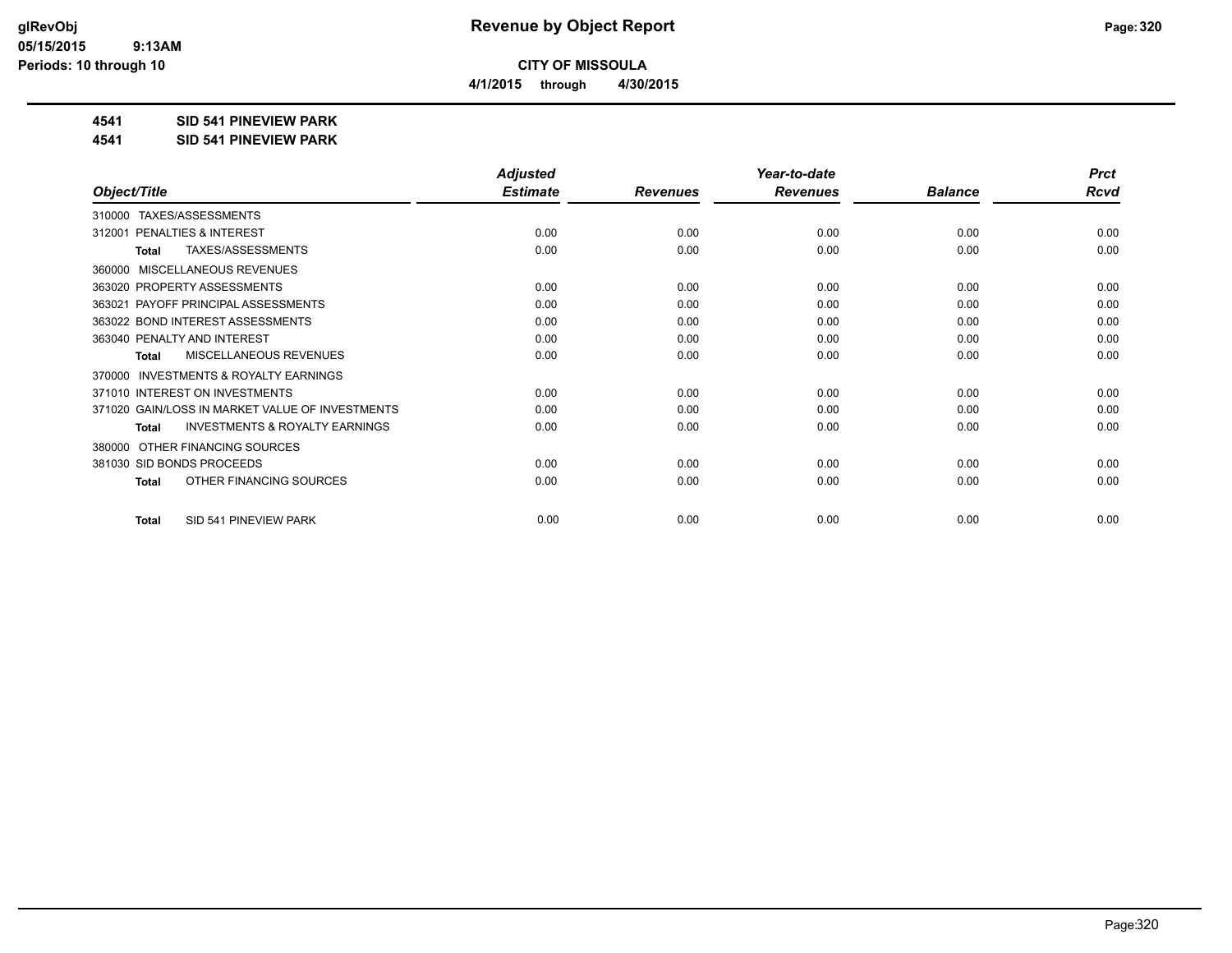# Revenue by Object Report

**CITY OF MISSOULA**

**4/1/2015 through 4/30/2015**

glRevObj
05/15/2015 9:13AM
Periods: 10 through 10

**4541 SID 541 PINEVIEW PARK**

**4541 SID 541 PINEVIEW PARK**

| Object/Title | Adjusted Estimate | Revenues | Year-to-date Revenues | Balance | Prct Rcvd |
|---|---|---|---|---|---|
| 310000 TAXES/ASSESSMENTS | | | | | |
| 312001 PENALTIES & INTEREST | 0.00 | 0.00 | 0.00 | 0.00 | 0.00 |
| **Total** TAXES/ASSESSMENTS | 0.00 | 0.00 | 0.00 | 0.00 | 0.00 |
| 360000 MISCELLANEOUS REVENUES | | | | | |
| 363020 PROPERTY ASSESSMENTS | 0.00 | 0.00 | 0.00 | 0.00 | 0.00 |
| 363021 PAYOFF PRINCIPAL ASSESSMENTS | 0.00 | 0.00 | 0.00 | 0.00 | 0.00 |
| 363022 BOND INTEREST ASSESSMENTS | 0.00 | 0.00 | 0.00 | 0.00 | 0.00 |
| 363040 PENALTY AND INTEREST | 0.00 | 0.00 | 0.00 | 0.00 | 0.00 |
| **Total** MISCELLANEOUS REVENUES | 0.00 | 0.00 | 0.00 | 0.00 | 0.00 |
| 370000 INVESTMENTS & ROYALTY EARNINGS | | | | | |
| 371010 INTEREST ON INVESTMENTS | 0.00 | 0.00 | 0.00 | 0.00 | 0.00 |
| 371020 GAIN/LOSS IN MARKET VALUE OF INVESTMENTS | 0.00 | 0.00 | 0.00 | 0.00 | 0.00 |
| **Total** INVESTMENTS & ROYALTY EARNINGS | 0.00 | 0.00 | 0.00 | 0.00 | 0.00 |
| 380000 OTHER FINANCING SOURCES | | | | | |
| 381030 SID BONDS PROCEEDS | 0.00 | 0.00 | 0.00 | 0.00 | 0.00 |
| **Total** OTHER FINANCING SOURCES | 0.00 | 0.00 | 0.00 | 0.00 | 0.00 |
| **Total** SID 541 PINEVIEW PARK | 0.00 | 0.00 | 0.00 | 0.00 | 0.00 |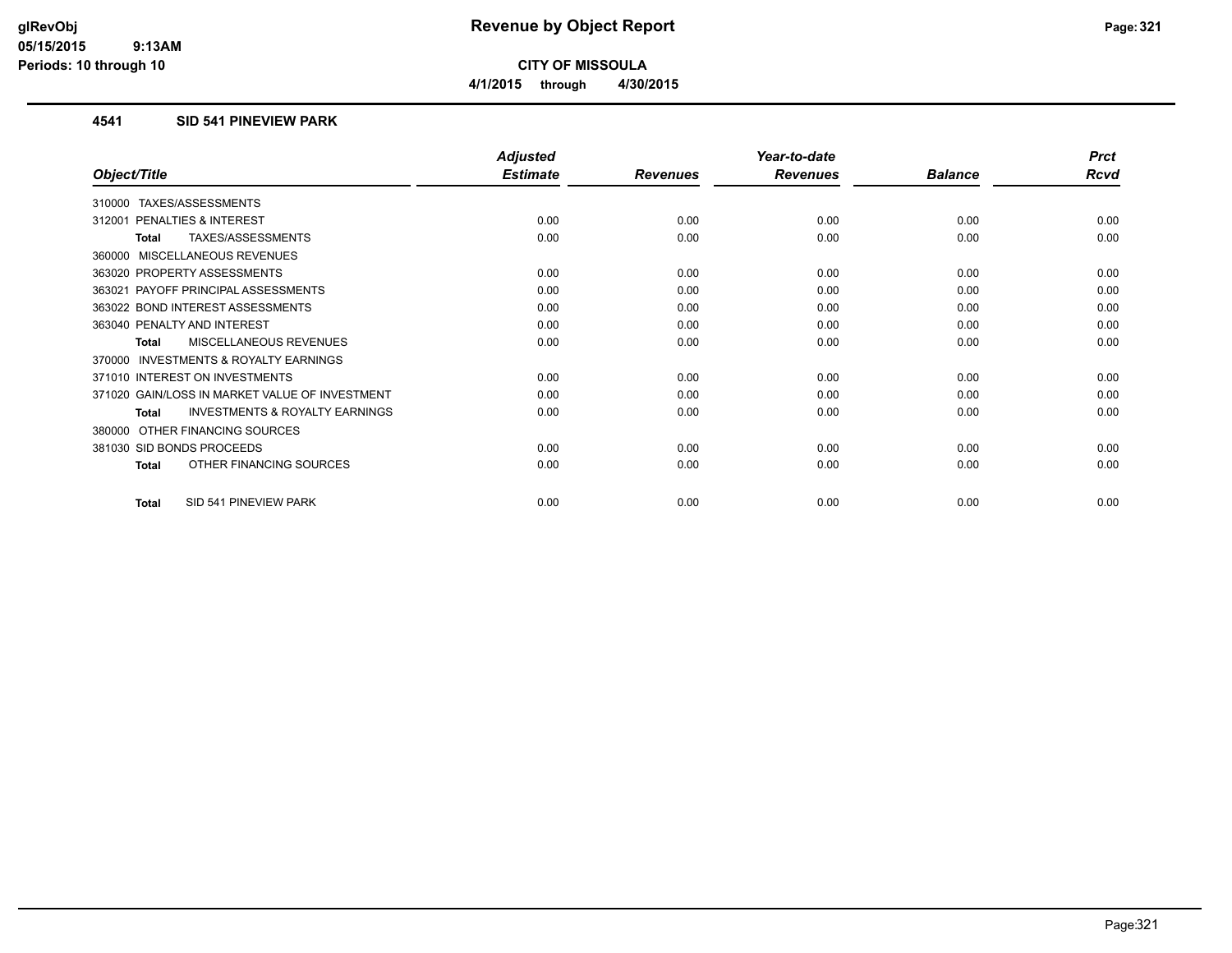# Revenue by Object Report

**CITY OF MISSOULA**

4/1/2015 through 4/30/2015

### 4541 SID 541 PINEVIEW PARK

| Object/Title | Adjusted Estimate | Revenues | Year-to-date Revenues | Balance | Prct Rcvd |
|---|---|---|---|---|---|
| 310000 TAXES/ASSESSMENTS | | | | | |
| 312001 PENALTIES & INTEREST | 0.00 | 0.00 | 0.00 | 0.00 | 0.00 |
| **Total** TAXES/ASSESSMENTS | 0.00 | 0.00 | 0.00 | 0.00 | 0.00 |
| 360000 MISCELLANEOUS REVENUES | | | | | |
| 363020 PROPERTY ASSESSMENTS | 0.00 | 0.00 | 0.00 | 0.00 | 0.00 |
| 363021 PAYOFF PRINCIPAL ASSESSMENTS | 0.00 | 0.00 | 0.00 | 0.00 | 0.00 |
| 363022 BOND INTEREST ASSESSMENTS | 0.00 | 0.00 | 0.00 | 0.00 | 0.00 |
| 363040 PENALTY AND INTEREST | 0.00 | 0.00 | 0.00 | 0.00 | 0.00 |
| **Total** MISCELLANEOUS REVENUES | 0.00 | 0.00 | 0.00 | 0.00 | 0.00 |
| 370000 INVESTMENTS & ROYALTY EARNINGS | | | | | |
| 371010 INTEREST ON INVESTMENTS | 0.00 | 0.00 | 0.00 | 0.00 | 0.00 |
| 371020 GAIN/LOSS IN MARKET VALUE OF INVESTMENT | 0.00 | 0.00 | 0.00 | 0.00 | 0.00 |
| **Total** INVESTMENTS & ROYALTY EARNINGS | 0.00 | 0.00 | 0.00 | 0.00 | 0.00 |
| 380000 OTHER FINANCING SOURCES | | | | | |
| 381030 SID BONDS PROCEEDS | 0.00 | 0.00 | 0.00 | 0.00 | 0.00 |
| **Total** OTHER FINANCING SOURCES | 0.00 | 0.00 | 0.00 | 0.00 | 0.00 |
| **Total** SID 541 PINEVIEW PARK | 0.00 | 0.00 | 0.00 | 0.00 | 0.00 |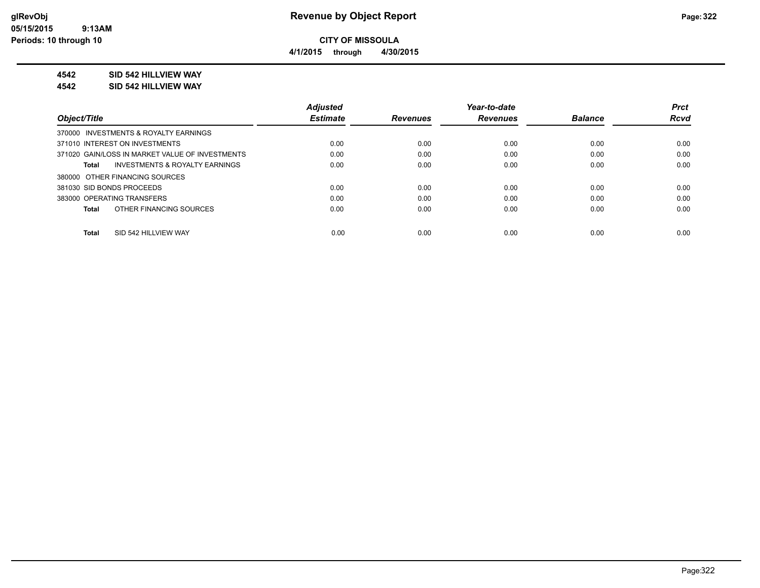**glRevObj**
**05/15/2015 9:13AM**
**Periods: 10 through 10**

# Revenue by Object Report

**CITY OF MISSOULA**

**4/1/2015 through 4/30/2015**

**4542 SID 542 HILLVIEW WAY**

**4542 SID 542 HILLVIEW WAY**

| Object/Title | Adjusted Estimate | Revenues | Year-to-date Revenues | Balance | Prct Rcvd |
|---|---|---|---|---|---|
| 370000 INVESTMENTS & ROYALTY EARNINGS | | | | | |
| 371010 INTEREST ON INVESTMENTS | 0.00 | 0.00 | 0.00 | 0.00 | 0.00 |
| 371020 GAIN/LOSS IN MARKET VALUE OF INVESTMENTS | 0.00 | 0.00 | 0.00 | 0.00 | 0.00 |
| **Total** INVESTMENTS & ROYALTY EARNINGS | 0.00 | 0.00 | 0.00 | 0.00 | 0.00 |
| 380000 OTHER FINANCING SOURCES | | | | | |
| 381030 SID BONDS PROCEEDS | 0.00 | 0.00 | 0.00 | 0.00 | 0.00 |
| 383000 OPERATING TRANSFERS | 0.00 | 0.00 | 0.00 | 0.00 | 0.00 |
| **Total** OTHER FINANCING SOURCES | 0.00 | 0.00 | 0.00 | 0.00 | 0.00 |
| **Total** SID 542 HILLVIEW WAY | 0.00 | 0.00 | 0.00 | 0.00 | 0.00 |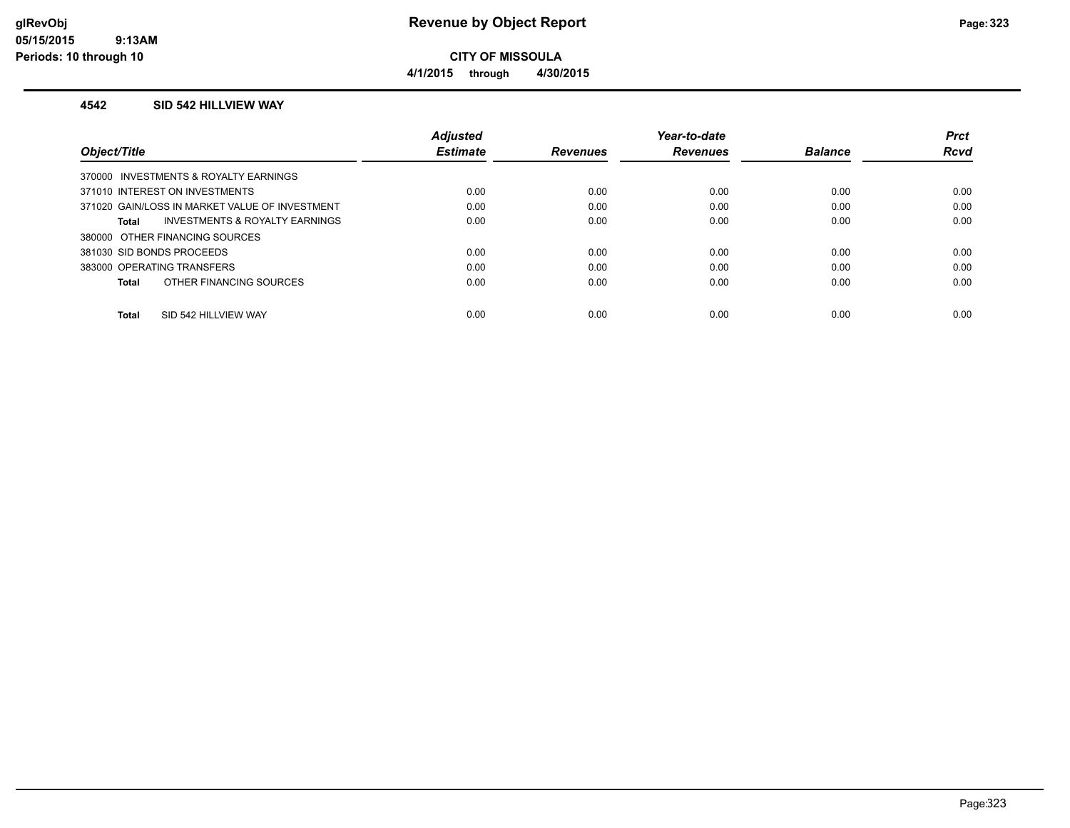**CITY OF MISSOULA**

**4/1/2015 through 4/30/2015**

### 4542 SID 542 HILLVIEW WAY

| Object/Title | Adjusted Estimate | Revenues | Year-to-date Revenues | Balance | Prct Rcvd |
|---|---|---|---|---|---|
| 370000 INVESTMENTS & ROYALTY EARNINGS | | | | | |
| 371010 INTEREST ON INVESTMENTS | 0.00 | 0.00 | 0.00 | 0.00 | 0.00 |
| 371020 GAIN/LOSS IN MARKET VALUE OF INVESTMENT | 0.00 | 0.00 | 0.00 | 0.00 | 0.00 |
| **Total** INVESTMENTS & ROYALTY EARNINGS | 0.00 | 0.00 | 0.00 | 0.00 | 0.00 |
| 380000 OTHER FINANCING SOURCES | | | | | |
| 381030 SID BONDS PROCEEDS | 0.00 | 0.00 | 0.00 | 0.00 | 0.00 |
| 383000 OPERATING TRANSFERS | 0.00 | 0.00 | 0.00 | 0.00 | 0.00 |
| **Total** OTHER FINANCING SOURCES | 0.00 | 0.00 | 0.00 | 0.00 | 0.00 |
| **Total** SID 542 HILLVIEW WAY | 0.00 | 0.00 | 0.00 | 0.00 | 0.00 |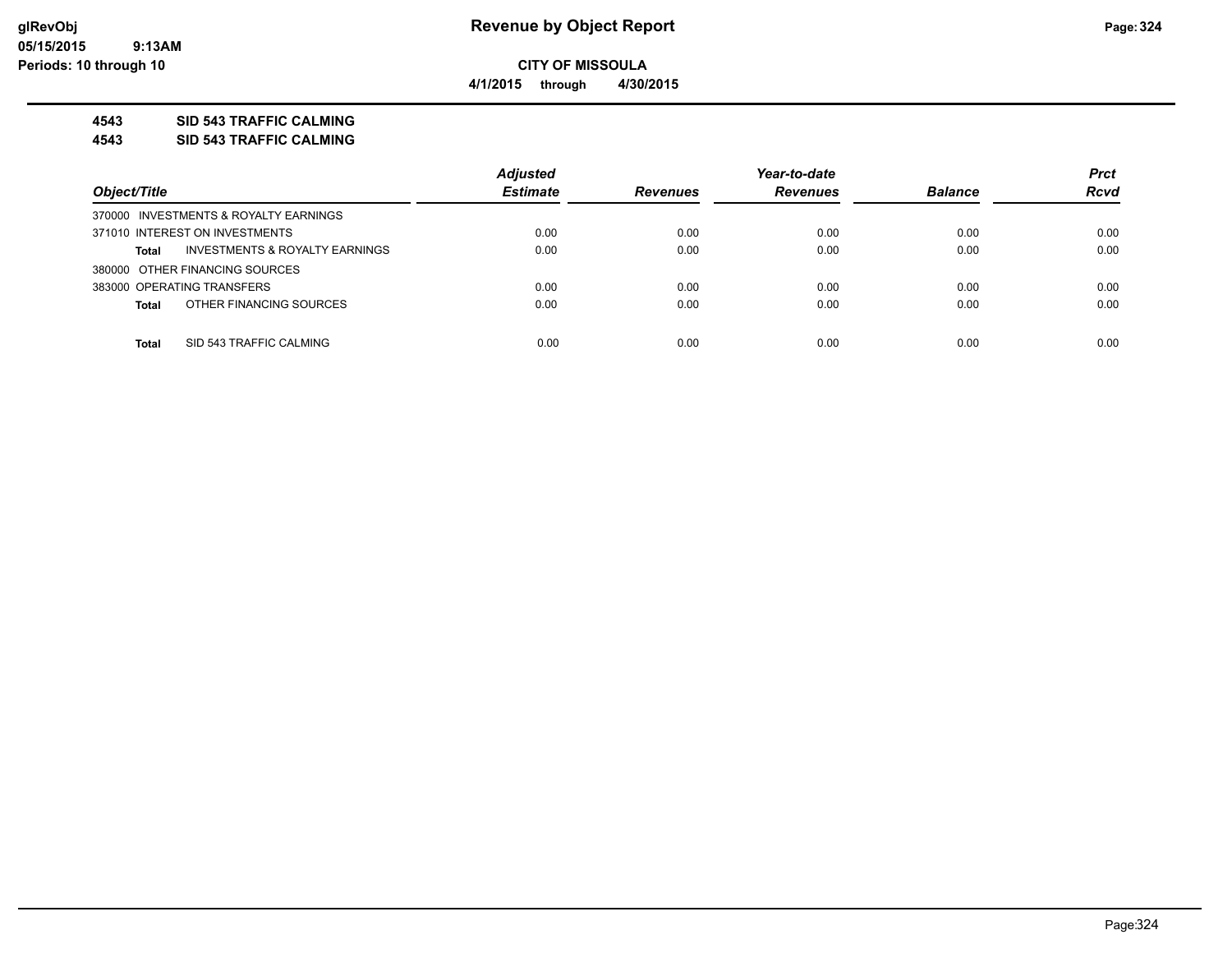**CITY OF MISSOULA**

**4/1/2015 through 4/30/2015**

**4543 SID 543 TRAFFIC CALMING**

**4543 SID 543 TRAFFIC CALMING**

| Object/Title | Adjusted Estimate | Revenues | Year-to-date Revenues | Balance | Prct Rcvd |
|---|---|---|---|---|---|
| 370000 INVESTMENTS & ROYALTY EARNINGS | | | | | |
| 371010 INTEREST ON INVESTMENTS | 0.00 | 0.00 | 0.00 | 0.00 | 0.00 |
| **Total** INVESTMENTS & ROYALTY EARNINGS | 0.00 | 0.00 | 0.00 | 0.00 | 0.00 |
| 380000 OTHER FINANCING SOURCES | | | | | |
| 383000 OPERATING TRANSFERS | 0.00 | 0.00 | 0.00 | 0.00 | 0.00 |
| **Total** OTHER FINANCING SOURCES | 0.00 | 0.00 | 0.00 | 0.00 | 0.00 |
| **Total** SID 543 TRAFFIC CALMING | 0.00 | 0.00 | 0.00 | 0.00 | 0.00 |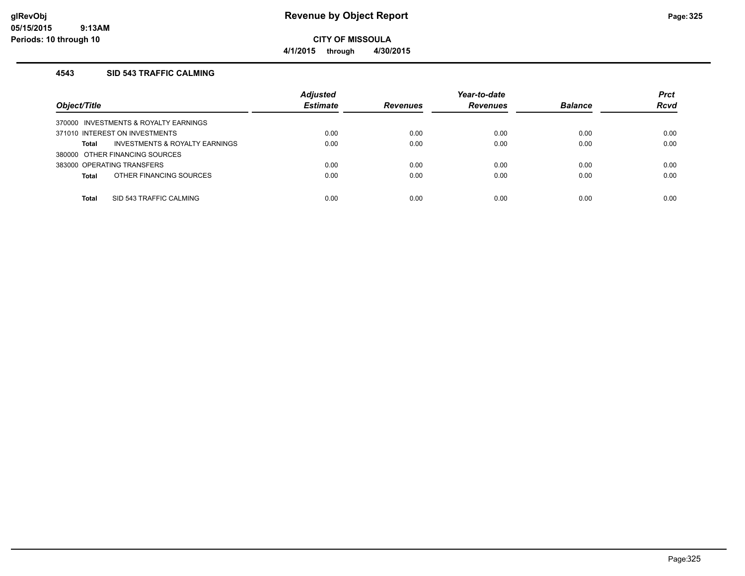# Revenue by Object Report

**CITY OF MISSOULA**

**4/1/2015 through 4/30/2015**

glRevObj
05/15/2015 9:13AM
Periods: 10 through 10

### 4543 SID 543 TRAFFIC CALMING

| Object/Title | Adjusted Estimate | Revenues | Year-to-date Revenues | Balance | Prct Rcvd |
|---|---|---|---|---|---|
| 370000 INVESTMENTS & ROYALTY EARNINGS | | | | | |
| 371010 INTEREST ON INVESTMENTS | 0.00 | 0.00 | 0.00 | 0.00 | 0.00 |
| **Total** INVESTMENTS & ROYALTY EARNINGS | 0.00 | 0.00 | 0.00 | 0.00 | 0.00 |
| 380000 OTHER FINANCING SOURCES | | | | | |
| 383000 OPERATING TRANSFERS | 0.00 | 0.00 | 0.00 | 0.00 | 0.00 |
| **Total** OTHER FINANCING SOURCES | 0.00 | 0.00 | 0.00 | 0.00 | 0.00 |
| **Total** SID 543 TRAFFIC CALMING | 0.00 | 0.00 | 0.00 | 0.00 | 0.00 |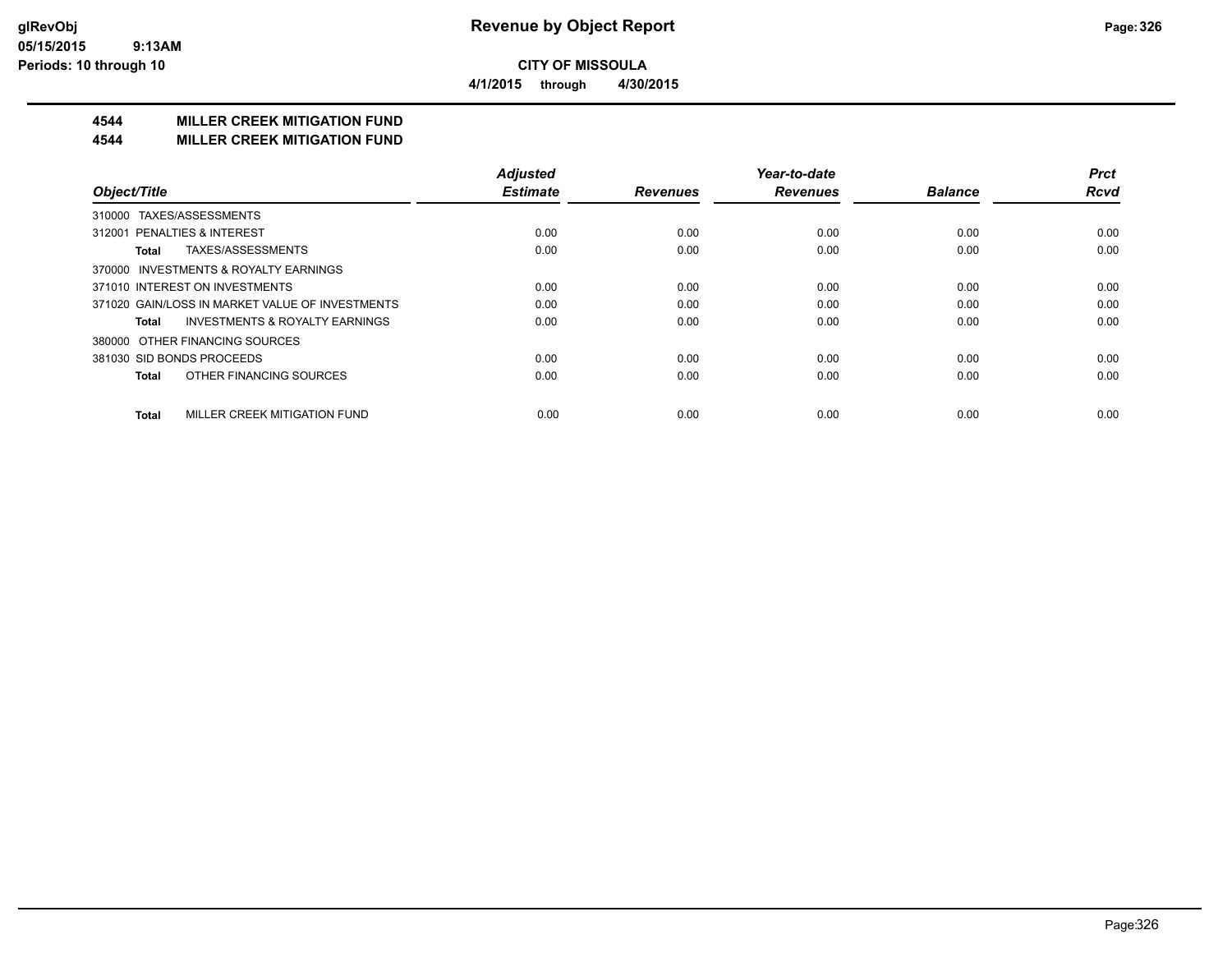**CITY OF MISSOULA**

**4/1/2015 through 4/30/2015**

# 4544 MILLER CREEK MITIGATION FUND

## 4544 MILLER CREEK MITIGATION FUND

| Object/Title | Adjusted Estimate | Revenues | Year-to-date Revenues | Balance | Prct Rcvd |
|---|---|---|---|---|---|
| 310000 TAXES/ASSESSMENTS | | | | | |
| 312001 PENALTIES & INTEREST | 0.00 | 0.00 | 0.00 | 0.00 | 0.00 |
| **Total** TAXES/ASSESSMENTS | 0.00 | 0.00 | 0.00 | 0.00 | 0.00 |
| 370000 INVESTMENTS & ROYALTY EARNINGS | | | | | |
| 371010 INTEREST ON INVESTMENTS | 0.00 | 0.00 | 0.00 | 0.00 | 0.00 |
| 371020 GAIN/LOSS IN MARKET VALUE OF INVESTMENTS | 0.00 | 0.00 | 0.00 | 0.00 | 0.00 |
| **Total** INVESTMENTS & ROYALTY EARNINGS | 0.00 | 0.00 | 0.00 | 0.00 | 0.00 |
| 380000 OTHER FINANCING SOURCES | | | | | |
| 381030 SID BONDS PROCEEDS | 0.00 | 0.00 | 0.00 | 0.00 | 0.00 |
| **Total** OTHER FINANCING SOURCES | 0.00 | 0.00 | 0.00 | 0.00 | 0.00 |
| **Total** MILLER CREEK MITIGATION FUND | 0.00 | 0.00 | 0.00 | 0.00 | 0.00 |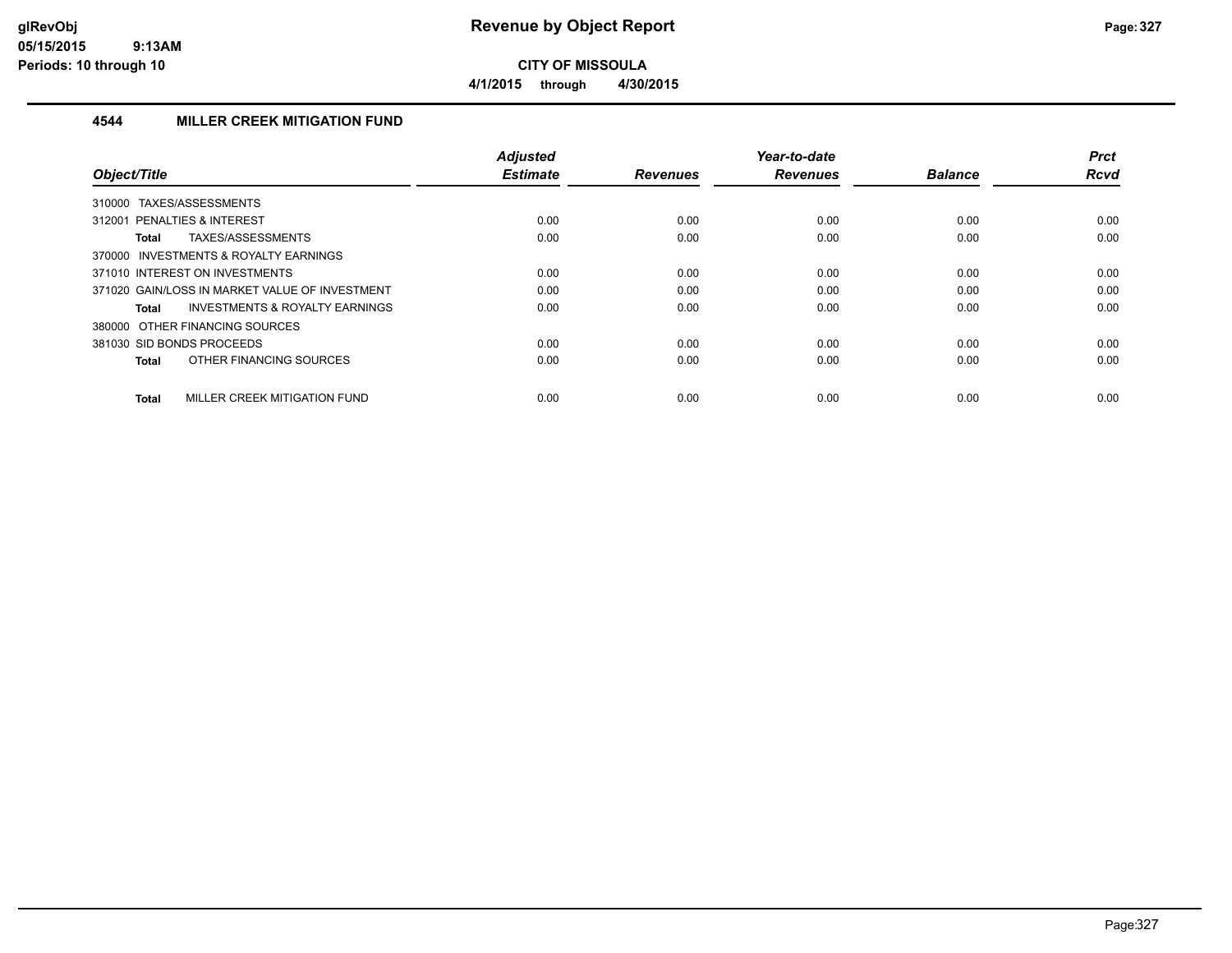**CITY OF MISSOULA**

**4/1/2015 through 4/30/2015**

## 4544 MILLER CREEK MITIGATION FUND

| Object/Title | Adjusted Estimate | Revenues | Year-to-date Revenues | Balance | Prct Rcvd |
|---|---|---|---|---|---|
| 310000 TAXES/ASSESSMENTS | | | | | |
| 312001 PENALTIES & INTEREST | 0.00 | 0.00 | 0.00 | 0.00 | 0.00 |
| **Total** TAXES/ASSESSMENTS | 0.00 | 0.00 | 0.00 | 0.00 | 0.00 |
| 370000 INVESTMENTS & ROYALTY EARNINGS | | | | | |
| 371010 INTEREST ON INVESTMENTS | 0.00 | 0.00 | 0.00 | 0.00 | 0.00 |
| 371020 GAIN/LOSS IN MARKET VALUE OF INVESTMENT | 0.00 | 0.00 | 0.00 | 0.00 | 0.00 |
| **Total** INVESTMENTS & ROYALTY EARNINGS | 0.00 | 0.00 | 0.00 | 0.00 | 0.00 |
| 380000 OTHER FINANCING SOURCES | | | | | |
| 381030 SID BONDS PROCEEDS | 0.00 | 0.00 | 0.00 | 0.00 | 0.00 |
| **Total** OTHER FINANCING SOURCES | 0.00 | 0.00 | 0.00 | 0.00 | 0.00 |
| **Total** MILLER CREEK MITIGATION FUND | 0.00 | 0.00 | 0.00 | 0.00 | 0.00 |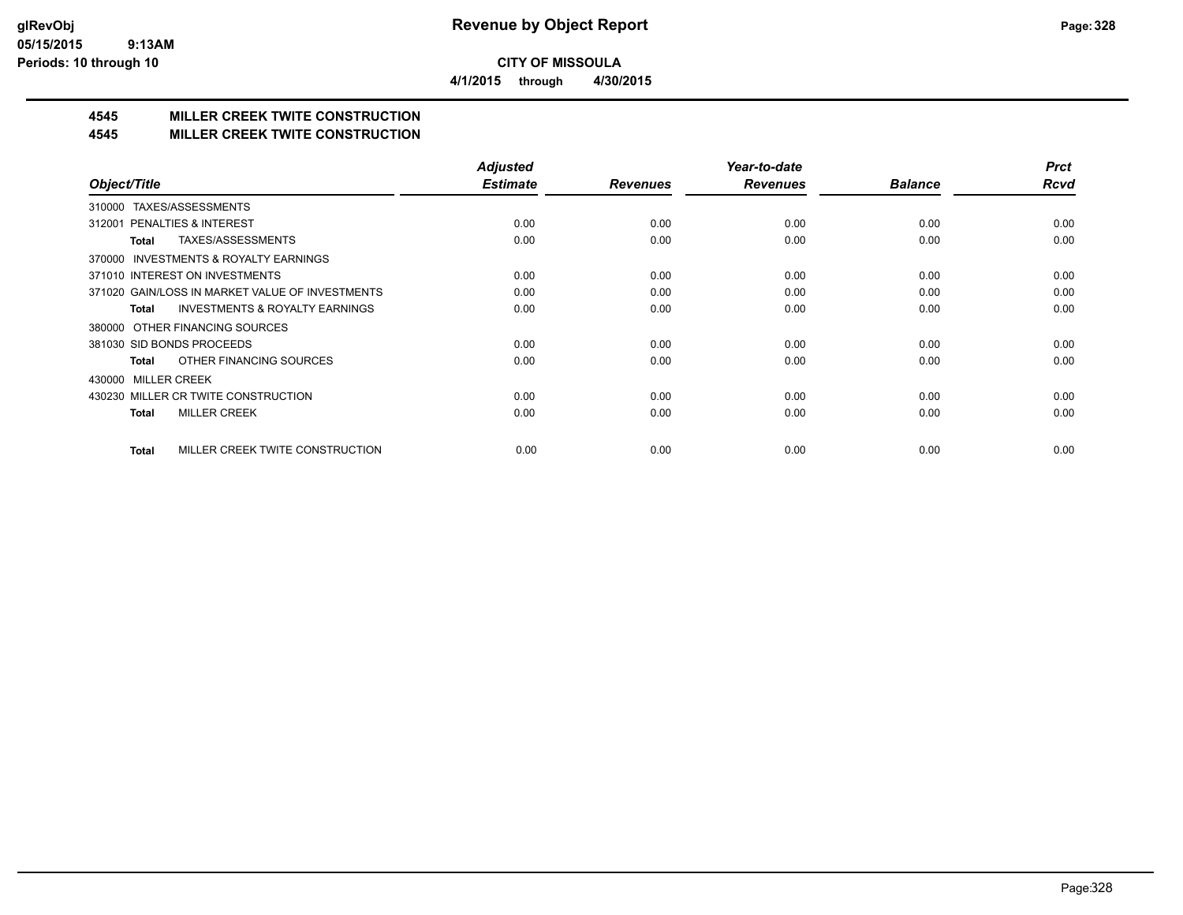**CITY OF MISSOULA**

**4/1/2015 through 4/30/2015**

## 4545 MILLER CREEK TWITE CONSTRUCTION

## 4545 MILLER CREEK TWITE CONSTRUCTION

| Object/Title | Adjusted Estimate | Revenues | Year-to-date Revenues | Balance | Prct Rcvd |
|---|---|---|---|---|---|
| 310000 TAXES/ASSESSMENTS | | | | | |
| 312001 PENALTIES & INTEREST | 0.00 | 0.00 | 0.00 | 0.00 | 0.00 |
| **Total** TAXES/ASSESSMENTS | 0.00 | 0.00 | 0.00 | 0.00 | 0.00 |
| 370000 INVESTMENTS & ROYALTY EARNINGS | | | | | |
| 371010 INTEREST ON INVESTMENTS | 0.00 | 0.00 | 0.00 | 0.00 | 0.00 |
| 371020 GAIN/LOSS IN MARKET VALUE OF INVESTMENTS | 0.00 | 0.00 | 0.00 | 0.00 | 0.00 |
| **Total** INVESTMENTS & ROYALTY EARNINGS | 0.00 | 0.00 | 0.00 | 0.00 | 0.00 |
| 380000 OTHER FINANCING SOURCES | | | | | |
| 381030 SID BONDS PROCEEDS | 0.00 | 0.00 | 0.00 | 0.00 | 0.00 |
| **Total** OTHER FINANCING SOURCES | 0.00 | 0.00 | 0.00 | 0.00 | 0.00 |
| 430000 MILLER CREEK | | | | | |
| 430230 MILLER CR TWITE CONSTRUCTION | 0.00 | 0.00 | 0.00 | 0.00 | 0.00 |
| **Total** MILLER CREEK | 0.00 | 0.00 | 0.00 | 0.00 | 0.00 |
| **Total** MILLER CREEK TWITE CONSTRUCTION | 0.00 | 0.00 | 0.00 | 0.00 | 0.00 |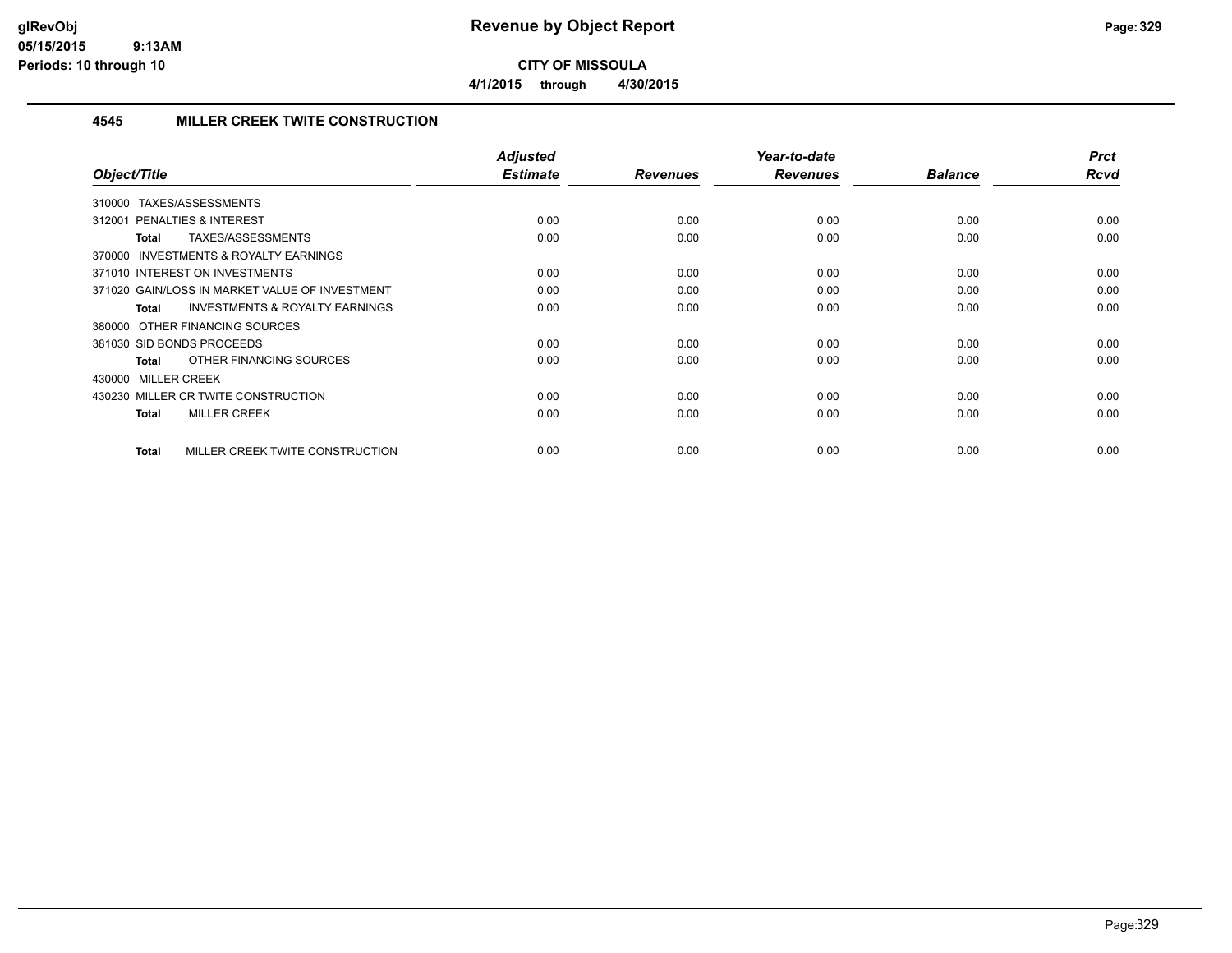# Revenue by Object Report

**CITY OF MISSOULA**

**4/1/2015 through 4/30/2015**

glRevObj
05/15/2015 9:13AM
Periods: 10 through 10

## 4545 MILLER CREEK TWITE CONSTRUCTION

| Object/Title | Adjusted Estimate | Revenues | Year-to-date Revenues | Balance | Prct Rcvd |
|---|---|---|---|---|---|
| 310000 TAXES/ASSESSMENTS | | | | | |
| 312001 PENALTIES & INTEREST | 0.00 | 0.00 | 0.00 | 0.00 | 0.00 |
| **Total** TAXES/ASSESSMENTS | 0.00 | 0.00 | 0.00 | 0.00 | 0.00 |
| 370000 INVESTMENTS & ROYALTY EARNINGS | | | | | |
| 371010 INTEREST ON INVESTMENTS | 0.00 | 0.00 | 0.00 | 0.00 | 0.00 |
| 371020 GAIN/LOSS IN MARKET VALUE OF INVESTMENT | 0.00 | 0.00 | 0.00 | 0.00 | 0.00 |
| **Total** INVESTMENTS & ROYALTY EARNINGS | 0.00 | 0.00 | 0.00 | 0.00 | 0.00 |
| 380000 OTHER FINANCING SOURCES | | | | | |
| 381030 SID BONDS PROCEEDS | 0.00 | 0.00 | 0.00 | 0.00 | 0.00 |
| **Total** OTHER FINANCING SOURCES | 0.00 | 0.00 | 0.00 | 0.00 | 0.00 |
| 430000 MILLER CREEK | | | | | |
| 430230 MILLER CR TWITE CONSTRUCTION | 0.00 | 0.00 | 0.00 | 0.00 | 0.00 |
| **Total** MILLER CREEK | 0.00 | 0.00 | 0.00 | 0.00 | 0.00 |
| **Total** MILLER CREEK TWITE CONSTRUCTION | 0.00 | 0.00 | 0.00 | 0.00 | 0.00 |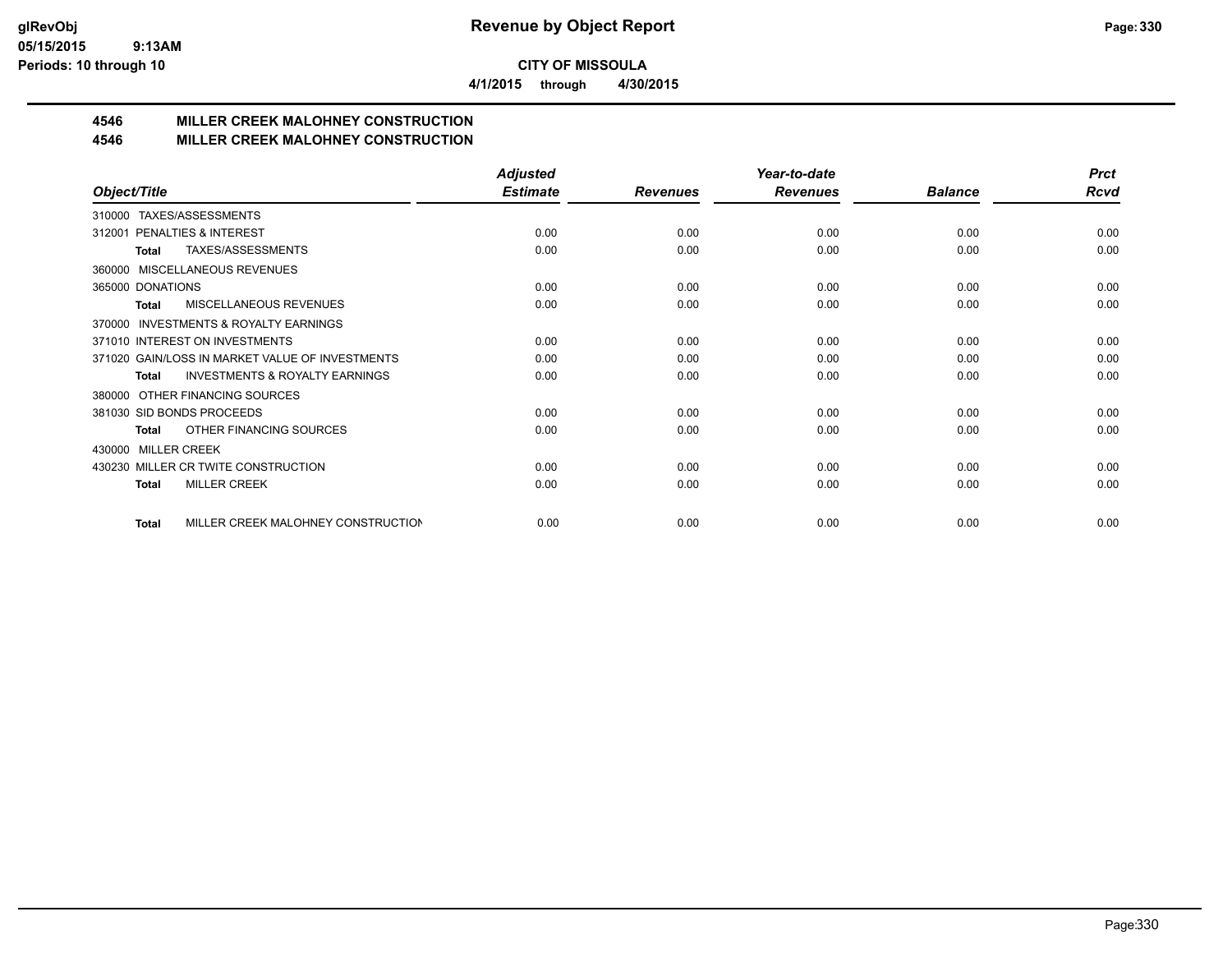**CITY OF MISSOULA**

**4/1/2015 through 4/30/2015**

## 4546 MILLER CREEK MALOHNEY CONSTRUCTION
## 4546 MILLER CREEK MALOHNEY CONSTRUCTION

| Object/Title | Adjusted Estimate | Revenues | Year-to-date Revenues | Balance | Prct Rcvd |
|---|---|---|---|---|---|
| 310000 TAXES/ASSESSMENTS | | | | | |
| 312001 PENALTIES & INTEREST | 0.00 | 0.00 | 0.00 | 0.00 | 0.00 |
| **Total** TAXES/ASSESSMENTS | 0.00 | 0.00 | 0.00 | 0.00 | 0.00 |
| 360000 MISCELLANEOUS REVENUES | | | | | |
| 365000 DONATIONS | 0.00 | 0.00 | 0.00 | 0.00 | 0.00 |
| **Total** MISCELLANEOUS REVENUES | 0.00 | 0.00 | 0.00 | 0.00 | 0.00 |
| 370000 INVESTMENTS & ROYALTY EARNINGS | | | | | |
| 371010 INTEREST ON INVESTMENTS | 0.00 | 0.00 | 0.00 | 0.00 | 0.00 |
| 371020 GAIN/LOSS IN MARKET VALUE OF INVESTMENTS | 0.00 | 0.00 | 0.00 | 0.00 | 0.00 |
| **Total** INVESTMENTS & ROYALTY EARNINGS | 0.00 | 0.00 | 0.00 | 0.00 | 0.00 |
| 380000 OTHER FINANCING SOURCES | | | | | |
| 381030 SID BONDS PROCEEDS | 0.00 | 0.00 | 0.00 | 0.00 | 0.00 |
| **Total** OTHER FINANCING SOURCES | 0.00 | 0.00 | 0.00 | 0.00 | 0.00 |
| 430000 MILLER CREEK | | | | | |
| 430230 MILLER CR TWITE CONSTRUCTION | 0.00 | 0.00 | 0.00 | 0.00 | 0.00 |
| **Total** MILLER CREEK | 0.00 | 0.00 | 0.00 | 0.00 | 0.00 |
| **Total** MILLER CREEK MALOHNEY CONSTRUCTION | 0.00 | 0.00 | 0.00 | 0.00 | 0.00 |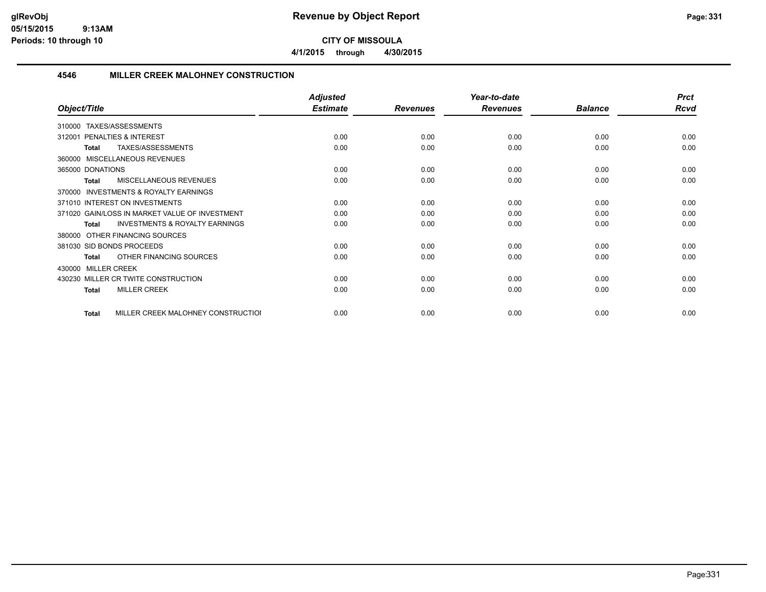**glRevObj**
**05/15/2015 9:13AM**
**Periods: 10 through 10**

# Revenue by Object Report

**CITY OF MISSOULA**

**4/1/2015 through 4/30/2015**

## 4546 MILLER CREEK MALOHNEY CONSTRUCTION

| Object/Title | Adjusted Estimate | Revenues | Year-to-date Revenues | Balance | Prct Rcvd |
|---|---|---|---|---|---|
| 310000 TAXES/ASSESSMENTS | | | | | |
| 312001 PENALTIES & INTEREST | 0.00 | 0.00 | 0.00 | 0.00 | 0.00 |
| **Total** TAXES/ASSESSMENTS | 0.00 | 0.00 | 0.00 | 0.00 | 0.00 |
| 360000 MISCELLANEOUS REVENUES | | | | | |
| 365000 DONATIONS | 0.00 | 0.00 | 0.00 | 0.00 | 0.00 |
| **Total** MISCELLANEOUS REVENUES | 0.00 | 0.00 | 0.00 | 0.00 | 0.00 |
| 370000 INVESTMENTS & ROYALTY EARNINGS | | | | | |
| 371010 INTEREST ON INVESTMENTS | 0.00 | 0.00 | 0.00 | 0.00 | 0.00 |
| 371020 GAIN/LOSS IN MARKET VALUE OF INVESTMENT | 0.00 | 0.00 | 0.00 | 0.00 | 0.00 |
| **Total** INVESTMENTS & ROYALTY EARNINGS | 0.00 | 0.00 | 0.00 | 0.00 | 0.00 |
| 380000 OTHER FINANCING SOURCES | | | | | |
| 381030 SID BONDS PROCEEDS | 0.00 | 0.00 | 0.00 | 0.00 | 0.00 |
| **Total** OTHER FINANCING SOURCES | 0.00 | 0.00 | 0.00 | 0.00 | 0.00 |
| 430000 MILLER CREEK | | | | | |
| 430230 MILLER CR TWITE CONSTRUCTION | 0.00 | 0.00 | 0.00 | 0.00 | 0.00 |
| **Total** MILLER CREEK | 0.00 | 0.00 | 0.00 | 0.00 | 0.00 |
| **Total** MILLER CREEK MALOHNEY CONSTRUCTIOI | 0.00 | 0.00 | 0.00 | 0.00 | 0.00 |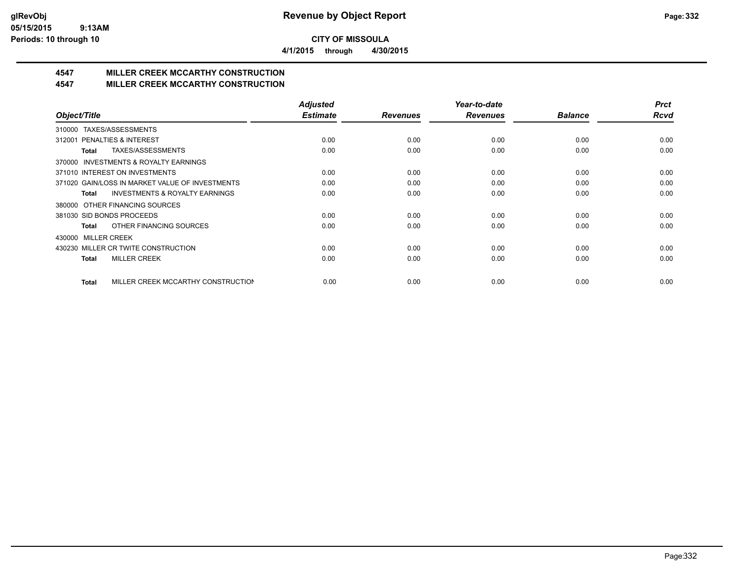**glRevObj**
**05/15/2015 9:13AM**
**Periods: 10 through 10**

# Revenue by Object Report

**CITY OF MISSOULA**

**4/1/2015 through 4/30/2015**

## 4547 MILLER CREEK MCCARTHY CONSTRUCTION
## 4547 MILLER CREEK MCCARTHY CONSTRUCTION

| Object/Title | Adjusted Estimate | Revenues | Year-to-date Revenues | Balance | Prct Rcvd |
|---|---|---|---|---|---|
| 310000 TAXES/ASSESSMENTS | | | | | |
| 312001 PENALTIES & INTEREST | 0.00 | 0.00 | 0.00 | 0.00 | 0.00 |
| **Total** TAXES/ASSESSMENTS | 0.00 | 0.00 | 0.00 | 0.00 | 0.00 |
| 370000 INVESTMENTS & ROYALTY EARNINGS | | | | | |
| 371010 INTEREST ON INVESTMENTS | 0.00 | 0.00 | 0.00 | 0.00 | 0.00 |
| 371020 GAIN/LOSS IN MARKET VALUE OF INVESTMENTS | 0.00 | 0.00 | 0.00 | 0.00 | 0.00 |
| **Total** INVESTMENTS & ROYALTY EARNINGS | 0.00 | 0.00 | 0.00 | 0.00 | 0.00 |
| 380000 OTHER FINANCING SOURCES | | | | | |
| 381030 SID BONDS PROCEEDS | 0.00 | 0.00 | 0.00 | 0.00 | 0.00 |
| **Total** OTHER FINANCING SOURCES | 0.00 | 0.00 | 0.00 | 0.00 | 0.00 |
| 430000 MILLER CREEK | | | | | |
| 430230 MILLER CR TWITE CONSTRUCTION | 0.00 | 0.00 | 0.00 | 0.00 | 0.00 |
| **Total** MILLER CREEK | 0.00 | 0.00 | 0.00 | 0.00 | 0.00 |
| **Total** MILLER CREEK MCCARTHY CONSTRUCTION | 0.00 | 0.00 | 0.00 | 0.00 | 0.00 |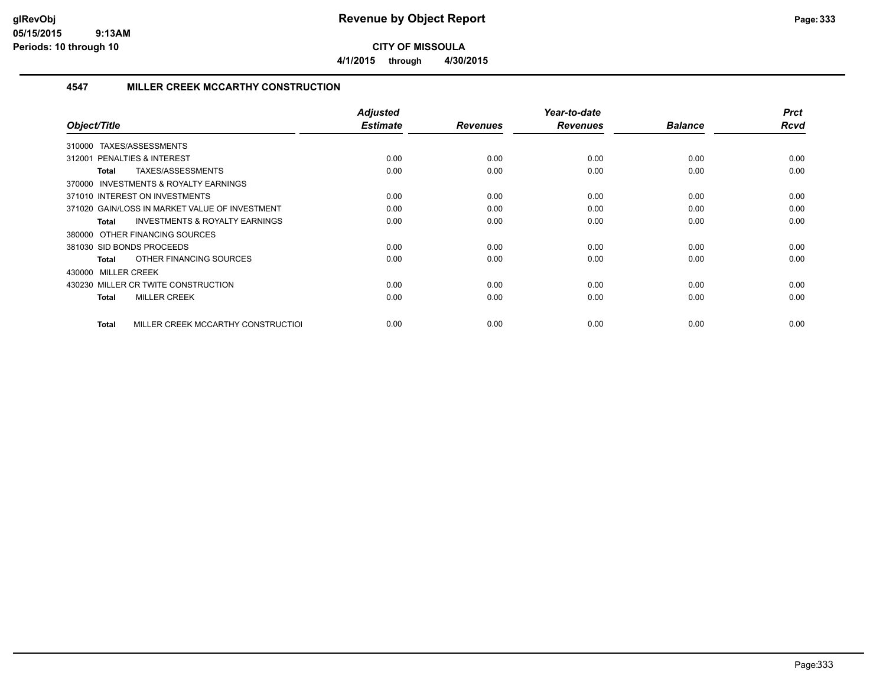# Revenue by Object Report

**CITY OF MISSOULA**

**4/1/2015 through 4/30/2015**

### 4547 MILLER CREEK MCCARTHY CONSTRUCTION

| Object/Title | Adjusted Estimate | Revenues | Year-to-date Revenues | Balance | Prct Rcvd |
|---|---|---|---|---|---|
| 310000 TAXES/ASSESSMENTS | | | | | |
| 312001 PENALTIES & INTEREST | 0.00 | 0.00 | 0.00 | 0.00 | 0.00 |
| **Total** TAXES/ASSESSMENTS | 0.00 | 0.00 | 0.00 | 0.00 | 0.00 |
| 370000 INVESTMENTS & ROYALTY EARNINGS | | | | | |
| 371010 INTEREST ON INVESTMENTS | 0.00 | 0.00 | 0.00 | 0.00 | 0.00 |
| 371020 GAIN/LOSS IN MARKET VALUE OF INVESTMENT | 0.00 | 0.00 | 0.00 | 0.00 | 0.00 |
| **Total** INVESTMENTS & ROYALTY EARNINGS | 0.00 | 0.00 | 0.00 | 0.00 | 0.00 |
| 380000 OTHER FINANCING SOURCES | | | | | |
| 381030 SID BONDS PROCEEDS | 0.00 | 0.00 | 0.00 | 0.00 | 0.00 |
| **Total** OTHER FINANCING SOURCES | 0.00 | 0.00 | 0.00 | 0.00 | 0.00 |
| 430000 MILLER CREEK | | | | | |
| 430230 MILLER CR TWITE CONSTRUCTION | 0.00 | 0.00 | 0.00 | 0.00 | 0.00 |
| **Total** MILLER CREEK | 0.00 | 0.00 | 0.00 | 0.00 | 0.00 |
| **Total** MILLER CREEK MCCARTHY CONSTRUCTIOI | 0.00 | 0.00 | 0.00 | 0.00 | 0.00 |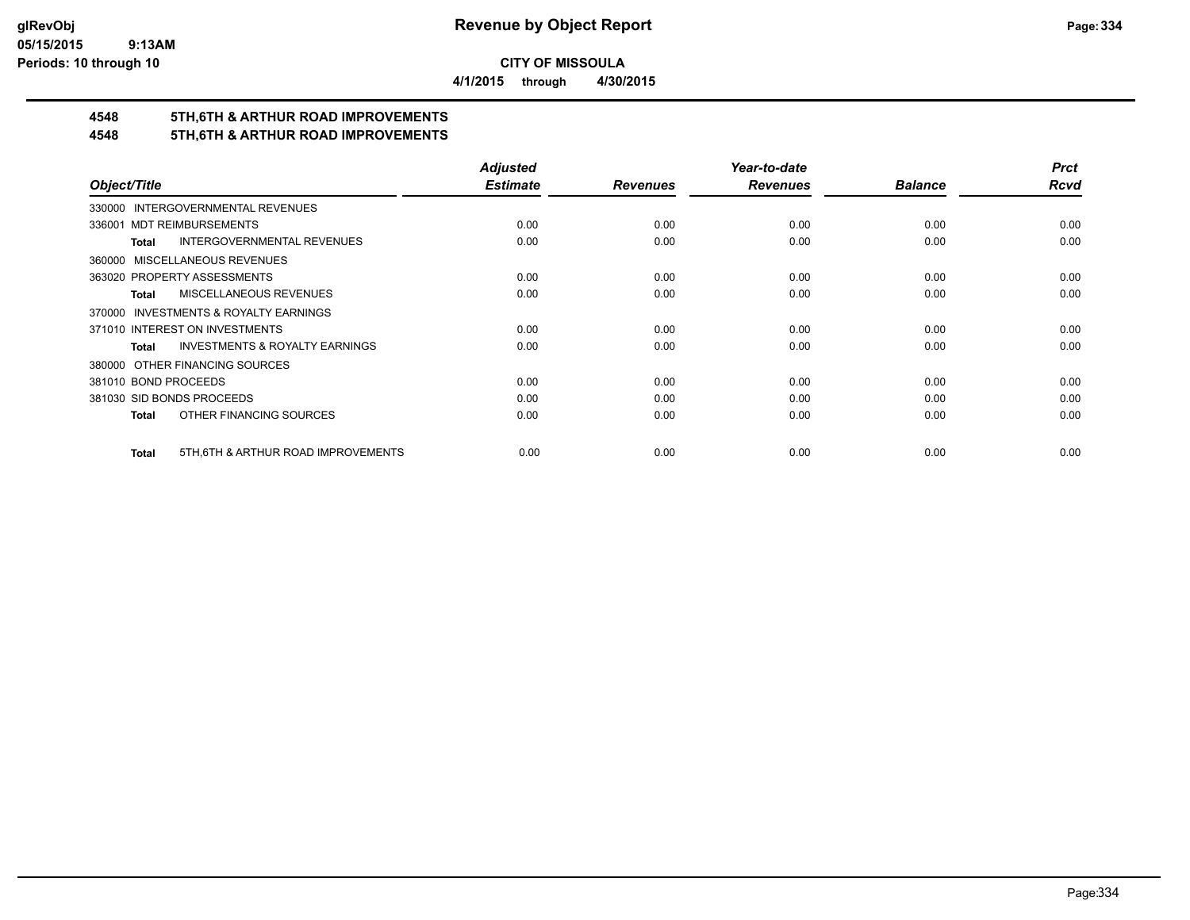**CITY OF MISSOULA**

**4/1/2015 through 4/30/2015**

# 4548 5TH,6TH & ARTHUR ROAD IMPROVEMENTS
# 4548 5TH,6TH & ARTHUR ROAD IMPROVEMENTS

| Object/Title | Adjusted Estimate | Revenues | Year-to-date Revenues | Balance | Prct Rcvd |
|---|---|---|---|---|---|
| 330000 INTERGOVERNMENTAL REVENUES | | | | | |
| 336001 MDT REIMBURSEMENTS | 0.00 | 0.00 | 0.00 | 0.00 | 0.00 |
| **Total** INTERGOVERNMENTAL REVENUES | 0.00 | 0.00 | 0.00 | 0.00 | 0.00 |
| 360000 MISCELLANEOUS REVENUES | | | | | |
| 363020 PROPERTY ASSESSMENTS | 0.00 | 0.00 | 0.00 | 0.00 | 0.00 |
| **Total** MISCELLANEOUS REVENUES | 0.00 | 0.00 | 0.00 | 0.00 | 0.00 |
| 370000 INVESTMENTS & ROYALTY EARNINGS | | | | | |
| 371010 INTEREST ON INVESTMENTS | 0.00 | 0.00 | 0.00 | 0.00 | 0.00 |
| **Total** INVESTMENTS & ROYALTY EARNINGS | 0.00 | 0.00 | 0.00 | 0.00 | 0.00 |
| 380000 OTHER FINANCING SOURCES | | | | | |
| 381010 BOND PROCEEDS | 0.00 | 0.00 | 0.00 | 0.00 | 0.00 |
| 381030 SID BONDS PROCEEDS | 0.00 | 0.00 | 0.00 | 0.00 | 0.00 |
| **Total** OTHER FINANCING SOURCES | 0.00 | 0.00 | 0.00 | 0.00 | 0.00 |
| **Total** 5TH,6TH & ARTHUR ROAD IMPROVEMENTS | 0.00 | 0.00 | 0.00 | 0.00 | 0.00 |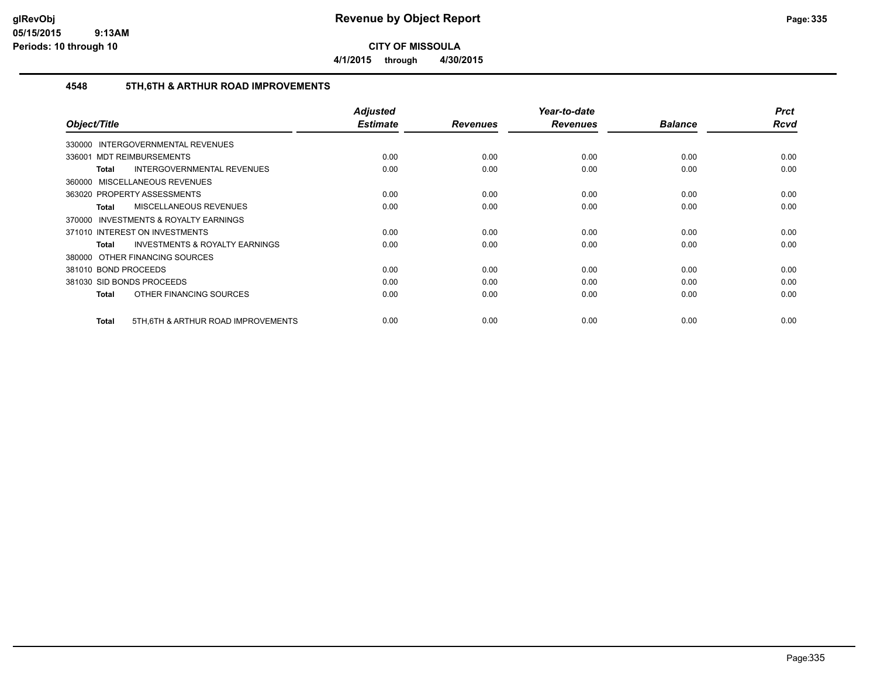**Revenue by Object Report**

**CITY OF MISSOULA**

**4/1/2015 through 4/30/2015**

glRevObj
05/15/2015 9:13AM
Periods: 10 through 10

## 4548 5TH,6TH & ARTHUR ROAD IMPROVEMENTS

| Object/Title | Adjusted Estimate | Revenues | Year-to-date Revenues | Balance | Prct Rcvd |
|---|---|---|---|---|---|
| 330000 INTERGOVERNMENTAL REVENUES | | | | | |
| 336001 MDT REIMBURSEMENTS | 0.00 | 0.00 | 0.00 | 0.00 | 0.00 |
| **Total** INTERGOVERNMENTAL REVENUES | 0.00 | 0.00 | 0.00 | 0.00 | 0.00 |
| 360000 MISCELLANEOUS REVENUES | | | | | |
| 363020 PROPERTY ASSESSMENTS | 0.00 | 0.00 | 0.00 | 0.00 | 0.00 |
| **Total** MISCELLANEOUS REVENUES | 0.00 | 0.00 | 0.00 | 0.00 | 0.00 |
| 370000 INVESTMENTS & ROYALTY EARNINGS | | | | | |
| 371010 INTEREST ON INVESTMENTS | 0.00 | 0.00 | 0.00 | 0.00 | 0.00 |
| **Total** INVESTMENTS & ROYALTY EARNINGS | 0.00 | 0.00 | 0.00 | 0.00 | 0.00 |
| 380000 OTHER FINANCING SOURCES | | | | | |
| 381010 BOND PROCEEDS | 0.00 | 0.00 | 0.00 | 0.00 | 0.00 |
| 381030 SID BONDS PROCEEDS | 0.00 | 0.00 | 0.00 | 0.00 | 0.00 |
| **Total** OTHER FINANCING SOURCES | 0.00 | 0.00 | 0.00 | 0.00 | 0.00 |
| **Total** 5TH,6TH & ARTHUR ROAD IMPROVEMENTS | 0.00 | 0.00 | 0.00 | 0.00 | 0.00 |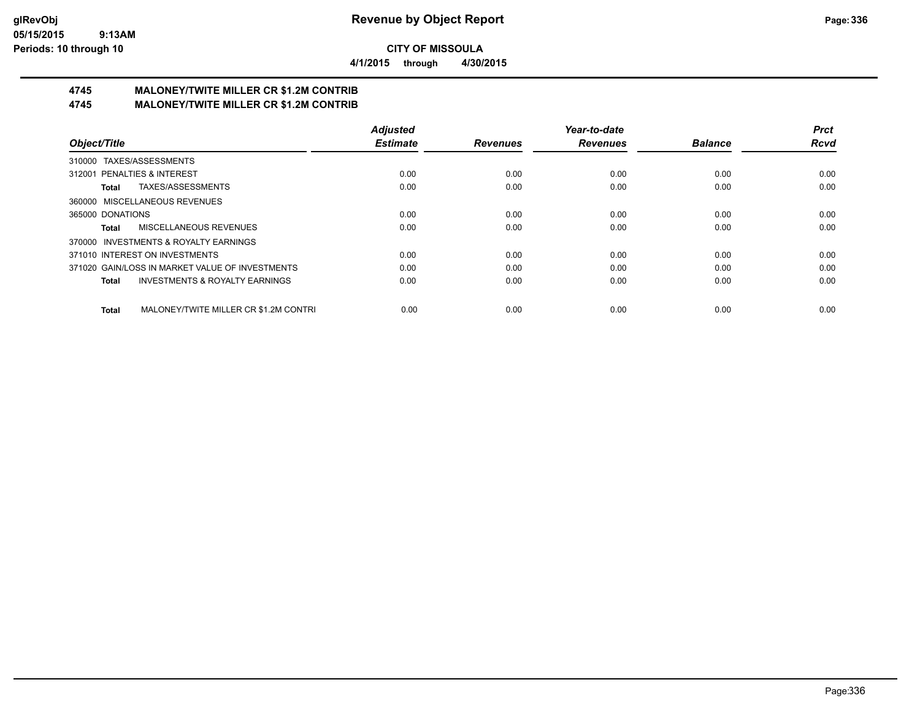**CITY OF MISSOULA**

**4/1/2015 through 4/30/2015**

## 4745 MALONEY/TWITE MILLER CR $1.2M CONTRIB
## 4745 MALONEY/TWITE MILLER CR $1.2M CONTRIB

| Object/Title | Adjusted Estimate | Revenues | Year-to-date Revenues | Balance | Prct Rcvd |
|---|---|---|---|---|---|
| 310000 TAXES/ASSESSMENTS | | | | | |
| 312001 PENALTIES & INTEREST | 0.00 | 0.00 | 0.00 | 0.00 | 0.00 |
| **Total** TAXES/ASSESSMENTS | 0.00 | 0.00 | 0.00 | 0.00 | 0.00 |
| 360000 MISCELLANEOUS REVENUES | | | | | |
| 365000 DONATIONS | 0.00 | 0.00 | 0.00 | 0.00 | 0.00 |
| **Total** MISCELLANEOUS REVENUES | 0.00 | 0.00 | 0.00 | 0.00 | 0.00 |
| 370000 INVESTMENTS & ROYALTY EARNINGS | | | | | |
| 371010 INTEREST ON INVESTMENTS | 0.00 | 0.00 | 0.00 | 0.00 | 0.00 |
| 371020 GAIN/LOSS IN MARKET VALUE OF INVESTMENTS | 0.00 | 0.00 | 0.00 | 0.00 | 0.00 |
| **Total** INVESTMENTS & ROYALTY EARNINGS | 0.00 | 0.00 | 0.00 | 0.00 | 0.00 |
| **Total** MALONEY/TWITE MILLER CR $1.2M CONTRI | 0.00 | 0.00 | 0.00 | 0.00 | 0.00 |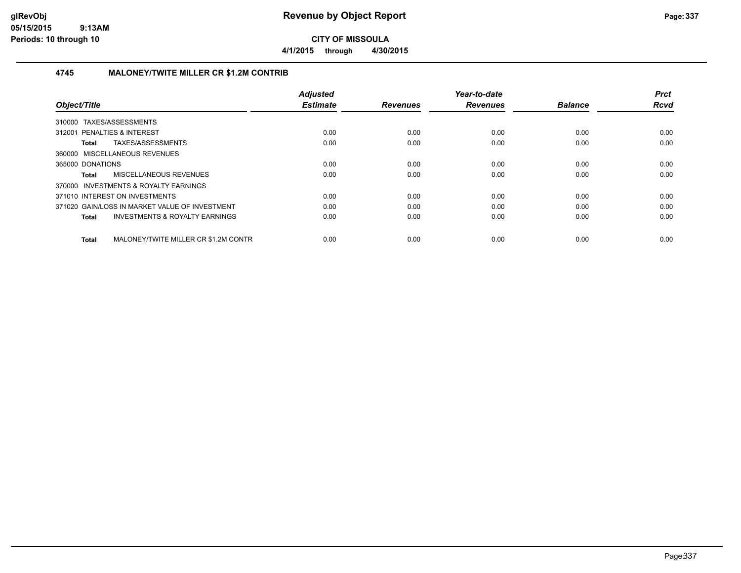# Revenue by Object Report

glRevObj
05/15/2015 9:13AM
Periods: 10 through 10

**CITY OF MISSOULA**

**4/1/2015 through 4/30/2015**

## 4745 MALONEY/TWITE MILLER CR $1.2M CONTRIB

| Object/Title | Adjusted Estimate | Revenues | Year-to-date Revenues | Balance | Prct Rcvd |
|---|---|---|---|---|---|
| 310000 TAXES/ASSESSMENTS | | | | | |
| 312001 PENALTIES & INTEREST | 0.00 | 0.00 | 0.00 | 0.00 | 0.00 |
| **Total** TAXES/ASSESSMENTS | 0.00 | 0.00 | 0.00 | 0.00 | 0.00 |
| 360000 MISCELLANEOUS REVENUES | | | | | |
| 365000 DONATIONS | 0.00 | 0.00 | 0.00 | 0.00 | 0.00 |
| **Total** MISCELLANEOUS REVENUES | 0.00 | 0.00 | 0.00 | 0.00 | 0.00 |
| 370000 INVESTMENTS & ROYALTY EARNINGS | | | | | |
| 371010 INTEREST ON INVESTMENTS | 0.00 | 0.00 | 0.00 | 0.00 | 0.00 |
| 371020 GAIN/LOSS IN MARKET VALUE OF INVESTMENT | 0.00 | 0.00 | 0.00 | 0.00 | 0.00 |
| **Total** INVESTMENTS & ROYALTY EARNINGS | 0.00 | 0.00 | 0.00 | 0.00 | 0.00 |
| **Total** MALONEY/TWITE MILLER CR $1.2M CONTR | 0.00 | 0.00 | 0.00 | 0.00 | 0.00 |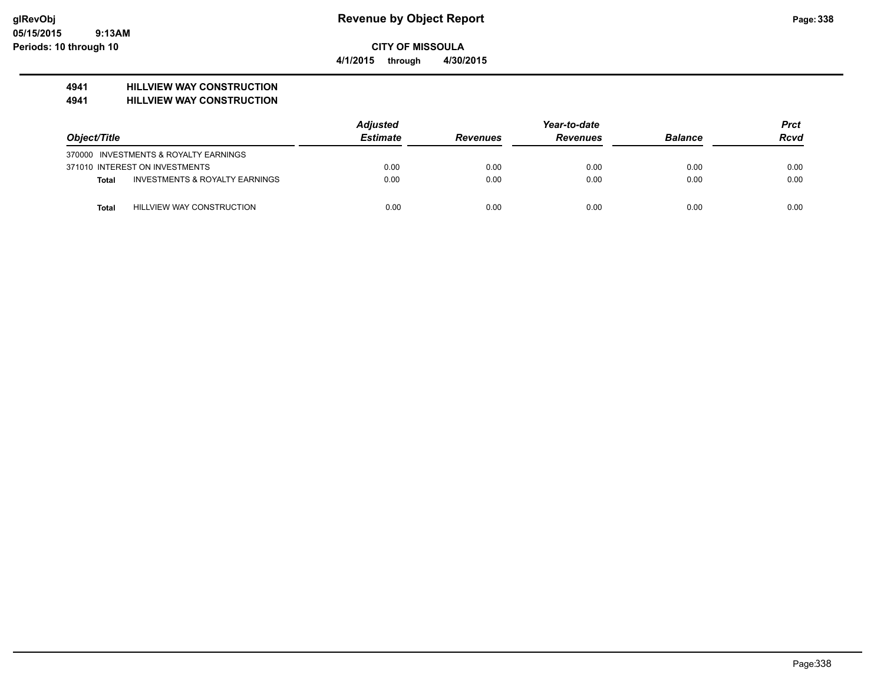# Revenue by Object Report

**CITY OF MISSOULA**

**4/1/2015 through 4/30/2015**

glRevObj
05/15/2015 9:13AM
Periods: 10 through 10

**4941 HILLVIEW WAY CONSTRUCTION**
**4941 HILLVIEW WAY CONSTRUCTION**

| Object/Title | | Adjusted Estimate | Revenues | Year-to-date Revenues | Balance | Prct Rcvd |
|---|---|---|---|---|---|---|
| 370000 INVESTMENTS & ROYALTY EARNINGS | | | | | | |
| 371010 INTEREST ON INVESTMENTS | | 0.00 | 0.00 | 0.00 | 0.00 | 0.00 |
| **Total** | INVESTMENTS & ROYALTY EARNINGS | 0.00 | 0.00 | 0.00 | 0.00 | 0.00 |
| **Total** | HILLVIEW WAY CONSTRUCTION | 0.00 | 0.00 | 0.00 | 0.00 | 0.00 |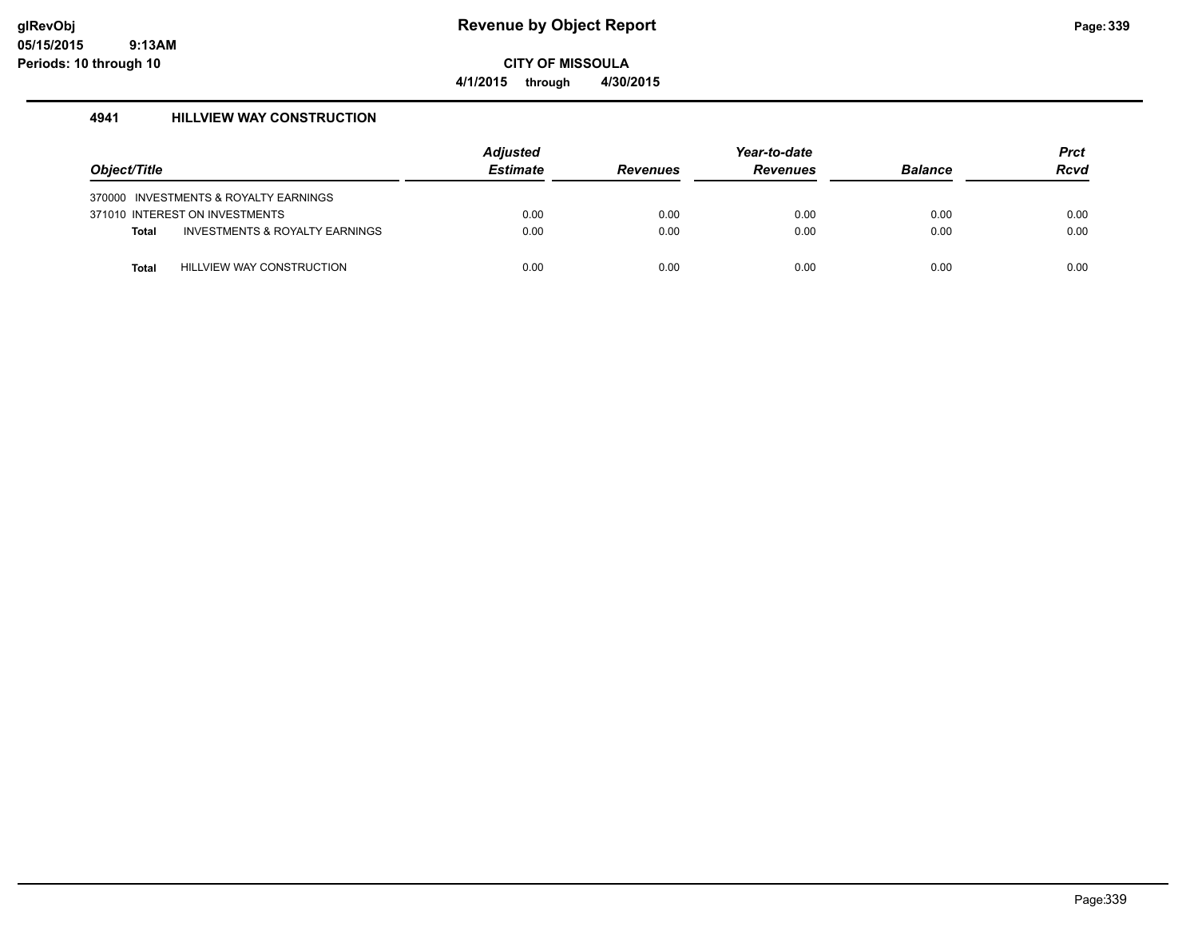# Revenue by Object Report

**CITY OF MISSOULA**

**4/1/2015 through 4/30/2015**

glRevObj
05/15/2015 9:13AM
Periods: 10 through 10

### 4941 HILLVIEW WAY CONSTRUCTION

| Object/Title | Adjusted Estimate | Revenues | Year-to-date Revenues | Balance | Prct Rcvd |
|---|---|---|---|---|---|
| 370000 INVESTMENTS & ROYALTY EARNINGS | | | | | |
| 371010 INTEREST ON INVESTMENTS | 0.00 | 0.00 | 0.00 | 0.00 | 0.00 |
| **Total** INVESTMENTS & ROYALTY EARNINGS | 0.00 | 0.00 | 0.00 | 0.00 | 0.00 |
| **Total** HILLVIEW WAY CONSTRUCTION | 0.00 | 0.00 | 0.00 | 0.00 | 0.00 |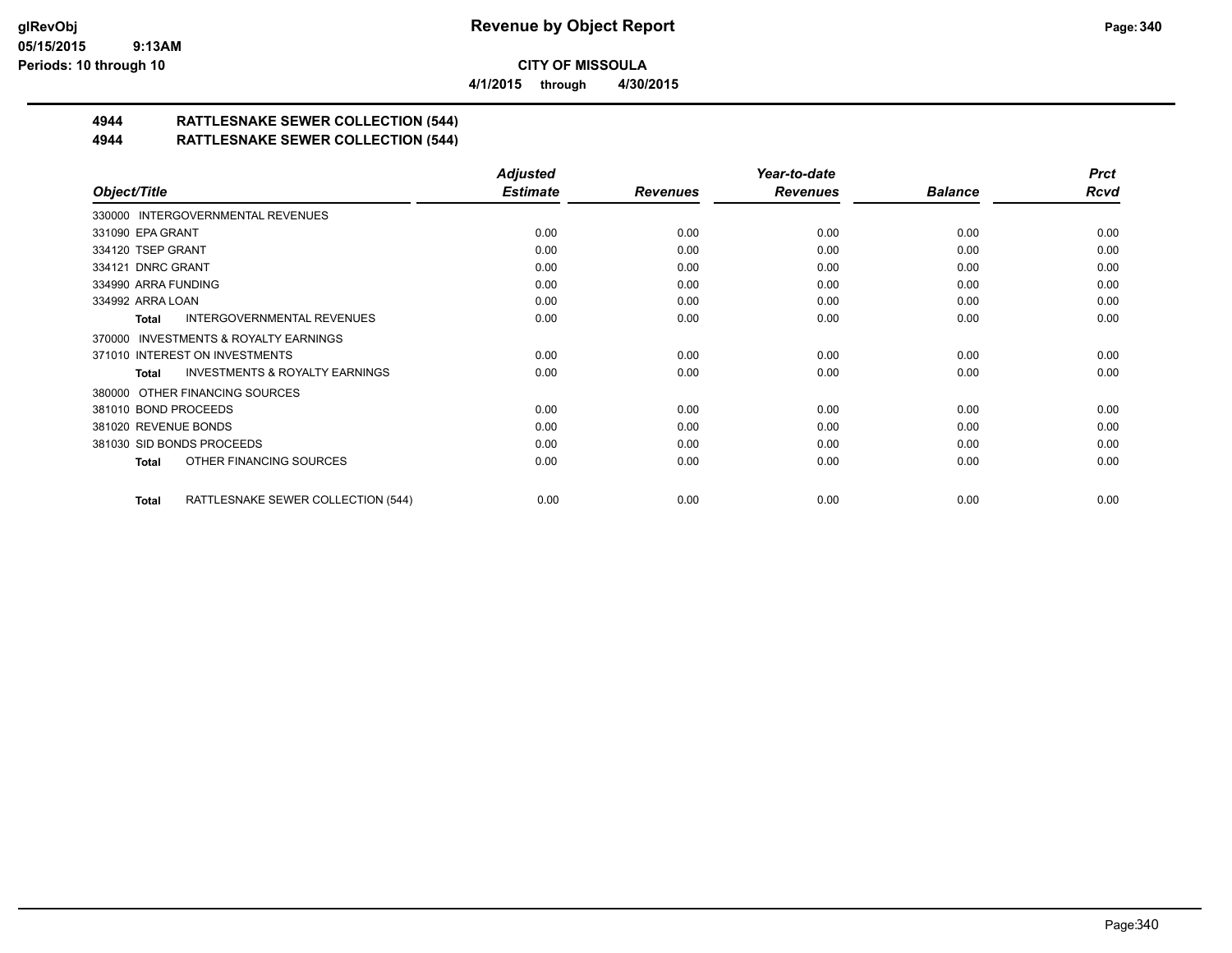# Revenue by Object Report

**CITY OF MISSOULA**

**4/1/2015 through 4/30/2015**

## 4944 RATTLESNAKE SEWER COLLECTION (544)
## 4944 RATTLESNAKE SEWER COLLECTION (544)

| Object/Title | Adjusted Estimate | Revenues | Year-to-date Revenues | Balance | Prct Rcvd |
|---|---|---|---|---|---|
| 330000 INTERGOVERNMENTAL REVENUES | | | | | |
| 331090 EPA GRANT | 0.00 | 0.00 | 0.00 | 0.00 | 0.00 |
| 334120 TSEP GRANT | 0.00 | 0.00 | 0.00 | 0.00 | 0.00 |
| 334121 DNRC GRANT | 0.00 | 0.00 | 0.00 | 0.00 | 0.00 |
| 334990 ARRA FUNDING | 0.00 | 0.00 | 0.00 | 0.00 | 0.00 |
| 334992 ARRA LOAN | 0.00 | 0.00 | 0.00 | 0.00 | 0.00 |
| **Total** INTERGOVERNMENTAL REVENUES | 0.00 | 0.00 | 0.00 | 0.00 | 0.00 |
| 370000 INVESTMENTS & ROYALTY EARNINGS | | | | | |
| 371010 INTEREST ON INVESTMENTS | 0.00 | 0.00 | 0.00 | 0.00 | 0.00 |
| **Total** INVESTMENTS & ROYALTY EARNINGS | 0.00 | 0.00 | 0.00 | 0.00 | 0.00 |
| 380000 OTHER FINANCING SOURCES | | | | | |
| 381010 BOND PROCEEDS | 0.00 | 0.00 | 0.00 | 0.00 | 0.00 |
| 381020 REVENUE BONDS | 0.00 | 0.00 | 0.00 | 0.00 | 0.00 |
| 381030 SID BONDS PROCEEDS | 0.00 | 0.00 | 0.00 | 0.00 | 0.00 |
| **Total** OTHER FINANCING SOURCES | 0.00 | 0.00 | 0.00 | 0.00 | 0.00 |
| **Total** RATTLESNAKE SEWER COLLECTION (544) | 0.00 | 0.00 | 0.00 | 0.00 | 0.00 |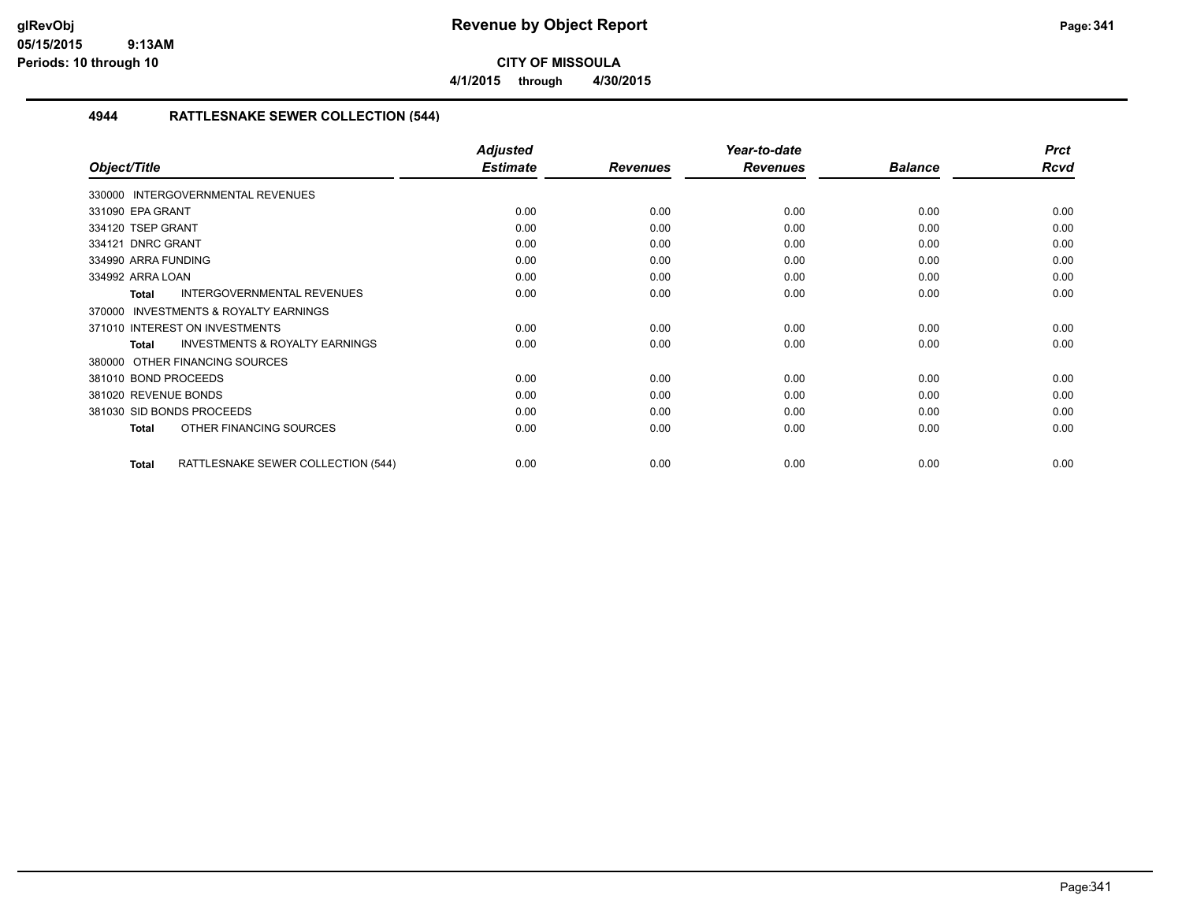# Revenue by Object Report

**CITY OF MISSOULA**

**4/1/2015 through 4/30/2015**

### 4944 RATTLESNAKE SEWER COLLECTION (544)

| Object/Title | Adjusted Estimate | Revenues | Year-to-date Revenues | Balance | Prct Rcvd |
|---|---|---|---|---|---|
| 330000 INTERGOVERNMENTAL REVENUES | | | | | |
| 331090 EPA GRANT | 0.00 | 0.00 | 0.00 | 0.00 | 0.00 |
| 334120 TSEP GRANT | 0.00 | 0.00 | 0.00 | 0.00 | 0.00 |
| 334121 DNRC GRANT | 0.00 | 0.00 | 0.00 | 0.00 | 0.00 |
| 334990 ARRA FUNDING | 0.00 | 0.00 | 0.00 | 0.00 | 0.00 |
| 334992 ARRA LOAN | 0.00 | 0.00 | 0.00 | 0.00 | 0.00 |
| **Total** INTERGOVERNMENTAL REVENUES | 0.00 | 0.00 | 0.00 | 0.00 | 0.00 |
| 370000 INVESTMENTS & ROYALTY EARNINGS | | | | | |
| 371010 INTEREST ON INVESTMENTS | 0.00 | 0.00 | 0.00 | 0.00 | 0.00 |
| **Total** INVESTMENTS & ROYALTY EARNINGS | 0.00 | 0.00 | 0.00 | 0.00 | 0.00 |
| 380000 OTHER FINANCING SOURCES | | | | | |
| 381010 BOND PROCEEDS | 0.00 | 0.00 | 0.00 | 0.00 | 0.00 |
| 381020 REVENUE BONDS | 0.00 | 0.00 | 0.00 | 0.00 | 0.00 |
| 381030 SID BONDS PROCEEDS | 0.00 | 0.00 | 0.00 | 0.00 | 0.00 |
| **Total** OTHER FINANCING SOURCES | 0.00 | 0.00 | 0.00 | 0.00 | 0.00 |
| **Total** RATTLESNAKE SEWER COLLECTION (544) | 0.00 | 0.00 | 0.00 | 0.00 | 0.00 |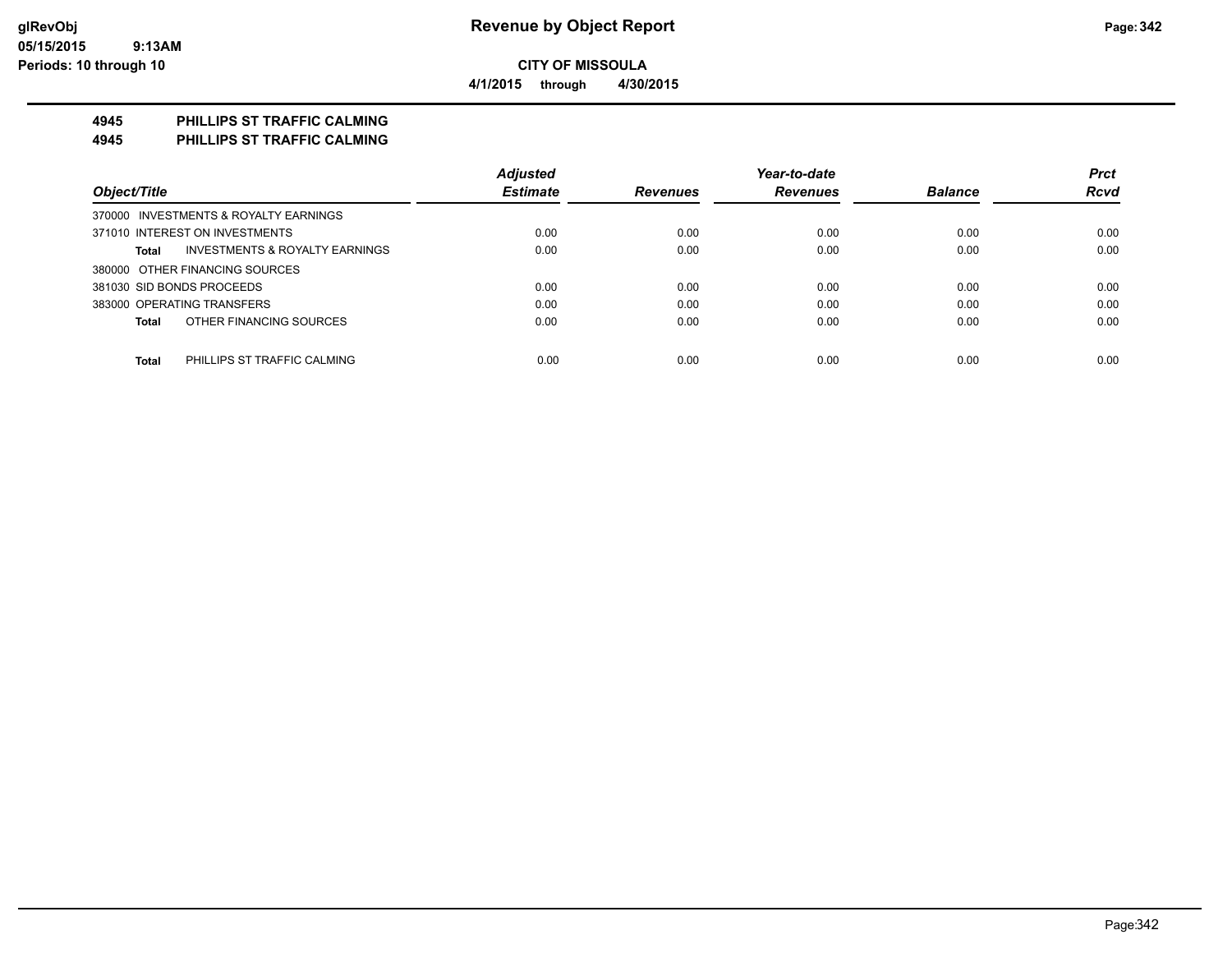**Revenue by Object Report**

**CITY OF MISSOULA**

**4/1/2015 through 4/30/2015**

glRevObj
05/15/2015 9:13AM
Periods: 10 through 10

## 4945 PHILLIPS ST TRAFFIC CALMING
## 4945 PHILLIPS ST TRAFFIC CALMING

| Object/Title | Adjusted Estimate | Revenues | Year-to-date Revenues | Balance | Prct Rcvd |
|---|---|---|---|---|---|
| 370000 INVESTMENTS & ROYALTY EARNINGS | | | | | |
| 371010 INTEREST ON INVESTMENTS | 0.00 | 0.00 | 0.00 | 0.00 | 0.00 |
| **Total** INVESTMENTS & ROYALTY EARNINGS | 0.00 | 0.00 | 0.00 | 0.00 | 0.00 |
| 380000 OTHER FINANCING SOURCES | | | | | |
| 381030 SID BONDS PROCEEDS | 0.00 | 0.00 | 0.00 | 0.00 | 0.00 |
| 383000 OPERATING TRANSFERS | 0.00 | 0.00 | 0.00 | 0.00 | 0.00 |
| **Total** OTHER FINANCING SOURCES | 0.00 | 0.00 | 0.00 | 0.00 | 0.00 |
| **Total** PHILLIPS ST TRAFFIC CALMING | 0.00 | 0.00 | 0.00 | 0.00 | 0.00 |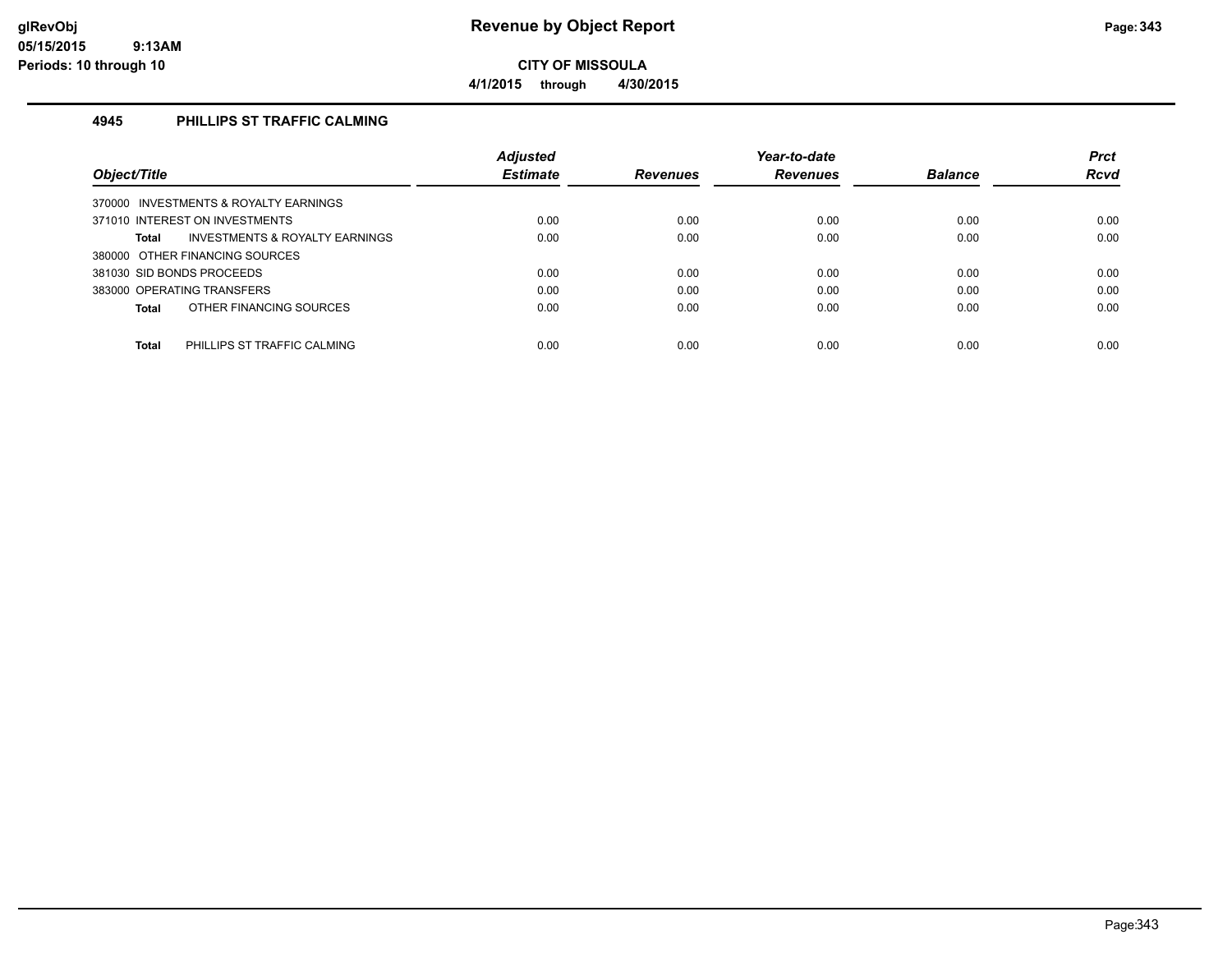# Revenue by Object Report

**CITY OF MISSOULA**

**4/1/2015 through 4/30/2015**

### 4945 PHILLIPS ST TRAFFIC CALMING

| Object/Title | Adjusted Estimate | Revenues | Year-to-date Revenues | Balance | Prct Rcvd |
|---|---|---|---|---|---|
| 370000 INVESTMENTS & ROYALTY EARNINGS | | | | | |
| 371010 INTEREST ON INVESTMENTS | 0.00 | 0.00 | 0.00 | 0.00 | 0.00 |
| **Total** INVESTMENTS & ROYALTY EARNINGS | 0.00 | 0.00 | 0.00 | 0.00 | 0.00 |
| 380000 OTHER FINANCING SOURCES | | | | | |
| 381030 SID BONDS PROCEEDS | 0.00 | 0.00 | 0.00 | 0.00 | 0.00 |
| 383000 OPERATING TRANSFERS | 0.00 | 0.00 | 0.00 | 0.00 | 0.00 |
| **Total** OTHER FINANCING SOURCES | 0.00 | 0.00 | 0.00 | 0.00 | 0.00 |
| **Total** PHILLIPS ST TRAFFIC CALMING | 0.00 | 0.00 | 0.00 | 0.00 | 0.00 |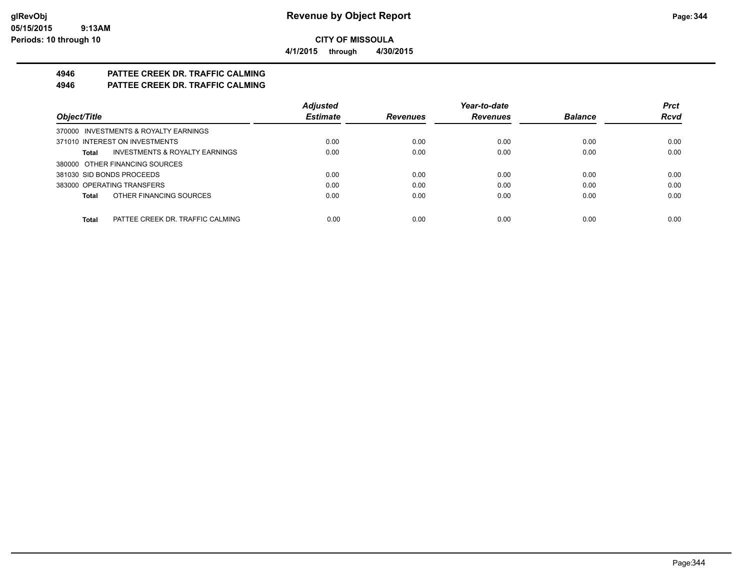**CITY OF MISSOULA**

**4/1/2015 through 4/30/2015**

## 4946 PATTEE CREEK DR. TRAFFIC CALMING

## 4946 PATTEE CREEK DR. TRAFFIC CALMING

| Object/Title | Adjusted Estimate | Revenues | Year-to-date Revenues | Balance | Prct Rcvd |
|---|---|---|---|---|---|
| 370000 INVESTMENTS & ROYALTY EARNINGS | | | | | |
| 371010 INTEREST ON INVESTMENTS | 0.00 | 0.00 | 0.00 | 0.00 | 0.00 |
| **Total** INVESTMENTS & ROYALTY EARNINGS | 0.00 | 0.00 | 0.00 | 0.00 | 0.00 |
| 380000 OTHER FINANCING SOURCES | | | | | |
| 381030 SID BONDS PROCEEDS | 0.00 | 0.00 | 0.00 | 0.00 | 0.00 |
| 383000 OPERATING TRANSFERS | 0.00 | 0.00 | 0.00 | 0.00 | 0.00 |
| **Total** OTHER FINANCING SOURCES | 0.00 | 0.00 | 0.00 | 0.00 | 0.00 |
| **Total** PATTEE CREEK DR. TRAFFIC CALMING | 0.00 | 0.00 | 0.00 | 0.00 | 0.00 |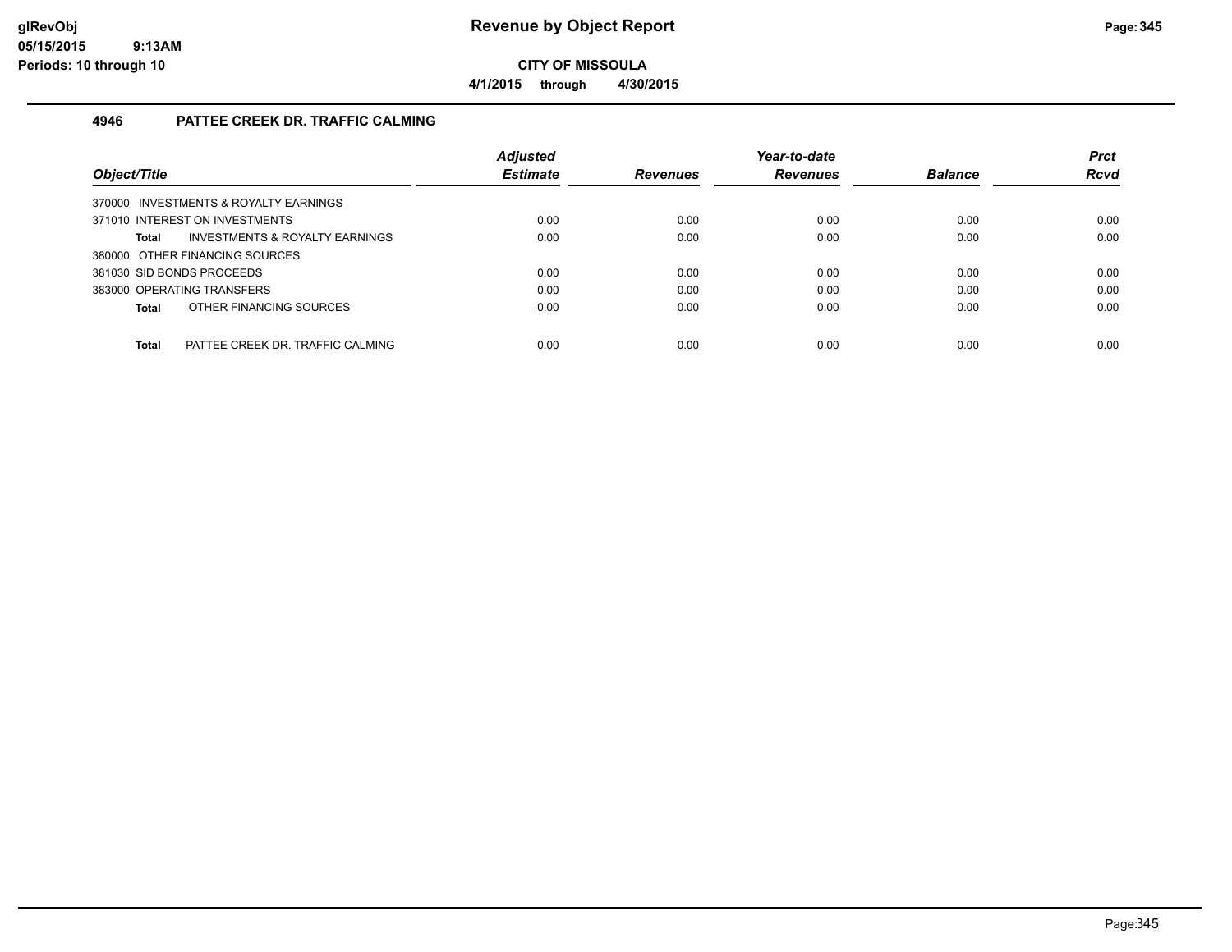# Revenue by Object Report

**CITY OF MISSOULA**

**4/1/2015 through 4/30/2015**

glRevObj
05/15/2015 9:13AM
Periods: 10 through 10

## 4946 PATTEE CREEK DR. TRAFFIC CALMING

| Object/Title | Adjusted Estimate | Revenues | Year-to-date Revenues | Balance | Prct Rcvd |
|---|---|---|---|---|---|
| 370000 INVESTMENTS & ROYALTY EARNINGS | | | | | |
| 371010 INTEREST ON INVESTMENTS | 0.00 | 0.00 | 0.00 | 0.00 | 0.00 |
| **Total** INVESTMENTS & ROYALTY EARNINGS | 0.00 | 0.00 | 0.00 | 0.00 | 0.00 |
| 380000 OTHER FINANCING SOURCES | | | | | |
| 381030 SID BONDS PROCEEDS | 0.00 | 0.00 | 0.00 | 0.00 | 0.00 |
| 383000 OPERATING TRANSFERS | 0.00 | 0.00 | 0.00 | 0.00 | 0.00 |
| **Total** OTHER FINANCING SOURCES | 0.00 | 0.00 | 0.00 | 0.00 | 0.00 |
| **Total** PATTEE CREEK DR. TRAFFIC CALMING | 0.00 | 0.00 | 0.00 | 0.00 | 0.00 |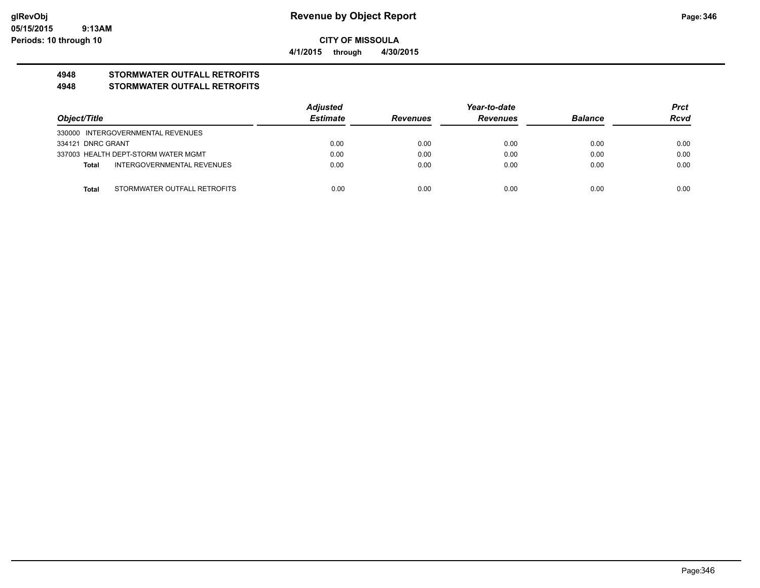# Revenue by Object Report

**CITY OF MISSOULA**

**4/1/2015 through 4/30/2015**

glRevObj
05/15/2015 9:13AM
Periods: 10 through 10

## 4948 STORMWATER OUTFALL RETROFITS
## 4948 STORMWATER OUTFALL RETROFITS

| Object/Title | Adjusted Estimate | Revenues | Year-to-date Revenues | Balance | Prct Rcvd |
|---|---|---|---|---|---|
| 330000 INTERGOVERNMENTAL REVENUES | | | | | |
| 334121 DNRC GRANT | 0.00 | 0.00 | 0.00 | 0.00 | 0.00 |
| 337003 HEALTH DEPT-STORM WATER MGMT | 0.00 | 0.00 | 0.00 | 0.00 | 0.00 |
| **Total** INTERGOVERNMENTAL REVENUES | 0.00 | 0.00 | 0.00 | 0.00 | 0.00 |
| **Total** STORMWATER OUTFALL RETROFITS | 0.00 | 0.00 | 0.00 | 0.00 | 0.00 |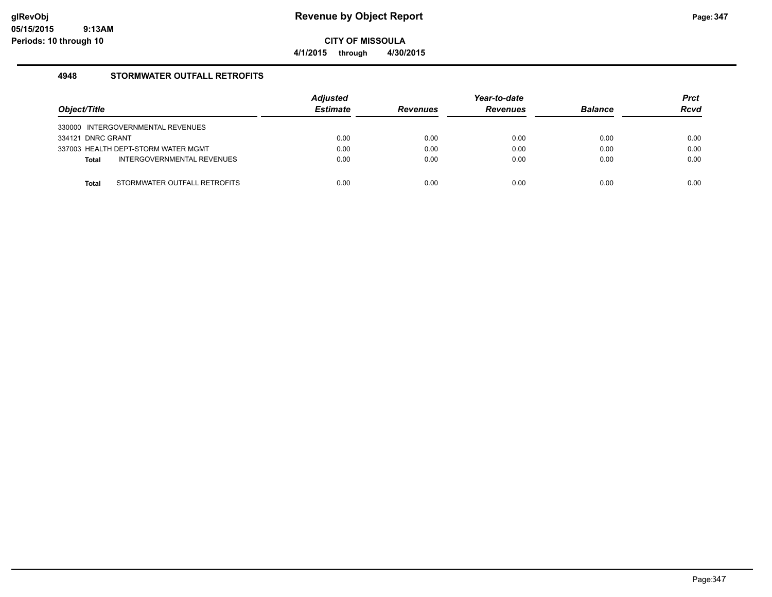**CITY OF MISSOULA**

**4/1/2015 through 4/30/2015**

## 4948 STORMWATER OUTFALL RETROFITS

| Object/Title | Adjusted Estimate | Revenues | Year-to-date Revenues | Balance | Prct Rcvd |
|---|---|---|---|---|---|
| 330000 INTERGOVERNMENTAL REVENUES | | | | | |
| 334121 DNRC GRANT | 0.00 | 0.00 | 0.00 | 0.00 | 0.00 |
| 337003 HEALTH DEPT-STORM WATER MGMT | 0.00 | 0.00 | 0.00 | 0.00 | 0.00 |
| **Total** INTERGOVERNMENTAL REVENUES | 0.00 | 0.00 | 0.00 | 0.00 | 0.00 |
| **Total** STORMWATER OUTFALL RETROFITS | 0.00 | 0.00 | 0.00 | 0.00 | 0.00 |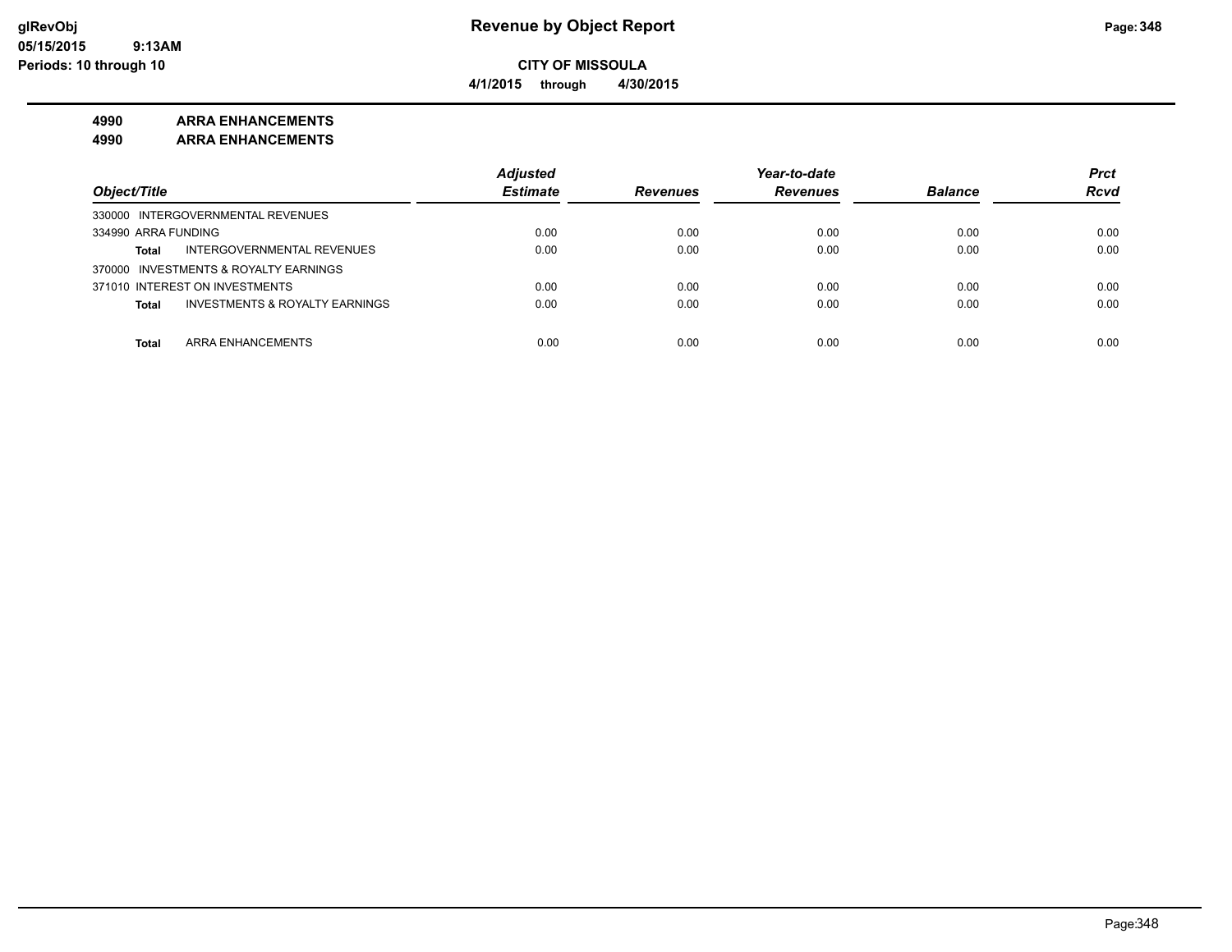**CITY OF MISSOULA**

**4/1/2015 through 4/30/2015**

**4990 ARRA ENHANCEMENTS**

**4990 ARRA ENHANCEMENTS**

| Object/Title | Adjusted Estimate | Revenues | Year-to-date Revenues | Balance | Prct Rcvd |
|---|---|---|---|---|---|
| 330000 INTERGOVERNMENTAL REVENUES | | | | | |
| 334990 ARRA FUNDING | 0.00 | 0.00 | 0.00 | 0.00 | 0.00 |
| **Total** INTERGOVERNMENTAL REVENUES | 0.00 | 0.00 | 0.00 | 0.00 | 0.00 |
| 370000 INVESTMENTS & ROYALTY EARNINGS | | | | | |
| 371010 INTEREST ON INVESTMENTS | 0.00 | 0.00 | 0.00 | 0.00 | 0.00 |
| **Total** INVESTMENTS & ROYALTY EARNINGS | 0.00 | 0.00 | 0.00 | 0.00 | 0.00 |
| **Total** ARRA ENHANCEMENTS | 0.00 | 0.00 | 0.00 | 0.00 | 0.00 |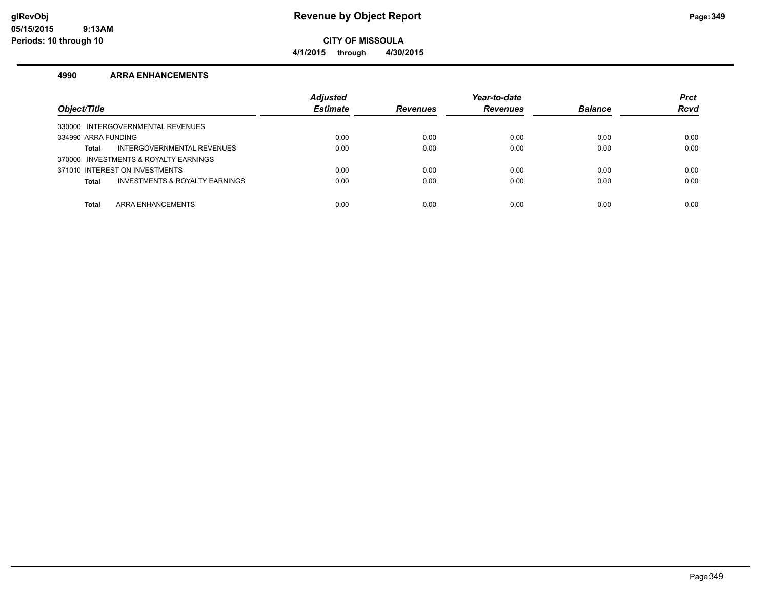**Revenue by Object Report**

**CITY OF MISSOULA**

**4/1/2015 through 4/30/2015**

## 4990 ARRA ENHANCEMENTS

| Object/Title | Adjusted Estimate | Revenues | Year-to-date Revenues | Balance | Prct Rcvd |
|---|---|---|---|---|---|
| 330000 INTERGOVERNMENTAL REVENUES | | | | | |
| 334990 ARRA FUNDING | 0.00 | 0.00 | 0.00 | 0.00 | 0.00 |
| **Total** INTERGOVERNMENTAL REVENUES | 0.00 | 0.00 | 0.00 | 0.00 | 0.00 |
| 370000 INVESTMENTS & ROYALTY EARNINGS | | | | | |
| 371010 INTEREST ON INVESTMENTS | 0.00 | 0.00 | 0.00 | 0.00 | 0.00 |
| **Total** INVESTMENTS & ROYALTY EARNINGS | 0.00 | 0.00 | 0.00 | 0.00 | 0.00 |
| **Total** ARRA ENHANCEMENTS | 0.00 | 0.00 | 0.00 | 0.00 | 0.00 |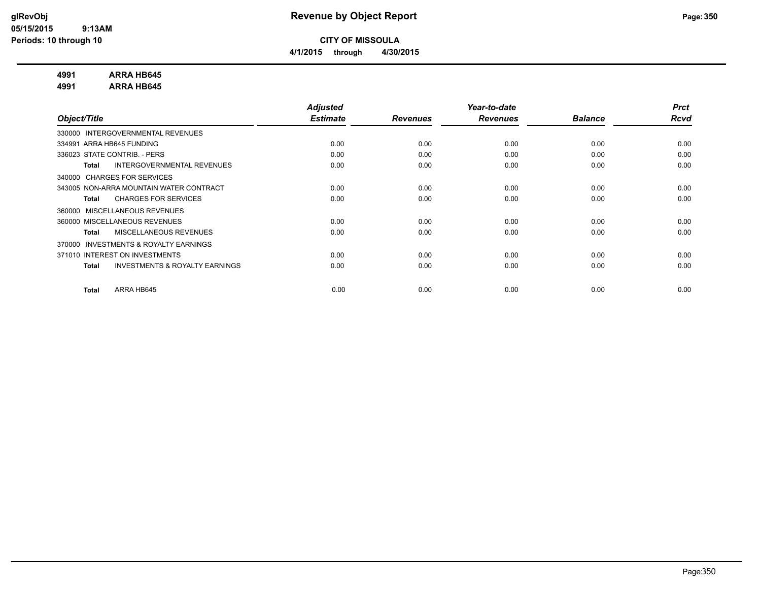**CITY OF MISSOULA**

**4/1/2015 through 4/30/2015**

**4991 ARRA HB645**

**4991 ARRA HB645**

| Object/Title | Adjusted Estimate | Revenues | Year-to-date Revenues | Balance | Prct Rcvd |
|---|---|---|---|---|---|
| 330000 INTERGOVERNMENTAL REVENUES | | | | | |
| 334991 ARRA HB645 FUNDING | 0.00 | 0.00 | 0.00 | 0.00 | 0.00 |
| 336023 STATE CONTRIB. - PERS | 0.00 | 0.00 | 0.00 | 0.00 | 0.00 |
| **Total** INTERGOVERNMENTAL REVENUES | 0.00 | 0.00 | 0.00 | 0.00 | 0.00 |
| 340000 CHARGES FOR SERVICES | | | | | |
| 343005 NON-ARRA MOUNTAIN WATER CONTRACT | 0.00 | 0.00 | 0.00 | 0.00 | 0.00 |
| **Total** CHARGES FOR SERVICES | 0.00 | 0.00 | 0.00 | 0.00 | 0.00 |
| 360000 MISCELLANEOUS REVENUES | | | | | |
| 360000 MISCELLANEOUS REVENUES | 0.00 | 0.00 | 0.00 | 0.00 | 0.00 |
| **Total** MISCELLANEOUS REVENUES | 0.00 | 0.00 | 0.00 | 0.00 | 0.00 |
| 370000 INVESTMENTS & ROYALTY EARNINGS | | | | | |
| 371010 INTEREST ON INVESTMENTS | 0.00 | 0.00 | 0.00 | 0.00 | 0.00 |
| **Total** INVESTMENTS & ROYALTY EARNINGS | 0.00 | 0.00 | 0.00 | 0.00 | 0.00 |
| **Total** ARRA HB645 | 0.00 | 0.00 | 0.00 | 0.00 | 0.00 |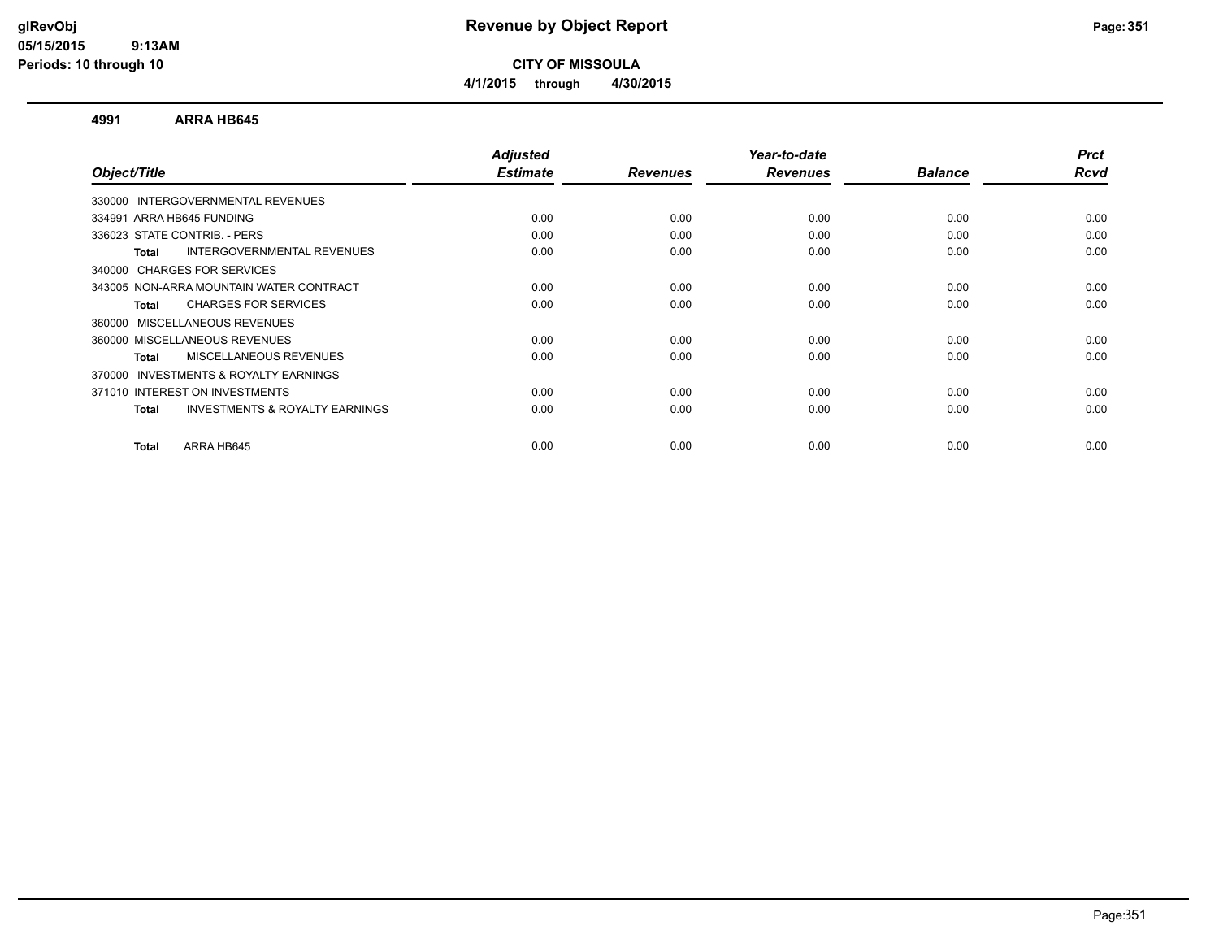# Revenue by Object Report

**CITY OF MISSOULA**

**4/1/2015 through 4/30/2015**

glRevObj
05/15/2015 9:13AM
Periods: 10 through 10

## 4991 ARRA HB645

| Object/Title | Adjusted Estimate | Revenues | Year-to-date Revenues | Balance | Prct Rcvd |
|---|---|---|---|---|---|
| 330000 INTERGOVERNMENTAL REVENUES | | | | | |
| 334991 ARRA HB645 FUNDING | 0.00 | 0.00 | 0.00 | 0.00 | 0.00 |
| 336023 STATE CONTRIB. - PERS | 0.00 | 0.00 | 0.00 | 0.00 | 0.00 |
| **Total** INTERGOVERNMENTAL REVENUES | 0.00 | 0.00 | 0.00 | 0.00 | 0.00 |
| 340000 CHARGES FOR SERVICES | | | | | |
| 343005 NON-ARRA MOUNTAIN WATER CONTRACT | 0.00 | 0.00 | 0.00 | 0.00 | 0.00 |
| **Total** CHARGES FOR SERVICES | 0.00 | 0.00 | 0.00 | 0.00 | 0.00 |
| 360000 MISCELLANEOUS REVENUES | | | | | |
| 360000 MISCELLANEOUS REVENUES | 0.00 | 0.00 | 0.00 | 0.00 | 0.00 |
| **Total** MISCELLANEOUS REVENUES | 0.00 | 0.00 | 0.00 | 0.00 | 0.00 |
| 370000 INVESTMENTS & ROYALTY EARNINGS | | | | | |
| 371010 INTEREST ON INVESTMENTS | 0.00 | 0.00 | 0.00 | 0.00 | 0.00 |
| **Total** INVESTMENTS & ROYALTY EARNINGS | 0.00 | 0.00 | 0.00 | 0.00 | 0.00 |
| **Total** ARRA HB645 | 0.00 | 0.00 | 0.00 | 0.00 | 0.00 |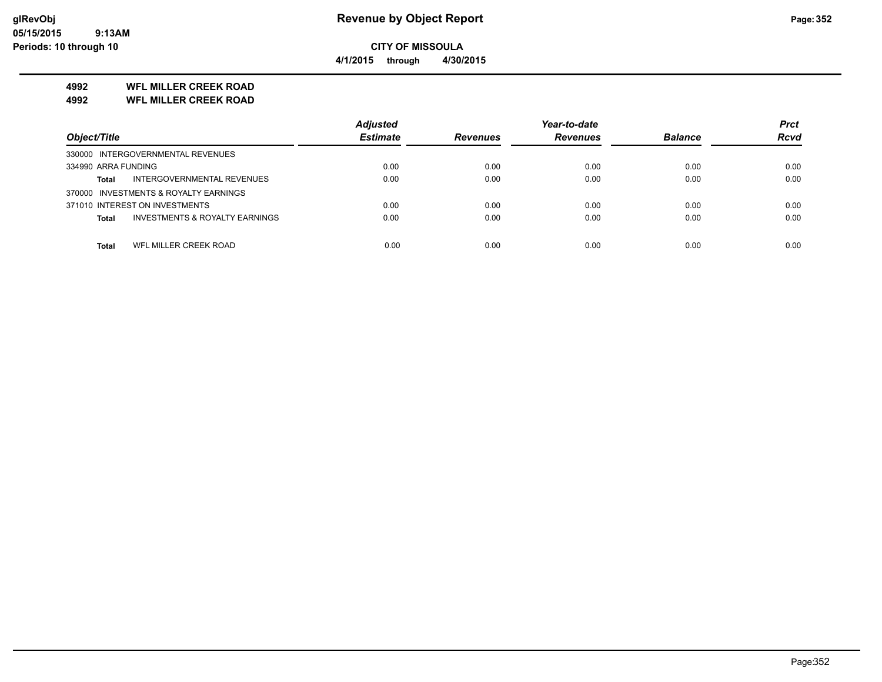**Revenue by Object Report**

**CITY OF MISSOULA**

**4/1/2015 through 4/30/2015**

**glRevObj**
**05/15/2015 9:13AM**
**Periods: 10 through 10**

## 4992 WFL MILLER CREEK ROAD
## 4992 WFL MILLER CREEK ROAD

| Object/Title | Adjusted Estimate | Revenues | Year-to-date Revenues | Balance | Prct Rcvd |
|---|---|---|---|---|---|
| 330000 INTERGOVERNMENTAL REVENUES | | | | | |
| 334990 ARRA FUNDING | 0.00 | 0.00 | 0.00 | 0.00 | 0.00 |
| **Total** INTERGOVERNMENTAL REVENUES | 0.00 | 0.00 | 0.00 | 0.00 | 0.00 |
| 370000 INVESTMENTS & ROYALTY EARNINGS | | | | | |
| 371010 INTEREST ON INVESTMENTS | 0.00 | 0.00 | 0.00 | 0.00 | 0.00 |
| **Total** INVESTMENTS & ROYALTY EARNINGS | 0.00 | 0.00 | 0.00 | 0.00 | 0.00 |
| **Total** WFL MILLER CREEK ROAD | 0.00 | 0.00 | 0.00 | 0.00 | 0.00 |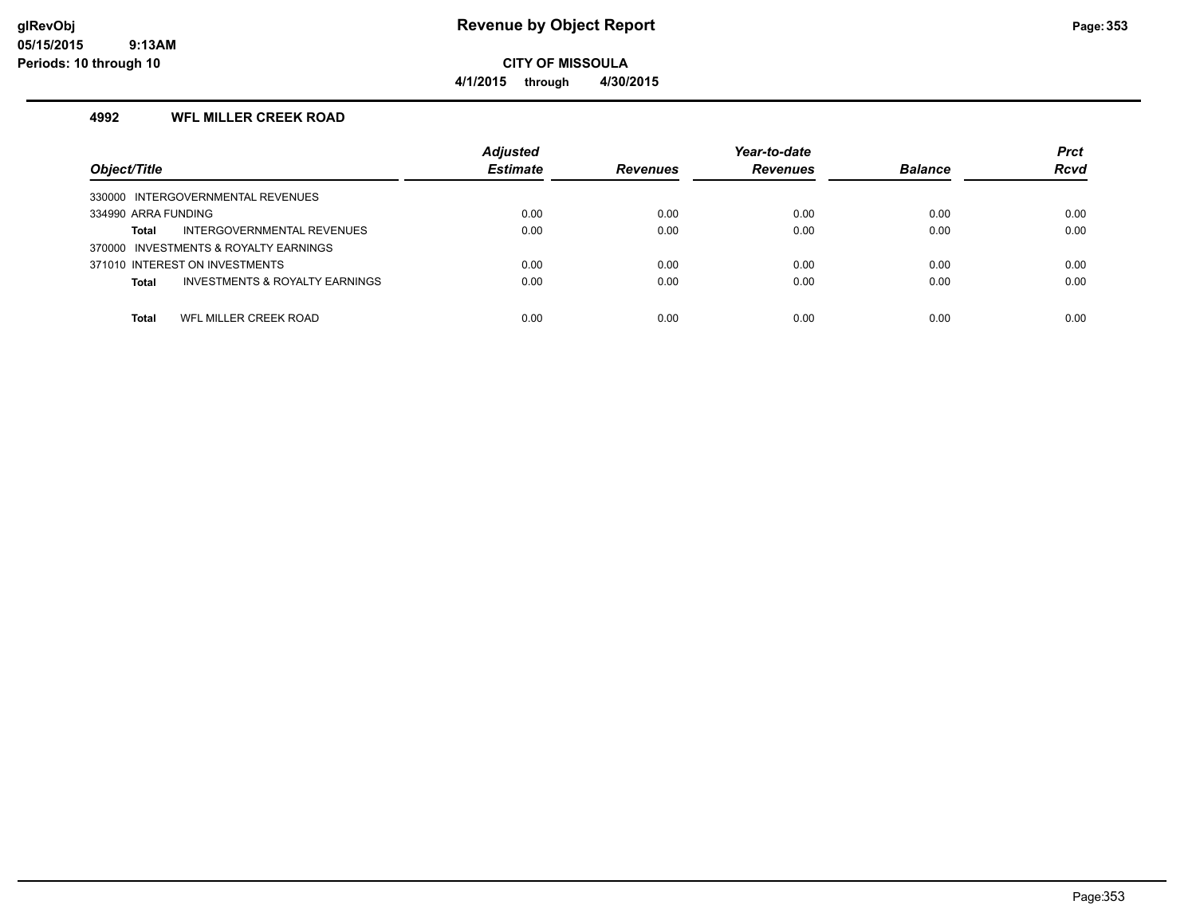# Revenue by Object Report

**CITY OF MISSOULA**

**4/1/2015 through 4/30/2015**

glRevObj
05/15/2015 9:13AM
Periods: 10 through 10

## 4992 WFL MILLER CREEK ROAD

| Object/Title | Adjusted Estimate | Revenues | Year-to-date Revenues | Balance | Prct Rcvd |
|---|---|---|---|---|---|
| 330000 INTERGOVERNMENTAL REVENUES | | | | | |
| 334990 ARRA FUNDING | 0.00 | 0.00 | 0.00 | 0.00 | 0.00 |
| **Total** INTERGOVERNMENTAL REVENUES | 0.00 | 0.00 | 0.00 | 0.00 | 0.00 |
| 370000 INVESTMENTS & ROYALTY EARNINGS | | | | | |
| 371010 INTEREST ON INVESTMENTS | 0.00 | 0.00 | 0.00 | 0.00 | 0.00 |
| **Total** INVESTMENTS & ROYALTY EARNINGS | 0.00 | 0.00 | 0.00 | 0.00 | 0.00 |
| **Total** WFL MILLER CREEK ROAD | 0.00 | 0.00 | 0.00 | 0.00 | 0.00 |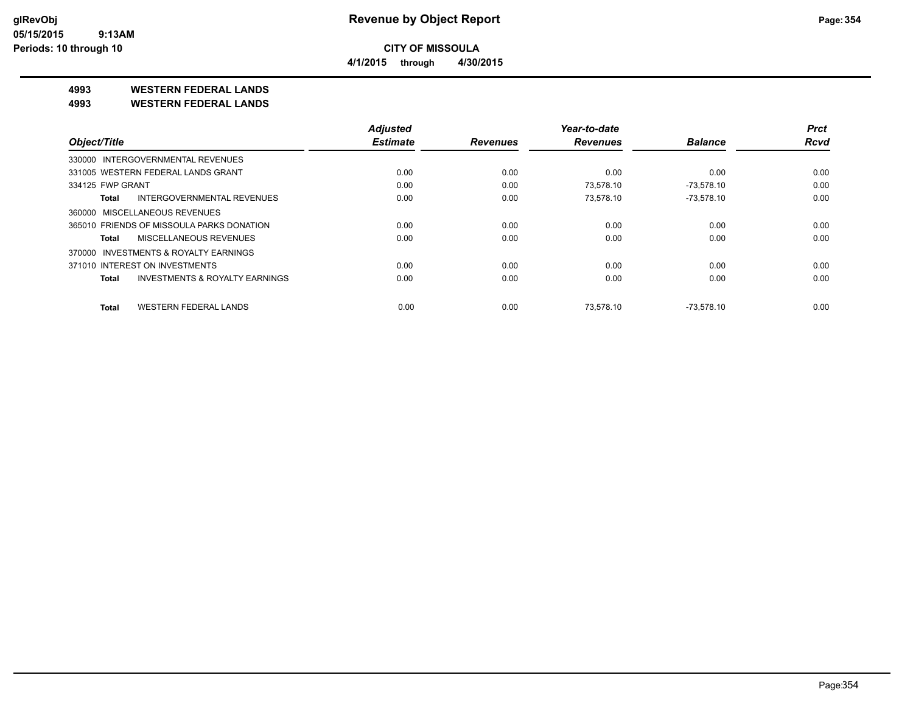**Revenue by Object Report**

**CITY OF MISSOULA**

**4/1/2015 through 4/30/2015**

glRevObj
05/15/2015 9:13AM
Periods: 10 through 10

## 4993 WESTERN FEDERAL LANDS
## 4993 WESTERN FEDERAL LANDS

| Object/Title | Adjusted Estimate | Revenues | Year-to-date Revenues | Balance | Prct Rcvd |
|---|---|---|---|---|---|
| 330000 INTERGOVERNMENTAL REVENUES | | | | | |
| 331005 WESTERN FEDERAL LANDS GRANT | 0.00 | 0.00 | 0.00 | 0.00 | 0.00 |
| 334125 FWP GRANT | 0.00 | 0.00 | 73,578.10 | -73,578.10 | 0.00 |
| **Total** INTERGOVERNMENTAL REVENUES | 0.00 | 0.00 | 73,578.10 | -73,578.10 | 0.00 |
| 360000 MISCELLANEOUS REVENUES | | | | | |
| 365010 FRIENDS OF MISSOULA PARKS DONATION | 0.00 | 0.00 | 0.00 | 0.00 | 0.00 |
| **Total** MISCELLANEOUS REVENUES | 0.00 | 0.00 | 0.00 | 0.00 | 0.00 |
| 370000 INVESTMENTS & ROYALTY EARNINGS | | | | | |
| 371010 INTEREST ON INVESTMENTS | 0.00 | 0.00 | 0.00 | 0.00 | 0.00 |
| **Total** INVESTMENTS & ROYALTY EARNINGS | 0.00 | 0.00 | 0.00 | 0.00 | 0.00 |
| **Total** WESTERN FEDERAL LANDS | 0.00 | 0.00 | 73,578.10 | -73,578.10 | 0.00 |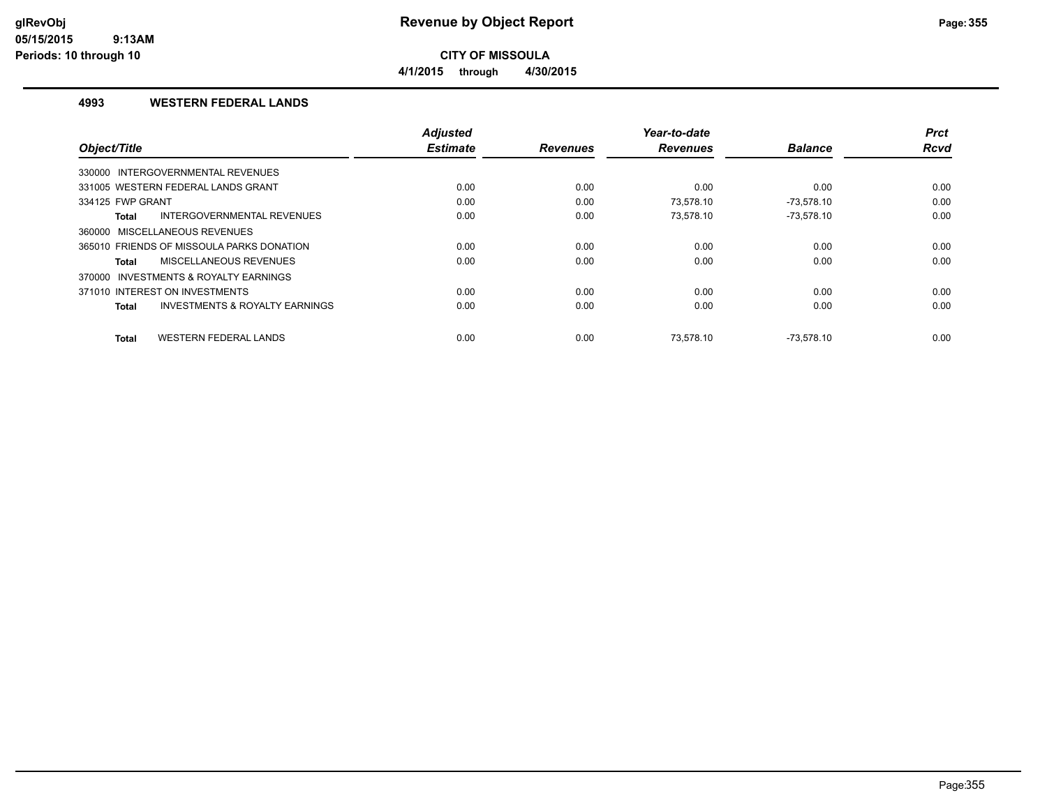# Revenue by Object Report

glRevObj
05/15/2015 9:13AM
Periods: 10 through 10

**CITY OF MISSOULA**

**4/1/2015 through 4/30/2015**

### 4993 WESTERN FEDERAL LANDS

| Object/Title | Adjusted Estimate | Revenues | Year-to-date Revenues | Balance | Prct Rcvd |
|---|---|---|---|---|---|
| 330000 INTERGOVERNMENTAL REVENUES | | | | | |
| 331005 WESTERN FEDERAL LANDS GRANT | 0.00 | 0.00 | 0.00 | 0.00 | 0.00 |
| 334125 FWP GRANT | 0.00 | 0.00 | 73,578.10 | -73,578.10 | 0.00 |
| **Total** INTERGOVERNMENTAL REVENUES | 0.00 | 0.00 | 73,578.10 | -73,578.10 | 0.00 |
| 360000 MISCELLANEOUS REVENUES | | | | | |
| 365010 FRIENDS OF MISSOULA PARKS DONATION | 0.00 | 0.00 | 0.00 | 0.00 | 0.00 |
| **Total** MISCELLANEOUS REVENUES | 0.00 | 0.00 | 0.00 | 0.00 | 0.00 |
| 370000 INVESTMENTS & ROYALTY EARNINGS | | | | | |
| 371010 INTEREST ON INVESTMENTS | 0.00 | 0.00 | 0.00 | 0.00 | 0.00 |
| **Total** INVESTMENTS & ROYALTY EARNINGS | 0.00 | 0.00 | 0.00 | 0.00 | 0.00 |
| **Total** WESTERN FEDERAL LANDS | 0.00 | 0.00 | 73,578.10 | -73,578.10 | 0.00 |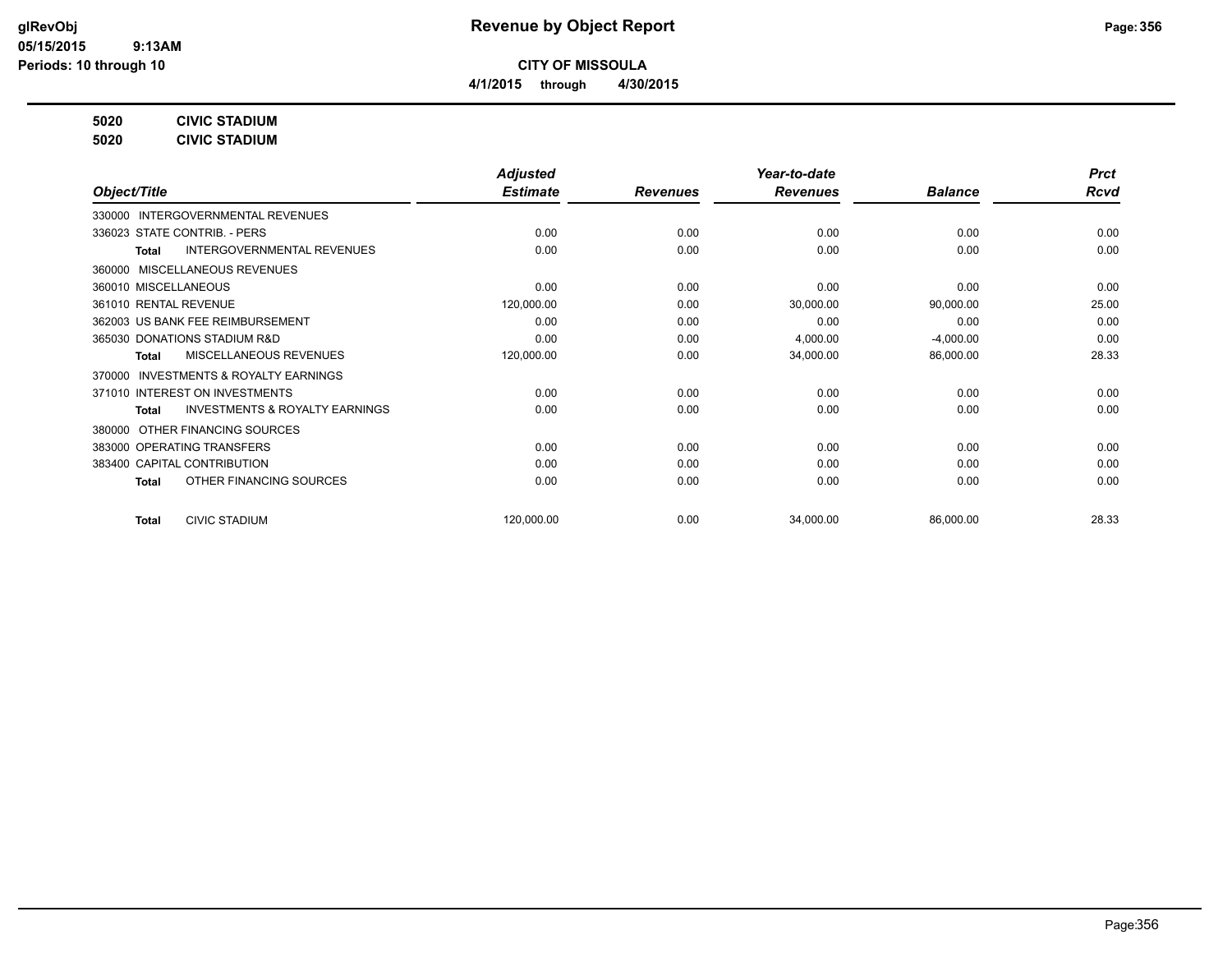# Revenue by Object Report

**CITY OF MISSOULA**

**4/1/2015 through 4/30/2015**

glRevObj
05/15/2015 9:13AM
Periods: 10 through 10

**5020 CIVIC STADIUM**
**5020 CIVIC STADIUM**

| Object/Title | Adjusted Estimate | Revenues | Year-to-date Revenues | Balance | Prct Rcvd |
|---|---|---|---|---|---|
| 330000 INTERGOVERNMENTAL REVENUES | | | | | |
| 336023 STATE CONTRIB. - PERS | 0.00 | 0.00 | 0.00 | 0.00 | 0.00 |
| **Total** INTERGOVERNMENTAL REVENUES | 0.00 | 0.00 | 0.00 | 0.00 | 0.00 |
| 360000 MISCELLANEOUS REVENUES | | | | | |
| 360010 MISCELLANEOUS | 0.00 | 0.00 | 0.00 | 0.00 | 0.00 |
| 361010 RENTAL REVENUE | 120,000.00 | 0.00 | 30,000.00 | 90,000.00 | 25.00 |
| 362003 US BANK FEE REIMBURSEMENT | 0.00 | 0.00 | 0.00 | 0.00 | 0.00 |
| 365030 DONATIONS STADIUM R&D | 0.00 | 0.00 | 4,000.00 | -4,000.00 | 0.00 |
| **Total** MISCELLANEOUS REVENUES | 120,000.00 | 0.00 | 34,000.00 | 86,000.00 | 28.33 |
| 370000 INVESTMENTS & ROYALTY EARNINGS | | | | | |
| 371010 INTEREST ON INVESTMENTS | 0.00 | 0.00 | 0.00 | 0.00 | 0.00 |
| **Total** INVESTMENTS & ROYALTY EARNINGS | 0.00 | 0.00 | 0.00 | 0.00 | 0.00 |
| 380000 OTHER FINANCING SOURCES | | | | | |
| 383000 OPERATING TRANSFERS | 0.00 | 0.00 | 0.00 | 0.00 | 0.00 |
| 383400 CAPITAL CONTRIBUTION | 0.00 | 0.00 | 0.00 | 0.00 | 0.00 |
| **Total** OTHER FINANCING SOURCES | 0.00 | 0.00 | 0.00 | 0.00 | 0.00 |
| **Total** CIVIC STADIUM | 120,000.00 | 0.00 | 34,000.00 | 86,000.00 | 28.33 |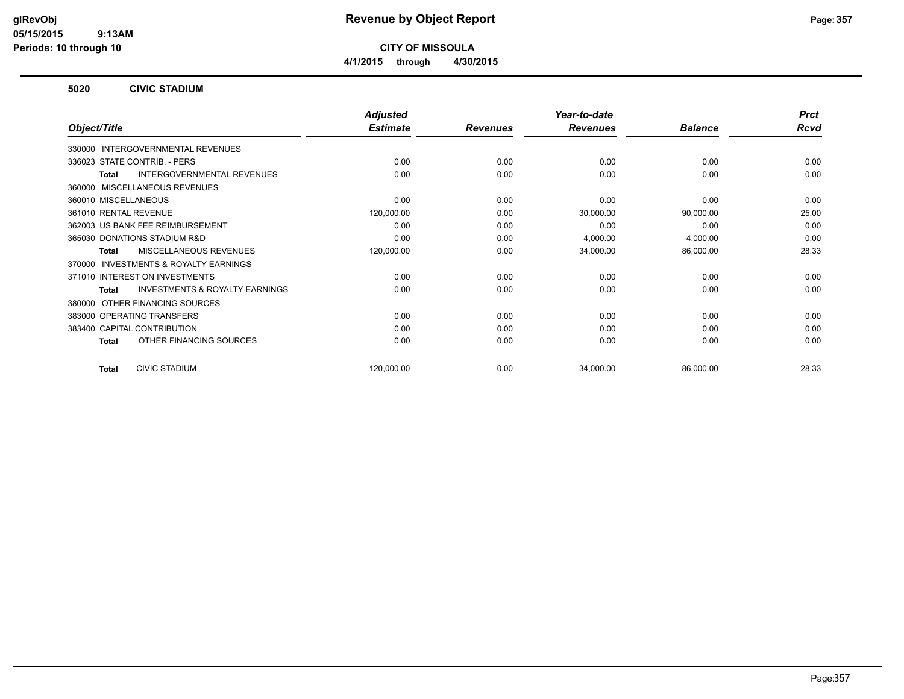**CITY OF MISSOULA**

**4/1/2015 through 4/30/2015**

## 5020 CIVIC STADIUM

| Object/Title | Adjusted Estimate | Revenues | Year-to-date Revenues | Balance | Prct Rcvd |
|---|---|---|---|---|---|
| 330000 INTERGOVERNMENTAL REVENUES | | | | | |
| 336023 STATE CONTRIB. - PERS | 0.00 | 0.00 | 0.00 | 0.00 | 0.00 |
| **Total** INTERGOVERNMENTAL REVENUES | 0.00 | 0.00 | 0.00 | 0.00 | 0.00 |
| 360000 MISCELLANEOUS REVENUES | | | | | |
| 360010 MISCELLANEOUS | 0.00 | 0.00 | 0.00 | 0.00 | 0.00 |
| 361010 RENTAL REVENUE | 120,000.00 | 0.00 | 30,000.00 | 90,000.00 | 25.00 |
| 362003 US BANK FEE REIMBURSEMENT | 0.00 | 0.00 | 0.00 | 0.00 | 0.00 |
| 365030 DONATIONS STADIUM R&D | 0.00 | 0.00 | 4,000.00 | -4,000.00 | 0.00 |
| **Total** MISCELLANEOUS REVENUES | 120,000.00 | 0.00 | 34,000.00 | 86,000.00 | 28.33 |
| 370000 INVESTMENTS & ROYALTY EARNINGS | | | | | |
| 371010 INTEREST ON INVESTMENTS | 0.00 | 0.00 | 0.00 | 0.00 | 0.00 |
| **Total** INVESTMENTS & ROYALTY EARNINGS | 0.00 | 0.00 | 0.00 | 0.00 | 0.00 |
| 380000 OTHER FINANCING SOURCES | | | | | |
| 383000 OPERATING TRANSFERS | 0.00 | 0.00 | 0.00 | 0.00 | 0.00 |
| 383400 CAPITAL CONTRIBUTION | 0.00 | 0.00 | 0.00 | 0.00 | 0.00 |
| **Total** OTHER FINANCING SOURCES | 0.00 | 0.00 | 0.00 | 0.00 | 0.00 |
| **Total** CIVIC STADIUM | 120,000.00 | 0.00 | 34,000.00 | 86,000.00 | 28.33 |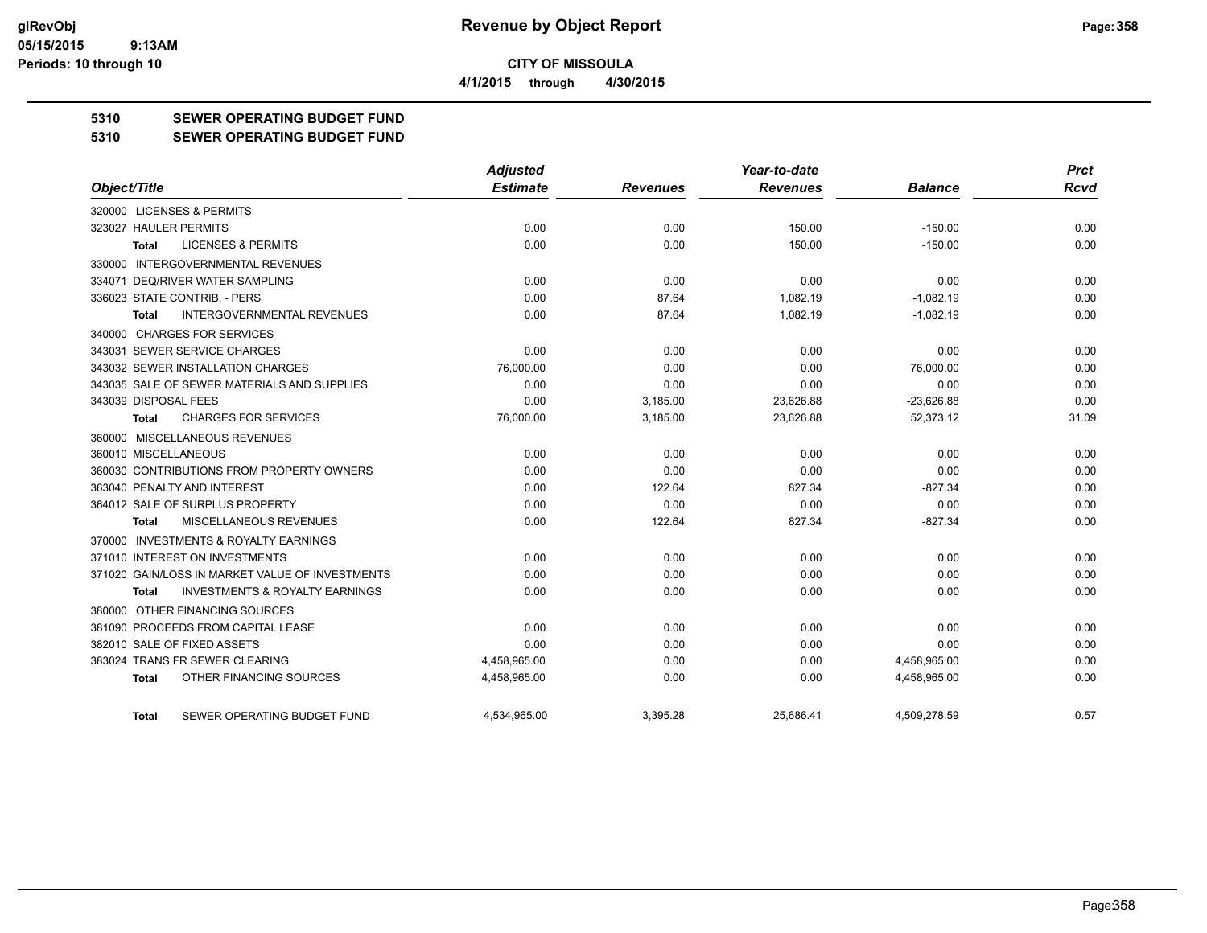# Revenue by Object Report

**CITY OF MISSOULA**

**4/1/2015 through 4/30/2015**

glRevObj
05/15/2015 9:13AM
Periods: 10 through 10

## 5310 SEWER OPERATING BUDGET FUND
## 5310 SEWER OPERATING BUDGET FUND

| Object/Title | Adjusted Estimate | Revenues | Year-to-date Revenues | Balance | Prct Rcvd |
|---|---|---|---|---|---|
| 320000 LICENSES & PERMITS | | | | | |
| 323027 HAULER PERMITS | 0.00 | 0.00 | 150.00 | -150.00 | 0.00 |
| Total LICENSES & PERMITS | 0.00 | 0.00 | 150.00 | -150.00 | 0.00 |
| 330000 INTERGOVERNMENTAL REVENUES | | | | | |
| 334071 DEQ/RIVER WATER SAMPLING | 0.00 | 0.00 | 0.00 | 0.00 | 0.00 |
| 336023 STATE CONTRIB. - PERS | 0.00 | 87.64 | 1,082.19 | -1,082.19 | 0.00 |
| Total INTERGOVERNMENTAL REVENUES | 0.00 | 87.64 | 1,082.19 | -1,082.19 | 0.00 |
| 340000 CHARGES FOR SERVICES | | | | | |
| 343031 SEWER SERVICE CHARGES | 0.00 | 0.00 | 0.00 | 0.00 | 0.00 |
| 343032 SEWER INSTALLATION CHARGES | 76,000.00 | 0.00 | 0.00 | 76,000.00 | 0.00 |
| 343035 SALE OF SEWER MATERIALS AND SUPPLIES | 0.00 | 0.00 | 0.00 | 0.00 | 0.00 |
| 343039 DISPOSAL FEES | 0.00 | 3,185.00 | 23,626.88 | -23,626.88 | 0.00 |
| Total CHARGES FOR SERVICES | 76,000.00 | 3,185.00 | 23,626.88 | 52,373.12 | 31.09 |
| 360000 MISCELLANEOUS REVENUES | | | | | |
| 360010 MISCELLANEOUS | 0.00 | 0.00 | 0.00 | 0.00 | 0.00 |
| 360030 CONTRIBUTIONS FROM PROPERTY OWNERS | 0.00 | 0.00 | 0.00 | 0.00 | 0.00 |
| 363040 PENALTY AND INTEREST | 0.00 | 122.64 | 827.34 | -827.34 | 0.00 |
| 364012 SALE OF SURPLUS PROPERTY | 0.00 | 0.00 | 0.00 | 0.00 | 0.00 |
| Total MISCELLANEOUS REVENUES | 0.00 | 122.64 | 827.34 | -827.34 | 0.00 |
| 370000 INVESTMENTS & ROYALTY EARNINGS | | | | | |
| 371010 INTEREST ON INVESTMENTS | 0.00 | 0.00 | 0.00 | 0.00 | 0.00 |
| 371020 GAIN/LOSS IN MARKET VALUE OF INVESTMENTS | 0.00 | 0.00 | 0.00 | 0.00 | 0.00 |
| Total INVESTMENTS & ROYALTY EARNINGS | 0.00 | 0.00 | 0.00 | 0.00 | 0.00 |
| 380000 OTHER FINANCING SOURCES | | | | | |
| 381090 PROCEEDS FROM CAPITAL LEASE | 0.00 | 0.00 | 0.00 | 0.00 | 0.00 |
| 382010 SALE OF FIXED ASSETS | 0.00 | 0.00 | 0.00 | 0.00 | 0.00 |
| 383024 TRANS FR SEWER CLEARING | 4,458,965.00 | 0.00 | 0.00 | 4,458,965.00 | 0.00 |
| Total OTHER FINANCING SOURCES | 4,458,965.00 | 0.00 | 0.00 | 4,458,965.00 | 0.00 |
| Total SEWER OPERATING BUDGET FUND | 4,534,965.00 | 3,395.28 | 25,686.41 | 4,509,278.59 | 0.57 |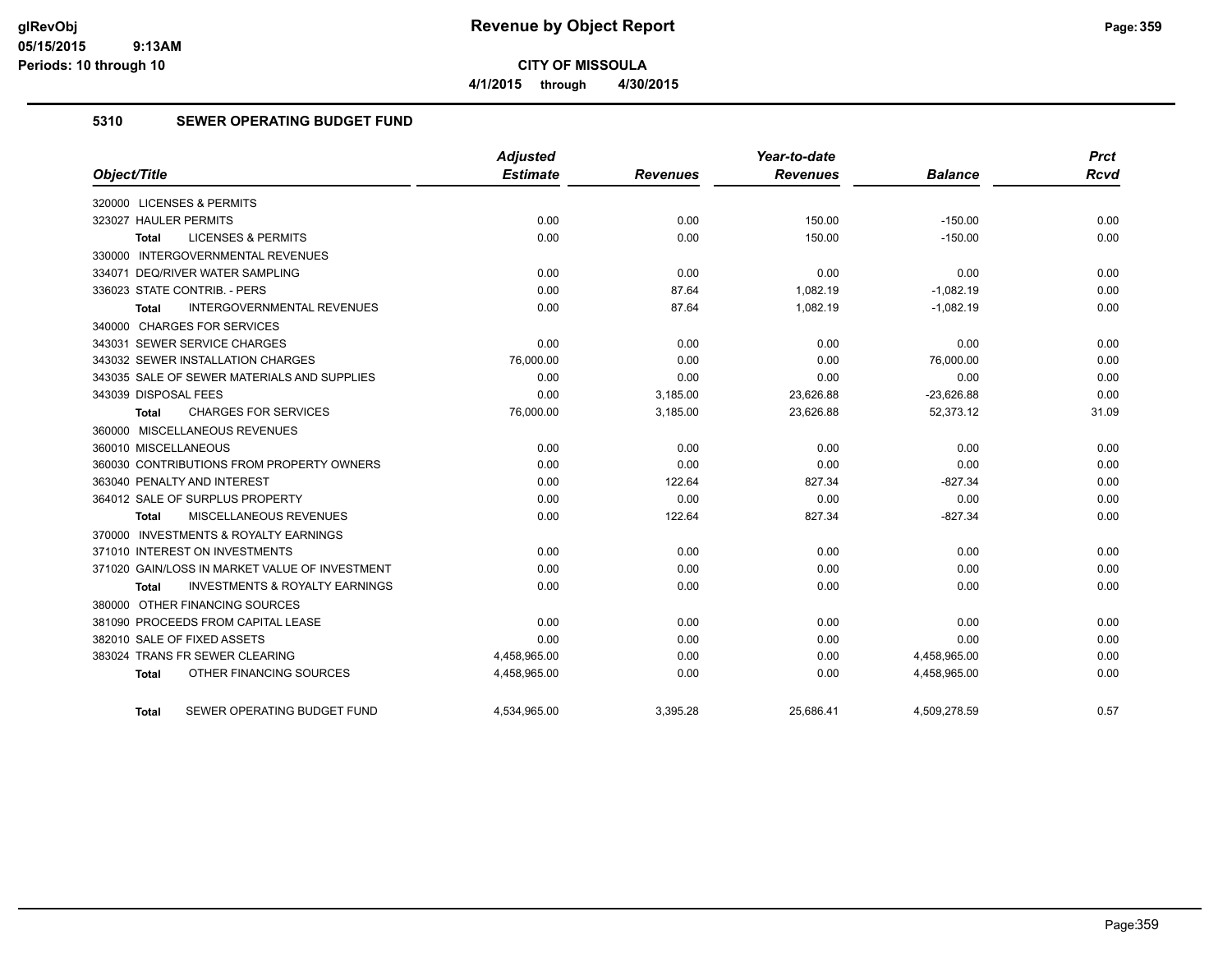**CITY OF MISSOULA**

**4/1/2015 through 4/30/2015**

## 5310 SEWER OPERATING BUDGET FUND

| Object/Title | Adjusted Estimate | Revenues | Year-to-date Revenues | Balance | Prct Rcvd |
|---|---|---|---|---|---|
| 320000 LICENSES & PERMITS | | | | | |
| 323027 HAULER PERMITS | 0.00 | 0.00 | 150.00 | -150.00 | 0.00 |
| **Total** LICENSES & PERMITS | 0.00 | 0.00 | 150.00 | -150.00 | 0.00 |
| 330000 INTERGOVERNMENTAL REVENUES | | | | | |
| 334071 DEQ/RIVER WATER SAMPLING | 0.00 | 0.00 | 0.00 | 0.00 | 0.00 |
| 336023 STATE CONTRIB. - PERS | 0.00 | 87.64 | 1,082.19 | -1,082.19 | 0.00 |
| **Total** INTERGOVERNMENTAL REVENUES | 0.00 | 87.64 | 1,082.19 | -1,082.19 | 0.00 |
| 340000 CHARGES FOR SERVICES | | | | | |
| 343031 SEWER SERVICE CHARGES | 0.00 | 0.00 | 0.00 | 0.00 | 0.00 |
| 343032 SEWER INSTALLATION CHARGES | 76,000.00 | 0.00 | 0.00 | 76,000.00 | 0.00 |
| 343035 SALE OF SEWER MATERIALS AND SUPPLIES | 0.00 | 0.00 | 0.00 | 0.00 | 0.00 |
| 343039 DISPOSAL FEES | 0.00 | 3,185.00 | 23,626.88 | -23,626.88 | 0.00 |
| **Total** CHARGES FOR SERVICES | 76,000.00 | 3,185.00 | 23,626.88 | 52,373.12 | 31.09 |
| 360000 MISCELLANEOUS REVENUES | | | | | |
| 360010 MISCELLANEOUS | 0.00 | 0.00 | 0.00 | 0.00 | 0.00 |
| 360030 CONTRIBUTIONS FROM PROPERTY OWNERS | 0.00 | 0.00 | 0.00 | 0.00 | 0.00 |
| 363040 PENALTY AND INTEREST | 0.00 | 122.64 | 827.34 | -827.34 | 0.00 |
| 364012 SALE OF SURPLUS PROPERTY | 0.00 | 0.00 | 0.00 | 0.00 | 0.00 |
| **Total** MISCELLANEOUS REVENUES | 0.00 | 122.64 | 827.34 | -827.34 | 0.00 |
| 370000 INVESTMENTS & ROYALTY EARNINGS | | | | | |
| 371010 INTEREST ON INVESTMENTS | 0.00 | 0.00 | 0.00 | 0.00 | 0.00 |
| 371020 GAIN/LOSS IN MARKET VALUE OF INVESTMENT | 0.00 | 0.00 | 0.00 | 0.00 | 0.00 |
| **Total** INVESTMENTS & ROYALTY EARNINGS | 0.00 | 0.00 | 0.00 | 0.00 | 0.00 |
| 380000 OTHER FINANCING SOURCES | | | | | |
| 381090 PROCEEDS FROM CAPITAL LEASE | 0.00 | 0.00 | 0.00 | 0.00 | 0.00 |
| 382010 SALE OF FIXED ASSETS | 0.00 | 0.00 | 0.00 | 0.00 | 0.00 |
| 383024 TRANS FR SEWER CLEARING | 4,458,965.00 | 0.00 | 0.00 | 4,458,965.00 | 0.00 |
| **Total** OTHER FINANCING SOURCES | 4,458,965.00 | 0.00 | 0.00 | 4,458,965.00 | 0.00 |
| **Total** SEWER OPERATING BUDGET FUND | 4,534,965.00 | 3,395.28 | 25,686.41 | 4,509,278.59 | 0.57 |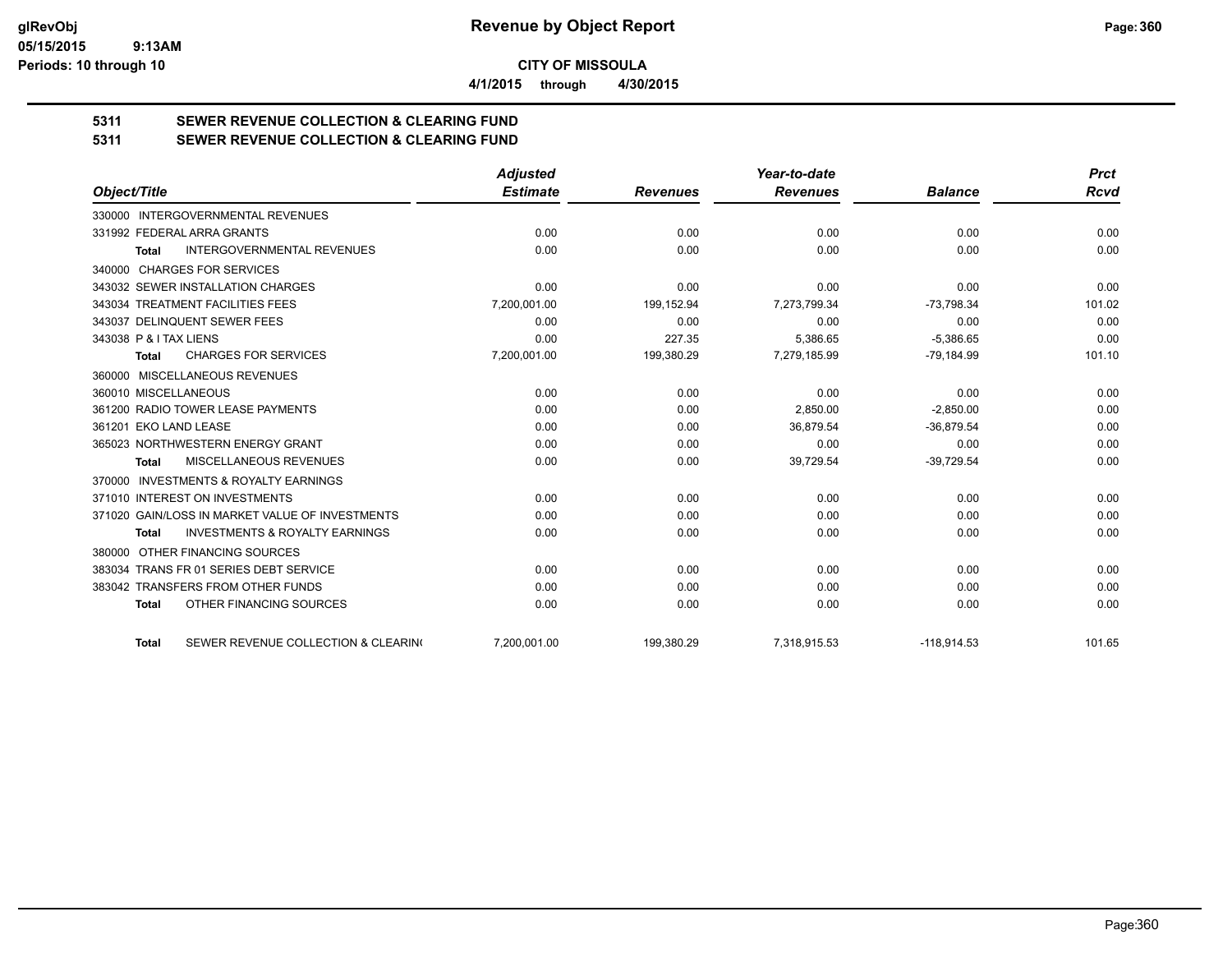**CITY OF MISSOULA**

**4/1/2015 through 4/30/2015**

## 5311 SEWER REVENUE COLLECTION & CLEARING FUND

## 5311 SEWER REVENUE COLLECTION & CLEARING FUND

| Object/Title | Adjusted Estimate | Revenues | Year-to-date Revenues | Balance | Prct Rcvd |
|---|---|---|---|---|---|
| 330000 INTERGOVERNMENTAL REVENUES | | | | | |
| 331992 FEDERAL ARRA GRANTS | 0.00 | 0.00 | 0.00 | 0.00 | 0.00 |
| **Total** INTERGOVERNMENTAL REVENUES | 0.00 | 0.00 | 0.00 | 0.00 | 0.00 |
| 340000 CHARGES FOR SERVICES | | | | | |
| 343032 SEWER INSTALLATION CHARGES | 0.00 | 0.00 | 0.00 | 0.00 | 0.00 |
| 343034 TREATMENT FACILITIES FEES | 7,200,001.00 | 199,152.94 | 7,273,799.34 | -73,798.34 | 101.02 |
| 343037 DELINQUENT SEWER FEES | 0.00 | 0.00 | 0.00 | 0.00 | 0.00 |
| 343038 P & I TAX LIENS | 0.00 | 227.35 | 5,386.65 | -5,386.65 | 0.00 |
| **Total** CHARGES FOR SERVICES | 7,200,001.00 | 199,380.29 | 7,279,185.99 | -79,184.99 | 101.10 |
| 360000 MISCELLANEOUS REVENUES | | | | | |
| 360010 MISCELLANEOUS | 0.00 | 0.00 | 0.00 | 0.00 | 0.00 |
| 361200 RADIO TOWER LEASE PAYMENTS | 0.00 | 0.00 | 2,850.00 | -2,850.00 | 0.00 |
| 361201 EKO LAND LEASE | 0.00 | 0.00 | 36,879.54 | -36,879.54 | 0.00 |
| 365023 NORTHWESTERN ENERGY GRANT | 0.00 | 0.00 | 0.00 | 0.00 | 0.00 |
| **Total** MISCELLANEOUS REVENUES | 0.00 | 0.00 | 39,729.54 | -39,729.54 | 0.00 |
| 370000 INVESTMENTS & ROYALTY EARNINGS | | | | | |
| 371010 INTEREST ON INVESTMENTS | 0.00 | 0.00 | 0.00 | 0.00 | 0.00 |
| 371020 GAIN/LOSS IN MARKET VALUE OF INVESTMENTS | 0.00 | 0.00 | 0.00 | 0.00 | 0.00 |
| **Total** INVESTMENTS & ROYALTY EARNINGS | 0.00 | 0.00 | 0.00 | 0.00 | 0.00 |
| 380000 OTHER FINANCING SOURCES | | | | | |
| 383034 TRANS FR 01 SERIES DEBT SERVICE | 0.00 | 0.00 | 0.00 | 0.00 | 0.00 |
| 383042 TRANSFERS FROM OTHER FUNDS | 0.00 | 0.00 | 0.00 | 0.00 | 0.00 |
| **Total** OTHER FINANCING SOURCES | 0.00 | 0.00 | 0.00 | 0.00 | 0.00 |
| **Total** SEWER REVENUE COLLECTION & CLEARIN( | 7,200,001.00 | 199,380.29 | 7,318,915.53 | -118,914.53 | 101.65 |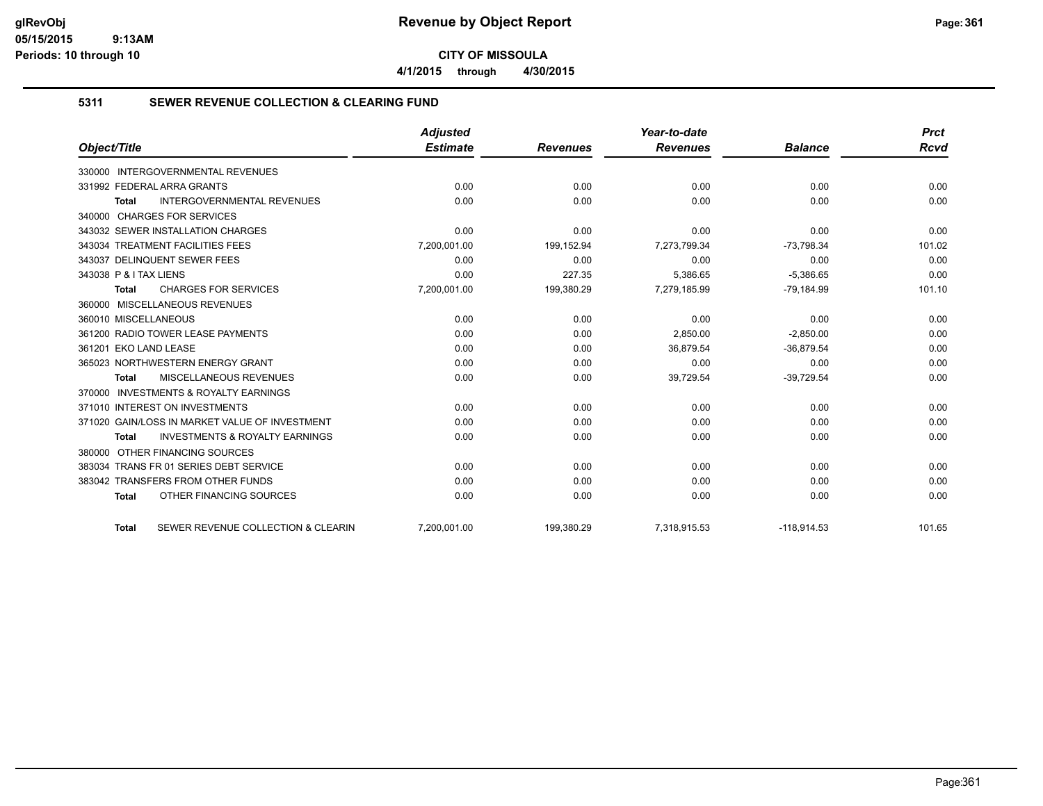# Revenue by Object Report

**CITY OF MISSOULA**

**4/1/2015 through 4/30/2015**

glRevObj
05/15/2015 9:13AM
Periods: 10 through 10

## 5311 SEWER REVENUE COLLECTION & CLEARING FUND

| Object/Title | Adjusted Estimate | Revenues | Year-to-date Revenues | Balance | Prct Rcvd |
|---|---|---|---|---|---|
| 330000 INTERGOVERNMENTAL REVENUES | | | | | |
| 331992 FEDERAL ARRA GRANTS | 0.00 | 0.00 | 0.00 | 0.00 | 0.00 |
| **Total** INTERGOVERNMENTAL REVENUES | 0.00 | 0.00 | 0.00 | 0.00 | 0.00 |
| 340000 CHARGES FOR SERVICES | | | | | |
| 343032 SEWER INSTALLATION CHARGES | 0.00 | 0.00 | 0.00 | 0.00 | 0.00 |
| 343034 TREATMENT FACILITIES FEES | 7,200,001.00 | 199,152.94 | 7,273,799.34 | -73,798.34 | 101.02 |
| 343037 DELINQUENT SEWER FEES | 0.00 | 0.00 | 0.00 | 0.00 | 0.00 |
| 343038 P & I TAX LIENS | 0.00 | 227.35 | 5,386.65 | -5,386.65 | 0.00 |
| **Total** CHARGES FOR SERVICES | 7,200,001.00 | 199,380.29 | 7,279,185.99 | -79,184.99 | 101.10 |
| 360000 MISCELLANEOUS REVENUES | | | | | |
| 360010 MISCELLANEOUS | 0.00 | 0.00 | 0.00 | 0.00 | 0.00 |
| 361200 RADIO TOWER LEASE PAYMENTS | 0.00 | 0.00 | 2,850.00 | -2,850.00 | 0.00 |
| 361201 EKO LAND LEASE | 0.00 | 0.00 | 36,879.54 | -36,879.54 | 0.00 |
| 365023 NORTHWESTERN ENERGY GRANT | 0.00 | 0.00 | 0.00 | 0.00 | 0.00 |
| **Total** MISCELLANEOUS REVENUES | 0.00 | 0.00 | 39,729.54 | -39,729.54 | 0.00 |
| 370000 INVESTMENTS & ROYALTY EARNINGS | | | | | |
| 371010 INTEREST ON INVESTMENTS | 0.00 | 0.00 | 0.00 | 0.00 | 0.00 |
| 371020 GAIN/LOSS IN MARKET VALUE OF INVESTMENT | 0.00 | 0.00 | 0.00 | 0.00 | 0.00 |
| **Total** INVESTMENTS & ROYALTY EARNINGS | 0.00 | 0.00 | 0.00 | 0.00 | 0.00 |
| 380000 OTHER FINANCING SOURCES | | | | | |
| 383034 TRANS FR 01 SERIES DEBT SERVICE | 0.00 | 0.00 | 0.00 | 0.00 | 0.00 |
| 383042 TRANSFERS FROM OTHER FUNDS | 0.00 | 0.00 | 0.00 | 0.00 | 0.00 |
| **Total** OTHER FINANCING SOURCES | 0.00 | 0.00 | 0.00 | 0.00 | 0.00 |
| **Total** SEWER REVENUE COLLECTION & CLEARIN | 7,200,001.00 | 199,380.29 | 7,318,915.53 | -118,914.53 | 101.65 |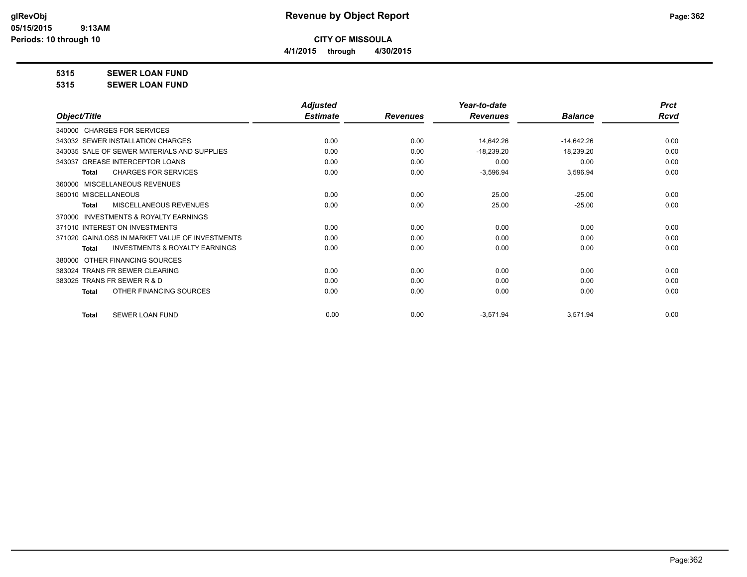# Revenue by Object Report

**CITY OF MISSOULA**

**4/1/2015 through 4/30/2015**

glRevObj
05/15/2015 9:13AM
Periods: 10 through 10

**5315 SEWER LOAN FUND**

**5315 SEWER LOAN FUND**

| Object/Title | Adjusted Estimate | Revenues | Year-to-date Revenues | Balance | Prct Rcvd |
|---|---|---|---|---|---|
| 340000 CHARGES FOR SERVICES | | | | | |
| 343032 SEWER INSTALLATION CHARGES | 0.00 | 0.00 | 14,642.26 | -14,642.26 | 0.00 |
| 343035 SALE OF SEWER MATERIALS AND SUPPLIES | 0.00 | 0.00 | -18,239.20 | 18,239.20 | 0.00 |
| 343037 GREASE INTERCEPTOR LOANS | 0.00 | 0.00 | 0.00 | 0.00 | 0.00 |
| **Total** CHARGES FOR SERVICES | 0.00 | 0.00 | -3,596.94 | 3,596.94 | 0.00 |
| 360000 MISCELLANEOUS REVENUES | | | | | |
| 360010 MISCELLANEOUS | 0.00 | 0.00 | 25.00 | -25.00 | 0.00 |
| **Total** MISCELLANEOUS REVENUES | 0.00 | 0.00 | 25.00 | -25.00 | 0.00 |
| 370000 INVESTMENTS & ROYALTY EARNINGS | | | | | |
| 371010 INTEREST ON INVESTMENTS | 0.00 | 0.00 | 0.00 | 0.00 | 0.00 |
| 371020 GAIN/LOSS IN MARKET VALUE OF INVESTMENTS | 0.00 | 0.00 | 0.00 | 0.00 | 0.00 |
| **Total** INVESTMENTS & ROYALTY EARNINGS | 0.00 | 0.00 | 0.00 | 0.00 | 0.00 |
| 380000 OTHER FINANCING SOURCES | | | | | |
| 383024 TRANS FR SEWER CLEARING | 0.00 | 0.00 | 0.00 | 0.00 | 0.00 |
| 383025 TRANS FR SEWER R & D | 0.00 | 0.00 | 0.00 | 0.00 | 0.00 |
| **Total** OTHER FINANCING SOURCES | 0.00 | 0.00 | 0.00 | 0.00 | 0.00 |
| **Total** SEWER LOAN FUND | 0.00 | 0.00 | -3,571.94 | 3,571.94 | 0.00 |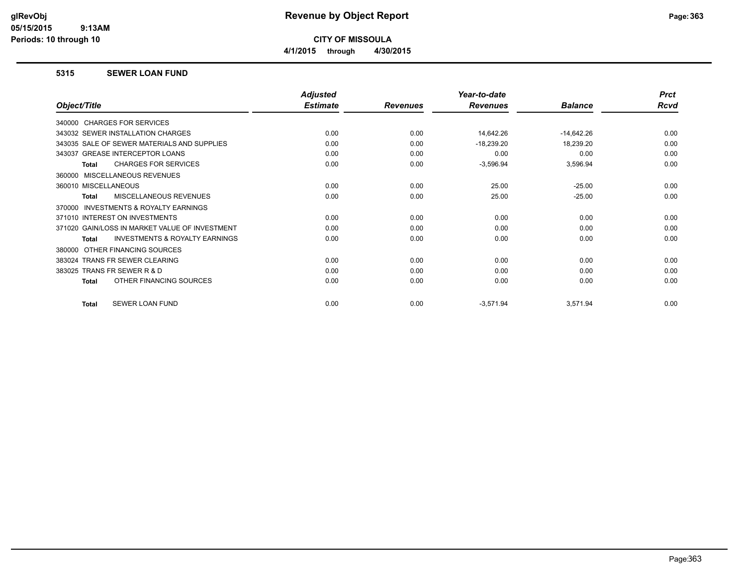# Revenue by Object Report

**CITY OF MISSOULA**

**4/1/2015 through 4/30/2015**

glRevObj
05/15/2015 9:13AM
Periods: 10 through 10

## 5315 SEWER LOAN FUND

| Object/Title | Adjusted Estimate | Revenues | Year-to-date Revenues | Balance | Prct Rcvd |
|---|---|---|---|---|---|
| 340000 CHARGES FOR SERVICES | | | | | |
| 343032 SEWER INSTALLATION CHARGES | 0.00 | 0.00 | 14,642.26 | -14,642.26 | 0.00 |
| 343035 SALE OF SEWER MATERIALS AND SUPPLIES | 0.00 | 0.00 | -18,239.20 | 18,239.20 | 0.00 |
| 343037 GREASE INTERCEPTOR LOANS | 0.00 | 0.00 | 0.00 | 0.00 | 0.00 |
| **Total** CHARGES FOR SERVICES | 0.00 | 0.00 | -3,596.94 | 3,596.94 | 0.00 |
| 360000 MISCELLANEOUS REVENUES | | | | | |
| 360010 MISCELLANEOUS | 0.00 | 0.00 | 25.00 | -25.00 | 0.00 |
| **Total** MISCELLANEOUS REVENUES | 0.00 | 0.00 | 25.00 | -25.00 | 0.00 |
| 370000 INVESTMENTS & ROYALTY EARNINGS | | | | | |
| 371010 INTEREST ON INVESTMENTS | 0.00 | 0.00 | 0.00 | 0.00 | 0.00 |
| 371020 GAIN/LOSS IN MARKET VALUE OF INVESTMENT | 0.00 | 0.00 | 0.00 | 0.00 | 0.00 |
| **Total** INVESTMENTS & ROYALTY EARNINGS | 0.00 | 0.00 | 0.00 | 0.00 | 0.00 |
| 380000 OTHER FINANCING SOURCES | | | | | |
| 383024 TRANS FR SEWER CLEARING | 0.00 | 0.00 | 0.00 | 0.00 | 0.00 |
| 383025 TRANS FR SEWER R & D | 0.00 | 0.00 | 0.00 | 0.00 | 0.00 |
| **Total** OTHER FINANCING SOURCES | 0.00 | 0.00 | 0.00 | 0.00 | 0.00 |
| **Total** SEWER LOAN FUND | 0.00 | 0.00 | -3,571.94 | 3,571.94 | 0.00 |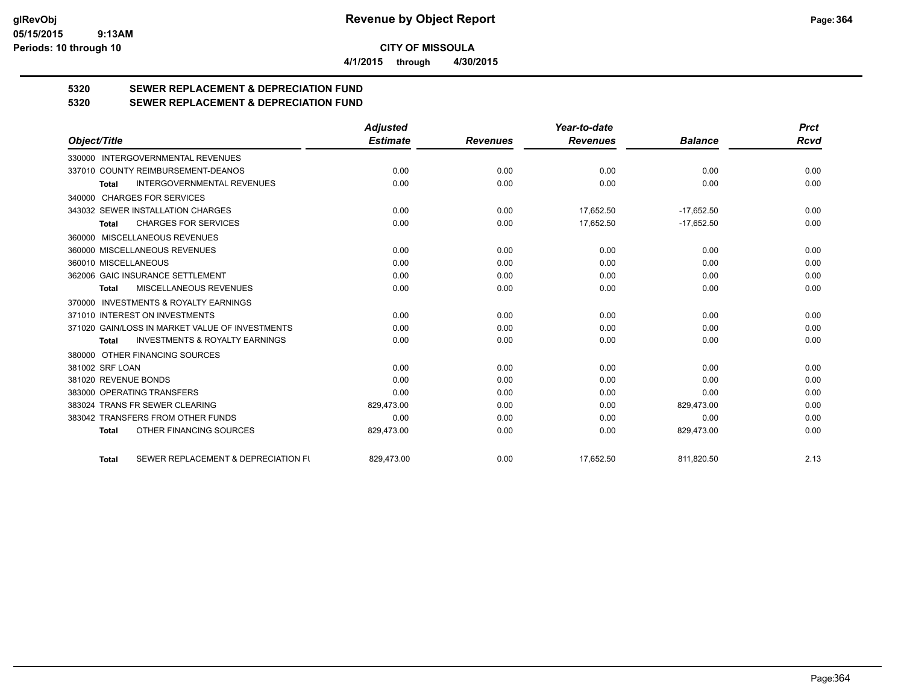**CITY OF MISSOULA**

**4/1/2015 through 4/30/2015**

## 5320 SEWER REPLACEMENT & DEPRECIATION FUND
## 5320 SEWER REPLACEMENT & DEPRECIATION FUND

| Object/Title | Adjusted Estimate | Revenues | Year-to-date Revenues | Balance | Prct Rcvd |
|---|---|---|---|---|---|
| 330000 INTERGOVERNMENTAL REVENUES | | | | | |
| 337010 COUNTY REIMBURSEMENT-DEANOS | 0.00 | 0.00 | 0.00 | 0.00 | 0.00 |
| **Total** INTERGOVERNMENTAL REVENUES | 0.00 | 0.00 | 0.00 | 0.00 | 0.00 |
| 340000 CHARGES FOR SERVICES | | | | | |
| 343032 SEWER INSTALLATION CHARGES | 0.00 | 0.00 | 17,652.50 | -17,652.50 | 0.00 |
| **Total** CHARGES FOR SERVICES | 0.00 | 0.00 | 17,652.50 | -17,652.50 | 0.00 |
| 360000 MISCELLANEOUS REVENUES | | | | | |
| 360000 MISCELLANEOUS REVENUES | 0.00 | 0.00 | 0.00 | 0.00 | 0.00 |
| 360010 MISCELLANEOUS | 0.00 | 0.00 | 0.00 | 0.00 | 0.00 |
| 362006 GAIC INSURANCE SETTLEMENT | 0.00 | 0.00 | 0.00 | 0.00 | 0.00 |
| **Total** MISCELLANEOUS REVENUES | 0.00 | 0.00 | 0.00 | 0.00 | 0.00 |
| 370000 INVESTMENTS & ROYALTY EARNINGS | | | | | |
| 371010 INTEREST ON INVESTMENTS | 0.00 | 0.00 | 0.00 | 0.00 | 0.00 |
| 371020 GAIN/LOSS IN MARKET VALUE OF INVESTMENTS | 0.00 | 0.00 | 0.00 | 0.00 | 0.00 |
| **Total** INVESTMENTS & ROYALTY EARNINGS | 0.00 | 0.00 | 0.00 | 0.00 | 0.00 |
| 380000 OTHER FINANCING SOURCES | | | | | |
| 381002 SRF LOAN | 0.00 | 0.00 | 0.00 | 0.00 | 0.00 |
| 381020 REVENUE BONDS | 0.00 | 0.00 | 0.00 | 0.00 | 0.00 |
| 383000 OPERATING TRANSFERS | 0.00 | 0.00 | 0.00 | 0.00 | 0.00 |
| 383024 TRANS FR SEWER CLEARING | 829,473.00 | 0.00 | 0.00 | 829,473.00 | 0.00 |
| 383042 TRANSFERS FROM OTHER FUNDS | 0.00 | 0.00 | 0.00 | 0.00 | 0.00 |
| **Total** OTHER FINANCING SOURCES | 829,473.00 | 0.00 | 0.00 | 829,473.00 | 0.00 |
| **Total** SEWER REPLACEMENT & DEPRECIATION FU | 829,473.00 | 0.00 | 17,652.50 | 811,820.50 | 2.13 |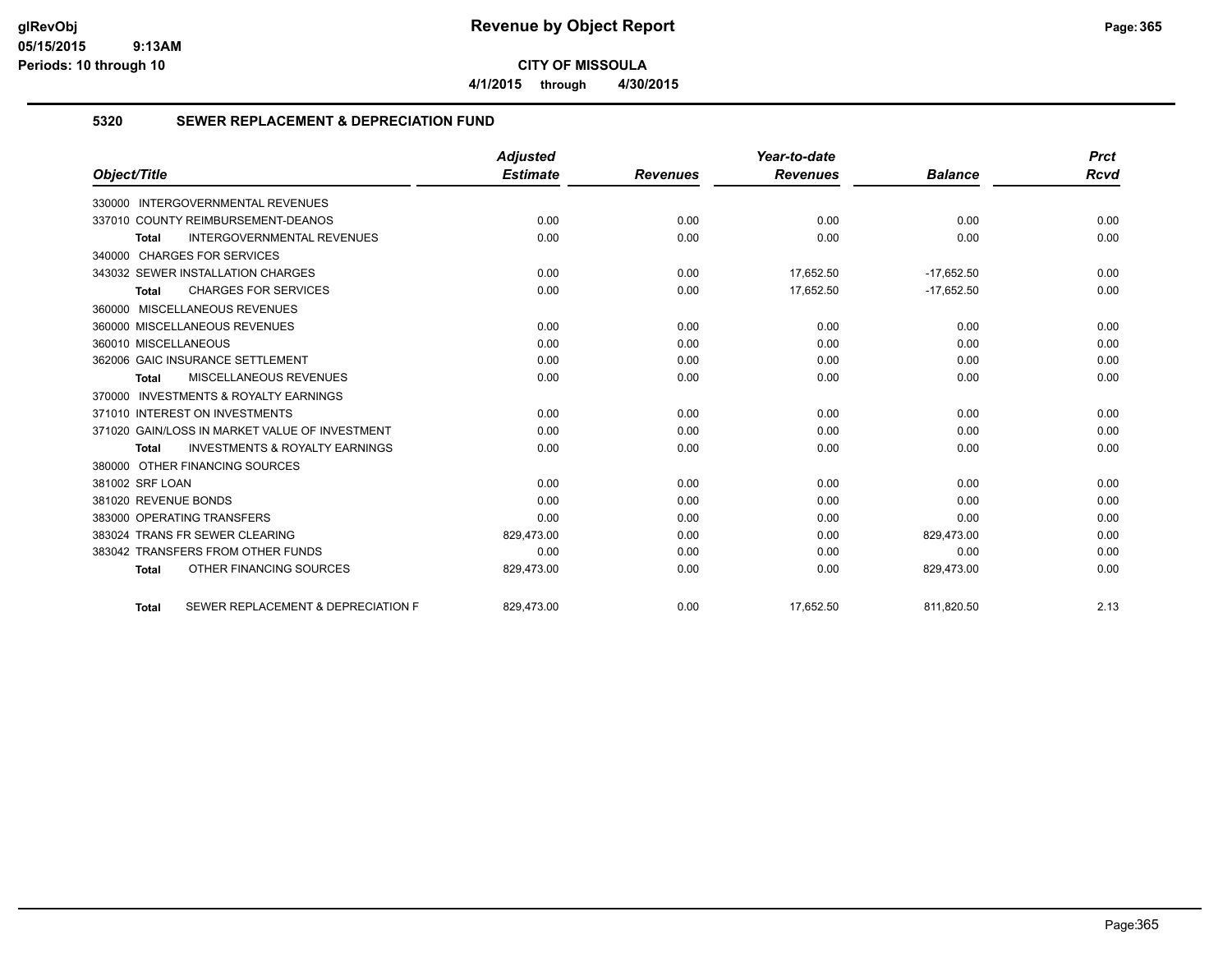# Revenue by Object Report

## CITY OF MISSOULA

4/1/2015 through 4/30/2015

### 5320 SEWER REPLACEMENT & DEPRECIATION FUND

| Object/Title | Adjusted Estimate | Revenues | Year-to-date Revenues | Balance | Prct Rcvd |
|---|---|---|---|---|---|
| 330000 INTERGOVERNMENTAL REVENUES | | | | | |
| 337010 COUNTY REIMBURSEMENT-DEANOS | 0.00 | 0.00 | 0.00 | 0.00 | 0.00 |
| **Total** INTERGOVERNMENTAL REVENUES | 0.00 | 0.00 | 0.00 | 0.00 | 0.00 |
| 340000 CHARGES FOR SERVICES | | | | | |
| 343032 SEWER INSTALLATION CHARGES | 0.00 | 0.00 | 17,652.50 | -17,652.50 | 0.00 |
| **Total** CHARGES FOR SERVICES | 0.00 | 0.00 | 17,652.50 | -17,652.50 | 0.00 |
| 360000 MISCELLANEOUS REVENUES | | | | | |
| 360000 MISCELLANEOUS REVENUES | 0.00 | 0.00 | 0.00 | 0.00 | 0.00 |
| 360010 MISCELLANEOUS | 0.00 | 0.00 | 0.00 | 0.00 | 0.00 |
| 362006 GAIC INSURANCE SETTLEMENT | 0.00 | 0.00 | 0.00 | 0.00 | 0.00 |
| **Total** MISCELLANEOUS REVENUES | 0.00 | 0.00 | 0.00 | 0.00 | 0.00 |
| 370000 INVESTMENTS & ROYALTY EARNINGS | | | | | |
| 371010 INTEREST ON INVESTMENTS | 0.00 | 0.00 | 0.00 | 0.00 | 0.00 |
| 371020 GAIN/LOSS IN MARKET VALUE OF INVESTMENT | 0.00 | 0.00 | 0.00 | 0.00 | 0.00 |
| **Total** INVESTMENTS & ROYALTY EARNINGS | 0.00 | 0.00 | 0.00 | 0.00 | 0.00 |
| 380000 OTHER FINANCING SOURCES | | | | | |
| 381002 SRF LOAN | 0.00 | 0.00 | 0.00 | 0.00 | 0.00 |
| 381020 REVENUE BONDS | 0.00 | 0.00 | 0.00 | 0.00 | 0.00 |
| 383000 OPERATING TRANSFERS | 0.00 | 0.00 | 0.00 | 0.00 | 0.00 |
| 383024 TRANS FR SEWER CLEARING | 829,473.00 | 0.00 | 0.00 | 829,473.00 | 0.00 |
| 383042 TRANSFERS FROM OTHER FUNDS | 0.00 | 0.00 | 0.00 | 0.00 | 0.00 |
| **Total** OTHER FINANCING SOURCES | 829,473.00 | 0.00 | 0.00 | 829,473.00 | 0.00 |
| **Total** SEWER REPLACEMENT & DEPRECIATION F | 829,473.00 | 0.00 | 17,652.50 | 811,820.50 | 2.13 |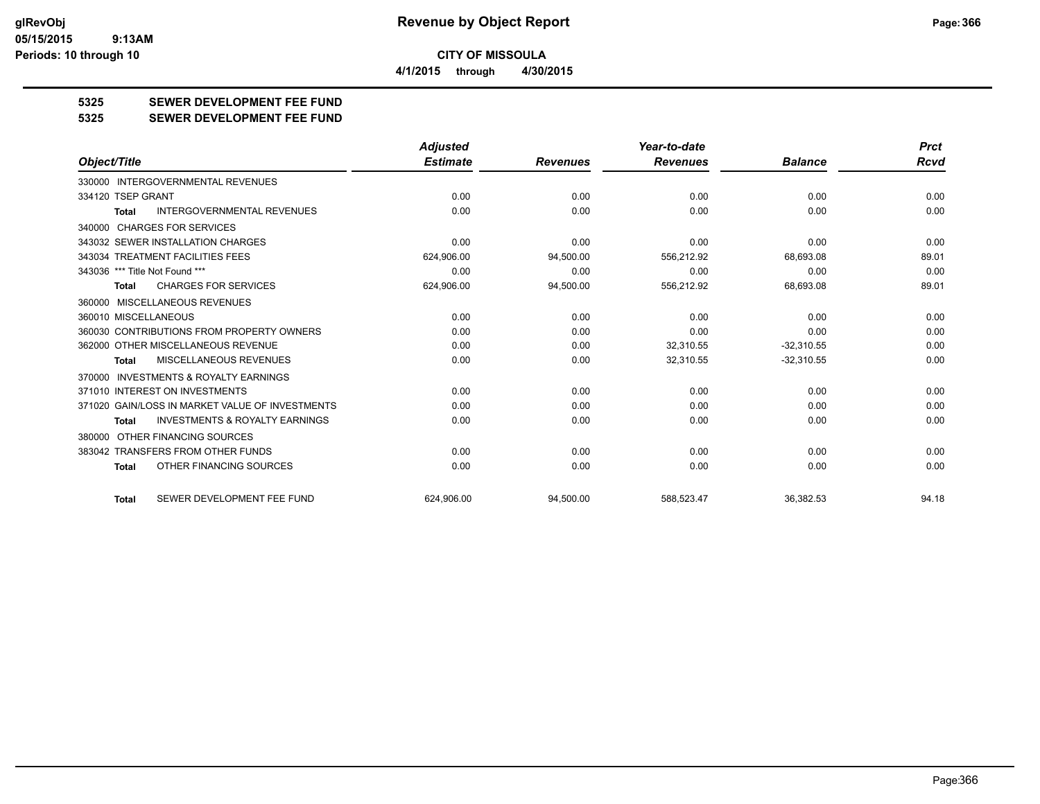**CITY OF MISSOULA**

**4/1/2015 through 4/30/2015**

## 5325 SEWER DEVELOPMENT FEE FUND

## 5325 SEWER DEVELOPMENT FEE FUND

| Object/Title | Adjusted Estimate | Revenues | Year-to-date Revenues | Balance | Prct Rcvd |
|---|---|---|---|---|---|
| 330000 INTERGOVERNMENTAL REVENUES | | | | | |
| 334120 TSEP GRANT | 0.00 | 0.00 | 0.00 | 0.00 | 0.00 |
| **Total** INTERGOVERNMENTAL REVENUES | 0.00 | 0.00 | 0.00 | 0.00 | 0.00 |
| 340000 CHARGES FOR SERVICES | | | | | |
| 343032 SEWER INSTALLATION CHARGES | 0.00 | 0.00 | 0.00 | 0.00 | 0.00 |
| 343034 TREATMENT FACILITIES FEES | 624,906.00 | 94,500.00 | 556,212.92 | 68,693.08 | 89.01 |
| 343036 *** Title Not Found *** | 0.00 | 0.00 | 0.00 | 0.00 | 0.00 |
| **Total** CHARGES FOR SERVICES | 624,906.00 | 94,500.00 | 556,212.92 | 68,693.08 | 89.01 |
| 360000 MISCELLANEOUS REVENUES | | | | | |
| 360010 MISCELLANEOUS | 0.00 | 0.00 | 0.00 | 0.00 | 0.00 |
| 360030 CONTRIBUTIONS FROM PROPERTY OWNERS | 0.00 | 0.00 | 0.00 | 0.00 | 0.00 |
| 362000 OTHER MISCELLANEOUS REVENUE | 0.00 | 0.00 | 32,310.55 | -32,310.55 | 0.00 |
| **Total** MISCELLANEOUS REVENUES | 0.00 | 0.00 | 32,310.55 | -32,310.55 | 0.00 |
| 370000 INVESTMENTS & ROYALTY EARNINGS | | | | | |
| 371010 INTEREST ON INVESTMENTS | 0.00 | 0.00 | 0.00 | 0.00 | 0.00 |
| 371020 GAIN/LOSS IN MARKET VALUE OF INVESTMENTS | 0.00 | 0.00 | 0.00 | 0.00 | 0.00 |
| **Total** INVESTMENTS & ROYALTY EARNINGS | 0.00 | 0.00 | 0.00 | 0.00 | 0.00 |
| 380000 OTHER FINANCING SOURCES | | | | | |
| 383042 TRANSFERS FROM OTHER FUNDS | 0.00 | 0.00 | 0.00 | 0.00 | 0.00 |
| **Total** OTHER FINANCING SOURCES | 0.00 | 0.00 | 0.00 | 0.00 | 0.00 |
| **Total** SEWER DEVELOPMENT FEE FUND | 624,906.00 | 94,500.00 | 588,523.47 | 36,382.53 | 94.18 |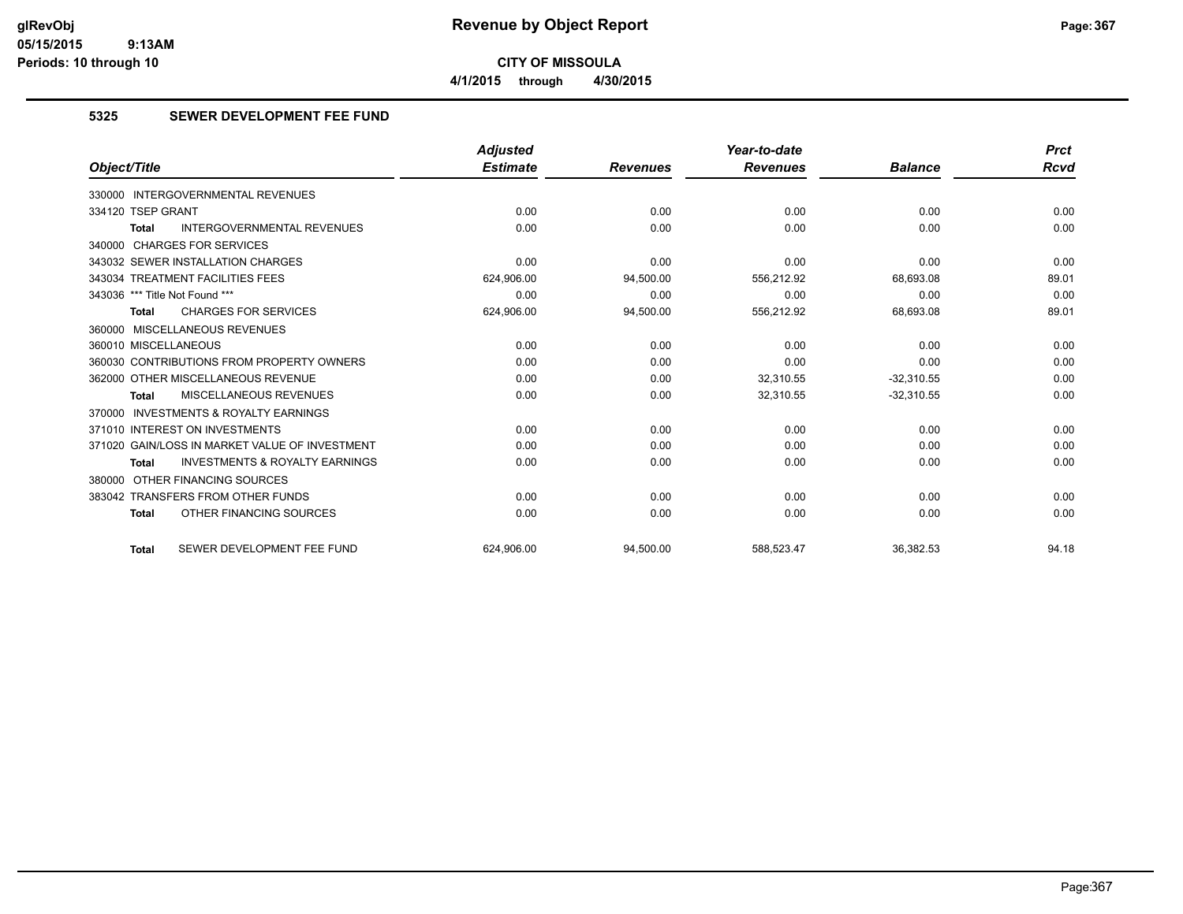# CITY OF MISSOULA

**4/1/2015 through 4/30/2015**

## 5325 SEWER DEVELOPMENT FEE FUND

| Object/Title | Adjusted Estimate | Revenues | Year-to-date Revenues | Balance | Prct Rcvd |
|---|---|---|---|---|---|
| 330000 INTERGOVERNMENTAL REVENUES | | | | | |
| 334120 TSEP GRANT | 0.00 | 0.00 | 0.00 | 0.00 | 0.00 |
| **Total** INTERGOVERNMENTAL REVENUES | 0.00 | 0.00 | 0.00 | 0.00 | 0.00 |
| 340000 CHARGES FOR SERVICES | | | | | |
| 343032 SEWER INSTALLATION CHARGES | 0.00 | 0.00 | 0.00 | 0.00 | 0.00 |
| 343034 TREATMENT FACILITIES FEES | 624,906.00 | 94,500.00 | 556,212.92 | 68,693.08 | 89.01 |
| 343036 *** Title Not Found *** | 0.00 | 0.00 | 0.00 | 0.00 | 0.00 |
| **Total** CHARGES FOR SERVICES | 624,906.00 | 94,500.00 | 556,212.92 | 68,693.08 | 89.01 |
| 360000 MISCELLANEOUS REVENUES | | | | | |
| 360010 MISCELLANEOUS | 0.00 | 0.00 | 0.00 | 0.00 | 0.00 |
| 360030 CONTRIBUTIONS FROM PROPERTY OWNERS | 0.00 | 0.00 | 0.00 | 0.00 | 0.00 |
| 362000 OTHER MISCELLANEOUS REVENUE | 0.00 | 0.00 | 32,310.55 | -32,310.55 | 0.00 |
| **Total** MISCELLANEOUS REVENUES | 0.00 | 0.00 | 32,310.55 | -32,310.55 | 0.00 |
| 370000 INVESTMENTS & ROYALTY EARNINGS | | | | | |
| 371010 INTEREST ON INVESTMENTS | 0.00 | 0.00 | 0.00 | 0.00 | 0.00 |
| 371020 GAIN/LOSS IN MARKET VALUE OF INVESTMENT | 0.00 | 0.00 | 0.00 | 0.00 | 0.00 |
| **Total** INVESTMENTS & ROYALTY EARNINGS | 0.00 | 0.00 | 0.00 | 0.00 | 0.00 |
| 380000 OTHER FINANCING SOURCES | | | | | |
| 383042 TRANSFERS FROM OTHER FUNDS | 0.00 | 0.00 | 0.00 | 0.00 | 0.00 |
| **Total** OTHER FINANCING SOURCES | 0.00 | 0.00 | 0.00 | 0.00 | 0.00 |
| **Total** SEWER DEVELOPMENT FEE FUND | 624,906.00 | 94,500.00 | 588,523.47 | 36,382.53 | 94.18 |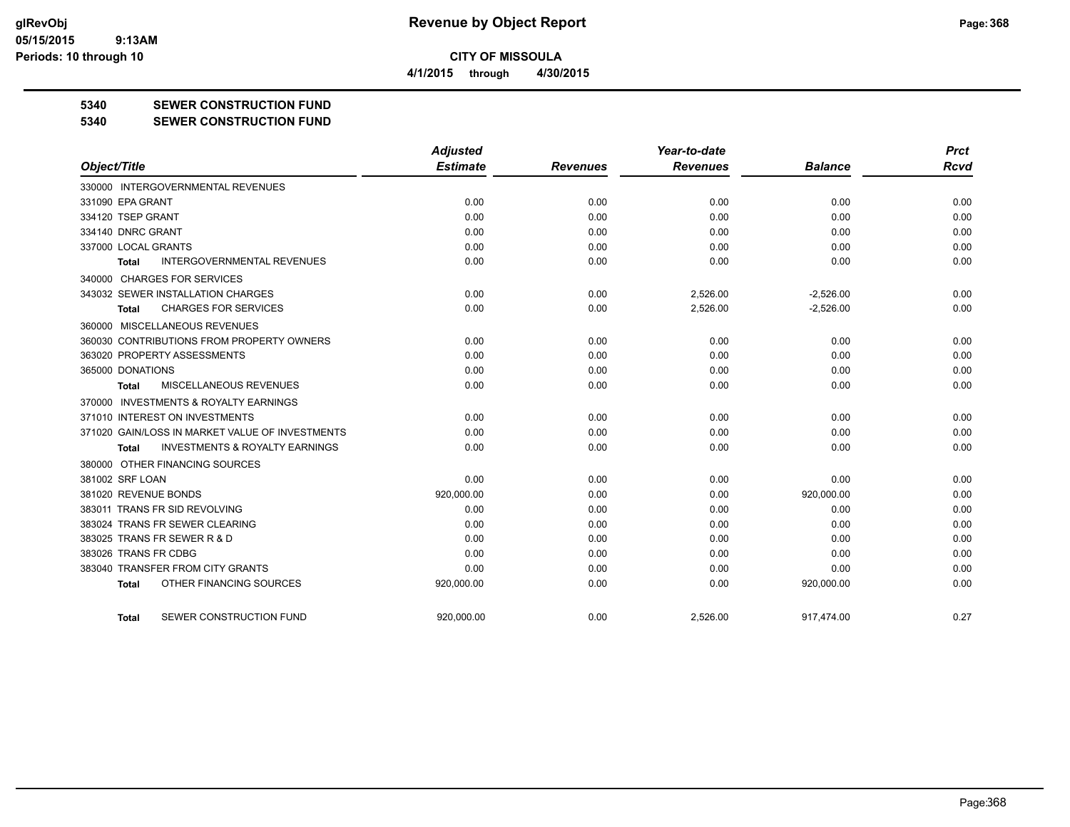# Revenue by Object Report

**CITY OF MISSOULA**

**4/1/2015 through 4/30/2015**

glRevObj
05/15/2015 9:13AM
Periods: 10 through 10

## 5340 SEWER CONSTRUCTION FUND

## 5340 SEWER CONSTRUCTION FUND

| Object/Title | Adjusted Estimate | Revenues | Year-to-date Revenues | Balance | Prct Rcvd |
|---|---|---|---|---|---|
| 330000 INTERGOVERNMENTAL REVENUES | | | | | |
| 331090 EPA GRANT | 0.00 | 0.00 | 0.00 | 0.00 | 0.00 |
| 334120 TSEP GRANT | 0.00 | 0.00 | 0.00 | 0.00 | 0.00 |
| 334140 DNRC GRANT | 0.00 | 0.00 | 0.00 | 0.00 | 0.00 |
| 337000 LOCAL GRANTS | 0.00 | 0.00 | 0.00 | 0.00 | 0.00 |
| **Total** INTERGOVERNMENTAL REVENUES | 0.00 | 0.00 | 0.00 | 0.00 | 0.00 |
| 340000 CHARGES FOR SERVICES | | | | | |
| 343032 SEWER INSTALLATION CHARGES | 0.00 | 0.00 | 2,526.00 | -2,526.00 | 0.00 |
| **Total** CHARGES FOR SERVICES | 0.00 | 0.00 | 2,526.00 | -2,526.00 | 0.00 |
| 360000 MISCELLANEOUS REVENUES | | | | | |
| 360030 CONTRIBUTIONS FROM PROPERTY OWNERS | 0.00 | 0.00 | 0.00 | 0.00 | 0.00 |
| 363020 PROPERTY ASSESSMENTS | 0.00 | 0.00 | 0.00 | 0.00 | 0.00 |
| 365000 DONATIONS | 0.00 | 0.00 | 0.00 | 0.00 | 0.00 |
| **Total** MISCELLANEOUS REVENUES | 0.00 | 0.00 | 0.00 | 0.00 | 0.00 |
| 370000 INVESTMENTS & ROYALTY EARNINGS | | | | | |
| 371010 INTEREST ON INVESTMENTS | 0.00 | 0.00 | 0.00 | 0.00 | 0.00 |
| 371020 GAIN/LOSS IN MARKET VALUE OF INVESTMENTS | 0.00 | 0.00 | 0.00 | 0.00 | 0.00 |
| **Total** INVESTMENTS & ROYALTY EARNINGS | 0.00 | 0.00 | 0.00 | 0.00 | 0.00 |
| 380000 OTHER FINANCING SOURCES | | | | | |
| 381002 SRF LOAN | 0.00 | 0.00 | 0.00 | 0.00 | 0.00 |
| 381020 REVENUE BONDS | 920,000.00 | 0.00 | 0.00 | 920,000.00 | 0.00 |
| 383011 TRANS FR SID REVOLVING | 0.00 | 0.00 | 0.00 | 0.00 | 0.00 |
| 383024 TRANS FR SEWER CLEARING | 0.00 | 0.00 | 0.00 | 0.00 | 0.00 |
| 383025 TRANS FR SEWER R & D | 0.00 | 0.00 | 0.00 | 0.00 | 0.00 |
| 383026 TRANS FR CDBG | 0.00 | 0.00 | 0.00 | 0.00 | 0.00 |
| 383040 TRANSFER FROM CITY GRANTS | 0.00 | 0.00 | 0.00 | 0.00 | 0.00 |
| **Total** OTHER FINANCING SOURCES | 920,000.00 | 0.00 | 0.00 | 920,000.00 | 0.00 |
| **Total** SEWER CONSTRUCTION FUND | 920,000.00 | 0.00 | 2,526.00 | 917,474.00 | 0.27 |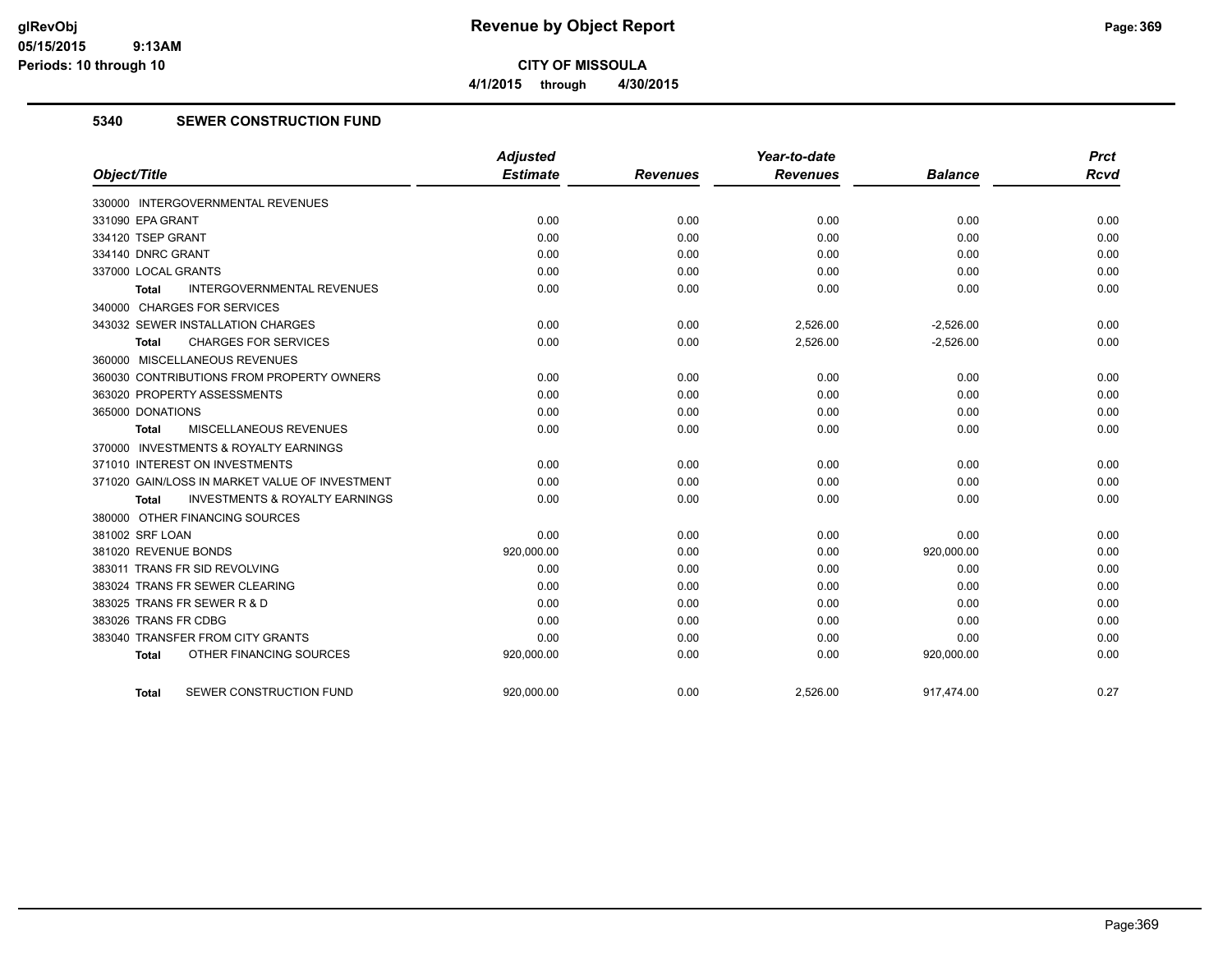# CITY OF MISSOULA

4/1/2015 through 4/30/2015

## 5340 SEWER CONSTRUCTION FUND

| Object/Title | Adjusted Estimate | Revenues | Year-to-date Revenues | Balance | Prct Rcvd |
|---|---|---|---|---|---|
| 330000 INTERGOVERNMENTAL REVENUES | | | | | |
| 331090 EPA GRANT | 0.00 | 0.00 | 0.00 | 0.00 | 0.00 |
| 334120 TSEP GRANT | 0.00 | 0.00 | 0.00 | 0.00 | 0.00 |
| 334140 DNRC GRANT | 0.00 | 0.00 | 0.00 | 0.00 | 0.00 |
| 337000 LOCAL GRANTS | 0.00 | 0.00 | 0.00 | 0.00 | 0.00 |
| Total INTERGOVERNMENTAL REVENUES | 0.00 | 0.00 | 0.00 | 0.00 | 0.00 |
| 340000 CHARGES FOR SERVICES | | | | | |
| 343032 SEWER INSTALLATION CHARGES | 0.00 | 0.00 | 2,526.00 | -2,526.00 | 0.00 |
| Total CHARGES FOR SERVICES | 0.00 | 0.00 | 2,526.00 | -2,526.00 | 0.00 |
| 360000 MISCELLANEOUS REVENUES | | | | | |
| 360030 CONTRIBUTIONS FROM PROPERTY OWNERS | 0.00 | 0.00 | 0.00 | 0.00 | 0.00 |
| 363020 PROPERTY ASSESSMENTS | 0.00 | 0.00 | 0.00 | 0.00 | 0.00 |
| 365000 DONATIONS | 0.00 | 0.00 | 0.00 | 0.00 | 0.00 |
| Total MISCELLANEOUS REVENUES | 0.00 | 0.00 | 0.00 | 0.00 | 0.00 |
| 370000 INVESTMENTS & ROYALTY EARNINGS | | | | | |
| 371010 INTEREST ON INVESTMENTS | 0.00 | 0.00 | 0.00 | 0.00 | 0.00 |
| 371020 GAIN/LOSS IN MARKET VALUE OF INVESTMENT | 0.00 | 0.00 | 0.00 | 0.00 | 0.00 |
| Total INVESTMENTS & ROYALTY EARNINGS | 0.00 | 0.00 | 0.00 | 0.00 | 0.00 |
| 380000 OTHER FINANCING SOURCES | | | | | |
| 381002 SRF LOAN | 0.00 | 0.00 | 0.00 | 0.00 | 0.00 |
| 381020 REVENUE BONDS | 920,000.00 | 0.00 | 0.00 | 920,000.00 | 0.00 |
| 383011 TRANS FR SID REVOLVING | 0.00 | 0.00 | 0.00 | 0.00 | 0.00 |
| 383024 TRANS FR SEWER CLEARING | 0.00 | 0.00 | 0.00 | 0.00 | 0.00 |
| 383025 TRANS FR SEWER R & D | 0.00 | 0.00 | 0.00 | 0.00 | 0.00 |
| 383026 TRANS FR CDBG | 0.00 | 0.00 | 0.00 | 0.00 | 0.00 |
| 383040 TRANSFER FROM CITY GRANTS | 0.00 | 0.00 | 0.00 | 0.00 | 0.00 |
| Total OTHER FINANCING SOURCES | 920,000.00 | 0.00 | 0.00 | 920,000.00 | 0.00 |
| Total SEWER CONSTRUCTION FUND | 920,000.00 | 0.00 | 2,526.00 | 917,474.00 | 0.27 |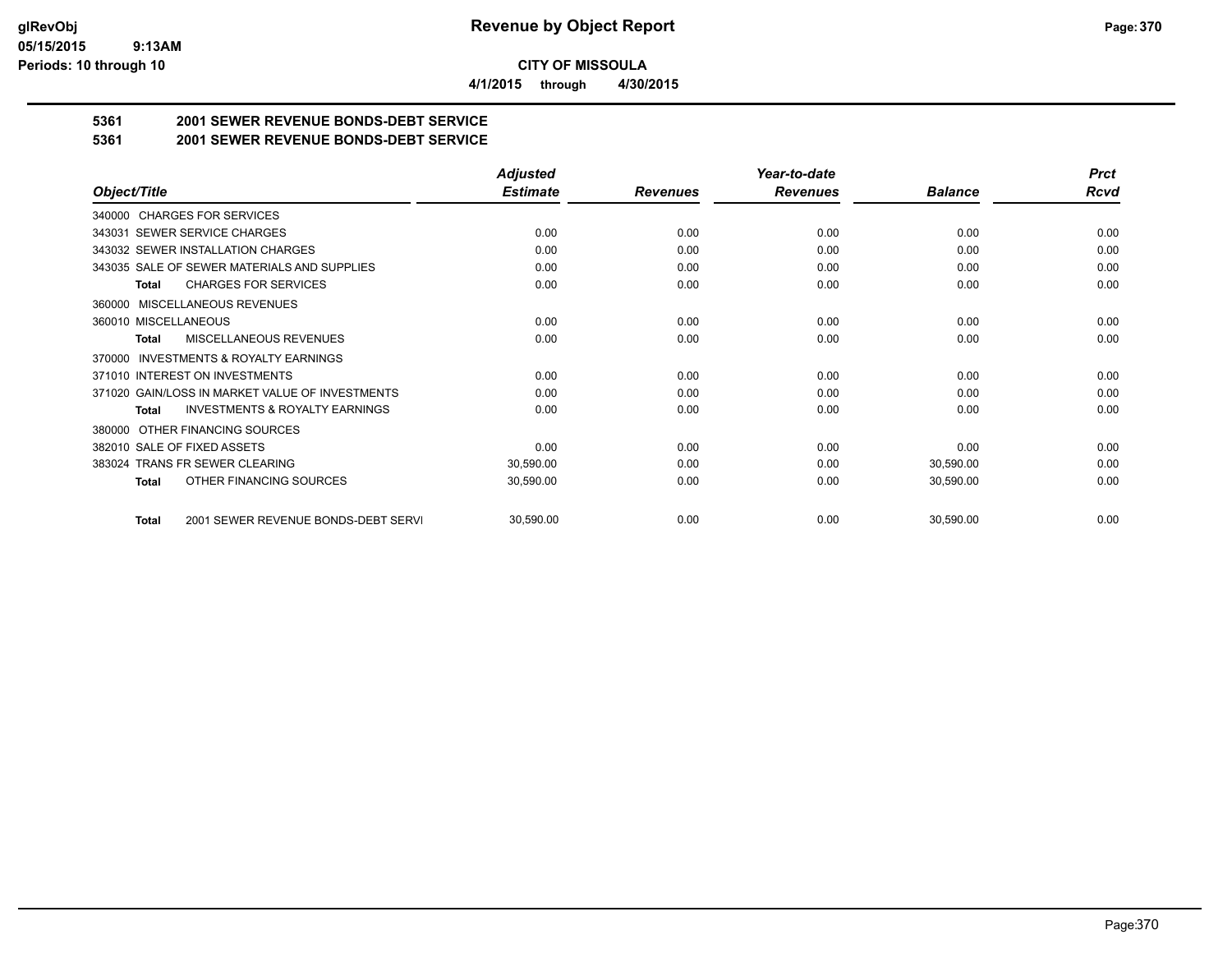**CITY OF MISSOULA**

**4/1/2015 through 4/30/2015**

# 5361 2001 SEWER REVENUE BONDS-DEBT SERVICE

## 5361 2001 SEWER REVENUE BONDS-DEBT SERVICE

| Object/Title | Adjusted Estimate | Revenues | Year-to-date Revenues | Balance | Prct Rcvd |
|---|---|---|---|---|---|
| 340000 CHARGES FOR SERVICES | | | | | |
| 343031 SEWER SERVICE CHARGES | 0.00 | 0.00 | 0.00 | 0.00 | 0.00 |
| 343032 SEWER INSTALLATION CHARGES | 0.00 | 0.00 | 0.00 | 0.00 | 0.00 |
| 343035 SALE OF SEWER MATERIALS AND SUPPLIES | 0.00 | 0.00 | 0.00 | 0.00 | 0.00 |
| **Total** CHARGES FOR SERVICES | 0.00 | 0.00 | 0.00 | 0.00 | 0.00 |
| 360000 MISCELLANEOUS REVENUES | | | | | |
| 360010 MISCELLANEOUS | 0.00 | 0.00 | 0.00 | 0.00 | 0.00 |
| **Total** MISCELLANEOUS REVENUES | 0.00 | 0.00 | 0.00 | 0.00 | 0.00 |
| 370000 INVESTMENTS & ROYALTY EARNINGS | | | | | |
| 371010 INTEREST ON INVESTMENTS | 0.00 | 0.00 | 0.00 | 0.00 | 0.00 |
| 371020 GAIN/LOSS IN MARKET VALUE OF INVESTMENTS | 0.00 | 0.00 | 0.00 | 0.00 | 0.00 |
| **Total** INVESTMENTS & ROYALTY EARNINGS | 0.00 | 0.00 | 0.00 | 0.00 | 0.00 |
| 380000 OTHER FINANCING SOURCES | | | | | |
| 382010 SALE OF FIXED ASSETS | 0.00 | 0.00 | 0.00 | 0.00 | 0.00 |
| 383024 TRANS FR SEWER CLEARING | 30,590.00 | 0.00 | 0.00 | 30,590.00 | 0.00 |
| **Total** OTHER FINANCING SOURCES | 30,590.00 | 0.00 | 0.00 | 30,590.00 | 0.00 |
| **Total** 2001 SEWER REVENUE BONDS-DEBT SERVI | 30,590.00 | 0.00 | 0.00 | 30,590.00 | 0.00 |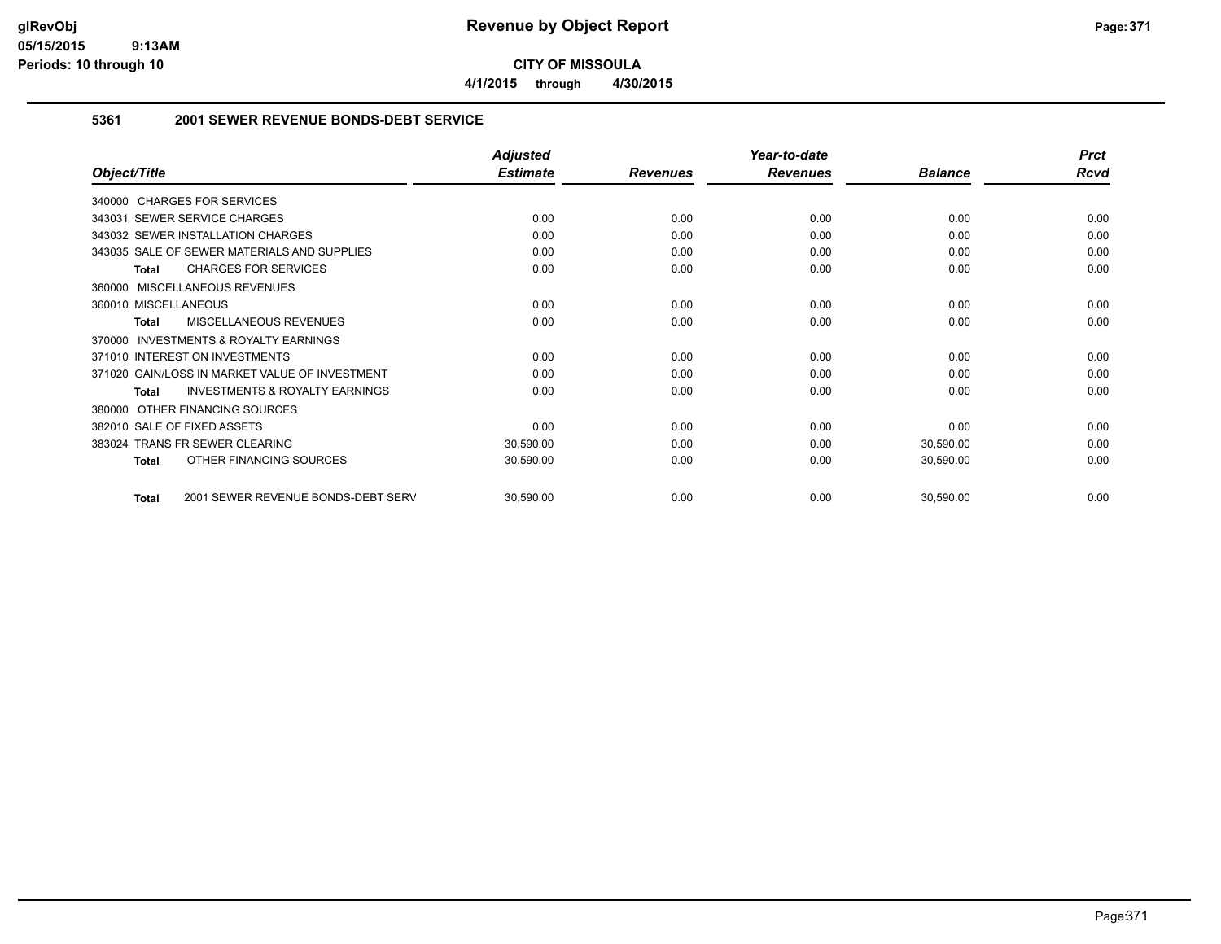**CITY OF MISSOULA**

**4/1/2015 through 4/30/2015**

### 5361 2001 SEWER REVENUE BONDS-DEBT SERVICE

| Object/Title | Adjusted Estimate | Revenues | Year-to-date Revenues | Balance | Prct Rcvd |
|---|---|---|---|---|---|
| 340000 CHARGES FOR SERVICES | | | | | |
| 343031 SEWER SERVICE CHARGES | 0.00 | 0.00 | 0.00 | 0.00 | 0.00 |
| 343032 SEWER INSTALLATION CHARGES | 0.00 | 0.00 | 0.00 | 0.00 | 0.00 |
| 343035 SALE OF SEWER MATERIALS AND SUPPLIES | 0.00 | 0.00 | 0.00 | 0.00 | 0.00 |
| **Total** CHARGES FOR SERVICES | 0.00 | 0.00 | 0.00 | 0.00 | 0.00 |
| 360000 MISCELLANEOUS REVENUES | | | | | |
| 360010 MISCELLANEOUS | 0.00 | 0.00 | 0.00 | 0.00 | 0.00 |
| **Total** MISCELLANEOUS REVENUES | 0.00 | 0.00 | 0.00 | 0.00 | 0.00 |
| 370000 INVESTMENTS & ROYALTY EARNINGS | | | | | |
| 371010 INTEREST ON INVESTMENTS | 0.00 | 0.00 | 0.00 | 0.00 | 0.00 |
| 371020 GAIN/LOSS IN MARKET VALUE OF INVESTMENT | 0.00 | 0.00 | 0.00 | 0.00 | 0.00 |
| **Total** INVESTMENTS & ROYALTY EARNINGS | 0.00 | 0.00 | 0.00 | 0.00 | 0.00 |
| 380000 OTHER FINANCING SOURCES | | | | | |
| 382010 SALE OF FIXED ASSETS | 0.00 | 0.00 | 0.00 | 0.00 | 0.00 |
| 383024 TRANS FR SEWER CLEARING | 30,590.00 | 0.00 | 0.00 | 30,590.00 | 0.00 |
| **Total** OTHER FINANCING SOURCES | 30,590.00 | 0.00 | 0.00 | 30,590.00 | 0.00 |
| **Total** 2001 SEWER REVENUE BONDS-DEBT SERV | 30,590.00 | 0.00 | 0.00 | 30,590.00 | 0.00 |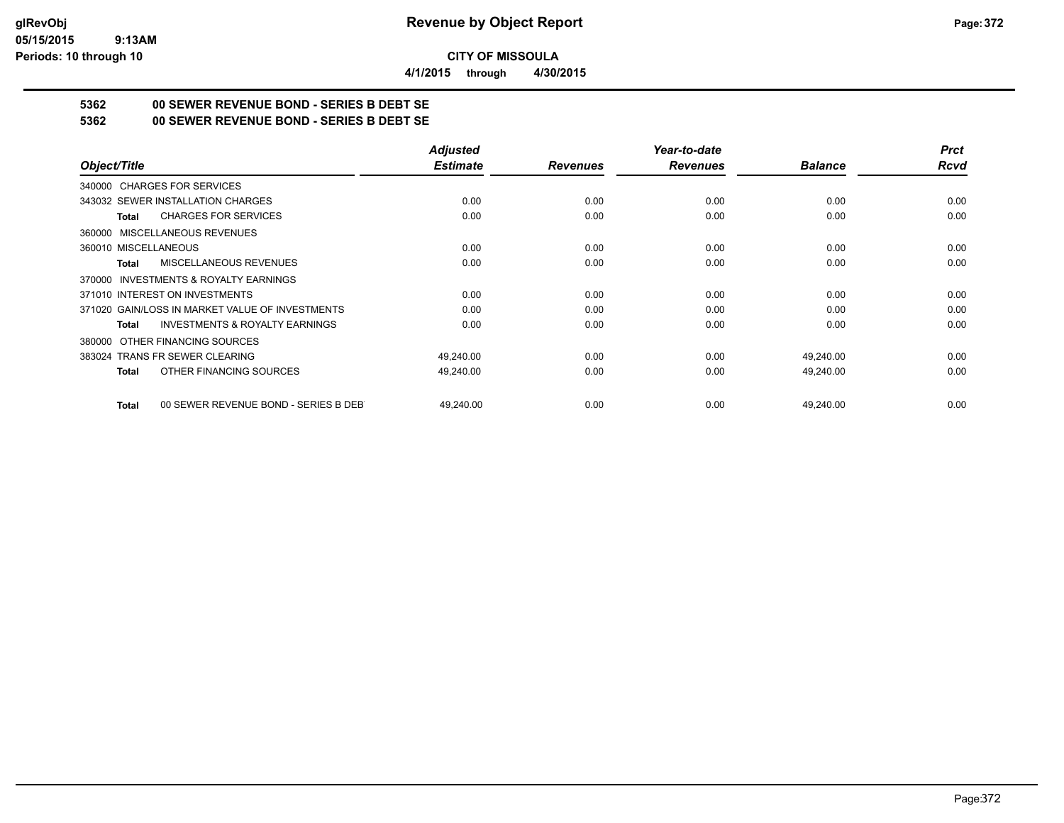**CITY OF MISSOULA**

**4/1/2015 through 4/30/2015**

**5362 00 SEWER REVENUE BOND - SERIES B DEBT SE**

**5362 00 SEWER REVENUE BOND - SERIES B DEBT SE**

| Object/Title | Adjusted Estimate | Revenues | Year-to-date Revenues | Balance | Prct Rcvd |
|---|---|---|---|---|---|
| 340000 CHARGES FOR SERVICES | | | | | |
| 343032 SEWER INSTALLATION CHARGES | 0.00 | 0.00 | 0.00 | 0.00 | 0.00 |
| **Total** CHARGES FOR SERVICES | 0.00 | 0.00 | 0.00 | 0.00 | 0.00 |
| 360000 MISCELLANEOUS REVENUES | | | | | |
| 360010 MISCELLANEOUS | 0.00 | 0.00 | 0.00 | 0.00 | 0.00 |
| **Total** MISCELLANEOUS REVENUES | 0.00 | 0.00 | 0.00 | 0.00 | 0.00 |
| 370000 INVESTMENTS & ROYALTY EARNINGS | | | | | |
| 371010 INTEREST ON INVESTMENTS | 0.00 | 0.00 | 0.00 | 0.00 | 0.00 |
| 371020 GAIN/LOSS IN MARKET VALUE OF INVESTMENTS | 0.00 | 0.00 | 0.00 | 0.00 | 0.00 |
| **Total** INVESTMENTS & ROYALTY EARNINGS | 0.00 | 0.00 | 0.00 | 0.00 | 0.00 |
| 380000 OTHER FINANCING SOURCES | | | | | |
| 383024 TRANS FR SEWER CLEARING | 49,240.00 | 0.00 | 0.00 | 49,240.00 | 0.00 |
| **Total** OTHER FINANCING SOURCES | 49,240.00 | 0.00 | 0.00 | 49,240.00 | 0.00 |
| **Total** 00 SEWER REVENUE BOND - SERIES B DEBT | 49,240.00 | 0.00 | 0.00 | 49,240.00 | 0.00 |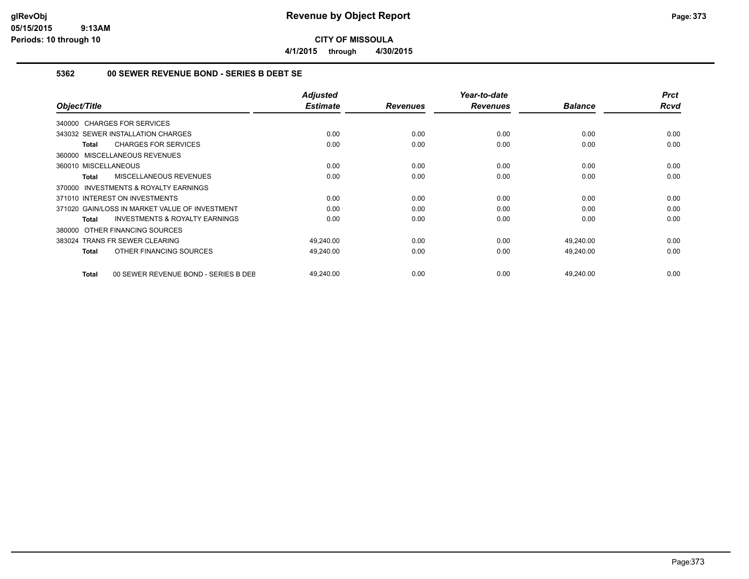# Revenue by Object Report

**CITY OF MISSOULA**

**4/1/2015 through 4/30/2015**

glRevObj
05/15/2015 9:13AM
Periods: 10 through 10

## 5362 00 SEWER REVENUE BOND - SERIES B DEBT SE

| Object/Title | Adjusted Estimate | Revenues | Year-to-date Revenues | Balance | Prct Rcvd |
|---|---|---|---|---|---|
| 340000 CHARGES FOR SERVICES | | | | | |
| 343032 SEWER INSTALLATION CHARGES | 0.00 | 0.00 | 0.00 | 0.00 | 0.00 |
| **Total** CHARGES FOR SERVICES | 0.00 | 0.00 | 0.00 | 0.00 | 0.00 |
| 360000 MISCELLANEOUS REVENUES | | | | | |
| 360010 MISCELLANEOUS | 0.00 | 0.00 | 0.00 | 0.00 | 0.00 |
| **Total** MISCELLANEOUS REVENUES | 0.00 | 0.00 | 0.00 | 0.00 | 0.00 |
| 370000 INVESTMENTS & ROYALTY EARNINGS | | | | | |
| 371010 INTEREST ON INVESTMENTS | 0.00 | 0.00 | 0.00 | 0.00 | 0.00 |
| 371020 GAIN/LOSS IN MARKET VALUE OF INVESTMENT | 0.00 | 0.00 | 0.00 | 0.00 | 0.00 |
| **Total** INVESTMENTS & ROYALTY EARNINGS | 0.00 | 0.00 | 0.00 | 0.00 | 0.00 |
| 380000 OTHER FINANCING SOURCES | | | | | |
| 383024 TRANS FR SEWER CLEARING | 49,240.00 | 0.00 | 0.00 | 49,240.00 | 0.00 |
| **Total** OTHER FINANCING SOURCES | 49,240.00 | 0.00 | 0.00 | 49,240.00 | 0.00 |
| **Total** 00 SEWER REVENUE BOND - SERIES B DEB | 49,240.00 | 0.00 | 0.00 | 49,240.00 | 0.00 |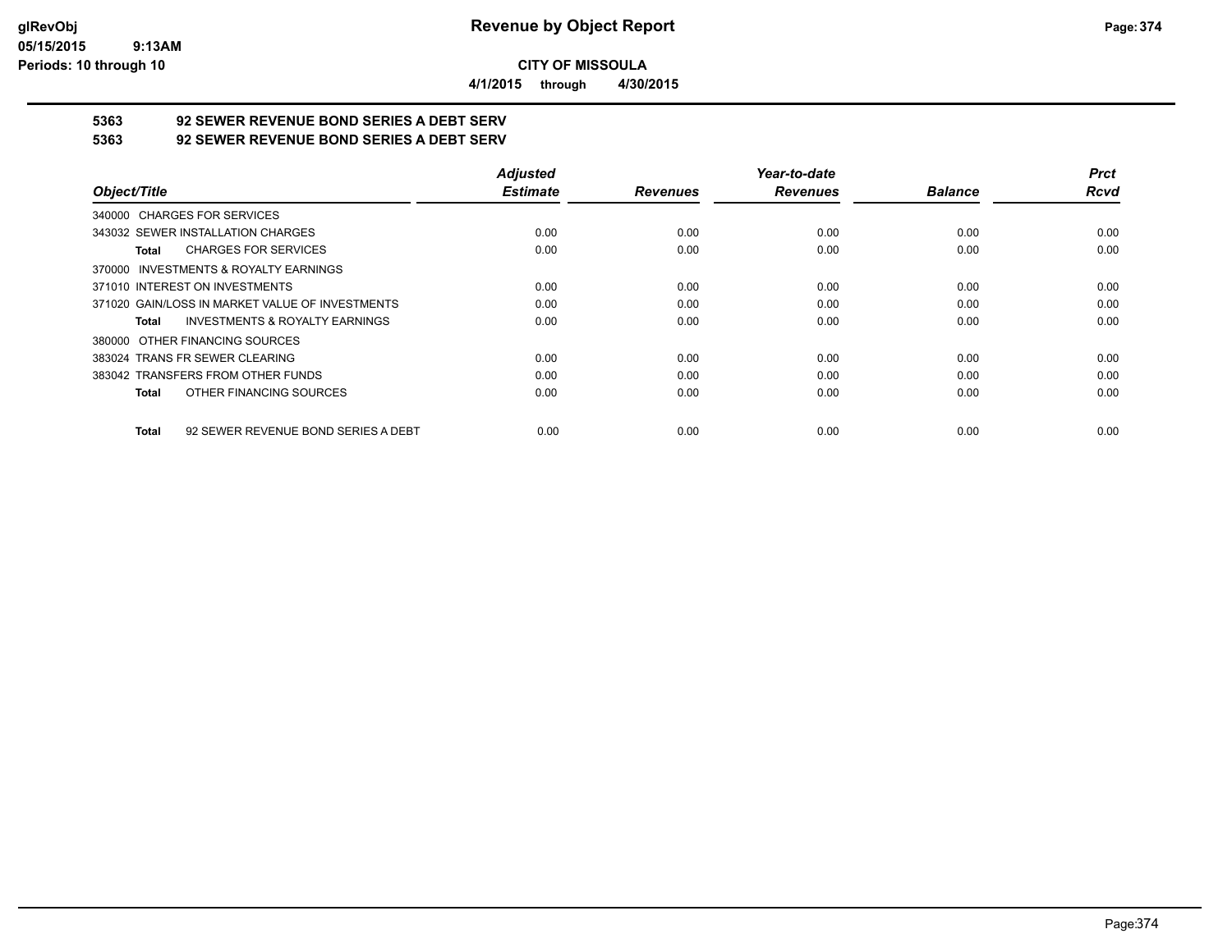**CITY OF MISSOULA**

**4/1/2015 through 4/30/2015**

# 5363 92 SEWER REVENUE BOND SERIES A DEBT SERV

## 5363 92 SEWER REVENUE BOND SERIES A DEBT SERV

| Object/Title | Adjusted Estimate | Revenues | Year-to-date Revenues | Balance | Prct Rcvd |
|---|---|---|---|---|---|
| 340000 CHARGES FOR SERVICES | | | | | |
| 343032 SEWER INSTALLATION CHARGES | 0.00 | 0.00 | 0.00 | 0.00 | 0.00 |
| **Total** CHARGES FOR SERVICES | 0.00 | 0.00 | 0.00 | 0.00 | 0.00 |
| 370000 INVESTMENTS & ROYALTY EARNINGS | | | | | |
| 371010 INTEREST ON INVESTMENTS | 0.00 | 0.00 | 0.00 | 0.00 | 0.00 |
| 371020 GAIN/LOSS IN MARKET VALUE OF INVESTMENTS | 0.00 | 0.00 | 0.00 | 0.00 | 0.00 |
| **Total** INVESTMENTS & ROYALTY EARNINGS | 0.00 | 0.00 | 0.00 | 0.00 | 0.00 |
| 380000 OTHER FINANCING SOURCES | | | | | |
| 383024 TRANS FR SEWER CLEARING | 0.00 | 0.00 | 0.00 | 0.00 | 0.00 |
| 383042 TRANSFERS FROM OTHER FUNDS | 0.00 | 0.00 | 0.00 | 0.00 | 0.00 |
| **Total** OTHER FINANCING SOURCES | 0.00 | 0.00 | 0.00 | 0.00 | 0.00 |
| **Total** 92 SEWER REVENUE BOND SERIES A DEBT | 0.00 | 0.00 | 0.00 | 0.00 | 0.00 |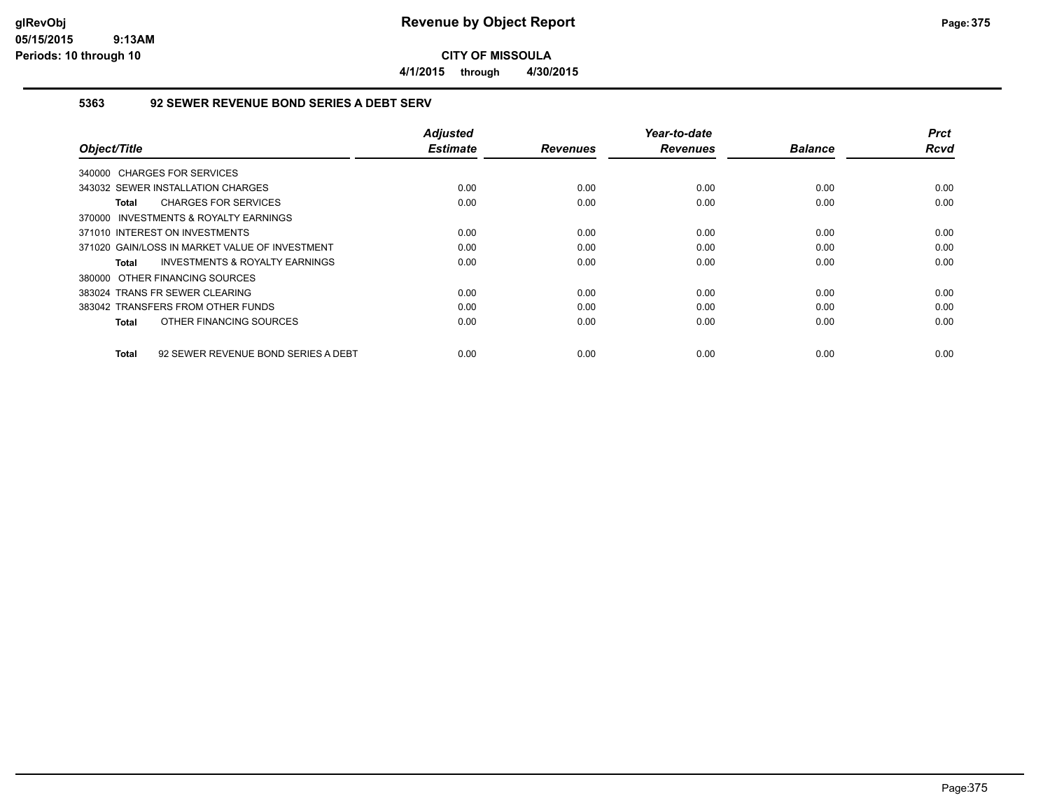# Revenue by Object Report

**CITY OF MISSOULA**

**4/1/2015 through 4/30/2015**

glRevObj
05/15/2015 9:13AM
Periods: 10 through 10

### 5363 92 SEWER REVENUE BOND SERIES A DEBT SERV

| Object/Title | Adjusted Estimate | Revenues | Year-to-date Revenues | Balance | Prct Rcvd |
|---|---|---|---|---|---|
| 340000 CHARGES FOR SERVICES | | | | | |
| 343032 SEWER INSTALLATION CHARGES | 0.00 | 0.00 | 0.00 | 0.00 | 0.00 |
| **Total** CHARGES FOR SERVICES | 0.00 | 0.00 | 0.00 | 0.00 | 0.00 |
| 370000 INVESTMENTS & ROYALTY EARNINGS | | | | | |
| 371010 INTEREST ON INVESTMENTS | 0.00 | 0.00 | 0.00 | 0.00 | 0.00 |
| 371020 GAIN/LOSS IN MARKET VALUE OF INVESTMENT | 0.00 | 0.00 | 0.00 | 0.00 | 0.00 |
| **Total** INVESTMENTS & ROYALTY EARNINGS | 0.00 | 0.00 | 0.00 | 0.00 | 0.00 |
| 380000 OTHER FINANCING SOURCES | | | | | |
| 383024 TRANS FR SEWER CLEARING | 0.00 | 0.00 | 0.00 | 0.00 | 0.00 |
| 383042 TRANSFERS FROM OTHER FUNDS | 0.00 | 0.00 | 0.00 | 0.00 | 0.00 |
| **Total** OTHER FINANCING SOURCES | 0.00 | 0.00 | 0.00 | 0.00 | 0.00 |
| **Total** 92 SEWER REVENUE BOND SERIES A DEBT | 0.00 | 0.00 | 0.00 | 0.00 | 0.00 |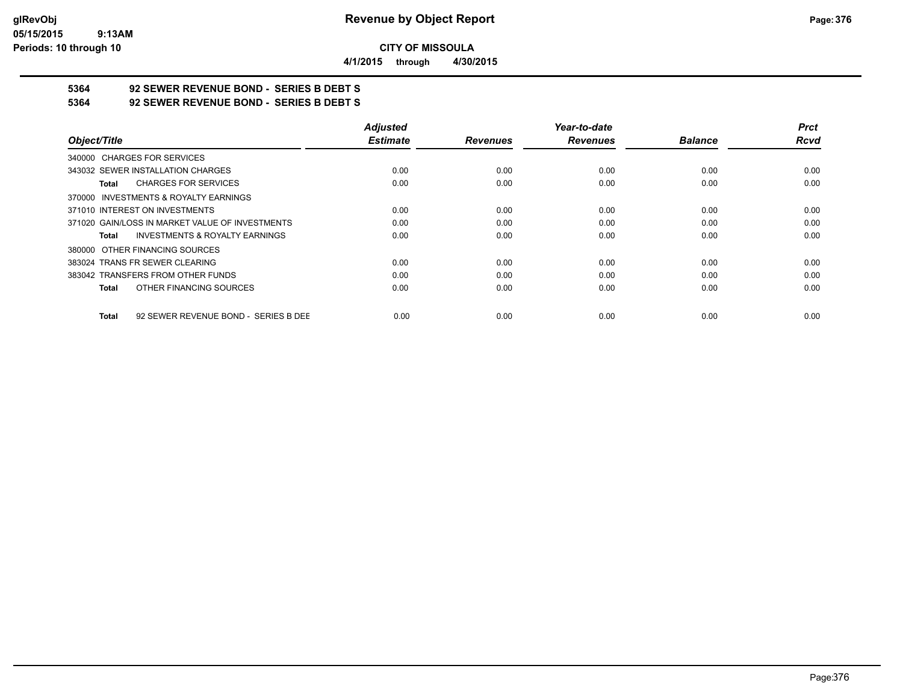**CITY OF MISSOULA**

**4/1/2015 through 4/30/2015**

**Revenue by Object Report**

glRevObj
05/15/2015 9:13AM
Periods: 10 through 10

## 5364 92 SEWER REVENUE BOND - SERIES B DEBT S

## 5364 92 SEWER REVENUE BOND - SERIES B DEBT S

| Object/Title | Adjusted Estimate | Revenues | Year-to-date Revenues | Balance | Prct Rcvd |
|---|---|---|---|---|---|
| 340000 CHARGES FOR SERVICES | | | | | |
| 343032 SEWER INSTALLATION CHARGES | 0.00 | 0.00 | 0.00 | 0.00 | 0.00 |
| **Total** CHARGES FOR SERVICES | 0.00 | 0.00 | 0.00 | 0.00 | 0.00 |
| 370000 INVESTMENTS & ROYALTY EARNINGS | | | | | |
| 371010 INTEREST ON INVESTMENTS | 0.00 | 0.00 | 0.00 | 0.00 | 0.00 |
| 371020 GAIN/LOSS IN MARKET VALUE OF INVESTMENTS | 0.00 | 0.00 | 0.00 | 0.00 | 0.00 |
| **Total** INVESTMENTS & ROYALTY EARNINGS | 0.00 | 0.00 | 0.00 | 0.00 | 0.00 |
| 380000 OTHER FINANCING SOURCES | | | | | |
| 383024 TRANS FR SEWER CLEARING | 0.00 | 0.00 | 0.00 | 0.00 | 0.00 |
| 383042 TRANSFERS FROM OTHER FUNDS | 0.00 | 0.00 | 0.00 | 0.00 | 0.00 |
| **Total** OTHER FINANCING SOURCES | 0.00 | 0.00 | 0.00 | 0.00 | 0.00 |
| **Total** 92 SEWER REVENUE BOND - SERIES B DEE | 0.00 | 0.00 | 0.00 | 0.00 | 0.00 |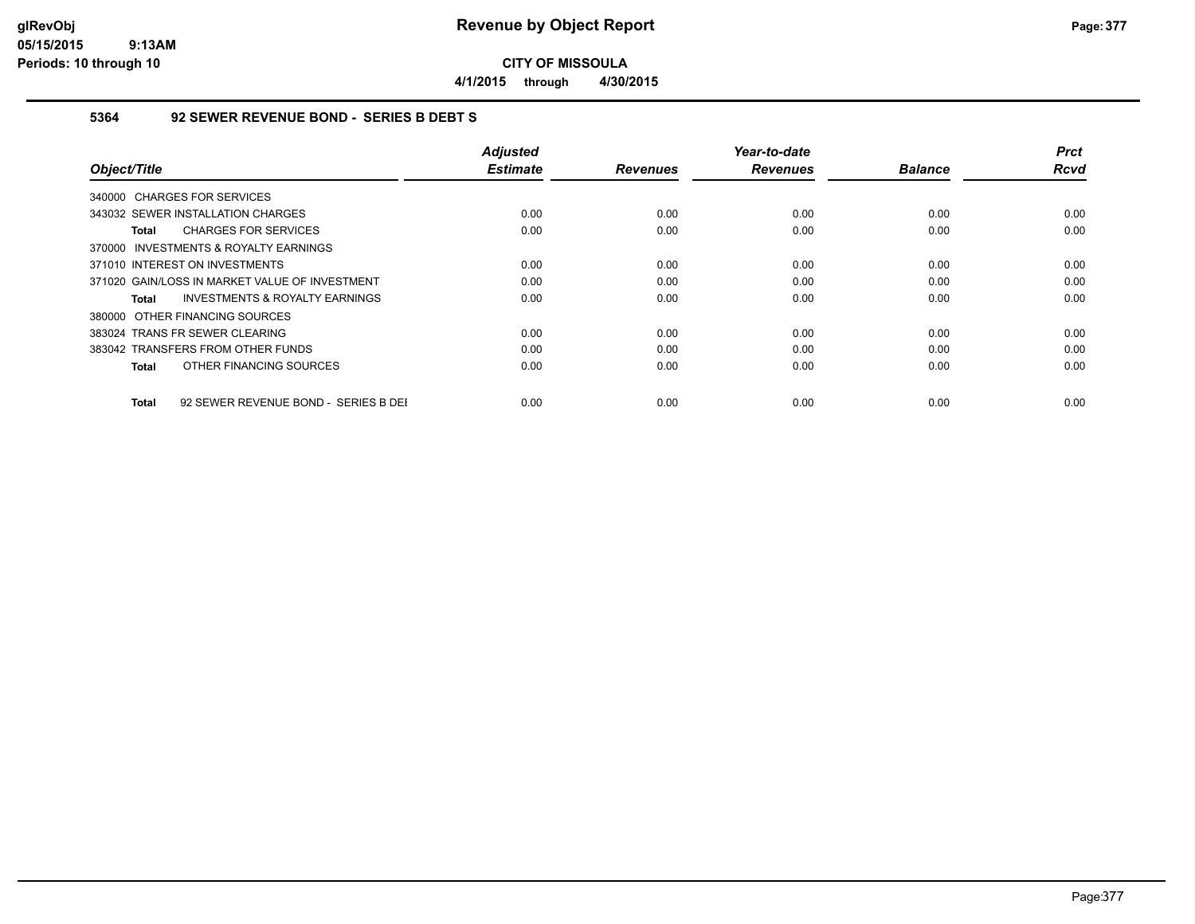# Revenue by Object Report

**CITY OF MISSOULA**

**4/1/2015 through 4/30/2015**

glRevObj
05/15/2015 9:13AM
Periods: 10 through 10

### 5364 92 SEWER REVENUE BOND - SERIES B DEBT S

| Object/Title | Adjusted Estimate | Revenues | Year-to-date Revenues | Balance | Prct Rcvd |
|---|---|---|---|---|---|
| 340000 CHARGES FOR SERVICES | | | | | |
| 343032 SEWER INSTALLATION CHARGES | 0.00 | 0.00 | 0.00 | 0.00 | 0.00 |
| **Total** CHARGES FOR SERVICES | 0.00 | 0.00 | 0.00 | 0.00 | 0.00 |
| 370000 INVESTMENTS & ROYALTY EARNINGS | | | | | |
| 371010 INTEREST ON INVESTMENTS | 0.00 | 0.00 | 0.00 | 0.00 | 0.00 |
| 371020 GAIN/LOSS IN MARKET VALUE OF INVESTMENT | 0.00 | 0.00 | 0.00 | 0.00 | 0.00 |
| **Total** INVESTMENTS & ROYALTY EARNINGS | 0.00 | 0.00 | 0.00 | 0.00 | 0.00 |
| 380000 OTHER FINANCING SOURCES | | | | | |
| 383024 TRANS FR SEWER CLEARING | 0.00 | 0.00 | 0.00 | 0.00 | 0.00 |
| 383042 TRANSFERS FROM OTHER FUNDS | 0.00 | 0.00 | 0.00 | 0.00 | 0.00 |
| **Total** OTHER FINANCING SOURCES | 0.00 | 0.00 | 0.00 | 0.00 | 0.00 |
| **Total** 92 SEWER REVENUE BOND - SERIES B DEI | 0.00 | 0.00 | 0.00 | 0.00 | 0.00 |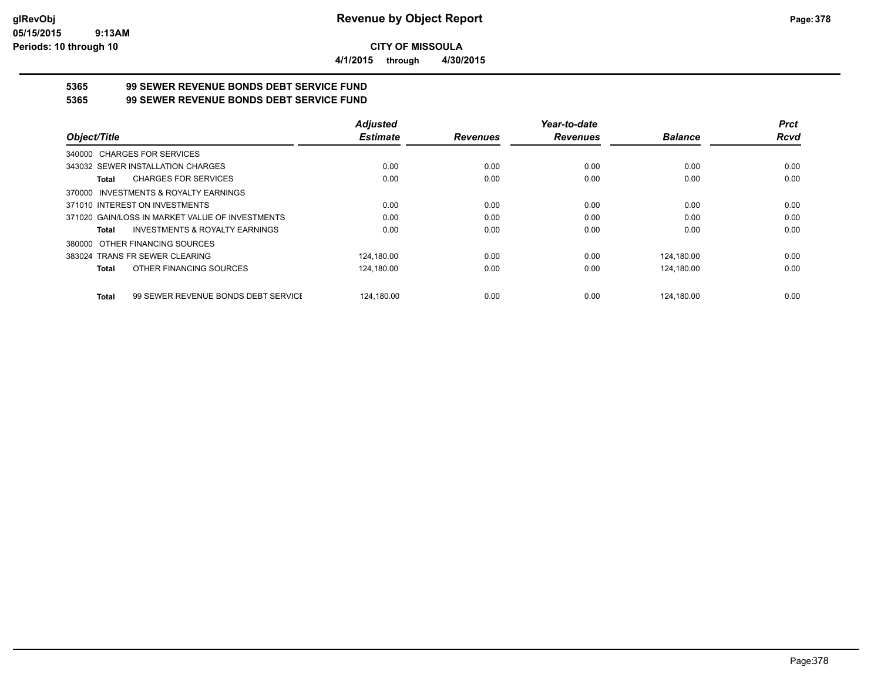**CITY OF MISSOULA**

**4/1/2015 through 4/30/2015**

## 5365 99 SEWER REVENUE BONDS DEBT SERVICE FUND

## 5365 99 SEWER REVENUE BONDS DEBT SERVICE FUND

| Object/Title | Adjusted Estimate | Revenues | Year-to-date Revenues | Balance | Prct Rcvd |
|---|---|---|---|---|---|
| 340000 CHARGES FOR SERVICES | | | | | |
| 343032 SEWER INSTALLATION CHARGES | 0.00 | 0.00 | 0.00 | 0.00 | 0.00 |
| **Total** CHARGES FOR SERVICES | 0.00 | 0.00 | 0.00 | 0.00 | 0.00 |
| 370000 INVESTMENTS & ROYALTY EARNINGS | | | | | |
| 371010 INTEREST ON INVESTMENTS | 0.00 | 0.00 | 0.00 | 0.00 | 0.00 |
| 371020 GAIN/LOSS IN MARKET VALUE OF INVESTMENTS | 0.00 | 0.00 | 0.00 | 0.00 | 0.00 |
| **Total** INVESTMENTS & ROYALTY EARNINGS | 0.00 | 0.00 | 0.00 | 0.00 | 0.00 |
| 380000 OTHER FINANCING SOURCES | | | | | |
| 383024 TRANS FR SEWER CLEARING | 124,180.00 | 0.00 | 0.00 | 124,180.00 | 0.00 |
| **Total** OTHER FINANCING SOURCES | 124,180.00 | 0.00 | 0.00 | 124,180.00 | 0.00 |
| **Total** 99 SEWER REVENUE BONDS DEBT SERVICE | 124,180.00 | 0.00 | 0.00 | 124,180.00 | 0.00 |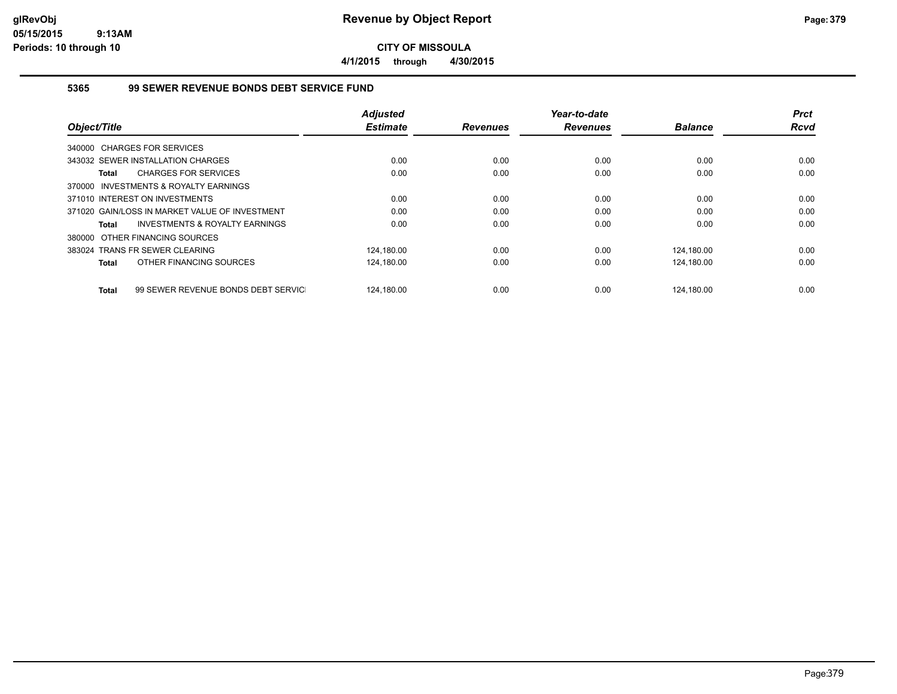**CITY OF MISSOULA**

**4/1/2015 through 4/30/2015**

### 5365 99 SEWER REVENUE BONDS DEBT SERVICE FUND

| Object/Title | Adjusted Estimate | Revenues | Year-to-date Revenues | Balance | Prct Rcvd |
|---|---|---|---|---|---|
| 340000 CHARGES FOR SERVICES | | | | | |
| 343032 SEWER INSTALLATION CHARGES | 0.00 | 0.00 | 0.00 | 0.00 | 0.00 |
| **Total** CHARGES FOR SERVICES | 0.00 | 0.00 | 0.00 | 0.00 | 0.00 |
| 370000 INVESTMENTS & ROYALTY EARNINGS | | | | | |
| 371010 INTEREST ON INVESTMENTS | 0.00 | 0.00 | 0.00 | 0.00 | 0.00 |
| 371020 GAIN/LOSS IN MARKET VALUE OF INVESTMENT | 0.00 | 0.00 | 0.00 | 0.00 | 0.00 |
| **Total** INVESTMENTS & ROYALTY EARNINGS | 0.00 | 0.00 | 0.00 | 0.00 | 0.00 |
| 380000 OTHER FINANCING SOURCES | | | | | |
| 383024 TRANS FR SEWER CLEARING | 124,180.00 | 0.00 | 0.00 | 124,180.00 | 0.00 |
| **Total** OTHER FINANCING SOURCES | 124,180.00 | 0.00 | 0.00 | 124,180.00 | 0.00 |
| **Total** 99 SEWER REVENUE BONDS DEBT SERVICI | 124,180.00 | 0.00 | 0.00 | 124,180.00 | 0.00 |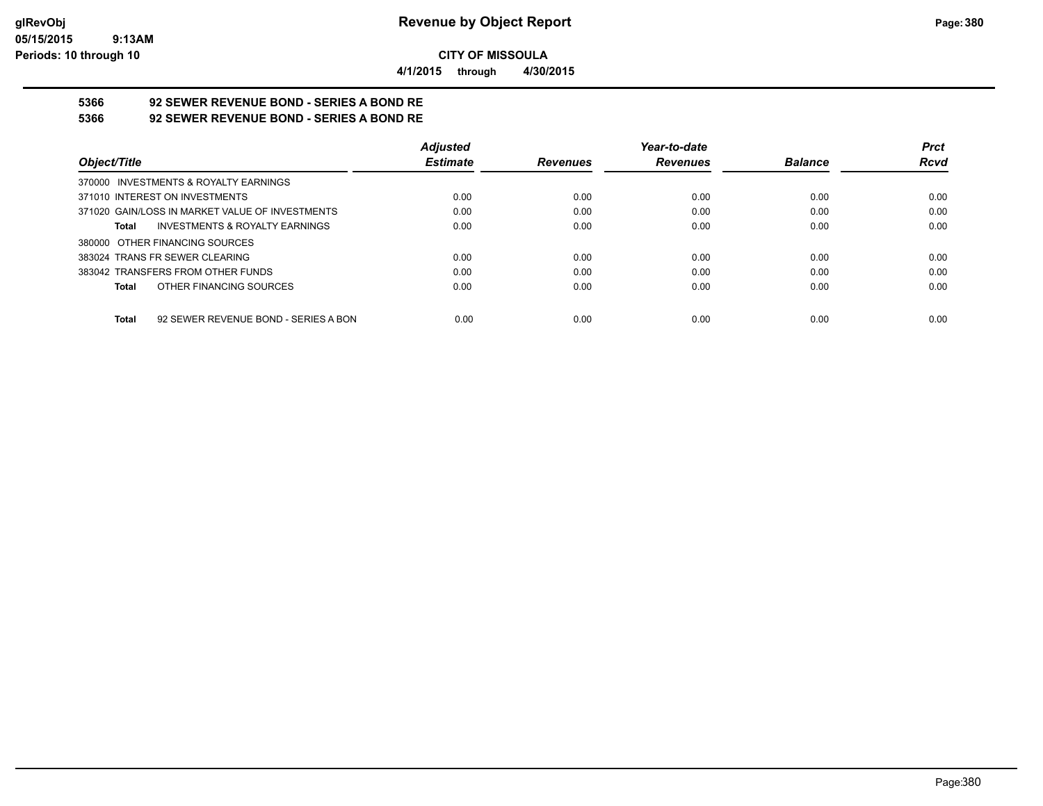**CITY OF MISSOULA**

**4/1/2015 through 4/30/2015**

## 5366 92 SEWER REVENUE BOND - SERIES A BOND RE

## 5366 92 SEWER REVENUE BOND - SERIES A BOND RE

| Object/Title | Adjusted Estimate | Revenues | Year-to-date Revenues | Balance | Prct Rcvd |
|---|---|---|---|---|---|
| 370000 INVESTMENTS & ROYALTY EARNINGS | | | | | |
| 371010 INTEREST ON INVESTMENTS | 0.00 | 0.00 | 0.00 | 0.00 | 0.00 |
| 371020 GAIN/LOSS IN MARKET VALUE OF INVESTMENTS | 0.00 | 0.00 | 0.00 | 0.00 | 0.00 |
| **Total** INVESTMENTS & ROYALTY EARNINGS | 0.00 | 0.00 | 0.00 | 0.00 | 0.00 |
| 380000 OTHER FINANCING SOURCES | | | | | |
| 383024 TRANS FR SEWER CLEARING | 0.00 | 0.00 | 0.00 | 0.00 | 0.00 |
| 383042 TRANSFERS FROM OTHER FUNDS | 0.00 | 0.00 | 0.00 | 0.00 | 0.00 |
| **Total** OTHER FINANCING SOURCES | 0.00 | 0.00 | 0.00 | 0.00 | 0.00 |
| **Total** 92 SEWER REVENUE BOND - SERIES A BON | 0.00 | 0.00 | 0.00 | 0.00 | 0.00 |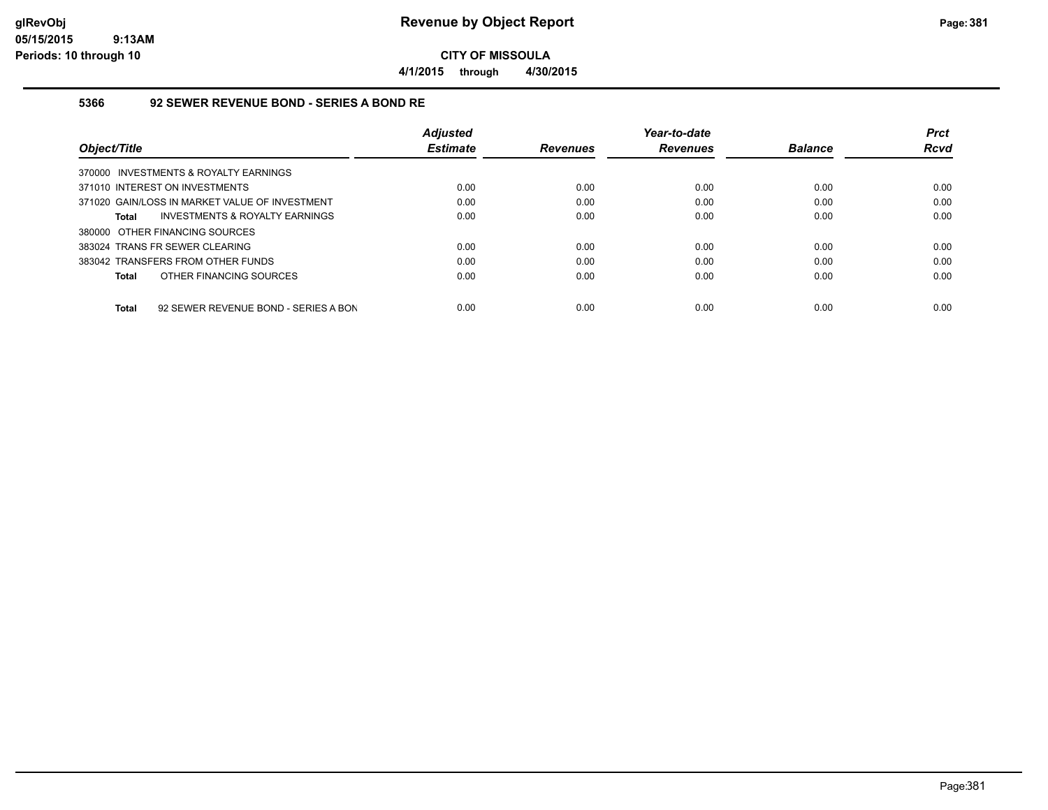**glRevObj** — **Revenue by Object Report**

**05/15/2015 9:13AM**

**Periods: 10 through 10**

**CITY OF MISSOULA**

**4/1/2015 through 4/30/2015**

## 5366 92 SEWER REVENUE BOND - SERIES A BOND RE

| Object/Title | Adjusted Estimate | Revenues | Year-to-date Revenues | Balance | Prct Rcvd |
|---|---|---|---|---|---|
| 370000 INVESTMENTS & ROYALTY EARNINGS | | | | | |
| 371010 INTEREST ON INVESTMENTS | 0.00 | 0.00 | 0.00 | 0.00 | 0.00 |
| 371020 GAIN/LOSS IN MARKET VALUE OF INVESTMENT | 0.00 | 0.00 | 0.00 | 0.00 | 0.00 |
| **Total** INVESTMENTS & ROYALTY EARNINGS | 0.00 | 0.00 | 0.00 | 0.00 | 0.00 |
| 380000 OTHER FINANCING SOURCES | | | | | |
| 383024 TRANS FR SEWER CLEARING | 0.00 | 0.00 | 0.00 | 0.00 | 0.00 |
| 383042 TRANSFERS FROM OTHER FUNDS | 0.00 | 0.00 | 0.00 | 0.00 | 0.00 |
| **Total** OTHER FINANCING SOURCES | 0.00 | 0.00 | 0.00 | 0.00 | 0.00 |
| **Total** 92 SEWER REVENUE BOND - SERIES A BON | 0.00 | 0.00 | 0.00 | 0.00 | 0.00 |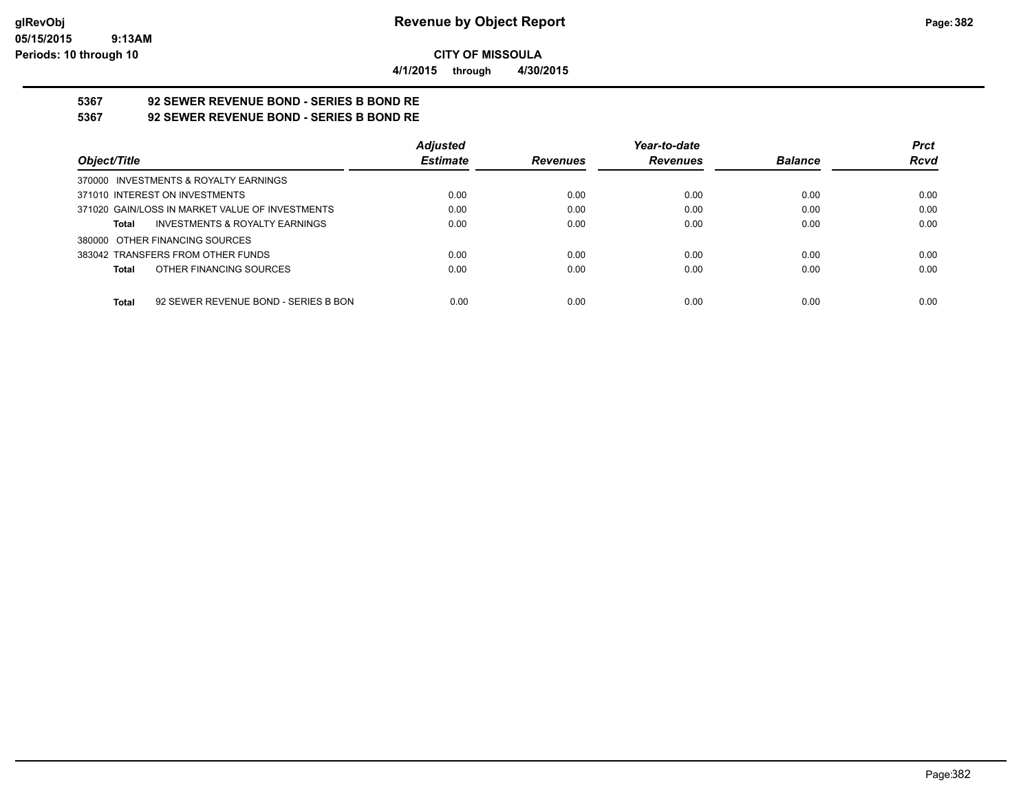**CITY OF MISSOULA**

**4/1/2015 through 4/30/2015**

# 5367 92 SEWER REVENUE BOND - SERIES B BOND RE

## 5367 92 SEWER REVENUE BOND - SERIES B BOND RE

| Object/Title | Adjusted Estimate | Revenues | Year-to-date Revenues | Balance | Prct Rcvd |
|---|---|---|---|---|---|
| 370000 INVESTMENTS & ROYALTY EARNINGS | | | | | |
| 371010 INTEREST ON INVESTMENTS | 0.00 | 0.00 | 0.00 | 0.00 | 0.00 |
| 371020 GAIN/LOSS IN MARKET VALUE OF INVESTMENTS | 0.00 | 0.00 | 0.00 | 0.00 | 0.00 |
| **Total** INVESTMENTS & ROYALTY EARNINGS | 0.00 | 0.00 | 0.00 | 0.00 | 0.00 |
| 380000 OTHER FINANCING SOURCES | | | | | |
| 383042 TRANSFERS FROM OTHER FUNDS | 0.00 | 0.00 | 0.00 | 0.00 | 0.00 |
| **Total** OTHER FINANCING SOURCES | 0.00 | 0.00 | 0.00 | 0.00 | 0.00 |
| **Total** 92 SEWER REVENUE BOND - SERIES B BON | 0.00 | 0.00 | 0.00 | 0.00 | 0.00 |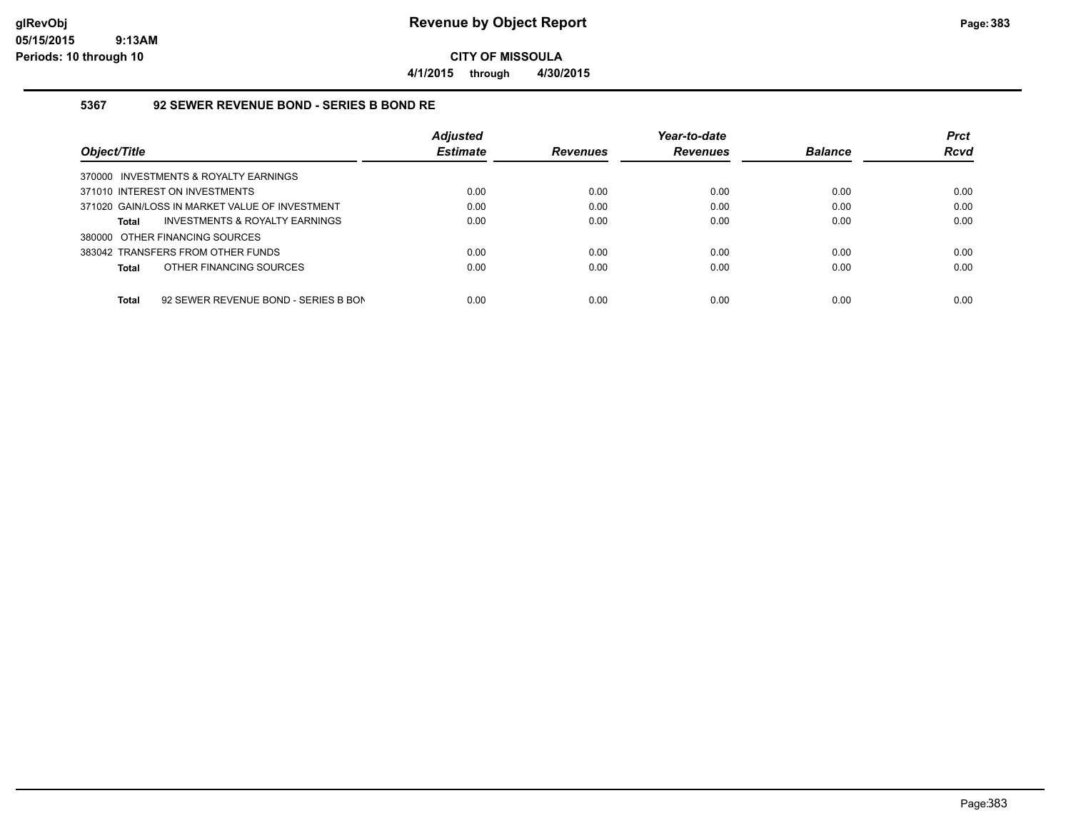# Revenue by Object Report

glRevObj
05/15/2015 9:13AM
Periods: 10 through 10

**CITY OF MISSOULA**

**4/1/2015 through 4/30/2015**

### 5367 92 SEWER REVENUE BOND - SERIES B BOND RE

| Object/Title | Adjusted Estimate | Revenues | Year-to-date Revenues | Balance | Prct Rcvd |
|---|---|---|---|---|---|
| 370000 INVESTMENTS & ROYALTY EARNINGS | | | | | |
| 371010 INTEREST ON INVESTMENTS | 0.00 | 0.00 | 0.00 | 0.00 | 0.00 |
| 371020 GAIN/LOSS IN MARKET VALUE OF INVESTMENT | 0.00 | 0.00 | 0.00 | 0.00 | 0.00 |
| **Total** INVESTMENTS & ROYALTY EARNINGS | 0.00 | 0.00 | 0.00 | 0.00 | 0.00 |
| 380000 OTHER FINANCING SOURCES | | | | | |
| 383042 TRANSFERS FROM OTHER FUNDS | 0.00 | 0.00 | 0.00 | 0.00 | 0.00 |
| **Total** OTHER FINANCING SOURCES | 0.00 | 0.00 | 0.00 | 0.00 | 0.00 |
| **Total** 92 SEWER REVENUE BOND - SERIES B BON | 0.00 | 0.00 | 0.00 | 0.00 | 0.00 |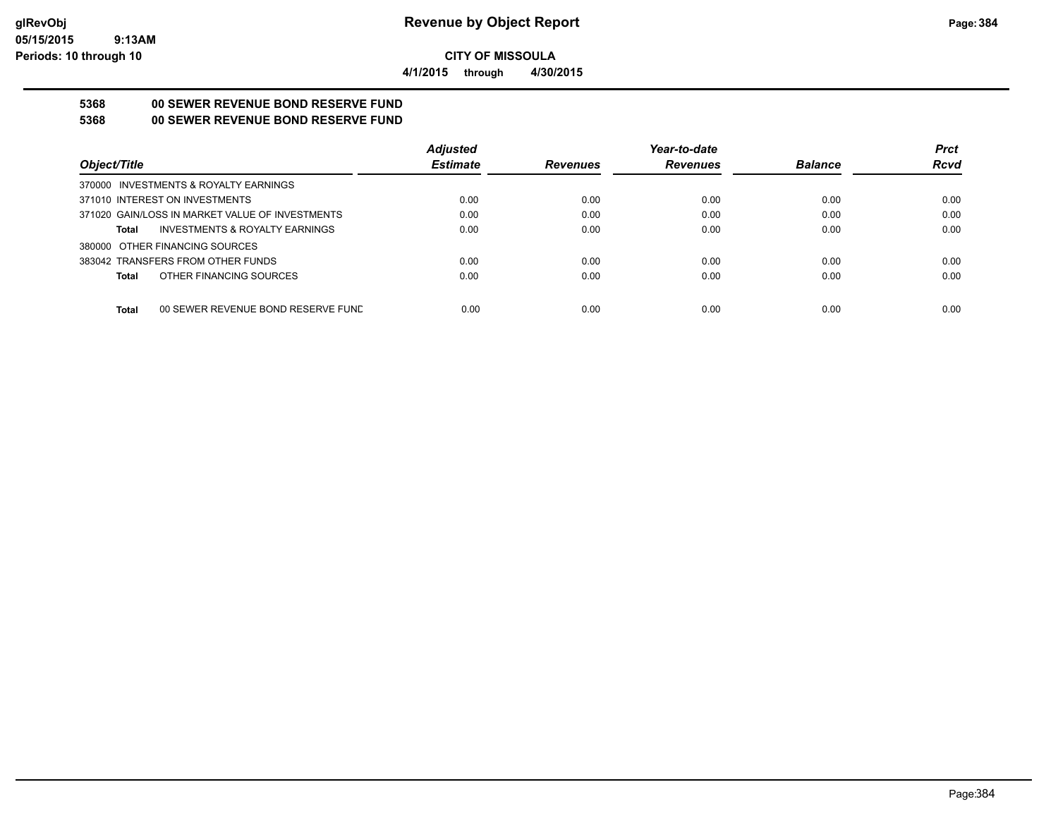**CITY OF MISSOULA**

**4/1/2015 through 4/30/2015**

## 5368 00 SEWER REVENUE BOND RESERVE FUND

## 5368 00 SEWER REVENUE BOND RESERVE FUND

| Object/Title | Adjusted Estimate | Revenues | Year-to-date Revenues | Balance | Prct Rcvd |
|---|---|---|---|---|---|
| 370000 INVESTMENTS & ROYALTY EARNINGS | | | | | |
| 371010 INTEREST ON INVESTMENTS | 0.00 | 0.00 | 0.00 | 0.00 | 0.00 |
| 371020 GAIN/LOSS IN MARKET VALUE OF INVESTMENTS | 0.00 | 0.00 | 0.00 | 0.00 | 0.00 |
| **Total** INVESTMENTS & ROYALTY EARNINGS | 0.00 | 0.00 | 0.00 | 0.00 | 0.00 |
| 380000 OTHER FINANCING SOURCES | | | | | |
| 383042 TRANSFERS FROM OTHER FUNDS | 0.00 | 0.00 | 0.00 | 0.00 | 0.00 |
| **Total** OTHER FINANCING SOURCES | 0.00 | 0.00 | 0.00 | 0.00 | 0.00 |
| **Total** 00 SEWER REVENUE BOND RESERVE FUND | 0.00 | 0.00 | 0.00 | 0.00 | 0.00 |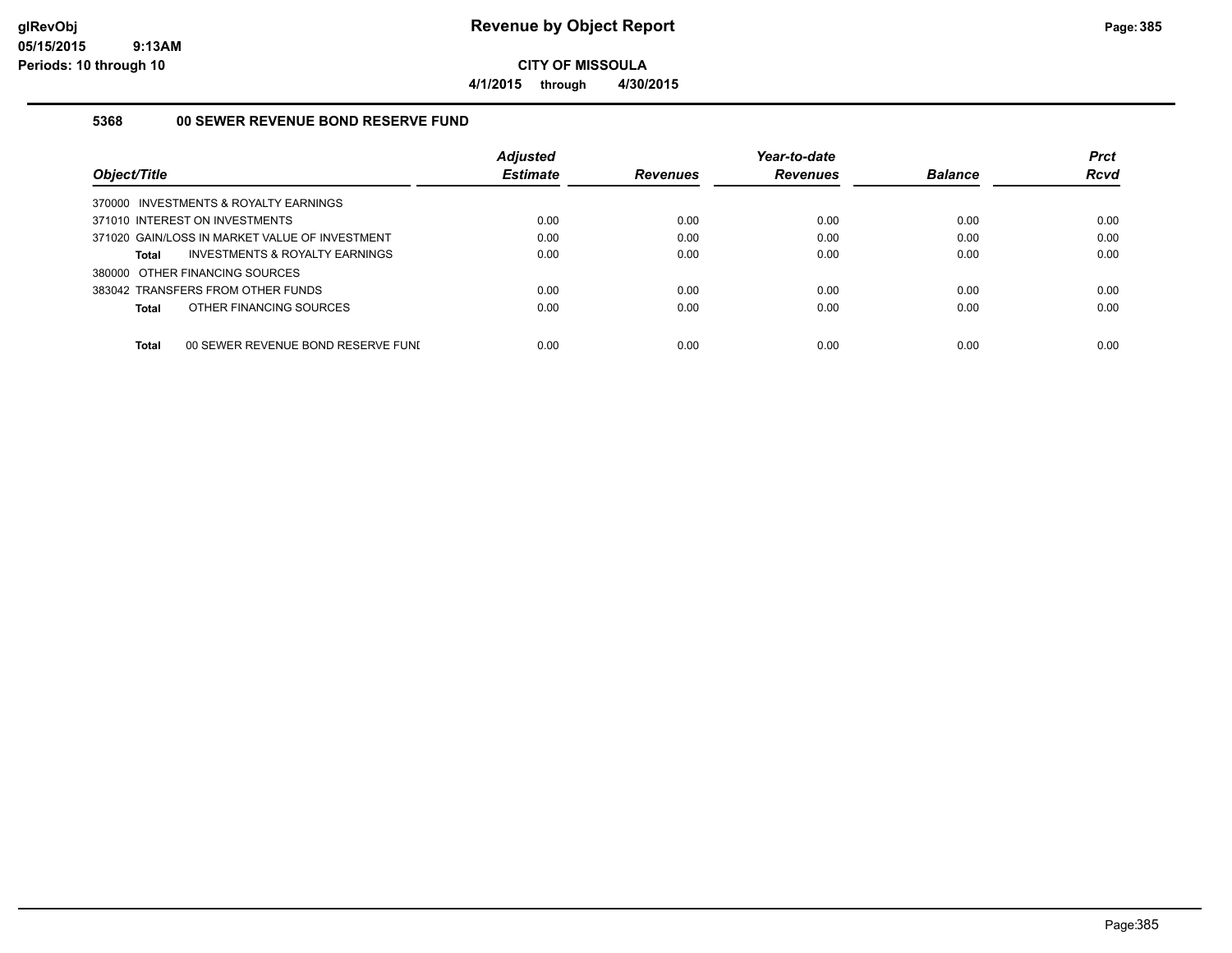**CITY OF MISSOULA**

**4/1/2015 through 4/30/2015**

### 5368 00 SEWER REVENUE BOND RESERVE FUND

| Object/Title | Adjusted Estimate | Revenues | Year-to-date Revenues | Balance | Prct Rcvd |
|---|---|---|---|---|---|
| 370000 INVESTMENTS & ROYALTY EARNINGS | | | | | |
| 371010 INTEREST ON INVESTMENTS | 0.00 | 0.00 | 0.00 | 0.00 | 0.00 |
| 371020 GAIN/LOSS IN MARKET VALUE OF INVESTMENT | 0.00 | 0.00 | 0.00 | 0.00 | 0.00 |
| **Total** INVESTMENTS & ROYALTY EARNINGS | 0.00 | 0.00 | 0.00 | 0.00 | 0.00 |
| 380000 OTHER FINANCING SOURCES | | | | | |
| 383042 TRANSFERS FROM OTHER FUNDS | 0.00 | 0.00 | 0.00 | 0.00 | 0.00 |
| **Total** OTHER FINANCING SOURCES | 0.00 | 0.00 | 0.00 | 0.00 | 0.00 |
| **Total** 00 SEWER REVENUE BOND RESERVE FUNI | 0.00 | 0.00 | 0.00 | 0.00 | 0.00 |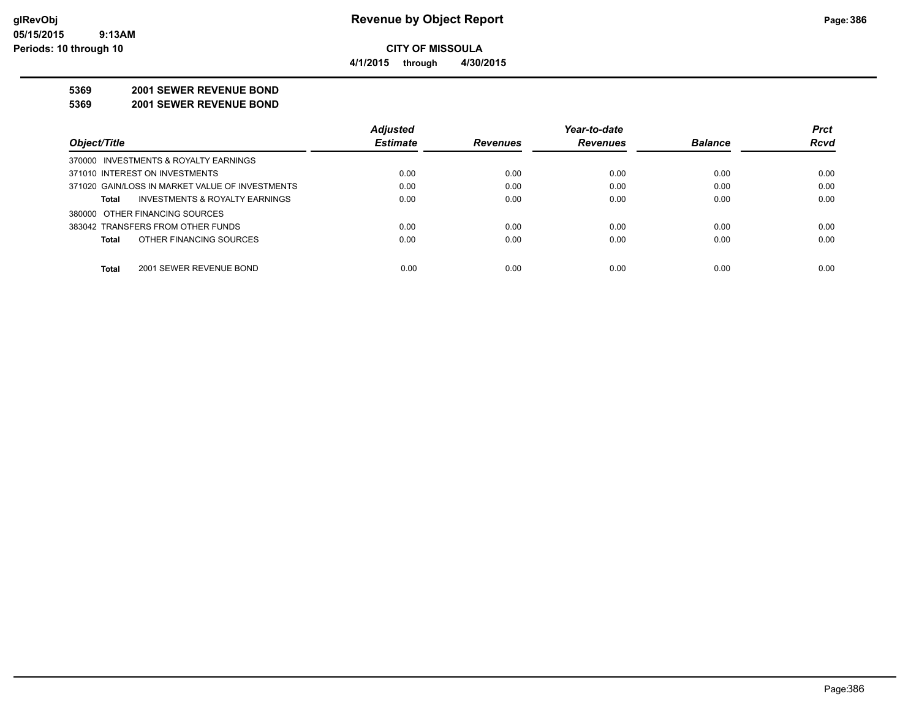**glRevObj**
**05/15/2015 9:13AM**
**Periods: 10 through 10**

# Revenue by Object Report

**CITY OF MISSOULA**

**4/1/2015 through 4/30/2015**

**5369 2001 SEWER REVENUE BOND**

**5369 2001 SEWER REVENUE BOND**

| Object/Title | Adjusted Estimate | Revenues | Year-to-date Revenues | Balance | Prct Rcvd |
|---|---|---|---|---|---|
| 370000 INVESTMENTS & ROYALTY EARNINGS | | | | | |
| 371010 INTEREST ON INVESTMENTS | 0.00 | 0.00 | 0.00 | 0.00 | 0.00 |
| 371020 GAIN/LOSS IN MARKET VALUE OF INVESTMENTS | 0.00 | 0.00 | 0.00 | 0.00 | 0.00 |
| **Total** INVESTMENTS & ROYALTY EARNINGS | 0.00 | 0.00 | 0.00 | 0.00 | 0.00 |
| 380000 OTHER FINANCING SOURCES | | | | | |
| 383042 TRANSFERS FROM OTHER FUNDS | 0.00 | 0.00 | 0.00 | 0.00 | 0.00 |
| **Total** OTHER FINANCING SOURCES | 0.00 | 0.00 | 0.00 | 0.00 | 0.00 |
| **Total** 2001 SEWER REVENUE BOND | 0.00 | 0.00 | 0.00 | 0.00 | 0.00 |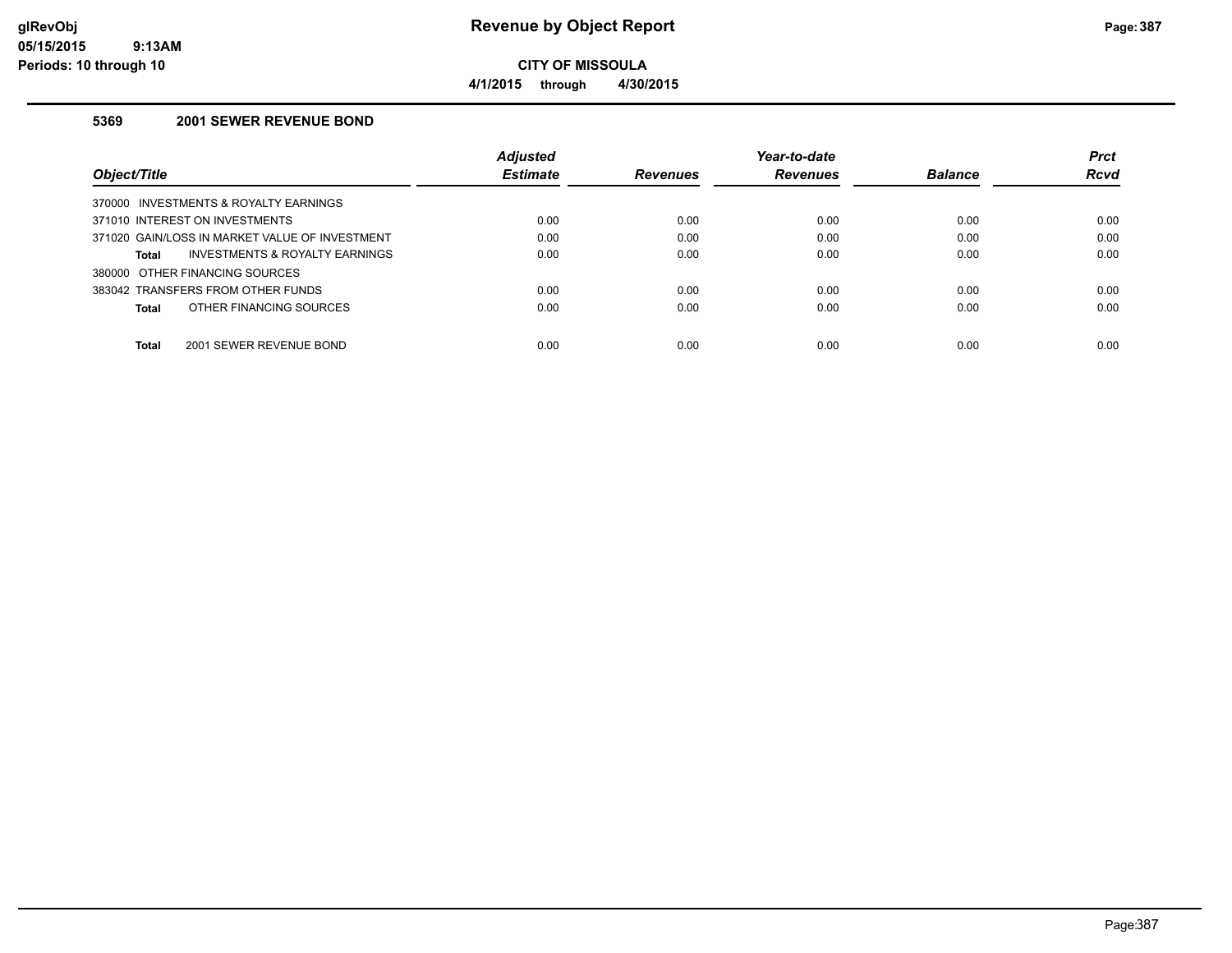**CITY OF MISSOULA**

**4/1/2015 through 4/30/2015**

### 5369 2001 SEWER REVENUE BOND

| Object/Title | Adjusted Estimate | Revenues | Year-to-date Revenues | Balance | Prct Rcvd |
|---|---|---|---|---|---|
| 370000 INVESTMENTS & ROYALTY EARNINGS | | | | | |
| 371010 INTEREST ON INVESTMENTS | 0.00 | 0.00 | 0.00 | 0.00 | 0.00 |
| 371020 GAIN/LOSS IN MARKET VALUE OF INVESTMENT | 0.00 | 0.00 | 0.00 | 0.00 | 0.00 |
| **Total** INVESTMENTS & ROYALTY EARNINGS | 0.00 | 0.00 | 0.00 | 0.00 | 0.00 |
| 380000 OTHER FINANCING SOURCES | | | | | |
| 383042 TRANSFERS FROM OTHER FUNDS | 0.00 | 0.00 | 0.00 | 0.00 | 0.00 |
| **Total** OTHER FINANCING SOURCES | 0.00 | 0.00 | 0.00 | 0.00 | 0.00 |
| **Total** 2001 SEWER REVENUE BOND | 0.00 | 0.00 | 0.00 | 0.00 | 0.00 |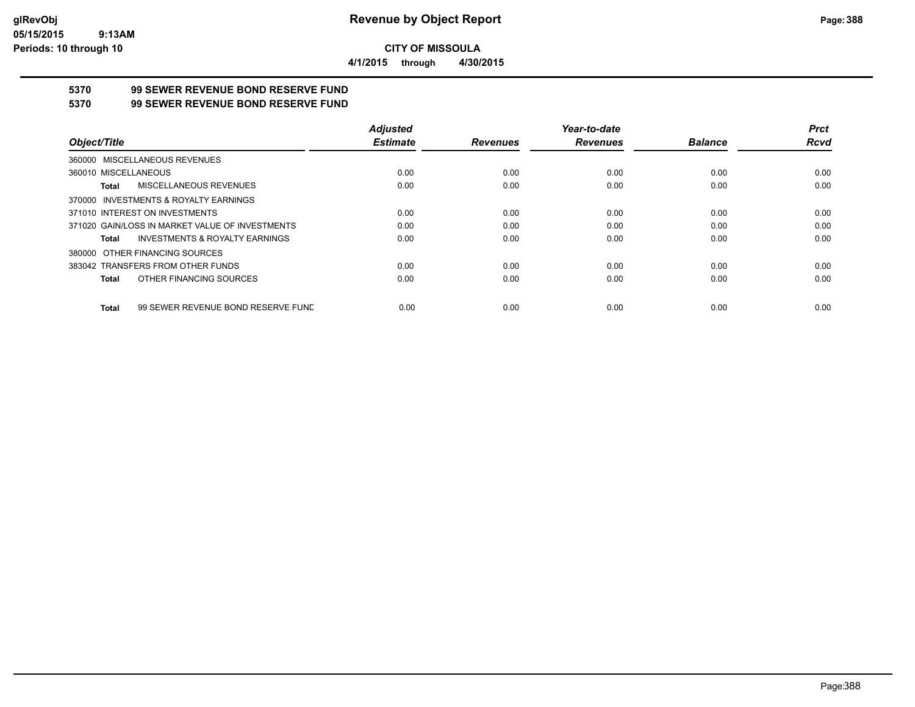# Revenue by Object Report

**CITY OF MISSOULA**

**4/1/2015 through 4/30/2015**

glRevObj
05/15/2015 9:13AM
Periods: 10 through 10

## 5370 99 SEWER REVENUE BOND RESERVE FUND
## 5370 99 SEWER REVENUE BOND RESERVE FUND

| Object/Title | Adjusted Estimate | Revenues | Year-to-date Revenues | Balance | Prct Rcvd |
|---|---|---|---|---|---|
| 360000 MISCELLANEOUS REVENUES | | | | | |
| 360010 MISCELLANEOUS | 0.00 | 0.00 | 0.00 | 0.00 | 0.00 |
| **Total** MISCELLANEOUS REVENUES | 0.00 | 0.00 | 0.00 | 0.00 | 0.00 |
| 370000 INVESTMENTS & ROYALTY EARNINGS | | | | | |
| 371010 INTEREST ON INVESTMENTS | 0.00 | 0.00 | 0.00 | 0.00 | 0.00 |
| 371020 GAIN/LOSS IN MARKET VALUE OF INVESTMENTS | 0.00 | 0.00 | 0.00 | 0.00 | 0.00 |
| **Total** INVESTMENTS & ROYALTY EARNINGS | 0.00 | 0.00 | 0.00 | 0.00 | 0.00 |
| 380000 OTHER FINANCING SOURCES | | | | | |
| 383042 TRANSFERS FROM OTHER FUNDS | 0.00 | 0.00 | 0.00 | 0.00 | 0.00 |
| **Total** OTHER FINANCING SOURCES | 0.00 | 0.00 | 0.00 | 0.00 | 0.00 |
| **Total** 99 SEWER REVENUE BOND RESERVE FUND | 0.00 | 0.00 | 0.00 | 0.00 | 0.00 |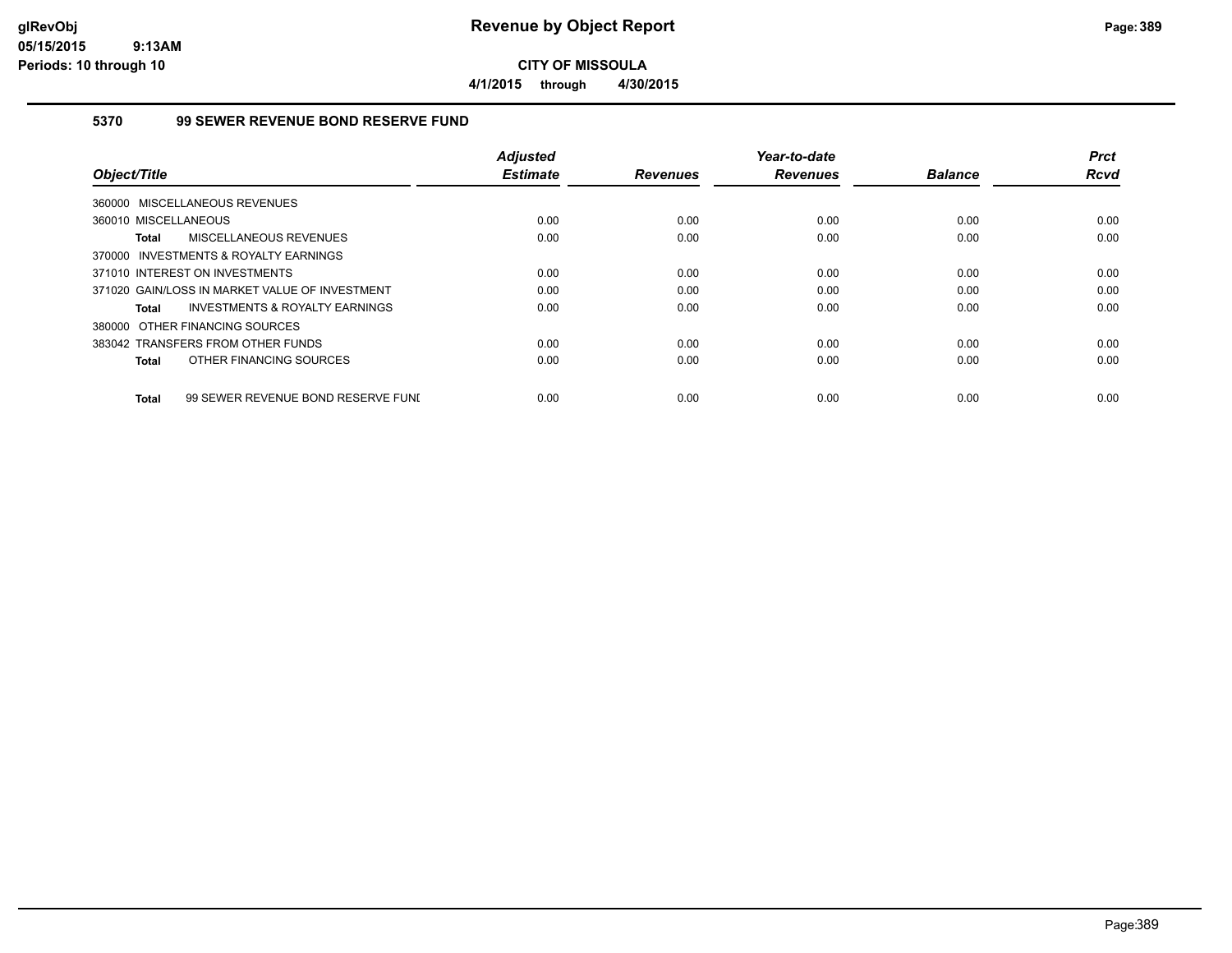# CITY OF MISSOULA

**4/1/2015 through 4/30/2015**

## 5370 99 SEWER REVENUE BOND RESERVE FUND

| Object/Title | Adjusted Estimate | Revenues | Year-to-date Revenues | Balance | Prct Rcvd |
|---|---|---|---|---|---|
| 360000 MISCELLANEOUS REVENUES | | | | | |
| 360010 MISCELLANEOUS | 0.00 | 0.00 | 0.00 | 0.00 | 0.00 |
| **Total** MISCELLANEOUS REVENUES | 0.00 | 0.00 | 0.00 | 0.00 | 0.00 |
| 370000 INVESTMENTS & ROYALTY EARNINGS | | | | | |
| 371010 INTEREST ON INVESTMENTS | 0.00 | 0.00 | 0.00 | 0.00 | 0.00 |
| 371020 GAIN/LOSS IN MARKET VALUE OF INVESTMENT | 0.00 | 0.00 | 0.00 | 0.00 | 0.00 |
| **Total** INVESTMENTS & ROYALTY EARNINGS | 0.00 | 0.00 | 0.00 | 0.00 | 0.00 |
| 380000 OTHER FINANCING SOURCES | | | | | |
| 383042 TRANSFERS FROM OTHER FUNDS | 0.00 | 0.00 | 0.00 | 0.00 | 0.00 |
| **Total** OTHER FINANCING SOURCES | 0.00 | 0.00 | 0.00 | 0.00 | 0.00 |
| **Total** 99 SEWER REVENUE BOND RESERVE FUND | 0.00 | 0.00 | 0.00 | 0.00 | 0.00 |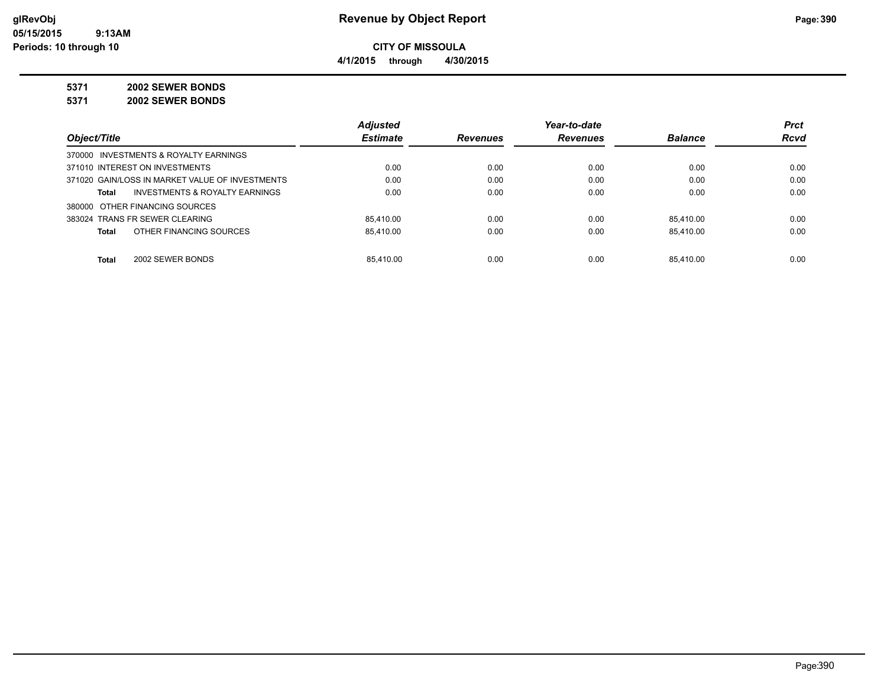# Revenue by Object Report

**CITY OF MISSOULA**

**4/1/2015 through 4/30/2015**

glRevObj
05/15/2015 9:13AM
Periods: 10 through 10

**5371 2002 SEWER BONDS**

**5371 2002 SEWER BONDS**

| Object/Title | Adjusted Estimate | Revenues | Year-to-date Revenues | Balance | Prct Rcvd |
|---|---|---|---|---|---|
| 370000 INVESTMENTS & ROYALTY EARNINGS | | | | | |
| 371010 INTEREST ON INVESTMENTS | 0.00 | 0.00 | 0.00 | 0.00 | 0.00 |
| 371020 GAIN/LOSS IN MARKET VALUE OF INVESTMENTS | 0.00 | 0.00 | 0.00 | 0.00 | 0.00 |
| **Total** INVESTMENTS & ROYALTY EARNINGS | 0.00 | 0.00 | 0.00 | 0.00 | 0.00 |
| 380000 OTHER FINANCING SOURCES | | | | | |
| 383024 TRANS FR SEWER CLEARING | 85,410.00 | 0.00 | 0.00 | 85,410.00 | 0.00 |
| **Total** OTHER FINANCING SOURCES | 85,410.00 | 0.00 | 0.00 | 85,410.00 | 0.00 |
| **Total** 2002 SEWER BONDS | 85,410.00 | 0.00 | 0.00 | 85,410.00 | 0.00 |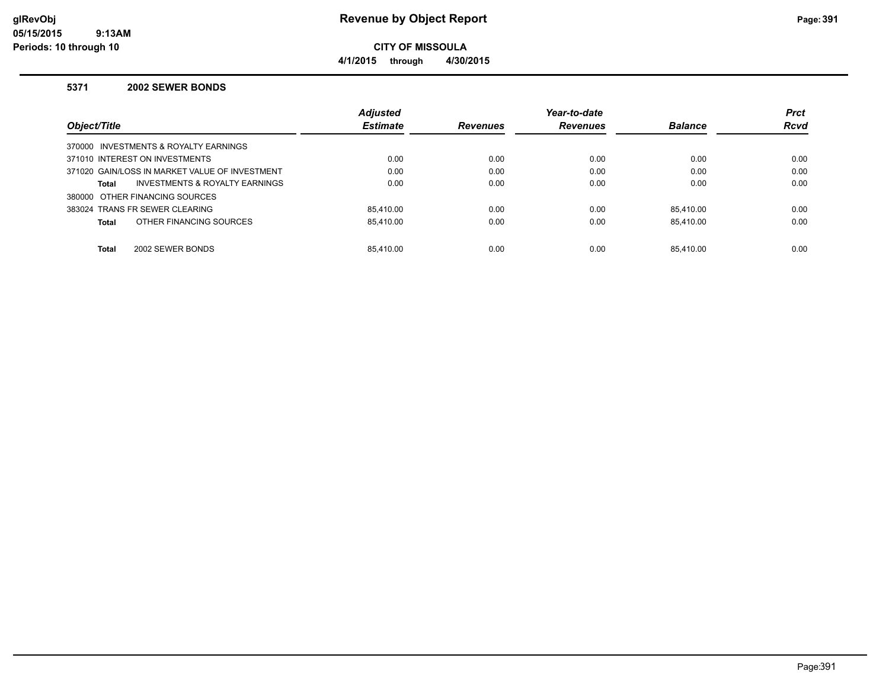# Revenue by Object Report

**CITY OF MISSOULA**

**4/1/2015 through 4/30/2015**

glRevObj
05/15/2015 9:13AM
Periods: 10 through 10

### 5371 2002 SEWER BONDS

| Object/Title | Adjusted Estimate | Revenues | Year-to-date Revenues | Balance | Prct Rcvd |
|---|---|---|---|---|---|
| 370000 INVESTMENTS & ROYALTY EARNINGS | | | | | |
| 371010 INTEREST ON INVESTMENTS | 0.00 | 0.00 | 0.00 | 0.00 | 0.00 |
| 371020 GAIN/LOSS IN MARKET VALUE OF INVESTMENT | 0.00 | 0.00 | 0.00 | 0.00 | 0.00 |
| **Total** INVESTMENTS & ROYALTY EARNINGS | 0.00 | 0.00 | 0.00 | 0.00 | 0.00 |
| 380000 OTHER FINANCING SOURCES | | | | | |
| 383024 TRANS FR SEWER CLEARING | 85,410.00 | 0.00 | 0.00 | 85,410.00 | 0.00 |
| **Total** OTHER FINANCING SOURCES | 85,410.00 | 0.00 | 0.00 | 85,410.00 | 0.00 |
| **Total** 2002 SEWER BONDS | 85,410.00 | 0.00 | 0.00 | 85,410.00 | 0.00 |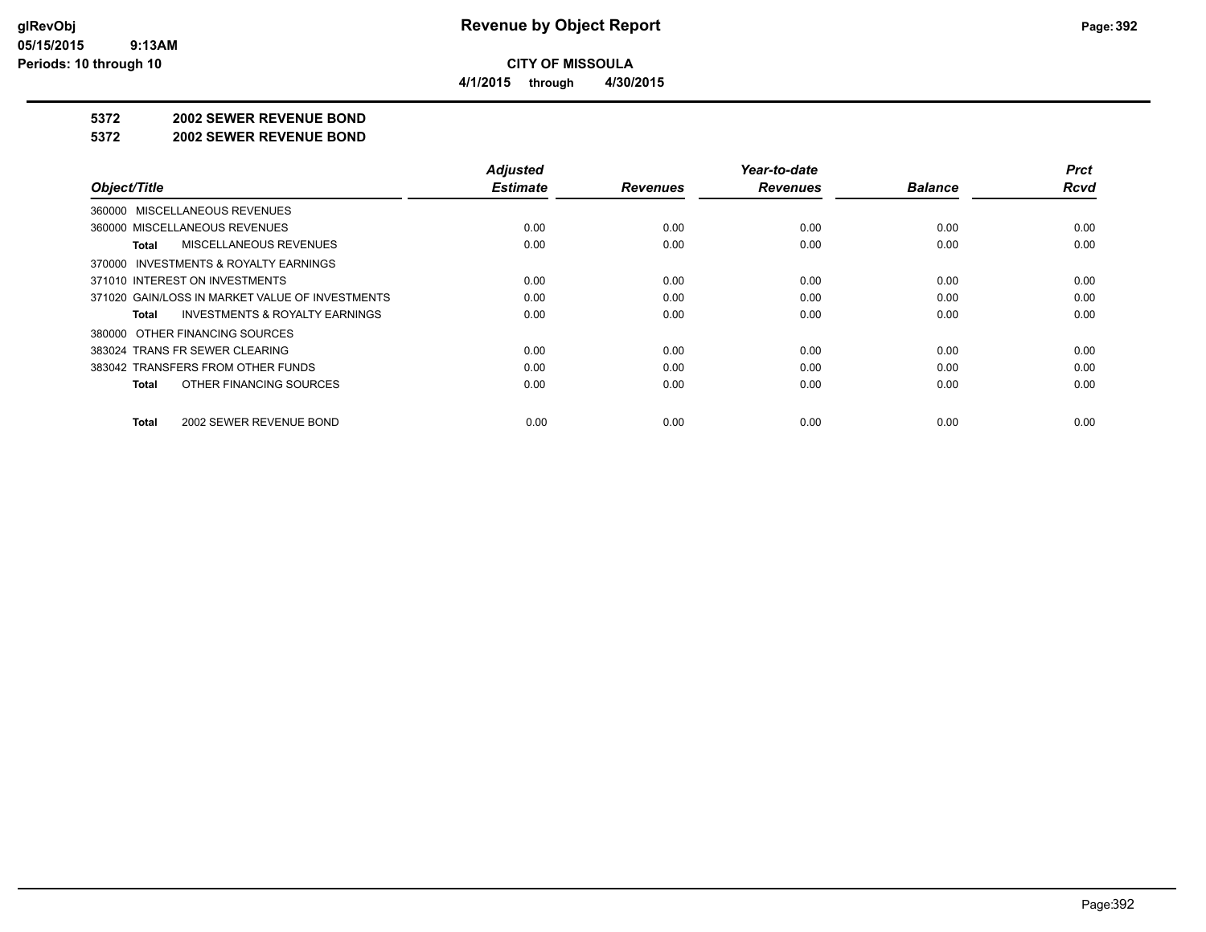# Revenue by Object Report

glRevObj
05/15/2015 9:13AM
Periods: 10 through 10

**CITY OF MISSOULA**

**4/1/2015 through 4/30/2015**

## 5372 2002 SEWER REVENUE BOND

## 5372 2002 SEWER REVENUE BOND

| Object/Title | Adjusted Estimate | Revenues | Year-to-date Revenues | Balance | Prct Rcvd |
|---|---|---|---|---|---|
| 360000 MISCELLANEOUS REVENUES | | | | | |
| 360000 MISCELLANEOUS REVENUES | 0.00 | 0.00 | 0.00 | 0.00 | 0.00 |
| **Total** MISCELLANEOUS REVENUES | 0.00 | 0.00 | 0.00 | 0.00 | 0.00 |
| 370000 INVESTMENTS & ROYALTY EARNINGS | | | | | |
| 371010 INTEREST ON INVESTMENTS | 0.00 | 0.00 | 0.00 | 0.00 | 0.00 |
| 371020 GAIN/LOSS IN MARKET VALUE OF INVESTMENTS | 0.00 | 0.00 | 0.00 | 0.00 | 0.00 |
| **Total** INVESTMENTS & ROYALTY EARNINGS | 0.00 | 0.00 | 0.00 | 0.00 | 0.00 |
| 380000 OTHER FINANCING SOURCES | | | | | |
| 383024 TRANS FR SEWER CLEARING | 0.00 | 0.00 | 0.00 | 0.00 | 0.00 |
| 383042 TRANSFERS FROM OTHER FUNDS | 0.00 | 0.00 | 0.00 | 0.00 | 0.00 |
| **Total** OTHER FINANCING SOURCES | 0.00 | 0.00 | 0.00 | 0.00 | 0.00 |
| **Total** 2002 SEWER REVENUE BOND | 0.00 | 0.00 | 0.00 | 0.00 | 0.00 |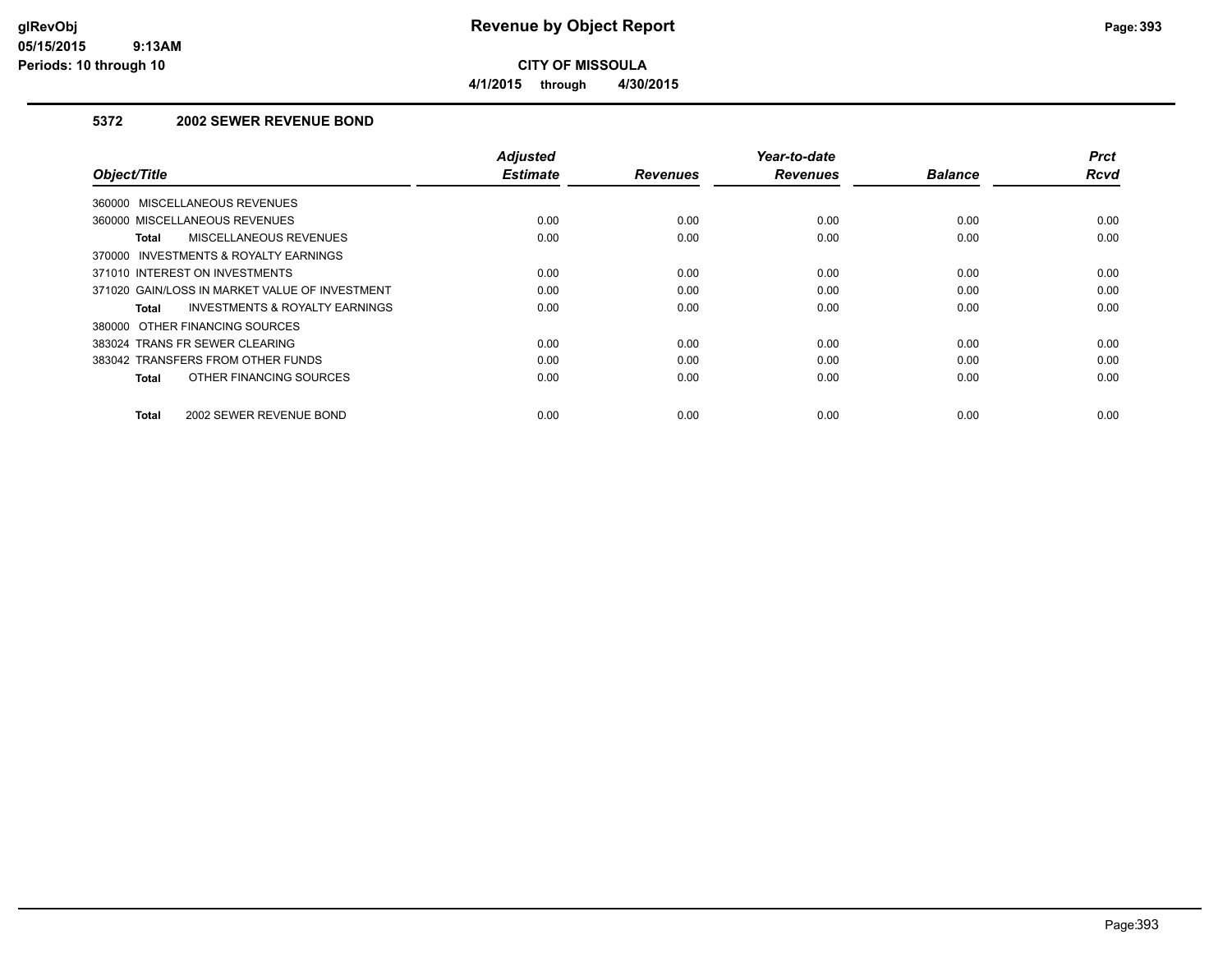# Revenue by Object Report

glRevObj
05/15/2015 9:13AM
Periods: 10 through 10

**CITY OF MISSOULA**

**4/1/2015 through 4/30/2015**

## 5372 2002 SEWER REVENUE BOND

| Object/Title | Adjusted Estimate | Revenues | Year-to-date Revenues | Balance | Prct Rcvd |
|---|---|---|---|---|---|
| 360000 MISCELLANEOUS REVENUES | | | | | |
| 360000 MISCELLANEOUS REVENUES | 0.00 | 0.00 | 0.00 | 0.00 | 0.00 |
| **Total** MISCELLANEOUS REVENUES | 0.00 | 0.00 | 0.00 | 0.00 | 0.00 |
| 370000 INVESTMENTS & ROYALTY EARNINGS | | | | | |
| 371010 INTEREST ON INVESTMENTS | 0.00 | 0.00 | 0.00 | 0.00 | 0.00 |
| 371020 GAIN/LOSS IN MARKET VALUE OF INVESTMENT | 0.00 | 0.00 | 0.00 | 0.00 | 0.00 |
| **Total** INVESTMENTS & ROYALTY EARNINGS | 0.00 | 0.00 | 0.00 | 0.00 | 0.00 |
| 380000 OTHER FINANCING SOURCES | | | | | |
| 383024 TRANS FR SEWER CLEARING | 0.00 | 0.00 | 0.00 | 0.00 | 0.00 |
| 383042 TRANSFERS FROM OTHER FUNDS | 0.00 | 0.00 | 0.00 | 0.00 | 0.00 |
| **Total** OTHER FINANCING SOURCES | 0.00 | 0.00 | 0.00 | 0.00 | 0.00 |
| **Total** 2002 SEWER REVENUE BOND | 0.00 | 0.00 | 0.00 | 0.00 | 0.00 |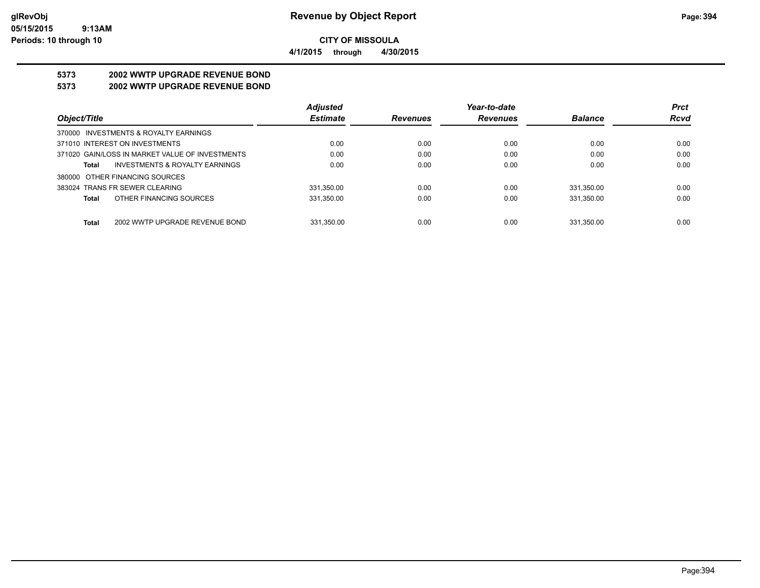**CITY OF MISSOULA**

**4/1/2015 through 4/30/2015**

## 5373 2002 WWTP UPGRADE REVENUE BOND
## 5373 2002 WWTP UPGRADE REVENUE BOND

| Object/Title | Adjusted Estimate | Revenues | Year-to-date Revenues | Balance | Prct Rcvd |
|---|---|---|---|---|---|
| 370000 INVESTMENTS & ROYALTY EARNINGS | | | | | |
| 371010 INTEREST ON INVESTMENTS | 0.00 | 0.00 | 0.00 | 0.00 | 0.00 |
| 371020 GAIN/LOSS IN MARKET VALUE OF INVESTMENTS | 0.00 | 0.00 | 0.00 | 0.00 | 0.00 |
| **Total** INVESTMENTS & ROYALTY EARNINGS | 0.00 | 0.00 | 0.00 | 0.00 | 0.00 |
| 380000 OTHER FINANCING SOURCES | | | | | |
| 383024 TRANS FR SEWER CLEARING | 331,350.00 | 0.00 | 0.00 | 331,350.00 | 0.00 |
| **Total** OTHER FINANCING SOURCES | 331,350.00 | 0.00 | 0.00 | 331,350.00 | 0.00 |
| **Total** 2002 WWTP UPGRADE REVENUE BOND | 331,350.00 | 0.00 | 0.00 | 331,350.00 | 0.00 |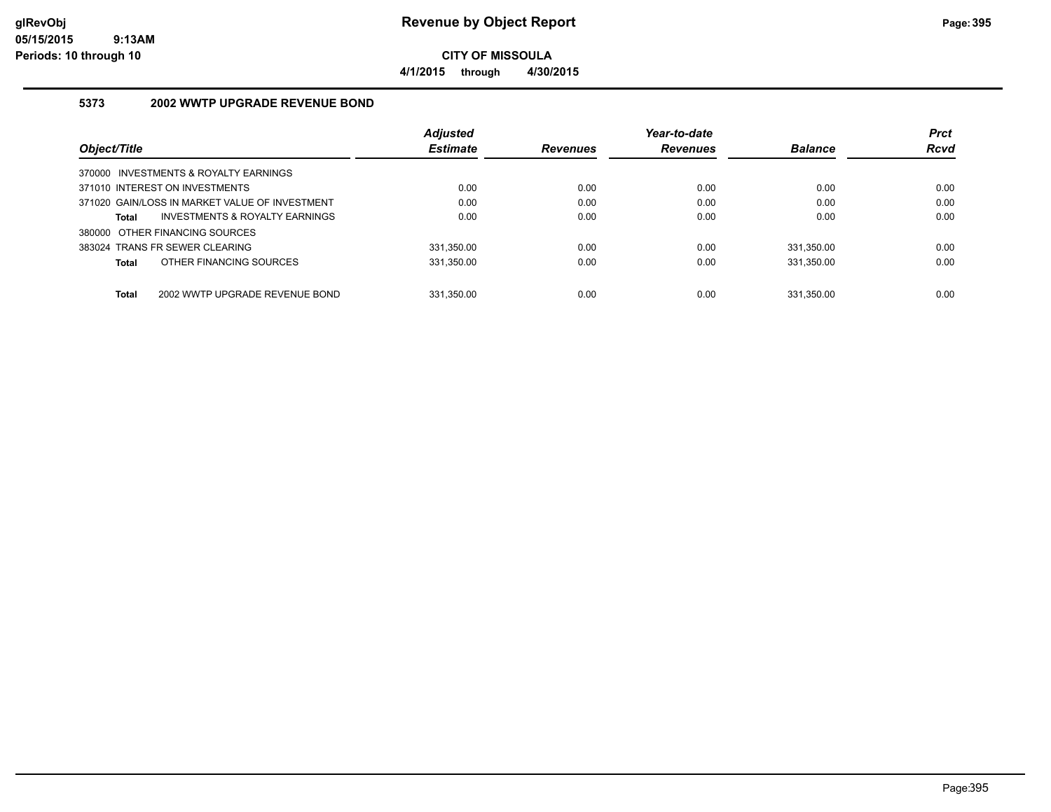# Revenue by Object Report

glRevObj
05/15/2015 9:13AM
Periods: 10 through 10

**CITY OF MISSOULA**

**4/1/2015 through 4/30/2015**

## 5373 2002 WWTP UPGRADE REVENUE BOND

| Object/Title | Adjusted Estimate | Revenues | Year-to-date Revenues | Balance | Prct Rcvd |
|---|---|---|---|---|---|
| 370000 INVESTMENTS & ROYALTY EARNINGS | | | | | |
| 371010 INTEREST ON INVESTMENTS | 0.00 | 0.00 | 0.00 | 0.00 | 0.00 |
| 371020 GAIN/LOSS IN MARKET VALUE OF INVESTMENT | 0.00 | 0.00 | 0.00 | 0.00 | 0.00 |
| **Total** INVESTMENTS & ROYALTY EARNINGS | 0.00 | 0.00 | 0.00 | 0.00 | 0.00 |
| 380000 OTHER FINANCING SOURCES | | | | | |
| 383024 TRANS FR SEWER CLEARING | 331,350.00 | 0.00 | 0.00 | 331,350.00 | 0.00 |
| **Total** OTHER FINANCING SOURCES | 331,350.00 | 0.00 | 0.00 | 331,350.00 | 0.00 |
| **Total** 2002 WWTP UPGRADE REVENUE BOND | 331,350.00 | 0.00 | 0.00 | 331,350.00 | 0.00 |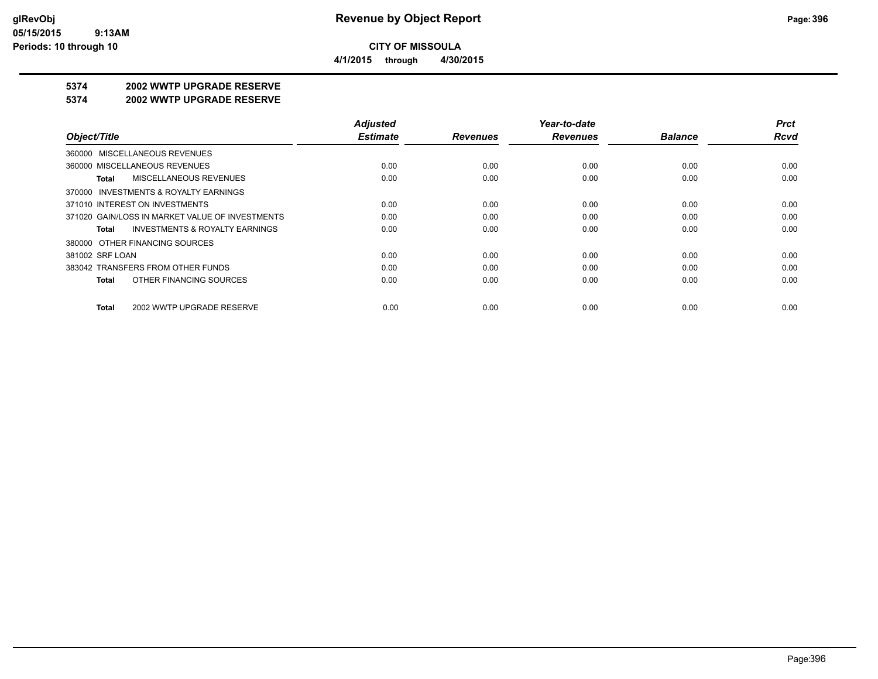**CITY OF MISSOULA**

**4/1/2015 through 4/30/2015**

**5374 2002 WWTP UPGRADE RESERVE**

**5374 2002 WWTP UPGRADE RESERVE**

| Object/Title | Adjusted Estimate | Revenues | Year-to-date Revenues | Balance | Prct Rcvd |
|---|---|---|---|---|---|
| 360000 MISCELLANEOUS REVENUES | | | | | |
| 360000 MISCELLANEOUS REVENUES | 0.00 | 0.00 | 0.00 | 0.00 | 0.00 |
| **Total** MISCELLANEOUS REVENUES | 0.00 | 0.00 | 0.00 | 0.00 | 0.00 |
| 370000 INVESTMENTS & ROYALTY EARNINGS | | | | | |
| 371010 INTEREST ON INVESTMENTS | 0.00 | 0.00 | 0.00 | 0.00 | 0.00 |
| 371020 GAIN/LOSS IN MARKET VALUE OF INVESTMENTS | 0.00 | 0.00 | 0.00 | 0.00 | 0.00 |
| **Total** INVESTMENTS & ROYALTY EARNINGS | 0.00 | 0.00 | 0.00 | 0.00 | 0.00 |
| 380000 OTHER FINANCING SOURCES | | | | | |
| 381002 SRF LOAN | 0.00 | 0.00 | 0.00 | 0.00 | 0.00 |
| 383042 TRANSFERS FROM OTHER FUNDS | 0.00 | 0.00 | 0.00 | 0.00 | 0.00 |
| **Total** OTHER FINANCING SOURCES | 0.00 | 0.00 | 0.00 | 0.00 | 0.00 |
| **Total** 2002 WWTP UPGRADE RESERVE | 0.00 | 0.00 | 0.00 | 0.00 | 0.00 |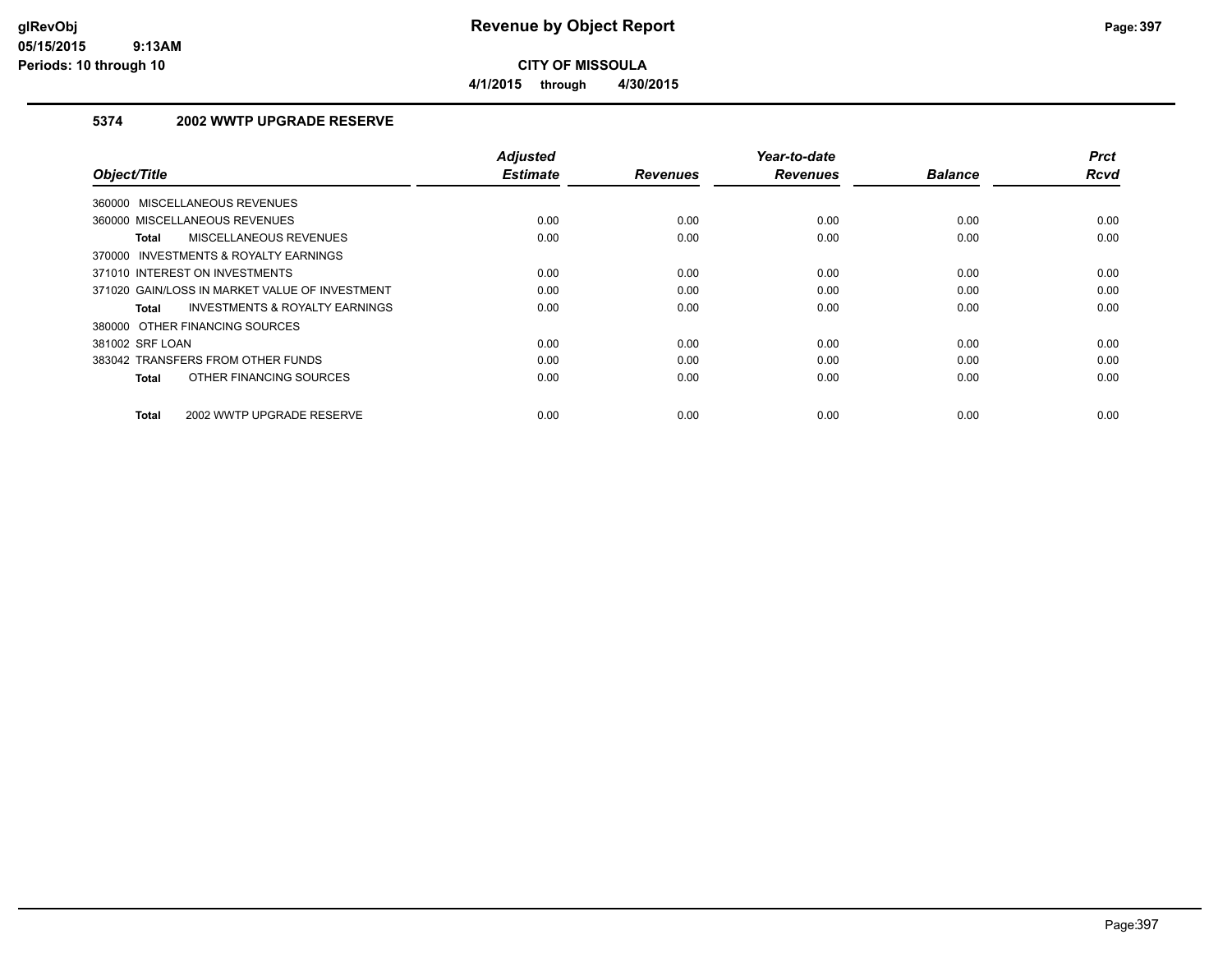# Revenue by Object Report

**CITY OF MISSOULA**

**4/1/2015 through 4/30/2015**

glRevObj
05/15/2015 9:13AM
Periods: 10 through 10

## 5374 2002 WWTP UPGRADE RESERVE

| Object/Title | Adjusted Estimate | Revenues | Year-to-date Revenues | Balance | Prct Rcvd |
|---|---|---|---|---|---|
| 360000 MISCELLANEOUS REVENUES | | | | | |
| 360000 MISCELLANEOUS REVENUES | 0.00 | 0.00 | 0.00 | 0.00 | 0.00 |
| **Total** MISCELLANEOUS REVENUES | 0.00 | 0.00 | 0.00 | 0.00 | 0.00 |
| 370000 INVESTMENTS & ROYALTY EARNINGS | | | | | |
| 371010 INTEREST ON INVESTMENTS | 0.00 | 0.00 | 0.00 | 0.00 | 0.00 |
| 371020 GAIN/LOSS IN MARKET VALUE OF INVESTMENT | 0.00 | 0.00 | 0.00 | 0.00 | 0.00 |
| **Total** INVESTMENTS & ROYALTY EARNINGS | 0.00 | 0.00 | 0.00 | 0.00 | 0.00 |
| 380000 OTHER FINANCING SOURCES | | | | | |
| 381002 SRF LOAN | 0.00 | 0.00 | 0.00 | 0.00 | 0.00 |
| 383042 TRANSFERS FROM OTHER FUNDS | 0.00 | 0.00 | 0.00 | 0.00 | 0.00 |
| **Total** OTHER FINANCING SOURCES | 0.00 | 0.00 | 0.00 | 0.00 | 0.00 |
| **Total** 2002 WWTP UPGRADE RESERVE | 0.00 | 0.00 | 0.00 | 0.00 | 0.00 |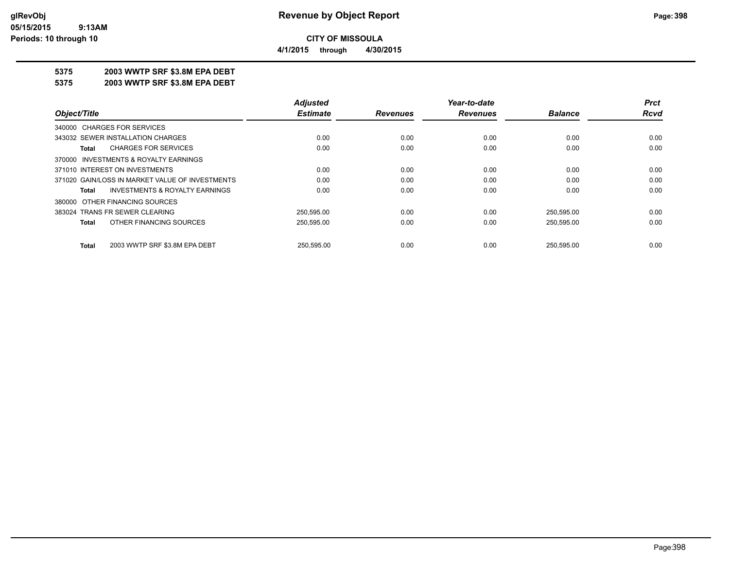# Revenue by Object Report

**CITY OF MISSOULA**

**4/1/2015 through 4/30/2015**

**5375 2003 WWTP SRF $3.8M EPA DEBT**

**5375 2003 WWTP SRF $3.8M EPA DEBT**

| Object/Title | Adjusted Estimate | Revenues | Year-to-date Revenues | Balance | Prct Rcvd |
|---|---|---|---|---|---|
| 340000 CHARGES FOR SERVICES | | | | | |
| 343032 SEWER INSTALLATION CHARGES | 0.00 | 0.00 | 0.00 | 0.00 | 0.00 |
| **Total** CHARGES FOR SERVICES | 0.00 | 0.00 | 0.00 | 0.00 | 0.00 |
| 370000 INVESTMENTS & ROYALTY EARNINGS | | | | | |
| 371010 INTEREST ON INVESTMENTS | 0.00 | 0.00 | 0.00 | 0.00 | 0.00 |
| 371020 GAIN/LOSS IN MARKET VALUE OF INVESTMENTS | 0.00 | 0.00 | 0.00 | 0.00 | 0.00 |
| **Total** INVESTMENTS & ROYALTY EARNINGS | 0.00 | 0.00 | 0.00 | 0.00 | 0.00 |
| 380000 OTHER FINANCING SOURCES | | | | | |
| 383024 TRANS FR SEWER CLEARING | 250,595.00 | 0.00 | 0.00 | 250,595.00 | 0.00 |
| **Total** OTHER FINANCING SOURCES | 250,595.00 | 0.00 | 0.00 | 250,595.00 | 0.00 |
| **Total** 2003 WWTP SRF $3.8M EPA DEBT | 250,595.00 | 0.00 | 0.00 | 250,595.00 | 0.00 |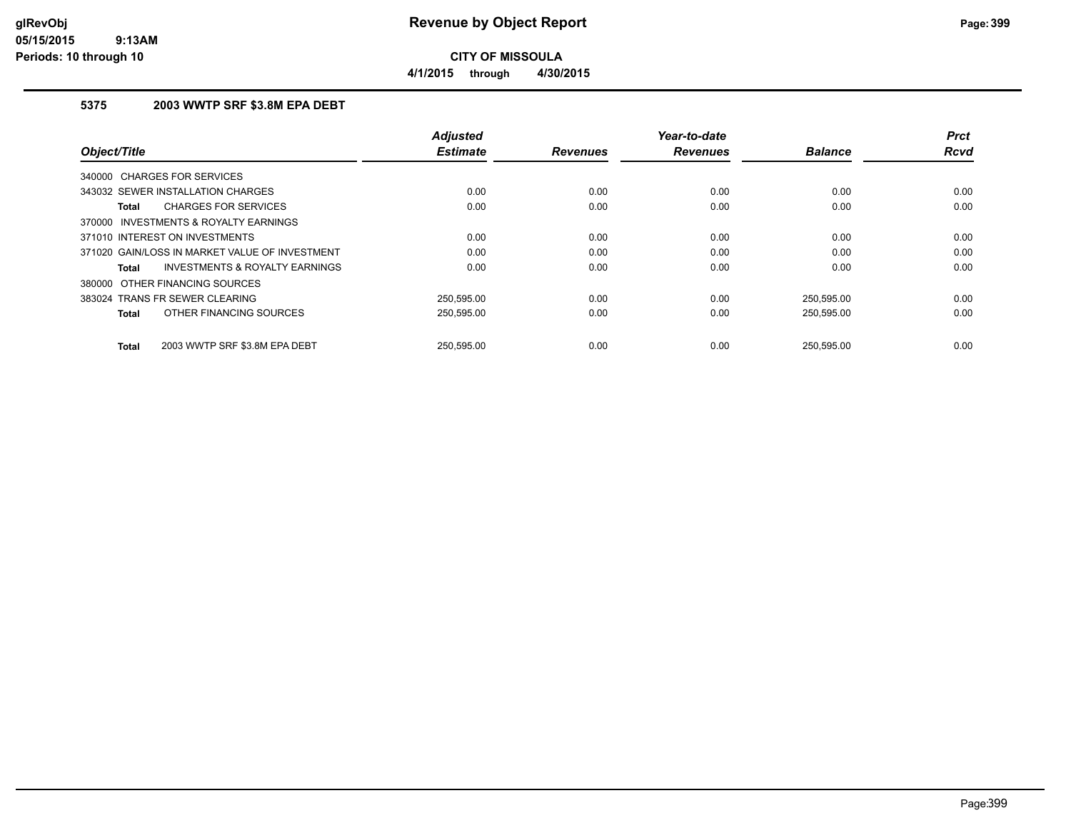**CITY OF MISSOULA**

**4/1/2015 through 4/30/2015**

### 5375 2003 WWTP SRF $3.8M EPA DEBT

| Object/Title | Adjusted Estimate | Revenues | Year-to-date Revenues | Balance | Prct Rcvd |
|---|---|---|---|---|---|
| 340000 CHARGES FOR SERVICES | | | | | |
| 343032 SEWER INSTALLATION CHARGES | 0.00 | 0.00 | 0.00 | 0.00 | 0.00 |
| **Total** CHARGES FOR SERVICES | 0.00 | 0.00 | 0.00 | 0.00 | 0.00 |
| 370000 INVESTMENTS & ROYALTY EARNINGS | | | | | |
| 371010 INTEREST ON INVESTMENTS | 0.00 | 0.00 | 0.00 | 0.00 | 0.00 |
| 371020 GAIN/LOSS IN MARKET VALUE OF INVESTMENT | 0.00 | 0.00 | 0.00 | 0.00 | 0.00 |
| **Total** INVESTMENTS & ROYALTY EARNINGS | 0.00 | 0.00 | 0.00 | 0.00 | 0.00 |
| 380000 OTHER FINANCING SOURCES | | | | | |
| 383024 TRANS FR SEWER CLEARING | 250,595.00 | 0.00 | 0.00 | 250,595.00 | 0.00 |
| **Total** OTHER FINANCING SOURCES | 250,595.00 | 0.00 | 0.00 | 250,595.00 | 0.00 |
| **Total** 2003 WWTP SRF $3.8M EPA DEBT | 250,595.00 | 0.00 | 0.00 | 250,595.00 | 0.00 |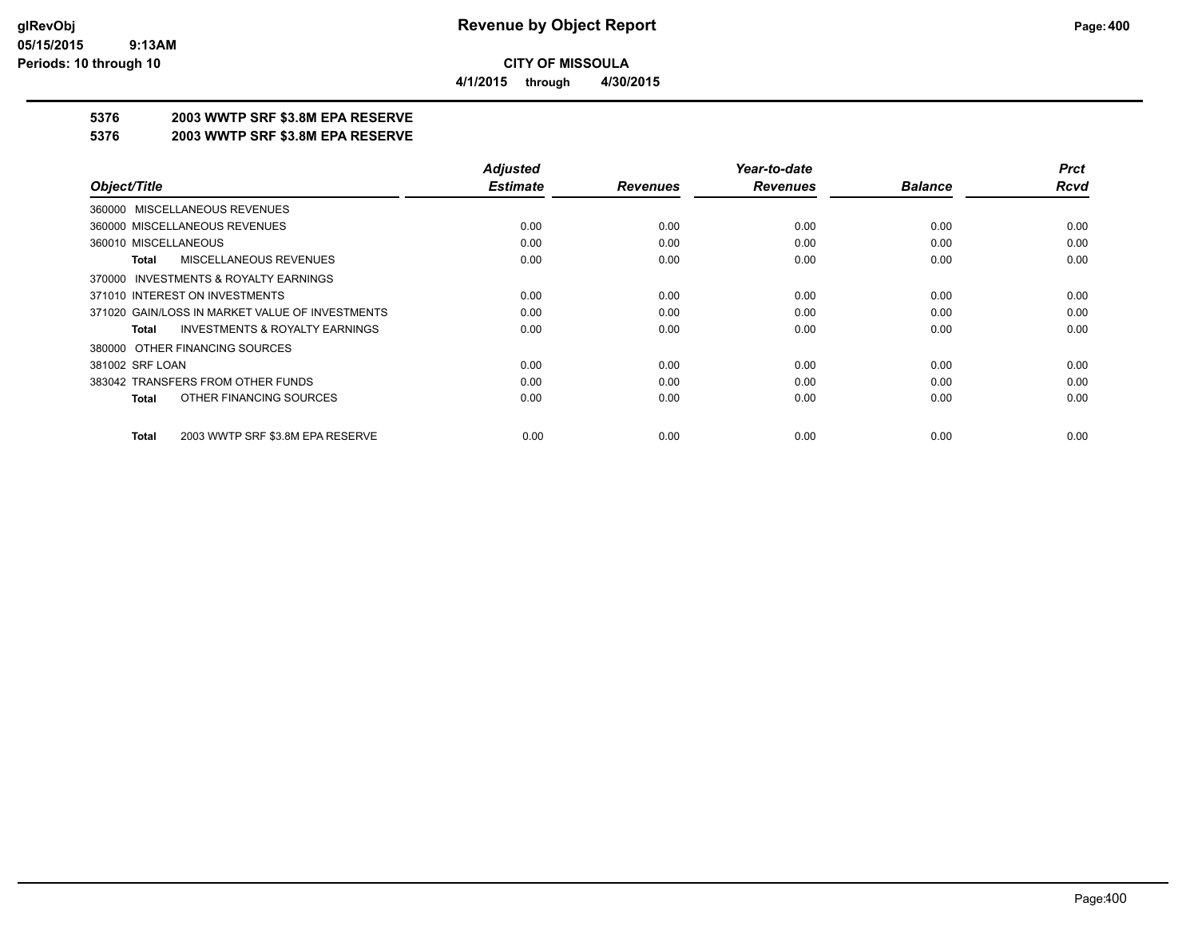**CITY OF MISSOULA**

**4/1/2015 through 4/30/2015**

## 5376 2003 WWTP SRF $3.8M EPA RESERVE

## 5376 2003 WWTP SRF $3.8M EPA RESERVE

| Object/Title | Adjusted Estimate | Revenues | Year-to-date Revenues | Balance | Prct Rcvd |
|---|---|---|---|---|---|
| 360000 MISCELLANEOUS REVENUES | | | | | |
| 360000 MISCELLANEOUS REVENUES | 0.00 | 0.00 | 0.00 | 0.00 | 0.00 |
| 360010 MISCELLANEOUS | 0.00 | 0.00 | 0.00 | 0.00 | 0.00 |
| **Total** MISCELLANEOUS REVENUES | 0.00 | 0.00 | 0.00 | 0.00 | 0.00 |
| 370000 INVESTMENTS & ROYALTY EARNINGS | | | | | |
| 371010 INTEREST ON INVESTMENTS | 0.00 | 0.00 | 0.00 | 0.00 | 0.00 |
| 371020 GAIN/LOSS IN MARKET VALUE OF INVESTMENTS | 0.00 | 0.00 | 0.00 | 0.00 | 0.00 |
| **Total** INVESTMENTS & ROYALTY EARNINGS | 0.00 | 0.00 | 0.00 | 0.00 | 0.00 |
| 380000 OTHER FINANCING SOURCES | | | | | |
| 381002 SRF LOAN | 0.00 | 0.00 | 0.00 | 0.00 | 0.00 |
| 383042 TRANSFERS FROM OTHER FUNDS | 0.00 | 0.00 | 0.00 | 0.00 | 0.00 |
| **Total** OTHER FINANCING SOURCES | 0.00 | 0.00 | 0.00 | 0.00 | 0.00 |
| **Total** 2003 WWTP SRF $3.8M EPA RESERVE | 0.00 | 0.00 | 0.00 | 0.00 | 0.00 |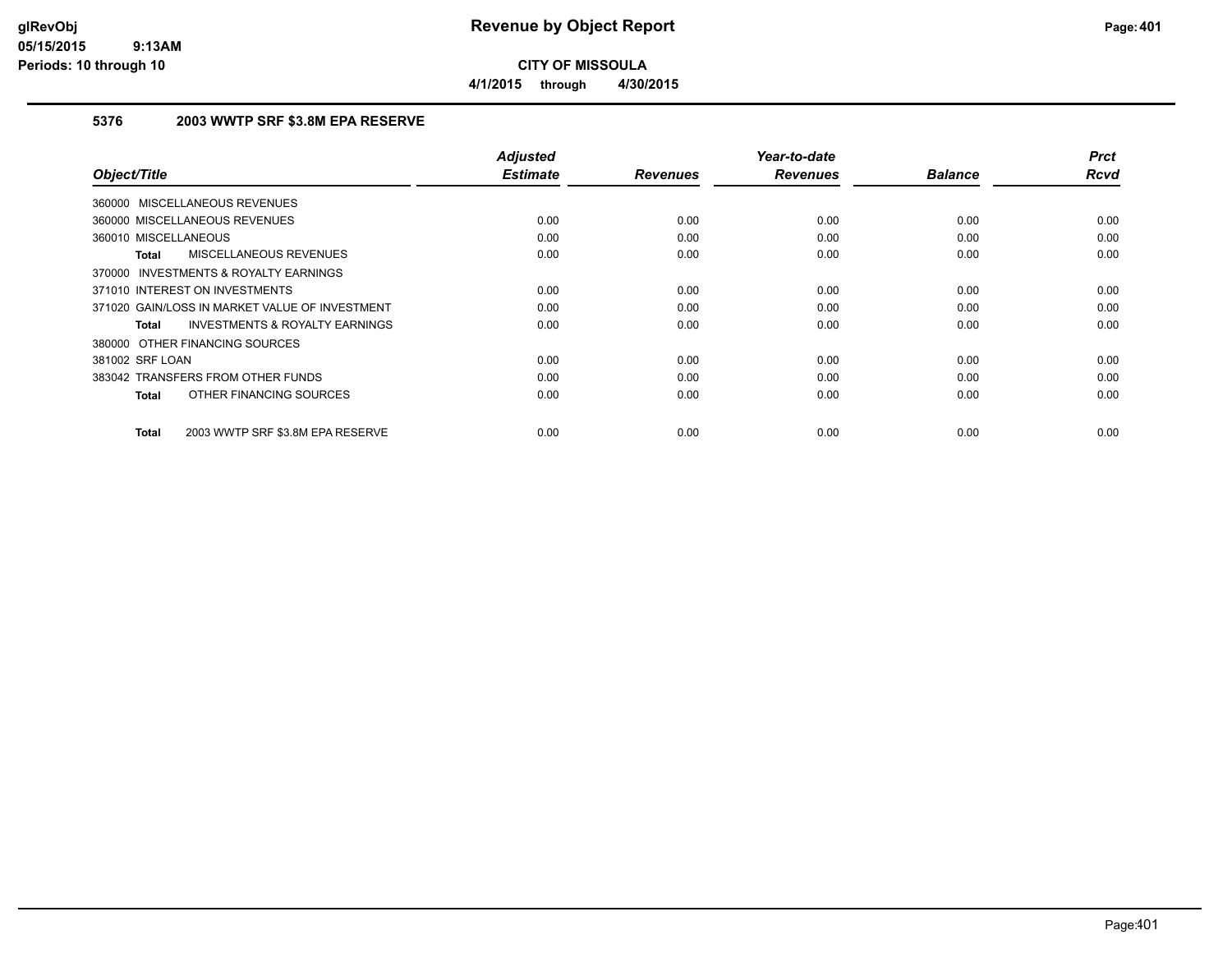# Revenue by Object Report

**CITY OF MISSOULA**

**4/1/2015 through 4/30/2015**

glRevObj
05/15/2015 9:13AM
Periods: 10 through 10

### 5376 2003 WWTP SRF $3.8M EPA RESERVE

| Object/Title | Adjusted Estimate | Revenues | Year-to-date Revenues | Balance | Prct Rcvd |
|---|---|---|---|---|---|
| 360000 MISCELLANEOUS REVENUES | | | | | |
| 360000 MISCELLANEOUS REVENUES | 0.00 | 0.00 | 0.00 | 0.00 | 0.00 |
| 360010 MISCELLANEOUS | 0.00 | 0.00 | 0.00 | 0.00 | 0.00 |
| **Total** MISCELLANEOUS REVENUES | 0.00 | 0.00 | 0.00 | 0.00 | 0.00 |
| 370000 INVESTMENTS & ROYALTY EARNINGS | | | | | |
| 371010 INTEREST ON INVESTMENTS | 0.00 | 0.00 | 0.00 | 0.00 | 0.00 |
| 371020 GAIN/LOSS IN MARKET VALUE OF INVESTMENT | 0.00 | 0.00 | 0.00 | 0.00 | 0.00 |
| **Total** INVESTMENTS & ROYALTY EARNINGS | 0.00 | 0.00 | 0.00 | 0.00 | 0.00 |
| 380000 OTHER FINANCING SOURCES | | | | | |
| 381002 SRF LOAN | 0.00 | 0.00 | 0.00 | 0.00 | 0.00 |
| 383042 TRANSFERS FROM OTHER FUNDS | 0.00 | 0.00 | 0.00 | 0.00 | 0.00 |
| **Total** OTHER FINANCING SOURCES | 0.00 | 0.00 | 0.00 | 0.00 | 0.00 |
| **Total** 2003 WWTP SRF $3.8M EPA RESERVE | 0.00 | 0.00 | 0.00 | 0.00 | 0.00 |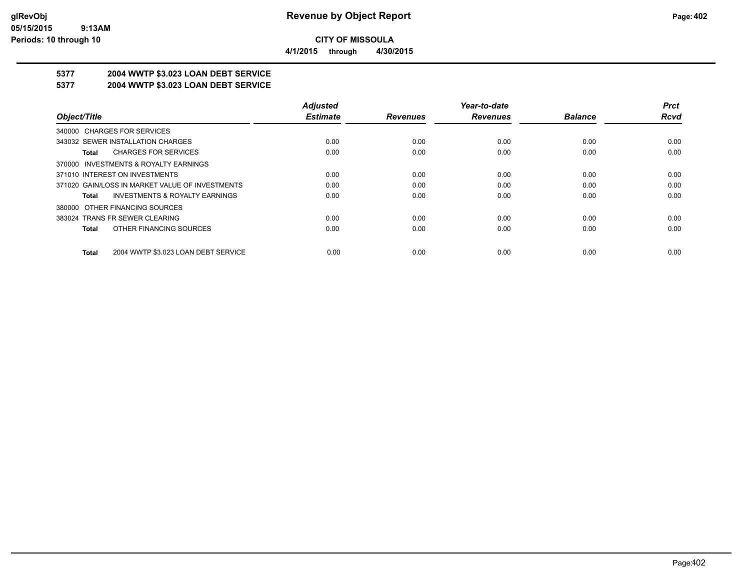**CITY OF MISSOULA**

**4/1/2015 through 4/30/2015**

## 5377 2004 WWTP $3.023 LOAN DEBT SERVICE

## 5377 2004 WWTP $3.023 LOAN DEBT SERVICE

| Object/Title | Adjusted Estimate | Revenues | Year-to-date Revenues | Balance | Prct Rcvd |
|---|---|---|---|---|---|
| 340000 CHARGES FOR SERVICES | | | | | |
| 343032 SEWER INSTALLATION CHARGES | 0.00 | 0.00 | 0.00 | 0.00 | 0.00 |
| **Total** CHARGES FOR SERVICES | 0.00 | 0.00 | 0.00 | 0.00 | 0.00 |
| 370000 INVESTMENTS & ROYALTY EARNINGS | | | | | |
| 371010 INTEREST ON INVESTMENTS | 0.00 | 0.00 | 0.00 | 0.00 | 0.00 |
| 371020 GAIN/LOSS IN MARKET VALUE OF INVESTMENTS | 0.00 | 0.00 | 0.00 | 0.00 | 0.00 |
| **Total** INVESTMENTS & ROYALTY EARNINGS | 0.00 | 0.00 | 0.00 | 0.00 | 0.00 |
| 380000 OTHER FINANCING SOURCES | | | | | |
| 383024 TRANS FR SEWER CLEARING | 0.00 | 0.00 | 0.00 | 0.00 | 0.00 |
| **Total** OTHER FINANCING SOURCES | 0.00 | 0.00 | 0.00 | 0.00 | 0.00 |
| **Total** 2004 WWTP $3.023 LOAN DEBT SERVICE | 0.00 | 0.00 | 0.00 | 0.00 | 0.00 |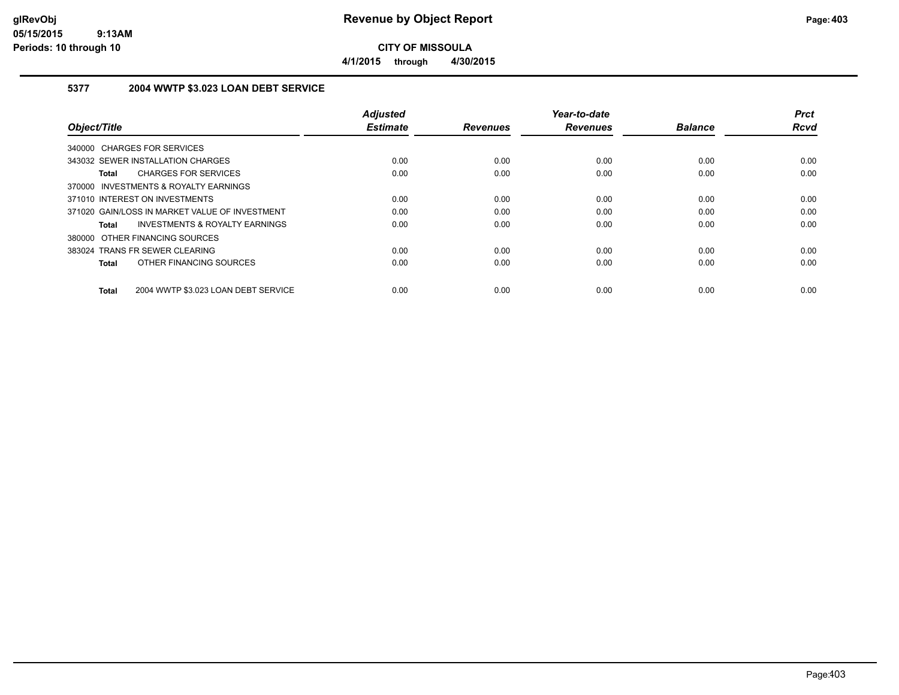# Revenue by Object Report

**CITY OF MISSOULA**

**4/1/2015 through 4/30/2015**

glRevObj
05/15/2015 9:13AM
Periods: 10 through 10

## 5377 2004 WWTP $3.023 LOAN DEBT SERVICE

| Object/Title | Adjusted Estimate | Revenues | Year-to-date Revenues | Balance | Prct Rcvd |
|---|---|---|---|---|---|
| 340000 CHARGES FOR SERVICES | | | | | |
| 343032 SEWER INSTALLATION CHARGES | 0.00 | 0.00 | 0.00 | 0.00 | 0.00 |
| **Total** CHARGES FOR SERVICES | 0.00 | 0.00 | 0.00 | 0.00 | 0.00 |
| 370000 INVESTMENTS & ROYALTY EARNINGS | | | | | |
| 371010 INTEREST ON INVESTMENTS | 0.00 | 0.00 | 0.00 | 0.00 | 0.00 |
| 371020 GAIN/LOSS IN MARKET VALUE OF INVESTMENT | 0.00 | 0.00 | 0.00 | 0.00 | 0.00 |
| **Total** INVESTMENTS & ROYALTY EARNINGS | 0.00 | 0.00 | 0.00 | 0.00 | 0.00 |
| 380000 OTHER FINANCING SOURCES | | | | | |
| 383024 TRANS FR SEWER CLEARING | 0.00 | 0.00 | 0.00 | 0.00 | 0.00 |
| **Total** OTHER FINANCING SOURCES | 0.00 | 0.00 | 0.00 | 0.00 | 0.00 |
| **Total** 2004 WWTP $3.023 LOAN DEBT SERVICE | 0.00 | 0.00 | 0.00 | 0.00 | 0.00 |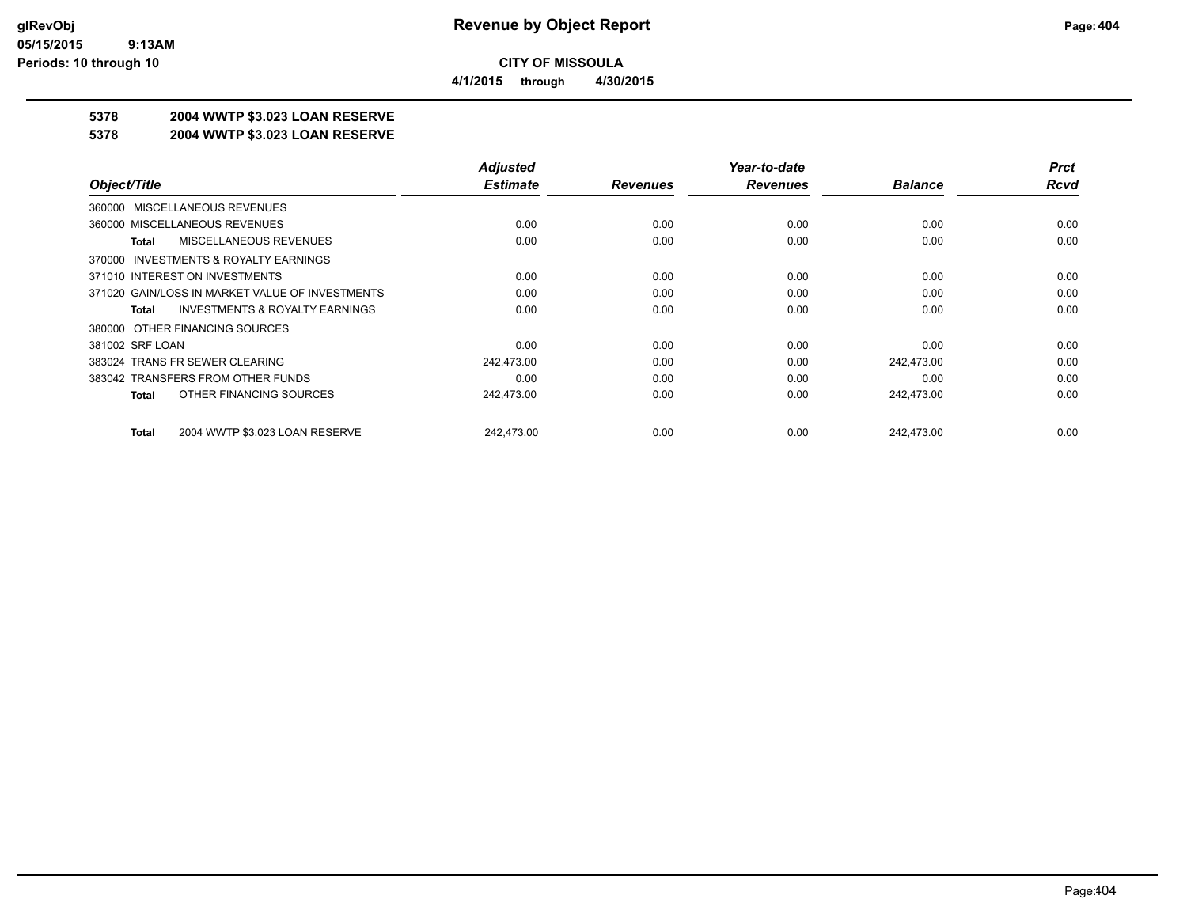**CITY OF MISSOULA**

**4/1/2015 through 4/30/2015**

# 5378 2004 WWTP $3.023 LOAN RESERVE

## 5378 2004 WWTP $3.023 LOAN RESERVE

| Object/Title | Adjusted Estimate | Revenues | Year-to-date Revenues | Balance | Prct Rcvd |
|---|---|---|---|---|---|
| 360000 MISCELLANEOUS REVENUES | | | | | |
| 360000 MISCELLANEOUS REVENUES | 0.00 | 0.00 | 0.00 | 0.00 | 0.00 |
| **Total** MISCELLANEOUS REVENUES | 0.00 | 0.00 | 0.00 | 0.00 | 0.00 |
| 370000 INVESTMENTS & ROYALTY EARNINGS | | | | | |
| 371010 INTEREST ON INVESTMENTS | 0.00 | 0.00 | 0.00 | 0.00 | 0.00 |
| 371020 GAIN/LOSS IN MARKET VALUE OF INVESTMENTS | 0.00 | 0.00 | 0.00 | 0.00 | 0.00 |
| **Total** INVESTMENTS & ROYALTY EARNINGS | 0.00 | 0.00 | 0.00 | 0.00 | 0.00 |
| 380000 OTHER FINANCING SOURCES | | | | | |
| 381002 SRF LOAN | 0.00 | 0.00 | 0.00 | 0.00 | 0.00 |
| 383024 TRANS FR SEWER CLEARING | 242,473.00 | 0.00 | 0.00 | 242,473.00 | 0.00 |
| 383042 TRANSFERS FROM OTHER FUNDS | 0.00 | 0.00 | 0.00 | 0.00 | 0.00 |
| **Total** OTHER FINANCING SOURCES | 242,473.00 | 0.00 | 0.00 | 242,473.00 | 0.00 |
| **Total** 2004 WWTP $3.023 LOAN RESERVE | 242,473.00 | 0.00 | 0.00 | 242,473.00 | 0.00 |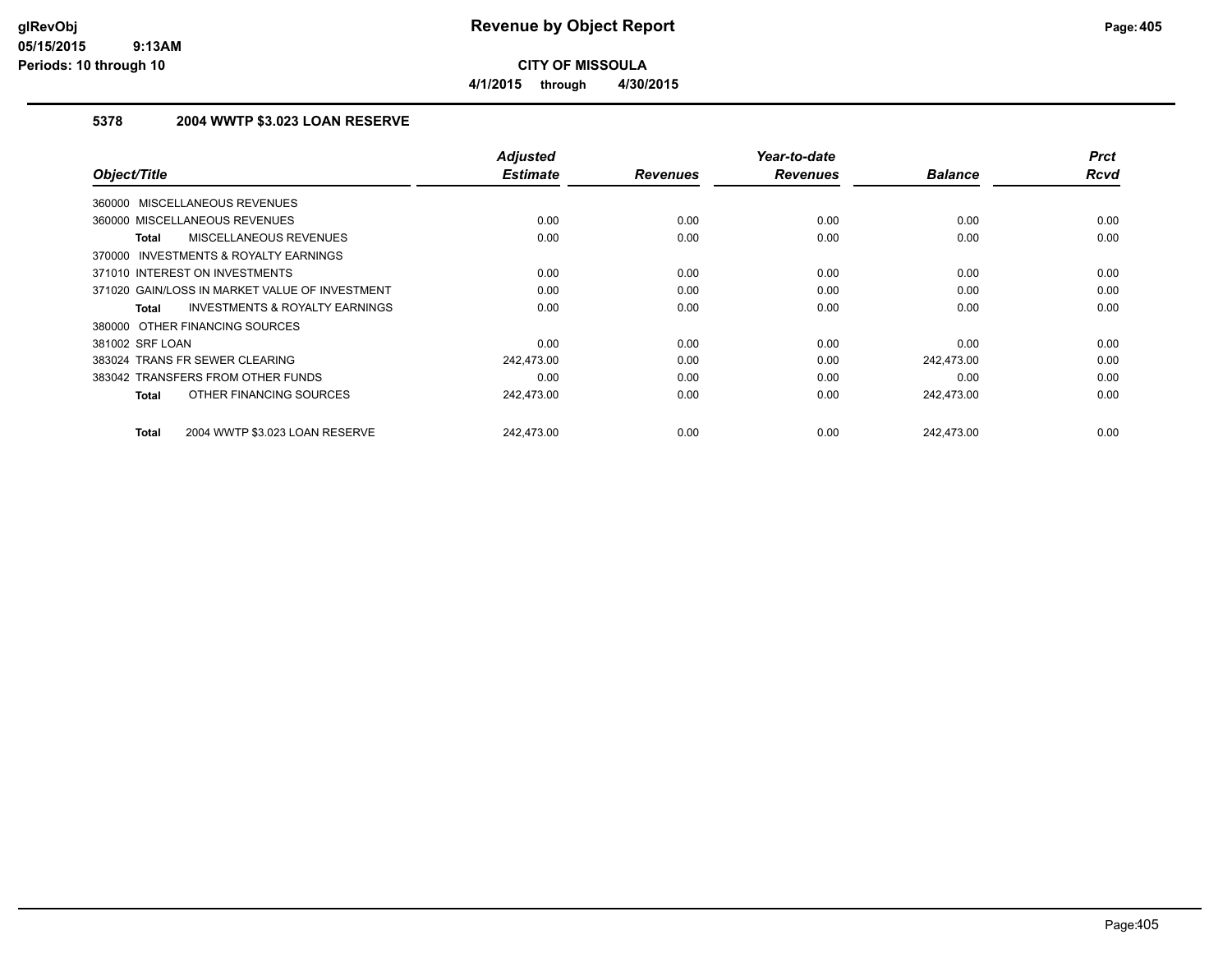# Revenue by Object Report

**CITY OF MISSOULA**

**4/1/2015 through 4/30/2015**

### 5378 2004 WWTP $3.023 LOAN RESERVE

| Object/Title | Adjusted Estimate | Revenues | Year-to-date Revenues | Balance | Prct Rcvd |
|---|---|---|---|---|---|
| 360000 MISCELLANEOUS REVENUES | | | | | |
| 360000 MISCELLANEOUS REVENUES | 0.00 | 0.00 | 0.00 | 0.00 | 0.00 |
| **Total** MISCELLANEOUS REVENUES | 0.00 | 0.00 | 0.00 | 0.00 | 0.00 |
| 370000 INVESTMENTS & ROYALTY EARNINGS | | | | | |
| 371010 INTEREST ON INVESTMENTS | 0.00 | 0.00 | 0.00 | 0.00 | 0.00 |
| 371020 GAIN/LOSS IN MARKET VALUE OF INVESTMENT | 0.00 | 0.00 | 0.00 | 0.00 | 0.00 |
| **Total** INVESTMENTS & ROYALTY EARNINGS | 0.00 | 0.00 | 0.00 | 0.00 | 0.00 |
| 380000 OTHER FINANCING SOURCES | | | | | |
| 381002 SRF LOAN | 0.00 | 0.00 | 0.00 | 0.00 | 0.00 |
| 383024 TRANS FR SEWER CLEARING | 242,473.00 | 0.00 | 0.00 | 242,473.00 | 0.00 |
| 383042 TRANSFERS FROM OTHER FUNDS | 0.00 | 0.00 | 0.00 | 0.00 | 0.00 |
| **Total** OTHER FINANCING SOURCES | 242,473.00 | 0.00 | 0.00 | 242,473.00 | 0.00 |
| **Total** 2004 WWTP $3.023 LOAN RESERVE | 242,473.00 | 0.00 | 0.00 | 242,473.00 | 0.00 |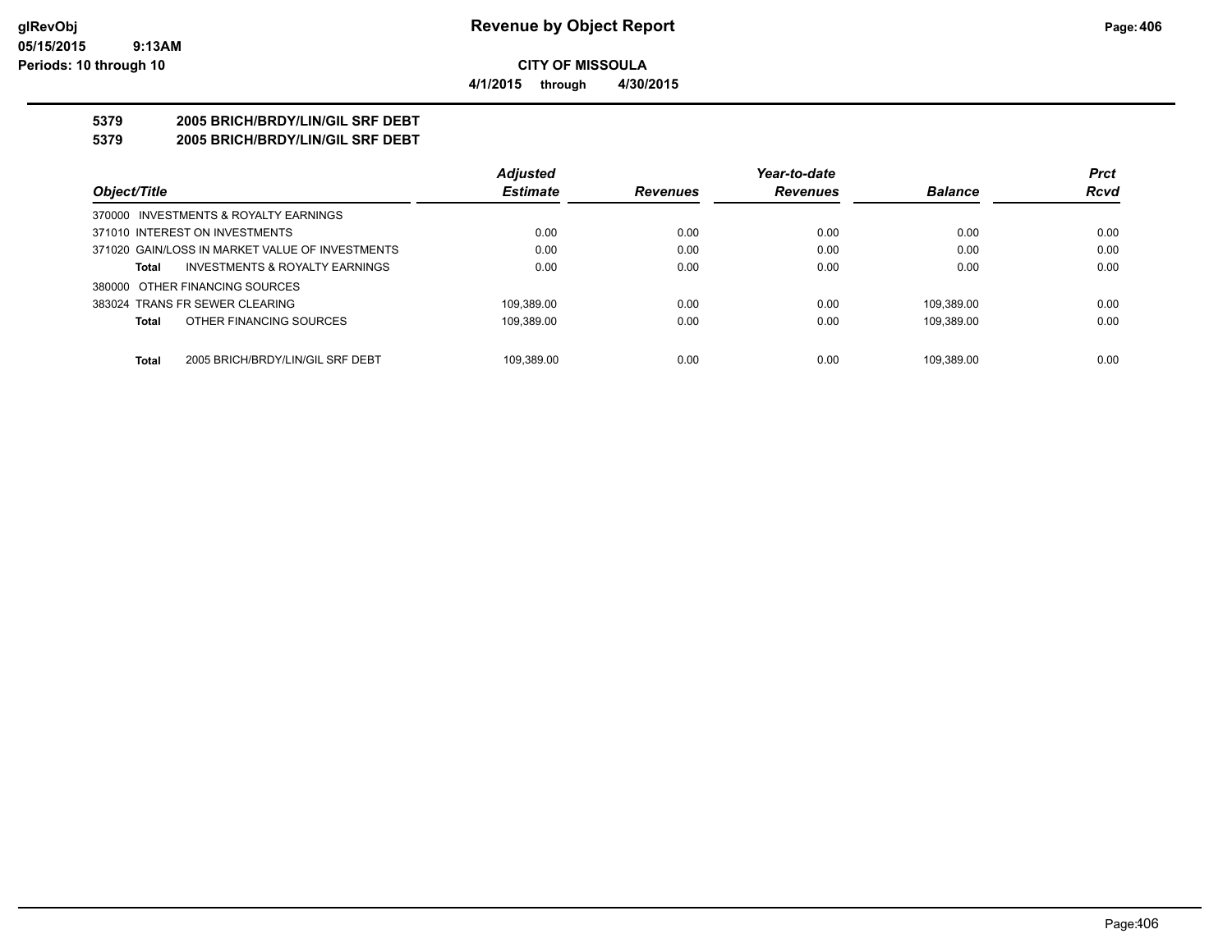# Revenue by Object Report

**CITY OF MISSOULA**

**4/1/2015 through 4/30/2015**

glRevObj
05/15/2015 9:13AM
Periods: 10 through 10

## 5379 2005 BRICH/BRDY/LIN/GIL SRF DEBT
## 5379 2005 BRICH/BRDY/LIN/GIL SRF DEBT

| Object/Title | Adjusted Estimate | Revenues | Year-to-date Revenues | Balance | Prct Rcvd |
|---|---|---|---|---|---|
| 370000 INVESTMENTS & ROYALTY EARNINGS | | | | | |
| 371010 INTEREST ON INVESTMENTS | 0.00 | 0.00 | 0.00 | 0.00 | 0.00 |
| 371020 GAIN/LOSS IN MARKET VALUE OF INVESTMENTS | 0.00 | 0.00 | 0.00 | 0.00 | 0.00 |
| **Total** INVESTMENTS & ROYALTY EARNINGS | 0.00 | 0.00 | 0.00 | 0.00 | 0.00 |
| 380000 OTHER FINANCING SOURCES | | | | | |
| 383024 TRANS FR SEWER CLEARING | 109,389.00 | 0.00 | 0.00 | 109,389.00 | 0.00 |
| **Total** OTHER FINANCING SOURCES | 109,389.00 | 0.00 | 0.00 | 109,389.00 | 0.00 |
| **Total** 2005 BRICH/BRDY/LIN/GIL SRF DEBT | 109,389.00 | 0.00 | 0.00 | 109,389.00 | 0.00 |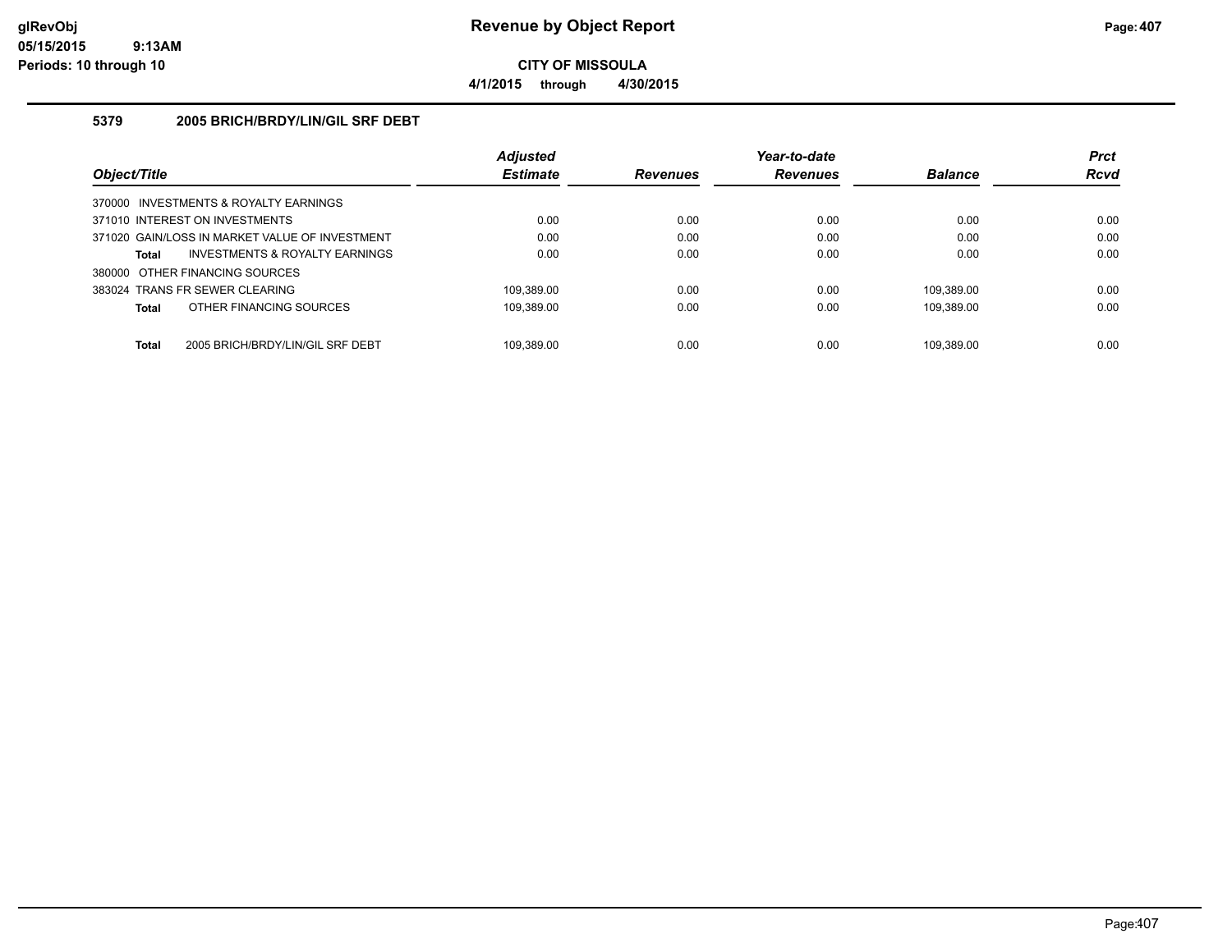# Revenue by Object Report

**CITY OF MISSOULA**

**4/1/2015 through 4/30/2015**

glRevObj
05/15/2015 9:13AM
Periods: 10 through 10

### 5379 2005 BRICH/BRDY/LIN/GIL SRF DEBT

| Object/Title | Adjusted Estimate | Revenues | Year-to-date Revenues | Balance | Prct Rcvd |
|---|---|---|---|---|---|
| 370000 INVESTMENTS & ROYALTY EARNINGS | | | | | |
| 371010 INTEREST ON INVESTMENTS | 0.00 | 0.00 | 0.00 | 0.00 | 0.00 |
| 371020 GAIN/LOSS IN MARKET VALUE OF INVESTMENT | 0.00 | 0.00 | 0.00 | 0.00 | 0.00 |
| **Total** INVESTMENTS & ROYALTY EARNINGS | 0.00 | 0.00 | 0.00 | 0.00 | 0.00 |
| 380000 OTHER FINANCING SOURCES | | | | | |
| 383024 TRANS FR SEWER CLEARING | 109,389.00 | 0.00 | 0.00 | 109,389.00 | 0.00 |
| **Total** OTHER FINANCING SOURCES | 109,389.00 | 0.00 | 0.00 | 109,389.00 | 0.00 |
| **Total** 2005 BRICH/BRDY/LIN/GIL SRF DEBT | 109,389.00 | 0.00 | 0.00 | 109,389.00 | 0.00 |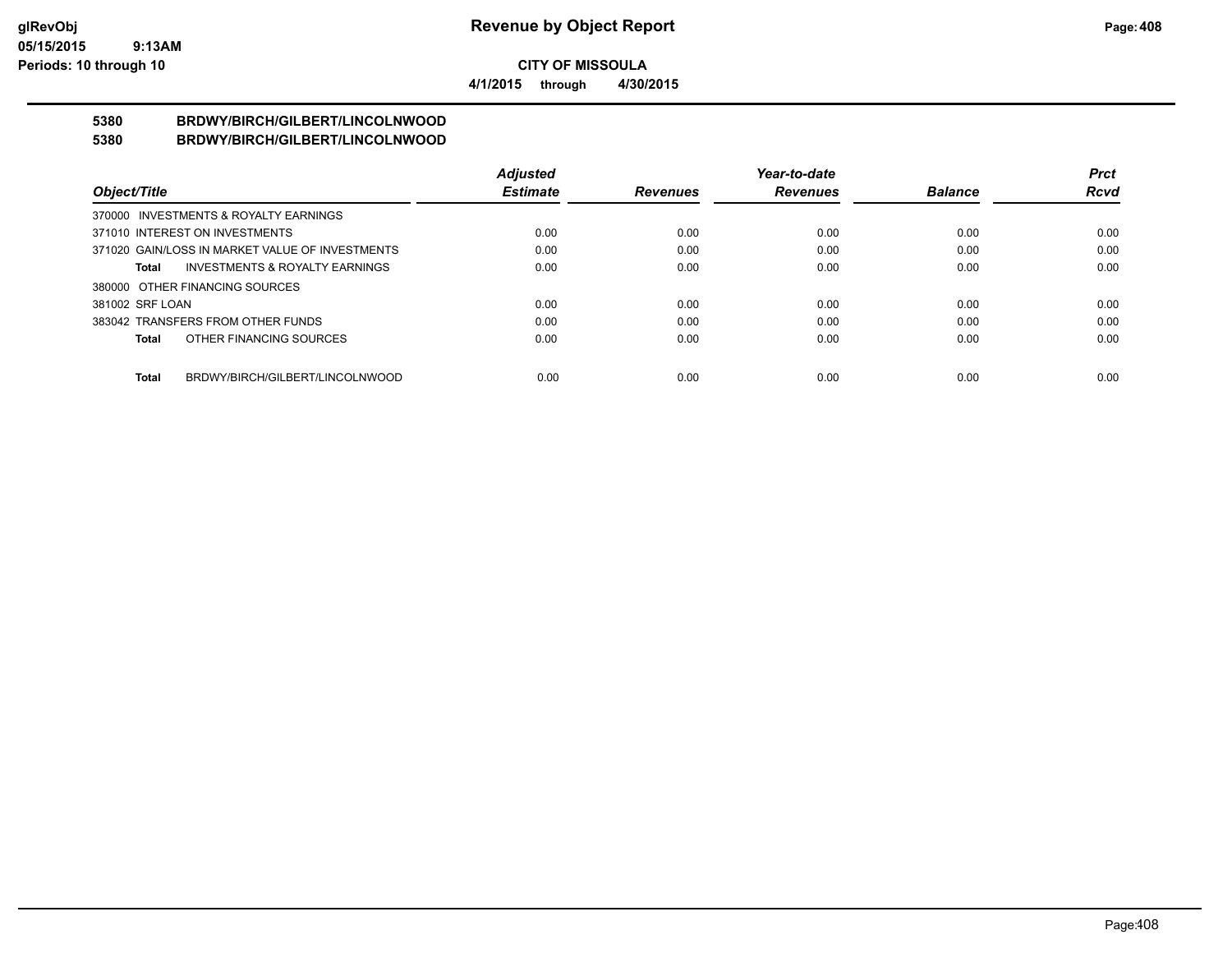**CITY OF MISSOULA**

**4/1/2015 through 4/30/2015**

## 5380 BRDWY/BIRCH/GILBERT/LINCOLNWOOD

## 5380 BRDWY/BIRCH/GILBERT/LINCOLNWOOD

| Object/Title | Adjusted Estimate | Revenues | Year-to-date Revenues | Balance | Prct Rcvd |
|---|---|---|---|---|---|
| 370000 INVESTMENTS & ROYALTY EARNINGS | | | | | |
| 371010 INTEREST ON INVESTMENTS | 0.00 | 0.00 | 0.00 | 0.00 | 0.00 |
| 371020 GAIN/LOSS IN MARKET VALUE OF INVESTMENTS | 0.00 | 0.00 | 0.00 | 0.00 | 0.00 |
| **Total** INVESTMENTS & ROYALTY EARNINGS | 0.00 | 0.00 | 0.00 | 0.00 | 0.00 |
| 380000 OTHER FINANCING SOURCES | | | | | |
| 381002 SRF LOAN | 0.00 | 0.00 | 0.00 | 0.00 | 0.00 |
| 383042 TRANSFERS FROM OTHER FUNDS | 0.00 | 0.00 | 0.00 | 0.00 | 0.00 |
| **Total** OTHER FINANCING SOURCES | 0.00 | 0.00 | 0.00 | 0.00 | 0.00 |
| **Total** BRDWY/BIRCH/GILBERT/LINCOLNWOOD | 0.00 | 0.00 | 0.00 | 0.00 | 0.00 |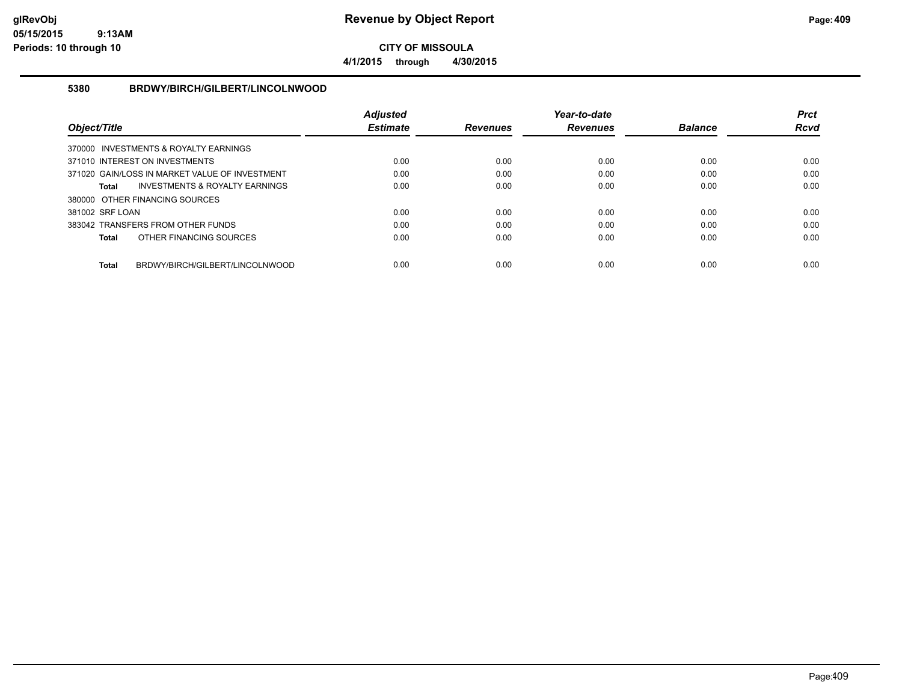**CITY OF MISSOULA**

**4/1/2015 through 4/30/2015**

### 5380 BRDWY/BIRCH/GILBERT/LINCOLNWOOD

| Object/Title | Adjusted Estimate | Revenues | Year-to-date Revenues | Balance | Prct Rcvd |
|---|---|---|---|---|---|
| 370000 INVESTMENTS & ROYALTY EARNINGS | | | | | |
| 371010 INTEREST ON INVESTMENTS | 0.00 | 0.00 | 0.00 | 0.00 | 0.00 |
| 371020 GAIN/LOSS IN MARKET VALUE OF INVESTMENT | 0.00 | 0.00 | 0.00 | 0.00 | 0.00 |
| **Total** INVESTMENTS & ROYALTY EARNINGS | 0.00 | 0.00 | 0.00 | 0.00 | 0.00 |
| 380000 OTHER FINANCING SOURCES | | | | | |
| 381002 SRF LOAN | 0.00 | 0.00 | 0.00 | 0.00 | 0.00 |
| 383042 TRANSFERS FROM OTHER FUNDS | 0.00 | 0.00 | 0.00 | 0.00 | 0.00 |
| **Total** OTHER FINANCING SOURCES | 0.00 | 0.00 | 0.00 | 0.00 | 0.00 |
| **Total** BRDWY/BIRCH/GILBERT/LINCOLNWOOD | 0.00 | 0.00 | 0.00 | 0.00 | 0.00 |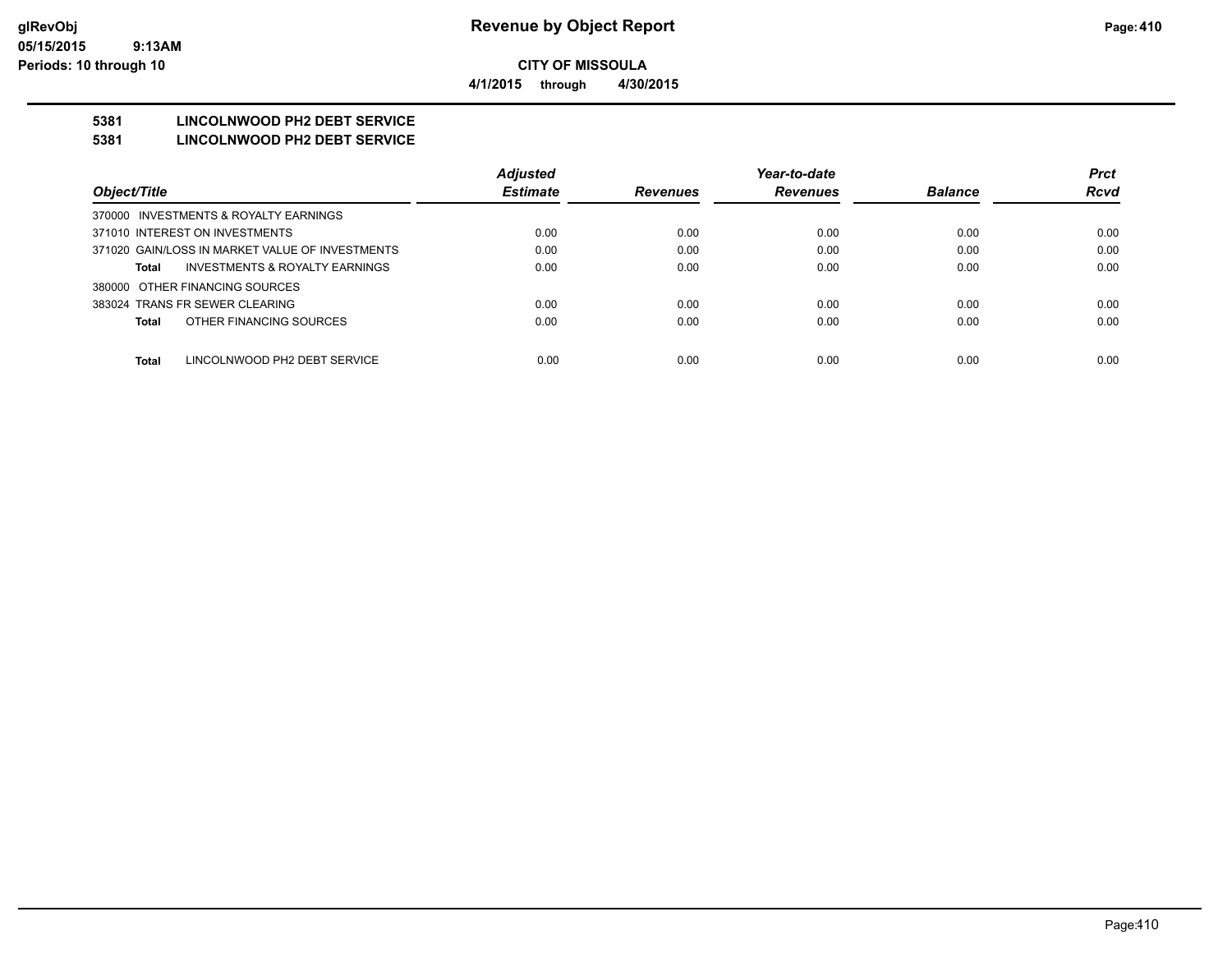**CITY OF MISSOULA**

**4/1/2015 through 4/30/2015**

## 5381 LINCOLNWOOD PH2 DEBT SERVICE
## 5381 LINCOLNWOOD PH2 DEBT SERVICE

| Object/Title | Adjusted Estimate | Revenues | Year-to-date Revenues | Balance | Prct Rcvd |
|---|---|---|---|---|---|
| 370000 INVESTMENTS & ROYALTY EARNINGS | | | | | |
| 371010 INTEREST ON INVESTMENTS | 0.00 | 0.00 | 0.00 | 0.00 | 0.00 |
| 371020 GAIN/LOSS IN MARKET VALUE OF INVESTMENTS | 0.00 | 0.00 | 0.00 | 0.00 | 0.00 |
| **Total** INVESTMENTS & ROYALTY EARNINGS | 0.00 | 0.00 | 0.00 | 0.00 | 0.00 |
| 380000 OTHER FINANCING SOURCES | | | | | |
| 383024 TRANS FR SEWER CLEARING | 0.00 | 0.00 | 0.00 | 0.00 | 0.00 |
| **Total** OTHER FINANCING SOURCES | 0.00 | 0.00 | 0.00 | 0.00 | 0.00 |
| **Total** LINCOLNWOOD PH2 DEBT SERVICE | 0.00 | 0.00 | 0.00 | 0.00 | 0.00 |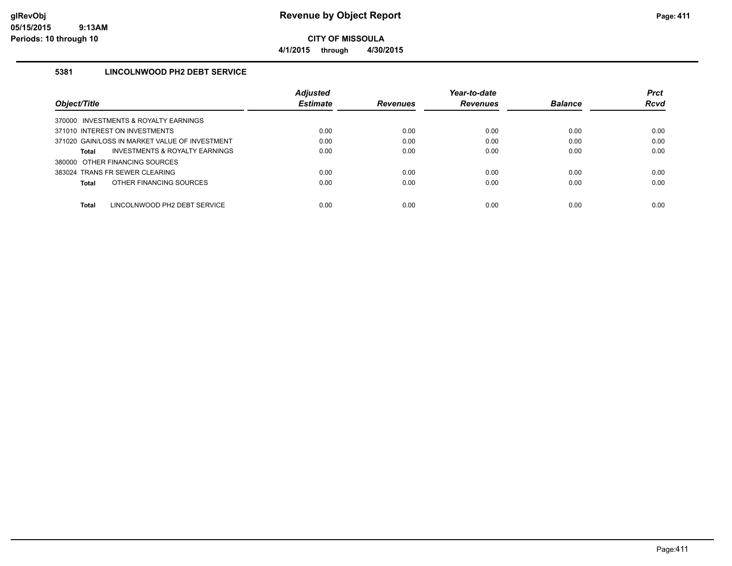# Revenue by Object Report

**CITY OF MISSOULA**

**4/1/2015 through 4/30/2015**

glRevObj
05/15/2015 9:13AM
Periods: 10 through 10

### 5381 LINCOLNWOOD PH2 DEBT SERVICE

| Object/Title | Adjusted Estimate | Revenues | Year-to-date Revenues | Balance | Prct Rcvd |
|---|---|---|---|---|---|
| 370000 INVESTMENTS & ROYALTY EARNINGS | | | | | |
| 371010 INTEREST ON INVESTMENTS | 0.00 | 0.00 | 0.00 | 0.00 | 0.00 |
| 371020 GAIN/LOSS IN MARKET VALUE OF INVESTMENT | 0.00 | 0.00 | 0.00 | 0.00 | 0.00 |
| **Total** INVESTMENTS & ROYALTY EARNINGS | 0.00 | 0.00 | 0.00 | 0.00 | 0.00 |
| 380000 OTHER FINANCING SOURCES | | | | | |
| 383024 TRANS FR SEWER CLEARING | 0.00 | 0.00 | 0.00 | 0.00 | 0.00 |
| **Total** OTHER FINANCING SOURCES | 0.00 | 0.00 | 0.00 | 0.00 | 0.00 |
| **Total** LINCOLNWOOD PH2 DEBT SERVICE | 0.00 | 0.00 | 0.00 | 0.00 | 0.00 |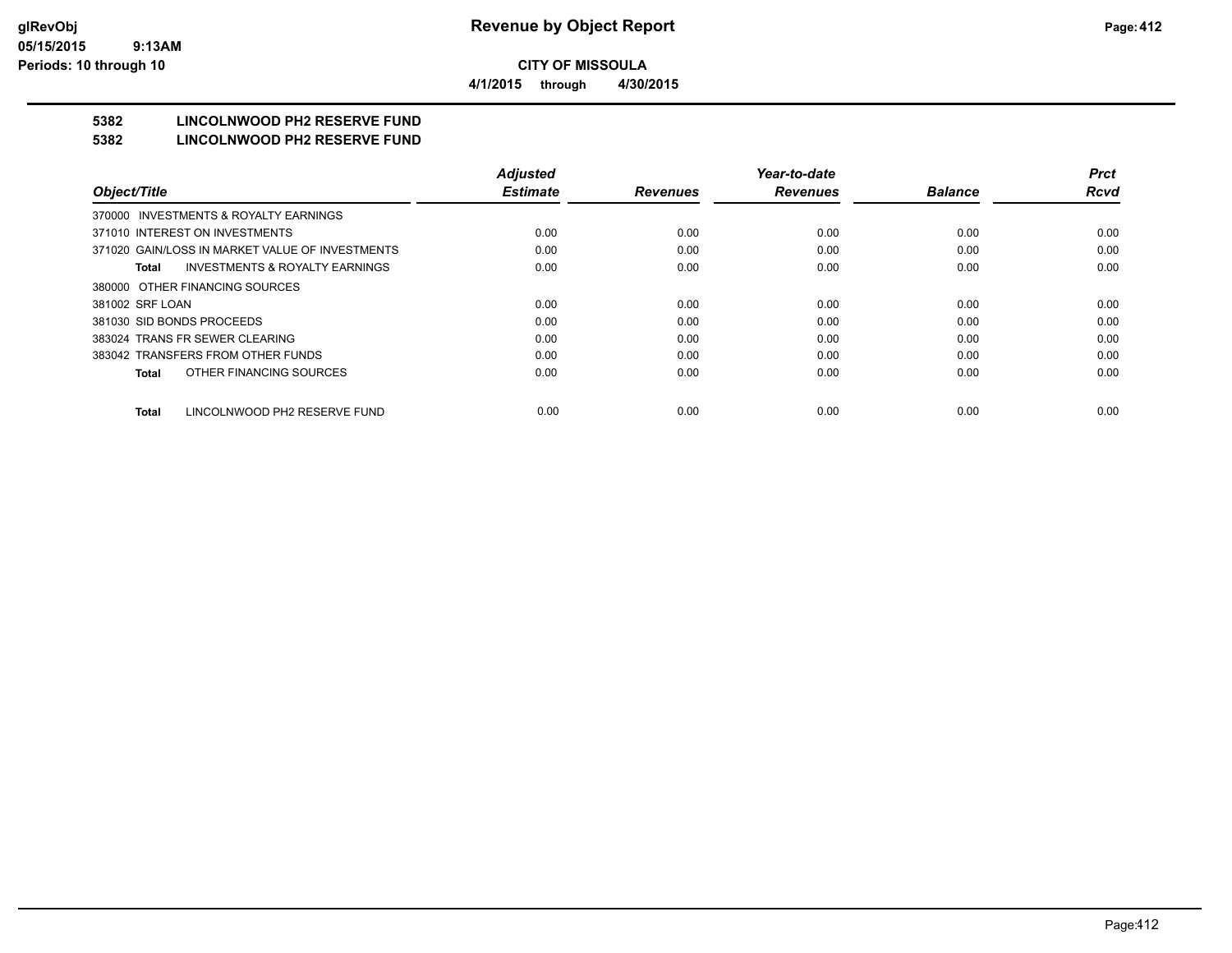**CITY OF MISSOULA**

**4/1/2015 through 4/30/2015**

**Revenue by Object Report**

glRevObj
05/15/2015 9:13AM
Periods: 10 through 10

## 5382 LINCOLNWOOD PH2 RESERVE FUND
## 5382 LINCOLNWOOD PH2 RESERVE FUND

| Object/Title | Adjusted Estimate | Revenues | Year-to-date Revenues | Balance | Prct Rcvd |
|---|---|---|---|---|---|
| 370000 INVESTMENTS & ROYALTY EARNINGS | | | | | |
| 371010 INTEREST ON INVESTMENTS | 0.00 | 0.00 | 0.00 | 0.00 | 0.00 |
| 371020 GAIN/LOSS IN MARKET VALUE OF INVESTMENTS | 0.00 | 0.00 | 0.00 | 0.00 | 0.00 |
| **Total** INVESTMENTS & ROYALTY EARNINGS | 0.00 | 0.00 | 0.00 | 0.00 | 0.00 |
| 380000 OTHER FINANCING SOURCES | | | | | |
| 381002 SRF LOAN | 0.00 | 0.00 | 0.00 | 0.00 | 0.00 |
| 381030 SID BONDS PROCEEDS | 0.00 | 0.00 | 0.00 | 0.00 | 0.00 |
| 383024 TRANS FR SEWER CLEARING | 0.00 | 0.00 | 0.00 | 0.00 | 0.00 |
| 383042 TRANSFERS FROM OTHER FUNDS | 0.00 | 0.00 | 0.00 | 0.00 | 0.00 |
| **Total** OTHER FINANCING SOURCES | 0.00 | 0.00 | 0.00 | 0.00 | 0.00 |
| **Total** LINCOLNWOOD PH2 RESERVE FUND | 0.00 | 0.00 | 0.00 | 0.00 | 0.00 |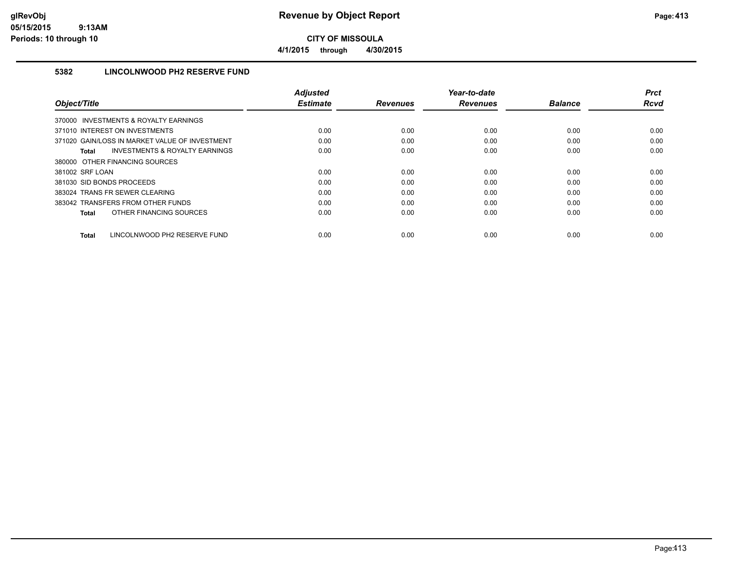**CITY OF MISSOULA**

**4/1/2015 through 4/30/2015**

### 5382 LINCOLNWOOD PH2 RESERVE FUND

| Object/Title | Adjusted Estimate | Revenues | Year-to-date Revenues | Balance | Prct Rcvd |
|---|---|---|---|---|---|
| 370000 INVESTMENTS & ROYALTY EARNINGS | | | | | |
| 371010 INTEREST ON INVESTMENTS | 0.00 | 0.00 | 0.00 | 0.00 | 0.00 |
| 371020 GAIN/LOSS IN MARKET VALUE OF INVESTMENT | 0.00 | 0.00 | 0.00 | 0.00 | 0.00 |
| **Total** INVESTMENTS & ROYALTY EARNINGS | 0.00 | 0.00 | 0.00 | 0.00 | 0.00 |
| 380000 OTHER FINANCING SOURCES | | | | | |
| 381002 SRF LOAN | 0.00 | 0.00 | 0.00 | 0.00 | 0.00 |
| 381030 SID BONDS PROCEEDS | 0.00 | 0.00 | 0.00 | 0.00 | 0.00 |
| 383024 TRANS FR SEWER CLEARING | 0.00 | 0.00 | 0.00 | 0.00 | 0.00 |
| 383042 TRANSFERS FROM OTHER FUNDS | 0.00 | 0.00 | 0.00 | 0.00 | 0.00 |
| **Total** OTHER FINANCING SOURCES | 0.00 | 0.00 | 0.00 | 0.00 | 0.00 |
| **Total** LINCOLNWOOD PH2 RESERVE FUND | 0.00 | 0.00 | 0.00 | 0.00 | 0.00 |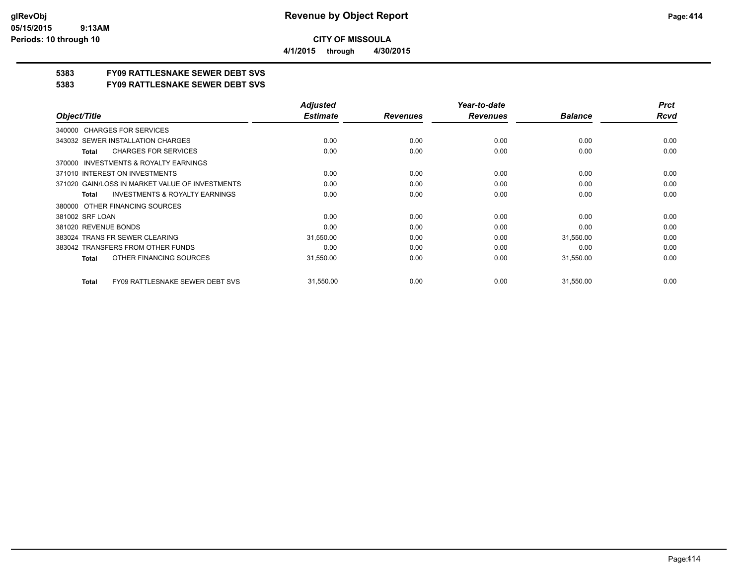**Revenue by Object Report**

**CITY OF MISSOULA**

**4/1/2015 through 4/30/2015**

glRevObj
05/15/2015 9:13AM
Periods: 10 through 10

## 5383 FY09 RATTLESNAKE SEWER DEBT SVS

## 5383 FY09 RATTLESNAKE SEWER DEBT SVS

| Object/Title | Adjusted Estimate | Revenues | Year-to-date Revenues | Balance | Prct Rcvd |
|---|---|---|---|---|---|
| 340000 CHARGES FOR SERVICES | | | | | |
| 343032 SEWER INSTALLATION CHARGES | 0.00 | 0.00 | 0.00 | 0.00 | 0.00 |
| **Total** CHARGES FOR SERVICES | 0.00 | 0.00 | 0.00 | 0.00 | 0.00 |
| 370000 INVESTMENTS & ROYALTY EARNINGS | | | | | |
| 371010 INTEREST ON INVESTMENTS | 0.00 | 0.00 | 0.00 | 0.00 | 0.00 |
| 371020 GAIN/LOSS IN MARKET VALUE OF INVESTMENTS | 0.00 | 0.00 | 0.00 | 0.00 | 0.00 |
| **Total** INVESTMENTS & ROYALTY EARNINGS | 0.00 | 0.00 | 0.00 | 0.00 | 0.00 |
| 380000 OTHER FINANCING SOURCES | | | | | |
| 381002 SRF LOAN | 0.00 | 0.00 | 0.00 | 0.00 | 0.00 |
| 381020 REVENUE BONDS | 0.00 | 0.00 | 0.00 | 0.00 | 0.00 |
| 383024 TRANS FR SEWER CLEARING | 31,550.00 | 0.00 | 0.00 | 31,550.00 | 0.00 |
| 383042 TRANSFERS FROM OTHER FUNDS | 0.00 | 0.00 | 0.00 | 0.00 | 0.00 |
| **Total** OTHER FINANCING SOURCES | 31,550.00 | 0.00 | 0.00 | 31,550.00 | 0.00 |
| **Total** FY09 RATTLESNAKE SEWER DEBT SVS | 31,550.00 | 0.00 | 0.00 | 31,550.00 | 0.00 |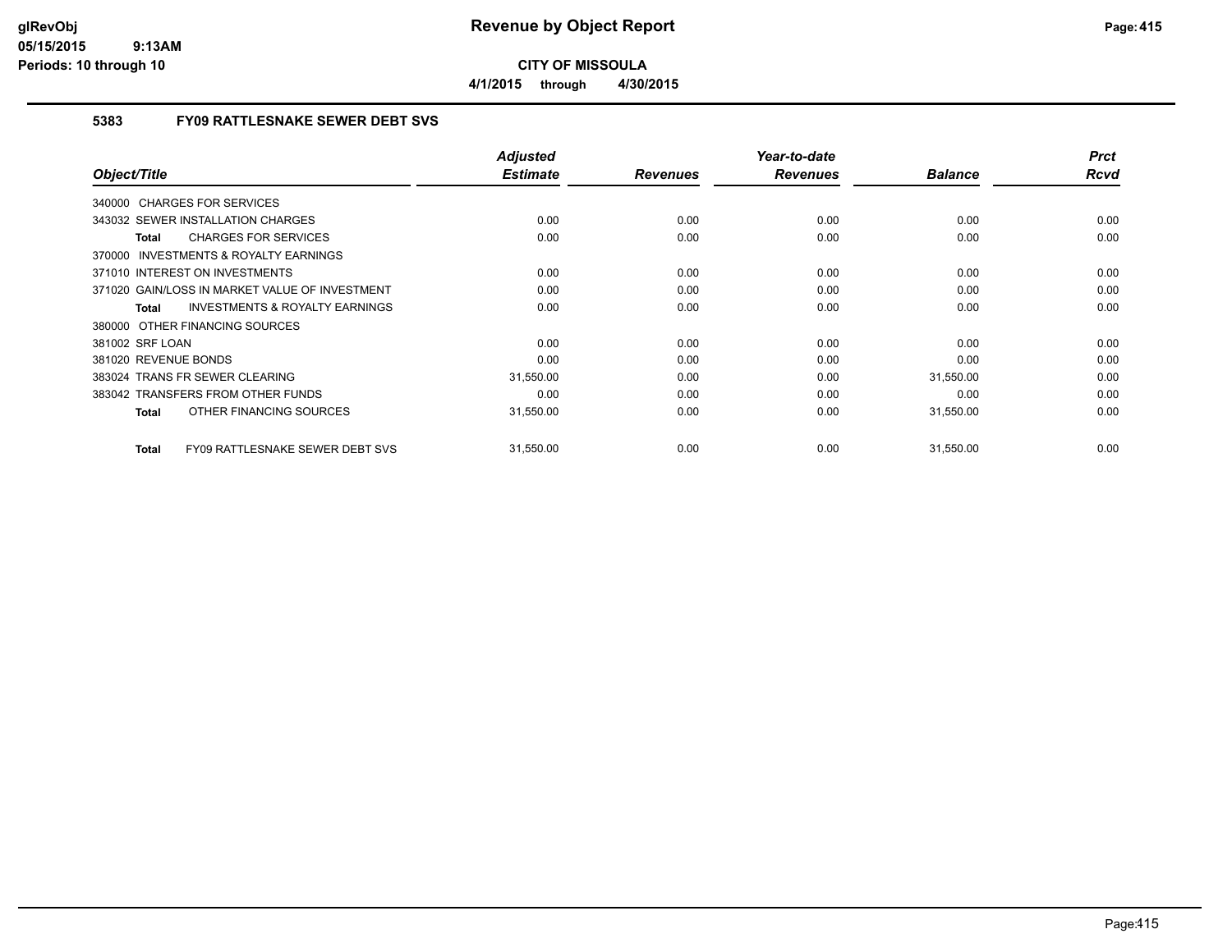# CITY OF MISSOULA

**4/1/2015 through 4/30/2015**

## 5383 FY09 RATTLESNAKE SEWER DEBT SVS

| Object/Title | Adjusted Estimate | Revenues | Year-to-date Revenues | Balance | Prct Rcvd |
|---|---|---|---|---|---|
| 340000 CHARGES FOR SERVICES | | | | | |
| 343032 SEWER INSTALLATION CHARGES | 0.00 | 0.00 | 0.00 | 0.00 | 0.00 |
| **Total** CHARGES FOR SERVICES | 0.00 | 0.00 | 0.00 | 0.00 | 0.00 |
| 370000 INVESTMENTS & ROYALTY EARNINGS | | | | | |
| 371010 INTEREST ON INVESTMENTS | 0.00 | 0.00 | 0.00 | 0.00 | 0.00 |
| 371020 GAIN/LOSS IN MARKET VALUE OF INVESTMENT | 0.00 | 0.00 | 0.00 | 0.00 | 0.00 |
| **Total** INVESTMENTS & ROYALTY EARNINGS | 0.00 | 0.00 | 0.00 | 0.00 | 0.00 |
| 380000 OTHER FINANCING SOURCES | | | | | |
| 381002 SRF LOAN | 0.00 | 0.00 | 0.00 | 0.00 | 0.00 |
| 381020 REVENUE BONDS | 0.00 | 0.00 | 0.00 | 0.00 | 0.00 |
| 383024 TRANS FR SEWER CLEARING | 31,550.00 | 0.00 | 0.00 | 31,550.00 | 0.00 |
| 383042 TRANSFERS FROM OTHER FUNDS | 0.00 | 0.00 | 0.00 | 0.00 | 0.00 |
| **Total** OTHER FINANCING SOURCES | 31,550.00 | 0.00 | 0.00 | 31,550.00 | 0.00 |
| **Total** FY09 RATTLESNAKE SEWER DEBT SVS | 31,550.00 | 0.00 | 0.00 | 31,550.00 | 0.00 |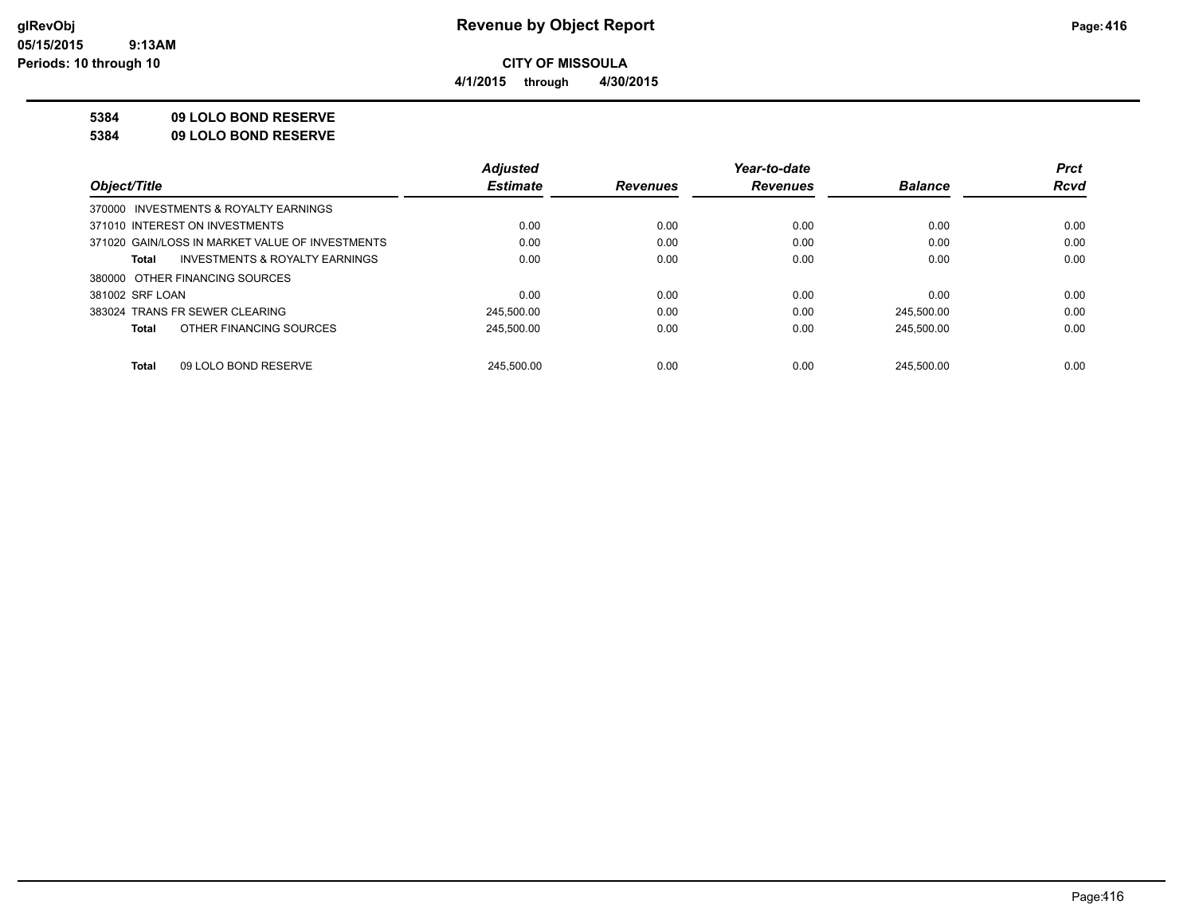**CITY OF MISSOULA**

**4/1/2015 through 4/30/2015**

**5384 09 LOLO BOND RESERVE**

**5384 09 LOLO BOND RESERVE**

| Object/Title | Adjusted Estimate | Revenues | Year-to-date Revenues | Balance | Prct Rcvd |
|---|---|---|---|---|---|
| 370000 INVESTMENTS & ROYALTY EARNINGS | | | | | |
| 371010 INTEREST ON INVESTMENTS | 0.00 | 0.00 | 0.00 | 0.00 | 0.00 |
| 371020 GAIN/LOSS IN MARKET VALUE OF INVESTMENTS | 0.00 | 0.00 | 0.00 | 0.00 | 0.00 |
| **Total** INVESTMENTS & ROYALTY EARNINGS | 0.00 | 0.00 | 0.00 | 0.00 | 0.00 |
| 380000 OTHER FINANCING SOURCES | | | | | |
| 381002 SRF LOAN | 0.00 | 0.00 | 0.00 | 0.00 | 0.00 |
| 383024 TRANS FR SEWER CLEARING | 245,500.00 | 0.00 | 0.00 | 245,500.00 | 0.00 |
| **Total** OTHER FINANCING SOURCES | 245,500.00 | 0.00 | 0.00 | 245,500.00 | 0.00 |
| **Total** 09 LOLO BOND RESERVE | 245,500.00 | 0.00 | 0.00 | 245,500.00 | 0.00 |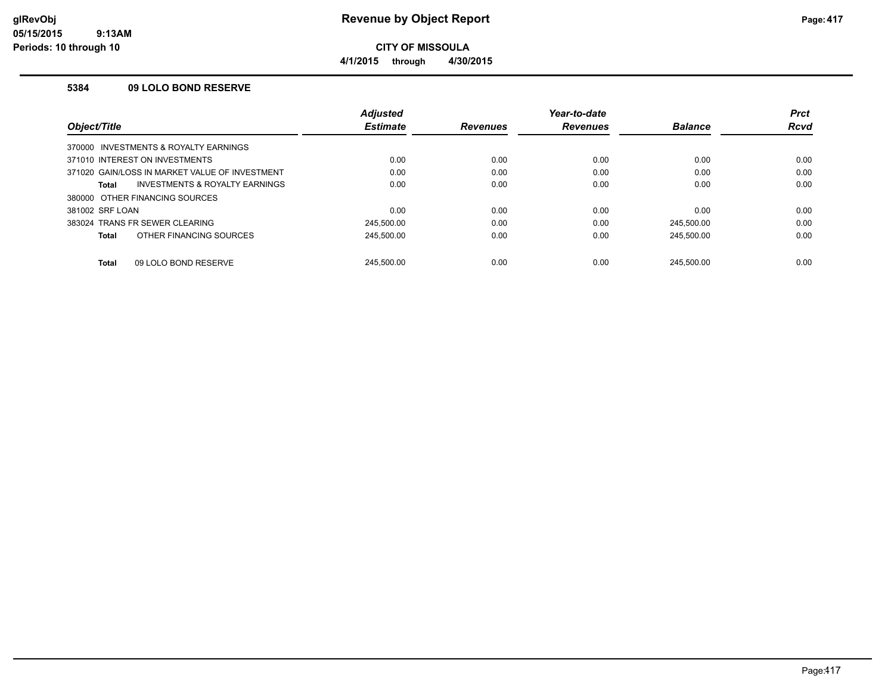# Revenue by Object Report

**CITY OF MISSOULA**

**4/1/2015 through 4/30/2015**

glRevObj
05/15/2015 9:13AM
Periods: 10 through 10

### 5384 09 LOLO BOND RESERVE

| Object/Title | Adjusted Estimate | Revenues | Year-to-date Revenues | Balance | Prct Rcvd |
|---|---|---|---|---|---|
| 370000 INVESTMENTS & ROYALTY EARNINGS | | | | | |
| 371010 INTEREST ON INVESTMENTS | 0.00 | 0.00 | 0.00 | 0.00 | 0.00 |
| 371020 GAIN/LOSS IN MARKET VALUE OF INVESTMENT | 0.00 | 0.00 | 0.00 | 0.00 | 0.00 |
| **Total** INVESTMENTS & ROYALTY EARNINGS | 0.00 | 0.00 | 0.00 | 0.00 | 0.00 |
| 380000 OTHER FINANCING SOURCES | | | | | |
| 381002 SRF LOAN | 0.00 | 0.00 | 0.00 | 0.00 | 0.00 |
| 383024 TRANS FR SEWER CLEARING | 245,500.00 | 0.00 | 0.00 | 245,500.00 | 0.00 |
| **Total** OTHER FINANCING SOURCES | 245,500.00 | 0.00 | 0.00 | 245,500.00 | 0.00 |
| **Total** 09 LOLO BOND RESERVE | 245,500.00 | 0.00 | 0.00 | 245,500.00 | 0.00 |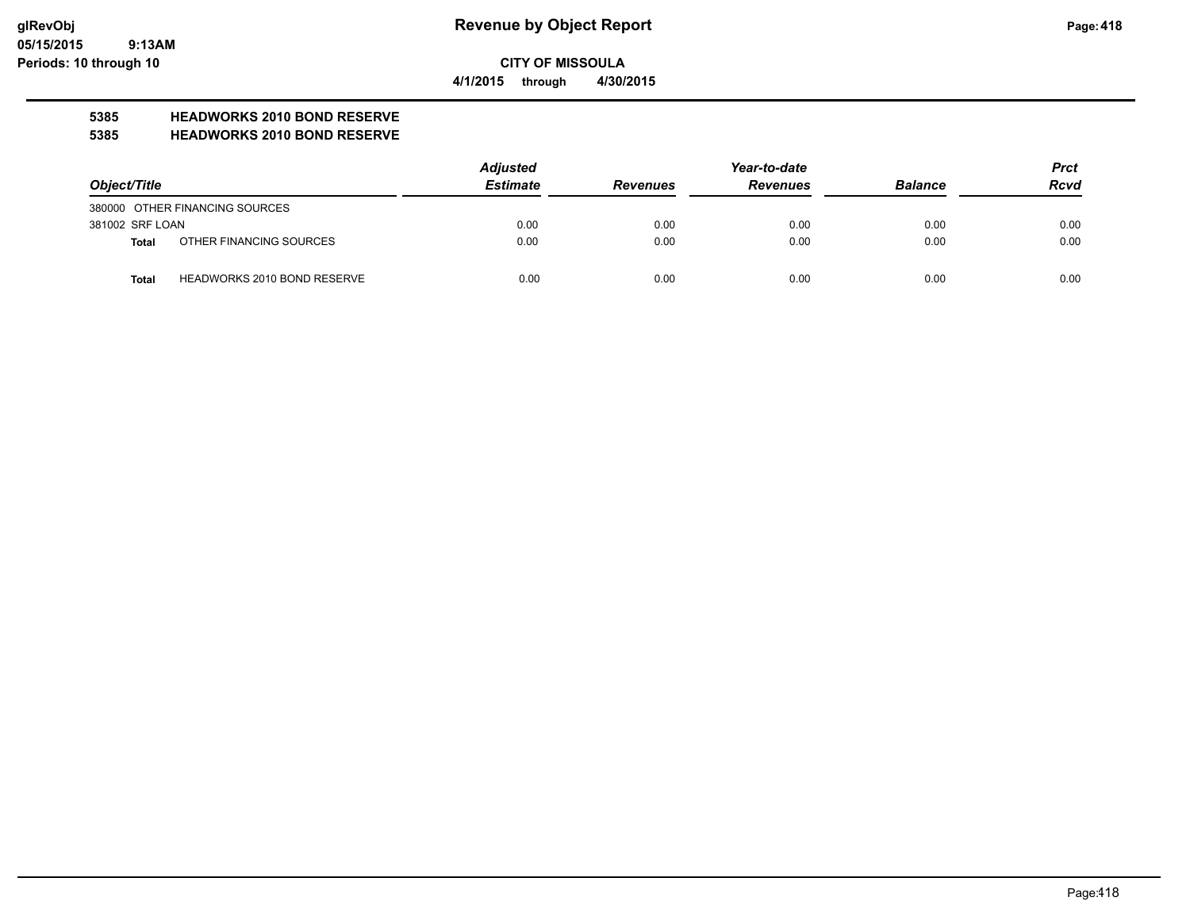**glRevObj**
**05/15/2015 9:13AM**
**Periods: 10 through 10**

# Revenue by Object Report

**CITY OF MISSOULA**

**4/1/2015 through 4/30/2015**

**5385 HEADWORKS 2010 BOND RESERVE**
**5385 HEADWORKS 2010 BOND RESERVE**

| Object/Title | | Adjusted Estimate | Revenues | Year-to-date Revenues | Balance | Prct Rcvd |
|---|---|---|---|---|---|---|
| 380000 OTHER FINANCING SOURCES | | | | | | |
| 381002 SRF LOAN | | 0.00 | 0.00 | 0.00 | 0.00 | 0.00 |
| **Total** | OTHER FINANCING SOURCES | 0.00 | 0.00 | 0.00 | 0.00 | 0.00 |
| **Total** | HEADWORKS 2010 BOND RESERVE | 0.00 | 0.00 | 0.00 | 0.00 | 0.00 |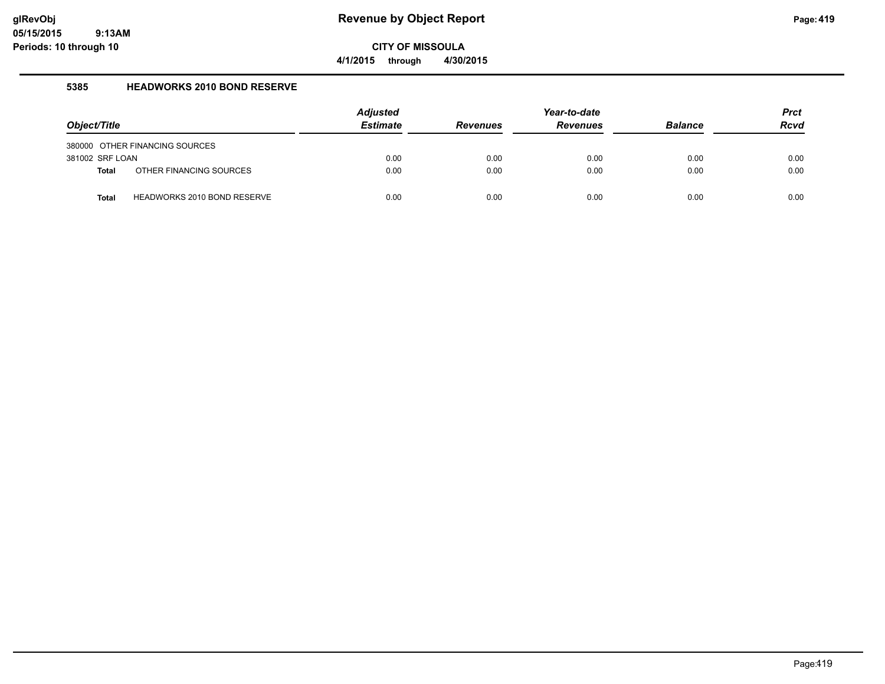# Revenue by Object Report

glRevObj
05/15/2015 9:13AM
Periods: 10 through 10

**CITY OF MISSOULA**

**4/1/2015 through 4/30/2015**

## 5385 HEADWORKS 2010 BOND RESERVE

| Object/Title | Adjusted Estimate | Revenues | Year-to-date Revenues | Balance | Prct Rcvd |
|---|---|---|---|---|---|
| 380000 OTHER FINANCING SOURCES | | | | | |
| 381002 SRF LOAN | 0.00 | 0.00 | 0.00 | 0.00 | 0.00 |
| **Total** OTHER FINANCING SOURCES | 0.00 | 0.00 | 0.00 | 0.00 | 0.00 |
| **Total** HEADWORKS 2010 BOND RESERVE | 0.00 | 0.00 | 0.00 | 0.00 | 0.00 |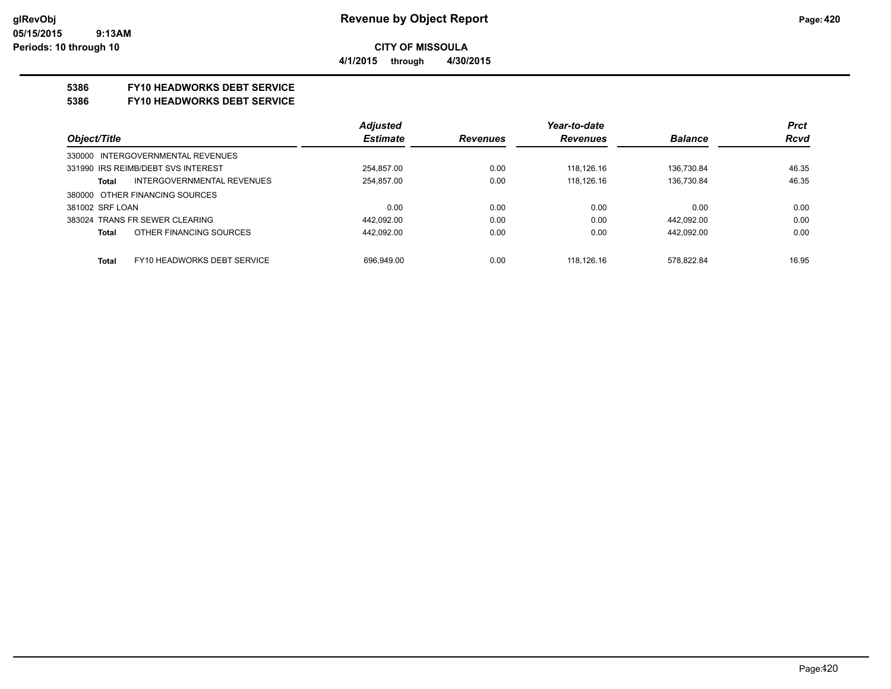# Revenue by Object Report

**CITY OF MISSOULA**

**4/1/2015 through 4/30/2015**

glRevObj
05/15/2015 9:13AM
Periods: 10 through 10

**5386 FY10 HEADWORKS DEBT SERVICE**

**5386 FY10 HEADWORKS DEBT SERVICE**

| Object/Title | Adjusted Estimate | Revenues | Year-to-date Revenues | Balance | Prct Rcvd |
|---|---|---|---|---|---|
| 330000 INTERGOVERNMENTAL REVENUES | | | | | |
| 331990 IRS REIMB/DEBT SVS INTEREST | 254,857.00 | 0.00 | 118,126.16 | 136,730.84 | 46.35 |
| **Total** INTERGOVERNMENTAL REVENUES | 254,857.00 | 0.00 | 118,126.16 | 136,730.84 | 46.35 |
| 380000 OTHER FINANCING SOURCES | | | | | |
| 381002 SRF LOAN | 0.00 | 0.00 | 0.00 | 0.00 | 0.00 |
| 383024 TRANS FR SEWER CLEARING | 442,092.00 | 0.00 | 0.00 | 442,092.00 | 0.00 |
| **Total** OTHER FINANCING SOURCES | 442,092.00 | 0.00 | 0.00 | 442,092.00 | 0.00 |
| **Total** FY10 HEADWORKS DEBT SERVICE | 696,949.00 | 0.00 | 118,126.16 | 578,822.84 | 16.95 |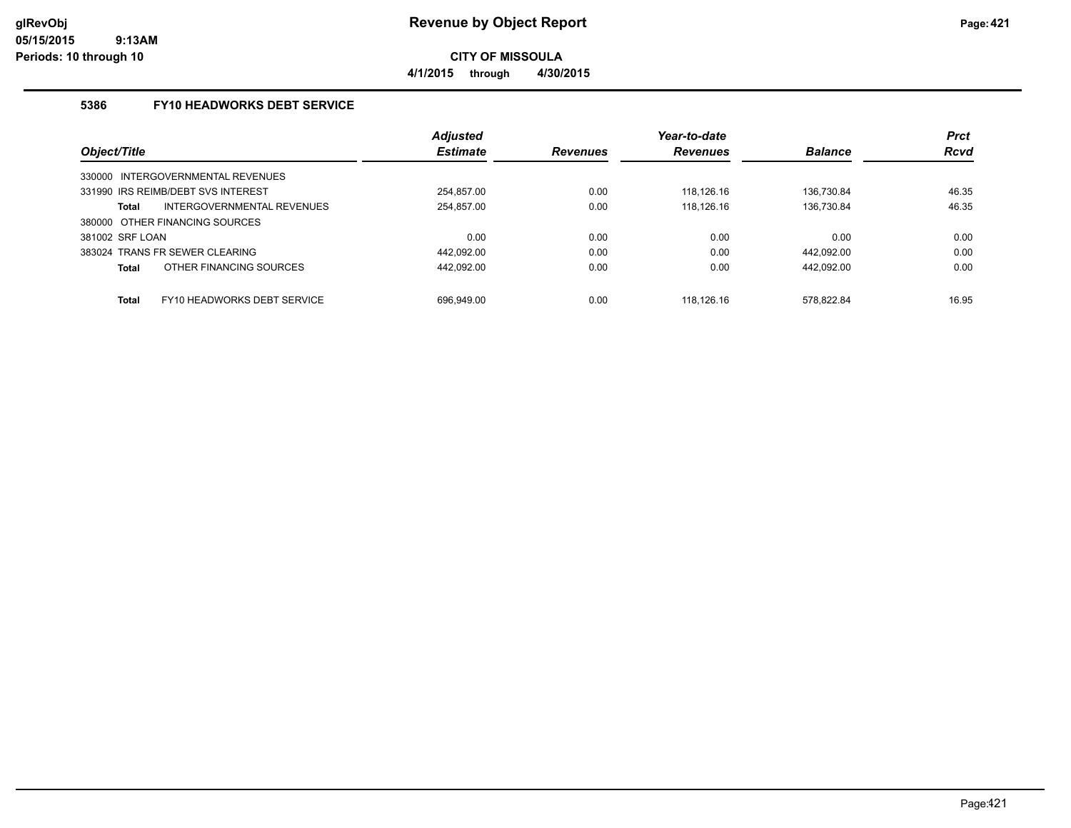# Revenue by Object Report

**CITY OF MISSOULA**

**4/1/2015 through 4/30/2015**

glRevObj
05/15/2015 9:13AM
Periods: 10 through 10

### 5386 FY10 HEADWORKS DEBT SERVICE

| Object/Title | Adjusted Estimate | Revenues | Year-to-date Revenues | Balance | Prct Rcvd |
|---|---|---|---|---|---|
| 330000 INTERGOVERNMENTAL REVENUES | | | | | |
| 331990 IRS REIMB/DEBT SVS INTEREST | 254,857.00 | 0.00 | 118,126.16 | 136,730.84 | 46.35 |
| **Total** INTERGOVERNMENTAL REVENUES | 254,857.00 | 0.00 | 118,126.16 | 136,730.84 | 46.35 |
| 380000 OTHER FINANCING SOURCES | | | | | |
| 381002 SRF LOAN | 0.00 | 0.00 | 0.00 | 0.00 | 0.00 |
| 383024 TRANS FR SEWER CLEARING | 442,092.00 | 0.00 | 0.00 | 442,092.00 | 0.00 |
| **Total** OTHER FINANCING SOURCES | 442,092.00 | 0.00 | 0.00 | 442,092.00 | 0.00 |
| **Total** FY10 HEADWORKS DEBT SERVICE | 696,949.00 | 0.00 | 118,126.16 | 578,822.84 | 16.95 |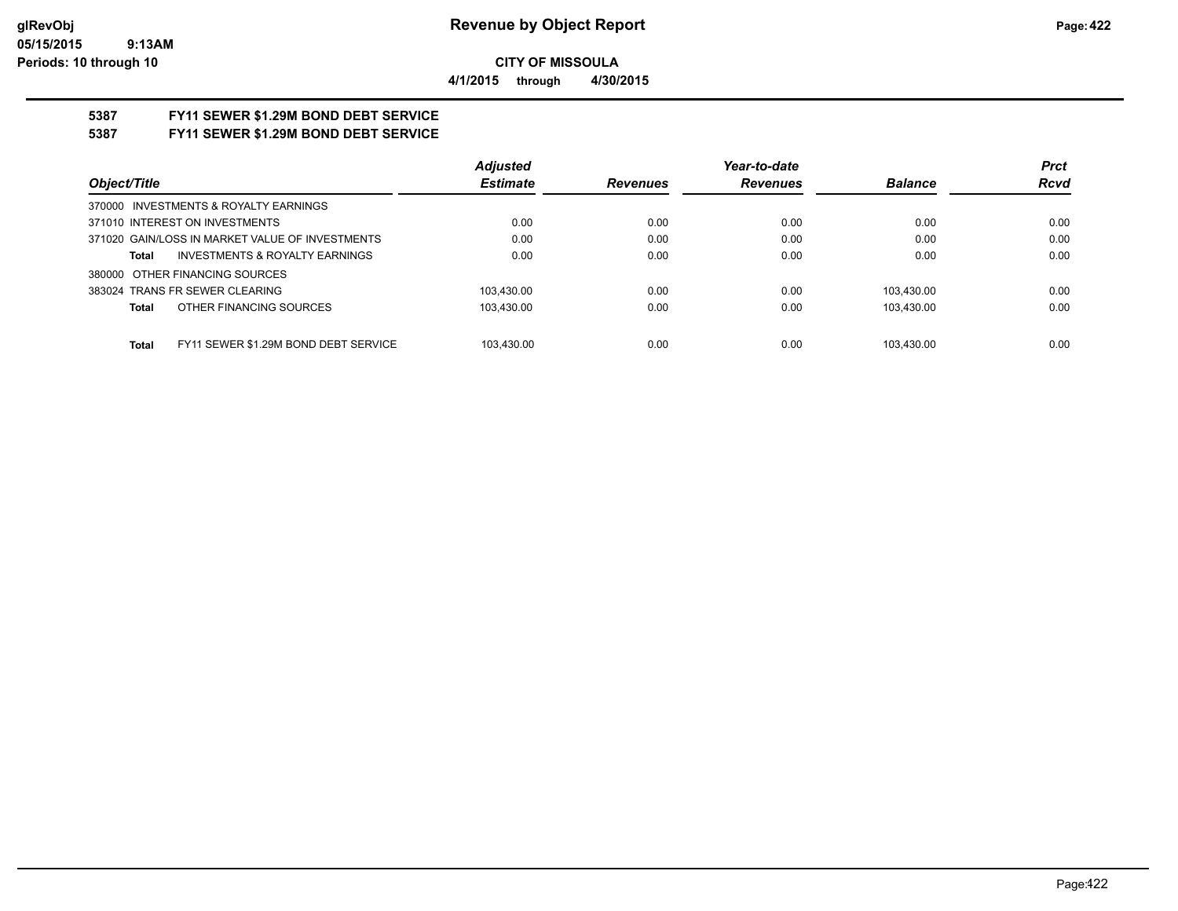**CITY OF MISSOULA**

**4/1/2015 through 4/30/2015**

## 5387 FY11 SEWER $1.29M BOND DEBT SERVICE

## 5387 FY11 SEWER $1.29M BOND DEBT SERVICE

| Object/Title | Adjusted Estimate | Revenues | Year-to-date Revenues | Balance | Prct Rcvd |
|---|---|---|---|---|---|
| 370000 INVESTMENTS & ROYALTY EARNINGS | | | | | |
| 371010 INTEREST ON INVESTMENTS | 0.00 | 0.00 | 0.00 | 0.00 | 0.00 |
| 371020 GAIN/LOSS IN MARKET VALUE OF INVESTMENTS | 0.00 | 0.00 | 0.00 | 0.00 | 0.00 |
| **Total** INVESTMENTS & ROYALTY EARNINGS | 0.00 | 0.00 | 0.00 | 0.00 | 0.00 |
| 380000 OTHER FINANCING SOURCES | | | | | |
| 383024 TRANS FR SEWER CLEARING | 103,430.00 | 0.00 | 0.00 | 103,430.00 | 0.00 |
| **Total** OTHER FINANCING SOURCES | 103,430.00 | 0.00 | 0.00 | 103,430.00 | 0.00 |
| **Total** FY11 SEWER $1.29M BOND DEBT SERVICE | 103,430.00 | 0.00 | 0.00 | 103,430.00 | 0.00 |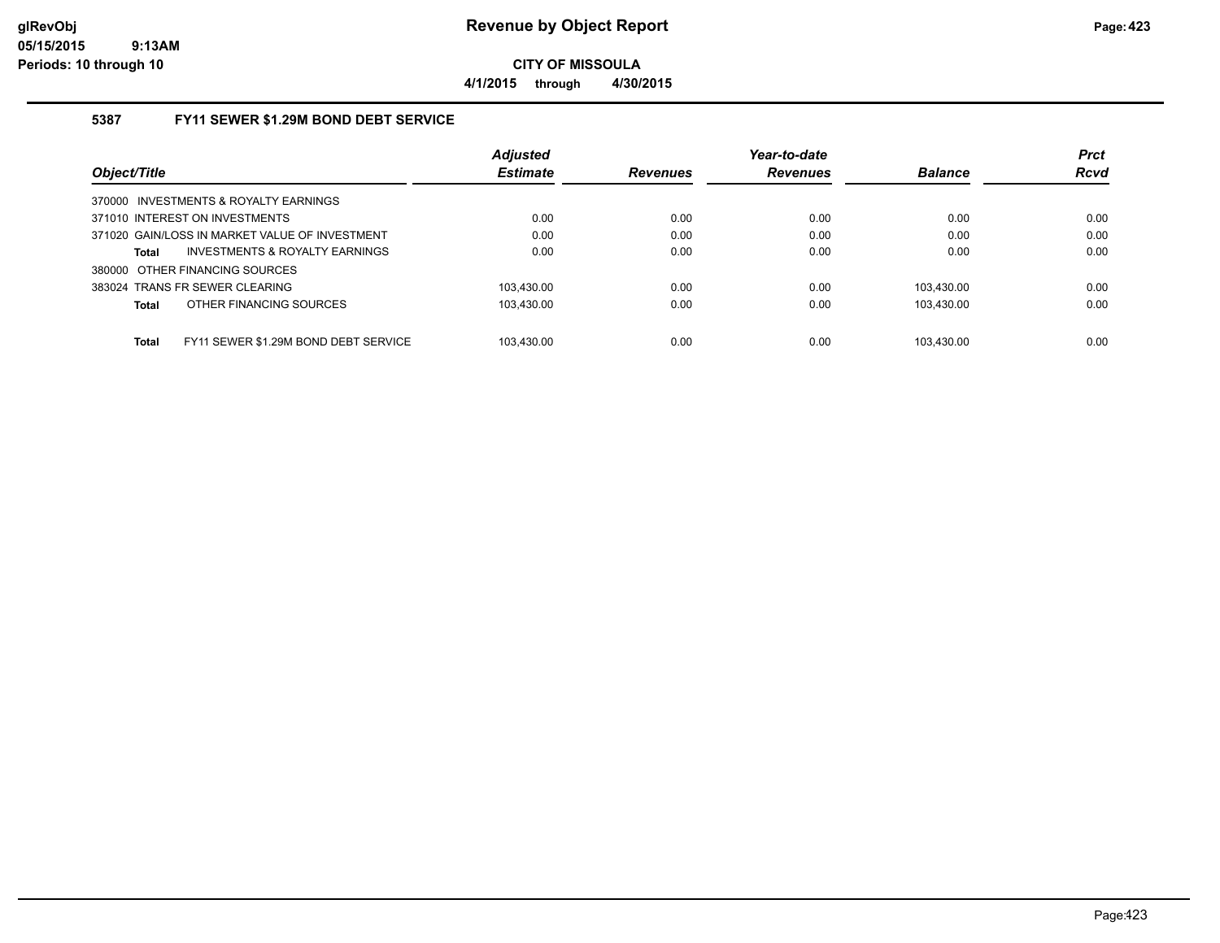# Revenue by Object Report

**CITY OF MISSOULA**

**4/1/2015 through 4/30/2015**

glRevObj
05/15/2015 9:13AM
Periods: 10 through 10

### 5387 FY11 SEWER $1.29M BOND DEBT SERVICE

| Object/Title | Adjusted Estimate | Revenues | Year-to-date Revenues | Balance | Prct Rcvd |
|---|---|---|---|---|---|
| 370000 INVESTMENTS & ROYALTY EARNINGS | | | | | |
| 371010 INTEREST ON INVESTMENTS | 0.00 | 0.00 | 0.00 | 0.00 | 0.00 |
| 371020 GAIN/LOSS IN MARKET VALUE OF INVESTMENT | 0.00 | 0.00 | 0.00 | 0.00 | 0.00 |
| **Total** INVESTMENTS & ROYALTY EARNINGS | 0.00 | 0.00 | 0.00 | 0.00 | 0.00 |
| 380000 OTHER FINANCING SOURCES | | | | | |
| 383024 TRANS FR SEWER CLEARING | 103,430.00 | 0.00 | 0.00 | 103,430.00 | 0.00 |
| **Total** OTHER FINANCING SOURCES | 103,430.00 | 0.00 | 0.00 | 103,430.00 | 0.00 |
| **Total** FY11 SEWER $1.29M BOND DEBT SERVICE | 103,430.00 | 0.00 | 0.00 | 103,430.00 | 0.00 |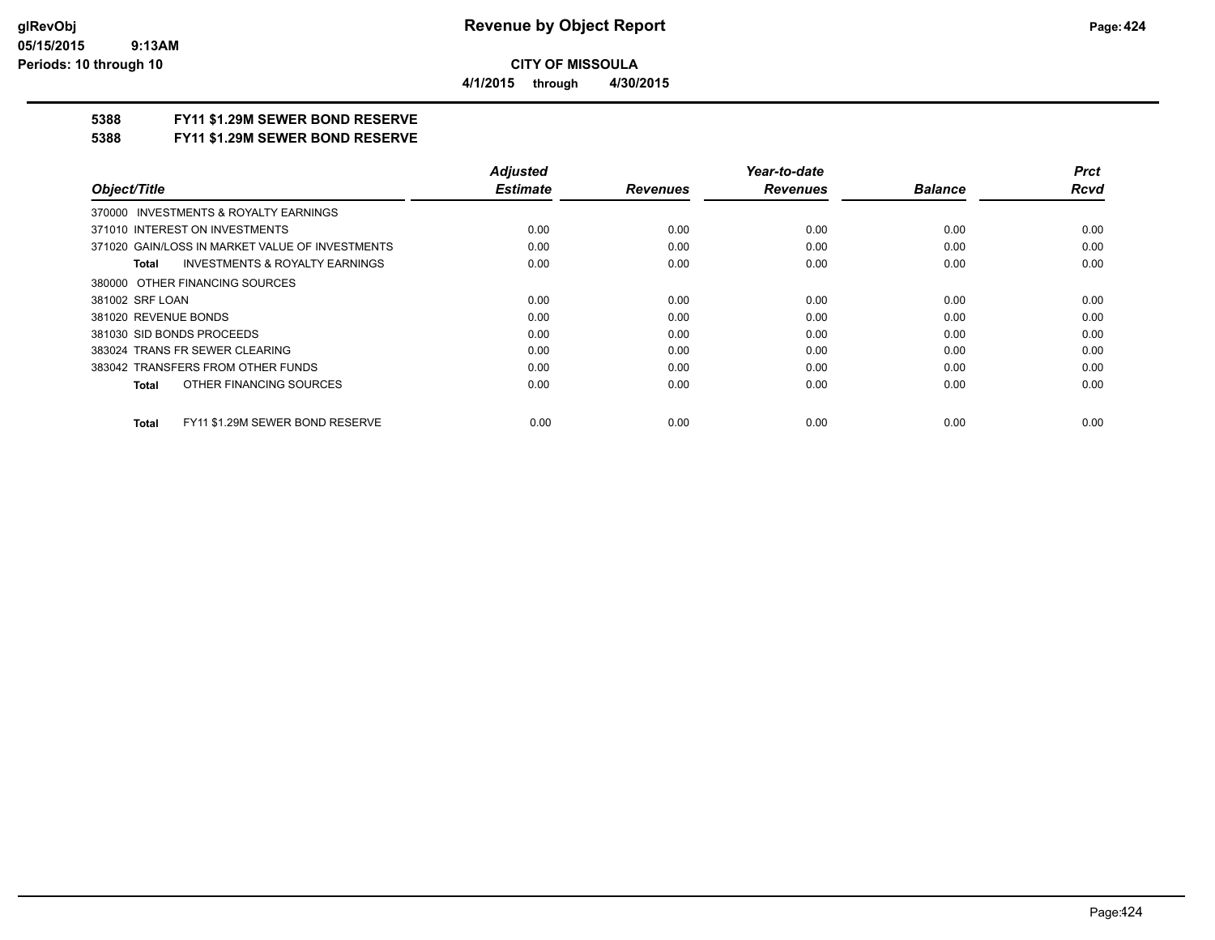**CITY OF MISSOULA**

**4/1/2015 through 4/30/2015**

## 5388 FY11 $1.29M SEWER BOND RESERVE

## 5388 FY11 $1.29M SEWER BOND RESERVE

| Object/Title | Adjusted Estimate | Revenues | Year-to-date Revenues | Balance | Prct Rcvd |
|---|---|---|---|---|---|
| 370000 INVESTMENTS & ROYALTY EARNINGS | | | | | |
| 371010 INTEREST ON INVESTMENTS | 0.00 | 0.00 | 0.00 | 0.00 | 0.00 |
| 371020 GAIN/LOSS IN MARKET VALUE OF INVESTMENTS | 0.00 | 0.00 | 0.00 | 0.00 | 0.00 |
| **Total** INVESTMENTS & ROYALTY EARNINGS | 0.00 | 0.00 | 0.00 | 0.00 | 0.00 |
| 380000 OTHER FINANCING SOURCES | | | | | |
| 381002 SRF LOAN | 0.00 | 0.00 | 0.00 | 0.00 | 0.00 |
| 381020 REVENUE BONDS | 0.00 | 0.00 | 0.00 | 0.00 | 0.00 |
| 381030 SID BONDS PROCEEDS | 0.00 | 0.00 | 0.00 | 0.00 | 0.00 |
| 383024 TRANS FR SEWER CLEARING | 0.00 | 0.00 | 0.00 | 0.00 | 0.00 |
| 383042 TRANSFERS FROM OTHER FUNDS | 0.00 | 0.00 | 0.00 | 0.00 | 0.00 |
| **Total** OTHER FINANCING SOURCES | 0.00 | 0.00 | 0.00 | 0.00 | 0.00 |
| **Total** FY11 $1.29M SEWER BOND RESERVE | 0.00 | 0.00 | 0.00 | 0.00 | 0.00 |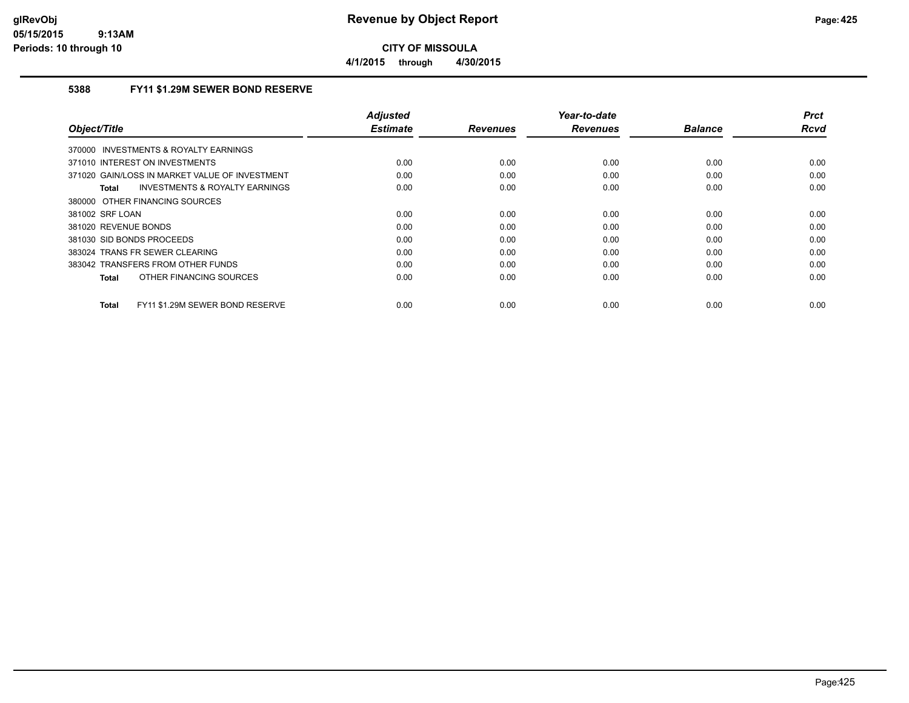**CITY OF MISSOULA**

**4/1/2015 through 4/30/2015**

### 5388 FY11 $1.29M SEWER BOND RESERVE

| Object/Title | Adjusted Estimate | Revenues | Year-to-date Revenues | Balance | Prct Rcvd |
|---|---|---|---|---|---|
| 370000 INVESTMENTS & ROYALTY EARNINGS | | | | | |
| 371010 INTEREST ON INVESTMENTS | 0.00 | 0.00 | 0.00 | 0.00 | 0.00 |
| 371020 GAIN/LOSS IN MARKET VALUE OF INVESTMENT | 0.00 | 0.00 | 0.00 | 0.00 | 0.00 |
| **Total** INVESTMENTS & ROYALTY EARNINGS | 0.00 | 0.00 | 0.00 | 0.00 | 0.00 |
| 380000 OTHER FINANCING SOURCES | | | | | |
| 381002 SRF LOAN | 0.00 | 0.00 | 0.00 | 0.00 | 0.00 |
| 381020 REVENUE BONDS | 0.00 | 0.00 | 0.00 | 0.00 | 0.00 |
| 381030 SID BONDS PROCEEDS | 0.00 | 0.00 | 0.00 | 0.00 | 0.00 |
| 383024 TRANS FR SEWER CLEARING | 0.00 | 0.00 | 0.00 | 0.00 | 0.00 |
| 383042 TRANSFERS FROM OTHER FUNDS | 0.00 | 0.00 | 0.00 | 0.00 | 0.00 |
| **Total** OTHER FINANCING SOURCES | 0.00 | 0.00 | 0.00 | 0.00 | 0.00 |
| **Total** FY11 $1.29M SEWER BOND RESERVE | 0.00 | 0.00 | 0.00 | 0.00 | 0.00 |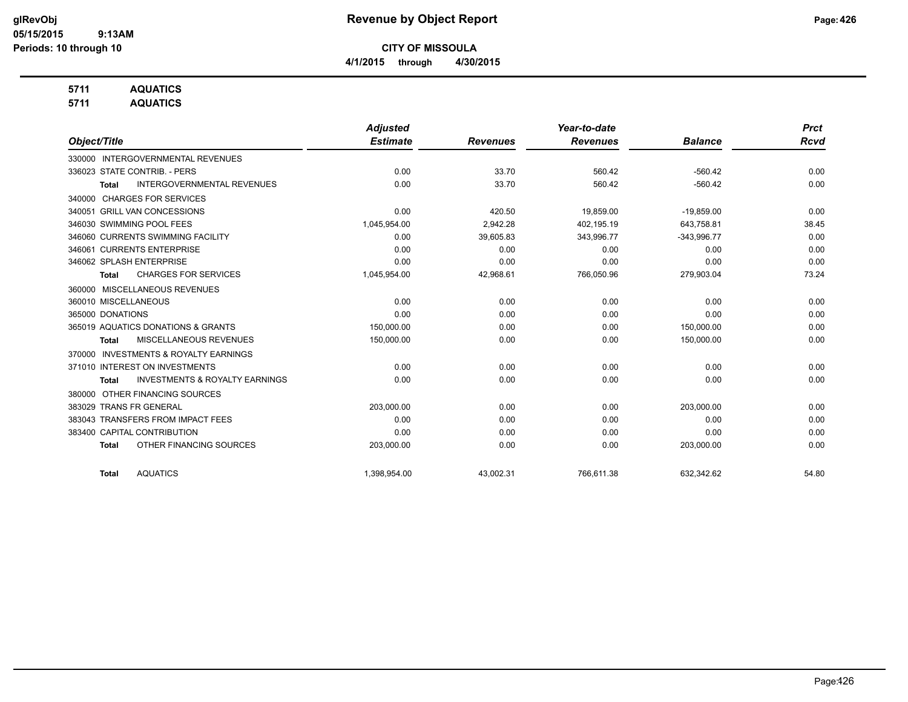# Revenue by Object Report

glRevObj
05/15/2015 9:13AM
Periods: 10 through 10

**CITY OF MISSOULA**

**4/1/2015 through 4/30/2015**

**5711 AQUATICS**
**5711 AQUATICS**

| Object/Title | Adjusted Estimate | Revenues | Year-to-date Revenues | Balance | Prct Rcvd |
|---|---|---|---|---|---|
| 330000 INTERGOVERNMENTAL REVENUES | | | | | |
| 336023 STATE CONTRIB. - PERS | 0.00 | 33.70 | 560.42 | -560.42 | 0.00 |
| **Total** INTERGOVERNMENTAL REVENUES | 0.00 | 33.70 | 560.42 | -560.42 | 0.00 |
| 340000 CHARGES FOR SERVICES | | | | | |
| 340051 GRILL VAN CONCESSIONS | 0.00 | 420.50 | 19,859.00 | -19,859.00 | 0.00 |
| 346030 SWIMMING POOL FEES | 1,045,954.00 | 2,942.28 | 402,195.19 | 643,758.81 | 38.45 |
| 346060 CURRENTS SWIMMING FACILITY | 0.00 | 39,605.83 | 343,996.77 | -343,996.77 | 0.00 |
| 346061 CURRENTS ENTERPRISE | 0.00 | 0.00 | 0.00 | 0.00 | 0.00 |
| 346062 SPLASH ENTERPRISE | 0.00 | 0.00 | 0.00 | 0.00 | 0.00 |
| **Total** CHARGES FOR SERVICES | 1,045,954.00 | 42,968.61 | 766,050.96 | 279,903.04 | 73.24 |
| 360000 MISCELLANEOUS REVENUES | | | | | |
| 360010 MISCELLANEOUS | 0.00 | 0.00 | 0.00 | 0.00 | 0.00 |
| 365000 DONATIONS | 0.00 | 0.00 | 0.00 | 0.00 | 0.00 |
| 365019 AQUATICS DONATIONS & GRANTS | 150,000.00 | 0.00 | 0.00 | 150,000.00 | 0.00 |
| **Total** MISCELLANEOUS REVENUES | 150,000.00 | 0.00 | 0.00 | 150,000.00 | 0.00 |
| 370000 INVESTMENTS & ROYALTY EARNINGS | | | | | |
| 371010 INTEREST ON INVESTMENTS | 0.00 | 0.00 | 0.00 | 0.00 | 0.00 |
| **Total** INVESTMENTS & ROYALTY EARNINGS | 0.00 | 0.00 | 0.00 | 0.00 | 0.00 |
| 380000 OTHER FINANCING SOURCES | | | | | |
| 383029 TRANS FR GENERAL | 203,000.00 | 0.00 | 0.00 | 203,000.00 | 0.00 |
| 383043 TRANSFERS FROM IMPACT FEES | 0.00 | 0.00 | 0.00 | 0.00 | 0.00 |
| 383400 CAPITAL CONTRIBUTION | 0.00 | 0.00 | 0.00 | 0.00 | 0.00 |
| **Total** OTHER FINANCING SOURCES | 203,000.00 | 0.00 | 0.00 | 203,000.00 | 0.00 |
| **Total** AQUATICS | 1,398,954.00 | 43,002.31 | 766,611.38 | 632,342.62 | 54.80 |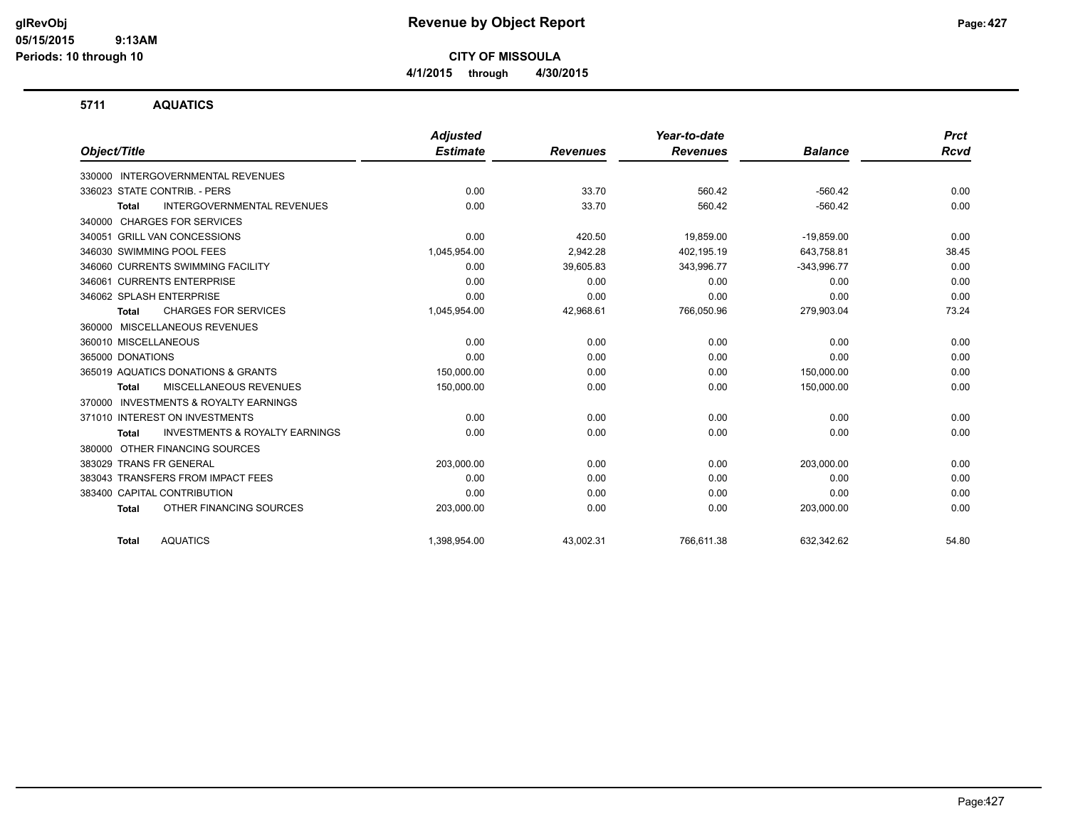**Revenue by Object Report**

**CITY OF MISSOULA**

**4/1/2015 through 4/30/2015**

glRevObj
05/15/2015 9:13AM
Periods: 10 through 10

## 5711 AQUATICS

| Object/Title | Adjusted Estimate | Revenues | Year-to-date Revenues | Balance | Prct Rcvd |
|---|---|---|---|---|---|
| 330000 INTERGOVERNMENTAL REVENUES | | | | | |
| 336023 STATE CONTRIB. - PERS | 0.00 | 33.70 | 560.42 | -560.42 | 0.00 |
| **Total** INTERGOVERNMENTAL REVENUES | 0.00 | 33.70 | 560.42 | -560.42 | 0.00 |
| 340000 CHARGES FOR SERVICES | | | | | |
| 340051 GRILL VAN CONCESSIONS | 0.00 | 420.50 | 19,859.00 | -19,859.00 | 0.00 |
| 346030 SWIMMING POOL FEES | 1,045,954.00 | 2,942.28 | 402,195.19 | 643,758.81 | 38.45 |
| 346060 CURRENTS SWIMMING FACILITY | 0.00 | 39,605.83 | 343,996.77 | -343,996.77 | 0.00 |
| 346061 CURRENTS ENTERPRISE | 0.00 | 0.00 | 0.00 | 0.00 | 0.00 |
| 346062 SPLASH ENTERPRISE | 0.00 | 0.00 | 0.00 | 0.00 | 0.00 |
| **Total** CHARGES FOR SERVICES | 1,045,954.00 | 42,968.61 | 766,050.96 | 279,903.04 | 73.24 |
| 360000 MISCELLANEOUS REVENUES | | | | | |
| 360010 MISCELLANEOUS | 0.00 | 0.00 | 0.00 | 0.00 | 0.00 |
| 365000 DONATIONS | 0.00 | 0.00 | 0.00 | 0.00 | 0.00 |
| 365019 AQUATICS DONATIONS & GRANTS | 150,000.00 | 0.00 | 0.00 | 150,000.00 | 0.00 |
| **Total** MISCELLANEOUS REVENUES | 150,000.00 | 0.00 | 0.00 | 150,000.00 | 0.00 |
| 370000 INVESTMENTS & ROYALTY EARNINGS | | | | | |
| 371010 INTEREST ON INVESTMENTS | 0.00 | 0.00 | 0.00 | 0.00 | 0.00 |
| **Total** INVESTMENTS & ROYALTY EARNINGS | 0.00 | 0.00 | 0.00 | 0.00 | 0.00 |
| 380000 OTHER FINANCING SOURCES | | | | | |
| 383029 TRANS FR GENERAL | 203,000.00 | 0.00 | 0.00 | 203,000.00 | 0.00 |
| 383043 TRANSFERS FROM IMPACT FEES | 0.00 | 0.00 | 0.00 | 0.00 | 0.00 |
| 383400 CAPITAL CONTRIBUTION | 0.00 | 0.00 | 0.00 | 0.00 | 0.00 |
| **Total** OTHER FINANCING SOURCES | 203,000.00 | 0.00 | 0.00 | 203,000.00 | 0.00 |
| **Total** AQUATICS | 1,398,954.00 | 43,002.31 | 766,611.38 | 632,342.62 | 54.80 |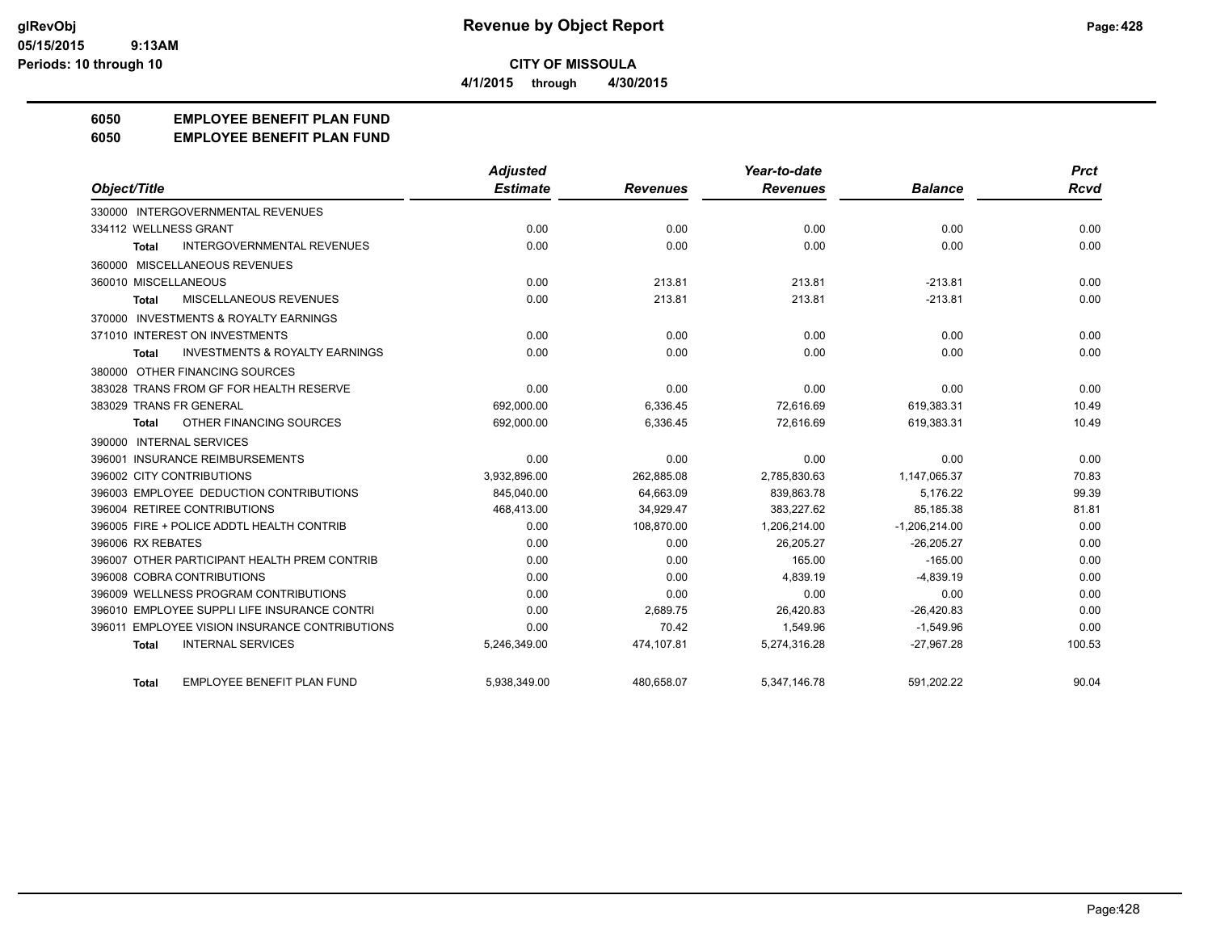**Revenue by Object Report**

**CITY OF MISSOULA**

**4/1/2015 through 4/30/2015**

glRevObj
05/15/2015 9:13AM
Periods: 10 through 10

## 6050 EMPLOYEE BENEFIT PLAN FUND
## 6050 EMPLOYEE BENEFIT PLAN FUND

| Object/Title | Adjusted Estimate | Revenues | Year-to-date Revenues | Balance | Prct Rcvd |
|---|---|---|---|---|---|
| 330000 INTERGOVERNMENTAL REVENUES | | | | | |
| 334112 WELLNESS GRANT | 0.00 | 0.00 | 0.00 | 0.00 | 0.00 |
| **Total** INTERGOVERNMENTAL REVENUES | 0.00 | 0.00 | 0.00 | 0.00 | 0.00 |
| 360000 MISCELLANEOUS REVENUES | | | | | |
| 360010 MISCELLANEOUS | 0.00 | 213.81 | 213.81 | -213.81 | 0.00 |
| **Total** MISCELLANEOUS REVENUES | 0.00 | 213.81 | 213.81 | -213.81 | 0.00 |
| 370000 INVESTMENTS & ROYALTY EARNINGS | | | | | |
| 371010 INTEREST ON INVESTMENTS | 0.00 | 0.00 | 0.00 | 0.00 | 0.00 |
| **Total** INVESTMENTS & ROYALTY EARNINGS | 0.00 | 0.00 | 0.00 | 0.00 | 0.00 |
| 380000 OTHER FINANCING SOURCES | | | | | |
| 383028 TRANS FROM GF FOR HEALTH RESERVE | 0.00 | 0.00 | 0.00 | 0.00 | 0.00 |
| 383029 TRANS FR GENERAL | 692,000.00 | 6,336.45 | 72,616.69 | 619,383.31 | 10.49 |
| **Total** OTHER FINANCING SOURCES | 692,000.00 | 6,336.45 | 72,616.69 | 619,383.31 | 10.49 |
| 390000 INTERNAL SERVICES | | | | | |
| 396001 INSURANCE REIMBURSEMENTS | 0.00 | 0.00 | 0.00 | 0.00 | 0.00 |
| 396002 CITY CONTRIBUTIONS | 3,932,896.00 | 262,885.08 | 2,785,830.63 | 1,147,065.37 | 70.83 |
| 396003 EMPLOYEE DEDUCTION CONTRIBUTIONS | 845,040.00 | 64,663.09 | 839,863.78 | 5,176.22 | 99.39 |
| 396004 RETIREE CONTRIBUTIONS | 468,413.00 | 34,929.47 | 383,227.62 | 85,185.38 | 81.81 |
| 396005 FIRE + POLICE ADDTL HEALTH CONTRIB | 0.00 | 108,870.00 | 1,206,214.00 | -1,206,214.00 | 0.00 |
| 396006 RX REBATES | 0.00 | 0.00 | 26,205.27 | -26,205.27 | 0.00 |
| 396007 OTHER PARTICIPANT HEALTH PREM CONTRIB | 0.00 | 0.00 | 165.00 | -165.00 | 0.00 |
| 396008 COBRA CONTRIBUTIONS | 0.00 | 0.00 | 4,839.19 | -4,839.19 | 0.00 |
| 396009 WELLNESS PROGRAM CONTRIBUTIONS | 0.00 | 0.00 | 0.00 | 0.00 | 0.00 |
| 396010 EMPLOYEE SUPPLI LIFE INSURANCE CONTRI | 0.00 | 2,689.75 | 26,420.83 | -26,420.83 | 0.00 |
| 396011 EMPLOYEE VISION INSURANCE CONTRIBUTIONS | 0.00 | 70.42 | 1,549.96 | -1,549.96 | 0.00 |
| **Total** INTERNAL SERVICES | 5,246,349.00 | 474,107.81 | 5,274,316.28 | -27,967.28 | 100.53 |
| **Total** EMPLOYEE BENEFIT PLAN FUND | 5,938,349.00 | 480,658.07 | 5,347,146.78 | 591,202.22 | 90.04 |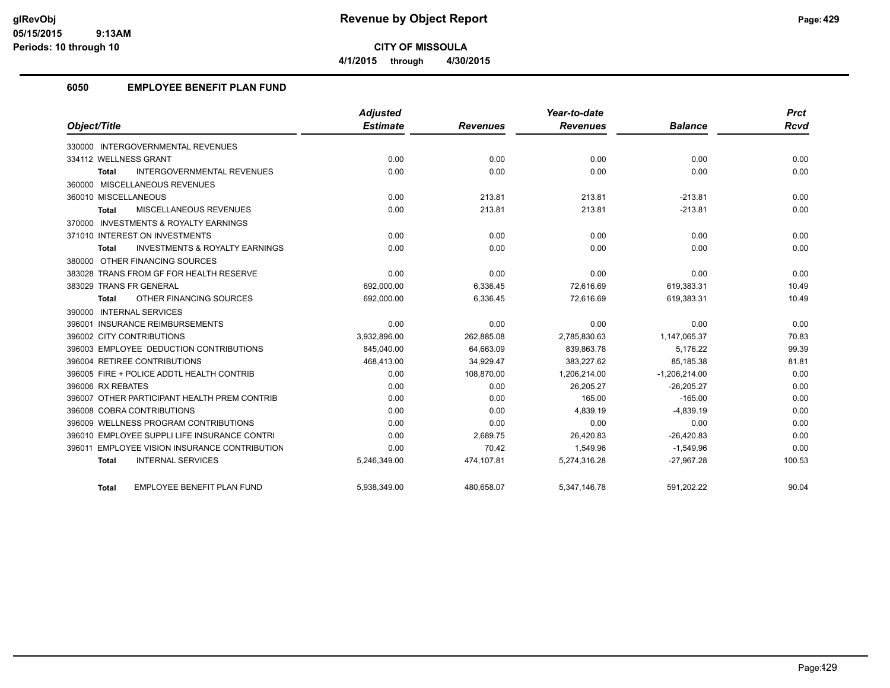# Revenue by Object Report

**CITY OF MISSOULA**

4/1/2015 through 4/30/2015

glRevObj
05/15/2015 9:13AM
Periods: 10 through 10

## 6050 EMPLOYEE BENEFIT PLAN FUND

| Object/Title | Adjusted Estimate | Revenues | Year-to-date Revenues | Balance | Prct Rcvd |
|---|---|---|---|---|---|
| 330000 INTERGOVERNMENTAL REVENUES | | | | | |
| 334112 WELLNESS GRANT | 0.00 | 0.00 | 0.00 | 0.00 | 0.00 |
| **Total** INTERGOVERNMENTAL REVENUES | 0.00 | 0.00 | 0.00 | 0.00 | 0.00 |
| 360000 MISCELLANEOUS REVENUES | | | | | |
| 360010 MISCELLANEOUS | 0.00 | 213.81 | 213.81 | -213.81 | 0.00 |
| **Total** MISCELLANEOUS REVENUES | 0.00 | 213.81 | 213.81 | -213.81 | 0.00 |
| 370000 INVESTMENTS & ROYALTY EARNINGS | | | | | |
| 371010 INTEREST ON INVESTMENTS | 0.00 | 0.00 | 0.00 | 0.00 | 0.00 |
| **Total** INVESTMENTS & ROYALTY EARNINGS | 0.00 | 0.00 | 0.00 | 0.00 | 0.00 |
| 380000 OTHER FINANCING SOURCES | | | | | |
| 383028 TRANS FROM GF FOR HEALTH RESERVE | 0.00 | 0.00 | 0.00 | 0.00 | 0.00 |
| 383029 TRANS FR GENERAL | 692,000.00 | 6,336.45 | 72,616.69 | 619,383.31 | 10.49 |
| **Total** OTHER FINANCING SOURCES | 692,000.00 | 6,336.45 | 72,616.69 | 619,383.31 | 10.49 |
| 390000 INTERNAL SERVICES | | | | | |
| 396001 INSURANCE REIMBURSEMENTS | 0.00 | 0.00 | 0.00 | 0.00 | 0.00 |
| 396002 CITY CONTRIBUTIONS | 3,932,896.00 | 262,885.08 | 2,785,830.63 | 1,147,065.37 | 70.83 |
| 396003 EMPLOYEE DEDUCTION CONTRIBUTIONS | 845,040.00 | 64,663.09 | 839,863.78 | 5,176.22 | 99.39 |
| 396004 RETIREE CONTRIBUTIONS | 468,413.00 | 34,929.47 | 383,227.62 | 85,185.38 | 81.81 |
| 396005 FIRE + POLICE ADDTL HEALTH CONTRIB | 0.00 | 108,870.00 | 1,206,214.00 | -1,206,214.00 | 0.00 |
| 396006 RX REBATES | 0.00 | 0.00 | 26,205.27 | -26,205.27 | 0.00 |
| 396007 OTHER PARTICIPANT HEALTH PREM CONTRIB | 0.00 | 0.00 | 165.00 | -165.00 | 0.00 |
| 396008 COBRA CONTRIBUTIONS | 0.00 | 0.00 | 4,839.19 | -4,839.19 | 0.00 |
| 396009 WELLNESS PROGRAM CONTRIBUTIONS | 0.00 | 0.00 | 0.00 | 0.00 | 0.00 |
| 396010 EMPLOYEE SUPPLI LIFE INSURANCE CONTRI | 0.00 | 2,689.75 | 26,420.83 | -26,420.83 | 0.00 |
| 396011 EMPLOYEE VISION INSURANCE CONTRIBUTION | 0.00 | 70.42 | 1,549.96 | -1,549.96 | 0.00 |
| **Total** INTERNAL SERVICES | 5,246,349.00 | 474,107.81 | 5,274,316.28 | -27,967.28 | 100.53 |
| **Total** EMPLOYEE BENEFIT PLAN FUND | 5,938,349.00 | 480,658.07 | 5,347,146.78 | 591,202.22 | 90.04 |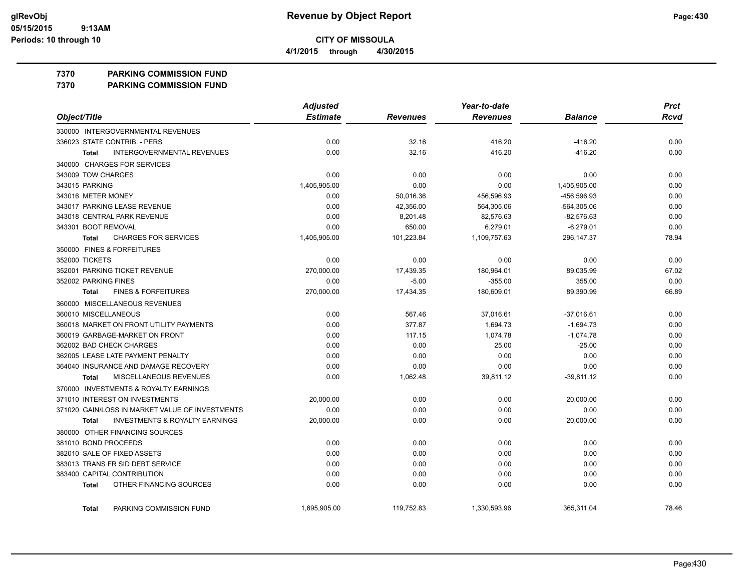# Revenue by Object Report

## CITY OF MISSOULA

4/1/2015 through 4/30/2015

glRevObj
05/15/2015 9:13AM
Periods: 10 through 10

**7370 PARKING COMMISSION FUND**
**7370 PARKING COMMISSION FUND**

| Object/Title | Adjusted Estimate | Revenues | Year-to-date Revenues | Balance | Prct Rcvd |
|---|---|---|---|---|---|
| 330000 INTERGOVERNMENTAL REVENUES | | | | | |
| 336023 STATE CONTRIB. - PERS | 0.00 | 32.16 | 416.20 | -416.20 | 0.00 |
| **Total** INTERGOVERNMENTAL REVENUES | 0.00 | 32.16 | 416.20 | -416.20 | 0.00 |
| 340000 CHARGES FOR SERVICES | | | | | |
| 343009 TOW CHARGES | 0.00 | 0.00 | 0.00 | 0.00 | 0.00 |
| 343015 PARKING | 1,405,905.00 | 0.00 | 0.00 | 1,405,905.00 | 0.00 |
| 343016 METER MONEY | 0.00 | 50,016.36 | 456,596.93 | -456,596.93 | 0.00 |
| 343017 PARKING LEASE REVENUE | 0.00 | 42,356.00 | 564,305.06 | -564,305.06 | 0.00 |
| 343018 CENTRAL PARK REVENUE | 0.00 | 8,201.48 | 82,576.63 | -82,576.63 | 0.00 |
| 343301 BOOT REMOVAL | 0.00 | 650.00 | 6,279.01 | -6,279.01 | 0.00 |
| **Total** CHARGES FOR SERVICES | 1,405,905.00 | 101,223.84 | 1,109,757.63 | 296,147.37 | 78.94 |
| 350000 FINES & FORFEITURES | | | | | |
| 352000 TICKETS | 0.00 | 0.00 | 0.00 | 0.00 | 0.00 |
| 352001 PARKING TICKET REVENUE | 270,000.00 | 17,439.35 | 180,964.01 | 89,035.99 | 67.02 |
| 352002 PARKING FINES | 0.00 | -5.00 | -355.00 | 355.00 | 0.00 |
| **Total** FINES & FORFEITURES | 270,000.00 | 17,434.35 | 180,609.01 | 89,390.99 | 66.89 |
| 360000 MISCELLANEOUS REVENUES | | | | | |
| 360010 MISCELLANEOUS | 0.00 | 567.46 | 37,016.61 | -37,016.61 | 0.00 |
| 360018 MARKET ON FRONT UTILITY PAYMENTS | 0.00 | 377.87 | 1,694.73 | -1,694.73 | 0.00 |
| 360019 GARBAGE-MARKET ON FRONT | 0.00 | 117.15 | 1,074.78 | -1,074.78 | 0.00 |
| 362002 BAD CHECK CHARGES | 0.00 | 0.00 | 25.00 | -25.00 | 0.00 |
| 362005 LEASE LATE PAYMENT PENALTY | 0.00 | 0.00 | 0.00 | 0.00 | 0.00 |
| 364040 INSURANCE AND DAMAGE RECOVERY | 0.00 | 0.00 | 0.00 | 0.00 | 0.00 |
| **Total** MISCELLANEOUS REVENUES | 0.00 | 1,062.48 | 39,811.12 | -39,811.12 | 0.00 |
| 370000 INVESTMENTS & ROYALTY EARNINGS | | | | | |
| 371010 INTEREST ON INVESTMENTS | 20,000.00 | 0.00 | 0.00 | 20,000.00 | 0.00 |
| 371020 GAIN/LOSS IN MARKET VALUE OF INVESTMENTS | 0.00 | 0.00 | 0.00 | 0.00 | 0.00 |
| **Total** INVESTMENTS & ROYALTY EARNINGS | 20,000.00 | 0.00 | 0.00 | 20,000.00 | 0.00 |
| 380000 OTHER FINANCING SOURCES | | | | | |
| 381010 BOND PROCEEDS | 0.00 | 0.00 | 0.00 | 0.00 | 0.00 |
| 382010 SALE OF FIXED ASSETS | 0.00 | 0.00 | 0.00 | 0.00 | 0.00 |
| 383013 TRANS FR SID DEBT SERVICE | 0.00 | 0.00 | 0.00 | 0.00 | 0.00 |
| 383400 CAPITAL CONTRIBUTION | 0.00 | 0.00 | 0.00 | 0.00 | 0.00 |
| **Total** OTHER FINANCING SOURCES | 0.00 | 0.00 | 0.00 | 0.00 | 0.00 |
| **Total** PARKING COMMISSION FUND | 1,695,905.00 | 119,752.83 | 1,330,593.96 | 365,311.04 | 78.46 |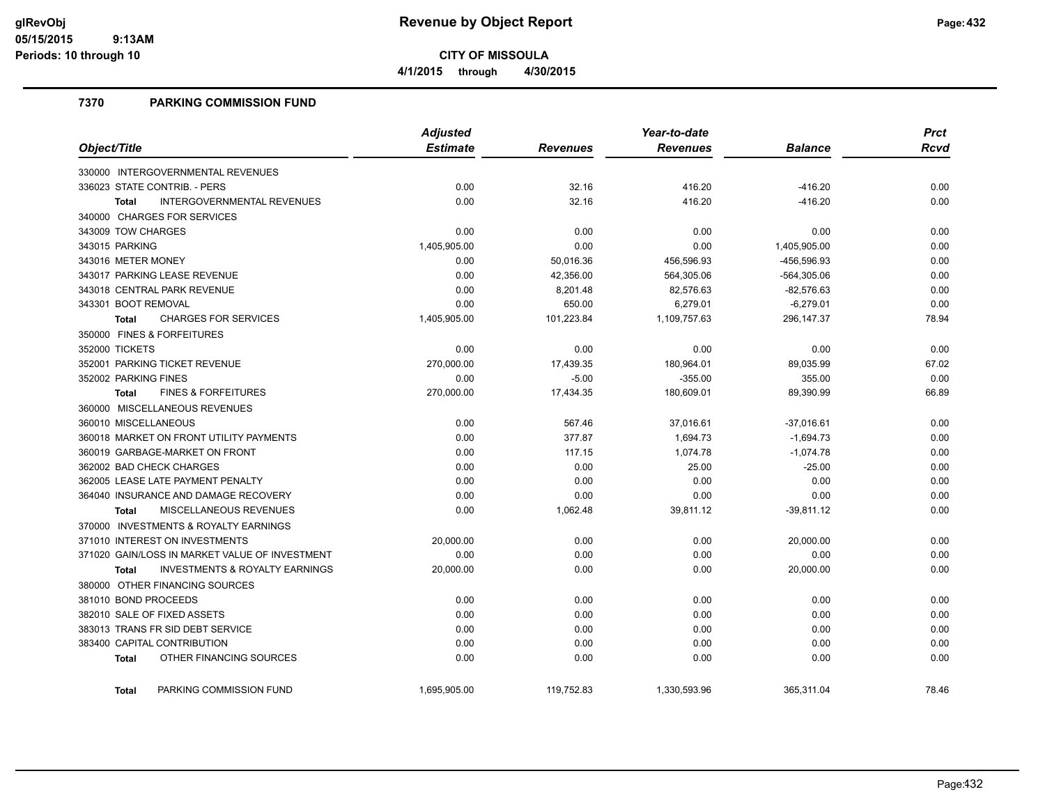**Revenue by Object Report**

**CITY OF MISSOULA**

**4/1/2015 through 4/30/2015**

glRevObj
05/15/2015 9:13AM
Periods: 10 through 10

## 7370 PARKING COMMISSION FUND

| Object/Title | Adjusted Estimate | Revenues | Year-to-date Revenues | Balance | Prct Rcvd |
|---|---|---|---|---|---|
| 330000 INTERGOVERNMENTAL REVENUES | | | | | |
| 336023 STATE CONTRIB. - PERS | 0.00 | 32.16 | 416.20 | -416.20 | 0.00 |
| **Total** INTERGOVERNMENTAL REVENUES | 0.00 | 32.16 | 416.20 | -416.20 | 0.00 |
| 340000 CHARGES FOR SERVICES | | | | | |
| 343009 TOW CHARGES | 0.00 | 0.00 | 0.00 | 0.00 | 0.00 |
| 343015 PARKING | 1,405,905.00 | 0.00 | 0.00 | 1,405,905.00 | 0.00 |
| 343016 METER MONEY | 0.00 | 50,016.36 | 456,596.93 | -456,596.93 | 0.00 |
| 343017 PARKING LEASE REVENUE | 0.00 | 42,356.00 | 564,305.06 | -564,305.06 | 0.00 |
| 343018 CENTRAL PARK REVENUE | 0.00 | 8,201.48 | 82,576.63 | -82,576.63 | 0.00 |
| 343301 BOOT REMOVAL | 0.00 | 650.00 | 6,279.01 | -6,279.01 | 0.00 |
| **Total** CHARGES FOR SERVICES | 1,405,905.00 | 101,223.84 | 1,109,757.63 | 296,147.37 | 78.94 |
| 350000 FINES & FORFEITURES | | | | | |
| 352000 TICKETS | 0.00 | 0.00 | 0.00 | 0.00 | 0.00 |
| 352001 PARKING TICKET REVENUE | 270,000.00 | 17,439.35 | 180,964.01 | 89,035.99 | 67.02 |
| 352002 PARKING FINES | 0.00 | -5.00 | -355.00 | 355.00 | 0.00 |
| **Total** FINES & FORFEITURES | 270,000.00 | 17,434.35 | 180,609.01 | 89,390.99 | 66.89 |
| 360000 MISCELLANEOUS REVENUES | | | | | |
| 360010 MISCELLANEOUS | 0.00 | 567.46 | 37,016.61 | -37,016.61 | 0.00 |
| 360018 MARKET ON FRONT UTILITY PAYMENTS | 0.00 | 377.87 | 1,694.73 | -1,694.73 | 0.00 |
| 360019 GARBAGE-MARKET ON FRONT | 0.00 | 117.15 | 1,074.78 | -1,074.78 | 0.00 |
| 362002 BAD CHECK CHARGES | 0.00 | 0.00 | 25.00 | -25.00 | 0.00 |
| 362005 LEASE LATE PAYMENT PENALTY | 0.00 | 0.00 | 0.00 | 0.00 | 0.00 |
| 364040 INSURANCE AND DAMAGE RECOVERY | 0.00 | 0.00 | 0.00 | 0.00 | 0.00 |
| **Total** MISCELLANEOUS REVENUES | 0.00 | 1,062.48 | 39,811.12 | -39,811.12 | 0.00 |
| 370000 INVESTMENTS & ROYALTY EARNINGS | | | | | |
| 371010 INTEREST ON INVESTMENTS | 20,000.00 | 0.00 | 0.00 | 20,000.00 | 0.00 |
| 371020 GAIN/LOSS IN MARKET VALUE OF INVESTMENT | 0.00 | 0.00 | 0.00 | 0.00 | 0.00 |
| **Total** INVESTMENTS & ROYALTY EARNINGS | 20,000.00 | 0.00 | 0.00 | 20,000.00 | 0.00 |
| 380000 OTHER FINANCING SOURCES | | | | | |
| 381010 BOND PROCEEDS | 0.00 | 0.00 | 0.00 | 0.00 | 0.00 |
| 382010 SALE OF FIXED ASSETS | 0.00 | 0.00 | 0.00 | 0.00 | 0.00 |
| 383013 TRANS FR SID DEBT SERVICE | 0.00 | 0.00 | 0.00 | 0.00 | 0.00 |
| 383400 CAPITAL CONTRIBUTION | 0.00 | 0.00 | 0.00 | 0.00 | 0.00 |
| **Total** OTHER FINANCING SOURCES | 0.00 | 0.00 | 0.00 | 0.00 | 0.00 |
| **Total** PARKING COMMISSION FUND | 1,695,905.00 | 119,752.83 | 1,330,593.96 | 365,311.04 | 78.46 |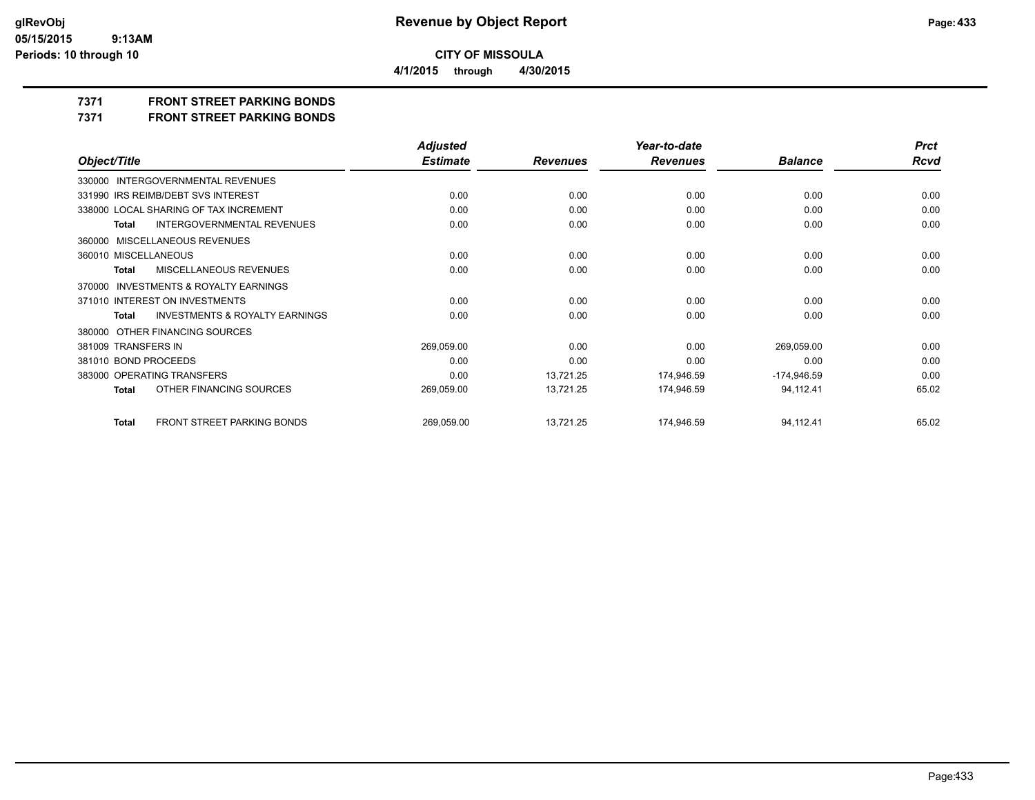**CITY OF MISSOULA**

**4/1/2015 through 4/30/2015**

**7371 FRONT STREET PARKING BONDS**

**7371 FRONT STREET PARKING BONDS**

| Object/Title | Adjusted Estimate | Revenues | Year-to-date Revenues | Balance | Prct Rcvd |
|---|---|---|---|---|---|
| 330000 INTERGOVERNMENTAL REVENUES | | | | | |
| 331990 IRS REIMB/DEBT SVS INTEREST | 0.00 | 0.00 | 0.00 | 0.00 | 0.00 |
| 338000 LOCAL SHARING OF TAX INCREMENT | 0.00 | 0.00 | 0.00 | 0.00 | 0.00 |
| **Total** INTERGOVERNMENTAL REVENUES | 0.00 | 0.00 | 0.00 | 0.00 | 0.00 |
| 360000 MISCELLANEOUS REVENUES | | | | | |
| 360010 MISCELLANEOUS | 0.00 | 0.00 | 0.00 | 0.00 | 0.00 |
| **Total** MISCELLANEOUS REVENUES | 0.00 | 0.00 | 0.00 | 0.00 | 0.00 |
| 370000 INVESTMENTS & ROYALTY EARNINGS | | | | | |
| 371010 INTEREST ON INVESTMENTS | 0.00 | 0.00 | 0.00 | 0.00 | 0.00 |
| **Total** INVESTMENTS & ROYALTY EARNINGS | 0.00 | 0.00 | 0.00 | 0.00 | 0.00 |
| 380000 OTHER FINANCING SOURCES | | | | | |
| 381009 TRANSFERS IN | 269,059.00 | 0.00 | 0.00 | 269,059.00 | 0.00 |
| 381010 BOND PROCEEDS | 0.00 | 0.00 | 0.00 | 0.00 | 0.00 |
| 383000 OPERATING TRANSFERS | 0.00 | 13,721.25 | 174,946.59 | -174,946.59 | 0.00 |
| **Total** OTHER FINANCING SOURCES | 269,059.00 | 13,721.25 | 174,946.59 | 94,112.41 | 65.02 |
| **Total** FRONT STREET PARKING BONDS | 269,059.00 | 13,721.25 | 174,946.59 | 94,112.41 | 65.02 |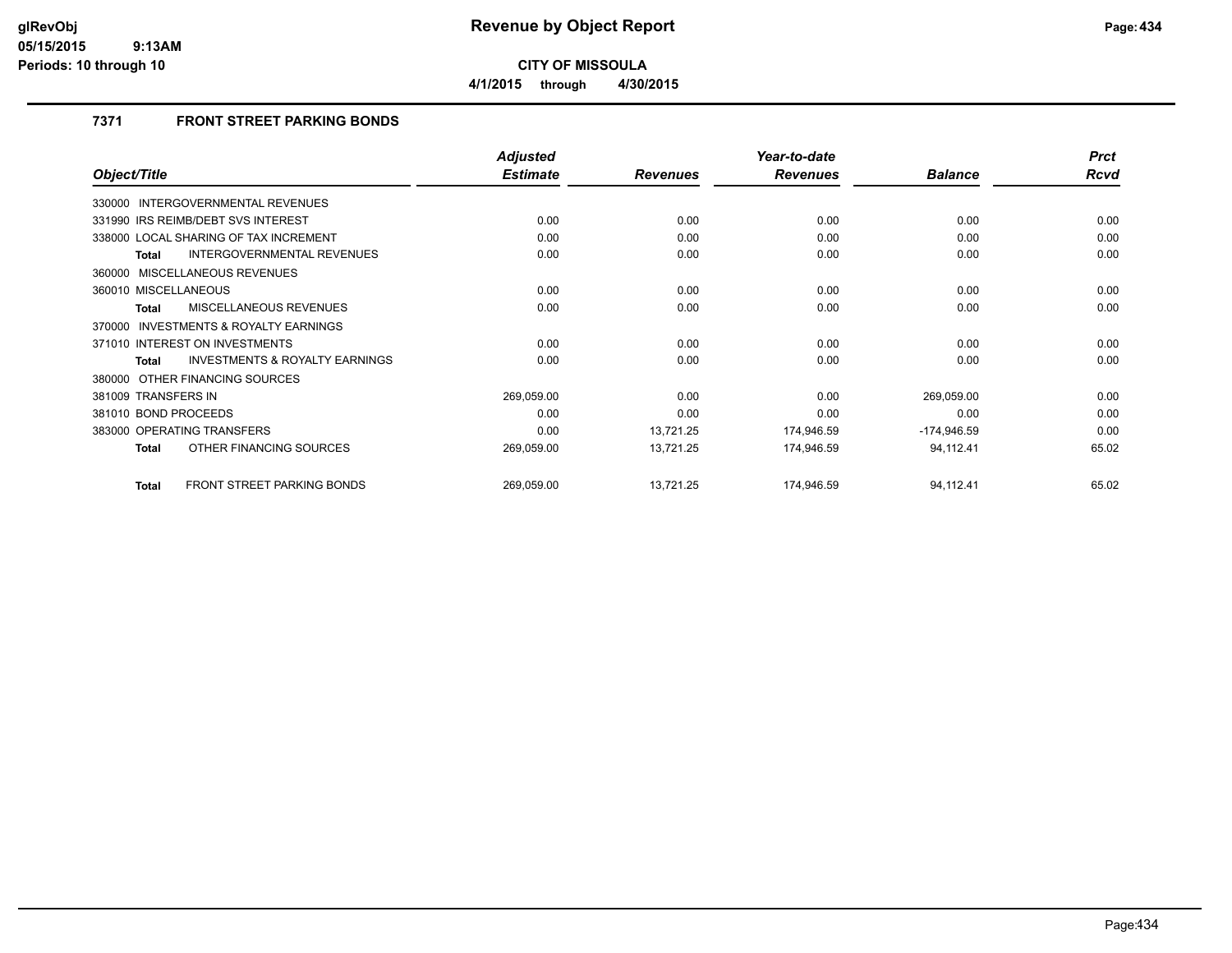**CITY OF MISSOULA**

**4/1/2015 through 4/30/2015**

## 7371 FRONT STREET PARKING BONDS

| Object/Title | Adjusted Estimate | Revenues | Year-to-date Revenues | Balance | Prct Rcvd |
|---|---|---|---|---|---|
| 330000 INTERGOVERNMENTAL REVENUES | | | | | |
| 331990 IRS REIMB/DEBT SVS INTEREST | 0.00 | 0.00 | 0.00 | 0.00 | 0.00 |
| 338000 LOCAL SHARING OF TAX INCREMENT | 0.00 | 0.00 | 0.00 | 0.00 | 0.00 |
| **Total** INTERGOVERNMENTAL REVENUES | 0.00 | 0.00 | 0.00 | 0.00 | 0.00 |
| 360000 MISCELLANEOUS REVENUES | | | | | |
| 360010 MISCELLANEOUS | 0.00 | 0.00 | 0.00 | 0.00 | 0.00 |
| **Total** MISCELLANEOUS REVENUES | 0.00 | 0.00 | 0.00 | 0.00 | 0.00 |
| 370000 INVESTMENTS & ROYALTY EARNINGS | | | | | |
| 371010 INTEREST ON INVESTMENTS | 0.00 | 0.00 | 0.00 | 0.00 | 0.00 |
| **Total** INVESTMENTS & ROYALTY EARNINGS | 0.00 | 0.00 | 0.00 | 0.00 | 0.00 |
| 380000 OTHER FINANCING SOURCES | | | | | |
| 381009 TRANSFERS IN | 269,059.00 | 0.00 | 0.00 | 269,059.00 | 0.00 |
| 381010 BOND PROCEEDS | 0.00 | 0.00 | 0.00 | 0.00 | 0.00 |
| 383000 OPERATING TRANSFERS | 0.00 | 13,721.25 | 174,946.59 | -174,946.59 | 0.00 |
| **Total** OTHER FINANCING SOURCES | 269,059.00 | 13,721.25 | 174,946.59 | 94,112.41 | 65.02 |
| **Total** FRONT STREET PARKING BONDS | 269,059.00 | 13,721.25 | 174,946.59 | 94,112.41 | 65.02 |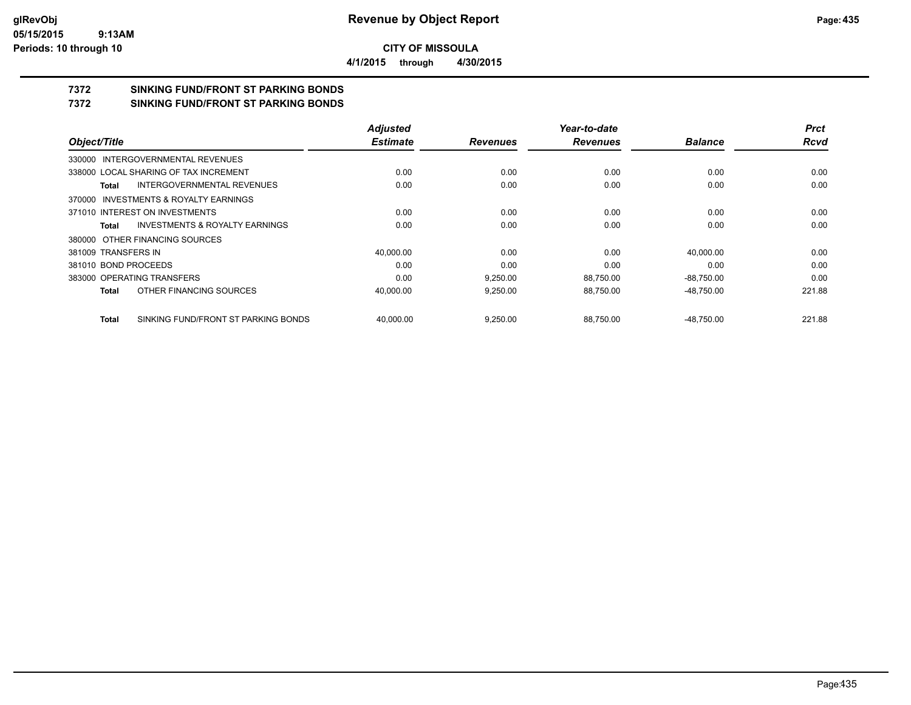# CITY OF MISSOULA

**4/1/2015 through 4/30/2015**

## 7372 SINKING FUND/FRONT ST PARKING BONDS

## 7372 SINKING FUND/FRONT ST PARKING BONDS

| Object/Title | Adjusted Estimate | Revenues | Year-to-date Revenues | Balance | Prct Rcvd |
|---|---|---|---|---|---|
| 330000 INTERGOVERNMENTAL REVENUES | | | | | |
| 338000 LOCAL SHARING OF TAX INCREMENT | 0.00 | 0.00 | 0.00 | 0.00 | 0.00 |
| **Total** INTERGOVERNMENTAL REVENUES | 0.00 | 0.00 | 0.00 | 0.00 | 0.00 |
| 370000 INVESTMENTS & ROYALTY EARNINGS | | | | | |
| 371010 INTEREST ON INVESTMENTS | 0.00 | 0.00 | 0.00 | 0.00 | 0.00 |
| **Total** INVESTMENTS & ROYALTY EARNINGS | 0.00 | 0.00 | 0.00 | 0.00 | 0.00 |
| 380000 OTHER FINANCING SOURCES | | | | | |
| 381009 TRANSFERS IN | 40,000.00 | 0.00 | 0.00 | 40,000.00 | 0.00 |
| 381010 BOND PROCEEDS | 0.00 | 0.00 | 0.00 | 0.00 | 0.00 |
| 383000 OPERATING TRANSFERS | 0.00 | 9,250.00 | 88,750.00 | -88,750.00 | 0.00 |
| **Total** OTHER FINANCING SOURCES | 40,000.00 | 9,250.00 | 88,750.00 | -48,750.00 | 221.88 |
| **Total** SINKING FUND/FRONT ST PARKING BONDS | 40,000.00 | 9,250.00 | 88,750.00 | -48,750.00 | 221.88 |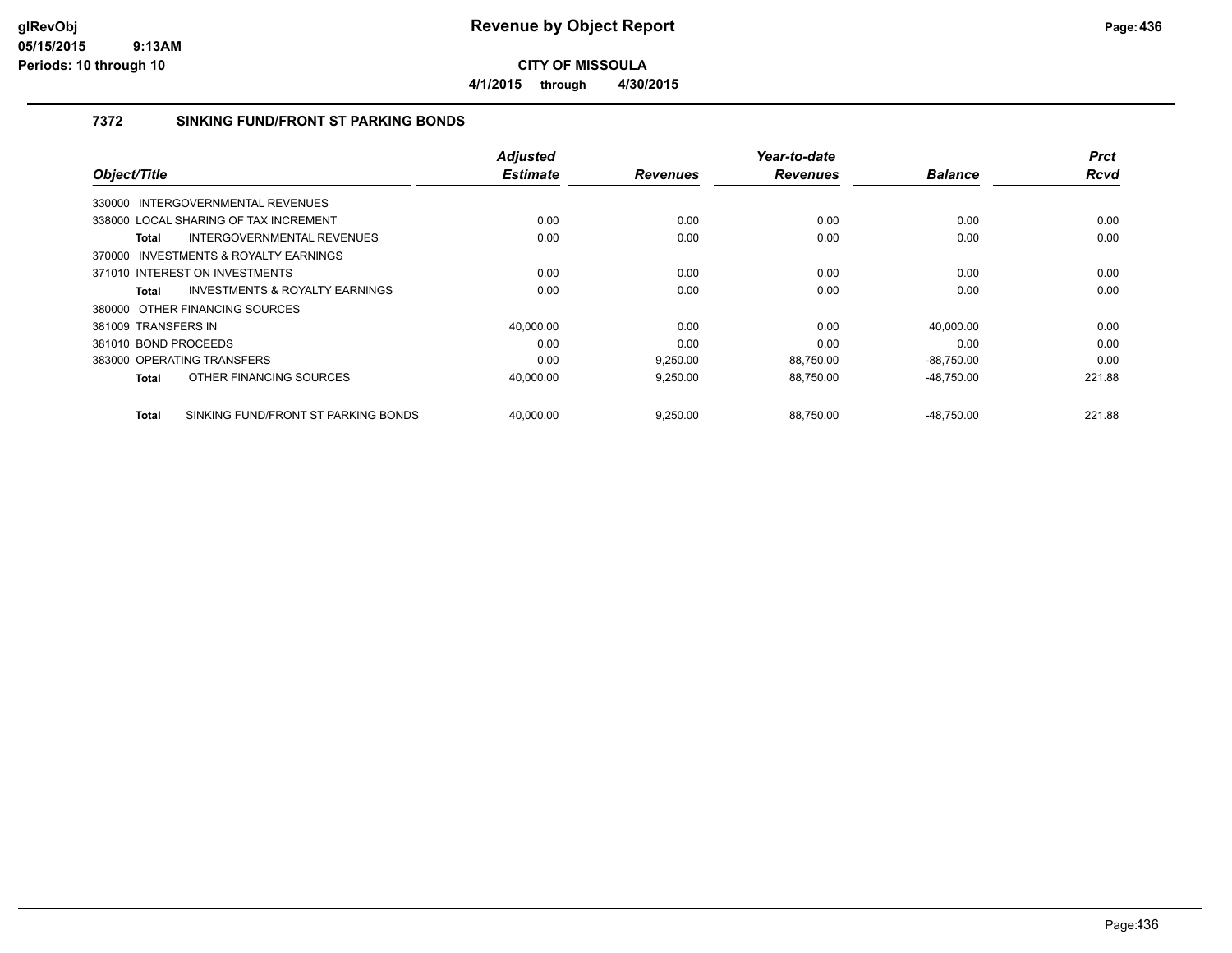**CITY OF MISSOULA**

**4/1/2015 through 4/30/2015**

### 7372 SINKING FUND/FRONT ST PARKING BONDS

| Object/Title | | Adjusted Estimate | Revenues | Year-to-date Revenues | Balance | Prct Rcvd |
|---|---|---|---|---|---|---|
| 330000 INTERGOVERNMENTAL REVENUES | | | | | | |
| 338000 LOCAL SHARING OF TAX INCREMENT | | 0.00 | 0.00 | 0.00 | 0.00 | 0.00 |
| **Total** | INTERGOVERNMENTAL REVENUES | 0.00 | 0.00 | 0.00 | 0.00 | 0.00 |
| 370000 INVESTMENTS & ROYALTY EARNINGS | | | | | | |
| 371010 INTEREST ON INVESTMENTS | | 0.00 | 0.00 | 0.00 | 0.00 | 0.00 |
| **Total** | INVESTMENTS & ROYALTY EARNINGS | 0.00 | 0.00 | 0.00 | 0.00 | 0.00 |
| 380000 OTHER FINANCING SOURCES | | | | | | |
| 381009 TRANSFERS IN | | 40,000.00 | 0.00 | 0.00 | 40,000.00 | 0.00 |
| 381010 BOND PROCEEDS | | 0.00 | 0.00 | 0.00 | 0.00 | 0.00 |
| 383000 OPERATING TRANSFERS | | 0.00 | 9,250.00 | 88,750.00 | -88,750.00 | 0.00 |
| **Total** | OTHER FINANCING SOURCES | 40,000.00 | 9,250.00 | 88,750.00 | -48,750.00 | 221.88 |
| **Total** | SINKING FUND/FRONT ST PARKING BONDS | 40,000.00 | 9,250.00 | 88,750.00 | -48,750.00 | 221.88 |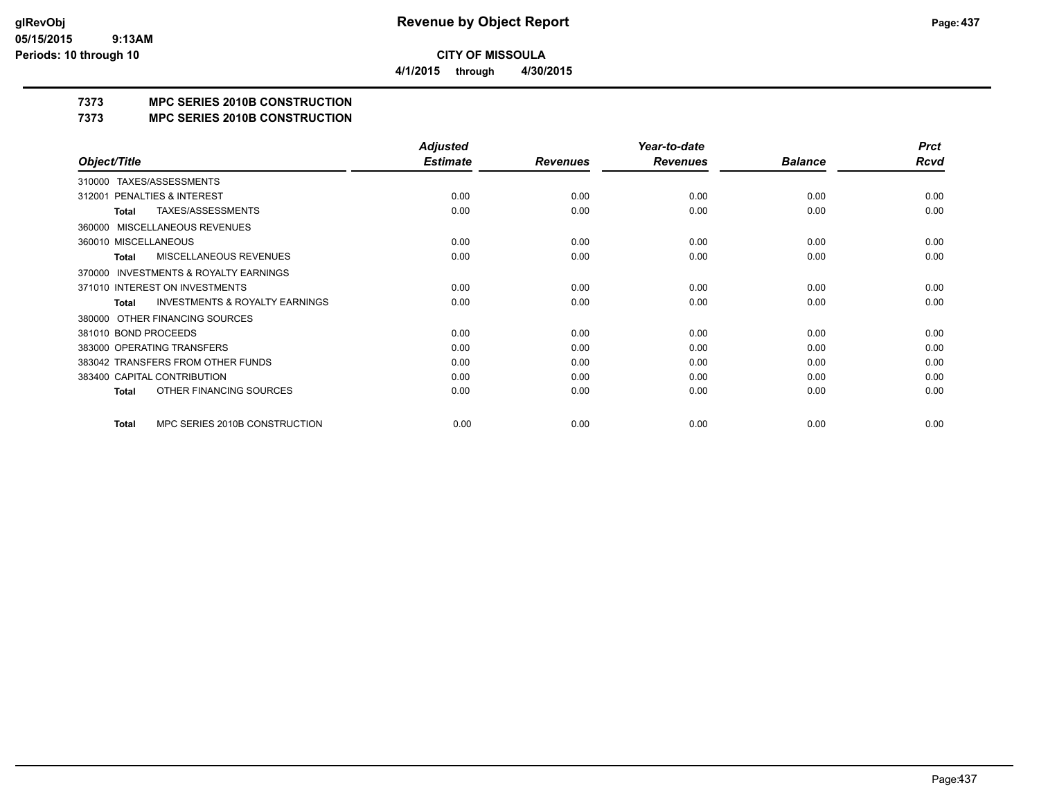**CITY OF MISSOULA**

**4/1/2015 through 4/30/2015**

# 7373 MPC SERIES 2010B CONSTRUCTION

## 7373 MPC SERIES 2010B CONSTRUCTION

| Object/Title | Adjusted Estimate | Revenues | Year-to-date Revenues | Balance | Prct Rcvd |
|---|---|---|---|---|---|
| 310000 TAXES/ASSESSMENTS | | | | | |
| 312001 PENALTIES & INTEREST | 0.00 | 0.00 | 0.00 | 0.00 | 0.00 |
| **Total** TAXES/ASSESSMENTS | 0.00 | 0.00 | 0.00 | 0.00 | 0.00 |
| 360000 MISCELLANEOUS REVENUES | | | | | |
| 360010 MISCELLANEOUS | 0.00 | 0.00 | 0.00 | 0.00 | 0.00 |
| **Total** MISCELLANEOUS REVENUES | 0.00 | 0.00 | 0.00 | 0.00 | 0.00 |
| 370000 INVESTMENTS & ROYALTY EARNINGS | | | | | |
| 371010 INTEREST ON INVESTMENTS | 0.00 | 0.00 | 0.00 | 0.00 | 0.00 |
| **Total** INVESTMENTS & ROYALTY EARNINGS | 0.00 | 0.00 | 0.00 | 0.00 | 0.00 |
| 380000 OTHER FINANCING SOURCES | | | | | |
| 381010 BOND PROCEEDS | 0.00 | 0.00 | 0.00 | 0.00 | 0.00 |
| 383000 OPERATING TRANSFERS | 0.00 | 0.00 | 0.00 | 0.00 | 0.00 |
| 383042 TRANSFERS FROM OTHER FUNDS | 0.00 | 0.00 | 0.00 | 0.00 | 0.00 |
| 383400 CAPITAL CONTRIBUTION | 0.00 | 0.00 | 0.00 | 0.00 | 0.00 |
| **Total** OTHER FINANCING SOURCES | 0.00 | 0.00 | 0.00 | 0.00 | 0.00 |
| **Total** MPC SERIES 2010B CONSTRUCTION | 0.00 | 0.00 | 0.00 | 0.00 | 0.00 |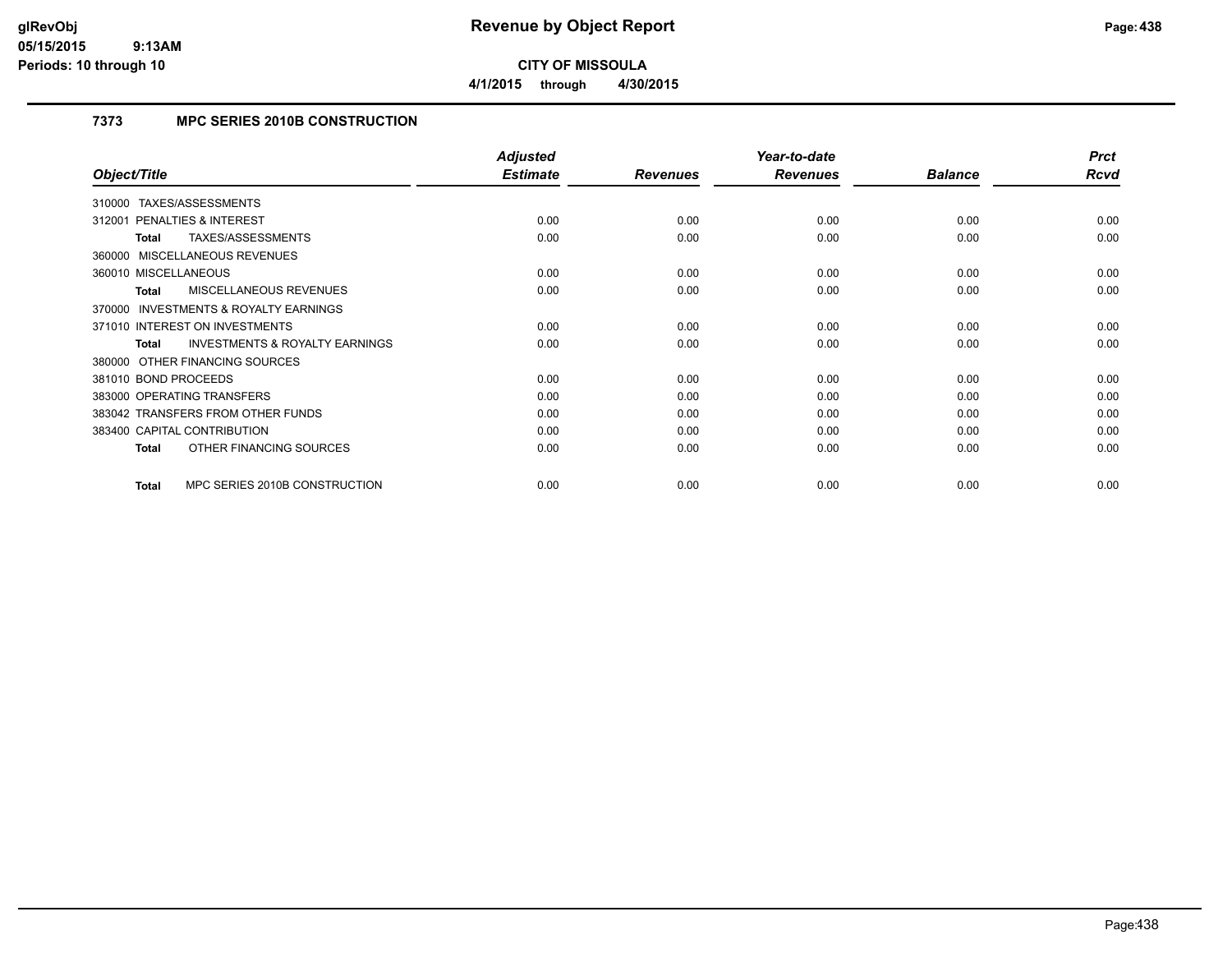## CITY OF MISSOULA

**4/1/2015 through 4/30/2015**

### 7373 MPC SERIES 2010B CONSTRUCTION

| Object/Title | Adjusted Estimate | Revenues | Year-to-date Revenues | Balance | Prct Rcvd |
|---|---|---|---|---|---|
| 310000 TAXES/ASSESSMENTS | | | | | |
| 312001 PENALTIES & INTEREST | 0.00 | 0.00 | 0.00 | 0.00 | 0.00 |
| **Total** TAXES/ASSESSMENTS | 0.00 | 0.00 | 0.00 | 0.00 | 0.00 |
| 360000 MISCELLANEOUS REVENUES | | | | | |
| 360010 MISCELLANEOUS | 0.00 | 0.00 | 0.00 | 0.00 | 0.00 |
| **Total** MISCELLANEOUS REVENUES | 0.00 | 0.00 | 0.00 | 0.00 | 0.00 |
| 370000 INVESTMENTS & ROYALTY EARNINGS | | | | | |
| 371010 INTEREST ON INVESTMENTS | 0.00 | 0.00 | 0.00 | 0.00 | 0.00 |
| **Total** INVESTMENTS & ROYALTY EARNINGS | 0.00 | 0.00 | 0.00 | 0.00 | 0.00 |
| 380000 OTHER FINANCING SOURCES | | | | | |
| 381010 BOND PROCEEDS | 0.00 | 0.00 | 0.00 | 0.00 | 0.00 |
| 383000 OPERATING TRANSFERS | 0.00 | 0.00 | 0.00 | 0.00 | 0.00 |
| 383042 TRANSFERS FROM OTHER FUNDS | 0.00 | 0.00 | 0.00 | 0.00 | 0.00 |
| 383400 CAPITAL CONTRIBUTION | 0.00 | 0.00 | 0.00 | 0.00 | 0.00 |
| **Total** OTHER FINANCING SOURCES | 0.00 | 0.00 | 0.00 | 0.00 | 0.00 |
| **Total** MPC SERIES 2010B CONSTRUCTION | 0.00 | 0.00 | 0.00 | 0.00 | 0.00 |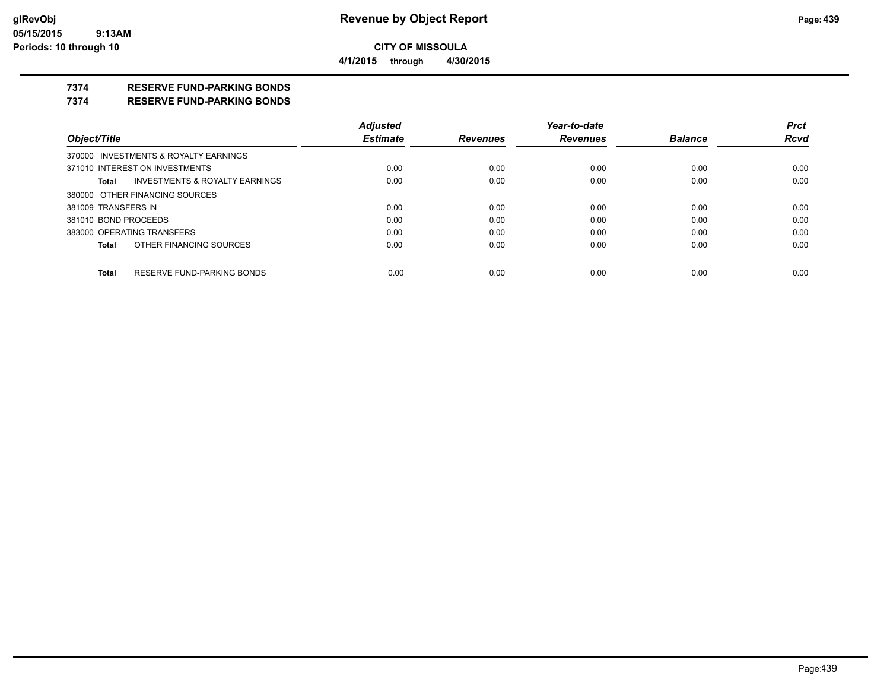**CITY OF MISSOULA**

**4/1/2015 through 4/30/2015**

## 7374 RESERVE FUND-PARKING BONDS

## 7374 RESERVE FUND-PARKING BONDS

| Object/Title | Adjusted Estimate | Revenues | Year-to-date Revenues | Balance | Prct Rcvd |
|---|---|---|---|---|---|
| 370000 INVESTMENTS & ROYALTY EARNINGS | | | | | |
| 371010 INTEREST ON INVESTMENTS | 0.00 | 0.00 | 0.00 | 0.00 | 0.00 |
| **Total** INVESTMENTS & ROYALTY EARNINGS | 0.00 | 0.00 | 0.00 | 0.00 | 0.00 |
| 380000 OTHER FINANCING SOURCES | | | | | |
| 381009 TRANSFERS IN | 0.00 | 0.00 | 0.00 | 0.00 | 0.00 |
| 381010 BOND PROCEEDS | 0.00 | 0.00 | 0.00 | 0.00 | 0.00 |
| 383000 OPERATING TRANSFERS | 0.00 | 0.00 | 0.00 | 0.00 | 0.00 |
| **Total** OTHER FINANCING SOURCES | 0.00 | 0.00 | 0.00 | 0.00 | 0.00 |
| **Total** RESERVE FUND-PARKING BONDS | 0.00 | 0.00 | 0.00 | 0.00 | 0.00 |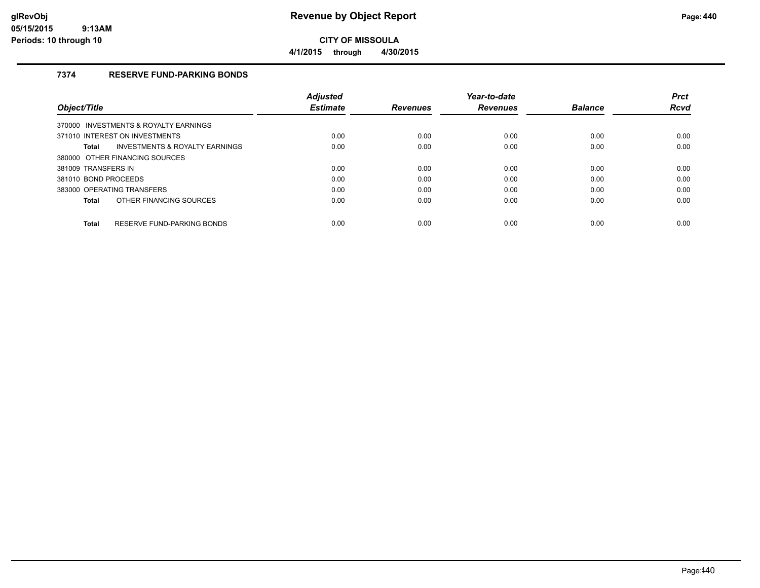# Revenue by Object Report

**CITY OF MISSOULA**

**4/1/2015 through 4/30/2015**

### 7374 RESERVE FUND-PARKING BONDS

| Object/Title | Adjusted Estimate | Revenues | Year-to-date Revenues | Balance | Prct Rcvd |
|---|---|---|---|---|---|
| 370000 INVESTMENTS & ROYALTY EARNINGS | | | | | |
| 371010 INTEREST ON INVESTMENTS | 0.00 | 0.00 | 0.00 | 0.00 | 0.00 |
| **Total** INVESTMENTS & ROYALTY EARNINGS | 0.00 | 0.00 | 0.00 | 0.00 | 0.00 |
| 380000 OTHER FINANCING SOURCES | | | | | |
| 381009 TRANSFERS IN | 0.00 | 0.00 | 0.00 | 0.00 | 0.00 |
| 381010 BOND PROCEEDS | 0.00 | 0.00 | 0.00 | 0.00 | 0.00 |
| 383000 OPERATING TRANSFERS | 0.00 | 0.00 | 0.00 | 0.00 | 0.00 |
| **Total** OTHER FINANCING SOURCES | 0.00 | 0.00 | 0.00 | 0.00 | 0.00 |
| **Total** RESERVE FUND-PARKING BONDS | 0.00 | 0.00 | 0.00 | 0.00 | 0.00 |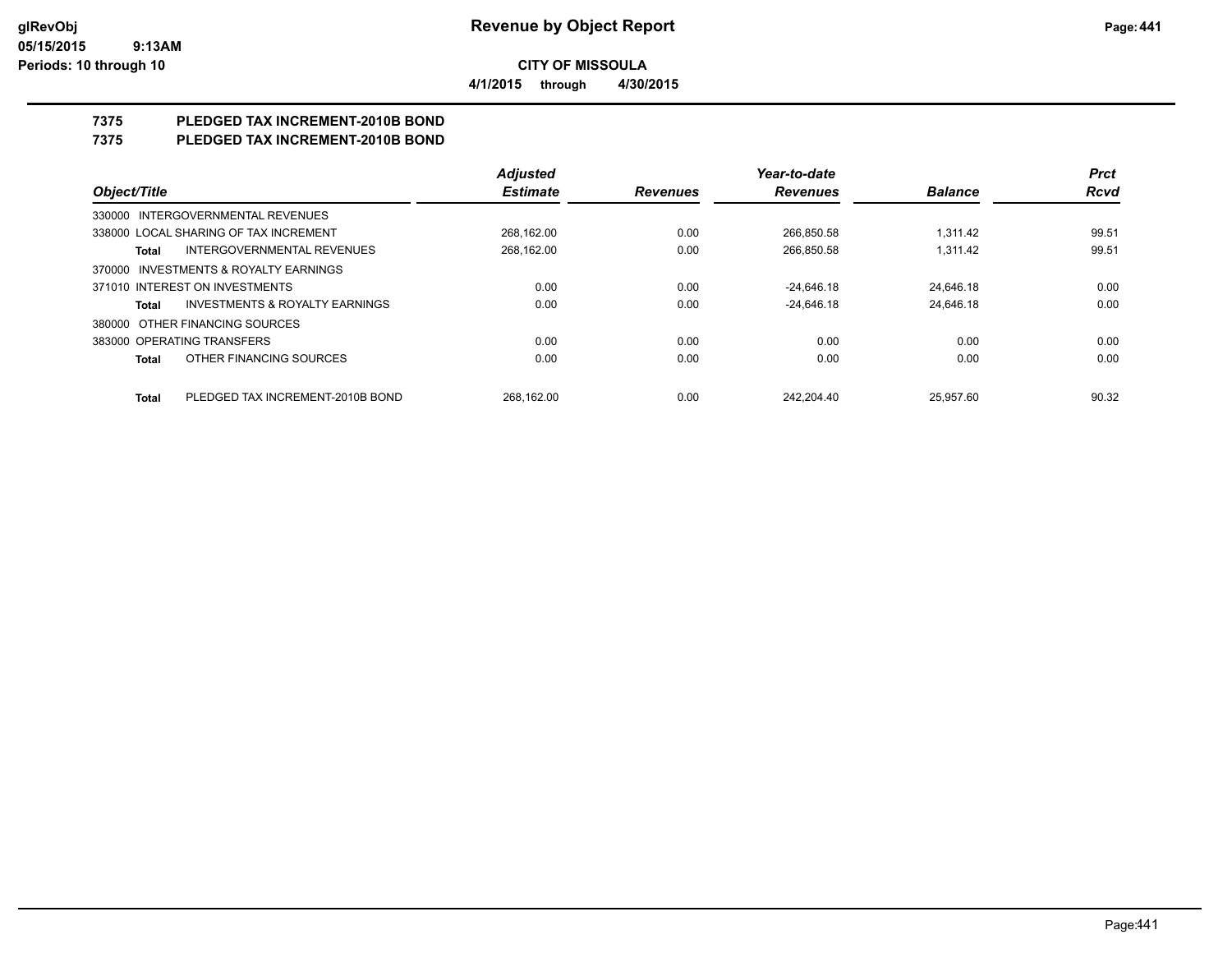**CITY OF MISSOULA**

**4/1/2015 through 4/30/2015**

# 7375 PLEDGED TAX INCREMENT-2010B BOND

# 7375 PLEDGED TAX INCREMENT-2010B BOND

| Object/Title | | Adjusted Estimate | Revenues | Year-to-date Revenues | Balance | Prct Rcvd |
|---|---|---|---|---|---|---|
| 330000 INTERGOVERNMENTAL REVENUES | | | | | | |
| 338000 LOCAL SHARING OF TAX INCREMENT | | 268,162.00 | 0.00 | 266,850.58 | 1,311.42 | 99.51 |
| Total | INTERGOVERNMENTAL REVENUES | 268,162.00 | 0.00 | 266,850.58 | 1,311.42 | 99.51 |
| 370000 INVESTMENTS & ROYALTY EARNINGS | | | | | | |
| 371010 INTEREST ON INVESTMENTS | | 0.00 | 0.00 | -24,646.18 | 24,646.18 | 0.00 |
| Total | INVESTMENTS & ROYALTY EARNINGS | 0.00 | 0.00 | -24,646.18 | 24,646.18 | 0.00 |
| 380000 OTHER FINANCING SOURCES | | | | | | |
| 383000 OPERATING TRANSFERS | | 0.00 | 0.00 | 0.00 | 0.00 | 0.00 |
| Total | OTHER FINANCING SOURCES | 0.00 | 0.00 | 0.00 | 0.00 | 0.00 |
| Total | PLEDGED TAX INCREMENT-2010B BOND | 268,162.00 | 0.00 | 242,204.40 | 25,957.60 | 90.32 |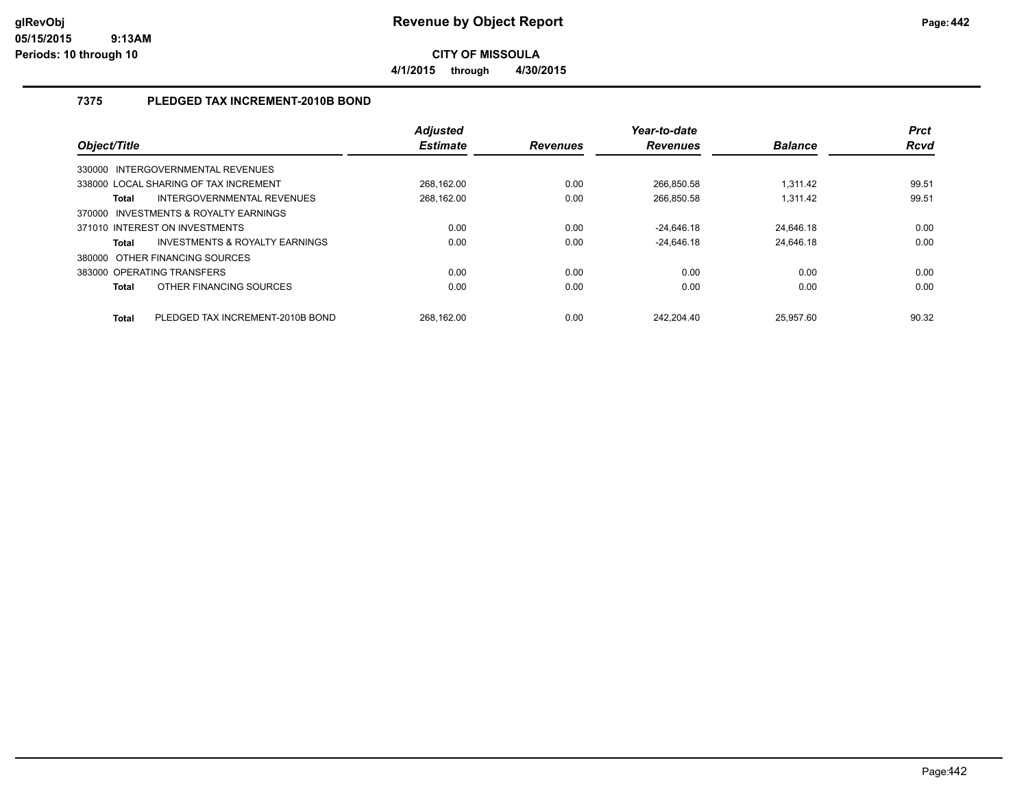# Revenue by Object Report

**CITY OF MISSOULA**

**4/1/2015 through 4/30/2015**

glRevObj
05/15/2015 9:13AM
Periods: 10 through 10

### 7375 PLEDGED TAX INCREMENT-2010B BOND

| Object/Title | Adjusted Estimate | Revenues | Year-to-date Revenues | Balance | Prct Rcvd |
|---|---|---|---|---|---|
| 330000 INTERGOVERNMENTAL REVENUES | | | | | |
| 338000 LOCAL SHARING OF TAX INCREMENT | 268,162.00 | 0.00 | 266,850.58 | 1,311.42 | 99.51 |
| **Total** INTERGOVERNMENTAL REVENUES | 268,162.00 | 0.00 | 266,850.58 | 1,311.42 | 99.51 |
| 370000 INVESTMENTS & ROYALTY EARNINGS | | | | | |
| 371010 INTEREST ON INVESTMENTS | 0.00 | 0.00 | -24,646.18 | 24,646.18 | 0.00 |
| **Total** INVESTMENTS & ROYALTY EARNINGS | 0.00 | 0.00 | -24,646.18 | 24,646.18 | 0.00 |
| 380000 OTHER FINANCING SOURCES | | | | | |
| 383000 OPERATING TRANSFERS | 0.00 | 0.00 | 0.00 | 0.00 | 0.00 |
| **Total** OTHER FINANCING SOURCES | 0.00 | 0.00 | 0.00 | 0.00 | 0.00 |
| **Total** PLEDGED TAX INCREMENT-2010B BOND | 268,162.00 | 0.00 | 242,204.40 | 25,957.60 | 90.32 |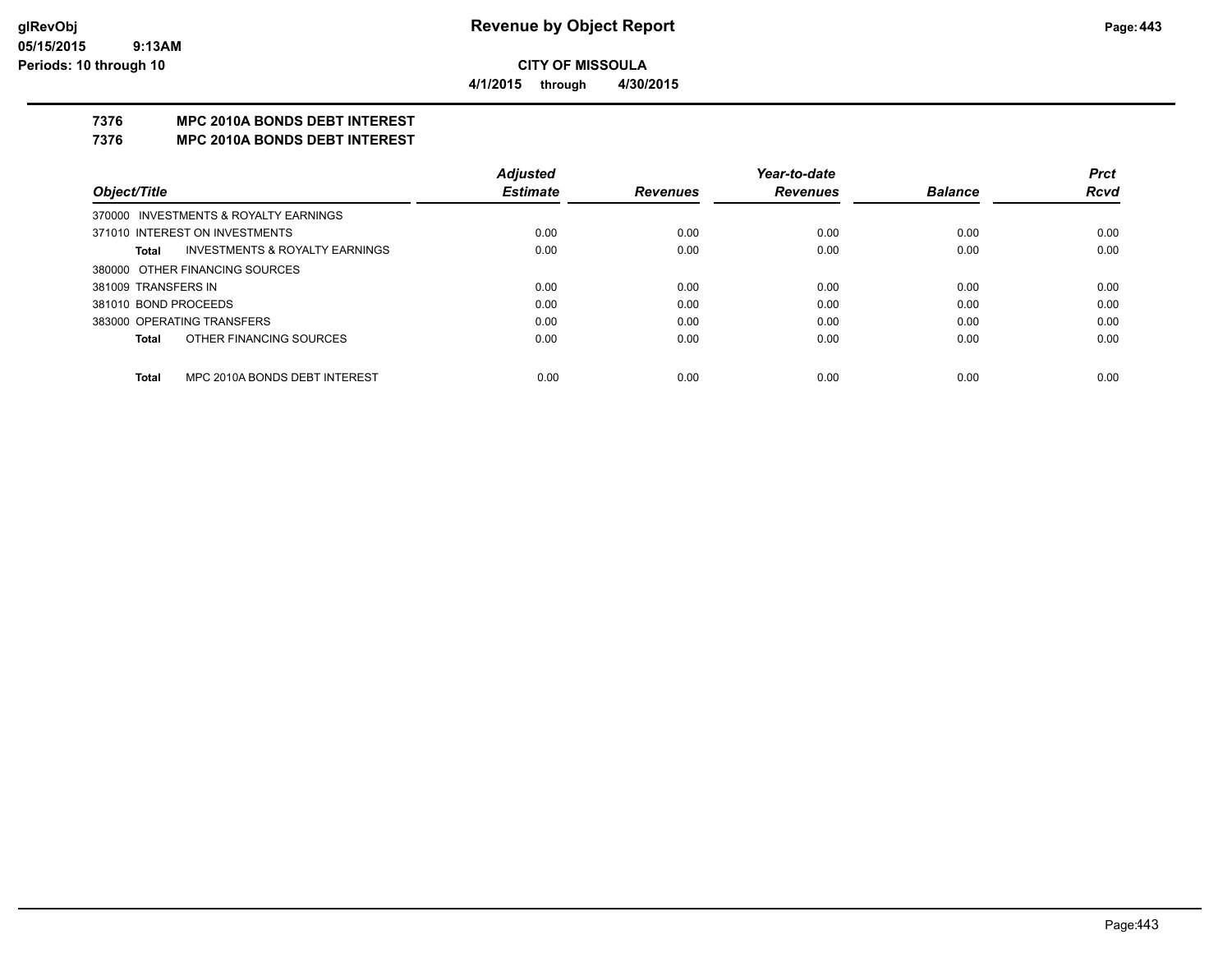**Revenue by Object Report**

**CITY OF MISSOULA**

**4/1/2015 through 4/30/2015**

## 7376 MPC 2010A BONDS DEBT INTEREST

## 7376 MPC 2010A BONDS DEBT INTEREST

| Object/Title | Adjusted Estimate | Revenues | Year-to-date Revenues | Balance | Prct Rcvd |
|---|---|---|---|---|---|
| 370000 INVESTMENTS & ROYALTY EARNINGS | | | | | |
| 371010 INTEREST ON INVESTMENTS | 0.00 | 0.00 | 0.00 | 0.00 | 0.00 |
| **Total** INVESTMENTS & ROYALTY EARNINGS | 0.00 | 0.00 | 0.00 | 0.00 | 0.00 |
| 380000 OTHER FINANCING SOURCES | | | | | |
| 381009 TRANSFERS IN | 0.00 | 0.00 | 0.00 | 0.00 | 0.00 |
| 381010 BOND PROCEEDS | 0.00 | 0.00 | 0.00 | 0.00 | 0.00 |
| 383000 OPERATING TRANSFERS | 0.00 | 0.00 | 0.00 | 0.00 | 0.00 |
| **Total** OTHER FINANCING SOURCES | 0.00 | 0.00 | 0.00 | 0.00 | 0.00 |
| **Total** MPC 2010A BONDS DEBT INTEREST | 0.00 | 0.00 | 0.00 | 0.00 | 0.00 |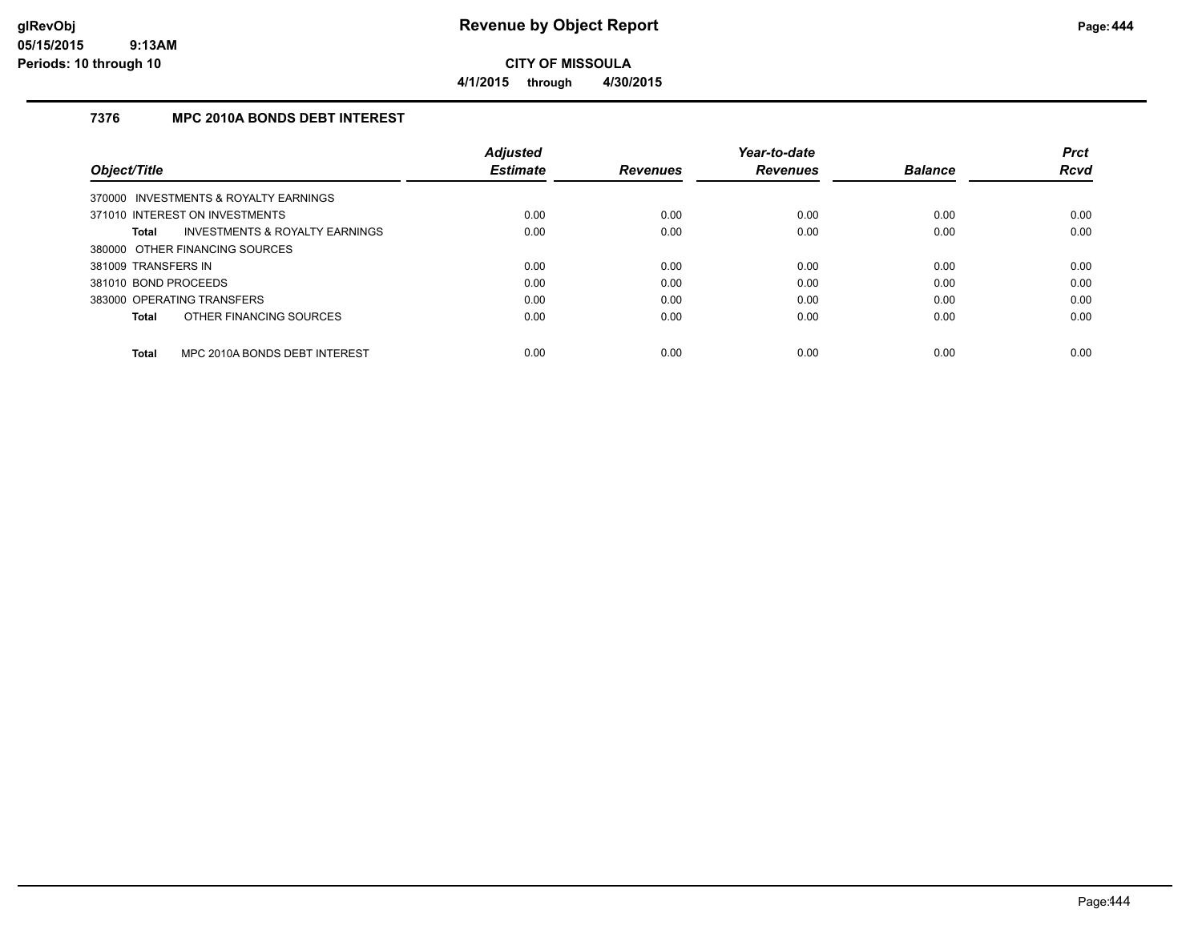# Revenue by Object Report

**CITY OF MISSOULA**

**4/1/2015 through 4/30/2015**

glRevObj
05/15/2015 9:13AM
Periods: 10 through 10

### 7376 MPC 2010A BONDS DEBT INTEREST

| Object/Title | Adjusted Estimate | Revenues | Year-to-date Revenues | Balance | Prct Rcvd |
|---|---|---|---|---|---|
| 370000 INVESTMENTS & ROYALTY EARNINGS | | | | | |
| 371010 INTEREST ON INVESTMENTS | 0.00 | 0.00 | 0.00 | 0.00 | 0.00 |
| **Total** INVESTMENTS & ROYALTY EARNINGS | 0.00 | 0.00 | 0.00 | 0.00 | 0.00 |
| 380000 OTHER FINANCING SOURCES | | | | | |
| 381009 TRANSFERS IN | 0.00 | 0.00 | 0.00 | 0.00 | 0.00 |
| 381010 BOND PROCEEDS | 0.00 | 0.00 | 0.00 | 0.00 | 0.00 |
| 383000 OPERATING TRANSFERS | 0.00 | 0.00 | 0.00 | 0.00 | 0.00 |
| **Total** OTHER FINANCING SOURCES | 0.00 | 0.00 | 0.00 | 0.00 | 0.00 |
| **Total** MPC 2010A BONDS DEBT INTEREST | 0.00 | 0.00 | 0.00 | 0.00 | 0.00 |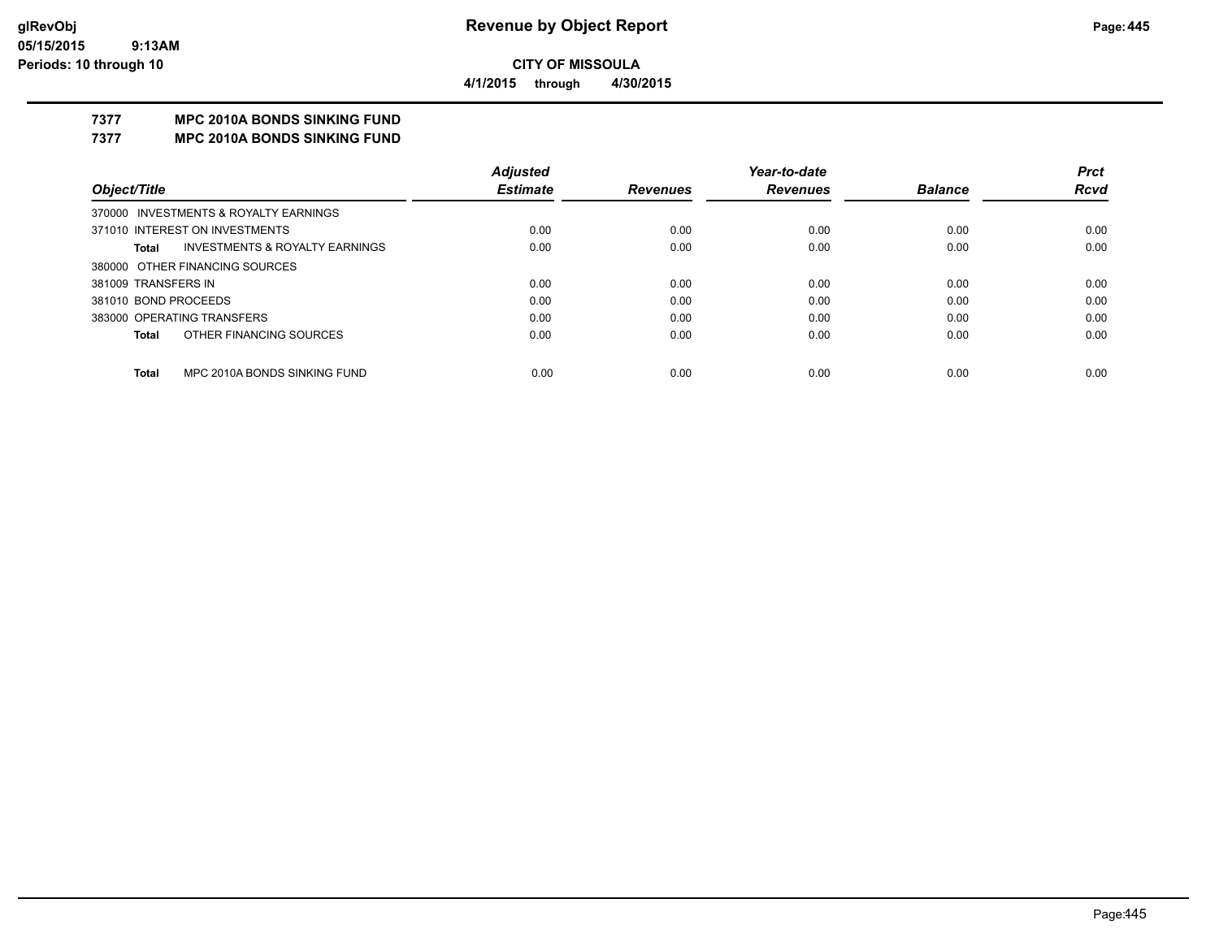**CITY OF MISSOULA**

**4/1/2015 through 4/30/2015**

## 7377 MPC 2010A BONDS SINKING FUND

## 7377 MPC 2010A BONDS SINKING FUND

| Object/Title | Adjusted Estimate | Revenues | Year-to-date Revenues | Balance | Prct Rcvd |
|---|---|---|---|---|---|
| 370000 INVESTMENTS & ROYALTY EARNINGS | | | | | |
| 371010 INTEREST ON INVESTMENTS | 0.00 | 0.00 | 0.00 | 0.00 | 0.00 |
| **Total** INVESTMENTS & ROYALTY EARNINGS | 0.00 | 0.00 | 0.00 | 0.00 | 0.00 |
| 380000 OTHER FINANCING SOURCES | | | | | |
| 381009 TRANSFERS IN | 0.00 | 0.00 | 0.00 | 0.00 | 0.00 |
| 381010 BOND PROCEEDS | 0.00 | 0.00 | 0.00 | 0.00 | 0.00 |
| 383000 OPERATING TRANSFERS | 0.00 | 0.00 | 0.00 | 0.00 | 0.00 |
| **Total** OTHER FINANCING SOURCES | 0.00 | 0.00 | 0.00 | 0.00 | 0.00 |
| **Total** MPC 2010A BONDS SINKING FUND | 0.00 | 0.00 | 0.00 | 0.00 | 0.00 |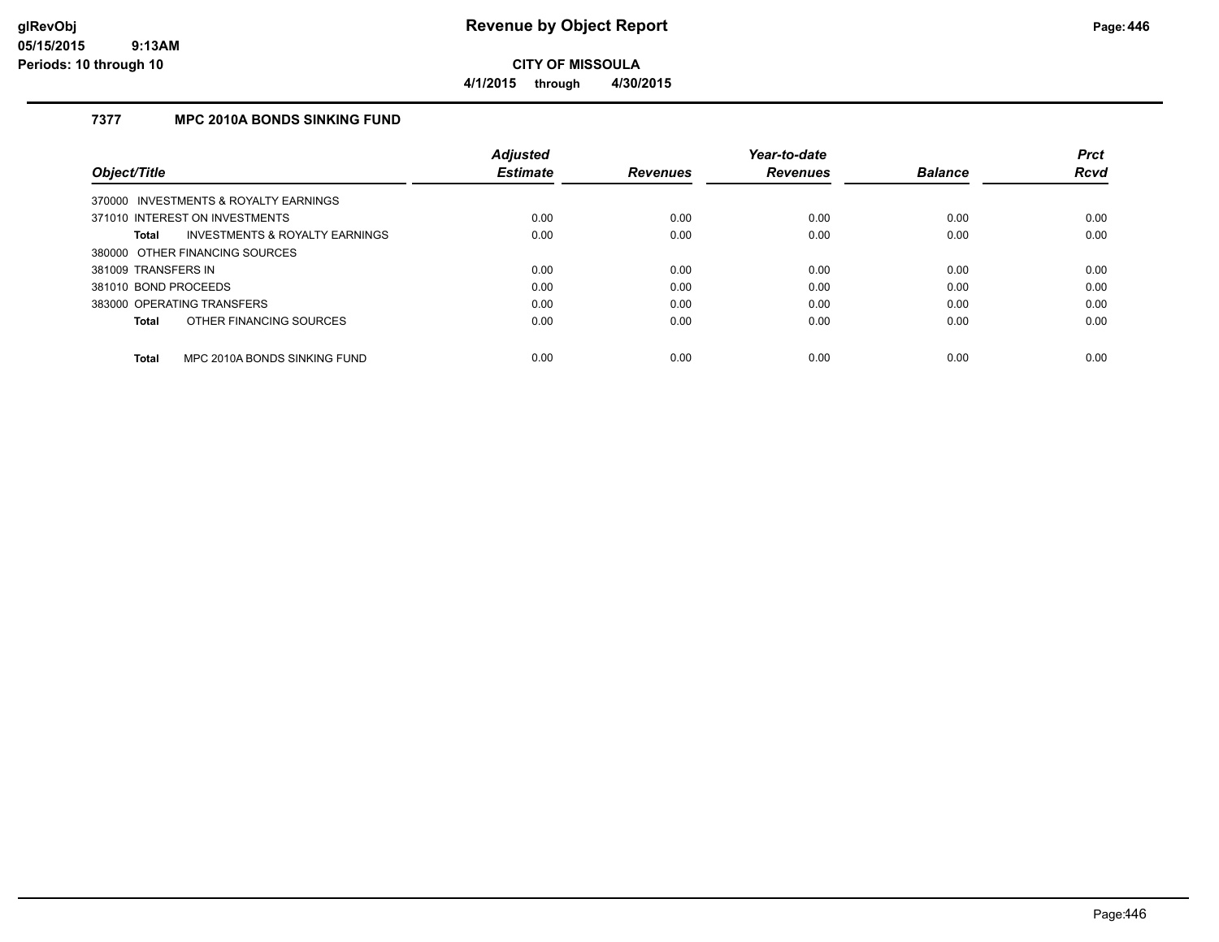# Revenue by Object Report

**CITY OF MISSOULA**

**4/1/2015 through 4/30/2015**

glRevObj
05/15/2015 9:13AM
Periods: 10 through 10

## 7377 MPC 2010A BONDS SINKING FUND

| Object/Title | Adjusted Estimate | Revenues | Year-to-date Revenues | Balance | Prct Rcvd |
|---|---|---|---|---|---|
| 370000 INVESTMENTS & ROYALTY EARNINGS | | | | | |
| 371010 INTEREST ON INVESTMENTS | 0.00 | 0.00 | 0.00 | 0.00 | 0.00 |
| **Total** INVESTMENTS & ROYALTY EARNINGS | 0.00 | 0.00 | 0.00 | 0.00 | 0.00 |
| 380000 OTHER FINANCING SOURCES | | | | | |
| 381009 TRANSFERS IN | 0.00 | 0.00 | 0.00 | 0.00 | 0.00 |
| 381010 BOND PROCEEDS | 0.00 | 0.00 | 0.00 | 0.00 | 0.00 |
| 383000 OPERATING TRANSFERS | 0.00 | 0.00 | 0.00 | 0.00 | 0.00 |
| **Total** OTHER FINANCING SOURCES | 0.00 | 0.00 | 0.00 | 0.00 | 0.00 |
| **Total** MPC 2010A BONDS SINKING FUND | 0.00 | 0.00 | 0.00 | 0.00 | 0.00 |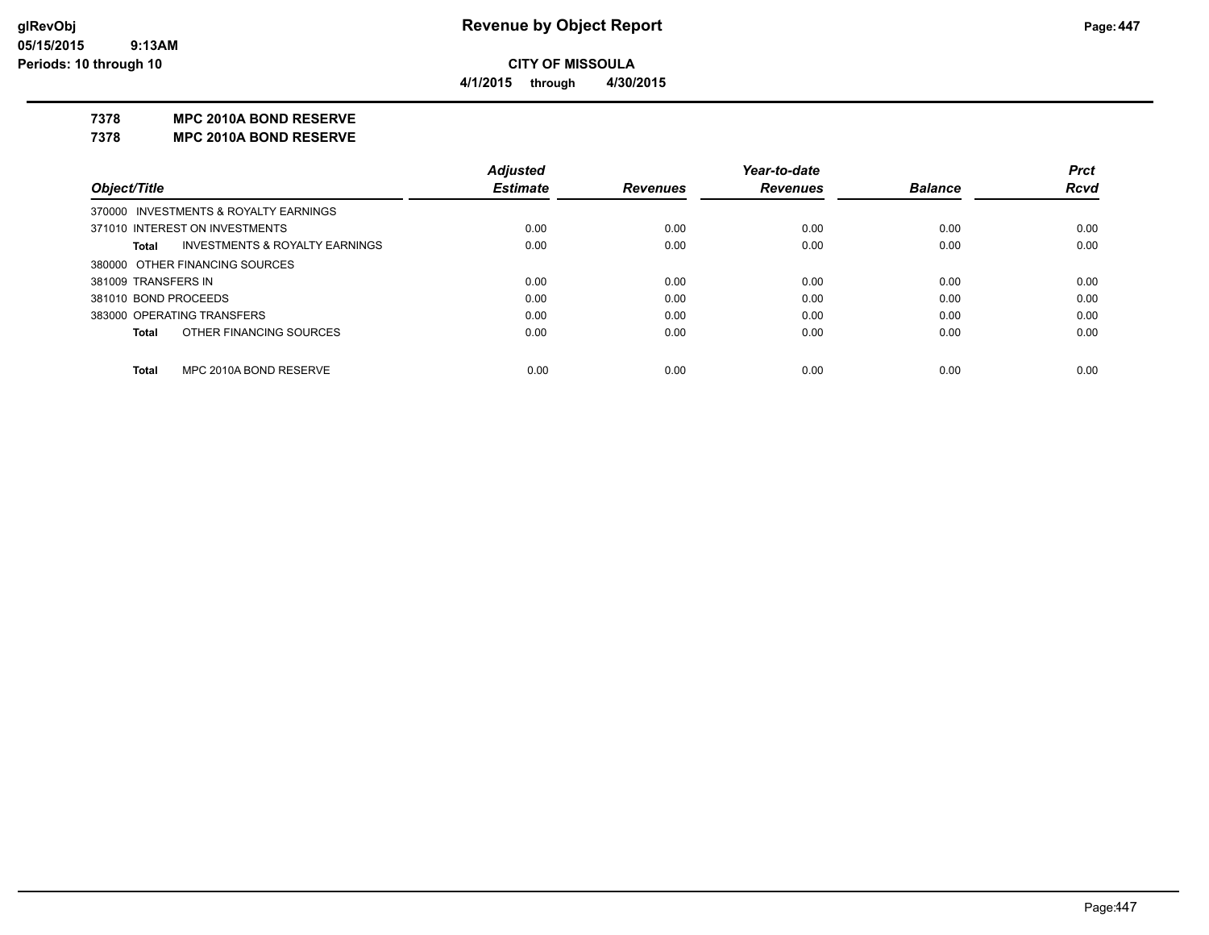# Revenue by Object Report

**CITY OF MISSOULA**

**4/1/2015 through 4/30/2015**

glRevObj
05/15/2015 9:13AM
Periods: 10 through 10

## 7378 MPC 2010A BOND RESERVE
## 7378 MPC 2010A BOND RESERVE

| Object/Title | Adjusted Estimate | Revenues | Year-to-date Revenues | Balance | Prct Rcvd |
|---|---|---|---|---|---|
| 370000 INVESTMENTS & ROYALTY EARNINGS | | | | | |
| 371010 INTEREST ON INVESTMENTS | 0.00 | 0.00 | 0.00 | 0.00 | 0.00 |
| **Total** INVESTMENTS & ROYALTY EARNINGS | 0.00 | 0.00 | 0.00 | 0.00 | 0.00 |
| 380000 OTHER FINANCING SOURCES | | | | | |
| 381009 TRANSFERS IN | 0.00 | 0.00 | 0.00 | 0.00 | 0.00 |
| 381010 BOND PROCEEDS | 0.00 | 0.00 | 0.00 | 0.00 | 0.00 |
| 383000 OPERATING TRANSFERS | 0.00 | 0.00 | 0.00 | 0.00 | 0.00 |
| **Total** OTHER FINANCING SOURCES | 0.00 | 0.00 | 0.00 | 0.00 | 0.00 |
| **Total** MPC 2010A BOND RESERVE | 0.00 | 0.00 | 0.00 | 0.00 | 0.00 |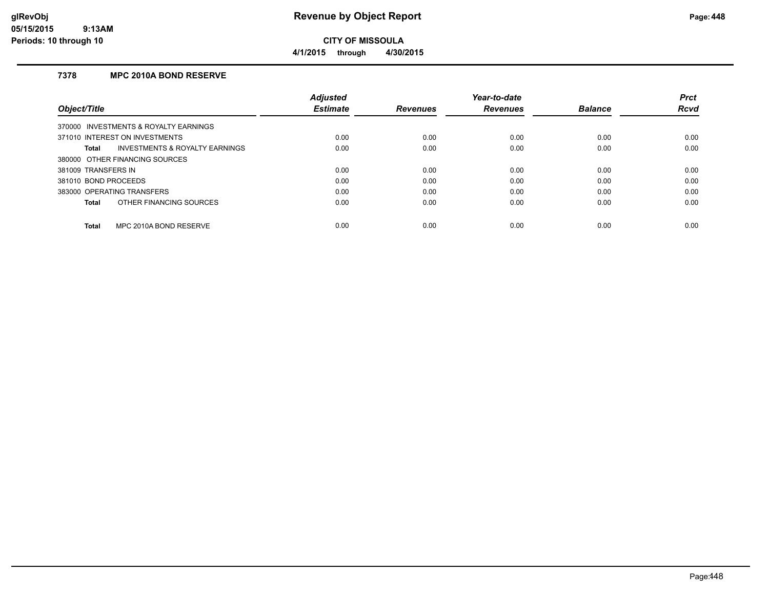# CITY OF MISSOULA

**4/1/2015 through 4/30/2015**

## 7378 MPC 2010A BOND RESERVE

| Object/Title | Adjusted Estimate | Revenues | Year-to-date Revenues | Balance | Prct Rcvd |
|---|---|---|---|---|---|
| 370000 INVESTMENTS & ROYALTY EARNINGS | | | | | |
| 371010 INTEREST ON INVESTMENTS | 0.00 | 0.00 | 0.00 | 0.00 | 0.00 |
| **Total** INVESTMENTS & ROYALTY EARNINGS | 0.00 | 0.00 | 0.00 | 0.00 | 0.00 |
| 380000 OTHER FINANCING SOURCES | | | | | |
| 381009 TRANSFERS IN | 0.00 | 0.00 | 0.00 | 0.00 | 0.00 |
| 381010 BOND PROCEEDS | 0.00 | 0.00 | 0.00 | 0.00 | 0.00 |
| 383000 OPERATING TRANSFERS | 0.00 | 0.00 | 0.00 | 0.00 | 0.00 |
| **Total** OTHER FINANCING SOURCES | 0.00 | 0.00 | 0.00 | 0.00 | 0.00 |
| **Total** MPC 2010A BOND RESERVE | 0.00 | 0.00 | 0.00 | 0.00 | 0.00 |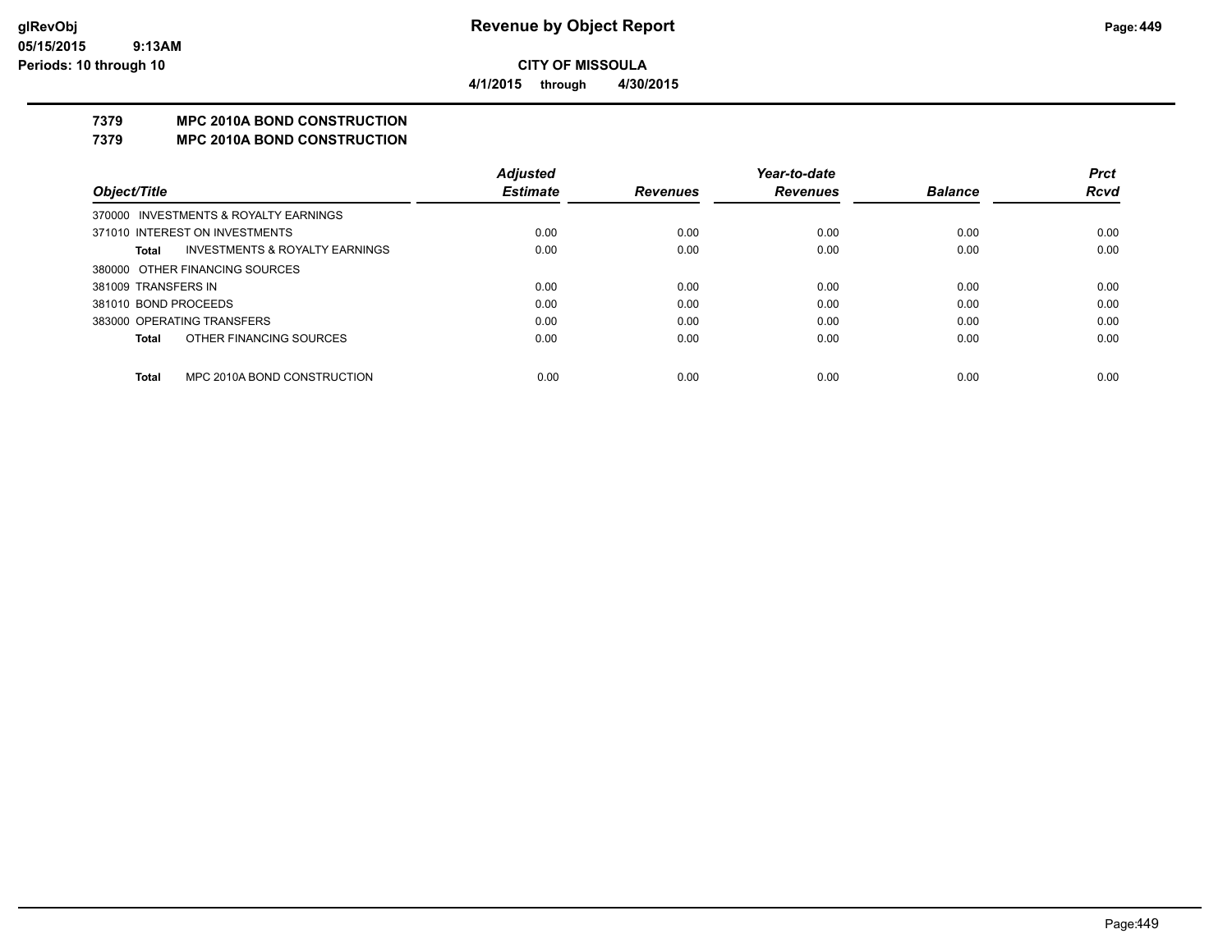**CITY OF MISSOULA**

**4/1/2015 through 4/30/2015**

## 7379 MPC 2010A BOND CONSTRUCTION
## 7379 MPC 2010A BOND CONSTRUCTION

| Object/Title | Adjusted Estimate | Revenues | Year-to-date Revenues | Balance | Prct Rcvd |
|---|---|---|---|---|---|
| 370000 INVESTMENTS & ROYALTY EARNINGS | | | | | |
| 371010 INTEREST ON INVESTMENTS | 0.00 | 0.00 | 0.00 | 0.00 | 0.00 |
| **Total** INVESTMENTS & ROYALTY EARNINGS | 0.00 | 0.00 | 0.00 | 0.00 | 0.00 |
| 380000 OTHER FINANCING SOURCES | | | | | |
| 381009 TRANSFERS IN | 0.00 | 0.00 | 0.00 | 0.00 | 0.00 |
| 381010 BOND PROCEEDS | 0.00 | 0.00 | 0.00 | 0.00 | 0.00 |
| 383000 OPERATING TRANSFERS | 0.00 | 0.00 | 0.00 | 0.00 | 0.00 |
| **Total** OTHER FINANCING SOURCES | 0.00 | 0.00 | 0.00 | 0.00 | 0.00 |
| **Total** MPC 2010A BOND CONSTRUCTION | 0.00 | 0.00 | 0.00 | 0.00 | 0.00 |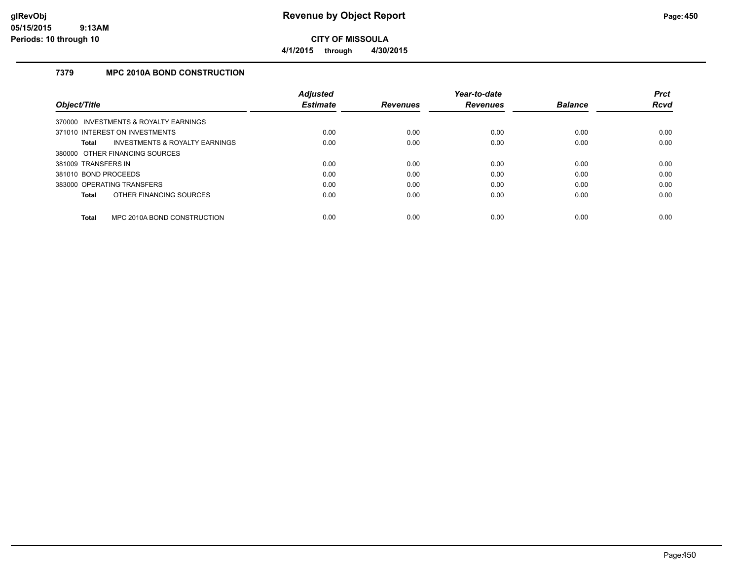# Revenue by Object Report

**CITY OF MISSOULA**

**4/1/2015 through 4/30/2015**

glRevObj
05/15/2015 9:13AM
Periods: 10 through 10

### 7379 MPC 2010A BOND CONSTRUCTION

| Object/Title | Adjusted Estimate | Revenues | Year-to-date Revenues | Balance | Prct Rcvd |
|---|---|---|---|---|---|
| 370000 INVESTMENTS & ROYALTY EARNINGS | | | | | |
| 371010 INTEREST ON INVESTMENTS | 0.00 | 0.00 | 0.00 | 0.00 | 0.00 |
| **Total** INVESTMENTS & ROYALTY EARNINGS | 0.00 | 0.00 | 0.00 | 0.00 | 0.00 |
| 380000 OTHER FINANCING SOURCES | | | | | |
| 381009 TRANSFERS IN | 0.00 | 0.00 | 0.00 | 0.00 | 0.00 |
| 381010 BOND PROCEEDS | 0.00 | 0.00 | 0.00 | 0.00 | 0.00 |
| 383000 OPERATING TRANSFERS | 0.00 | 0.00 | 0.00 | 0.00 | 0.00 |
| **Total** OTHER FINANCING SOURCES | 0.00 | 0.00 | 0.00 | 0.00 | 0.00 |
| **Total** MPC 2010A BOND CONSTRUCTION | 0.00 | 0.00 | 0.00 | 0.00 | 0.00 |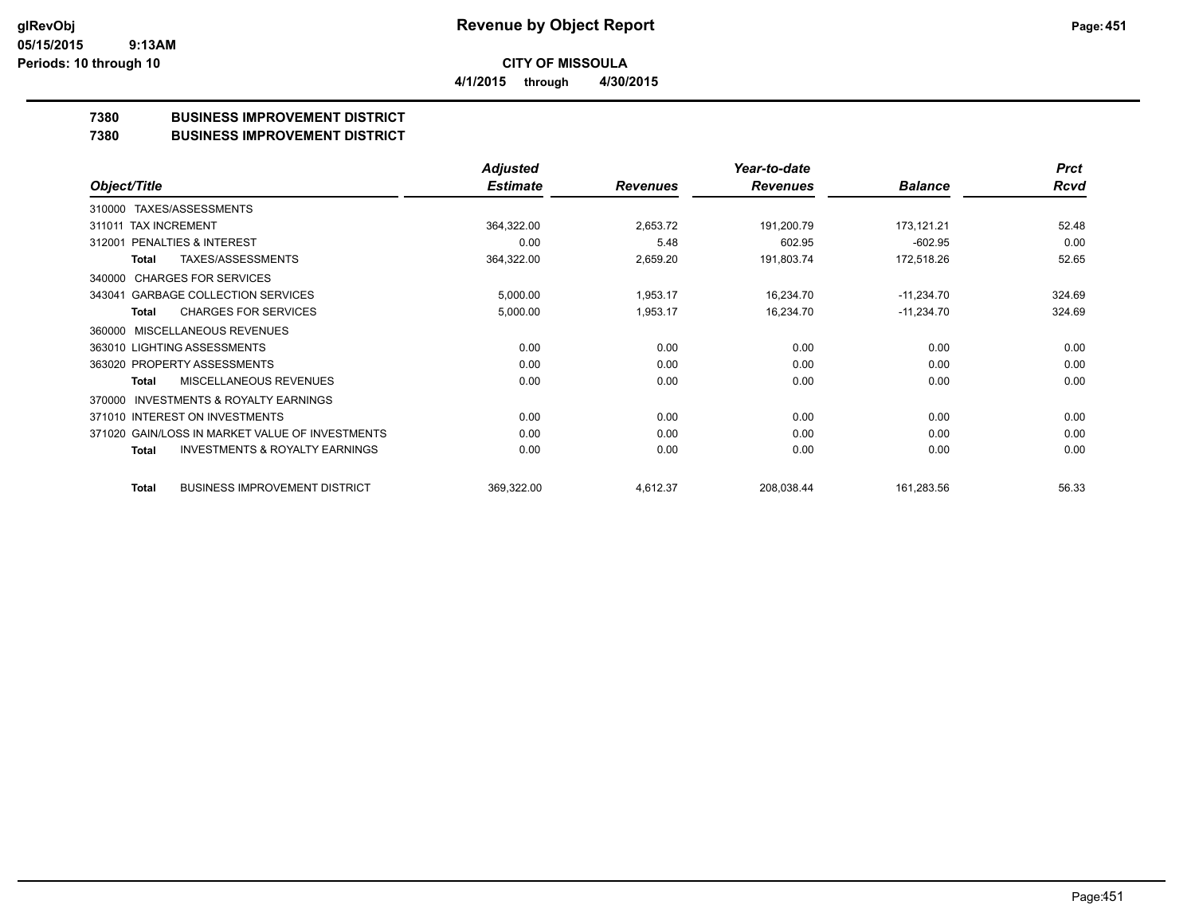**CITY OF MISSOULA**

**4/1/2015 through 4/30/2015**

# 7380 BUSINESS IMPROVEMENT DISTRICT

## 7380 BUSINESS IMPROVEMENT DISTRICT

| Object/Title | Adjusted Estimate | Revenues | Year-to-date Revenues | Balance | Prct Rcvd |
|---|---|---|---|---|---|
| 310000 TAXES/ASSESSMENTS | | | | | |
| 311011 TAX INCREMENT | 364,322.00 | 2,653.72 | 191,200.79 | 173,121.21 | 52.48 |
| 312001 PENALTIES & INTEREST | 0.00 | 5.48 | 602.95 | -602.95 | 0.00 |
| **Total** TAXES/ASSESSMENTS | 364,322.00 | 2,659.20 | 191,803.74 | 172,518.26 | 52.65 |
| 340000 CHARGES FOR SERVICES | | | | | |
| 343041 GARBAGE COLLECTION SERVICES | 5,000.00 | 1,953.17 | 16,234.70 | -11,234.70 | 324.69 |
| **Total** CHARGES FOR SERVICES | 5,000.00 | 1,953.17 | 16,234.70 | -11,234.70 | 324.69 |
| 360000 MISCELLANEOUS REVENUES | | | | | |
| 363010 LIGHTING ASSESSMENTS | 0.00 | 0.00 | 0.00 | 0.00 | 0.00 |
| 363020 PROPERTY ASSESSMENTS | 0.00 | 0.00 | 0.00 | 0.00 | 0.00 |
| **Total** MISCELLANEOUS REVENUES | 0.00 | 0.00 | 0.00 | 0.00 | 0.00 |
| 370000 INVESTMENTS & ROYALTY EARNINGS | | | | | |
| 371010 INTEREST ON INVESTMENTS | 0.00 | 0.00 | 0.00 | 0.00 | 0.00 |
| 371020 GAIN/LOSS IN MARKET VALUE OF INVESTMENTS | 0.00 | 0.00 | 0.00 | 0.00 | 0.00 |
| **Total** INVESTMENTS & ROYALTY EARNINGS | 0.00 | 0.00 | 0.00 | 0.00 | 0.00 |
| **Total** BUSINESS IMPROVEMENT DISTRICT | 369,322.00 | 4,612.37 | 208,038.44 | 161,283.56 | 56.33 |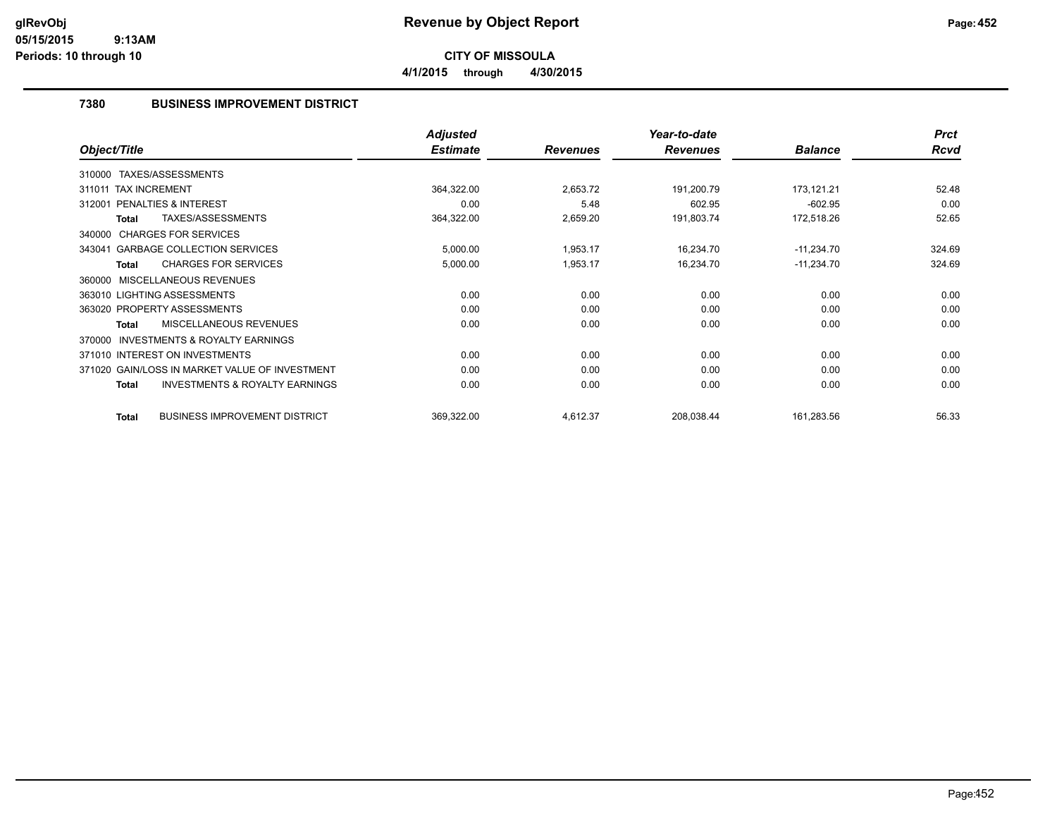# Revenue by Object Report

**CITY OF MISSOULA**

**4/1/2015 through 4/30/2015**

glRevObj
05/15/2015 9:13AM
Periods: 10 through 10

## 7380 BUSINESS IMPROVEMENT DISTRICT

| Object/Title | Adjusted Estimate | Revenues | Year-to-date Revenues | Balance | Prct Rcvd |
|---|---|---|---|---|---|
| 310000 TAXES/ASSESSMENTS | | | | | |
| 311011 TAX INCREMENT | 364,322.00 | 2,653.72 | 191,200.79 | 173,121.21 | 52.48 |
| 312001 PENALTIES & INTEREST | 0.00 | 5.48 | 602.95 | -602.95 | 0.00 |
| **Total** TAXES/ASSESSMENTS | 364,322.00 | 2,659.20 | 191,803.74 | 172,518.26 | 52.65 |
| 340000 CHARGES FOR SERVICES | | | | | |
| 343041 GARBAGE COLLECTION SERVICES | 5,000.00 | 1,953.17 | 16,234.70 | -11,234.70 | 324.69 |
| **Total** CHARGES FOR SERVICES | 5,000.00 | 1,953.17 | 16,234.70 | -11,234.70 | 324.69 |
| 360000 MISCELLANEOUS REVENUES | | | | | |
| 363010 LIGHTING ASSESSMENTS | 0.00 | 0.00 | 0.00 | 0.00 | 0.00 |
| 363020 PROPERTY ASSESSMENTS | 0.00 | 0.00 | 0.00 | 0.00 | 0.00 |
| **Total** MISCELLANEOUS REVENUES | 0.00 | 0.00 | 0.00 | 0.00 | 0.00 |
| 370000 INVESTMENTS & ROYALTY EARNINGS | | | | | |
| 371010 INTEREST ON INVESTMENTS | 0.00 | 0.00 | 0.00 | 0.00 | 0.00 |
| 371020 GAIN/LOSS IN MARKET VALUE OF INVESTMENT | 0.00 | 0.00 | 0.00 | 0.00 | 0.00 |
| **Total** INVESTMENTS & ROYALTY EARNINGS | 0.00 | 0.00 | 0.00 | 0.00 | 0.00 |
| **Total** BUSINESS IMPROVEMENT DISTRICT | 369,322.00 | 4,612.37 | 208,038.44 | 161,283.56 | 56.33 |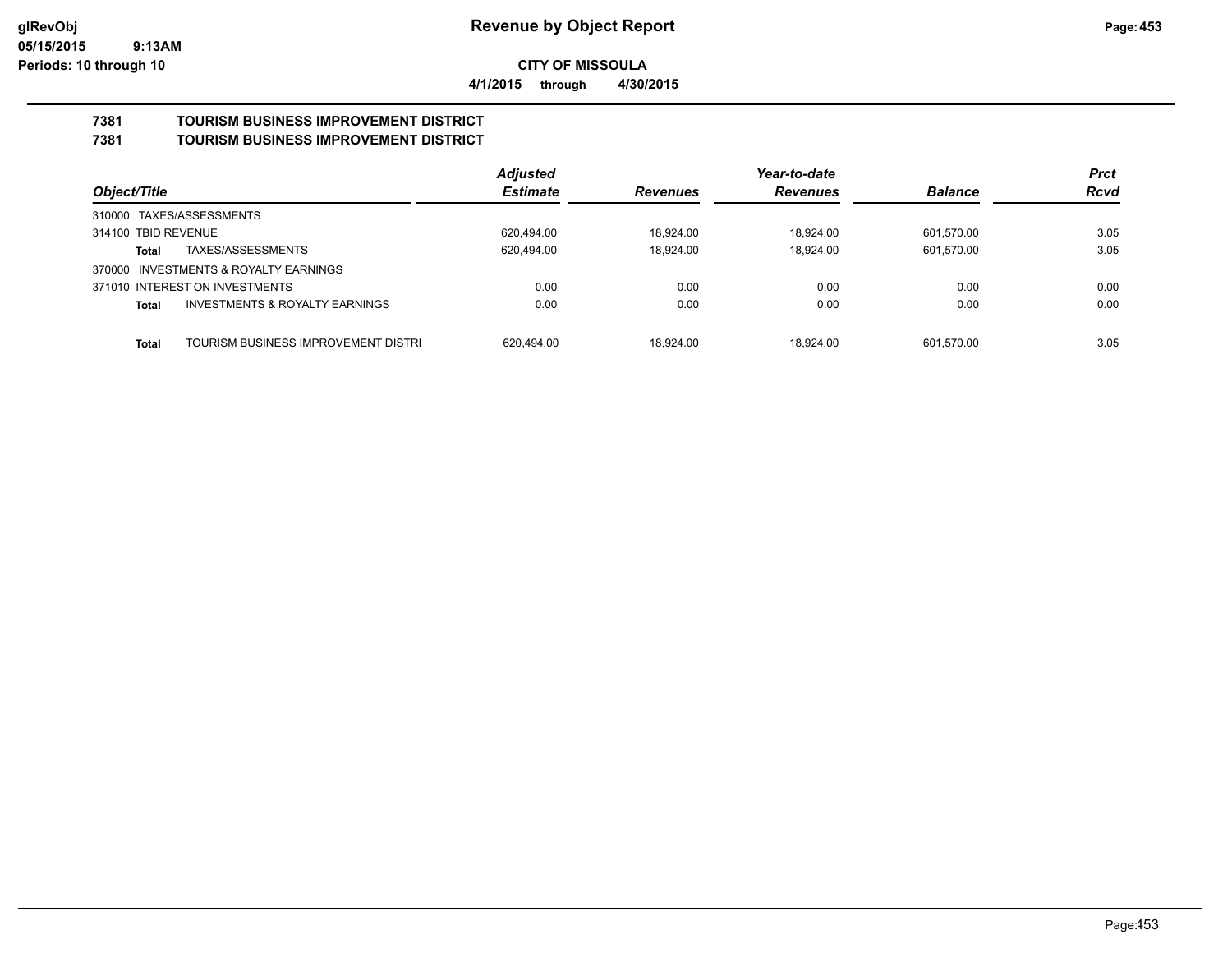# Revenue by Object Report

**CITY OF MISSOULA**

**4/1/2015 through 4/30/2015**

glRevObj
05/15/2015 9:13AM
Periods: 10 through 10

## 7381 TOURISM BUSINESS IMPROVEMENT DISTRICT
## 7381 TOURISM BUSINESS IMPROVEMENT DISTRICT

| Object/Title | Adjusted Estimate | Revenues | Year-to-date Revenues | Balance | Prct Rcvd |
|---|---|---|---|---|---|
| 310000 TAXES/ASSESSMENTS | | | | | |
| 314100 TBID REVENUE | 620,494.00 | 18,924.00 | 18,924.00 | 601,570.00 | 3.05 |
| **Total** TAXES/ASSESSMENTS | 620,494.00 | 18,924.00 | 18,924.00 | 601,570.00 | 3.05 |
| 370000 INVESTMENTS & ROYALTY EARNINGS | | | | | |
| 371010 INTEREST ON INVESTMENTS | 0.00 | 0.00 | 0.00 | 0.00 | 0.00 |
| **Total** INVESTMENTS & ROYALTY EARNINGS | 0.00 | 0.00 | 0.00 | 0.00 | 0.00 |
| **Total** TOURISM BUSINESS IMPROVEMENT DISTRI | 620,494.00 | 18,924.00 | 18,924.00 | 601,570.00 | 3.05 |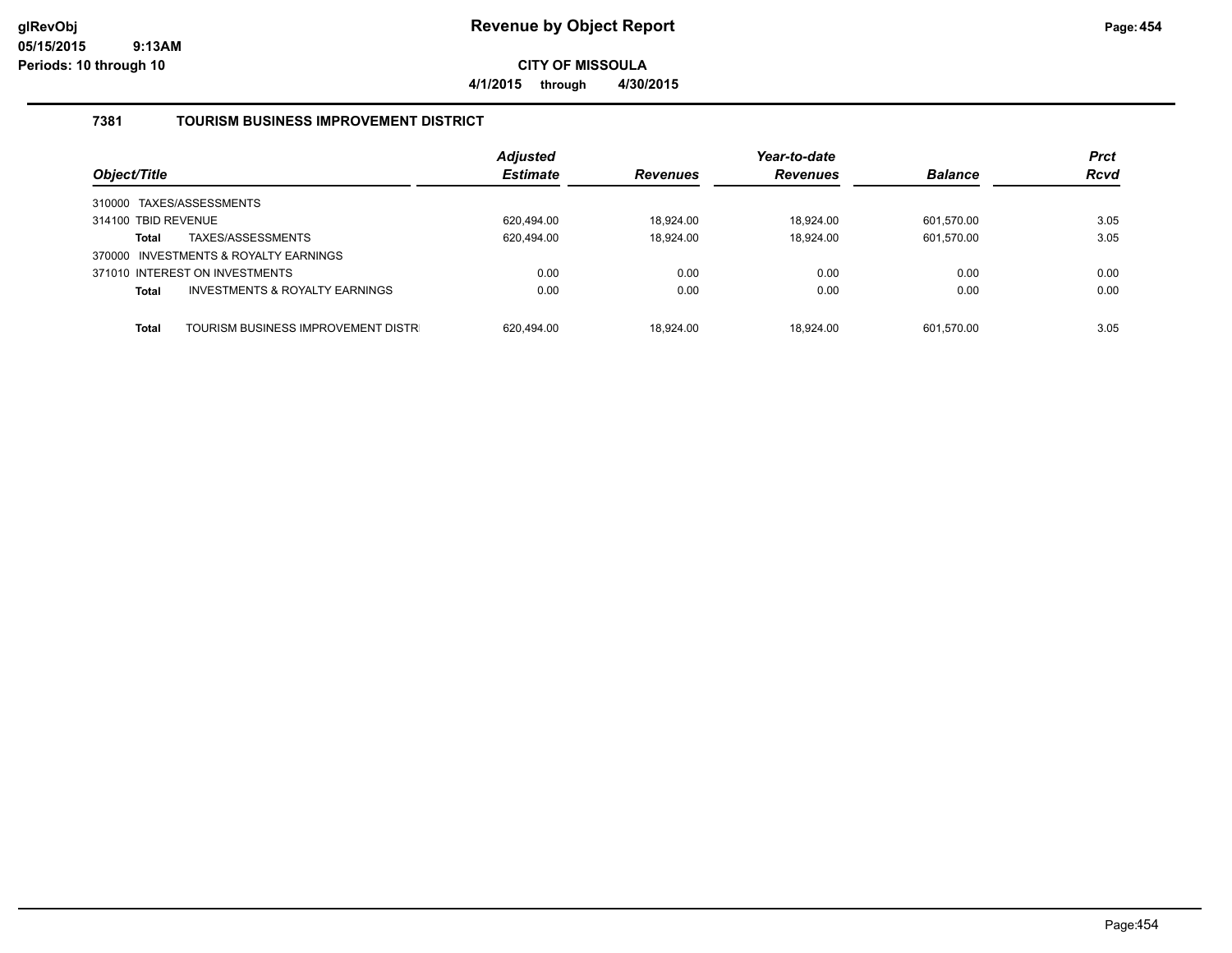glRevObj
05/15/2015 9:13AM
Periods: 10 through 10

# Revenue by Object Report

**CITY OF MISSOULA**

**4/1/2015 through 4/30/2015**

### 7381 TOURISM BUSINESS IMPROVEMENT DISTRICT

| Object/Title | Adjusted Estimate | Revenues | Year-to-date Revenues | Balance | Prct Rcvd |
|---|---|---|---|---|---|
| 310000 TAXES/ASSESSMENTS | | | | | |
| 314100 TBID REVENUE | 620,494.00 | 18,924.00 | 18,924.00 | 601,570.00 | 3.05 |
| **Total** TAXES/ASSESSMENTS | 620,494.00 | 18,924.00 | 18,924.00 | 601,570.00 | 3.05 |
| 370000 INVESTMENTS & ROYALTY EARNINGS | | | | | |
| 371010 INTEREST ON INVESTMENTS | 0.00 | 0.00 | 0.00 | 0.00 | 0.00 |
| **Total** INVESTMENTS & ROYALTY EARNINGS | 0.00 | 0.00 | 0.00 | 0.00 | 0.00 |
| **Total** TOURISM BUSINESS IMPROVEMENT DISTR | 620,494.00 | 18,924.00 | 18,924.00 | 601,570.00 | 3.05 |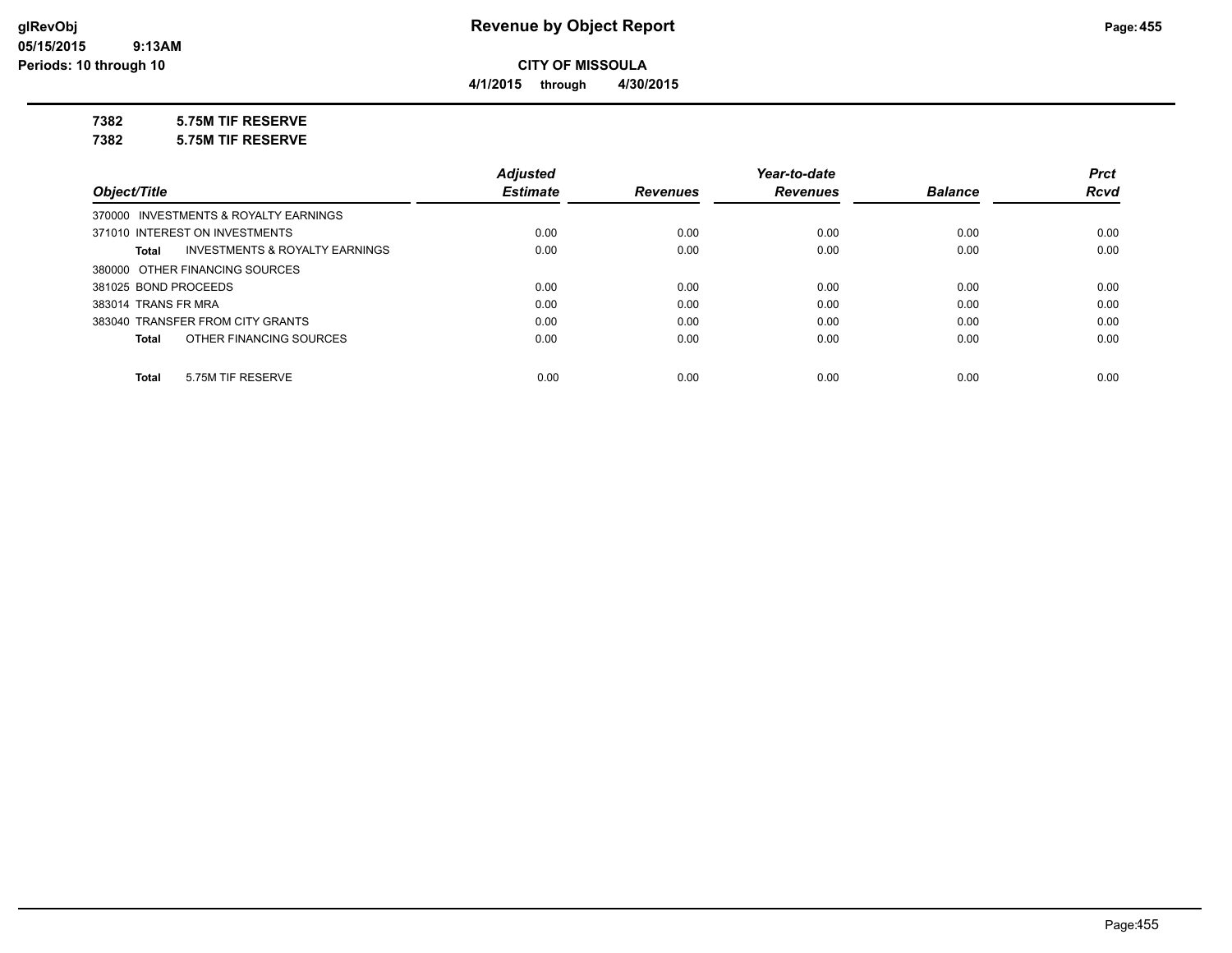glRevObj
05/15/2015 9:13AM
Periods: 10 through 10

# Revenue by Object Report

**CITY OF MISSOULA**

**4/1/2015 through 4/30/2015**

**7382 5.75M TIF RESERVE**

**7382 5.75M TIF RESERVE**

| Object/Title | Adjusted Estimate | Revenues | Year-to-date Revenues | Balance | Prct Rcvd |
|---|---|---|---|---|---|
| 370000 INVESTMENTS & ROYALTY EARNINGS | | | | | |
| 371010 INTEREST ON INVESTMENTS | 0.00 | 0.00 | 0.00 | 0.00 | 0.00 |
| **Total** INVESTMENTS & ROYALTY EARNINGS | 0.00 | 0.00 | 0.00 | 0.00 | 0.00 |
| 380000 OTHER FINANCING SOURCES | | | | | |
| 381025 BOND PROCEEDS | 0.00 | 0.00 | 0.00 | 0.00 | 0.00 |
| 383014 TRANS FR MRA | 0.00 | 0.00 | 0.00 | 0.00 | 0.00 |
| 383040 TRANSFER FROM CITY GRANTS | 0.00 | 0.00 | 0.00 | 0.00 | 0.00 |
| **Total** OTHER FINANCING SOURCES | 0.00 | 0.00 | 0.00 | 0.00 | 0.00 |
| **Total** 5.75M TIF RESERVE | 0.00 | 0.00 | 0.00 | 0.00 | 0.00 |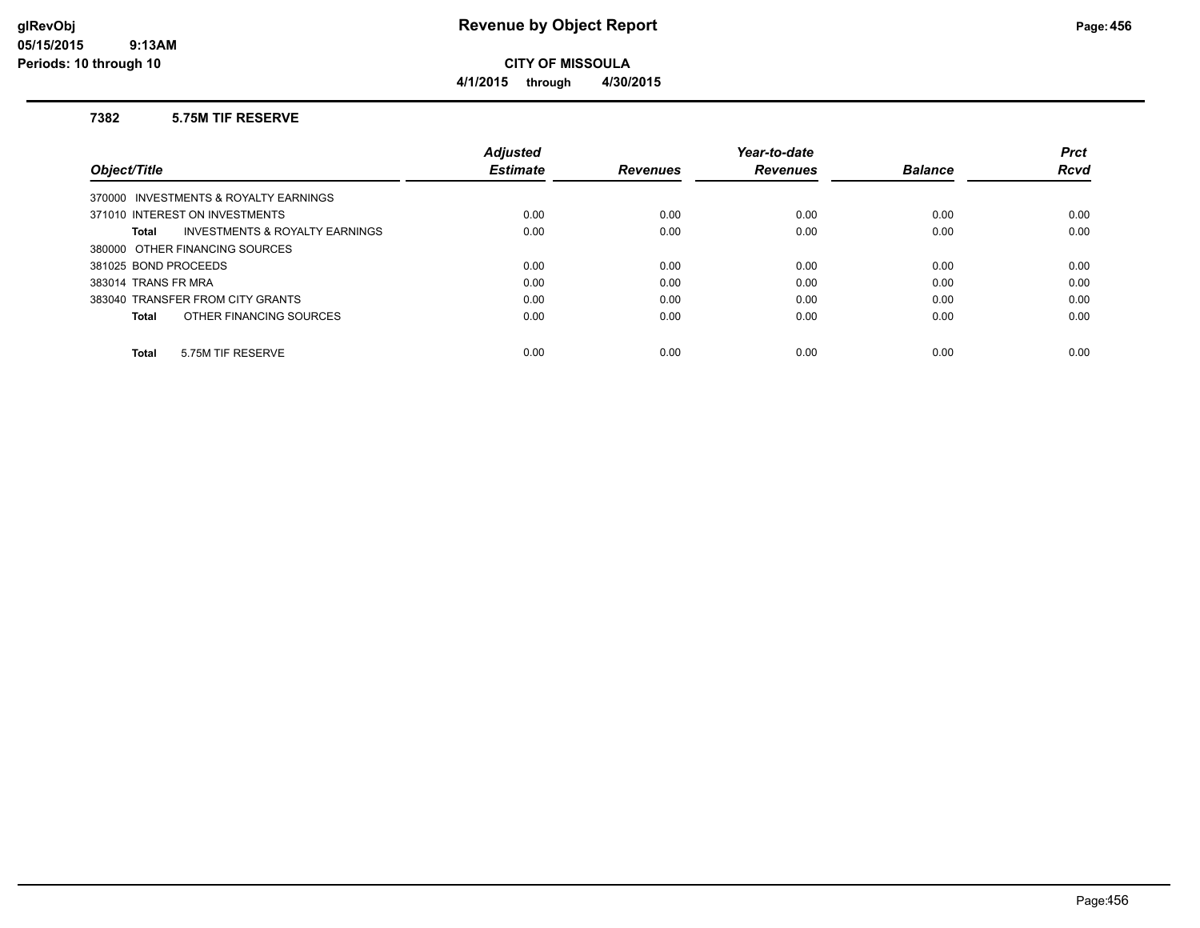# Revenue by Object Report

**CITY OF MISSOULA**

**4/1/2015 through 4/30/2015**

glRevObj
05/15/2015 9:13AM
Periods: 10 through 10

### 7382 5.75M TIF RESERVE

| Object/Title | Adjusted Estimate | Revenues | Year-to-date Revenues | Balance | Prct Rcvd |
|---|---|---|---|---|---|
| 370000 INVESTMENTS & ROYALTY EARNINGS | | | | | |
| 371010 INTEREST ON INVESTMENTS | 0.00 | 0.00 | 0.00 | 0.00 | 0.00 |
| **Total** INVESTMENTS & ROYALTY EARNINGS | 0.00 | 0.00 | 0.00 | 0.00 | 0.00 |
| 380000 OTHER FINANCING SOURCES | | | | | |
| 381025 BOND PROCEEDS | 0.00 | 0.00 | 0.00 | 0.00 | 0.00 |
| 383014 TRANS FR MRA | 0.00 | 0.00 | 0.00 | 0.00 | 0.00 |
| 383040 TRANSFER FROM CITY GRANTS | 0.00 | 0.00 | 0.00 | 0.00 | 0.00 |
| **Total** OTHER FINANCING SOURCES | 0.00 | 0.00 | 0.00 | 0.00 | 0.00 |
| **Total** 5.75M TIF RESERVE | 0.00 | 0.00 | 0.00 | 0.00 | 0.00 |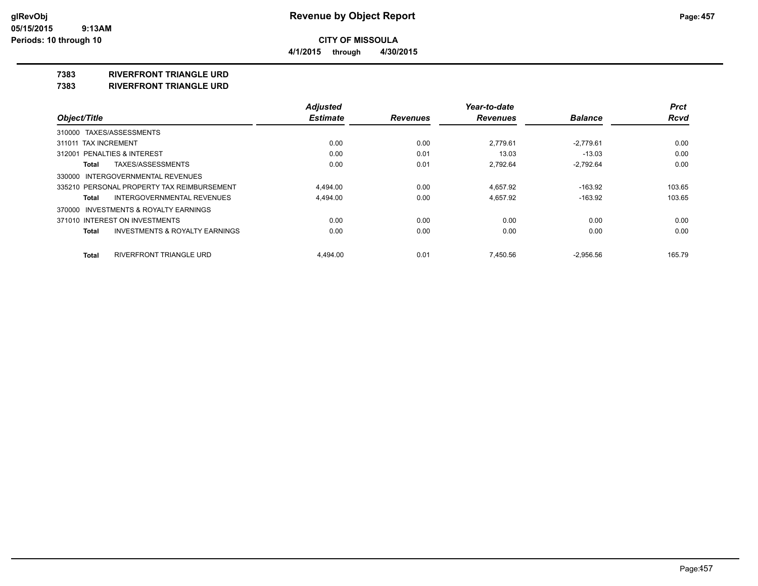**CITY OF MISSOULA**

**4/1/2015 through 4/30/2015**

## 7383 RIVERFRONT TRIANGLE URD

## 7383 RIVERFRONT TRIANGLE URD

| Object/Title | Adjusted Estimate | Revenues | Year-to-date Revenues | Balance | Prct Rcvd |
|---|---|---|---|---|---|
| 310000 TAXES/ASSESSMENTS | | | | | |
| 311011 TAX INCREMENT | 0.00 | 0.00 | 2,779.61 | -2,779.61 | 0.00 |
| 312001 PENALTIES & INTEREST | 0.00 | 0.01 | 13.03 | -13.03 | 0.00 |
| **Total** TAXES/ASSESSMENTS | 0.00 | 0.01 | 2,792.64 | -2,792.64 | 0.00 |
| 330000 INTERGOVERNMENTAL REVENUES | | | | | |
| 335210 PERSONAL PROPERTY TAX REIMBURSEMENT | 4,494.00 | 0.00 | 4,657.92 | -163.92 | 103.65 |
| **Total** INTERGOVERNMENTAL REVENUES | 4,494.00 | 0.00 | 4,657.92 | -163.92 | 103.65 |
| 370000 INVESTMENTS & ROYALTY EARNINGS | | | | | |
| 371010 INTEREST ON INVESTMENTS | 0.00 | 0.00 | 0.00 | 0.00 | 0.00 |
| **Total** INVESTMENTS & ROYALTY EARNINGS | 0.00 | 0.00 | 0.00 | 0.00 | 0.00 |
| **Total** RIVERFRONT TRIANGLE URD | 4,494.00 | 0.01 | 7,450.56 | -2,956.56 | 165.79 |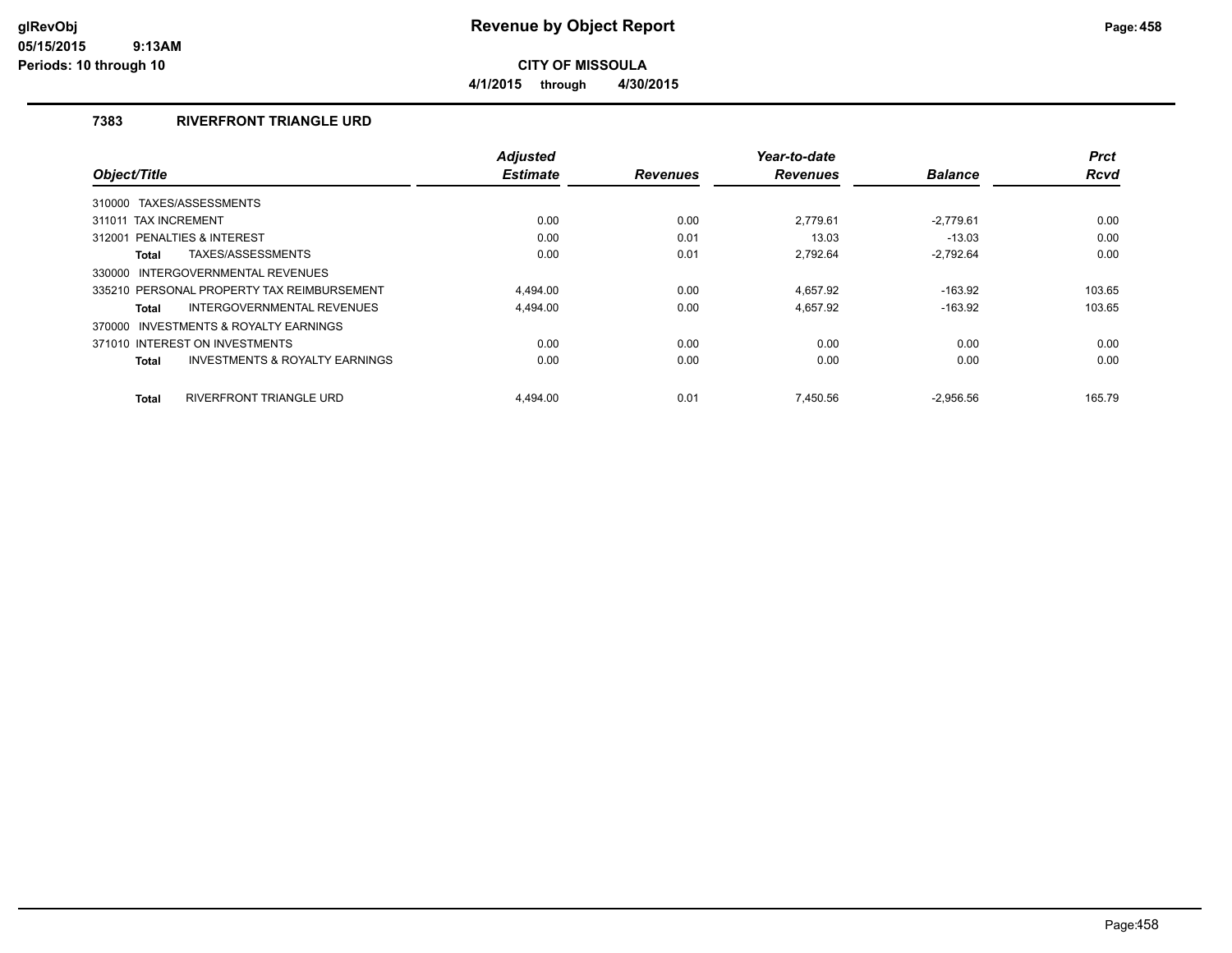# Revenue by Object Report

**CITY OF MISSOULA**

**4/1/2015 through 4/30/2015**

glRevObj
05/15/2015 9:13AM
Periods: 10 through 10

### 7383 RIVERFRONT TRIANGLE URD

| Object/Title | Adjusted Estimate | Revenues | Year-to-date Revenues | Balance | Prct Rcvd |
|---|---|---|---|---|---|
| 310000 TAXES/ASSESSMENTS | | | | | |
| 311011 TAX INCREMENT | 0.00 | 0.00 | 2,779.61 | -2,779.61 | 0.00 |
| 312001 PENALTIES & INTEREST | 0.00 | 0.01 | 13.03 | -13.03 | 0.00 |
| **Total** TAXES/ASSESSMENTS | 0.00 | 0.01 | 2,792.64 | -2,792.64 | 0.00 |
| 330000 INTERGOVERNMENTAL REVENUES | | | | | |
| 335210 PERSONAL PROPERTY TAX REIMBURSEMENT | 4,494.00 | 0.00 | 4,657.92 | -163.92 | 103.65 |
| **Total** INTERGOVERNMENTAL REVENUES | 4,494.00 | 0.00 | 4,657.92 | -163.92 | 103.65 |
| 370000 INVESTMENTS & ROYALTY EARNINGS | | | | | |
| 371010 INTEREST ON INVESTMENTS | 0.00 | 0.00 | 0.00 | 0.00 | 0.00 |
| **Total** INVESTMENTS & ROYALTY EARNINGS | 0.00 | 0.00 | 0.00 | 0.00 | 0.00 |
| **Total** RIVERFRONT TRIANGLE URD | 4,494.00 | 0.01 | 7,450.56 | -2,956.56 | 165.79 |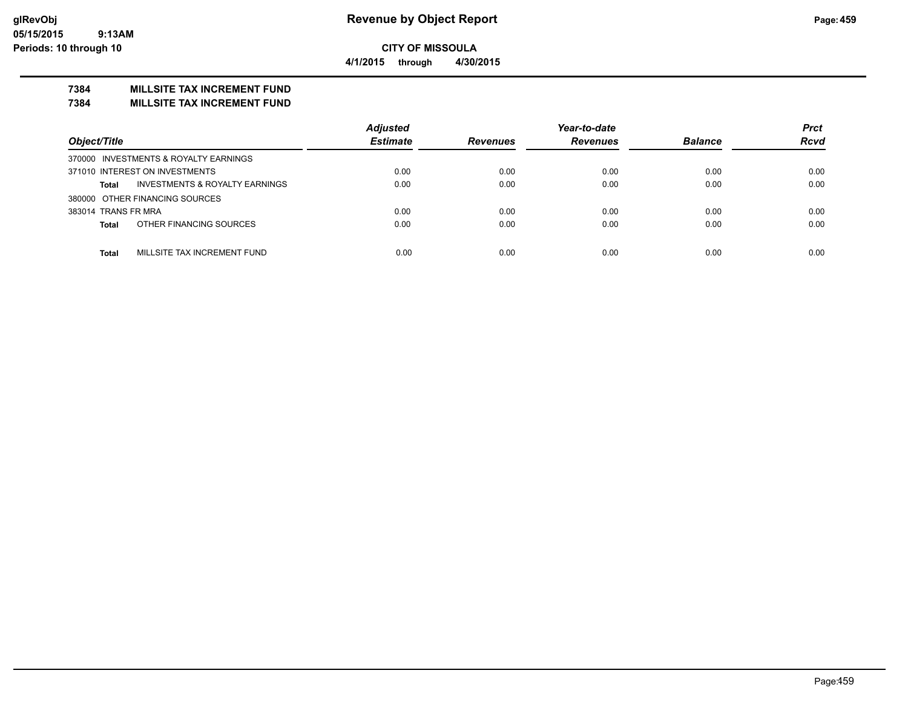**CITY OF MISSOULA**

**4/1/2015 through 4/30/2015**

**7384 MILLSITE TAX INCREMENT FUND**

**7384 MILLSITE TAX INCREMENT FUND**

| Object/Title | Adjusted Estimate | Revenues | Year-to-date Revenues | Balance | Prct Rcvd |
|---|---|---|---|---|---|
| 370000 INVESTMENTS & ROYALTY EARNINGS | | | | | |
| 371010 INTEREST ON INVESTMENTS | 0.00 | 0.00 | 0.00 | 0.00 | 0.00 |
| **Total** INVESTMENTS & ROYALTY EARNINGS | 0.00 | 0.00 | 0.00 | 0.00 | 0.00 |
| 380000 OTHER FINANCING SOURCES | | | | | |
| 383014 TRANS FR MRA | 0.00 | 0.00 | 0.00 | 0.00 | 0.00 |
| **Total** OTHER FINANCING SOURCES | 0.00 | 0.00 | 0.00 | 0.00 | 0.00 |
| **Total** MILLSITE TAX INCREMENT FUND | 0.00 | 0.00 | 0.00 | 0.00 | 0.00 |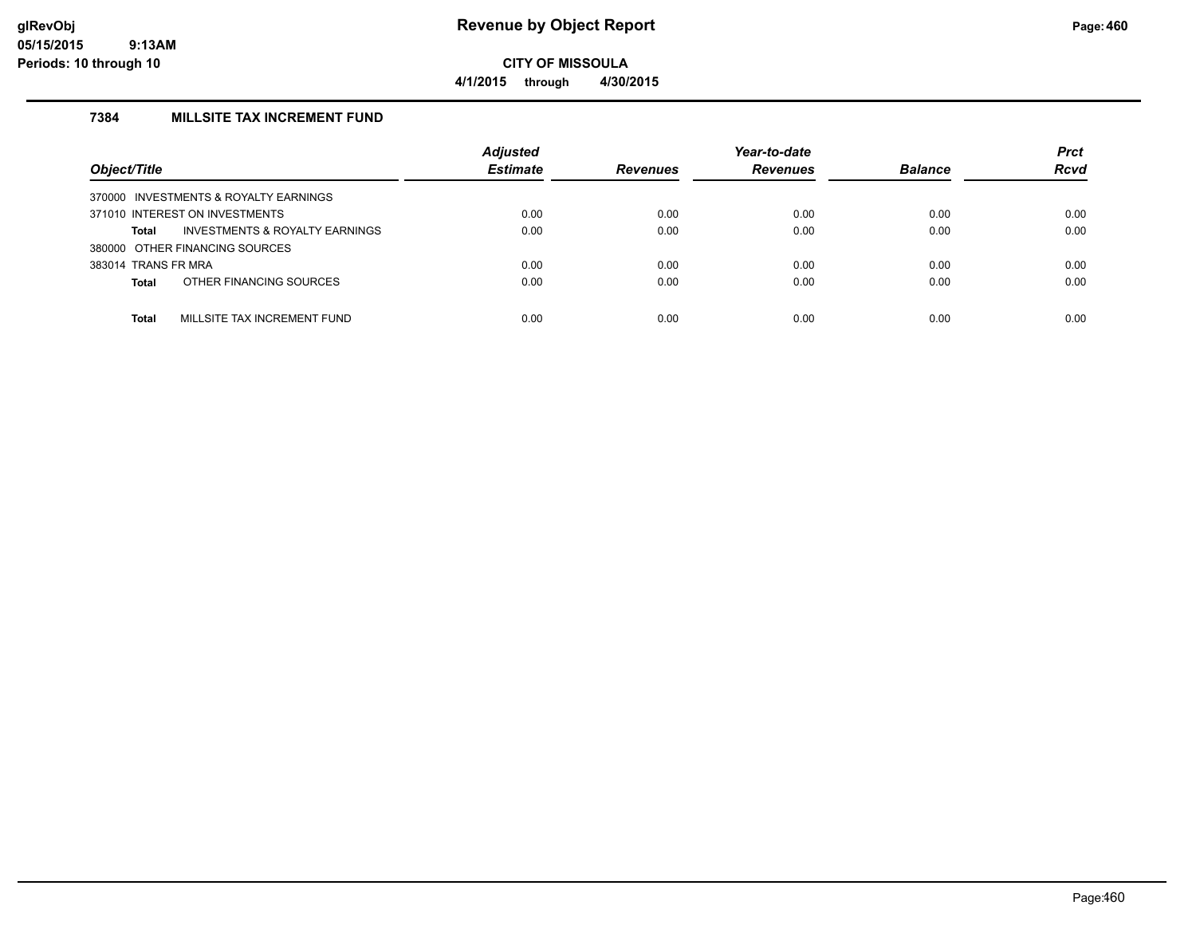# Revenue by Object Report

**CITY OF MISSOULA**

**4/1/2015 through 4/30/2015**

glRevObj
05/15/2015 9:13AM
Periods: 10 through 10

### 7384 MILLSITE TAX INCREMENT FUND

| Object/Title | Adjusted Estimate | Revenues | Year-to-date Revenues | Balance | Prct Rcvd |
|---|---|---|---|---|---|
| 370000 INVESTMENTS & ROYALTY EARNINGS | | | | | |
| 371010 INTEREST ON INVESTMENTS | 0.00 | 0.00 | 0.00 | 0.00 | 0.00 |
| **Total** INVESTMENTS & ROYALTY EARNINGS | 0.00 | 0.00 | 0.00 | 0.00 | 0.00 |
| 380000 OTHER FINANCING SOURCES | | | | | |
| 383014 TRANS FR MRA | 0.00 | 0.00 | 0.00 | 0.00 | 0.00 |
| **Total** OTHER FINANCING SOURCES | 0.00 | 0.00 | 0.00 | 0.00 | 0.00 |
| **Total** MILLSITE TAX INCREMENT FUND | 0.00 | 0.00 | 0.00 | 0.00 | 0.00 |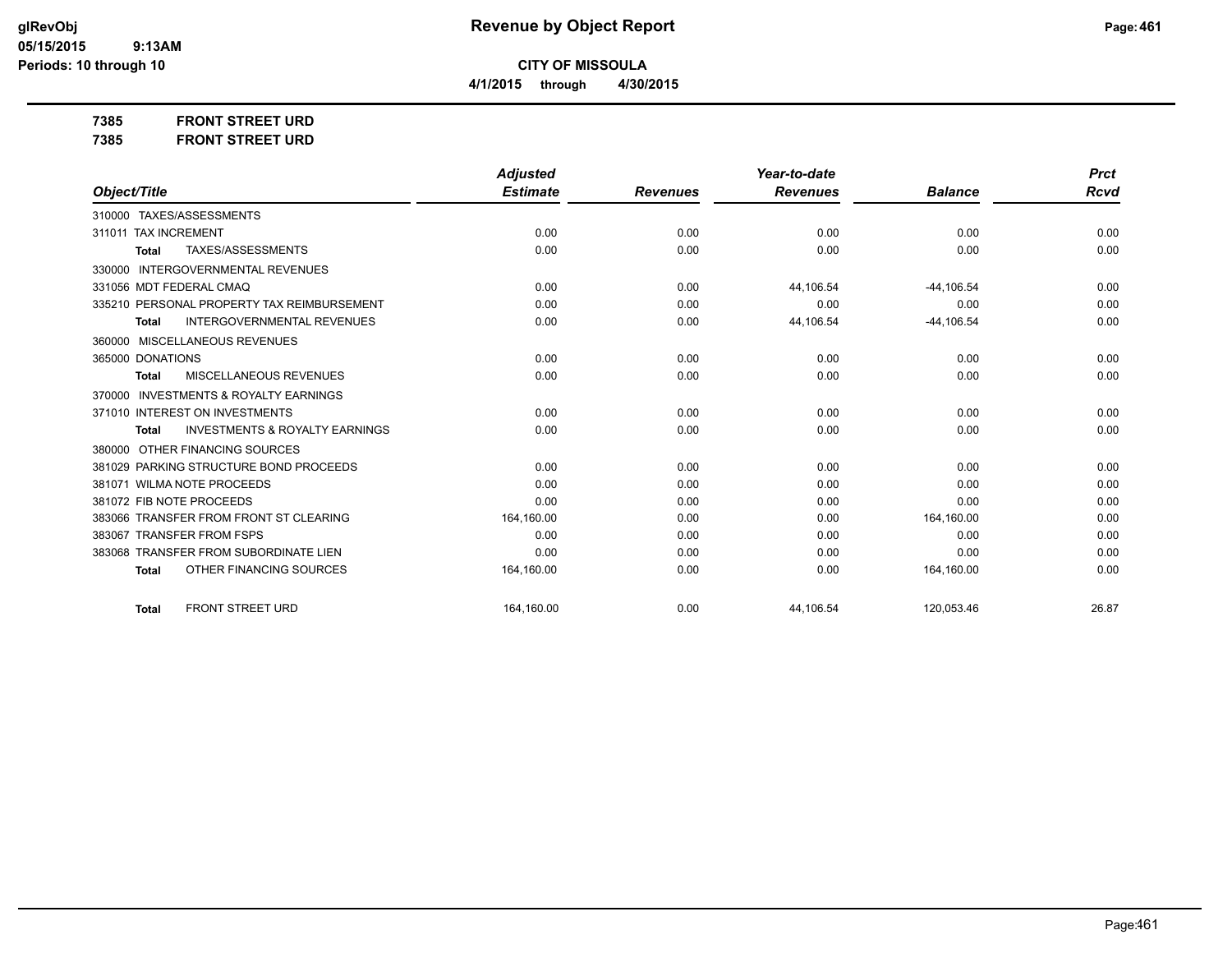# Revenue by Object Report

**CITY OF MISSOULA**

**4/1/2015 through 4/30/2015**

**7385 FRONT STREET URD**

**7385 FRONT STREET URD**

| Object/Title | Adjusted Estimate | Revenues | Year-to-date Revenues | Balance | Prct Rcvd |
|---|---|---|---|---|---|
| 310000 TAXES/ASSESSMENTS | | | | | |
| 311011 TAX INCREMENT | 0.00 | 0.00 | 0.00 | 0.00 | 0.00 |
| **Total** TAXES/ASSESSMENTS | 0.00 | 0.00 | 0.00 | 0.00 | 0.00 |
| 330000 INTERGOVERNMENTAL REVENUES | | | | | |
| 331056 MDT FEDERAL CMAQ | 0.00 | 0.00 | 44,106.54 | -44,106.54 | 0.00 |
| 335210 PERSONAL PROPERTY TAX REIMBURSEMENT | 0.00 | 0.00 | 0.00 | 0.00 | 0.00 |
| **Total** INTERGOVERNMENTAL REVENUES | 0.00 | 0.00 | 44,106.54 | -44,106.54 | 0.00 |
| 360000 MISCELLANEOUS REVENUES | | | | | |
| 365000 DONATIONS | 0.00 | 0.00 | 0.00 | 0.00 | 0.00 |
| **Total** MISCELLANEOUS REVENUES | 0.00 | 0.00 | 0.00 | 0.00 | 0.00 |
| 370000 INVESTMENTS & ROYALTY EARNINGS | | | | | |
| 371010 INTEREST ON INVESTMENTS | 0.00 | 0.00 | 0.00 | 0.00 | 0.00 |
| **Total** INVESTMENTS & ROYALTY EARNINGS | 0.00 | 0.00 | 0.00 | 0.00 | 0.00 |
| 380000 OTHER FINANCING SOURCES | | | | | |
| 381029 PARKING STRUCTURE BOND PROCEEDS | 0.00 | 0.00 | 0.00 | 0.00 | 0.00 |
| 381071 WILMA NOTE PROCEEDS | 0.00 | 0.00 | 0.00 | 0.00 | 0.00 |
| 381072 FIB NOTE PROCEEDS | 0.00 | 0.00 | 0.00 | 0.00 | 0.00 |
| 383066 TRANSFER FROM FRONT ST CLEARING | 164,160.00 | 0.00 | 0.00 | 164,160.00 | 0.00 |
| 383067 TRANSFER FROM FSPS | 0.00 | 0.00 | 0.00 | 0.00 | 0.00 |
| 383068 TRANSFER FROM SUBORDINATE LIEN | 0.00 | 0.00 | 0.00 | 0.00 | 0.00 |
| **Total** OTHER FINANCING SOURCES | 164,160.00 | 0.00 | 0.00 | 164,160.00 | 0.00 |
| **Total** FRONT STREET URD | 164,160.00 | 0.00 | 44,106.54 | 120,053.46 | 26.87 |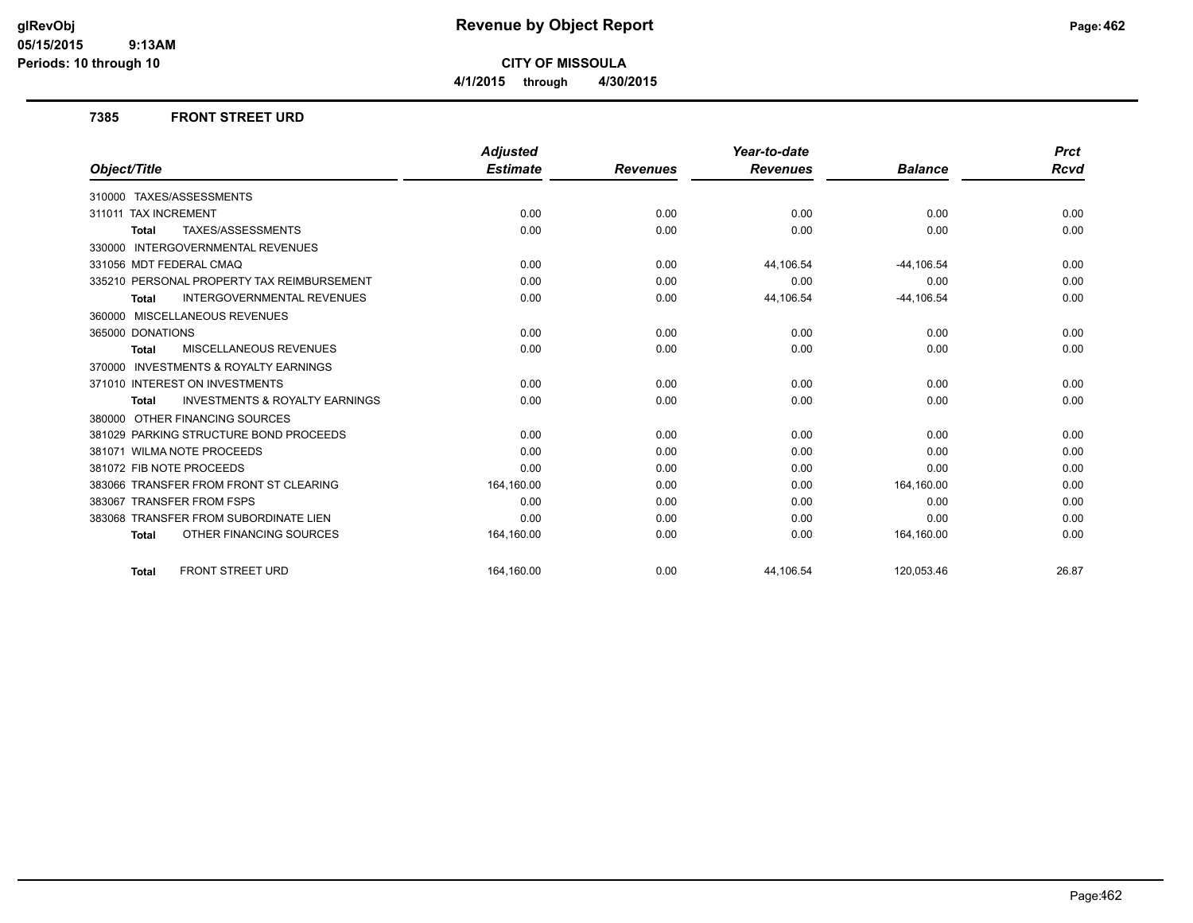**Revenue by Object Report**

**CITY OF MISSOULA**

**4/1/2015 through 4/30/2015**

glRevObj
05/15/2015 9:13AM
Periods: 10 through 10

### 7385 FRONT STREET URD

| Object/Title | Adjusted Estimate | Revenues | Year-to-date Revenues | Balance | Prct Rcvd |
|---|---|---|---|---|---|
| 310000 TAXES/ASSESSMENTS | | | | | |
| 311011 TAX INCREMENT | 0.00 | 0.00 | 0.00 | 0.00 | 0.00 |
| **Total** TAXES/ASSESSMENTS | 0.00 | 0.00 | 0.00 | 0.00 | 0.00 |
| 330000 INTERGOVERNMENTAL REVENUES | | | | | |
| 331056 MDT FEDERAL CMAQ | 0.00 | 0.00 | 44,106.54 | -44,106.54 | 0.00 |
| 335210 PERSONAL PROPERTY TAX REIMBURSEMENT | 0.00 | 0.00 | 0.00 | 0.00 | 0.00 |
| **Total** INTERGOVERNMENTAL REVENUES | 0.00 | 0.00 | 44,106.54 | -44,106.54 | 0.00 |
| 360000 MISCELLANEOUS REVENUES | | | | | |
| 365000 DONATIONS | 0.00 | 0.00 | 0.00 | 0.00 | 0.00 |
| **Total** MISCELLANEOUS REVENUES | 0.00 | 0.00 | 0.00 | 0.00 | 0.00 |
| 370000 INVESTMENTS & ROYALTY EARNINGS | | | | | |
| 371010 INTEREST ON INVESTMENTS | 0.00 | 0.00 | 0.00 | 0.00 | 0.00 |
| **Total** INVESTMENTS & ROYALTY EARNINGS | 0.00 | 0.00 | 0.00 | 0.00 | 0.00 |
| 380000 OTHER FINANCING SOURCES | | | | | |
| 381029 PARKING STRUCTURE BOND PROCEEDS | 0.00 | 0.00 | 0.00 | 0.00 | 0.00 |
| 381071 WILMA NOTE PROCEEDS | 0.00 | 0.00 | 0.00 | 0.00 | 0.00 |
| 381072 FIB NOTE PROCEEDS | 0.00 | 0.00 | 0.00 | 0.00 | 0.00 |
| 383066 TRANSFER FROM FRONT ST CLEARING | 164,160.00 | 0.00 | 0.00 | 164,160.00 | 0.00 |
| 383067 TRANSFER FROM FSPS | 0.00 | 0.00 | 0.00 | 0.00 | 0.00 |
| 383068 TRANSFER FROM SUBORDINATE LIEN | 0.00 | 0.00 | 0.00 | 0.00 | 0.00 |
| **Total** OTHER FINANCING SOURCES | 164,160.00 | 0.00 | 0.00 | 164,160.00 | 0.00 |
| **Total** FRONT STREET URD | 164,160.00 | 0.00 | 44,106.54 | 120,053.46 | 26.87 |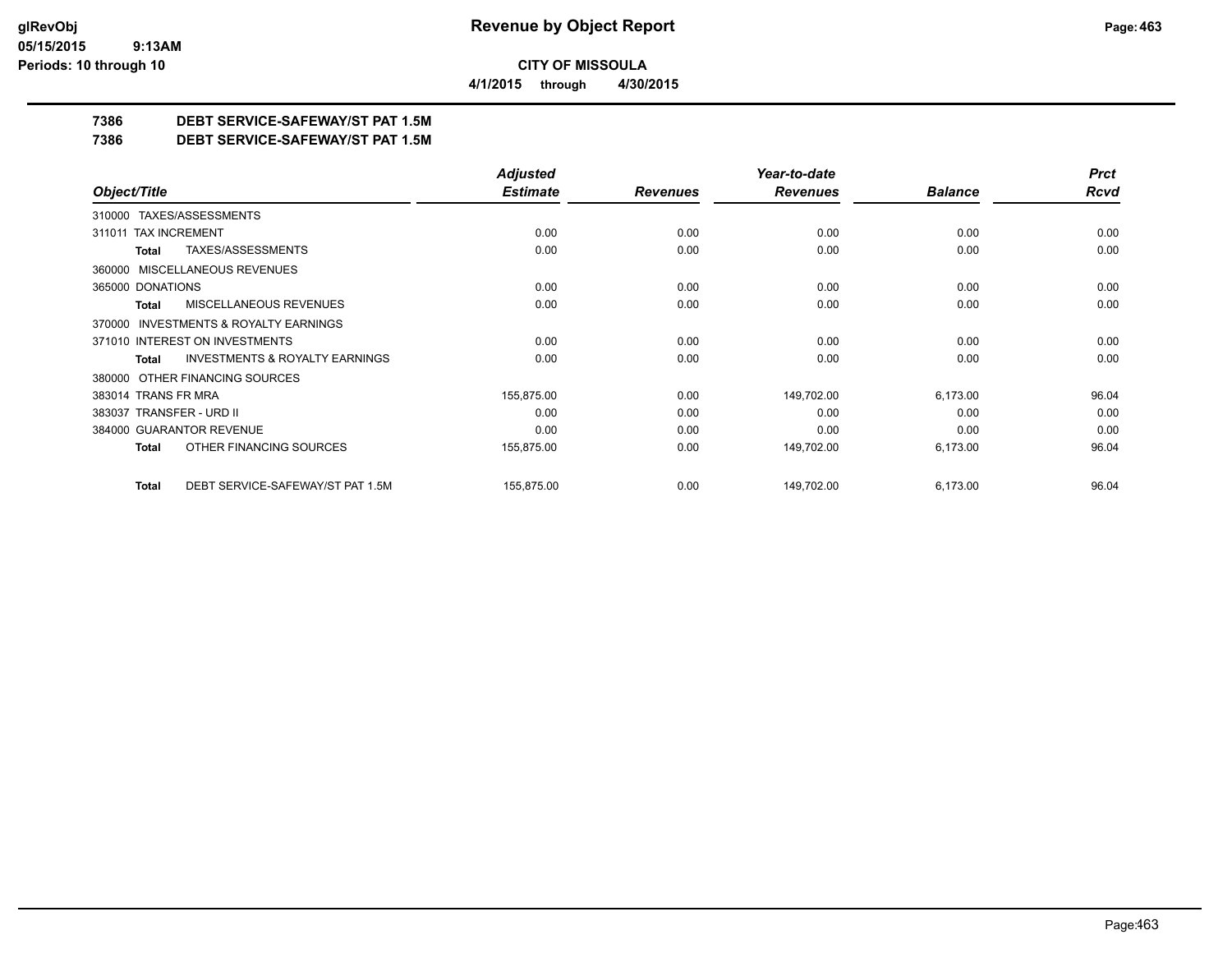**CITY OF MISSOULA**

**4/1/2015 through 4/30/2015**

**7386 DEBT SERVICE-SAFEWAY/ST PAT 1.5M**

**7386 DEBT SERVICE-SAFEWAY/ST PAT 1.5M**

| Object/Title | Adjusted Estimate | Revenues | Year-to-date Revenues | Balance | Prct Rcvd |
|---|---|---|---|---|---|
| 310000 TAXES/ASSESSMENTS | | | | | |
| 311011 TAX INCREMENT | 0.00 | 0.00 | 0.00 | 0.00 | 0.00 |
| **Total** TAXES/ASSESSMENTS | 0.00 | 0.00 | 0.00 | 0.00 | 0.00 |
| 360000 MISCELLANEOUS REVENUES | | | | | |
| 365000 DONATIONS | 0.00 | 0.00 | 0.00 | 0.00 | 0.00 |
| **Total** MISCELLANEOUS REVENUES | 0.00 | 0.00 | 0.00 | 0.00 | 0.00 |
| 370000 INVESTMENTS & ROYALTY EARNINGS | | | | | |
| 371010 INTEREST ON INVESTMENTS | 0.00 | 0.00 | 0.00 | 0.00 | 0.00 |
| **Total** INVESTMENTS & ROYALTY EARNINGS | 0.00 | 0.00 | 0.00 | 0.00 | 0.00 |
| 380000 OTHER FINANCING SOURCES | | | | | |
| 383014 TRANS FR MRA | 155,875.00 | 0.00 | 149,702.00 | 6,173.00 | 96.04 |
| 383037 TRANSFER - URD II | 0.00 | 0.00 | 0.00 | 0.00 | 0.00 |
| 384000 GUARANTOR REVENUE | 0.00 | 0.00 | 0.00 | 0.00 | 0.00 |
| **Total** OTHER FINANCING SOURCES | 155,875.00 | 0.00 | 149,702.00 | 6,173.00 | 96.04 |
| **Total** DEBT SERVICE-SAFEWAY/ST PAT 1.5M | 155,875.00 | 0.00 | 149,702.00 | 6,173.00 | 96.04 |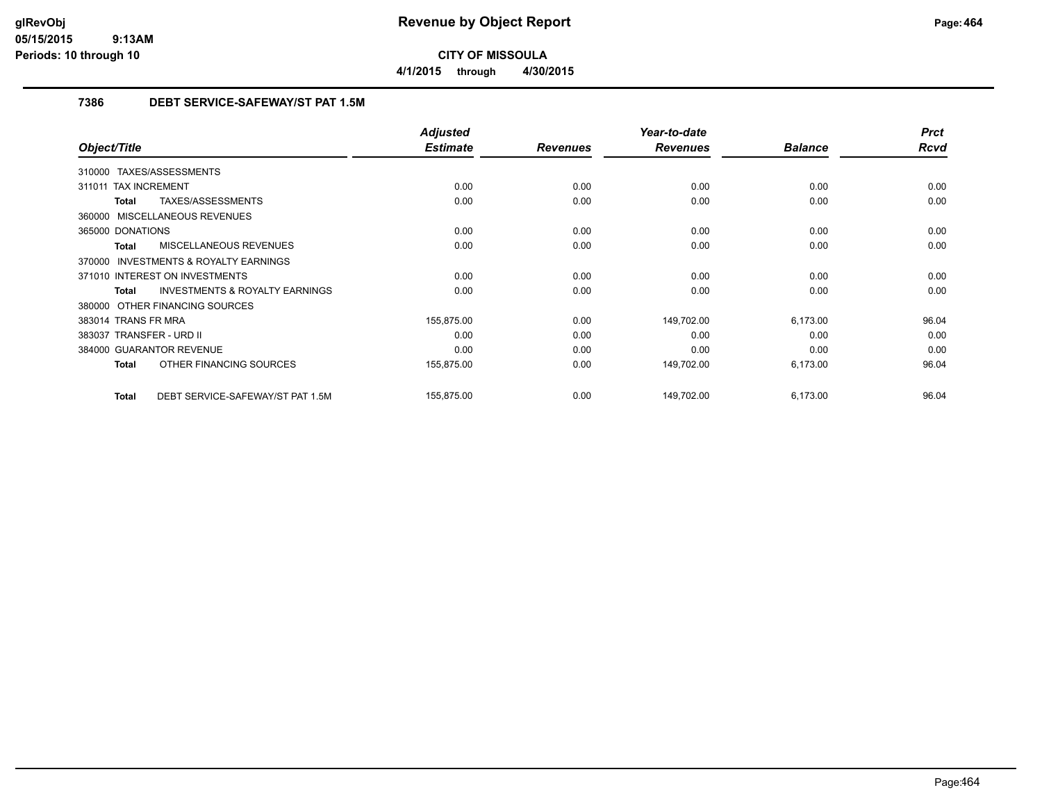# Revenue by Object Report

**CITY OF MISSOULA**

**4/1/2015 through 4/30/2015**

glRevObj
05/15/2015 9:13AM
Periods: 10 through 10

## 7386 DEBT SERVICE-SAFEWAY/ST PAT 1.5M

| Object/Title | Adjusted Estimate | Revenues | Year-to-date Revenues | Balance | Prct Rcvd |
|---|---|---|---|---|---|
| 310000 TAXES/ASSESSMENTS | | | | | |
| 311011 TAX INCREMENT | 0.00 | 0.00 | 0.00 | 0.00 | 0.00 |
| **Total** TAXES/ASSESSMENTS | 0.00 | 0.00 | 0.00 | 0.00 | 0.00 |
| 360000 MISCELLANEOUS REVENUES | | | | | |
| 365000 DONATIONS | 0.00 | 0.00 | 0.00 | 0.00 | 0.00 |
| **Total** MISCELLANEOUS REVENUES | 0.00 | 0.00 | 0.00 | 0.00 | 0.00 |
| 370000 INVESTMENTS & ROYALTY EARNINGS | | | | | |
| 371010 INTEREST ON INVESTMENTS | 0.00 | 0.00 | 0.00 | 0.00 | 0.00 |
| **Total** INVESTMENTS & ROYALTY EARNINGS | 0.00 | 0.00 | 0.00 | 0.00 | 0.00 |
| 380000 OTHER FINANCING SOURCES | | | | | |
| 383014 TRANS FR MRA | 155,875.00 | 0.00 | 149,702.00 | 6,173.00 | 96.04 |
| 383037 TRANSFER - URD II | 0.00 | 0.00 | 0.00 | 0.00 | 0.00 |
| 384000 GUARANTOR REVENUE | 0.00 | 0.00 | 0.00 | 0.00 | 0.00 |
| **Total** OTHER FINANCING SOURCES | 155,875.00 | 0.00 | 149,702.00 | 6,173.00 | 96.04 |
| **Total** DEBT SERVICE-SAFEWAY/ST PAT 1.5M | 155,875.00 | 0.00 | 149,702.00 | 6,173.00 | 96.04 |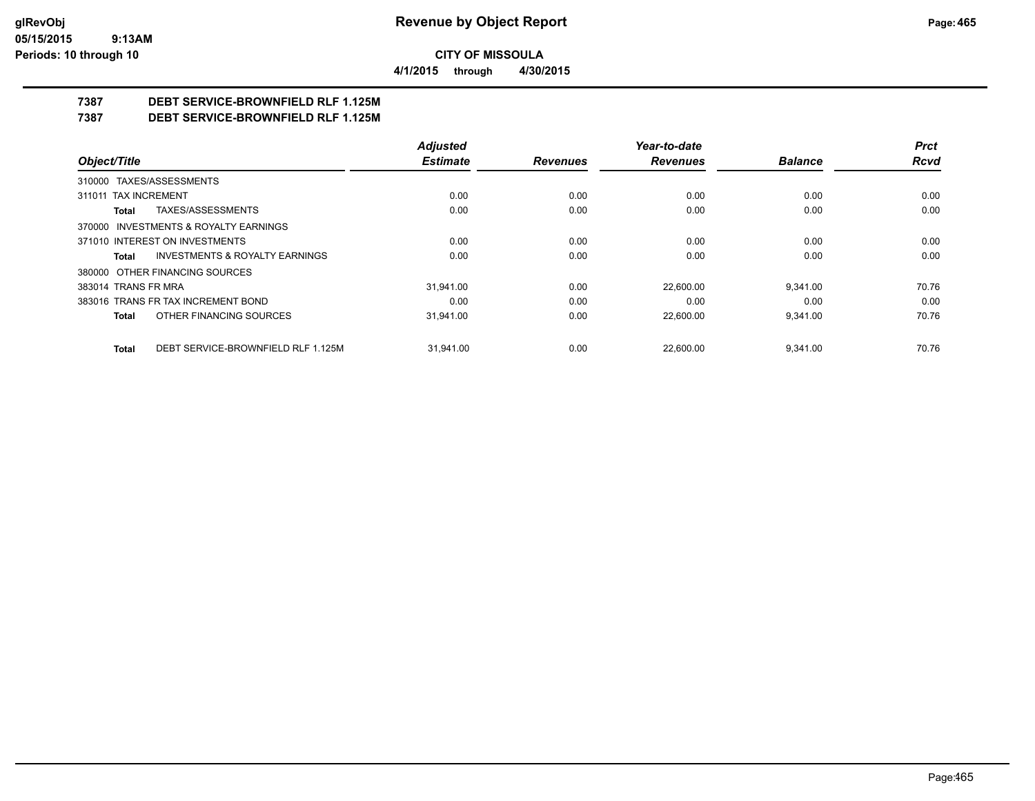# CITY OF MISSOULA

**4/1/2015 through 4/30/2015**

## 7387 DEBT SERVICE-BROWNFIELD RLF 1.125M
## 7387 DEBT SERVICE-BROWNFIELD RLF 1.125M

| Object/Title | Adjusted Estimate | Revenues | Year-to-date Revenues | Balance | Prct Rcvd |
|---|---|---|---|---|---|
| 310000 TAXES/ASSESSMENTS | | | | | |
| 311011 TAX INCREMENT | 0.00 | 0.00 | 0.00 | 0.00 | 0.00 |
| **Total** TAXES/ASSESSMENTS | 0.00 | 0.00 | 0.00 | 0.00 | 0.00 |
| 370000 INVESTMENTS & ROYALTY EARNINGS | | | | | |
| 371010 INTEREST ON INVESTMENTS | 0.00 | 0.00 | 0.00 | 0.00 | 0.00 |
| **Total** INVESTMENTS & ROYALTY EARNINGS | 0.00 | 0.00 | 0.00 | 0.00 | 0.00 |
| 380000 OTHER FINANCING SOURCES | | | | | |
| 383014 TRANS FR MRA | 31,941.00 | 0.00 | 22,600.00 | 9,341.00 | 70.76 |
| 383016 TRANS FR TAX INCREMENT BOND | 0.00 | 0.00 | 0.00 | 0.00 | 0.00 |
| **Total** OTHER FINANCING SOURCES | 31,941.00 | 0.00 | 22,600.00 | 9,341.00 | 70.76 |
| **Total** DEBT SERVICE-BROWNFIELD RLF 1.125M | 31,941.00 | 0.00 | 22,600.00 | 9,341.00 | 70.76 |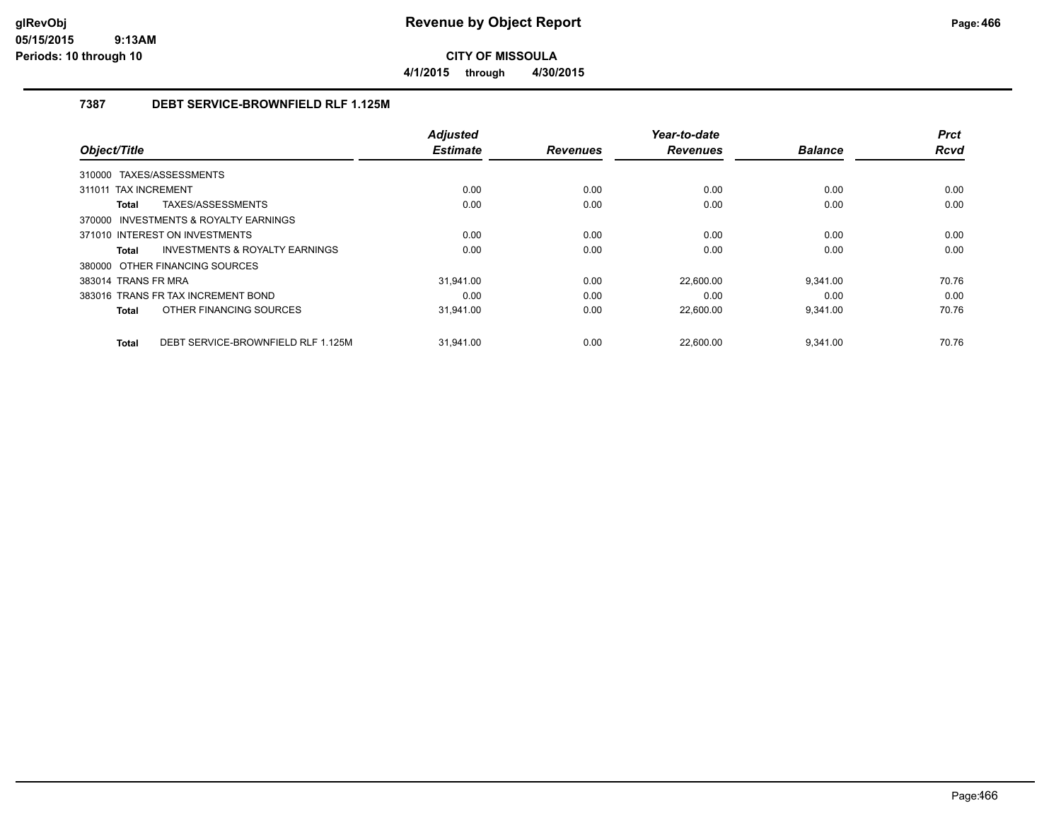**CITY OF MISSOULA**

**4/1/2015 through 4/30/2015**

### 7387 DEBT SERVICE-BROWNFIELD RLF 1.125M

| Object/Title | Adjusted Estimate | Revenues | Year-to-date Revenues | Balance | Prct Rcvd |
|---|---|---|---|---|---|
| 310000 TAXES/ASSESSMENTS | | | | | |
| 311011 TAX INCREMENT | 0.00 | 0.00 | 0.00 | 0.00 | 0.00 |
| **Total** TAXES/ASSESSMENTS | 0.00 | 0.00 | 0.00 | 0.00 | 0.00 |
| 370000 INVESTMENTS & ROYALTY EARNINGS | | | | | |
| 371010 INTEREST ON INVESTMENTS | 0.00 | 0.00 | 0.00 | 0.00 | 0.00 |
| **Total** INVESTMENTS & ROYALTY EARNINGS | 0.00 | 0.00 | 0.00 | 0.00 | 0.00 |
| 380000 OTHER FINANCING SOURCES | | | | | |
| 383014 TRANS FR MRA | 31,941.00 | 0.00 | 22,600.00 | 9,341.00 | 70.76 |
| 383016 TRANS FR TAX INCREMENT BOND | 0.00 | 0.00 | 0.00 | 0.00 | 0.00 |
| **Total** OTHER FINANCING SOURCES | 31,941.00 | 0.00 | 22,600.00 | 9,341.00 | 70.76 |
| **Total** DEBT SERVICE-BROWNFIELD RLF 1.125M | 31,941.00 | 0.00 | 22,600.00 | 9,341.00 | 70.76 |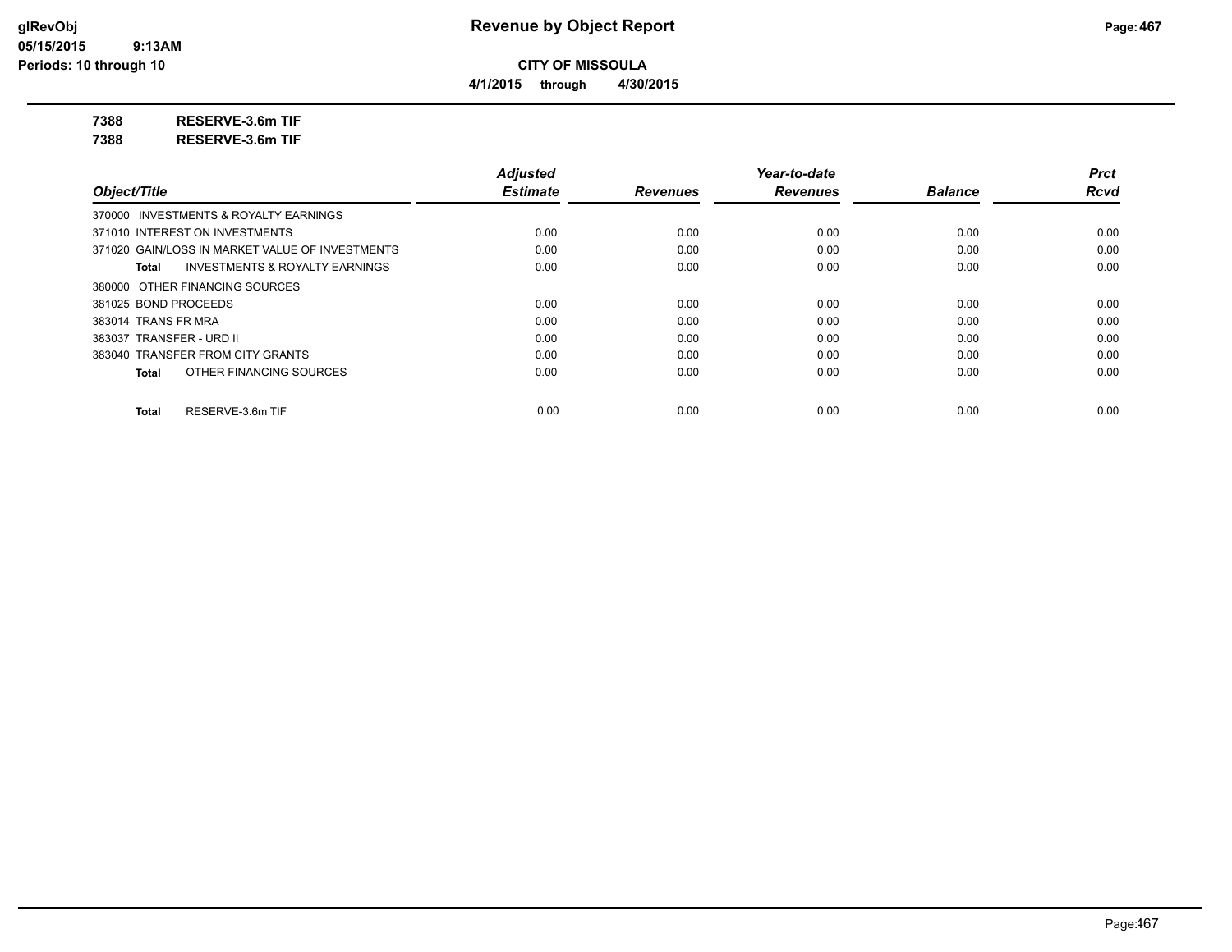**Revenue by Object Report**

**CITY OF MISSOULA**

**4/1/2015 through 4/30/2015**

**7388 RESERVE-3.6m TIF**

**7388 RESERVE-3.6m TIF**

| Object/Title | Adjusted Estimate | Revenues | Year-to-date Revenues | Balance | Prct Rcvd |
|---|---|---|---|---|---|
| 370000 INVESTMENTS & ROYALTY EARNINGS | | | | | |
| 371010 INTEREST ON INVESTMENTS | 0.00 | 0.00 | 0.00 | 0.00 | 0.00 |
| 371020 GAIN/LOSS IN MARKET VALUE OF INVESTMENTS | 0.00 | 0.00 | 0.00 | 0.00 | 0.00 |
| **Total** INVESTMENTS & ROYALTY EARNINGS | 0.00 | 0.00 | 0.00 | 0.00 | 0.00 |
| 380000 OTHER FINANCING SOURCES | | | | | |
| 381025 BOND PROCEEDS | 0.00 | 0.00 | 0.00 | 0.00 | 0.00 |
| 383014 TRANS FR MRA | 0.00 | 0.00 | 0.00 | 0.00 | 0.00 |
| 383037 TRANSFER - URD II | 0.00 | 0.00 | 0.00 | 0.00 | 0.00 |
| 383040 TRANSFER FROM CITY GRANTS | 0.00 | 0.00 | 0.00 | 0.00 | 0.00 |
| **Total** OTHER FINANCING SOURCES | 0.00 | 0.00 | 0.00 | 0.00 | 0.00 |
| **Total** RESERVE-3.6m TIF | 0.00 | 0.00 | 0.00 | 0.00 | 0.00 |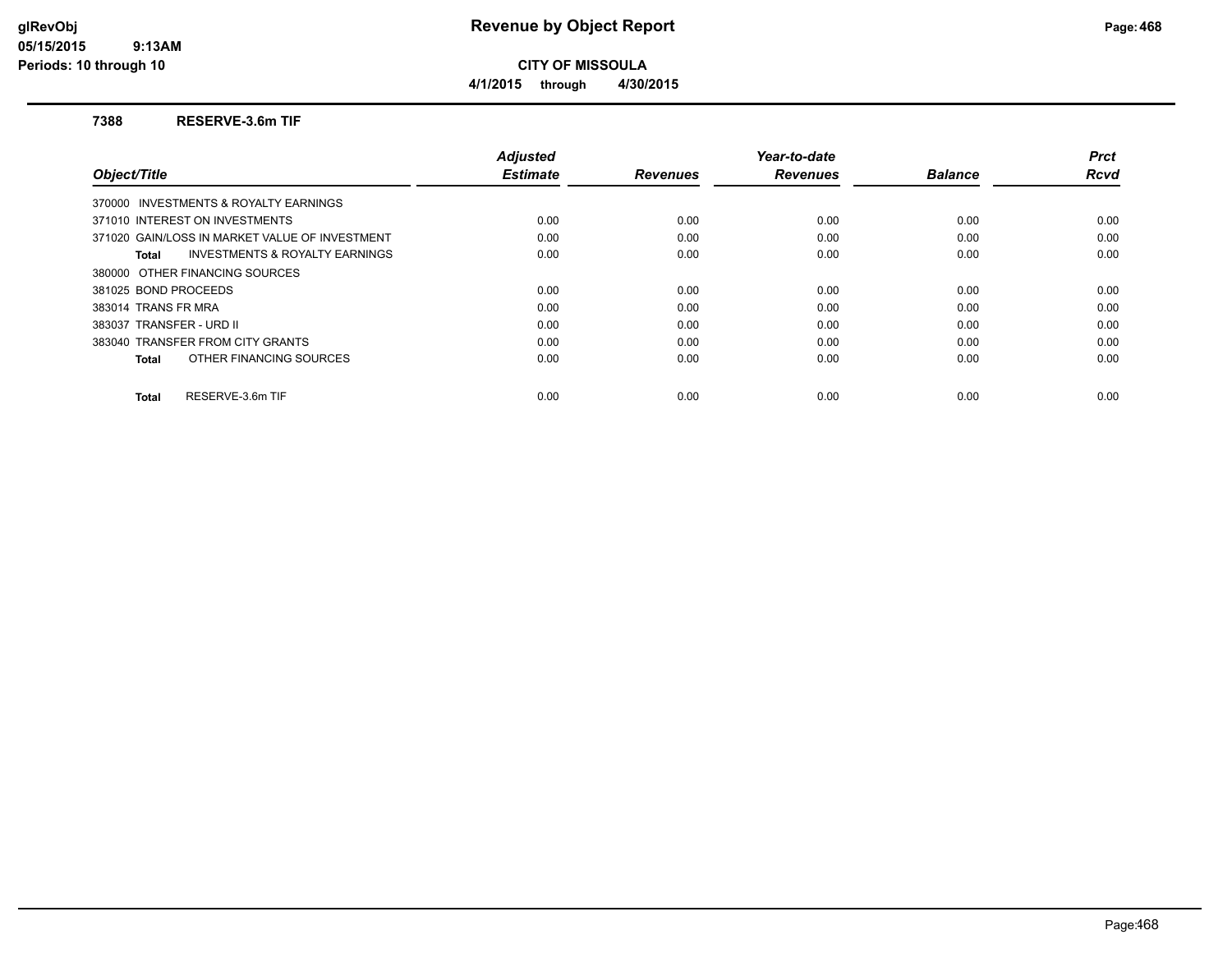# Revenue by Object Report

**CITY OF MISSOULA**

**4/1/2015 through 4/30/2015**

glRevObj
05/15/2015 9:13AM
Periods: 10 through 10

## 7388 RESERVE-3.6m TIF

| Object/Title | Adjusted Estimate | Revenues | Year-to-date Revenues | Balance | Prct Rcvd |
|---|---|---|---|---|---|
| 370000 INVESTMENTS & ROYALTY EARNINGS | | | | | |
| 371010 INTEREST ON INVESTMENTS | 0.00 | 0.00 | 0.00 | 0.00 | 0.00 |
| 371020 GAIN/LOSS IN MARKET VALUE OF INVESTMENT | 0.00 | 0.00 | 0.00 | 0.00 | 0.00 |
| **Total** INVESTMENTS & ROYALTY EARNINGS | 0.00 | 0.00 | 0.00 | 0.00 | 0.00 |
| 380000 OTHER FINANCING SOURCES | | | | | |
| 381025 BOND PROCEEDS | 0.00 | 0.00 | 0.00 | 0.00 | 0.00 |
| 383014 TRANS FR MRA | 0.00 | 0.00 | 0.00 | 0.00 | 0.00 |
| 383037 TRANSFER - URD II | 0.00 | 0.00 | 0.00 | 0.00 | 0.00 |
| 383040 TRANSFER FROM CITY GRANTS | 0.00 | 0.00 | 0.00 | 0.00 | 0.00 |
| **Total** OTHER FINANCING SOURCES | 0.00 | 0.00 | 0.00 | 0.00 | 0.00 |
| **Total** RESERVE-3.6m TIF | 0.00 | 0.00 | 0.00 | 0.00 | 0.00 |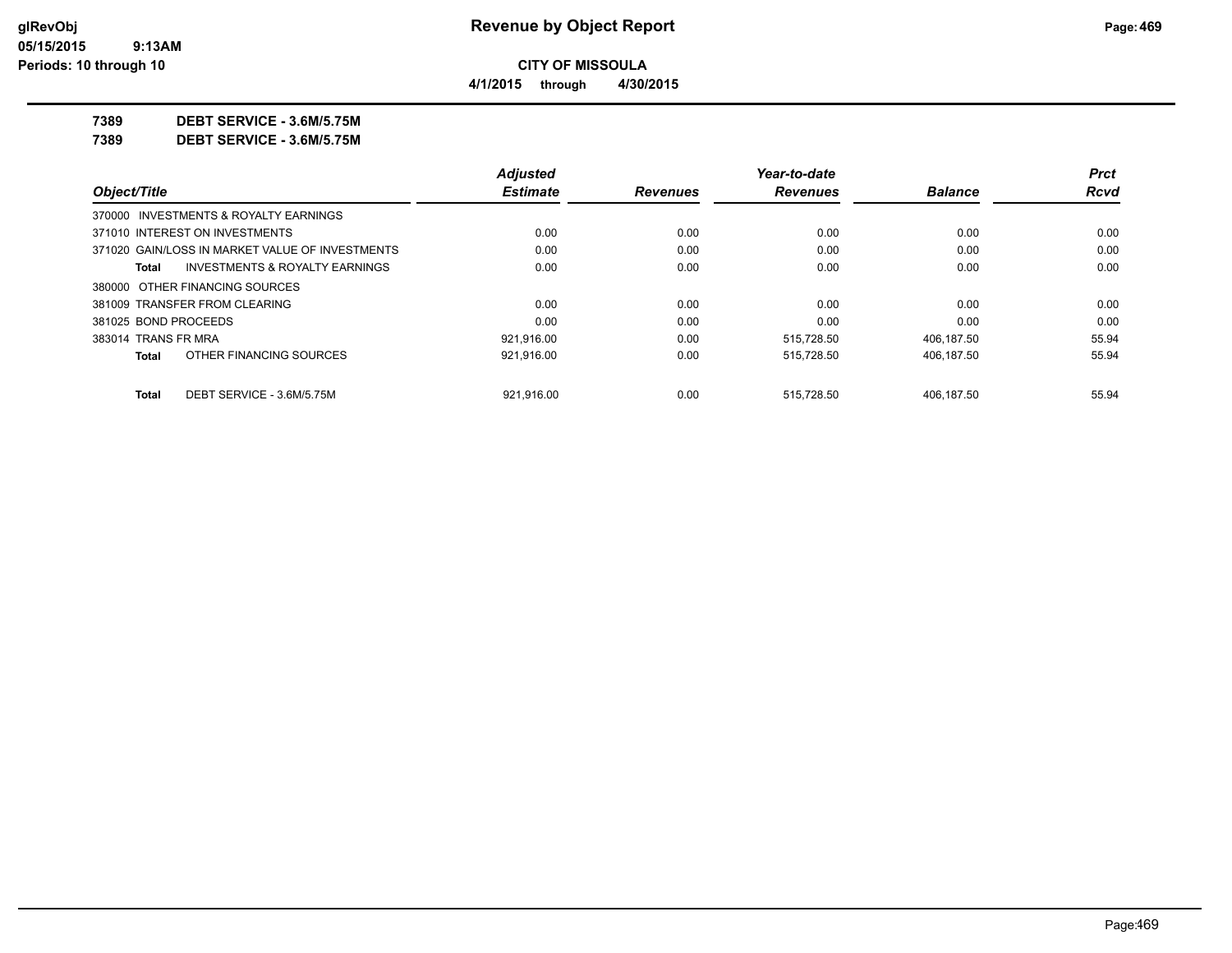**CITY OF MISSOULA**

**4/1/2015 through 4/30/2015**

**7389 DEBT SERVICE - 3.6M/5.75M**

**7389 DEBT SERVICE - 3.6M/5.75M**

| Object/Title | Adjusted Estimate | Revenues | Year-to-date Revenues | Balance | Prct Rcvd |
|---|---|---|---|---|---|
| 370000 INVESTMENTS & ROYALTY EARNINGS | | | | | |
| 371010 INTEREST ON INVESTMENTS | 0.00 | 0.00 | 0.00 | 0.00 | 0.00 |
| 371020 GAIN/LOSS IN MARKET VALUE OF INVESTMENTS | 0.00 | 0.00 | 0.00 | 0.00 | 0.00 |
| **Total** INVESTMENTS & ROYALTY EARNINGS | 0.00 | 0.00 | 0.00 | 0.00 | 0.00 |
| 380000 OTHER FINANCING SOURCES | | | | | |
| 381009 TRANSFER FROM CLEARING | 0.00 | 0.00 | 0.00 | 0.00 | 0.00 |
| 381025 BOND PROCEEDS | 0.00 | 0.00 | 0.00 | 0.00 | 0.00 |
| 383014 TRANS FR MRA | 921,916.00 | 0.00 | 515,728.50 | 406,187.50 | 55.94 |
| **Total** OTHER FINANCING SOURCES | 921,916.00 | 0.00 | 515,728.50 | 406,187.50 | 55.94 |
| **Total** DEBT SERVICE - 3.6M/5.75M | 921,916.00 | 0.00 | 515,728.50 | 406,187.50 | 55.94 |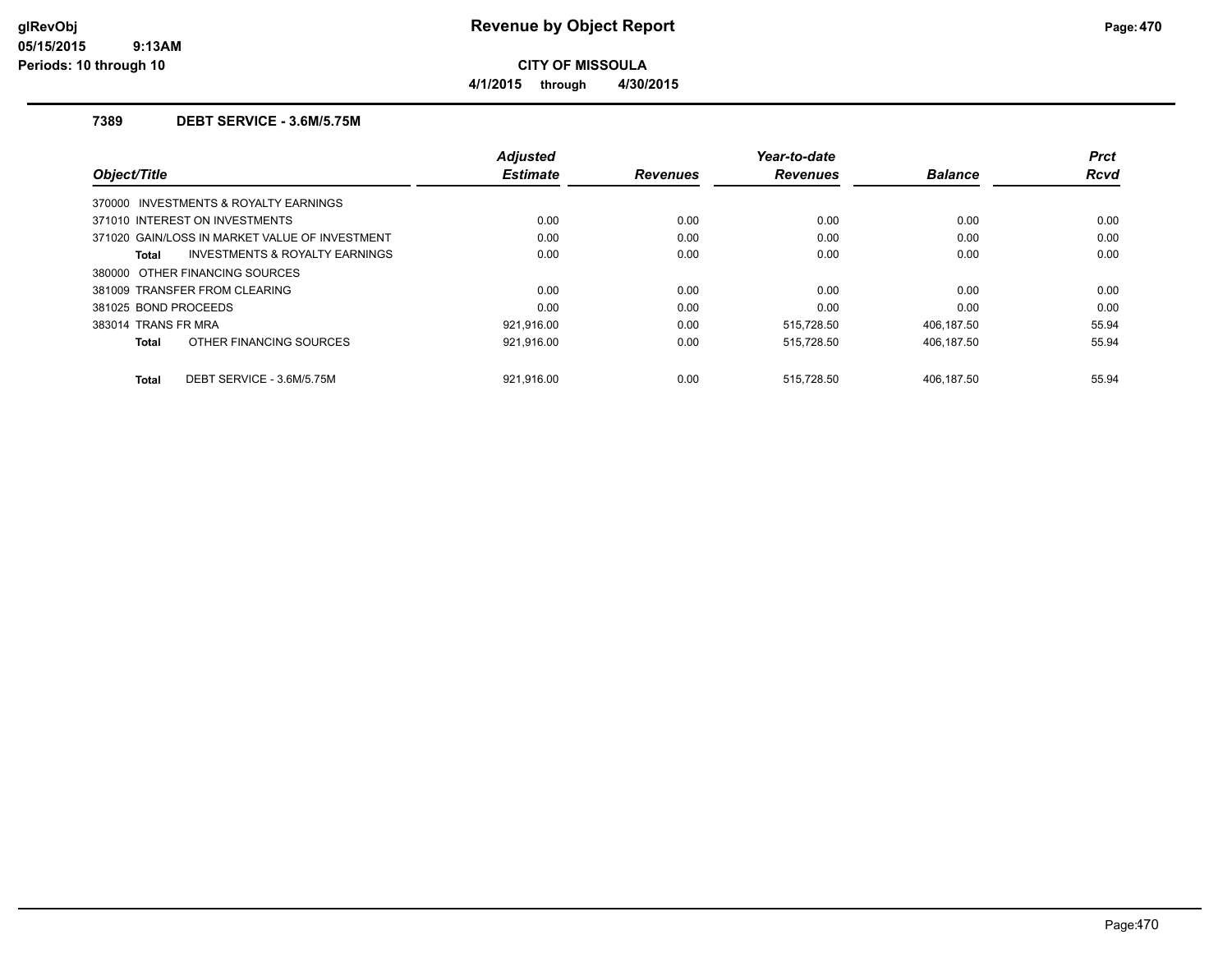# Revenue by Object Report

**CITY OF MISSOULA**

**4/1/2015 through 4/30/2015**

glRevObj
05/15/2015 9:13AM
Periods: 10 through 10

## 7389 DEBT SERVICE - 3.6M/5.75M

| Object/Title | Adjusted Estimate | Revenues | Year-to-date Revenues | Balance | Prct Rcvd |
|---|---|---|---|---|---|
| 370000 INVESTMENTS & ROYALTY EARNINGS | | | | | |
| 371010 INTEREST ON INVESTMENTS | 0.00 | 0.00 | 0.00 | 0.00 | 0.00 |
| 371020 GAIN/LOSS IN MARKET VALUE OF INVESTMENT | 0.00 | 0.00 | 0.00 | 0.00 | 0.00 |
| **Total** INVESTMENTS & ROYALTY EARNINGS | 0.00 | 0.00 | 0.00 | 0.00 | 0.00 |
| 380000 OTHER FINANCING SOURCES | | | | | |
| 381009 TRANSFER FROM CLEARING | 0.00 | 0.00 | 0.00 | 0.00 | 0.00 |
| 381025 BOND PROCEEDS | 0.00 | 0.00 | 0.00 | 0.00 | 0.00 |
| 383014 TRANS FR MRA | 921,916.00 | 0.00 | 515,728.50 | 406,187.50 | 55.94 |
| **Total** OTHER FINANCING SOURCES | 921,916.00 | 0.00 | 515,728.50 | 406,187.50 | 55.94 |
| **Total** DEBT SERVICE - 3.6M/5.75M | 921,916.00 | 0.00 | 515,728.50 | 406,187.50 | 55.94 |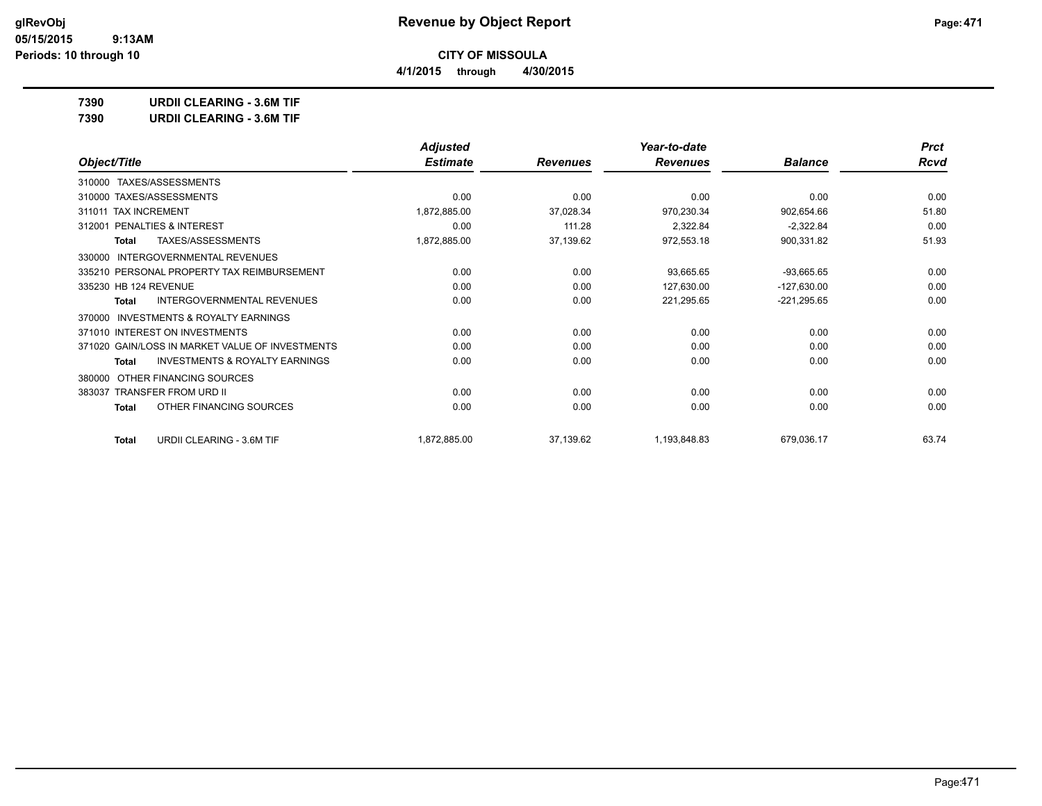**Revenue by Object Report**

**CITY OF MISSOULA**

**4/1/2015 through 4/30/2015**

glRevObj
05/15/2015 9:13AM
Periods: 10 through 10

**7390 URDII CLEARING - 3.6M TIF**

**7390 URDII CLEARING - 3.6M TIF**

| Object/Title | Adjusted Estimate | Revenues | Year-to-date Revenues | Balance | Prct Rcvd |
|---|---|---|---|---|---|
| 310000 TAXES/ASSESSMENTS | | | | | |
| 310000 TAXES/ASSESSMENTS | 0.00 | 0.00 | 0.00 | 0.00 | 0.00 |
| 311011 TAX INCREMENT | 1,872,885.00 | 37,028.34 | 970,230.34 | 902,654.66 | 51.80 |
| 312001 PENALTIES & INTEREST | 0.00 | 111.28 | 2,322.84 | -2,322.84 | 0.00 |
| **Total** TAXES/ASSESSMENTS | 1,872,885.00 | 37,139.62 | 972,553.18 | 900,331.82 | 51.93 |
| 330000 INTERGOVERNMENTAL REVENUES | | | | | |
| 335210 PERSONAL PROPERTY TAX REIMBURSEMENT | 0.00 | 0.00 | 93,665.65 | -93,665.65 | 0.00 |
| 335230 HB 124 REVENUE | 0.00 | 0.00 | 127,630.00 | -127,630.00 | 0.00 |
| **Total** INTERGOVERNMENTAL REVENUES | 0.00 | 0.00 | 221,295.65 | -221,295.65 | 0.00 |
| 370000 INVESTMENTS & ROYALTY EARNINGS | | | | | |
| 371010 INTEREST ON INVESTMENTS | 0.00 | 0.00 | 0.00 | 0.00 | 0.00 |
| 371020 GAIN/LOSS IN MARKET VALUE OF INVESTMENTS | 0.00 | 0.00 | 0.00 | 0.00 | 0.00 |
| **Total** INVESTMENTS & ROYALTY EARNINGS | 0.00 | 0.00 | 0.00 | 0.00 | 0.00 |
| 380000 OTHER FINANCING SOURCES | | | | | |
| 383037 TRANSFER FROM URD II | 0.00 | 0.00 | 0.00 | 0.00 | 0.00 |
| **Total** OTHER FINANCING SOURCES | 0.00 | 0.00 | 0.00 | 0.00 | 0.00 |
| **Total** URDII CLEARING - 3.6M TIF | 1,872,885.00 | 37,139.62 | 1,193,848.83 | 679,036.17 | 63.74 |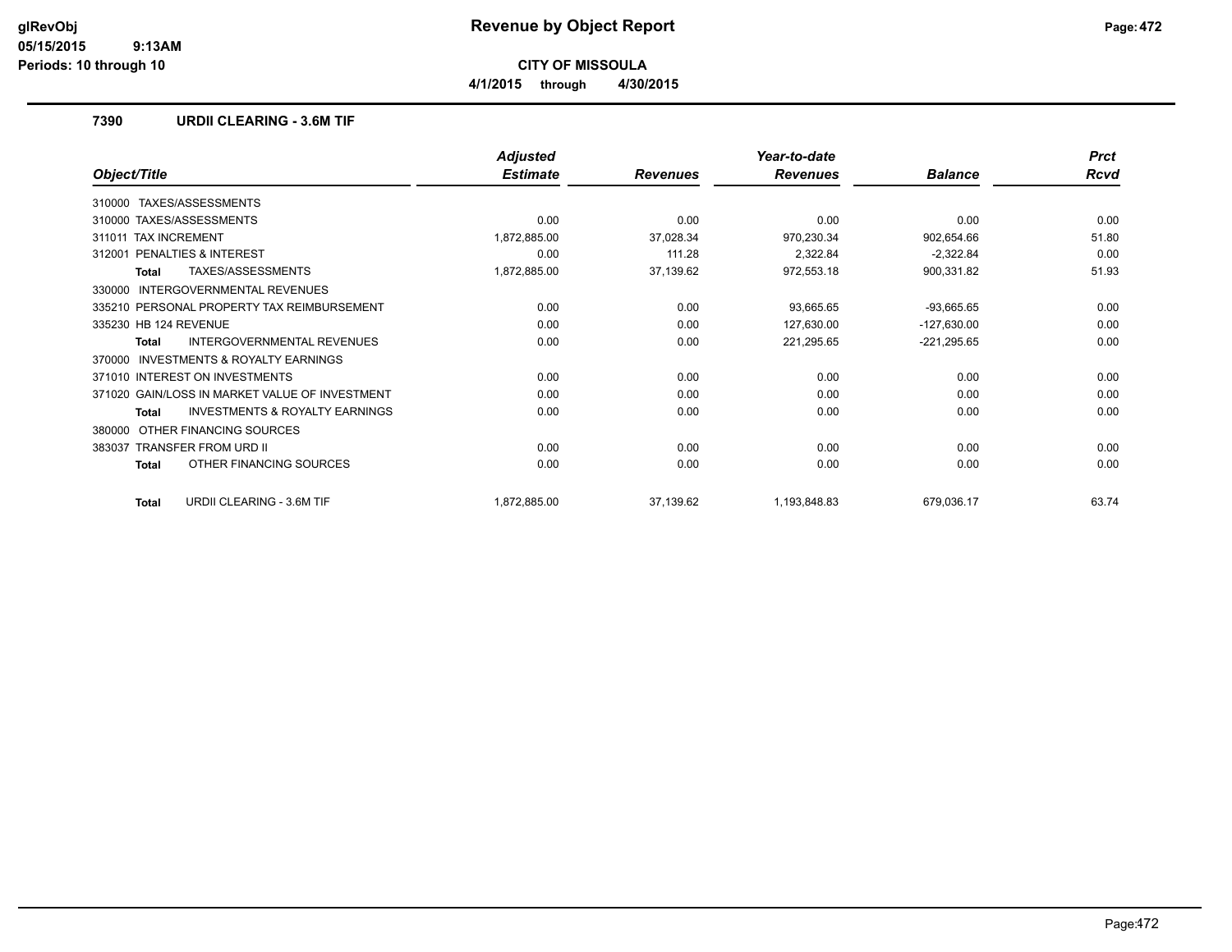# Revenue by Object Report

**CITY OF MISSOULA**

**4/1/2015 through 4/30/2015**

glRevObj
05/15/2015 9:13AM
Periods: 10 through 10

### 7390 URDII CLEARING - 3.6M TIF

| Object/Title | Adjusted Estimate | Revenues | Year-to-date Revenues | Balance | Prct Rcvd |
|---|---|---|---|---|---|
| 310000 TAXES/ASSESSMENTS | | | | | |
| 310000 TAXES/ASSESSMENTS | 0.00 | 0.00 | 0.00 | 0.00 | 0.00 |
| 311011 TAX INCREMENT | 1,872,885.00 | 37,028.34 | 970,230.34 | 902,654.66 | 51.80 |
| 312001 PENALTIES & INTEREST | 0.00 | 111.28 | 2,322.84 | -2,322.84 | 0.00 |
| **Total** TAXES/ASSESSMENTS | 1,872,885.00 | 37,139.62 | 972,553.18 | 900,331.82 | 51.93 |
| 330000 INTERGOVERNMENTAL REVENUES | | | | | |
| 335210 PERSONAL PROPERTY TAX REIMBURSEMENT | 0.00 | 0.00 | 93,665.65 | -93,665.65 | 0.00 |
| 335230 HB 124 REVENUE | 0.00 | 0.00 | 127,630.00 | -127,630.00 | 0.00 |
| **Total** INTERGOVERNMENTAL REVENUES | 0.00 | 0.00 | 221,295.65 | -221,295.65 | 0.00 |
| 370000 INVESTMENTS & ROYALTY EARNINGS | | | | | |
| 371010 INTEREST ON INVESTMENTS | 0.00 | 0.00 | 0.00 | 0.00 | 0.00 |
| 371020 GAIN/LOSS IN MARKET VALUE OF INVESTMENT | 0.00 | 0.00 | 0.00 | 0.00 | 0.00 |
| **Total** INVESTMENTS & ROYALTY EARNINGS | 0.00 | 0.00 | 0.00 | 0.00 | 0.00 |
| 380000 OTHER FINANCING SOURCES | | | | | |
| 383037 TRANSFER FROM URD II | 0.00 | 0.00 | 0.00 | 0.00 | 0.00 |
| **Total** OTHER FINANCING SOURCES | 0.00 | 0.00 | 0.00 | 0.00 | 0.00 |
| **Total** URDII CLEARING - 3.6M TIF | 1,872,885.00 | 37,139.62 | 1,193,848.83 | 679,036.17 | 63.74 |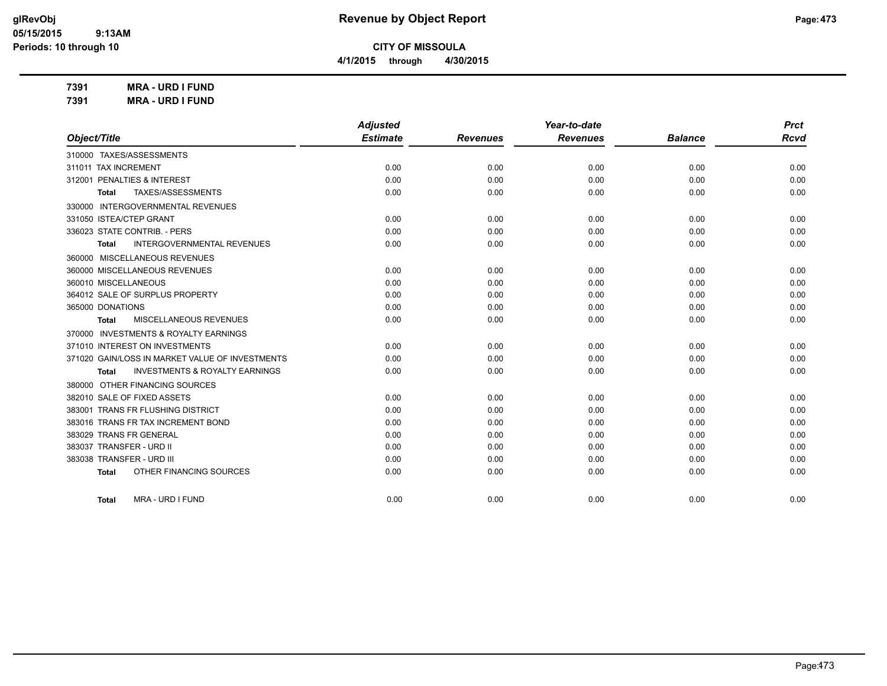glRevObj
05/15/2015 9:13AM
Periods: 10 through 10

# Revenue by Object Report

**CITY OF MISSOULA**

**4/1/2015 through 4/30/2015**

**7391 MRA - URD I FUND**
**7391 MRA - URD I FUND**

| Object/Title | Adjusted Estimate | Revenues | Year-to-date Revenues | Balance | Prct Rcvd |
|---|---|---|---|---|---|
| 310000 TAXES/ASSESSMENTS | | | | | |
| 311011 TAX INCREMENT | 0.00 | 0.00 | 0.00 | 0.00 | 0.00 |
| 312001 PENALTIES & INTEREST | 0.00 | 0.00 | 0.00 | 0.00 | 0.00 |
| **Total** TAXES/ASSESSMENTS | 0.00 | 0.00 | 0.00 | 0.00 | 0.00 |
| 330000 INTERGOVERNMENTAL REVENUES | | | | | |
| 331050 ISTEA/CTEP GRANT | 0.00 | 0.00 | 0.00 | 0.00 | 0.00 |
| 336023 STATE CONTRIB. - PERS | 0.00 | 0.00 | 0.00 | 0.00 | 0.00 |
| **Total** INTERGOVERNMENTAL REVENUES | 0.00 | 0.00 | 0.00 | 0.00 | 0.00 |
| 360000 MISCELLANEOUS REVENUES | | | | | |
| 360000 MISCELLANEOUS REVENUES | 0.00 | 0.00 | 0.00 | 0.00 | 0.00 |
| 360010 MISCELLANEOUS | 0.00 | 0.00 | 0.00 | 0.00 | 0.00 |
| 364012 SALE OF SURPLUS PROPERTY | 0.00 | 0.00 | 0.00 | 0.00 | 0.00 |
| 365000 DONATIONS | 0.00 | 0.00 | 0.00 | 0.00 | 0.00 |
| **Total** MISCELLANEOUS REVENUES | 0.00 | 0.00 | 0.00 | 0.00 | 0.00 |
| 370000 INVESTMENTS & ROYALTY EARNINGS | | | | | |
| 371010 INTEREST ON INVESTMENTS | 0.00 | 0.00 | 0.00 | 0.00 | 0.00 |
| 371020 GAIN/LOSS IN MARKET VALUE OF INVESTMENTS | 0.00 | 0.00 | 0.00 | 0.00 | 0.00 |
| **Total** INVESTMENTS & ROYALTY EARNINGS | 0.00 | 0.00 | 0.00 | 0.00 | 0.00 |
| 380000 OTHER FINANCING SOURCES | | | | | |
| 382010 SALE OF FIXED ASSETS | 0.00 | 0.00 | 0.00 | 0.00 | 0.00 |
| 383001 TRANS FR FLUSHING DISTRICT | 0.00 | 0.00 | 0.00 | 0.00 | 0.00 |
| 383016 TRANS FR TAX INCREMENT BOND | 0.00 | 0.00 | 0.00 | 0.00 | 0.00 |
| 383029 TRANS FR GENERAL | 0.00 | 0.00 | 0.00 | 0.00 | 0.00 |
| 383037 TRANSFER - URD II | 0.00 | 0.00 | 0.00 | 0.00 | 0.00 |
| 383038 TRANSFER - URD III | 0.00 | 0.00 | 0.00 | 0.00 | 0.00 |
| **Total** OTHER FINANCING SOURCES | 0.00 | 0.00 | 0.00 | 0.00 | 0.00 |
| **Total** MRA - URD I FUND | 0.00 | 0.00 | 0.00 | 0.00 | 0.00 |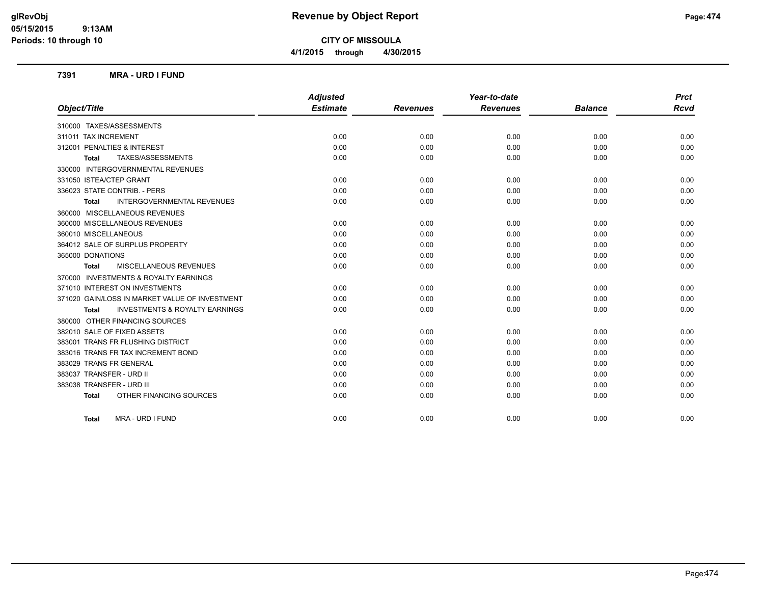# Revenue by Object Report

**CITY OF MISSOULA**

**4/1/2015 through 4/30/2015**

glRevObj
05/15/2015 9:13AM
Periods: 10 through 10

## 7391 MRA - URD I FUND

| Object/Title | Adjusted Estimate | Revenues | Year-to-date Revenues | Balance | Prct Rcvd |
|---|---|---|---|---|---|
| 310000 TAXES/ASSESSMENTS | | | | | |
| 311011 TAX INCREMENT | 0.00 | 0.00 | 0.00 | 0.00 | 0.00 |
| 312001 PENALTIES & INTEREST | 0.00 | 0.00 | 0.00 | 0.00 | 0.00 |
| **Total** TAXES/ASSESSMENTS | 0.00 | 0.00 | 0.00 | 0.00 | 0.00 |
| 330000 INTERGOVERNMENTAL REVENUES | | | | | |
| 331050 ISTEA/CTEP GRANT | 0.00 | 0.00 | 0.00 | 0.00 | 0.00 |
| 336023 STATE CONTRIB. - PERS | 0.00 | 0.00 | 0.00 | 0.00 | 0.00 |
| **Total** INTERGOVERNMENTAL REVENUES | 0.00 | 0.00 | 0.00 | 0.00 | 0.00 |
| 360000 MISCELLANEOUS REVENUES | | | | | |
| 360000 MISCELLANEOUS REVENUES | 0.00 | 0.00 | 0.00 | 0.00 | 0.00 |
| 360010 MISCELLANEOUS | 0.00 | 0.00 | 0.00 | 0.00 | 0.00 |
| 364012 SALE OF SURPLUS PROPERTY | 0.00 | 0.00 | 0.00 | 0.00 | 0.00 |
| 365000 DONATIONS | 0.00 | 0.00 | 0.00 | 0.00 | 0.00 |
| **Total** MISCELLANEOUS REVENUES | 0.00 | 0.00 | 0.00 | 0.00 | 0.00 |
| 370000 INVESTMENTS & ROYALTY EARNINGS | | | | | |
| 371010 INTEREST ON INVESTMENTS | 0.00 | 0.00 | 0.00 | 0.00 | 0.00 |
| 371020 GAIN/LOSS IN MARKET VALUE OF INVESTMENT | 0.00 | 0.00 | 0.00 | 0.00 | 0.00 |
| **Total** INVESTMENTS & ROYALTY EARNINGS | 0.00 | 0.00 | 0.00 | 0.00 | 0.00 |
| 380000 OTHER FINANCING SOURCES | | | | | |
| 382010 SALE OF FIXED ASSETS | 0.00 | 0.00 | 0.00 | 0.00 | 0.00 |
| 383001 TRANS FR FLUSHING DISTRICT | 0.00 | 0.00 | 0.00 | 0.00 | 0.00 |
| 383016 TRANS FR TAX INCREMENT BOND | 0.00 | 0.00 | 0.00 | 0.00 | 0.00 |
| 383029 TRANS FR GENERAL | 0.00 | 0.00 | 0.00 | 0.00 | 0.00 |
| 383037 TRANSFER - URD II | 0.00 | 0.00 | 0.00 | 0.00 | 0.00 |
| 383038 TRANSFER - URD III | 0.00 | 0.00 | 0.00 | 0.00 | 0.00 |
| **Total** OTHER FINANCING SOURCES | 0.00 | 0.00 | 0.00 | 0.00 | 0.00 |
| **Total** MRA - URD I FUND | 0.00 | 0.00 | 0.00 | 0.00 | 0.00 |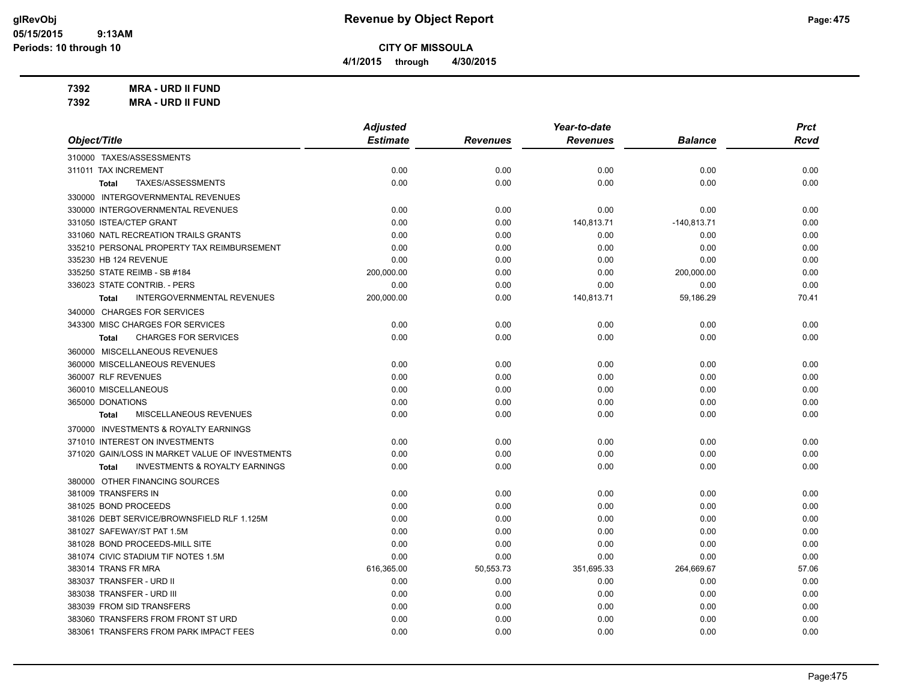# Revenue by Object Report

**CITY OF MISSOULA**

**4/1/2015 through 4/30/2015**

**7392 MRA - URD II FUND**
**7392 MRA - URD II FUND**

| Object/Title | Adjusted Estimate | Revenues | Year-to-date Revenues | Balance | Prct Rcvd |
|---|---|---|---|---|---|
| 310000 TAXES/ASSESSMENTS | | | | | |
| 311011 TAX INCREMENT | 0.00 | 0.00 | 0.00 | 0.00 | 0.00 |
| **Total** TAXES/ASSESSMENTS | 0.00 | 0.00 | 0.00 | 0.00 | 0.00 |
| 330000 INTERGOVERNMENTAL REVENUES | | | | | |
| 330000 INTERGOVERNMENTAL REVENUES | 0.00 | 0.00 | 0.00 | 0.00 | 0.00 |
| 331050 ISTEA/CTEP GRANT | 0.00 | 0.00 | 140,813.71 | -140,813.71 | 0.00 |
| 331060 NATL RECREATION TRAILS GRANTS | 0.00 | 0.00 | 0.00 | 0.00 | 0.00 |
| 335210 PERSONAL PROPERTY TAX REIMBURSEMENT | 0.00 | 0.00 | 0.00 | 0.00 | 0.00 |
| 335230 HB 124 REVENUE | 0.00 | 0.00 | 0.00 | 0.00 | 0.00 |
| 335250 STATE REIMB - SB #184 | 200,000.00 | 0.00 | 0.00 | 200,000.00 | 0.00 |
| 336023 STATE CONTRIB. - PERS | 0.00 | 0.00 | 0.00 | 0.00 | 0.00 |
| **Total** INTERGOVERNMENTAL REVENUES | 200,000.00 | 0.00 | 140,813.71 | 59,186.29 | 70.41 |
| 340000 CHARGES FOR SERVICES | | | | | |
| 343300 MISC CHARGES FOR SERVICES | 0.00 | 0.00 | 0.00 | 0.00 | 0.00 |
| **Total** CHARGES FOR SERVICES | 0.00 | 0.00 | 0.00 | 0.00 | 0.00 |
| 360000 MISCELLANEOUS REVENUES | | | | | |
| 360000 MISCELLANEOUS REVENUES | 0.00 | 0.00 | 0.00 | 0.00 | 0.00 |
| 360007 RLF REVENUES | 0.00 | 0.00 | 0.00 | 0.00 | 0.00 |
| 360010 MISCELLANEOUS | 0.00 | 0.00 | 0.00 | 0.00 | 0.00 |
| 365000 DONATIONS | 0.00 | 0.00 | 0.00 | 0.00 | 0.00 |
| **Total** MISCELLANEOUS REVENUES | 0.00 | 0.00 | 0.00 | 0.00 | 0.00 |
| 370000 INVESTMENTS & ROYALTY EARNINGS | | | | | |
| 371010 INTEREST ON INVESTMENTS | 0.00 | 0.00 | 0.00 | 0.00 | 0.00 |
| 371020 GAIN/LOSS IN MARKET VALUE OF INVESTMENTS | 0.00 | 0.00 | 0.00 | 0.00 | 0.00 |
| **Total** INVESTMENTS & ROYALTY EARNINGS | 0.00 | 0.00 | 0.00 | 0.00 | 0.00 |
| 380000 OTHER FINANCING SOURCES | | | | | |
| 381009 TRANSFERS IN | 0.00 | 0.00 | 0.00 | 0.00 | 0.00 |
| 381025 BOND PROCEEDS | 0.00 | 0.00 | 0.00 | 0.00 | 0.00 |
| 381026 DEBT SERVICE/BROWNSFIELD RLF 1.125M | 0.00 | 0.00 | 0.00 | 0.00 | 0.00 |
| 381027 SAFEWAY/ST PAT 1.5M | 0.00 | 0.00 | 0.00 | 0.00 | 0.00 |
| 381028 BOND PROCEEDS-MILL SITE | 0.00 | 0.00 | 0.00 | 0.00 | 0.00 |
| 381074 CIVIC STADIUM TIF NOTES 1.5M | 0.00 | 0.00 | 0.00 | 0.00 | 0.00 |
| 383014 TRANS FR MRA | 616,365.00 | 50,553.73 | 351,695.33 | 264,669.67 | 57.06 |
| 383037 TRANSFER - URD II | 0.00 | 0.00 | 0.00 | 0.00 | 0.00 |
| 383038 TRANSFER - URD III | 0.00 | 0.00 | 0.00 | 0.00 | 0.00 |
| 383039 FROM SID TRANSFERS | 0.00 | 0.00 | 0.00 | 0.00 | 0.00 |
| 383060 TRANSFERS FROM FRONT ST URD | 0.00 | 0.00 | 0.00 | 0.00 | 0.00 |
| 383061 TRANSFERS FROM PARK IMPACT FEES | 0.00 | 0.00 | 0.00 | 0.00 | 0.00 |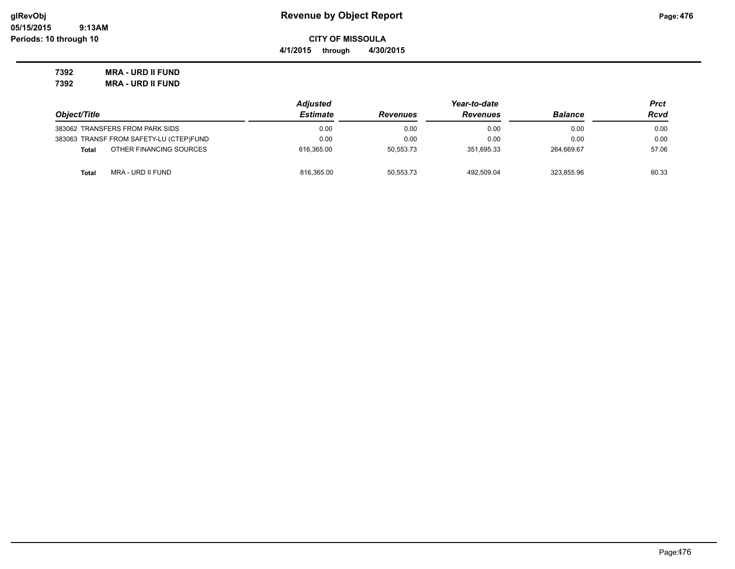**CITY OF MISSOULA**

**4/1/2015 through 4/30/2015**

**7392 MRA - URD II FUND**

**7392 MRA - URD II FUND**

| Object/Title | | Adjusted Estimate | Revenues | Year-to-date Revenues | Balance | Prct Rcvd |
|---|---|---|---|---|---|---|
| 383062 | TRANSFERS FROM PARK SIDS | 0.00 | 0.00 | 0.00 | 0.00 | 0.00 |
| 383063 | TRANSF FROM SAFETY-LU (CTEP)FUND | 0.00 | 0.00 | 0.00 | 0.00 | 0.00 |
| **Total** | OTHER FINANCING SOURCES | 616,365.00 | 50,553.73 | 351,695.33 | 264,669.67 | 57.06 |
| **Total** | MRA - URD II FUND | 816,365.00 | 50,553.73 | 492,509.04 | 323,855.96 | 60.33 |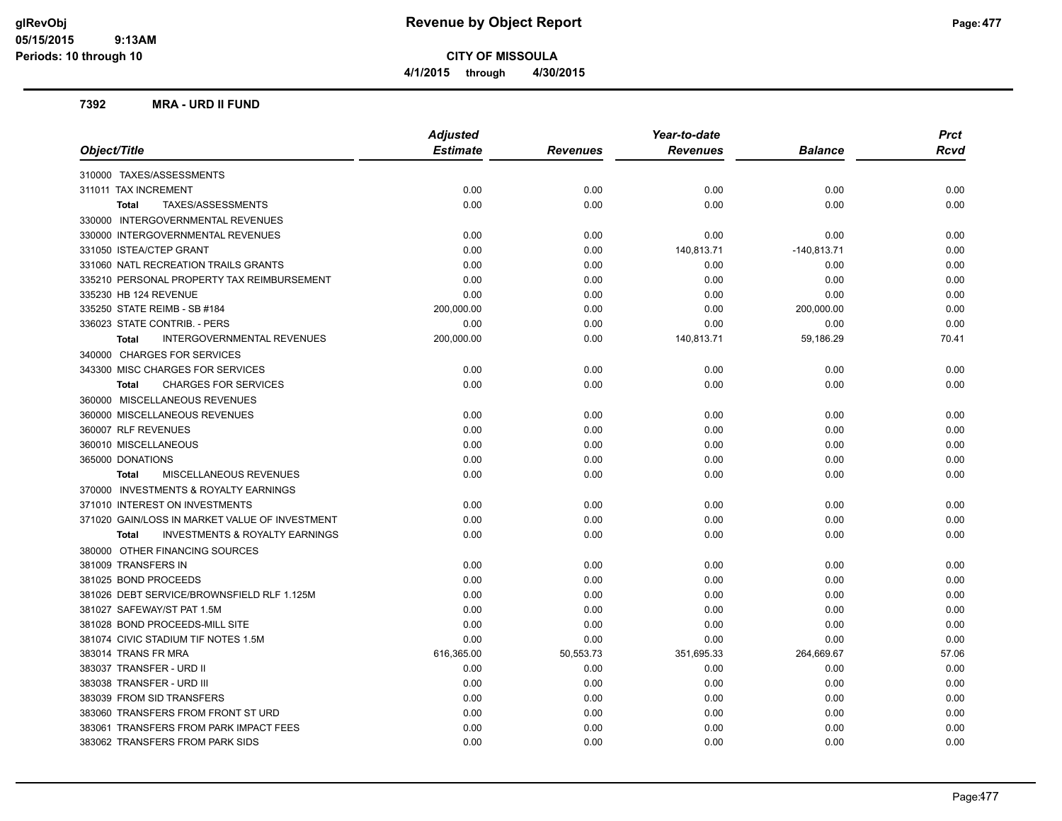# Revenue by Object Report

## CITY OF MISSOULA

4/1/2015 through 4/30/2015

### 7392 MRA - URD II FUND

| Object/Title | Adjusted Estimate | Revenues | Year-to-date Revenues | Balance | Prct Rcvd |
|---|---|---|---|---|---|
| 310000 TAXES/ASSESSMENTS | | | | | |
| 311011 TAX INCREMENT | 0.00 | 0.00 | 0.00 | 0.00 | 0.00 |
| **Total** TAXES/ASSESSMENTS | 0.00 | 0.00 | 0.00 | 0.00 | 0.00 |
| 330000 INTERGOVERNMENTAL REVENUES | | | | | |
| 330000 INTERGOVERNMENTAL REVENUES | 0.00 | 0.00 | 0.00 | 0.00 | 0.00 |
| 331050 ISTEA/CTEP GRANT | 0.00 | 0.00 | 140,813.71 | -140,813.71 | 0.00 |
| 331060 NATL RECREATION TRAILS GRANTS | 0.00 | 0.00 | 0.00 | 0.00 | 0.00 |
| 335210 PERSONAL PROPERTY TAX REIMBURSEMENT | 0.00 | 0.00 | 0.00 | 0.00 | 0.00 |
| 335230 HB 124 REVENUE | 0.00 | 0.00 | 0.00 | 0.00 | 0.00 |
| 335250 STATE REIMB - SB #184 | 200,000.00 | 0.00 | 0.00 | 200,000.00 | 0.00 |
| 336023 STATE CONTRIB. - PERS | 0.00 | 0.00 | 0.00 | 0.00 | 0.00 |
| **Total** INTERGOVERNMENTAL REVENUES | 200,000.00 | 0.00 | 140,813.71 | 59,186.29 | 70.41 |
| 340000 CHARGES FOR SERVICES | | | | | |
| 343300 MISC CHARGES FOR SERVICES | 0.00 | 0.00 | 0.00 | 0.00 | 0.00 |
| **Total** CHARGES FOR SERVICES | 0.00 | 0.00 | 0.00 | 0.00 | 0.00 |
| 360000 MISCELLANEOUS REVENUES | | | | | |
| 360000 MISCELLANEOUS REVENUES | 0.00 | 0.00 | 0.00 | 0.00 | 0.00 |
| 360007 RLF REVENUES | 0.00 | 0.00 | 0.00 | 0.00 | 0.00 |
| 360010 MISCELLANEOUS | 0.00 | 0.00 | 0.00 | 0.00 | 0.00 |
| 365000 DONATIONS | 0.00 | 0.00 | 0.00 | 0.00 | 0.00 |
| **Total** MISCELLANEOUS REVENUES | 0.00 | 0.00 | 0.00 | 0.00 | 0.00 |
| 370000 INVESTMENTS & ROYALTY EARNINGS | | | | | |
| 371010 INTEREST ON INVESTMENTS | 0.00 | 0.00 | 0.00 | 0.00 | 0.00 |
| 371020 GAIN/LOSS IN MARKET VALUE OF INVESTMENT | 0.00 | 0.00 | 0.00 | 0.00 | 0.00 |
| **Total** INVESTMENTS & ROYALTY EARNINGS | 0.00 | 0.00 | 0.00 | 0.00 | 0.00 |
| 380000 OTHER FINANCING SOURCES | | | | | |
| 381009 TRANSFERS IN | 0.00 | 0.00 | 0.00 | 0.00 | 0.00 |
| 381025 BOND PROCEEDS | 0.00 | 0.00 | 0.00 | 0.00 | 0.00 |
| 381026 DEBT SERVICE/BROWNSFIELD RLF 1.125M | 0.00 | 0.00 | 0.00 | 0.00 | 0.00 |
| 381027 SAFEWAY/ST PAT 1.5M | 0.00 | 0.00 | 0.00 | 0.00 | 0.00 |
| 381028 BOND PROCEEDS-MILL SITE | 0.00 | 0.00 | 0.00 | 0.00 | 0.00 |
| 381074 CIVIC STADIUM TIF NOTES 1.5M | 0.00 | 0.00 | 0.00 | 0.00 | 0.00 |
| 383014 TRANS FR MRA | 616,365.00 | 50,553.73 | 351,695.33 | 264,669.67 | 57.06 |
| 383037 TRANSFER - URD II | 0.00 | 0.00 | 0.00 | 0.00 | 0.00 |
| 383038 TRANSFER - URD III | 0.00 | 0.00 | 0.00 | 0.00 | 0.00 |
| 383039 FROM SID TRANSFERS | 0.00 | 0.00 | 0.00 | 0.00 | 0.00 |
| 383060 TRANSFERS FROM FRONT ST URD | 0.00 | 0.00 | 0.00 | 0.00 | 0.00 |
| 383061 TRANSFERS FROM PARK IMPACT FEES | 0.00 | 0.00 | 0.00 | 0.00 | 0.00 |
| 383062 TRANSFERS FROM PARK SIDS | 0.00 | 0.00 | 0.00 | 0.00 | 0.00 |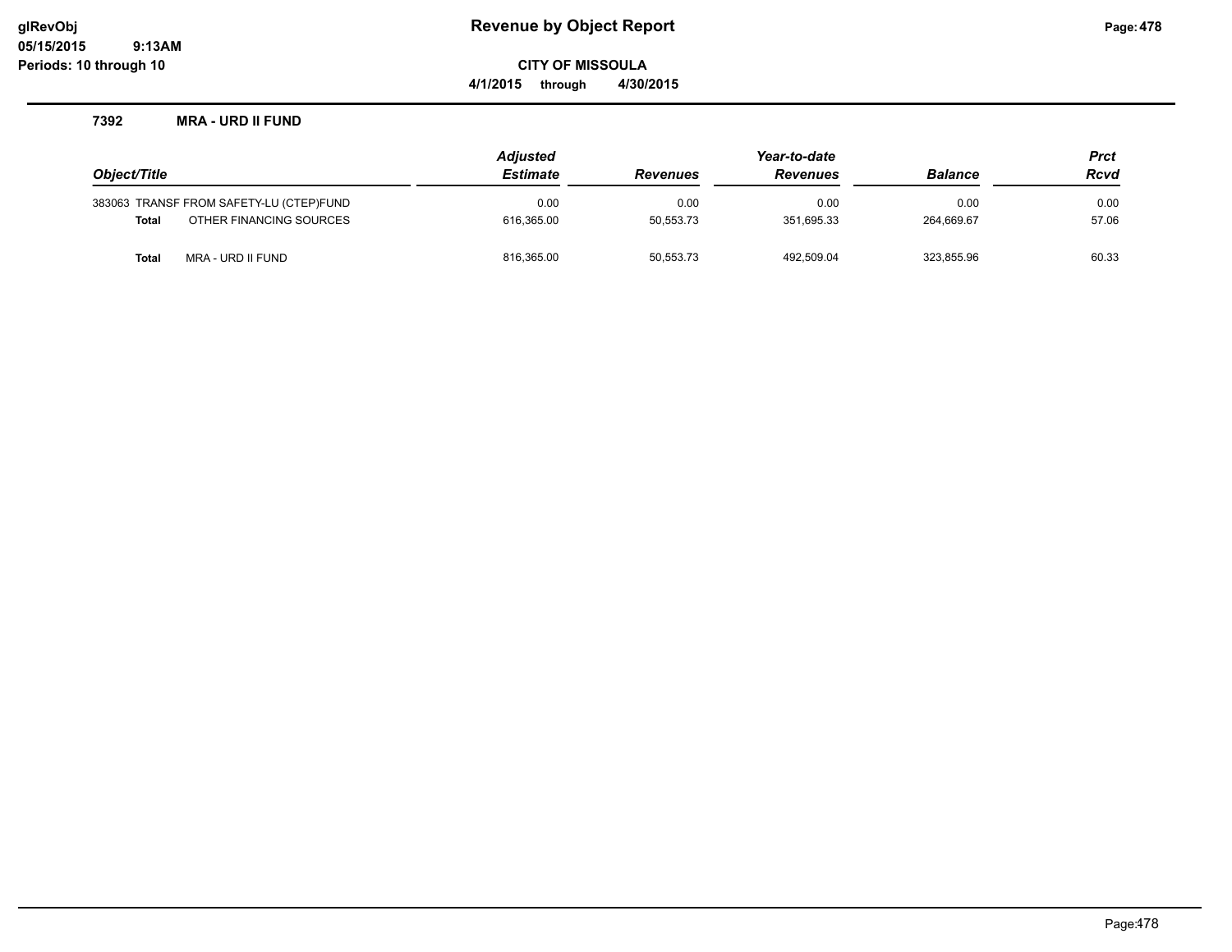# Revenue by Object Report

glRevObj
05/15/2015 9:13AM
Periods: 10 through 10

**CITY OF MISSOULA**

**4/1/2015 through 4/30/2015**

### 7392 MRA - URD II FUND

| Object/Title | | Adjusted Estimate | Revenues | Year-to-date Revenues | Balance | Prct Rcvd |
|---|---|---|---|---|---|---|
| 383063 | TRANSF FROM SAFETY-LU (CTEP)FUND | 0.00 | 0.00 | 0.00 | 0.00 | 0.00 |
| **Total** | OTHER FINANCING SOURCES | 616,365.00 | 50,553.73 | 351,695.33 | 264,669.67 | 57.06 |
| **Total** | MRA - URD II FUND | 816,365.00 | 50,553.73 | 492,509.04 | 323,855.96 | 60.33 |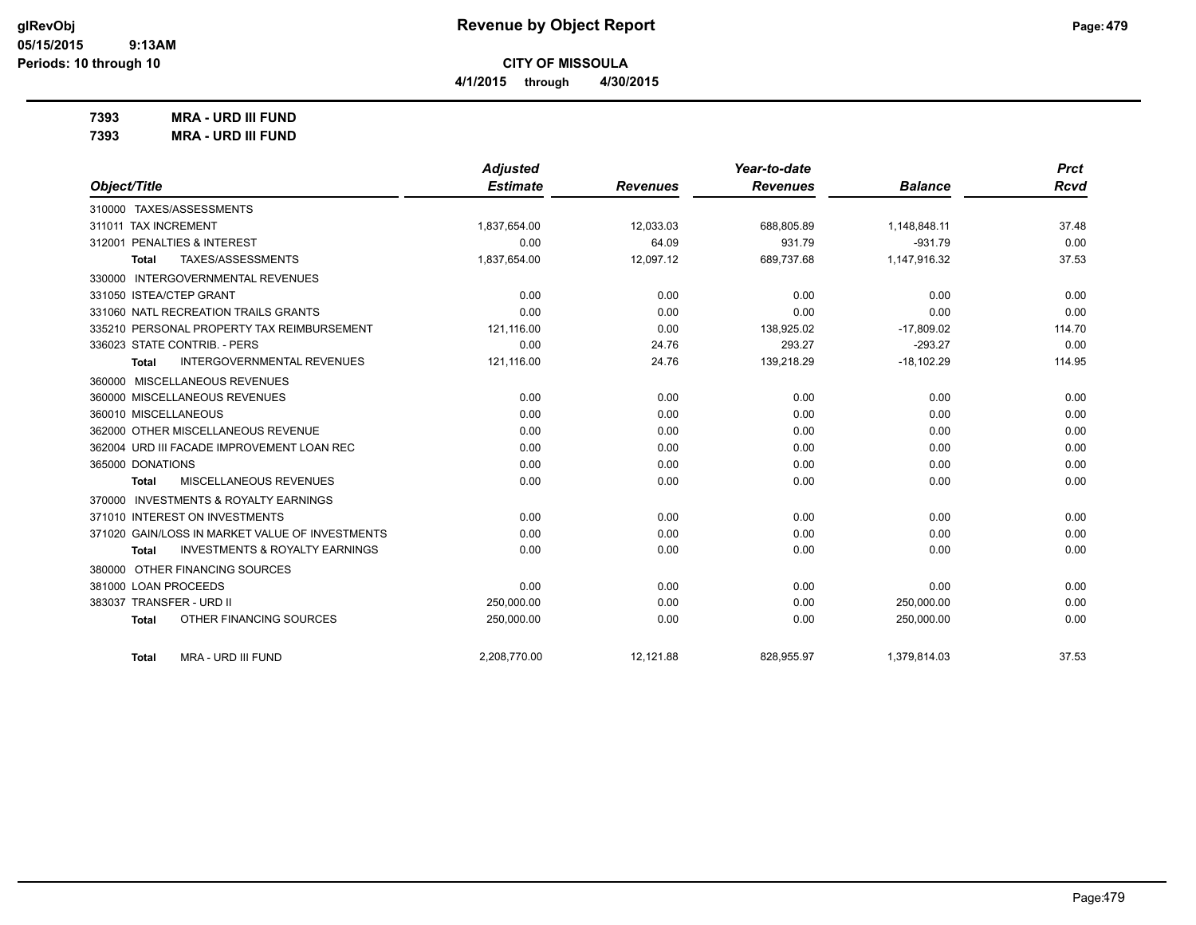# Revenue by Object Report

glRevObj
05/15/2015 9:13AM
Periods: 10 through 10

**CITY OF MISSOULA**

**4/1/2015 through 4/30/2015**

**7393 MRA - URD III FUND**

**7393 MRA - URD III FUND**

| Object/Title | Adjusted Estimate | Revenues | Year-to-date Revenues | Balance | Prct Rcvd |
|---|---|---|---|---|---|
| 310000 TAXES/ASSESSMENTS | | | | | |
| 311011 TAX INCREMENT | 1,837,654.00 | 12,033.03 | 688,805.89 | 1,148,848.11 | 37.48 |
| 312001 PENALTIES & INTEREST | 0.00 | 64.09 | 931.79 | -931.79 | 0.00 |
| **Total** TAXES/ASSESSMENTS | 1,837,654.00 | 12,097.12 | 689,737.68 | 1,147,916.32 | 37.53 |
| 330000 INTERGOVERNMENTAL REVENUES | | | | | |
| 331050 ISTEA/CTEP GRANT | 0.00 | 0.00 | 0.00 | 0.00 | 0.00 |
| 331060 NATL RECREATION TRAILS GRANTS | 0.00 | 0.00 | 0.00 | 0.00 | 0.00 |
| 335210 PERSONAL PROPERTY TAX REIMBURSEMENT | 121,116.00 | 0.00 | 138,925.02 | -17,809.02 | 114.70 |
| 336023 STATE CONTRIB. - PERS | 0.00 | 24.76 | 293.27 | -293.27 | 0.00 |
| **Total** INTERGOVERNMENTAL REVENUES | 121,116.00 | 24.76 | 139,218.29 | -18,102.29 | 114.95 |
| 360000 MISCELLANEOUS REVENUES | | | | | |
| 360000 MISCELLANEOUS REVENUES | 0.00 | 0.00 | 0.00 | 0.00 | 0.00 |
| 360010 MISCELLANEOUS | 0.00 | 0.00 | 0.00 | 0.00 | 0.00 |
| 362000 OTHER MISCELLANEOUS REVENUE | 0.00 | 0.00 | 0.00 | 0.00 | 0.00 |
| 362004 URD III FACADE IMPROVEMENT LOAN REC | 0.00 | 0.00 | 0.00 | 0.00 | 0.00 |
| 365000 DONATIONS | 0.00 | 0.00 | 0.00 | 0.00 | 0.00 |
| **Total** MISCELLANEOUS REVENUES | 0.00 | 0.00 | 0.00 | 0.00 | 0.00 |
| 370000 INVESTMENTS & ROYALTY EARNINGS | | | | | |
| 371010 INTEREST ON INVESTMENTS | 0.00 | 0.00 | 0.00 | 0.00 | 0.00 |
| 371020 GAIN/LOSS IN MARKET VALUE OF INVESTMENTS | 0.00 | 0.00 | 0.00 | 0.00 | 0.00 |
| **Total** INVESTMENTS & ROYALTY EARNINGS | 0.00 | 0.00 | 0.00 | 0.00 | 0.00 |
| 380000 OTHER FINANCING SOURCES | | | | | |
| 381000 LOAN PROCEEDS | 0.00 | 0.00 | 0.00 | 0.00 | 0.00 |
| 383037 TRANSFER - URD II | 250,000.00 | 0.00 | 0.00 | 250,000.00 | 0.00 |
| **Total** OTHER FINANCING SOURCES | 250,000.00 | 0.00 | 0.00 | 250,000.00 | 0.00 |
| **Total** MRA - URD III FUND | 2,208,770.00 | 12,121.88 | 828,955.97 | 1,379,814.03 | 37.53 |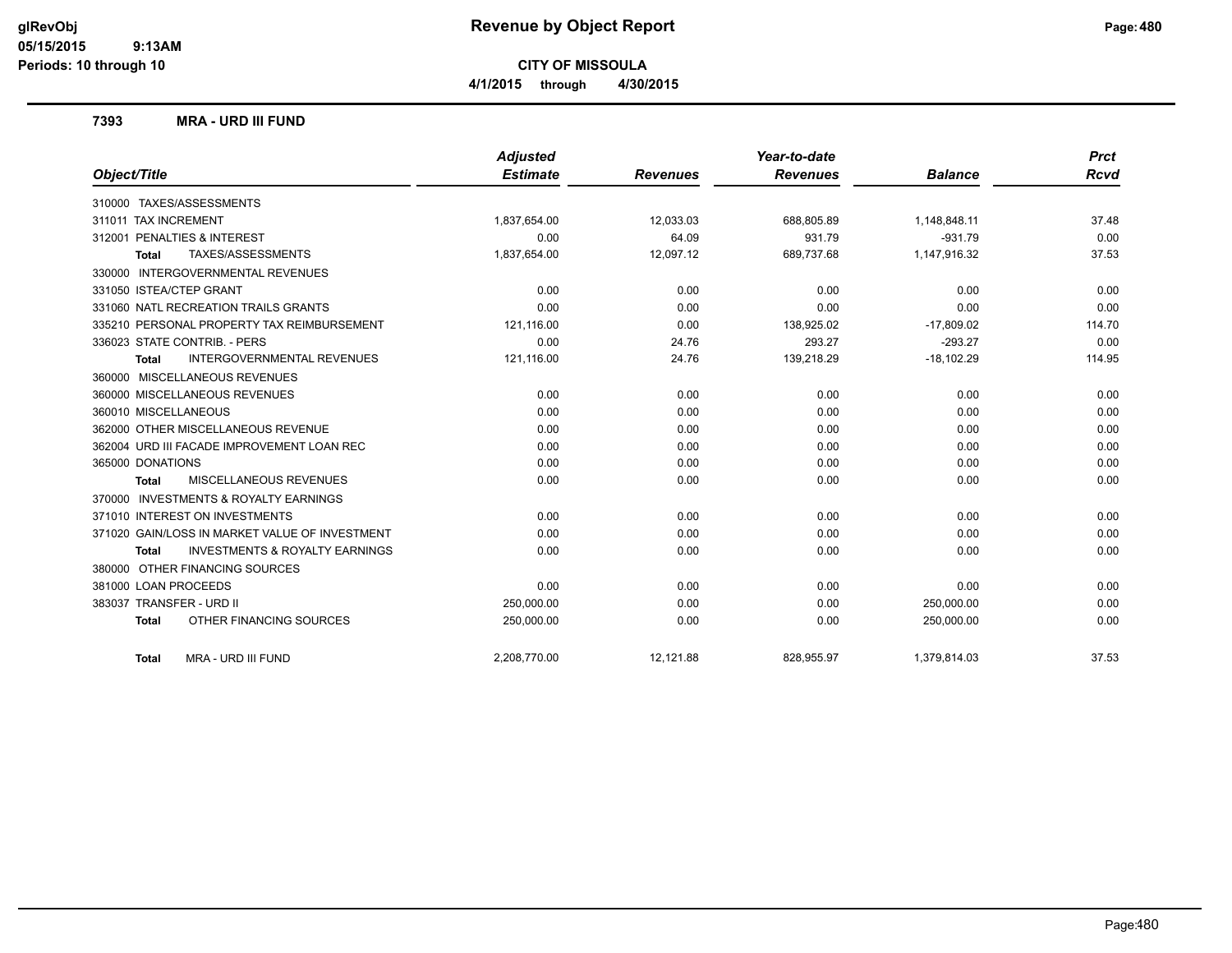# Revenue by Object Report

**CITY OF MISSOULA**

**4/1/2015 through 4/30/2015**

glRevObj
05/15/2015 9:13AM
Periods: 10 through 10

## 7393 MRA - URD III FUND

| Object/Title | Adjusted Estimate | Revenues | Year-to-date Revenues | Balance | Prct Rcvd |
|---|---|---|---|---|---|
| 310000 TAXES/ASSESSMENTS | | | | | |
| 311011 TAX INCREMENT | 1,837,654.00 | 12,033.03 | 688,805.89 | 1,148,848.11 | 37.48 |
| 312001 PENALTIES & INTEREST | 0.00 | 64.09 | 931.79 | -931.79 | 0.00 |
| **Total** TAXES/ASSESSMENTS | 1,837,654.00 | 12,097.12 | 689,737.68 | 1,147,916.32 | 37.53 |
| 330000 INTERGOVERNMENTAL REVENUES | | | | | |
| 331050 ISTEA/CTEP GRANT | 0.00 | 0.00 | 0.00 | 0.00 | 0.00 |
| 331060 NATL RECREATION TRAILS GRANTS | 0.00 | 0.00 | 0.00 | 0.00 | 0.00 |
| 335210 PERSONAL PROPERTY TAX REIMBURSEMENT | 121,116.00 | 0.00 | 138,925.02 | -17,809.02 | 114.70 |
| 336023 STATE CONTRIB. - PERS | 0.00 | 24.76 | 293.27 | -293.27 | 0.00 |
| **Total** INTERGOVERNMENTAL REVENUES | 121,116.00 | 24.76 | 139,218.29 | -18,102.29 | 114.95 |
| 360000 MISCELLANEOUS REVENUES | | | | | |
| 360000 MISCELLANEOUS REVENUES | 0.00 | 0.00 | 0.00 | 0.00 | 0.00 |
| 360010 MISCELLANEOUS | 0.00 | 0.00 | 0.00 | 0.00 | 0.00 |
| 362000 OTHER MISCELLANEOUS REVENUE | 0.00 | 0.00 | 0.00 | 0.00 | 0.00 |
| 362004 URD III FACADE IMPROVEMENT LOAN REC | 0.00 | 0.00 | 0.00 | 0.00 | 0.00 |
| 365000 DONATIONS | 0.00 | 0.00 | 0.00 | 0.00 | 0.00 |
| **Total** MISCELLANEOUS REVENUES | 0.00 | 0.00 | 0.00 | 0.00 | 0.00 |
| 370000 INVESTMENTS & ROYALTY EARNINGS | | | | | |
| 371010 INTEREST ON INVESTMENTS | 0.00 | 0.00 | 0.00 | 0.00 | 0.00 |
| 371020 GAIN/LOSS IN MARKET VALUE OF INVESTMENT | 0.00 | 0.00 | 0.00 | 0.00 | 0.00 |
| **Total** INVESTMENTS & ROYALTY EARNINGS | 0.00 | 0.00 | 0.00 | 0.00 | 0.00 |
| 380000 OTHER FINANCING SOURCES | | | | | |
| 381000 LOAN PROCEEDS | 0.00 | 0.00 | 0.00 | 0.00 | 0.00 |
| 383037 TRANSFER - URD II | 250,000.00 | 0.00 | 0.00 | 250,000.00 | 0.00 |
| **Total** OTHER FINANCING SOURCES | 250,000.00 | 0.00 | 0.00 | 250,000.00 | 0.00 |
| **Total** MRA - URD III FUND | 2,208,770.00 | 12,121.88 | 828,955.97 | 1,379,814.03 | 37.53 |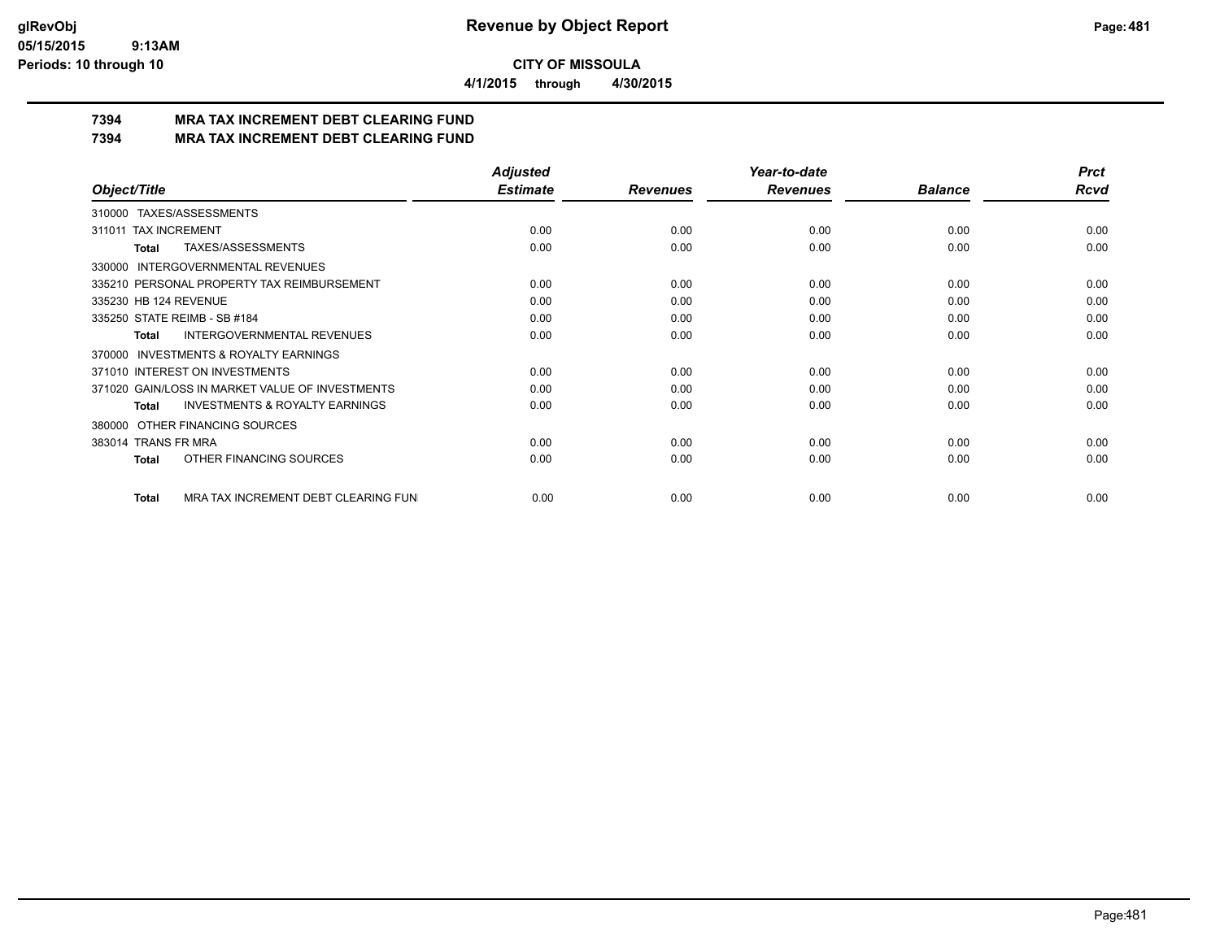**CITY OF MISSOULA**

**4/1/2015 through 4/30/2015**

## 7394 MRA TAX INCREMENT DEBT CLEARING FUND

## 7394 MRA TAX INCREMENT DEBT CLEARING FUND

| Object/Title | Adjusted Estimate | Revenues | Year-to-date Revenues | Balance | Prct Rcvd |
|---|---|---|---|---|---|
| 310000 TAXES/ASSESSMENTS | | | | | |
| 311011 TAX INCREMENT | 0.00 | 0.00 | 0.00 | 0.00 | 0.00 |
| **Total** TAXES/ASSESSMENTS | 0.00 | 0.00 | 0.00 | 0.00 | 0.00 |
| 330000 INTERGOVERNMENTAL REVENUES | | | | | |
| 335210 PERSONAL PROPERTY TAX REIMBURSEMENT | 0.00 | 0.00 | 0.00 | 0.00 | 0.00 |
| 335230 HB 124 REVENUE | 0.00 | 0.00 | 0.00 | 0.00 | 0.00 |
| 335250 STATE REIMB - SB #184 | 0.00 | 0.00 | 0.00 | 0.00 | 0.00 |
| **Total** INTERGOVERNMENTAL REVENUES | 0.00 | 0.00 | 0.00 | 0.00 | 0.00 |
| 370000 INVESTMENTS & ROYALTY EARNINGS | | | | | |
| 371010 INTEREST ON INVESTMENTS | 0.00 | 0.00 | 0.00 | 0.00 | 0.00 |
| 371020 GAIN/LOSS IN MARKET VALUE OF INVESTMENTS | 0.00 | 0.00 | 0.00 | 0.00 | 0.00 |
| **Total** INVESTMENTS & ROYALTY EARNINGS | 0.00 | 0.00 | 0.00 | 0.00 | 0.00 |
| 380000 OTHER FINANCING SOURCES | | | | | |
| 383014 TRANS FR MRA | 0.00 | 0.00 | 0.00 | 0.00 | 0.00 |
| **Total** OTHER FINANCING SOURCES | 0.00 | 0.00 | 0.00 | 0.00 | 0.00 |
| **Total** MRA TAX INCREMENT DEBT CLEARING FUN | 0.00 | 0.00 | 0.00 | 0.00 | 0.00 |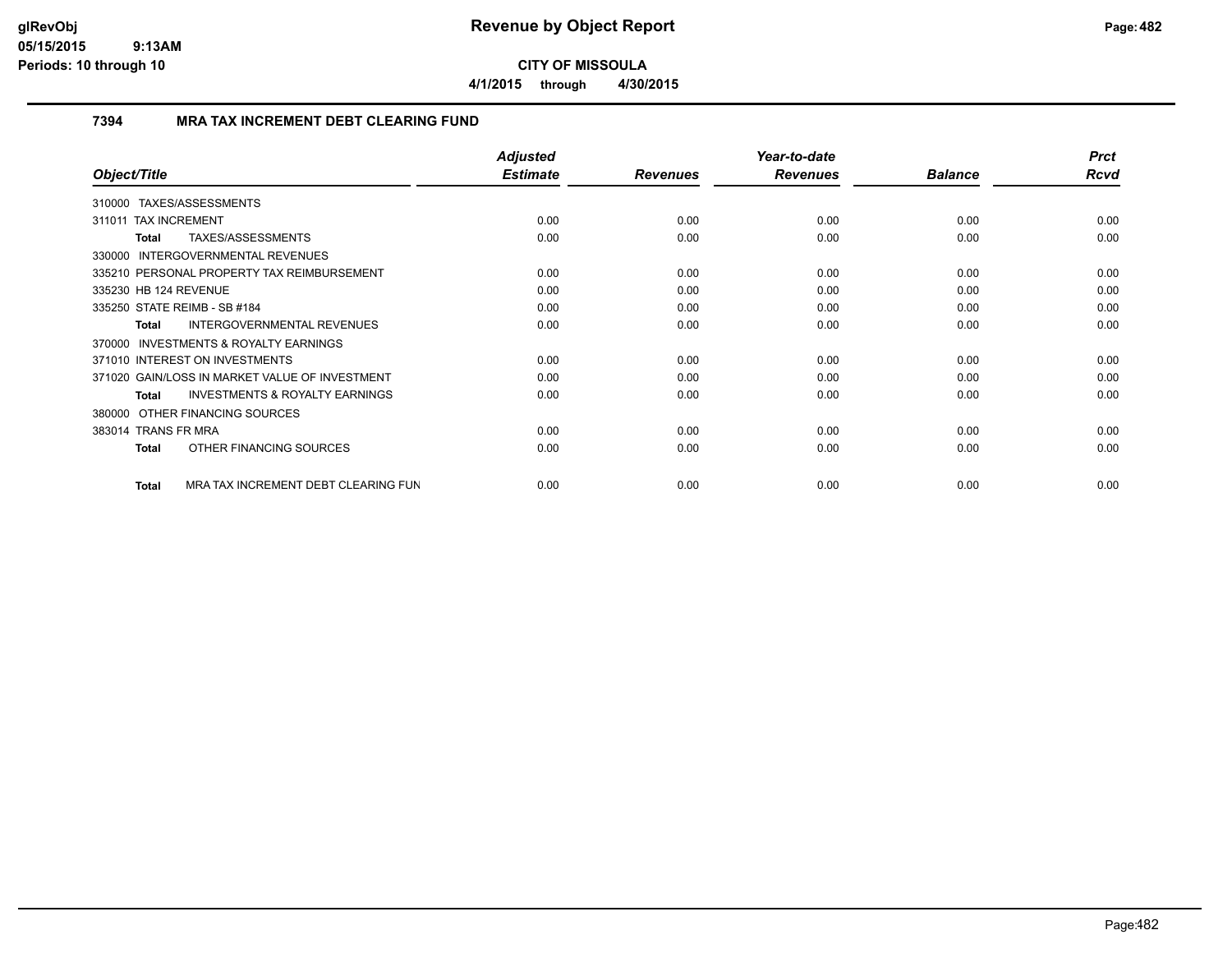# Revenue by Object Report

**CITY OF MISSOULA**

**4/1/2015 through 4/30/2015**

glRevObj
05/15/2015 9:13AM
Periods: 10 through 10

## 7394 MRA TAX INCREMENT DEBT CLEARING FUND

| Object/Title | Adjusted Estimate | Revenues | Year-to-date Revenues | Balance | Prct Rcvd |
|---|---|---|---|---|---|
| 310000 TAXES/ASSESSMENTS | | | | | |
| 311011 TAX INCREMENT | 0.00 | 0.00 | 0.00 | 0.00 | 0.00 |
| **Total** TAXES/ASSESSMENTS | 0.00 | 0.00 | 0.00 | 0.00 | 0.00 |
| 330000 INTERGOVERNMENTAL REVENUES | | | | | |
| 335210 PERSONAL PROPERTY TAX REIMBURSEMENT | 0.00 | 0.00 | 0.00 | 0.00 | 0.00 |
| 335230 HB 124 REVENUE | 0.00 | 0.00 | 0.00 | 0.00 | 0.00 |
| 335250 STATE REIMB - SB #184 | 0.00 | 0.00 | 0.00 | 0.00 | 0.00 |
| **Total** INTERGOVERNMENTAL REVENUES | 0.00 | 0.00 | 0.00 | 0.00 | 0.00 |
| 370000 INVESTMENTS & ROYALTY EARNINGS | | | | | |
| 371010 INTEREST ON INVESTMENTS | 0.00 | 0.00 | 0.00 | 0.00 | 0.00 |
| 371020 GAIN/LOSS IN MARKET VALUE OF INVESTMENT | 0.00 | 0.00 | 0.00 | 0.00 | 0.00 |
| **Total** INVESTMENTS & ROYALTY EARNINGS | 0.00 | 0.00 | 0.00 | 0.00 | 0.00 |
| 380000 OTHER FINANCING SOURCES | | | | | |
| 383014 TRANS FR MRA | 0.00 | 0.00 | 0.00 | 0.00 | 0.00 |
| **Total** OTHER FINANCING SOURCES | 0.00 | 0.00 | 0.00 | 0.00 | 0.00 |
| **Total** MRA TAX INCREMENT DEBT CLEARING FUN | 0.00 | 0.00 | 0.00 | 0.00 | 0.00 |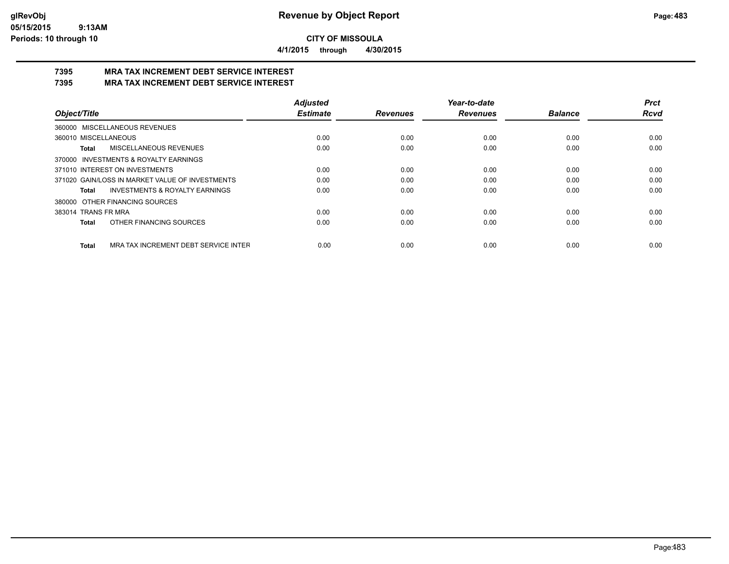# Revenue by Object Report

**CITY OF MISSOULA**

**4/1/2015 through 4/30/2015**

glRevObj
05/15/2015 9:13AM
Periods: 10 through 10

## 7395 MRA TAX INCREMENT DEBT SERVICE INTEREST
## 7395 MRA TAX INCREMENT DEBT SERVICE INTEREST

| Object/Title | Adjusted Estimate | Revenues | Year-to-date Revenues | Balance | Prct Rcvd |
|---|---|---|---|---|---|
| 360000 MISCELLANEOUS REVENUES | | | | | |
| 360010 MISCELLANEOUS | 0.00 | 0.00 | 0.00 | 0.00 | 0.00 |
| **Total** MISCELLANEOUS REVENUES | 0.00 | 0.00 | 0.00 | 0.00 | 0.00 |
| 370000 INVESTMENTS & ROYALTY EARNINGS | | | | | |
| 371010 INTEREST ON INVESTMENTS | 0.00 | 0.00 | 0.00 | 0.00 | 0.00 |
| 371020 GAIN/LOSS IN MARKET VALUE OF INVESTMENTS | 0.00 | 0.00 | 0.00 | 0.00 | 0.00 |
| **Total** INVESTMENTS & ROYALTY EARNINGS | 0.00 | 0.00 | 0.00 | 0.00 | 0.00 |
| 380000 OTHER FINANCING SOURCES | | | | | |
| 383014 TRANS FR MRA | 0.00 | 0.00 | 0.00 | 0.00 | 0.00 |
| **Total** OTHER FINANCING SOURCES | 0.00 | 0.00 | 0.00 | 0.00 | 0.00 |
| **Total** MRA TAX INCREMENT DEBT SERVICE INTER | 0.00 | 0.00 | 0.00 | 0.00 | 0.00 |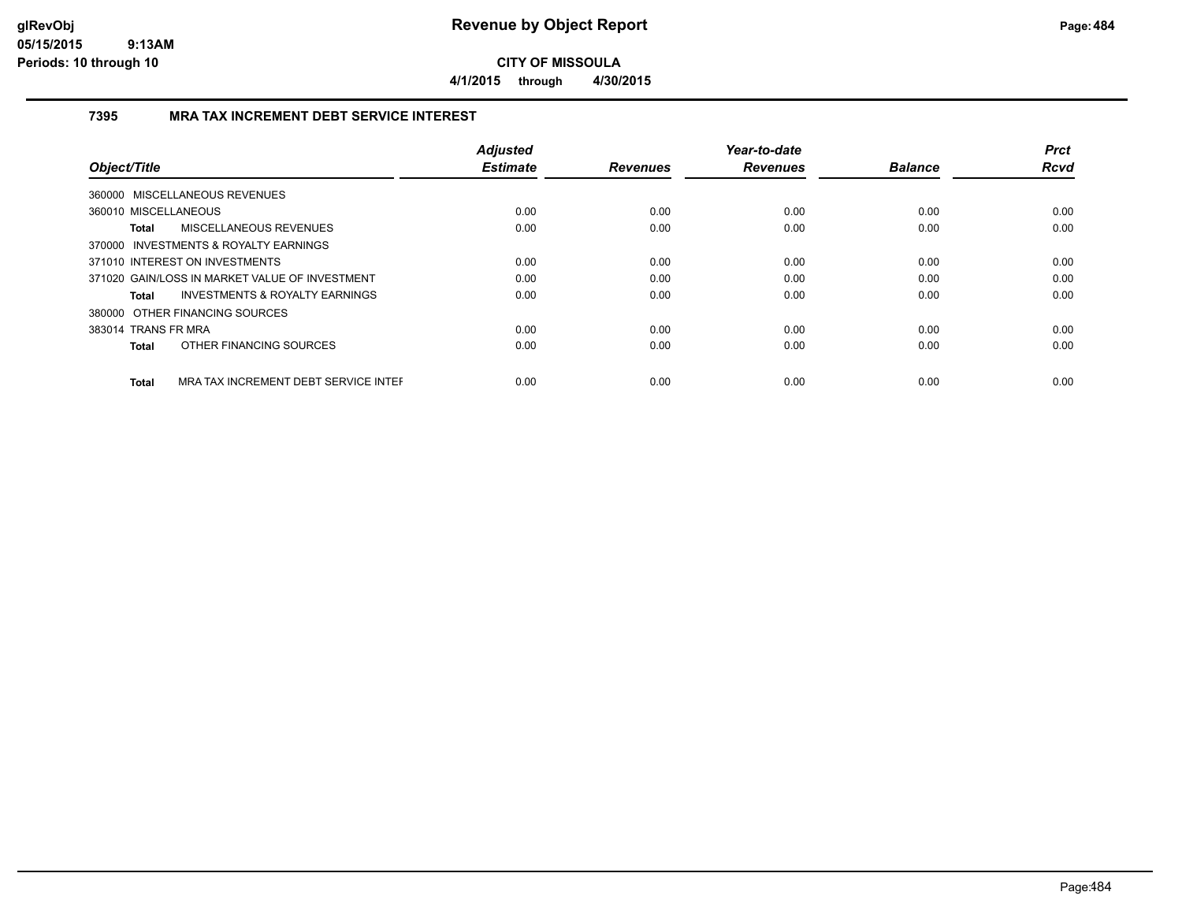# Revenue by Object Report

**CITY OF MISSOULA**

**4/1/2015 through 4/30/2015**

### 7395 MRA TAX INCREMENT DEBT SERVICE INTEREST

| Object/Title | Adjusted Estimate | Revenues | Year-to-date Revenues | Balance | Prct Rcvd |
|---|---|---|---|---|---|
| 360000 MISCELLANEOUS REVENUES | | | | | |
| 360010 MISCELLANEOUS | 0.00 | 0.00 | 0.00 | 0.00 | 0.00 |
| **Total** MISCELLANEOUS REVENUES | 0.00 | 0.00 | 0.00 | 0.00 | 0.00 |
| 370000 INVESTMENTS & ROYALTY EARNINGS | | | | | |
| 371010 INTEREST ON INVESTMENTS | 0.00 | 0.00 | 0.00 | 0.00 | 0.00 |
| 371020 GAIN/LOSS IN MARKET VALUE OF INVESTMENT | 0.00 | 0.00 | 0.00 | 0.00 | 0.00 |
| **Total** INVESTMENTS & ROYALTY EARNINGS | 0.00 | 0.00 | 0.00 | 0.00 | 0.00 |
| 380000 OTHER FINANCING SOURCES | | | | | |
| 383014 TRANS FR MRA | 0.00 | 0.00 | 0.00 | 0.00 | 0.00 |
| **Total** OTHER FINANCING SOURCES | 0.00 | 0.00 | 0.00 | 0.00 | 0.00 |
| **Total** MRA TAX INCREMENT DEBT SERVICE INTEF | 0.00 | 0.00 | 0.00 | 0.00 | 0.00 |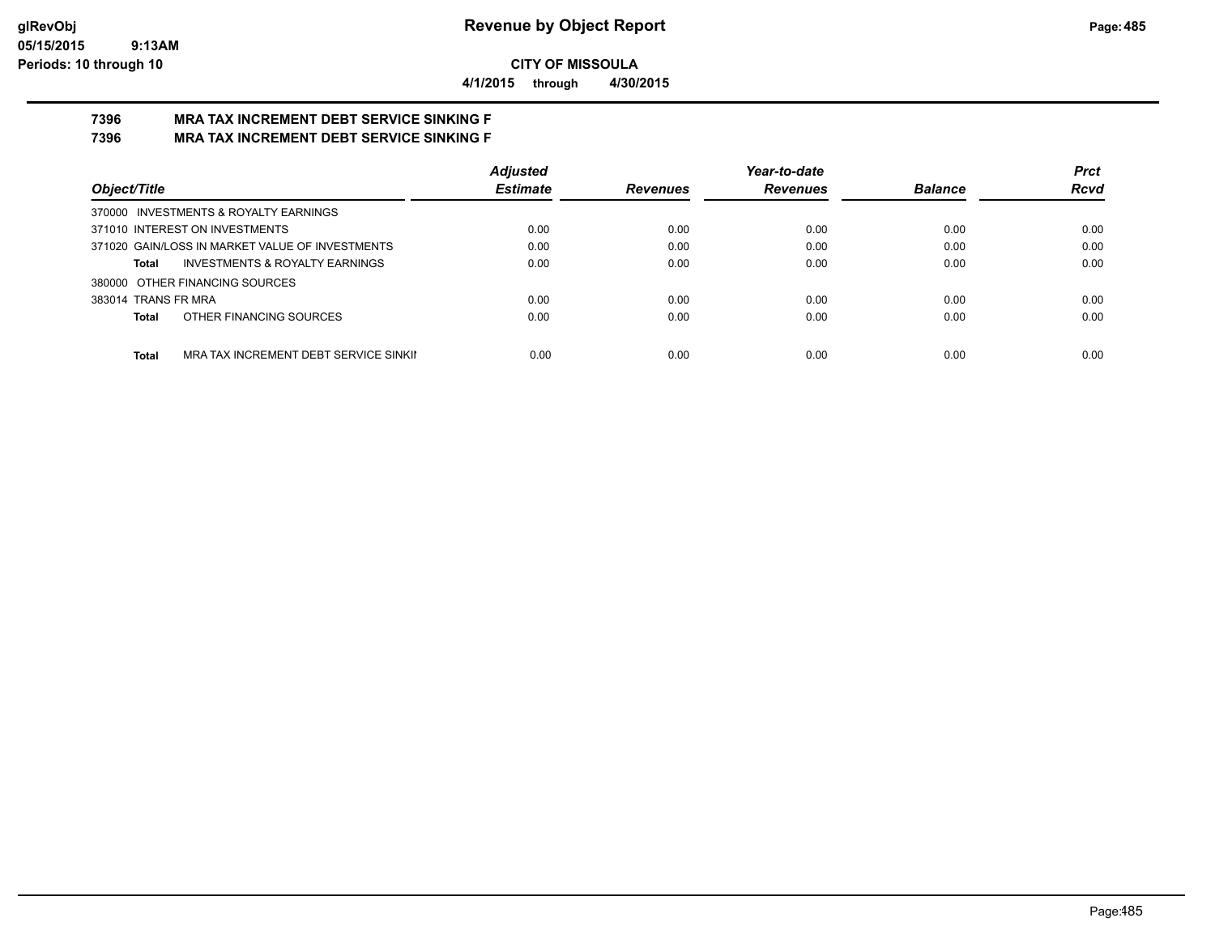**CITY OF MISSOULA**

**4/1/2015 through 4/30/2015**

## 7396 MRA TAX INCREMENT DEBT SERVICE SINKING F

## 7396 MRA TAX INCREMENT DEBT SERVICE SINKING F

| Object/Title | Adjusted Estimate | Revenues | Year-to-date Revenues | Balance | Prct Rcvd |
|---|---|---|---|---|---|
| 370000 INVESTMENTS & ROYALTY EARNINGS | | | | | |
| 371010 INTEREST ON INVESTMENTS | 0.00 | 0.00 | 0.00 | 0.00 | 0.00 |
| 371020 GAIN/LOSS IN MARKET VALUE OF INVESTMENTS | 0.00 | 0.00 | 0.00 | 0.00 | 0.00 |
| **Total** INVESTMENTS & ROYALTY EARNINGS | 0.00 | 0.00 | 0.00 | 0.00 | 0.00 |
| 380000 OTHER FINANCING SOURCES | | | | | |
| 383014 TRANS FR MRA | 0.00 | 0.00 | 0.00 | 0.00 | 0.00 |
| **Total** OTHER FINANCING SOURCES | 0.00 | 0.00 | 0.00 | 0.00 | 0.00 |
| **Total** MRA TAX INCREMENT DEBT SERVICE SINKII | 0.00 | 0.00 | 0.00 | 0.00 | 0.00 |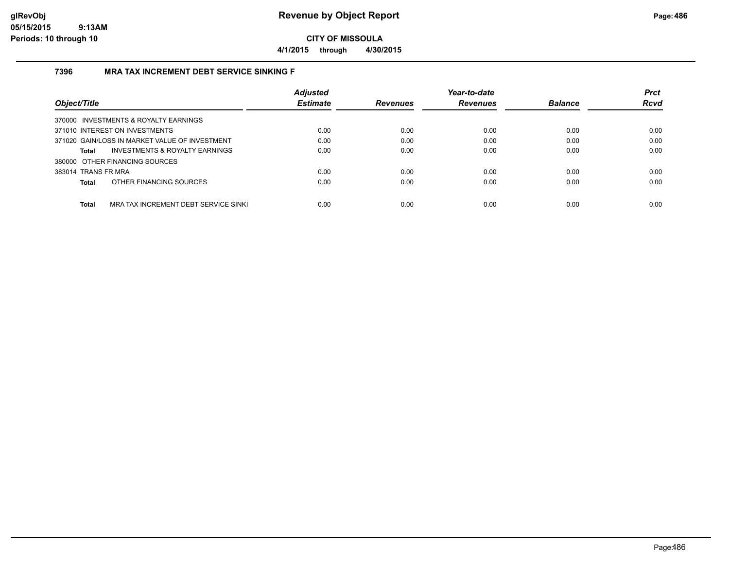# Revenue by Object Report

**CITY OF MISSOULA**

**4/1/2015 through 4/30/2015**

### 7396 MRA TAX INCREMENT DEBT SERVICE SINKING F

| Object/Title | Adjusted Estimate | Revenues | Year-to-date Revenues | Balance | Prct Rcvd |
|---|---|---|---|---|---|
| 370000 INVESTMENTS & ROYALTY EARNINGS | | | | | |
| 371010 INTEREST ON INVESTMENTS | 0.00 | 0.00 | 0.00 | 0.00 | 0.00 |
| 371020 GAIN/LOSS IN MARKET VALUE OF INVESTMENT | 0.00 | 0.00 | 0.00 | 0.00 | 0.00 |
| **Total** INVESTMENTS & ROYALTY EARNINGS | 0.00 | 0.00 | 0.00 | 0.00 | 0.00 |
| 380000 OTHER FINANCING SOURCES | | | | | |
| 383014 TRANS FR MRA | 0.00 | 0.00 | 0.00 | 0.00 | 0.00 |
| **Total** OTHER FINANCING SOURCES | 0.00 | 0.00 | 0.00 | 0.00 | 0.00 |
| **Total** MRA TAX INCREMENT DEBT SERVICE SINKI | 0.00 | 0.00 | 0.00 | 0.00 | 0.00 |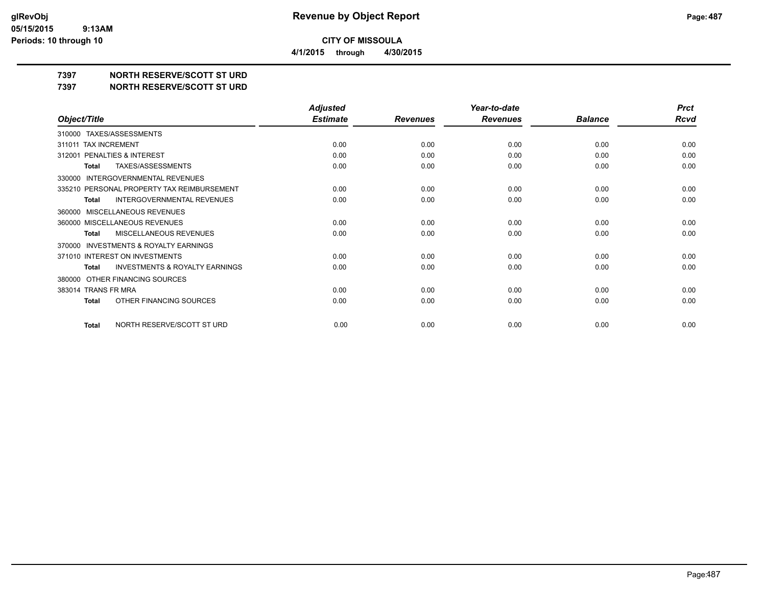**CITY OF MISSOULA**

**4/1/2015 through 4/30/2015**

# 7397 NORTH RESERVE/SCOTT ST URD

## 7397 NORTH RESERVE/SCOTT ST URD

| Object/Title | Adjusted Estimate | Revenues | Year-to-date Revenues | Balance | Prct Rcvd |
|---|---|---|---|---|---|
| 310000 TAXES/ASSESSMENTS | | | | | |
| 311011 TAX INCREMENT | 0.00 | 0.00 | 0.00 | 0.00 | 0.00 |
| 312001 PENALTIES & INTEREST | 0.00 | 0.00 | 0.00 | 0.00 | 0.00 |
| **Total** TAXES/ASSESSMENTS | 0.00 | 0.00 | 0.00 | 0.00 | 0.00 |
| 330000 INTERGOVERNMENTAL REVENUES | | | | | |
| 335210 PERSONAL PROPERTY TAX REIMBURSEMENT | 0.00 | 0.00 | 0.00 | 0.00 | 0.00 |
| **Total** INTERGOVERNMENTAL REVENUES | 0.00 | 0.00 | 0.00 | 0.00 | 0.00 |
| 360000 MISCELLANEOUS REVENUES | | | | | |
| 360000 MISCELLANEOUS REVENUES | 0.00 | 0.00 | 0.00 | 0.00 | 0.00 |
| **Total** MISCELLANEOUS REVENUES | 0.00 | 0.00 | 0.00 | 0.00 | 0.00 |
| 370000 INVESTMENTS & ROYALTY EARNINGS | | | | | |
| 371010 INTEREST ON INVESTMENTS | 0.00 | 0.00 | 0.00 | 0.00 | 0.00 |
| **Total** INVESTMENTS & ROYALTY EARNINGS | 0.00 | 0.00 | 0.00 | 0.00 | 0.00 |
| 380000 OTHER FINANCING SOURCES | | | | | |
| 383014 TRANS FR MRA | 0.00 | 0.00 | 0.00 | 0.00 | 0.00 |
| **Total** OTHER FINANCING SOURCES | 0.00 | 0.00 | 0.00 | 0.00 | 0.00 |
| **Total** NORTH RESERVE/SCOTT ST URD | 0.00 | 0.00 | 0.00 | 0.00 | 0.00 |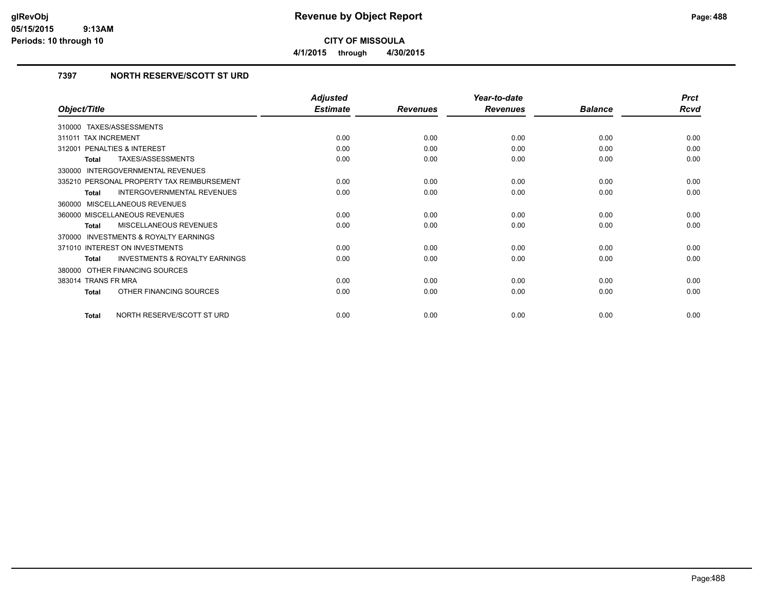# Revenue by Object Report

**CITY OF MISSOULA**

**4/1/2015 through 4/30/2015**

glRevObj
05/15/2015 9:13AM
Periods: 10 through 10

## 7397 NORTH RESERVE/SCOTT ST URD

| Object/Title | Adjusted Estimate | Revenues | Year-to-date Revenues | Balance | Prct Rcvd |
|---|---|---|---|---|---|
| 310000 TAXES/ASSESSMENTS | | | | | |
| 311011 TAX INCREMENT | 0.00 | 0.00 | 0.00 | 0.00 | 0.00 |
| 312001 PENALTIES & INTEREST | 0.00 | 0.00 | 0.00 | 0.00 | 0.00 |
| **Total** TAXES/ASSESSMENTS | 0.00 | 0.00 | 0.00 | 0.00 | 0.00 |
| 330000 INTERGOVERNMENTAL REVENUES | | | | | |
| 335210 PERSONAL PROPERTY TAX REIMBURSEMENT | 0.00 | 0.00 | 0.00 | 0.00 | 0.00 |
| **Total** INTERGOVERNMENTAL REVENUES | 0.00 | 0.00 | 0.00 | 0.00 | 0.00 |
| 360000 MISCELLANEOUS REVENUES | | | | | |
| 360000 MISCELLANEOUS REVENUES | 0.00 | 0.00 | 0.00 | 0.00 | 0.00 |
| **Total** MISCELLANEOUS REVENUES | 0.00 | 0.00 | 0.00 | 0.00 | 0.00 |
| 370000 INVESTMENTS & ROYALTY EARNINGS | | | | | |
| 371010 INTEREST ON INVESTMENTS | 0.00 | 0.00 | 0.00 | 0.00 | 0.00 |
| **Total** INVESTMENTS & ROYALTY EARNINGS | 0.00 | 0.00 | 0.00 | 0.00 | 0.00 |
| 380000 OTHER FINANCING SOURCES | | | | | |
| 383014 TRANS FR MRA | 0.00 | 0.00 | 0.00 | 0.00 | 0.00 |
| **Total** OTHER FINANCING SOURCES | 0.00 | 0.00 | 0.00 | 0.00 | 0.00 |
| **Total** NORTH RESERVE/SCOTT ST URD | 0.00 | 0.00 | 0.00 | 0.00 | 0.00 |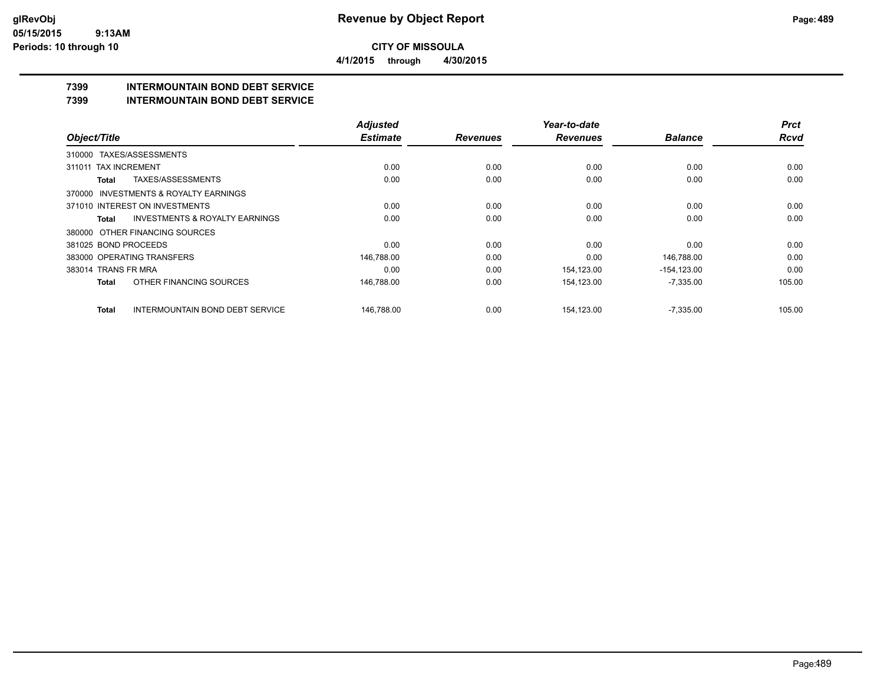# Revenue by Object Report

**CITY OF MISSOULA**

**4/1/2015 through 4/30/2015**

glRevObj
05/15/2015 9:13AM
Periods: 10 through 10

## 7399 INTERMOUNTAIN BOND DEBT SERVICE
## 7399 INTERMOUNTAIN BOND DEBT SERVICE

| Object/Title | Adjusted Estimate | Revenues | Year-to-date Revenues | Balance | Prct Rcvd |
|---|---|---|---|---|---|
| 310000 TAXES/ASSESSMENTS | | | | | |
| 311011 TAX INCREMENT | 0.00 | 0.00 | 0.00 | 0.00 | 0.00 |
| **Total** TAXES/ASSESSMENTS | 0.00 | 0.00 | 0.00 | 0.00 | 0.00 |
| 370000 INVESTMENTS & ROYALTY EARNINGS | | | | | |
| 371010 INTEREST ON INVESTMENTS | 0.00 | 0.00 | 0.00 | 0.00 | 0.00 |
| **Total** INVESTMENTS & ROYALTY EARNINGS | 0.00 | 0.00 | 0.00 | 0.00 | 0.00 |
| 380000 OTHER FINANCING SOURCES | | | | | |
| 381025 BOND PROCEEDS | 0.00 | 0.00 | 0.00 | 0.00 | 0.00 |
| 383000 OPERATING TRANSFERS | 146,788.00 | 0.00 | 0.00 | 146,788.00 | 0.00 |
| 383014 TRANS FR MRA | 0.00 | 0.00 | 154,123.00 | -154,123.00 | 0.00 |
| **Total** OTHER FINANCING SOURCES | 146,788.00 | 0.00 | 154,123.00 | -7,335.00 | 105.00 |
| **Total** INTERMOUNTAIN BOND DEBT SERVICE | 146,788.00 | 0.00 | 154,123.00 | -7,335.00 | 105.00 |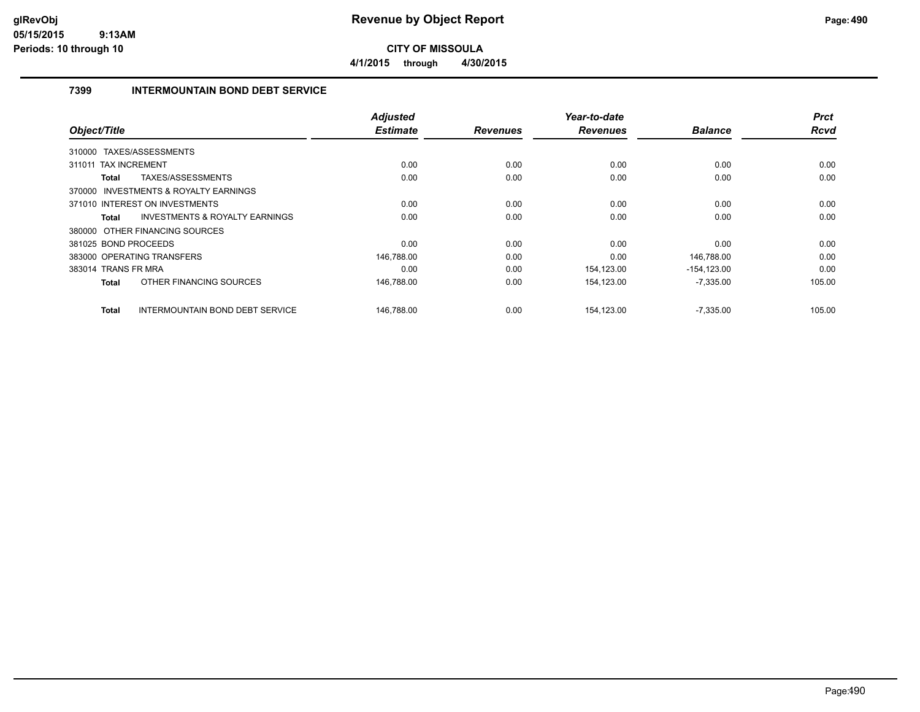# Revenue by Object Report

**CITY OF MISSOULA**

**4/1/2015 through 4/30/2015**

### 7399 INTERMOUNTAIN BOND DEBT SERVICE

| Object/Title | Adjusted Estimate | Revenues | Year-to-date Revenues | Balance | Prct Rcvd |
|---|---|---|---|---|---|
| 310000 TAXES/ASSESSMENTS | | | | | |
| 311011 TAX INCREMENT | 0.00 | 0.00 | 0.00 | 0.00 | 0.00 |
| **Total** TAXES/ASSESSMENTS | 0.00 | 0.00 | 0.00 | 0.00 | 0.00 |
| 370000 INVESTMENTS & ROYALTY EARNINGS | | | | | |
| 371010 INTEREST ON INVESTMENTS | 0.00 | 0.00 | 0.00 | 0.00 | 0.00 |
| **Total** INVESTMENTS & ROYALTY EARNINGS | 0.00 | 0.00 | 0.00 | 0.00 | 0.00 |
| 380000 OTHER FINANCING SOURCES | | | | | |
| 381025 BOND PROCEEDS | 0.00 | 0.00 | 0.00 | 0.00 | 0.00 |
| 383000 OPERATING TRANSFERS | 146,788.00 | 0.00 | 0.00 | 146,788.00 | 0.00 |
| 383014 TRANS FR MRA | 0.00 | 0.00 | 154,123.00 | -154,123.00 | 0.00 |
| **Total** OTHER FINANCING SOURCES | 146,788.00 | 0.00 | 154,123.00 | -7,335.00 | 105.00 |
| **Total** INTERMOUNTAIN BOND DEBT SERVICE | 146,788.00 | 0.00 | 154,123.00 | -7,335.00 | 105.00 |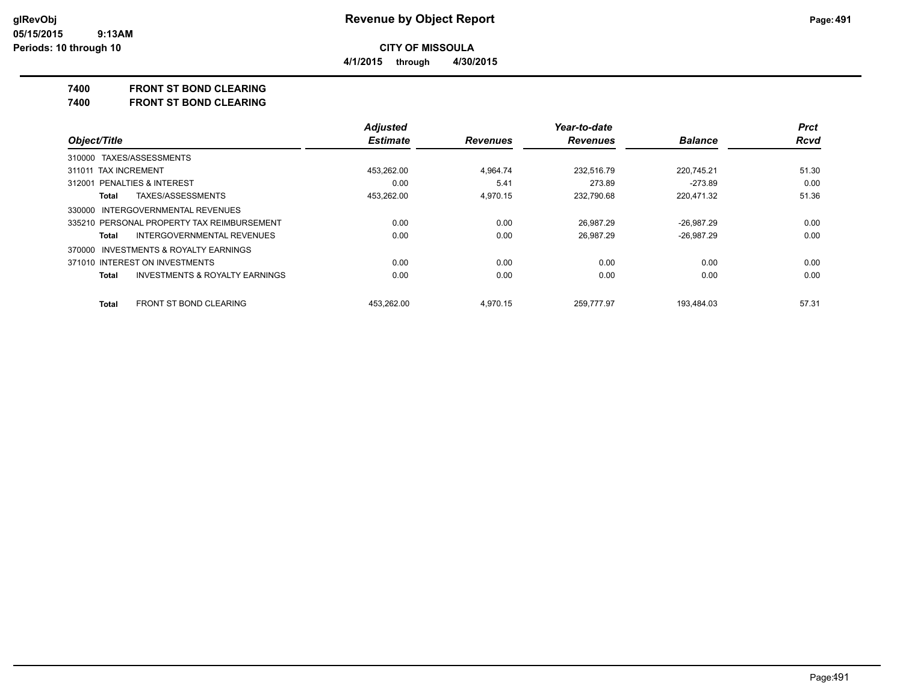# Revenue by Object Report

**CITY OF MISSOULA**

**4/1/2015 through 4/30/2015**

glRevObj
05/15/2015 9:13AM
Periods: 10 through 10

## 7400 FRONT ST BOND CLEARING
## 7400 FRONT ST BOND CLEARING

| Object/Title | Adjusted Estimate | Revenues | Year-to-date Revenues | Balance | Prct Rcvd |
|---|---|---|---|---|---|
| 310000 TAXES/ASSESSMENTS | | | | | |
| 311011 TAX INCREMENT | 453,262.00 | 4,964.74 | 232,516.79 | 220,745.21 | 51.30 |
| 312001 PENALTIES & INTEREST | 0.00 | 5.41 | 273.89 | -273.89 | 0.00 |
| **Total** TAXES/ASSESSMENTS | 453,262.00 | 4,970.15 | 232,790.68 | 220,471.32 | 51.36 |
| 330000 INTERGOVERNMENTAL REVENUES | | | | | |
| 335210 PERSONAL PROPERTY TAX REIMBURSEMENT | 0.00 | 0.00 | 26,987.29 | -26,987.29 | 0.00 |
| **Total** INTERGOVERNMENTAL REVENUES | 0.00 | 0.00 | 26,987.29 | -26,987.29 | 0.00 |
| 370000 INVESTMENTS & ROYALTY EARNINGS | | | | | |
| 371010 INTEREST ON INVESTMENTS | 0.00 | 0.00 | 0.00 | 0.00 | 0.00 |
| **Total** INVESTMENTS & ROYALTY EARNINGS | 0.00 | 0.00 | 0.00 | 0.00 | 0.00 |
| **Total** FRONT ST BOND CLEARING | 453,262.00 | 4,970.15 | 259,777.97 | 193,484.03 | 57.31 |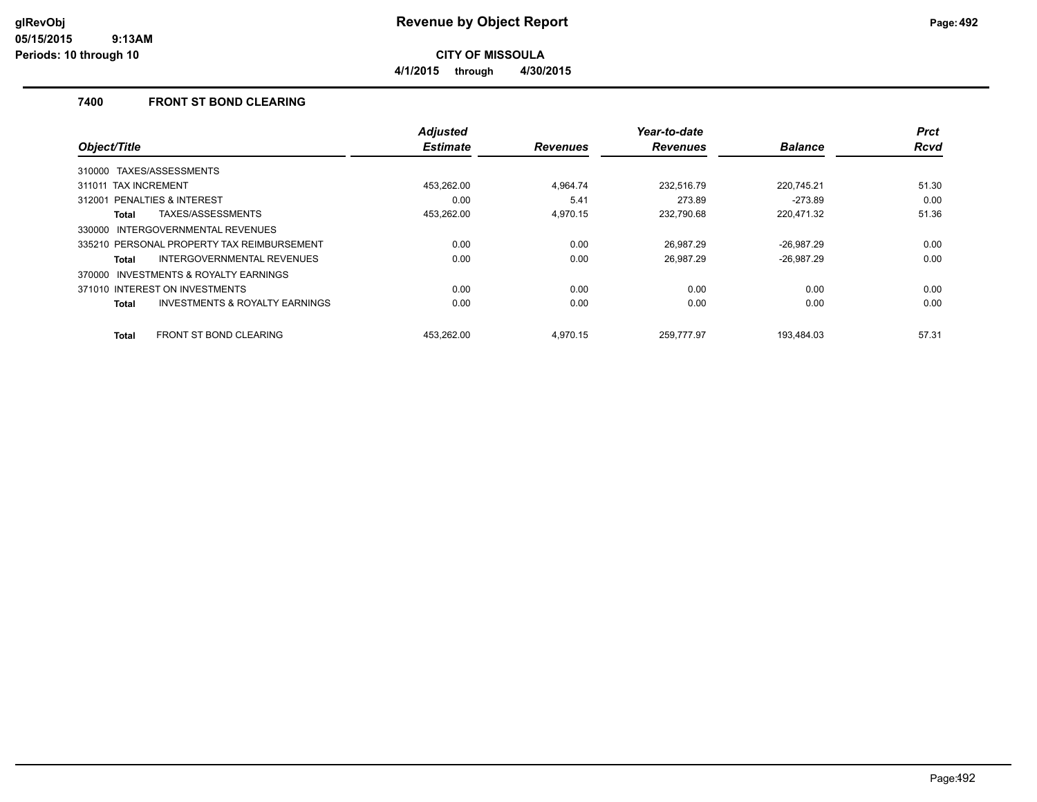# Revenue by Object Report

**CITY OF MISSOULA**

**4/1/2015 through 4/30/2015**

## 7400 FRONT ST BOND CLEARING

| Object/Title | Adjusted Estimate | Revenues | Year-to-date Revenues | Balance | Prct Rcvd |
|---|---|---|---|---|---|
| 310000 TAXES/ASSESSMENTS | | | | | |
| 311011 TAX INCREMENT | 453,262.00 | 4,964.74 | 232,516.79 | 220,745.21 | 51.30 |
| 312001 PENALTIES & INTEREST | 0.00 | 5.41 | 273.89 | -273.89 | 0.00 |
| **Total** TAXES/ASSESSMENTS | 453,262.00 | 4,970.15 | 232,790.68 | 220,471.32 | 51.36 |
| 330000 INTERGOVERNMENTAL REVENUES | | | | | |
| 335210 PERSONAL PROPERTY TAX REIMBURSEMENT | 0.00 | 0.00 | 26,987.29 | -26,987.29 | 0.00 |
| **Total** INTERGOVERNMENTAL REVENUES | 0.00 | 0.00 | 26,987.29 | -26,987.29 | 0.00 |
| 370000 INVESTMENTS & ROYALTY EARNINGS | | | | | |
| 371010 INTEREST ON INVESTMENTS | 0.00 | 0.00 | 0.00 | 0.00 | 0.00 |
| **Total** INVESTMENTS & ROYALTY EARNINGS | 0.00 | 0.00 | 0.00 | 0.00 | 0.00 |
| **Total** FRONT ST BOND CLEARING | 453,262.00 | 4,970.15 | 259,777.97 | 193,484.03 | 57.31 |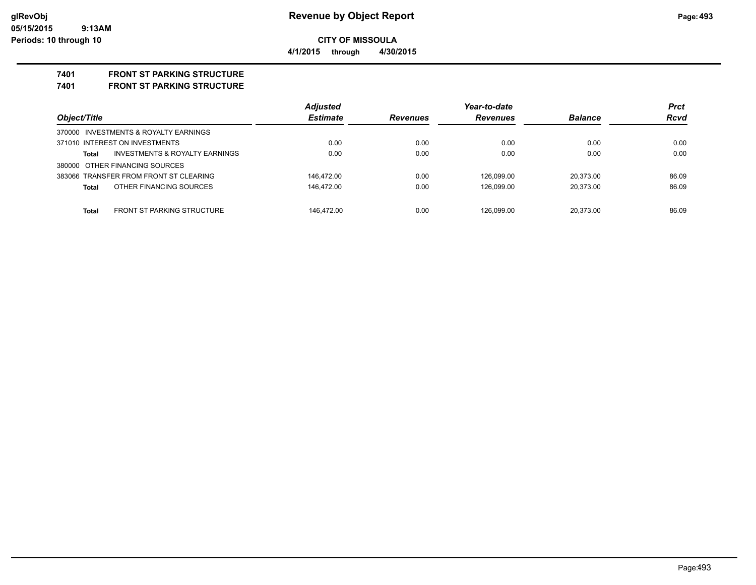# Revenue by Object Report

**CITY OF MISSOULA**

**4/1/2015 through 4/30/2015**

glRevObj
05/15/2015 9:13AM
Periods: 10 through 10

## 7401 FRONT ST PARKING STRUCTURE
## 7401 FRONT ST PARKING STRUCTURE

| Object/Title | | Adjusted Estimate | Revenues | Year-to-date Revenues | Balance | Prct Rcvd |
|---|---|---|---|---|---|---|
| 370000 INVESTMENTS & ROYALTY EARNINGS | | | | | | |
| 371010 INTEREST ON INVESTMENTS | | 0.00 | 0.00 | 0.00 | 0.00 | 0.00 |
| **Total** | INVESTMENTS & ROYALTY EARNINGS | 0.00 | 0.00 | 0.00 | 0.00 | 0.00 |
| 380000 OTHER FINANCING SOURCES | | | | | | |
| 383066 TRANSFER FROM FRONT ST CLEARING | | 146,472.00 | 0.00 | 126,099.00 | 20,373.00 | 86.09 |
| **Total** | OTHER FINANCING SOURCES | 146,472.00 | 0.00 | 126,099.00 | 20,373.00 | 86.09 |
| **Total** | FRONT ST PARKING STRUCTURE | 146,472.00 | 0.00 | 126,099.00 | 20,373.00 | 86.09 |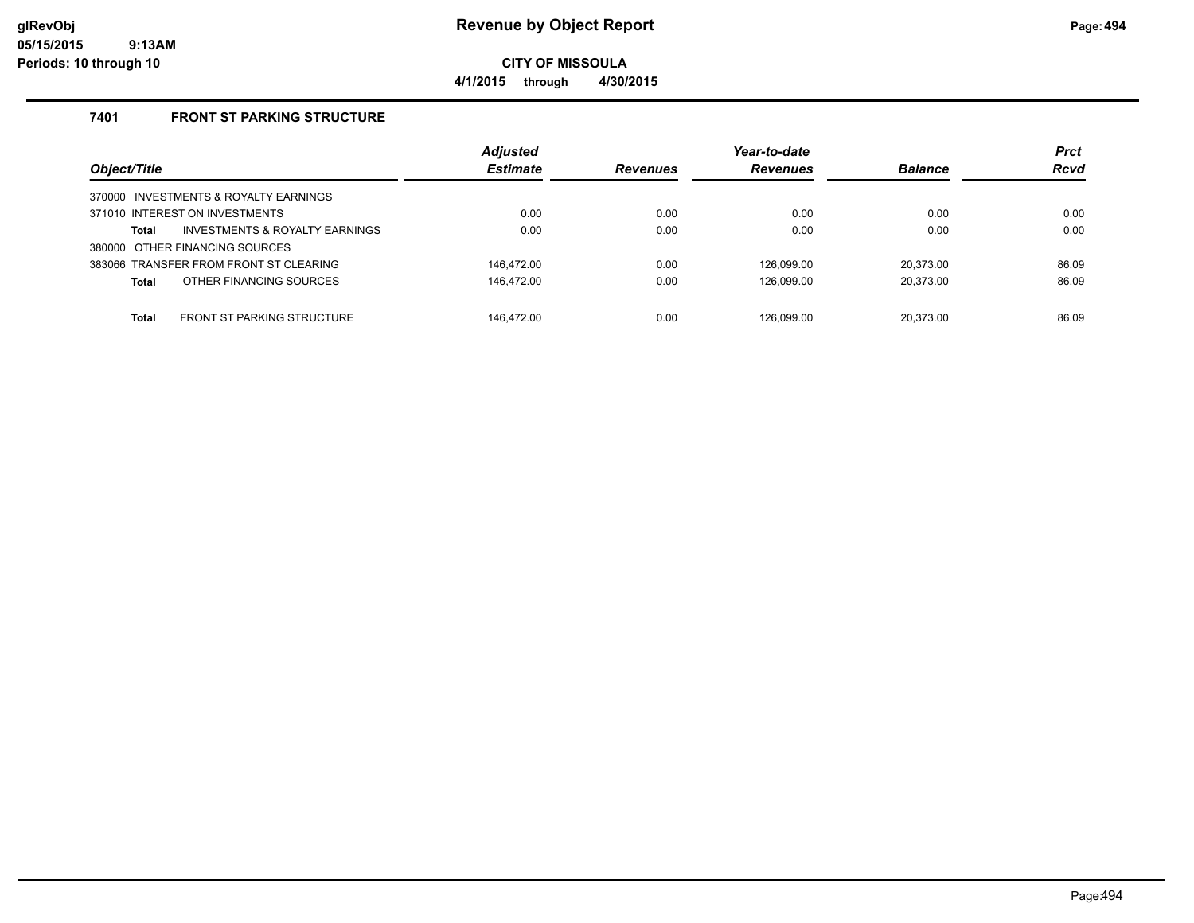# Revenue by Object Report

**CITY OF MISSOULA**

**4/1/2015 through 4/30/2015**

### 7401 FRONT ST PARKING STRUCTURE

| Object/Title | Adjusted Estimate | Revenues | Year-to-date Revenues | Balance | Prct Rcvd |
|---|---|---|---|---|---|
| 370000 INVESTMENTS & ROYALTY EARNINGS | | | | | |
| 371010 INTEREST ON INVESTMENTS | 0.00 | 0.00 | 0.00 | 0.00 | 0.00 |
| **Total** INVESTMENTS & ROYALTY EARNINGS | 0.00 | 0.00 | 0.00 | 0.00 | 0.00 |
| 380000 OTHER FINANCING SOURCES | | | | | |
| 383066 TRANSFER FROM FRONT ST CLEARING | 146,472.00 | 0.00 | 126,099.00 | 20,373.00 | 86.09 |
| **Total** OTHER FINANCING SOURCES | 146,472.00 | 0.00 | 126,099.00 | 20,373.00 | 86.09 |
| **Total** FRONT ST PARKING STRUCTURE | 146,472.00 | 0.00 | 126,099.00 | 20,373.00 | 86.09 |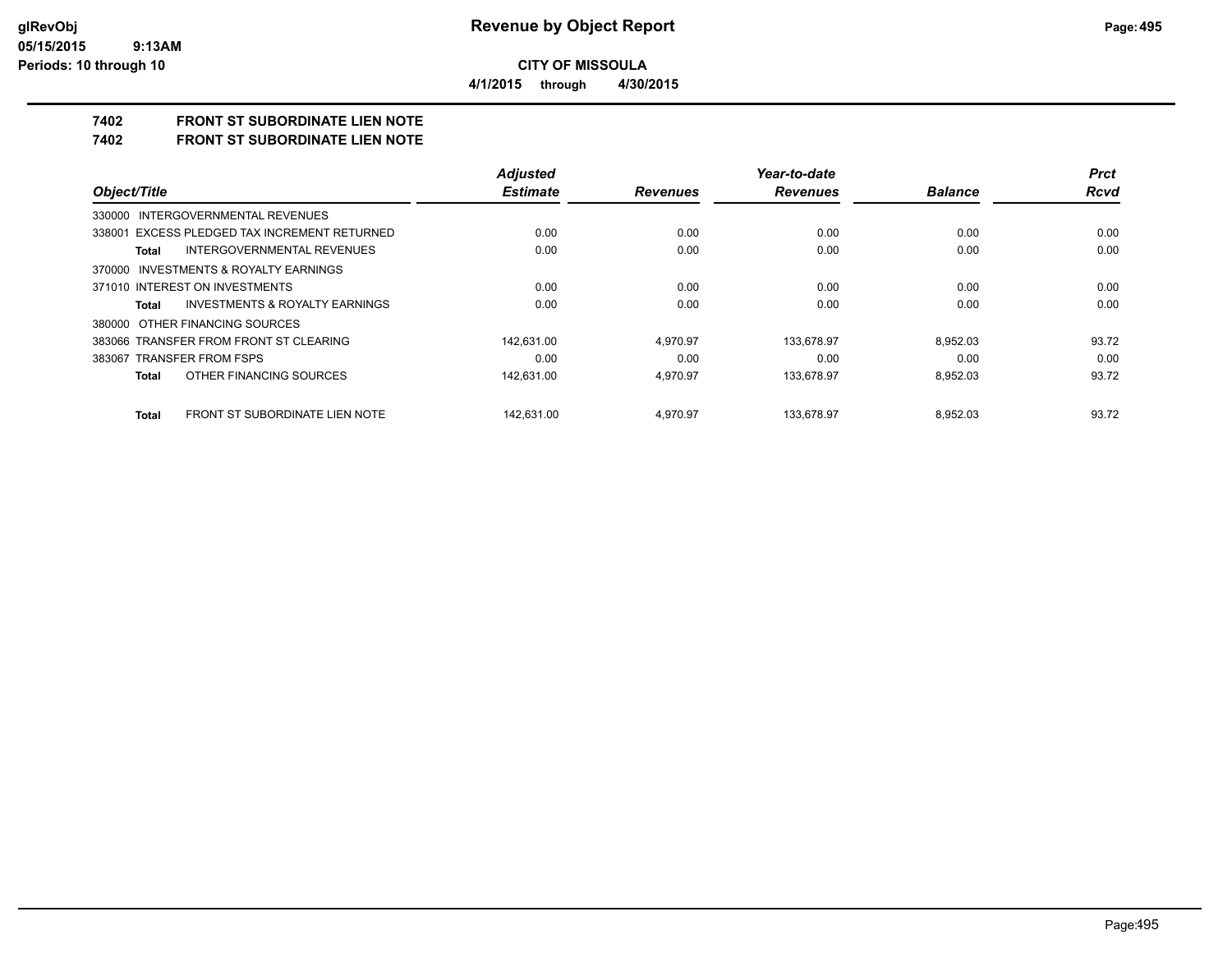# Revenue by Object Report

**CITY OF MISSOULA**

**4/1/2015 through 4/30/2015**

glRevObj
05/15/2015 9:13AM
Periods: 10 through 10

## 7402 FRONT ST SUBORDINATE LIEN NOTE
## 7402 FRONT ST SUBORDINATE LIEN NOTE

| Object/Title | Adjusted Estimate | Revenues | Year-to-date Revenues | Balance | Prct Rcvd |
|---|---|---|---|---|---|
| 330000 INTERGOVERNMENTAL REVENUES | | | | | |
| 338001 EXCESS PLEDGED TAX INCREMENT RETURNED | 0.00 | 0.00 | 0.00 | 0.00 | 0.00 |
| **Total** INTERGOVERNMENTAL REVENUES | 0.00 | 0.00 | 0.00 | 0.00 | 0.00 |
| 370000 INVESTMENTS & ROYALTY EARNINGS | | | | | |
| 371010 INTEREST ON INVESTMENTS | 0.00 | 0.00 | 0.00 | 0.00 | 0.00 |
| **Total** INVESTMENTS & ROYALTY EARNINGS | 0.00 | 0.00 | 0.00 | 0.00 | 0.00 |
| 380000 OTHER FINANCING SOURCES | | | | | |
| 383066 TRANSFER FROM FRONT ST CLEARING | 142,631.00 | 4,970.97 | 133,678.97 | 8,952.03 | 93.72 |
| 383067 TRANSFER FROM FSPS | 0.00 | 0.00 | 0.00 | 0.00 | 0.00 |
| **Total** OTHER FINANCING SOURCES | 142,631.00 | 4,970.97 | 133,678.97 | 8,952.03 | 93.72 |
| **Total** FRONT ST SUBORDINATE LIEN NOTE | 142,631.00 | 4,970.97 | 133,678.97 | 8,952.03 | 93.72 |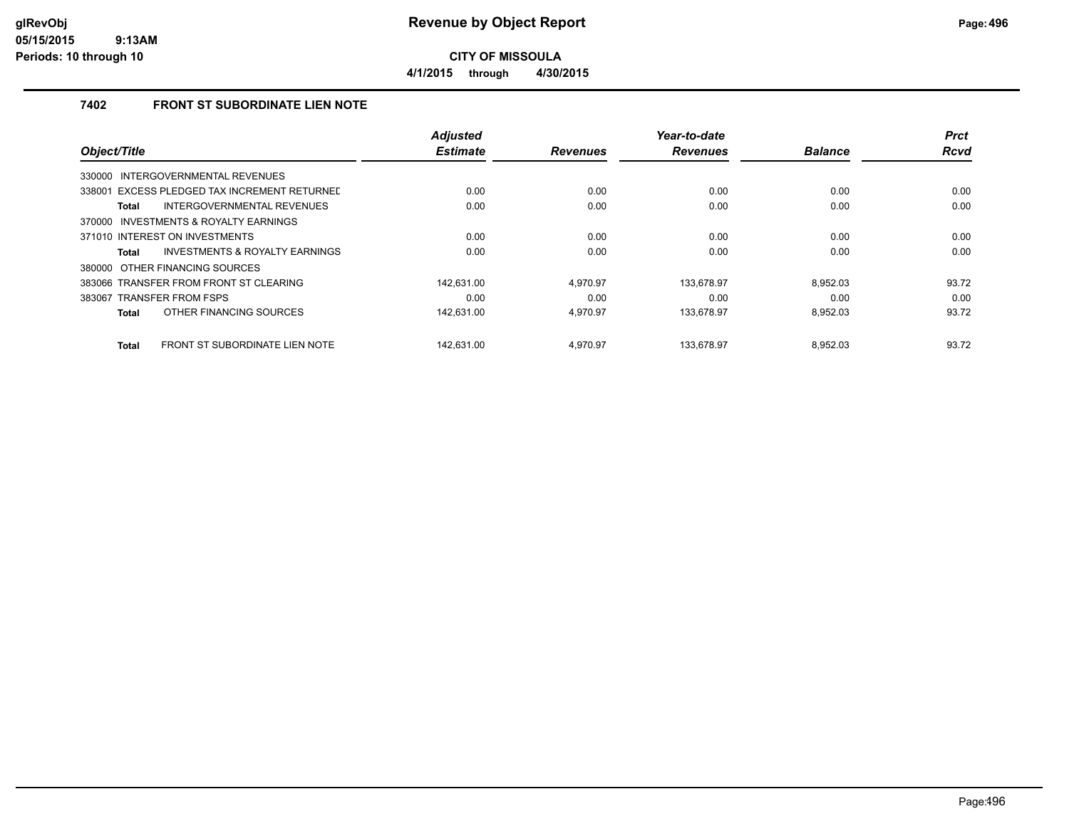**CITY OF MISSOULA**

**4/1/2015 through 4/30/2015**

## 7402 FRONT ST SUBORDINATE LIEN NOTE

| Object/Title | Adjusted Estimate | Revenues | Year-to-date Revenues | Balance | Prct Rcvd |
|---|---|---|---|---|---|
| 330000 INTERGOVERNMENTAL REVENUES | | | | | |
| 338001 EXCESS PLEDGED TAX INCREMENT RETURNED | 0.00 | 0.00 | 0.00 | 0.00 | 0.00 |
| **Total** INTERGOVERNMENTAL REVENUES | 0.00 | 0.00 | 0.00 | 0.00 | 0.00 |
| 370000 INVESTMENTS & ROYALTY EARNINGS | | | | | |
| 371010 INTEREST ON INVESTMENTS | 0.00 | 0.00 | 0.00 | 0.00 | 0.00 |
| **Total** INVESTMENTS & ROYALTY EARNINGS | 0.00 | 0.00 | 0.00 | 0.00 | 0.00 |
| 380000 OTHER FINANCING SOURCES | | | | | |
| 383066 TRANSFER FROM FRONT ST CLEARING | 142,631.00 | 4,970.97 | 133,678.97 | 8,952.03 | 93.72 |
| 383067 TRANSFER FROM FSPS | 0.00 | 0.00 | 0.00 | 0.00 | 0.00 |
| **Total** OTHER FINANCING SOURCES | 142,631.00 | 4,970.97 | 133,678.97 | 8,952.03 | 93.72 |
| **Total** FRONT ST SUBORDINATE LIEN NOTE | 142,631.00 | 4,970.97 | 133,678.97 | 8,952.03 | 93.72 |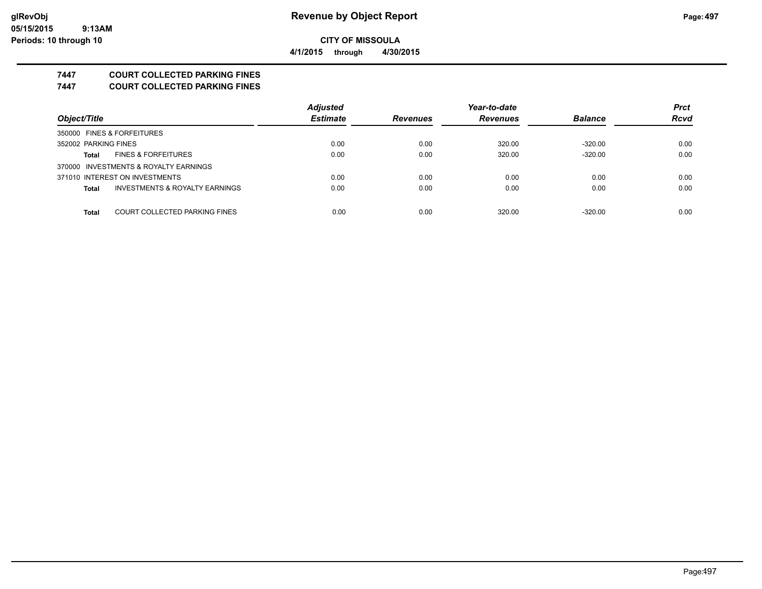**CITY OF MISSOULA**

**4/1/2015 through 4/30/2015**

# 7447 COURT COLLECTED PARKING FINES

## 7447 COURT COLLECTED PARKING FINES

| Object/Title | | Adjusted Estimate | Revenues | Year-to-date Revenues | Balance | Prct Rcvd |
|---|---|---|---|---|---|---|
| 350000 FINES & FORFEITURES | | | | | | |
| 352002 PARKING FINES | | 0.00 | 0.00 | 320.00 | -320.00 | 0.00 |
| Total | FINES & FORFEITURES | 0.00 | 0.00 | 320.00 | -320.00 | 0.00 |
| 370000 INVESTMENTS & ROYALTY EARNINGS | | | | | | |
| 371010 INTEREST ON INVESTMENTS | | 0.00 | 0.00 | 0.00 | 0.00 | 0.00 |
| Total | INVESTMENTS & ROYALTY EARNINGS | 0.00 | 0.00 | 0.00 | 0.00 | 0.00 |
| Total | COURT COLLECTED PARKING FINES | 0.00 | 0.00 | 320.00 | -320.00 | 0.00 |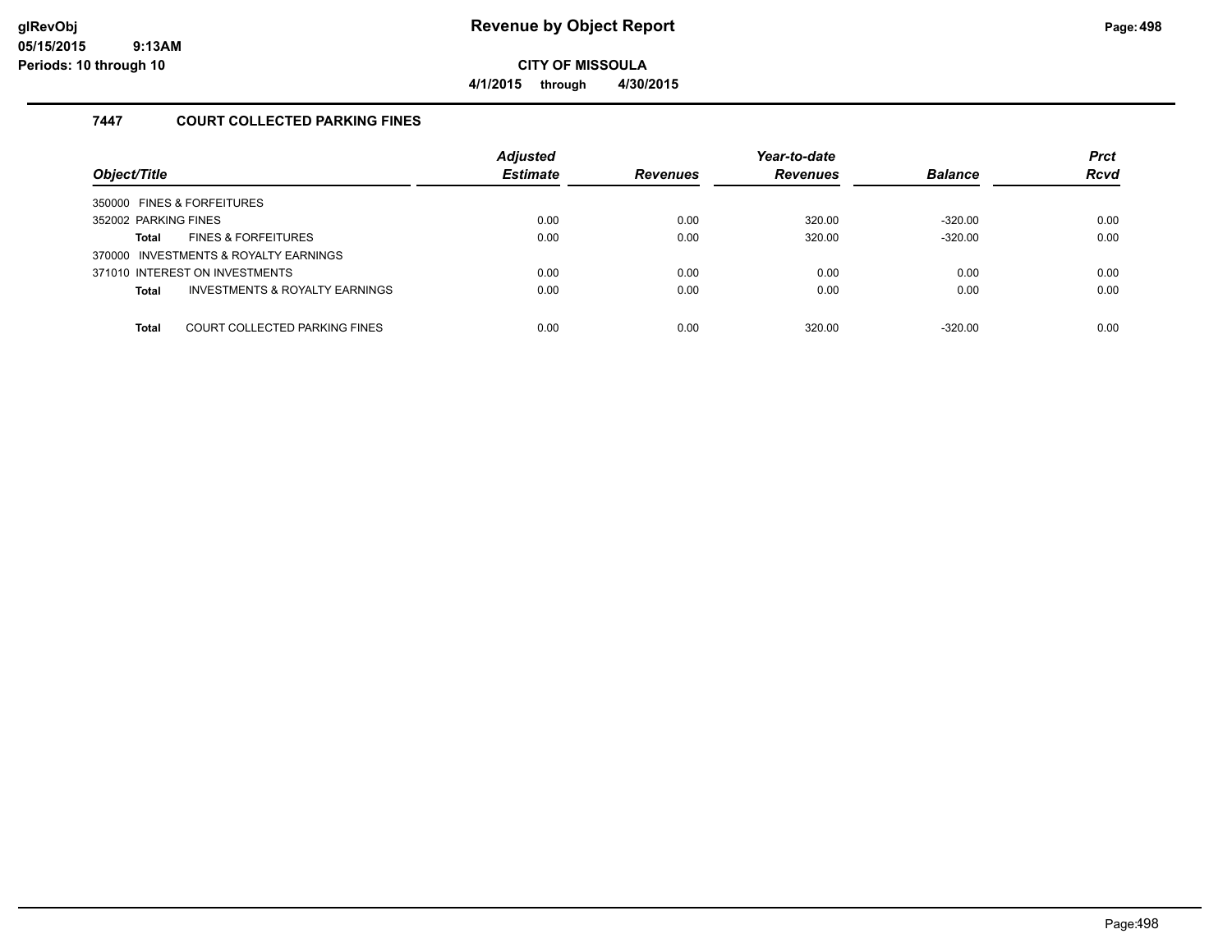**Revenue by Object Report**

**CITY OF MISSOULA**

**4/1/2015 through 4/30/2015**

glRevObj
05/15/2015 9:13AM
Periods: 10 through 10

## 7447 COURT COLLECTED PARKING FINES

| Object/Title | Adjusted Estimate | Revenues | Year-to-date Revenues | Balance | Prct Rcvd |
|---|---|---|---|---|---|
| 350000 FINES & FORFEITURES | | | | | |
| 352002 PARKING FINES | 0.00 | 0.00 | 320.00 | -320.00 | 0.00 |
| **Total** FINES & FORFEITURES | 0.00 | 0.00 | 320.00 | -320.00 | 0.00 |
| 370000 INVESTMENTS & ROYALTY EARNINGS | | | | | |
| 371010 INTEREST ON INVESTMENTS | 0.00 | 0.00 | 0.00 | 0.00 | 0.00 |
| **Total** INVESTMENTS & ROYALTY EARNINGS | 0.00 | 0.00 | 0.00 | 0.00 | 0.00 |
| **Total** COURT COLLECTED PARKING FINES | 0.00 | 0.00 | 320.00 | -320.00 | 0.00 |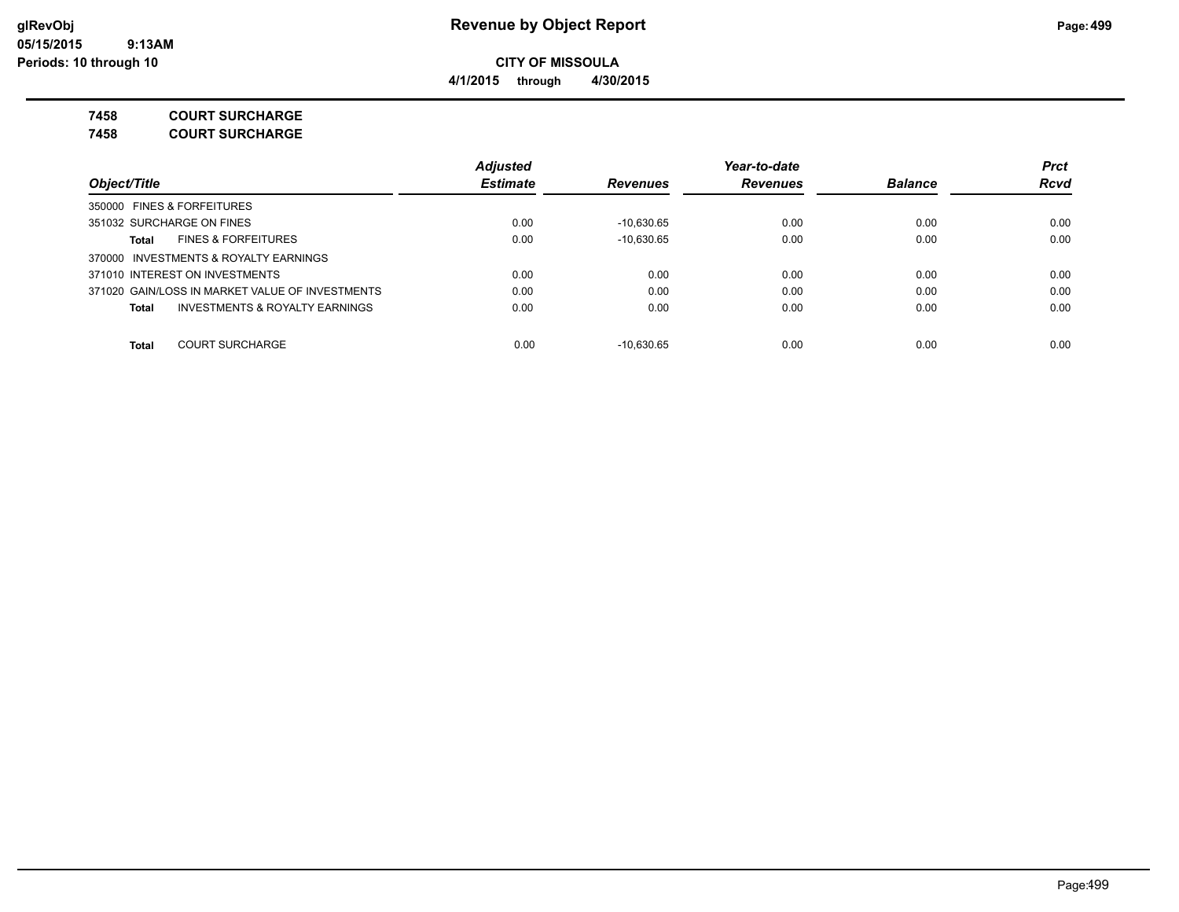# Revenue by Object Report

**CITY OF MISSOULA**

**4/1/2015 through 4/30/2015**

glRevObj
05/15/2015 9:13AM
Periods: 10 through 10

**7458 COURT SURCHARGE**

**7458 COURT SURCHARGE**

| Object/Title | Adjusted Estimate | Revenues | Year-to-date Revenues | Balance | Prct Rcvd |
|---|---|---|---|---|---|
| 350000 FINES & FORFEITURES | | | | | |
| 351032 SURCHARGE ON FINES | 0.00 | -10,630.65 | 0.00 | 0.00 | 0.00 |
| **Total** FINES & FORFEITURES | 0.00 | -10,630.65 | 0.00 | 0.00 | 0.00 |
| 370000 INVESTMENTS & ROYALTY EARNINGS | | | | | |
| 371010 INTEREST ON INVESTMENTS | 0.00 | 0.00 | 0.00 | 0.00 | 0.00 |
| 371020 GAIN/LOSS IN MARKET VALUE OF INVESTMENTS | 0.00 | 0.00 | 0.00 | 0.00 | 0.00 |
| **Total** INVESTMENTS & ROYALTY EARNINGS | 0.00 | 0.00 | 0.00 | 0.00 | 0.00 |
| **Total** COURT SURCHARGE | 0.00 | -10,630.65 | 0.00 | 0.00 | 0.00 |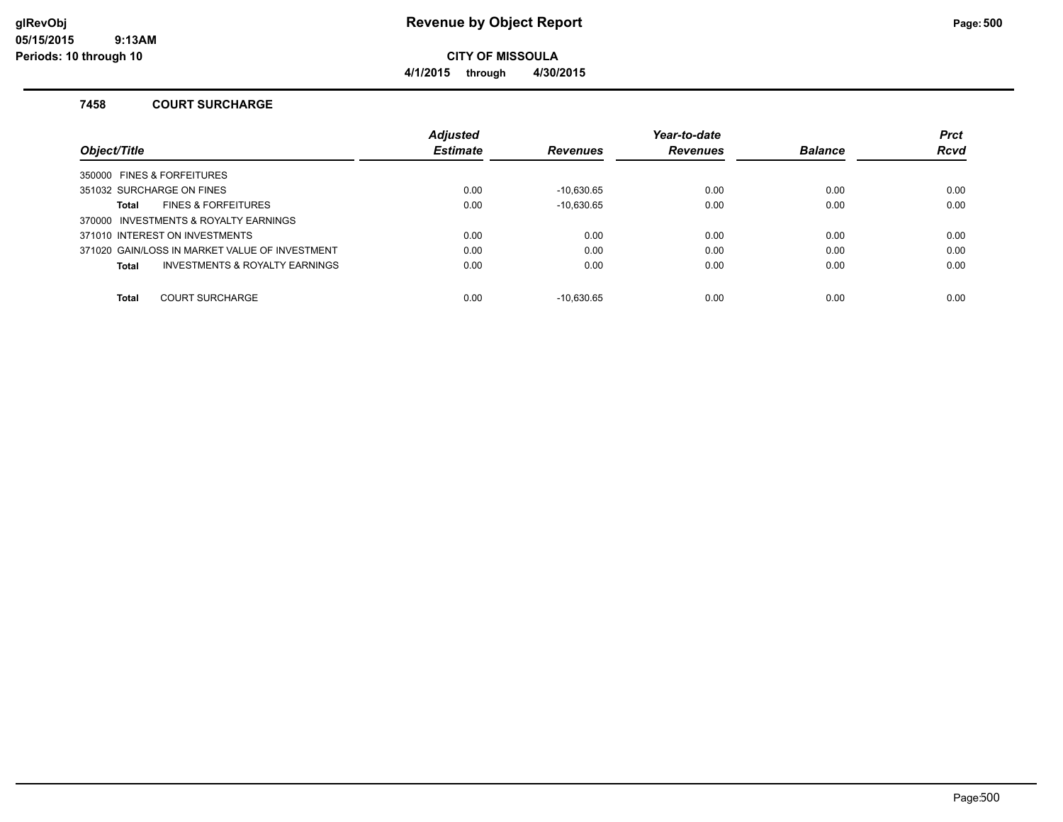**Revenue by Object Report**

**CITY OF MISSOULA**

**4/1/2015 through 4/30/2015**

glRevObj
05/15/2015 9:13AM
Periods: 10 through 10

### 7458 COURT SURCHARGE

| Object/Title | Adjusted Estimate | Revenues | Year-to-date Revenues | Balance | Prct Rcvd |
|---|---|---|---|---|---|
| 350000 FINES & FORFEITURES | | | | | |
| 351032 SURCHARGE ON FINES | 0.00 | -10,630.65 | 0.00 | 0.00 | 0.00 |
| **Total** FINES & FORFEITURES | 0.00 | -10,630.65 | 0.00 | 0.00 | 0.00 |
| 370000 INVESTMENTS & ROYALTY EARNINGS | | | | | |
| 371010 INTEREST ON INVESTMENTS | 0.00 | 0.00 | 0.00 | 0.00 | 0.00 |
| 371020 GAIN/LOSS IN MARKET VALUE OF INVESTMENT | 0.00 | 0.00 | 0.00 | 0.00 | 0.00 |
| **Total** INVESTMENTS & ROYALTY EARNINGS | 0.00 | 0.00 | 0.00 | 0.00 | 0.00 |
| **Total** COURT SURCHARGE | 0.00 | -10,630.65 | 0.00 | 0.00 | 0.00 |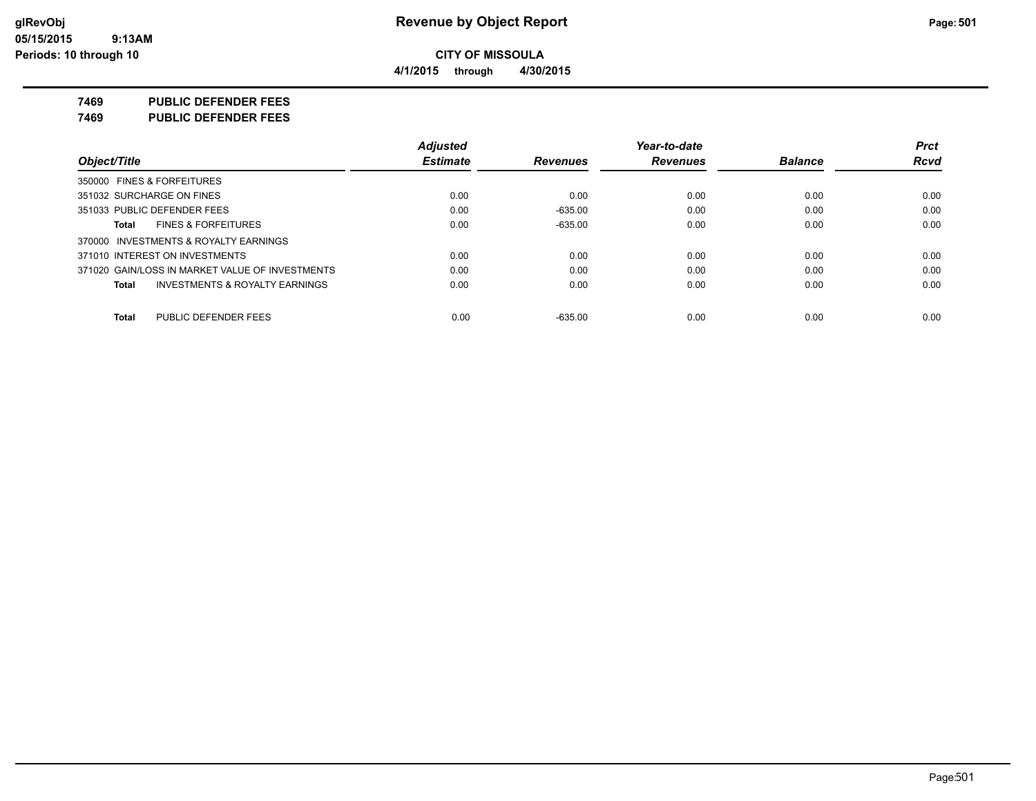**Revenue by Object Report**

**CITY OF MISSOULA**

**4/1/2015 through 4/30/2015**

glRevObj
05/15/2015 9:13AM
Periods: 10 through 10

## 7469 PUBLIC DEFENDER FEES
## 7469 PUBLIC DEFENDER FEES

| Object/Title | Adjusted Estimate | Revenues | Year-to-date Revenues | Balance | Prct Rcvd |
|---|---|---|---|---|---|
| 350000 FINES & FORFEITURES | | | | | |
| 351032 SURCHARGE ON FINES | 0.00 | 0.00 | 0.00 | 0.00 | 0.00 |
| 351033 PUBLIC DEFENDER FEES | 0.00 | -635.00 | 0.00 | 0.00 | 0.00 |
| **Total** FINES & FORFEITURES | 0.00 | -635.00 | 0.00 | 0.00 | 0.00 |
| 370000 INVESTMENTS & ROYALTY EARNINGS | | | | | |
| 371010 INTEREST ON INVESTMENTS | 0.00 | 0.00 | 0.00 | 0.00 | 0.00 |
| 371020 GAIN/LOSS IN MARKET VALUE OF INVESTMENTS | 0.00 | 0.00 | 0.00 | 0.00 | 0.00 |
| **Total** INVESTMENTS & ROYALTY EARNINGS | 0.00 | 0.00 | 0.00 | 0.00 | 0.00 |
| **Total** PUBLIC DEFENDER FEES | 0.00 | -635.00 | 0.00 | 0.00 | 0.00 |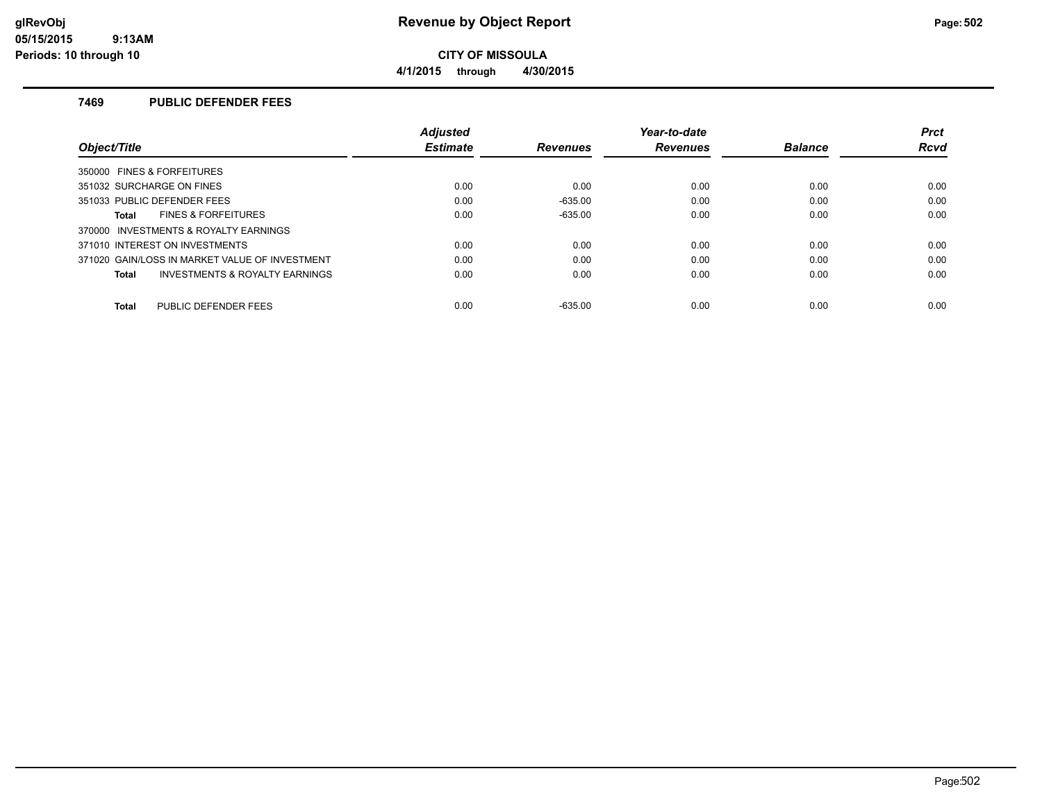# Revenue by Object Report

glRevObj
05/15/2015 9:13AM
Periods: 10 through 10

**CITY OF MISSOULA**

**4/1/2015 through 4/30/2015**

### 7469 PUBLIC DEFENDER FEES

| Object/Title | Adjusted Estimate | Revenues | Year-to-date Revenues | Balance | Prct Rcvd |
|---|---|---|---|---|---|
| 350000 FINES & FORFEITURES | | | | | |
| 351032 SURCHARGE ON FINES | 0.00 | 0.00 | 0.00 | 0.00 | 0.00 |
| 351033 PUBLIC DEFENDER FEES | 0.00 | -635.00 | 0.00 | 0.00 | 0.00 |
| **Total** FINES & FORFEITURES | 0.00 | -635.00 | 0.00 | 0.00 | 0.00 |
| 370000 INVESTMENTS & ROYALTY EARNINGS | | | | | |
| 371010 INTEREST ON INVESTMENTS | 0.00 | 0.00 | 0.00 | 0.00 | 0.00 |
| 371020 GAIN/LOSS IN MARKET VALUE OF INVESTMENT | 0.00 | 0.00 | 0.00 | 0.00 | 0.00 |
| **Total** INVESTMENTS & ROYALTY EARNINGS | 0.00 | 0.00 | 0.00 | 0.00 | 0.00 |
| **Total** PUBLIC DEFENDER FEES | 0.00 | -635.00 | 0.00 | 0.00 | 0.00 |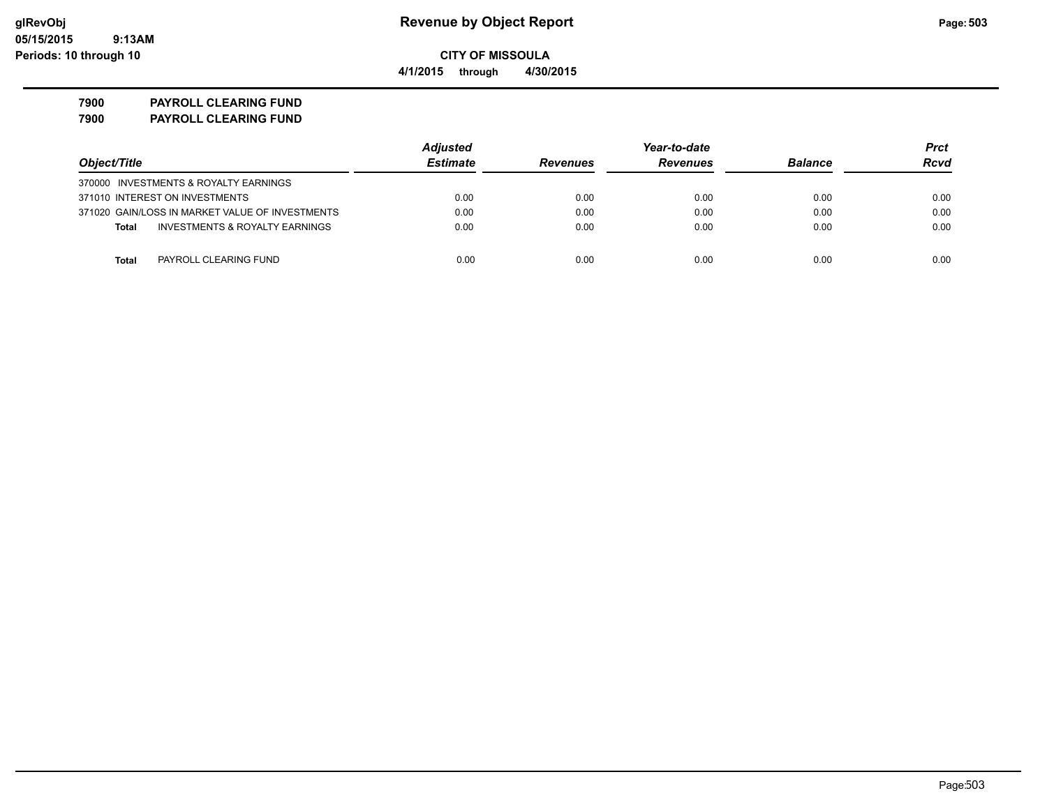glRevObj
05/15/2015 9:13AM
Periods: 10 through 10

# Revenue by Object Report

**CITY OF MISSOULA**

**4/1/2015 through 4/30/2015**

**7900 PAYROLL CLEARING FUND**
**7900 PAYROLL CLEARING FUND**

| Object/Title | Adjusted Estimate | Revenues | Year-to-date Revenues | Balance | Prct Rcvd |
|---|---|---|---|---|---|
| 370000 INVESTMENTS & ROYALTY EARNINGS | | | | | |
| 371010 INTEREST ON INVESTMENTS | 0.00 | 0.00 | 0.00 | 0.00 | 0.00 |
| 371020 GAIN/LOSS IN MARKET VALUE OF INVESTMENTS | 0.00 | 0.00 | 0.00 | 0.00 | 0.00 |
| **Total** INVESTMENTS & ROYALTY EARNINGS | 0.00 | 0.00 | 0.00 | 0.00 | 0.00 |
| **Total** PAYROLL CLEARING FUND | 0.00 | 0.00 | 0.00 | 0.00 | 0.00 |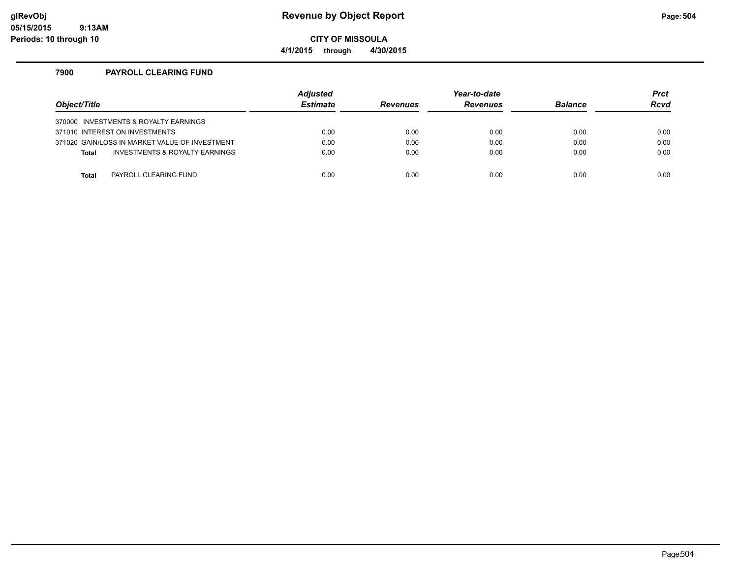# Revenue by Object Report

**CITY OF MISSOULA**

**4/1/2015 through 4/30/2015**

glRevObj
05/15/2015 9:13AM
Periods: 10 through 10

## 7900 PAYROLL CLEARING FUND

| Object/Title | Adjusted Estimate | Revenues | Year-to-date Revenues | Balance | Prct Rcvd |
|---|---|---|---|---|---|
| 370000 INVESTMENTS & ROYALTY EARNINGS | | | | | |
| 371010 INTEREST ON INVESTMENTS | 0.00 | 0.00 | 0.00 | 0.00 | 0.00 |
| 371020 GAIN/LOSS IN MARKET VALUE OF INVESTMENT | 0.00 | 0.00 | 0.00 | 0.00 | 0.00 |
| **Total** INVESTMENTS & ROYALTY EARNINGS | 0.00 | 0.00 | 0.00 | 0.00 | 0.00 |
| **Total** PAYROLL CLEARING FUND | 0.00 | 0.00 | 0.00 | 0.00 | 0.00 |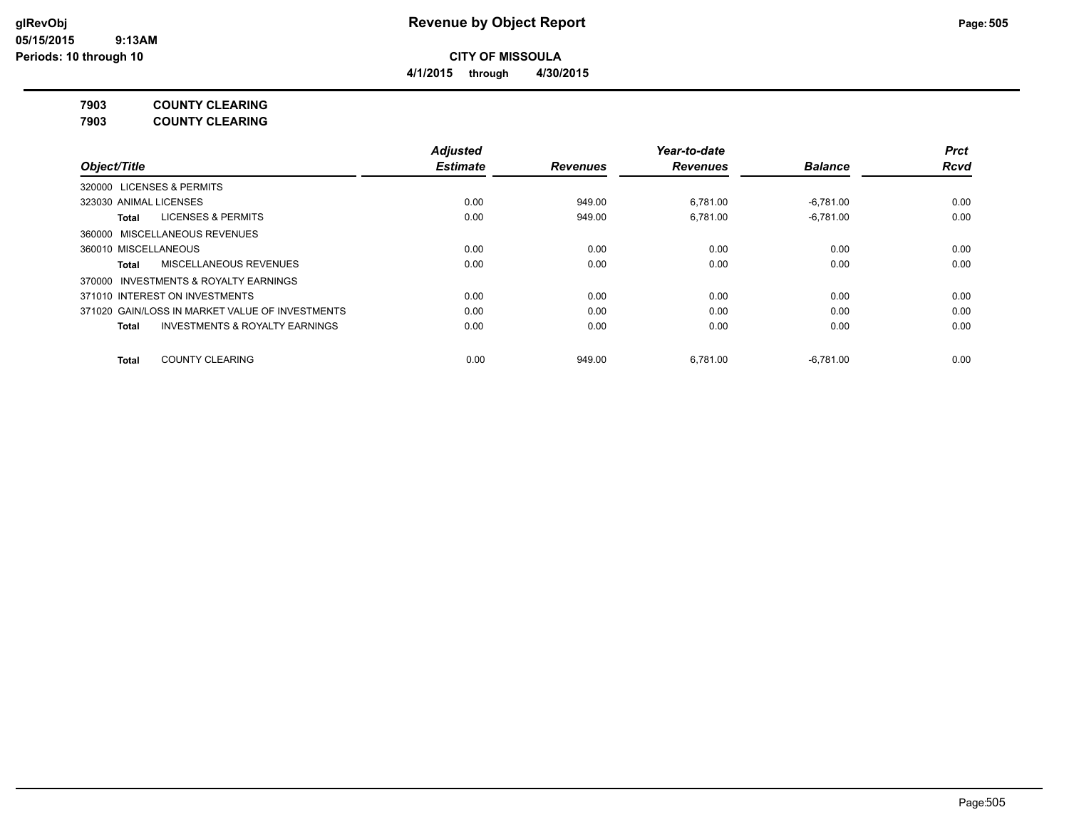**CITY OF MISSOULA**

**4/1/2015 through 4/30/2015**

**7903 COUNTY CLEARING**

**7903 COUNTY CLEARING**

| Object/Title | Adjusted Estimate | Revenues | Year-to-date Revenues | Balance | Prct Rcvd |
|---|---|---|---|---|---|
| 320000 LICENSES & PERMITS | | | | | |
| 323030 ANIMAL LICENSES | 0.00 | 949.00 | 6,781.00 | -6,781.00 | 0.00 |
| **Total** LICENSES & PERMITS | 0.00 | 949.00 | 6,781.00 | -6,781.00 | 0.00 |
| 360000 MISCELLANEOUS REVENUES | | | | | |
| 360010 MISCELLANEOUS | 0.00 | 0.00 | 0.00 | 0.00 | 0.00 |
| **Total** MISCELLANEOUS REVENUES | 0.00 | 0.00 | 0.00 | 0.00 | 0.00 |
| 370000 INVESTMENTS & ROYALTY EARNINGS | | | | | |
| 371010 INTEREST ON INVESTMENTS | 0.00 | 0.00 | 0.00 | 0.00 | 0.00 |
| 371020 GAIN/LOSS IN MARKET VALUE OF INVESTMENTS | 0.00 | 0.00 | 0.00 | 0.00 | 0.00 |
| **Total** INVESTMENTS & ROYALTY EARNINGS | 0.00 | 0.00 | 0.00 | 0.00 | 0.00 |
| **Total** COUNTY CLEARING | 0.00 | 949.00 | 6,781.00 | -6,781.00 | 0.00 |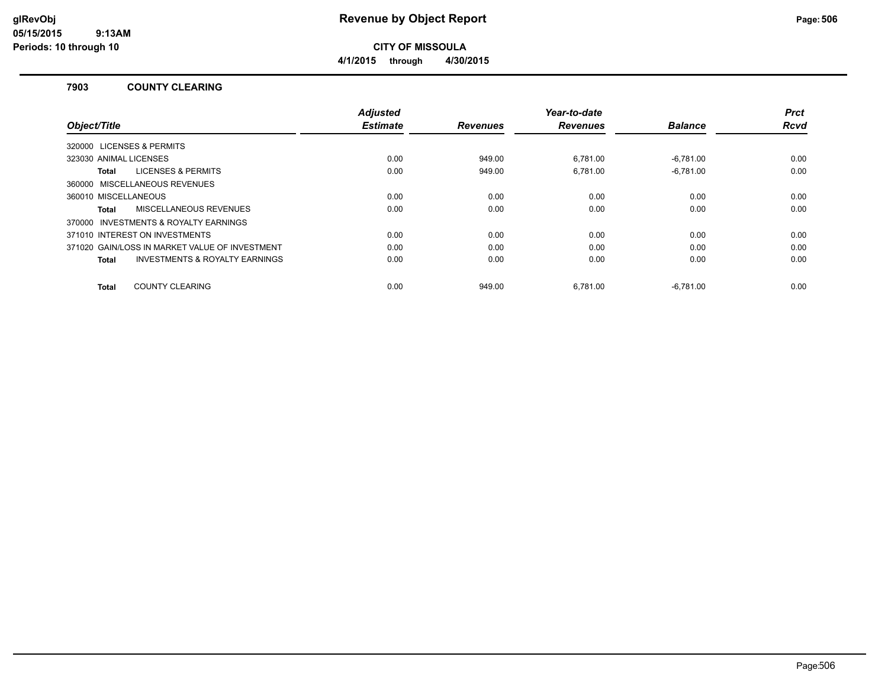**Revenue by Object Report**

**CITY OF MISSOULA**

**4/1/2015 through 4/30/2015**

glRevObj
05/15/2015 9:13AM
Periods: 10 through 10

### 7903 COUNTY CLEARING

| Object/Title | Adjusted Estimate | Revenues | Year-to-date Revenues | Balance | Prct Rcvd |
|---|---|---|---|---|---|
| 320000 LICENSES & PERMITS | | | | | |
| 323030 ANIMAL LICENSES | 0.00 | 949.00 | 6,781.00 | -6,781.00 | 0.00 |
| **Total** LICENSES & PERMITS | 0.00 | 949.00 | 6,781.00 | -6,781.00 | 0.00 |
| 360000 MISCELLANEOUS REVENUES | | | | | |
| 360010 MISCELLANEOUS | 0.00 | 0.00 | 0.00 | 0.00 | 0.00 |
| **Total** MISCELLANEOUS REVENUES | 0.00 | 0.00 | 0.00 | 0.00 | 0.00 |
| 370000 INVESTMENTS & ROYALTY EARNINGS | | | | | |
| 371010 INTEREST ON INVESTMENTS | 0.00 | 0.00 | 0.00 | 0.00 | 0.00 |
| 371020 GAIN/LOSS IN MARKET VALUE OF INVESTMENT | 0.00 | 0.00 | 0.00 | 0.00 | 0.00 |
| **Total** INVESTMENTS & ROYALTY EARNINGS | 0.00 | 0.00 | 0.00 | 0.00 | 0.00 |
| **Total** COUNTY CLEARING | 0.00 | 949.00 | 6,781.00 | -6,781.00 | 0.00 |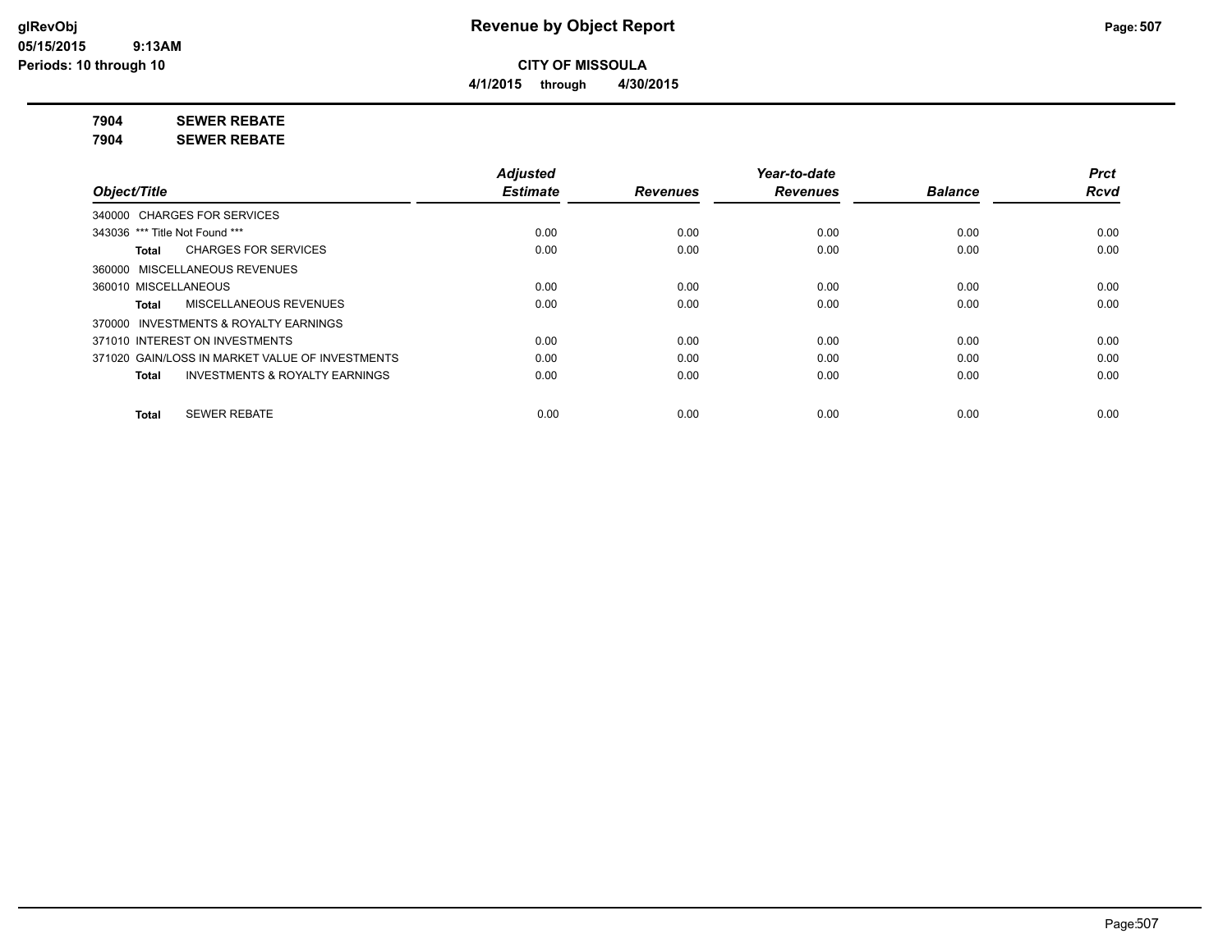# Revenue by Object Report

**CITY OF MISSOULA**

**4/1/2015 through 4/30/2015**

glRevObj
05/15/2015 9:13AM
Periods: 10 through 10

**7904 SEWER REBATE**
**7904 SEWER REBATE**

| Object/Title | Adjusted Estimate | Revenues | Year-to-date Revenues | Balance | Prct Rcvd |
|---|---|---|---|---|---|
| 340000 CHARGES FOR SERVICES | | | | | |
| 343036 *** Title Not Found *** | 0.00 | 0.00 | 0.00 | 0.00 | 0.00 |
| **Total** CHARGES FOR SERVICES | 0.00 | 0.00 | 0.00 | 0.00 | 0.00 |
| 360000 MISCELLANEOUS REVENUES | | | | | |
| 360010 MISCELLANEOUS | 0.00 | 0.00 | 0.00 | 0.00 | 0.00 |
| **Total** MISCELLANEOUS REVENUES | 0.00 | 0.00 | 0.00 | 0.00 | 0.00 |
| 370000 INVESTMENTS & ROYALTY EARNINGS | | | | | |
| 371010 INTEREST ON INVESTMENTS | 0.00 | 0.00 | 0.00 | 0.00 | 0.00 |
| 371020 GAIN/LOSS IN MARKET VALUE OF INVESTMENTS | 0.00 | 0.00 | 0.00 | 0.00 | 0.00 |
| **Total** INVESTMENTS & ROYALTY EARNINGS | 0.00 | 0.00 | 0.00 | 0.00 | 0.00 |
| **Total** SEWER REBATE | 0.00 | 0.00 | 0.00 | 0.00 | 0.00 |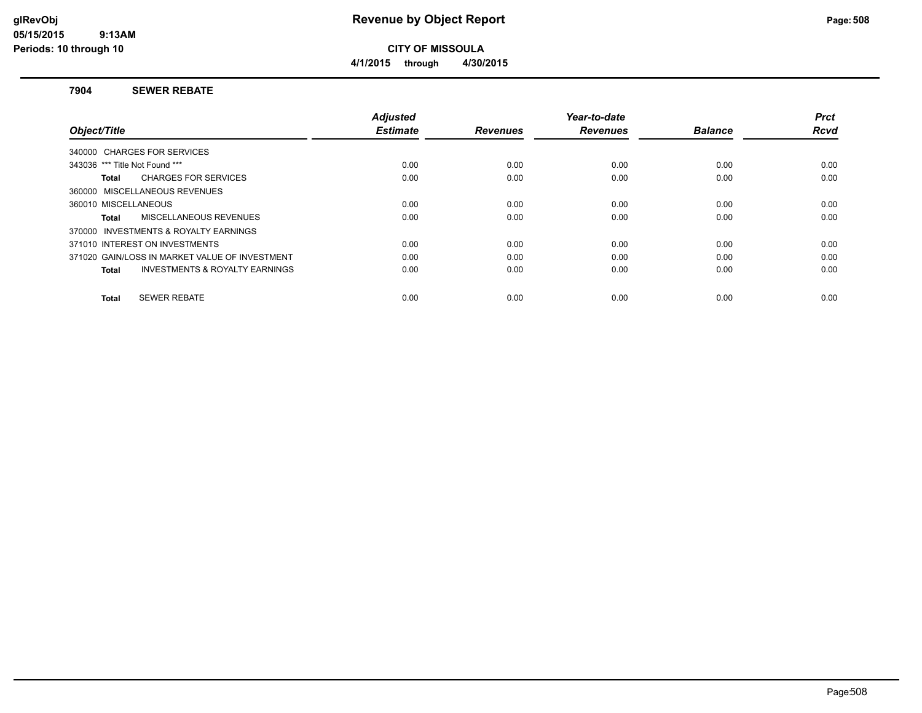# Revenue by Object Report

**CITY OF MISSOULA**

**4/1/2015 through 4/30/2015**

glRevObj
05/15/2015 9:13AM
Periods: 10 through 10

### 7904 SEWER REBATE

| Object/Title | Adjusted Estimate | Revenues | Year-to-date Revenues | Balance | Prct Rcvd |
|---|---|---|---|---|---|
| 340000 CHARGES FOR SERVICES | | | | | |
| 343036 *** Title Not Found *** | 0.00 | 0.00 | 0.00 | 0.00 | 0.00 |
| **Total** CHARGES FOR SERVICES | 0.00 | 0.00 | 0.00 | 0.00 | 0.00 |
| 360000 MISCELLANEOUS REVENUES | | | | | |
| 360010 MISCELLANEOUS | 0.00 | 0.00 | 0.00 | 0.00 | 0.00 |
| **Total** MISCELLANEOUS REVENUES | 0.00 | 0.00 | 0.00 | 0.00 | 0.00 |
| 370000 INVESTMENTS & ROYALTY EARNINGS | | | | | |
| 371010 INTEREST ON INVESTMENTS | 0.00 | 0.00 | 0.00 | 0.00 | 0.00 |
| 371020 GAIN/LOSS IN MARKET VALUE OF INVESTMENT | 0.00 | 0.00 | 0.00 | 0.00 | 0.00 |
| **Total** INVESTMENTS & ROYALTY EARNINGS | 0.00 | 0.00 | 0.00 | 0.00 | 0.00 |
| **Total** SEWER REBATE | 0.00 | 0.00 | 0.00 | 0.00 | 0.00 |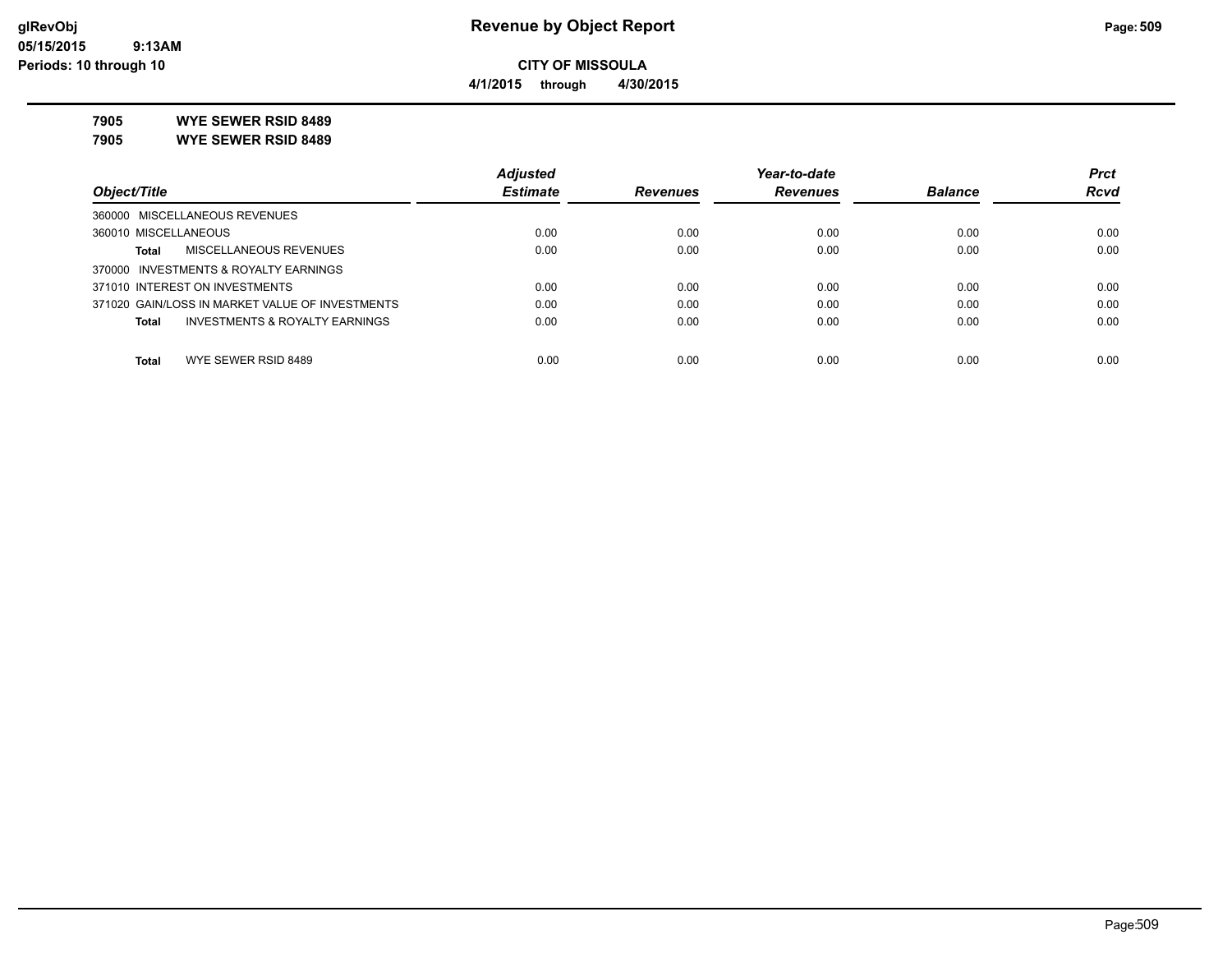# Revenue by Object Report

**CITY OF MISSOULA**

**4/1/2015 through 4/30/2015**

**7905 WYE SEWER RSID 8489**

**7905 WYE SEWER RSID 8489**

| Object/Title | Adjusted Estimate | Revenues | Year-to-date Revenues | Balance | Prct Rcvd |
|---|---|---|---|---|---|
| 360000 MISCELLANEOUS REVENUES | | | | | |
| 360010 MISCELLANEOUS | 0.00 | 0.00 | 0.00 | 0.00 | 0.00 |
| **Total** MISCELLANEOUS REVENUES | 0.00 | 0.00 | 0.00 | 0.00 | 0.00 |
| 370000 INVESTMENTS & ROYALTY EARNINGS | | | | | |
| 371010 INTEREST ON INVESTMENTS | 0.00 | 0.00 | 0.00 | 0.00 | 0.00 |
| 371020 GAIN/LOSS IN MARKET VALUE OF INVESTMENTS | 0.00 | 0.00 | 0.00 | 0.00 | 0.00 |
| **Total** INVESTMENTS & ROYALTY EARNINGS | 0.00 | 0.00 | 0.00 | 0.00 | 0.00 |
| **Total** WYE SEWER RSID 8489 | 0.00 | 0.00 | 0.00 | 0.00 | 0.00 |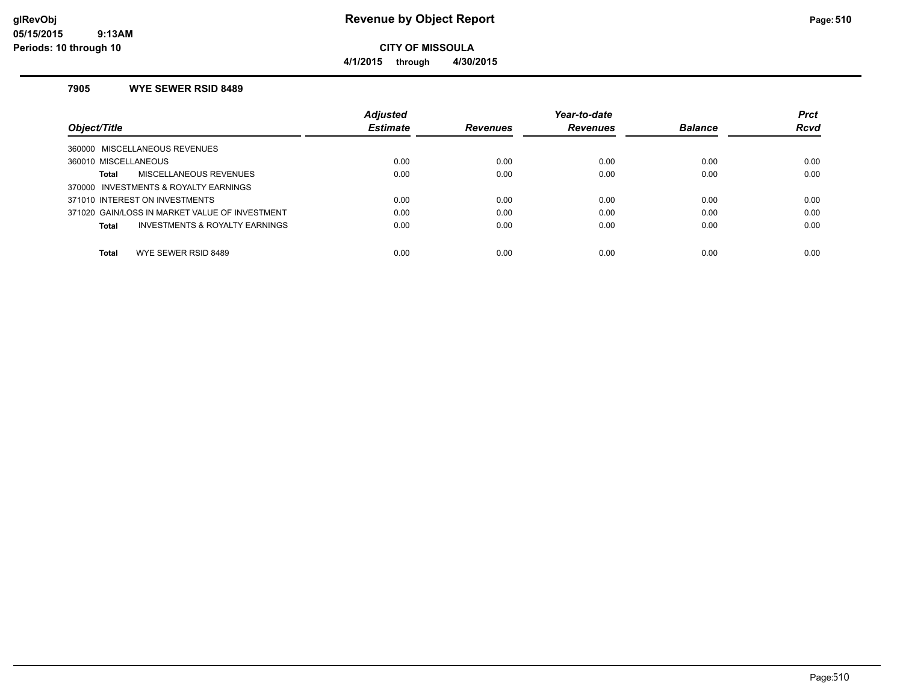# Revenue by Object Report

**CITY OF MISSOULA**

**4/1/2015 through 4/30/2015**

glRevObj
05/15/2015 9:13AM
Periods: 10 through 10

### 7905 WYE SEWER RSID 8489

| Object/Title | Adjusted Estimate | Revenues | Year-to-date Revenues | Balance | Prct Rcvd |
|---|---|---|---|---|---|
| 360000 MISCELLANEOUS REVENUES | | | | | |
| 360010 MISCELLANEOUS | 0.00 | 0.00 | 0.00 | 0.00 | 0.00 |
| **Total** MISCELLANEOUS REVENUES | 0.00 | 0.00 | 0.00 | 0.00 | 0.00 |
| 370000 INVESTMENTS & ROYALTY EARNINGS | | | | | |
| 371010 INTEREST ON INVESTMENTS | 0.00 | 0.00 | 0.00 | 0.00 | 0.00 |
| 371020 GAIN/LOSS IN MARKET VALUE OF INVESTMENT | 0.00 | 0.00 | 0.00 | 0.00 | 0.00 |
| **Total** INVESTMENTS & ROYALTY EARNINGS | 0.00 | 0.00 | 0.00 | 0.00 | 0.00 |
| **Total** WYE SEWER RSID 8489 | 0.00 | 0.00 | 0.00 | 0.00 | 0.00 |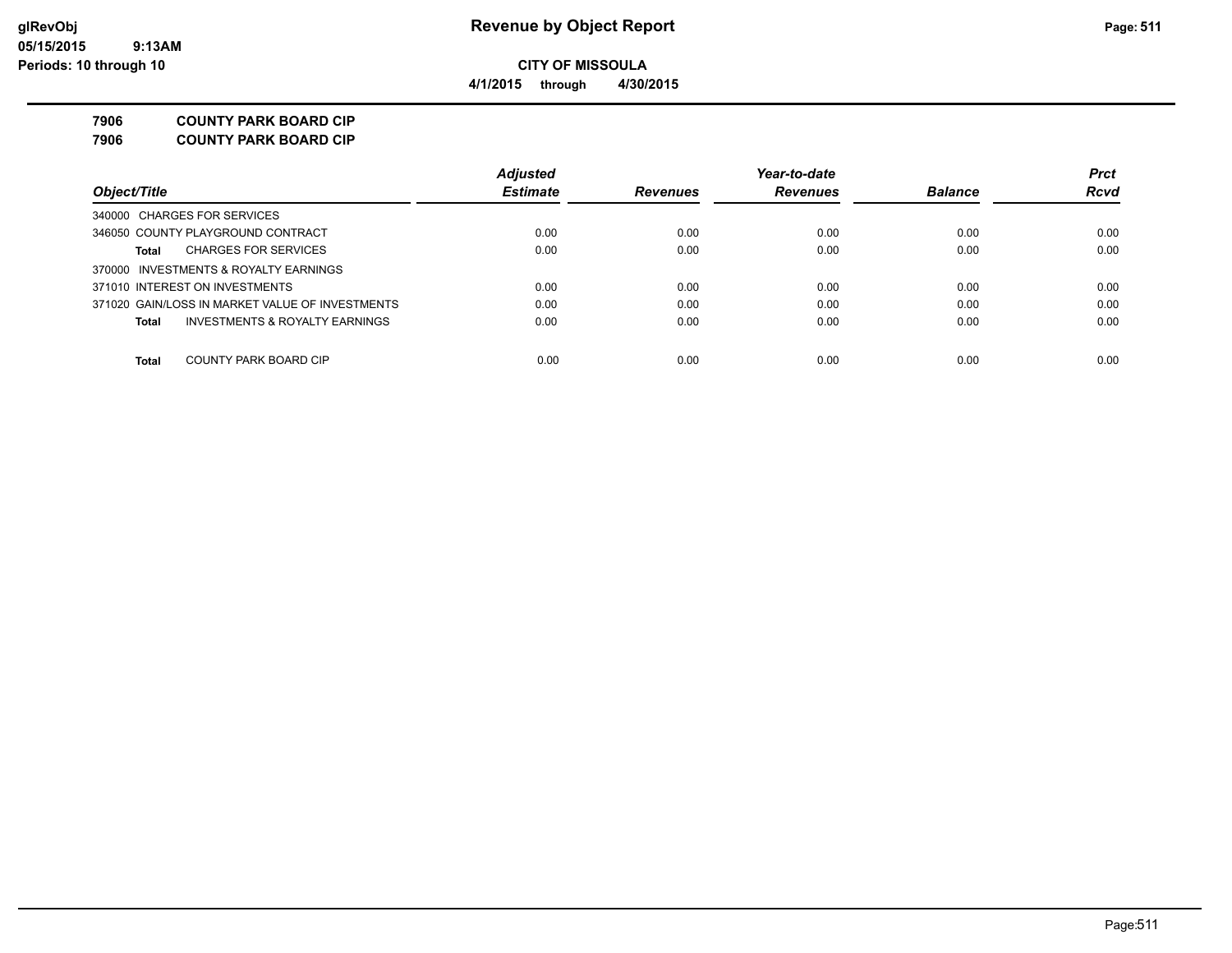**CITY OF MISSOULA**

**4/1/2015 through 4/30/2015**

## 7906 COUNTY PARK BOARD CIP
## 7906 COUNTY PARK BOARD CIP

| Object/Title | Adjusted Estimate | Revenues | Year-to-date Revenues | Balance | Prct Rcvd |
|---|---|---|---|---|---|
| 340000 CHARGES FOR SERVICES | | | | | |
| 346050 COUNTY PLAYGROUND CONTRACT | 0.00 | 0.00 | 0.00 | 0.00 | 0.00 |
| **Total** CHARGES FOR SERVICES | 0.00 | 0.00 | 0.00 | 0.00 | 0.00 |
| 370000 INVESTMENTS & ROYALTY EARNINGS | | | | | |
| 371010 INTEREST ON INVESTMENTS | 0.00 | 0.00 | 0.00 | 0.00 | 0.00 |
| 371020 GAIN/LOSS IN MARKET VALUE OF INVESTMENTS | 0.00 | 0.00 | 0.00 | 0.00 | 0.00 |
| **Total** INVESTMENTS & ROYALTY EARNINGS | 0.00 | 0.00 | 0.00 | 0.00 | 0.00 |
| **Total** COUNTY PARK BOARD CIP | 0.00 | 0.00 | 0.00 | 0.00 | 0.00 |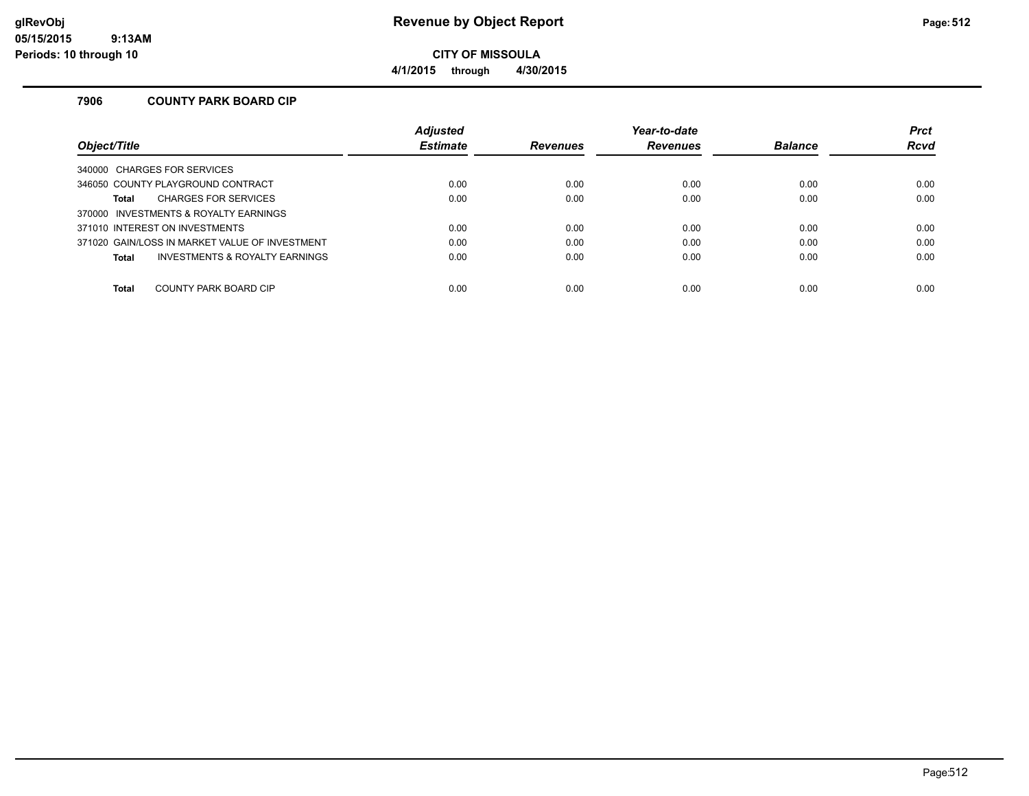# Revenue by Object Report

**CITY OF MISSOULA**

**4/1/2015 through 4/30/2015**

glRevObj
05/15/2015 9:13AM
Periods: 10 through 10

## 7906 COUNTY PARK BOARD CIP

| Object/Title | Adjusted Estimate | Revenues | Year-to-date Revenues | Balance | Prct Rcvd |
|---|---|---|---|---|---|
| 340000 CHARGES FOR SERVICES | | | | | |
| 346050 COUNTY PLAYGROUND CONTRACT | 0.00 | 0.00 | 0.00 | 0.00 | 0.00 |
| **Total** CHARGES FOR SERVICES | 0.00 | 0.00 | 0.00 | 0.00 | 0.00 |
| 370000 INVESTMENTS & ROYALTY EARNINGS | | | | | |
| 371010 INTEREST ON INVESTMENTS | 0.00 | 0.00 | 0.00 | 0.00 | 0.00 |
| 371020 GAIN/LOSS IN MARKET VALUE OF INVESTMENT | 0.00 | 0.00 | 0.00 | 0.00 | 0.00 |
| **Total** INVESTMENTS & ROYALTY EARNINGS | 0.00 | 0.00 | 0.00 | 0.00 | 0.00 |
| **Total** COUNTY PARK BOARD CIP | 0.00 | 0.00 | 0.00 | 0.00 | 0.00 |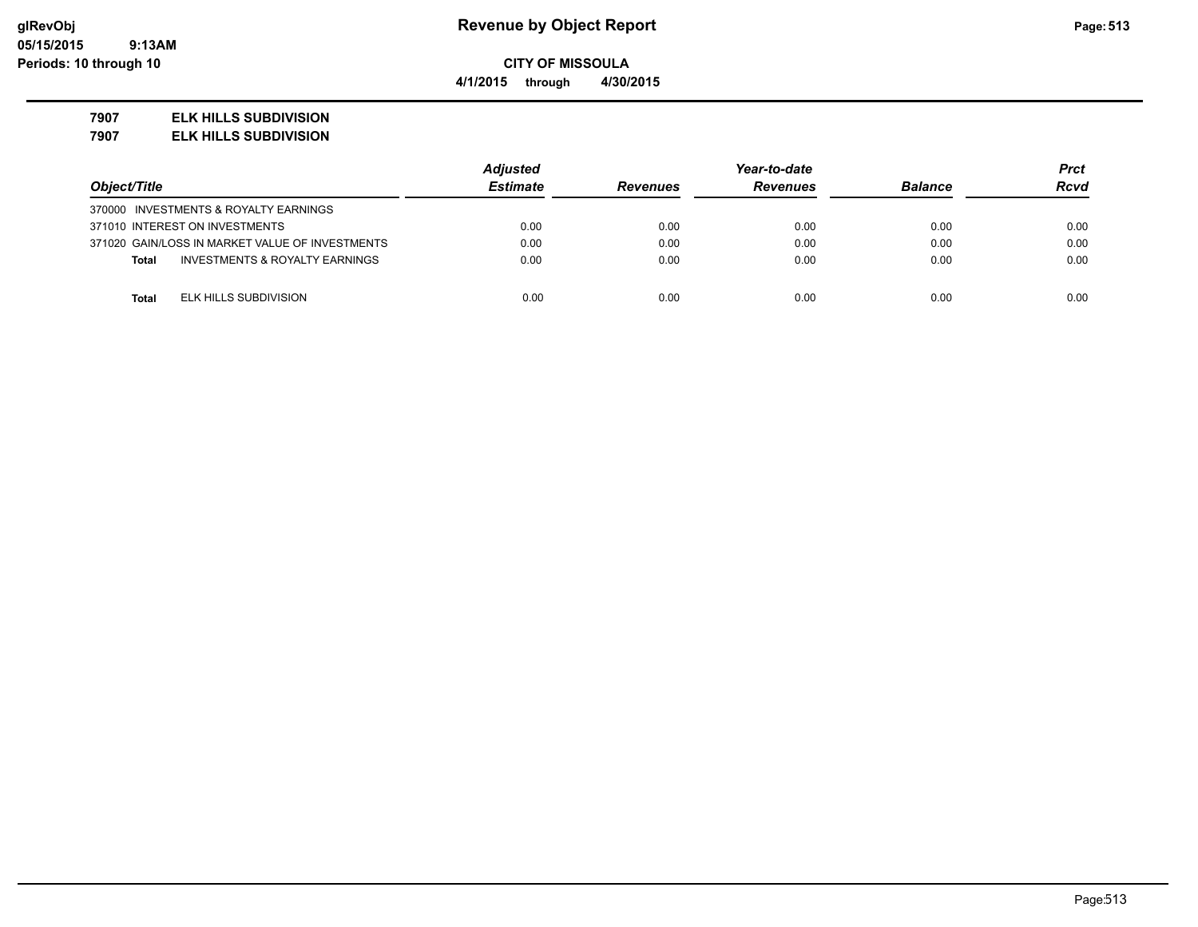**Revenue by Object Report**

**CITY OF MISSOULA**

**4/1/2015 through 4/30/2015**

glRevObj
05/15/2015 9:13AM
Periods: 10 through 10

## 7907 ELK HILLS SUBDIVISION
## 7907 ELK HILLS SUBDIVISION

| Object/Title | Adjusted Estimate | Revenues | Year-to-date Revenues | Balance | Prct Rcvd |
|---|---|---|---|---|---|
| 370000 INVESTMENTS & ROYALTY EARNINGS | | | | | |
| 371010 INTEREST ON INVESTMENTS | 0.00 | 0.00 | 0.00 | 0.00 | 0.00 |
| 371020 GAIN/LOSS IN MARKET VALUE OF INVESTMENTS | 0.00 | 0.00 | 0.00 | 0.00 | 0.00 |
| **Total** INVESTMENTS & ROYALTY EARNINGS | 0.00 | 0.00 | 0.00 | 0.00 | 0.00 |
| **Total** ELK HILLS SUBDIVISION | 0.00 | 0.00 | 0.00 | 0.00 | 0.00 |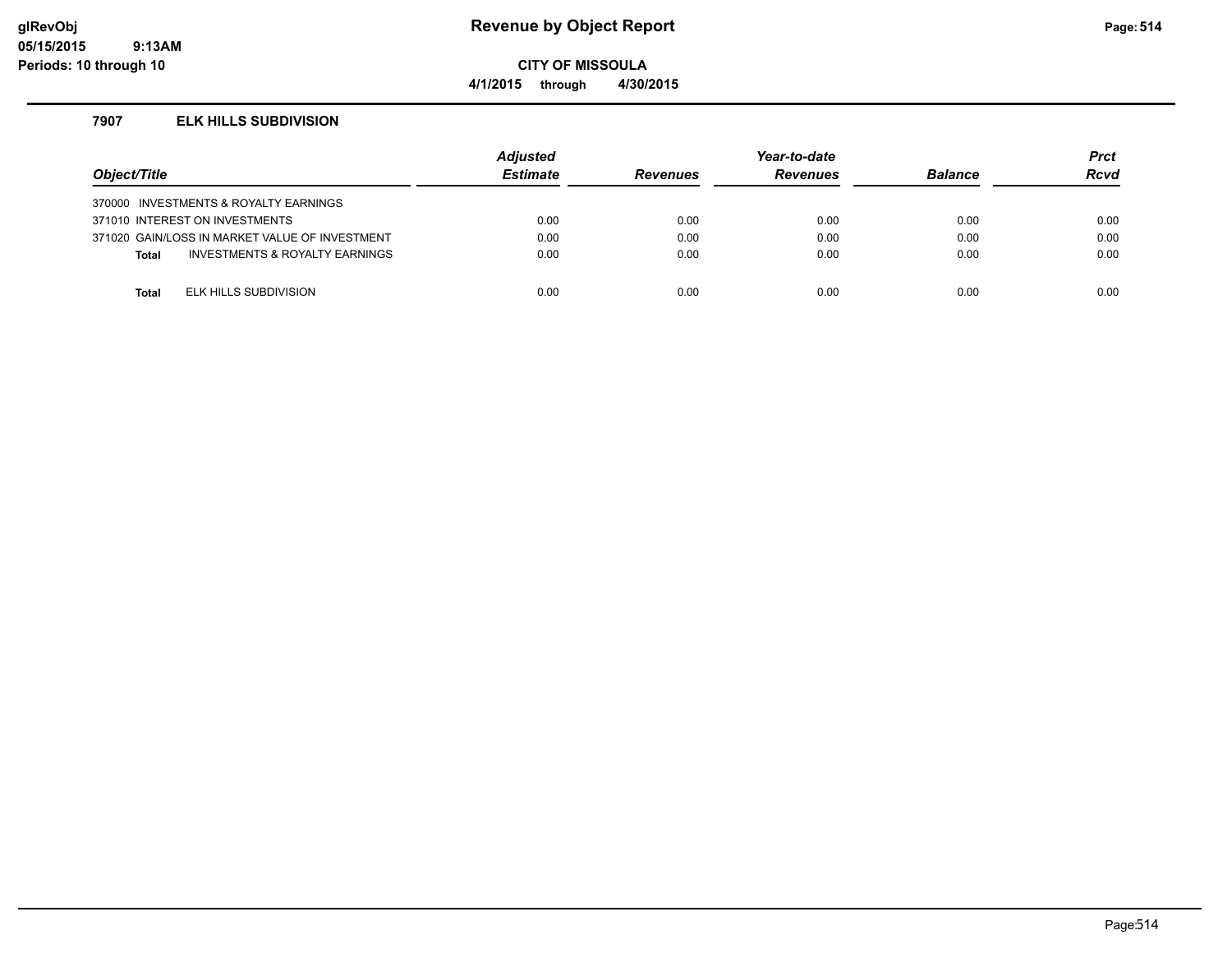# Revenue by Object Report

**CITY OF MISSOULA**

**4/1/2015 through 4/30/2015**

glRevObj
05/15/2015 9:13AM
Periods: 10 through 10

### 7907 ELK HILLS SUBDIVISION

| Object/Title | Adjusted Estimate | Revenues | Year-to-date Revenues | Balance | Prct Rcvd |
|---|---|---|---|---|---|
| 370000 INVESTMENTS & ROYALTY EARNINGS | | | | | |
| 371010 INTEREST ON INVESTMENTS | 0.00 | 0.00 | 0.00 | 0.00 | 0.00 |
| 371020 GAIN/LOSS IN MARKET VALUE OF INVESTMENT | 0.00 | 0.00 | 0.00 | 0.00 | 0.00 |
| **Total** INVESTMENTS & ROYALTY EARNINGS | 0.00 | 0.00 | 0.00 | 0.00 | 0.00 |
| **Total** ELK HILLS SUBDIVISION | 0.00 | 0.00 | 0.00 | 0.00 | 0.00 |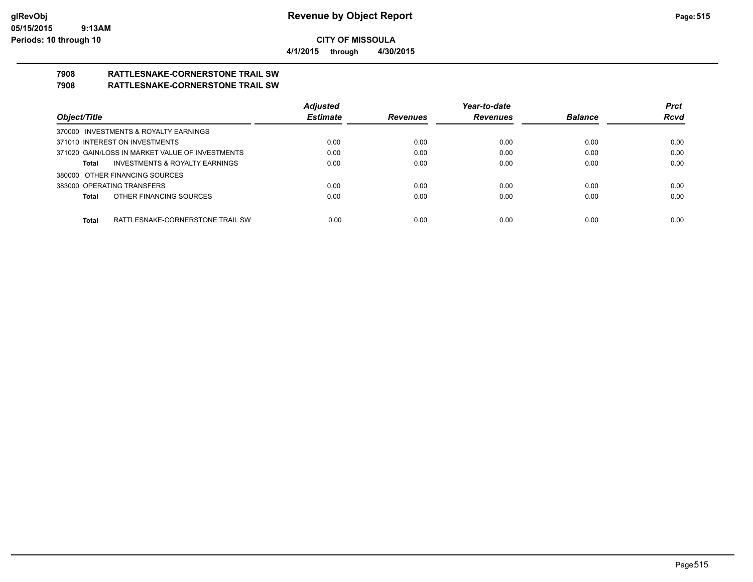**CITY OF MISSOULA**

**4/1/2015 through 4/30/2015**

# Revenue by Object Report

## 7908 RATTLESNAKE-CORNERSTONE TRAIL SW
## 7908 RATTLESNAKE-CORNERSTONE TRAIL SW

| Object/Title | Adjusted Estimate | Revenues | Year-to-date Revenues | Balance | Prct Rcvd |
|---|---|---|---|---|---|
| 370000 INVESTMENTS & ROYALTY EARNINGS | | | | | |
| 371010 INTEREST ON INVESTMENTS | 0.00 | 0.00 | 0.00 | 0.00 | 0.00 |
| 371020 GAIN/LOSS IN MARKET VALUE OF INVESTMENTS | 0.00 | 0.00 | 0.00 | 0.00 | 0.00 |
| **Total** INVESTMENTS & ROYALTY EARNINGS | 0.00 | 0.00 | 0.00 | 0.00 | 0.00 |
| 380000 OTHER FINANCING SOURCES | | | | | |
| 383000 OPERATING TRANSFERS | 0.00 | 0.00 | 0.00 | 0.00 | 0.00 |
| **Total** OTHER FINANCING SOURCES | 0.00 | 0.00 | 0.00 | 0.00 | 0.00 |
| **Total** RATTLESNAKE-CORNERSTONE TRAIL SW | 0.00 | 0.00 | 0.00 | 0.00 | 0.00 |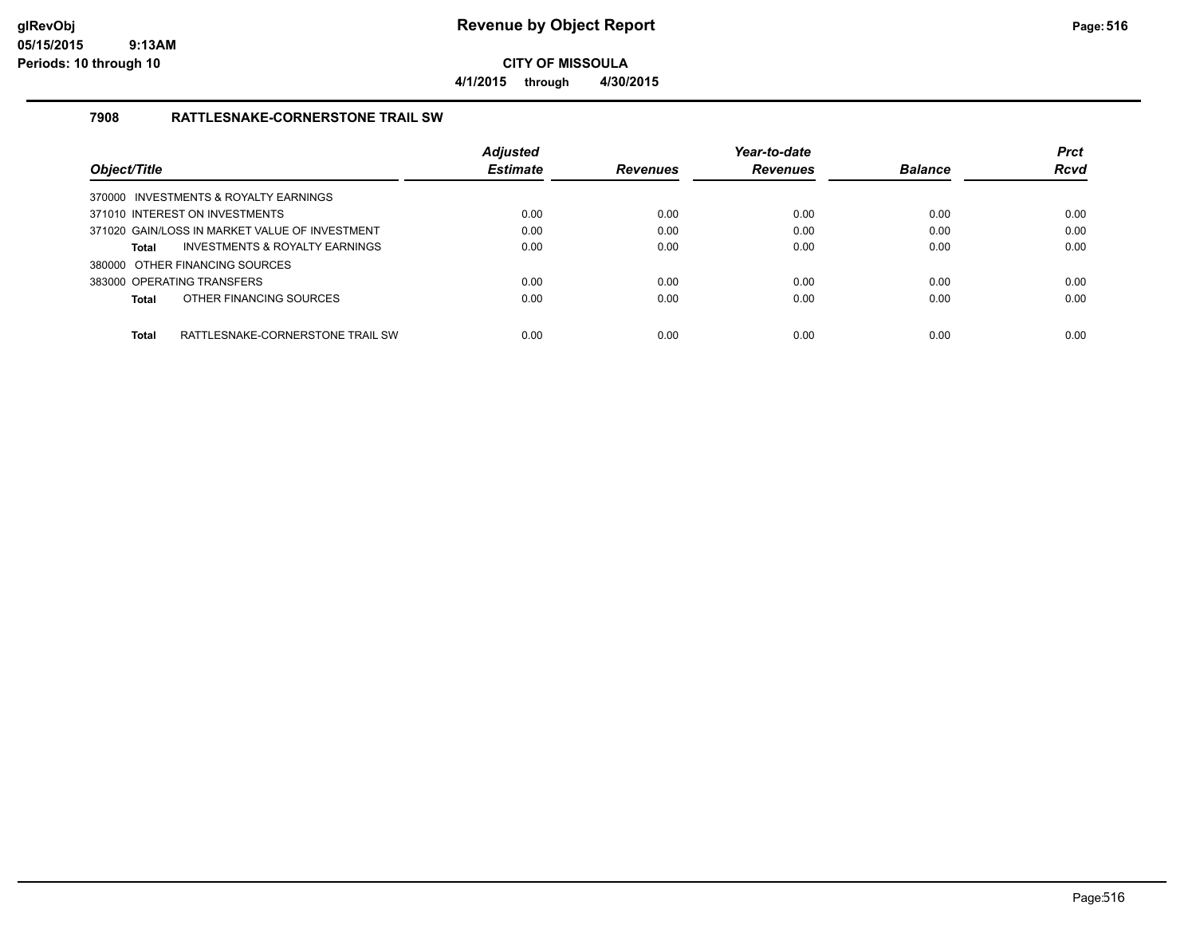**CITY OF MISSOULA**

**4/1/2015 through 4/30/2015**

## 7908 RATTLESNAKE-CORNERSTONE TRAIL SW

| Object/Title | Adjusted Estimate | Revenues | Year-to-date Revenues | Balance | Prct Rcvd |
|---|---|---|---|---|---|
| 370000 INVESTMENTS & ROYALTY EARNINGS | | | | | |
| 371010 INTEREST ON INVESTMENTS | 0.00 | 0.00 | 0.00 | 0.00 | 0.00 |
| 371020 GAIN/LOSS IN MARKET VALUE OF INVESTMENT | 0.00 | 0.00 | 0.00 | 0.00 | 0.00 |
| **Total** INVESTMENTS & ROYALTY EARNINGS | 0.00 | 0.00 | 0.00 | 0.00 | 0.00 |
| 380000 OTHER FINANCING SOURCES | | | | | |
| 383000 OPERATING TRANSFERS | 0.00 | 0.00 | 0.00 | 0.00 | 0.00 |
| **Total** OTHER FINANCING SOURCES | 0.00 | 0.00 | 0.00 | 0.00 | 0.00 |
| **Total** RATTLESNAKE-CORNERSTONE TRAIL SW | 0.00 | 0.00 | 0.00 | 0.00 | 0.00 |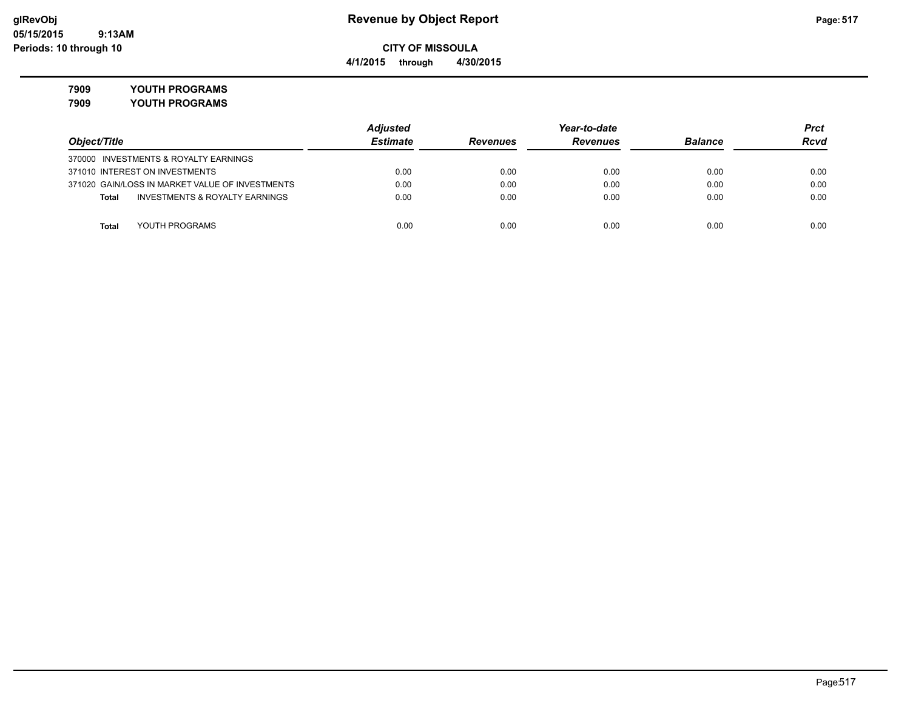# Revenue by Object Report

**CITY OF MISSOULA**

**4/1/2015 through 4/30/2015**

**glRevObj**
**05/15/2015 9:13AM**
**Periods: 10 through 10**

**7909 YOUTH PROGRAMS**
**7909 YOUTH PROGRAMS**

| Object/Title | Adjusted Estimate | Revenues | Year-to-date Revenues | Balance | Prct Rcvd |
|---|---|---|---|---|---|
| 370000 INVESTMENTS & ROYALTY EARNINGS | | | | | |
| 371010 INTEREST ON INVESTMENTS | 0.00 | 0.00 | 0.00 | 0.00 | 0.00 |
| 371020 GAIN/LOSS IN MARKET VALUE OF INVESTMENTS | 0.00 | 0.00 | 0.00 | 0.00 | 0.00 |
| **Total** INVESTMENTS & ROYALTY EARNINGS | 0.00 | 0.00 | 0.00 | 0.00 | 0.00 |
| **Total** YOUTH PROGRAMS | 0.00 | 0.00 | 0.00 | 0.00 | 0.00 |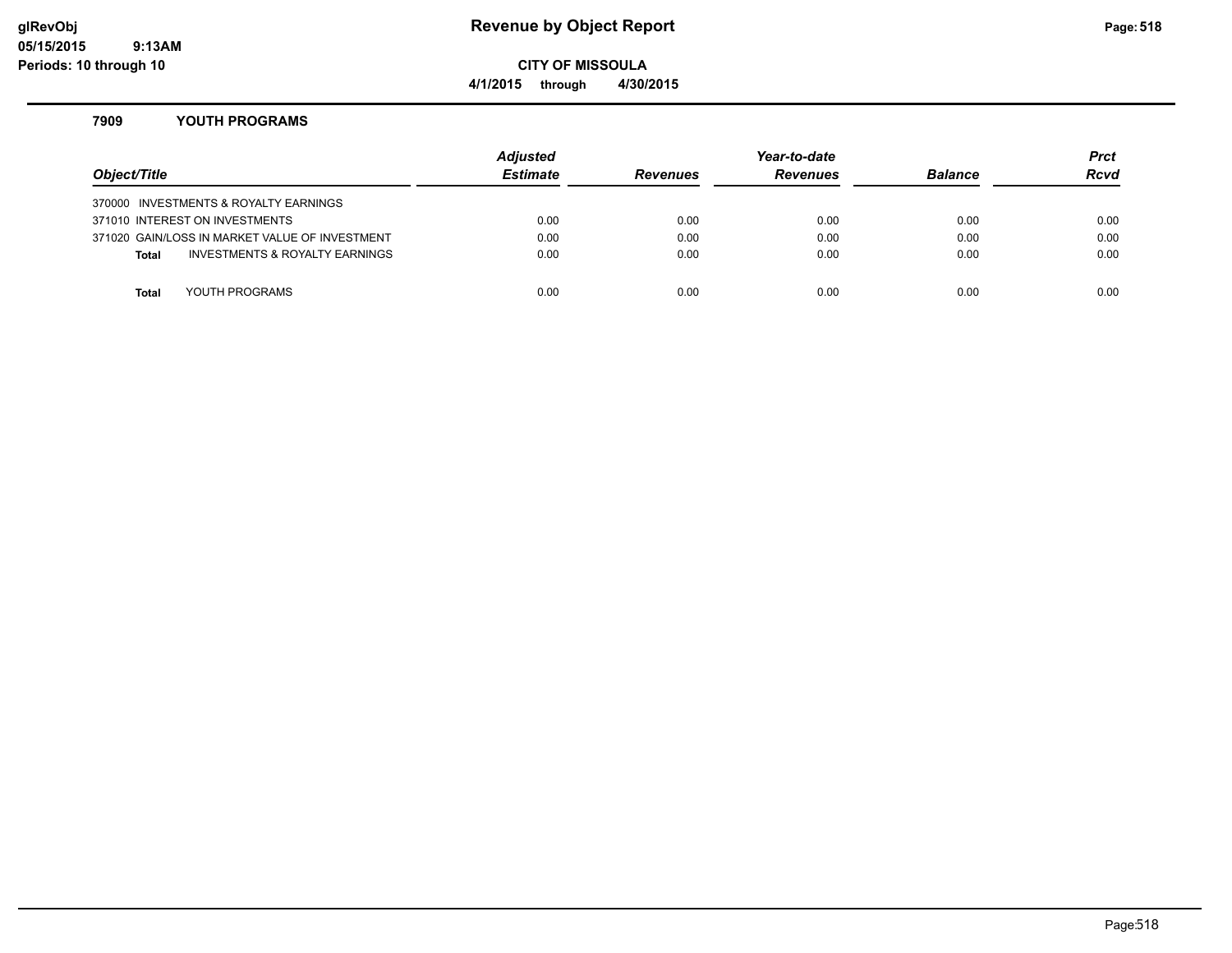# Revenue by Object Report

**CITY OF MISSOULA**

**4/1/2015 through 4/30/2015**

glRevObj
05/15/2015 9:13AM
Periods: 10 through 10

### 7909 YOUTH PROGRAMS

| Object/Title | Adjusted Estimate | Revenues | Year-to-date Revenues | Balance | Prct Rcvd |
|---|---|---|---|---|---|
| 370000 INVESTMENTS & ROYALTY EARNINGS | | | | | |
| 371010 INTEREST ON INVESTMENTS | 0.00 | 0.00 | 0.00 | 0.00 | 0.00 |
| 371020 GAIN/LOSS IN MARKET VALUE OF INVESTMENT | 0.00 | 0.00 | 0.00 | 0.00 | 0.00 |
| **Total** INVESTMENTS & ROYALTY EARNINGS | 0.00 | 0.00 | 0.00 | 0.00 | 0.00 |
| **Total** YOUTH PROGRAMS | 0.00 | 0.00 | 0.00 | 0.00 | 0.00 |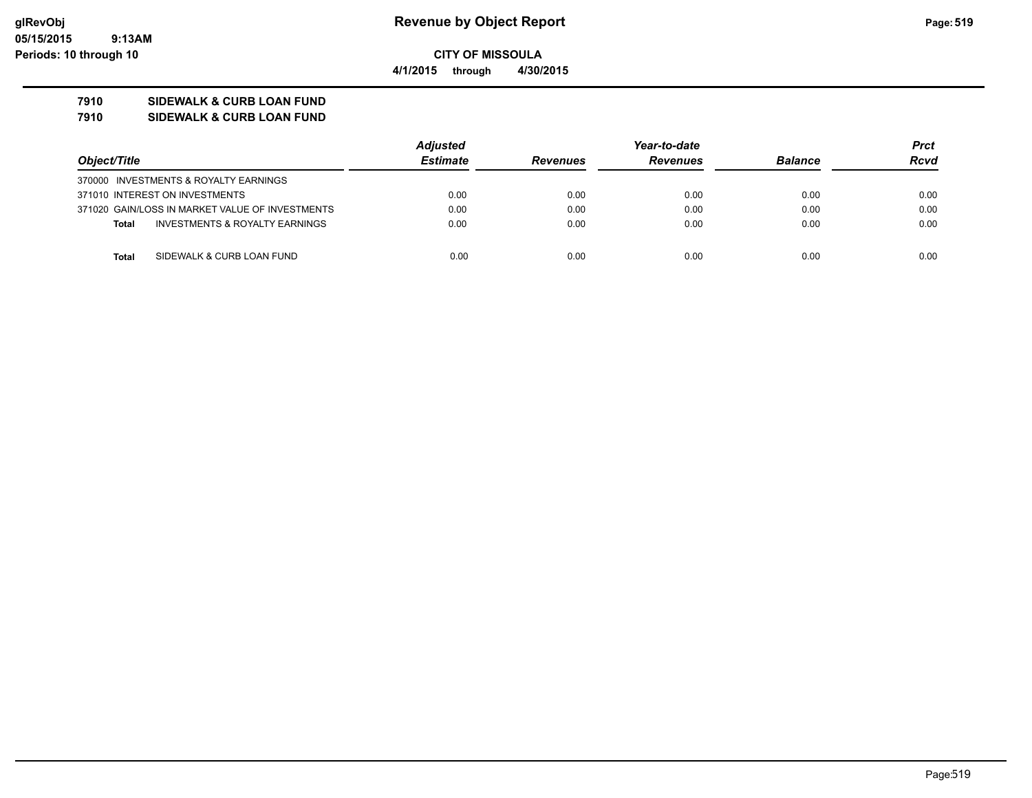# Revenue by Object Report

**CITY OF MISSOULA**

**4/1/2015 through 4/30/2015**

glRevObj
05/15/2015 9:13AM
Periods: 10 through 10

**7910 SIDEWALK & CURB LOAN FUND**
**7910 SIDEWALK & CURB LOAN FUND**

| Object/Title | Adjusted Estimate | Revenues | Year-to-date Revenues | Balance | Prct Rcvd |
|---|---|---|---|---|---|
| 370000 INVESTMENTS & ROYALTY EARNINGS | | | | | |
| 371010 INTEREST ON INVESTMENTS | 0.00 | 0.00 | 0.00 | 0.00 | 0.00 |
| 371020 GAIN/LOSS IN MARKET VALUE OF INVESTMENTS | 0.00 | 0.00 | 0.00 | 0.00 | 0.00 |
| **Total** INVESTMENTS & ROYALTY EARNINGS | 0.00 | 0.00 | 0.00 | 0.00 | 0.00 |
| **Total** SIDEWALK & CURB LOAN FUND | 0.00 | 0.00 | 0.00 | 0.00 | 0.00 |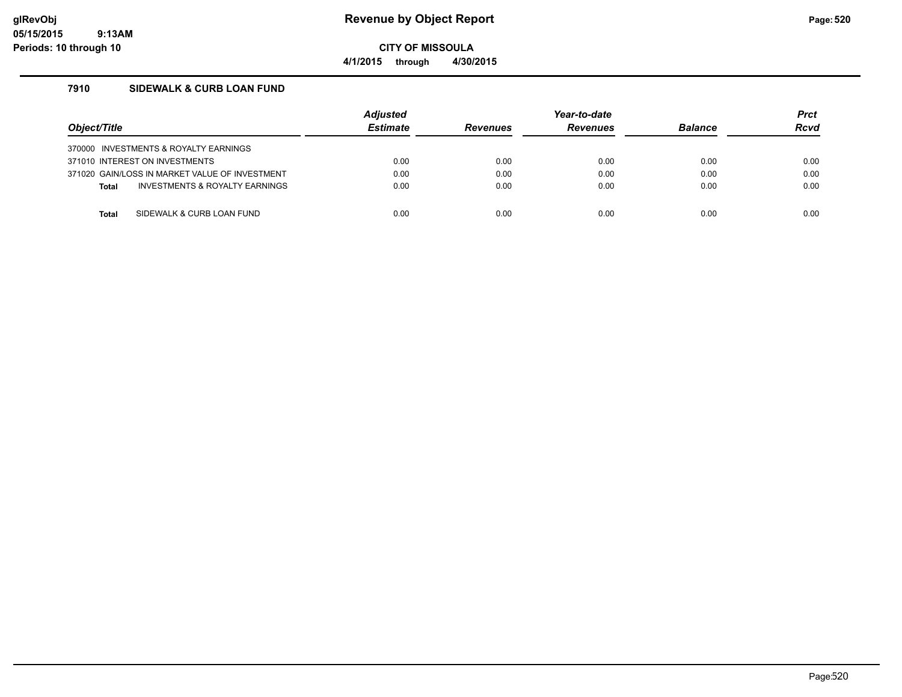# Revenue by Object Report

**CITY OF MISSOULA**

**4/1/2015 through 4/30/2015**

glRevObj
05/15/2015 9:13AM
Periods: 10 through 10

## 7910 SIDEWALK & CURB LOAN FUND

| Object/Title | Adjusted Estimate | Revenues | Year-to-date Revenues | Balance | Prct Rcvd |
|---|---|---|---|---|---|
| 370000 INVESTMENTS & ROYALTY EARNINGS | | | | | |
| 371010 INTEREST ON INVESTMENTS | 0.00 | 0.00 | 0.00 | 0.00 | 0.00 |
| 371020 GAIN/LOSS IN MARKET VALUE OF INVESTMENT | 0.00 | 0.00 | 0.00 | 0.00 | 0.00 |
| **Total** INVESTMENTS & ROYALTY EARNINGS | 0.00 | 0.00 | 0.00 | 0.00 | 0.00 |
| **Total** SIDEWALK & CURB LOAN FUND | 0.00 | 0.00 | 0.00 | 0.00 | 0.00 |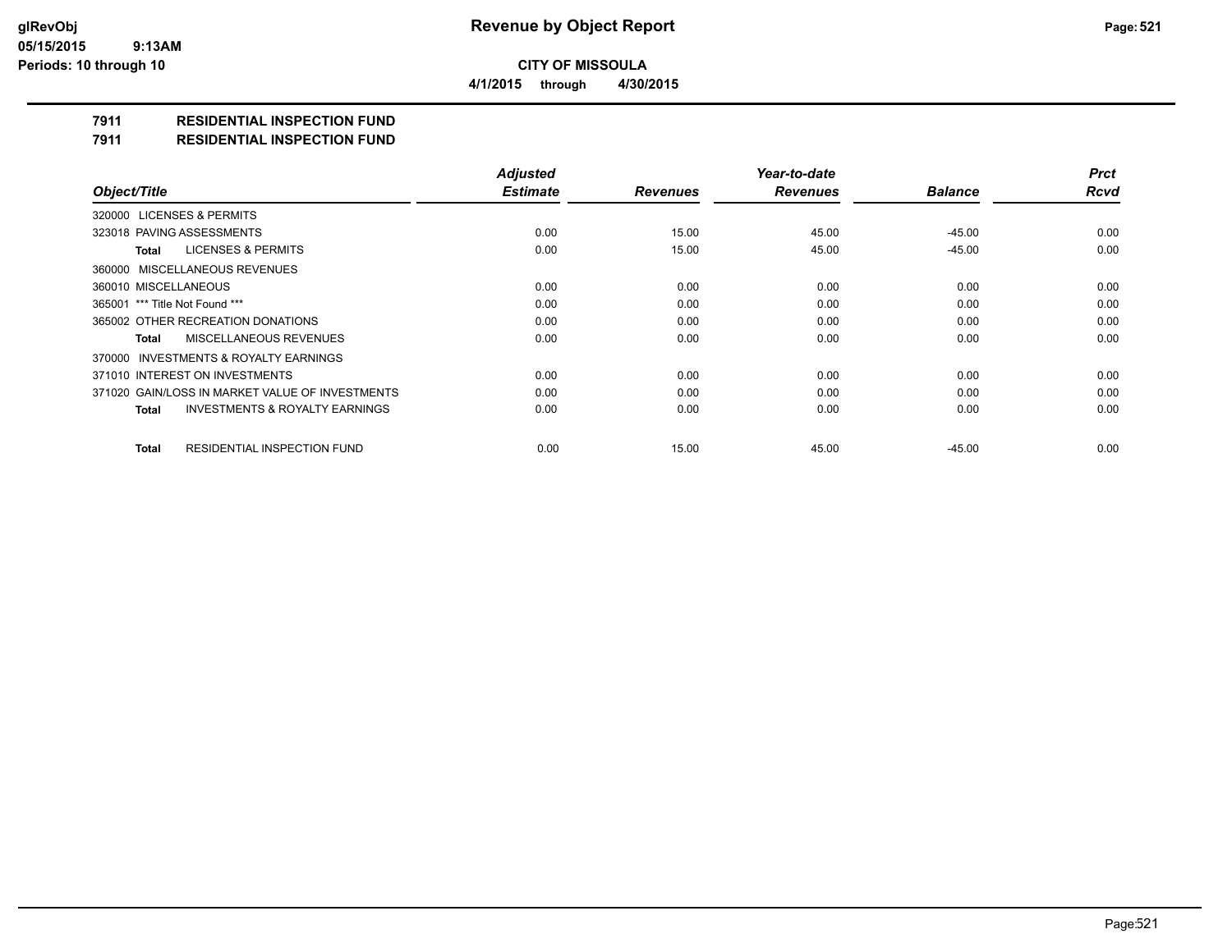**CITY OF MISSOULA**

**4/1/2015 through 4/30/2015**

glRevObj
05/15/2015 9:13AM
Periods: 10 through 10

# Revenue by Object Report

## 7911 RESIDENTIAL INSPECTION FUND
## 7911 RESIDENTIAL INSPECTION FUND

| Object/Title | Adjusted Estimate | Revenues | Year-to-date Revenues | Balance | Prct Rcvd |
|---|---|---|---|---|---|
| 320000 LICENSES & PERMITS | | | | | |
| 323018 PAVING ASSESSMENTS | 0.00 | 15.00 | 45.00 | -45.00 | 0.00 |
| **Total** LICENSES & PERMITS | 0.00 | 15.00 | 45.00 | -45.00 | 0.00 |
| 360000 MISCELLANEOUS REVENUES | | | | | |
| 360010 MISCELLANEOUS | 0.00 | 0.00 | 0.00 | 0.00 | 0.00 |
| 365001 *** Title Not Found *** | 0.00 | 0.00 | 0.00 | 0.00 | 0.00 |
| 365002 OTHER RECREATION DONATIONS | 0.00 | 0.00 | 0.00 | 0.00 | 0.00 |
| **Total** MISCELLANEOUS REVENUES | 0.00 | 0.00 | 0.00 | 0.00 | 0.00 |
| 370000 INVESTMENTS & ROYALTY EARNINGS | | | | | |
| 371010 INTEREST ON INVESTMENTS | 0.00 | 0.00 | 0.00 | 0.00 | 0.00 |
| 371020 GAIN/LOSS IN MARKET VALUE OF INVESTMENTS | 0.00 | 0.00 | 0.00 | 0.00 | 0.00 |
| **Total** INVESTMENTS & ROYALTY EARNINGS | 0.00 | 0.00 | 0.00 | 0.00 | 0.00 |
| **Total** RESIDENTIAL INSPECTION FUND | 0.00 | 15.00 | 45.00 | -45.00 | 0.00 |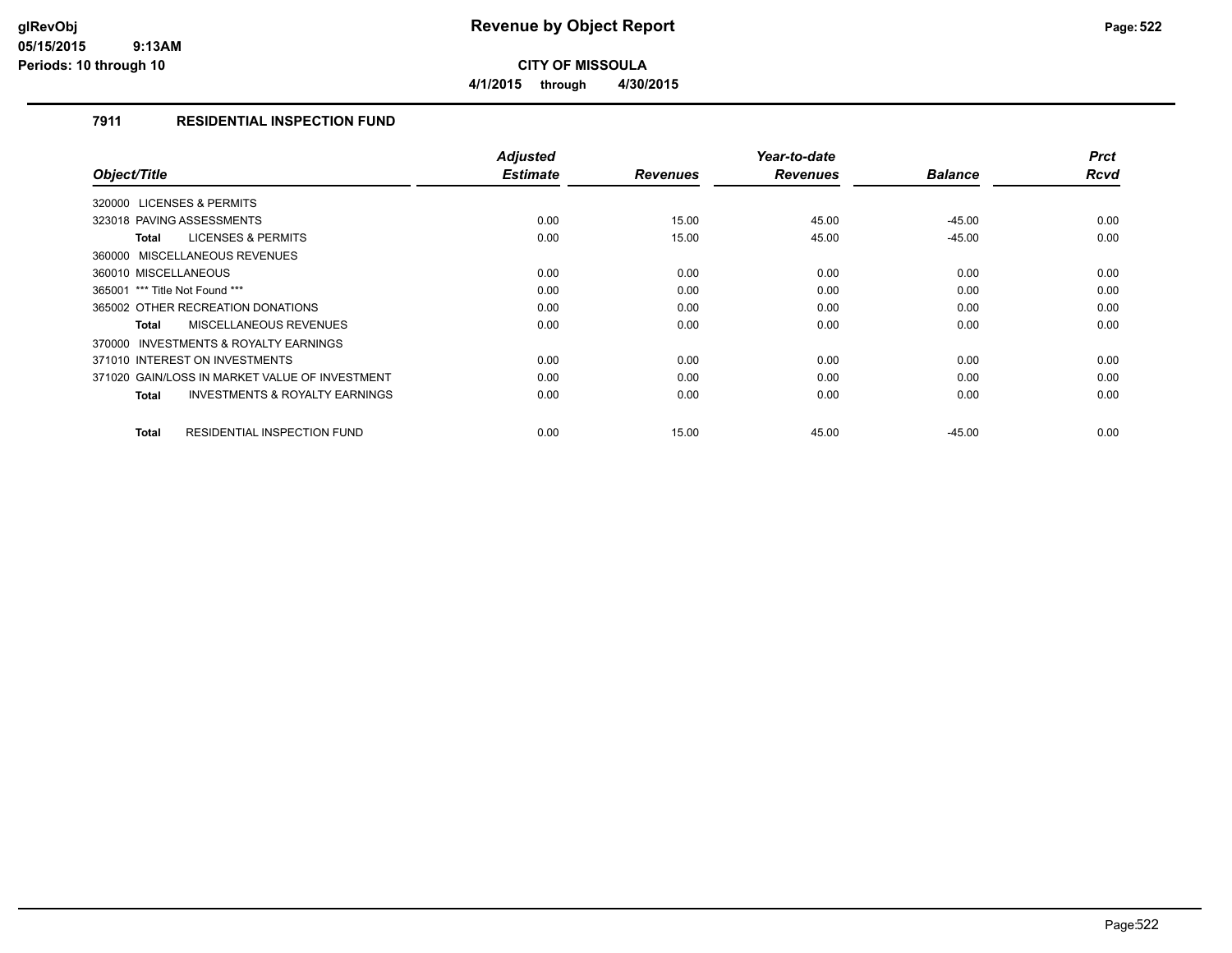# Revenue by Object Report

**CITY OF MISSOULA**

**4/1/2015 through 4/30/2015**

glRevObj
05/15/2015 9:13AM
Periods: 10 through 10

### 7911 RESIDENTIAL INSPECTION FUND

| Object/Title | Adjusted Estimate | Revenues | Year-to-date Revenues | Balance | Prct Rcvd |
|---|---|---|---|---|---|
| 320000 LICENSES & PERMITS | | | | | |
| 323018 PAVING ASSESSMENTS | 0.00 | 15.00 | 45.00 | -45.00 | 0.00 |
| **Total** LICENSES & PERMITS | 0.00 | 15.00 | 45.00 | -45.00 | 0.00 |
| 360000 MISCELLANEOUS REVENUES | | | | | |
| 360010 MISCELLANEOUS | 0.00 | 0.00 | 0.00 | 0.00 | 0.00 |
| 365001 *** Title Not Found *** | 0.00 | 0.00 | 0.00 | 0.00 | 0.00 |
| 365002 OTHER RECREATION DONATIONS | 0.00 | 0.00 | 0.00 | 0.00 | 0.00 |
| **Total** MISCELLANEOUS REVENUES | 0.00 | 0.00 | 0.00 | 0.00 | 0.00 |
| 370000 INVESTMENTS & ROYALTY EARNINGS | | | | | |
| 371010 INTEREST ON INVESTMENTS | 0.00 | 0.00 | 0.00 | 0.00 | 0.00 |
| 371020 GAIN/LOSS IN MARKET VALUE OF INVESTMENT | 0.00 | 0.00 | 0.00 | 0.00 | 0.00 |
| **Total** INVESTMENTS & ROYALTY EARNINGS | 0.00 | 0.00 | 0.00 | 0.00 | 0.00 |
| **Total** RESIDENTIAL INSPECTION FUND | 0.00 | 15.00 | 45.00 | -45.00 | 0.00 |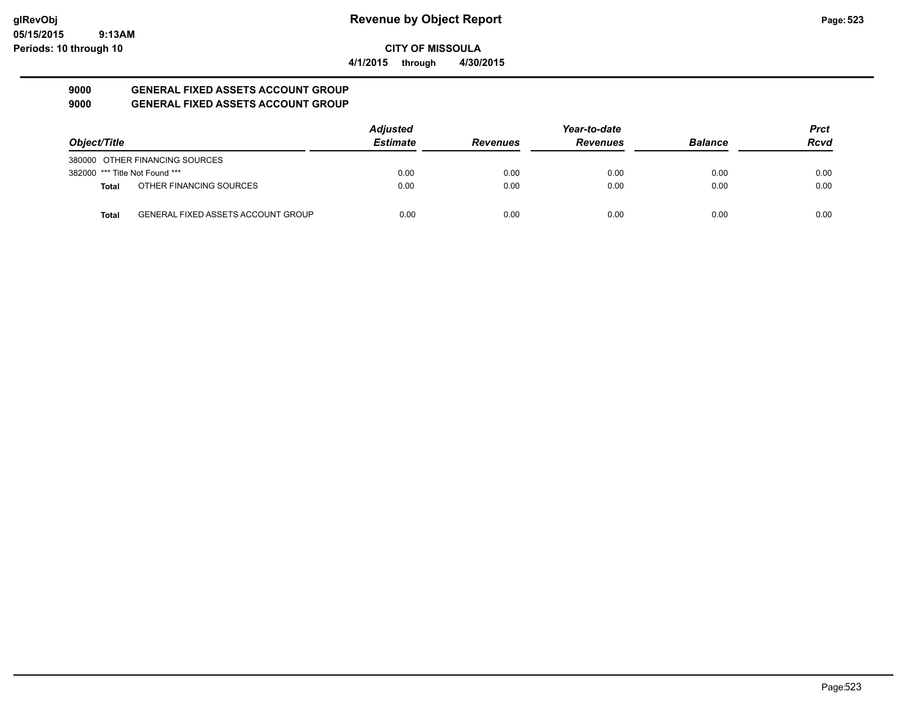# Revenue by Object Report

**CITY OF MISSOULA**

**4/1/2015 through 4/30/2015**

glRevObj
05/15/2015 9:13AM
Periods: 10 through 10

## 9000 GENERAL FIXED ASSETS ACCOUNT GROUP
## 9000 GENERAL FIXED ASSETS ACCOUNT GROUP

| Object/Title | | Adjusted Estimate | Revenues | Year-to-date Revenues | Balance | Prct Rcvd |
|---|---|---|---|---|---|---|
| 380000 OTHER FINANCING SOURCES | | | | | | |
| 382000 *** Title Not Found *** | | 0.00 | 0.00 | 0.00 | 0.00 | 0.00 |
| **Total** | OTHER FINANCING SOURCES | 0.00 | 0.00 | 0.00 | 0.00 | 0.00 |
| **Total** | GENERAL FIXED ASSETS ACCOUNT GROUP | 0.00 | 0.00 | 0.00 | 0.00 | 0.00 |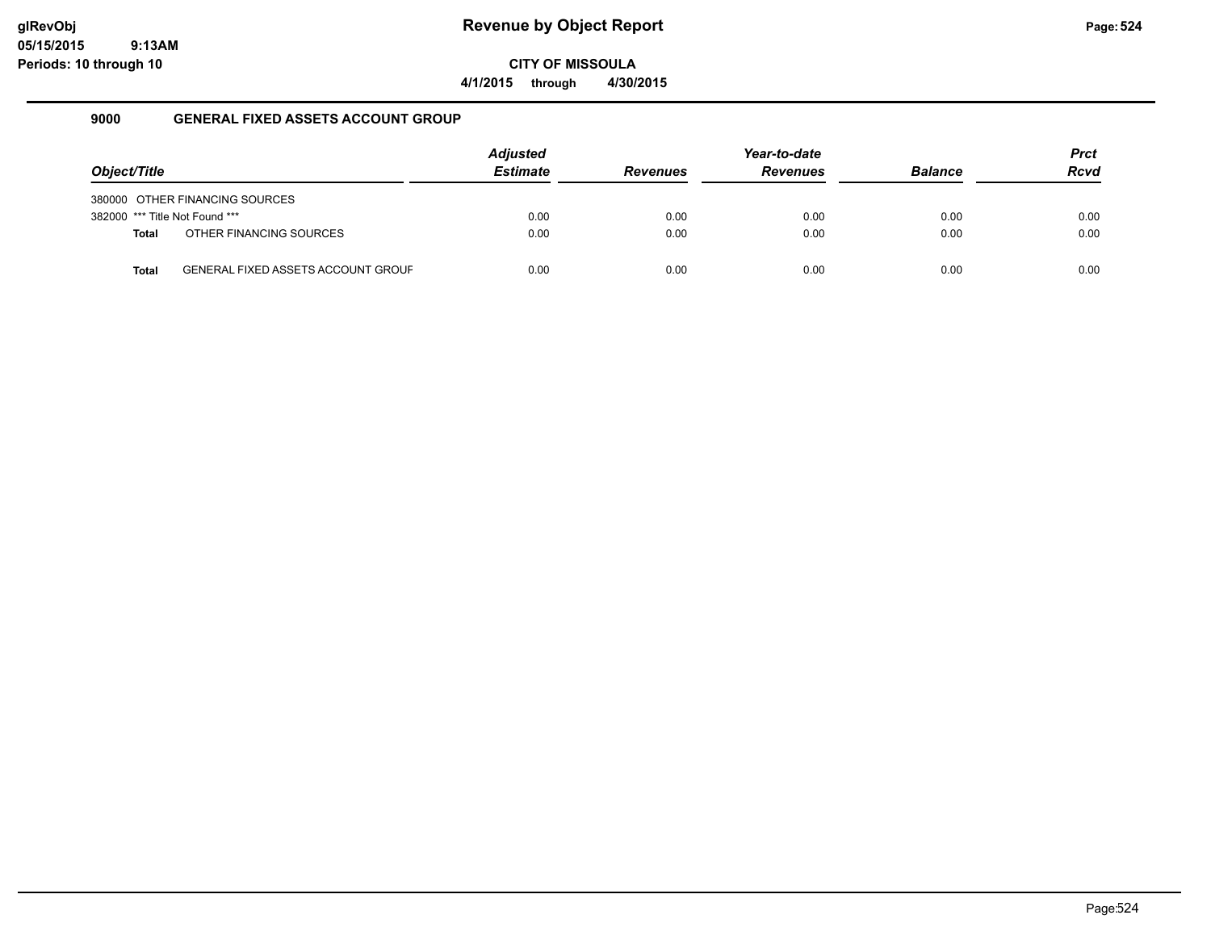# Revenue by Object Report

glRevObj
05/15/2015 9:13AM
Periods: 10 through 10

**CITY OF MISSOULA**

**4/1/2015 through 4/30/2015**

## 9000 GENERAL FIXED ASSETS ACCOUNT GROUP

| Object/Title | | Adjusted Estimate | Revenues | Year-to-date Revenues | Balance | Prct Rcvd |
|---|---|---|---|---|---|---|
| 380000 | OTHER FINANCING SOURCES | | | | | |
| 382000 | *** Title Not Found *** | 0.00 | 0.00 | 0.00 | 0.00 | 0.00 |
| **Total** | OTHER FINANCING SOURCES | 0.00 | 0.00 | 0.00 | 0.00 | 0.00 |
| **Total** | GENERAL FIXED ASSETS ACCOUNT GROUF | 0.00 | 0.00 | 0.00 | 0.00 | 0.00 |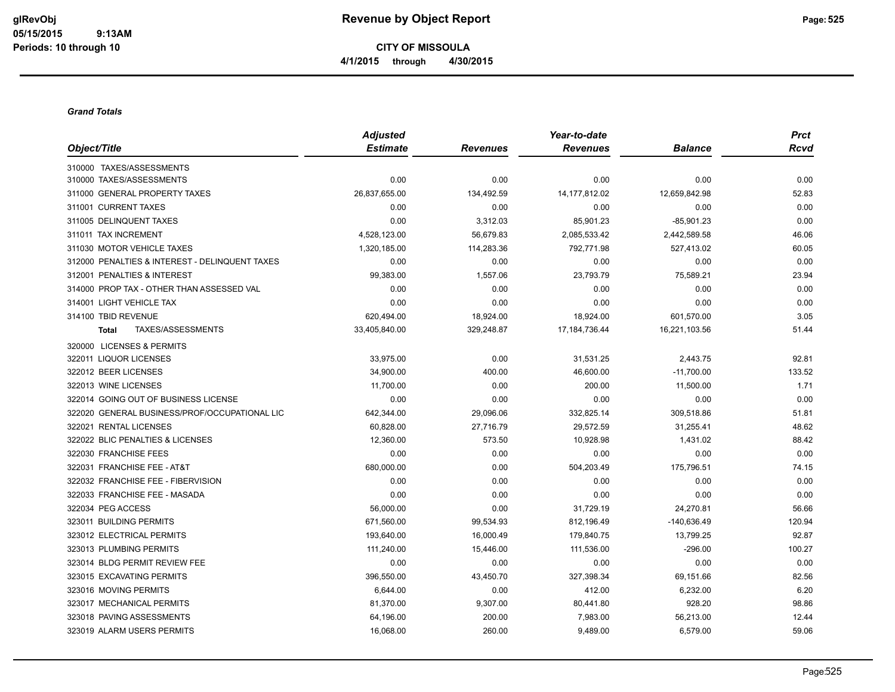# Revenue by Object Report

**CITY OF MISSOULA**

**4/1/2015 through 4/30/2015**

glRevObj
05/15/2015 9:13AM
Periods: 10 through 10

***Grand Totals***

| Object/Title | Adjusted Estimate | Revenues | Year-to-date Revenues | Balance | Prct Rcvd |
|---|---|---|---|---|---|
| 310000 TAXES/ASSESSMENTS | | | | | |
| 310000 TAXES/ASSESSMENTS | 0.00 | 0.00 | 0.00 | 0.00 | 0.00 |
| 311000 GENERAL PROPERTY TAXES | 26,837,655.00 | 134,492.59 | 14,177,812.02 | 12,659,842.98 | 52.83 |
| 311001 CURRENT TAXES | 0.00 | 0.00 | 0.00 | 0.00 | 0.00 |
| 311005 DELINQUENT TAXES | 0.00 | 3,312.03 | 85,901.23 | -85,901.23 | 0.00 |
| 311011 TAX INCREMENT | 4,528,123.00 | 56,679.83 | 2,085,533.42 | 2,442,589.58 | 46.06 |
| 311030 MOTOR VEHICLE TAXES | 1,320,185.00 | 114,283.36 | 792,771.98 | 527,413.02 | 60.05 |
| 312000 PENALTIES & INTEREST - DELINQUENT TAXES | 0.00 | 0.00 | 0.00 | 0.00 | 0.00 |
| 312001 PENALTIES & INTEREST | 99,383.00 | 1,557.06 | 23,793.79 | 75,589.21 | 23.94 |
| 314000 PROP TAX - OTHER THAN ASSESSED VAL | 0.00 | 0.00 | 0.00 | 0.00 | 0.00 |
| 314001 LIGHT VEHICLE TAX | 0.00 | 0.00 | 0.00 | 0.00 | 0.00 |
| 314100 TBID REVENUE | 620,494.00 | 18,924.00 | 18,924.00 | 601,570.00 | 3.05 |
| **Total** TAXES/ASSESSMENTS | 33,405,840.00 | 329,248.87 | 17,184,736.44 | 16,221,103.56 | 51.44 |
| 320000 LICENSES & PERMITS | | | | | |
| 322011 LIQUOR LICENSES | 33,975.00 | 0.00 | 31,531.25 | 2,443.75 | 92.81 |
| 322012 BEER LICENSES | 34,900.00 | 400.00 | 46,600.00 | -11,700.00 | 133.52 |
| 322013 WINE LICENSES | 11,700.00 | 0.00 | 200.00 | 11,500.00 | 1.71 |
| 322014 GOING OUT OF BUSINESS LICENSE | 0.00 | 0.00 | 0.00 | 0.00 | 0.00 |
| 322020 GENERAL BUSINESS/PROF/OCCUPATIONAL LIC | 642,344.00 | 29,096.06 | 332,825.14 | 309,518.86 | 51.81 |
| 322021 RENTAL LICENSES | 60,828.00 | 27,716.79 | 29,572.59 | 31,255.41 | 48.62 |
| 322022 BLIC PENALTIES & LICENSES | 12,360.00 | 573.50 | 10,928.98 | 1,431.02 | 88.42 |
| 322030 FRANCHISE FEES | 0.00 | 0.00 | 0.00 | 0.00 | 0.00 |
| 322031 FRANCHISE FEE - AT&T | 680,000.00 | 0.00 | 504,203.49 | 175,796.51 | 74.15 |
| 322032 FRANCHISE FEE - FIBERVISION | 0.00 | 0.00 | 0.00 | 0.00 | 0.00 |
| 322033 FRANCHISE FEE - MASADA | 0.00 | 0.00 | 0.00 | 0.00 | 0.00 |
| 322034 PEG ACCESS | 56,000.00 | 0.00 | 31,729.19 | 24,270.81 | 56.66 |
| 323011 BUILDING PERMITS | 671,560.00 | 99,534.93 | 812,196.49 | -140,636.49 | 120.94 |
| 323012 ELECTRICAL PERMITS | 193,640.00 | 16,000.49 | 179,840.75 | 13,799.25 | 92.87 |
| 323013 PLUMBING PERMITS | 111,240.00 | 15,446.00 | 111,536.00 | -296.00 | 100.27 |
| 323014 BLDG PERMIT REVIEW FEE | 0.00 | 0.00 | 0.00 | 0.00 | 0.00 |
| 323015 EXCAVATING PERMITS | 396,550.00 | 43,450.70 | 327,398.34 | 69,151.66 | 82.56 |
| 323016 MOVING PERMITS | 6,644.00 | 0.00 | 412.00 | 6,232.00 | 6.20 |
| 323017 MECHANICAL PERMITS | 81,370.00 | 9,307.00 | 80,441.80 | 928.20 | 98.86 |
| 323018 PAVING ASSESSMENTS | 64,196.00 | 200.00 | 7,983.00 | 56,213.00 | 12.44 |
| 323019 ALARM USERS PERMITS | 16,068.00 | 260.00 | 9,489.00 | 6,579.00 | 59.06 |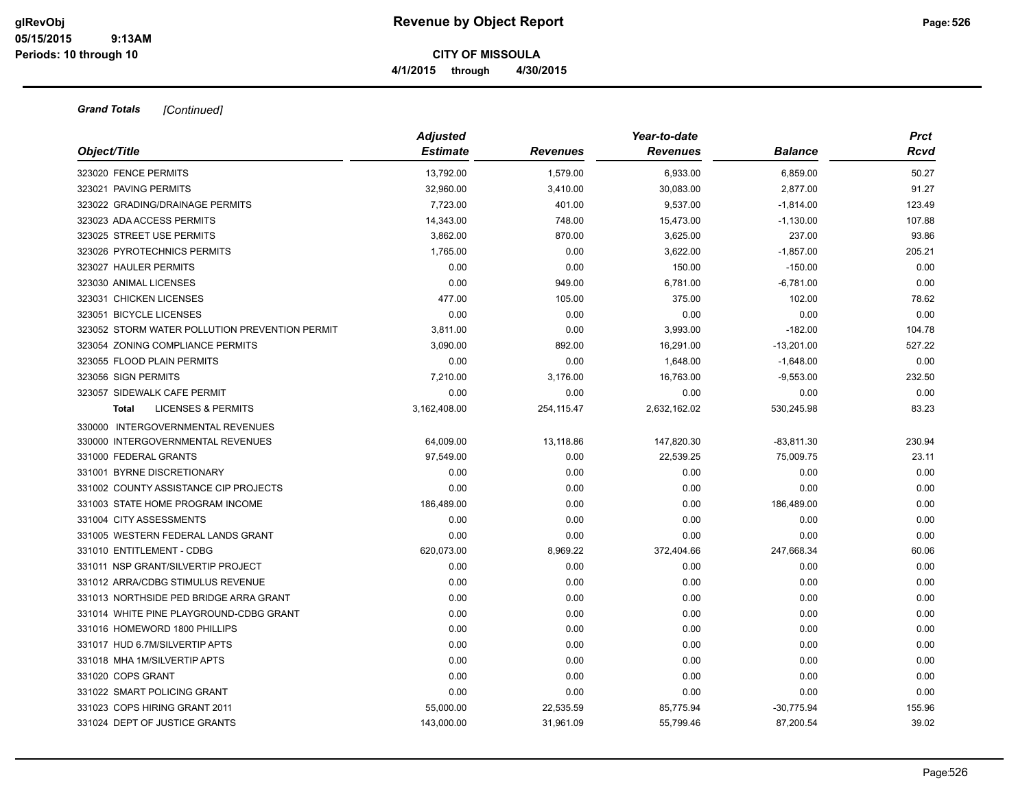**CITY OF MISSOULA**

**4/1/2015 through 4/30/2015**

***Grand Totals*** *[Continued]*

| Object/Title | Adjusted Estimate | Revenues | Year-to-date Revenues | Balance | Prct Rcvd |
|---|---|---|---|---|---|
| 323020 FENCE PERMITS | 13,792.00 | 1,579.00 | 6,933.00 | 6,859.00 | 50.27 |
| 323021 PAVING PERMITS | 32,960.00 | 3,410.00 | 30,083.00 | 2,877.00 | 91.27 |
| 323022 GRADING/DRAINAGE PERMITS | 7,723.00 | 401.00 | 9,537.00 | -1,814.00 | 123.49 |
| 323023 ADA ACCESS PERMITS | 14,343.00 | 748.00 | 15,473.00 | -1,130.00 | 107.88 |
| 323025 STREET USE PERMITS | 3,862.00 | 870.00 | 3,625.00 | 237.00 | 93.86 |
| 323026 PYROTECHNICS PERMITS | 1,765.00 | 0.00 | 3,622.00 | -1,857.00 | 205.21 |
| 323027 HAULER PERMITS | 0.00 | 0.00 | 150.00 | -150.00 | 0.00 |
| 323030 ANIMAL LICENSES | 0.00 | 949.00 | 6,781.00 | -6,781.00 | 0.00 |
| 323031 CHICKEN LICENSES | 477.00 | 105.00 | 375.00 | 102.00 | 78.62 |
| 323051 BICYCLE LICENSES | 0.00 | 0.00 | 0.00 | 0.00 | 0.00 |
| 323052 STORM WATER POLLUTION PREVENTION PERMIT | 3,811.00 | 0.00 | 3,993.00 | -182.00 | 104.78 |
| 323054 ZONING COMPLIANCE PERMITS | 3,090.00 | 892.00 | 16,291.00 | -13,201.00 | 527.22 |
| 323055 FLOOD PLAIN PERMITS | 0.00 | 0.00 | 1,648.00 | -1,648.00 | 0.00 |
| 323056 SIGN PERMITS | 7,210.00 | 3,176.00 | 16,763.00 | -9,553.00 | 232.50 |
| 323057 SIDEWALK CAFE PERMIT | 0.00 | 0.00 | 0.00 | 0.00 | 0.00 |
| **Total** LICENSES & PERMITS | 3,162,408.00 | 254,115.47 | 2,632,162.02 | 530,245.98 | 83.23 |
| 330000 INTERGOVERNMENTAL REVENUES | | | | | |
| 330000 INTERGOVERNMENTAL REVENUES | 64,009.00 | 13,118.86 | 147,820.30 | -83,811.30 | 230.94 |
| 331000 FEDERAL GRANTS | 97,549.00 | 0.00 | 22,539.25 | 75,009.75 | 23.11 |
| 331001 BYRNE DISCRETIONARY | 0.00 | 0.00 | 0.00 | 0.00 | 0.00 |
| 331002 COUNTY ASSISTANCE CIP PROJECTS | 0.00 | 0.00 | 0.00 | 0.00 | 0.00 |
| 331003 STATE HOME PROGRAM INCOME | 186,489.00 | 0.00 | 0.00 | 186,489.00 | 0.00 |
| 331004 CITY ASSESSMENTS | 0.00 | 0.00 | 0.00 | 0.00 | 0.00 |
| 331005 WESTERN FEDERAL LANDS GRANT | 0.00 | 0.00 | 0.00 | 0.00 | 0.00 |
| 331010 ENTITLEMENT - CDBG | 620,073.00 | 8,969.22 | 372,404.66 | 247,668.34 | 60.06 |
| 331011 NSP GRANT/SILVERTIP PROJECT | 0.00 | 0.00 | 0.00 | 0.00 | 0.00 |
| 331012 ARRA/CDBG STIMULUS REVENUE | 0.00 | 0.00 | 0.00 | 0.00 | 0.00 |
| 331013 NORTHSIDE PED BRIDGE ARRA GRANT | 0.00 | 0.00 | 0.00 | 0.00 | 0.00 |
| 331014 WHITE PINE PLAYGROUND-CDBG GRANT | 0.00 | 0.00 | 0.00 | 0.00 | 0.00 |
| 331016 HOMEWORD 1800 PHILLIPS | 0.00 | 0.00 | 0.00 | 0.00 | 0.00 |
| 331017 HUD 6.7M/SILVERTIP APTS | 0.00 | 0.00 | 0.00 | 0.00 | 0.00 |
| 331018 MHA 1M/SILVERTIP APTS | 0.00 | 0.00 | 0.00 | 0.00 | 0.00 |
| 331020 COPS GRANT | 0.00 | 0.00 | 0.00 | 0.00 | 0.00 |
| 331022 SMART POLICING GRANT | 0.00 | 0.00 | 0.00 | 0.00 | 0.00 |
| 331023 COPS HIRING GRANT 2011 | 55,000.00 | 22,535.59 | 85,775.94 | -30,775.94 | 155.96 |
| 331024 DEPT OF JUSTICE GRANTS | 143,000.00 | 31,961.09 | 55,799.46 | 87,200.54 | 39.02 |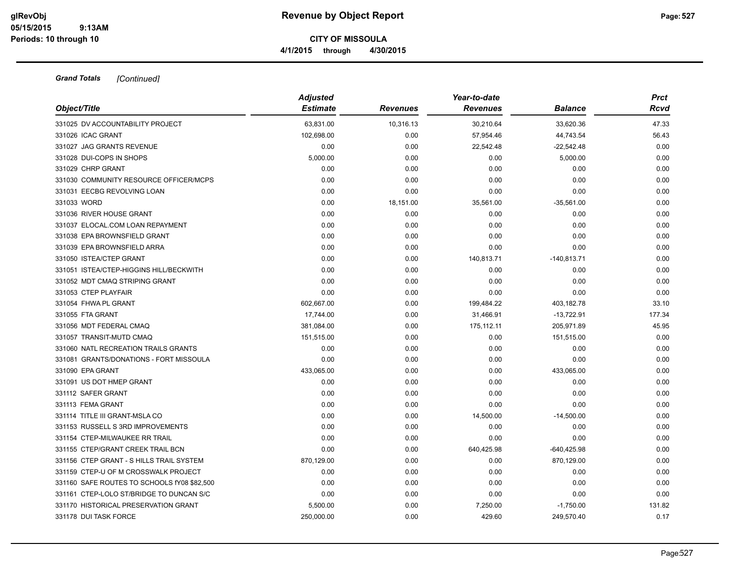**Grand Totals** *[Continued]*

| Object/Title | Adjusted Estimate | Revenues | Year-to-date Revenues | Balance | Prct Rcvd |
|---|---|---|---|---|---|
| 331025 DV ACCOUNTABILITY PROJECT | 63,831.00 | 10,316.13 | 30,210.64 | 33,620.36 | 47.33 |
| 331026 ICAC GRANT | 102,698.00 | 0.00 | 57,954.46 | 44,743.54 | 56.43 |
| 331027 JAG GRANTS REVENUE | 0.00 | 0.00 | 22,542.48 | -22,542.48 | 0.00 |
| 331028 DUI-COPS IN SHOPS | 5,000.00 | 0.00 | 0.00 | 5,000.00 | 0.00 |
| 331029 CHRP GRANT | 0.00 | 0.00 | 0.00 | 0.00 | 0.00 |
| 331030 COMMUNITY RESOURCE OFFICER/MCPS | 0.00 | 0.00 | 0.00 | 0.00 | 0.00 |
| 331031 EECBG REVOLVING LOAN | 0.00 | 0.00 | 0.00 | 0.00 | 0.00 |
| 331033 WORD | 0.00 | 18,151.00 | 35,561.00 | -35,561.00 | 0.00 |
| 331036 RIVER HOUSE GRANT | 0.00 | 0.00 | 0.00 | 0.00 | 0.00 |
| 331037 ELOCAL.COM LOAN REPAYMENT | 0.00 | 0.00 | 0.00 | 0.00 | 0.00 |
| 331038 EPA BROWNSFIELD GRANT | 0.00 | 0.00 | 0.00 | 0.00 | 0.00 |
| 331039 EPA BROWNSFIELD ARRA | 0.00 | 0.00 | 0.00 | 0.00 | 0.00 |
| 331050 ISTEA/CTEP GRANT | 0.00 | 0.00 | 140,813.71 | -140,813.71 | 0.00 |
| 331051 ISTEA/CTEP-HIGGINS HILL/BECKWITH | 0.00 | 0.00 | 0.00 | 0.00 | 0.00 |
| 331052 MDT CMAQ STRIPING GRANT | 0.00 | 0.00 | 0.00 | 0.00 | 0.00 |
| 331053 CTEP PLAYFAIR | 0.00 | 0.00 | 0.00 | 0.00 | 0.00 |
| 331054 FHWA PL GRANT | 602,667.00 | 0.00 | 199,484.22 | 403,182.78 | 33.10 |
| 331055 FTA GRANT | 17,744.00 | 0.00 | 31,466.91 | -13,722.91 | 177.34 |
| 331056 MDT FEDERAL CMAQ | 381,084.00 | 0.00 | 175,112.11 | 205,971.89 | 45.95 |
| 331057 TRANSIT-MUTD CMAQ | 151,515.00 | 0.00 | 0.00 | 151,515.00 | 0.00 |
| 331060 NATL RECREATION TRAILS GRANTS | 0.00 | 0.00 | 0.00 | 0.00 | 0.00 |
| 331081 GRANTS/DONATIONS - FORT MISSOULA | 0.00 | 0.00 | 0.00 | 0.00 | 0.00 |
| 331090 EPA GRANT | 433,065.00 | 0.00 | 0.00 | 433,065.00 | 0.00 |
| 331091 US DOT HMEP GRANT | 0.00 | 0.00 | 0.00 | 0.00 | 0.00 |
| 331112 SAFER GRANT | 0.00 | 0.00 | 0.00 | 0.00 | 0.00 |
| 331113 FEMA GRANT | 0.00 | 0.00 | 0.00 | 0.00 | 0.00 |
| 331114 TITLE III GRANT-MSLA CO | 0.00 | 0.00 | 14,500.00 | -14,500.00 | 0.00 |
| 331153 RUSSELL S 3RD IMPROVEMENTS | 0.00 | 0.00 | 0.00 | 0.00 | 0.00 |
| 331154 CTEP-MILWAUKEE RR TRAIL | 0.00 | 0.00 | 0.00 | 0.00 | 0.00 |
| 331155 CTEP/GRANT CREEK TRAIL BCN | 0.00 | 0.00 | 640,425.98 | -640,425.98 | 0.00 |
| 331156 CTEP GRANT - S HILLS TRAIL SYSTEM | 870,129.00 | 0.00 | 0.00 | 870,129.00 | 0.00 |
| 331159 CTEP-U OF M CROSSWALK PROJECT | 0.00 | 0.00 | 0.00 | 0.00 | 0.00 |
| 331160 SAFE ROUTES TO SCHOOLS fY08 $82,500 | 0.00 | 0.00 | 0.00 | 0.00 | 0.00 |
| 331161 CTEP-LOLO ST/BRIDGE TO DUNCAN S/C | 0.00 | 0.00 | 0.00 | 0.00 | 0.00 |
| 331170 HISTORICAL PRESERVATION GRANT | 5,500.00 | 0.00 | 7,250.00 | -1,750.00 | 131.82 |
| 331178 DUI TASK FORCE | 250,000.00 | 0.00 | 429.60 | 249,570.40 | 0.17 |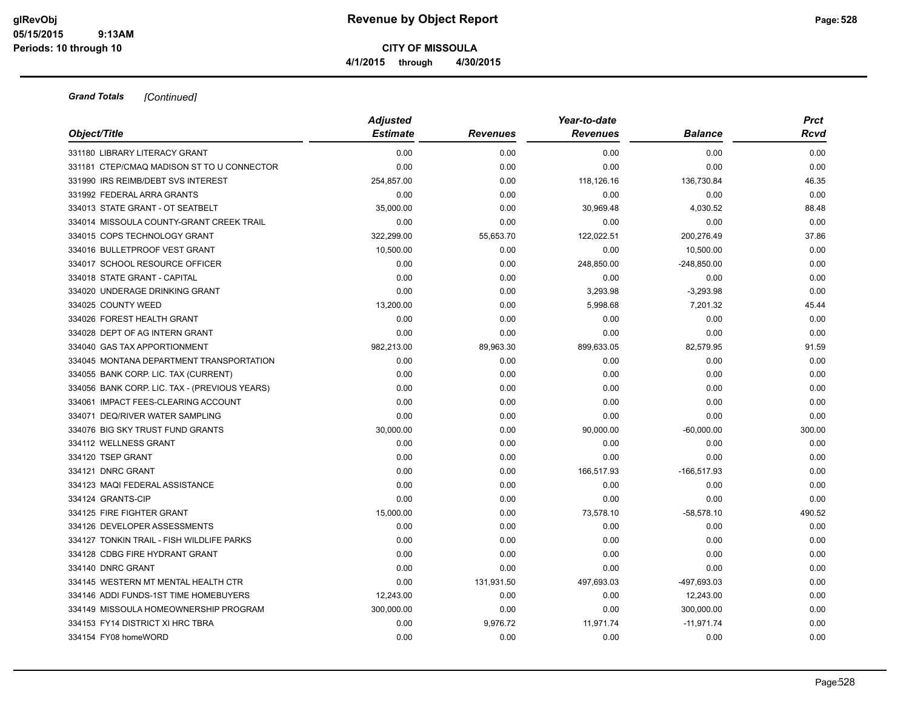**Grand Totals** *[Continued]*

| Object/Title | Adjusted Estimate | Revenues | Year-to-date Revenues | Balance | Prct Rcvd |
|---|---|---|---|---|---|
| 331180 LIBRARY LITERACY GRANT | 0.00 | 0.00 | 0.00 | 0.00 | 0.00 |
| 331181 CTEP/CMAQ MADISON ST TO U CONNECTOR | 0.00 | 0.00 | 0.00 | 0.00 | 0.00 |
| 331990 IRS REIMB/DEBT SVS INTEREST | 254,857.00 | 0.00 | 118,126.16 | 136,730.84 | 46.35 |
| 331992 FEDERAL ARRA GRANTS | 0.00 | 0.00 | 0.00 | 0.00 | 0.00 |
| 334013 STATE GRANT - OT SEATBELT | 35,000.00 | 0.00 | 30,969.48 | 4,030.52 | 88.48 |
| 334014 MISSOULA COUNTY-GRANT CREEK TRAIL | 0.00 | 0.00 | 0.00 | 0.00 | 0.00 |
| 334015 COPS TECHNOLOGY GRANT | 322,299.00 | 55,653.70 | 122,022.51 | 200,276.49 | 37.86 |
| 334016 BULLETPROOF VEST GRANT | 10,500.00 | 0.00 | 0.00 | 10,500.00 | 0.00 |
| 334017 SCHOOL RESOURCE OFFICER | 0.00 | 0.00 | 248,850.00 | -248,850.00 | 0.00 |
| 334018 STATE GRANT - CAPITAL | 0.00 | 0.00 | 0.00 | 0.00 | 0.00 |
| 334020 UNDERAGE DRINKING GRANT | 0.00 | 0.00 | 3,293.98 | -3,293.98 | 0.00 |
| 334025 COUNTY WEED | 13,200.00 | 0.00 | 5,998.68 | 7,201.32 | 45.44 |
| 334026 FOREST HEALTH GRANT | 0.00 | 0.00 | 0.00 | 0.00 | 0.00 |
| 334028 DEPT OF AG INTERN GRANT | 0.00 | 0.00 | 0.00 | 0.00 | 0.00 |
| 334040 GAS TAX APPORTIONMENT | 982,213.00 | 89,963.30 | 899,633.05 | 82,579.95 | 91.59 |
| 334045 MONTANA DEPARTMENT TRANSPORTATION | 0.00 | 0.00 | 0.00 | 0.00 | 0.00 |
| 334055 BANK CORP. LIC. TAX (CURRENT) | 0.00 | 0.00 | 0.00 | 0.00 | 0.00 |
| 334056 BANK CORP. LIC. TAX - (PREVIOUS YEARS) | 0.00 | 0.00 | 0.00 | 0.00 | 0.00 |
| 334061 IMPACT FEES-CLEARING ACCOUNT | 0.00 | 0.00 | 0.00 | 0.00 | 0.00 |
| 334071 DEQ/RIVER WATER SAMPLING | 0.00 | 0.00 | 0.00 | 0.00 | 0.00 |
| 334076 BIG SKY TRUST FUND GRANTS | 30,000.00 | 0.00 | 90,000.00 | -60,000.00 | 300.00 |
| 334112 WELLNESS GRANT | 0.00 | 0.00 | 0.00 | 0.00 | 0.00 |
| 334120 TSEP GRANT | 0.00 | 0.00 | 0.00 | 0.00 | 0.00 |
| 334121 DNRC GRANT | 0.00 | 0.00 | 166,517.93 | -166,517.93 | 0.00 |
| 334123 MAQI FEDERAL ASSISTANCE | 0.00 | 0.00 | 0.00 | 0.00 | 0.00 |
| 334124 GRANTS-CIP | 0.00 | 0.00 | 0.00 | 0.00 | 0.00 |
| 334125 FIRE FIGHTER GRANT | 15,000.00 | 0.00 | 73,578.10 | -58,578.10 | 490.52 |
| 334126 DEVELOPER ASSESSMENTS | 0.00 | 0.00 | 0.00 | 0.00 | 0.00 |
| 334127 TONKIN TRAIL - FISH WILDLIFE PARKS | 0.00 | 0.00 | 0.00 | 0.00 | 0.00 |
| 334128 CDBG FIRE HYDRANT GRANT | 0.00 | 0.00 | 0.00 | 0.00 | 0.00 |
| 334140 DNRC GRANT | 0.00 | 0.00 | 0.00 | 0.00 | 0.00 |
| 334145 WESTERN MT MENTAL HEALTH CTR | 0.00 | 131,931.50 | 497,693.03 | -497,693.03 | 0.00 |
| 334146 ADDI FUNDS-1ST TIME HOMEBUYERS | 12,243.00 | 0.00 | 0.00 | 12,243.00 | 0.00 |
| 334149 MISSOULA HOMEOWNERSHIP PROGRAM | 300,000.00 | 0.00 | 0.00 | 300,000.00 | 0.00 |
| 334153 FY14 DISTRICT XI HRC TBRA | 0.00 | 9,976.72 | 11,971.74 | -11,971.74 | 0.00 |
| 334154 FY08 homeWORD | 0.00 | 0.00 | 0.00 | 0.00 | 0.00 |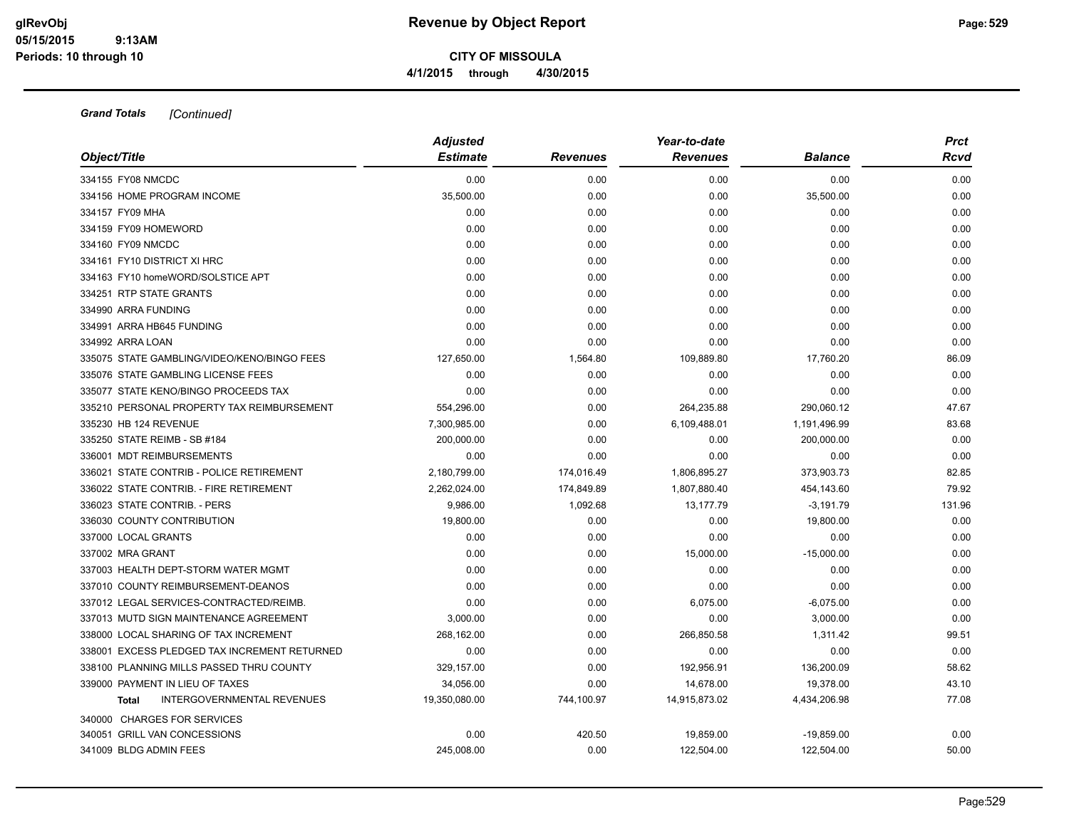# Revenue by Object Report

**CITY OF MISSOULA**

**4/1/2015 through 4/30/2015**

glRevObj
05/15/2015 9:13AM
Periods: 10 through 10

***Grand Totals*** *[Continued]*

| *Object/Title* | *Adjusted Estimate* | *Revenues* | *Year-to-date Revenues* | *Balance* | *Prct Rcvd* |
|---|---|---|---|---|---|
| 334155 FY08 NMCDC | 0.00 | 0.00 | 0.00 | 0.00 | 0.00 |
| 334156 HOME PROGRAM INCOME | 35,500.00 | 0.00 | 0.00 | 35,500.00 | 0.00 |
| 334157 FY09 MHA | 0.00 | 0.00 | 0.00 | 0.00 | 0.00 |
| 334159 FY09 HOMEWORD | 0.00 | 0.00 | 0.00 | 0.00 | 0.00 |
| 334160 FY09 NMCDC | 0.00 | 0.00 | 0.00 | 0.00 | 0.00 |
| 334161 FY10 DISTRICT XI HRC | 0.00 | 0.00 | 0.00 | 0.00 | 0.00 |
| 334163 FY10 homeWORD/SOLSTICE APT | 0.00 | 0.00 | 0.00 | 0.00 | 0.00 |
| 334251 RTP STATE GRANTS | 0.00 | 0.00 | 0.00 | 0.00 | 0.00 |
| 334990 ARRA FUNDING | 0.00 | 0.00 | 0.00 | 0.00 | 0.00 |
| 334991 ARRA HB645 FUNDING | 0.00 | 0.00 | 0.00 | 0.00 | 0.00 |
| 334992 ARRA LOAN | 0.00 | 0.00 | 0.00 | 0.00 | 0.00 |
| 335075 STATE GAMBLING/VIDEO/KENO/BINGO FEES | 127,650.00 | 1,564.80 | 109,889.80 | 17,760.20 | 86.09 |
| 335076 STATE GAMBLING LICENSE FEES | 0.00 | 0.00 | 0.00 | 0.00 | 0.00 |
| 335077 STATE KENO/BINGO PROCEEDS TAX | 0.00 | 0.00 | 0.00 | 0.00 | 0.00 |
| 335210 PERSONAL PROPERTY TAX REIMBURSEMENT | 554,296.00 | 0.00 | 264,235.88 | 290,060.12 | 47.67 |
| 335230 HB 124 REVENUE | 7,300,985.00 | 0.00 | 6,109,488.01 | 1,191,496.99 | 83.68 |
| 335250 STATE REIMB - SB #184 | 200,000.00 | 0.00 | 0.00 | 200,000.00 | 0.00 |
| 336001 MDT REIMBURSEMENTS | 0.00 | 0.00 | 0.00 | 0.00 | 0.00 |
| 336021 STATE CONTRIB - POLICE RETIREMENT | 2,180,799.00 | 174,016.49 | 1,806,895.27 | 373,903.73 | 82.85 |
| 336022 STATE CONTRIB. - FIRE RETIREMENT | 2,262,024.00 | 174,849.89 | 1,807,880.40 | 454,143.60 | 79.92 |
| 336023 STATE CONTRIB. - PERS | 9,986.00 | 1,092.68 | 13,177.79 | -3,191.79 | 131.96 |
| 336030 COUNTY CONTRIBUTION | 19,800.00 | 0.00 | 0.00 | 19,800.00 | 0.00 |
| 337000 LOCAL GRANTS | 0.00 | 0.00 | 0.00 | 0.00 | 0.00 |
| 337002 MRA GRANT | 0.00 | 0.00 | 15,000.00 | -15,000.00 | 0.00 |
| 337003 HEALTH DEPT-STORM WATER MGMT | 0.00 | 0.00 | 0.00 | 0.00 | 0.00 |
| 337010 COUNTY REIMBURSEMENT-DEANOS | 0.00 | 0.00 | 0.00 | 0.00 | 0.00 |
| 337012 LEGAL SERVICES-CONTRACTED/REIMB. | 0.00 | 0.00 | 6,075.00 | -6,075.00 | 0.00 |
| 337013 MUTD SIGN MAINTENANCE AGREEMENT | 3,000.00 | 0.00 | 0.00 | 3,000.00 | 0.00 |
| 338000 LOCAL SHARING OF TAX INCREMENT | 268,162.00 | 0.00 | 266,850.58 | 1,311.42 | 99.51 |
| 338001 EXCESS PLEDGED TAX INCREMENT RETURNED | 0.00 | 0.00 | 0.00 | 0.00 | 0.00 |
| 338100 PLANNING MILLS PASSED THRU COUNTY | 329,157.00 | 0.00 | 192,956.91 | 136,200.09 | 58.62 |
| 339000 PAYMENT IN LIEU OF TAXES | 34,056.00 | 0.00 | 14,678.00 | 19,378.00 | 43.10 |
| **Total** INTERGOVERNMENTAL REVENUES | 19,350,080.00 | 744,100.97 | 14,915,873.02 | 4,434,206.98 | 77.08 |
| 340000 CHARGES FOR SERVICES | | | | | |
| 340051 GRILL VAN CONCESSIONS | 0.00 | 420.50 | 19,859.00 | -19,859.00 | 0.00 |
| 341009 BLDG ADMIN FEES | 245,008.00 | 0.00 | 122,504.00 | 122,504.00 | 50.00 |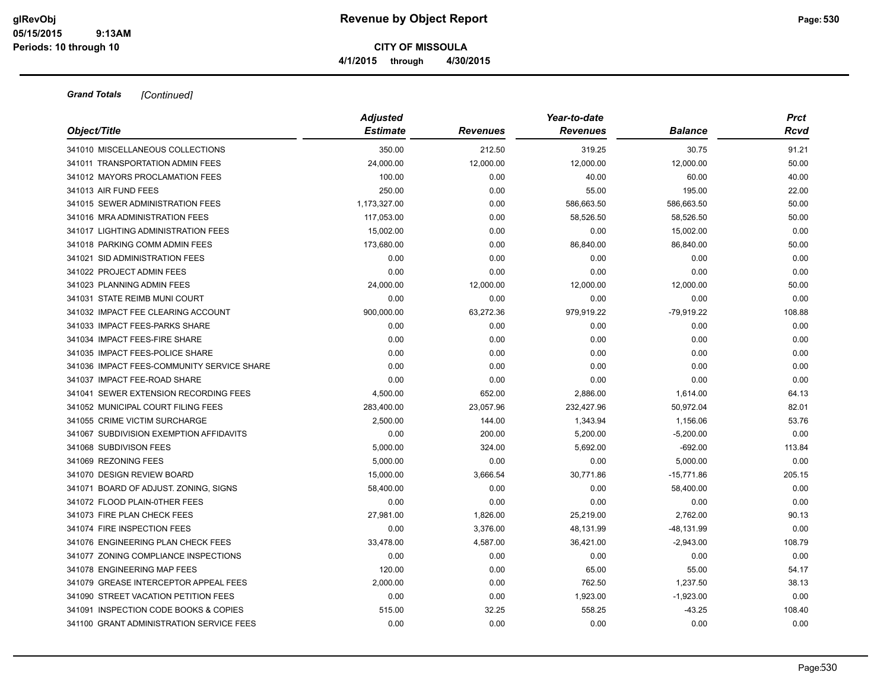**Grand Totals** *[Continued]*

| Object/Title | Adjusted Estimate | Revenues | Year-to-date Revenues | Balance | Prct Rcvd |
|---|---|---|---|---|---|
| 341010 MISCELLANEOUS COLLECTIONS | 350.00 | 212.50 | 319.25 | 30.75 | 91.21 |
| 341011 TRANSPORTATION ADMIN FEES | 24,000.00 | 12,000.00 | 12,000.00 | 12,000.00 | 50.00 |
| 341012 MAYORS PROCLAMATION FEES | 100.00 | 0.00 | 40.00 | 60.00 | 40.00 |
| 341013 AIR FUND FEES | 250.00 | 0.00 | 55.00 | 195.00 | 22.00 |
| 341015 SEWER ADMINISTRATION FEES | 1,173,327.00 | 0.00 | 586,663.50 | 586,663.50 | 50.00 |
| 341016 MRA ADMINISTRATION FEES | 117,053.00 | 0.00 | 58,526.50 | 58,526.50 | 50.00 |
| 341017 LIGHTING ADMINISTRATION FEES | 15,002.00 | 0.00 | 0.00 | 15,002.00 | 0.00 |
| 341018 PARKING COMM ADMIN FEES | 173,680.00 | 0.00 | 86,840.00 | 86,840.00 | 50.00 |
| 341021 SID ADMINISTRATION FEES | 0.00 | 0.00 | 0.00 | 0.00 | 0.00 |
| 341022 PROJECT ADMIN FEES | 0.00 | 0.00 | 0.00 | 0.00 | 0.00 |
| 341023 PLANNING ADMIN FEES | 24,000.00 | 12,000.00 | 12,000.00 | 12,000.00 | 50.00 |
| 341031 STATE REIMB MUNI COURT | 0.00 | 0.00 | 0.00 | 0.00 | 0.00 |
| 341032 IMPACT FEE CLEARING ACCOUNT | 900,000.00 | 63,272.36 | 979,919.22 | -79,919.22 | 108.88 |
| 341033 IMPACT FEES-PARKS SHARE | 0.00 | 0.00 | 0.00 | 0.00 | 0.00 |
| 341034 IMPACT FEES-FIRE SHARE | 0.00 | 0.00 | 0.00 | 0.00 | 0.00 |
| 341035 IMPACT FEES-POLICE SHARE | 0.00 | 0.00 | 0.00 | 0.00 | 0.00 |
| 341036 IMPACT FEES-COMMUNITY SERVICE SHARE | 0.00 | 0.00 | 0.00 | 0.00 | 0.00 |
| 341037 IMPACT FEE-ROAD SHARE | 0.00 | 0.00 | 0.00 | 0.00 | 0.00 |
| 341041 SEWER EXTENSION RECORDING FEES | 4,500.00 | 652.00 | 2,886.00 | 1,614.00 | 64.13 |
| 341052 MUNICIPAL COURT FILING FEES | 283,400.00 | 23,057.96 | 232,427.96 | 50,972.04 | 82.01 |
| 341055 CRIME VICTIM SURCHARGE | 2,500.00 | 144.00 | 1,343.94 | 1,156.06 | 53.76 |
| 341067 SUBDIVISION EXEMPTION AFFIDAVITS | 0.00 | 200.00 | 5,200.00 | -5,200.00 | 0.00 |
| 341068 SUBDIVISON FEES | 5,000.00 | 324.00 | 5,692.00 | -692.00 | 113.84 |
| 341069 REZONING FEES | 5,000.00 | 0.00 | 0.00 | 5,000.00 | 0.00 |
| 341070 DESIGN REVIEW BOARD | 15,000.00 | 3,666.54 | 30,771.86 | -15,771.86 | 205.15 |
| 341071 BOARD OF ADJUST. ZONING, SIGNS | 58,400.00 | 0.00 | 0.00 | 58,400.00 | 0.00 |
| 341072 FLOOD PLAIN-0THER FEES | 0.00 | 0.00 | 0.00 | 0.00 | 0.00 |
| 341073 FIRE PLAN CHECK FEES | 27,981.00 | 1,826.00 | 25,219.00 | 2,762.00 | 90.13 |
| 341074 FIRE INSPECTION FEES | 0.00 | 3,376.00 | 48,131.99 | -48,131.99 | 0.00 |
| 341076 ENGINEERING PLAN CHECK FEES | 33,478.00 | 4,587.00 | 36,421.00 | -2,943.00 | 108.79 |
| 341077 ZONING COMPLIANCE INSPECTIONS | 0.00 | 0.00 | 0.00 | 0.00 | 0.00 |
| 341078 ENGINEERING MAP FEES | 120.00 | 0.00 | 65.00 | 55.00 | 54.17 |
| 341079 GREASE INTERCEPTOR APPEAL FEES | 2,000.00 | 0.00 | 762.50 | 1,237.50 | 38.13 |
| 341090 STREET VACATION PETITION FEES | 0.00 | 0.00 | 1,923.00 | -1,923.00 | 0.00 |
| 341091 INSPECTION CODE BOOKS & COPIES | 515.00 | 32.25 | 558.25 | -43.25 | 108.40 |
| 341100 GRANT ADMINISTRATION SERVICE FEES | 0.00 | 0.00 | 0.00 | 0.00 | 0.00 |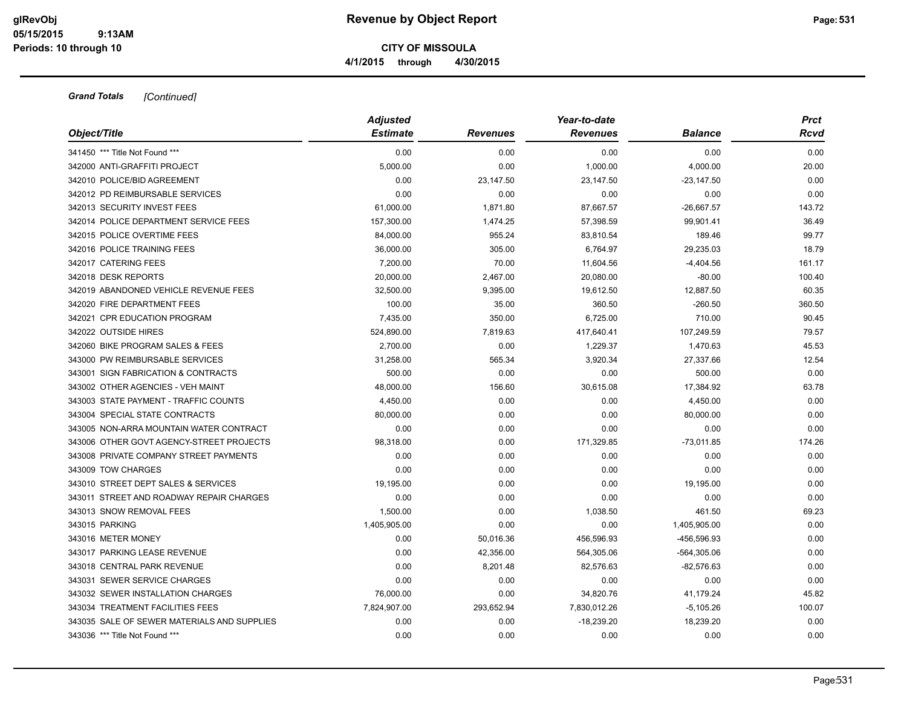**Grand Totals** *[Continued]*

| Object/Title | Adjusted Estimate | Revenues | Year-to-date Revenues | Balance | Prct Rcvd |
|---|---|---|---|---|---|
| 341450 *** Title Not Found *** | 0.00 | 0.00 | 0.00 | 0.00 | 0.00 |
| 342000 ANTI-GRAFFITI PROJECT | 5,000.00 | 0.00 | 1,000.00 | 4,000.00 | 20.00 |
| 342010 POLICE/BID AGREEMENT | 0.00 | 23,147.50 | 23,147.50 | -23,147.50 | 0.00 |
| 342012 PD REIMBURSABLE SERVICES | 0.00 | 0.00 | 0.00 | 0.00 | 0.00 |
| 342013 SECURITY INVEST FEES | 61,000.00 | 1,871.80 | 87,667.57 | -26,667.57 | 143.72 |
| 342014 POLICE DEPARTMENT SERVICE FEES | 157,300.00 | 1,474.25 | 57,398.59 | 99,901.41 | 36.49 |
| 342015 POLICE OVERTIME FEES | 84,000.00 | 955.24 | 83,810.54 | 189.46 | 99.77 |
| 342016 POLICE TRAINING FEES | 36,000.00 | 305.00 | 6,764.97 | 29,235.03 | 18.79 |
| 342017 CATERING FEES | 7,200.00 | 70.00 | 11,604.56 | -4,404.56 | 161.17 |
| 342018 DESK REPORTS | 20,000.00 | 2,467.00 | 20,080.00 | -80.00 | 100.40 |
| 342019 ABANDONED VEHICLE REVENUE FEES | 32,500.00 | 9,395.00 | 19,612.50 | 12,887.50 | 60.35 |
| 342020 FIRE DEPARTMENT FEES | 100.00 | 35.00 | 360.50 | -260.50 | 360.50 |
| 342021 CPR EDUCATION PROGRAM | 7,435.00 | 350.00 | 6,725.00 | 710.00 | 90.45 |
| 342022 OUTSIDE HIRES | 524,890.00 | 7,819.63 | 417,640.41 | 107,249.59 | 79.57 |
| 342060 BIKE PROGRAM SALES & FEES | 2,700.00 | 0.00 | 1,229.37 | 1,470.63 | 45.53 |
| 343000 PW REIMBURSABLE SERVICES | 31,258.00 | 565.34 | 3,920.34 | 27,337.66 | 12.54 |
| 343001 SIGN FABRICATION & CONTRACTS | 500.00 | 0.00 | 0.00 | 500.00 | 0.00 |
| 343002 OTHER AGENCIES - VEH MAINT | 48,000.00 | 156.60 | 30,615.08 | 17,384.92 | 63.78 |
| 343003 STATE PAYMENT - TRAFFIC COUNTS | 4,450.00 | 0.00 | 0.00 | 4,450.00 | 0.00 |
| 343004 SPECIAL STATE CONTRACTS | 80,000.00 | 0.00 | 0.00 | 80,000.00 | 0.00 |
| 343005 NON-ARRA MOUNTAIN WATER CONTRACT | 0.00 | 0.00 | 0.00 | 0.00 | 0.00 |
| 343006 OTHER GOVT AGENCY-STREET PROJECTS | 98,318.00 | 0.00 | 171,329.85 | -73,011.85 | 174.26 |
| 343008 PRIVATE COMPANY STREET PAYMENTS | 0.00 | 0.00 | 0.00 | 0.00 | 0.00 |
| 343009 TOW CHARGES | 0.00 | 0.00 | 0.00 | 0.00 | 0.00 |
| 343010 STREET DEPT SALES & SERVICES | 19,195.00 | 0.00 | 0.00 | 19,195.00 | 0.00 |
| 343011 STREET AND ROADWAY REPAIR CHARGES | 0.00 | 0.00 | 0.00 | 0.00 | 0.00 |
| 343013 SNOW REMOVAL FEES | 1,500.00 | 0.00 | 1,038.50 | 461.50 | 69.23 |
| 343015 PARKING | 1,405,905.00 | 0.00 | 0.00 | 1,405,905.00 | 0.00 |
| 343016 METER MONEY | 0.00 | 50,016.36 | 456,596.93 | -456,596.93 | 0.00 |
| 343017 PARKING LEASE REVENUE | 0.00 | 42,356.00 | 564,305.06 | -564,305.06 | 0.00 |
| 343018 CENTRAL PARK REVENUE | 0.00 | 8,201.48 | 82,576.63 | -82,576.63 | 0.00 |
| 343031 SEWER SERVICE CHARGES | 0.00 | 0.00 | 0.00 | 0.00 | 0.00 |
| 343032 SEWER INSTALLATION CHARGES | 76,000.00 | 0.00 | 34,820.76 | 41,179.24 | 45.82 |
| 343034 TREATMENT FACILITIES FEES | 7,824,907.00 | 293,652.94 | 7,830,012.26 | -5,105.26 | 100.07 |
| 343035 SALE OF SEWER MATERIALS AND SUPPLIES | 0.00 | 0.00 | -18,239.20 | 18,239.20 | 0.00 |
| 343036 *** Title Not Found *** | 0.00 | 0.00 | 0.00 | 0.00 | 0.00 |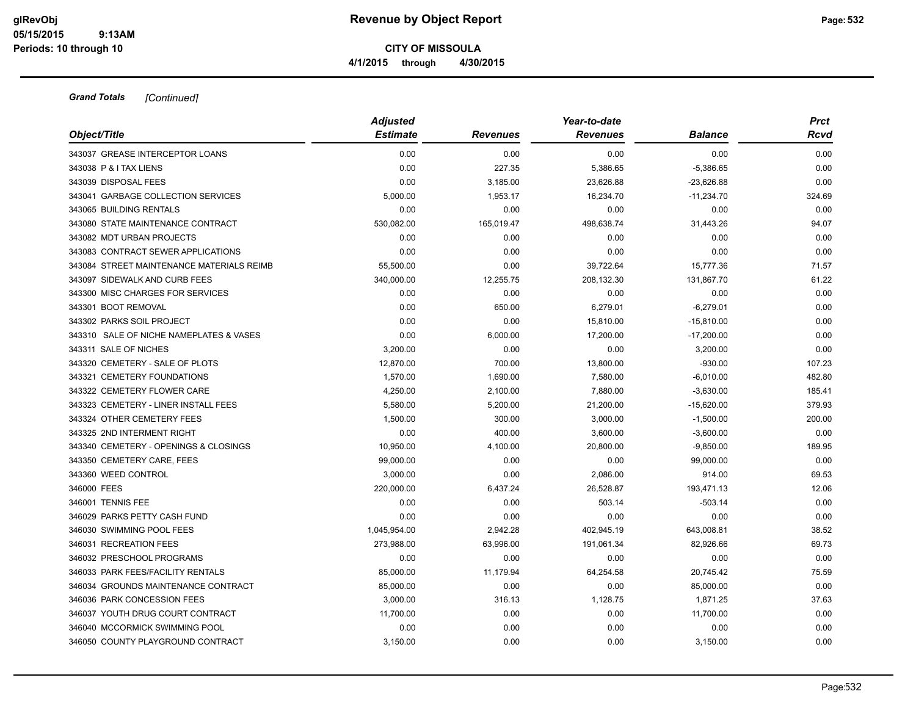**CITY OF MISSOULA**

**4/1/2015 through 4/30/2015**

***Grand Totals*** *[Continued]*

| Object/Title | Adjusted Estimate | Revenues | Year-to-date Revenues | Balance | Prct Rcvd |
|---|---|---|---|---|---|
| 343037 GREASE INTERCEPTOR LOANS | 0.00 | 0.00 | 0.00 | 0.00 | 0.00 |
| 343038 P & I TAX LIENS | 0.00 | 227.35 | 5,386.65 | -5,386.65 | 0.00 |
| 343039 DISPOSAL FEES | 0.00 | 3,185.00 | 23,626.88 | -23,626.88 | 0.00 |
| 343041 GARBAGE COLLECTION SERVICES | 5,000.00 | 1,953.17 | 16,234.70 | -11,234.70 | 324.69 |
| 343065 BUILDING RENTALS | 0.00 | 0.00 | 0.00 | 0.00 | 0.00 |
| 343080 STATE MAINTENANCE CONTRACT | 530,082.00 | 165,019.47 | 498,638.74 | 31,443.26 | 94.07 |
| 343082 MDT URBAN PROJECTS | 0.00 | 0.00 | 0.00 | 0.00 | 0.00 |
| 343083 CONTRACT SEWER APPLICATIONS | 0.00 | 0.00 | 0.00 | 0.00 | 0.00 |
| 343084 STREET MAINTENANCE MATERIALS REIMB | 55,500.00 | 0.00 | 39,722.64 | 15,777.36 | 71.57 |
| 343097 SIDEWALK AND CURB FEES | 340,000.00 | 12,255.75 | 208,132.30 | 131,867.70 | 61.22 |
| 343300 MISC CHARGES FOR SERVICES | 0.00 | 0.00 | 0.00 | 0.00 | 0.00 |
| 343301 BOOT REMOVAL | 0.00 | 650.00 | 6,279.01 | -6,279.01 | 0.00 |
| 343302 PARKS SOIL PROJECT | 0.00 | 0.00 | 15,810.00 | -15,810.00 | 0.00 |
| 343310 SALE OF NICHE NAMEPLATES & VASES | 0.00 | 6,000.00 | 17,200.00 | -17,200.00 | 0.00 |
| 343311 SALE OF NICHES | 3,200.00 | 0.00 | 0.00 | 3,200.00 | 0.00 |
| 343320 CEMETERY - SALE OF PLOTS | 12,870.00 | 700.00 | 13,800.00 | -930.00 | 107.23 |
| 343321 CEMETERY FOUNDATIONS | 1,570.00 | 1,690.00 | 7,580.00 | -6,010.00 | 482.80 |
| 343322 CEMETERY FLOWER CARE | 4,250.00 | 2,100.00 | 7,880.00 | -3,630.00 | 185.41 |
| 343323 CEMETERY - LINER INSTALL FEES | 5,580.00 | 5,200.00 | 21,200.00 | -15,620.00 | 379.93 |
| 343324 OTHER CEMETERY FEES | 1,500.00 | 300.00 | 3,000.00 | -1,500.00 | 200.00 |
| 343325 2ND INTERMENT RIGHT | 0.00 | 400.00 | 3,600.00 | -3,600.00 | 0.00 |
| 343340 CEMETERY - OPENINGS & CLOSINGS | 10,950.00 | 4,100.00 | 20,800.00 | -9,850.00 | 189.95 |
| 343350 CEMETERY CARE, FEES | 99,000.00 | 0.00 | 0.00 | 99,000.00 | 0.00 |
| 343360 WEED CONTROL | 3,000.00 | 0.00 | 2,086.00 | 914.00 | 69.53 |
| 346000 FEES | 220,000.00 | 6,437.24 | 26,528.87 | 193,471.13 | 12.06 |
| 346001 TENNIS FEE | 0.00 | 0.00 | 503.14 | -503.14 | 0.00 |
| 346029 PARKS PETTY CASH FUND | 0.00 | 0.00 | 0.00 | 0.00 | 0.00 |
| 346030 SWIMMING POOL FEES | 1,045,954.00 | 2,942.28 | 402,945.19 | 643,008.81 | 38.52 |
| 346031 RECREATION FEES | 273,988.00 | 63,996.00 | 191,061.34 | 82,926.66 | 69.73 |
| 346032 PRESCHOOL PROGRAMS | 0.00 | 0.00 | 0.00 | 0.00 | 0.00 |
| 346033 PARK FEES/FACILITY RENTALS | 85,000.00 | 11,179.94 | 64,254.58 | 20,745.42 | 75.59 |
| 346034 GROUNDS MAINTENANCE CONTRACT | 85,000.00 | 0.00 | 0.00 | 85,000.00 | 0.00 |
| 346036 PARK CONCESSION FEES | 3,000.00 | 316.13 | 1,128.75 | 1,871.25 | 37.63 |
| 346037 YOUTH DRUG COURT CONTRACT | 11,700.00 | 0.00 | 0.00 | 11,700.00 | 0.00 |
| 346040 MCCORMICK SWIMMING POOL | 0.00 | 0.00 | 0.00 | 0.00 | 0.00 |
| 346050 COUNTY PLAYGROUND CONTRACT | 3,150.00 | 0.00 | 0.00 | 3,150.00 | 0.00 |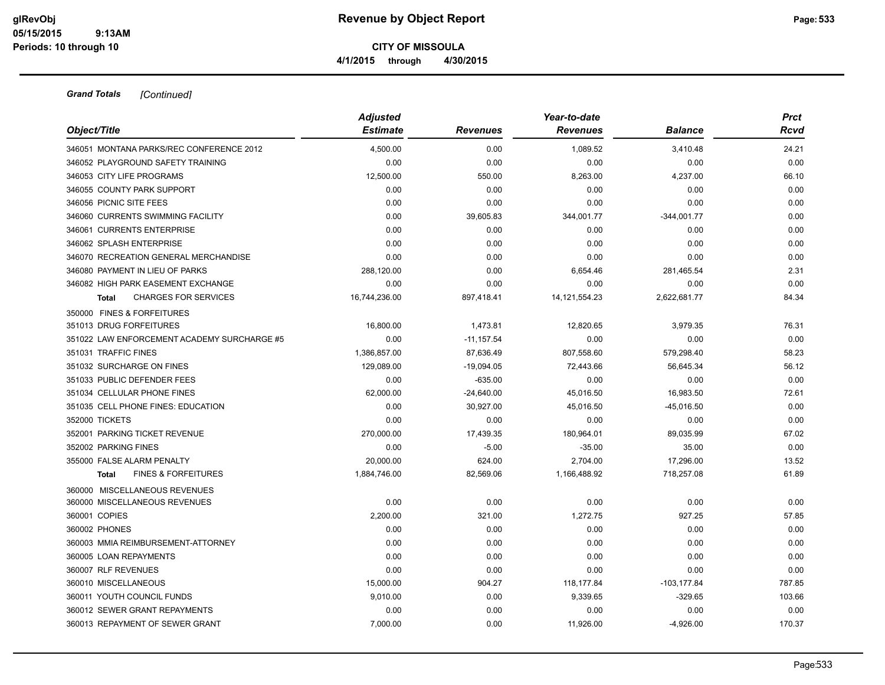**Grand Totals** *[Continued]*

| Object/Title | Adjusted Estimate | Revenues | Year-to-date Revenues | Balance | Prct Rcvd |
|---|---|---|---|---|---|
| 346051 MONTANA PARKS/REC CONFERENCE 2012 | 4,500.00 | 0.00 | 1,089.52 | 3,410.48 | 24.21 |
| 346052 PLAYGROUND SAFETY TRAINING | 0.00 | 0.00 | 0.00 | 0.00 | 0.00 |
| 346053 CITY LIFE PROGRAMS | 12,500.00 | 550.00 | 8,263.00 | 4,237.00 | 66.10 |
| 346055 COUNTY PARK SUPPORT | 0.00 | 0.00 | 0.00 | 0.00 | 0.00 |
| 346056 PICNIC SITE FEES | 0.00 | 0.00 | 0.00 | 0.00 | 0.00 |
| 346060 CURRENTS SWIMMING FACILITY | 0.00 | 39,605.83 | 344,001.77 | -344,001.77 | 0.00 |
| 346061 CURRENTS ENTERPRISE | 0.00 | 0.00 | 0.00 | 0.00 | 0.00 |
| 346062 SPLASH ENTERPRISE | 0.00 | 0.00 | 0.00 | 0.00 | 0.00 |
| 346070 RECREATION GENERAL MERCHANDISE | 0.00 | 0.00 | 0.00 | 0.00 | 0.00 |
| 346080 PAYMENT IN LIEU OF PARKS | 288,120.00 | 0.00 | 6,654.46 | 281,465.54 | 2.31 |
| 346082 HIGH PARK EASEMENT EXCHANGE | 0.00 | 0.00 | 0.00 | 0.00 | 0.00 |
| **Total** CHARGES FOR SERVICES | 16,744,236.00 | 897,418.41 | 14,121,554.23 | 2,622,681.77 | 84.34 |
| 350000 FINES & FORFEITURES | | | | | |
| 351013 DRUG FORFEITURES | 16,800.00 | 1,473.81 | 12,820.65 | 3,979.35 | 76.31 |
| 351022 LAW ENFORCEMENT ACADEMY SURCHARGE #5 | 0.00 | -11,157.54 | 0.00 | 0.00 | 0.00 |
| 351031 TRAFFIC FINES | 1,386,857.00 | 87,636.49 | 807,558.60 | 579,298.40 | 58.23 |
| 351032 SURCHARGE ON FINES | 129,089.00 | -19,094.05 | 72,443.66 | 56,645.34 | 56.12 |
| 351033 PUBLIC DEFENDER FEES | 0.00 | -635.00 | 0.00 | 0.00 | 0.00 |
| 351034 CELLULAR PHONE FINES | 62,000.00 | -24,640.00 | 45,016.50 | 16,983.50 | 72.61 |
| 351035 CELL PHONE FINES: EDUCATION | 0.00 | 30,927.00 | 45,016.50 | -45,016.50 | 0.00 |
| 352000 TICKETS | 0.00 | 0.00 | 0.00 | 0.00 | 0.00 |
| 352001 PARKING TICKET REVENUE | 270,000.00 | 17,439.35 | 180,964.01 | 89,035.99 | 67.02 |
| 352002 PARKING FINES | 0.00 | -5.00 | -35.00 | 35.00 | 0.00 |
| 355000 FALSE ALARM PENALTY | 20,000.00 | 624.00 | 2,704.00 | 17,296.00 | 13.52 |
| **Total** FINES & FORFEITURES | 1,884,746.00 | 82,569.06 | 1,166,488.92 | 718,257.08 | 61.89 |
| 360000 MISCELLANEOUS REVENUES | | | | | |
| 360000 MISCELLANEOUS REVENUES | 0.00 | 0.00 | 0.00 | 0.00 | 0.00 |
| 360001 COPIES | 2,200.00 | 321.00 | 1,272.75 | 927.25 | 57.85 |
| 360002 PHONES | 0.00 | 0.00 | 0.00 | 0.00 | 0.00 |
| 360003 MMIA REIMBURSEMENT-ATTORNEY | 0.00 | 0.00 | 0.00 | 0.00 | 0.00 |
| 360005 LOAN REPAYMENTS | 0.00 | 0.00 | 0.00 | 0.00 | 0.00 |
| 360007 RLF REVENUES | 0.00 | 0.00 | 0.00 | 0.00 | 0.00 |
| 360010 MISCELLANEOUS | 15,000.00 | 904.27 | 118,177.84 | -103,177.84 | 787.85 |
| 360011 YOUTH COUNCIL FUNDS | 9,010.00 | 0.00 | 9,339.65 | -329.65 | 103.66 |
| 360012 SEWER GRANT REPAYMENTS | 0.00 | 0.00 | 0.00 | 0.00 | 0.00 |
| 360013 REPAYMENT OF SEWER GRANT | 7,000.00 | 0.00 | 11,926.00 | -4,926.00 | 170.37 |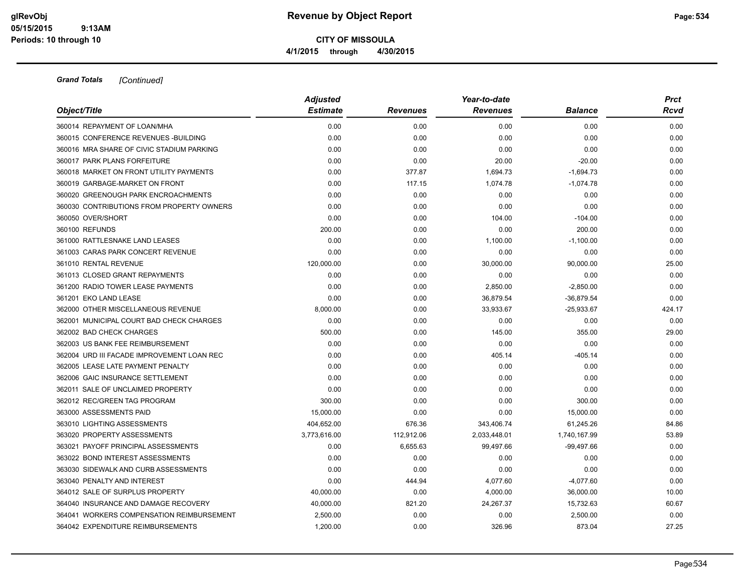# Revenue by Object Report

**CITY OF MISSOULA**

**4/1/2015 through 4/30/2015**

glRevObj
05/15/2015 9:13AM
Periods: 10 through 10

***Grand Totals*** *[Continued]*

| Object/Title | Adjusted Estimate | Revenues | Year-to-date Revenues | Balance | Prct Rcvd |
|---|---|---|---|---|---|
| 360014 REPAYMENT OF LOAN/MHA | 0.00 | 0.00 | 0.00 | 0.00 | 0.00 |
| 360015 CONFERENCE REVENUES -BUILDING | 0.00 | 0.00 | 0.00 | 0.00 | 0.00 |
| 360016 MRA SHARE OF CIVIC STADIUM PARKING | 0.00 | 0.00 | 0.00 | 0.00 | 0.00 |
| 360017 PARK PLANS FORFEITURE | 0.00 | 0.00 | 20.00 | -20.00 | 0.00 |
| 360018 MARKET ON FRONT UTILITY PAYMENTS | 0.00 | 377.87 | 1,694.73 | -1,694.73 | 0.00 |
| 360019 GARBAGE-MARKET ON FRONT | 0.00 | 117.15 | 1,074.78 | -1,074.78 | 0.00 |
| 360020 GREENOUGH PARK ENCROACHMENTS | 0.00 | 0.00 | 0.00 | 0.00 | 0.00 |
| 360030 CONTRIBUTIONS FROM PROPERTY OWNERS | 0.00 | 0.00 | 0.00 | 0.00 | 0.00 |
| 360050 OVER/SHORT | 0.00 | 0.00 | 104.00 | -104.00 | 0.00 |
| 360100 REFUNDS | 200.00 | 0.00 | 0.00 | 200.00 | 0.00 |
| 361000 RATTLESNAKE LAND LEASES | 0.00 | 0.00 | 1,100.00 | -1,100.00 | 0.00 |
| 361003 CARAS PARK CONCERT REVENUE | 0.00 | 0.00 | 0.00 | 0.00 | 0.00 |
| 361010 RENTAL REVENUE | 120,000.00 | 0.00 | 30,000.00 | 90,000.00 | 25.00 |
| 361013 CLOSED GRANT REPAYMENTS | 0.00 | 0.00 | 0.00 | 0.00 | 0.00 |
| 361200 RADIO TOWER LEASE PAYMENTS | 0.00 | 0.00 | 2,850.00 | -2,850.00 | 0.00 |
| 361201 EKO LAND LEASE | 0.00 | 0.00 | 36,879.54 | -36,879.54 | 0.00 |
| 362000 OTHER MISCELLANEOUS REVENUE | 8,000.00 | 0.00 | 33,933.67 | -25,933.67 | 424.17 |
| 362001 MUNICIPAL COURT BAD CHECK CHARGES | 0.00 | 0.00 | 0.00 | 0.00 | 0.00 |
| 362002 BAD CHECK CHARGES | 500.00 | 0.00 | 145.00 | 355.00 | 29.00 |
| 362003 US BANK FEE REIMBURSEMENT | 0.00 | 0.00 | 0.00 | 0.00 | 0.00 |
| 362004 URD III FACADE IMPROVEMENT LOAN REC | 0.00 | 0.00 | 405.14 | -405.14 | 0.00 |
| 362005 LEASE LATE PAYMENT PENALTY | 0.00 | 0.00 | 0.00 | 0.00 | 0.00 |
| 362006 GAIC INSURANCE SETTLEMENT | 0.00 | 0.00 | 0.00 | 0.00 | 0.00 |
| 362011 SALE OF UNCLAIMED PROPERTY | 0.00 | 0.00 | 0.00 | 0.00 | 0.00 |
| 362012 REC/GREEN TAG PROGRAM | 300.00 | 0.00 | 0.00 | 300.00 | 0.00 |
| 363000 ASSESSMENTS PAID | 15,000.00 | 0.00 | 0.00 | 15,000.00 | 0.00 |
| 363010 LIGHTING ASSESSMENTS | 404,652.00 | 676.36 | 343,406.74 | 61,245.26 | 84.86 |
| 363020 PROPERTY ASSESSMENTS | 3,773,616.00 | 112,912.06 | 2,033,448.01 | 1,740,167.99 | 53.89 |
| 363021 PAYOFF PRINCIPAL ASSESSMENTS | 0.00 | 6,655.63 | 99,497.66 | -99,497.66 | 0.00 |
| 363022 BOND INTEREST ASSESSMENTS | 0.00 | 0.00 | 0.00 | 0.00 | 0.00 |
| 363030 SIDEWALK AND CURB ASSESSMENTS | 0.00 | 0.00 | 0.00 | 0.00 | 0.00 |
| 363040 PENALTY AND INTEREST | 0.00 | 444.94 | 4,077.60 | -4,077.60 | 0.00 |
| 364012 SALE OF SURPLUS PROPERTY | 40,000.00 | 0.00 | 4,000.00 | 36,000.00 | 10.00 |
| 364040 INSURANCE AND DAMAGE RECOVERY | 40,000.00 | 821.20 | 24,267.37 | 15,732.63 | 60.67 |
| 364041 WORKERS COMPENSATION REIMBURSEMENT | 2,500.00 | 0.00 | 0.00 | 2,500.00 | 0.00 |
| 364042 EXPENDITURE REIMBURSEMENTS | 1,200.00 | 0.00 | 326.96 | 873.04 | 27.25 |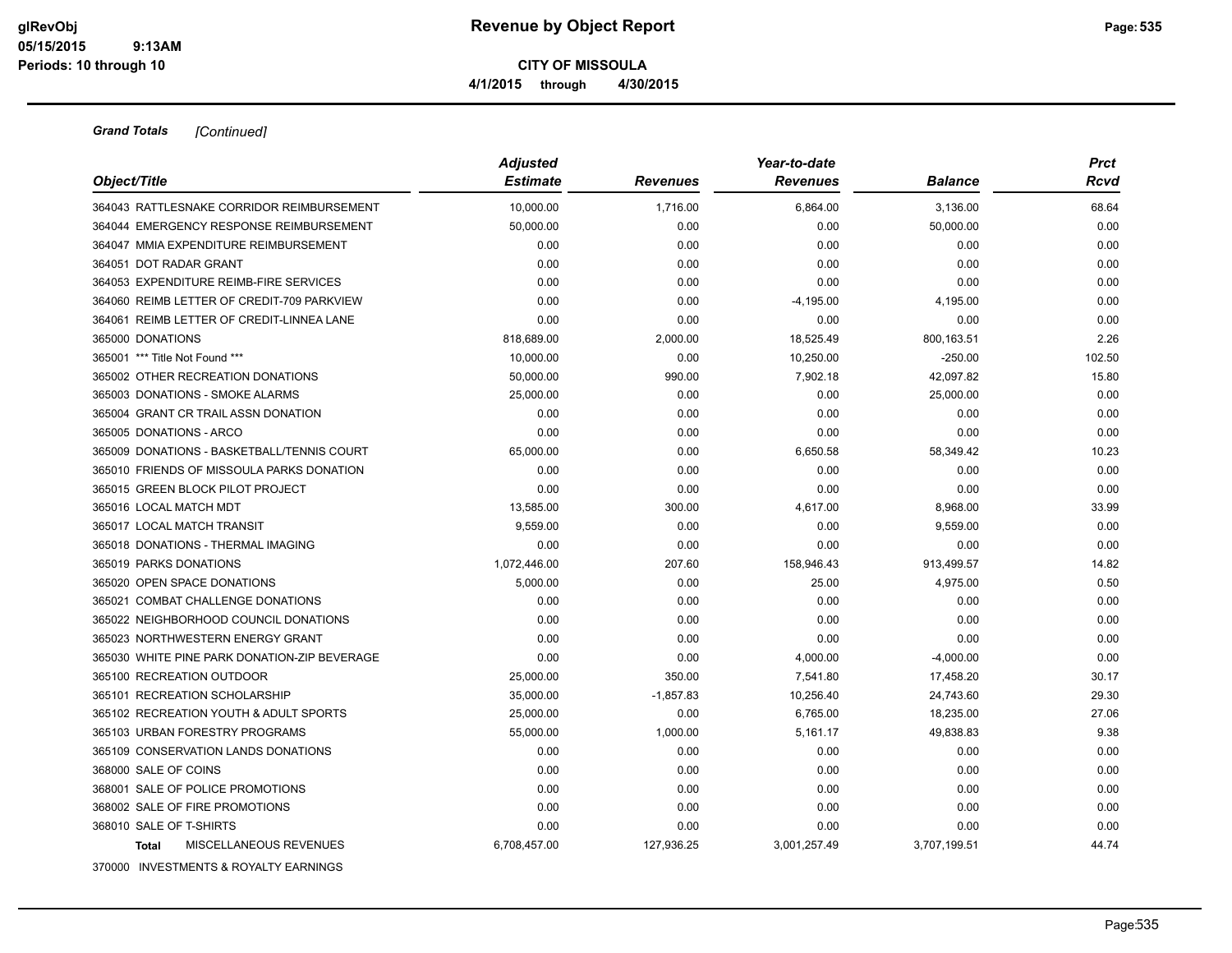**Grand Totals** *[Continued]*

| Object/Title | Adjusted Estimate | Revenues | Year-to-date Revenues | Balance | Prct Rcvd |
|---|---|---|---|---|---|
| 364043 RATTLESNAKE CORRIDOR REIMBURSEMENT | 10,000.00 | 1,716.00 | 6,864.00 | 3,136.00 | 68.64 |
| 364044 EMERGENCY RESPONSE REIMBURSEMENT | 50,000.00 | 0.00 | 0.00 | 50,000.00 | 0.00 |
| 364047 MMIA EXPENDITURE REIMBURSEMENT | 0.00 | 0.00 | 0.00 | 0.00 | 0.00 |
| 364051 DOT RADAR GRANT | 0.00 | 0.00 | 0.00 | 0.00 | 0.00 |
| 364053 EXPENDITURE REIMB-FIRE SERVICES | 0.00 | 0.00 | 0.00 | 0.00 | 0.00 |
| 364060 REIMB LETTER OF CREDIT-709 PARKVIEW | 0.00 | 0.00 | -4,195.00 | 4,195.00 | 0.00 |
| 364061 REIMB LETTER OF CREDIT-LINNEA LANE | 0.00 | 0.00 | 0.00 | 0.00 | 0.00 |
| 365000 DONATIONS | 818,689.00 | 2,000.00 | 18,525.49 | 800,163.51 | 2.26 |
| 365001 *** Title Not Found *** | 10,000.00 | 0.00 | 10,250.00 | -250.00 | 102.50 |
| 365002 OTHER RECREATION DONATIONS | 50,000.00 | 990.00 | 7,902.18 | 42,097.82 | 15.80 |
| 365003 DONATIONS - SMOKE ALARMS | 25,000.00 | 0.00 | 0.00 | 25,000.00 | 0.00 |
| 365004 GRANT CR TRAIL ASSN DONATION | 0.00 | 0.00 | 0.00 | 0.00 | 0.00 |
| 365005 DONATIONS - ARCO | 0.00 | 0.00 | 0.00 | 0.00 | 0.00 |
| 365009 DONATIONS - BASKETBALL/TENNIS COURT | 65,000.00 | 0.00 | 6,650.58 | 58,349.42 | 10.23 |
| 365010 FRIENDS OF MISSOULA PARKS DONATION | 0.00 | 0.00 | 0.00 | 0.00 | 0.00 |
| 365015 GREEN BLOCK PILOT PROJECT | 0.00 | 0.00 | 0.00 | 0.00 | 0.00 |
| 365016 LOCAL MATCH MDT | 13,585.00 | 300.00 | 4,617.00 | 8,968.00 | 33.99 |
| 365017 LOCAL MATCH TRANSIT | 9,559.00 | 0.00 | 0.00 | 9,559.00 | 0.00 |
| 365018 DONATIONS - THERMAL IMAGING | 0.00 | 0.00 | 0.00 | 0.00 | 0.00 |
| 365019 PARKS DONATIONS | 1,072,446.00 | 207.60 | 158,946.43 | 913,499.57 | 14.82 |
| 365020 OPEN SPACE DONATIONS | 5,000.00 | 0.00 | 25.00 | 4,975.00 | 0.50 |
| 365021 COMBAT CHALLENGE DONATIONS | 0.00 | 0.00 | 0.00 | 0.00 | 0.00 |
| 365022 NEIGHBORHOOD COUNCIL DONATIONS | 0.00 | 0.00 | 0.00 | 0.00 | 0.00 |
| 365023 NORTHWESTERN ENERGY GRANT | 0.00 | 0.00 | 0.00 | 0.00 | 0.00 |
| 365030 WHITE PINE PARK DONATION-ZIP BEVERAGE | 0.00 | 0.00 | 4,000.00 | -4,000.00 | 0.00 |
| 365100 RECREATION OUTDOOR | 25,000.00 | 350.00 | 7,541.80 | 17,458.20 | 30.17 |
| 365101 RECREATION SCHOLARSHIP | 35,000.00 | -1,857.83 | 10,256.40 | 24,743.60 | 29.30 |
| 365102 RECREATION YOUTH & ADULT SPORTS | 25,000.00 | 0.00 | 6,765.00 | 18,235.00 | 27.06 |
| 365103 URBAN FORESTRY PROGRAMS | 55,000.00 | 1,000.00 | 5,161.17 | 49,838.83 | 9.38 |
| 365109 CONSERVATION LANDS DONATIONS | 0.00 | 0.00 | 0.00 | 0.00 | 0.00 |
| 368000 SALE OF COINS | 0.00 | 0.00 | 0.00 | 0.00 | 0.00 |
| 368001 SALE OF POLICE PROMOTIONS | 0.00 | 0.00 | 0.00 | 0.00 | 0.00 |
| 368002 SALE OF FIRE PROMOTIONS | 0.00 | 0.00 | 0.00 | 0.00 | 0.00 |
| 368010 SALE OF T-SHIRTS | 0.00 | 0.00 | 0.00 | 0.00 | 0.00 |
| **Total** MISCELLANEOUS REVENUES | 6,708,457.00 | 127,936.25 | 3,001,257.49 | 3,707,199.51 | 44.74 |

370000 INVESTMENTS & ROYALTY EARNINGS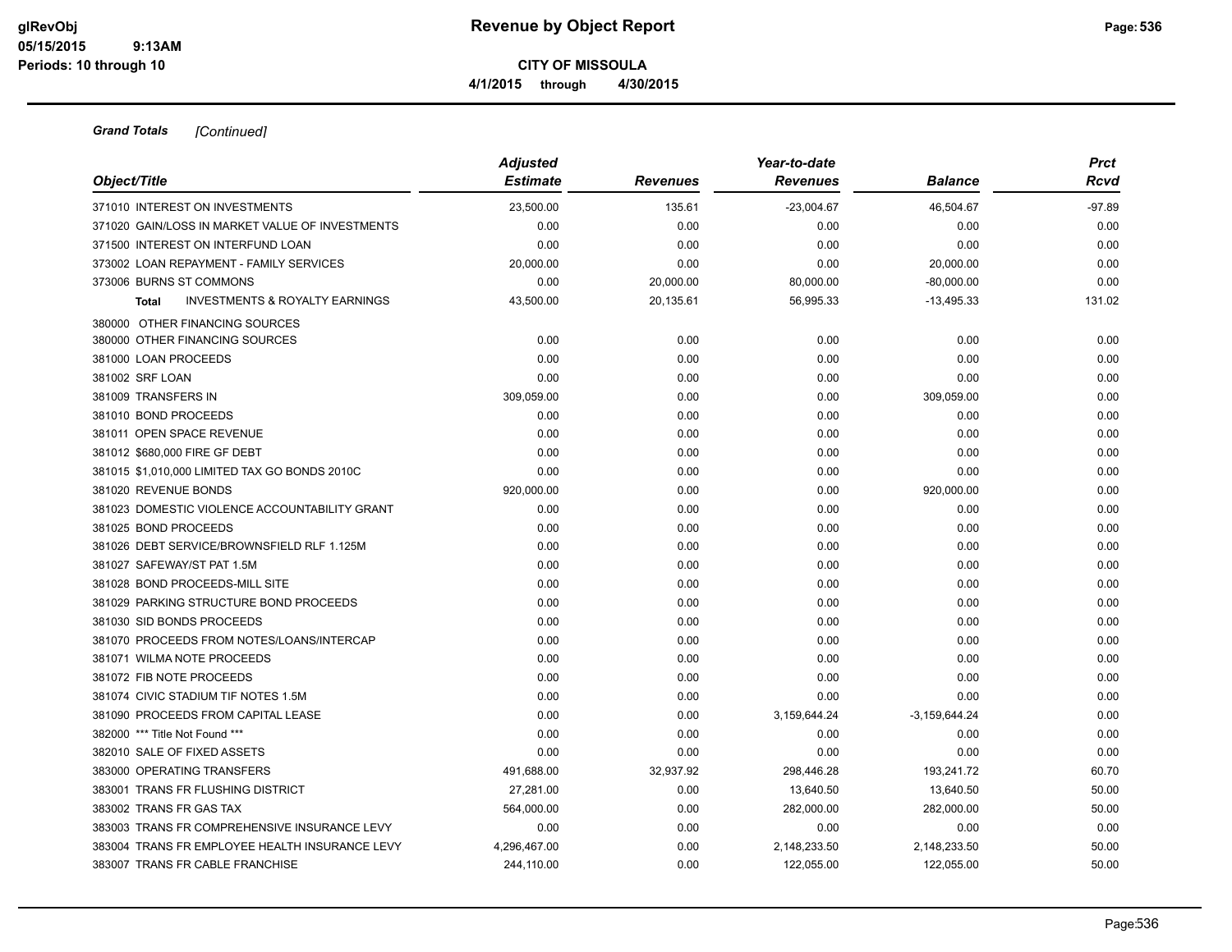**Grand Totals** *[Continued]*

| Object/Title | Adjusted Estimate | Revenues | Year-to-date Revenues | Balance | Prct Rcvd |
|---|---|---|---|---|---|
| 371010 INTEREST ON INVESTMENTS | 23,500.00 | 135.61 | -23,004.67 | 46,504.67 | -97.89 |
| 371020 GAIN/LOSS IN MARKET VALUE OF INVESTMENTS | 0.00 | 0.00 | 0.00 | 0.00 | 0.00 |
| 371500 INTEREST ON INTERFUND LOAN | 0.00 | 0.00 | 0.00 | 0.00 | 0.00 |
| 373002 LOAN REPAYMENT - FAMILY SERVICES | 20,000.00 | 0.00 | 0.00 | 20,000.00 | 0.00 |
| 373006 BURNS ST COMMONS | 0.00 | 20,000.00 | 80,000.00 | -80,000.00 | 0.00 |
| **Total** INVESTMENTS & ROYALTY EARNINGS | 43,500.00 | 20,135.61 | 56,995.33 | -13,495.33 | 131.02 |
| 380000 OTHER FINANCING SOURCES | | | | | |
| 380000 OTHER FINANCING SOURCES | 0.00 | 0.00 | 0.00 | 0.00 | 0.00 |
| 381000 LOAN PROCEEDS | 0.00 | 0.00 | 0.00 | 0.00 | 0.00 |
| 381002 SRF LOAN | 0.00 | 0.00 | 0.00 | 0.00 | 0.00 |
| 381009 TRANSFERS IN | 309,059.00 | 0.00 | 0.00 | 309,059.00 | 0.00 |
| 381010 BOND PROCEEDS | 0.00 | 0.00 | 0.00 | 0.00 | 0.00 |
| 381011 OPEN SPACE REVENUE | 0.00 | 0.00 | 0.00 | 0.00 | 0.00 |
| 381012 $680,000 FIRE GF DEBT | 0.00 | 0.00 | 0.00 | 0.00 | 0.00 |
| 381015 $1,010,000 LIMITED TAX GO BONDS 2010C | 0.00 | 0.00 | 0.00 | 0.00 | 0.00 |
| 381020 REVENUE BONDS | 920,000.00 | 0.00 | 0.00 | 920,000.00 | 0.00 |
| 381023 DOMESTIC VIOLENCE ACCOUNTABILITY GRANT | 0.00 | 0.00 | 0.00 | 0.00 | 0.00 |
| 381025 BOND PROCEEDS | 0.00 | 0.00 | 0.00 | 0.00 | 0.00 |
| 381026 DEBT SERVICE/BROWNSFIELD RLF 1.125M | 0.00 | 0.00 | 0.00 | 0.00 | 0.00 |
| 381027 SAFEWAY/ST PAT 1.5M | 0.00 | 0.00 | 0.00 | 0.00 | 0.00 |
| 381028 BOND PROCEEDS-MILL SITE | 0.00 | 0.00 | 0.00 | 0.00 | 0.00 |
| 381029 PARKING STRUCTURE BOND PROCEEDS | 0.00 | 0.00 | 0.00 | 0.00 | 0.00 |
| 381030 SID BONDS PROCEEDS | 0.00 | 0.00 | 0.00 | 0.00 | 0.00 |
| 381070 PROCEEDS FROM NOTES/LOANS/INTERCAP | 0.00 | 0.00 | 0.00 | 0.00 | 0.00 |
| 381071 WILMA NOTE PROCEEDS | 0.00 | 0.00 | 0.00 | 0.00 | 0.00 |
| 381072 FIB NOTE PROCEEDS | 0.00 | 0.00 | 0.00 | 0.00 | 0.00 |
| 381074 CIVIC STADIUM TIF NOTES 1.5M | 0.00 | 0.00 | 0.00 | 0.00 | 0.00 |
| 381090 PROCEEDS FROM CAPITAL LEASE | 0.00 | 0.00 | 3,159,644.24 | -3,159,644.24 | 0.00 |
| 382000 *** Title Not Found *** | 0.00 | 0.00 | 0.00 | 0.00 | 0.00 |
| 382010 SALE OF FIXED ASSETS | 0.00 | 0.00 | 0.00 | 0.00 | 0.00 |
| 383000 OPERATING TRANSFERS | 491,688.00 | 32,937.92 | 298,446.28 | 193,241.72 | 60.70 |
| 383001 TRANS FR FLUSHING DISTRICT | 27,281.00 | 0.00 | 13,640.50 | 13,640.50 | 50.00 |
| 383002 TRANS FR GAS TAX | 564,000.00 | 0.00 | 282,000.00 | 282,000.00 | 50.00 |
| 383003 TRANS FR COMPREHENSIVE INSURANCE LEVY | 0.00 | 0.00 | 0.00 | 0.00 | 0.00 |
| 383004 TRANS FR EMPLOYEE HEALTH INSURANCE LEVY | 4,296,467.00 | 0.00 | 2,148,233.50 | 2,148,233.50 | 50.00 |
| 383007 TRANS FR CABLE FRANCHISE | 244,110.00 | 0.00 | 122,055.00 | 122,055.00 | 50.00 |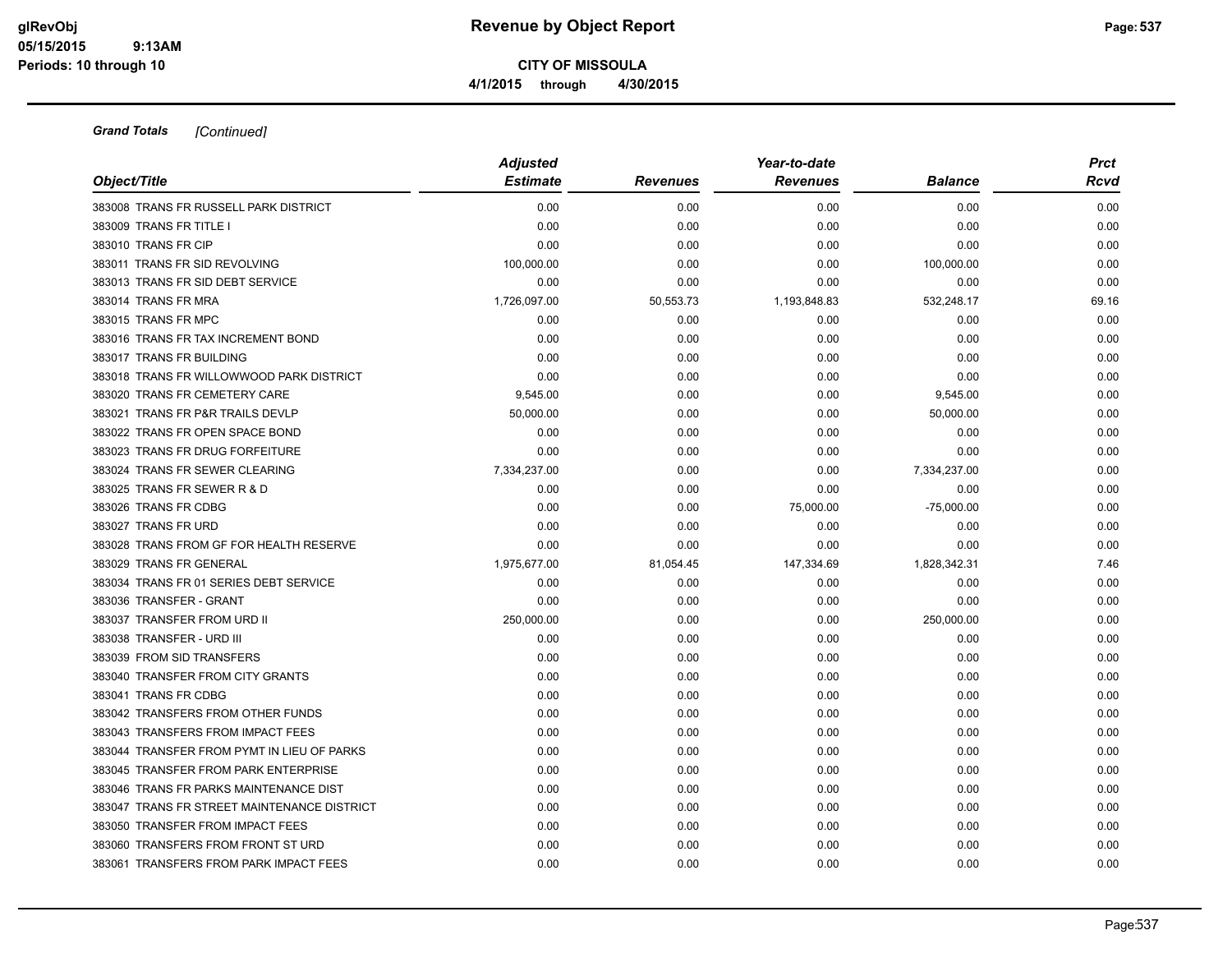**Grand Totals** *[Continued]*

| Object/Title | Adjusted Estimate | Revenues | Year-to-date Revenues | Balance | Prct Rcvd |
|---|---|---|---|---|---|
| 383008 TRANS FR RUSSELL PARK DISTRICT | 0.00 | 0.00 | 0.00 | 0.00 | 0.00 |
| 383009 TRANS FR TITLE I | 0.00 | 0.00 | 0.00 | 0.00 | 0.00 |
| 383010 TRANS FR CIP | 0.00 | 0.00 | 0.00 | 0.00 | 0.00 |
| 383011 TRANS FR SID REVOLVING | 100,000.00 | 0.00 | 0.00 | 100,000.00 | 0.00 |
| 383013 TRANS FR SID DEBT SERVICE | 0.00 | 0.00 | 0.00 | 0.00 | 0.00 |
| 383014 TRANS FR MRA | 1,726,097.00 | 50,553.73 | 1,193,848.83 | 532,248.17 | 69.16 |
| 383015 TRANS FR MPC | 0.00 | 0.00 | 0.00 | 0.00 | 0.00 |
| 383016 TRANS FR TAX INCREMENT BOND | 0.00 | 0.00 | 0.00 | 0.00 | 0.00 |
| 383017 TRANS FR BUILDING | 0.00 | 0.00 | 0.00 | 0.00 | 0.00 |
| 383018 TRANS FR WILLOWWOOD PARK DISTRICT | 0.00 | 0.00 | 0.00 | 0.00 | 0.00 |
| 383020 TRANS FR CEMETERY CARE | 9,545.00 | 0.00 | 0.00 | 9,545.00 | 0.00 |
| 383021 TRANS FR P&R TRAILS DEVLP | 50,000.00 | 0.00 | 0.00 | 50,000.00 | 0.00 |
| 383022 TRANS FR OPEN SPACE BOND | 0.00 | 0.00 | 0.00 | 0.00 | 0.00 |
| 383023 TRANS FR DRUG FORFEITURE | 0.00 | 0.00 | 0.00 | 0.00 | 0.00 |
| 383024 TRANS FR SEWER CLEARING | 7,334,237.00 | 0.00 | 0.00 | 7,334,237.00 | 0.00 |
| 383025 TRANS FR SEWER R & D | 0.00 | 0.00 | 0.00 | 0.00 | 0.00 |
| 383026 TRANS FR CDBG | 0.00 | 0.00 | 75,000.00 | -75,000.00 | 0.00 |
| 383027 TRANS FR URD | 0.00 | 0.00 | 0.00 | 0.00 | 0.00 |
| 383028 TRANS FROM GF FOR HEALTH RESERVE | 0.00 | 0.00 | 0.00 | 0.00 | 0.00 |
| 383029 TRANS FR GENERAL | 1,975,677.00 | 81,054.45 | 147,334.69 | 1,828,342.31 | 7.46 |
| 383034 TRANS FR 01 SERIES DEBT SERVICE | 0.00 | 0.00 | 0.00 | 0.00 | 0.00 |
| 383036 TRANSFER - GRANT | 0.00 | 0.00 | 0.00 | 0.00 | 0.00 |
| 383037 TRANSFER FROM URD II | 250,000.00 | 0.00 | 0.00 | 250,000.00 | 0.00 |
| 383038 TRANSFER - URD III | 0.00 | 0.00 | 0.00 | 0.00 | 0.00 |
| 383039 FROM SID TRANSFERS | 0.00 | 0.00 | 0.00 | 0.00 | 0.00 |
| 383040 TRANSFER FROM CITY GRANTS | 0.00 | 0.00 | 0.00 | 0.00 | 0.00 |
| 383041 TRANS FR CDBG | 0.00 | 0.00 | 0.00 | 0.00 | 0.00 |
| 383042 TRANSFERS FROM OTHER FUNDS | 0.00 | 0.00 | 0.00 | 0.00 | 0.00 |
| 383043 TRANSFERS FROM IMPACT FEES | 0.00 | 0.00 | 0.00 | 0.00 | 0.00 |
| 383044 TRANSFER FROM PYMT IN LIEU OF PARKS | 0.00 | 0.00 | 0.00 | 0.00 | 0.00 |
| 383045 TRANSFER FROM PARK ENTERPRISE | 0.00 | 0.00 | 0.00 | 0.00 | 0.00 |
| 383046 TRANS FR PARKS MAINTENANCE DIST | 0.00 | 0.00 | 0.00 | 0.00 | 0.00 |
| 383047 TRANS FR STREET MAINTENANCE DISTRICT | 0.00 | 0.00 | 0.00 | 0.00 | 0.00 |
| 383050 TRANSFER FROM IMPACT FEES | 0.00 | 0.00 | 0.00 | 0.00 | 0.00 |
| 383060 TRANSFERS FROM FRONT ST URD | 0.00 | 0.00 | 0.00 | 0.00 | 0.00 |
| 383061 TRANSFERS FROM PARK IMPACT FEES | 0.00 | 0.00 | 0.00 | 0.00 | 0.00 |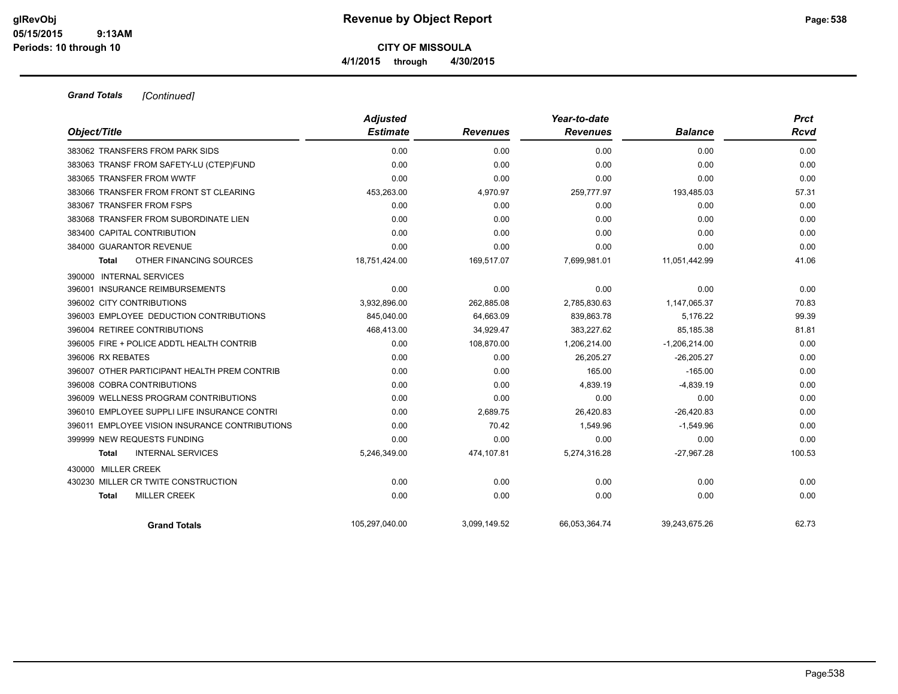**CITY OF MISSOULA**

**4/1/2015 through 4/30/2015**

***Grand Totals*** *[Continued]*

| Object/Title | Adjusted Estimate | Revenues | Year-to-date Revenues | Balance | Prct Rcvd |
|---|---|---|---|---|---|
| 383062 TRANSFERS FROM PARK SIDS | 0.00 | 0.00 | 0.00 | 0.00 | 0.00 |
| 383063 TRANSF FROM SAFETY-LU (CTEP)FUND | 0.00 | 0.00 | 0.00 | 0.00 | 0.00 |
| 383065 TRANSFER FROM WWTF | 0.00 | 0.00 | 0.00 | 0.00 | 0.00 |
| 383066 TRANSFER FROM FRONT ST CLEARING | 453,263.00 | 4,970.97 | 259,777.97 | 193,485.03 | 57.31 |
| 383067 TRANSFER FROM FSPS | 0.00 | 0.00 | 0.00 | 0.00 | 0.00 |
| 383068 TRANSFER FROM SUBORDINATE LIEN | 0.00 | 0.00 | 0.00 | 0.00 | 0.00 |
| 383400 CAPITAL CONTRIBUTION | 0.00 | 0.00 | 0.00 | 0.00 | 0.00 |
| 384000 GUARANTOR REVENUE | 0.00 | 0.00 | 0.00 | 0.00 | 0.00 |
| **Total** OTHER FINANCING SOURCES | 18,751,424.00 | 169,517.07 | 7,699,981.01 | 11,051,442.99 | 41.06 |
| 390000 INTERNAL SERVICES | | | | | |
| 396001 INSURANCE REIMBURSEMENTS | 0.00 | 0.00 | 0.00 | 0.00 | 0.00 |
| 396002 CITY CONTRIBUTIONS | 3,932,896.00 | 262,885.08 | 2,785,830.63 | 1,147,065.37 | 70.83 |
| 396003 EMPLOYEE DEDUCTION CONTRIBUTIONS | 845,040.00 | 64,663.09 | 839,863.78 | 5,176.22 | 99.39 |
| 396004 RETIREE CONTRIBUTIONS | 468,413.00 | 34,929.47 | 383,227.62 | 85,185.38 | 81.81 |
| 396005 FIRE + POLICE ADDTL HEALTH CONTRIB | 0.00 | 108,870.00 | 1,206,214.00 | -1,206,214.00 | 0.00 |
| 396006 RX REBATES | 0.00 | 0.00 | 26,205.27 | -26,205.27 | 0.00 |
| 396007 OTHER PARTICIPANT HEALTH PREM CONTRIB | 0.00 | 0.00 | 165.00 | -165.00 | 0.00 |
| 396008 COBRA CONTRIBUTIONS | 0.00 | 0.00 | 4,839.19 | -4,839.19 | 0.00 |
| 396009 WELLNESS PROGRAM CONTRIBUTIONS | 0.00 | 0.00 | 0.00 | 0.00 | 0.00 |
| 396010 EMPLOYEE SUPPLI LIFE INSURANCE CONTRI | 0.00 | 2,689.75 | 26,420.83 | -26,420.83 | 0.00 |
| 396011 EMPLOYEE VISION INSURANCE CONTRIBUTIONS | 0.00 | 70.42 | 1,549.96 | -1,549.96 | 0.00 |
| 399999 NEW REQUESTS FUNDING | 0.00 | 0.00 | 0.00 | 0.00 | 0.00 |
| **Total** INTERNAL SERVICES | 5,246,349.00 | 474,107.81 | 5,274,316.28 | -27,967.28 | 100.53 |
| 430000 MILLER CREEK | | | | | |
| 430230 MILLER CR TWITE CONSTRUCTION | 0.00 | 0.00 | 0.00 | 0.00 | 0.00 |
| **Total** MILLER CREEK | 0.00 | 0.00 | 0.00 | 0.00 | 0.00 |
| **Grand Totals** | 105,297,040.00 | 3,099,149.52 | 66,053,364.74 | 39,243,675.26 | 62.73 |